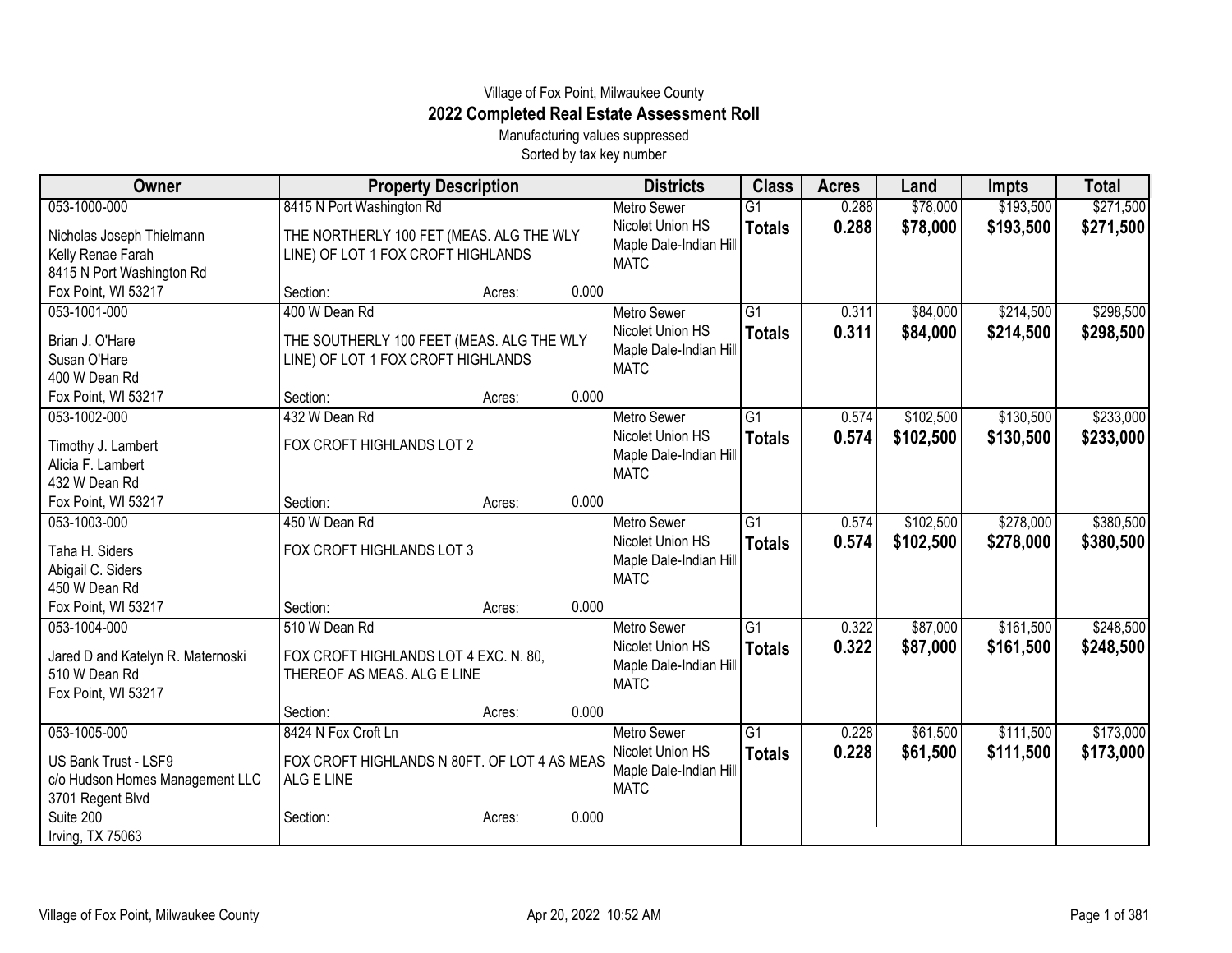Village of Fox Point, Milwaukee County

# 2022 Completed Real Estate Assessment Roll

Manufacturing values suppressed

Sorted by tax key number

| Owner | Property Description | Districts | Class | Acres | Land | Impts | Total |
|---|---|---|---|---|---|---|---|
| 053-1000-000<br>Nicholas Joseph Thielmann<br>Kelly Renae Farah<br>8415 N Port Washington Rd<br>Fox Point, WI 53217 | 8415 N Port Washington Rd<br>THE NORTHERLY 100 FET (MEAS. ALG THE WLY LINE) OF LOT 1 FOX CROFT HIGHLANDS<br>Section: Acres: 0.000 | Metro Sewer<br>Nicolet Union HS<br>Maple Dale-Indian Hill<br>MATC | G1<br>**Totals** | 0.288<br>**0.288** | $78,000<br>**$78,000** | $193,500<br>**$193,500** | $271,500<br>**$271,500** |
| 053-1001-000<br>Brian J. O'Hare<br>Susan O'Hare<br>400 W Dean Rd<br>Fox Point, WI 53217 | 400 W Dean Rd<br>THE SOUTHERLY 100 FEET (MEAS. ALG THE WLY LINE) OF LOT 1 FOX CROFT HIGHLANDS<br>Section: Acres: 0.000 | Metro Sewer<br>Nicolet Union HS<br>Maple Dale-Indian Hill<br>MATC | G1<br>**Totals** | 0.311<br>**0.311** | $84,000<br>**$84,000** | $214,500<br>**$214,500** | $298,500<br>**$298,500** |
| 053-1002-000<br>Timothy J. Lambert<br>Alicia F. Lambert<br>432 W Dean Rd<br>Fox Point, WI 53217 | 432 W Dean Rd<br>FOX CROFT HIGHLANDS LOT 2<br>Section: Acres: 0.000 | Metro Sewer<br>Nicolet Union HS<br>Maple Dale-Indian Hill<br>MATC | G1<br>**Totals** | 0.574<br>**0.574** | $102,500<br>**$102,500** | $130,500<br>**$130,500** | $233,000<br>**$233,000** |
| 053-1003-000<br>Taha H. Siders<br>Abigail C. Siders<br>450 W Dean Rd<br>Fox Point, WI 53217 | 450 W Dean Rd<br>FOX CROFT HIGHLANDS LOT 3<br>Section: Acres: 0.000 | Metro Sewer<br>Nicolet Union HS<br>Maple Dale-Indian Hill<br>MATC | G1<br>**Totals** | 0.574<br>**0.574** | $102,500<br>**$102,500** | $278,000<br>**$278,000** | $380,500<br>**$380,500** |
| 053-1004-000<br>Jared D and Katelyn R. Maternoski<br>510 W Dean Rd<br>Fox Point, WI 53217 | 510 W Dean Rd<br>FOX CROFT HIGHLANDS LOT 4 EXC. N. 80, THEREOF AS MEAS. ALG E LINE<br>Section: Acres: 0.000 | Metro Sewer<br>Nicolet Union HS<br>Maple Dale-Indian Hill<br>MATC | G1<br>**Totals** | 0.322<br>**0.322** | $87,000<br>**$87,000** | $161,500<br>**$161,500** | $248,500<br>**$248,500** |
| 053-1005-000<br>US Bank Trust - LSF9<br>c/o Hudson Homes Management LLC<br>3701 Regent Blvd<br>Suite 200<br>Irving, TX 75063 | 8424 N Fox Croft Ln<br>FOX CROFT HIGHLANDS N 80FT. OF LOT 4 AS MEAS ALG E LINE<br>Section: Acres: 0.000 | Metro Sewer<br>Nicolet Union HS<br>Maple Dale-Indian Hill<br>MATC | G1<br>**Totals** | 0.228<br>**0.228** | $61,500<br>**$61,500** | $111,500<br>**$111,500** | $173,000<br>**$173,000** |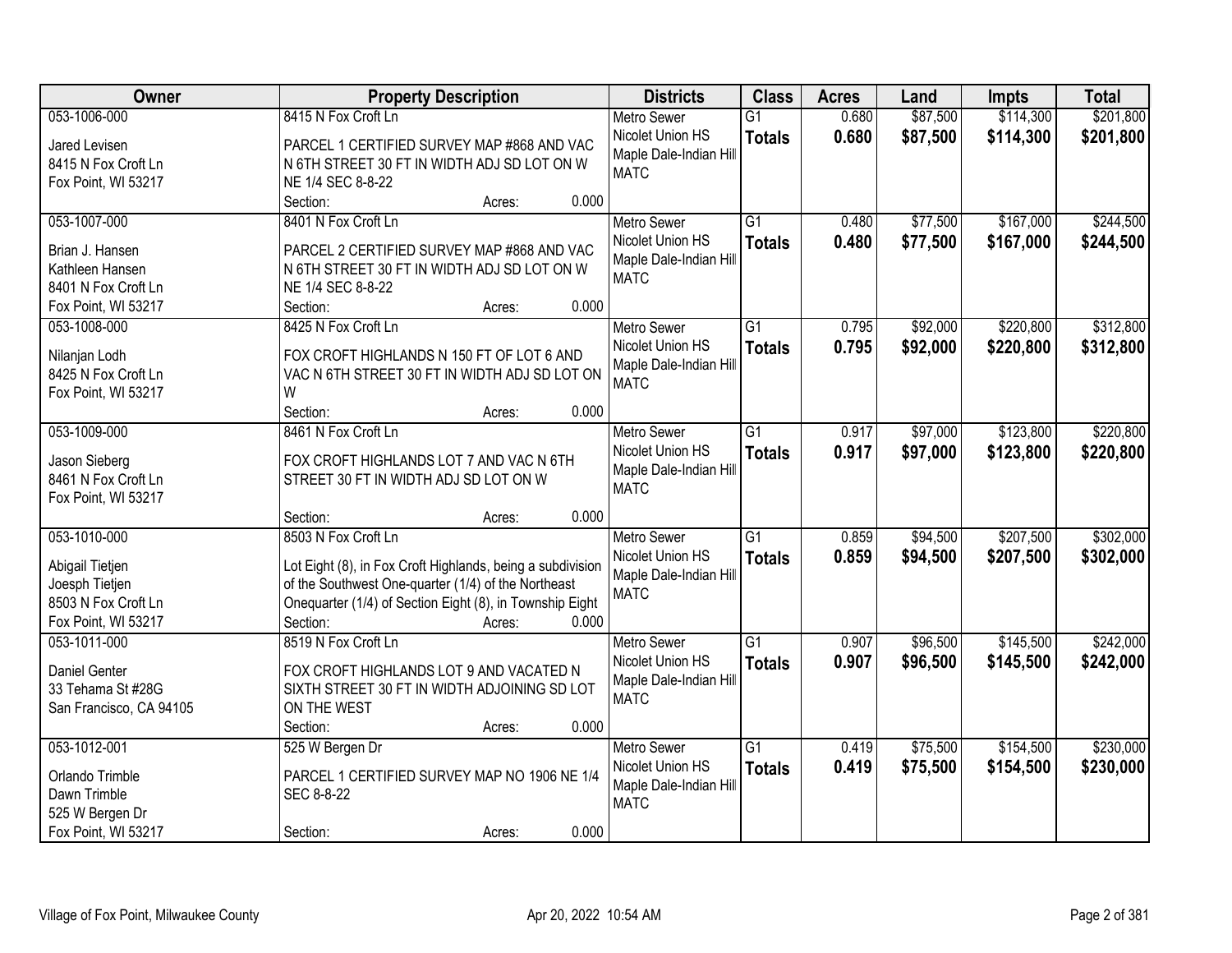| Owner | Property Description | Districts | Class | Acres | Land | Impts | Total |
|---|---|---|---|---|---|---|---|
| 053-1006-000<br>Jared Levisen<br>8415 N Fox Croft Ln<br>Fox Point, WI 53217 | 8415 N Fox Croft Ln<br>PARCEL 1 CERTIFIED SURVEY MAP #868 AND VAC N 6TH STREET 30 FT IN WIDTH ADJ SD LOT ON W NE 1/4 SEC 8-8-22<br>Section: Acres: 0.000 | Metro Sewer<br>Nicolet Union HS<br>Maple Dale-Indian Hill<br>MATC | G1<br>**Totals** | 0.680<br>**0.680** | \$87,500<br>**\$87,500** | \$114,300<br>**\$114,300** | \$201,800<br>**\$201,800** |
| 053-1007-000<br>Brian J. Hansen<br>Kathleen Hansen<br>8401 N Fox Croft Ln<br>Fox Point, WI 53217 | 8401 N Fox Croft Ln<br>PARCEL 2 CERTIFIED SURVEY MAP #868 AND VAC N 6TH STREET 30 FT IN WIDTH ADJ SD LOT ON W NE 1/4 SEC 8-8-22<br>Section: Acres: 0.000 | Metro Sewer<br>Nicolet Union HS<br>Maple Dale-Indian Hill<br>MATC | G1<br>**Totals** | 0.480<br>**0.480** | \$77,500<br>**\$77,500** | \$167,000<br>**\$167,000** | \$244,500<br>**\$244,500** |
| 053-1008-000<br>Nilanjan Lodh<br>8425 N Fox Croft Ln<br>Fox Point, WI 53217 | 8425 N Fox Croft Ln<br>FOX CROFT HIGHLANDS N 150 FT OF LOT 6 AND VAC N 6TH STREET 30 FT IN WIDTH ADJ SD LOT ON W<br>Section: Acres: 0.000 | Metro Sewer<br>Nicolet Union HS<br>Maple Dale-Indian Hill<br>MATC | G1<br>**Totals** | 0.795<br>**0.795** | \$92,000<br>**\$92,000** | \$220,800<br>**\$220,800** | \$312,800<br>**\$312,800** |
| 053-1009-000<br>Jason Sieberg<br>8461 N Fox Croft Ln<br>Fox Point, WI 53217 | 8461 N Fox Croft Ln<br>FOX CROFT HIGHLANDS LOT 7 AND VAC N 6TH STREET 30 FT IN WIDTH ADJ SD LOT ON W<br>Section: Acres: 0.000 | Metro Sewer<br>Nicolet Union HS<br>Maple Dale-Indian Hill<br>MATC | G1<br>**Totals** | 0.917<br>**0.917** | \$97,000<br>**\$97,000** | \$123,800<br>**\$123,800** | \$220,800<br>**\$220,800** |
| 053-1010-000<br>Abigail Tietjen<br>Joesph Tietjen<br>8503 N Fox Croft Ln<br>Fox Point, WI 53217 | 8503 N Fox Croft Ln<br>Lot Eight (8), in Fox Croft Highlands, being a subdivision of the Southwest One-quarter (1/4) of the Northeast Onequarter (1/4) of Section Eight (8), in Township Eight<br>Section: Acres: 0.000 | Metro Sewer<br>Nicolet Union HS<br>Maple Dale-Indian Hill<br>MATC | G1<br>**Totals** | 0.859<br>**0.859** | \$94,500<br>**\$94,500** | \$207,500<br>**\$207,500** | \$302,000<br>**\$302,000** |
| 053-1011-000<br>Daniel Genter<br>33 Tehama St #28G<br>San Francisco, CA 94105 | 8519 N Fox Croft Ln<br>FOX CROFT HIGHLANDS LOT 9 AND VACATED N SIXTH STREET 30 FT IN WIDTH ADJOINING SD LOT ON THE WEST<br>Section: Acres: 0.000 | Metro Sewer<br>Nicolet Union HS<br>Maple Dale-Indian Hill<br>MATC | G1<br>**Totals** | 0.907<br>**0.907** | \$96,500<br>**\$96,500** | \$145,500<br>**\$145,500** | \$242,000<br>**\$242,000** |
| 053-1012-001<br>Orlando Trimble<br>Dawn Trimble<br>525 W Bergen Dr<br>Fox Point, WI 53217 | 525 W Bergen Dr<br>PARCEL 1 CERTIFIED SURVEY MAP NO 1906 NE 1/4 SEC 8-8-22<br>Section: Acres: 0.000 | Metro Sewer<br>Nicolet Union HS<br>Maple Dale-Indian Hill<br>MATC | G1<br>**Totals** | 0.419<br>**0.419** | \$75,500<br>**\$75,500** | \$154,500<br>**\$154,500** | \$230,000<br>**\$230,000** |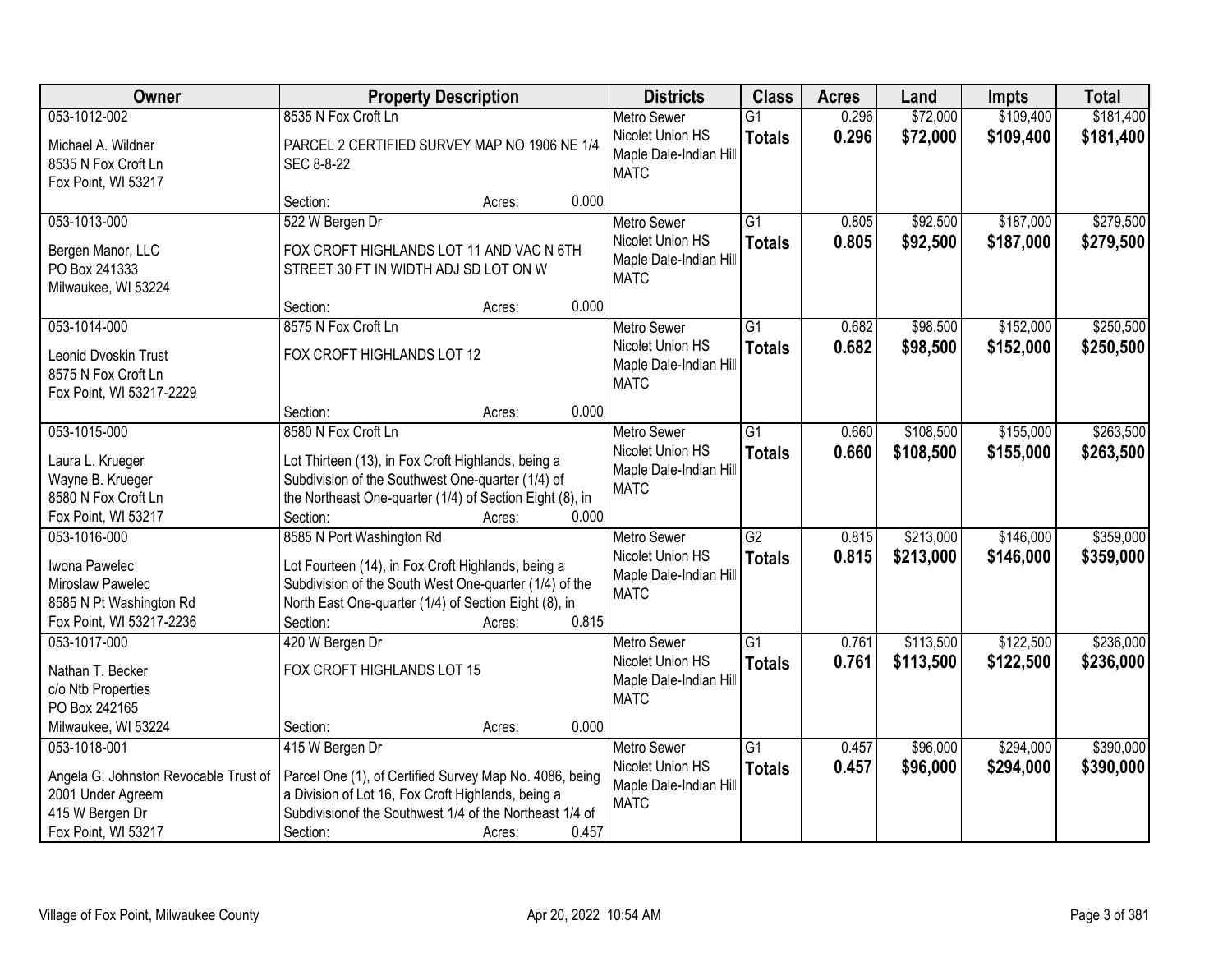| Owner | Property Description | Districts | Class | Acres | Land | Impts | Total |
|---|---|---|---|---|---|---|---|
| 053-1012-002<br>Michael A. Wildner<br>8535 N Fox Croft Ln<br>Fox Point, WI 53217 | 8535 N Fox Croft Ln<br>PARCEL 2 CERTIFIED SURVEY MAP NO 1906 NE 1/4 SEC 8-8-22<br>Section: Acres: 0.000 | Metro Sewer<br>Nicolet Union HS<br>Maple Dale-Indian Hill<br>MATC | G1<br>**Totals** | 0.296<br>**0.296** | $72,000<br>**$72,000** | $109,400<br>**$109,400** | $181,400<br>**$181,400** |
| 053-1013-000<br>Bergen Manor, LLC<br>PO Box 241333<br>Milwaukee, WI 53224 | 522 W Bergen Dr<br>FOX CROFT HIGHLANDS LOT 11 AND VAC N 6TH STREET 30 FT IN WIDTH ADJ SD LOT ON W<br>Section: Acres: 0.000 | Metro Sewer<br>Nicolet Union HS<br>Maple Dale-Indian Hill<br>MATC | G1<br>**Totals** | 0.805<br>**0.805** | $92,500<br>**$92,500** | $187,000<br>**$187,000** | $279,500<br>**$279,500** |
| 053-1014-000<br>Leonid Dvoskin Trust<br>8575 N Fox Croft Ln<br>Fox Point, WI 53217-2229 | 8575 N Fox Croft Ln<br>FOX CROFT HIGHLANDS LOT 12<br>Section: Acres: 0.000 | Metro Sewer<br>Nicolet Union HS<br>Maple Dale-Indian Hill<br>MATC | G1<br>**Totals** | 0.682<br>**0.682** | $98,500<br>**$98,500** | $152,000<br>**$152,000** | $250,500<br>**$250,500** |
| 053-1015-000<br>Laura L. Krueger<br>Wayne B. Krueger<br>8580 N Fox Croft Ln<br>Fox Point, WI 53217 | 8580 N Fox Croft Ln<br>Lot Thirteen (13), in Fox Croft Highlands, being a Subdivision of the Southwest One-quarter (1/4) of the Northeast One-quarter (1/4) of Section Eight (8), in<br>Section: Acres: 0.000 | Metro Sewer<br>Nicolet Union HS<br>Maple Dale-Indian Hill<br>MATC | G1<br>**Totals** | 0.660<br>**0.660** | $108,500<br>**$108,500** | $155,000<br>**$155,000** | $263,500<br>**$263,500** |
| 053-1016-000<br>Iwona Pawelec<br>Miroslaw Pawelec<br>8585 N Pt Washington Rd<br>Fox Point, WI 53217-2236 | 8585 N Port Washington Rd<br>Lot Fourteen (14), in Fox Croft Highlands, being a Subdivision of the South West One-quarter (1/4) of the North East One-quarter (1/4) of Section Eight (8), in<br>Section: Acres: 0.815 | Metro Sewer<br>Nicolet Union HS<br>Maple Dale-Indian Hill<br>MATC | G2<br>**Totals** | 0.815<br>**0.815** | $213,000<br>**$213,000** | $146,000<br>**$146,000** | $359,000<br>**$359,000** |
| 053-1017-000<br>Nathan T. Becker<br>c/o Ntb Properties<br>PO Box 242165<br>Milwaukee, WI 53224 | 420 W Bergen Dr<br>FOX CROFT HIGHLANDS LOT 15<br>Section: Acres: 0.000 | Metro Sewer<br>Nicolet Union HS<br>Maple Dale-Indian Hill<br>MATC | G1<br>**Totals** | 0.761<br>**0.761** | $113,500<br>**$113,500** | $122,500<br>**$122,500** | $236,000<br>**$236,000** |
| 053-1018-001<br>Angela G. Johnston Revocable Trust of 2001 Under Agreem<br>415 W Bergen Dr<br>Fox Point, WI 53217 | 415 W Bergen Dr<br>Parcel One (1), of Certified Survey Map No. 4086, being a Division of Lot 16, Fox Croft Highlands, being a Subdivisionof the Southwest 1/4 of the Northeast 1/4 of<br>Section: Acres: 0.457 | Metro Sewer<br>Nicolet Union HS<br>Maple Dale-Indian Hill<br>MATC | G1<br>**Totals** | 0.457<br>**0.457** | $96,000<br>**$96,000** | $294,000<br>**$294,000** | $390,000<br>**$390,000** |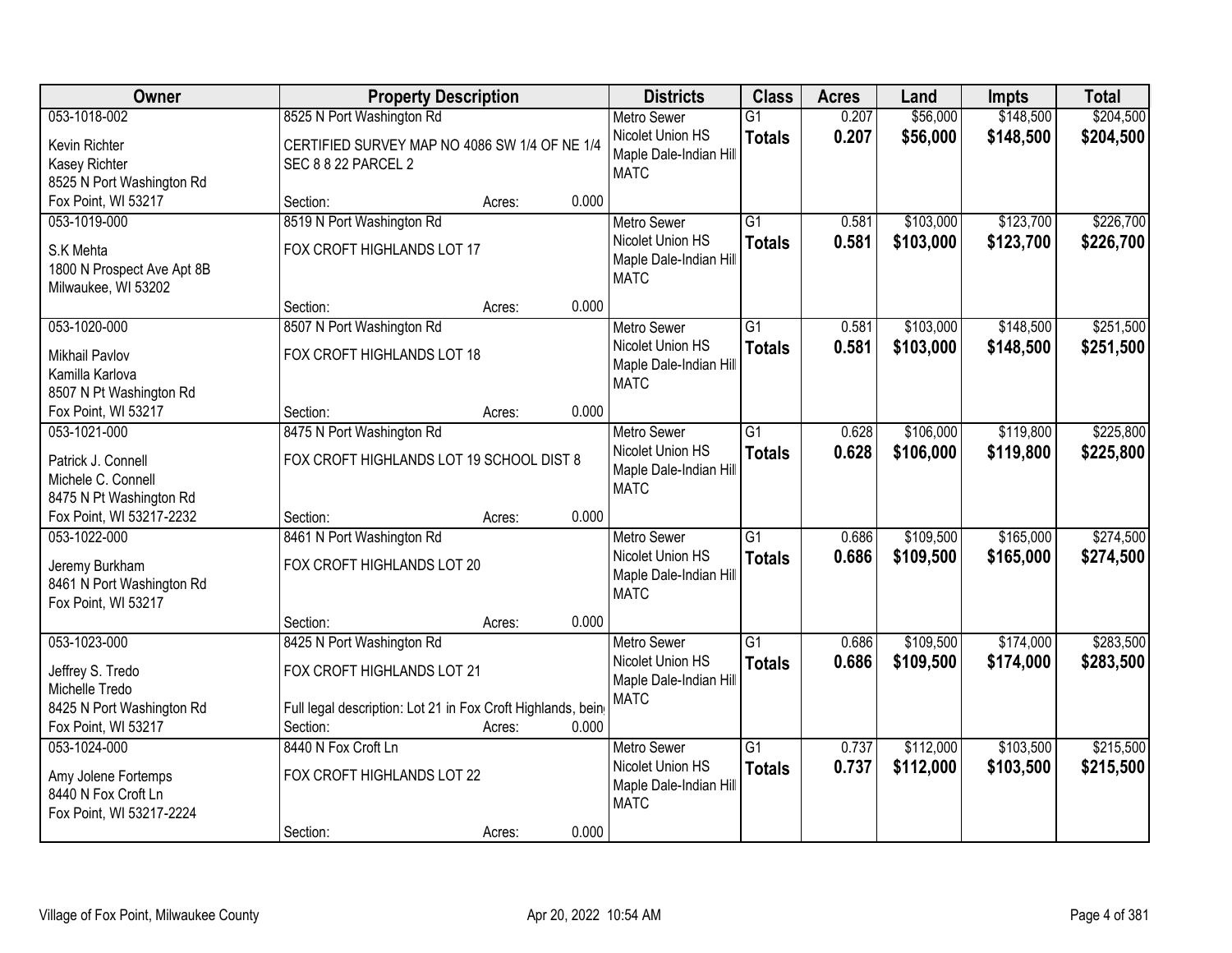| Owner | Property Description | Districts | Class | Acres | Land | Impts | Total |
|---|---|---|---|---|---|---|---|
| 053-1018-002<br>Kevin Richter<br>Kasey Richter<br>8525 N Port Washington Rd<br>Fox Point, WI 53217 | 8525 N Port Washington Rd<br>CERTIFIED SURVEY MAP NO 4086 SW 1/4 OF NE 1/4 SEC 8 8 22 PARCEL 2<br>Section: Acres: 0.000 | Metro Sewer<br>Nicolet Union HS<br>Maple Dale-Indian Hill<br>MATC | G1<br>**Totals** | 0.207<br>**0.207** | \$56,000<br>**\$56,000** | \$148,500<br>**\$148,500** | \$204,500<br>**\$204,500** |
| 053-1019-000<br>S.K Mehta<br>1800 N Prospect Ave Apt 8B<br>Milwaukee, WI 53202 | 8519 N Port Washington Rd<br>FOX CROFT HIGHLANDS LOT 17<br>Section: Acres: 0.000 | Metro Sewer<br>Nicolet Union HS<br>Maple Dale-Indian Hill<br>MATC | G1<br>**Totals** | 0.581<br>**0.581** | \$103,000<br>**\$103,000** | \$123,700<br>**\$123,700** | \$226,700<br>**\$226,700** |
| 053-1020-000<br>Mikhail Pavlov<br>Kamilla Karlova<br>8507 N Pt Washington Rd<br>Fox Point, WI 53217 | 8507 N Port Washington Rd<br>FOX CROFT HIGHLANDS LOT 18<br>Section: Acres: 0.000 | Metro Sewer<br>Nicolet Union HS<br>Maple Dale-Indian Hill<br>MATC | G1<br>**Totals** | 0.581<br>**0.581** | \$103,000<br>**\$103,000** | \$148,500<br>**\$148,500** | \$251,500<br>**\$251,500** |
| 053-1021-000<br>Patrick J. Connell<br>Michele C. Connell<br>8475 N Pt Washington Rd<br>Fox Point, WI 53217-2232 | 8475 N Port Washington Rd<br>FOX CROFT HIGHLANDS LOT 19 SCHOOL DIST 8<br>Section: Acres: 0.000 | Metro Sewer<br>Nicolet Union HS<br>Maple Dale-Indian Hill<br>MATC | G1<br>**Totals** | 0.628<br>**0.628** | \$106,000<br>**\$106,000** | \$119,800<br>**\$119,800** | \$225,800<br>**\$225,800** |
| 053-1022-000<br>Jeremy Burkham<br>8461 N Port Washington Rd<br>Fox Point, WI 53217 | 8461 N Port Washington Rd<br>FOX CROFT HIGHLANDS LOT 20<br>Section: Acres: 0.000 | Metro Sewer<br>Nicolet Union HS<br>Maple Dale-Indian Hill<br>MATC | G1<br>**Totals** | 0.686<br>**0.686** | \$109,500<br>**\$109,500** | \$165,000<br>**\$165,000** | \$274,500<br>**\$274,500** |
| 053-1023-000<br>Jeffrey S. Tredo<br>Michelle Tredo<br>8425 N Port Washington Rd<br>Fox Point, WI 53217 | 8425 N Port Washington Rd<br>FOX CROFT HIGHLANDS LOT 21<br>Full legal description: Lot 21 in Fox Croft Highlands, bein<br>Section: Acres: 0.000 | Metro Sewer<br>Nicolet Union HS<br>Maple Dale-Indian Hill<br>MATC | G1<br>**Totals** | 0.686<br>**0.686** | \$109,500<br>**\$109,500** | \$174,000<br>**\$174,000** | \$283,500<br>**\$283,500** |
| 053-1024-000<br>Amy Jolene Fortemps<br>8440 N Fox Croft Ln<br>Fox Point, WI 53217-2224 | 8440 N Fox Croft Ln<br>FOX CROFT HIGHLANDS LOT 22<br>Section: Acres: 0.000 | Metro Sewer<br>Nicolet Union HS<br>Maple Dale-Indian Hill<br>MATC | G1<br>**Totals** | 0.737<br>**0.737** | \$112,000<br>**\$112,000** | \$103,500<br>**\$103,500** | \$215,500<br>**\$215,500** |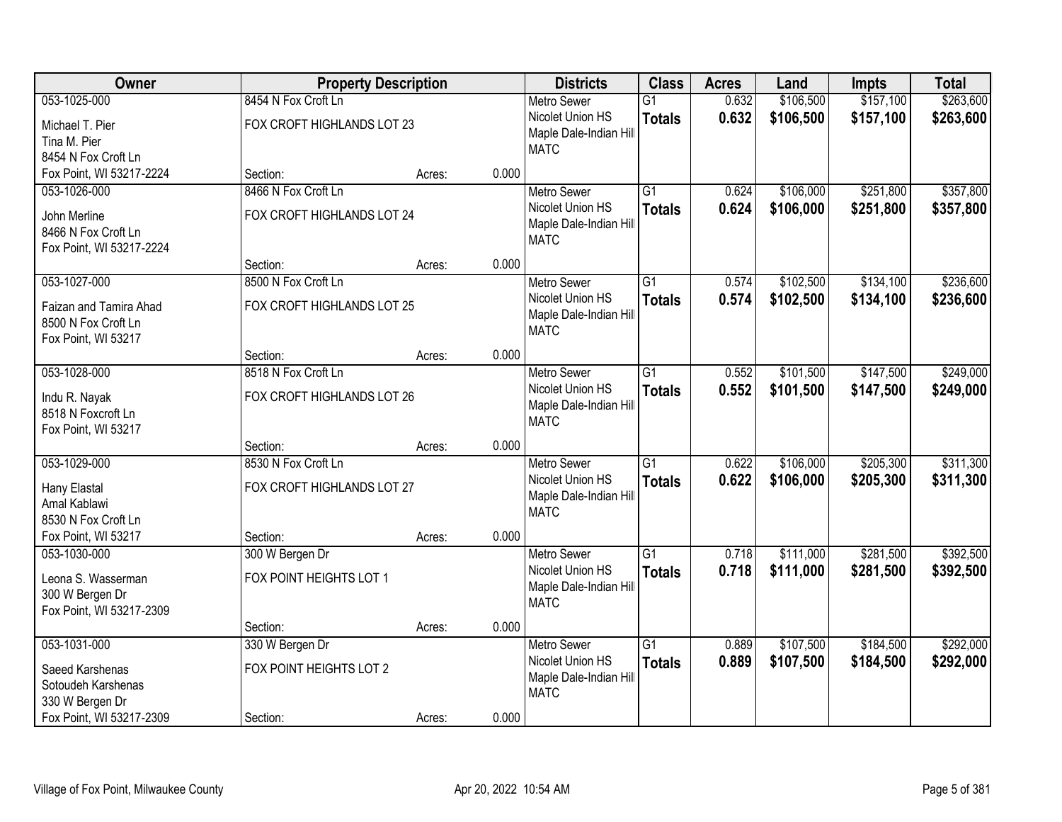| Owner | Property Description | | | Districts | Class | Acres | Land | Impts | Total |
|---|---|---|---|---|---|---|---|---|---|
| 053-1025-000<br>Michael T. Pier<br>Tina M. Pier<br>8454 N Fox Croft Ln<br>Fox Point, WI 53217-2224 | 8454 N Fox Croft Ln<br>FOX CROFT HIGHLANDS LOT 23<br>Section: | Acres: | 0.000 | Metro Sewer<br>Nicolet Union HS<br>Maple Dale-Indian Hill<br>MATC | G1<br>**Totals** | 0.632<br>**0.632** | \$106,500<br>**\$106,500** | \$157,100<br>**\$157,100** | \$263,600<br>**\$263,600** |
| 053-1026-000<br>John Merline<br>8466 N Fox Croft Ln<br>Fox Point, WI 53217-2224 | 8466 N Fox Croft Ln<br>FOX CROFT HIGHLANDS LOT 24<br>Section: | Acres: | 0.000 | Metro Sewer<br>Nicolet Union HS<br>Maple Dale-Indian Hill<br>MATC | G1<br>**Totals** | 0.624<br>**0.624** | \$106,000<br>**\$106,000** | \$251,800<br>**\$251,800** | \$357,800<br>**\$357,800** |
| 053-1027-000<br>Faizan and Tamira Ahad<br>8500 N Fox Croft Ln<br>Fox Point, WI 53217 | 8500 N Fox Croft Ln<br>FOX CROFT HIGHLANDS LOT 25<br>Section: | Acres: | 0.000 | Metro Sewer<br>Nicolet Union HS<br>Maple Dale-Indian Hill<br>MATC | G1<br>**Totals** | 0.574<br>**0.574** | \$102,500<br>**\$102,500** | \$134,100<br>**\$134,100** | \$236,600<br>**\$236,600** |
| 053-1028-000<br>Indu R. Nayak<br>8518 N Foxcroft Ln<br>Fox Point, WI 53217 | 8518 N Fox Croft Ln<br>FOX CROFT HIGHLANDS LOT 26<br>Section: | Acres: | 0.000 | Metro Sewer<br>Nicolet Union HS<br>Maple Dale-Indian Hill<br>MATC | G1<br>**Totals** | 0.552<br>**0.552** | \$101,500<br>**\$101,500** | \$147,500<br>**\$147,500** | \$249,000<br>**\$249,000** |
| 053-1029-000<br>Hany Elastal<br>Amal Kablawi<br>8530 N Fox Croft Ln<br>Fox Point, WI 53217 | 8530 N Fox Croft Ln<br>FOX CROFT HIGHLANDS LOT 27<br>Section: | Acres: | 0.000 | Metro Sewer<br>Nicolet Union HS<br>Maple Dale-Indian Hill<br>MATC | G1<br>**Totals** | 0.622<br>**0.622** | \$106,000<br>**\$106,000** | \$205,300<br>**\$205,300** | \$311,300<br>**\$311,300** |
| 053-1030-000<br>Leona S. Wasserman<br>300 W Bergen Dr<br>Fox Point, WI 53217-2309 | 300 W Bergen Dr<br>FOX POINT HEIGHTS LOT 1<br>Section: | Acres: | 0.000 | Metro Sewer<br>Nicolet Union HS<br>Maple Dale-Indian Hill<br>MATC | G1<br>**Totals** | 0.718<br>**0.718** | \$111,000<br>**\$111,000** | \$281,500<br>**\$281,500** | \$392,500<br>**\$392,500** |
| 053-1031-000<br>Saeed Karshenas<br>Sotoudeh Karshenas<br>330 W Bergen Dr<br>Fox Point, WI 53217-2309 | 330 W Bergen Dr<br>FOX POINT HEIGHTS LOT 2<br>Section: | Acres: | 0.000 | Metro Sewer<br>Nicolet Union HS<br>Maple Dale-Indian Hill<br>MATC | G1<br>**Totals** | 0.889<br>**0.889** | \$107,500<br>**\$107,500** | \$184,500<br>**\$184,500** | \$292,000<br>**\$292,000** |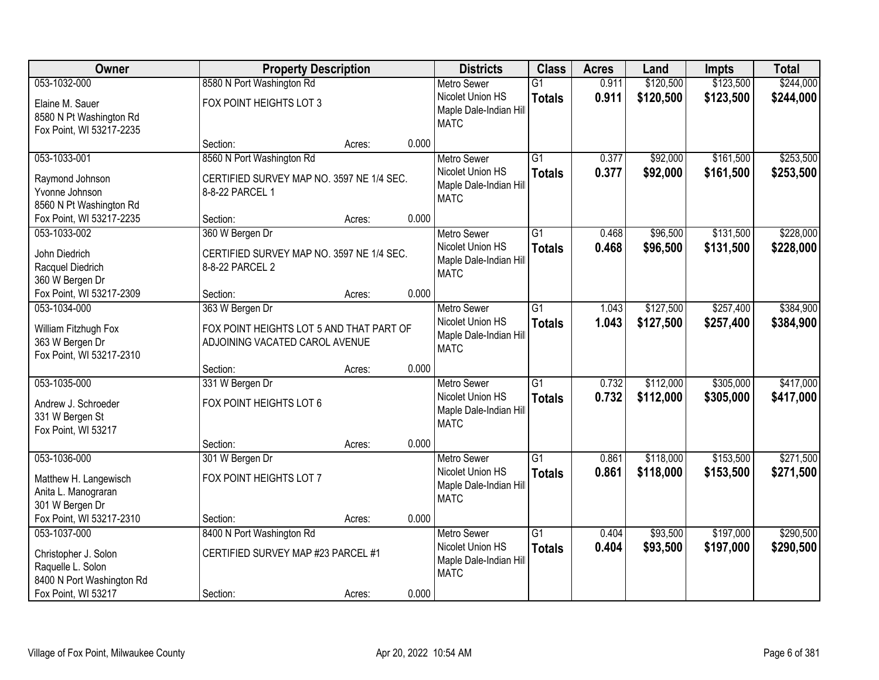| Owner | Property Description | Districts | Class | Acres | Land | Impts | Total |
|---|---|---|---|---|---|---|---|
| 053-1032-000<br>Elaine M. Sauer<br>8580 N Pt Washington Rd<br>Fox Point, WI 53217-2235 | 8580 N Port Washington Rd<br>FOX POINT HEIGHTS LOT 3<br>Section: Acres: 0.000 | Metro Sewer<br>Nicolet Union HS<br>Maple Dale-Indian Hill<br>MATC | G1<br>**Totals** | 0.911<br>**0.911** | \$120,500<br>**\$120,500** | \$123,500<br>**\$123,500** | \$244,000<br>**\$244,000** |
| 053-1033-001<br>Raymond Johnson<br>Yvonne Johnson<br>8560 N Pt Washington Rd<br>Fox Point, WI 53217-2235 | 8560 N Port Washington Rd<br>CERTIFIED SURVEY MAP NO. 3597 NE 1/4 SEC. 8-8-22 PARCEL 1<br>Section: Acres: 0.000 | Metro Sewer<br>Nicolet Union HS<br>Maple Dale-Indian Hill<br>MATC | G1<br>**Totals** | 0.377<br>**0.377** | \$92,000<br>**\$92,000** | \$161,500<br>**\$161,500** | \$253,500<br>**\$253,500** |
| 053-1033-002<br>John Diedrich<br>Racquel Diedrich<br>360 W Bergen Dr<br>Fox Point, WI 53217-2309 | 360 W Bergen Dr<br>CERTIFIED SURVEY MAP NO. 3597 NE 1/4 SEC. 8-8-22 PARCEL 2<br>Section: Acres: 0.000 | Metro Sewer<br>Nicolet Union HS<br>Maple Dale-Indian Hill<br>MATC | G1<br>**Totals** | 0.468<br>**0.468** | \$96,500<br>**\$96,500** | \$131,500<br>**\$131,500** | \$228,000<br>**\$228,000** |
| 053-1034-000<br>William Fitzhugh Fox<br>363 W Bergen Dr<br>Fox Point, WI 53217-2310 | 363 W Bergen Dr<br>FOX POINT HEIGHTS LOT 5 AND THAT PART OF ADJOINING VACATED CAROL AVENUE<br>Section: Acres: 0.000 | Metro Sewer<br>Nicolet Union HS<br>Maple Dale-Indian Hill<br>MATC | G1<br>**Totals** | 1.043<br>**1.043** | \$127,500<br>**\$127,500** | \$257,400<br>**\$257,400** | \$384,900<br>**\$384,900** |
| 053-1035-000<br>Andrew J. Schroeder<br>331 W Bergen St<br>Fox Point, WI 53217 | 331 W Bergen Dr<br>FOX POINT HEIGHTS LOT 6<br>Section: Acres: 0.000 | Metro Sewer<br>Nicolet Union HS<br>Maple Dale-Indian Hill<br>MATC | G1<br>**Totals** | 0.732<br>**0.732** | \$112,000<br>**\$112,000** | \$305,000<br>**\$305,000** | \$417,000<br>**\$417,000** |
| 053-1036-000<br>Matthew H. Langewisch<br>Anita L. Manograran<br>301 W Bergen Dr<br>Fox Point, WI 53217-2310 | 301 W Bergen Dr<br>FOX POINT HEIGHTS LOT 7<br>Section: Acres: 0.000 | Metro Sewer<br>Nicolet Union HS<br>Maple Dale-Indian Hill<br>MATC | G1<br>**Totals** | 0.861<br>**0.861** | \$118,000<br>**\$118,000** | \$153,500<br>**\$153,500** | \$271,500<br>**\$271,500** |
| 053-1037-000<br>Christopher J. Solon<br>Raquelle L. Solon<br>8400 N Port Washington Rd<br>Fox Point, WI 53217 | 8400 N Port Washington Rd<br>CERTIFIED SURVEY MAP #23 PARCEL #1<br>Section: Acres: 0.000 | Metro Sewer<br>Nicolet Union HS<br>Maple Dale-Indian Hill<br>MATC | G1<br>**Totals** | 0.404<br>**0.404** | \$93,500<br>**\$93,500** | \$197,000<br>**\$197,000** | \$290,500<br>**\$290,500** |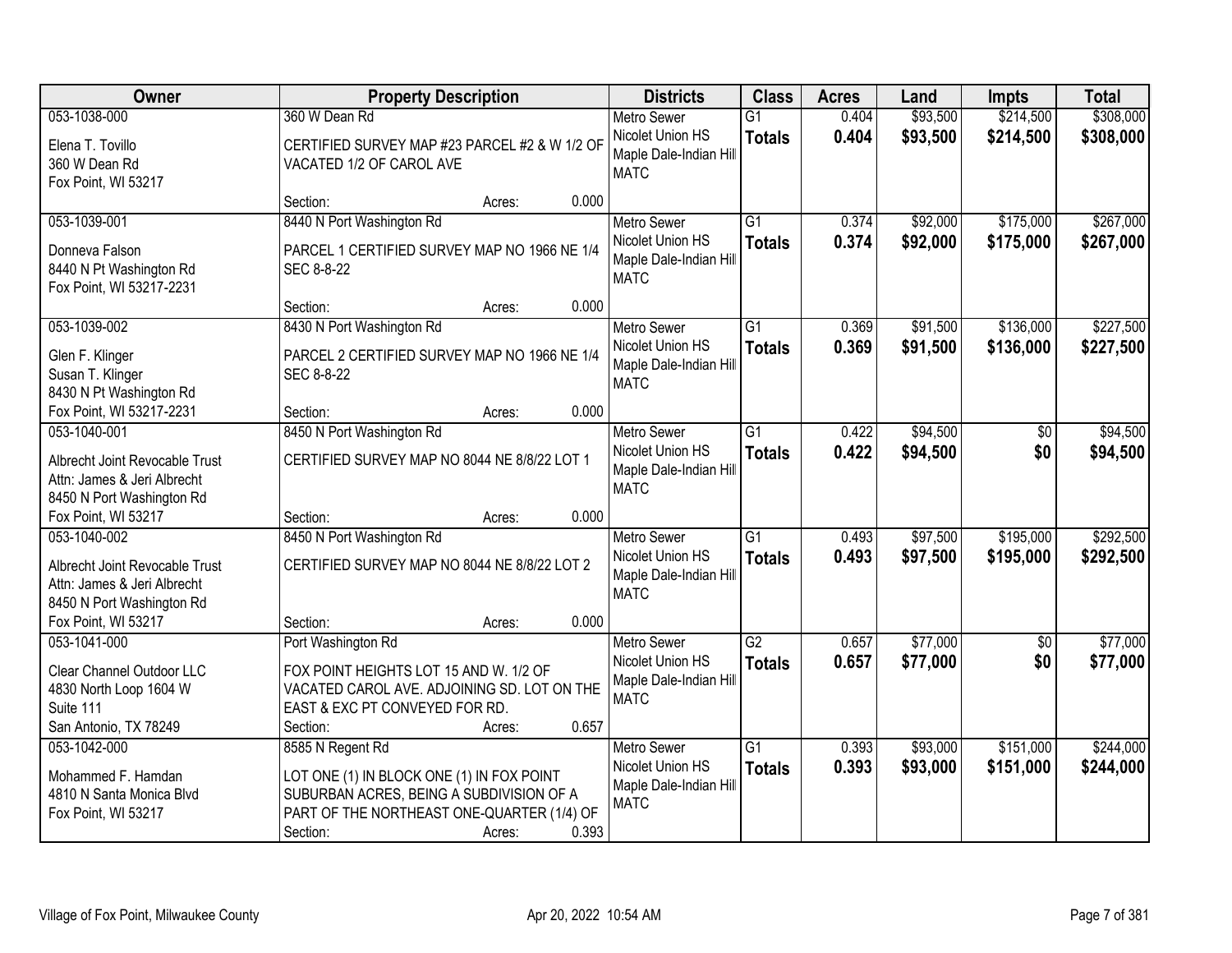| Owner | Property Description | Districts | Class | Acres | Land | Impts | Total |
|---|---|---|---|---|---|---|---|
| 053-1038-000<br>Elena T. Tovillo<br>360 W Dean Rd<br>Fox Point, WI 53217 | 360 W Dean Rd<br>CERTIFIED SURVEY MAP #23 PARCEL #2 & W 1/2 OF VACATED 1/2 OF CAROL AVE<br>Section: Acres: 0.000 | Metro Sewer<br>Nicolet Union HS<br>Maple Dale-Indian Hill<br>MATC | G1<br>**Totals** | 0.404<br>**0.404** | $93,500<br>**$93,500** | $214,500<br>**$214,500** | $308,000<br>**$308,000** |
| 053-1039-001<br>Donneva Falson<br>8440 N Pt Washington Rd<br>Fox Point, WI 53217-2231 | 8440 N Port Washington Rd<br>PARCEL 1 CERTIFIED SURVEY MAP NO 1966 NE 1/4 SEC 8-8-22<br>Section: Acres: 0.000 | Metro Sewer<br>Nicolet Union HS<br>Maple Dale-Indian Hill<br>MATC | G1<br>**Totals** | 0.374<br>**0.374** | $92,000<br>**$92,000** | $175,000<br>**$175,000** | $267,000<br>**$267,000** |
| 053-1039-002<br>Glen F. Klinger<br>Susan T. Klinger<br>8430 N Pt Washington Rd<br>Fox Point, WI 53217-2231 | 8430 N Port Washington Rd<br>PARCEL 2 CERTIFIED SURVEY MAP NO 1966 NE 1/4 SEC 8-8-22<br>Section: Acres: 0.000 | Metro Sewer<br>Nicolet Union HS<br>Maple Dale-Indian Hill<br>MATC | G1<br>**Totals** | 0.369<br>**0.369** | $91,500<br>**$91,500** | $136,000<br>**$136,000** | $227,500<br>**$227,500** |
| 053-1040-001<br>Albrecht Joint Revocable Trust<br>Attn: James & Jeri Albrecht<br>8450 N Port Washington Rd<br>Fox Point, WI 53217 | 8450 N Port Washington Rd<br>CERTIFIED SURVEY MAP NO 8044 NE 8/8/22 LOT 1<br>Section: Acres: 0.000 | Metro Sewer<br>Nicolet Union HS<br>Maple Dale-Indian Hill<br>MATC | G1<br>**Totals** | 0.422<br>**0.422** | $94,500<br>**$94,500** | $0<br>**$0** | $94,500<br>**$94,500** |
| 053-1040-002<br>Albrecht Joint Revocable Trust<br>Attn: James & Jeri Albrecht<br>8450 N Port Washington Rd<br>Fox Point, WI 53217 | 8450 N Port Washington Rd<br>CERTIFIED SURVEY MAP NO 8044 NE 8/8/22 LOT 2<br>Section: Acres: 0.000 | Metro Sewer<br>Nicolet Union HS<br>Maple Dale-Indian Hill<br>MATC | G1<br>**Totals** | 0.493<br>**0.493** | $97,500<br>**$97,500** | $195,000<br>**$195,000** | $292,500<br>**$292,500** |
| 053-1041-000<br>Clear Channel Outdoor LLC<br>4830 North Loop 1604 W<br>Suite 111<br>San Antonio, TX 78249 | Port Washington Rd<br>FOX POINT HEIGHTS LOT 15 AND W. 1/2 OF VACATED CAROL AVE. ADJOINING SD. LOT ON THE EAST & EXC PT CONVEYED FOR RD.<br>Section: Acres: 0.657 | Metro Sewer<br>Nicolet Union HS<br>Maple Dale-Indian Hill<br>MATC | G2<br>**Totals** | 0.657<br>**0.657** | $77,000<br>**$77,000** | $0<br>**$0** | $77,000<br>**$77,000** |
| 053-1042-000<br>Mohammed F. Hamdan<br>4810 N Santa Monica Blvd<br>Fox Point, WI 53217 | 8585 N Regent Rd<br>LOT ONE (1) IN BLOCK ONE (1) IN FOX POINT SUBURBAN ACRES, BEING A SUBDIVISION OF A PART OF THE NORTHEAST ONE-QUARTER (1/4) OF<br>Section: Acres: 0.393 | Metro Sewer<br>Nicolet Union HS<br>Maple Dale-Indian Hill<br>MATC | G1<br>**Totals** | 0.393<br>**0.393** | $93,000<br>**$93,000** | $151,000<br>**$151,000** | $244,000<br>**$244,000** |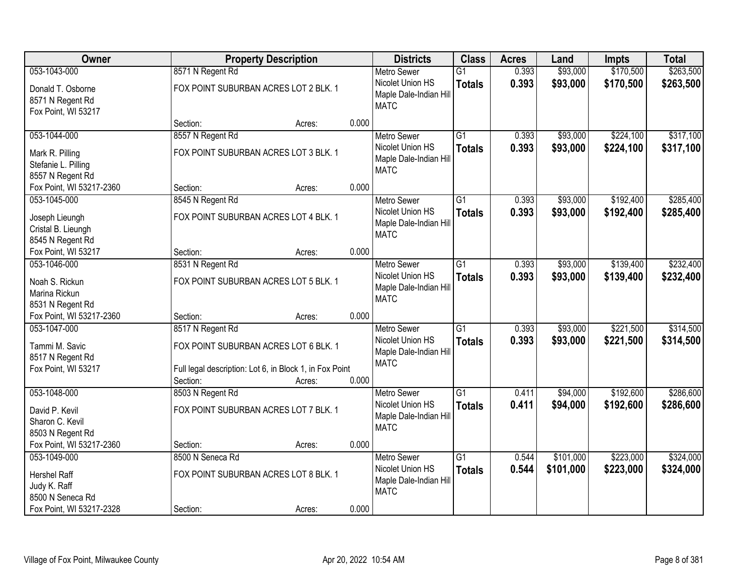| Owner | Property Description | Districts | Class | Acres | Land | Impts | Total |
|---|---|---|---|---|---|---|---|
| 053-1043-000<br>Donald T. Osborne<br>8571 N Regent Rd<br>Fox Point, WI 53217 | 8571 N Regent Rd<br>FOX POINT SUBURBAN ACRES LOT 2 BLK. 1<br>Section: Acres: 0.000 | Metro Sewer<br>Nicolet Union HS<br>Maple Dale-Indian Hill<br>MATC | G1<br>**Totals** | 0.393<br>**0.393** | $93,000<br>**$93,000** | $170,500<br>**$170,500** | $263,500<br>**$263,500** |
| 053-1044-000<br>Mark R. Pilling<br>Stefanie L. Pilling<br>8557 N Regent Rd<br>Fox Point, WI 53217-2360 | 8557 N Regent Rd<br>FOX POINT SUBURBAN ACRES LOT 3 BLK. 1<br>Section: Acres: 0.000 | Metro Sewer<br>Nicolet Union HS<br>Maple Dale-Indian Hill<br>MATC | G1<br>**Totals** | 0.393<br>**0.393** | $93,000<br>**$93,000** | $224,100<br>**$224,100** | $317,100<br>**$317,100** |
| 053-1045-000<br>Joseph Lieungh<br>Cristal B. Lieungh<br>8545 N Regent Rd<br>Fox Point, WI 53217 | 8545 N Regent Rd<br>FOX POINT SUBURBAN ACRES LOT 4 BLK. 1<br>Section: Acres: 0.000 | Metro Sewer<br>Nicolet Union HS<br>Maple Dale-Indian Hill<br>MATC | G1<br>**Totals** | 0.393<br>**0.393** | $93,000<br>**$93,000** | $192,400<br>**$192,400** | $285,400<br>**$285,400** |
| 053-1046-000<br>Noah S. Rickun<br>Marina Rickun<br>8531 N Regent Rd<br>Fox Point, WI 53217-2360 | 8531 N Regent Rd<br>FOX POINT SUBURBAN ACRES LOT 5 BLK. 1<br>Section: Acres: 0.000 | Metro Sewer<br>Nicolet Union HS<br>Maple Dale-Indian Hill<br>MATC | G1<br>**Totals** | 0.393<br>**0.393** | $93,000<br>**$93,000** | $139,400<br>**$139,400** | $232,400<br>**$232,400** |
| 053-1047-000<br>Tammi M. Savic<br>8517 N Regent Rd<br>Fox Point, WI 53217 | 8517 N Regent Rd<br>FOX POINT SUBURBAN ACRES LOT 6 BLK. 1<br>Full legal description: Lot 6, in Block 1, in Fox Point<br>Section: Acres: 0.000 | Metro Sewer<br>Nicolet Union HS<br>Maple Dale-Indian Hill<br>MATC | G1<br>**Totals** | 0.393<br>**0.393** | $93,000<br>**$93,000** | $221,500<br>**$221,500** | $314,500<br>**$314,500** |
| 053-1048-000<br>David P. Kevil<br>Sharon C. Kevil<br>8503 N Regent Rd<br>Fox Point, WI 53217-2360 | 8503 N Regent Rd<br>FOX POINT SUBURBAN ACRES LOT 7 BLK. 1<br>Section: Acres: 0.000 | Metro Sewer<br>Nicolet Union HS<br>Maple Dale-Indian Hill<br>MATC | G1<br>**Totals** | 0.411<br>**0.411** | $94,000<br>**$94,000** | $192,600<br>**$192,600** | $286,600<br>**$286,600** |
| 053-1049-000<br>Hershel Raff<br>Judy K. Raff<br>8500 N Seneca Rd<br>Fox Point, WI 53217-2328 | 8500 N Seneca Rd<br>FOX POINT SUBURBAN ACRES LOT 8 BLK. 1<br>Section: Acres: 0.000 | Metro Sewer<br>Nicolet Union HS<br>Maple Dale-Indian Hill<br>MATC | G1<br>**Totals** | 0.544<br>**0.544** | $101,000<br>**$101,000** | $223,000<br>**$223,000** | $324,000<br>**$324,000** |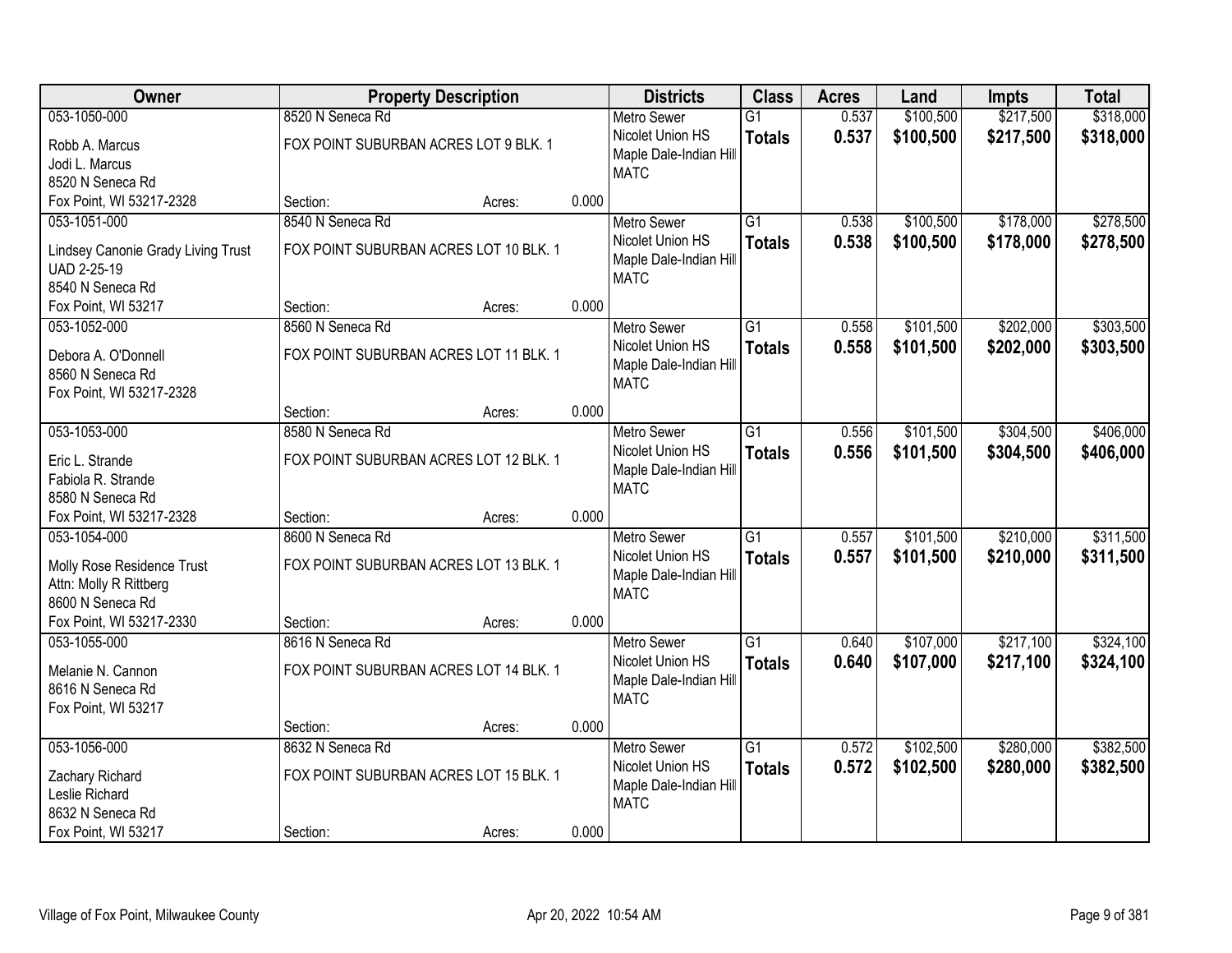| Owner | Property Description | | | Districts | Class | Acres | Land | Impts | Total |
|---|---|---|---|---|---|---|---|---|---|
| 053-1050-000<br>Robb A. Marcus<br>Jodi L. Marcus<br>8520 N Seneca Rd<br>Fox Point, WI 53217-2328 | 8520 N Seneca Rd<br>FOX POINT SUBURBAN ACRES LOT 9 BLK. 1<br>Section: | Acres: | 0.000 | Metro Sewer<br>Nicolet Union HS<br>Maple Dale-Indian Hill<br>MATC | G1<br>**Totals** | 0.537<br>**0.537** | $100,500<br>**$100,500** | $217,500<br>**$217,500** | $318,000<br>**$318,000** |
| 053-1051-000<br>Lindsey Canonie Grady Living Trust<br>UAD 2-25-19<br>8540 N Seneca Rd<br>Fox Point, WI 53217 | 8540 N Seneca Rd<br>FOX POINT SUBURBAN ACRES LOT 10 BLK. 1<br>Section: | Acres: | 0.000 | Metro Sewer<br>Nicolet Union HS<br>Maple Dale-Indian Hill<br>MATC | G1<br>**Totals** | 0.538<br>**0.538** | $100,500<br>**$100,500** | $178,000<br>**$178,000** | $278,500<br>**$278,500** |
| 053-1052-000<br>Debora A. O'Donnell<br>8560 N Seneca Rd<br>Fox Point, WI 53217-2328 | 8560 N Seneca Rd<br>FOX POINT SUBURBAN ACRES LOT 11 BLK. 1<br>Section: | Acres: | 0.000 | Metro Sewer<br>Nicolet Union HS<br>Maple Dale-Indian Hill<br>MATC | G1<br>**Totals** | 0.558<br>**0.558** | $101,500<br>**$101,500** | $202,000<br>**$202,000** | $303,500<br>**$303,500** |
| 053-1053-000<br>Eric L. Strande<br>Fabiola R. Strande<br>8580 N Seneca Rd<br>Fox Point, WI 53217-2328 | 8580 N Seneca Rd<br>FOX POINT SUBURBAN ACRES LOT 12 BLK. 1<br>Section: | Acres: | 0.000 | Metro Sewer<br>Nicolet Union HS<br>Maple Dale-Indian Hill<br>MATC | G1<br>**Totals** | 0.556<br>**0.556** | $101,500<br>**$101,500** | $304,500<br>**$304,500** | $406,000<br>**$406,000** |
| 053-1054-000<br>Molly Rose Residence Trust<br>Attn: Molly R Rittberg<br>8600 N Seneca Rd<br>Fox Point, WI 53217-2330 | 8600 N Seneca Rd<br>FOX POINT SUBURBAN ACRES LOT 13 BLK. 1<br>Section: | Acres: | 0.000 | Metro Sewer<br>Nicolet Union HS<br>Maple Dale-Indian Hill<br>MATC | G1<br>**Totals** | 0.557<br>**0.557** | $101,500<br>**$101,500** | $210,000<br>**$210,000** | $311,500<br>**$311,500** |
| 053-1055-000<br>Melanie N. Cannon<br>8616 N Seneca Rd<br>Fox Point, WI 53217 | 8616 N Seneca Rd<br>FOX POINT SUBURBAN ACRES LOT 14 BLK. 1<br>Section: | Acres: | 0.000 | Metro Sewer<br>Nicolet Union HS<br>Maple Dale-Indian Hill<br>MATC | G1<br>**Totals** | 0.640<br>**0.640** | $107,000<br>**$107,000** | $217,100<br>**$217,100** | $324,100<br>**$324,100** |
| 053-1056-000<br>Zachary Richard<br>Leslie Richard<br>8632 N Seneca Rd<br>Fox Point, WI 53217 | 8632 N Seneca Rd<br>FOX POINT SUBURBAN ACRES LOT 15 BLK. 1<br>Section: | Acres: | 0.000 | Metro Sewer<br>Nicolet Union HS<br>Maple Dale-Indian Hill<br>MATC | G1<br>**Totals** | 0.572<br>**0.572** | $102,500<br>**$102,500** | $280,000<br>**$280,000** | $382,500<br>**$382,500** |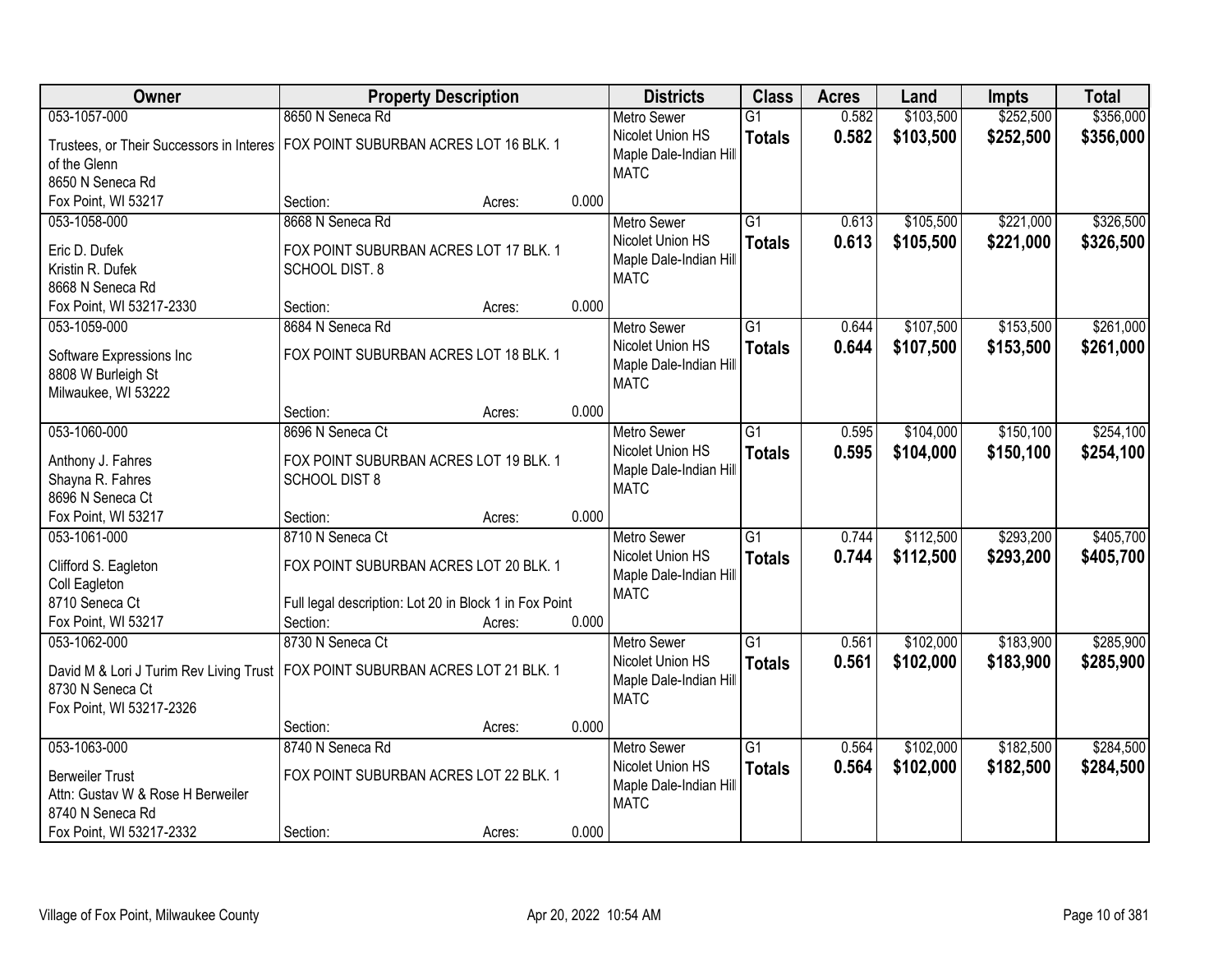| Owner | Property Description | Districts | Class | Acres | Land | Impts | Total |
|---|---|---|---|---|---|---|---|
| 053-1057-000<br>Trustees, or Their Successors in Interes of the Glenn<br>8650 N Seneca Rd<br>Fox Point, WI 53217 | 8650 N Seneca Rd<br>FOX POINT SUBURBAN ACRES LOT 16 BLK. 1<br>Section: Acres: 0.000 | Metro Sewer<br>Nicolet Union HS<br>Maple Dale-Indian Hill<br>MATC | G1<br>**Totals** | 0.582<br>**0.582** | $103,500<br>**$103,500** | $252,500<br>**$252,500** | $356,000<br>**$356,000** |
| 053-1058-000<br>Eric D. Dufek<br>Kristin R. Dufek<br>8668 N Seneca Rd<br>Fox Point, WI 53217-2330 | 8668 N Seneca Rd<br>FOX POINT SUBURBAN ACRES LOT 17 BLK. 1 SCHOOL DIST. 8<br>Section: Acres: 0.000 | Metro Sewer<br>Nicolet Union HS<br>Maple Dale-Indian Hill<br>MATC | G1<br>**Totals** | 0.613<br>**0.613** | $105,500<br>**$105,500** | $221,000<br>**$221,000** | $326,500<br>**$326,500** |
| 053-1059-000<br>Software Expressions Inc<br>8808 W Burleigh St<br>Milwaukee, WI 53222 | 8684 N Seneca Rd<br>FOX POINT SUBURBAN ACRES LOT 18 BLK. 1<br>Section: Acres: 0.000 | Metro Sewer<br>Nicolet Union HS<br>Maple Dale-Indian Hill<br>MATC | G1<br>**Totals** | 0.644<br>**0.644** | $107,500<br>**$107,500** | $153,500<br>**$153,500** | $261,000<br>**$261,000** |
| 053-1060-000<br>Anthony J. Fahres<br>Shayna R. Fahres<br>8696 N Seneca Ct<br>Fox Point, WI 53217 | 8696 N Seneca Ct<br>FOX POINT SUBURBAN ACRES LOT 19 BLK. 1 SCHOOL DIST 8<br>Section: Acres: 0.000 | Metro Sewer<br>Nicolet Union HS<br>Maple Dale-Indian Hill<br>MATC | G1<br>**Totals** | 0.595<br>**0.595** | $104,000<br>**$104,000** | $150,100<br>**$150,100** | $254,100<br>**$254,100** |
| 053-1061-000<br>Clifford S. Eagleton<br>Coll Eagleton<br>8710 Seneca Ct<br>Fox Point, WI 53217 | 8710 N Seneca Ct<br>FOX POINT SUBURBAN ACRES LOT 20 BLK. 1<br>Full legal description: Lot 20 in Block 1 in Fox Point<br>Section: Acres: 0.000 | Metro Sewer<br>Nicolet Union HS<br>Maple Dale-Indian Hill<br>MATC | G1<br>**Totals** | 0.744<br>**0.744** | $112,500<br>**$112,500** | $293,200<br>**$293,200** | $405,700<br>**$405,700** |
| 053-1062-000<br>David M & Lori J Turim Rev Living Trust<br>8730 N Seneca Ct<br>Fox Point, WI 53217-2326 | 8730 N Seneca Ct<br>FOX POINT SUBURBAN ACRES LOT 21 BLK. 1<br>Section: Acres: 0.000 | Metro Sewer<br>Nicolet Union HS<br>Maple Dale-Indian Hill<br>MATC | G1<br>**Totals** | 0.561<br>**0.561** | $102,000<br>**$102,000** | $183,900<br>**$183,900** | $285,900<br>**$285,900** |
| 053-1063-000<br>Berweiler Trust<br>Attn: Gustav W & Rose H Berweiler<br>8740 N Seneca Rd<br>Fox Point, WI 53217-2332 | 8740 N Seneca Rd<br>FOX POINT SUBURBAN ACRES LOT 22 BLK. 1<br>Section: Acres: 0.000 | Metro Sewer<br>Nicolet Union HS<br>Maple Dale-Indian Hill<br>MATC | G1<br>**Totals** | 0.564<br>**0.564** | $102,000<br>**$102,000** | $182,500<br>**$182,500** | $284,500<br>**$284,500** |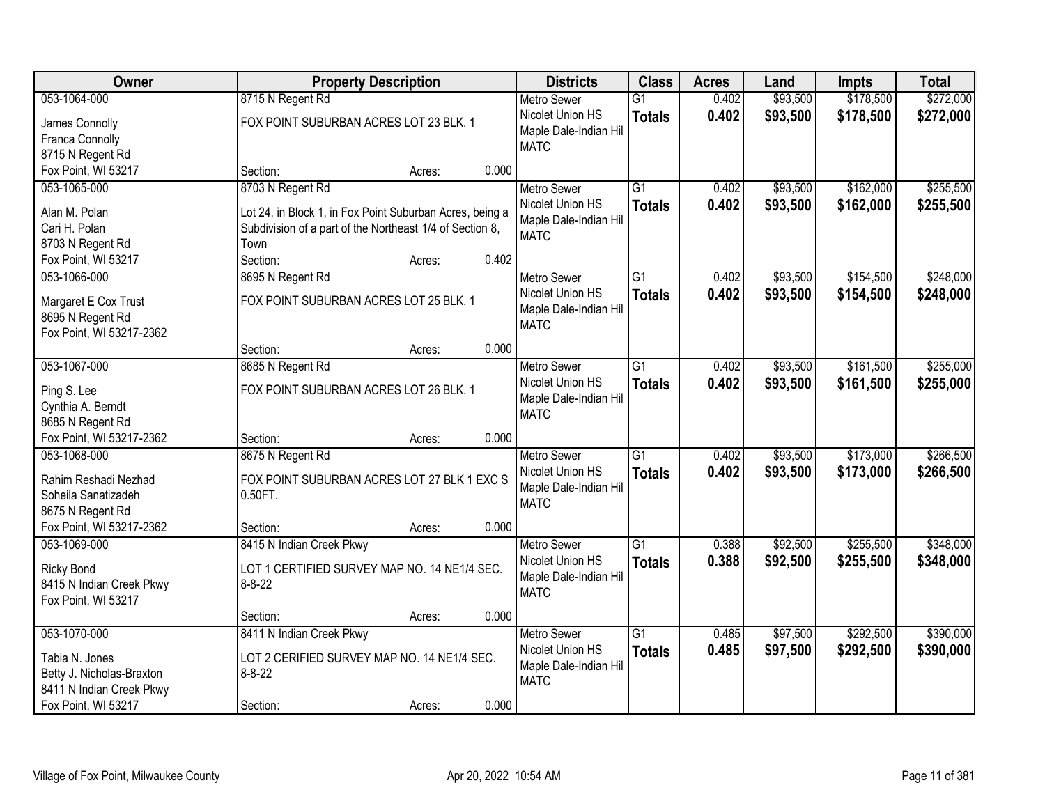| Owner | Property Description | | | Districts | Class | Acres | Land | Impts | Total |
|---|---|---|---|---|---|---|---|---|---|
| 053-1064-000<br>James Connolly<br>Franca Connolly<br>8715 N Regent Rd<br>Fox Point, WI 53217 | 8715 N Regent Rd<br>FOX POINT SUBURBAN ACRES LOT 23 BLK. 1<br>Section: | Acres: | 0.000 | Metro Sewer<br>Nicolet Union HS<br>Maple Dale-Indian Hill<br>MATC | G1<br>**Totals** | 0.402<br>**0.402** | $93,500<br>**$93,500** | $178,500<br>**$178,500** | $272,000<br>**$272,000** |
| 053-1065-000<br>Alan M. Polan<br>Cari H. Polan<br>8703 N Regent Rd<br>Fox Point, WI 53217 | 8703 N Regent Rd<br>Lot 24, in Block 1, in Fox Point Suburban Acres, being a Subdivision of a part of the Northeast 1/4 of Section 8, Town<br>Section: | Acres: | 0.402 | Metro Sewer<br>Nicolet Union HS<br>Maple Dale-Indian Hill<br>MATC | G1<br>**Totals** | 0.402<br>**0.402** | $93,500<br>**$93,500** | $162,000<br>**$162,000** | $255,500<br>**$255,500** |
| 053-1066-000<br>Margaret E Cox Trust<br>8695 N Regent Rd<br>Fox Point, WI 53217-2362 | 8695 N Regent Rd<br>FOX POINT SUBURBAN ACRES LOT 25 BLK. 1<br>Section: | Acres: | 0.000 | Metro Sewer<br>Nicolet Union HS<br>Maple Dale-Indian Hill<br>MATC | G1<br>**Totals** | 0.402<br>**0.402** | $93,500<br>**$93,500** | $154,500<br>**$154,500** | $248,000<br>**$248,000** |
| 053-1067-000<br>Ping S. Lee<br>Cynthia A. Berndt<br>8685 N Regent Rd<br>Fox Point, WI 53217-2362 | 8685 N Regent Rd<br>FOX POINT SUBURBAN ACRES LOT 26 BLK. 1<br>Section: | Acres: | 0.000 | Metro Sewer<br>Nicolet Union HS<br>Maple Dale-Indian Hill<br>MATC | G1<br>**Totals** | 0.402<br>**0.402** | $93,500<br>**$93,500** | $161,500<br>**$161,500** | $255,000<br>**$255,000** |
| 053-1068-000<br>Rahim Reshadi Nezhad<br>Soheila Sanatizadeh<br>8675 N Regent Rd<br>Fox Point, WI 53217-2362 | 8675 N Regent Rd<br>FOX POINT SUBURBAN ACRES LOT 27 BLK 1 EXC S 0.50FT.<br>Section: | Acres: | 0.000 | Metro Sewer<br>Nicolet Union HS<br>Maple Dale-Indian Hill<br>MATC | G1<br>**Totals** | 0.402<br>**0.402** | $93,500<br>**$93,500** | $173,000<br>**$173,000** | $266,500<br>**$266,500** |
| 053-1069-000<br>Ricky Bond<br>8415 N Indian Creek Pkwy<br>Fox Point, WI 53217 | 8415 N Indian Creek Pkwy<br>LOT 1 CERTIFIED SURVEY MAP NO. 14 NE1/4 SEC. 8-8-22<br>Section: | Acres: | 0.000 | Metro Sewer<br>Nicolet Union HS<br>Maple Dale-Indian Hill<br>MATC | G1<br>**Totals** | 0.388<br>**0.388** | $92,500<br>**$92,500** | $255,500<br>**$255,500** | $348,000<br>**$348,000** |
| 053-1070-000<br>Tabia N. Jones<br>Betty J. Nicholas-Braxton<br>8411 N Indian Creek Pkwy<br>Fox Point, WI 53217 | 8411 N Indian Creek Pkwy<br>LOT 2 CERIFIED SURVEY MAP NO. 14 NE1/4 SEC. 8-8-22<br>Section: | Acres: | 0.000 | Metro Sewer<br>Nicolet Union HS<br>Maple Dale-Indian Hill<br>MATC | G1<br>**Totals** | 0.485<br>**0.485** | $97,500<br>**$97,500** | $292,500<br>**$292,500** | $390,000<br>**$390,000** |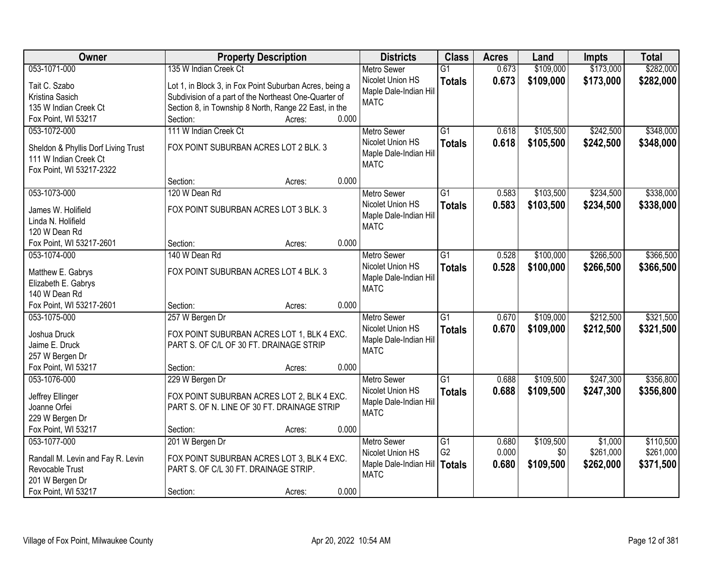| Owner | Property Description | Districts | Class | Acres | Land | Impts | Total |
|---|---|---|---|---|---|---|---|
| 053-1071-000<br>Tait C. Szabo<br>Kristina Sasich<br>135 W Indian Creek Ct<br>Fox Point, WI 53217 | 135 W Indian Creek Ct<br>Lot 1, in Block 3, in Fox Point Suburban Acres, being a Subdivision of a part of the Northeast One-Quarter of Section 8, in Township 8 North, Range 22 East, in the<br>Section: Acres: 0.000 | Metro Sewer<br>Nicolet Union HS<br>Maple Dale-Indian Hill<br>MATC | G1<br>**Totals** | 0.673<br>**0.673** | $109,000<br>**$109,000** | $173,000<br>**$173,000** | $282,000<br>**$282,000** |
| 053-1072-000<br>Sheldon & Phyllis Dorf Living Trust<br>111 W Indian Creek Ct<br>Fox Point, WI 53217-2322 | 111 W Indian Creek Ct<br>FOX POINT SUBURBAN ACRES LOT 2 BLK. 3<br>Section: Acres: 0.000 | Metro Sewer<br>Nicolet Union HS<br>Maple Dale-Indian Hill<br>MATC | G1<br>**Totals** | 0.618<br>**0.618** | $105,500<br>**$105,500** | $242,500<br>**$242,500** | $348,000<br>**$348,000** |
| 053-1073-000<br>James W. Holifield<br>Linda N. Holifield<br>120 W Dean Rd<br>Fox Point, WI 53217-2601 | 120 W Dean Rd<br>FOX POINT SUBURBAN ACRES LOT 3 BLK. 3<br>Section: Acres: 0.000 | Metro Sewer<br>Nicolet Union HS<br>Maple Dale-Indian Hill<br>MATC | G1<br>**Totals** | 0.583<br>**0.583** | $103,500<br>**$103,500** | $234,500<br>**$234,500** | $338,000<br>**$338,000** |
| 053-1074-000<br>Matthew E. Gabrys<br>Elizabeth E. Gabrys<br>140 W Dean Rd<br>Fox Point, WI 53217-2601 | 140 W Dean Rd<br>FOX POINT SUBURBAN ACRES LOT 4 BLK. 3<br>Section: Acres: 0.000 | Metro Sewer<br>Nicolet Union HS<br>Maple Dale-Indian Hill<br>MATC | G1<br>**Totals** | 0.528<br>**0.528** | $100,000<br>**$100,000** | $266,500<br>**$266,500** | $366,500<br>**$366,500** |
| 053-1075-000<br>Joshua Druck<br>Jaime E. Druck<br>257 W Bergen Dr<br>Fox Point, WI 53217 | 257 W Bergen Dr<br>FOX POINT SUBURBAN ACRES LOT 1, BLK 4 EXC. PART S. OF C/L OF 30 FT. DRAINAGE STRIP<br>Section: Acres: 0.000 | Metro Sewer<br>Nicolet Union HS<br>Maple Dale-Indian Hill<br>MATC | G1<br>**Totals** | 0.670<br>**0.670** | $109,000<br>**$109,000** | $212,500<br>**$212,500** | $321,500<br>**$321,500** |
| 053-1076-000<br>Jeffrey Ellinger<br>Joanne Orfei<br>229 W Bergen Dr<br>Fox Point, WI 53217 | 229 W Bergen Dr<br>FOX POINT SUBURBAN ACRES LOT 2, BLK 4 EXC. PART S. OF N. LINE OF 30 FT. DRAINAGE STRIP<br>Section: Acres: 0.000 | Metro Sewer<br>Nicolet Union HS<br>Maple Dale-Indian Hill<br>MATC | G1<br>**Totals** | 0.688<br>**0.688** | $109,500<br>**$109,500** | $247,300<br>**$247,300** | $356,800<br>**$356,800** |
| 053-1077-000<br>Randall M. Levin and Fay R. Levin Revocable Trust<br>201 W Bergen Dr<br>Fox Point, WI 53217 | 201 W Bergen Dr<br>FOX POINT SUBURBAN ACRES LOT 3, BLK 4 EXC. PART S. OF C/L 30 FT. DRAINAGE STRIP.<br>Section: Acres: 0.000 | Metro Sewer<br>Nicolet Union HS<br>Maple Dale-Indian Hill<br>MATC | G1<br>G2<br>**Totals** | 0.680<br>0.000<br>**0.680** | $109,500<br>$0<br>**$109,500** | $1,000<br>$261,000<br>**$262,000** | $110,500<br>$261,000<br>**$371,500** |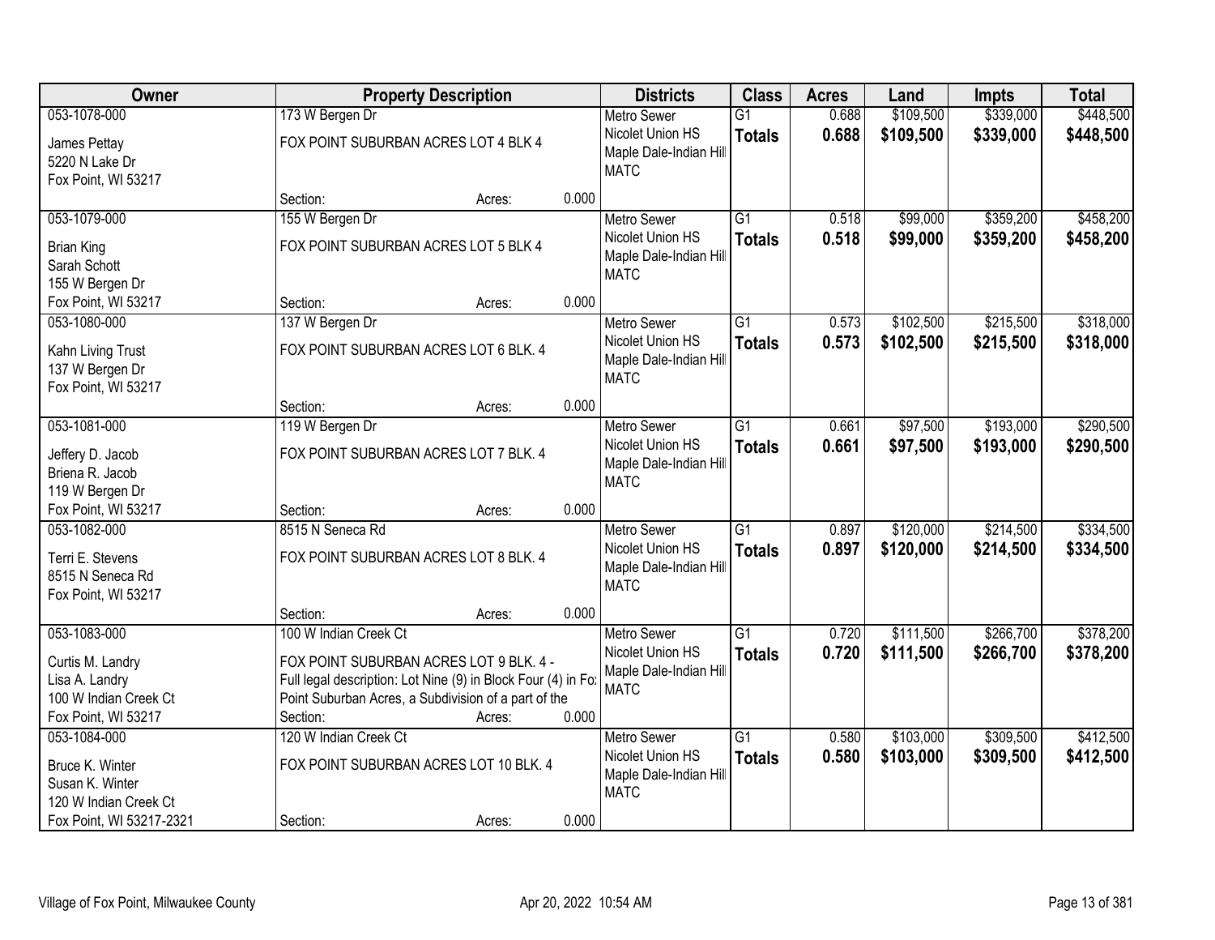| Owner | Property Description | Districts | Class | Acres | Land | Impts | Total |
|---|---|---|---|---|---|---|---|
| 053-1078-000<br>James Pettay<br>5220 N Lake Dr<br>Fox Point, WI 53217 | 173 W Bergen Dr<br>FOX POINT SUBURBAN ACRES LOT 4 BLK 4<br>Section: Acres: 0.000 | Metro Sewer<br>Nicolet Union HS<br>Maple Dale-Indian Hill<br>MATC | G1<br>**Totals** | 0.688<br>**0.688** | $109,500<br>**$109,500** | $339,000<br>**$339,000** | $448,500<br>**$448,500** |
| 053-1079-000<br>Brian King<br>Sarah Schott<br>155 W Bergen Dr<br>Fox Point, WI 53217 | 155 W Bergen Dr<br>FOX POINT SUBURBAN ACRES LOT 5 BLK 4<br>Section: Acres: 0.000 | Metro Sewer<br>Nicolet Union HS<br>Maple Dale-Indian Hill<br>MATC | G1<br>**Totals** | 0.518<br>**0.518** | $99,000<br>**$99,000** | $359,200<br>**$359,200** | $458,200<br>**$458,200** |
| 053-1080-000<br>Kahn Living Trust<br>137 W Bergen Dr<br>Fox Point, WI 53217 | 137 W Bergen Dr<br>FOX POINT SUBURBAN ACRES LOT 6 BLK. 4<br>Section: Acres: 0.000 | Metro Sewer<br>Nicolet Union HS<br>Maple Dale-Indian Hill<br>MATC | G1<br>**Totals** | 0.573<br>**0.573** | $102,500<br>**$102,500** | $215,500<br>**$215,500** | $318,000<br>**$318,000** |
| 053-1081-000<br>Jeffery D. Jacob<br>Briena R. Jacob<br>119 W Bergen Dr<br>Fox Point, WI 53217 | 119 W Bergen Dr<br>FOX POINT SUBURBAN ACRES LOT 7 BLK. 4<br>Section: Acres: 0.000 | Metro Sewer<br>Nicolet Union HS<br>Maple Dale-Indian Hill<br>MATC | G1<br>**Totals** | 0.661<br>**0.661** | $97,500<br>**$97,500** | $193,000<br>**$193,000** | $290,500<br>**$290,500** |
| 053-1082-000<br>Terri E. Stevens<br>8515 N Seneca Rd<br>Fox Point, WI 53217 | 8515 N Seneca Rd<br>FOX POINT SUBURBAN ACRES LOT 8 BLK. 4<br>Section: Acres: 0.000 | Metro Sewer<br>Nicolet Union HS<br>Maple Dale-Indian Hill<br>MATC | G1<br>**Totals** | 0.897<br>**0.897** | $120,000<br>**$120,000** | $214,500<br>**$214,500** | $334,500<br>**$334,500** |
| 053-1083-000<br>Curtis M. Landry<br>Lisa A. Landry<br>100 W Indian Creek Ct<br>Fox Point, WI 53217 | 100 W Indian Creek Ct<br>FOX POINT SUBURBAN ACRES LOT 9 BLK. 4 - Full legal description: Lot Nine (9) in Block Four (4) in Fox Point Suburban Acres, a Subdivision of a part of the<br>Section: Acres: 0.000 | Metro Sewer<br>Nicolet Union HS<br>Maple Dale-Indian Hill<br>MATC | G1<br>**Totals** | 0.720<br>**0.720** | $111,500<br>**$111,500** | $266,700<br>**$266,700** | $378,200<br>**$378,200** |
| 053-1084-000<br>Bruce K. Winter<br>Susan K. Winter<br>120 W Indian Creek Ct<br>Fox Point, WI 53217-2321 | 120 W Indian Creek Ct<br>FOX POINT SUBURBAN ACRES LOT 10 BLK. 4<br>Section: Acres: 0.000 | Metro Sewer<br>Nicolet Union HS<br>Maple Dale-Indian Hill<br>MATC | G1<br>**Totals** | 0.580<br>**0.580** | $103,000<br>**$103,000** | $309,500<br>**$309,500** | $412,500<br>**$412,500** |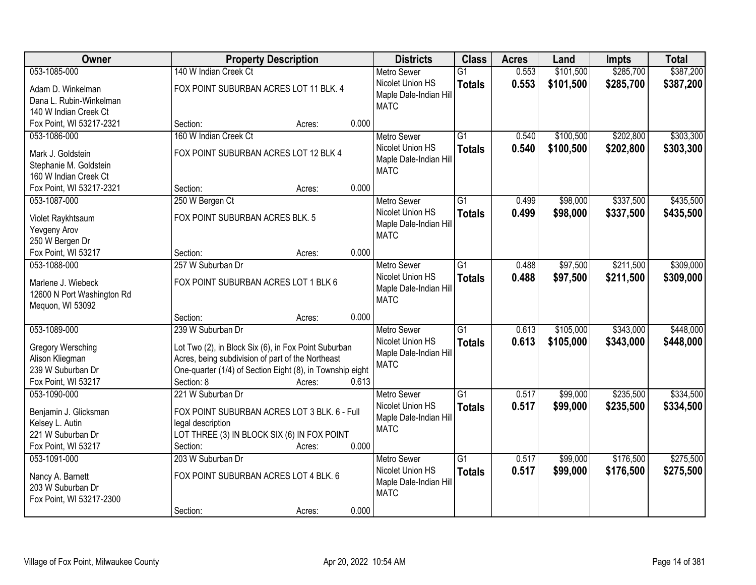| Owner | Property Description | Districts | Class | Acres | Land | Impts | Total |
|---|---|---|---|---|---|---|---|
| 053-1085-000<br>Adam D. Winkelman<br>Dana L. Rubin-Winkelman<br>140 W Indian Creek Ct<br>Fox Point, WI 53217-2321 | 140 W Indian Creek Ct<br>FOX POINT SUBURBAN ACRES LOT 11 BLK. 4<br>Section: Acres: 0.000 | Metro Sewer<br>Nicolet Union HS<br>Maple Dale-Indian Hill<br>MATC | G1<br>**Totals** | 0.553<br>**0.553** | $101,500<br>**$101,500** | $285,700<br>**$285,700** | $387,200<br>**$387,200** |
| 053-1086-000<br>Mark J. Goldstein<br>Stephanie M. Goldstein<br>160 W Indian Creek Ct<br>Fox Point, WI 53217-2321 | 160 W Indian Creek Ct<br>FOX POINT SUBURBAN ACRES LOT 12 BLK 4<br>Section: Acres: 0.000 | Metro Sewer<br>Nicolet Union HS<br>Maple Dale-Indian Hill<br>MATC | G1<br>**Totals** | 0.540<br>**0.540** | $100,500<br>**$100,500** | $202,800<br>**$202,800** | $303,300<br>**$303,300** |
| 053-1087-000<br>Violet Raykhtsaum<br>Yevgeny Arov<br>250 W Bergen Dr<br>Fox Point, WI 53217 | 250 W Bergen Ct<br>FOX POINT SUBURBAN ACRES BLK. 5<br>Section: Acres: 0.000 | Metro Sewer<br>Nicolet Union HS<br>Maple Dale-Indian Hill<br>MATC | G1<br>**Totals** | 0.499<br>**0.499** | $98,000<br>**$98,000** | $337,500<br>**$337,500** | $435,500<br>**$435,500** |
| 053-1088-000<br>Marlene J. Wiebeck<br>12600 N Port Washington Rd<br>Mequon, WI 53092 | 257 W Suburban Dr<br>FOX POINT SUBURBAN ACRES LOT 1 BLK 6<br>Section: Acres: 0.000 | Metro Sewer<br>Nicolet Union HS<br>Maple Dale-Indian Hill<br>MATC | G1<br>**Totals** | 0.488<br>**0.488** | $97,500<br>**$97,500** | $211,500<br>**$211,500** | $309,000<br>**$309,000** |
| 053-1089-000<br>Gregory Wersching<br>Alison Kliegman<br>239 W Suburban Dr<br>Fox Point, WI 53217 | 239 W Suburban Dr<br>Lot Two (2), in Block Six (6), in Fox Point Suburban Acres, being subdivision of part of the Northeast One-quarter (1/4) of Section Eight (8), in Township eight<br>Section: 8 Acres: 0.613 | Metro Sewer<br>Nicolet Union HS<br>Maple Dale-Indian Hill<br>MATC | G1<br>**Totals** | 0.613<br>**0.613** | $105,000<br>**$105,000** | $343,000<br>**$343,000** | $448,000<br>**$448,000** |
| 053-1090-000<br>Benjamin J. Glicksman<br>Kelsey L. Autin<br>221 W Suburban Dr<br>Fox Point, WI 53217 | 221 W Suburban Dr<br>FOX POINT SUBURBAN ACRES LOT 3 BLK. 6 - Full legal description<br>LOT THREE (3) IN BLOCK SIX (6) IN FOX POINT<br>Section: Acres: 0.000 | Metro Sewer<br>Nicolet Union HS<br>Maple Dale-Indian Hill<br>MATC | G1<br>**Totals** | 0.517<br>**0.517** | $99,000<br>**$99,000** | $235,500<br>**$235,500** | $334,500<br>**$334,500** |
| 053-1091-000<br>Nancy A. Barnett<br>203 W Suburban Dr<br>Fox Point, WI 53217-2300 | 203 W Suburban Dr<br>FOX POINT SUBURBAN ACRES LOT 4 BLK. 6<br>Section: Acres: 0.000 | Metro Sewer<br>Nicolet Union HS<br>Maple Dale-Indian Hill<br>MATC | G1<br>**Totals** | 0.517<br>**0.517** | $99,000<br>**$99,000** | $176,500<br>**$176,500** | $275,500<br>**$275,500** |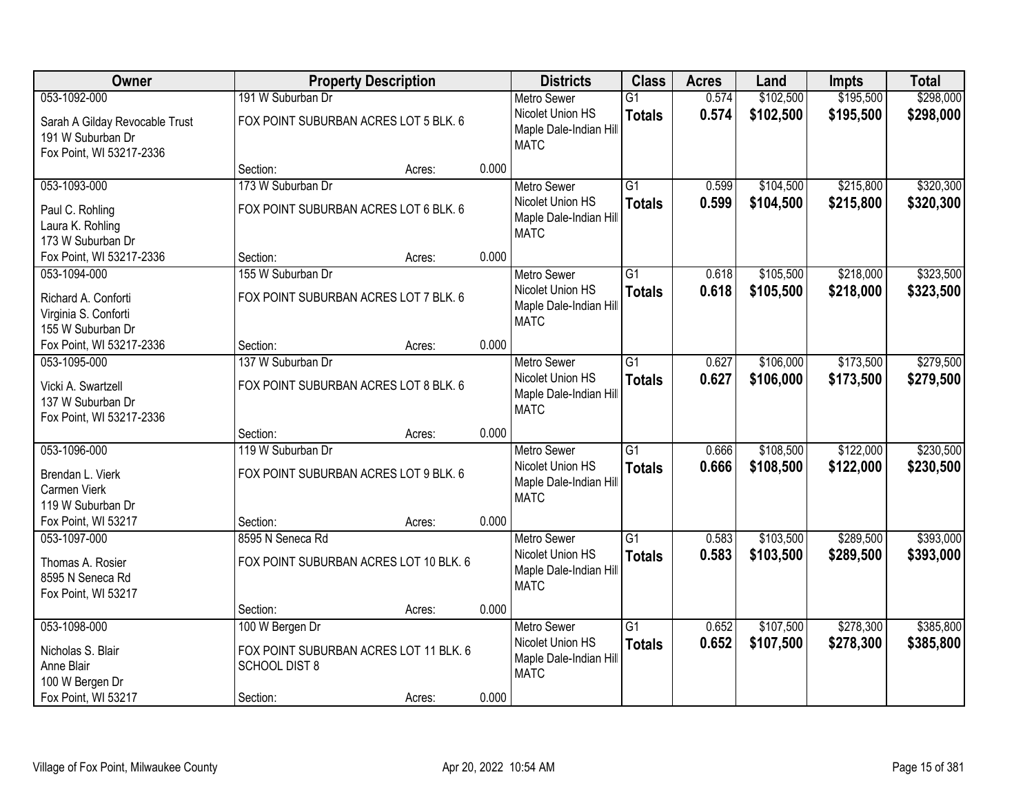| Owner | Property Description | | | Districts | Class | Acres | Land | Impts | Total |
|---|---|---|---|---|---|---|---|---|---|
| 053-1092-000<br><br>Sarah A Gilday Revocable Trust<br>191 W Suburban Dr<br>Fox Point, WI 53217-2336 | 191 W Suburban Dr<br><br>FOX POINT SUBURBAN ACRES LOT 5 BLK. 6<br><br>Section: | Acres: | 0.000 | Metro Sewer<br>Nicolet Union HS<br>Maple Dale-Indian Hill<br>MATC | G1<br>**Totals** | 0.574<br>**0.574** | \$102,500<br>**\$102,500** | \$195,500<br>**\$195,500** | \$298,000<br>**\$298,000** |
| 053-1093-000<br><br>Paul C. Rohling<br>Laura K. Rohling<br>173 W Suburban Dr<br>Fox Point, WI 53217-2336 | 173 W Suburban Dr<br><br>FOX POINT SUBURBAN ACRES LOT 6 BLK. 6<br><br>Section: | Acres: | 0.000 | Metro Sewer<br>Nicolet Union HS<br>Maple Dale-Indian Hill<br>MATC | G1<br>**Totals** | 0.599<br>**0.599** | \$104,500<br>**\$104,500** | \$215,800<br>**\$215,800** | \$320,300<br>**\$320,300** |
| 053-1094-000<br><br>Richard A. Conforti<br>Virginia S. Conforti<br>155 W Suburban Dr<br>Fox Point, WI 53217-2336 | 155 W Suburban Dr<br><br>FOX POINT SUBURBAN ACRES LOT 7 BLK. 6<br><br>Section: | Acres: | 0.000 | Metro Sewer<br>Nicolet Union HS<br>Maple Dale-Indian Hill<br>MATC | G1<br>**Totals** | 0.618<br>**0.618** | \$105,500<br>**\$105,500** | \$218,000<br>**\$218,000** | \$323,500<br>**\$323,500** |
| 053-1095-000<br><br>Vicki A. Swartzell<br>137 W Suburban Dr<br>Fox Point, WI 53217-2336 | 137 W Suburban Dr<br><br>FOX POINT SUBURBAN ACRES LOT 8 BLK. 6<br><br>Section: | Acres: | 0.000 | Metro Sewer<br>Nicolet Union HS<br>Maple Dale-Indian Hill<br>MATC | G1<br>**Totals** | 0.627<br>**0.627** | \$106,000<br>**\$106,000** | \$173,500<br>**\$173,500** | \$279,500<br>**\$279,500** |
| 053-1096-000<br><br>Brendan L. Vierk<br>Carmen Vierk<br>119 W Suburban Dr<br>Fox Point, WI 53217 | 119 W Suburban Dr<br><br>FOX POINT SUBURBAN ACRES LOT 9 BLK. 6<br><br>Section: | Acres: | 0.000 | Metro Sewer<br>Nicolet Union HS<br>Maple Dale-Indian Hill<br>MATC | G1<br>**Totals** | 0.666<br>**0.666** | \$108,500<br>**\$108,500** | \$122,000<br>**\$122,000** | \$230,500<br>**\$230,500** |
| 053-1097-000<br><br>Thomas A. Rosier<br>8595 N Seneca Rd<br>Fox Point, WI 53217 | 8595 N Seneca Rd<br><br>FOX POINT SUBURBAN ACRES LOT 10 BLK. 6<br><br>Section: | Acres: | 0.000 | Metro Sewer<br>Nicolet Union HS<br>Maple Dale-Indian Hill<br>MATC | G1<br>**Totals** | 0.583<br>**0.583** | \$103,500<br>**\$103,500** | \$289,500<br>**\$289,500** | \$393,000<br>**\$393,000** |
| 053-1098-000<br><br>Nicholas S. Blair<br>Anne Blair<br>100 W Bergen Dr<br>Fox Point, WI 53217 | 100 W Bergen Dr<br><br>FOX POINT SUBURBAN ACRES LOT 11 BLK. 6<br>SCHOOL DIST 8<br><br>Section: | Acres: | 0.000 | Metro Sewer<br>Nicolet Union HS<br>Maple Dale-Indian Hill<br>MATC | G1<br>**Totals** | 0.652<br>**0.652** | \$107,500<br>**\$107,500** | \$278,300<br>**\$278,300** | \$385,800<br>**\$385,800** |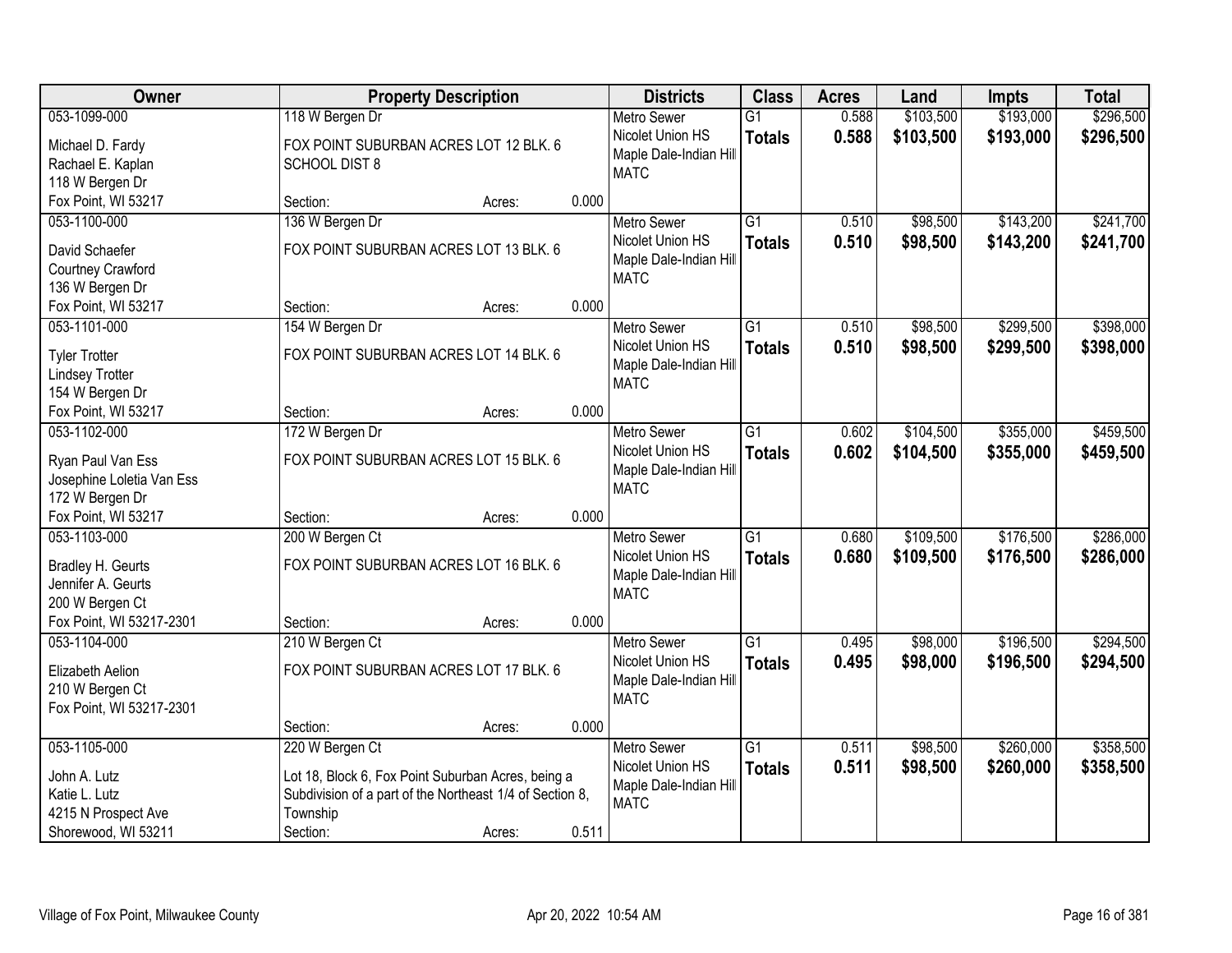| Owner | Property Description | Districts | Class | Acres | Land | Impts | Total |
|---|---|---|---|---|---|---|---|
| 053-1099-000<br>Michael D. Fardy<br>Rachael E. Kaplan<br>118 W Bergen Dr<br>Fox Point, WI 53217 | 118 W Bergen Dr<br>FOX POINT SUBURBAN ACRES LOT 12 BLK. 6 SCHOOL DIST 8<br>Section: Acres: 0.000 | Metro Sewer<br>Nicolet Union HS<br>Maple Dale-Indian Hill<br>MATC | G1<br>**Totals** | 0.588<br>**0.588** | $103,500<br>**$103,500** | $193,000<br>**$193,000** | $296,500<br>**$296,500** |
| 053-1100-000<br>David Schaefer<br>Courtney Crawford<br>136 W Bergen Dr<br>Fox Point, WI 53217 | 136 W Bergen Dr<br>FOX POINT SUBURBAN ACRES LOT 13 BLK. 6<br>Section: Acres: 0.000 | Metro Sewer<br>Nicolet Union HS<br>Maple Dale-Indian Hill<br>MATC | G1<br>**Totals** | 0.510<br>**0.510** | $98,500<br>**$98,500** | $143,200<br>**$143,200** | $241,700<br>**$241,700** |
| 053-1101-000<br>Tyler Trotter<br>Lindsey Trotter<br>154 W Bergen Dr<br>Fox Point, WI 53217 | 154 W Bergen Dr<br>FOX POINT SUBURBAN ACRES LOT 14 BLK. 6<br>Section: Acres: 0.000 | Metro Sewer<br>Nicolet Union HS<br>Maple Dale-Indian Hill<br>MATC | G1<br>**Totals** | 0.510<br>**0.510** | $98,500<br>**$98,500** | $299,500<br>**$299,500** | $398,000<br>**$398,000** |
| 053-1102-000<br>Ryan Paul Van Ess<br>Josephine Loletia Van Ess<br>172 W Bergen Dr<br>Fox Point, WI 53217 | 172 W Bergen Dr<br>FOX POINT SUBURBAN ACRES LOT 15 BLK. 6<br>Section: Acres: 0.000 | Metro Sewer<br>Nicolet Union HS<br>Maple Dale-Indian Hill<br>MATC | G1<br>**Totals** | 0.602<br>**0.602** | $104,500<br>**$104,500** | $355,000<br>**$355,000** | $459,500<br>**$459,500** |
| 053-1103-000<br>Bradley H. Geurts<br>Jennifer A. Geurts<br>200 W Bergen Ct<br>Fox Point, WI 53217-2301 | 200 W Bergen Ct<br>FOX POINT SUBURBAN ACRES LOT 16 BLK. 6<br>Section: Acres: 0.000 | Metro Sewer<br>Nicolet Union HS<br>Maple Dale-Indian Hill<br>MATC | G1<br>**Totals** | 0.680<br>**0.680** | $109,500<br>**$109,500** | $176,500<br>**$176,500** | $286,000<br>**$286,000** |
| 053-1104-000<br>Elizabeth Aelion<br>210 W Bergen Ct<br>Fox Point, WI 53217-2301 | 210 W Bergen Ct<br>FOX POINT SUBURBAN ACRES LOT 17 BLK. 6<br>Section: Acres: 0.000 | Metro Sewer<br>Nicolet Union HS<br>Maple Dale-Indian Hill<br>MATC | G1<br>**Totals** | 0.495<br>**0.495** | $98,000<br>**$98,000** | $196,500<br>**$196,500** | $294,500<br>**$294,500** |
| 053-1105-000<br>John A. Lutz<br>Katie L. Lutz<br>4215 N Prospect Ave<br>Shorewood, WI 53211 | 220 W Bergen Ct<br>Lot 18, Block 6, Fox Point Suburban Acres, being a Subdivision of a part of the Northeast 1/4 of Section 8, Township<br>Section: Acres: 0.511 | Metro Sewer<br>Nicolet Union HS<br>Maple Dale-Indian Hill<br>MATC | G1<br>**Totals** | 0.511<br>**0.511** | $98,500<br>**$98,500** | $260,000<br>**$260,000** | $358,500<br>**$358,500** |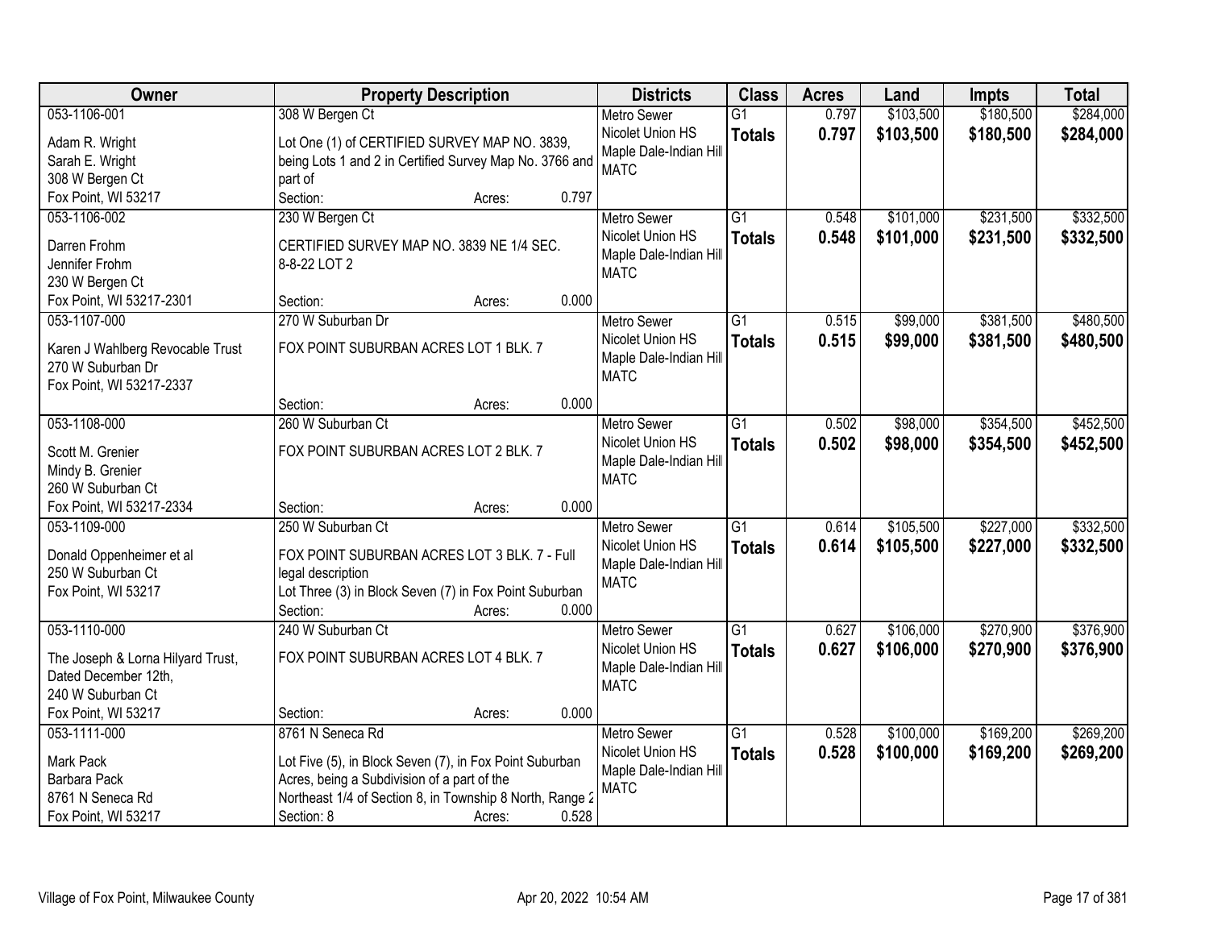| Owner | Property Description | Districts | Class | Acres | Land | Impts | Total |
|---|---|---|---|---|---|---|---|
| 053-1106-001<br>Adam R. Wright<br>Sarah E. Wright<br>308 W Bergen Ct<br>Fox Point, WI 53217 | 308 W Bergen Ct<br>Lot One (1) of CERTIFIED SURVEY MAP NO. 3839, being Lots 1 and 2 in Certified Survey Map No. 3766 and part of<br>Section: Acres: 0.797 | Metro Sewer<br>Nicolet Union HS<br>Maple Dale-Indian Hill<br>MATC | G1<br>**Totals** | 0.797<br>**0.797** | $103,500<br>**$103,500** | $180,500<br>**$180,500** | $284,000<br>**$284,000** |
| 053-1106-002<br>Darren Frohm<br>Jennifer Frohm<br>230 W Bergen Ct<br>Fox Point, WI 53217-2301 | 230 W Bergen Ct<br>CERTIFIED SURVEY MAP NO. 3839 NE 1/4 SEC. 8-8-22 LOT 2<br>Section: Acres: 0.000 | Metro Sewer<br>Nicolet Union HS<br>Maple Dale-Indian Hill<br>MATC | G1<br>**Totals** | 0.548<br>**0.548** | $101,000<br>**$101,000** | $231,500<br>**$231,500** | $332,500<br>**$332,500** |
| 053-1107-000<br>Karen J Wahlberg Revocable Trust<br>270 W Suburban Dr<br>Fox Point, WI 53217-2337 | 270 W Suburban Dr<br>FOX POINT SUBURBAN ACRES LOT 1 BLK. 7<br>Section: Acres: 0.000 | Metro Sewer<br>Nicolet Union HS<br>Maple Dale-Indian Hill<br>MATC | G1<br>**Totals** | 0.515<br>**0.515** | $99,000<br>**$99,000** | $381,500<br>**$381,500** | $480,500<br>**$480,500** |
| 053-1108-000<br>Scott M. Grenier<br>Mindy B. Grenier<br>260 W Suburban Ct<br>Fox Point, WI 53217-2334 | 260 W Suburban Ct<br>FOX POINT SUBURBAN ACRES LOT 2 BLK. 7<br>Section: Acres: 0.000 | Metro Sewer<br>Nicolet Union HS<br>Maple Dale-Indian Hill<br>MATC | G1<br>**Totals** | 0.502<br>**0.502** | $98,000<br>**$98,000** | $354,500<br>**$354,500** | $452,500<br>**$452,500** |
| 053-1109-000<br>Donald Oppenheimer et al<br>250 W Suburban Ct<br>Fox Point, WI 53217 | 250 W Suburban Ct<br>FOX POINT SUBURBAN ACRES LOT 3 BLK. 7 - Full legal description<br>Lot Three (3) in Block Seven (7) in Fox Point Suburban<br>Section: Acres: 0.000 | Metro Sewer<br>Nicolet Union HS<br>Maple Dale-Indian Hill<br>MATC | G1<br>**Totals** | 0.614<br>**0.614** | $105,500<br>**$105,500** | $227,000<br>**$227,000** | $332,500<br>**$332,500** |
| 053-1110-000<br>The Joseph & Lorna Hilyard Trust, Dated December 12th,<br>240 W Suburban Ct<br>Fox Point, WI 53217 | 240 W Suburban Ct<br>FOX POINT SUBURBAN ACRES LOT 4 BLK. 7<br>Section: Acres: 0.000 | Metro Sewer<br>Nicolet Union HS<br>Maple Dale-Indian Hill<br>MATC | G1<br>**Totals** | 0.627<br>**0.627** | $106,000<br>**$106,000** | $270,900<br>**$270,900** | $376,900<br>**$376,900** |
| 053-1111-000<br>Mark Pack<br>Barbara Pack<br>8761 N Seneca Rd<br>Fox Point, WI 53217 | 8761 N Seneca Rd<br>Lot Five (5), in Block Seven (7), in Fox Point Suburban Acres, being a Subdivision of a part of the Northeast 1/4 of Section 8, in Township 8 North, Range 2<br>Section: 8 Acres: 0.528 | Metro Sewer<br>Nicolet Union HS<br>Maple Dale-Indian Hill<br>MATC | G1<br>**Totals** | 0.528<br>**0.528** | $100,000<br>**$100,000** | $169,200<br>**$169,200** | $269,200<br>**$269,200** |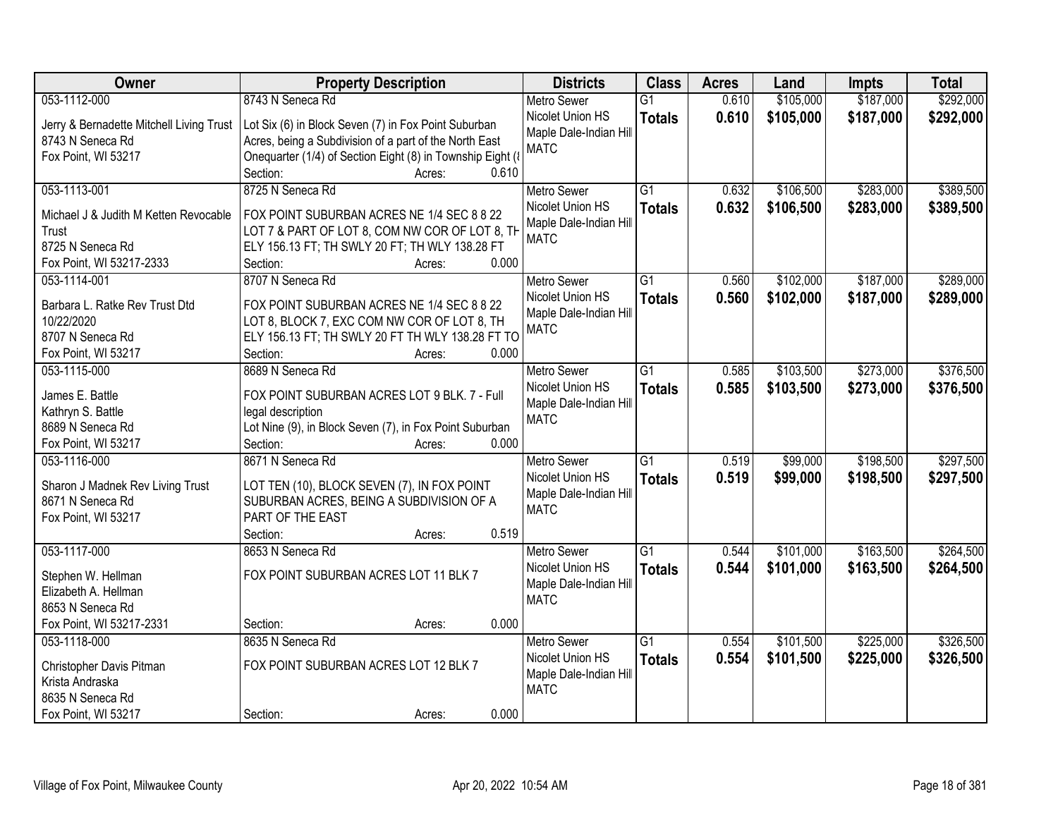| Owner | Property Description | Districts | Class | Acres | Land | Impts | Total |
|---|---|---|---|---|---|---|---|
| 053-1112-000<br>Jerry & Bernadette Mitchell Living Trust<br>8743 N Seneca Rd<br>Fox Point, WI 53217 | 8743 N Seneca Rd<br>Lot Six (6) in Block Seven (7) in Fox Point Suburban Acres, being a Subdivision of a part of the North East Onequarter (1/4) of Section Eight (8) in Township Eight (8<br>Section: Acres: 0.610 | Metro Sewer<br>Nicolet Union HS<br>Maple Dale-Indian Hill<br>MATC | G1<br>**Totals** | 0.610<br>**0.610** | $105,000<br>**$105,000** | $187,000<br>**$187,000** | $292,000<br>**$292,000** |
| 053-1113-001<br>Michael J & Judith M Ketten Revocable Trust<br>8725 N Seneca Rd<br>Fox Point, WI 53217-2333 | 8725 N Seneca Rd<br>FOX POINT SUBURBAN ACRES NE 1/4 SEC 8 8 22 LOT 7 & PART OF LOT 8, COM NW COR OF LOT 8, TH ELY 156.13 FT; TH SWLY 20 FT; TH WLY 138.28 FT<br>Section: Acres: 0.000 | Metro Sewer<br>Nicolet Union HS<br>Maple Dale-Indian Hill<br>MATC | G1<br>**Totals** | 0.632<br>**0.632** | $106,500<br>**$106,500** | $283,000<br>**$283,000** | $389,500<br>**$389,500** |
| 053-1114-001<br>Barbara L. Ratke Rev Trust Dtd 10/22/2020<br>8707 N Seneca Rd<br>Fox Point, WI 53217 | 8707 N Seneca Rd<br>FOX POINT SUBURBAN ACRES NE 1/4 SEC 8 8 22 LOT 8, BLOCK 7, EXC COM NW COR OF LOT 8, TH ELY 156.13 FT; TH SWLY 20 FT TH WLY 138.28 FT TO<br>Section: Acres: 0.000 | Metro Sewer<br>Nicolet Union HS<br>Maple Dale-Indian Hill<br>MATC | G1<br>**Totals** | 0.560<br>**0.560** | $102,000<br>**$102,000** | $187,000<br>**$187,000** | $289,000<br>**$289,000** |
| 053-1115-000<br>James E. Battle<br>Kathryn S. Battle<br>8689 N Seneca Rd<br>Fox Point, WI 53217 | 8689 N Seneca Rd<br>FOX POINT SUBURBAN ACRES LOT 9 BLK. 7 - Full legal description<br>Lot Nine (9), in Block Seven (7), in Fox Point Suburban<br>Section: Acres: 0.000 | Metro Sewer<br>Nicolet Union HS<br>Maple Dale-Indian Hill<br>MATC | G1<br>**Totals** | 0.585<br>**0.585** | $103,500<br>**$103,500** | $273,000<br>**$273,000** | $376,500<br>**$376,500** |
| 053-1116-000<br>Sharon J Madnek Rev Living Trust<br>8671 N Seneca Rd<br>Fox Point, WI 53217 | 8671 N Seneca Rd<br>LOT TEN (10), BLOCK SEVEN (7), IN FOX POINT SUBURBAN ACRES, BEING A SUBDIVISION OF A PART OF THE EAST<br>Section: Acres: 0.519 | Metro Sewer<br>Nicolet Union HS<br>Maple Dale-Indian Hill<br>MATC | G1<br>**Totals** | 0.519<br>**0.519** | $99,000<br>**$99,000** | $198,500<br>**$198,500** | $297,500<br>**$297,500** |
| 053-1117-000<br>Stephen W. Hellman<br>Elizabeth A. Hellman<br>8653 N Seneca Rd<br>Fox Point, WI 53217-2331 | 8653 N Seneca Rd<br>FOX POINT SUBURBAN ACRES LOT 11 BLK 7<br>Section: Acres: 0.000 | Metro Sewer<br>Nicolet Union HS<br>Maple Dale-Indian Hill<br>MATC | G1<br>**Totals** | 0.544<br>**0.544** | $101,000<br>**$101,000** | $163,500<br>**$163,500** | $264,500<br>**$264,500** |
| 053-1118-000<br>Christopher Davis Pitman<br>Krista Andraska<br>8635 N Seneca Rd<br>Fox Point, WI 53217 | 8635 N Seneca Rd<br>FOX POINT SUBURBAN ACRES LOT 12 BLK 7<br>Section: Acres: 0.000 | Metro Sewer<br>Nicolet Union HS<br>Maple Dale-Indian Hill<br>MATC | G1<br>**Totals** | 0.554<br>**0.554** | $101,500<br>**$101,500** | $225,000<br>**$225,000** | $326,500<br>**$326,500** |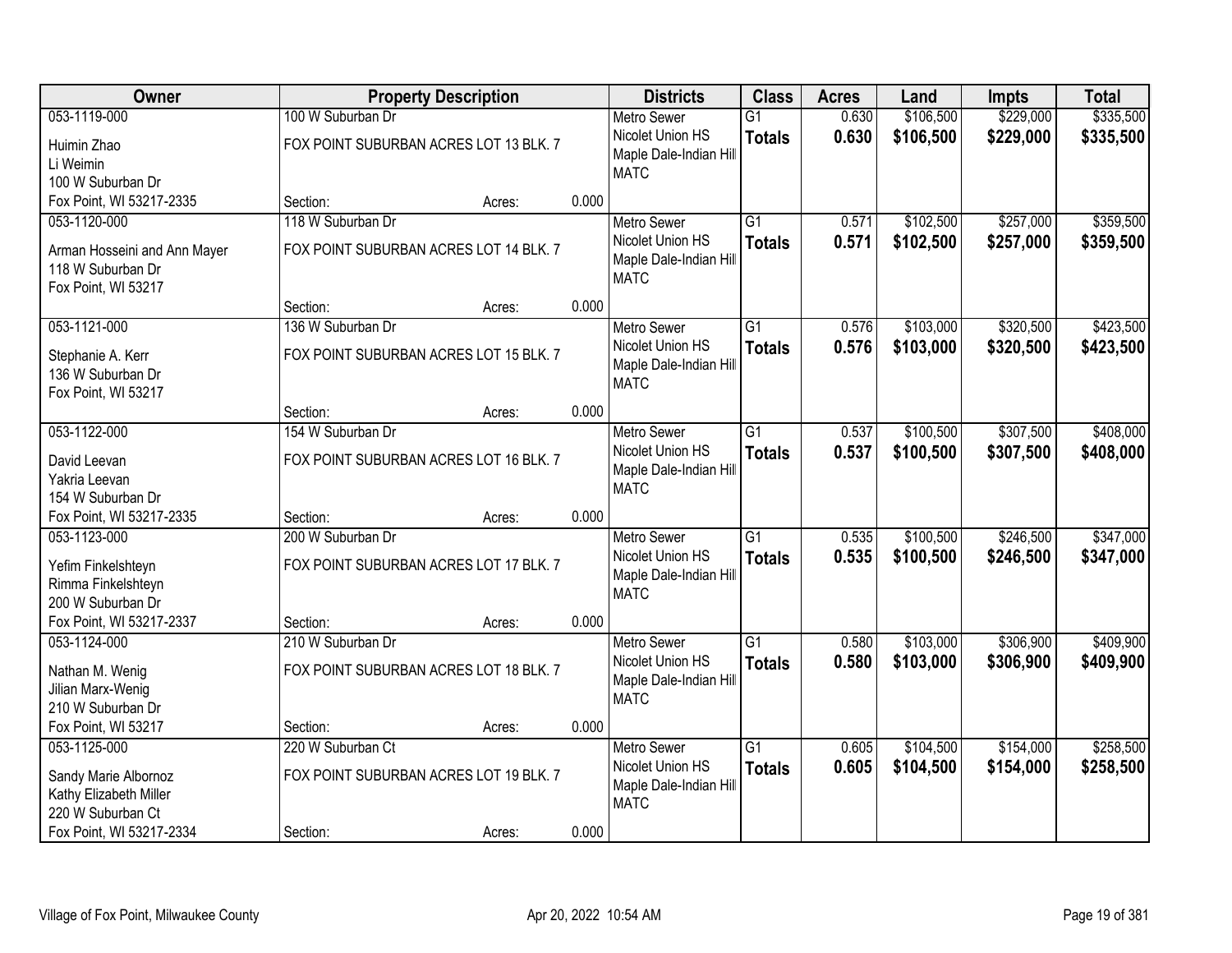| Owner | Property Description | | | Districts | Class | Acres | Land | Impts | Total |
|---|---|---|---|---|---|---|---|---|---|
| 053-1119-000<br>Huimin Zhao<br>Li Weimin<br>100 W Suburban Dr<br>Fox Point, WI 53217-2335 | 100 W Suburban Dr<br>FOX POINT SUBURBAN ACRES LOT 13 BLK. 7<br>Section: | Acres: | 0.000 | Metro Sewer<br>Nicolet Union HS<br>Maple Dale-Indian Hill<br>MATC | G1<br>**Totals** | 0.630<br>**0.630** | $106,500<br>**$106,500** | $229,000<br>**$229,000** | $335,500<br>**$335,500** |
| 053-1120-000<br>Arman Hosseini and Ann Mayer<br>118 W Suburban Dr<br>Fox Point, WI 53217 | 118 W Suburban Dr<br>FOX POINT SUBURBAN ACRES LOT 14 BLK. 7<br>Section: | Acres: | 0.000 | Metro Sewer<br>Nicolet Union HS<br>Maple Dale-Indian Hill<br>MATC | G1<br>**Totals** | 0.571<br>**0.571** | $102,500<br>**$102,500** | $257,000<br>**$257,000** | $359,500<br>**$359,500** |
| 053-1121-000<br>Stephanie A. Kerr<br>136 W Suburban Dr<br>Fox Point, WI 53217 | 136 W Suburban Dr<br>FOX POINT SUBURBAN ACRES LOT 15 BLK. 7<br>Section: | Acres: | 0.000 | Metro Sewer<br>Nicolet Union HS<br>Maple Dale-Indian Hill<br>MATC | G1<br>**Totals** | 0.576<br>**0.576** | $103,000<br>**$103,000** | $320,500<br>**$320,500** | $423,500<br>**$423,500** |
| 053-1122-000<br>David Leevan<br>Yakria Leevan<br>154 W Suburban Dr<br>Fox Point, WI 53217-2335 | 154 W Suburban Dr<br>FOX POINT SUBURBAN ACRES LOT 16 BLK. 7<br>Section: | Acres: | 0.000 | Metro Sewer<br>Nicolet Union HS<br>Maple Dale-Indian Hill<br>MATC | G1<br>**Totals** | 0.537<br>**0.537** | $100,500<br>**$100,500** | $307,500<br>**$307,500** | $408,000<br>**$408,000** |
| 053-1123-000<br>Yefim Finkelshteyn<br>Rimma Finkelshteyn<br>200 W Suburban Dr<br>Fox Point, WI 53217-2337 | 200 W Suburban Dr<br>FOX POINT SUBURBAN ACRES LOT 17 BLK. 7<br>Section: | Acres: | 0.000 | Metro Sewer<br>Nicolet Union HS<br>Maple Dale-Indian Hill<br>MATC | G1<br>**Totals** | 0.535<br>**0.535** | $100,500<br>**$100,500** | $246,500<br>**$246,500** | $347,000<br>**$347,000** |
| 053-1124-000<br>Nathan M. Wenig<br>Jilian Marx-Wenig<br>210 W Suburban Dr<br>Fox Point, WI 53217 | 210 W Suburban Dr<br>FOX POINT SUBURBAN ACRES LOT 18 BLK. 7<br>Section: | Acres: | 0.000 | Metro Sewer<br>Nicolet Union HS<br>Maple Dale-Indian Hill<br>MATC | G1<br>**Totals** | 0.580<br>**0.580** | $103,000<br>**$103,000** | $306,900<br>**$306,900** | $409,900<br>**$409,900** |
| 053-1125-000<br>Sandy Marie Albornoz<br>Kathy Elizabeth Miller<br>220 W Suburban Ct<br>Fox Point, WI 53217-2334 | 220 W Suburban Ct<br>FOX POINT SUBURBAN ACRES LOT 19 BLK. 7<br>Section: | Acres: | 0.000 | Metro Sewer<br>Nicolet Union HS<br>Maple Dale-Indian Hill<br>MATC | G1<br>**Totals** | 0.605<br>**0.605** | $104,500<br>**$104,500** | $154,000<br>**$154,000** | $258,500<br>**$258,500** |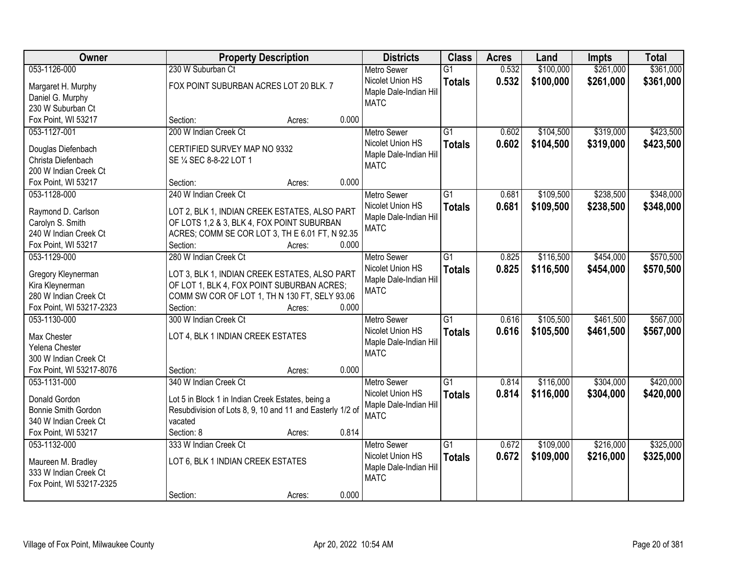| Owner | Property Description | Districts | Class | Acres | Land | Impts | Total |
|---|---|---|---|---|---|---|---|
| 053-1126-000<br>Margaret H. Murphy<br>Daniel G. Murphy<br>230 W Suburban Ct<br>Fox Point, WI 53217 | 230 W Suburban Ct<br>FOX POINT SUBURBAN ACRES LOT 20 BLK. 7<br>Section: Acres: 0.000 | Metro Sewer<br>Nicolet Union HS<br>Maple Dale-Indian Hill<br>MATC | G1<br>**Totals** | 0.532<br>**0.532** | $100,000<br>**$100,000** | $261,000<br>**$261,000** | $361,000<br>**$361,000** |
| 053-1127-001<br>Douglas Diefenbach<br>Christa Diefenbach<br>200 W Indian Creek Ct<br>Fox Point, WI 53217 | 200 W Indian Creek Ct<br>CERTIFIED SURVEY MAP NO 9332<br>SE ¼ SEC 8-8-22 LOT 1<br>Section: Acres: 0.000 | Metro Sewer<br>Nicolet Union HS<br>Maple Dale-Indian Hill<br>MATC | G1<br>**Totals** | 0.602<br>**0.602** | $104,500<br>**$104,500** | $319,000<br>**$319,000** | $423,500<br>**$423,500** |
| 053-1128-000<br>Raymond D. Carlson<br>Carolyn S. Smith<br>240 W Indian Creek Ct<br>Fox Point, WI 53217 | 240 W Indian Creek Ct<br>LOT 2, BLK 1, INDIAN CREEK ESTATES, ALSO PART OF LOTS 1,2 & 3, BLK 4, FOX POINT SUBURBAN ACRES; COMM SE COR LOT 3, TH E 6.01 FT, N 92.35<br>Section: Acres: 0.000 | Metro Sewer<br>Nicolet Union HS<br>Maple Dale-Indian Hill<br>MATC | G1<br>**Totals** | 0.681<br>**0.681** | $109,500<br>**$109,500** | $238,500<br>**$238,500** | $348,000<br>**$348,000** |
| 053-1129-000<br>Gregory Kleynerman<br>Kira Kleynerman<br>280 W Indian Creek Ct<br>Fox Point, WI 53217-2323 | 280 W Indian Creek Ct<br>LOT 3, BLK 1, INDIAN CREEK ESTATES, ALSO PART OF LOT 1, BLK 4, FOX POINT SUBURBAN ACRES; COMM SW COR OF LOT 1, TH N 130 FT, SELY 93.06<br>Section: Acres: 0.000 | Metro Sewer<br>Nicolet Union HS<br>Maple Dale-Indian Hill<br>MATC | G1<br>**Totals** | 0.825<br>**0.825** | $116,500<br>**$116,500** | $454,000<br>**$454,000** | $570,500<br>**$570,500** |
| 053-1130-000<br>Max Chester<br>Yelena Chester<br>300 W Indian Creek Ct<br>Fox Point, WI 53217-8076 | 300 W Indian Creek Ct<br>LOT 4, BLK 1 INDIAN CREEK ESTATES<br>Section: Acres: 0.000 | Metro Sewer<br>Nicolet Union HS<br>Maple Dale-Indian Hill<br>MATC | G1<br>**Totals** | 0.616<br>**0.616** | $105,500<br>**$105,500** | $461,500<br>**$461,500** | $567,000<br>**$567,000** |
| 053-1131-000<br>Donald Gordon<br>Bonnie Smith Gordon<br>340 W Indian Creek Ct<br>Fox Point, WI 53217 | 340 W Indian Creek Ct<br>Lot 5 in Block 1 in Indian Creek Estates, being a Resubdivision of Lots 8, 9, 10 and 11 and Easterly 1/2 of vacated<br>Section: 8 Acres: 0.814 | Metro Sewer<br>Nicolet Union HS<br>Maple Dale-Indian Hill<br>MATC | G1<br>**Totals** | 0.814<br>**0.814** | $116,000<br>**$116,000** | $304,000<br>**$304,000** | $420,000<br>**$420,000** |
| 053-1132-000<br>Maureen M. Bradley<br>333 W Indian Creek Ct<br>Fox Point, WI 53217-2325 | 333 W Indian Creek Ct<br>LOT 6, BLK 1 INDIAN CREEK ESTATES<br>Section: Acres: 0.000 | Metro Sewer<br>Nicolet Union HS<br>Maple Dale-Indian Hill<br>MATC | G1<br>**Totals** | 0.672<br>**0.672** | $109,000<br>**$109,000** | $216,000<br>**$216,000** | $325,000<br>**$325,000** |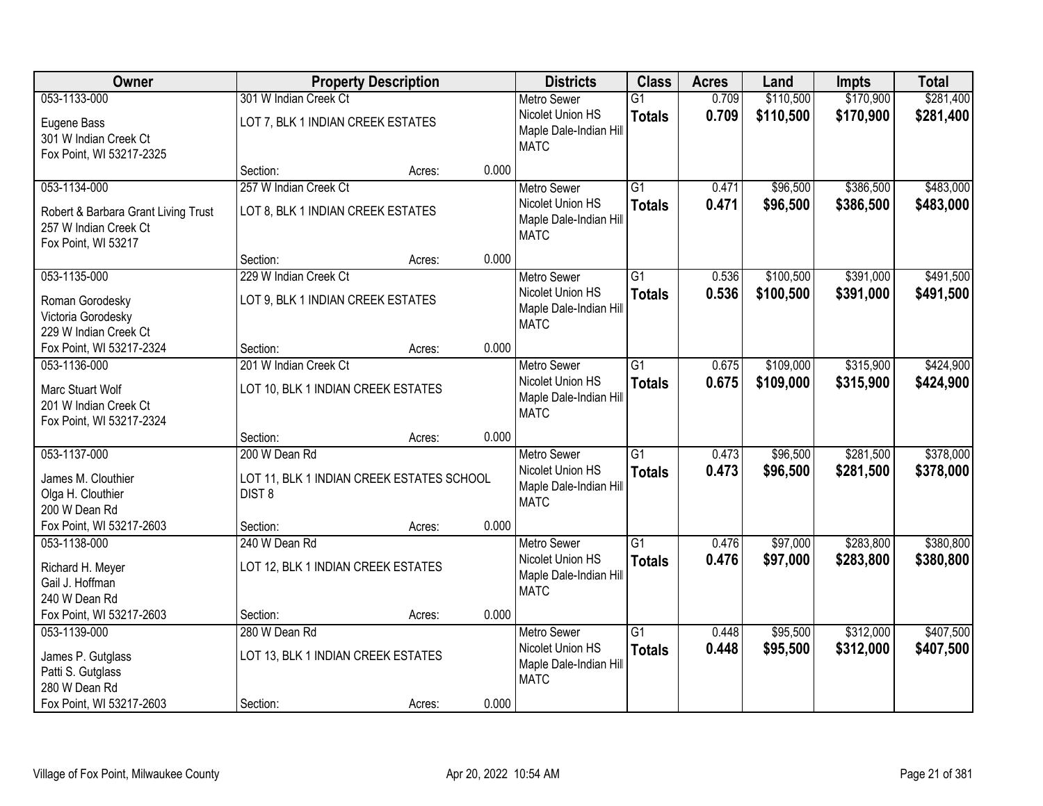| Owner | Property Description | | | Districts | Class | Acres | Land | Impts | Total |
|---|---|---|---|---|---|---|---|---|---|
| 053-1133-000 | 301 W Indian Creek Ct | | | Metro Sewer | G1 | 0.709 | $110,500 | $170,900 | $281,400 |
| Eugene Bass<br>301 W Indian Creek Ct<br>Fox Point, WI 53217-2325 | LOT 7, BLK 1 INDIAN CREEK ESTATES | | | Nicolet Union HS<br>Maple Dale-Indian Hill<br>MATC | **Totals** | **0.709** | **$110,500** | **$170,900** | **$281,400** |
| | Section: | Acres: | 0.000 | | | | | | |
| 053-1134-000 | 257 W Indian Creek Ct | | | Metro Sewer | G1 | 0.471 | $96,500 | $386,500 | $483,000 |
| Robert & Barbara Grant Living Trust<br>257 W Indian Creek Ct<br>Fox Point, WI 53217 | LOT 8, BLK 1 INDIAN CREEK ESTATES | | | Nicolet Union HS<br>Maple Dale-Indian Hill<br>MATC | **Totals** | **0.471** | **$96,500** | **$386,500** | **$483,000** |
| | Section: | Acres: | 0.000 | | | | | | |
| 053-1135-000 | 229 W Indian Creek Ct | | | Metro Sewer | G1 | 0.536 | $100,500 | $391,000 | $491,500 |
| Roman Gorodesky<br>Victoria Gorodesky<br>229 W Indian Creek Ct<br>Fox Point, WI 53217-2324 | LOT 9, BLK 1 INDIAN CREEK ESTATES | | | Nicolet Union HS<br>Maple Dale-Indian Hill<br>MATC | **Totals** | **0.536** | **$100,500** | **$391,000** | **$491,500** |
| | Section: | Acres: | 0.000 | | | | | | |
| 053-1136-000 | 201 W Indian Creek Ct | | | Metro Sewer | G1 | 0.675 | $109,000 | $315,900 | $424,900 |
| Marc Stuart Wolf<br>201 W Indian Creek Ct<br>Fox Point, WI 53217-2324 | LOT 10, BLK 1 INDIAN CREEK ESTATES | | | Nicolet Union HS<br>Maple Dale-Indian Hill<br>MATC | **Totals** | **0.675** | **$109,000** | **$315,900** | **$424,900** |
| | Section: | Acres: | 0.000 | | | | | | |
| 053-1137-000 | 200 W Dean Rd | | | Metro Sewer | G1 | 0.473 | $96,500 | $281,500 | $378,000 |
| James M. Clouthier<br>Olga H. Clouthier<br>200 W Dean Rd<br>Fox Point, WI 53217-2603 | LOT 11, BLK 1 INDIAN CREEK ESTATES SCHOOL DIST 8 | | | Nicolet Union HS<br>Maple Dale-Indian Hill<br>MATC | **Totals** | **0.473** | **$96,500** | **$281,500** | **$378,000** |
| | Section: | Acres: | 0.000 | | | | | | |
| 053-1138-000 | 240 W Dean Rd | | | Metro Sewer | G1 | 0.476 | $97,000 | $283,800 | $380,800 |
| Richard H. Meyer<br>Gail J. Hoffman<br>240 W Dean Rd<br>Fox Point, WI 53217-2603 | LOT 12, BLK 1 INDIAN CREEK ESTATES | | | Nicolet Union HS<br>Maple Dale-Indian Hill<br>MATC | **Totals** | **0.476** | **$97,000** | **$283,800** | **$380,800** |
| | Section: | Acres: | 0.000 | | | | | | |
| 053-1139-000 | 280 W Dean Rd | | | Metro Sewer | G1 | 0.448 | $95,500 | $312,000 | $407,500 |
| James P. Gutglass<br>Patti S. Gutglass<br>280 W Dean Rd<br>Fox Point, WI 53217-2603 | LOT 13, BLK 1 INDIAN CREEK ESTATES | | | Nicolet Union HS<br>Maple Dale-Indian Hill<br>MATC | **Totals** | **0.448** | **$95,500** | **$312,000** | **$407,500** |
| | Section: | Acres: | 0.000 | | | | | | |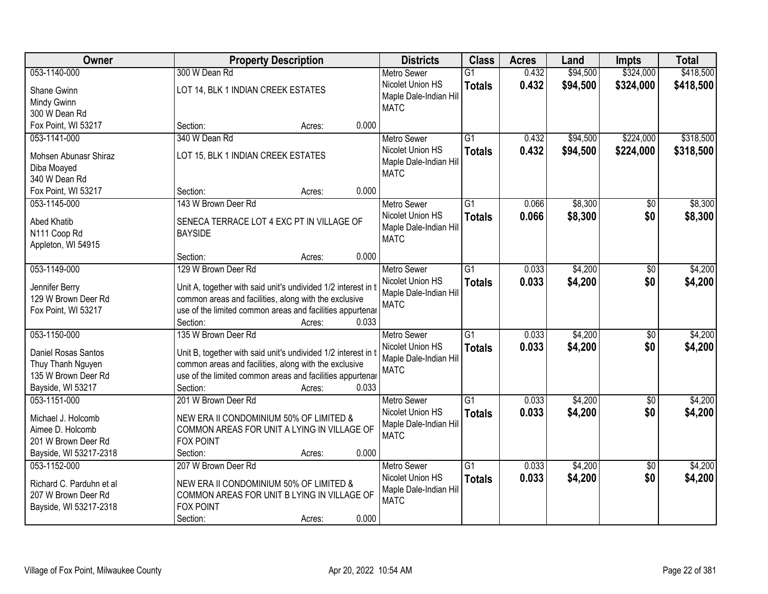| Owner | Property Description | Districts | Class | Acres | Land | Impts | Total |
|---|---|---|---|---|---|---|---|
| 053-1140-000<br>Shane Gwinn<br>Mindy Gwinn<br>300 W Dean Rd<br>Fox Point, WI 53217 | 300 W Dean Rd<br>LOT 14, BLK 1 INDIAN CREEK ESTATES<br>Section: Acres: 0.000 | Metro Sewer<br>Nicolet Union HS<br>Maple Dale-Indian Hill<br>MATC | G1<br>**Totals** | 0.432<br>**0.432** | $94,500<br>**$94,500** | $324,000<br>**$324,000** | $418,500<br>**$418,500** |
| 053-1141-000<br>Mohsen Abunasr Shiraz<br>Diba Moayed<br>340 W Dean Rd<br>Fox Point, WI 53217 | 340 W Dean Rd<br>LOT 15, BLK 1 INDIAN CREEK ESTATES<br>Section: Acres: 0.000 | Metro Sewer<br>Nicolet Union HS<br>Maple Dale-Indian Hill<br>MATC | G1<br>**Totals** | 0.432<br>**0.432** | $94,500<br>**$94,500** | $224,000<br>**$224,000** | $318,500<br>**$318,500** |
| 053-1145-000<br>Abed Khatib<br>N111 Coop Rd<br>Appleton, WI 54915 | 143 W Brown Deer Rd<br>SENECA TERRACE LOT 4 EXC PT IN VILLAGE OF BAYSIDE<br>Section: Acres: 0.000 | Metro Sewer<br>Nicolet Union HS<br>Maple Dale-Indian Hill<br>MATC | G1<br>**Totals** | 0.066<br>**0.066** | $8,300<br>**$8,300** | $0<br>**$0** | $8,300<br>**$8,300** |
| 053-1149-000<br>Jennifer Berry<br>129 W Brown Deer Rd<br>Fox Point, WI 53217 | 129 W Brown Deer Rd<br>Unit A, together with said unit's undivided 1/2 interest in t common areas and facilities, along with the exclusive use of the limited common areas and facilities appurtenar<br>Section: Acres: 0.033 | Metro Sewer<br>Nicolet Union HS<br>Maple Dale-Indian Hill<br>MATC | G1<br>**Totals** | 0.033<br>**0.033** | $4,200<br>**$4,200** | $0<br>**$0** | $4,200<br>**$4,200** |
| 053-1150-000<br>Daniel Rosas Santos<br>Thuy Thanh Nguyen<br>135 W Brown Deer Rd<br>Bayside, WI 53217 | 135 W Brown Deer Rd<br>Unit B, together with said unit's undivided 1/2 interest in t common areas and facilities, along with the exclusive use of the limited common areas and facilities appurtenar<br>Section: Acres: 0.033 | Metro Sewer<br>Nicolet Union HS<br>Maple Dale-Indian Hill<br>MATC | G1<br>**Totals** | 0.033<br>**0.033** | $4,200<br>**$4,200** | $0<br>**$0** | $4,200<br>**$4,200** |
| 053-1151-000<br>Michael J. Holcomb<br>Aimee D. Holcomb<br>201 W Brown Deer Rd<br>Bayside, WI 53217-2318 | 201 W Brown Deer Rd<br>NEW ERA II CONDOMINIUM 50% OF LIMITED & COMMON AREAS FOR UNIT A LYING IN VILLAGE OF FOX POINT<br>Section: Acres: 0.000 | Metro Sewer<br>Nicolet Union HS<br>Maple Dale-Indian Hill<br>MATC | G1<br>**Totals** | 0.033<br>**0.033** | $4,200<br>**$4,200** | $0<br>**$0** | $4,200<br>**$4,200** |
| 053-1152-000<br>Richard C. Parduhn et al<br>207 W Brown Deer Rd<br>Bayside, WI 53217-2318 | 207 W Brown Deer Rd<br>NEW ERA II CONDOMINIUM 50% OF LIMITED & COMMON AREAS FOR UNIT B LYING IN VILLAGE OF FOX POINT<br>Section: Acres: 0.000 | Metro Sewer<br>Nicolet Union HS<br>Maple Dale-Indian Hill<br>MATC | G1<br>**Totals** | 0.033<br>**0.033** | $4,200<br>**$4,200** | $0<br>**$0** | $4,200<br>**$4,200** |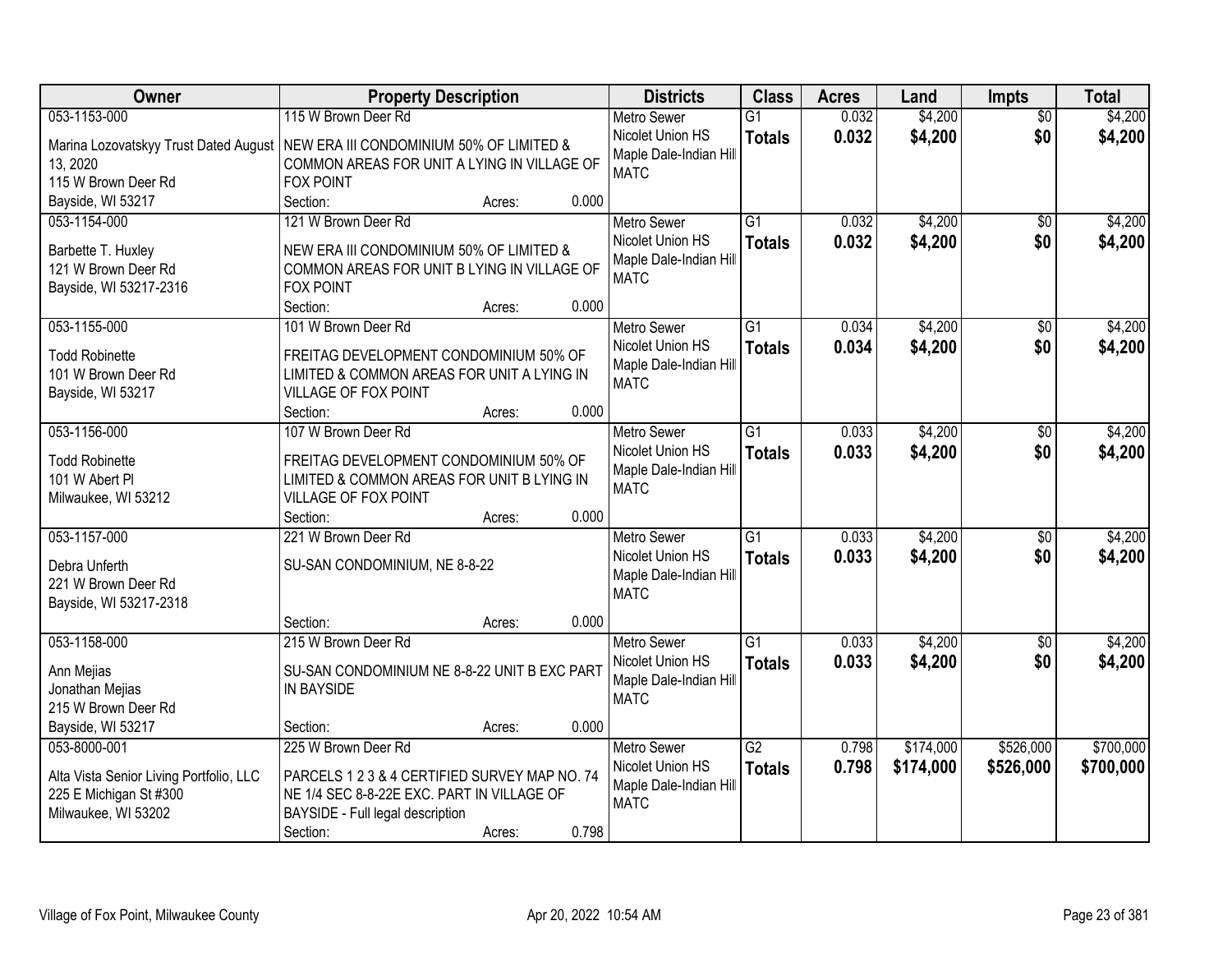| Owner | Property Description | Districts | Class | Acres | Land | Impts | Total |
|---|---|---|---|---|---|---|---|
| 053-1153-000<br>Marina Lozovatskyy Trust Dated August 13, 2020<br>115 W Brown Deer Rd<br>Bayside, WI 53217 | 115 W Brown Deer Rd<br>NEW ERA III CONDOMINIUM 50% OF LIMITED & COMMON AREAS FOR UNIT A LYING IN VILLAGE OF FOX POINT<br>Section: Acres: 0.000 | Metro Sewer<br>Nicolet Union HS<br>Maple Dale-Indian Hill<br>MATC | G1<br>**Totals** | 0.032<br>**0.032** | $4,200<br>**$4,200** | $0<br>**$0** | $4,200<br>**$4,200** |
| 053-1154-000<br>Barbette T. Huxley<br>121 W Brown Deer Rd<br>Bayside, WI 53217-2316 | 121 W Brown Deer Rd<br>NEW ERA III CONDOMINIUM 50% OF LIMITED & COMMON AREAS FOR UNIT B LYING IN VILLAGE OF FOX POINT<br>Section: Acres: 0.000 | Metro Sewer<br>Nicolet Union HS<br>Maple Dale-Indian Hill<br>MATC | G1<br>**Totals** | 0.032<br>**0.032** | $4,200<br>**$4,200** | $0<br>**$0** | $4,200<br>**$4,200** |
| 053-1155-000<br>Todd Robinette<br>101 W Brown Deer Rd<br>Bayside, WI 53217 | 101 W Brown Deer Rd<br>FREITAG DEVELOPMENT CONDOMINIUM 50% OF LIMITED & COMMON AREAS FOR UNIT A LYING IN VILLAGE OF FOX POINT<br>Section: Acres: 0.000 | Metro Sewer<br>Nicolet Union HS<br>Maple Dale-Indian Hill<br>MATC | G1<br>**Totals** | 0.034<br>**0.034** | $4,200<br>**$4,200** | $0<br>**$0** | $4,200<br>**$4,200** |
| 053-1156-000<br>Todd Robinette<br>101 W Abert Pl<br>Milwaukee, WI 53212 | 107 W Brown Deer Rd<br>FREITAG DEVELOPMENT CONDOMINIUM 50% OF LIMITED & COMMON AREAS FOR UNIT B LYING IN VILLAGE OF FOX POINT<br>Section: Acres: 0.000 | Metro Sewer<br>Nicolet Union HS<br>Maple Dale-Indian Hill<br>MATC | G1<br>**Totals** | 0.033<br>**0.033** | $4,200<br>**$4,200** | $0<br>**$0** | $4,200<br>**$4,200** |
| 053-1157-000<br>Debra Unferth<br>221 W Brown Deer Rd<br>Bayside, WI 53217-2318 | 221 W Brown Deer Rd<br>SU-SAN CONDOMINIUM, NE 8-8-22<br>Section: Acres: 0.000 | Metro Sewer<br>Nicolet Union HS<br>Maple Dale-Indian Hill<br>MATC | G1<br>**Totals** | 0.033<br>**0.033** | $4,200<br>**$4,200** | $0<br>**$0** | $4,200<br>**$4,200** |
| 053-1158-000<br>Ann Mejias<br>Jonathan Mejias<br>215 W Brown Deer Rd<br>Bayside, WI 53217 | 215 W Brown Deer Rd<br>SU-SAN CONDOMINIUM NE 8-8-22 UNIT B EXC PART IN BAYSIDE<br>Section: Acres: 0.000 | Metro Sewer<br>Nicolet Union HS<br>Maple Dale-Indian Hill<br>MATC | G1<br>**Totals** | 0.033<br>**0.033** | $4,200<br>**$4,200** | $0<br>**$0** | $4,200<br>**$4,200** |
| 053-8000-001<br>Alta Vista Senior Living Portfolio, LLC<br>225 E Michigan St #300<br>Milwaukee, WI 53202 | 225 W Brown Deer Rd<br>PARCELS 1 2 3 & 4 CERTIFIED SURVEY MAP NO. 74 NE 1/4 SEC 8-8-22E EXC. PART IN VILLAGE OF BAYSIDE - Full legal description<br>Section: Acres: 0.798 | Metro Sewer<br>Nicolet Union HS<br>Maple Dale-Indian Hill<br>MATC | G2<br>**Totals** | 0.798<br>**0.798** | $174,000<br>**$174,000** | $526,000<br>**$526,000** | $700,000<br>**$700,000** |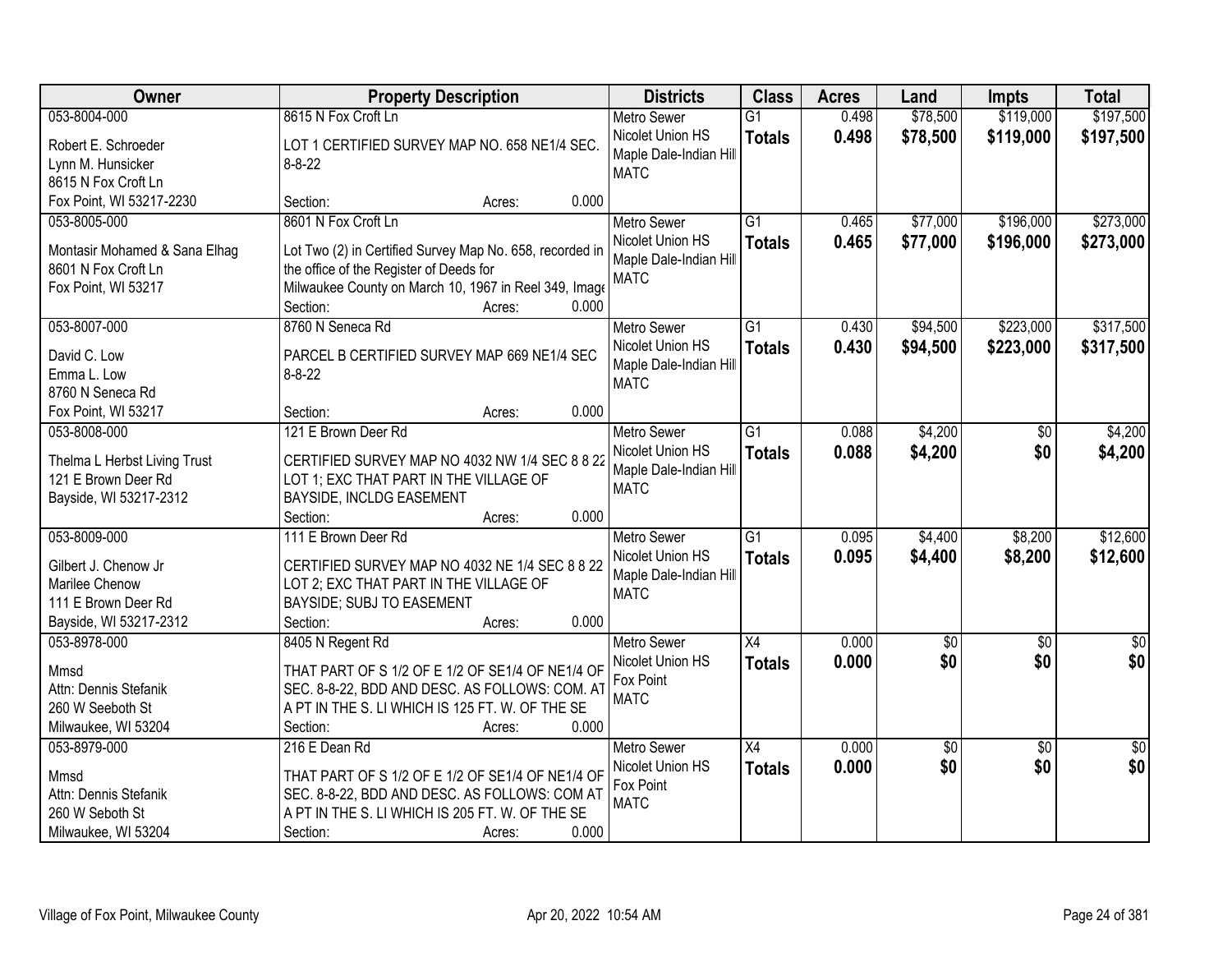| Owner | Property Description | Districts | Class | Acres | Land | Impts | Total |
|---|---|---|---|---|---|---|---|
| 053-8004-000<br>Robert E. Schroeder<br>Lynn M. Hunsicker<br>8615 N Fox Croft Ln<br>Fox Point, WI 53217-2230 | 8615 N Fox Croft Ln<br>LOT 1 CERTIFIED SURVEY MAP NO. 658 NE1/4 SEC. 8-8-22<br>Section: Acres: 0.000 | Metro Sewer<br>Nicolet Union HS<br>Maple Dale-Indian Hill<br>MATC | G1<br>**Totals** | 0.498<br>**0.498** | $78,500<br>**$78,500** | $119,000<br>**$119,000** | $197,500<br>**$197,500** |
| 053-8005-000<br>Montasir Mohamed & Sana Elhag<br>8601 N Fox Croft Ln<br>Fox Point, WI 53217 | 8601 N Fox Croft Ln<br>Lot Two (2) in Certified Survey Map No. 658, recorded in the office of the Register of Deeds for Milwaukee County on March 10, 1967 in Reel 349, Image<br>Section: Acres: 0.000 | Metro Sewer<br>Nicolet Union HS<br>Maple Dale-Indian Hill<br>MATC | G1<br>**Totals** | 0.465<br>**0.465** | $77,000<br>**$77,000** | $196,000<br>**$196,000** | $273,000<br>**$273,000** |
| 053-8007-000<br>David C. Low<br>Emma L. Low<br>8760 N Seneca Rd<br>Fox Point, WI 53217 | 8760 N Seneca Rd<br>PARCEL B CERTIFIED SURVEY MAP 669 NE1/4 SEC 8-8-22<br>Section: Acres: 0.000 | Metro Sewer<br>Nicolet Union HS<br>Maple Dale-Indian Hill<br>MATC | G1<br>**Totals** | 0.430<br>**0.430** | $94,500<br>**$94,500** | $223,000<br>**$223,000** | $317,500<br>**$317,500** |
| 053-8008-000<br>Thelma L Herbst Living Trust<br>121 E Brown Deer Rd<br>Bayside, WI 53217-2312 | 121 E Brown Deer Rd<br>CERTIFIED SURVEY MAP NO 4032 NW 1/4 SEC 8 8 22 LOT 1; EXC THAT PART IN THE VILLAGE OF BAYSIDE, INCLDG EASEMENT<br>Section: Acres: 0.000 | Metro Sewer<br>Nicolet Union HS<br>Maple Dale-Indian Hill<br>MATC | G1<br>**Totals** | 0.088<br>**0.088** | $4,200<br>**$4,200** | $0<br>**$0** | $4,200<br>**$4,200** |
| 053-8009-000<br>Gilbert J. Chenow Jr<br>Marilee Chenow<br>111 E Brown Deer Rd<br>Bayside, WI 53217-2312 | 111 E Brown Deer Rd<br>CERTIFIED SURVEY MAP NO 4032 NE 1/4 SEC 8 8 22 LOT 2; EXC THAT PART IN THE VILLAGE OF BAYSIDE; SUBJ TO EASEMENT<br>Section: Acres: 0.000 | Metro Sewer<br>Nicolet Union HS<br>Maple Dale-Indian Hill<br>MATC | G1<br>**Totals** | 0.095<br>**0.095** | $4,400<br>**$4,400** | $8,200<br>**$8,200** | $12,600<br>**$12,600** |
| 053-8978-000<br>Mmsd<br>Attn: Dennis Stefanik<br>260 W Seeboth St<br>Milwaukee, WI 53204 | 8405 N Regent Rd<br>THAT PART OF S 1/2 OF E 1/2 OF SE1/4 OF NE1/4 OF SEC. 8-8-22, BDD AND DESC. AS FOLLOWS: COM. AT A PT IN THE S. LI WHICH IS 125 FT. W. OF THE SE<br>Section: Acres: 0.000 | Metro Sewer<br>Nicolet Union HS<br>Fox Point<br>MATC | X4<br>**Totals** | 0.000<br>**0.000** | $0<br>**$0** | $0<br>**$0** | $0<br>**$0** |
| 053-8979-000<br>Mmsd<br>Attn: Dennis Stefanik<br>260 W Seboth St<br>Milwaukee, WI 53204 | 216 E Dean Rd<br>THAT PART OF S 1/2 OF E 1/2 OF SE1/4 OF NE1/4 OF SEC. 8-8-22, BDD AND DESC. AS FOLLOWS: COM AT A PT IN THE S. LI WHICH IS 205 FT. W. OF THE SE<br>Section: Acres: 0.000 | Metro Sewer<br>Nicolet Union HS<br>Fox Point<br>MATC | X4<br>**Totals** | 0.000<br>**0.000** | $0<br>**$0** | $0<br>**$0** | $0<br>**$0** |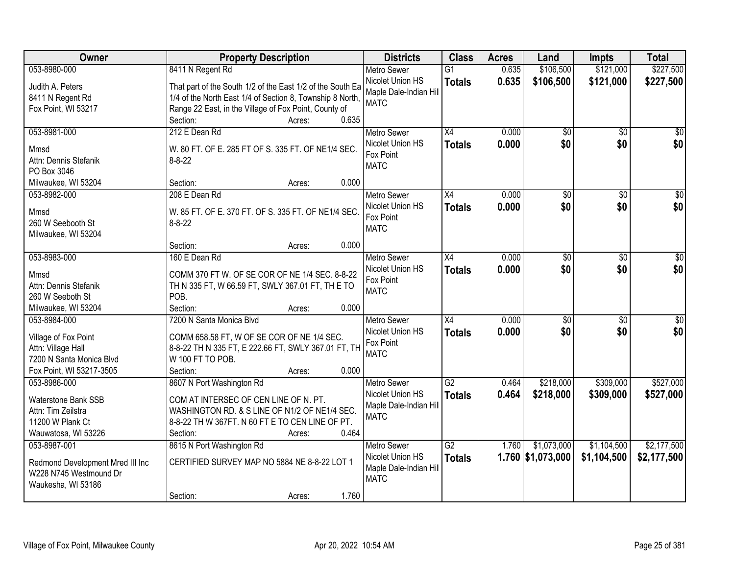| Owner | Property Description | Districts | Class | Acres | Land | Impts | Total |
|---|---|---|---|---|---|---|---|
| 053-8980-000<br>Judith A. Peters<br>8411 N Regent Rd<br>Fox Point, WI 53217 | 8411 N Regent Rd<br>That part of the South 1/2 of the East 1/2 of the South Ea 1/4 of the North East 1/4 of Section 8, Township 8 North, Range 22 East, in the Village of Fox Point, County of<br>Section: Acres: 0.635 | Metro Sewer<br>Nicolet Union HS<br>Maple Dale-Indian Hill<br>MATC | G1<br>**Totals** | 0.635<br>**0.635** | $106,500<br>**$106,500** | $121,000<br>**$121,000** | $227,500<br>**$227,500** |
| 053-8981-000<br>Mmsd<br>Attn: Dennis Stefanik<br>PO Box 3046<br>Milwaukee, WI 53204 | 212 E Dean Rd<br>W. 80 FT. OF E. 285 FT OF S. 335 FT. OF NE1/4 SEC. 8-8-22<br>Section: Acres: 0.000 | Metro Sewer<br>Nicolet Union HS<br>Fox Point<br>MATC | X4<br>**Totals** | 0.000<br>**0.000** | $0<br>**$0** | $0<br>**$0** | $0<br>**$0** |
| 053-8982-000<br>Mmsd<br>260 W Seebooth St<br>Milwaukee, WI 53204 | 208 E Dean Rd<br>W. 85 FT. OF E. 370 FT. OF S. 335 FT. OF NE1/4 SEC. 8-8-22<br>Section: Acres: 0.000 | Metro Sewer<br>Nicolet Union HS<br>Fox Point<br>MATC | X4<br>**Totals** | 0.000<br>**0.000** | $0<br>**$0** | $0<br>**$0** | $0<br>**$0** |
| 053-8983-000<br>Mmsd<br>Attn: Dennis Stefanik<br>260 W Seeboth St<br>Milwaukee, WI 53204 | 160 E Dean Rd<br>COMM 370 FT W. OF SE COR OF NE 1/4 SEC. 8-8-22 TH N 335 FT, W 66.59 FT, SWLY 367.01 FT, TH E TO POB.<br>Section: Acres: 0.000 | Metro Sewer<br>Nicolet Union HS<br>Fox Point<br>MATC | X4<br>**Totals** | 0.000<br>**0.000** | $0<br>**$0** | $0<br>**$0** | $0<br>**$0** |
| 053-8984-000<br>Village of Fox Point<br>Attn: Village Hall<br>7200 N Santa Monica Blvd<br>Fox Point, WI 53217-3505 | 7200 N Santa Monica Blvd<br>COMM 658.58 FT, W OF SE COR OF NE 1/4 SEC. 8-8-22 TH N 335 FT, E 222.66 FT, SWLY 367.01 FT, TH W 100 FT TO POB.<br>Section: Acres: 0.000 | Metro Sewer<br>Nicolet Union HS<br>Fox Point<br>MATC | X4<br>**Totals** | 0.000<br>**0.000** | $0<br>**$0** | $0<br>**$0** | $0<br>**$0** |
| 053-8986-000<br>Waterstone Bank SSB<br>Attn: Tim Zeilstra<br>11200 W Plank Ct<br>Wauwatosa, WI 53226 | 8607 N Port Washington Rd<br>COM AT INTERSEC OF CEN LINE OF N. PT. WASHINGTON RD. & S LINE OF N1/2 OF NE1/4 SEC. 8-8-22 TH W 367FT. N 60 FT E TO CEN LINE OF PT.<br>Section: Acres: 0.464 | Metro Sewer<br>Nicolet Union HS<br>Maple Dale-Indian Hill<br>MATC | G2<br>**Totals** | 0.464<br>**0.464** | $218,000<br>**$218,000** | $309,000<br>**$309,000** | $527,000<br>**$527,000** |
| 053-8987-001<br>Redmond Development Mred III Inc<br>W228 N745 Westmound Dr<br>Waukesha, WI 53186 | 8615 N Port Washington Rd<br>CERTIFIED SURVEY MAP NO 5884 NE 8-8-22 LOT 1<br>Section: Acres: 1.760 | Metro Sewer<br>Nicolet Union HS<br>Maple Dale-Indian Hill<br>MATC | G2<br>**Totals** | 1.760<br>**1.760** | $1,073,000<br>**$1,073,000** | $1,104,500<br>**$1,104,500** | $2,177,500<br>**$2,177,500** |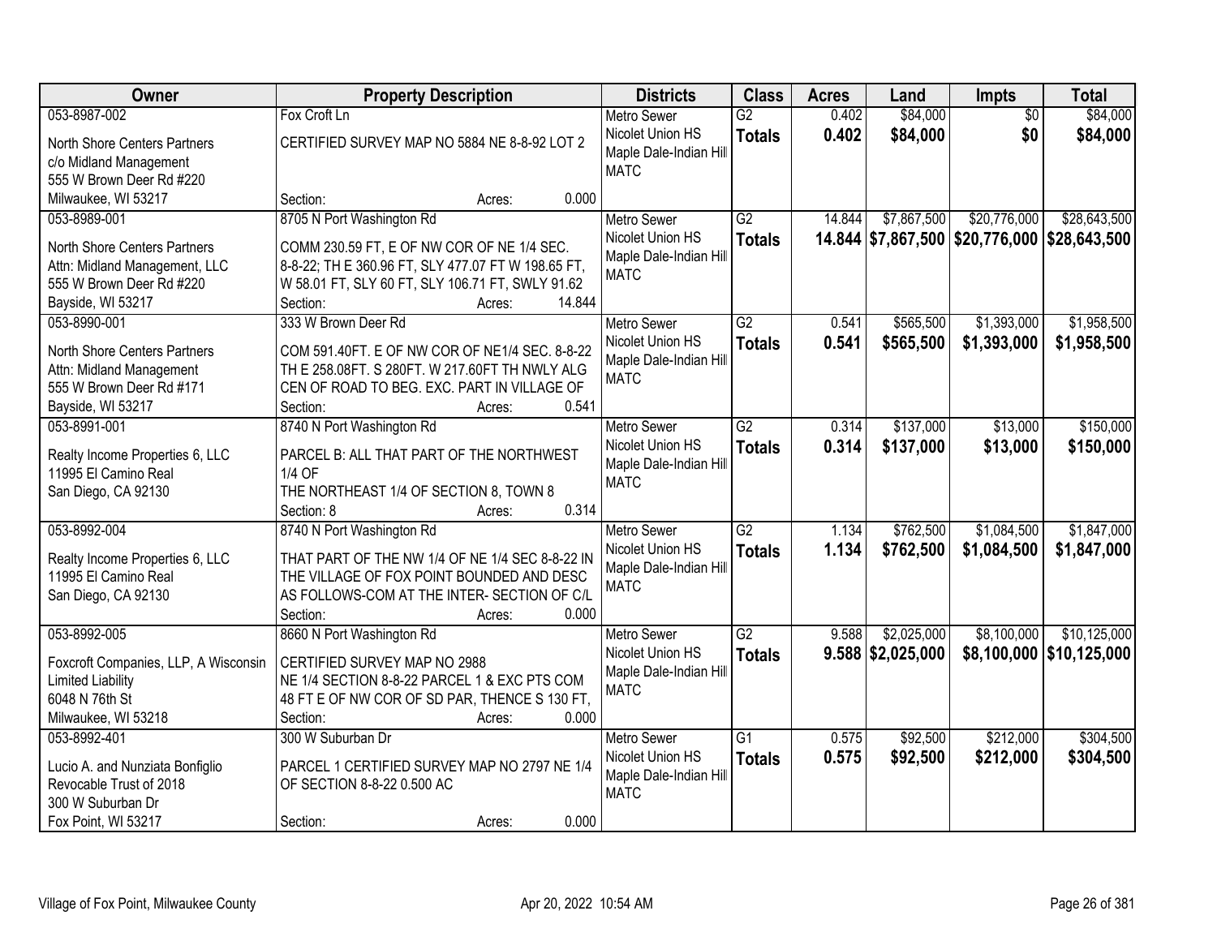| Owner | Property Description | Districts | Class | Acres | Land | Impts | Total |
|---|---|---|---|---|---|---|---|
| 053-8987-002<br>North Shore Centers Partners<br>c/o Midland Management<br>555 W Brown Deer Rd #220<br>Milwaukee, WI 53217 | Fox Croft Ln<br>CERTIFIED SURVEY MAP NO 5884 NE 8-8-92 LOT 2<br>Section: Acres: 0.000 | Metro Sewer<br>Nicolet Union HS<br>Maple Dale-Indian Hill<br>MATC | G2<br>**Totals** | 0.402<br>**0.402** | $84,000<br>**$84,000** | $0<br>**$0** | $84,000<br>**$84,000** |
| 053-8989-001<br>North Shore Centers Partners<br>Attn: Midland Management, LLC<br>555 W Brown Deer Rd #220<br>Bayside, WI 53217 | 8705 N Port Washington Rd<br>COMM 230.59 FT, E OF NW COR OF NE 1/4 SEC. 8-8-22; TH E 360.96 FT, SLY 477.07 FT W 198.65 FT, W 58.01 FT, SLY 60 FT, SLY 106.71 FT, SWLY 91.62<br>Section: Acres: 14.844 | Metro Sewer<br>Nicolet Union HS<br>Maple Dale-Indian Hill<br>MATC | G2<br>**Totals** | 14.844<br>**14.844** | $7,867,500<br>**$7,867,500** | $20,776,000<br>**$20,776,000** | $28,643,500<br>**$28,643,500** |
| 053-8990-001<br>North Shore Centers Partners<br>Attn: Midland Management<br>555 W Brown Deer Rd #171<br>Bayside, WI 53217 | 333 W Brown Deer Rd<br>COM 591.40FT. E OF NW COR OF NE1/4 SEC. 8-8-22 TH E 258.08FT. S 280FT. W 217.60FT TH NWLY ALG CEN OF ROAD TO BEG. EXC. PART IN VILLAGE OF<br>Section: Acres: 0.541 | Metro Sewer<br>Nicolet Union HS<br>Maple Dale-Indian Hill<br>MATC | G2<br>**Totals** | 0.541<br>**0.541** | $565,500<br>**$565,500** | $1,393,000<br>**$1,393,000** | $1,958,500<br>**$1,958,500** |
| 053-8991-001<br>Realty Income Properties 6, LLC<br>11995 El Camino Real<br>San Diego, CA 92130 | 8740 N Port Washington Rd<br>PARCEL B: ALL THAT PART OF THE NORTHWEST 1/4 OF<br>THE NORTHEAST 1/4 OF SECTION 8, TOWN 8<br>Section: 8 Acres: 0.314 | Metro Sewer<br>Nicolet Union HS<br>Maple Dale-Indian Hill<br>MATC | G2<br>**Totals** | 0.314<br>**0.314** | $137,000<br>**$137,000** | $13,000<br>**$13,000** | $150,000<br>**$150,000** |
| 053-8992-004<br>Realty Income Properties 6, LLC<br>11995 El Camino Real<br>San Diego, CA 92130 | 8740 N Port Washington Rd<br>THAT PART OF THE NW 1/4 OF NE 1/4 SEC 8-8-22 IN THE VILLAGE OF FOX POINT BOUNDED AND DESC AS FOLLOWS-COM AT THE INTER- SECTION OF C/L<br>Section: Acres: 0.000 | Metro Sewer<br>Nicolet Union HS<br>Maple Dale-Indian Hill<br>MATC | G2<br>**Totals** | 1.134<br>**1.134** | $762,500<br>**$762,500** | $1,084,500<br>**$1,084,500** | $1,847,000<br>**$1,847,000** |
| 053-8992-005<br>Foxcroft Companies, LLP, A Wisconsin Limited Liability<br>6048 N 76th St<br>Milwaukee, WI 53218 | 8660 N Port Washington Rd<br>CERTIFIED SURVEY MAP NO 2988<br>NE 1/4 SECTION 8-8-22 PARCEL 1 & EXC PTS COM 48 FT E OF NW COR OF SD PAR, THENCE S 130 FT,<br>Section: Acres: 0.000 | Metro Sewer<br>Nicolet Union HS<br>Maple Dale-Indian Hill<br>MATC | G2<br>**Totals** | 9.588<br>**9.588** | $2,025,000<br>**$2,025,000** | $8,100,000<br>**$8,100,000** | $10,125,000<br>**$10,125,000** |
| 053-8992-401<br>Lucio A. and Nunziata Bonfiglio Revocable Trust of 2018<br>300 W Suburban Dr<br>Fox Point, WI 53217 | 300 W Suburban Dr<br>PARCEL 1 CERTIFIED SURVEY MAP NO 2797 NE 1/4 OF SECTION 8-8-22 0.500 AC<br>Section: Acres: 0.000 | Metro Sewer<br>Nicolet Union HS<br>Maple Dale-Indian Hill<br>MATC | G1<br>**Totals** | 0.575<br>**0.575** | $92,500<br>**$92,500** | $212,000<br>**$212,000** | $304,500<br>**$304,500** |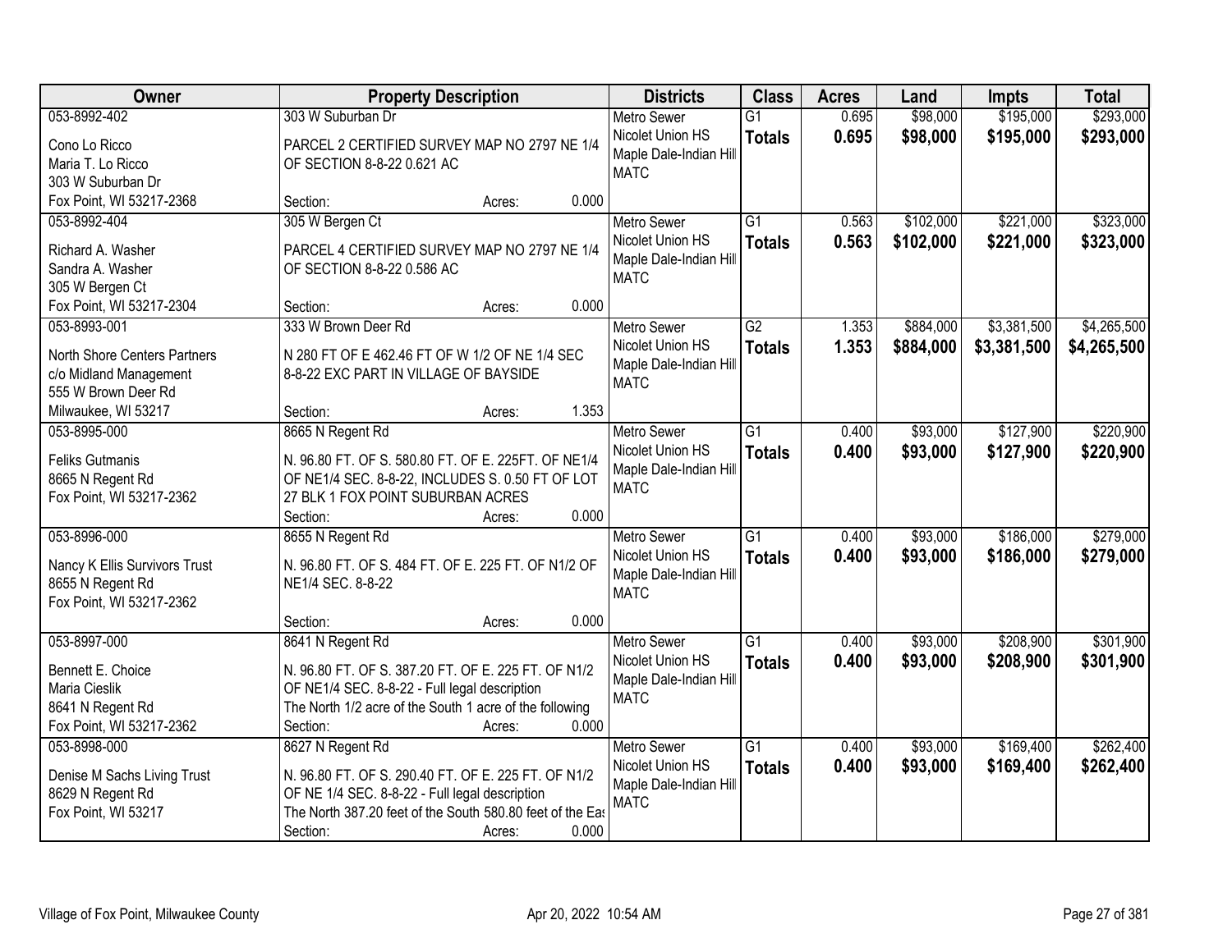| Owner | Property Description | Districts | Class | Acres | Land | Impts | Total |
|---|---|---|---|---|---|---|---|
| 053-8992-402<br>Cono Lo Ricco<br>Maria T. Lo Ricco<br>303 W Suburban Dr<br>Fox Point, WI 53217-2368 | 303 W Suburban Dr<br>PARCEL 2 CERTIFIED SURVEY MAP NO 2797 NE 1/4 OF SECTION 8-8-22 0.621 AC<br>Section: Acres: 0.000 | Metro Sewer<br>Nicolet Union HS<br>Maple Dale-Indian Hill<br>MATC | G1<br>**Totals** | 0.695<br>**0.695** | $98,000<br>**$98,000** | $195,000<br>**$195,000** | $293,000<br>**$293,000** |
| 053-8992-404<br>Richard A. Washer<br>Sandra A. Washer<br>305 W Bergen Ct<br>Fox Point, WI 53217-2304 | 305 W Bergen Ct<br>PARCEL 4 CERTIFIED SURVEY MAP NO 2797 NE 1/4 OF SECTION 8-8-22 0.586 AC<br>Section: Acres: 0.000 | Metro Sewer<br>Nicolet Union HS<br>Maple Dale-Indian Hill<br>MATC | G1<br>**Totals** | 0.563<br>**0.563** | $102,000<br>**$102,000** | $221,000<br>**$221,000** | $323,000<br>**$323,000** |
| 053-8993-001<br>North Shore Centers Partners<br>c/o Midland Management<br>555 W Brown Deer Rd<br>Milwaukee, WI 53217 | 333 W Brown Deer Rd<br>N 280 FT OF E 462.46 FT OF W 1/2 OF NE 1/4 SEC 8-8-22 EXC PART IN VILLAGE OF BAYSIDE<br>Section: Acres: 1.353 | Metro Sewer<br>Nicolet Union HS<br>Maple Dale-Indian Hill<br>MATC | G2<br>**Totals** | 1.353<br>**1.353** | $884,000<br>**$884,000** | $3,381,500<br>**$3,381,500** | $4,265,500<br>**$4,265,500** |
| 053-8995-000<br>Feliks Gutmanis<br>8665 N Regent Rd<br>Fox Point, WI 53217-2362 | 8665 N Regent Rd<br>N. 96.80 FT. OF S. 580.80 FT. OF E. 225FT. OF NE1/4 OF NE1/4 SEC. 8-8-22, INCLUDES S. 0.50 FT OF LOT 27 BLK 1 FOX POINT SUBURBAN ACRES<br>Section: Acres: 0.000 | Metro Sewer<br>Nicolet Union HS<br>Maple Dale-Indian Hill<br>MATC | G1<br>**Totals** | 0.400<br>**0.400** | $93,000<br>**$93,000** | $127,900<br>**$127,900** | $220,900<br>**$220,900** |
| 053-8996-000<br>Nancy K Ellis Survivors Trust<br>8655 N Regent Rd<br>Fox Point, WI 53217-2362 | 8655 N Regent Rd<br>N. 96.80 FT. OF S. 484 FT. OF E. 225 FT. OF N1/2 OF NE1/4 SEC. 8-8-22<br>Section: Acres: 0.000 | Metro Sewer<br>Nicolet Union HS<br>Maple Dale-Indian Hill<br>MATC | G1<br>**Totals** | 0.400<br>**0.400** | $93,000<br>**$93,000** | $186,000<br>**$186,000** | $279,000<br>**$279,000** |
| 053-8997-000<br>Bennett E. Choice<br>Maria Cieslik<br>8641 N Regent Rd<br>Fox Point, WI 53217-2362 | 8641 N Regent Rd<br>N. 96.80 FT. OF S. 387.20 FT. OF E. 225 FT. OF N1/2 OF NE1/4 SEC. 8-8-22 - Full legal description The North 1/2 acre of the South 1 acre of the following<br>Section: Acres: 0.000 | Metro Sewer<br>Nicolet Union HS<br>Maple Dale-Indian Hill<br>MATC | G1<br>**Totals** | 0.400<br>**0.400** | $93,000<br>**$93,000** | $208,900<br>**$208,900** | $301,900<br>**$301,900** |
| 053-8998-000<br>Denise M Sachs Living Trust<br>8629 N Regent Rd<br>Fox Point, WI 53217 | 8627 N Regent Rd<br>N. 96.80 FT. OF S. 290.40 FT. OF E. 225 FT. OF N1/2 OF NE 1/4 SEC. 8-8-22 - Full legal description The North 387.20 feet of the South 580.80 feet of the Eas<br>Section: Acres: 0.000 | Metro Sewer<br>Nicolet Union HS<br>Maple Dale-Indian Hill<br>MATC | G1<br>**Totals** | 0.400<br>**0.400** | $93,000<br>**$93,000** | $169,400<br>**$169,400** | $262,400<br>**$262,400** |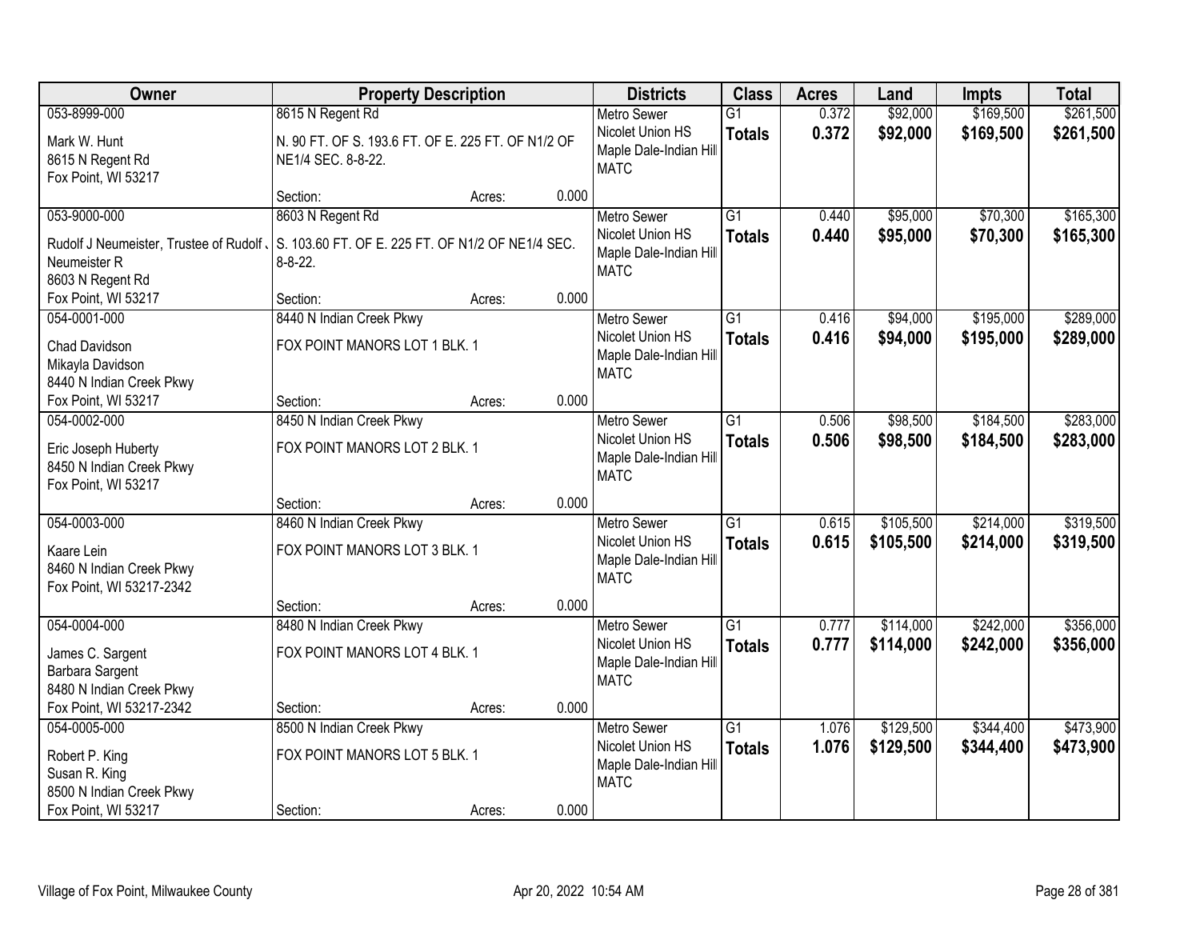| Owner | Property Description | | | Districts | Class | Acres | Land | Impts | Total |
|---|---|---|---|---|---|---|---|---|---|
| 053-8999-000<br>Mark W. Hunt<br>8615 N Regent Rd<br>Fox Point, WI 53217 | 8615 N Regent Rd<br>N. 90 FT. OF S. 193.6 FT. OF E. 225 FT. OF N1/2 OF NE1/4 SEC. 8-8-22.<br>Section: | Acres: | 0.000 | Metro Sewer<br>Nicolet Union HS<br>Maple Dale-Indian Hill<br>MATC | G1<br>**Totals** | 0.372<br>**0.372** | $92,000<br>**$92,000** | $169,500<br>**$169,500** | $261,500<br>**$261,500** |
| 053-9000-000<br>Rudolf J Neumeister, Trustee of Rudolf J Neumeister R<br>8603 N Regent Rd<br>Fox Point, WI 53217 | 8603 N Regent Rd<br>S. 103.60 FT. OF E. 225 FT. OF N1/2 OF NE1/4 SEC. 8-8-22.<br>Section: | Acres: | 0.000 | Metro Sewer<br>Nicolet Union HS<br>Maple Dale-Indian Hill<br>MATC | G1<br>**Totals** | 0.440<br>**0.440** | $95,000<br>**$95,000** | $70,300<br>**$70,300** | $165,300<br>**$165,300** |
| 054-0001-000<br>Chad Davidson<br>Mikayla Davidson<br>8440 N Indian Creek Pkwy<br>Fox Point, WI 53217 | 8440 N Indian Creek Pkwy<br>FOX POINT MANORS LOT 1 BLK. 1<br>Section: | Acres: | 0.000 | Metro Sewer<br>Nicolet Union HS<br>Maple Dale-Indian Hill<br>MATC | G1<br>**Totals** | 0.416<br>**0.416** | $94,000<br>**$94,000** | $195,000<br>**$195,000** | $289,000<br>**$289,000** |
| 054-0002-000<br>Eric Joseph Huberty<br>8450 N Indian Creek Pkwy<br>Fox Point, WI 53217 | 8450 N Indian Creek Pkwy<br>FOX POINT MANORS LOT 2 BLK. 1<br>Section: | Acres: | 0.000 | Metro Sewer<br>Nicolet Union HS<br>Maple Dale-Indian Hill<br>MATC | G1<br>**Totals** | 0.506<br>**0.506** | $98,500<br>**$98,500** | $184,500<br>**$184,500** | $283,000<br>**$283,000** |
| 054-0003-000<br>Kaare Lein<br>8460 N Indian Creek Pkwy<br>Fox Point, WI 53217-2342 | 8460 N Indian Creek Pkwy<br>FOX POINT MANORS LOT 3 BLK. 1<br>Section: | Acres: | 0.000 | Metro Sewer<br>Nicolet Union HS<br>Maple Dale-Indian Hill<br>MATC | G1<br>**Totals** | 0.615<br>**0.615** | $105,500<br>**$105,500** | $214,000<br>**$214,000** | $319,500<br>**$319,500** |
| 054-0004-000<br>James C. Sargent<br>Barbara Sargent<br>8480 N Indian Creek Pkwy<br>Fox Point, WI 53217-2342 | 8480 N Indian Creek Pkwy<br>FOX POINT MANORS LOT 4 BLK. 1<br>Section: | Acres: | 0.000 | Metro Sewer<br>Nicolet Union HS<br>Maple Dale-Indian Hill<br>MATC | G1<br>**Totals** | 0.777<br>**0.777** | $114,000<br>**$114,000** | $242,000<br>**$242,000** | $356,000<br>**$356,000** |
| 054-0005-000<br>Robert P. King<br>Susan R. King<br>8500 N Indian Creek Pkwy<br>Fox Point, WI 53217 | 8500 N Indian Creek Pkwy<br>FOX POINT MANORS LOT 5 BLK. 1<br>Section: | Acres: | 0.000 | Metro Sewer<br>Nicolet Union HS<br>Maple Dale-Indian Hill<br>MATC | G1<br>**Totals** | 1.076<br>**1.076** | $129,500<br>**$129,500** | $344,400<br>**$344,400** | $473,900<br>**$473,900** |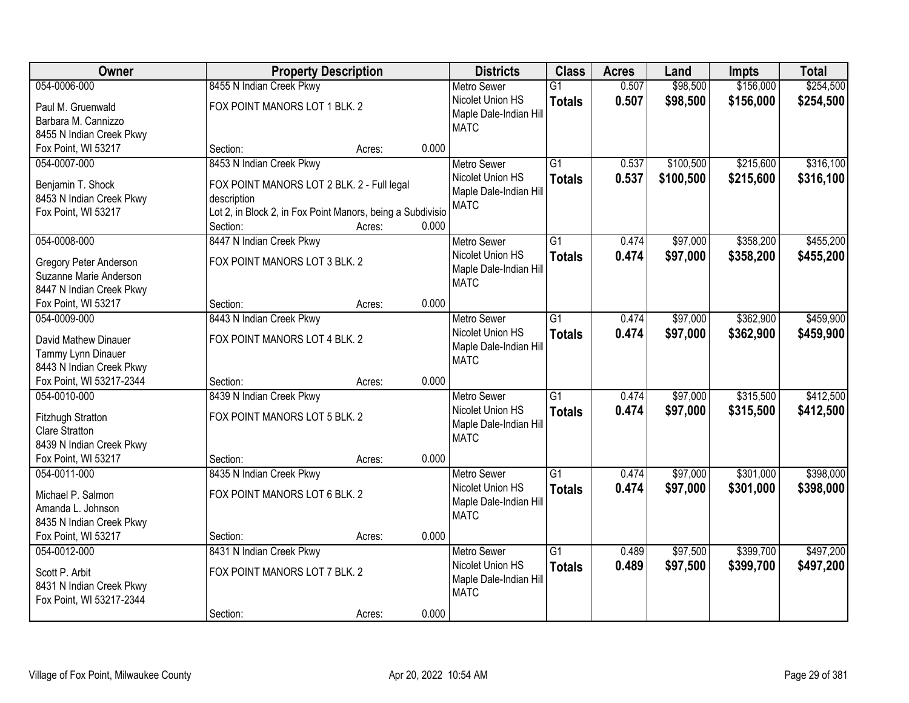| Owner | Property Description | | | Districts | Class | Acres | Land | Impts | Total |
|---|---|---|---|---|---|---|---|---|---|
| 054-0006-000 | 8455 N Indian Creek Pkwy | | | Metro Sewer | G1 | 0.507 | $98,500 | $156,000 | $254,500 |
| Paul M. Gruenwald<br>Barbara M. Cannizzo<br>8455 N Indian Creek Pkwy<br>Fox Point, WI 53217 | FOX POINT MANORS LOT 1 BLK. 2 | | | Nicolet Union HS<br>Maple Dale-Indian Hill<br>MATC | **Totals** | **0.507** | **$98,500** | **$156,000** | **$254,500** |
| | Section: | Acres: | 0.000 | | | | | | |
| 054-0007-000 | 8453 N Indian Creek Pkwy | | | Metro Sewer | G1 | 0.537 | $100,500 | $215,600 | $316,100 |
| Benjamin T. Shock<br>8453 N Indian Creek Pkwy<br>Fox Point, WI 53217 | FOX POINT MANORS LOT 2 BLK. 2 - Full legal description<br>Lot 2, in Block 2, in Fox Point Manors, being a Subdivisio | | | Nicolet Union HS<br>Maple Dale-Indian Hill<br>MATC | **Totals** | **0.537** | **$100,500** | **$215,600** | **$316,100** |
| | Section: | Acres: | 0.000 | | | | | | |
| 054-0008-000 | 8447 N Indian Creek Pkwy | | | Metro Sewer | G1 | 0.474 | $97,000 | $358,200 | $455,200 |
| Gregory Peter Anderson<br>Suzanne Marie Anderson<br>8447 N Indian Creek Pkwy<br>Fox Point, WI 53217 | FOX POINT MANORS LOT 3 BLK. 2 | | | Nicolet Union HS<br>Maple Dale-Indian Hill<br>MATC | **Totals** | **0.474** | **$97,000** | **$358,200** | **$455,200** |
| | Section: | Acres: | 0.000 | | | | | | |
| 054-0009-000 | 8443 N Indian Creek Pkwy | | | Metro Sewer | G1 | 0.474 | $97,000 | $362,900 | $459,900 |
| David Mathew Dinauer<br>Tammy Lynn Dinauer<br>8443 N Indian Creek Pkwy<br>Fox Point, WI 53217-2344 | FOX POINT MANORS LOT 4 BLK. 2 | | | Nicolet Union HS<br>Maple Dale-Indian Hill<br>MATC | **Totals** | **0.474** | **$97,000** | **$362,900** | **$459,900** |
| | Section: | Acres: | 0.000 | | | | | | |
| 054-0010-000 | 8439 N Indian Creek Pkwy | | | Metro Sewer | G1 | 0.474 | $97,000 | $315,500 | $412,500 |
| Fitzhugh Stratton<br>Clare Stratton<br>8439 N Indian Creek Pkwy<br>Fox Point, WI 53217 | FOX POINT MANORS LOT 5 BLK. 2 | | | Nicolet Union HS<br>Maple Dale-Indian Hill<br>MATC | **Totals** | **0.474** | **$97,000** | **$315,500** | **$412,500** |
| | Section: | Acres: | 0.000 | | | | | | |
| 054-0011-000 | 8435 N Indian Creek Pkwy | | | Metro Sewer | G1 | 0.474 | $97,000 | $301,000 | $398,000 |
| Michael P. Salmon<br>Amanda L. Johnson<br>8435 N Indian Creek Pkwy<br>Fox Point, WI 53217 | FOX POINT MANORS LOT 6 BLK. 2 | | | Nicolet Union HS<br>Maple Dale-Indian Hill<br>MATC | **Totals** | **0.474** | **$97,000** | **$301,000** | **$398,000** |
| | Section: | Acres: | 0.000 | | | | | | |
| 054-0012-000 | 8431 N Indian Creek Pkwy | | | Metro Sewer | G1 | 0.489 | $97,500 | $399,700 | $497,200 |
| Scott P. Arbit<br>8431 N Indian Creek Pkwy<br>Fox Point, WI 53217-2344 | FOX POINT MANORS LOT 7 BLK. 2 | | | Nicolet Union HS<br>Maple Dale-Indian Hill<br>MATC | **Totals** | **0.489** | **$97,500** | **$399,700** | **$497,200** |
| | Section: | Acres: | 0.000 | | | | | | |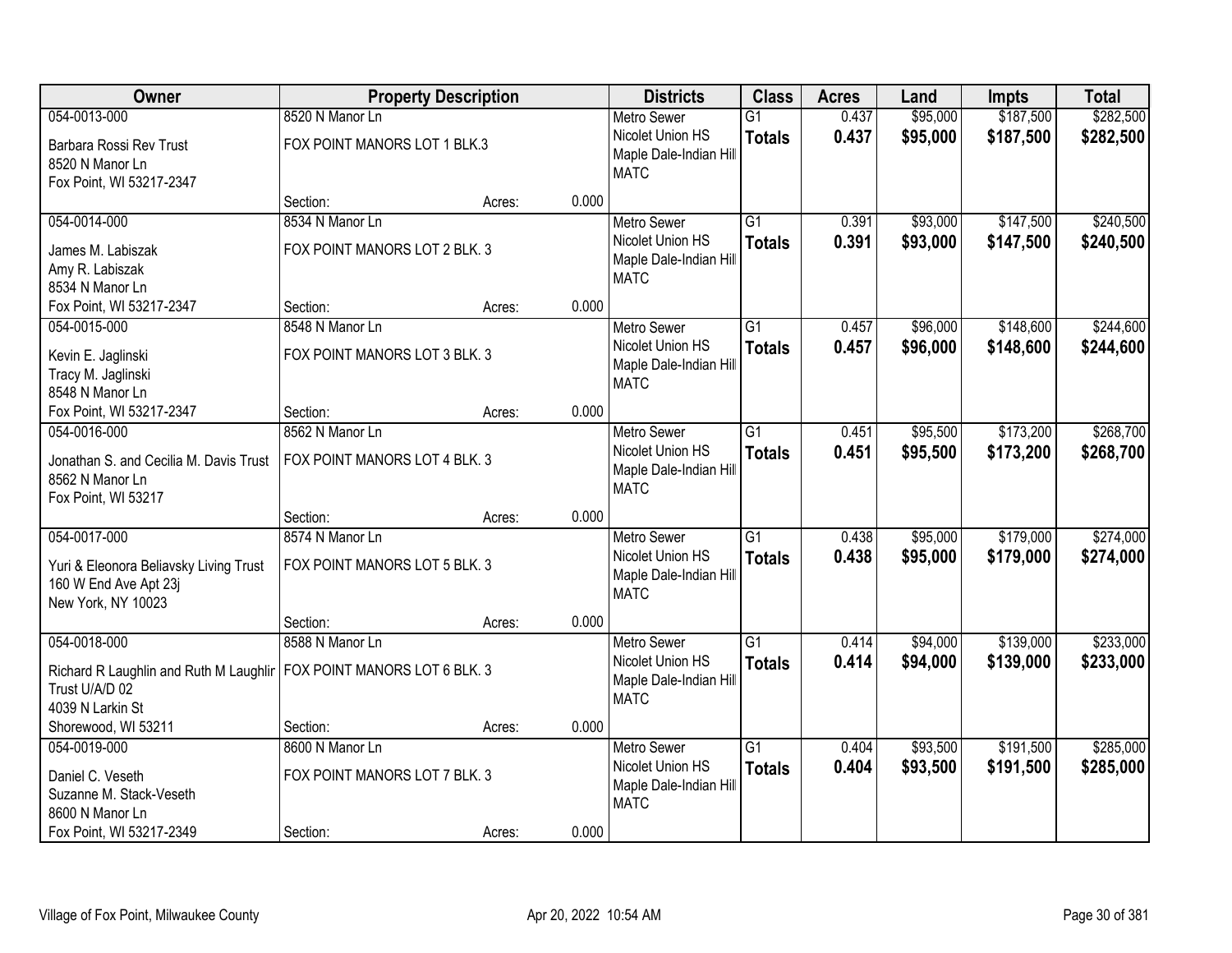| Owner | Property Description | | | Districts | Class | Acres | Land | Impts | Total |
|---|---|---|---|---|---|---|---|---|---|
| 054-0013-000 | 8520 N Manor Ln | | | Metro Sewer | G1 | 0.437 | $95,000 | $187,500 | $282,500 |
| Barbara Rossi Rev Trust<br>8520 N Manor Ln<br>Fox Point, WI 53217-2347 | FOX POINT MANORS LOT 1 BLK.3 | | | Nicolet Union HS<br>Maple Dale-Indian Hill<br>MATC | **Totals** | **0.437** | **$95,000** | **$187,500** | **$282,500** |
| | Section: | Acres: | 0.000 | | | | | | |
| 054-0014-000 | 8534 N Manor Ln | | | Metro Sewer | G1 | 0.391 | $93,000 | $147,500 | $240,500 |
| James M. Labiszak<br>Amy R. Labiszak<br>8534 N Manor Ln<br>Fox Point, WI 53217-2347 | FOX POINT MANORS LOT 2 BLK. 3 | | | Nicolet Union HS<br>Maple Dale-Indian Hill<br>MATC | **Totals** | **0.391** | **$93,000** | **$147,500** | **$240,500** |
| | Section: | Acres: | 0.000 | | | | | | |
| 054-0015-000 | 8548 N Manor Ln | | | Metro Sewer | G1 | 0.457 | $96,000 | $148,600 | $244,600 |
| Kevin E. Jaglinski<br>Tracy M. Jaglinski<br>8548 N Manor Ln<br>Fox Point, WI 53217-2347 | FOX POINT MANORS LOT 3 BLK. 3 | | | Nicolet Union HS<br>Maple Dale-Indian Hill<br>MATC | **Totals** | **0.457** | **$96,000** | **$148,600** | **$244,600** |
| | Section: | Acres: | 0.000 | | | | | | |
| 054-0016-000 | 8562 N Manor Ln | | | Metro Sewer | G1 | 0.451 | $95,500 | $173,200 | $268,700 |
| Jonathan S. and Cecilia M. Davis Trust<br>8562 N Manor Ln<br>Fox Point, WI 53217 | FOX POINT MANORS LOT 4 BLK. 3 | | | Nicolet Union HS<br>Maple Dale-Indian Hill<br>MATC | **Totals** | **0.451** | **$95,500** | **$173,200** | **$268,700** |
| | Section: | Acres: | 0.000 | | | | | | |
| 054-0017-000 | 8574 N Manor Ln | | | Metro Sewer | G1 | 0.438 | $95,000 | $179,000 | $274,000 |
| Yuri & Eleonora Beliavsky Living Trust<br>160 W End Ave Apt 23j<br>New York, NY 10023 | FOX POINT MANORS LOT 5 BLK. 3 | | | Nicolet Union HS<br>Maple Dale-Indian Hill<br>MATC | **Totals** | **0.438** | **$95,000** | **$179,000** | **$274,000** |
| | Section: | Acres: | 0.000 | | | | | | |
| 054-0018-000 | 8588 N Manor Ln | | | Metro Sewer | G1 | 0.414 | $94,000 | $139,000 | $233,000 |
| Richard R Laughlin and Ruth M Laughlir<br>Trust U/A/D 02<br>4039 N Larkin St<br>Shorewood, WI 53211 | FOX POINT MANORS LOT 6 BLK. 3 | | | Nicolet Union HS<br>Maple Dale-Indian Hill<br>MATC | **Totals** | **0.414** | **$94,000** | **$139,000** | **$233,000** |
| | Section: | Acres: | 0.000 | | | | | | |
| 054-0019-000 | 8600 N Manor Ln | | | Metro Sewer | G1 | 0.404 | $93,500 | $191,500 | $285,000 |
| Daniel C. Veseth<br>Suzanne M. Stack-Veseth<br>8600 N Manor Ln<br>Fox Point, WI 53217-2349 | FOX POINT MANORS LOT 7 BLK. 3 | | | Nicolet Union HS<br>Maple Dale-Indian Hill<br>MATC | **Totals** | **0.404** | **$93,500** | **$191,500** | **$285,000** |
| | Section: | Acres: | 0.000 | | | | | | |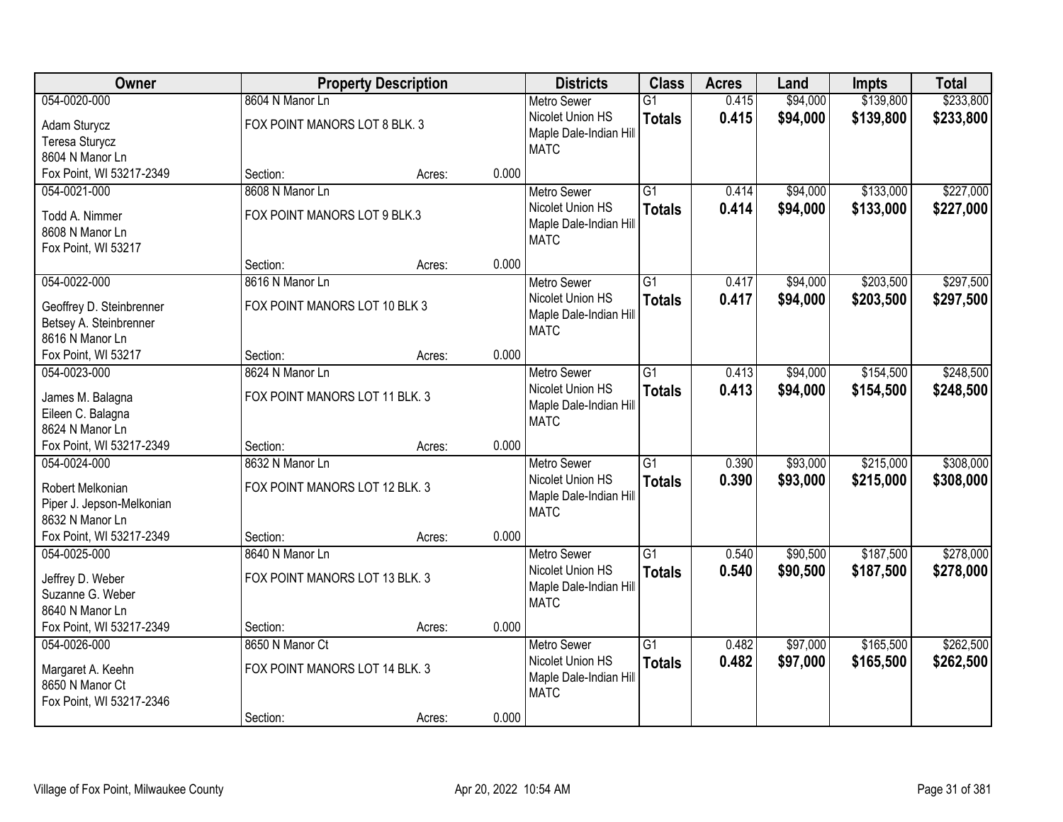| Owner | Property Description | Districts | Class | Acres | Land | Impts | Total |
|---|---|---|---|---|---|---|---|
| 054-0020-000<br>Adam Sturycz<br>Teresa Sturycz<br>8604 N Manor Ln<br>Fox Point, WI 53217-2349 | 8604 N Manor Ln<br>FOX POINT MANORS LOT 8 BLK. 3<br>Section: Acres: 0.000 | Metro Sewer<br>Nicolet Union HS<br>Maple Dale-Indian Hill<br>MATC | G1<br>**Totals** | 0.415<br>**0.415** | $94,000<br>**$94,000** | $139,800<br>**$139,800** | $233,800<br>**$233,800** |
| 054-0021-000<br>Todd A. Nimmer<br>8608 N Manor Ln<br>Fox Point, WI 53217 | 8608 N Manor Ln<br>FOX POINT MANORS LOT 9 BLK.3<br>Section: Acres: 0.000 | Metro Sewer<br>Nicolet Union HS<br>Maple Dale-Indian Hill<br>MATC | G1<br>**Totals** | 0.414<br>**0.414** | $94,000<br>**$94,000** | $133,000<br>**$133,000** | $227,000<br>**$227,000** |
| 054-0022-000<br>Geoffrey D. Steinbrenner<br>Betsey A. Steinbrenner<br>8616 N Manor Ln<br>Fox Point, WI 53217 | 8616 N Manor Ln<br>FOX POINT MANORS LOT 10 BLK 3<br>Section: Acres: 0.000 | Metro Sewer<br>Nicolet Union HS<br>Maple Dale-Indian Hill<br>MATC | G1<br>**Totals** | 0.417<br>**0.417** | $94,000<br>**$94,000** | $203,500<br>**$203,500** | $297,500<br>**$297,500** |
| 054-0023-000<br>James M. Balagna<br>Eileen C. Balagna<br>8624 N Manor Ln<br>Fox Point, WI 53217-2349 | 8624 N Manor Ln<br>FOX POINT MANORS LOT 11 BLK. 3<br>Section: Acres: 0.000 | Metro Sewer<br>Nicolet Union HS<br>Maple Dale-Indian Hill<br>MATC | G1<br>**Totals** | 0.413<br>**0.413** | $94,000<br>**$94,000** | $154,500<br>**$154,500** | $248,500<br>**$248,500** |
| 054-0024-000<br>Robert Melkonian<br>Piper J. Jepson-Melkonian<br>8632 N Manor Ln<br>Fox Point, WI 53217-2349 | 8632 N Manor Ln<br>FOX POINT MANORS LOT 12 BLK. 3<br>Section: Acres: 0.000 | Metro Sewer<br>Nicolet Union HS<br>Maple Dale-Indian Hill<br>MATC | G1<br>**Totals** | 0.390<br>**0.390** | $93,000<br>**$93,000** | $215,000<br>**$215,000** | $308,000<br>**$308,000** |
| 054-0025-000<br>Jeffrey D. Weber<br>Suzanne G. Weber<br>8640 N Manor Ln<br>Fox Point, WI 53217-2349 | 8640 N Manor Ln<br>FOX POINT MANORS LOT 13 BLK. 3<br>Section: Acres: 0.000 | Metro Sewer<br>Nicolet Union HS<br>Maple Dale-Indian Hill<br>MATC | G1<br>**Totals** | 0.540<br>**0.540** | $90,500<br>**$90,500** | $187,500<br>**$187,500** | $278,000<br>**$278,000** |
| 054-0026-000<br>Margaret A. Keehn<br>8650 N Manor Ct<br>Fox Point, WI 53217-2346 | 8650 N Manor Ct<br>FOX POINT MANORS LOT 14 BLK. 3<br>Section: Acres: 0.000 | Metro Sewer<br>Nicolet Union HS<br>Maple Dale-Indian Hill<br>MATC | G1<br>**Totals** | 0.482<br>**0.482** | $97,000<br>**$97,000** | $165,500<br>**$165,500** | $262,500<br>**$262,500** |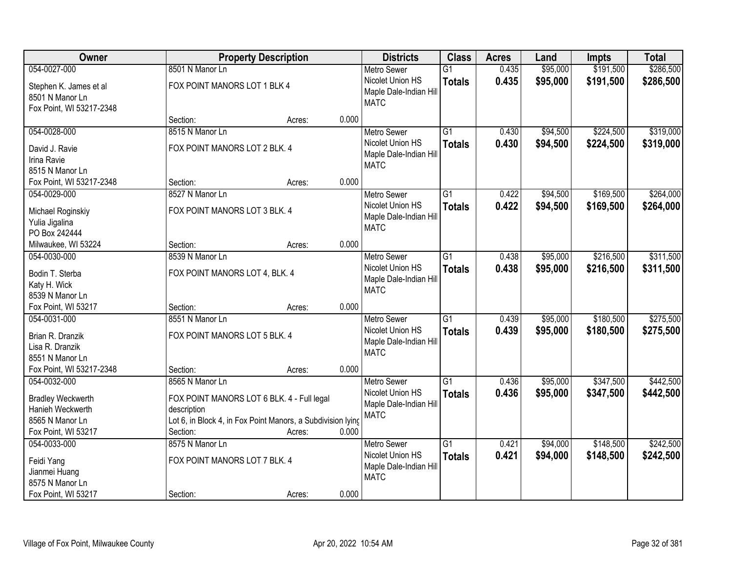| Owner | Property Description | | | Districts | Class | Acres | Land | Impts | Total |
|---|---|---|---|---|---|---|---|---|---|
| 054-0027-000<br>Stephen K. James et al<br>8501 N Manor Ln<br>Fox Point, WI 53217-2348 | 8501 N Manor Ln<br>FOX POINT MANORS LOT 1 BLK 4<br>Section: | Acres: | 0.000 | Metro Sewer<br>Nicolet Union HS<br>Maple Dale-Indian Hill<br>MATC | G1<br>**Totals** | 0.435<br>**0.435** | $95,000<br>**$95,000** | $191,500<br>**$191,500** | $286,500<br>**$286,500** |
| 054-0028-000<br>David J. Ravie<br>Irina Ravie<br>8515 N Manor Ln<br>Fox Point, WI 53217-2348 | 8515 N Manor Ln<br>FOX POINT MANORS LOT 2 BLK. 4<br>Section: | Acres: | 0.000 | Metro Sewer<br>Nicolet Union HS<br>Maple Dale-Indian Hill<br>MATC | G1<br>**Totals** | 0.430<br>**0.430** | $94,500<br>**$94,500** | $224,500<br>**$224,500** | $319,000<br>**$319,000** |
| 054-0029-000<br>Michael Roginskiy<br>Yulia Jigalina<br>PO Box 242444<br>Milwaukee, WI 53224 | 8527 N Manor Ln<br>FOX POINT MANORS LOT 3 BLK. 4<br>Section: | Acres: | 0.000 | Metro Sewer<br>Nicolet Union HS<br>Maple Dale-Indian Hill<br>MATC | G1<br>**Totals** | 0.422<br>**0.422** | $94,500<br>**$94,500** | $169,500<br>**$169,500** | $264,000<br>**$264,000** |
| 054-0030-000<br>Bodin T. Sterba<br>Katy H. Wick<br>8539 N Manor Ln<br>Fox Point, WI 53217 | 8539 N Manor Ln<br>FOX POINT MANORS LOT 4, BLK. 4<br>Section: | Acres: | 0.000 | Metro Sewer<br>Nicolet Union HS<br>Maple Dale-Indian Hill<br>MATC | G1<br>**Totals** | 0.438<br>**0.438** | $95,000<br>**$95,000** | $216,500<br>**$216,500** | $311,500<br>**$311,500** |
| 054-0031-000<br>Brian R. Dranzik<br>Lisa R. Dranzik<br>8551 N Manor Ln<br>Fox Point, WI 53217-2348 | 8551 N Manor Ln<br>FOX POINT MANORS LOT 5 BLK. 4<br>Section: | Acres: | 0.000 | Metro Sewer<br>Nicolet Union HS<br>Maple Dale-Indian Hill<br>MATC | G1<br>**Totals** | 0.439<br>**0.439** | $95,000<br>**$95,000** | $180,500<br>**$180,500** | $275,500<br>**$275,500** |
| 054-0032-000<br>Bradley Weckwerth<br>Hanieh Weckwerth<br>8565 N Manor Ln<br>Fox Point, WI 53217 | 8565 N Manor Ln<br>FOX POINT MANORS LOT 6 BLK. 4 - Full legal description<br>Lot 6, in Block 4, in Fox Point Manors, a Subdivision lying<br>Section: | Acres: | 0.000 | Metro Sewer<br>Nicolet Union HS<br>Maple Dale-Indian Hill<br>MATC | G1<br>**Totals** | 0.436<br>**0.436** | $95,000<br>**$95,000** | $347,500<br>**$347,500** | $442,500<br>**$442,500** |
| 054-0033-000<br>Feidi Yang<br>Jianmei Huang<br>8575 N Manor Ln<br>Fox Point, WI 53217 | 8575 N Manor Ln<br>FOX POINT MANORS LOT 7 BLK. 4<br>Section: | Acres: | 0.000 | Metro Sewer<br>Nicolet Union HS<br>Maple Dale-Indian Hill<br>MATC | G1<br>**Totals** | 0.421<br>**0.421** | $94,000<br>**$94,000** | $148,500<br>**$148,500** | $242,500<br>**$242,500** |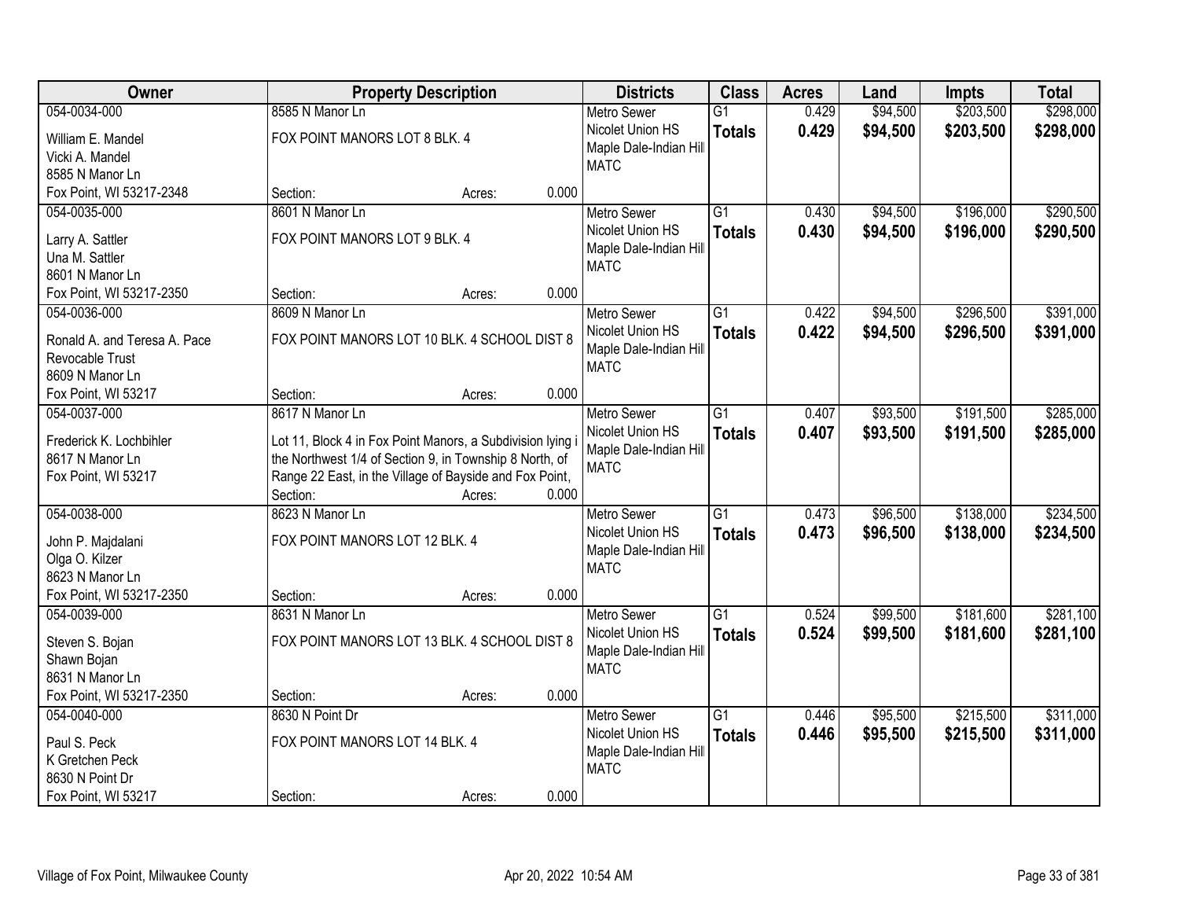| Owner | Property Description | Districts | Class | Acres | Land | Impts | Total |
|---|---|---|---|---|---|---|---|
| 054-0034-000<br>William E. Mandel<br>Vicki A. Mandel<br>8585 N Manor Ln<br>Fox Point, WI 53217-2348 | 8585 N Manor Ln<br>FOX POINT MANORS LOT 8 BLK. 4<br>Section: Acres: 0.000 | Metro Sewer<br>Nicolet Union HS<br>Maple Dale-Indian Hill<br>MATC | G1<br>**Totals** | 0.429<br>**0.429** | $94,500<br>**$94,500** | $203,500<br>**$203,500** | $298,000<br>**$298,000** |
| 054-0035-000<br>Larry A. Sattler<br>Una M. Sattler<br>8601 N Manor Ln<br>Fox Point, WI 53217-2350 | 8601 N Manor Ln<br>FOX POINT MANORS LOT 9 BLK. 4<br>Section: Acres: 0.000 | Metro Sewer<br>Nicolet Union HS<br>Maple Dale-Indian Hill<br>MATC | G1<br>**Totals** | 0.430<br>**0.430** | $94,500<br>**$94,500** | $196,000<br>**$196,000** | $290,500<br>**$290,500** |
| 054-0036-000<br>Ronald A. and Teresa A. Pace<br>Revocable Trust<br>8609 N Manor Ln<br>Fox Point, WI 53217 | 8609 N Manor Ln<br>FOX POINT MANORS LOT 10 BLK. 4 SCHOOL DIST 8<br>Section: Acres: 0.000 | Metro Sewer<br>Nicolet Union HS<br>Maple Dale-Indian Hill<br>MATC | G1<br>**Totals** | 0.422<br>**0.422** | $94,500<br>**$94,500** | $296,500<br>**$296,500** | $391,000<br>**$391,000** |
| 054-0037-000<br>Frederick K. Lochbihler<br>8617 N Manor Ln<br>Fox Point, WI 53217 | 8617 N Manor Ln<br>Lot 11, Block 4 in Fox Point Manors, a Subdivision lying i the Northwest 1/4 of Section 9, in Township 8 North, of Range 22 East, in the Village of Bayside and Fox Point,<br>Section: Acres: 0.000 | Metro Sewer<br>Nicolet Union HS<br>Maple Dale-Indian Hill<br>MATC | G1<br>**Totals** | 0.407<br>**0.407** | $93,500<br>**$93,500** | $191,500<br>**$191,500** | $285,000<br>**$285,000** |
| 054-0038-000<br>John P. Majdalani<br>Olga O. Kilzer<br>8623 N Manor Ln<br>Fox Point, WI 53217-2350 | 8623 N Manor Ln<br>FOX POINT MANORS LOT 12 BLK. 4<br>Section: Acres: 0.000 | Metro Sewer<br>Nicolet Union HS<br>Maple Dale-Indian Hill<br>MATC | G1<br>**Totals** | 0.473<br>**0.473** | $96,500<br>**$96,500** | $138,000<br>**$138,000** | $234,500<br>**$234,500** |
| 054-0039-000<br>Steven S. Bojan<br>Shawn Bojan<br>8631 N Manor Ln<br>Fox Point, WI 53217-2350 | 8631 N Manor Ln<br>FOX POINT MANORS LOT 13 BLK. 4 SCHOOL DIST 8<br>Section: Acres: 0.000 | Metro Sewer<br>Nicolet Union HS<br>Maple Dale-Indian Hill<br>MATC | G1<br>**Totals** | 0.524<br>**0.524** | $99,500<br>**$99,500** | $181,600<br>**$181,600** | $281,100<br>**$281,100** |
| 054-0040-000<br>Paul S. Peck<br>K Gretchen Peck<br>8630 N Point Dr<br>Fox Point, WI 53217 | 8630 N Point Dr<br>FOX POINT MANORS LOT 14 BLK. 4<br>Section: Acres: 0.000 | Metro Sewer<br>Nicolet Union HS<br>Maple Dale-Indian Hill<br>MATC | G1<br>**Totals** | 0.446<br>**0.446** | $95,500<br>**$95,500** | $215,500<br>**$215,500** | $311,000<br>**$311,000** |

Village of Fox Point, Milwaukee County — Apr 20, 2022 10:54 AM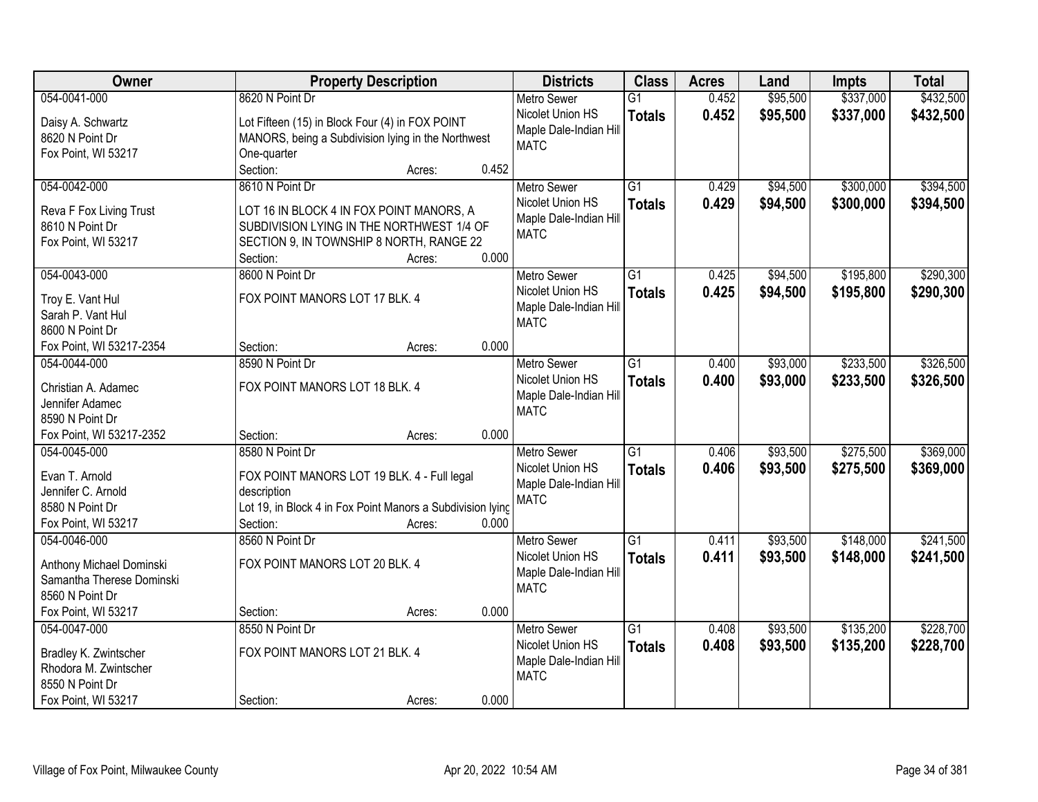| Owner | Property Description | Districts | Class | Acres | Land | Impts | Total |
|---|---|---|---|---|---|---|---|
| 054-0041-000<br>Daisy A. Schwartz<br>8620 N Point Dr<br>Fox Point, WI 53217 | 8620 N Point Dr<br>Lot Fifteen (15) in Block Four (4) in FOX POINT MANORS, being a Subdivision lying in the Northwest One-quarter<br>Section: Acres: 0.452 | Metro Sewer<br>Nicolet Union HS<br>Maple Dale-Indian Hill<br>MATC | G1<br>**Totals** | 0.452<br>**0.452** | $95,500<br>**$95,500** | $337,000<br>**$337,000** | $432,500<br>**$432,500** |
| 054-0042-000<br>Reva F Fox Living Trust<br>8610 N Point Dr<br>Fox Point, WI 53217 | 8610 N Point Dr<br>LOT 16 IN BLOCK 4 IN FOX POINT MANORS, A SUBDIVISION LYING IN THE NORTHWEST 1/4 OF SECTION 9, IN TOWNSHIP 8 NORTH, RANGE 22<br>Section: Acres: 0.000 | Metro Sewer<br>Nicolet Union HS<br>Maple Dale-Indian Hill<br>MATC | G1<br>**Totals** | 0.429<br>**0.429** | $94,500<br>**$94,500** | $300,000<br>**$300,000** | $394,500<br>**$394,500** |
| 054-0043-000<br>Troy E. Vant Hul<br>Sarah P. Vant Hul<br>8600 N Point Dr<br>Fox Point, WI 53217-2354 | 8600 N Point Dr<br>FOX POINT MANORS LOT 17 BLK. 4<br>Section: Acres: 0.000 | Metro Sewer<br>Nicolet Union HS<br>Maple Dale-Indian Hill<br>MATC | G1<br>**Totals** | 0.425<br>**0.425** | $94,500<br>**$94,500** | $195,800<br>**$195,800** | $290,300<br>**$290,300** |
| 054-0044-000<br>Christian A. Adamec<br>Jennifer Adamec<br>8590 N Point Dr<br>Fox Point, WI 53217-2352 | 8590 N Point Dr<br>FOX POINT MANORS LOT 18 BLK. 4<br>Section: Acres: 0.000 | Metro Sewer<br>Nicolet Union HS<br>Maple Dale-Indian Hill<br>MATC | G1<br>**Totals** | 0.400<br>**0.400** | $93,000<br>**$93,000** | $233,500<br>**$233,500** | $326,500<br>**$326,500** |
| 054-0045-000<br>Evan T. Arnold<br>Jennifer C. Arnold<br>8580 N Point Dr<br>Fox Point, WI 53217 | 8580 N Point Dr<br>FOX POINT MANORS LOT 19 BLK. 4 - Full legal description<br>Lot 19, in Block 4 in Fox Point Manors a Subdivision lying<br>Section: Acres: 0.000 | Metro Sewer<br>Nicolet Union HS<br>Maple Dale-Indian Hill<br>MATC | G1<br>**Totals** | 0.406<br>**0.406** | $93,500<br>**$93,500** | $275,500<br>**$275,500** | $369,000<br>**$369,000** |
| 054-0046-000<br>Anthony Michael Dominski<br>Samantha Therese Dominski<br>8560 N Point Dr<br>Fox Point, WI 53217 | 8560 N Point Dr<br>FOX POINT MANORS LOT 20 BLK. 4<br>Section: Acres: 0.000 | Metro Sewer<br>Nicolet Union HS<br>Maple Dale-Indian Hill<br>MATC | G1<br>**Totals** | 0.411<br>**0.411** | $93,500<br>**$93,500** | $148,000<br>**$148,000** | $241,500<br>**$241,500** |
| 054-0047-000<br>Bradley K. Zwintscher<br>Rhodora M. Zwintscher<br>8550 N Point Dr<br>Fox Point, WI 53217 | 8550 N Point Dr<br>FOX POINT MANORS LOT 21 BLK. 4<br>Section: Acres: 0.000 | Metro Sewer<br>Nicolet Union HS<br>Maple Dale-Indian Hill<br>MATC | G1<br>**Totals** | 0.408<br>**0.408** | $93,500<br>**$93,500** | $135,200<br>**$135,200** | $228,700<br>**$228,700** |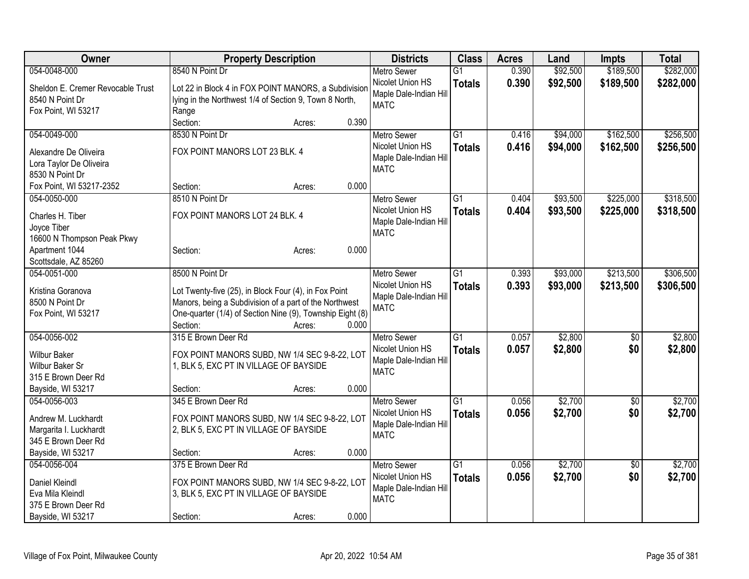| Owner | Property Description | Districts | Class | Acres | Land | Impts | Total |
|---|---|---|---|---|---|---|---|
| 054-0048-000<br>Sheldon E. Cremer Revocable Trust<br>8540 N Point Dr<br>Fox Point, WI 53217 | 8540 N Point Dr<br>Lot 22 in Block 4 in FOX POINT MANORS, a Subdivision lying in the Northwest 1/4 of Section 9, Town 8 North, Range<br>Section: Acres: 0.390 | Metro Sewer<br>Nicolet Union HS<br>Maple Dale-Indian Hill<br>MATC | G1<br>**Totals** | 0.390<br>**0.390** | $92,500<br>**$92,500** | $189,500<br>**$189,500** | $282,000<br>**$282,000** |
| 054-0049-000<br>Alexandre De Oliveira<br>Lora Taylor De Oliveira<br>8530 N Point Dr<br>Fox Point, WI 53217-2352 | 8530 N Point Dr<br>FOX POINT MANORS LOT 23 BLK. 4<br>Section: Acres: 0.000 | Metro Sewer<br>Nicolet Union HS<br>Maple Dale-Indian Hill<br>MATC | G1<br>**Totals** | 0.416<br>**0.416** | $94,000<br>**$94,000** | $162,500<br>**$162,500** | $256,500<br>**$256,500** |
| 054-0050-000<br>Charles H. Tiber<br>Joyce Tiber<br>16600 N Thompson Peak Pkwy<br>Apartment 1044<br>Scottsdale, AZ 85260 | 8510 N Point Dr<br>FOX POINT MANORS LOT 24 BLK. 4<br>Section: Acres: 0.000 | Metro Sewer<br>Nicolet Union HS<br>Maple Dale-Indian Hill<br>MATC | G1<br>**Totals** | 0.404<br>**0.404** | $93,500<br>**$93,500** | $225,000<br>**$225,000** | $318,500<br>**$318,500** |
| 054-0051-000<br>Kristina Goranova<br>8500 N Point Dr<br>Fox Point, WI 53217 | 8500 N Point Dr<br>Lot Twenty-five (25), in Block Four (4), in Fox Point Manors, being a Subdivision of a part of the Northwest One-quarter (1/4) of Section Nine (9), Township Eight (8)<br>Section: Acres: 0.000 | Metro Sewer<br>Nicolet Union HS<br>Maple Dale-Indian Hill<br>MATC | G1<br>**Totals** | 0.393<br>**0.393** | $93,000<br>**$93,000** | $213,500<br>**$213,500** | $306,500<br>**$306,500** |
| 054-0056-002<br>Wilbur Baker<br>Wilbur Baker Sr<br>315 E Brown Deer Rd<br>Bayside, WI 53217 | 315 E Brown Deer Rd<br>FOX POINT MANORS SUBD, NW 1/4 SEC 9-8-22, LOT 1, BLK 5, EXC PT IN VILLAGE OF BAYSIDE<br>Section: Acres: 0.000 | Metro Sewer<br>Nicolet Union HS<br>Maple Dale-Indian Hill<br>MATC | G1<br>**Totals** | 0.057<br>**0.057** | $2,800<br>**$2,800** | $0<br>**$0** | $2,800<br>**$2,800** |
| 054-0056-003<br>Andrew M. Luckhardt<br>Margarita I. Luckhardt<br>345 E Brown Deer Rd<br>Bayside, WI 53217 | 345 E Brown Deer Rd<br>FOX POINT MANORS SUBD, NW 1/4 SEC 9-8-22, LOT 2, BLK 5, EXC PT IN VILLAGE OF BAYSIDE<br>Section: Acres: 0.000 | Metro Sewer<br>Nicolet Union HS<br>Maple Dale-Indian Hill<br>MATC | G1<br>**Totals** | 0.056<br>**0.056** | $2,700<br>**$2,700** | $0<br>**$0** | $2,700<br>**$2,700** |
| 054-0056-004<br>Daniel Kleindl<br>Eva Mila Kleindl<br>375 E Brown Deer Rd<br>Bayside, WI 53217 | 375 E Brown Deer Rd<br>FOX POINT MANORS SUBD, NW 1/4 SEC 9-8-22, LOT 3, BLK 5, EXC PT IN VILLAGE OF BAYSIDE<br>Section: Acres: 0.000 | Metro Sewer<br>Nicolet Union HS<br>Maple Dale-Indian Hill<br>MATC | G1<br>**Totals** | 0.056<br>**0.056** | $2,700<br>**$2,700** | $0<br>**$0** | $2,700<br>**$2,700** |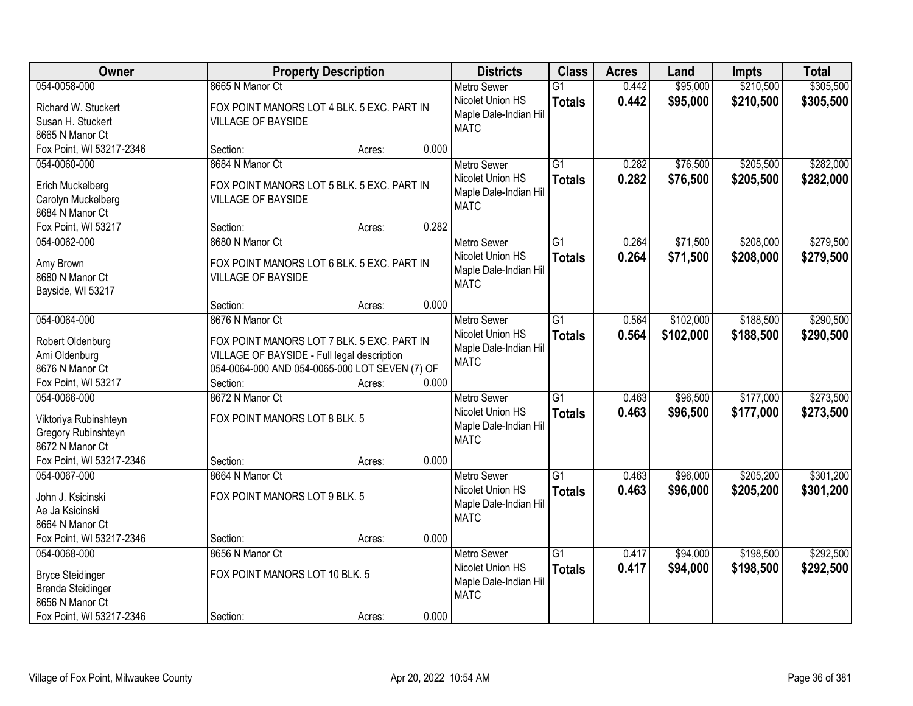| Owner | Property Description | | | Districts | Class | Acres | Land | Impts | Total |
|---|---|---|---|---|---|---|---|---|---|
| 054-0058-000<br>Richard W. Stuckert<br>Susan H. Stuckert<br>8665 N Manor Ct<br>Fox Point, WI 53217-2346 | 8665 N Manor Ct<br>FOX POINT MANORS LOT 4 BLK. 5 EXC. PART IN VILLAGE OF BAYSIDE<br>Section: | Acres: | 0.000 | Metro Sewer<br>Nicolet Union HS<br>Maple Dale-Indian Hill<br>MATC | G1<br>**Totals** | 0.442<br>**0.442** | $95,000<br>**$95,000** | $210,500<br>**$210,500** | $305,500<br>**$305,500** |
| 054-0060-000<br>Erich Muckelberg<br>Carolyn Muckelberg<br>8684 N Manor Ct<br>Fox Point, WI 53217 | 8684 N Manor Ct<br>FOX POINT MANORS LOT 5 BLK. 5 EXC. PART IN VILLAGE OF BAYSIDE<br>Section: | Acres: | 0.282 | Metro Sewer<br>Nicolet Union HS<br>Maple Dale-Indian Hill<br>MATC | G1<br>**Totals** | 0.282<br>**0.282** | $76,500<br>**$76,500** | $205,500<br>**$205,500** | $282,000<br>**$282,000** |
| 054-0062-000<br>Amy Brown<br>8680 N Manor Ct<br>Bayside, WI 53217 | 8680 N Manor Ct<br>FOX POINT MANORS LOT 6 BLK. 5 EXC. PART IN VILLAGE OF BAYSIDE<br>Section: | Acres: | 0.000 | Metro Sewer<br>Nicolet Union HS<br>Maple Dale-Indian Hill<br>MATC | G1<br>**Totals** | 0.264<br>**0.264** | $71,500<br>**$71,500** | $208,000<br>**$208,000** | $279,500<br>**$279,500** |
| 054-0064-000<br>Robert Oldenburg<br>Ami Oldenburg<br>8676 N Manor Ct<br>Fox Point, WI 53217 | 8676 N Manor Ct<br>FOX POINT MANORS LOT 7 BLK. 5 EXC. PART IN VILLAGE OF BAYSIDE - Full legal description 054-0064-000 AND 054-0065-000 LOT SEVEN (7) OF<br>Section: | Acres: | 0.000 | Metro Sewer<br>Nicolet Union HS<br>Maple Dale-Indian Hill<br>MATC | G1<br>**Totals** | 0.564<br>**0.564** | $102,000<br>**$102,000** | $188,500<br>**$188,500** | $290,500<br>**$290,500** |
| 054-0066-000<br>Viktoriya Rubinshteyn<br>Gregory Rubinshteyn<br>8672 N Manor Ct<br>Fox Point, WI 53217-2346 | 8672 N Manor Ct<br>FOX POINT MANORS LOT 8 BLK. 5<br>Section: | Acres: | 0.000 | Metro Sewer<br>Nicolet Union HS<br>Maple Dale-Indian Hill<br>MATC | G1<br>**Totals** | 0.463<br>**0.463** | $96,500<br>**$96,500** | $177,000<br>**$177,000** | $273,500<br>**$273,500** |
| 054-0067-000<br>John J. Ksicinski<br>Ae Ja Ksicinski<br>8664 N Manor Ct<br>Fox Point, WI 53217-2346 | 8664 N Manor Ct<br>FOX POINT MANORS LOT 9 BLK. 5<br>Section: | Acres: | 0.000 | Metro Sewer<br>Nicolet Union HS<br>Maple Dale-Indian Hill<br>MATC | G1<br>**Totals** | 0.463<br>**0.463** | $96,000<br>**$96,000** | $205,200<br>**$205,200** | $301,200<br>**$301,200** |
| 054-0068-000<br>Bryce Steidinger<br>Brenda Steidinger<br>8656 N Manor Ct<br>Fox Point, WI 53217-2346 | 8656 N Manor Ct<br>FOX POINT MANORS LOT 10 BLK. 5<br>Section: | Acres: | 0.000 | Metro Sewer<br>Nicolet Union HS<br>Maple Dale-Indian Hill<br>MATC | G1<br>**Totals** | 0.417<br>**0.417** | $94,000<br>**$94,000** | $198,500<br>**$198,500** | $292,500<br>**$292,500** |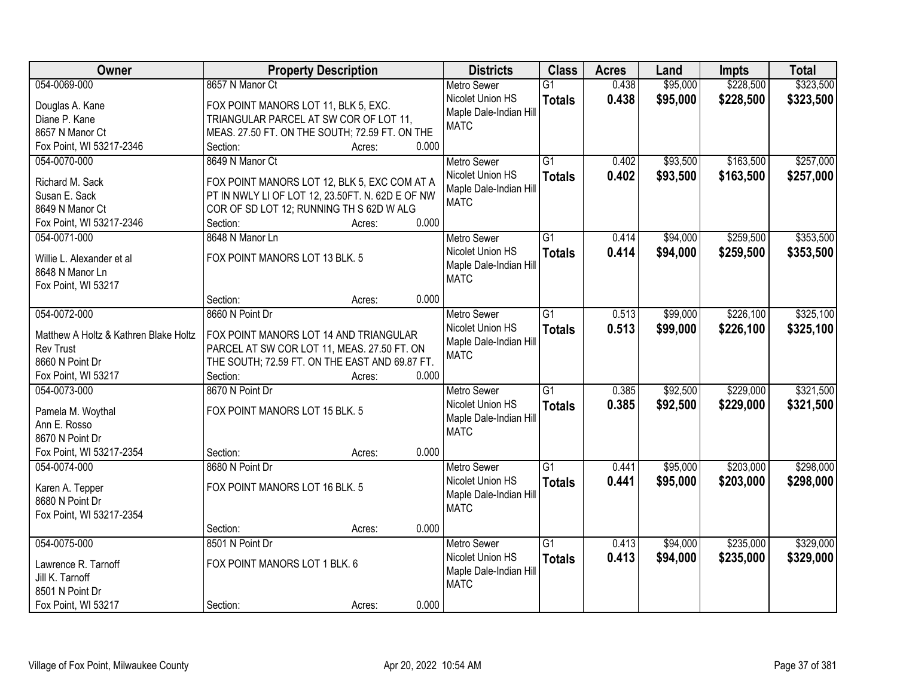| Owner | Property Description | Districts | Class | Acres | Land | Impts | Total |
|---|---|---|---|---|---|---|---|
| 054-0069-000<br>Douglas A. Kane<br>Diane P. Kane<br>8657 N Manor Ct<br>Fox Point, WI 53217-2346 | 8657 N Manor Ct<br>FOX POINT MANORS LOT 11, BLK 5, EXC. TRIANGULAR PARCEL AT SW COR OF LOT 11, MEAS. 27.50 FT. ON THE SOUTH; 72.59 FT. ON THE<br>Section: Acres: 0.000 | Metro Sewer<br>Nicolet Union HS<br>Maple Dale-Indian Hill<br>MATC | G1<br>**Totals** | 0.438<br>**0.438** | $95,000<br>**$95,000** | $228,500<br>**$228,500** | $323,500<br>**$323,500** |
| 054-0070-000<br>Richard M. Sack<br>Susan E. Sack<br>8649 N Manor Ct<br>Fox Point, WI 53217-2346 | 8649 N Manor Ct<br>FOX POINT MANORS LOT 12, BLK 5, EXC COM AT A PT IN NWLY LI OF LOT 12, 23.50FT. N. 62D E OF NW COR OF SD LOT 12; RUNNING TH S 62D W ALG<br>Section: Acres: 0.000 | Metro Sewer<br>Nicolet Union HS<br>Maple Dale-Indian Hill<br>MATC | G1<br>**Totals** | 0.402<br>**0.402** | $93,500<br>**$93,500** | $163,500<br>**$163,500** | $257,000<br>**$257,000** |
| 054-0071-000<br>Willie L. Alexander et al<br>8648 N Manor Ln<br>Fox Point, WI 53217 | 8648 N Manor Ln<br>FOX POINT MANORS LOT 13 BLK. 5<br>Section: Acres: 0.000 | Metro Sewer<br>Nicolet Union HS<br>Maple Dale-Indian Hill<br>MATC | G1<br>**Totals** | 0.414<br>**0.414** | $94,000<br>**$94,000** | $259,500<br>**$259,500** | $353,500<br>**$353,500** |
| 054-0072-000<br>Matthew A Holtz & Kathren Blake Holtz Rev Trust<br>8660 N Point Dr<br>Fox Point, WI 53217 | 8660 N Point Dr<br>FOX POINT MANORS LOT 14 AND TRIANGULAR PARCEL AT SW COR LOT 11, MEAS. 27.50 FT. ON THE SOUTH; 72.59 FT. ON THE EAST AND 69.87 FT.<br>Section: Acres: 0.000 | Metro Sewer<br>Nicolet Union HS<br>Maple Dale-Indian Hill<br>MATC | G1<br>**Totals** | 0.513<br>**0.513** | $99,000<br>**$99,000** | $226,100<br>**$226,100** | $325,100<br>**$325,100** |
| 054-0073-000<br>Pamela M. Woythal<br>Ann E. Rosso<br>8670 N Point Dr<br>Fox Point, WI 53217-2354 | 8670 N Point Dr<br>FOX POINT MANORS LOT 15 BLK. 5<br>Section: Acres: 0.000 | Metro Sewer<br>Nicolet Union HS<br>Maple Dale-Indian Hill<br>MATC | G1<br>**Totals** | 0.385<br>**0.385** | $92,500<br>**$92,500** | $229,000<br>**$229,000** | $321,500<br>**$321,500** |
| 054-0074-000<br>Karen A. Tepper<br>8680 N Point Dr<br>Fox Point, WI 53217-2354 | 8680 N Point Dr<br>FOX POINT MANORS LOT 16 BLK. 5<br>Section: Acres: 0.000 | Metro Sewer<br>Nicolet Union HS<br>Maple Dale-Indian Hill<br>MATC | G1<br>**Totals** | 0.441<br>**0.441** | $95,000<br>**$95,000** | $203,000<br>**$203,000** | $298,000<br>**$298,000** |
| 054-0075-000<br>Lawrence R. Tarnoff<br>Jill K. Tarnoff<br>8501 N Point Dr<br>Fox Point, WI 53217 | 8501 N Point Dr<br>FOX POINT MANORS LOT 1 BLK. 6<br>Section: Acres: 0.000 | Metro Sewer<br>Nicolet Union HS<br>Maple Dale-Indian Hill<br>MATC | G1<br>**Totals** | 0.413<br>**0.413** | $94,000<br>**$94,000** | $235,000<br>**$235,000** | $329,000<br>**$329,000** |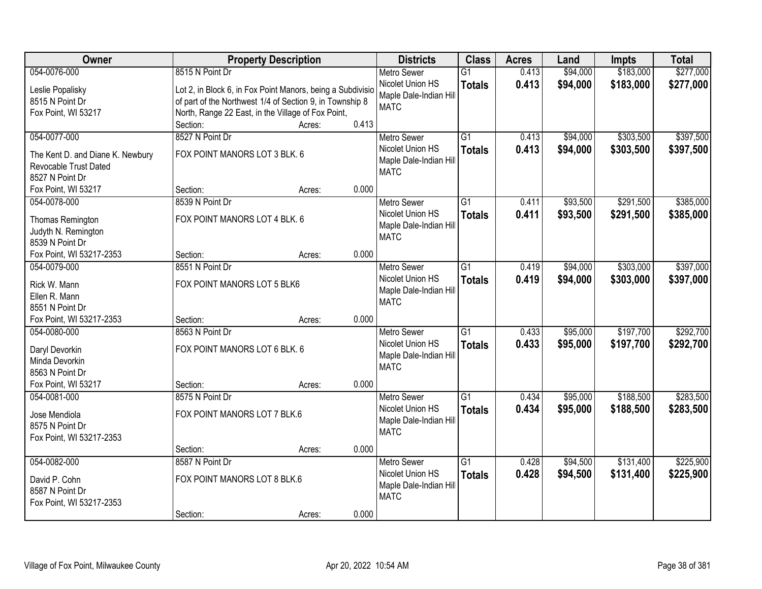| Owner | Property Description | Districts | Class | Acres | Land | Impts | Total |
|---|---|---|---|---|---|---|---|
| 054-0076-000<br>Leslie Popalisky<br>8515 N Point Dr<br>Fox Point, WI 53217 | 8515 N Point Dr<br>Lot 2, in Block 6, in Fox Point Manors, being a Subdivisio of part of the Northwest 1/4 of Section 9, in Township 8 North, Range 22 East, in the Village of Fox Point,<br>Section: Acres: 0.413 | Metro Sewer<br>Nicolet Union HS<br>Maple Dale-Indian Hill<br>MATC | G1<br>**Totals** | 0.413<br>**0.413** | $94,000<br>**$94,000** | $183,000<br>**$183,000** | $277,000<br>**$277,000** |
| 054-0077-000<br>The Kent D. and Diane K. Newbury Revocable Trust Dated<br>8527 N Point Dr<br>Fox Point, WI 53217 | 8527 N Point Dr<br>FOX POINT MANORS LOT 3 BLK. 6<br>Section: Acres: 0.000 | Metro Sewer<br>Nicolet Union HS<br>Maple Dale-Indian Hill<br>MATC | G1<br>**Totals** | 0.413<br>**0.413** | $94,000<br>**$94,000** | $303,500<br>**$303,500** | $397,500<br>**$397,500** |
| 054-0078-000<br>Thomas Remington<br>Judyth N. Remington<br>8539 N Point Dr<br>Fox Point, WI 53217-2353 | 8539 N Point Dr<br>FOX POINT MANORS LOT 4 BLK. 6<br>Section: Acres: 0.000 | Metro Sewer<br>Nicolet Union HS<br>Maple Dale-Indian Hill<br>MATC | G1<br>**Totals** | 0.411<br>**0.411** | $93,500<br>**$93,500** | $291,500<br>**$291,500** | $385,000<br>**$385,000** |
| 054-0079-000<br>Rick W. Mann<br>Ellen R. Mann<br>8551 N Point Dr<br>Fox Point, WI 53217-2353 | 8551 N Point Dr<br>FOX POINT MANORS LOT 5 BLK6<br>Section: Acres: 0.000 | Metro Sewer<br>Nicolet Union HS<br>Maple Dale-Indian Hill<br>MATC | G1<br>**Totals** | 0.419<br>**0.419** | $94,000<br>**$94,000** | $303,000<br>**$303,000** | $397,000<br>**$397,000** |
| 054-0080-000<br>Daryl Devorkin<br>Minda Devorkin<br>8563 N Point Dr<br>Fox Point, WI 53217 | 8563 N Point Dr<br>FOX POINT MANORS LOT 6 BLK. 6<br>Section: Acres: 0.000 | Metro Sewer<br>Nicolet Union HS<br>Maple Dale-Indian Hill<br>MATC | G1<br>**Totals** | 0.433<br>**0.433** | $95,000<br>**$95,000** | $197,700<br>**$197,700** | $292,700<br>**$292,700** |
| 054-0081-000<br>Jose Mendiola<br>8575 N Point Dr<br>Fox Point, WI 53217-2353 | 8575 N Point Dr<br>FOX POINT MANORS LOT 7 BLK.6<br>Section: Acres: 0.000 | Metro Sewer<br>Nicolet Union HS<br>Maple Dale-Indian Hill<br>MATC | G1<br>**Totals** | 0.434<br>**0.434** | $95,000<br>**$95,000** | $188,500<br>**$188,500** | $283,500<br>**$283,500** |
| 054-0082-000<br>David P. Cohn<br>8587 N Point Dr<br>Fox Point, WI 53217-2353 | 8587 N Point Dr<br>FOX POINT MANORS LOT 8 BLK.6<br>Section: Acres: 0.000 | Metro Sewer<br>Nicolet Union HS<br>Maple Dale-Indian Hill<br>MATC | G1<br>**Totals** | 0.428<br>**0.428** | $94,500<br>**$94,500** | $131,400<br>**$131,400** | $225,900<br>**$225,900** |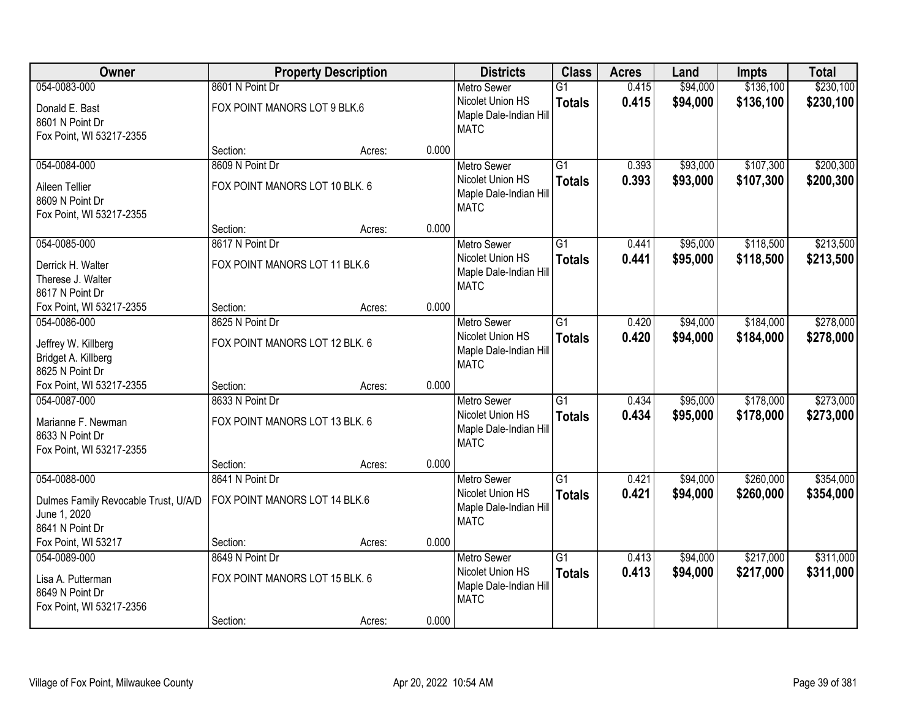| Owner | Property Description | | | Districts | Class | Acres | Land | Impts | Total |
|---|---|---|---|---|---|---|---|---|---|
| 054-0083-000 | 8601 N Point Dr | | | Metro Sewer | G1 | 0.415 | $94,000 | $136,100 | $230,100 |
| Donald E. Bast<br>8601 N Point Dr<br>Fox Point, WI 53217-2355 | FOX POINT MANORS LOT 9 BLK.6 | | | Nicolet Union HS<br>Maple Dale-Indian Hill<br>MATC | **Totals** | **0.415** | **$94,000** | **$136,100** | **$230,100** |
| | Section: | Acres: | 0.000 | | | | | | |
| 054-0084-000 | 8609 N Point Dr | | | Metro Sewer | G1 | 0.393 | $93,000 | $107,300 | $200,300 |
| Aileen Tellier<br>8609 N Point Dr<br>Fox Point, WI 53217-2355 | FOX POINT MANORS LOT 10 BLK. 6 | | | Nicolet Union HS<br>Maple Dale-Indian Hill<br>MATC | **Totals** | **0.393** | **$93,000** | **$107,300** | **$200,300** |
| | Section: | Acres: | 0.000 | | | | | | |
| 054-0085-000 | 8617 N Point Dr | | | Metro Sewer | G1 | 0.441 | $95,000 | $118,500 | $213,500 |
| Derrick H. Walter<br>Therese J. Walter<br>8617 N Point Dr<br>Fox Point, WI 53217-2355 | FOX POINT MANORS LOT 11 BLK.6 | | | Nicolet Union HS<br>Maple Dale-Indian Hill<br>MATC | **Totals** | **0.441** | **$95,000** | **$118,500** | **$213,500** |
| | Section: | Acres: | 0.000 | | | | | | |
| 054-0086-000 | 8625 N Point Dr | | | Metro Sewer | G1 | 0.420 | $94,000 | $184,000 | $278,000 |
| Jeffrey W. Killberg<br>Bridget A. Killberg<br>8625 N Point Dr<br>Fox Point, WI 53217-2355 | FOX POINT MANORS LOT 12 BLK. 6 | | | Nicolet Union HS<br>Maple Dale-Indian Hill<br>MATC | **Totals** | **0.420** | **$94,000** | **$184,000** | **$278,000** |
| | Section: | Acres: | 0.000 | | | | | | |
| 054-0087-000 | 8633 N Point Dr | | | Metro Sewer | G1 | 0.434 | $95,000 | $178,000 | $273,000 |
| Marianne F. Newman<br>8633 N Point Dr<br>Fox Point, WI 53217-2355 | FOX POINT MANORS LOT 13 BLK. 6 | | | Nicolet Union HS<br>Maple Dale-Indian Hill<br>MATC | **Totals** | **0.434** | **$95,000** | **$178,000** | **$273,000** |
| | Section: | Acres: | 0.000 | | | | | | |
| 054-0088-000 | 8641 N Point Dr | | | Metro Sewer | G1 | 0.421 | $94,000 | $260,000 | $354,000 |
| Dulmes Family Revocable Trust, U/A/D June 1, 2020<br>8641 N Point Dr<br>Fox Point, WI 53217 | FOX POINT MANORS LOT 14 BLK.6 | | | Nicolet Union HS<br>Maple Dale-Indian Hill<br>MATC | **Totals** | **0.421** | **$94,000** | **$260,000** | **$354,000** |
| | Section: | Acres: | 0.000 | | | | | | |
| 054-0089-000 | 8649 N Point Dr | | | Metro Sewer | G1 | 0.413 | $94,000 | $217,000 | $311,000 |
| Lisa A. Putterman<br>8649 N Point Dr<br>Fox Point, WI 53217-2356 | FOX POINT MANORS LOT 15 BLK. 6 | | | Nicolet Union HS<br>Maple Dale-Indian Hill<br>MATC | **Totals** | **0.413** | **$94,000** | **$217,000** | **$311,000** |
| | Section: | Acres: | 0.000 | | | | | | |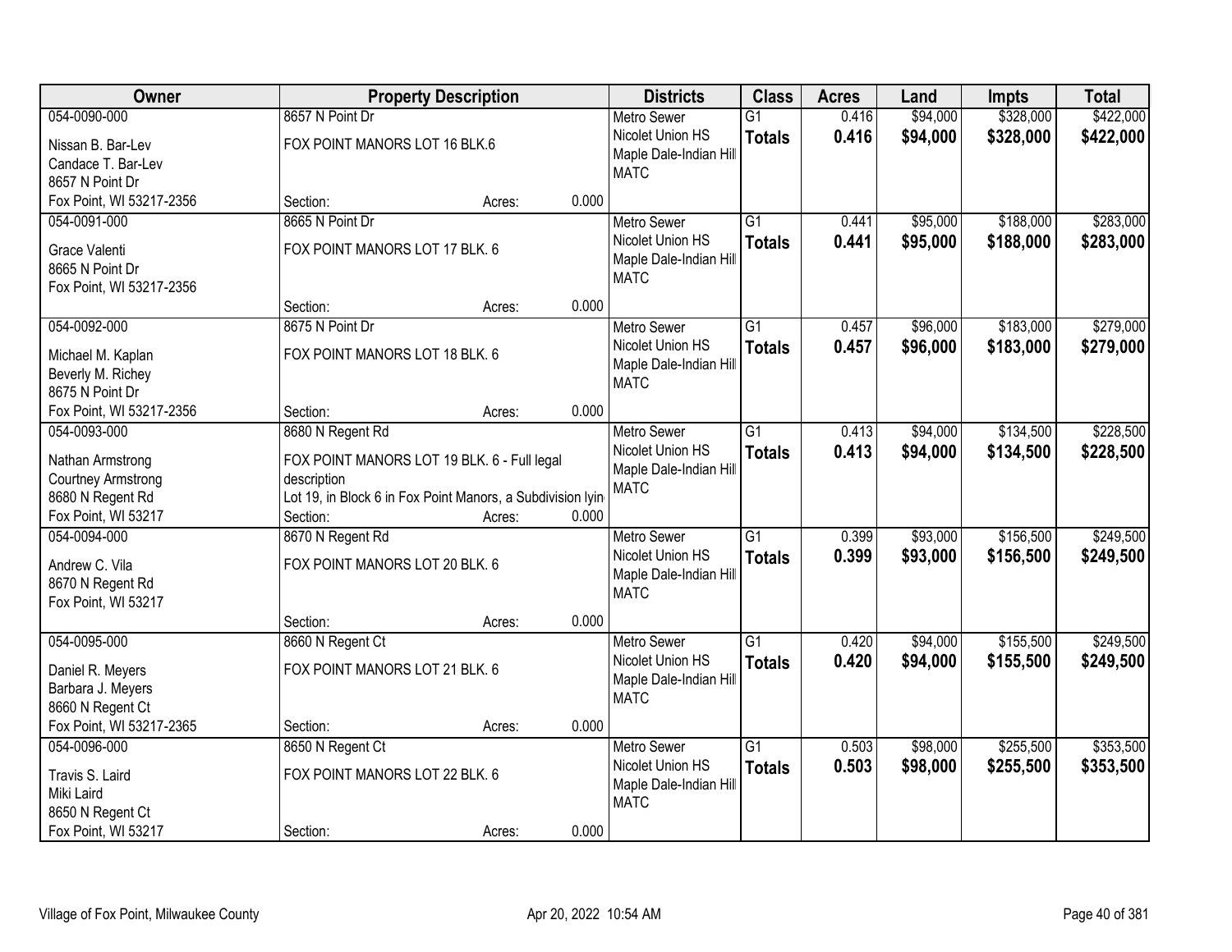| Owner | Property Description | Districts | Class | Acres | Land | Impts | Total |
|---|---|---|---|---|---|---|---|
| 054-0090-000<br>Nissan B. Bar-Lev<br>Candace T. Bar-Lev<br>8657 N Point Dr<br>Fox Point, WI 53217-2356 | 8657 N Point Dr<br>FOX POINT MANORS LOT 16 BLK.6<br>Section: Acres: 0.000 | Metro Sewer<br>Nicolet Union HS<br>Maple Dale-Indian Hill<br>MATC | G1<br>**Totals** | 0.416<br>**0.416** | $94,000<br>**$94,000** | $328,000<br>**$328,000** | $422,000<br>**$422,000** |
| 054-0091-000<br>Grace Valenti<br>8665 N Point Dr<br>Fox Point, WI 53217-2356 | 8665 N Point Dr<br>FOX POINT MANORS LOT 17 BLK. 6<br>Section: Acres: 0.000 | Metro Sewer<br>Nicolet Union HS<br>Maple Dale-Indian Hill<br>MATC | G1<br>**Totals** | 0.441<br>**0.441** | $95,000<br>**$95,000** | $188,000<br>**$188,000** | $283,000<br>**$283,000** |
| 054-0092-000<br>Michael M. Kaplan<br>Beverly M. Richey<br>8675 N Point Dr<br>Fox Point, WI 53217-2356 | 8675 N Point Dr<br>FOX POINT MANORS LOT 18 BLK. 6<br>Section: Acres: 0.000 | Metro Sewer<br>Nicolet Union HS<br>Maple Dale-Indian Hill<br>MATC | G1<br>**Totals** | 0.457<br>**0.457** | $96,000<br>**$96,000** | $183,000<br>**$183,000** | $279,000<br>**$279,000** |
| 054-0093-000<br>Nathan Armstrong<br>Courtney Armstrong<br>8680 N Regent Rd<br>Fox Point, WI 53217 | 8680 N Regent Rd<br>FOX POINT MANORS LOT 19 BLK. 6 - Full legal description<br>Lot 19, in Block 6 in Fox Point Manors, a Subdivision lyin<br>Section: Acres: 0.000 | Metro Sewer<br>Nicolet Union HS<br>Maple Dale-Indian Hill<br>MATC | G1<br>**Totals** | 0.413<br>**0.413** | $94,000<br>**$94,000** | $134,500<br>**$134,500** | $228,500<br>**$228,500** |
| 054-0094-000<br>Andrew C. Vila<br>8670 N Regent Rd<br>Fox Point, WI 53217 | 8670 N Regent Rd<br>FOX POINT MANORS LOT 20 BLK. 6<br>Section: Acres: 0.000 | Metro Sewer<br>Nicolet Union HS<br>Maple Dale-Indian Hill<br>MATC | G1<br>**Totals** | 0.399<br>**0.399** | $93,000<br>**$93,000** | $156,500<br>**$156,500** | $249,500<br>**$249,500** |
| 054-0095-000<br>Daniel R. Meyers<br>Barbara J. Meyers<br>8660 N Regent Ct<br>Fox Point, WI 53217-2365 | 8660 N Regent Ct<br>FOX POINT MANORS LOT 21 BLK. 6<br>Section: Acres: 0.000 | Metro Sewer<br>Nicolet Union HS<br>Maple Dale-Indian Hill<br>MATC | G1<br>**Totals** | 0.420<br>**0.420** | $94,000<br>**$94,000** | $155,500<br>**$155,500** | $249,500<br>**$249,500** |
| 054-0096-000<br>Travis S. Laird<br>Miki Laird<br>8650 N Regent Ct<br>Fox Point, WI 53217 | 8650 N Regent Ct<br>FOX POINT MANORS LOT 22 BLK. 6<br>Section: Acres: 0.000 | Metro Sewer<br>Nicolet Union HS<br>Maple Dale-Indian Hill<br>MATC | G1<br>**Totals** | 0.503<br>**0.503** | $98,000<br>**$98,000** | $255,500<br>**$255,500** | $353,500<br>**$353,500** |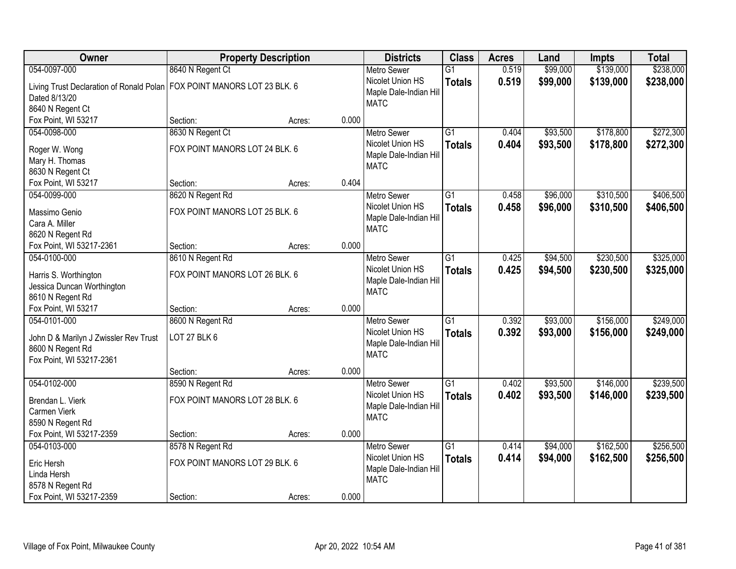| Owner | Property Description | | | Districts | Class | Acres | Land | Impts | Total |
|---|---|---|---|---|---|---|---|---|---|
| 054-0097-000 | 8640 N Regent Ct | | | Metro Sewer | G1 | 0.519 | $99,000 | $139,000 | $238,000 |
| Living Trust Declaration of Ronald Polan Dated 8/13/20 8640 N Regent Ct Fox Point, WI 53217 | FOX POINT MANORS LOT 23 BLK. 6 | | | Nicolet Union HS Maple Dale-Indian Hill MATC | **Totals** | **0.519** | **$99,000** | **$139,000** | **$238,000** |
| | Section: | Acres: | 0.000 | | | | | | |
| 054-0098-000 | 8630 N Regent Ct | | | Metro Sewer | G1 | 0.404 | $93,500 | $178,800 | $272,300 |
| Roger W. Wong Mary H. Thomas 8630 N Regent Ct Fox Point, WI 53217 | FOX POINT MANORS LOT 24 BLK. 6 | | | Nicolet Union HS Maple Dale-Indian Hill MATC | **Totals** | **0.404** | **$93,500** | **$178,800** | **$272,300** |
| | Section: | Acres: | 0.404 | | | | | | |
| 054-0099-000 | 8620 N Regent Rd | | | Metro Sewer | G1 | 0.458 | $96,000 | $310,500 | $406,500 |
| Massimo Genio Cara A. Miller 8620 N Regent Rd Fox Point, WI 53217-2361 | FOX POINT MANORS LOT 25 BLK. 6 | | | Nicolet Union HS Maple Dale-Indian Hill MATC | **Totals** | **0.458** | **$96,000** | **$310,500** | **$406,500** |
| | Section: | Acres: | 0.000 | | | | | | |
| 054-0100-000 | 8610 N Regent Rd | | | Metro Sewer | G1 | 0.425 | $94,500 | $230,500 | $325,000 |
| Harris S. Worthington Jessica Duncan Worthington 8610 N Regent Rd Fox Point, WI 53217 | FOX POINT MANORS LOT 26 BLK. 6 | | | Nicolet Union HS Maple Dale-Indian Hill MATC | **Totals** | **0.425** | **$94,500** | **$230,500** | **$325,000** |
| | Section: | Acres: | 0.000 | | | | | | |
| 054-0101-000 | 8600 N Regent Rd | | | Metro Sewer | G1 | 0.392 | $93,000 | $156,000 | $249,000 |
| John D & Marilyn J Zwissler Rev Trust 8600 N Regent Rd Fox Point, WI 53217-2361 | LOT 27 BLK 6 | | | Nicolet Union HS Maple Dale-Indian Hill MATC | **Totals** | **0.392** | **$93,000** | **$156,000** | **$249,000** |
| | Section: | Acres: | 0.000 | | | | | | |
| 054-0102-000 | 8590 N Regent Rd | | | Metro Sewer | G1 | 0.402 | $93,500 | $146,000 | $239,500 |
| Brendan L. Vierk Carmen Vierk 8590 N Regent Rd Fox Point, WI 53217-2359 | FOX POINT MANORS LOT 28 BLK. 6 | | | Nicolet Union HS Maple Dale-Indian Hill MATC | **Totals** | **0.402** | **$93,500** | **$146,000** | **$239,500** |
| | Section: | Acres: | 0.000 | | | | | | |
| 054-0103-000 | 8578 N Regent Rd | | | Metro Sewer | G1 | 0.414 | $94,000 | $162,500 | $256,500 |
| Eric Hersh Linda Hersh 8578 N Regent Rd Fox Point, WI 53217-2359 | FOX POINT MANORS LOT 29 BLK. 6 | | | Nicolet Union HS Maple Dale-Indian Hill MATC | **Totals** | **0.414** | **$94,000** | **$162,500** | **$256,500** |
| | Section: | Acres: | 0.000 | | | | | | |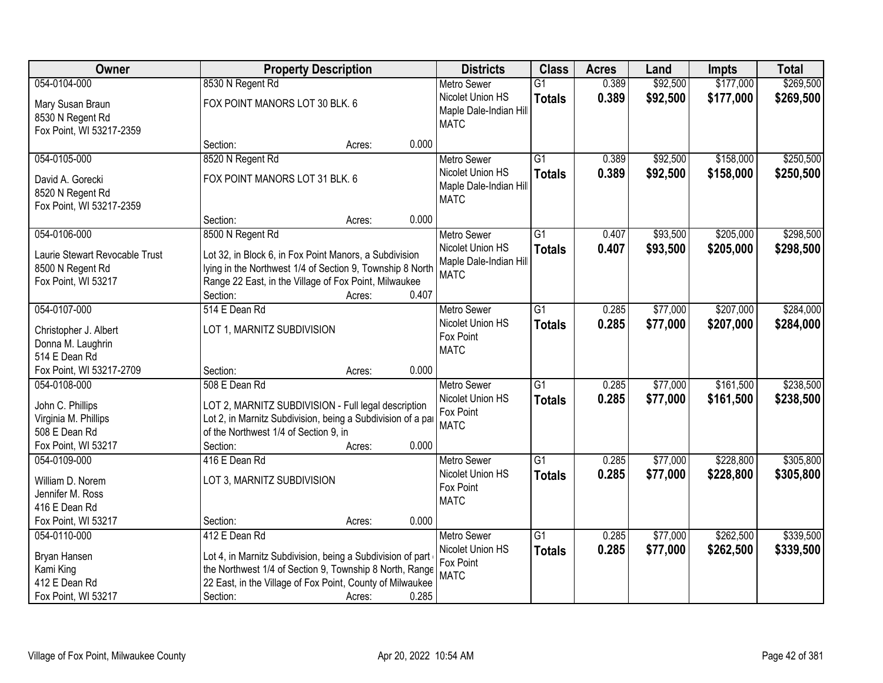| Owner | Property Description | Districts | Class | Acres | Land | Impts | Total |
|---|---|---|---|---|---|---|---|
| 054-0104-000<br>Mary Susan Braun<br>8530 N Regent Rd<br>Fox Point, WI 53217-2359 | 8530 N Regent Rd<br>FOX POINT MANORS LOT 30 BLK. 6<br>Section: Acres: 0.000 | Metro Sewer<br>Nicolet Union HS<br>Maple Dale-Indian Hill<br>MATC | G1<br>**Totals** | 0.389<br>**0.389** | $92,500<br>**$92,500** | $177,000<br>**$177,000** | $269,500<br>**$269,500** |
| 054-0105-000<br>David A. Gorecki<br>8520 N Regent Rd<br>Fox Point, WI 53217-2359 | 8520 N Regent Rd<br>FOX POINT MANORS LOT 31 BLK. 6<br>Section: Acres: 0.000 | Metro Sewer<br>Nicolet Union HS<br>Maple Dale-Indian Hill<br>MATC | G1<br>**Totals** | 0.389<br>**0.389** | $92,500<br>**$92,500** | $158,000<br>**$158,000** | $250,500<br>**$250,500** |
| 054-0106-000<br>Laurie Stewart Revocable Trust<br>8500 N Regent Rd<br>Fox Point, WI 53217 | 8500 N Regent Rd<br>Lot 32, in Block 6, in Fox Point Manors, a Subdivision lying in the Northwest 1/4 of Section 9, Township 8 North Range 22 East, in the Village of Fox Point, Milwaukee<br>Section: Acres: 0.407 | Metro Sewer<br>Nicolet Union HS<br>Maple Dale-Indian Hill<br>MATC | G1<br>**Totals** | 0.407<br>**0.407** | $93,500<br>**$93,500** | $205,000<br>**$205,000** | $298,500<br>**$298,500** |
| 054-0107-000<br>Christopher J. Albert<br>Donna M. Laughrin<br>514 E Dean Rd<br>Fox Point, WI 53217-2709 | 514 E Dean Rd<br>LOT 1, MARNITZ SUBDIVISION<br>Section: Acres: 0.000 | Metro Sewer<br>Nicolet Union HS<br>Fox Point<br>MATC | G1<br>**Totals** | 0.285<br>**0.285** | $77,000<br>**$77,000** | $207,000<br>**$207,000** | $284,000<br>**$284,000** |
| 054-0108-000<br>John C. Phillips<br>Virginia M. Phillips<br>508 E Dean Rd<br>Fox Point, WI 53217 | 508 E Dean Rd<br>LOT 2, MARNITZ SUBDIVISION - Full legal description Lot 2, in Marnitz Subdivision, being a Subdivision of a pa of the Northwest 1/4 of Section 9, in<br>Section: Acres: 0.000 | Metro Sewer<br>Nicolet Union HS<br>Fox Point<br>MATC | G1<br>**Totals** | 0.285<br>**0.285** | $77,000<br>**$77,000** | $161,500<br>**$161,500** | $238,500<br>**$238,500** |
| 054-0109-000<br>William D. Norem<br>Jennifer M. Ross<br>416 E Dean Rd<br>Fox Point, WI 53217 | 416 E Dean Rd<br>LOT 3, MARNITZ SUBDIVISION<br>Section: Acres: 0.000 | Metro Sewer<br>Nicolet Union HS<br>Fox Point<br>MATC | G1<br>**Totals** | 0.285<br>**0.285** | $77,000<br>**$77,000** | $228,800<br>**$228,800** | $305,800<br>**$305,800** |
| 054-0110-000<br>Bryan Hansen<br>Kami King<br>412 E Dean Rd<br>Fox Point, WI 53217 | 412 E Dean Rd<br>Lot 4, in Marnitz Subdivision, being a Subdivision of part the Northwest 1/4 of Section 9, Township 8 North, Range 22 East, in the Village of Fox Point, County of Milwaukee<br>Section: Acres: 0.285 | Metro Sewer<br>Nicolet Union HS<br>Fox Point<br>MATC | G1<br>**Totals** | 0.285<br>**0.285** | $77,000<br>**$77,000** | $262,500<br>**$262,500** | $339,500<br>**$339,500** |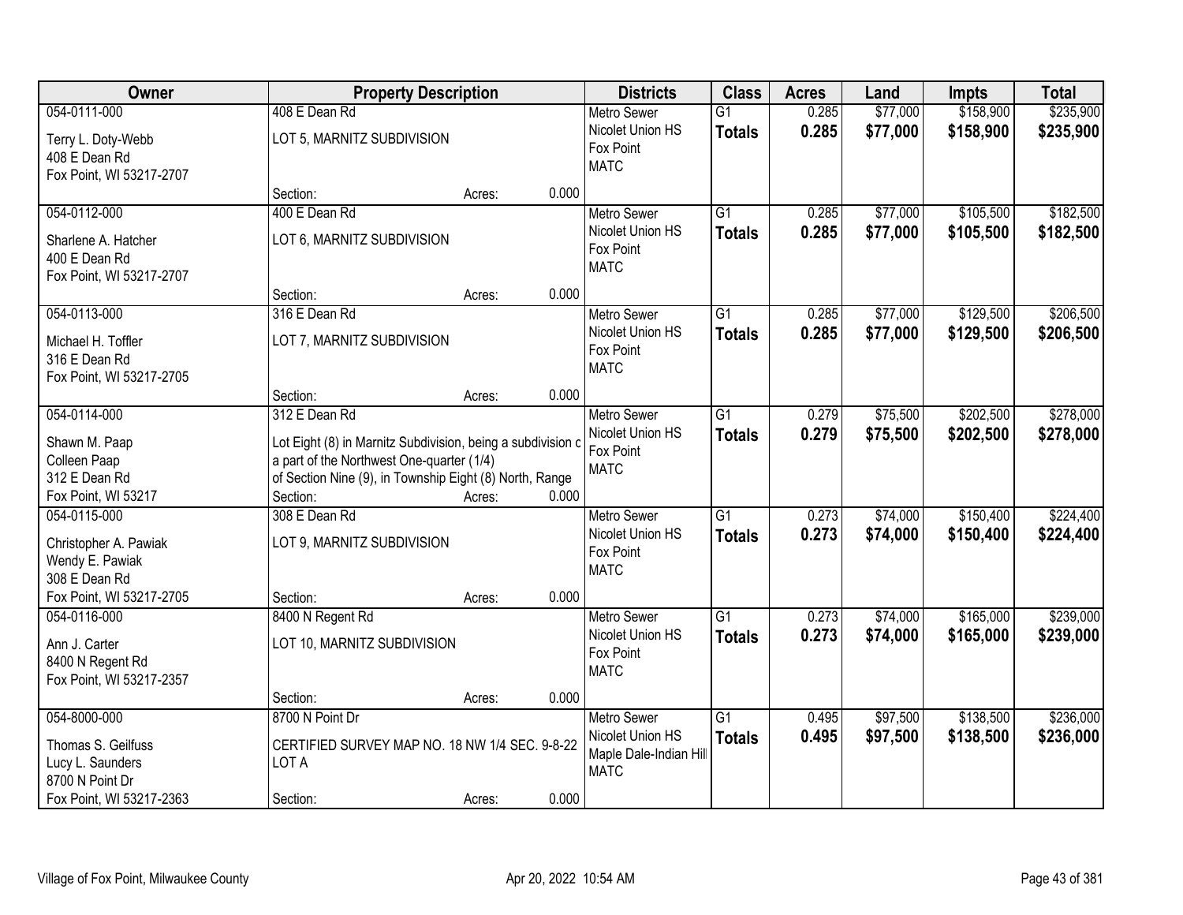| Owner | Property Description | | | Districts | Class | Acres | Land | Impts | Total |
|---|---|---|---|---|---|---|---|---|---|
| 054-0111-000<br>Terry L. Doty-Webb<br>408 E Dean Rd<br>Fox Point, WI 53217-2707 | 408 E Dean Rd<br>LOT 5, MARNITZ SUBDIVISION<br>Section: | Acres: | 0.000 | Metro Sewer<br>Nicolet Union HS<br>Fox Point<br>MATC | G1<br>**Totals** | 0.285<br>**0.285** | $77,000<br>**$77,000** | $158,900<br>**$158,900** | $235,900<br>**$235,900** |
| 054-0112-000<br>Sharlene A. Hatcher<br>400 E Dean Rd<br>Fox Point, WI 53217-2707 | 400 E Dean Rd<br>LOT 6, MARNITZ SUBDIVISION<br>Section: | Acres: | 0.000 | Metro Sewer<br>Nicolet Union HS<br>Fox Point<br>MATC | G1<br>**Totals** | 0.285<br>**0.285** | $77,000<br>**$77,000** | $105,500<br>**$105,500** | $182,500<br>**$182,500** |
| 054-0113-000<br>Michael H. Toffler<br>316 E Dean Rd<br>Fox Point, WI 53217-2705 | 316 E Dean Rd<br>LOT 7, MARNITZ SUBDIVISION<br>Section: | Acres: | 0.000 | Metro Sewer<br>Nicolet Union HS<br>Fox Point<br>MATC | G1<br>**Totals** | 0.285<br>**0.285** | $77,000<br>**$77,000** | $129,500<br>**$129,500** | $206,500<br>**$206,500** |
| 054-0114-000<br>Shawn M. Paap<br>Colleen Paap<br>312 E Dean Rd<br>Fox Point, WI 53217 | 312 E Dean Rd<br>Lot Eight (8) in Marnitz Subdivision, being a subdivision c<br>a part of the Northwest One-quarter (1/4)<br>of Section Nine (9), in Township Eight (8) North, Range<br>Section: | Acres: | 0.000 | Metro Sewer<br>Nicolet Union HS<br>Fox Point<br>MATC | G1<br>**Totals** | 0.279<br>**0.279** | $75,500<br>**$75,500** | $202,500<br>**$202,500** | $278,000<br>**$278,000** |
| 054-0115-000<br>Christopher A. Pawiak<br>Wendy E. Pawiak<br>308 E Dean Rd<br>Fox Point, WI 53217-2705 | 308 E Dean Rd<br>LOT 9, MARNITZ SUBDIVISION<br>Section: | Acres: | 0.000 | Metro Sewer<br>Nicolet Union HS<br>Fox Point<br>MATC | G1<br>**Totals** | 0.273<br>**0.273** | $74,000<br>**$74,000** | $150,400<br>**$150,400** | $224,400<br>**$224,400** |
| 054-0116-000<br>Ann J. Carter<br>8400 N Regent Rd<br>Fox Point, WI 53217-2357 | 8400 N Regent Rd<br>LOT 10, MARNITZ SUBDIVISION<br>Section: | Acres: | 0.000 | Metro Sewer<br>Nicolet Union HS<br>Fox Point<br>MATC | G1<br>**Totals** | 0.273<br>**0.273** | $74,000<br>**$74,000** | $165,000<br>**$165,000** | $239,000<br>**$239,000** |
| 054-8000-000<br>Thomas S. Geilfuss<br>Lucy L. Saunders<br>8700 N Point Dr<br>Fox Point, WI 53217-2363 | 8700 N Point Dr<br>CERTIFIED SURVEY MAP NO. 18 NW 1/4 SEC. 9-8-22<br>LOT A<br>Section: | Acres: | 0.000 | Metro Sewer<br>Nicolet Union HS<br>Maple Dale-Indian Hill<br>MATC | G1<br>**Totals** | 0.495<br>**0.495** | $97,500<br>**$97,500** | $138,500<br>**$138,500** | $236,000<br>**$236,000** |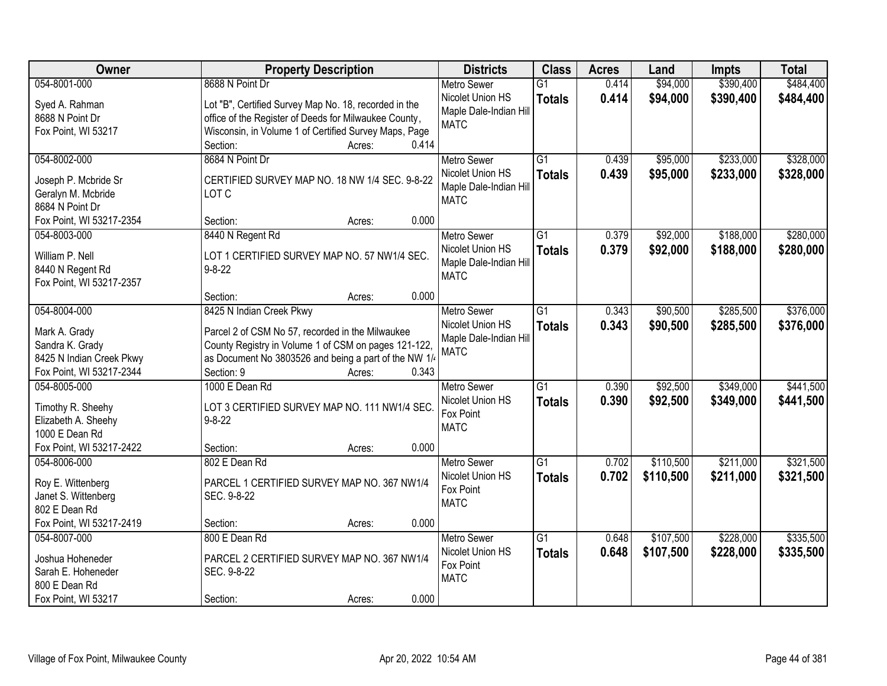| Owner | Property Description | Districts | Class | Acres | Land | Impts | Total |
|---|---|---|---|---|---|---|---|
| 054-8001-000<br>Syed A. Rahman<br>8688 N Point Dr<br>Fox Point, WI 53217 | 8688 N Point Dr<br>Lot "B", Certified Survey Map No. 18, recorded in the office of the Register of Deeds for Milwaukee County, Wisconsin, in Volume 1 of Certified Survey Maps, Page<br>Section: Acres: 0.414 | Metro Sewer<br>Nicolet Union HS<br>Maple Dale-Indian Hill<br>MATC | G1<br>**Totals** | 0.414<br>**0.414** | $94,000<br>**$94,000** | $390,400<br>**$390,400** | $484,400<br>**$484,400** |
| 054-8002-000<br>Joseph P. Mcbride Sr<br>Geralyn M. Mcbride<br>8684 N Point Dr<br>Fox Point, WI 53217-2354 | 8684 N Point Dr<br>CERTIFIED SURVEY MAP NO. 18 NW 1/4 SEC. 9-8-22 LOT C<br>Section: Acres: 0.000 | Metro Sewer<br>Nicolet Union HS<br>Maple Dale-Indian Hill<br>MATC | G1<br>**Totals** | 0.439<br>**0.439** | $95,000<br>**$95,000** | $233,000<br>**$233,000** | $328,000<br>**$328,000** |
| 054-8003-000<br>William P. Nell<br>8440 N Regent Rd<br>Fox Point, WI 53217-2357 | 8440 N Regent Rd<br>LOT 1 CERTIFIED SURVEY MAP NO. 57 NW1/4 SEC. 9-8-22<br>Section: Acres: 0.000 | Metro Sewer<br>Nicolet Union HS<br>Maple Dale-Indian Hill<br>MATC | G1<br>**Totals** | 0.379<br>**0.379** | $92,000<br>**$92,000** | $188,000<br>**$188,000** | $280,000<br>**$280,000** |
| 054-8004-000<br>Mark A. Grady<br>Sandra K. Grady<br>8425 N Indian Creek Pkwy<br>Fox Point, WI 53217-2344 | 8425 N Indian Creek Pkwy<br>Parcel 2 of CSM No 57, recorded in the Milwaukee County Registry in Volume 1 of CSM on pages 121-122, as Document No 3803526 and being a part of the NW 1/4<br>Section: 9 Acres: 0.343 | Metro Sewer<br>Nicolet Union HS<br>Maple Dale-Indian Hill<br>MATC | G1<br>**Totals** | 0.343<br>**0.343** | $90,500<br>**$90,500** | $285,500<br>**$285,500** | $376,000<br>**$376,000** |
| 054-8005-000<br>Timothy R. Sheehy<br>Elizabeth A. Sheehy<br>1000 E Dean Rd<br>Fox Point, WI 53217-2422 | 1000 E Dean Rd<br>LOT 3 CERTIFIED SURVEY MAP NO. 111 NW1/4 SEC. 9-8-22<br>Section: Acres: 0.000 | Metro Sewer<br>Nicolet Union HS<br>Fox Point<br>MATC | G1<br>**Totals** | 0.390<br>**0.390** | $92,500<br>**$92,500** | $349,000<br>**$349,000** | $441,500<br>**$441,500** |
| 054-8006-000<br>Roy E. Wittenberg<br>Janet S. Wittenberg<br>802 E Dean Rd<br>Fox Point, WI 53217-2419 | 802 E Dean Rd<br>PARCEL 1 CERTIFIED SURVEY MAP NO. 367 NW1/4 SEC. 9-8-22<br>Section: Acres: 0.000 | Metro Sewer<br>Nicolet Union HS<br>Fox Point<br>MATC | G1<br>**Totals** | 0.702<br>**0.702** | $110,500<br>**$110,500** | $211,000<br>**$211,000** | $321,500<br>**$321,500** |
| 054-8007-000<br>Joshua Hoheneder<br>Sarah E. Hoheneder<br>800 E Dean Rd<br>Fox Point, WI 53217 | 800 E Dean Rd<br>PARCEL 2 CERTIFIED SURVEY MAP NO. 367 NW1/4 SEC. 9-8-22<br>Section: Acres: 0.000 | Metro Sewer<br>Nicolet Union HS<br>Fox Point<br>MATC | G1<br>**Totals** | 0.648<br>**0.648** | $107,500<br>**$107,500** | $228,000<br>**$228,000** | $335,500<br>**$335,500** |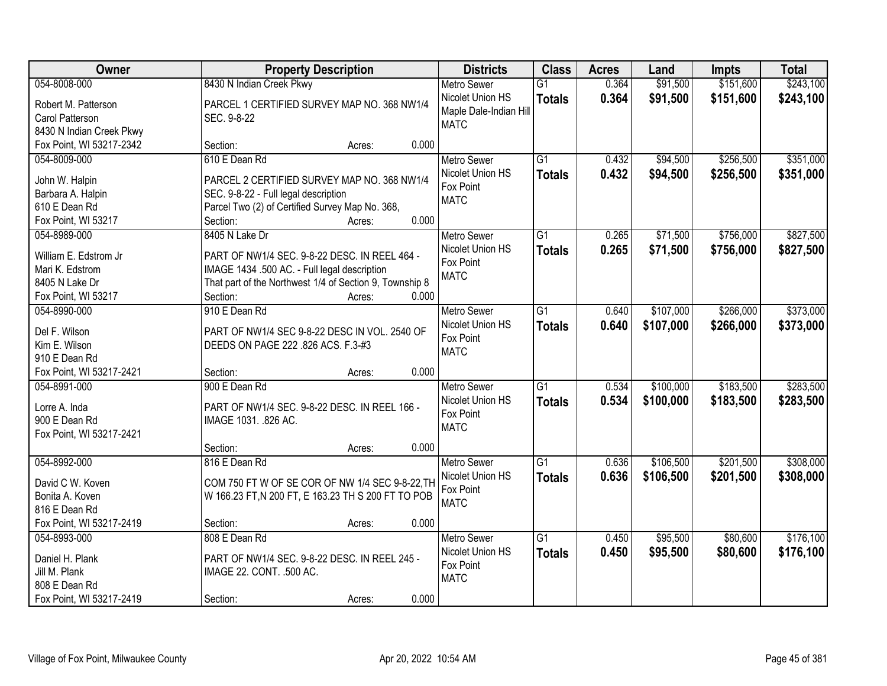| Owner | Property Description | | | Districts | Class | Acres | Land | Impts | Total |
|---|---|---|---|---|---|---|---|---|---|
| 054-8008-000<br><br>Robert M. Patterson<br>Carol Patterson<br>8430 N Indian Creek Pkwy<br>Fox Point, WI 53217-2342 | 8430 N Indian Creek Pkwy<br><br>PARCEL 1 CERTIFIED SURVEY MAP NO. 368 NW1/4 SEC. 9-8-22<br><br><br>Section: | Acres: | 0.000 | Metro Sewer<br>Nicolet Union HS<br>Maple Dale-Indian Hill<br>MATC | G1<br>**Totals** | 0.364<br>**0.364** | $91,500<br>**$91,500** | $151,600<br>**$151,600** | $243,100<br>**$243,100** |
| 054-8009-000<br><br>John W. Halpin<br>Barbara A. Halpin<br>610 E Dean Rd<br>Fox Point, WI 53217 | 610 E Dean Rd<br><br>PARCEL 2 CERTIFIED SURVEY MAP NO. 368 NW1/4 SEC. 9-8-22 - Full legal description<br>Parcel Two (2) of Certified Survey Map No. 368,<br>Section: | Acres: | 0.000 | Metro Sewer<br>Nicolet Union HS<br>Fox Point<br>MATC | G1<br>**Totals** | 0.432<br>**0.432** | $94,500<br>**$94,500** | $256,500<br>**$256,500** | $351,000<br>**$351,000** |
| 054-8989-000<br><br>William E. Edstrom Jr<br>Mari K. Edstrom<br>8405 N Lake Dr<br>Fox Point, WI 53217 | 8405 N Lake Dr<br><br>PART OF NW1/4 SEC. 9-8-22 DESC. IN REEL 464 - IMAGE 1434 .500 AC. - Full legal description<br>That part of the Northwest 1/4 of Section 9, Township 8<br>Section: | Acres: | 0.000 | Metro Sewer<br>Nicolet Union HS<br>Fox Point<br>MATC | G1<br>**Totals** | 0.265<br>**0.265** | $71,500<br>**$71,500** | $756,000<br>**$756,000** | $827,500<br>**$827,500** |
| 054-8990-000<br><br>Del F. Wilson<br>Kim E. Wilson<br>910 E Dean Rd<br>Fox Point, WI 53217-2421 | 910 E Dean Rd<br><br>PART OF NW1/4 SEC 9-8-22 DESC IN VOL. 2540 OF DEEDS ON PAGE 222 .826 ACS. F.3-#3<br><br><br>Section: | Acres: | 0.000 | Metro Sewer<br>Nicolet Union HS<br>Fox Point<br>MATC | G1<br>**Totals** | 0.640<br>**0.640** | $107,000<br>**$107,000** | $266,000<br>**$266,000** | $373,000<br>**$373,000** |
| 054-8991-000<br><br>Lorre A. Inda<br>900 E Dean Rd<br>Fox Point, WI 53217-2421 | 900 E Dean Rd<br><br>PART OF NW1/4 SEC. 9-8-22 DESC. IN REEL 166 - IMAGE 1031. .826 AC.<br><br><br>Section: | Acres: | 0.000 | Metro Sewer<br>Nicolet Union HS<br>Fox Point<br>MATC | G1<br>**Totals** | 0.534<br>**0.534** | $100,000<br>**$100,000** | $183,500<br>**$183,500** | $283,500<br>**$283,500** |
| 054-8992-000<br><br>David C W. Koven<br>Bonita A. Koven<br>816 E Dean Rd<br>Fox Point, WI 53217-2419 | 816 E Dean Rd<br><br>COM 750 FT W OF SE COR OF NW 1/4 SEC 9-8-22,TH W 166.23 FT,N 200 FT, E 163.23 TH S 200 FT TO POB<br><br><br>Section: | Acres: | 0.000 | Metro Sewer<br>Nicolet Union HS<br>Fox Point<br>MATC | G1<br>**Totals** | 0.636<br>**0.636** | $106,500<br>**$106,500** | $201,500<br>**$201,500** | $308,000<br>**$308,000** |
| 054-8993-000<br><br>Daniel H. Plank<br>Jill M. Plank<br>808 E Dean Rd<br>Fox Point, WI 53217-2419 | 808 E Dean Rd<br><br>PART OF NW1/4 SEC. 9-8-22 DESC. IN REEL 245 - IMAGE 22. CONT. .500 AC.<br><br><br>Section: | Acres: | 0.000 | Metro Sewer<br>Nicolet Union HS<br>Fox Point<br>MATC | G1<br>**Totals** | 0.450<br>**0.450** | $95,500<br>**$95,500** | $80,600<br>**$80,600** | $176,100<br>**$176,100** |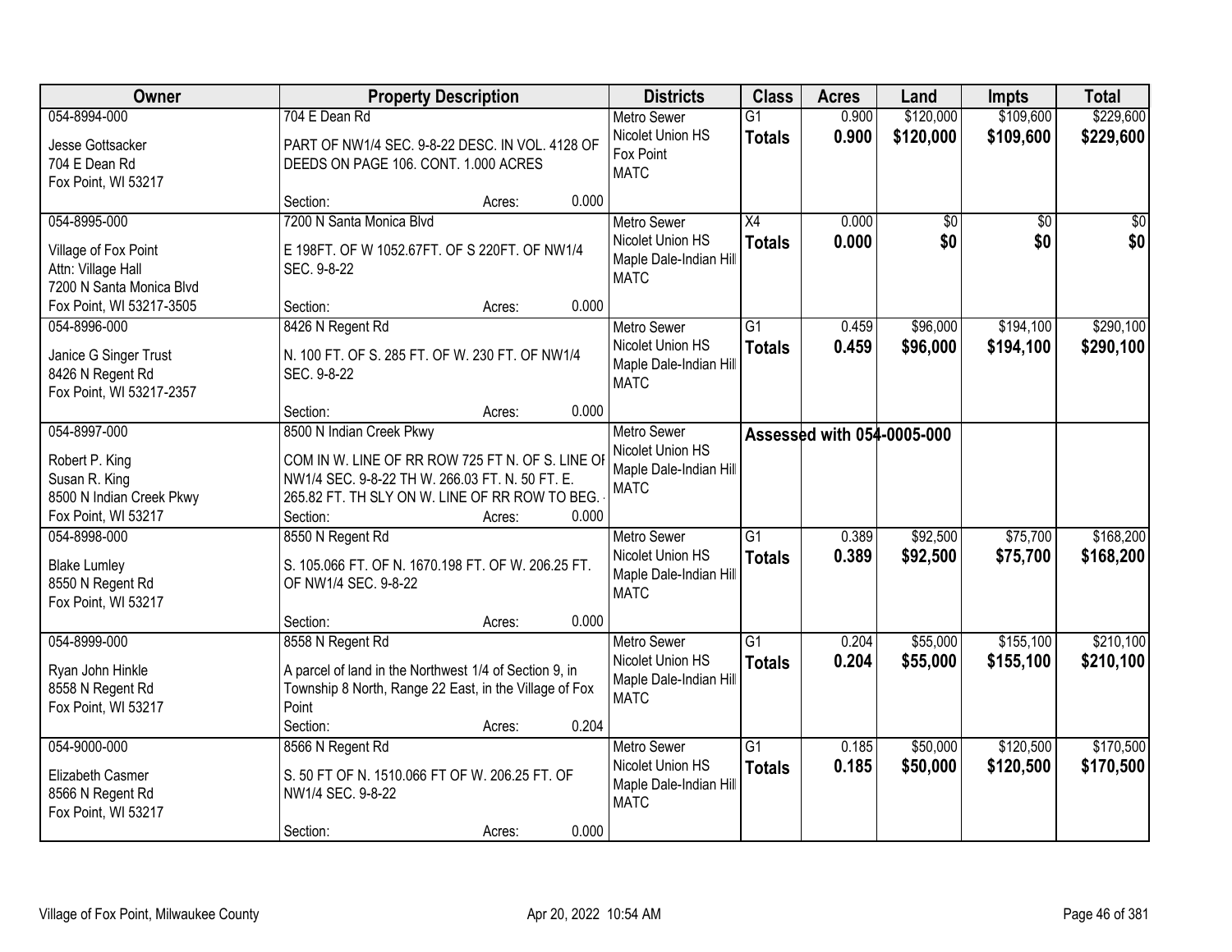| Owner | Property Description | Districts | Class | Acres | Land | Impts | Total |
|---|---|---|---|---|---|---|---|
| 054-8994-000<br><br>Jesse Gottsacker<br>704 E Dean Rd<br>Fox Point, WI 53217 | 704 E Dean Rd<br><br>PART OF NW1/4 SEC. 9-8-22 DESC. IN VOL. 4128 OF DEEDS ON PAGE 106. CONT. 1.000 ACRES<br><br>Section: Acres: 0.000 | Metro Sewer<br>Nicolet Union HS<br>Fox Point<br>MATC | G1<br>**Totals** | 0.900<br>**0.900** | $120,000<br>**$120,000** | $109,600<br>**$109,600** | $229,600<br>**$229,600** |
| 054-8995-000<br><br>Village of Fox Point<br>Attn: Village Hall<br>7200 N Santa Monica Blvd<br>Fox Point, WI 53217-3505 | 7200 N Santa Monica Blvd<br><br>E 198FT. OF W 1052.67FT. OF S 220FT. OF NW1/4 SEC. 9-8-22<br><br>Section: Acres: 0.000 | Metro Sewer<br>Nicolet Union HS<br>Maple Dale-Indian Hill<br>MATC | X4<br>**Totals** | 0.000<br>**0.000** | $0<br>**$0** | $0<br>**$0** | $0<br>**$0** |
| 054-8996-000<br><br>Janice G Singer Trust<br>8426 N Regent Rd<br>Fox Point, WI 53217-2357 | 8426 N Regent Rd<br><br>N. 100 FT. OF S. 285 FT. OF W. 230 FT. OF NW1/4 SEC. 9-8-22<br><br>Section: Acres: 0.000 | Metro Sewer<br>Nicolet Union HS<br>Maple Dale-Indian Hill<br>MATC | G1<br>**Totals** | 0.459<br>**0.459** | $96,000<br>**$96,000** | $194,100<br>**$194,100** | $290,100<br>**$290,100** |
| 054-8997-000<br><br>Robert P. King<br>Susan R. King<br>8500 N Indian Creek Pkwy<br>Fox Point, WI 53217 | 8500 N Indian Creek Pkwy<br><br>COM IN W. LINE OF RR ROW 725 FT N. OF S. LINE OF NW1/4 SEC. 9-8-22 TH W. 266.03 FT. N. 50 FT. E. 265.82 FT. TH SLY ON W. LINE OF RR ROW TO BEG.<br>Section: Acres: 0.000 | Metro Sewer<br>Nicolet Union HS<br>Maple Dale-Indian Hill<br>MATC | Assessed with 054-0005-000 | | | | |
| 054-8998-000<br><br>Blake Lumley<br>8550 N Regent Rd<br>Fox Point, WI 53217 | 8550 N Regent Rd<br><br>S. 105.066 FT. OF N. 1670.198 FT. OF W. 206.25 FT. OF NW1/4 SEC. 9-8-22<br><br>Section: Acres: 0.000 | Metro Sewer<br>Nicolet Union HS<br>Maple Dale-Indian Hill<br>MATC | G1<br>**Totals** | 0.389<br>**0.389** | $92,500<br>**$92,500** | $75,700<br>**$75,700** | $168,200<br>**$168,200** |
| 054-8999-000<br><br>Ryan John Hinkle<br>8558 N Regent Rd<br>Fox Point, WI 53217 | 8558 N Regent Rd<br><br>A parcel of land in the Northwest 1/4 of Section 9, in Township 8 North, Range 22 East, in the Village of Fox Point<br>Section: Acres: 0.204 | Metro Sewer<br>Nicolet Union HS<br>Maple Dale-Indian Hill<br>MATC | G1<br>**Totals** | 0.204<br>**0.204** | $55,000<br>**$55,000** | $155,100<br>**$155,100** | $210,100<br>**$210,100** |
| 054-9000-000<br><br>Elizabeth Casmer<br>8566 N Regent Rd<br>Fox Point, WI 53217 | 8566 N Regent Rd<br><br>S. 50 FT OF N. 1510.066 FT OF W. 206.25 FT. OF NW1/4 SEC. 9-8-22<br><br>Section: Acres: 0.000 | Metro Sewer<br>Nicolet Union HS<br>Maple Dale-Indian Hill<br>MATC | G1<br>**Totals** | 0.185<br>**0.185** | $50,000<br>**$50,000** | $120,500<br>**$120,500** | $170,500<br>**$170,500** |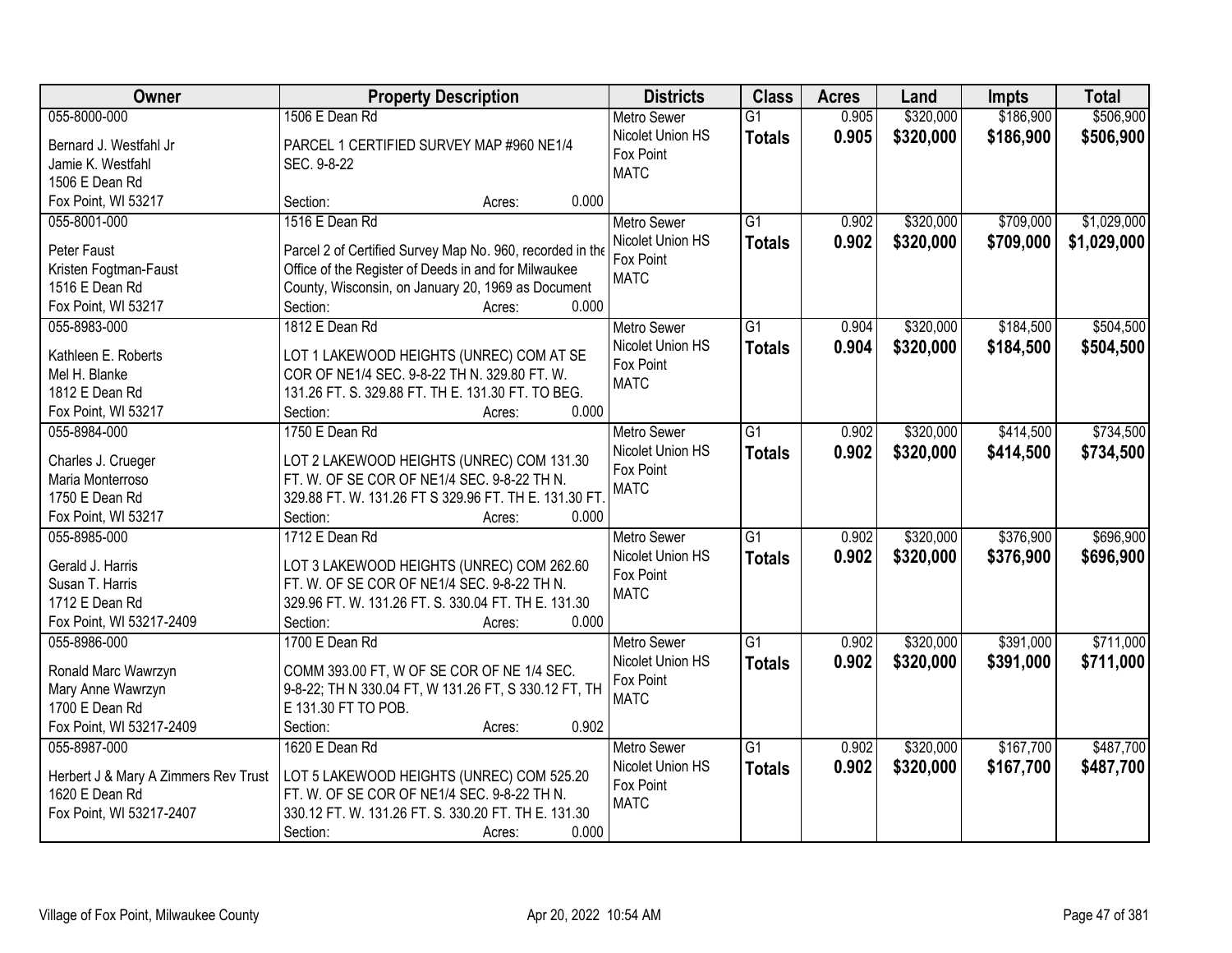| Owner | Property Description | Districts | Class | Acres | Land | Impts | Total |
|---|---|---|---|---|---|---|---|
| 055-8000-000<br>Bernard J. Westfahl Jr<br>Jamie K. Westfahl<br>1506 E Dean Rd<br>Fox Point, WI 53217 | 1506 E Dean Rd<br>PARCEL 1 CERTIFIED SURVEY MAP #960 NE1/4 SEC. 9-8-22<br>Section: Acres: 0.000 | Metro Sewer<br>Nicolet Union HS<br>Fox Point<br>MATC | G1<br>**Totals** | 0.905<br>**0.905** | $320,000<br>**$320,000** | $186,900<br>**$186,900** | $506,900<br>**$506,900** |
| 055-8001-000<br>Peter Faust<br>Kristen Fogtman-Faust<br>1516 E Dean Rd<br>Fox Point, WI 53217 | 1516 E Dean Rd<br>Parcel 2 of Certified Survey Map No. 960, recorded in the Office of the Register of Deeds in and for Milwaukee County, Wisconsin, on January 20, 1969 as Document<br>Section: Acres: 0.000 | Metro Sewer<br>Nicolet Union HS<br>Fox Point<br>MATC | G1<br>**Totals** | 0.902<br>**0.902** | $320,000<br>**$320,000** | $709,000<br>**$709,000** | $1,029,000<br>**$1,029,000** |
| 055-8983-000<br>Kathleen E. Roberts<br>Mel H. Blanke<br>1812 E Dean Rd<br>Fox Point, WI 53217 | 1812 E Dean Rd<br>LOT 1 LAKEWOOD HEIGHTS (UNREC) COM AT SE COR OF NE1/4 SEC. 9-8-22 TH N. 329.80 FT. W. 131.26 FT. S. 329.88 FT. TH E. 131.30 FT. TO BEG.<br>Section: Acres: 0.000 | Metro Sewer<br>Nicolet Union HS<br>Fox Point<br>MATC | G1<br>**Totals** | 0.904<br>**0.904** | $320,000<br>**$320,000** | $184,500<br>**$184,500** | $504,500<br>**$504,500** |
| 055-8984-000<br>Charles J. Crueger<br>Maria Monterroso<br>1750 E Dean Rd<br>Fox Point, WI 53217 | 1750 E Dean Rd<br>LOT 2 LAKEWOOD HEIGHTS (UNREC) COM 131.30 FT. W. OF SE COR OF NE1/4 SEC. 9-8-22 TH N. 329.88 FT. W. 131.26 FT S 329.96 FT. TH E. 131.30 FT.<br>Section: Acres: 0.000 | Metro Sewer<br>Nicolet Union HS<br>Fox Point<br>MATC | G1<br>**Totals** | 0.902<br>**0.902** | $320,000<br>**$320,000** | $414,500<br>**$414,500** | $734,500<br>**$734,500** |
| 055-8985-000<br>Gerald J. Harris<br>Susan T. Harris<br>1712 E Dean Rd<br>Fox Point, WI 53217-2409 | 1712 E Dean Rd<br>LOT 3 LAKEWOOD HEIGHTS (UNREC) COM 262.60 FT. W. OF SE COR OF NE1/4 SEC. 9-8-22 TH N. 329.96 FT. W. 131.26 FT. S. 330.04 FT. TH E. 131.30<br>Section: Acres: 0.000 | Metro Sewer<br>Nicolet Union HS<br>Fox Point<br>MATC | G1<br>**Totals** | 0.902<br>**0.902** | $320,000<br>**$320,000** | $376,900<br>**$376,900** | $696,900<br>**$696,900** |
| 055-8986-000<br>Ronald Marc Wawrzyn<br>Mary Anne Wawrzyn<br>1700 E Dean Rd<br>Fox Point, WI 53217-2409 | 1700 E Dean Rd<br>COMM 393.00 FT, W OF SE COR OF NE 1/4 SEC. 9-8-22; TH N 330.04 FT, W 131.26 FT, S 330.12 FT, TH E 131.30 FT TO POB.<br>Section: Acres: 0.902 | Metro Sewer<br>Nicolet Union HS<br>Fox Point<br>MATC | G1<br>**Totals** | 0.902<br>**0.902** | $320,000<br>**$320,000** | $391,000<br>**$391,000** | $711,000<br>**$711,000** |
| 055-8987-000<br>Herbert J & Mary A Zimmers Rev Trust<br>1620 E Dean Rd<br>Fox Point, WI 53217-2407 | 1620 E Dean Rd<br>LOT 5 LAKEWOOD HEIGHTS (UNREC) COM 525.20 FT. W. OF SE COR OF NE1/4 SEC. 9-8-22 TH N. 330.12 FT. W. 131.26 FT. S. 330.20 FT. TH E. 131.30<br>Section: Acres: 0.000 | Metro Sewer<br>Nicolet Union HS<br>Fox Point<br>MATC | G1<br>**Totals** | 0.902<br>**0.902** | $320,000<br>**$320,000** | $167,700<br>**$167,700** | $487,700<br>**$487,700** |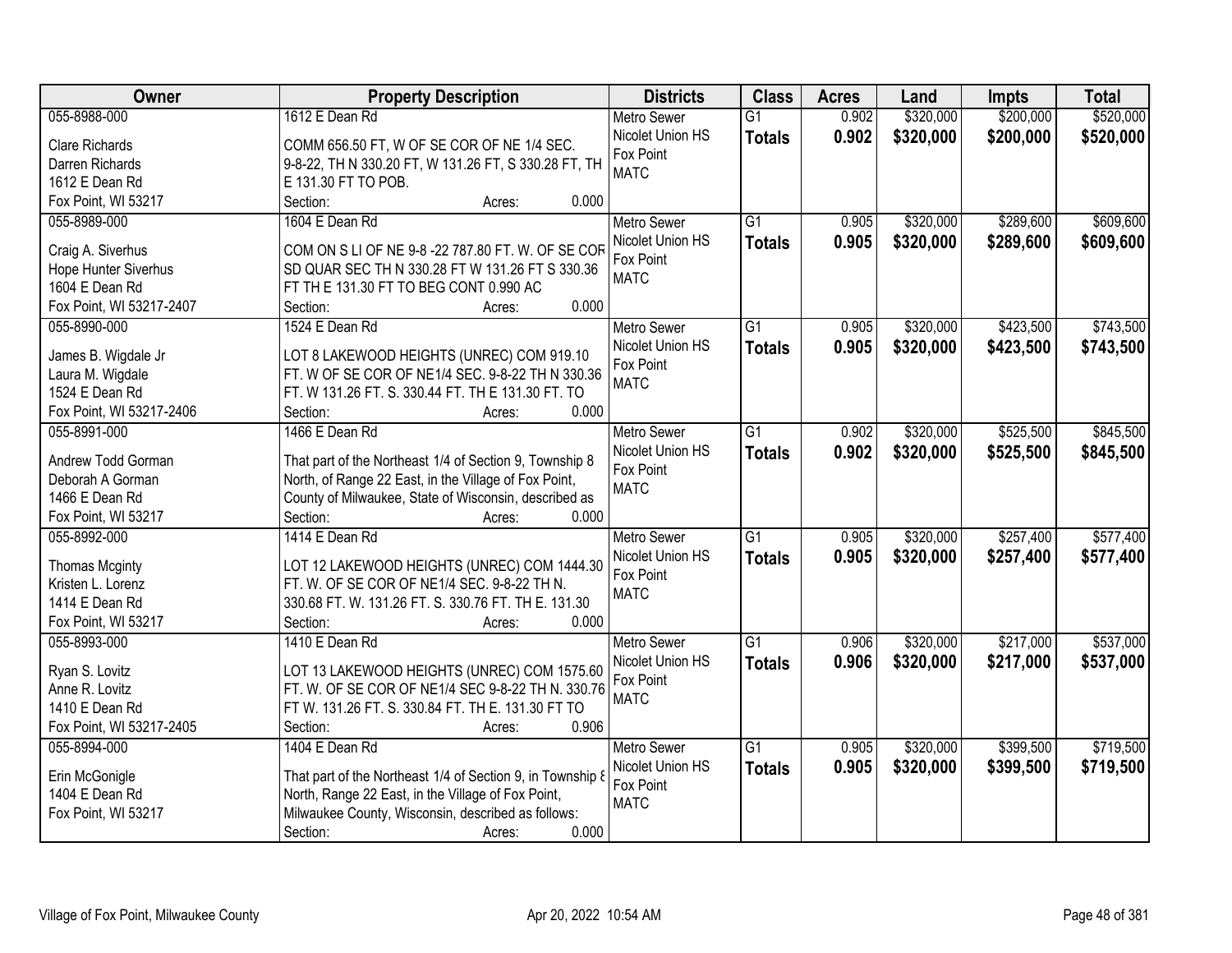| Owner | Property Description | Districts | Class | Acres | Land | Impts | Total |
|---|---|---|---|---|---|---|---|
| 055-8988-000<br>Clare Richards<br>Darren Richards<br>1612 E Dean Rd<br>Fox Point, WI 53217 | 1612 E Dean Rd<br>COMM 656.50 FT, W OF SE COR OF NE 1/4 SEC. 9-8-22, TH N 330.20 FT, W 131.26 FT, S 330.28 FT, TH E 131.30 FT TO POB.<br>Section: Acres: 0.000 | Metro Sewer<br>Nicolet Union HS<br>Fox Point<br>MATC | G1<br>**Totals** | 0.902<br>**0.902** | $320,000<br>**$320,000** | $200,000<br>**$200,000** | $520,000<br>**$520,000** |
| 055-8989-000<br>Craig A. Siverhus<br>Hope Hunter Siverhus<br>1604 E Dean Rd<br>Fox Point, WI 53217-2407 | 1604 E Dean Rd<br>COM ON S LI OF NE 9-8 -22 787.80 FT. W. OF SE COR SD QUAR SEC TH N 330.28 FT W 131.26 FT S 330.36 FT TH E 131.30 FT TO BEG CONT 0.990 AC<br>Section: Acres: 0.000 | Metro Sewer<br>Nicolet Union HS<br>Fox Point<br>MATC | G1<br>**Totals** | 0.905<br>**0.905** | $320,000<br>**$320,000** | $289,600<br>**$289,600** | $609,600<br>**$609,600** |
| 055-8990-000<br>James B. Wigdale Jr<br>Laura M. Wigdale<br>1524 E Dean Rd<br>Fox Point, WI 53217-2406 | 1524 E Dean Rd<br>LOT 8 LAKEWOOD HEIGHTS (UNREC) COM 919.10 FT. W OF SE COR OF NE1/4 SEC. 9-8-22 TH N 330.36 FT. W 131.26 FT. S. 330.44 FT. TH E 131.30 FT. TO<br>Section: Acres: 0.000 | Metro Sewer<br>Nicolet Union HS<br>Fox Point<br>MATC | G1<br>**Totals** | 0.905<br>**0.905** | $320,000<br>**$320,000** | $423,500<br>**$423,500** | $743,500<br>**$743,500** |
| 055-8991-000<br>Andrew Todd Gorman<br>Deborah A Gorman<br>1466 E Dean Rd<br>Fox Point, WI 53217 | 1466 E Dean Rd<br>That part of the Northeast 1/4 of Section 9, Township 8 North, of Range 22 East, in the Village of Fox Point, County of Milwaukee, State of Wisconsin, described as<br>Section: Acres: 0.000 | Metro Sewer<br>Nicolet Union HS<br>Fox Point<br>MATC | G1<br>**Totals** | 0.902<br>**0.902** | $320,000<br>**$320,000** | $525,500<br>**$525,500** | $845,500<br>**$845,500** |
| 055-8992-000<br>Thomas Mcginty<br>Kristen L. Lorenz<br>1414 E Dean Rd<br>Fox Point, WI 53217 | 1414 E Dean Rd<br>LOT 12 LAKEWOOD HEIGHTS (UNREC) COM 1444.30 FT. W. OF SE COR OF NE1/4 SEC. 9-8-22 TH N. 330.68 FT. W. 131.26 FT. S. 330.76 FT. TH E. 131.30<br>Section: Acres: 0.000 | Metro Sewer<br>Nicolet Union HS<br>Fox Point<br>MATC | G1<br>**Totals** | 0.905<br>**0.905** | $320,000<br>**$320,000** | $257,400<br>**$257,400** | $577,400<br>**$577,400** |
| 055-8993-000<br>Ryan S. Lovitz<br>Anne R. Lovitz<br>1410 E Dean Rd<br>Fox Point, WI 53217-2405 | 1410 E Dean Rd<br>LOT 13 LAKEWOOD HEIGHTS (UNREC) COM 1575.60 FT. W. OF SE COR OF NE1/4 SEC 9-8-22 TH N. 330.76 FT W. 131.26 FT. S. 330.84 FT. TH E. 131.30 FT TO<br>Section: Acres: 0.906 | Metro Sewer<br>Nicolet Union HS<br>Fox Point<br>MATC | G1<br>**Totals** | 0.906<br>**0.906** | $320,000<br>**$320,000** | $217,000<br>**$217,000** | $537,000<br>**$537,000** |
| 055-8994-000<br>Erin McGonigle<br>1404 E Dean Rd<br>Fox Point, WI 53217 | 1404 E Dean Rd<br>That part of the Northeast 1/4 of Section 9, in Township 8 North, Range 22 East, in the Village of Fox Point, Milwaukee County, Wisconsin, described as follows:<br>Section: Acres: 0.000 | Metro Sewer<br>Nicolet Union HS<br>Fox Point<br>MATC | G1<br>**Totals** | 0.905<br>**0.905** | $320,000<br>**$320,000** | $399,500<br>**$399,500** | $719,500<br>**$719,500** |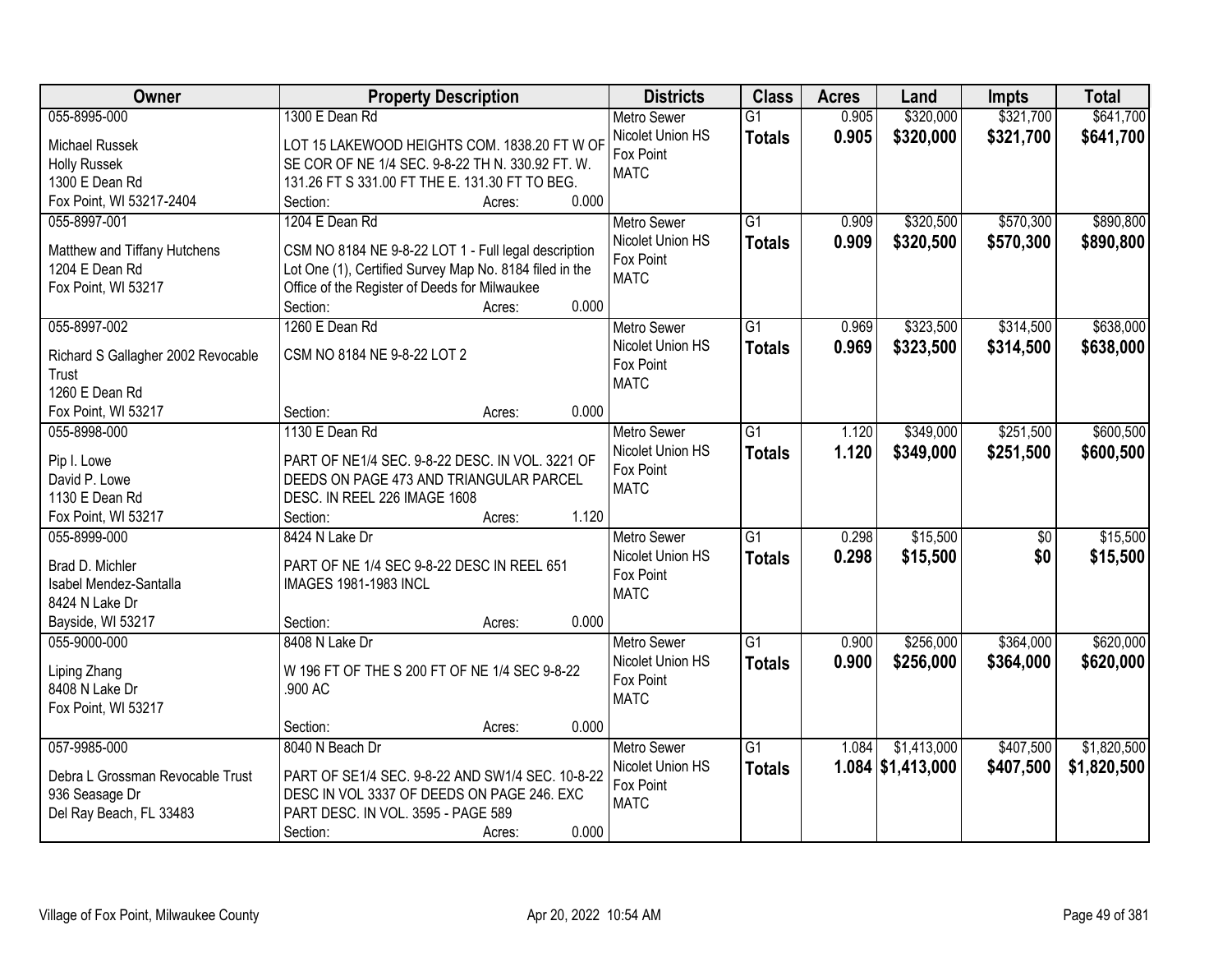| Owner | Property Description | Districts | Class | Acres | Land | Impts | Total |
|---|---|---|---|---|---|---|---|
| 055-8995-000<br>Michael Russek<br>Holly Russek<br>1300 E Dean Rd<br>Fox Point, WI 53217-2404 | 1300 E Dean Rd<br>LOT 15 LAKEWOOD HEIGHTS COM. 1838.20 FT W OF SE COR OF NE 1/4 SEC. 9-8-22 TH N. 330.92 FT. W. 131.26 FT S 331.00 FT THE E. 131.30 FT TO BEG.<br>Section: Acres: 0.000 | Metro Sewer<br>Nicolet Union HS<br>Fox Point<br>MATC | G1<br>**Totals** | 0.905<br>**0.905** | $320,000<br>**$320,000** | $321,700<br>**$321,700** | $641,700<br>**$641,700** |
| 055-8997-001<br>Matthew and Tiffany Hutchens<br>1204 E Dean Rd<br>Fox Point, WI 53217 | 1204 E Dean Rd<br>CSM NO 8184 NE 9-8-22 LOT 1 - Full legal description Lot One (1), Certified Survey Map No. 8184 filed in the Office of the Register of Deeds for Milwaukee<br>Section: Acres: 0.000 | Metro Sewer<br>Nicolet Union HS<br>Fox Point<br>MATC | G1<br>**Totals** | 0.909<br>**0.909** | $320,500<br>**$320,500** | $570,300<br>**$570,300** | $890,800<br>**$890,800** |
| 055-8997-002<br>Richard S Gallagher 2002 Revocable Trust<br>1260 E Dean Rd<br>Fox Point, WI 53217 | 1260 E Dean Rd<br>CSM NO 8184 NE 9-8-22 LOT 2<br>Section: Acres: 0.000 | Metro Sewer<br>Nicolet Union HS<br>Fox Point<br>MATC | G1<br>**Totals** | 0.969<br>**0.969** | $323,500<br>**$323,500** | $314,500<br>**$314,500** | $638,000<br>**$638,000** |
| 055-8998-000<br>Pip I. Lowe<br>David P. Lowe<br>1130 E Dean Rd<br>Fox Point, WI 53217 | 1130 E Dean Rd<br>PART OF NE1/4 SEC. 9-8-22 DESC. IN VOL. 3221 OF DEEDS ON PAGE 473 AND TRIANGULAR PARCEL DESC. IN REEL 226 IMAGE 1608<br>Section: Acres: 1.120 | Metro Sewer<br>Nicolet Union HS<br>Fox Point<br>MATC | G1<br>**Totals** | 1.120<br>**1.120** | $349,000<br>**$349,000** | $251,500<br>**$251,500** | $600,500<br>**$600,500** |
| 055-8999-000<br>Brad D. Michler<br>Isabel Mendez-Santalla<br>8424 N Lake Dr<br>Bayside, WI 53217 | 8424 N Lake Dr<br>PART OF NE 1/4 SEC 9-8-22 DESC IN REEL 651 IMAGES 1981-1983 INCL<br>Section: Acres: 0.000 | Metro Sewer<br>Nicolet Union HS<br>Fox Point<br>MATC | G1<br>**Totals** | 0.298<br>**0.298** | $15,500<br>**$15,500** | $0<br>**$0** | $15,500<br>**$15,500** |
| 055-9000-000<br>Liping Zhang<br>8408 N Lake Dr<br>Fox Point, WI 53217 | 8408 N Lake Dr<br>W 196 FT OF THE S 200 FT OF NE 1/4 SEC 9-8-22 .900 AC<br>Section: Acres: 0.000 | Metro Sewer<br>Nicolet Union HS<br>Fox Point<br>MATC | G1<br>**Totals** | 0.900<br>**0.900** | $256,000<br>**$256,000** | $364,000<br>**$364,000** | $620,000<br>**$620,000** |
| 057-9985-000<br>Debra L Grossman Revocable Trust<br>936 Seasage Dr<br>Del Ray Beach, FL 33483 | 8040 N Beach Dr<br>PART OF SE1/4 SEC. 9-8-22 AND SW1/4 SEC. 10-8-22 DESC IN VOL 3337 OF DEEDS ON PAGE 246. EXC PART DESC. IN VOL. 3595 - PAGE 589<br>Section: Acres: 0.000 | Metro Sewer<br>Nicolet Union HS<br>Fox Point<br>MATC | G1<br>**Totals** | 1.084<br>**1.084** | $1,413,000<br>**$1,413,000** | $407,500<br>**$407,500** | $1,820,500<br>**$1,820,500** |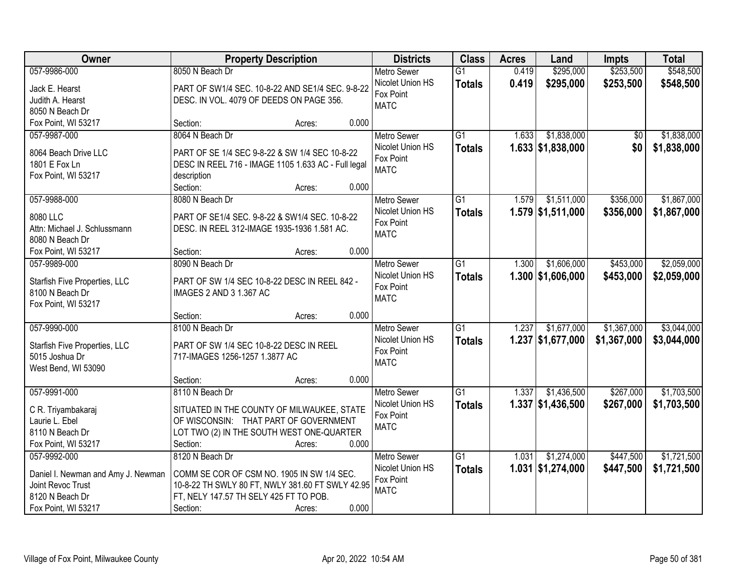| Owner | Property Description | Districts | Class | Acres | Land | Impts | Total |
|---|---|---|---|---|---|---|---|
| 057-9986-000<br>Jack E. Hearst<br>Judith A. Hearst<br>8050 N Beach Dr<br>Fox Point, WI 53217 | 8050 N Beach Dr<br>PART OF SW1/4 SEC. 10-8-22 AND SE1/4 SEC. 9-8-22 DESC. IN VOL. 4079 OF DEEDS ON PAGE 356.<br>Section: Acres: 0.000 | Metro Sewer<br>Nicolet Union HS<br>Fox Point<br>MATC | G1<br>**Totals** | 0.419<br>**0.419** | $295,000<br>**$295,000** | $253,500<br>**$253,500** | $548,500<br>**$548,500** |
| 057-9987-000<br>8064 Beach Drive LLC<br>1801 E Fox Ln<br>Fox Point, WI 53217 | 8064 N Beach Dr<br>PART OF SE 1/4 SEC 9-8-22 & SW 1/4 SEC 10-8-22 DESC IN REEL 716 - IMAGE 1105 1.633 AC - Full legal description<br>Section: Acres: 0.000 | Metro Sewer<br>Nicolet Union HS<br>Fox Point<br>MATC | G1<br>**Totals** | 1.633<br>**1.633** | $1,838,000<br>**$1,838,000** | $0<br>**$0** | $1,838,000<br>**$1,838,000** |
| 057-9988-000<br>8080 LLC<br>Attn: Michael J. Schlussmann<br>8080 N Beach Dr<br>Fox Point, WI 53217 | 8080 N Beach Dr<br>PART OF SE1/4 SEC. 9-8-22 & SW1/4 SEC. 10-8-22 DESC. IN REEL 312-IMAGE 1935-1936 1.581 AC.<br>Section: Acres: 0.000 | Metro Sewer<br>Nicolet Union HS<br>Fox Point<br>MATC | G1<br>**Totals** | 1.579<br>**1.579** | $1,511,000<br>**$1,511,000** | $356,000<br>**$356,000** | $1,867,000<br>**$1,867,000** |
| 057-9989-000<br>Starfish Five Properties, LLC<br>8100 N Beach Dr<br>Fox Point, WI 53217 | 8090 N Beach Dr<br>PART OF SW 1/4 SEC 10-8-22 DESC IN REEL 842 - IMAGES 2 AND 3 1.367 AC<br>Section: Acres: 0.000 | Metro Sewer<br>Nicolet Union HS<br>Fox Point<br>MATC | G1<br>**Totals** | 1.300<br>**1.300** | $1,606,000<br>**$1,606,000** | $453,000<br>**$453,000** | $2,059,000<br>**$2,059,000** |
| 057-9990-000<br>Starfish Five Properties, LLC<br>5015 Joshua Dr<br>West Bend, WI 53090 | 8100 N Beach Dr<br>PART OF SW 1/4 SEC 10-8-22 DESC IN REEL 717-IMAGES 1256-1257 1.3877 AC<br>Section: Acres: 0.000 | Metro Sewer<br>Nicolet Union HS<br>Fox Point<br>MATC | G1<br>**Totals** | 1.237<br>**1.237** | $1,677,000<br>**$1,677,000** | $1,367,000<br>**$1,367,000** | $3,044,000<br>**$3,044,000** |
| 057-9991-000<br>C R. Triyambakaraj<br>Laurie L. Ebel<br>8110 N Beach Dr<br>Fox Point, WI 53217 | 8110 N Beach Dr<br>SITUATED IN THE COUNTY OF MILWAUKEE, STATE OF WISCONSIN: THAT PART OF GOVERNMENT LOT TWO (2) IN THE SOUTH WEST ONE-QUARTER<br>Section: Acres: 0.000 | Metro Sewer<br>Nicolet Union HS<br>Fox Point<br>MATC | G1<br>**Totals** | 1.337<br>**1.337** | $1,436,500<br>**$1,436,500** | $267,000<br>**$267,000** | $1,703,500<br>**$1,703,500** |
| 057-9992-000<br>Daniel I. Newman and Amy J. Newman Joint Revoc Trust<br>8120 N Beach Dr<br>Fox Point, WI 53217 | 8120 N Beach Dr<br>COMM SE COR OF CSM NO. 1905 IN SW 1/4 SEC. 10-8-22 TH SWLY 80 FT, NWLY 381.60 FT SWLY 42.95 FT, NELY 147.57 TH SELY 425 FT TO POB.<br>Section: Acres: 0.000 | Metro Sewer<br>Nicolet Union HS<br>Fox Point<br>MATC | G1<br>**Totals** | 1.031<br>**1.031** | $1,274,000<br>**$1,274,000** | $447,500<br>**$447,500** | $1,721,500<br>**$1,721,500** |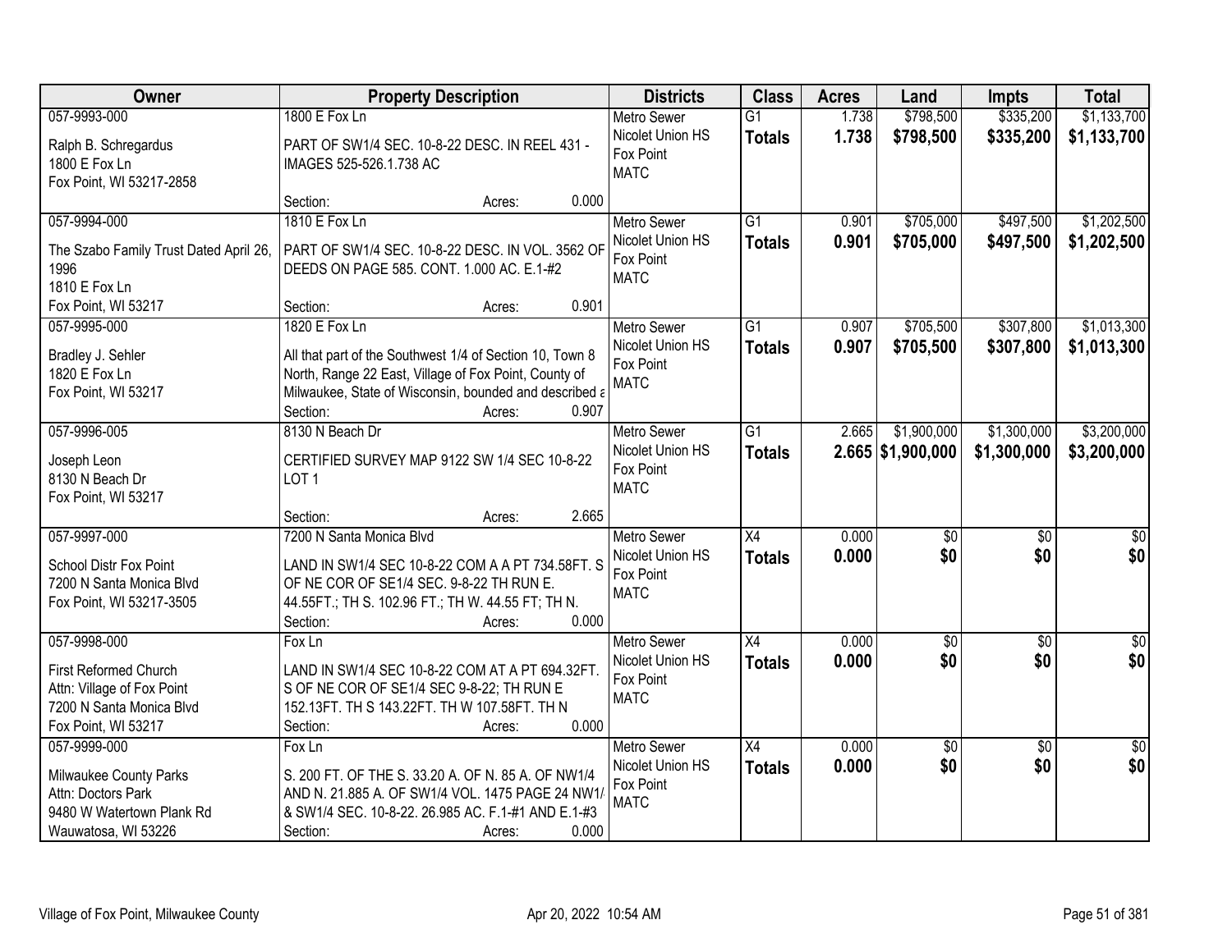| Owner | Property Description | Districts | Class | Acres | Land | Impts | Total |
|---|---|---|---|---|---|---|---|
| 057-9993-000<br>Ralph B. Schregardus<br>1800 E Fox Ln<br>Fox Point, WI 53217-2858 | 1800 E Fox Ln<br>PART OF SW1/4 SEC. 10-8-22 DESC. IN REEL 431 - IMAGES 525-526.1.738 AC<br>Section: Acres: 0.000 | Metro Sewer<br>Nicolet Union HS<br>Fox Point<br>MATC | G1<br>**Totals** | 1.738<br>**1.738** | \$798,500<br>**\$798,500** | \$335,200<br>**\$335,200** | \$1,133,700<br>**\$1,133,700** |
| 057-9994-000<br>The Szabo Family Trust Dated April 26, 1996<br>1810 E Fox Ln<br>Fox Point, WI 53217 | 1810 E Fox Ln<br>PART OF SW1/4 SEC. 10-8-22 DESC. IN VOL. 3562 OF DEEDS ON PAGE 585. CONT. 1.000 AC. E.1-#2<br>Section: Acres: 0.901 | Metro Sewer<br>Nicolet Union HS<br>Fox Point<br>MATC | G1<br>**Totals** | 0.901<br>**0.901** | \$705,000<br>**\$705,000** | \$497,500<br>**\$497,500** | \$1,202,500<br>**\$1,202,500** |
| 057-9995-000<br>Bradley J. Sehler<br>1820 E Fox Ln<br>Fox Point, WI 53217 | 1820 E Fox Ln<br>All that part of the Southwest 1/4 of Section 10, Town 8 North, Range 22 East, Village of Fox Point, County of Milwaukee, State of Wisconsin, bounded and described a<br>Section: Acres: 0.907 | Metro Sewer<br>Nicolet Union HS<br>Fox Point<br>MATC | G1<br>**Totals** | 0.907<br>**0.907** | \$705,500<br>**\$705,500** | \$307,800<br>**\$307,800** | \$1,013,300<br>**\$1,013,300** |
| 057-9996-005<br>Joseph Leon<br>8130 N Beach Dr<br>Fox Point, WI 53217 | 8130 N Beach Dr<br>CERTIFIED SURVEY MAP 9122 SW 1/4 SEC 10-8-22 LOT 1<br>Section: Acres: 2.665 | Metro Sewer<br>Nicolet Union HS<br>Fox Point<br>MATC | G1<br>**Totals** | 2.665<br>**2.665** | \$1,900,000<br>**\$1,900,000** | \$1,300,000<br>**\$1,300,000** | \$3,200,000<br>**\$3,200,000** |
| 057-9997-000<br>School Distr Fox Point<br>7200 N Santa Monica Blvd<br>Fox Point, WI 53217-3505 | 7200 N Santa Monica Blvd<br>LAND IN SW1/4 SEC 10-8-22 COM A A PT 734.58FT. S OF NE COR OF SE1/4 SEC. 9-8-22 TH RUN E. 44.55FT.; TH S. 102.96 FT.; TH W. 44.55 FT; TH N.<br>Section: Acres: 0.000 | Metro Sewer<br>Nicolet Union HS<br>Fox Point<br>MATC | X4<br>**Totals** | 0.000<br>**0.000** | \$0<br>**\$0** | \$0<br>**\$0** | \$0<br>**\$0** |
| 057-9998-000<br>First Reformed Church<br>Attn: Village of Fox Point<br>7200 N Santa Monica Blvd<br>Fox Point, WI 53217 | Fox Ln<br>LAND IN SW1/4 SEC 10-8-22 COM AT A PT 694.32FT. S OF NE COR OF SE1/4 SEC 9-8-22; TH RUN E 152.13FT. TH S 143.22FT. TH W 107.58FT. TH N<br>Section: Acres: 0.000 | Metro Sewer<br>Nicolet Union HS<br>Fox Point<br>MATC | X4<br>**Totals** | 0.000<br>**0.000** | \$0<br>**\$0** | \$0<br>**\$0** | \$0<br>**\$0** |
| 057-9999-000<br>Milwaukee County Parks<br>Attn: Doctors Park<br>9480 W Watertown Plank Rd<br>Wauwatosa, WI 53226 | Fox Ln<br>S. 200 FT. OF THE S. 33.20 A. OF N. 85 A. OF NW1/4 AND N. 21.885 A. OF SW1/4 VOL. 1475 PAGE 24 NW1/ & SW1/4 SEC. 10-8-22. 26.985 AC. F.1-#1 AND E.1-#3<br>Section: Acres: 0.000 | Metro Sewer<br>Nicolet Union HS<br>Fox Point<br>MATC | X4<br>**Totals** | 0.000<br>**0.000** | \$0<br>**\$0** | \$0<br>**\$0** | \$0<br>**\$0** |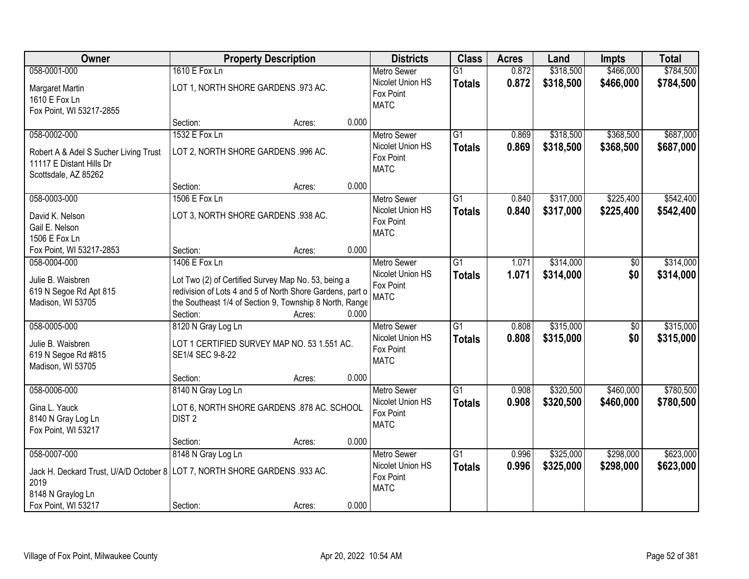| Owner | Property Description | Districts | Class | Acres | Land | Impts | Total |
|---|---|---|---|---|---|---|---|
| 058-0001-000<br>Margaret Martin<br>1610 E Fox Ln<br>Fox Point, WI 53217-2855 | 1610 E Fox Ln<br>LOT 1, NORTH SHORE GARDENS .973 AC.<br>Section: Acres: 0.000 | Metro Sewer<br>Nicolet Union HS<br>Fox Point<br>MATC | G1<br>**Totals** | 0.872<br>**0.872** | $318,500<br>**$318,500** | $466,000<br>**$466,000** | $784,500<br>**$784,500** |
| 058-0002-000<br>Robert A & Adel S Sucher Living Trust<br>11117 E Distant Hills Dr<br>Scottsdale, AZ 85262 | 1532 E Fox Ln<br>LOT 2, NORTH SHORE GARDENS .996 AC.<br>Section: Acres: 0.000 | Metro Sewer<br>Nicolet Union HS<br>Fox Point<br>MATC | G1<br>**Totals** | 0.869<br>**0.869** | $318,500<br>**$318,500** | $368,500<br>**$368,500** | $687,000<br>**$687,000** |
| 058-0003-000<br>David K. Nelson<br>Gail E. Nelson<br>1506 E Fox Ln<br>Fox Point, WI 53217-2853 | 1506 E Fox Ln<br>LOT 3, NORTH SHORE GARDENS .938 AC.<br>Section: Acres: 0.000 | Metro Sewer<br>Nicolet Union HS<br>Fox Point<br>MATC | G1<br>**Totals** | 0.840<br>**0.840** | $317,000<br>**$317,000** | $225,400<br>**$225,400** | $542,400<br>**$542,400** |
| 058-0004-000<br>Julie B. Waisbren<br>619 N Segoe Rd Apt 815<br>Madison, WI 53705 | 1406 E Fox Ln<br>Lot Two (2) of Certified Survey Map No. 53, being a redivision of Lots 4 and 5 of North Shore Gardens, part o the Southeast 1/4 of Section 9, Township 8 North, Range<br>Section: Acres: 0.000 | Metro Sewer<br>Nicolet Union HS<br>Fox Point<br>MATC | G1<br>**Totals** | 1.071<br>**1.071** | $314,000<br>**$314,000** | $0<br>**$0** | $314,000<br>**$314,000** |
| 058-0005-000<br>Julie B. Waisbren<br>619 N Segoe Rd #815<br>Madison, WI 53705 | 8120 N Gray Log Ln<br>LOT 1 CERTIFIED SURVEY MAP NO. 53 1.551 AC. SE1/4 SEC 9-8-22<br>Section: Acres: 0.000 | Metro Sewer<br>Nicolet Union HS<br>Fox Point<br>MATC | G1<br>**Totals** | 0.808<br>**0.808** | $315,000<br>**$315,000** | $0<br>**$0** | $315,000<br>**$315,000** |
| 058-0006-000<br>Gina L. Yauck<br>8140 N Gray Log Ln<br>Fox Point, WI 53217 | 8140 N Gray Log Ln<br>LOT 6, NORTH SHORE GARDENS .878 AC. SCHOOL DIST 2<br>Section: Acres: 0.000 | Metro Sewer<br>Nicolet Union HS<br>Fox Point<br>MATC | G1<br>**Totals** | 0.908<br>**0.908** | $320,500<br>**$320,500** | $460,000<br>**$460,000** | $780,500<br>**$780,500** |
| 058-0007-000<br>Jack H. Deckard Trust, U/A/D October 8 2019<br>8148 N Graylog Ln<br>Fox Point, WI 53217 | 8148 N Gray Log Ln<br>LOT 7, NORTH SHORE GARDENS .933 AC.<br>Section: Acres: 0.000 | Metro Sewer<br>Nicolet Union HS<br>Fox Point<br>MATC | G1<br>**Totals** | 0.996<br>**0.996** | $325,000<br>**$325,000** | $298,000<br>**$298,000** | $623,000<br>**$623,000** |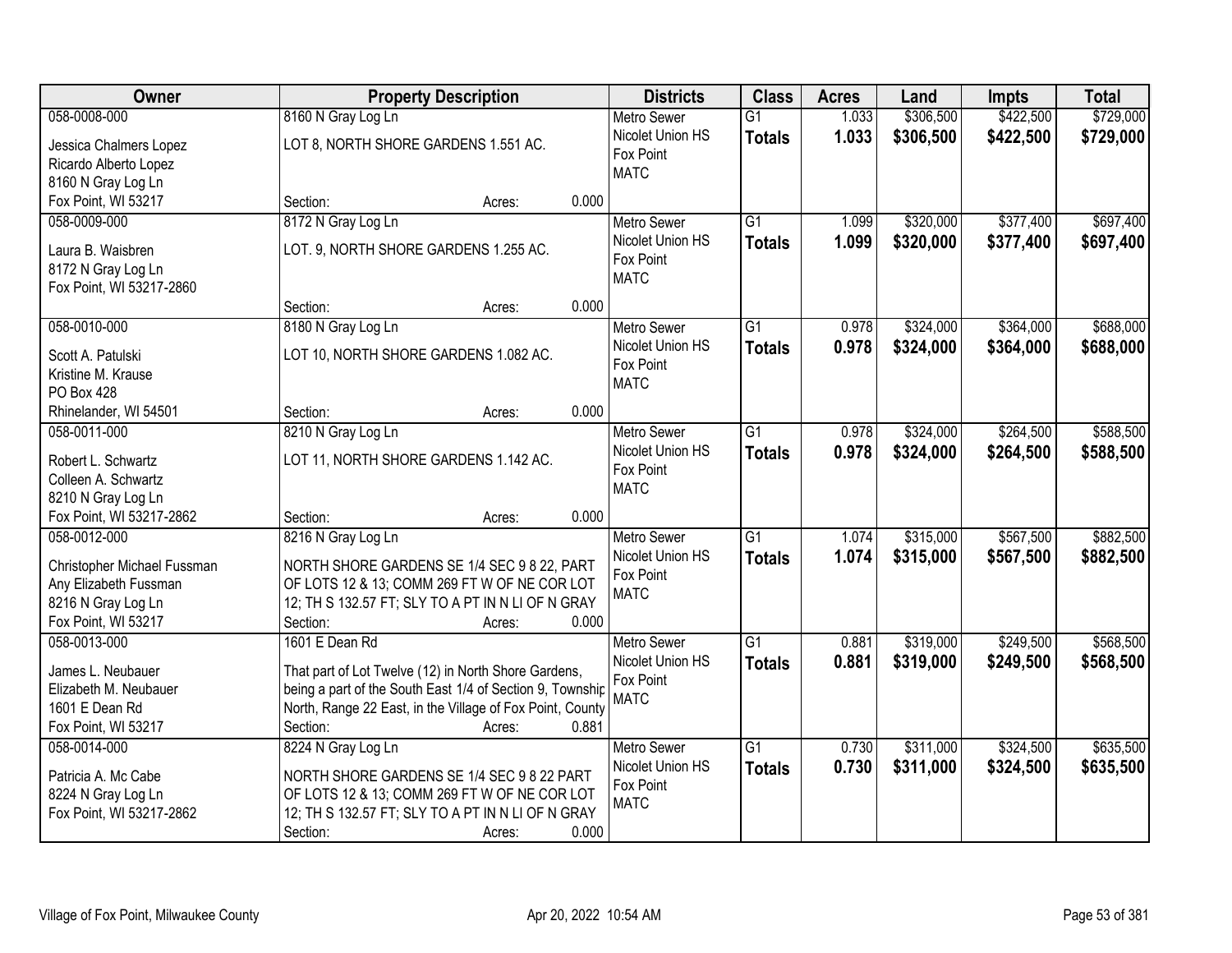| Owner | Property Description | Districts | Class | Acres | Land | Impts | Total |
|---|---|---|---|---|---|---|---|
| 058-0008-000<br>Jessica Chalmers Lopez<br>Ricardo Alberto Lopez<br>8160 N Gray Log Ln<br>Fox Point, WI 53217 | 8160 N Gray Log Ln<br>LOT 8, NORTH SHORE GARDENS 1.551 AC.<br>Section: Acres: 0.000 | Metro Sewer<br>Nicolet Union HS<br>Fox Point<br>MATC | G1<br>**Totals** | 1.033<br>**1.033** | $306,500<br>**$306,500** | $422,500<br>**$422,500** | $729,000<br>**$729,000** |
| 058-0009-000<br>Laura B. Waisbren<br>8172 N Gray Log Ln<br>Fox Point, WI 53217-2860 | 8172 N Gray Log Ln<br>LOT. 9, NORTH SHORE GARDENS 1.255 AC.<br>Section: Acres: 0.000 | Metro Sewer<br>Nicolet Union HS<br>Fox Point<br>MATC | G1<br>**Totals** | 1.099<br>**1.099** | $320,000<br>**$320,000** | $377,400<br>**$377,400** | $697,400<br>**$697,400** |
| 058-0010-000<br>Scott A. Patulski<br>Kristine M. Krause<br>PO Box 428<br>Rhinelander, WI 54501 | 8180 N Gray Log Ln<br>LOT 10, NORTH SHORE GARDENS 1.082 AC.<br>Section: Acres: 0.000 | Metro Sewer<br>Nicolet Union HS<br>Fox Point<br>MATC | G1<br>**Totals** | 0.978<br>**0.978** | $324,000<br>**$324,000** | $364,000<br>**$364,000** | $688,000<br>**$688,000** |
| 058-0011-000<br>Robert L. Schwartz<br>Colleen A. Schwartz<br>8210 N Gray Log Ln<br>Fox Point, WI 53217-2862 | 8210 N Gray Log Ln<br>LOT 11, NORTH SHORE GARDENS 1.142 AC.<br>Section: Acres: 0.000 | Metro Sewer<br>Nicolet Union HS<br>Fox Point<br>MATC | G1<br>**Totals** | 0.978<br>**0.978** | $324,000<br>**$324,000** | $264,500<br>**$264,500** | $588,500<br>**$588,500** |
| 058-0012-000<br>Christopher Michael Fussman<br>Any Elizabeth Fussman<br>8216 N Gray Log Ln<br>Fox Point, WI 53217 | 8216 N Gray Log Ln<br>NORTH SHORE GARDENS SE 1/4 SEC 9 8 22, PART OF LOTS 12 & 13; COMM 269 FT W OF NE COR LOT 12; TH S 132.57 FT; SLY TO A PT IN N LI OF N GRAY<br>Section: Acres: 0.000 | Metro Sewer<br>Nicolet Union HS<br>Fox Point<br>MATC | G1<br>**Totals** | 1.074<br>**1.074** | $315,000<br>**$315,000** | $567,500<br>**$567,500** | $882,500<br>**$882,500** |
| 058-0013-000<br>James L. Neubauer<br>Elizabeth M. Neubauer<br>1601 E Dean Rd<br>Fox Point, WI 53217 | 1601 E Dean Rd<br>That part of Lot Twelve (12) in North Shore Gardens, being a part of the South East 1/4 of Section 9, Township North, Range 22 East, in the Village of Fox Point, County<br>Section: Acres: 0.881 | Metro Sewer<br>Nicolet Union HS<br>Fox Point<br>MATC | G1<br>**Totals** | 0.881<br>**0.881** | $319,000<br>**$319,000** | $249,500<br>**$249,500** | $568,500<br>**$568,500** |
| 058-0014-000<br>Patricia A. Mc Cabe<br>8224 N Gray Log Ln<br>Fox Point, WI 53217-2862 | 8224 N Gray Log Ln<br>NORTH SHORE GARDENS SE 1/4 SEC 9 8 22 PART OF LOTS 12 & 13; COMM 269 FT W OF NE COR LOT 12; TH S 132.57 FT; SLY TO A PT IN N LI OF N GRAY<br>Section: Acres: 0.000 | Metro Sewer<br>Nicolet Union HS<br>Fox Point<br>MATC | G1<br>**Totals** | 0.730<br>**0.730** | $311,000<br>**$311,000** | $324,500<br>**$324,500** | $635,500<br>**$635,500** |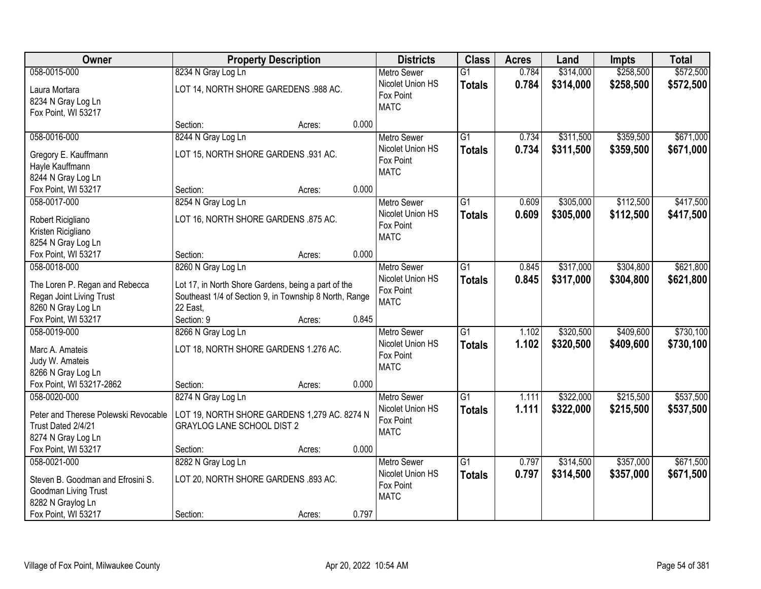| Owner | Property Description | | | | Districts | Class | Acres | Land | Impts | Total |
|---|---|---|---|---|---|---|---|---|---|---|
| 058-0015-000<br>Laura Mortara<br>8234 N Gray Log Ln<br>Fox Point, WI 53217 | 8234 N Gray Log Ln<br>LOT 14, NORTH SHORE GAREDENS .988 AC. | | | | Metro Sewer<br>Nicolet Union HS<br>Fox Point<br>MATC | G1<br>**Totals** | 0.784<br>**0.784** | $314,000<br>**$314,000** | $258,500<br>**$258,500** | $572,500<br>**$572,500** |
| | Section: | | Acres: | 0.000 | | | | | | |
| 058-0016-000<br>Gregory E. Kauffmann<br>Hayle Kauffmann<br>8244 N Gray Log Ln<br>Fox Point, WI 53217 | 8244 N Gray Log Ln<br>LOT 15, NORTH SHORE GARDENS .931 AC. | | | | Metro Sewer<br>Nicolet Union HS<br>Fox Point<br>MATC | G1<br>**Totals** | 0.734<br>**0.734** | $311,500<br>**$311,500** | $359,500<br>**$359,500** | $671,000<br>**$671,000** |
| | Section: | | Acres: | 0.000 | | | | | | |
| 058-0017-000<br>Robert Ricigliano<br>Kristen Ricigliano<br>8254 N Gray Log Ln<br>Fox Point, WI 53217 | 8254 N Gray Log Ln<br>LOT 16, NORTH SHORE GARDENS .875 AC. | | | | Metro Sewer<br>Nicolet Union HS<br>Fox Point<br>MATC | G1<br>**Totals** | 0.609<br>**0.609** | $305,000<br>**$305,000** | $112,500<br>**$112,500** | $417,500<br>**$417,500** |
| | Section: | | Acres: | 0.000 | | | | | | |
| 058-0018-000<br>The Loren P. Regan and Rebecca Regan Joint Living Trust<br>8260 N Gray Log Ln<br>Fox Point, WI 53217 | 8260 N Gray Log Ln<br>Lot 17, in North Shore Gardens, being a part of the Southeast 1/4 of Section 9, in Township 8 North, Range 22 East, | | | | Metro Sewer<br>Nicolet Union HS<br>Fox Point<br>MATC | G1<br>**Totals** | 0.845<br>**0.845** | $317,000<br>**$317,000** | $304,800<br>**$304,800** | $621,800<br>**$621,800** |
| | Section: 9 | | Acres: | 0.845 | | | | | | |
| 058-0019-000<br>Marc A. Amateis<br>Judy W. Amateis<br>8266 N Gray Log Ln<br>Fox Point, WI 53217-2862 | 8266 N Gray Log Ln<br>LOT 18, NORTH SHORE GARDENS 1.276 AC. | | | | Metro Sewer<br>Nicolet Union HS<br>Fox Point<br>MATC | G1<br>**Totals** | 1.102<br>**1.102** | $320,500<br>**$320,500** | $409,600<br>**$409,600** | $730,100<br>**$730,100** |
| | Section: | | Acres: | 0.000 | | | | | | |
| 058-0020-000<br>Peter and Therese Polewski Revocable Trust Dated 2/4/21<br>8274 N Gray Log Ln<br>Fox Point, WI 53217 | 8274 N Gray Log Ln<br>LOT 19, NORTH SHORE GARDENS 1,279 AC. 8274 N GRAYLOG LANE SCHOOL DIST 2 | | | | Metro Sewer<br>Nicolet Union HS<br>Fox Point<br>MATC | G1<br>**Totals** | 1.111<br>**1.111** | $322,000<br>**$322,000** | $215,500<br>**$215,500** | $537,500<br>**$537,500** |
| | Section: | | Acres: | 0.000 | | | | | | |
| 058-0021-000<br>Steven B. Goodman and Efrosini S. Goodman Living Trust<br>8282 N Graylog Ln<br>Fox Point, WI 53217 | 8282 N Gray Log Ln<br>LOT 20, NORTH SHORE GARDENS .893 AC. | | | | Metro Sewer<br>Nicolet Union HS<br>Fox Point<br>MATC | G1<br>**Totals** | 0.797<br>**0.797** | $314,500<br>**$314,500** | $357,000<br>**$357,000** | $671,500<br>**$671,500** |
| | Section: | | Acres: | 0.797 | | | | | | |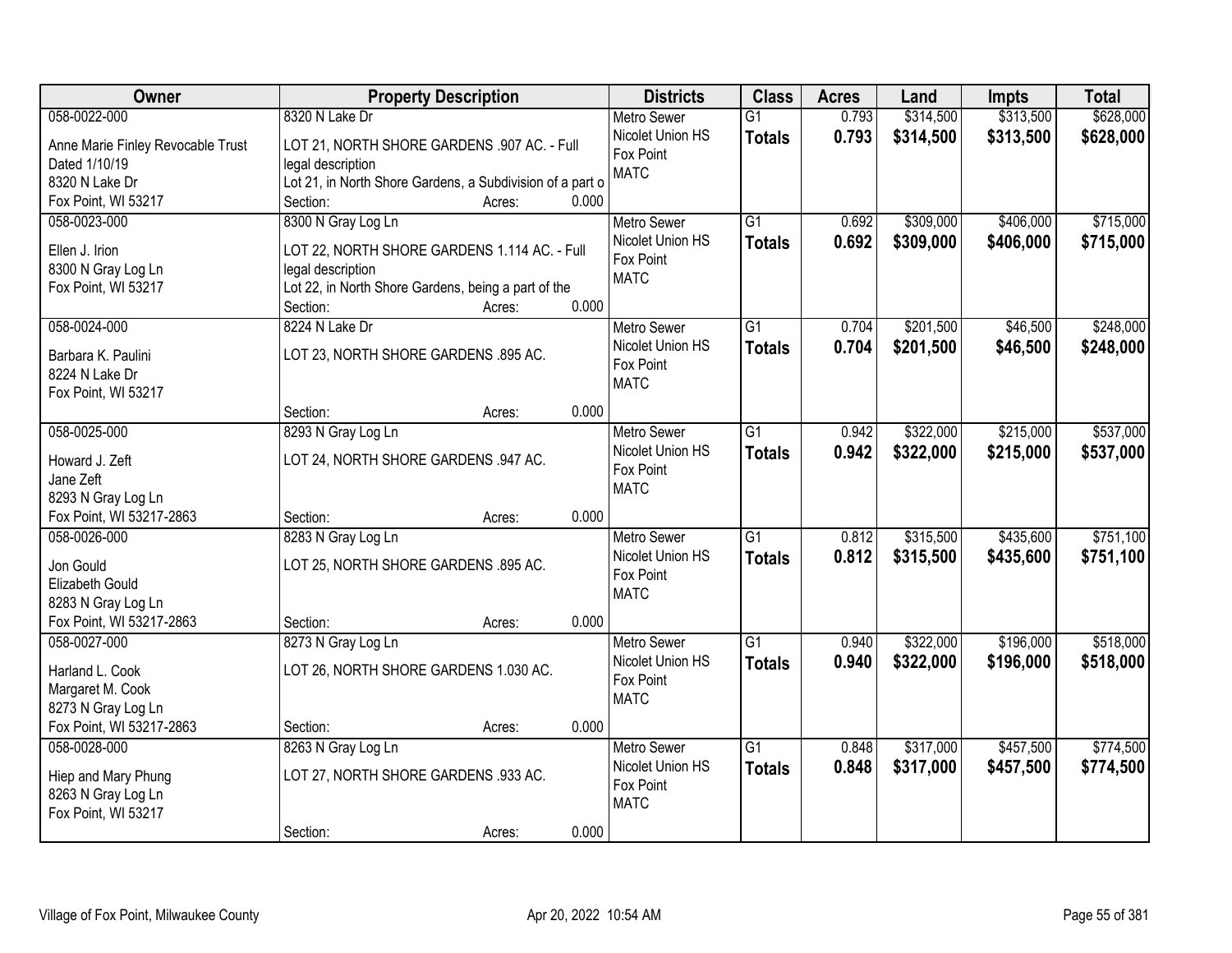| Owner | Property Description | Districts | Class | Acres | Land | Impts | Total |
|---|---|---|---|---|---|---|---|
| 058-0022-000<br>Anne Marie Finley Revocable Trust<br>Dated 1/10/19<br>8320 N Lake Dr<br>Fox Point, WI 53217 | 8320 N Lake Dr<br>LOT 21, NORTH SHORE GARDENS .907 AC. - Full legal description<br>Lot 21, in North Shore Gardens, a Subdivision of a part o<br>Section: Acres: 0.000 | Metro Sewer<br>Nicolet Union HS<br>Fox Point<br>MATC | G1<br>**Totals** | 0.793<br>**0.793** | $314,500<br>**$314,500** | $313,500<br>**$313,500** | $628,000<br>**$628,000** |
| 058-0023-000<br>Ellen J. Irion<br>8300 N Gray Log Ln<br>Fox Point, WI 53217 | 8300 N Gray Log Ln<br>LOT 22, NORTH SHORE GARDENS 1.114 AC. - Full legal description<br>Lot 22, in North Shore Gardens, being a part of the<br>Section: Acres: 0.000 | Metro Sewer<br>Nicolet Union HS<br>Fox Point<br>MATC | G1<br>**Totals** | 0.692<br>**0.692** | $309,000<br>**$309,000** | $406,000<br>**$406,000** | $715,000<br>**$715,000** |
| 058-0024-000<br>Barbara K. Paulini<br>8224 N Lake Dr<br>Fox Point, WI 53217 | 8224 N Lake Dr<br>LOT 23, NORTH SHORE GARDENS .895 AC.<br>Section: Acres: 0.000 | Metro Sewer<br>Nicolet Union HS<br>Fox Point<br>MATC | G1<br>**Totals** | 0.704<br>**0.704** | $201,500<br>**$201,500** | $46,500<br>**$46,500** | $248,000<br>**$248,000** |
| 058-0025-000<br>Howard J. Zeft<br>Jane Zeft<br>8293 N Gray Log Ln<br>Fox Point, WI 53217-2863 | 8293 N Gray Log Ln<br>LOT 24, NORTH SHORE GARDENS .947 AC.<br>Section: Acres: 0.000 | Metro Sewer<br>Nicolet Union HS<br>Fox Point<br>MATC | G1<br>**Totals** | 0.942<br>**0.942** | $322,000<br>**$322,000** | $215,000<br>**$215,000** | $537,000<br>**$537,000** |
| 058-0026-000<br>Jon Gould<br>Elizabeth Gould<br>8283 N Gray Log Ln<br>Fox Point, WI 53217-2863 | 8283 N Gray Log Ln<br>LOT 25, NORTH SHORE GARDENS .895 AC.<br>Section: Acres: 0.000 | Metro Sewer<br>Nicolet Union HS<br>Fox Point<br>MATC | G1<br>**Totals** | 0.812<br>**0.812** | $315,500<br>**$315,500** | $435,600<br>**$435,600** | $751,100<br>**$751,100** |
| 058-0027-000<br>Harland L. Cook<br>Margaret M. Cook<br>8273 N Gray Log Ln<br>Fox Point, WI 53217-2863 | 8273 N Gray Log Ln<br>LOT 26, NORTH SHORE GARDENS 1.030 AC.<br>Section: Acres: 0.000 | Metro Sewer<br>Nicolet Union HS<br>Fox Point<br>MATC | G1<br>**Totals** | 0.940<br>**0.940** | $322,000<br>**$322,000** | $196,000<br>**$196,000** | $518,000<br>**$518,000** |
| 058-0028-000<br>Hiep and Mary Phung<br>8263 N Gray Log Ln<br>Fox Point, WI 53217 | 8263 N Gray Log Ln<br>LOT 27, NORTH SHORE GARDENS .933 AC.<br>Section: Acres: 0.000 | Metro Sewer<br>Nicolet Union HS<br>Fox Point<br>MATC | G1<br>**Totals** | 0.848<br>**0.848** | $317,000<br>**$317,000** | $457,500<br>**$457,500** | $774,500<br>**$774,500** |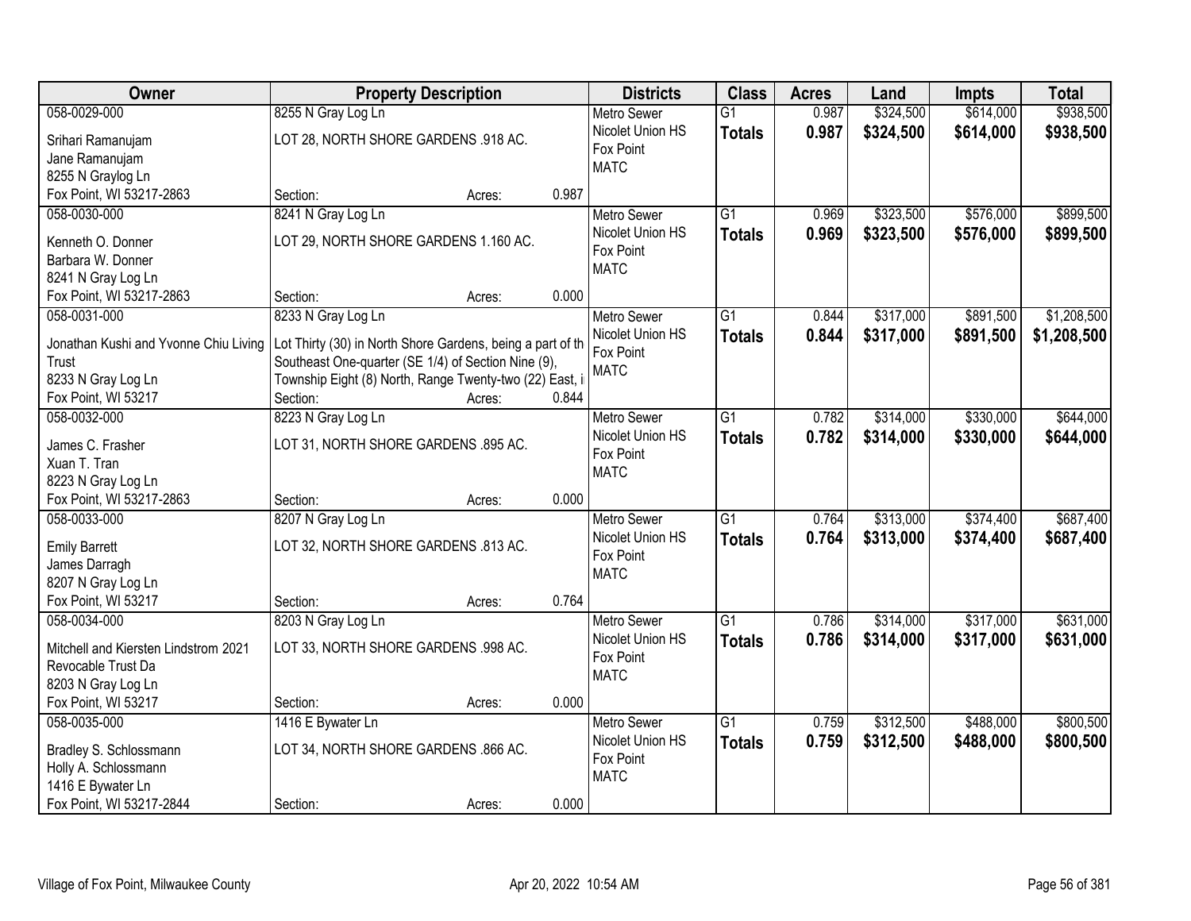| Owner | Property Description | Districts | Class | Acres | Land | Impts | Total |
|---|---|---|---|---|---|---|---|
| 058-0029-000<br>Srihari Ramanujam<br>Jane Ramanujam<br>8255 N Graylog Ln<br>Fox Point, WI 53217-2863 | 8255 N Gray Log Ln<br>LOT 28, NORTH SHORE GARDENS .918 AC.<br>Section: Acres: 0.987 | Metro Sewer<br>Nicolet Union HS<br>Fox Point<br>MATC | G1<br>**Totals** | 0.987<br>**0.987** | \$324,500<br>**\$324,500** | \$614,000<br>**\$614,000** | \$938,500<br>**\$938,500** |
| 058-0030-000<br>Kenneth O. Donner<br>Barbara W. Donner<br>8241 N Gray Log Ln<br>Fox Point, WI 53217-2863 | 8241 N Gray Log Ln<br>LOT 29, NORTH SHORE GARDENS 1.160 AC.<br>Section: Acres: 0.000 | Metro Sewer<br>Nicolet Union HS<br>Fox Point<br>MATC | G1<br>**Totals** | 0.969<br>**0.969** | \$323,500<br>**\$323,500** | \$576,000<br>**\$576,000** | \$899,500<br>**\$899,500** |
| 058-0031-000<br>Jonathan Kushi and Yvonne Chiu Living Trust<br>8233 N Gray Log Ln<br>Fox Point, WI 53217 | 8233 N Gray Log Ln<br>Lot Thirty (30) in North Shore Gardens, being a part of th Southeast One-quarter (SE 1/4) of Section Nine (9), Township Eight (8) North, Range Twenty-two (22) East, i<br>Section: Acres: 0.844 | Metro Sewer<br>Nicolet Union HS<br>Fox Point<br>MATC | G1<br>**Totals** | 0.844<br>**0.844** | \$317,000<br>**\$317,000** | \$891,500<br>**\$891,500** | \$1,208,500<br>**\$1,208,500** |
| 058-0032-000<br>James C. Frasher<br>Xuan T. Tran<br>8223 N Gray Log Ln<br>Fox Point, WI 53217-2863 | 8223 N Gray Log Ln<br>LOT 31, NORTH SHORE GARDENS .895 AC.<br>Section: Acres: 0.000 | Metro Sewer<br>Nicolet Union HS<br>Fox Point<br>MATC | G1<br>**Totals** | 0.782<br>**0.782** | \$314,000<br>**\$314,000** | \$330,000<br>**\$330,000** | \$644,000<br>**\$644,000** |
| 058-0033-000<br>Emily Barrett<br>James Darragh<br>8207 N Gray Log Ln<br>Fox Point, WI 53217 | 8207 N Gray Log Ln<br>LOT 32, NORTH SHORE GARDENS .813 AC.<br>Section: Acres: 0.764 | Metro Sewer<br>Nicolet Union HS<br>Fox Point<br>MATC | G1<br>**Totals** | 0.764<br>**0.764** | \$313,000<br>**\$313,000** | \$374,400<br>**\$374,400** | \$687,400<br>**\$687,400** |
| 058-0034-000<br>Mitchell and Kiersten Lindstrom 2021 Revocable Trust Da<br>8203 N Gray Log Ln<br>Fox Point, WI 53217 | 8203 N Gray Log Ln<br>LOT 33, NORTH SHORE GARDENS .998 AC.<br>Section: Acres: 0.000 | Metro Sewer<br>Nicolet Union HS<br>Fox Point<br>MATC | G1<br>**Totals** | 0.786<br>**0.786** | \$314,000<br>**\$314,000** | \$317,000<br>**\$317,000** | \$631,000<br>**\$631,000** |
| 058-0035-000<br>Bradley S. Schlossmann<br>Holly A. Schlossmann<br>1416 E Bywater Ln<br>Fox Point, WI 53217-2844 | 1416 E Bywater Ln<br>LOT 34, NORTH SHORE GARDENS .866 AC.<br>Section: Acres: 0.000 | Metro Sewer<br>Nicolet Union HS<br>Fox Point<br>MATC | G1<br>**Totals** | 0.759<br>**0.759** | \$312,500<br>**\$312,500** | \$488,000<br>**\$488,000** | \$800,500<br>**\$800,500** |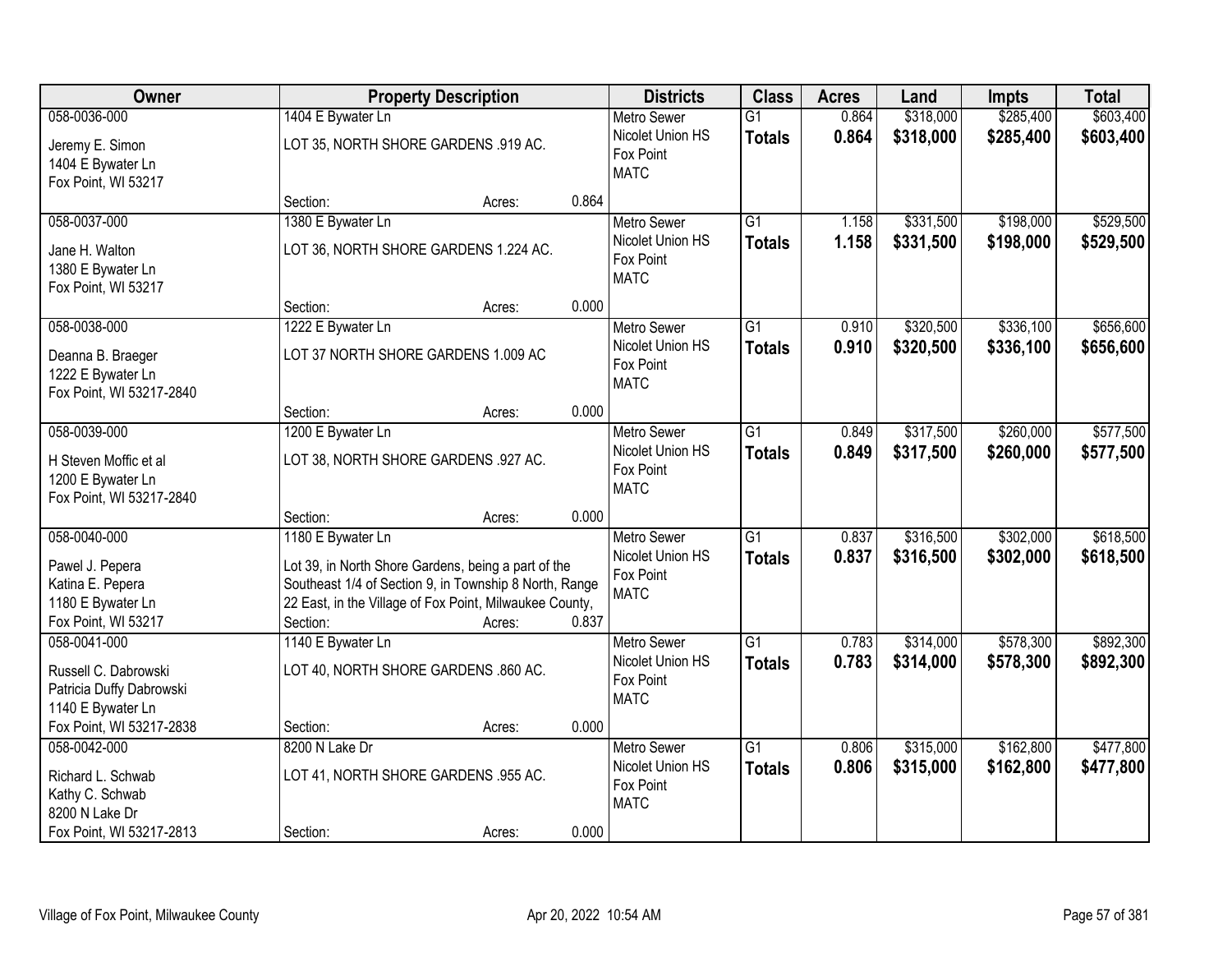| Owner | Property Description | Districts | Class | Acres | Land | Impts | Total |
|---|---|---|---|---|---|---|---|
| 058-0036-000<br>Jeremy E. Simon<br>1404 E Bywater Ln<br>Fox Point, WI 53217 | 1404 E Bywater Ln<br>LOT 35, NORTH SHORE GARDENS .919 AC.<br>Section: Acres: 0.864 | Metro Sewer<br>Nicolet Union HS<br>Fox Point<br>MATC | G1<br>**Totals** | 0.864<br>**0.864** | $318,000<br>**$318,000** | $285,400<br>**$285,400** | $603,400<br>**$603,400** |
| 058-0037-000<br>Jane H. Walton<br>1380 E Bywater Ln<br>Fox Point, WI 53217 | 1380 E Bywater Ln<br>LOT 36, NORTH SHORE GARDENS 1.224 AC.<br>Section: Acres: 0.000 | Metro Sewer<br>Nicolet Union HS<br>Fox Point<br>MATC | G1<br>**Totals** | 1.158<br>**1.158** | $331,500<br>**$331,500** | $198,000<br>**$198,000** | $529,500<br>**$529,500** |
| 058-0038-000<br>Deanna B. Braeger<br>1222 E Bywater Ln<br>Fox Point, WI 53217-2840 | 1222 E Bywater Ln<br>LOT 37 NORTH SHORE GARDENS 1.009 AC<br>Section: Acres: 0.000 | Metro Sewer<br>Nicolet Union HS<br>Fox Point<br>MATC | G1<br>**Totals** | 0.910<br>**0.910** | $320,500<br>**$320,500** | $336,100<br>**$336,100** | $656,600<br>**$656,600** |
| 058-0039-000<br>H Steven Moffic et al<br>1200 E Bywater Ln<br>Fox Point, WI 53217-2840 | 1200 E Bywater Ln<br>LOT 38, NORTH SHORE GARDENS .927 AC.<br>Section: Acres: 0.000 | Metro Sewer<br>Nicolet Union HS<br>Fox Point<br>MATC | G1<br>**Totals** | 0.849<br>**0.849** | $317,500<br>**$317,500** | $260,000<br>**$260,000** | $577,500<br>**$577,500** |
| 058-0040-000<br>Pawel J. Pepera<br>Katina E. Pepera<br>1180 E Bywater Ln<br>Fox Point, WI 53217 | 1180 E Bywater Ln<br>Lot 39, in North Shore Gardens, being a part of the Southeast 1/4 of Section 9, in Township 8 North, Range 22 East, in the Village of Fox Point, Milwaukee County,<br>Section: Acres: 0.837 | Metro Sewer<br>Nicolet Union HS<br>Fox Point<br>MATC | G1<br>**Totals** | 0.837<br>**0.837** | $316,500<br>**$316,500** | $302,000<br>**$302,000** | $618,500<br>**$618,500** |
| 058-0041-000<br>Russell C. Dabrowski<br>Patricia Duffy Dabrowski<br>1140 E Bywater Ln<br>Fox Point, WI 53217-2838 | 1140 E Bywater Ln<br>LOT 40, NORTH SHORE GARDENS .860 AC.<br>Section: Acres: 0.000 | Metro Sewer<br>Nicolet Union HS<br>Fox Point<br>MATC | G1<br>**Totals** | 0.783<br>**0.783** | $314,000<br>**$314,000** | $578,300<br>**$578,300** | $892,300<br>**$892,300** |
| 058-0042-000<br>Richard L. Schwab<br>Kathy C. Schwab<br>8200 N Lake Dr<br>Fox Point, WI 53217-2813 | 8200 N Lake Dr<br>LOT 41, NORTH SHORE GARDENS .955 AC.<br>Section: Acres: 0.000 | Metro Sewer<br>Nicolet Union HS<br>Fox Point<br>MATC | G1<br>**Totals** | 0.806<br>**0.806** | $315,000<br>**$315,000** | $162,800<br>**$162,800** | $477,800<br>**$477,800** |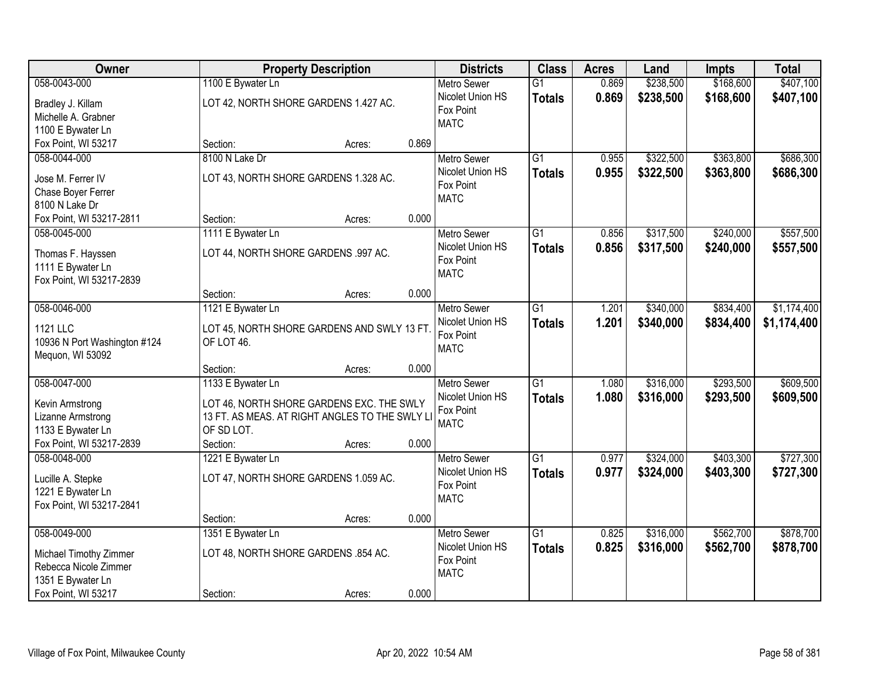| Owner | Property Description | Districts | Class | Acres | Land | Impts | Total |
|---|---|---|---|---|---|---|---|
| 058-0043-000<br>Bradley J. Killam<br>Michelle A. Grabner<br>1100 E Bywater Ln<br>Fox Point, WI 53217 | 1100 E Bywater Ln<br>LOT 42, NORTH SHORE GARDENS 1.427 AC.<br>Section: Acres: 0.869 | Metro Sewer<br>Nicolet Union HS<br>Fox Point<br>MATC | G1<br>**Totals** | 0.869<br>**0.869** | $238,500<br>**$238,500** | $168,600<br>**$168,600** | $407,100<br>**$407,100** |
| 058-0044-000<br>Jose M. Ferrer IV<br>Chase Boyer Ferrer<br>8100 N Lake Dr<br>Fox Point, WI 53217-2811 | 8100 N Lake Dr<br>LOT 43, NORTH SHORE GARDENS 1.328 AC.<br>Section: Acres: 0.000 | Metro Sewer<br>Nicolet Union HS<br>Fox Point<br>MATC | G1<br>**Totals** | 0.955<br>**0.955** | $322,500<br>**$322,500** | $363,800<br>**$363,800** | $686,300<br>**$686,300** |
| 058-0045-000<br>Thomas F. Hayssen<br>1111 E Bywater Ln<br>Fox Point, WI 53217-2839 | 1111 E Bywater Ln<br>LOT 44, NORTH SHORE GARDENS .997 AC.<br>Section: Acres: 0.000 | Metro Sewer<br>Nicolet Union HS<br>Fox Point<br>MATC | G1<br>**Totals** | 0.856<br>**0.856** | $317,500<br>**$317,500** | $240,000<br>**$240,000** | $557,500<br>**$557,500** |
| 058-0046-000<br>1121 LLC<br>10936 N Port Washington #124<br>Mequon, WI 53092 | 1121 E Bywater Ln<br>LOT 45, NORTH SHORE GARDENS AND SWLY 13 FT. OF LOT 46.<br>Section: Acres: 0.000 | Metro Sewer<br>Nicolet Union HS<br>Fox Point<br>MATC | G1<br>**Totals** | 1.201<br>**1.201** | $340,000<br>**$340,000** | $834,400<br>**$834,400** | $1,174,400<br>**$1,174,400** |
| 058-0047-000<br>Kevin Armstrong<br>Lizanne Armstrong<br>1133 E Bywater Ln<br>Fox Point, WI 53217-2839 | 1133 E Bywater Ln<br>LOT 46, NORTH SHORE GARDENS EXC. THE SWLY 13 FT. AS MEAS. AT RIGHT ANGLES TO THE SWLY LI OF SD LOT.<br>Section: Acres: 0.000 | Metro Sewer<br>Nicolet Union HS<br>Fox Point<br>MATC | G1<br>**Totals** | 1.080<br>**1.080** | $316,000<br>**$316,000** | $293,500<br>**$293,500** | $609,500<br>**$609,500** |
| 058-0048-000<br>Lucille A. Stepke<br>1221 E Bywater Ln<br>Fox Point, WI 53217-2841 | 1221 E Bywater Ln<br>LOT 47, NORTH SHORE GARDENS 1.059 AC.<br>Section: Acres: 0.000 | Metro Sewer<br>Nicolet Union HS<br>Fox Point<br>MATC | G1<br>**Totals** | 0.977<br>**0.977** | $324,000<br>**$324,000** | $403,300<br>**$403,300** | $727,300<br>**$727,300** |
| 058-0049-000<br>Michael Timothy Zimmer<br>Rebecca Nicole Zimmer<br>1351 E Bywater Ln<br>Fox Point, WI 53217 | 1351 E Bywater Ln<br>LOT 48, NORTH SHORE GARDENS .854 AC.<br>Section: Acres: 0.000 | Metro Sewer<br>Nicolet Union HS<br>Fox Point<br>MATC | G1<br>**Totals** | 0.825<br>**0.825** | $316,000<br>**$316,000** | $562,700<br>**$562,700** | $878,700<br>**$878,700** |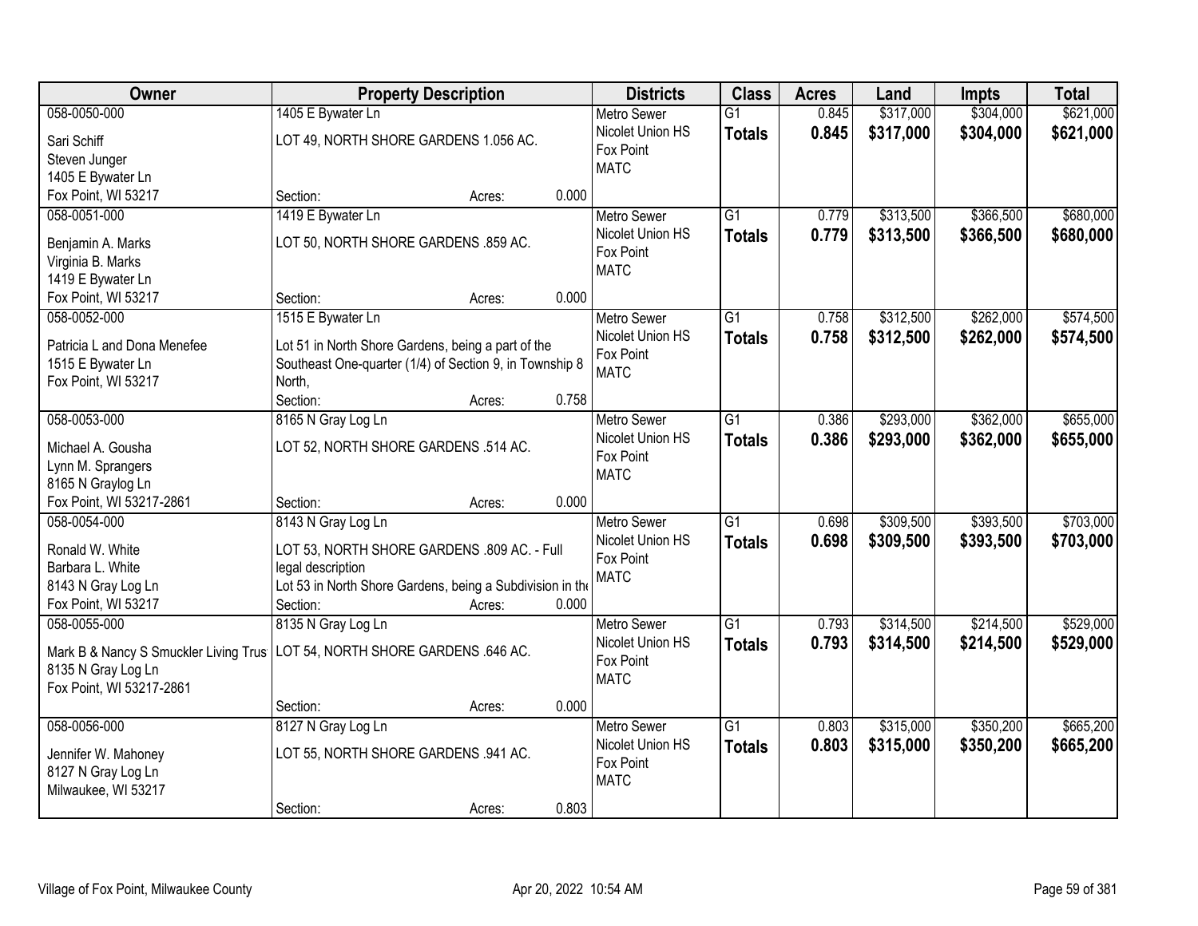| Owner | Property Description | Districts | Class | Acres | Land | Impts | Total |
|---|---|---|---|---|---|---|---|
| 058-0050-000<br>Sari Schiff<br>Steven Junger<br>1405 E Bywater Ln<br>Fox Point, WI 53217 | 1405 E Bywater Ln<br>LOT 49, NORTH SHORE GARDENS 1.056 AC.<br>Section: Acres: 0.000 | Metro Sewer<br>Nicolet Union HS<br>Fox Point<br>MATC | G1<br>**Totals** | 0.845<br>**0.845** | $317,000<br>**$317,000** | $304,000<br>**$304,000** | $621,000<br>**$621,000** |
| 058-0051-000<br>Benjamin A. Marks<br>Virginia B. Marks<br>1419 E Bywater Ln<br>Fox Point, WI 53217 | 1419 E Bywater Ln<br>LOT 50, NORTH SHORE GARDENS .859 AC.<br>Section: Acres: 0.000 | Metro Sewer<br>Nicolet Union HS<br>Fox Point<br>MATC | G1<br>**Totals** | 0.779<br>**0.779** | $313,500<br>**$313,500** | $366,500<br>**$366,500** | $680,000<br>**$680,000** |
| 058-0052-000<br>Patricia L and Dona Menefee<br>1515 E Bywater Ln<br>Fox Point, WI 53217 | 1515 E Bywater Ln<br>Lot 51 in North Shore Gardens, being a part of the Southeast One-quarter (1/4) of Section 9, in Township 8 North,<br>Section: Acres: 0.758 | Metro Sewer<br>Nicolet Union HS<br>Fox Point<br>MATC | G1<br>**Totals** | 0.758<br>**0.758** | $312,500<br>**$312,500** | $262,000<br>**$262,000** | $574,500<br>**$574,500** |
| 058-0053-000<br>Michael A. Gousha<br>Lynn M. Sprangers<br>8165 N Graylog Ln<br>Fox Point, WI 53217-2861 | 8165 N Gray Log Ln<br>LOT 52, NORTH SHORE GARDENS .514 AC.<br>Section: Acres: 0.000 | Metro Sewer<br>Nicolet Union HS<br>Fox Point<br>MATC | G1<br>**Totals** | 0.386<br>**0.386** | $293,000<br>**$293,000** | $362,000<br>**$362,000** | $655,000<br>**$655,000** |
| 058-0054-000<br>Ronald W. White<br>Barbara L. White<br>8143 N Gray Log Ln<br>Fox Point, WI 53217 | 8143 N Gray Log Ln<br>LOT 53, NORTH SHORE GARDENS .809 AC. - Full legal description<br>Lot 53 in North Shore Gardens, being a Subdivision in the<br>Section: Acres: 0.000 | Metro Sewer<br>Nicolet Union HS<br>Fox Point<br>MATC | G1<br>**Totals** | 0.698<br>**0.698** | $309,500<br>**$309,500** | $393,500<br>**$393,500** | $703,000<br>**$703,000** |
| 058-0055-000<br>Mark B & Nancy S Smuckler Living Trus<br>8135 N Gray Log Ln<br>Fox Point, WI 53217-2861 | 8135 N Gray Log Ln<br>LOT 54, NORTH SHORE GARDENS .646 AC.<br>Section: Acres: 0.000 | Metro Sewer<br>Nicolet Union HS<br>Fox Point<br>MATC | G1<br>**Totals** | 0.793<br>**0.793** | $314,500<br>**$314,500** | $214,500<br>**$214,500** | $529,000<br>**$529,000** |
| 058-0056-000<br>Jennifer W. Mahoney<br>8127 N Gray Log Ln<br>Milwaukee, WI 53217 | 8127 N Gray Log Ln<br>LOT 55, NORTH SHORE GARDENS .941 AC.<br>Section: Acres: 0.803 | Metro Sewer<br>Nicolet Union HS<br>Fox Point<br>MATC | G1<br>**Totals** | 0.803<br>**0.803** | $315,000<br>**$315,000** | $350,200<br>**$350,200** | $665,200<br>**$665,200** |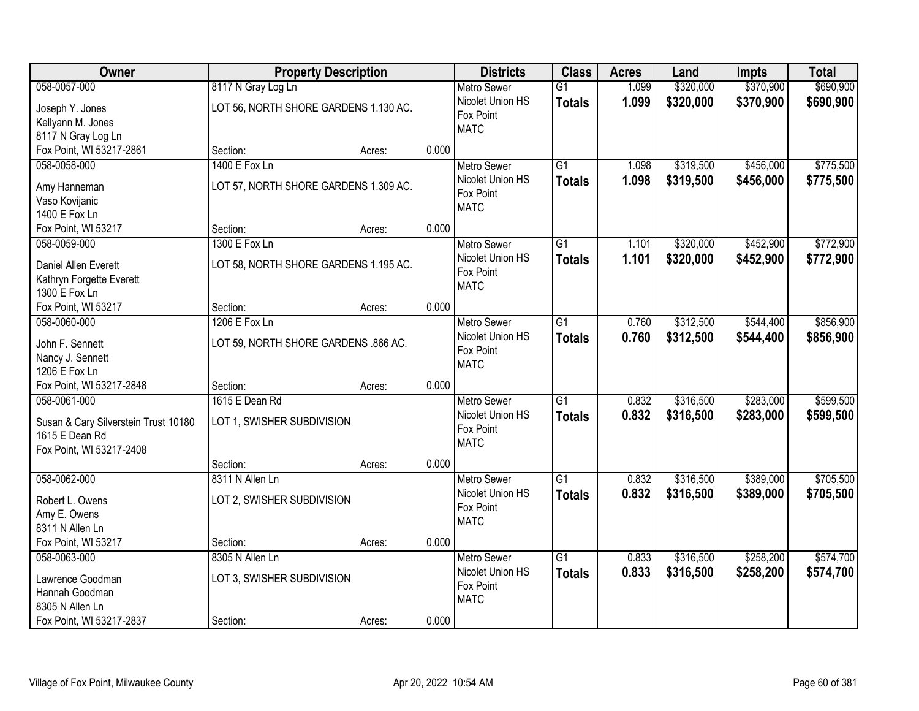| Owner | Property Description | | | Districts | Class | Acres | Land | Impts | Total |
|---|---|---|---|---|---|---|---|---|---|
| 058-0057-000 | 8117 N Gray Log Ln | | | Metro Sewer | G1 | 1.099 | $320,000 | $370,900 | $690,900 |
| Joseph Y. Jones<br>Kellyann M. Jones<br>8117 N Gray Log Ln<br>Fox Point, WI 53217-2861 | LOT 56, NORTH SHORE GARDENS 1.130 AC. | | | Nicolet Union HS<br>Fox Point<br>MATC | **Totals** | **1.099** | **$320,000** | **$370,900** | **$690,900** |
| | Section: | Acres: | 0.000 | | | | | | |
| 058-0058-000 | 1400 E Fox Ln | | | Metro Sewer | G1 | 1.098 | $319,500 | $456,000 | $775,500 |
| Amy Hanneman<br>Vaso Kovijanic<br>1400 E Fox Ln<br>Fox Point, WI 53217 | LOT 57, NORTH SHORE GARDENS 1.309 AC. | | | Nicolet Union HS<br>Fox Point<br>MATC | **Totals** | **1.098** | **$319,500** | **$456,000** | **$775,500** |
| | Section: | Acres: | 0.000 | | | | | | |
| 058-0059-000 | 1300 E Fox Ln | | | Metro Sewer | G1 | 1.101 | $320,000 | $452,900 | $772,900 |
| Daniel Allen Everett<br>Kathryn Forgette Everett<br>1300 E Fox Ln<br>Fox Point, WI 53217 | LOT 58, NORTH SHORE GARDENS 1.195 AC. | | | Nicolet Union HS<br>Fox Point<br>MATC | **Totals** | **1.101** | **$320,000** | **$452,900** | **$772,900** |
| | Section: | Acres: | 0.000 | | | | | | |
| 058-0060-000 | 1206 E Fox Ln | | | Metro Sewer | G1 | 0.760 | $312,500 | $544,400 | $856,900 |
| John F. Sennett<br>Nancy J. Sennett<br>1206 E Fox Ln<br>Fox Point, WI 53217-2848 | LOT 59, NORTH SHORE GARDENS .866 AC. | | | Nicolet Union HS<br>Fox Point<br>MATC | **Totals** | **0.760** | **$312,500** | **$544,400** | **$856,900** |
| | Section: | Acres: | 0.000 | | | | | | |
| 058-0061-000 | 1615 E Dean Rd | | | Metro Sewer | G1 | 0.832 | $316,500 | $283,000 | $599,500 |
| Susan & Cary Silverstein Trust 10180<br>1615 E Dean Rd<br>Fox Point, WI 53217-2408 | LOT 1, SWISHER SUBDIVISION | | | Nicolet Union HS<br>Fox Point<br>MATC | **Totals** | **0.832** | **$316,500** | **$283,000** | **$599,500** |
| | Section: | Acres: | 0.000 | | | | | | |
| 058-0062-000 | 8311 N Allen Ln | | | Metro Sewer | G1 | 0.832 | $316,500 | $389,000 | $705,500 |
| Robert L. Owens<br>Amy E. Owens<br>8311 N Allen Ln<br>Fox Point, WI 53217 | LOT 2, SWISHER SUBDIVISION | | | Nicolet Union HS<br>Fox Point<br>MATC | **Totals** | **0.832** | **$316,500** | **$389,000** | **$705,500** |
| | Section: | Acres: | 0.000 | | | | | | |
| 058-0063-000 | 8305 N Allen Ln | | | Metro Sewer | G1 | 0.833 | $316,500 | $258,200 | $574,700 |
| Lawrence Goodman<br>Hannah Goodman<br>8305 N Allen Ln<br>Fox Point, WI 53217-2837 | LOT 3, SWISHER SUBDIVISION | | | Nicolet Union HS<br>Fox Point<br>MATC | **Totals** | **0.833** | **$316,500** | **$258,200** | **$574,700** |
| | Section: | Acres: | 0.000 | | | | | | |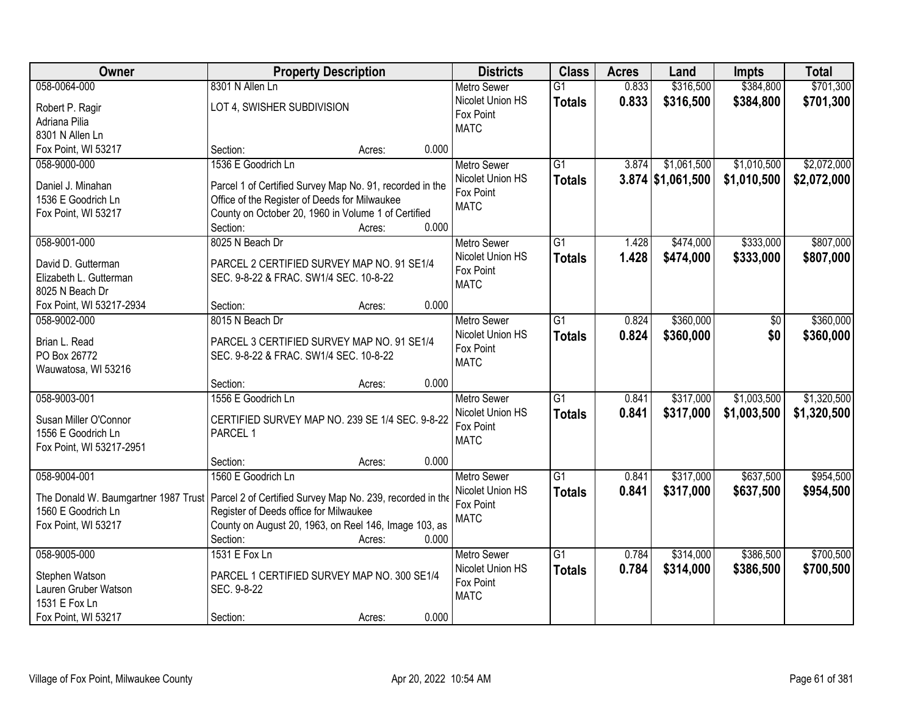| Owner | Property Description | Districts | Class | Acres | Land | Impts | Total |
|---|---|---|---|---|---|---|---|
| 058-0064-000<br>Robert P. Ragir<br>Adriana Pilia<br>8301 N Allen Ln<br>Fox Point, WI 53217 | 8301 N Allen Ln<br>LOT 4, SWISHER SUBDIVISION<br>Section: Acres: 0.000 | Metro Sewer<br>Nicolet Union HS<br>Fox Point<br>MATC | G1<br>**Totals** | 0.833<br>**0.833** | $316,500<br>**$316,500** | $384,800<br>**$384,800** | $701,300<br>**$701,300** |
| 058-9000-000<br>Daniel J. Minahan<br>1536 E Goodrich Ln<br>Fox Point, WI 53217 | 1536 E Goodrich Ln<br>Parcel 1 of Certified Survey Map No. 91, recorded in the Office of the Register of Deeds for Milwaukee County on October 20, 1960 in Volume 1 of Certified<br>Section: Acres: 0.000 | Metro Sewer<br>Nicolet Union HS<br>Fox Point<br>MATC | G1<br>**Totals** | 3.874<br>**3.874** | $1,061,500<br>**$1,061,500** | $1,010,500<br>**$1,010,500** | $2,072,000<br>**$2,072,000** |
| 058-9001-000<br>David D. Gutterman<br>Elizabeth L. Gutterman<br>8025 N Beach Dr<br>Fox Point, WI 53217-2934 | 8025 N Beach Dr<br>PARCEL 2 CERTIFIED SURVEY MAP NO. 91 SE1/4 SEC. 9-8-22 & FRAC. SW1/4 SEC. 10-8-22<br>Section: Acres: 0.000 | Metro Sewer<br>Nicolet Union HS<br>Fox Point<br>MATC | G1<br>**Totals** | 1.428<br>**1.428** | $474,000<br>**$474,000** | $333,000<br>**$333,000** | $807,000<br>**$807,000** |
| 058-9002-000<br>Brian L. Read<br>PO Box 26772<br>Wauwatosa, WI 53216 | 8015 N Beach Dr<br>PARCEL 3 CERTIFIED SURVEY MAP NO. 91 SE1/4 SEC. 9-8-22 & FRAC. SW1/4 SEC. 10-8-22<br>Section: Acres: 0.000 | Metro Sewer<br>Nicolet Union HS<br>Fox Point<br>MATC | G1<br>**Totals** | 0.824<br>**0.824** | $360,000<br>**$360,000** | $0<br>**$0** | $360,000<br>**$360,000** |
| 058-9003-001<br>Susan Miller O'Connor<br>1556 E Goodrich Ln<br>Fox Point, WI 53217-2951 | 1556 E Goodrich Ln<br>CERTIFIED SURVEY MAP NO. 239 SE 1/4 SEC. 9-8-22 PARCEL 1<br>Section: Acres: 0.000 | Metro Sewer<br>Nicolet Union HS<br>Fox Point<br>MATC | G1<br>**Totals** | 0.841<br>**0.841** | $317,000<br>**$317,000** | $1,003,500<br>**$1,003,500** | $1,320,500<br>**$1,320,500** |
| 058-9004-001<br>The Donald W. Baumgartner 1987 Trust<br>1560 E Goodrich Ln<br>Fox Point, WI 53217 | 1560 E Goodrich Ln<br>Parcel 2 of Certified Survey Map No. 239, recorded in the Register of Deeds office for Milwaukee County on August 20, 1963, on Reel 146, Image 103, as<br>Section: Acres: 0.000 | Metro Sewer<br>Nicolet Union HS<br>Fox Point<br>MATC | G1<br>**Totals** | 0.841<br>**0.841** | $317,000<br>**$317,000** | $637,500<br>**$637,500** | $954,500<br>**$954,500** |
| 058-9005-000<br>Stephen Watson<br>Lauren Gruber Watson<br>1531 E Fox Ln<br>Fox Point, WI 53217 | 1531 E Fox Ln<br>PARCEL 1 CERTIFIED SURVEY MAP NO. 300 SE1/4 SEC. 9-8-22<br>Section: Acres: 0.000 | Metro Sewer<br>Nicolet Union HS<br>Fox Point<br>MATC | G1<br>**Totals** | 0.784<br>**0.784** | $314,000<br>**$314,000** | $386,500<br>**$386,500** | $700,500<br>**$700,500** |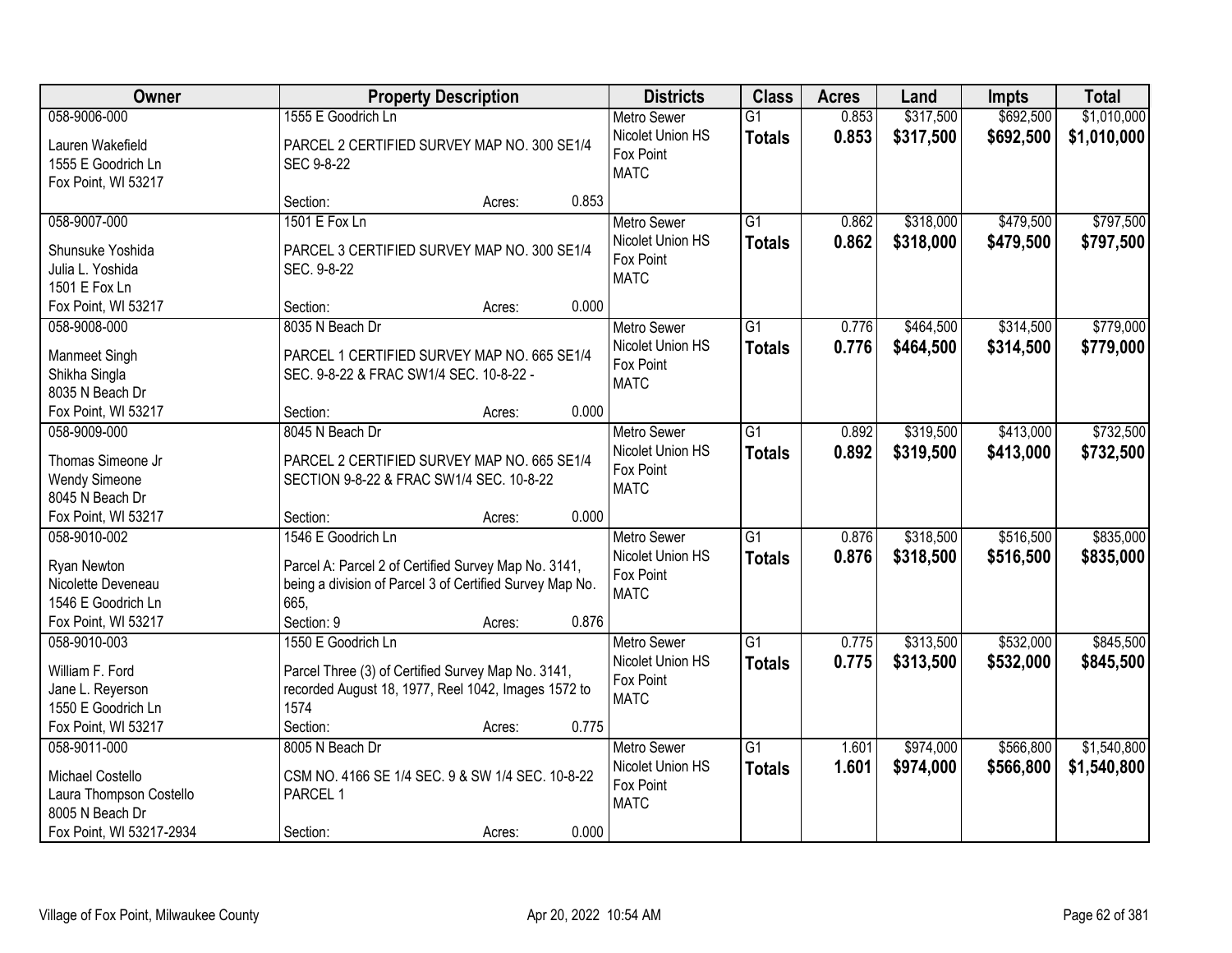| Owner | Property Description | Districts | Class | Acres | Land | Impts | Total |
|---|---|---|---|---|---|---|---|
| 058-9006-000<br>Lauren Wakefield<br>1555 E Goodrich Ln<br>Fox Point, WI 53217 | 1555 E Goodrich Ln<br>PARCEL 2 CERTIFIED SURVEY MAP NO. 300 SE1/4 SEC 9-8-22<br>Section: Acres: 0.853 | Metro Sewer<br>Nicolet Union HS<br>Fox Point<br>MATC | G1<br>**Totals** | 0.853<br>**0.853** | $317,500<br>**$317,500** | $692,500<br>**$692,500** | $1,010,000<br>**$1,010,000** |
| 058-9007-000<br>Shunsuke Yoshida<br>Julia L. Yoshida<br>1501 E Fox Ln<br>Fox Point, WI 53217 | 1501 E Fox Ln<br>PARCEL 3 CERTIFIED SURVEY MAP NO. 300 SE1/4 SEC. 9-8-22<br>Section: Acres: 0.000 | Metro Sewer<br>Nicolet Union HS<br>Fox Point<br>MATC | G1<br>**Totals** | 0.862<br>**0.862** | $318,000<br>**$318,000** | $479,500<br>**$479,500** | $797,500<br>**$797,500** |
| 058-9008-000<br>Manmeet Singh<br>Shikha Singla<br>8035 N Beach Dr<br>Fox Point, WI 53217 | 8035 N Beach Dr<br>PARCEL 1 CERTIFIED SURVEY MAP NO. 665 SE1/4 SEC. 9-8-22 & FRAC SW1/4 SEC. 10-8-22 -<br>Section: Acres: 0.000 | Metro Sewer<br>Nicolet Union HS<br>Fox Point<br>MATC | G1<br>**Totals** | 0.776<br>**0.776** | $464,500<br>**$464,500** | $314,500<br>**$314,500** | $779,000<br>**$779,000** |
| 058-9009-000<br>Thomas Simeone Jr<br>Wendy Simeone<br>8045 N Beach Dr<br>Fox Point, WI 53217 | 8045 N Beach Dr<br>PARCEL 2 CERTIFIED SURVEY MAP NO. 665 SE1/4 SECTION 9-8-22 & FRAC SW1/4 SEC. 10-8-22<br>Section: Acres: 0.000 | Metro Sewer<br>Nicolet Union HS<br>Fox Point<br>MATC | G1<br>**Totals** | 0.892<br>**0.892** | $319,500<br>**$319,500** | $413,000<br>**$413,000** | $732,500<br>**$732,500** |
| 058-9010-002<br>Ryan Newton<br>Nicolette Deveneau<br>1546 E Goodrich Ln<br>Fox Point, WI 53217 | 1546 E Goodrich Ln<br>Parcel A: Parcel 2 of Certified Survey Map No. 3141, being a division of Parcel 3 of Certified Survey Map No. 665,<br>Section: 9 Acres: 0.876 | Metro Sewer<br>Nicolet Union HS<br>Fox Point<br>MATC | G1<br>**Totals** | 0.876<br>**0.876** | $318,500<br>**$318,500** | $516,500<br>**$516,500** | $835,000<br>**$835,000** |
| 058-9010-003<br>William F. Ford<br>Jane L. Reyerson<br>1550 E Goodrich Ln<br>Fox Point, WI 53217 | 1550 E Goodrich Ln<br>Parcel Three (3) of Certified Survey Map No. 3141, recorded August 18, 1977, Reel 1042, Images 1572 to 1574<br>Section: Acres: 0.775 | Metro Sewer<br>Nicolet Union HS<br>Fox Point<br>MATC | G1<br>**Totals** | 0.775<br>**0.775** | $313,500<br>**$313,500** | $532,000<br>**$532,000** | $845,500<br>**$845,500** |
| 058-9011-000<br>Michael Costello<br>Laura Thompson Costello<br>8005 N Beach Dr<br>Fox Point, WI 53217-2934 | 8005 N Beach Dr<br>CSM NO. 4166 SE 1/4 SEC. 9 & SW 1/4 SEC. 10-8-22 PARCEL 1<br>Section: Acres: 0.000 | Metro Sewer<br>Nicolet Union HS<br>Fox Point<br>MATC | G1<br>**Totals** | 1.601<br>**1.601** | $974,000<br>**$974,000** | $566,800<br>**$566,800** | $1,540,800<br>**$1,540,800** |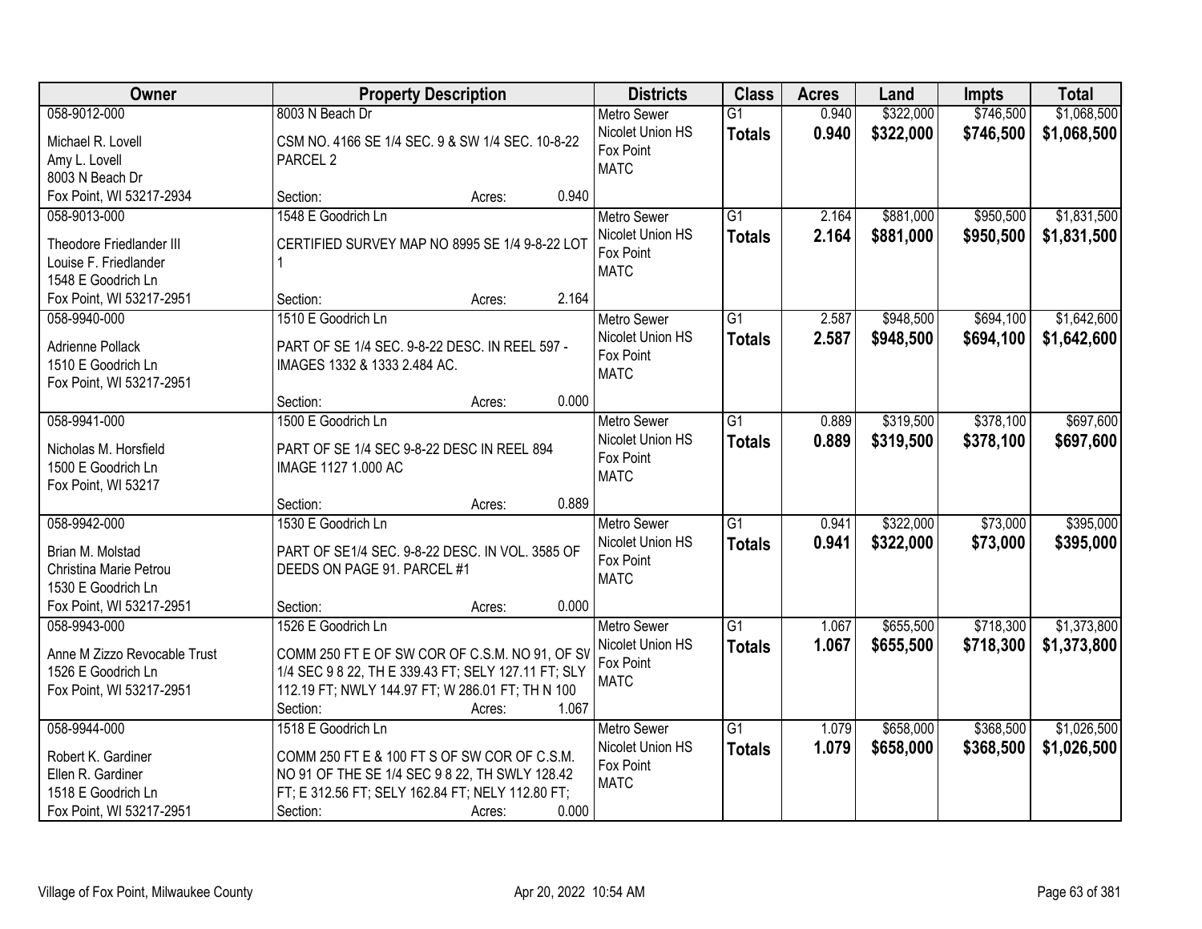| Owner | Property Description | Districts | Class | Acres | Land | Impts | Total |
|---|---|---|---|---|---|---|---|
| 058-9012-000<br>Michael R. Lovell<br>Amy L. Lovell<br>8003 N Beach Dr<br>Fox Point, WI 53217-2934 | 8003 N Beach Dr<br>CSM NO. 4166 SE 1/4 SEC. 9 & SW 1/4 SEC. 10-8-22 PARCEL 2<br>Section: Acres: 0.940 | Metro Sewer<br>Nicolet Union HS<br>Fox Point<br>MATC | G1<br>**Totals** | 0.940<br>**0.940** | $322,000<br>**$322,000** | $746,500<br>**$746,500** | $1,068,500<br>**$1,068,500** |
| 058-9013-000<br>Theodore Friedlander III<br>Louise F. Friedlander<br>1548 E Goodrich Ln<br>Fox Point, WI 53217-2951 | 1548 E Goodrich Ln<br>CERTIFIED SURVEY MAP NO 8995 SE 1/4 9-8-22 LOT 1<br>Section: Acres: 2.164 | Metro Sewer<br>Nicolet Union HS<br>Fox Point<br>MATC | G1<br>**Totals** | 2.164<br>**2.164** | $881,000<br>**$881,000** | $950,500<br>**$950,500** | $1,831,500<br>**$1,831,500** |
| 058-9940-000<br>Adrienne Pollack<br>1510 E Goodrich Ln<br>Fox Point, WI 53217-2951 | 1510 E Goodrich Ln<br>PART OF SE 1/4 SEC. 9-8-22 DESC. IN REEL 597 - IMAGES 1332 & 1333 2.484 AC.<br>Section: Acres: 0.000 | Metro Sewer<br>Nicolet Union HS<br>Fox Point<br>MATC | G1<br>**Totals** | 2.587<br>**2.587** | $948,500<br>**$948,500** | $694,100<br>**$694,100** | $1,642,600<br>**$1,642,600** |
| 058-9941-000<br>Nicholas M. Horsfield<br>1500 E Goodrich Ln<br>Fox Point, WI 53217 | 1500 E Goodrich Ln<br>PART OF SE 1/4 SEC 9-8-22 DESC IN REEL 894 IMAGE 1127 1.000 AC<br>Section: Acres: 0.889 | Metro Sewer<br>Nicolet Union HS<br>Fox Point<br>MATC | G1<br>**Totals** | 0.889<br>**0.889** | $319,500<br>**$319,500** | $378,100<br>**$378,100** | $697,600<br>**$697,600** |
| 058-9942-000<br>Brian M. Molstad<br>Christina Marie Petrou<br>1530 E Goodrich Ln<br>Fox Point, WI 53217-2951 | 1530 E Goodrich Ln<br>PART OF SE1/4 SEC. 9-8-22 DESC. IN VOL. 3585 OF DEEDS ON PAGE 91. PARCEL #1<br>Section: Acres: 0.000 | Metro Sewer<br>Nicolet Union HS<br>Fox Point<br>MATC | G1<br>**Totals** | 0.941<br>**0.941** | $322,000<br>**$322,000** | $73,000<br>**$73,000** | $395,000<br>**$395,000** |
| 058-9943-000<br>Anne M Zizzo Revocable Trust<br>1526 E Goodrich Ln<br>Fox Point, WI 53217-2951 | 1526 E Goodrich Ln<br>COMM 250 FT E OF SW COR OF C.S.M. NO 91, OF SV 1/4 SEC 9 8 22, TH E 339.43 FT; SELY 127.11 FT; SLY 112.19 FT; NWLY 144.97 FT; W 286.01 FT; TH N 100<br>Section: Acres: 1.067 | Metro Sewer<br>Nicolet Union HS<br>Fox Point<br>MATC | G1<br>**Totals** | 1.067<br>**1.067** | $655,500<br>**$655,500** | $718,300<br>**$718,300** | $1,373,800<br>**$1,373,800** |
| 058-9944-000<br>Robert K. Gardiner<br>Ellen R. Gardiner<br>1518 E Goodrich Ln<br>Fox Point, WI 53217-2951 | 1518 E Goodrich Ln<br>COMM 250 FT E & 100 FT S OF SW COR OF C.S.M. NO 91 OF THE SE 1/4 SEC 9 8 22, TH SWLY 128.42 FT; E 312.56 FT; SELY 162.84 FT; NELY 112.80 FT;<br>Section: Acres: 0.000 | Metro Sewer<br>Nicolet Union HS<br>Fox Point<br>MATC | G1<br>**Totals** | 1.079<br>**1.079** | $658,000<br>**$658,000** | $368,500<br>**$368,500** | $1,026,500<br>**$1,026,500** |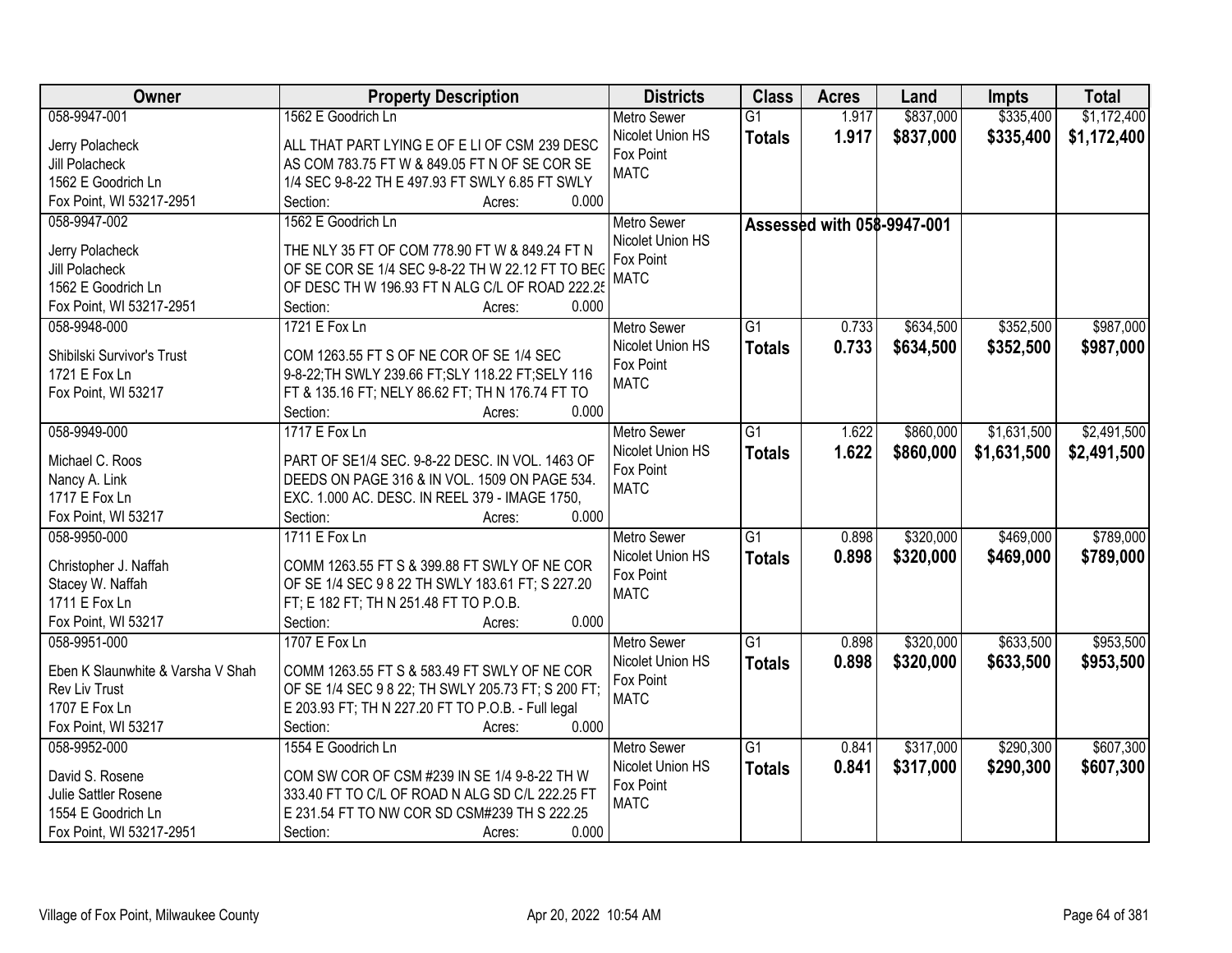| Owner | Property Description | Districts | Class | Acres | Land | Impts | Total |
|---|---|---|---|---|---|---|---|
| 058-9947-001<br><br>Jerry Polacheck<br>Jill Polacheck<br>1562 E Goodrich Ln<br>Fox Point, WI 53217-2951 | 1562 E Goodrich Ln<br><br>ALL THAT PART LYING E OF E LI OF CSM 239 DESC AS COM 783.75 FT W & 849.05 FT N OF SE COR SE 1/4 SEC 9-8-22 TH E 497.93 FT SWLY 6.85 FT SWLY<br>Section: Acres: 0.000 | Metro Sewer<br>Nicolet Union HS<br>Fox Point<br>MATC | G1<br>**Totals** | 1.917<br>**1.917** | \$837,000<br>**\$837,000** | \$335,400<br>**\$335,400** | \$1,172,400<br>**\$1,172,400** |
| 058-9947-002<br><br>Jerry Polacheck<br>Jill Polacheck<br>1562 E Goodrich Ln<br>Fox Point, WI 53217-2951 | 1562 E Goodrich Ln<br><br>THE NLY 35 FT OF COM 778.90 FT W & 849.24 FT N OF SE COR SE 1/4 SEC 9-8-22 TH W 22.12 FT TO BEG OF DESC TH W 196.93 FT N ALG C/L OF ROAD 222.25<br>Section: Acres: 0.000 | Metro Sewer<br>Nicolet Union HS<br>Fox Point<br>MATC | Assessed with 058-9947-001 | | | | |
| 058-9948-000<br><br>Shibilski Survivor's Trust<br>1721 E Fox Ln<br>Fox Point, WI 53217 | 1721 E Fox Ln<br><br>COM 1263.55 FT S OF NE COR OF SE 1/4 SEC 9-8-22;TH SWLY 239.66 FT;SLY 118.22 FT;SELY 116 FT & 135.16 FT; NELY 86.62 FT; TH N 176.74 FT TO<br>Section: Acres: 0.000 | Metro Sewer<br>Nicolet Union HS<br>Fox Point<br>MATC | G1<br>**Totals** | 0.733<br>**0.733** | \$634,500<br>**\$634,500** | \$352,500<br>**\$352,500** | \$987,000<br>**\$987,000** |
| 058-9949-000<br><br>Michael C. Roos<br>Nancy A. Link<br>1717 E Fox Ln<br>Fox Point, WI 53217 | 1717 E Fox Ln<br><br>PART OF SE1/4 SEC. 9-8-22 DESC. IN VOL. 1463 OF DEEDS ON PAGE 316 & IN VOL. 1509 ON PAGE 534. EXC. 1.000 AC. DESC. IN REEL 379 - IMAGE 1750,<br>Section: Acres: 0.000 | Metro Sewer<br>Nicolet Union HS<br>Fox Point<br>MATC | G1<br>**Totals** | 1.622<br>**1.622** | \$860,000<br>**\$860,000** | \$1,631,500<br>**\$1,631,500** | \$2,491,500<br>**\$2,491,500** |
| 058-9950-000<br><br>Christopher J. Naffah<br>Stacey W. Naffah<br>1711 E Fox Ln<br>Fox Point, WI 53217 | 1711 E Fox Ln<br><br>COMM 1263.55 FT S & 399.88 FT SWLY OF NE COR OF SE 1/4 SEC 9 8 22 TH SWLY 183.61 FT; S 227.20 FT; E 182 FT; TH N 251.48 FT TO P.O.B.<br>Section: Acres: 0.000 | Metro Sewer<br>Nicolet Union HS<br>Fox Point<br>MATC | G1<br>**Totals** | 0.898<br>**0.898** | \$320,000<br>**\$320,000** | \$469,000<br>**\$469,000** | \$789,000<br>**\$789,000** |
| 058-9951-000<br><br>Eben K Slaunwhite & Varsha V Shah<br>Rev Liv Trust<br>1707 E Fox Ln<br>Fox Point, WI 53217 | 1707 E Fox Ln<br><br>COMM 1263.55 FT S & 583.49 FT SWLY OF NE COR OF SE 1/4 SEC 9 8 22; TH SWLY 205.73 FT; S 200 FT; E 203.93 FT; TH N 227.20 FT TO P.O.B. - Full legal<br>Section: Acres: 0.000 | Metro Sewer<br>Nicolet Union HS<br>Fox Point<br>MATC | G1<br>**Totals** | 0.898<br>**0.898** | \$320,000<br>**\$320,000** | \$633,500<br>**\$633,500** | \$953,500<br>**\$953,500** |
| 058-9952-000<br><br>David S. Rosene<br>Julie Sattler Rosene<br>1554 E Goodrich Ln<br>Fox Point, WI 53217-2951 | 1554 E Goodrich Ln<br><br>COM SW COR OF CSM #239 IN SE 1/4 9-8-22 TH W 333.40 FT TO C/L OF ROAD N ALG SD C/L 222.25 FT E 231.54 FT TO NW COR SD CSM#239 TH S 222.25<br>Section: Acres: 0.000 | Metro Sewer<br>Nicolet Union HS<br>Fox Point<br>MATC | G1<br>**Totals** | 0.841<br>**0.841** | \$317,000<br>**\$317,000** | \$290,300<br>**\$290,300** | \$607,300<br>**\$607,300** |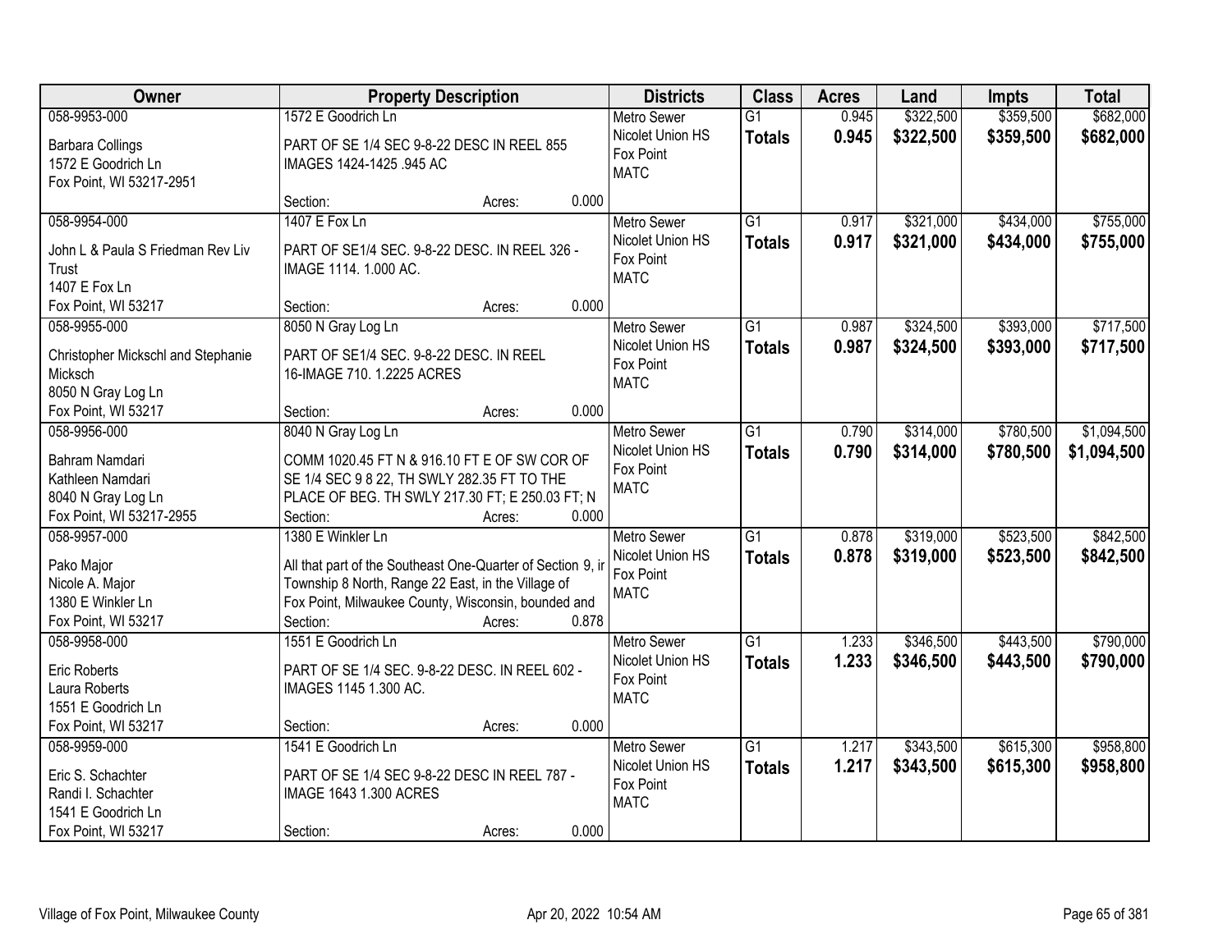| Owner | Property Description | Districts | Class | Acres | Land | Impts | Total |
|---|---|---|---|---|---|---|---|
| 058-9953-000<br>Barbara Collings<br>1572 E Goodrich Ln<br>Fox Point, WI 53217-2951 | 1572 E Goodrich Ln<br>PART OF SE 1/4 SEC 9-8-22 DESC IN REEL 855 IMAGES 1424-1425 .945 AC<br>Section: Acres: 0.000 | Metro Sewer<br>Nicolet Union HS<br>Fox Point<br>MATC | G1<br>**Totals** | 0.945<br>**0.945** | $322,500<br>**$322,500** | $359,500<br>**$359,500** | $682,000<br>**$682,000** |
| 058-9954-000<br>John L & Paula S Friedman Rev Liv Trust<br>1407 E Fox Ln<br>Fox Point, WI 53217 | 1407 E Fox Ln<br>PART OF SE1/4 SEC. 9-8-22 DESC. IN REEL 326 - IMAGE 1114. 1.000 AC.<br>Section: Acres: 0.000 | Metro Sewer<br>Nicolet Union HS<br>Fox Point<br>MATC | G1<br>**Totals** | 0.917<br>**0.917** | $321,000<br>**$321,000** | $434,000<br>**$434,000** | $755,000<br>**$755,000** |
| 058-9955-000<br>Christopher Mickschl and Stephanie Micksch<br>8050 N Gray Log Ln<br>Fox Point, WI 53217 | 8050 N Gray Log Ln<br>PART OF SE1/4 SEC. 9-8-22 DESC. IN REEL 16-IMAGE 710. 1.2225 ACRES<br>Section: Acres: 0.000 | Metro Sewer<br>Nicolet Union HS<br>Fox Point<br>MATC | G1<br>**Totals** | 0.987<br>**0.987** | $324,500<br>**$324,500** | $393,000<br>**$393,000** | $717,500<br>**$717,500** |
| 058-9956-000<br>Bahram Namdari<br>Kathleen Namdari<br>8040 N Gray Log Ln<br>Fox Point, WI 53217-2955 | 8040 N Gray Log Ln<br>COMM 1020.45 FT N & 916.10 FT E OF SW COR OF SE 1/4 SEC 9 8 22, TH SWLY 282.35 FT TO THE PLACE OF BEG. TH SWLY 217.30 FT; E 250.03 FT; N<br>Section: Acres: 0.000 | Metro Sewer<br>Nicolet Union HS<br>Fox Point<br>MATC | G1<br>**Totals** | 0.790<br>**0.790** | $314,000<br>**$314,000** | $780,500<br>**$780,500** | $1,094,500<br>**$1,094,500** |
| 058-9957-000<br>Pako Major<br>Nicole A. Major<br>1380 E Winkler Ln<br>Fox Point, WI 53217 | 1380 E Winkler Ln<br>All that part of the Southeast One-Quarter of Section 9, ir Township 8 North, Range 22 East, in the Village of Fox Point, Milwaukee County, Wisconsin, bounded and<br>Section: Acres: 0.878 | Metro Sewer<br>Nicolet Union HS<br>Fox Point<br>MATC | G1<br>**Totals** | 0.878<br>**0.878** | $319,000<br>**$319,000** | $523,500<br>**$523,500** | $842,500<br>**$842,500** |
| 058-9958-000<br>Eric Roberts<br>Laura Roberts<br>1551 E Goodrich Ln<br>Fox Point, WI 53217 | 1551 E Goodrich Ln<br>PART OF SE 1/4 SEC. 9-8-22 DESC. IN REEL 602 - IMAGES 1145 1.300 AC.<br>Section: Acres: 0.000 | Metro Sewer<br>Nicolet Union HS<br>Fox Point<br>MATC | G1<br>**Totals** | 1.233<br>**1.233** | $346,500<br>**$346,500** | $443,500<br>**$443,500** | $790,000<br>**$790,000** |
| 058-9959-000<br>Eric S. Schachter<br>Randi I. Schachter<br>1541 E Goodrich Ln<br>Fox Point, WI 53217 | 1541 E Goodrich Ln<br>PART OF SE 1/4 SEC 9-8-22 DESC IN REEL 787 - IMAGE 1643 1.300 ACRES<br>Section: Acres: 0.000 | Metro Sewer<br>Nicolet Union HS<br>Fox Point<br>MATC | G1<br>**Totals** | 1.217<br>**1.217** | $343,500<br>**$343,500** | $615,300<br>**$615,300** | $958,800<br>**$958,800** |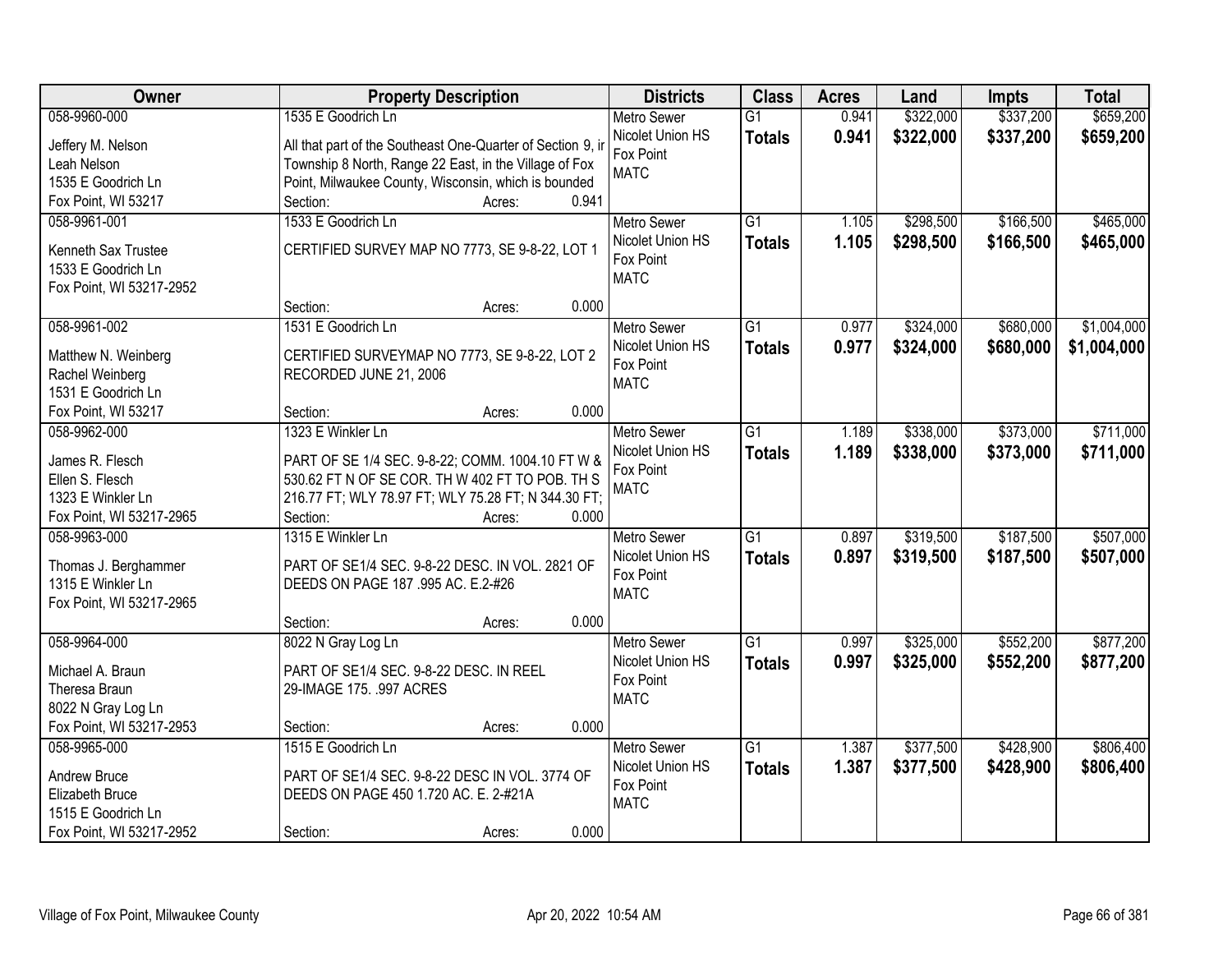| Owner | Property Description | Districts | Class | Acres | Land | Impts | Total |
|---|---|---|---|---|---|---|---|
| 058-9960-000<br>Jeffery M. Nelson<br>Leah Nelson<br>1535 E Goodrich Ln<br>Fox Point, WI 53217 | 1535 E Goodrich Ln<br>All that part of the Southeast One-Quarter of Section 9, ir Township 8 North, Range 22 East, in the Village of Fox Point, Milwaukee County, Wisconsin, which is bounded<br>Section: Acres: 0.941 | Metro Sewer<br>Nicolet Union HS<br>Fox Point<br>MATC | G1<br>**Totals** | 0.941<br>**0.941** | $322,000<br>**$322,000** | $337,200<br>**$337,200** | $659,200<br>**$659,200** |
| 058-9961-001<br>Kenneth Sax Trustee<br>1533 E Goodrich Ln<br>Fox Point, WI 53217-2952 | 1533 E Goodrich Ln<br>CERTIFIED SURVEY MAP NO 7773, SE 9-8-22, LOT 1<br>Section: Acres: 0.000 | Metro Sewer<br>Nicolet Union HS<br>Fox Point<br>MATC | G1<br>**Totals** | 1.105<br>**1.105** | $298,500<br>**$298,500** | $166,500<br>**$166,500** | $465,000<br>**$465,000** |
| 058-9961-002<br>Matthew N. Weinberg<br>Rachel Weinberg<br>1531 E Goodrich Ln<br>Fox Point, WI 53217 | 1531 E Goodrich Ln<br>CERTIFIED SURVEYMAP NO 7773, SE 9-8-22, LOT 2 RECORDED JUNE 21, 2006<br>Section: Acres: 0.000 | Metro Sewer<br>Nicolet Union HS<br>Fox Point<br>MATC | G1<br>**Totals** | 0.977<br>**0.977** | $324,000<br>**$324,000** | $680,000<br>**$680,000** | $1,004,000<br>**$1,004,000** |
| 058-9962-000<br>James R. Flesch<br>Ellen S. Flesch<br>1323 E Winkler Ln<br>Fox Point, WI 53217-2965 | 1323 E Winkler Ln<br>PART OF SE 1/4 SEC. 9-8-22; COMM. 1004.10 FT W & 530.62 FT N OF SE COR. TH W 402 FT TO POB. TH S 216.77 FT; WLY 78.97 FT; WLY 75.28 FT; N 344.30 FT;<br>Section: Acres: 0.000 | Metro Sewer<br>Nicolet Union HS<br>Fox Point<br>MATC | G1<br>**Totals** | 1.189<br>**1.189** | $338,000<br>**$338,000** | $373,000<br>**$373,000** | $711,000<br>**$711,000** |
| 058-9963-000<br>Thomas J. Berghammer<br>1315 E Winkler Ln<br>Fox Point, WI 53217-2965 | 1315 E Winkler Ln<br>PART OF SE1/4 SEC. 9-8-22 DESC. IN VOL. 2821 OF DEEDS ON PAGE 187 .995 AC. E.2-#26<br>Section: Acres: 0.000 | Metro Sewer<br>Nicolet Union HS<br>Fox Point<br>MATC | G1<br>**Totals** | 0.897<br>**0.897** | $319,500<br>**$319,500** | $187,500<br>**$187,500** | $507,000<br>**$507,000** |
| 058-9964-000<br>Michael A. Braun<br>Theresa Braun<br>8022 N Gray Log Ln<br>Fox Point, WI 53217-2953 | 8022 N Gray Log Ln<br>PART OF SE1/4 SEC. 9-8-22 DESC. IN REEL 29-IMAGE 175. .997 ACRES<br>Section: Acres: 0.000 | Metro Sewer<br>Nicolet Union HS<br>Fox Point<br>MATC | G1<br>**Totals** | 0.997<br>**0.997** | $325,000<br>**$325,000** | $552,200<br>**$552,200** | $877,200<br>**$877,200** |
| 058-9965-000<br>Andrew Bruce<br>Elizabeth Bruce<br>1515 E Goodrich Ln<br>Fox Point, WI 53217-2952 | 1515 E Goodrich Ln<br>PART OF SE1/4 SEC. 9-8-22 DESC IN VOL. 3774 OF DEEDS ON PAGE 450 1.720 AC. E. 2-#21A<br>Section: Acres: 0.000 | Metro Sewer<br>Nicolet Union HS<br>Fox Point<br>MATC | G1<br>**Totals** | 1.387<br>**1.387** | $377,500<br>**$377,500** | $428,900<br>**$428,900** | $806,400<br>**$806,400** |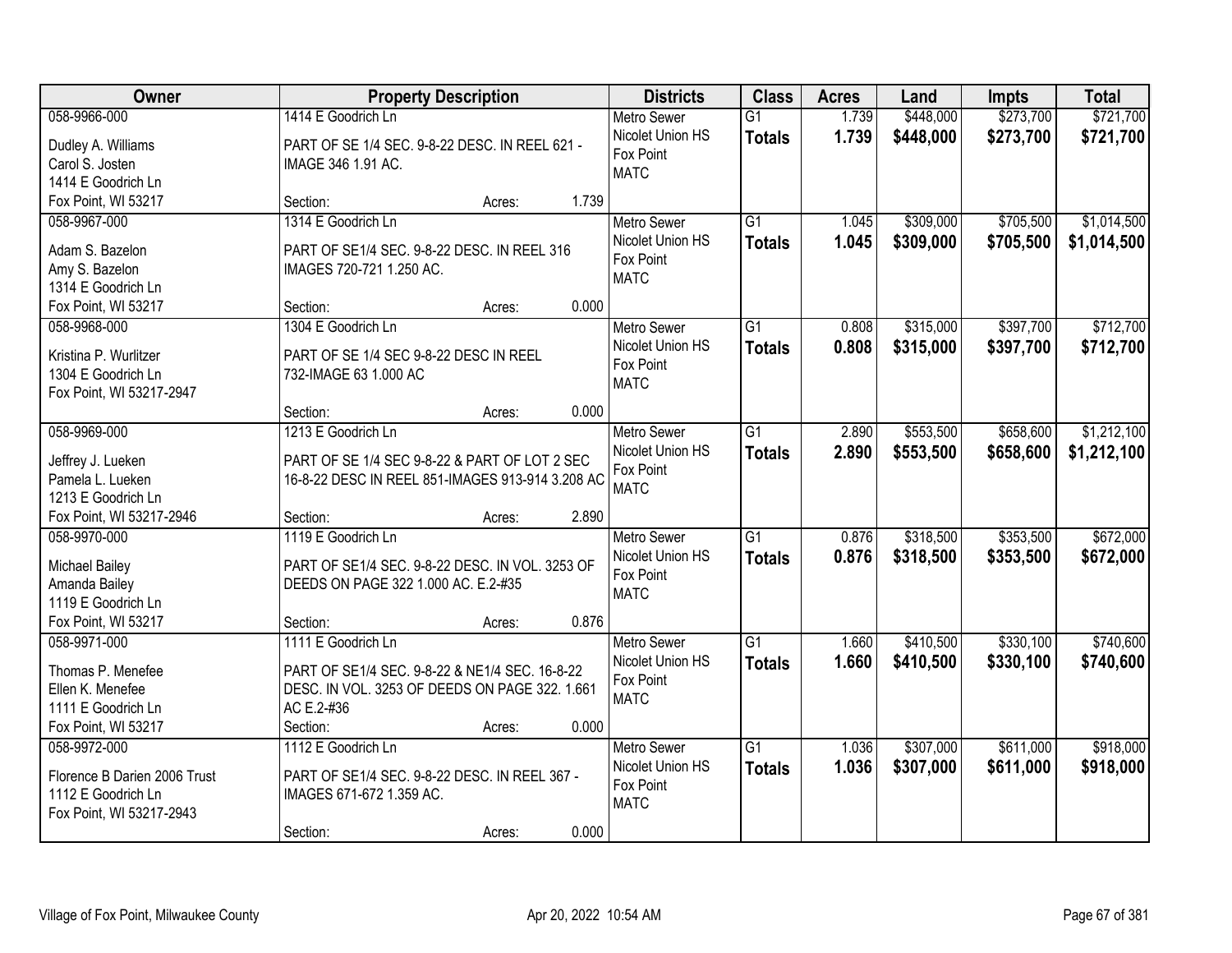| Owner | Property Description | Districts | Class | Acres | Land | Impts | Total |
|---|---|---|---|---|---|---|---|
| 058-9966-000<br>Dudley A. Williams<br>Carol S. Josten<br>1414 E Goodrich Ln<br>Fox Point, WI 53217 | 1414 E Goodrich Ln<br>PART OF SE 1/4 SEC. 9-8-22 DESC. IN REEL 621 - IMAGE 346 1.91 AC.<br>Section: Acres: 1.739 | Metro Sewer<br>Nicolet Union HS<br>Fox Point<br>MATC | G1<br>**Totals** | 1.739<br>**1.739** | $448,000<br>**$448,000** | $273,700<br>**$273,700** | $721,700<br>**$721,700** |
| 058-9967-000<br>Adam S. Bazelon<br>Amy S. Bazelon<br>1314 E Goodrich Ln<br>Fox Point, WI 53217 | 1314 E Goodrich Ln<br>PART OF SE1/4 SEC. 9-8-22 DESC. IN REEL 316 IMAGES 720-721 1.250 AC.<br>Section: Acres: 0.000 | Metro Sewer<br>Nicolet Union HS<br>Fox Point<br>MATC | G1<br>**Totals** | 1.045<br>**1.045** | $309,000<br>**$309,000** | $705,500<br>**$705,500** | $1,014,500<br>**$1,014,500** |
| 058-9968-000<br>Kristina P. Wurlitzer<br>1304 E Goodrich Ln<br>Fox Point, WI 53217-2947 | 1304 E Goodrich Ln<br>PART OF SE 1/4 SEC 9-8-22 DESC IN REEL 732-IMAGE 63 1.000 AC<br>Section: Acres: 0.000 | Metro Sewer<br>Nicolet Union HS<br>Fox Point<br>MATC | G1<br>**Totals** | 0.808<br>**0.808** | $315,000<br>**$315,000** | $397,700<br>**$397,700** | $712,700<br>**$712,700** |
| 058-9969-000<br>Jeffrey J. Lueken<br>Pamela L. Lueken<br>1213 E Goodrich Ln<br>Fox Point, WI 53217-2946 | 1213 E Goodrich Ln<br>PART OF SE 1/4 SEC 9-8-22 & PART OF LOT 2 SEC 16-8-22 DESC IN REEL 851-IMAGES 913-914 3.208 AC<br>Section: Acres: 2.890 | Metro Sewer<br>Nicolet Union HS<br>Fox Point<br>MATC | G1<br>**Totals** | 2.890<br>**2.890** | $553,500<br>**$553,500** | $658,600<br>**$658,600** | $1,212,100<br>**$1,212,100** |
| 058-9970-000<br>Michael Bailey<br>Amanda Bailey<br>1119 E Goodrich Ln<br>Fox Point, WI 53217 | 1119 E Goodrich Ln<br>PART OF SE1/4 SEC. 9-8-22 DESC. IN VOL. 3253 OF DEEDS ON PAGE 322 1.000 AC. E.2-#35<br>Section: Acres: 0.876 | Metro Sewer<br>Nicolet Union HS<br>Fox Point<br>MATC | G1<br>**Totals** | 0.876<br>**0.876** | $318,500<br>**$318,500** | $353,500<br>**$353,500** | $672,000<br>**$672,000** |
| 058-9971-000<br>Thomas P. Menefee<br>Ellen K. Menefee<br>1111 E Goodrich Ln<br>Fox Point, WI 53217 | 1111 E Goodrich Ln<br>PART OF SE1/4 SEC. 9-8-22 & NE1/4 SEC. 16-8-22 DESC. IN VOL. 3253 OF DEEDS ON PAGE 322. 1.661 AC E.2-#36<br>Section: Acres: 0.000 | Metro Sewer<br>Nicolet Union HS<br>Fox Point<br>MATC | G1<br>**Totals** | 1.660<br>**1.660** | $410,500<br>**$410,500** | $330,100<br>**$330,100** | $740,600<br>**$740,600** |
| 058-9972-000<br>Florence B Darien 2006 Trust<br>1112 E Goodrich Ln<br>Fox Point, WI 53217-2943 | 1112 E Goodrich Ln<br>PART OF SE1/4 SEC. 9-8-22 DESC. IN REEL 367 - IMAGES 671-672 1.359 AC.<br>Section: Acres: 0.000 | Metro Sewer<br>Nicolet Union HS<br>Fox Point<br>MATC | G1<br>**Totals** | 1.036<br>**1.036** | $307,000<br>**$307,000** | $611,000<br>**$611,000** | $918,000<br>**$918,000** |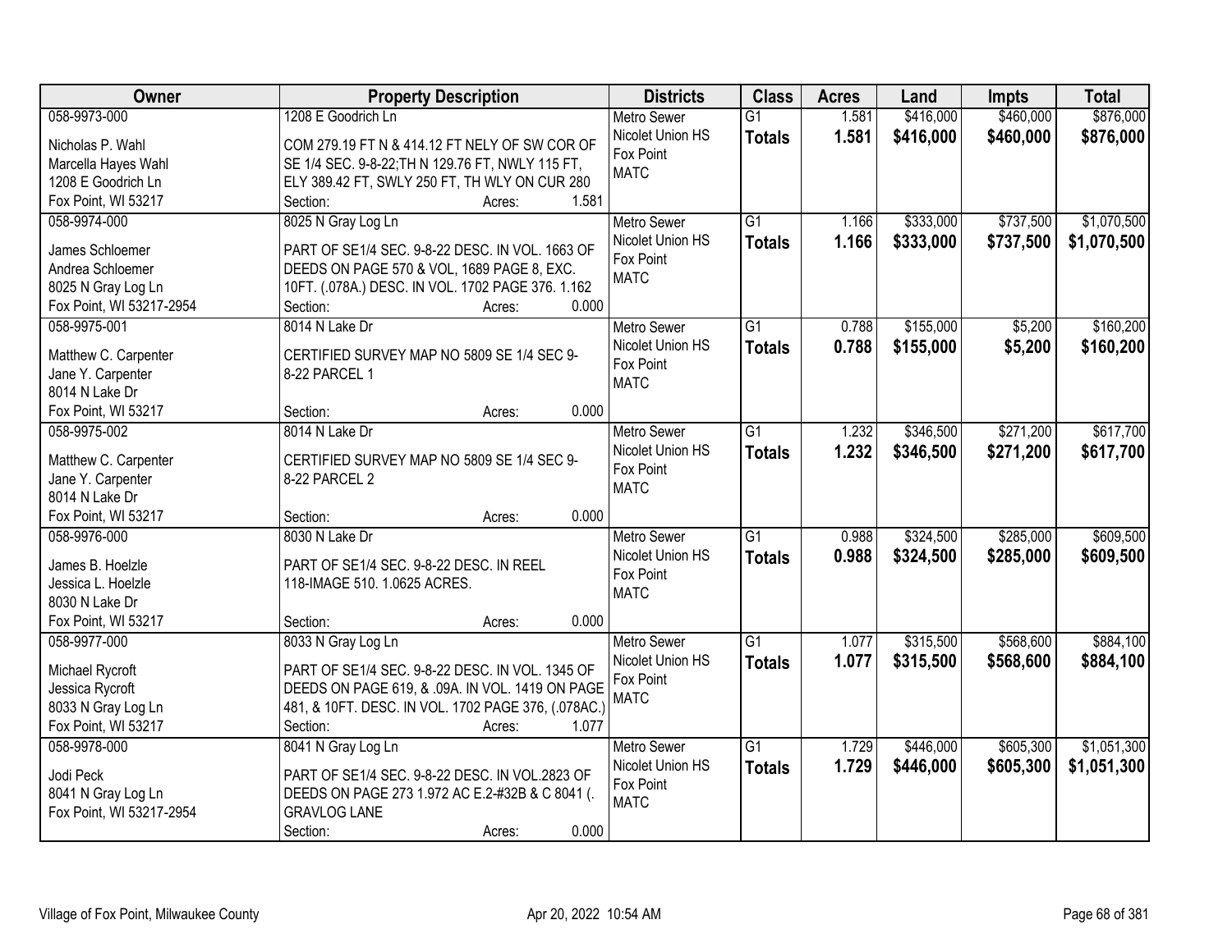| Owner | Property Description | Districts | Class | Acres | Land | Impts | Total |
|---|---|---|---|---|---|---|---|
| 058-9973-000<br><br>Nicholas P. Wahl<br>Marcella Hayes Wahl<br>1208 E Goodrich Ln<br>Fox Point, WI 53217 | 1208 E Goodrich Ln<br><br>COM 279.19 FT N & 414.12 FT NELY OF SW COR OF SE 1/4 SEC. 9-8-22;TH N 129.76 FT, NWLY 115 FT, ELY 389.42 FT, SWLY 250 FT, TH WLY ON CUR 280<br>Section: Acres: 1.581 | Metro Sewer<br>Nicolet Union HS<br>Fox Point<br>MATC | G1<br>**Totals** | 1.581<br>**1.581** | $416,000<br>**$416,000** | $460,000<br>**$460,000** | $876,000<br>**$876,000** |
| 058-9974-000<br><br>James Schloemer<br>Andrea Schloemer<br>8025 N Gray Log Ln<br>Fox Point, WI 53217-2954 | 8025 N Gray Log Ln<br><br>PART OF SE1/4 SEC. 9-8-22 DESC. IN VOL. 1663 OF DEEDS ON PAGE 570 & VOL, 1689 PAGE 8, EXC. 10FT. (.078A.) DESC. IN VOL. 1702 PAGE 376. 1.162<br>Section: Acres: 0.000 | Metro Sewer<br>Nicolet Union HS<br>Fox Point<br>MATC | G1<br>**Totals** | 1.166<br>**1.166** | $333,000<br>**$333,000** | $737,500<br>**$737,500** | $1,070,500<br>**$1,070,500** |
| 058-9975-001<br><br>Matthew C. Carpenter<br>Jane Y. Carpenter<br>8014 N Lake Dr<br>Fox Point, WI 53217 | 8014 N Lake Dr<br><br>CERTIFIED SURVEY MAP NO 5809 SE 1/4 SEC 9-8-22 PARCEL 1<br><br>Section: Acres: 0.000 | Metro Sewer<br>Nicolet Union HS<br>Fox Point<br>MATC | G1<br>**Totals** | 0.788<br>**0.788** | $155,000<br>**$155,000** | $5,200<br>**$5,200** | $160,200<br>**$160,200** |
| 058-9975-002<br><br>Matthew C. Carpenter<br>Jane Y. Carpenter<br>8014 N Lake Dr<br>Fox Point, WI 53217 | 8014 N Lake Dr<br><br>CERTIFIED SURVEY MAP NO 5809 SE 1/4 SEC 9-8-22 PARCEL 2<br><br>Section: Acres: 0.000 | Metro Sewer<br>Nicolet Union HS<br>Fox Point<br>MATC | G1<br>**Totals** | 1.232<br>**1.232** | $346,500<br>**$346,500** | $271,200<br>**$271,200** | $617,700<br>**$617,700** |
| 058-9976-000<br><br>James B. Hoelzle<br>Jessica L. Hoelzle<br>8030 N Lake Dr<br>Fox Point, WI 53217 | 8030 N Lake Dr<br><br>PART OF SE1/4 SEC. 9-8-22 DESC. IN REEL 118-IMAGE 510. 1.0625 ACRES.<br><br>Section: Acres: 0.000 | Metro Sewer<br>Nicolet Union HS<br>Fox Point<br>MATC | G1<br>**Totals** | 0.988<br>**0.988** | $324,500<br>**$324,500** | $285,000<br>**$285,000** | $609,500<br>**$609,500** |
| 058-9977-000<br><br>Michael Rycroft<br>Jessica Rycroft<br>8033 N Gray Log Ln<br>Fox Point, WI 53217 | 8033 N Gray Log Ln<br><br>PART OF SE1/4 SEC. 9-8-22 DESC. IN VOL. 1345 OF DEEDS ON PAGE 619, & .09A. IN VOL. 1419 ON PAGE 481, & 10FT. DESC. IN VOL. 1702 PAGE 376, (.078AC.)<br>Section: Acres: 1.077 | Metro Sewer<br>Nicolet Union HS<br>Fox Point<br>MATC | G1<br>**Totals** | 1.077<br>**1.077** | $315,500<br>**$315,500** | $568,600<br>**$568,600** | $884,100<br>**$884,100** |
| 058-9978-000<br><br>Jodi Peck<br>8041 N Gray Log Ln<br>Fox Point, WI 53217-2954 | 8041 N Gray Log Ln<br><br>PART OF SE1/4 SEC. 9-8-22 DESC. IN VOL.2823 OF DEEDS ON PAGE 273 1.972 AC E.2-#32B & C 8041 (. GRAVLOG LANE<br>Section: Acres: 0.000 | Metro Sewer<br>Nicolet Union HS<br>Fox Point<br>MATC | G1<br>**Totals** | 1.729<br>**1.729** | $446,000<br>**$446,000** | $605,300<br>**$605,300** | $1,051,300<br>**$1,051,300** |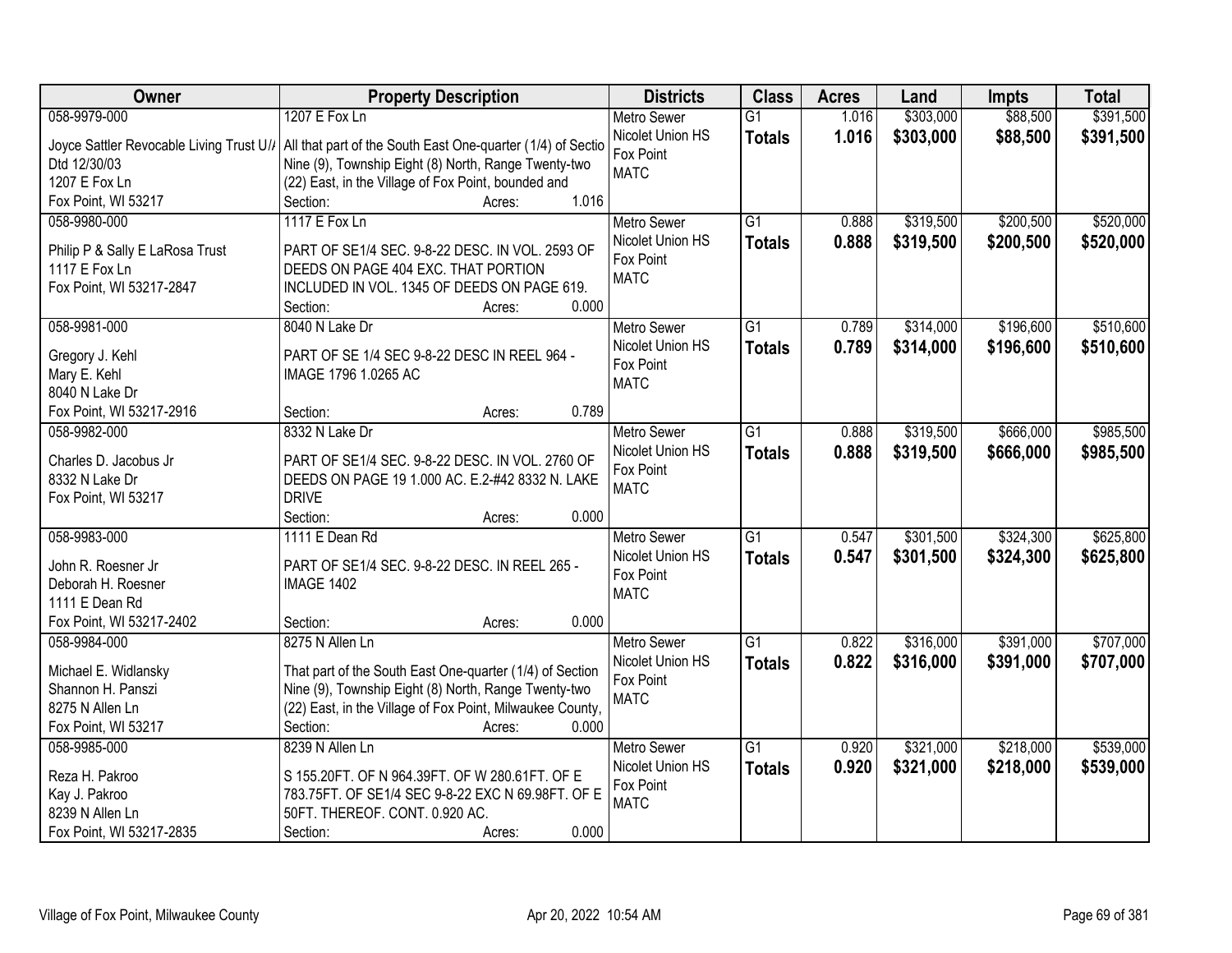| Owner | Property Description | Districts | Class | Acres | Land | Impts | Total |
|---|---|---|---|---|---|---|---|
| 058-9979-000<br>Joyce Sattler Revocable Living Trust U/A Dtd 12/30/03<br>1207 E Fox Ln<br>Fox Point, WI 53217 | 1207 E Fox Ln<br>All that part of the South East One-quarter (1/4) of Section Nine (9), Township Eight (8) North, Range Twenty-two (22) East, in the Village of Fox Point, bounded and<br>Section: Acres: 1.016 | Metro Sewer<br>Nicolet Union HS<br>Fox Point<br>MATC | G1<br>**Totals** | 1.016<br>**1.016** | $303,000<br>**$303,000** | $88,500<br>**$88,500** | $391,500<br>**$391,500** |
| 058-9980-000<br>Philip P & Sally E LaRosa Trust<br>1117 E Fox Ln<br>Fox Point, WI 53217-2847 | 1117 E Fox Ln<br>PART OF SE1/4 SEC. 9-8-22 DESC. IN VOL. 2593 OF DEEDS ON PAGE 404 EXC. THAT PORTION INCLUDED IN VOL. 1345 OF DEEDS ON PAGE 619.<br>Section: Acres: 0.000 | Metro Sewer<br>Nicolet Union HS<br>Fox Point<br>MATC | G1<br>**Totals** | 0.888<br>**0.888** | $319,500<br>**$319,500** | $200,500<br>**$200,500** | $520,000<br>**$520,000** |
| 058-9981-000<br>Gregory J. Kehl<br>Mary E. Kehl<br>8040 N Lake Dr<br>Fox Point, WI 53217-2916 | 8040 N Lake Dr<br>PART OF SE 1/4 SEC 9-8-22 DESC IN REEL 964 - IMAGE 1796 1.0265 AC<br>Section: Acres: 0.789 | Metro Sewer<br>Nicolet Union HS<br>Fox Point<br>MATC | G1<br>**Totals** | 0.789<br>**0.789** | $314,000<br>**$314,000** | $196,600<br>**$196,600** | $510,600<br>**$510,600** |
| 058-9982-000<br>Charles D. Jacobus Jr<br>8332 N Lake Dr<br>Fox Point, WI 53217 | 8332 N Lake Dr<br>PART OF SE1/4 SEC. 9-8-22 DESC. IN VOL. 2760 OF DEEDS ON PAGE 19 1.000 AC. E.2-#42 8332 N. LAKE DRIVE<br>Section: Acres: 0.000 | Metro Sewer<br>Nicolet Union HS<br>Fox Point<br>MATC | G1<br>**Totals** | 0.888<br>**0.888** | $319,500<br>**$319,500** | $666,000<br>**$666,000** | $985,500<br>**$985,500** |
| 058-9983-000<br>John R. Roesner Jr<br>Deborah H. Roesner<br>1111 E Dean Rd<br>Fox Point, WI 53217-2402 | 1111 E Dean Rd<br>PART OF SE1/4 SEC. 9-8-22 DESC. IN REEL 265 - IMAGE 1402<br>Section: Acres: 0.000 | Metro Sewer<br>Nicolet Union HS<br>Fox Point<br>MATC | G1<br>**Totals** | 0.547<br>**0.547** | $301,500<br>**$301,500** | $324,300<br>**$324,300** | $625,800<br>**$625,800** |
| 058-9984-000<br>Michael E. Widlansky<br>Shannon H. Panszi<br>8275 N Allen Ln<br>Fox Point, WI 53217 | 8275 N Allen Ln<br>That part of the South East One-quarter (1/4) of Section Nine (9), Township Eight (8) North, Range Twenty-two (22) East, in the Village of Fox Point, Milwaukee County,<br>Section: Acres: 0.000 | Metro Sewer<br>Nicolet Union HS<br>Fox Point<br>MATC | G1<br>**Totals** | 0.822<br>**0.822** | $316,000<br>**$316,000** | $391,000<br>**$391,000** | $707,000<br>**$707,000** |
| 058-9985-000<br>Reza H. Pakroo<br>Kay J. Pakroo<br>8239 N Allen Ln<br>Fox Point, WI 53217-2835 | 8239 N Allen Ln<br>S 155.20FT. OF N 964.39FT. OF W 280.61FT. OF E 783.75FT. OF SE1/4 SEC 9-8-22 EXC N 69.98FT. OF E 50FT. THEREOF. CONT. 0.920 AC.<br>Section: Acres: 0.000 | Metro Sewer<br>Nicolet Union HS<br>Fox Point<br>MATC | G1<br>**Totals** | 0.920<br>**0.920** | $321,000<br>**$321,000** | $218,000<br>**$218,000** | $539,000<br>**$539,000** |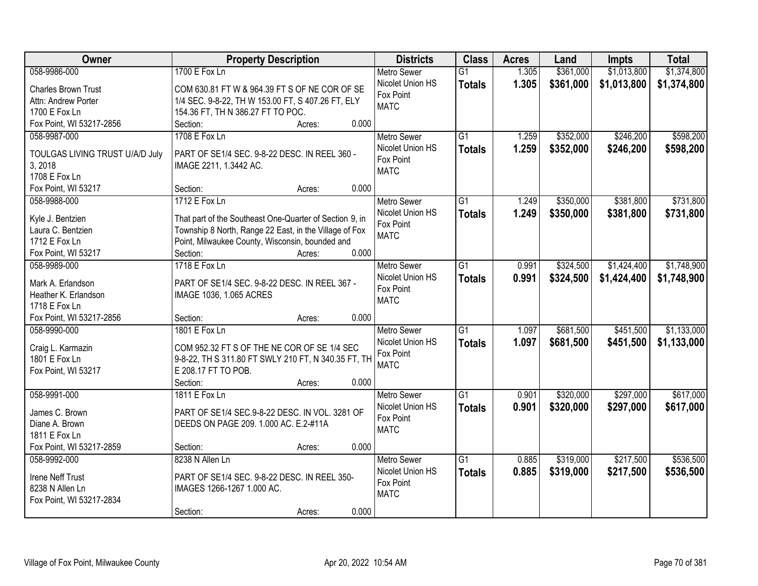| Owner | Property Description | Districts | Class | Acres | Land | Impts | Total |
|---|---|---|---|---|---|---|---|
| 058-9986-000<br>Charles Brown Trust<br>Attn: Andrew Porter<br>1700 E Fox Ln<br>Fox Point, WI 53217-2856 | 1700 E Fox Ln<br>COM 630.81 FT W & 964.39 FT S OF NE COR OF SE 1/4 SEC. 9-8-22, TH W 153.00 FT, S 407.26 FT, ELY 154.36 FT, TH N 386.27 FT TO POC.<br>Section: Acres: 0.000 | Metro Sewer<br>Nicolet Union HS<br>Fox Point<br>MATC | G1<br>**Totals** | 1.305<br>**1.305** | $361,000<br>**$361,000** | $1,013,800<br>**$1,013,800** | $1,374,800<br>**$1,374,800** |
| 058-9987-000<br>TOULGAS LIVING TRUST U/A/D July 3, 2018<br>1708 E Fox Ln<br>Fox Point, WI 53217 | 1708 E Fox Ln<br>PART OF SE1/4 SEC. 9-8-22 DESC. IN REEL 360 - IMAGE 2211, 1.3442 AC.<br>Section: Acres: 0.000 | Metro Sewer<br>Nicolet Union HS<br>Fox Point<br>MATC | G1<br>**Totals** | 1.259<br>**1.259** | $352,000<br>**$352,000** | $246,200<br>**$246,200** | $598,200<br>**$598,200** |
| 058-9988-000<br>Kyle J. Bentzien<br>Laura C. Bentzien<br>1712 E Fox Ln<br>Fox Point, WI 53217 | 1712 E Fox Ln<br>That part of the Southeast One-Quarter of Section 9, in Township 8 North, Range 22 East, in the Village of Fox Point, Milwaukee County, Wisconsin, bounded and<br>Section: Acres: 0.000 | Metro Sewer<br>Nicolet Union HS<br>Fox Point<br>MATC | G1<br>**Totals** | 1.249<br>**1.249** | $350,000<br>**$350,000** | $381,800<br>**$381,800** | $731,800<br>**$731,800** |
| 058-9989-000<br>Mark A. Erlandson<br>Heather K. Erlandson<br>1718 E Fox Ln<br>Fox Point, WI 53217-2856 | 1718 E Fox Ln<br>PART OF SE1/4 SEC. 9-8-22 DESC. IN REEL 367 - IMAGE 1036, 1.065 ACRES<br>Section: Acres: 0.000 | Metro Sewer<br>Nicolet Union HS<br>Fox Point<br>MATC | G1<br>**Totals** | 0.991<br>**0.991** | $324,500<br>**$324,500** | $1,424,400<br>**$1,424,400** | $1,748,900<br>**$1,748,900** |
| 058-9990-000<br>Craig L. Karmazin<br>1801 E Fox Ln<br>Fox Point, WI 53217 | 1801 E Fox Ln<br>COM 952.32 FT S OF THE NE COR OF SE 1/4 SEC 9-8-22, TH S 311.80 FT SWLY 210 FT, N 340.35 FT, TH E 208.17 FT TO POB.<br>Section: Acres: 0.000 | Metro Sewer<br>Nicolet Union HS<br>Fox Point<br>MATC | G1<br>**Totals** | 1.097<br>**1.097** | $681,500<br>**$681,500** | $451,500<br>**$451,500** | $1,133,000<br>**$1,133,000** |
| 058-9991-000<br>James C. Brown<br>Diane A. Brown<br>1811 E Fox Ln<br>Fox Point, WI 53217-2859 | 1811 E Fox Ln<br>PART OF SE1/4 SEC.9-8-22 DESC. IN VOL. 3281 OF DEEDS ON PAGE 209. 1.000 AC. E.2-#11A<br>Section: Acres: 0.000 | Metro Sewer<br>Nicolet Union HS<br>Fox Point<br>MATC | G1<br>**Totals** | 0.901<br>**0.901** | $320,000<br>**$320,000** | $297,000<br>**$297,000** | $617,000<br>**$617,000** |
| 058-9992-000<br>Irene Neff Trust<br>8238 N Allen Ln<br>Fox Point, WI 53217-2834 | 8238 N Allen Ln<br>PART OF SE1/4 SEC. 9-8-22 DESC. IN REEL 350- IMAGES 1266-1267 1.000 AC.<br>Section: Acres: 0.000 | Metro Sewer<br>Nicolet Union HS<br>Fox Point<br>MATC | G1<br>**Totals** | 0.885<br>**0.885** | $319,000<br>**$319,000** | $217,500<br>**$217,500** | $536,500<br>**$536,500** |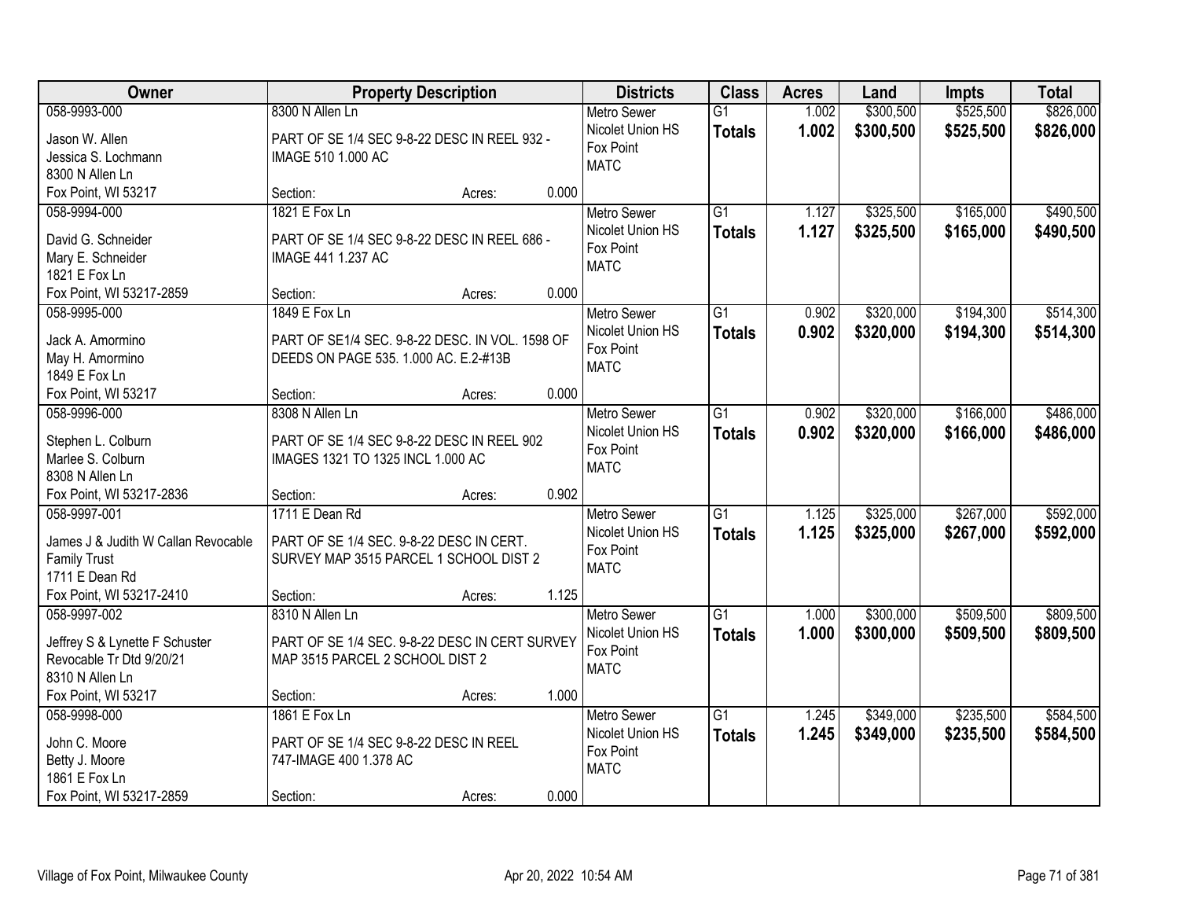| Owner | Property Description | Districts | Class | Acres | Land | Impts | Total |
|---|---|---|---|---|---|---|---|
| 058-9993-000<br>Jason W. Allen<br>Jessica S. Lochmann<br>8300 N Allen Ln<br>Fox Point, WI 53217 | 8300 N Allen Ln<br>PART OF SE 1/4 SEC 9-8-22 DESC IN REEL 932 - IMAGE 510 1.000 AC<br>Section: Acres: 0.000 | Metro Sewer<br>Nicolet Union HS<br>Fox Point<br>MATC | G1<br>**Totals** | 1.002<br>**1.002** | \$300,500<br>**\$300,500** | \$525,500<br>**\$525,500** | \$826,000<br>**\$826,000** |
| 058-9994-000<br>David G. Schneider<br>Mary E. Schneider<br>1821 E Fox Ln<br>Fox Point, WI 53217-2859 | 1821 E Fox Ln<br>PART OF SE 1/4 SEC 9-8-22 DESC IN REEL 686 - IMAGE 441 1.237 AC<br>Section: Acres: 0.000 | Metro Sewer<br>Nicolet Union HS<br>Fox Point<br>MATC | G1<br>**Totals** | 1.127<br>**1.127** | \$325,500<br>**\$325,500** | \$165,000<br>**\$165,000** | \$490,500<br>**\$490,500** |
| 058-9995-000<br>Jack A. Amormino<br>May H. Amormino<br>1849 E Fox Ln<br>Fox Point, WI 53217 | 1849 E Fox Ln<br>PART OF SE1/4 SEC. 9-8-22 DESC. IN VOL. 1598 OF DEEDS ON PAGE 535. 1.000 AC. E.2-#13B<br>Section: Acres: 0.000 | Metro Sewer<br>Nicolet Union HS<br>Fox Point<br>MATC | G1<br>**Totals** | 0.902<br>**0.902** | \$320,000<br>**\$320,000** | \$194,300<br>**\$194,300** | \$514,300<br>**\$514,300** |
| 058-9996-000<br>Stephen L. Colburn<br>Marlee S. Colburn<br>8308 N Allen Ln<br>Fox Point, WI 53217-2836 | 8308 N Allen Ln<br>PART OF SE 1/4 SEC 9-8-22 DESC IN REEL 902 IMAGES 1321 TO 1325 INCL 1.000 AC<br>Section: Acres: 0.902 | Metro Sewer<br>Nicolet Union HS<br>Fox Point<br>MATC | G1<br>**Totals** | 0.902<br>**0.902** | \$320,000<br>**\$320,000** | \$166,000<br>**\$166,000** | \$486,000<br>**\$486,000** |
| 058-9997-001<br>James J & Judith W Callan Revocable Family Trust<br>1711 E Dean Rd<br>Fox Point, WI 53217-2410 | 1711 E Dean Rd<br>PART OF SE 1/4 SEC. 9-8-22 DESC IN CERT. SURVEY MAP 3515 PARCEL 1 SCHOOL DIST 2<br>Section: Acres: 1.125 | Metro Sewer<br>Nicolet Union HS<br>Fox Point<br>MATC | G1<br>**Totals** | 1.125<br>**1.125** | \$325,000<br>**\$325,000** | \$267,000<br>**\$267,000** | \$592,000<br>**\$592,000** |
| 058-9997-002<br>Jeffrey S & Lynette F Schuster Revocable Tr Dtd 9/20/21<br>8310 N Allen Ln<br>Fox Point, WI 53217 | 8310 N Allen Ln<br>PART OF SE 1/4 SEC. 9-8-22 DESC IN CERT SURVEY MAP 3515 PARCEL 2 SCHOOL DIST 2<br>Section: Acres: 1.000 | Metro Sewer<br>Nicolet Union HS<br>Fox Point<br>MATC | G1<br>**Totals** | 1.000<br>**1.000** | \$300,000<br>**\$300,000** | \$509,500<br>**\$509,500** | \$809,500<br>**\$809,500** |
| 058-9998-000<br>John C. Moore<br>Betty J. Moore<br>1861 E Fox Ln<br>Fox Point, WI 53217-2859 | 1861 E Fox Ln<br>PART OF SE 1/4 SEC 9-8-22 DESC IN REEL 747-IMAGE 400 1.378 AC<br>Section: Acres: 0.000 | Metro Sewer<br>Nicolet Union HS<br>Fox Point<br>MATC | G1<br>**Totals** | 1.245<br>**1.245** | \$349,000<br>**\$349,000** | \$235,500<br>**\$235,500** | \$584,500<br>**\$584,500** |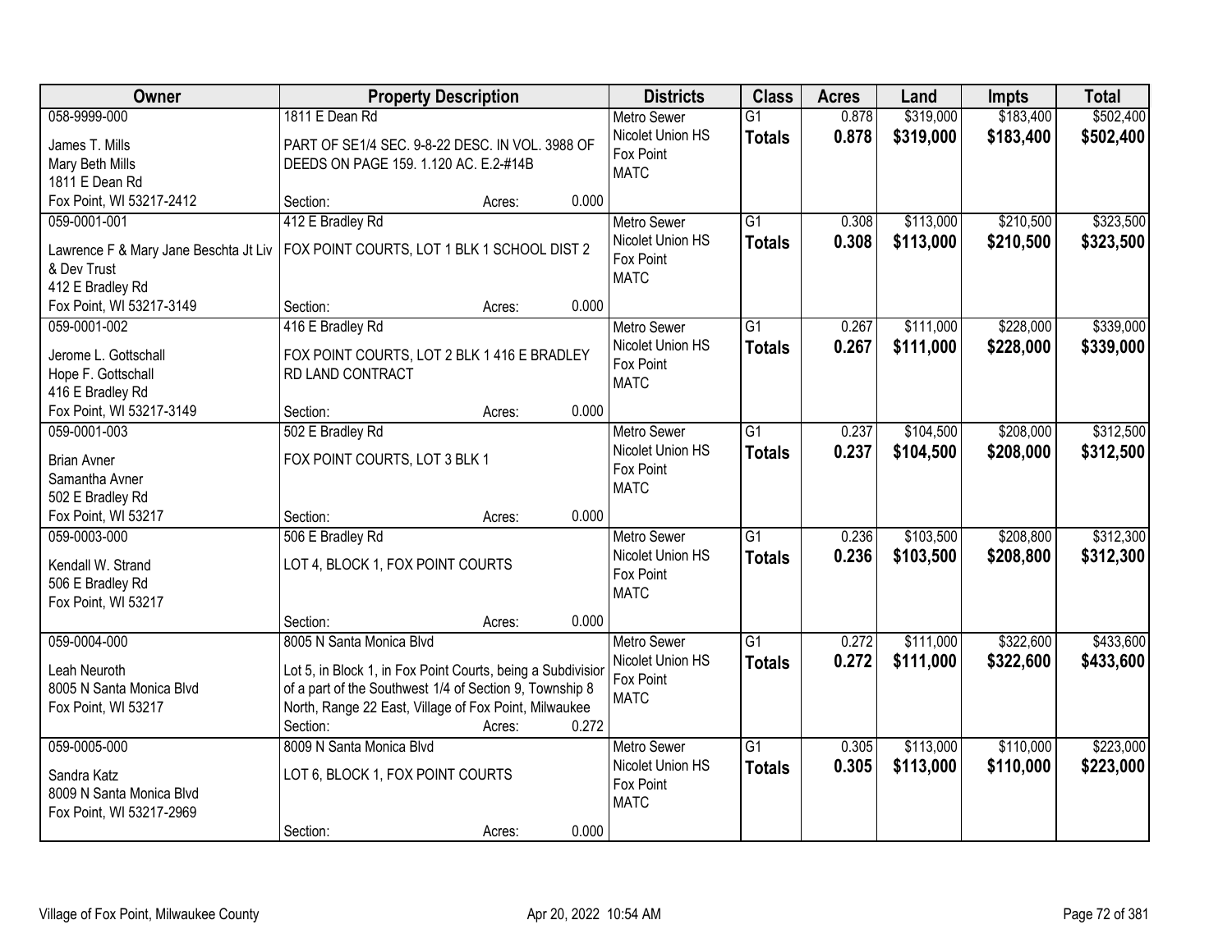| Owner | Property Description | Districts | Class | Acres | Land | Impts | Total |
|---|---|---|---|---|---|---|---|
| 058-9999-000<br>James T. Mills<br>Mary Beth Mills<br>1811 E Dean Rd<br>Fox Point, WI 53217-2412 | 1811 E Dean Rd<br>PART OF SE1/4 SEC. 9-8-22 DESC. IN VOL. 3988 OF DEEDS ON PAGE 159. 1.120 AC. E.2-#14B<br>Section: Acres: 0.000 | Metro Sewer<br>Nicolet Union HS<br>Fox Point<br>MATC | G1<br>**Totals** | 0.878<br>**0.878** | $319,000<br>**$319,000** | $183,400<br>**$183,400** | $502,400<br>**$502,400** |
| 059-0001-001<br>Lawrence F & Mary Jane Beschta Jt Liv & Dev Trust<br>412 E Bradley Rd<br>Fox Point, WI 53217-3149 | 412 E Bradley Rd<br>FOX POINT COURTS, LOT 1 BLK 1 SCHOOL DIST 2<br>Section: Acres: 0.000 | Metro Sewer<br>Nicolet Union HS<br>Fox Point<br>MATC | G1<br>**Totals** | 0.308<br>**0.308** | $113,000<br>**$113,000** | $210,500<br>**$210,500** | $323,500<br>**$323,500** |
| 059-0001-002<br>Jerome L. Gottschall<br>Hope F. Gottschall<br>416 E Bradley Rd<br>Fox Point, WI 53217-3149 | 416 E Bradley Rd<br>FOX POINT COURTS, LOT 2 BLK 1 416 E BRADLEY RD LAND CONTRACT<br>Section: Acres: 0.000 | Metro Sewer<br>Nicolet Union HS<br>Fox Point<br>MATC | G1<br>**Totals** | 0.267<br>**0.267** | $111,000<br>**$111,000** | $228,000<br>**$228,000** | $339,000<br>**$339,000** |
| 059-0001-003<br>Brian Avner<br>Samantha Avner<br>502 E Bradley Rd<br>Fox Point, WI 53217 | 502 E Bradley Rd<br>FOX POINT COURTS, LOT 3 BLK 1<br>Section: Acres: 0.000 | Metro Sewer<br>Nicolet Union HS<br>Fox Point<br>MATC | G1<br>**Totals** | 0.237<br>**0.237** | $104,500<br>**$104,500** | $208,000<br>**$208,000** | $312,500<br>**$312,500** |
| 059-0003-000<br>Kendall W. Strand<br>506 E Bradley Rd<br>Fox Point, WI 53217 | 506 E Bradley Rd<br>LOT 4, BLOCK 1, FOX POINT COURTS<br>Section: Acres: 0.000 | Metro Sewer<br>Nicolet Union HS<br>Fox Point<br>MATC | G1<br>**Totals** | 0.236<br>**0.236** | $103,500<br>**$103,500** | $208,800<br>**$208,800** | $312,300<br>**$312,300** |
| 059-0004-000<br>Leah Neuroth<br>8005 N Santa Monica Blvd<br>Fox Point, WI 53217 | 8005 N Santa Monica Blvd<br>Lot 5, in Block 1, in Fox Point Courts, being a Subdivisior of a part of the Southwest 1/4 of Section 9, Township 8 North, Range 22 East, Village of Fox Point, Milwaukee<br>Section: Acres: 0.272 | Metro Sewer<br>Nicolet Union HS<br>Fox Point<br>MATC | G1<br>**Totals** | 0.272<br>**0.272** | $111,000<br>**$111,000** | $322,600<br>**$322,600** | $433,600<br>**$433,600** |
| 059-0005-000<br>Sandra Katz<br>8009 N Santa Monica Blvd<br>Fox Point, WI 53217-2969 | 8009 N Santa Monica Blvd<br>LOT 6, BLOCK 1, FOX POINT COURTS<br>Section: Acres: 0.000 | Metro Sewer<br>Nicolet Union HS<br>Fox Point<br>MATC | G1<br>**Totals** | 0.305<br>**0.305** | $113,000<br>**$113,000** | $110,000<br>**$110,000** | $223,000<br>**$223,000** |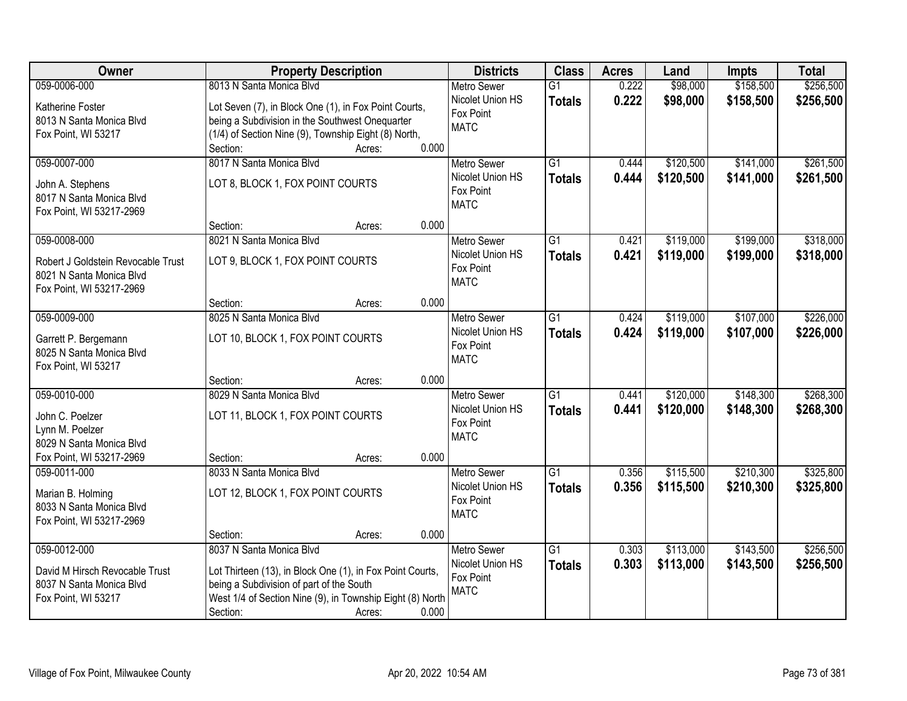| Owner | Property Description | Districts | Class | Acres | Land | Impts | Total |
|---|---|---|---|---|---|---|---|
| 059-0006-000<br>Katherine Foster<br>8013 N Santa Monica Blvd<br>Fox Point, WI 53217 | 8013 N Santa Monica Blvd<br>Lot Seven (7), in Block One (1), in Fox Point Courts, being a Subdivision in the Southwest Onequarter (1/4) of Section Nine (9), Township Eight (8) North,<br>Section: Acres: 0.000 | Metro Sewer<br>Nicolet Union HS<br>Fox Point<br>MATC | G1<br>**Totals** | 0.222<br>**0.222** | $98,000<br>**$98,000** | $158,500<br>**$158,500** | $256,500<br>**$256,500** |
| 059-0007-000<br>John A. Stephens<br>8017 N Santa Monica Blvd<br>Fox Point, WI 53217-2969 | 8017 N Santa Monica Blvd<br>LOT 8, BLOCK 1, FOX POINT COURTS<br>Section: Acres: 0.000 | Metro Sewer<br>Nicolet Union HS<br>Fox Point<br>MATC | G1<br>**Totals** | 0.444<br>**0.444** | $120,500<br>**$120,500** | $141,000<br>**$141,000** | $261,500<br>**$261,500** |
| 059-0008-000<br>Robert J Goldstein Revocable Trust<br>8021 N Santa Monica Blvd<br>Fox Point, WI 53217-2969 | 8021 N Santa Monica Blvd<br>LOT 9, BLOCK 1, FOX POINT COURTS<br>Section: Acres: 0.000 | Metro Sewer<br>Nicolet Union HS<br>Fox Point<br>MATC | G1<br>**Totals** | 0.421<br>**0.421** | $119,000<br>**$119,000** | $199,000<br>**$199,000** | $318,000<br>**$318,000** |
| 059-0009-000<br>Garrett P. Bergemann<br>8025 N Santa Monica Blvd<br>Fox Point, WI 53217 | 8025 N Santa Monica Blvd<br>LOT 10, BLOCK 1, FOX POINT COURTS<br>Section: Acres: 0.000 | Metro Sewer<br>Nicolet Union HS<br>Fox Point<br>MATC | G1<br>**Totals** | 0.424<br>**0.424** | $119,000<br>**$119,000** | $107,000<br>**$107,000** | $226,000<br>**$226,000** |
| 059-0010-000<br>John C. Poelzer<br>Lynn M. Poelzer<br>8029 N Santa Monica Blvd<br>Fox Point, WI 53217-2969 | 8029 N Santa Monica Blvd<br>LOT 11, BLOCK 1, FOX POINT COURTS<br>Section: Acres: 0.000 | Metro Sewer<br>Nicolet Union HS<br>Fox Point<br>MATC | G1<br>**Totals** | 0.441<br>**0.441** | $120,000<br>**$120,000** | $148,300<br>**$148,300** | $268,300<br>**$268,300** |
| 059-0011-000<br>Marian B. Holming<br>8033 N Santa Monica Blvd<br>Fox Point, WI 53217-2969 | 8033 N Santa Monica Blvd<br>LOT 12, BLOCK 1, FOX POINT COURTS<br>Section: Acres: 0.000 | Metro Sewer<br>Nicolet Union HS<br>Fox Point<br>MATC | G1<br>**Totals** | 0.356<br>**0.356** | $115,500<br>**$115,500** | $210,300<br>**$210,300** | $325,800<br>**$325,800** |
| 059-0012-000<br>David M Hirsch Revocable Trust<br>8037 N Santa Monica Blvd<br>Fox Point, WI 53217 | 8037 N Santa Monica Blvd<br>Lot Thirteen (13), in Block One (1), in Fox Point Courts, being a Subdivision of part of the South West 1/4 of Section Nine (9), in Township Eight (8) North<br>Section: Acres: 0.000 | Metro Sewer<br>Nicolet Union HS<br>Fox Point<br>MATC | G1<br>**Totals** | 0.303<br>**0.303** | $113,000<br>**$113,000** | $143,500<br>**$143,500** | $256,500<br>**$256,500** |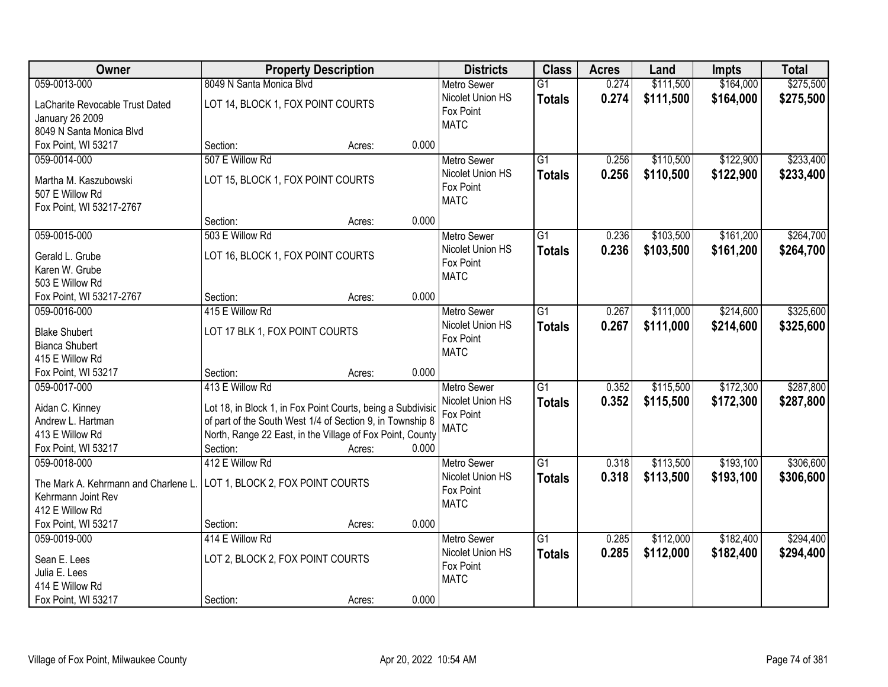| Owner | Property Description | Districts | Class | Acres | Land | Impts | Total |
|---|---|---|---|---|---|---|---|
| 059-0013-000<br>LaCharite Revocable Trust Dated January 26 2009<br>8049 N Santa Monica Blvd<br>Fox Point, WI 53217 | 8049 N Santa Monica Blvd<br>LOT 14, BLOCK 1, FOX POINT COURTS<br>Section: Acres: 0.000 | Metro Sewer<br>Nicolet Union HS<br>Fox Point<br>MATC | G1<br>**Totals** | 0.274<br>**0.274** | \$111,500<br>**\$111,500** | \$164,000<br>**\$164,000** | \$275,500<br>**\$275,500** |
| 059-0014-000<br>Martha M. Kaszubowski<br>507 E Willow Rd<br>Fox Point, WI 53217-2767 | 507 E Willow Rd<br>LOT 15, BLOCK 1, FOX POINT COURTS<br>Section: Acres: 0.000 | Metro Sewer<br>Nicolet Union HS<br>Fox Point<br>MATC | G1<br>**Totals** | 0.256<br>**0.256** | \$110,500<br>**\$110,500** | \$122,900<br>**\$122,900** | \$233,400<br>**\$233,400** |
| 059-0015-000<br>Gerald L. Grube<br>Karen W. Grube<br>503 E Willow Rd<br>Fox Point, WI 53217-2767 | 503 E Willow Rd<br>LOT 16, BLOCK 1, FOX POINT COURTS<br>Section: Acres: 0.000 | Metro Sewer<br>Nicolet Union HS<br>Fox Point<br>MATC | G1<br>**Totals** | 0.236<br>**0.236** | \$103,500<br>**\$103,500** | \$161,200<br>**\$161,200** | \$264,700<br>**\$264,700** |
| 059-0016-000<br>Blake Shubert<br>Bianca Shubert<br>415 E Willow Rd<br>Fox Point, WI 53217 | 415 E Willow Rd<br>LOT 17 BLK 1, FOX POINT COURTS<br>Section: Acres: 0.000 | Metro Sewer<br>Nicolet Union HS<br>Fox Point<br>MATC | G1<br>**Totals** | 0.267<br>**0.267** | \$111,000<br>**\$111,000** | \$214,600<br>**\$214,600** | \$325,600<br>**\$325,600** |
| 059-0017-000<br>Aidan C. Kinney<br>Andrew L. Hartman<br>413 E Willow Rd<br>Fox Point, WI 53217 | 413 E Willow Rd<br>Lot 18, in Block 1, in Fox Point Courts, being a Subdivisic of part of the South West 1/4 of Section 9, in Township 8 North, Range 22 East, in the Village of Fox Point, County<br>Section: Acres: 0.000 | Metro Sewer<br>Nicolet Union HS<br>Fox Point<br>MATC | G1<br>**Totals** | 0.352<br>**0.352** | \$115,500<br>**\$115,500** | \$172,300<br>**\$172,300** | \$287,800<br>**\$287,800** |
| 059-0018-000<br>The Mark A. Kehrmann and Charlene L. Kehrmann Joint Rev<br>412 E Willow Rd<br>Fox Point, WI 53217 | 412 E Willow Rd<br>LOT 1, BLOCK 2, FOX POINT COURTS<br>Section: Acres: 0.000 | Metro Sewer<br>Nicolet Union HS<br>Fox Point<br>MATC | G1<br>**Totals** | 0.318<br>**0.318** | \$113,500<br>**\$113,500** | \$193,100<br>**\$193,100** | \$306,600<br>**\$306,600** |
| 059-0019-000<br>Sean E. Lees<br>Julia E. Lees<br>414 E Willow Rd<br>Fox Point, WI 53217 | 414 E Willow Rd<br>LOT 2, BLOCK 2, FOX POINT COURTS<br>Section: Acres: 0.000 | Metro Sewer<br>Nicolet Union HS<br>Fox Point<br>MATC | G1<br>**Totals** | 0.285<br>**0.285** | \$112,000<br>**\$112,000** | \$182,400<br>**\$182,400** | \$294,400<br>**\$294,400** |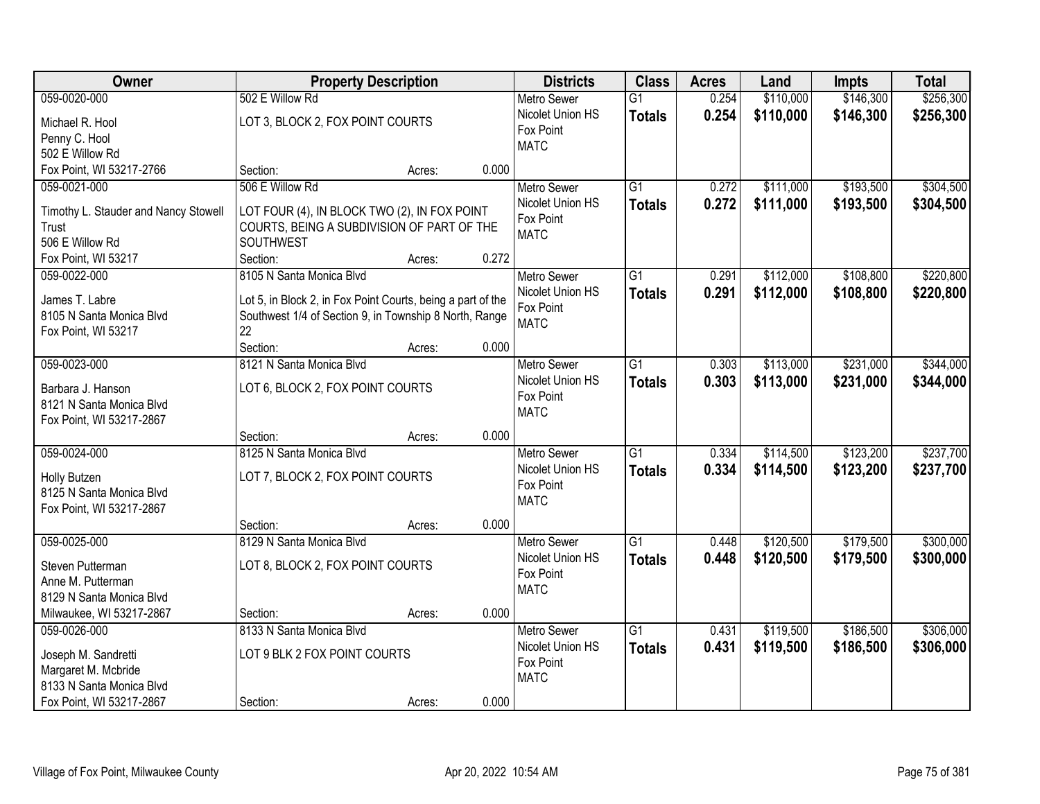| Owner | Property Description | Districts | Class | Acres | Land | Impts | Total |
|---|---|---|---|---|---|---|---|
| 059-0020-000<br>Michael R. Hool<br>Penny C. Hool<br>502 E Willow Rd<br>Fox Point, WI 53217-2766 | 502 E Willow Rd<br>LOT 3, BLOCK 2, FOX POINT COURTS<br>Section: Acres: 0.000 | Metro Sewer<br>Nicolet Union HS<br>Fox Point<br>MATC | G1<br>**Totals** | 0.254<br>**0.254** | $110,000<br>**$110,000** | $146,300<br>**$146,300** | $256,300<br>**$256,300** |
| 059-0021-000<br>Timothy L. Stauder and Nancy Stowell Trust<br>506 E Willow Rd<br>Fox Point, WI 53217 | 506 E Willow Rd<br>LOT FOUR (4), IN BLOCK TWO (2), IN FOX POINT COURTS, BEING A SUBDIVISION OF PART OF THE SOUTHWEST<br>Section: Acres: 0.272 | Metro Sewer<br>Nicolet Union HS<br>Fox Point<br>MATC | G1<br>**Totals** | 0.272<br>**0.272** | $111,000<br>**$111,000** | $193,500<br>**$193,500** | $304,500<br>**$304,500** |
| 059-0022-000<br>James T. Labre<br>8105 N Santa Monica Blvd<br>Fox Point, WI 53217 | 8105 N Santa Monica Blvd<br>Lot 5, in Block 2, in Fox Point Courts, being a part of the Southwest 1/4 of Section 9, in Township 8 North, Range 22<br>Section: Acres: 0.000 | Metro Sewer<br>Nicolet Union HS<br>Fox Point<br>MATC | G1<br>**Totals** | 0.291<br>**0.291** | $112,000<br>**$112,000** | $108,800<br>**$108,800** | $220,800<br>**$220,800** |
| 059-0023-000<br>Barbara J. Hanson<br>8121 N Santa Monica Blvd<br>Fox Point, WI 53217-2867 | 8121 N Santa Monica Blvd<br>LOT 6, BLOCK 2, FOX POINT COURTS<br>Section: Acres: 0.000 | Metro Sewer<br>Nicolet Union HS<br>Fox Point<br>MATC | G1<br>**Totals** | 0.303<br>**0.303** | $113,000<br>**$113,000** | $231,000<br>**$231,000** | $344,000<br>**$344,000** |
| 059-0024-000<br>Holly Butzen<br>8125 N Santa Monica Blvd<br>Fox Point, WI 53217-2867 | 8125 N Santa Monica Blvd<br>LOT 7, BLOCK 2, FOX POINT COURTS<br>Section: Acres: 0.000 | Metro Sewer<br>Nicolet Union HS<br>Fox Point<br>MATC | G1<br>**Totals** | 0.334<br>**0.334** | $114,500<br>**$114,500** | $123,200<br>**$123,200** | $237,700<br>**$237,700** |
| 059-0025-000<br>Steven Putterman<br>Anne M. Putterman<br>8129 N Santa Monica Blvd<br>Milwaukee, WI 53217-2867 | 8129 N Santa Monica Blvd<br>LOT 8, BLOCK 2, FOX POINT COURTS<br>Section: Acres: 0.000 | Metro Sewer<br>Nicolet Union HS<br>Fox Point<br>MATC | G1<br>**Totals** | 0.448<br>**0.448** | $120,500<br>**$120,500** | $179,500<br>**$179,500** | $300,000<br>**$300,000** |
| 059-0026-000<br>Joseph M. Sandretti<br>Margaret M. Mcbride<br>8133 N Santa Monica Blvd<br>Fox Point, WI 53217-2867 | 8133 N Santa Monica Blvd<br>LOT 9 BLK 2 FOX POINT COURTS<br>Section: Acres: 0.000 | Metro Sewer<br>Nicolet Union HS<br>Fox Point<br>MATC | G1<br>**Totals** | 0.431<br>**0.431** | $119,500<br>**$119,500** | $186,500<br>**$186,500** | $306,000<br>**$306,000** |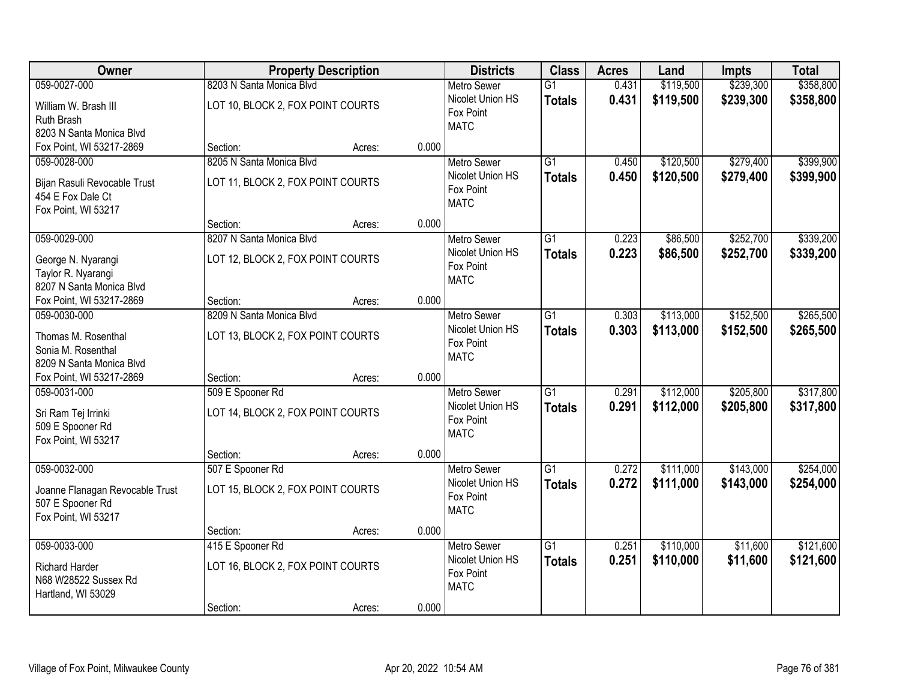| Owner | Property Description | Districts | Class | Acres | Land | Impts | Total |
|---|---|---|---|---|---|---|---|
| 059-0027-000<br>William W. Brash III<br>Ruth Brash<br>8203 N Santa Monica Blvd<br>Fox Point, WI 53217-2869 | 8203 N Santa Monica Blvd<br>LOT 10, BLOCK 2, FOX POINT COURTS<br>Section: Acres: 0.000 | Metro Sewer<br>Nicolet Union HS<br>Fox Point<br>MATC | G1<br>**Totals** | 0.431<br>**0.431** | $119,500<br>**$119,500** | $239,300<br>**$239,300** | $358,800<br>**$358,800** |
| 059-0028-000<br>Bijan Rasuli Revocable Trust<br>454 E Fox Dale Ct<br>Fox Point, WI 53217 | 8205 N Santa Monica Blvd<br>LOT 11, BLOCK 2, FOX POINT COURTS<br>Section: Acres: 0.000 | Metro Sewer<br>Nicolet Union HS<br>Fox Point<br>MATC | G1<br>**Totals** | 0.450<br>**0.450** | $120,500<br>**$120,500** | $279,400<br>**$279,400** | $399,900<br>**$399,900** |
| 059-0029-000<br>George N. Nyarangi<br>Taylor R. Nyarangi<br>8207 N Santa Monica Blvd<br>Fox Point, WI 53217-2869 | 8207 N Santa Monica Blvd<br>LOT 12, BLOCK 2, FOX POINT COURTS<br>Section: Acres: 0.000 | Metro Sewer<br>Nicolet Union HS<br>Fox Point<br>MATC | G1<br>**Totals** | 0.223<br>**0.223** | $86,500<br>**$86,500** | $252,700<br>**$252,700** | $339,200<br>**$339,200** |
| 059-0030-000<br>Thomas M. Rosenthal<br>Sonia M. Rosenthal<br>8209 N Santa Monica Blvd<br>Fox Point, WI 53217-2869 | 8209 N Santa Monica Blvd<br>LOT 13, BLOCK 2, FOX POINT COURTS<br>Section: Acres: 0.000 | Metro Sewer<br>Nicolet Union HS<br>Fox Point<br>MATC | G1<br>**Totals** | 0.303<br>**0.303** | $113,000<br>**$113,000** | $152,500<br>**$152,500** | $265,500<br>**$265,500** |
| 059-0031-000<br>Sri Ram Tej Irrinki<br>509 E Spooner Rd<br>Fox Point, WI 53217 | 509 E Spooner Rd<br>LOT 14, BLOCK 2, FOX POINT COURTS<br>Section: Acres: 0.000 | Metro Sewer<br>Nicolet Union HS<br>Fox Point<br>MATC | G1<br>**Totals** | 0.291<br>**0.291** | $112,000<br>**$112,000** | $205,800<br>**$205,800** | $317,800<br>**$317,800** |
| 059-0032-000<br>Joanne Flanagan Revocable Trust<br>507 E Spooner Rd<br>Fox Point, WI 53217 | 507 E Spooner Rd<br>LOT 15, BLOCK 2, FOX POINT COURTS<br>Section: Acres: 0.000 | Metro Sewer<br>Nicolet Union HS<br>Fox Point<br>MATC | G1<br>**Totals** | 0.272<br>**0.272** | $111,000<br>**$111,000** | $143,000<br>**$143,000** | $254,000<br>**$254,000** |
| 059-0033-000<br>Richard Harder<br>N68 W28522 Sussex Rd<br>Hartland, WI 53029 | 415 E Spooner Rd<br>LOT 16, BLOCK 2, FOX POINT COURTS<br>Section: Acres: 0.000 | Metro Sewer<br>Nicolet Union HS<br>Fox Point<br>MATC | G1<br>**Totals** | 0.251<br>**0.251** | $110,000<br>**$110,000** | $11,600<br>**$11,600** | $121,600<br>**$121,600** |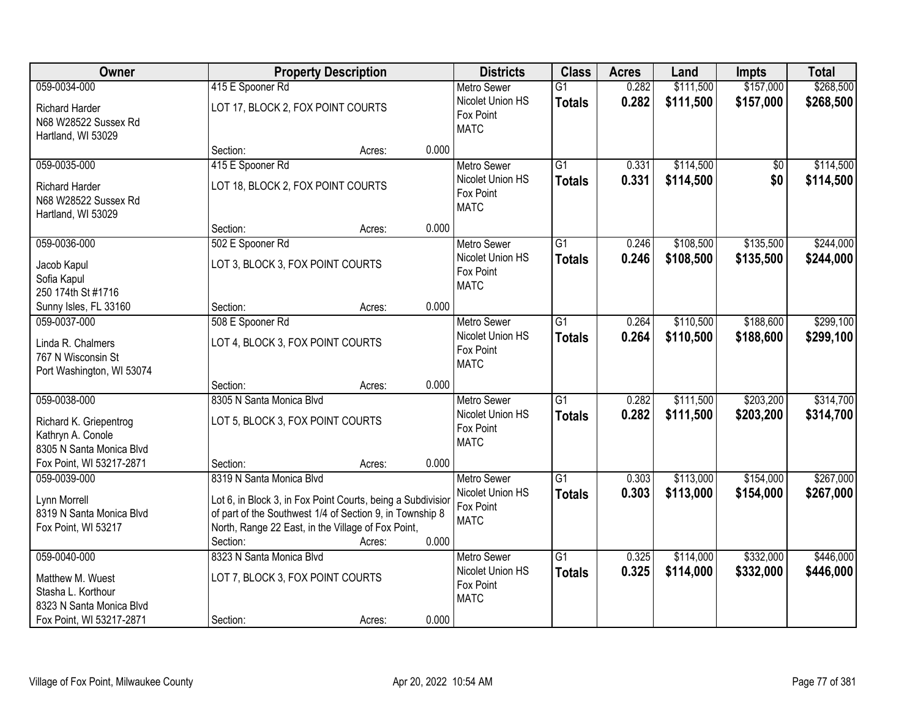| Owner | Property Description | | | Districts | Class | Acres | Land | Impts | Total |
|---|---|---|---|---|---|---|---|---|---|
| 059-0034-000<br>Richard Harder<br>N68 W28522 Sussex Rd<br>Hartland, WI 53029 | 415 E Spooner Rd<br>LOT 17, BLOCK 2, FOX POINT COURTS | | | Metro Sewer<br>Nicolet Union HS<br>Fox Point<br>MATC | G1<br>**Totals** | 0.282<br>**0.282** | $111,500<br>**$111,500** | $157,000<br>**$157,000** | $268,500<br>**$268,500** |
| | Section: | Acres: | 0.000 | | | | | | |
| 059-0035-000<br>Richard Harder<br>N68 W28522 Sussex Rd<br>Hartland, WI 53029 | 415 E Spooner Rd<br>LOT 18, BLOCK 2, FOX POINT COURTS | | | Metro Sewer<br>Nicolet Union HS<br>Fox Point<br>MATC | G1<br>**Totals** | 0.331<br>**0.331** | $114,500<br>**$114,500** | $0<br>**$0** | $114,500<br>**$114,500** |
| | Section: | Acres: | 0.000 | | | | | | |
| 059-0036-000<br>Jacob Kapul<br>Sofia Kapul<br>250 174th St #1716<br>Sunny Isles, FL 33160 | 502 E Spooner Rd<br>LOT 3, BLOCK 3, FOX POINT COURTS | | | Metro Sewer<br>Nicolet Union HS<br>Fox Point<br>MATC | G1<br>**Totals** | 0.246<br>**0.246** | $108,500<br>**$108,500** | $135,500<br>**$135,500** | $244,000<br>**$244,000** |
| | Section: | Acres: | 0.000 | | | | | | |
| 059-0037-000<br>Linda R. Chalmers<br>767 N Wisconsin St<br>Port Washington, WI 53074 | 508 E Spooner Rd<br>LOT 4, BLOCK 3, FOX POINT COURTS | | | Metro Sewer<br>Nicolet Union HS<br>Fox Point<br>MATC | G1<br>**Totals** | 0.264<br>**0.264** | $110,500<br>**$110,500** | $188,600<br>**$188,600** | $299,100<br>**$299,100** |
| | Section: | Acres: | 0.000 | | | | | | |
| 059-0038-000<br>Richard K. Griepentrog<br>Kathryn A. Conole<br>8305 N Santa Monica Blvd<br>Fox Point, WI 53217-2871 | 8305 N Santa Monica Blvd<br>LOT 5, BLOCK 3, FOX POINT COURTS | | | Metro Sewer<br>Nicolet Union HS<br>Fox Point<br>MATC | G1<br>**Totals** | 0.282<br>**0.282** | $111,500<br>**$111,500** | $203,200<br>**$203,200** | $314,700<br>**$314,700** |
| | Section: | Acres: | 0.000 | | | | | | |
| 059-0039-000<br>Lynn Morrell<br>8319 N Santa Monica Blvd<br>Fox Point, WI 53217 | 8319 N Santa Monica Blvd<br>Lot 6, in Block 3, in Fox Point Courts, being a Subdivisior of part of the Southwest 1/4 of Section 9, in Township 8 North, Range 22 East, in the Village of Fox Point, | | | Metro Sewer<br>Nicolet Union HS<br>Fox Point<br>MATC | G1<br>**Totals** | 0.303<br>**0.303** | $113,000<br>**$113,000** | $154,000<br>**$154,000** | $267,000<br>**$267,000** |
| | Section: | Acres: | 0.000 | | | | | | |
| 059-0040-000<br>Matthew M. Wuest<br>Stasha L. Korthour<br>8323 N Santa Monica Blvd<br>Fox Point, WI 53217-2871 | 8323 N Santa Monica Blvd<br>LOT 7, BLOCK 3, FOX POINT COURTS | | | Metro Sewer<br>Nicolet Union HS<br>Fox Point<br>MATC | G1<br>**Totals** | 0.325<br>**0.325** | $114,000<br>**$114,000** | $332,000<br>**$332,000** | $446,000<br>**$446,000** |
| | Section: | Acres: | 0.000 | | | | | | |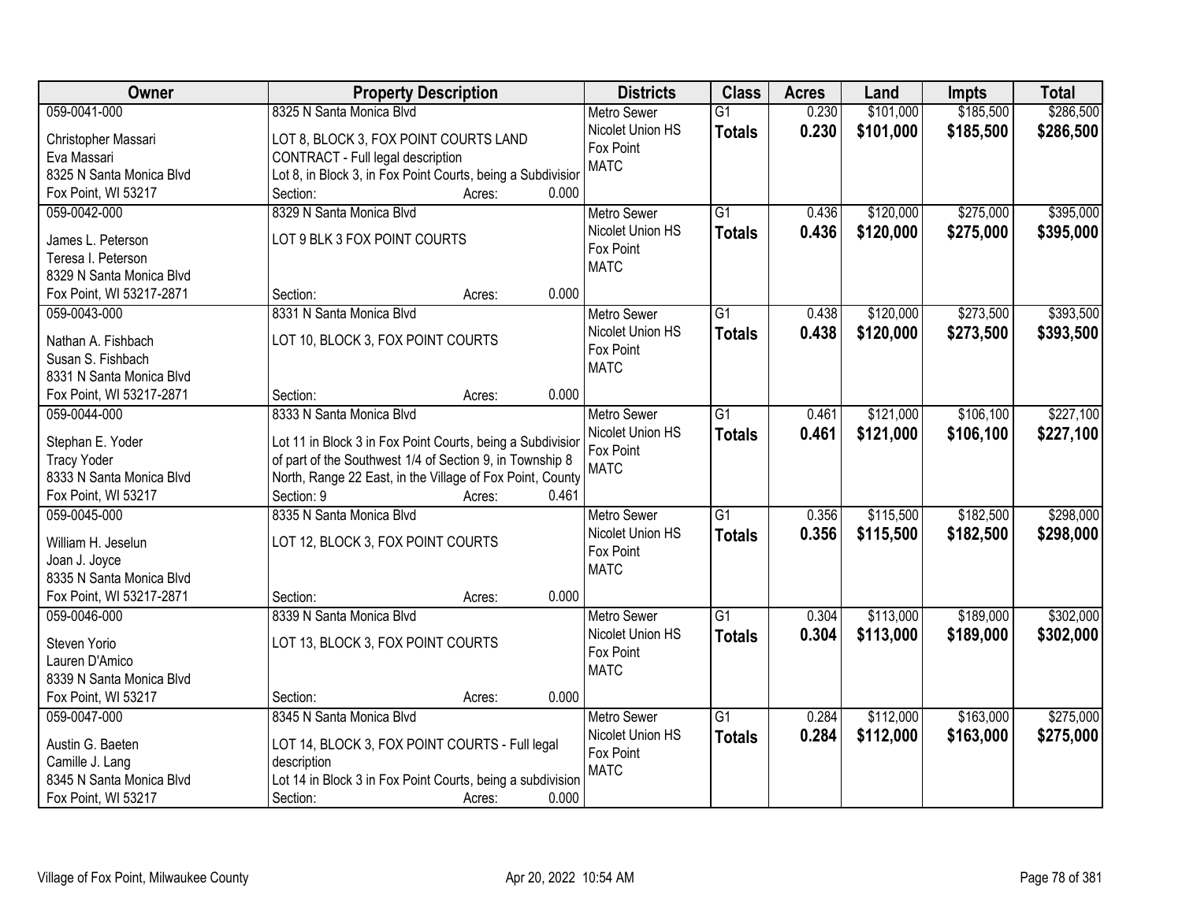| Owner | Property Description | Districts | Class | Acres | Land | Impts | Total |
|---|---|---|---|---|---|---|---|
| 059-0041-000<br>Christopher Massari<br>Eva Massari<br>8325 N Santa Monica Blvd<br>Fox Point, WI 53217 | 8325 N Santa Monica Blvd<br>LOT 8, BLOCK 3, FOX POINT COURTS LAND CONTRACT - Full legal description<br>Lot 8, in Block 3, in Fox Point Courts, being a Subdivisior<br>Section: Acres: 0.000 | Metro Sewer<br>Nicolet Union HS<br>Fox Point<br>MATC | G1<br>**Totals** | 0.230<br>**0.230** | $101,000<br>**$101,000** | $185,500<br>**$185,500** | $286,500<br>**$286,500** |
| 059-0042-000<br>James L. Peterson<br>Teresa I. Peterson<br>8329 N Santa Monica Blvd<br>Fox Point, WI 53217-2871 | 8329 N Santa Monica Blvd<br>LOT 9 BLK 3 FOX POINT COURTS<br>Section: Acres: 0.000 | Metro Sewer<br>Nicolet Union HS<br>Fox Point<br>MATC | G1<br>**Totals** | 0.436<br>**0.436** | $120,000<br>**$120,000** | $275,000<br>**$275,000** | $395,000<br>**$395,000** |
| 059-0043-000<br>Nathan A. Fishbach<br>Susan S. Fishbach<br>8331 N Santa Monica Blvd<br>Fox Point, WI 53217-2871 | 8331 N Santa Monica Blvd<br>LOT 10, BLOCK 3, FOX POINT COURTS<br>Section: Acres: 0.000 | Metro Sewer<br>Nicolet Union HS<br>Fox Point<br>MATC | G1<br>**Totals** | 0.438<br>**0.438** | $120,000<br>**$120,000** | $273,500<br>**$273,500** | $393,500<br>**$393,500** |
| 059-0044-000<br>Stephan E. Yoder<br>Tracy Yoder<br>8333 N Santa Monica Blvd<br>Fox Point, WI 53217 | 8333 N Santa Monica Blvd<br>Lot 11 in Block 3 in Fox Point Courts, being a Subdivisior of part of the Southwest 1/4 of Section 9, in Township 8 North, Range 22 East, in the Village of Fox Point, County<br>Section: 9 Acres: 0.461 | Metro Sewer<br>Nicolet Union HS<br>Fox Point<br>MATC | G1<br>**Totals** | 0.461<br>**0.461** | $121,000<br>**$121,000** | $106,100<br>**$106,100** | $227,100<br>**$227,100** |
| 059-0045-000<br>William H. Jeselun<br>Joan J. Joyce<br>8335 N Santa Monica Blvd<br>Fox Point, WI 53217-2871 | 8335 N Santa Monica Blvd<br>LOT 12, BLOCK 3, FOX POINT COURTS<br>Section: Acres: 0.000 | Metro Sewer<br>Nicolet Union HS<br>Fox Point<br>MATC | G1<br>**Totals** | 0.356<br>**0.356** | $115,500<br>**$115,500** | $182,500<br>**$182,500** | $298,000<br>**$298,000** |
| 059-0046-000<br>Steven Yorio<br>Lauren D'Amico<br>8339 N Santa Monica Blvd<br>Fox Point, WI 53217 | 8339 N Santa Monica Blvd<br>LOT 13, BLOCK 3, FOX POINT COURTS<br>Section: Acres: 0.000 | Metro Sewer<br>Nicolet Union HS<br>Fox Point<br>MATC | G1<br>**Totals** | 0.304<br>**0.304** | $113,000<br>**$113,000** | $189,000<br>**$189,000** | $302,000<br>**$302,000** |
| 059-0047-000<br>Austin G. Baeten<br>Camille J. Lang<br>8345 N Santa Monica Blvd<br>Fox Point, WI 53217 | 8345 N Santa Monica Blvd<br>LOT 14, BLOCK 3, FOX POINT COURTS - Full legal description<br>Lot 14 in Block 3 in Fox Point Courts, being a subdivision<br>Section: Acres: 0.000 | Metro Sewer<br>Nicolet Union HS<br>Fox Point<br>MATC | G1<br>**Totals** | 0.284<br>**0.284** | $112,000<br>**$112,000** | $163,000<br>**$163,000** | $275,000<br>**$275,000** |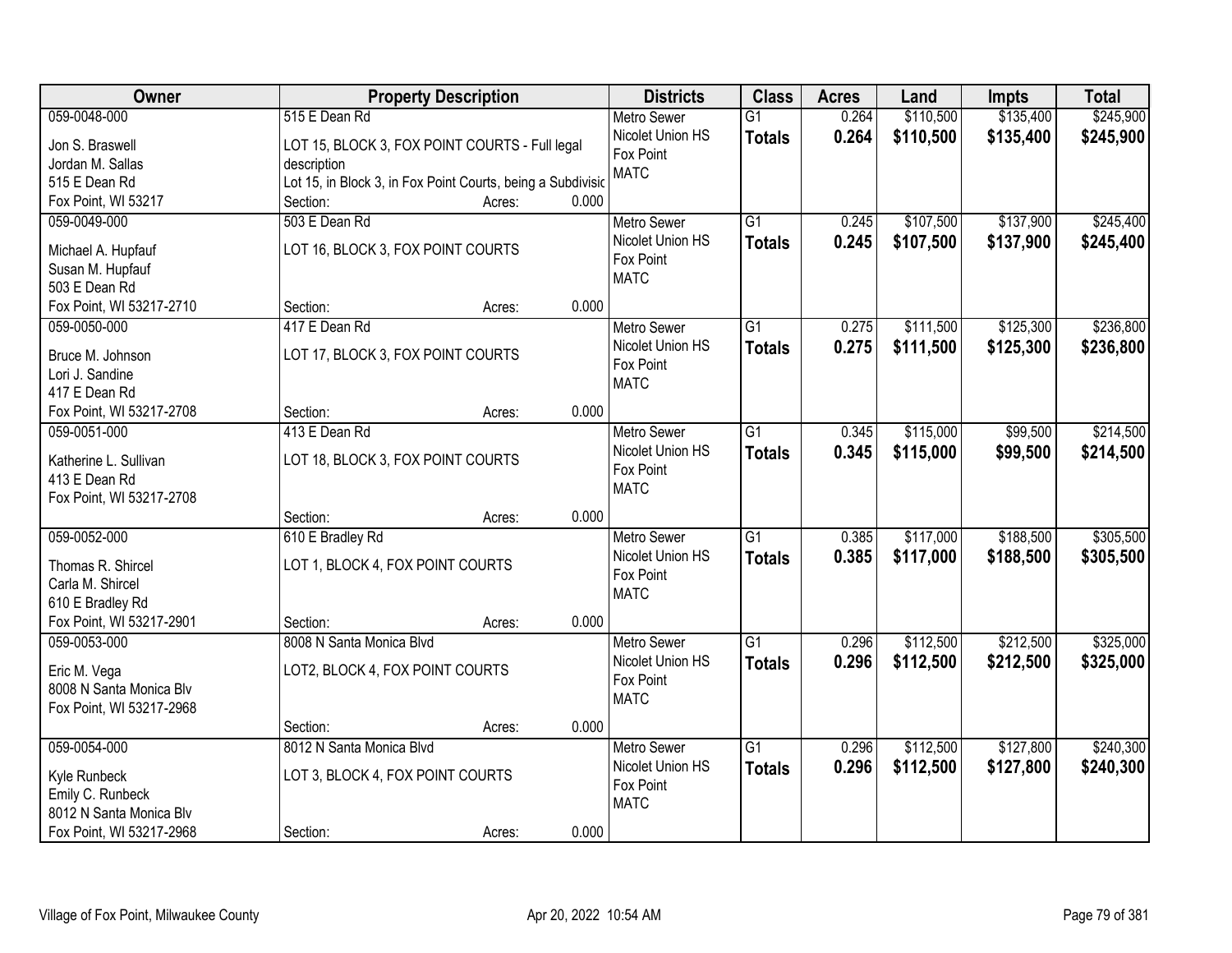| Owner | Property Description | Districts | Class | Acres | Land | Impts | Total |
|---|---|---|---|---|---|---|---|
| 059-0048-000<br>Jon S. Braswell<br>Jordan M. Sallas<br>515 E Dean Rd<br>Fox Point, WI 53217 | 515 E Dean Rd<br>LOT 15, BLOCK 3, FOX POINT COURTS - Full legal description<br>Lot 15, in Block 3, in Fox Point Courts, being a Subdivisic<br>Section: Acres: 0.000 | Metro Sewer<br>Nicolet Union HS<br>Fox Point<br>MATC | G1<br>**Totals** | 0.264<br>**0.264** | $110,500<br>**$110,500** | $135,400<br>**$135,400** | $245,900<br>**$245,900** |
| 059-0049-000<br>Michael A. Hupfauf<br>Susan M. Hupfauf<br>503 E Dean Rd<br>Fox Point, WI 53217-2710 | 503 E Dean Rd<br>LOT 16, BLOCK 3, FOX POINT COURTS<br>Section: Acres: 0.000 | Metro Sewer<br>Nicolet Union HS<br>Fox Point<br>MATC | G1<br>**Totals** | 0.245<br>**0.245** | $107,500<br>**$107,500** | $137,900<br>**$137,900** | $245,400<br>**$245,400** |
| 059-0050-000<br>Bruce M. Johnson<br>Lori J. Sandine<br>417 E Dean Rd<br>Fox Point, WI 53217-2708 | 417 E Dean Rd<br>LOT 17, BLOCK 3, FOX POINT COURTS<br>Section: Acres: 0.000 | Metro Sewer<br>Nicolet Union HS<br>Fox Point<br>MATC | G1<br>**Totals** | 0.275<br>**0.275** | $111,500<br>**$111,500** | $125,300<br>**$125,300** | $236,800<br>**$236,800** |
| 059-0051-000<br>Katherine L. Sullivan<br>413 E Dean Rd<br>Fox Point, WI 53217-2708 | 413 E Dean Rd<br>LOT 18, BLOCK 3, FOX POINT COURTS<br>Section: Acres: 0.000 | Metro Sewer<br>Nicolet Union HS<br>Fox Point<br>MATC | G1<br>**Totals** | 0.345<br>**0.345** | $115,000<br>**$115,000** | $99,500<br>**$99,500** | $214,500<br>**$214,500** |
| 059-0052-000<br>Thomas R. Shircel<br>Carla M. Shircel<br>610 E Bradley Rd<br>Fox Point, WI 53217-2901 | 610 E Bradley Rd<br>LOT 1, BLOCK 4, FOX POINT COURTS<br>Section: Acres: 0.000 | Metro Sewer<br>Nicolet Union HS<br>Fox Point<br>MATC | G1<br>**Totals** | 0.385<br>**0.385** | $117,000<br>**$117,000** | $188,500<br>**$188,500** | $305,500<br>**$305,500** |
| 059-0053-000<br>Eric M. Vega<br>8008 N Santa Monica Blv<br>Fox Point, WI 53217-2968 | 8008 N Santa Monica Blvd<br>LOT2, BLOCK 4, FOX POINT COURTS<br>Section: Acres: 0.000 | Metro Sewer<br>Nicolet Union HS<br>Fox Point<br>MATC | G1<br>**Totals** | 0.296<br>**0.296** | $112,500<br>**$112,500** | $212,500<br>**$212,500** | $325,000<br>**$325,000** |
| 059-0054-000<br>Kyle Runbeck<br>Emily C. Runbeck<br>8012 N Santa Monica Blv<br>Fox Point, WI 53217-2968 | 8012 N Santa Monica Blvd<br>LOT 3, BLOCK 4, FOX POINT COURTS<br>Section: Acres: 0.000 | Metro Sewer<br>Nicolet Union HS<br>Fox Point<br>MATC | G1<br>**Totals** | 0.296<br>**0.296** | $112,500<br>**$112,500** | $127,800<br>**$127,800** | $240,300<br>**$240,300** |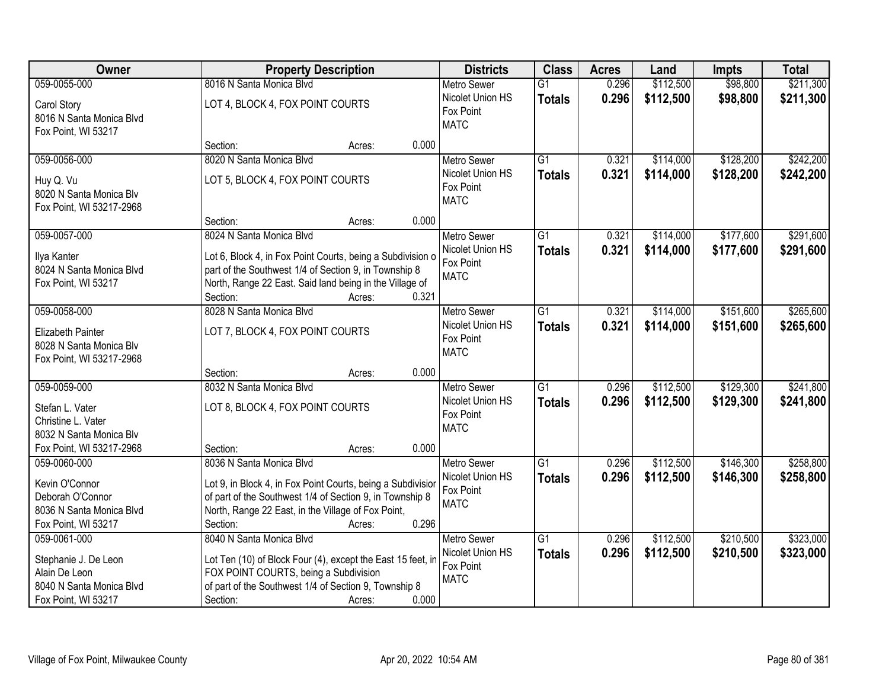| Owner | Property Description | Districts | Class | Acres | Land | Impts | Total |
|---|---|---|---|---|---|---|---|
| 059-0055-000<br>Carol Story<br>8016 N Santa Monica Blvd<br>Fox Point, WI 53217 | 8016 N Santa Monica Blvd<br>LOT 4, BLOCK 4, FOX POINT COURTS<br>Section: Acres: 0.000 | Metro Sewer<br>Nicolet Union HS<br>Fox Point<br>MATC | G1<br>**Totals** | 0.296<br>**0.296** | $112,500<br>**$112,500** | $98,800<br>**$98,800** | $211,300<br>**$211,300** |
| 059-0056-000<br>Huy Q. Vu<br>8020 N Santa Monica Blv<br>Fox Point, WI 53217-2968 | 8020 N Santa Monica Blvd<br>LOT 5, BLOCK 4, FOX POINT COURTS<br>Section: Acres: 0.000 | Metro Sewer<br>Nicolet Union HS<br>Fox Point<br>MATC | G1<br>**Totals** | 0.321<br>**0.321** | $114,000<br>**$114,000** | $128,200<br>**$128,200** | $242,200<br>**$242,200** |
| 059-0057-000<br>Ilya Kanter<br>8024 N Santa Monica Blvd<br>Fox Point, WI 53217 | 8024 N Santa Monica Blvd<br>Lot 6, Block 4, in Fox Point Courts, being a Subdivision o part of the Southwest 1/4 of Section 9, in Township 8 North, Range 22 East. Said land being in the Village of<br>Section: Acres: 0.321 | Metro Sewer<br>Nicolet Union HS<br>Fox Point<br>MATC | G1<br>**Totals** | 0.321<br>**0.321** | $114,000<br>**$114,000** | $177,600<br>**$177,600** | $291,600<br>**$291,600** |
| 059-0058-000<br>Elizabeth Painter<br>8028 N Santa Monica Blv<br>Fox Point, WI 53217-2968 | 8028 N Santa Monica Blvd<br>LOT 7, BLOCK 4, FOX POINT COURTS<br>Section: Acres: 0.000 | Metro Sewer<br>Nicolet Union HS<br>Fox Point<br>MATC | G1<br>**Totals** | 0.321<br>**0.321** | $114,000<br>**$114,000** | $151,600<br>**$151,600** | $265,600<br>**$265,600** |
| 059-0059-000<br>Stefan L. Vater<br>Christine L. Vater<br>8032 N Santa Monica Blv<br>Fox Point, WI 53217-2968 | 8032 N Santa Monica Blvd<br>LOT 8, BLOCK 4, FOX POINT COURTS<br>Section: Acres: 0.000 | Metro Sewer<br>Nicolet Union HS<br>Fox Point<br>MATC | G1<br>**Totals** | 0.296<br>**0.296** | $112,500<br>**$112,500** | $129,300<br>**$129,300** | $241,800<br>**$241,800** |
| 059-0060-000<br>Kevin O'Connor<br>Deborah O'Connor<br>8036 N Santa Monica Blvd<br>Fox Point, WI 53217 | 8036 N Santa Monica Blvd<br>Lot 9, in Block 4, in Fox Point Courts, being a Subdivisior of part of the Southwest 1/4 of Section 9, in Township 8 North, Range 22 East, in the Village of Fox Point,<br>Section: Acres: 0.296 | Metro Sewer<br>Nicolet Union HS<br>Fox Point<br>MATC | G1<br>**Totals** | 0.296<br>**0.296** | $112,500<br>**$112,500** | $146,300<br>**$146,300** | $258,800<br>**$258,800** |
| 059-0061-000<br>Stephanie J. De Leon<br>Alain De Leon<br>8040 N Santa Monica Blvd<br>Fox Point, WI 53217 | 8040 N Santa Monica Blvd<br>Lot Ten (10) of Block Four (4), except the East 15 feet, in FOX POINT COURTS, being a Subdivision of part of the Southwest 1/4 of Section 9, Township 8<br>Section: Acres: 0.000 | Metro Sewer<br>Nicolet Union HS<br>Fox Point<br>MATC | G1<br>**Totals** | 0.296<br>**0.296** | $112,500<br>**$112,500** | $210,500<br>**$210,500** | $323,000<br>**$323,000** |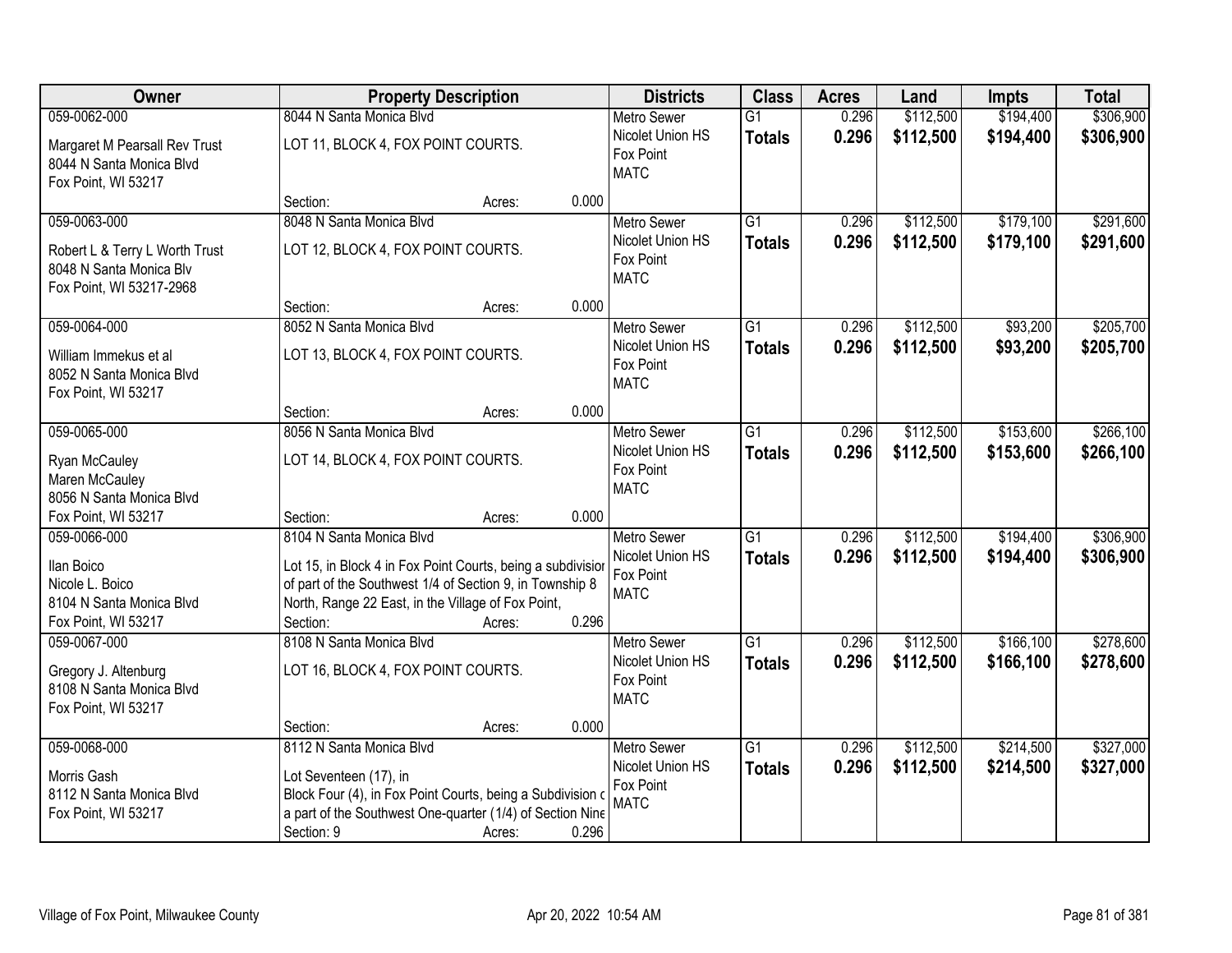| Owner | Property Description | Districts | Class | Acres | Land | Impts | Total |
|---|---|---|---|---|---|---|---|
| 059-0062-000<br>Margaret M Pearsall Rev Trust<br>8044 N Santa Monica Blvd<br>Fox Point, WI 53217 | 8044 N Santa Monica Blvd<br>LOT 11, BLOCK 4, FOX POINT COURTS.<br>Section: Acres: 0.000 | Metro Sewer<br>Nicolet Union HS<br>Fox Point<br>MATC | G1<br>**Totals** | 0.296<br>**0.296** | $112,500<br>**$112,500** | $194,400<br>**$194,400** | $306,900<br>**$306,900** |
| 059-0063-000<br>Robert L & Terry L Worth Trust<br>8048 N Santa Monica Blv<br>Fox Point, WI 53217-2968 | 8048 N Santa Monica Blvd<br>LOT 12, BLOCK 4, FOX POINT COURTS.<br>Section: Acres: 0.000 | Metro Sewer<br>Nicolet Union HS<br>Fox Point<br>MATC | G1<br>**Totals** | 0.296<br>**0.296** | $112,500<br>**$112,500** | $179,100<br>**$179,100** | $291,600<br>**$291,600** |
| 059-0064-000<br>William Immekus et al<br>8052 N Santa Monica Blvd<br>Fox Point, WI 53217 | 8052 N Santa Monica Blvd<br>LOT 13, BLOCK 4, FOX POINT COURTS.<br>Section: Acres: 0.000 | Metro Sewer<br>Nicolet Union HS<br>Fox Point<br>MATC | G1<br>**Totals** | 0.296<br>**0.296** | $112,500<br>**$112,500** | $93,200<br>**$93,200** | $205,700<br>**$205,700** |
| 059-0065-000<br>Ryan McCauley<br>Maren McCauley<br>8056 N Santa Monica Blvd<br>Fox Point, WI 53217 | 8056 N Santa Monica Blvd<br>LOT 14, BLOCK 4, FOX POINT COURTS.<br>Section: Acres: 0.000 | Metro Sewer<br>Nicolet Union HS<br>Fox Point<br>MATC | G1<br>**Totals** | 0.296<br>**0.296** | $112,500<br>**$112,500** | $153,600<br>**$153,600** | $266,100<br>**$266,100** |
| 059-0066-000<br>Ilan Boico<br>Nicole L. Boico<br>8104 N Santa Monica Blvd<br>Fox Point, WI 53217 | 8104 N Santa Monica Blvd<br>Lot 15, in Block 4 in Fox Point Courts, being a subdivision of part of the Southwest 1/4 of Section 9, in Township 8 North, Range 22 East, in the Village of Fox Point,<br>Section: Acres: 0.296 | Metro Sewer<br>Nicolet Union HS<br>Fox Point<br>MATC | G1<br>**Totals** | 0.296<br>**0.296** | $112,500<br>**$112,500** | $194,400<br>**$194,400** | $306,900<br>**$306,900** |
| 059-0067-000<br>Gregory J. Altenburg<br>8108 N Santa Monica Blvd<br>Fox Point, WI 53217 | 8108 N Santa Monica Blvd<br>LOT 16, BLOCK 4, FOX POINT COURTS.<br>Section: Acres: 0.000 | Metro Sewer<br>Nicolet Union HS<br>Fox Point<br>MATC | G1<br>**Totals** | 0.296<br>**0.296** | $112,500<br>**$112,500** | $166,100<br>**$166,100** | $278,600<br>**$278,600** |
| 059-0068-000<br>Morris Gash<br>8112 N Santa Monica Blvd<br>Fox Point, WI 53217 | 8112 N Santa Monica Blvd<br>Lot Seventeen (17), in Block Four (4), in Fox Point Courts, being a Subdivision of a part of the Southwest One-quarter (1/4) of Section Nine<br>Section: 9 Acres: 0.296 | Metro Sewer<br>Nicolet Union HS<br>Fox Point<br>MATC | G1<br>**Totals** | 0.296<br>**0.296** | $112,500<br>**$112,500** | $214,500<br>**$214,500** | $327,000<br>**$327,000** |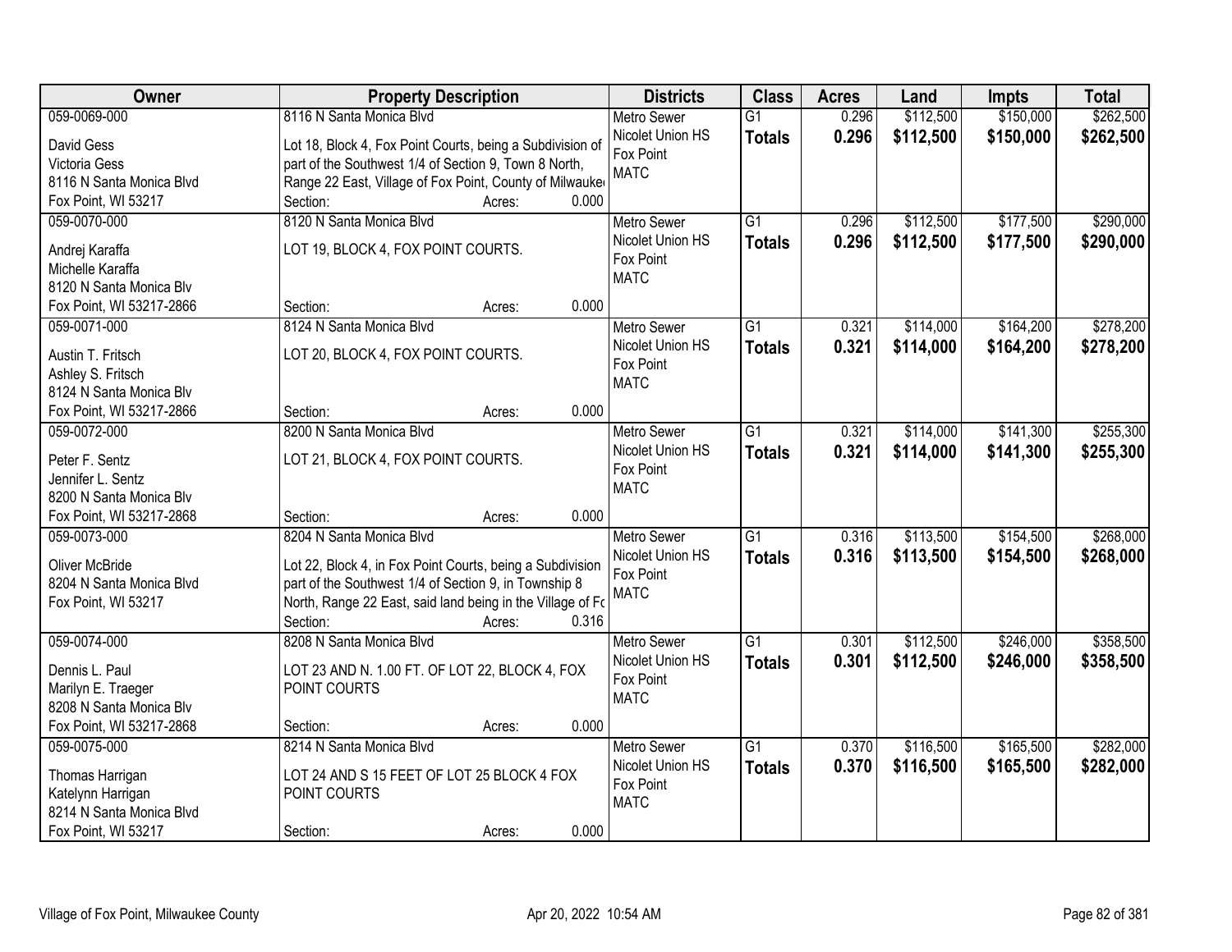| Owner | Property Description | Districts | Class | Acres | Land | Impts | Total |
|---|---|---|---|---|---|---|---|
| 059-0069-000<br>David Gess<br>Victoria Gess<br>8116 N Santa Monica Blvd<br>Fox Point, WI 53217 | 8116 N Santa Monica Blvd<br>Lot 18, Block 4, Fox Point Courts, being a Subdivision of part of the Southwest 1/4 of Section 9, Town 8 North, Range 22 East, Village of Fox Point, County of Milwauke<br>Section: Acres: 0.000 | Metro Sewer<br>Nicolet Union HS<br>Fox Point<br>MATC | G1<br>**Totals** | 0.296<br>**0.296** | $112,500<br>**$112,500** | $150,000<br>**$150,000** | $262,500<br>**$262,500** |
| 059-0070-000<br>Andrej Karaffa<br>Michelle Karaffa<br>8120 N Santa Monica Blv<br>Fox Point, WI 53217-2866 | 8120 N Santa Monica Blvd<br>LOT 19, BLOCK 4, FOX POINT COURTS.<br>Section: Acres: 0.000 | Metro Sewer<br>Nicolet Union HS<br>Fox Point<br>MATC | G1<br>**Totals** | 0.296<br>**0.296** | $112,500<br>**$112,500** | $177,500<br>**$177,500** | $290,000<br>**$290,000** |
| 059-0071-000<br>Austin T. Fritsch<br>Ashley S. Fritsch<br>8124 N Santa Monica Blv<br>Fox Point, WI 53217-2866 | 8124 N Santa Monica Blvd<br>LOT 20, BLOCK 4, FOX POINT COURTS.<br>Section: Acres: 0.000 | Metro Sewer<br>Nicolet Union HS<br>Fox Point<br>MATC | G1<br>**Totals** | 0.321<br>**0.321** | $114,000<br>**$114,000** | $164,200<br>**$164,200** | $278,200<br>**$278,200** |
| 059-0072-000<br>Peter F. Sentz<br>Jennifer L. Sentz<br>8200 N Santa Monica Blv<br>Fox Point, WI 53217-2868 | 8200 N Santa Monica Blvd<br>LOT 21, BLOCK 4, FOX POINT COURTS.<br>Section: Acres: 0.000 | Metro Sewer<br>Nicolet Union HS<br>Fox Point<br>MATC | G1<br>**Totals** | 0.321<br>**0.321** | $114,000<br>**$114,000** | $141,300<br>**$141,300** | $255,300<br>**$255,300** |
| 059-0073-000<br>Oliver McBride<br>8204 N Santa Monica Blvd<br>Fox Point, WI 53217 | 8204 N Santa Monica Blvd<br>Lot 22, Block 4, in Fox Point Courts, being a Subdivision part of the Southwest 1/4 of Section 9, in Township 8 North, Range 22 East, said land being in the Village of Fc<br>Section: Acres: 0.316 | Metro Sewer<br>Nicolet Union HS<br>Fox Point<br>MATC | G1<br>**Totals** | 0.316<br>**0.316** | $113,500<br>**$113,500** | $154,500<br>**$154,500** | $268,000<br>**$268,000** |
| 059-0074-000<br>Dennis L. Paul<br>Marilyn E. Traeger<br>8208 N Santa Monica Blv<br>Fox Point, WI 53217-2868 | 8208 N Santa Monica Blvd<br>LOT 23 AND N. 1.00 FT. OF LOT 22, BLOCK 4, FOX POINT COURTS<br>Section: Acres: 0.000 | Metro Sewer<br>Nicolet Union HS<br>Fox Point<br>MATC | G1<br>**Totals** | 0.301<br>**0.301** | $112,500<br>**$112,500** | $246,000<br>**$246,000** | $358,500<br>**$358,500** |
| 059-0075-000<br>Thomas Harrigan<br>Katelynn Harrigan<br>8214 N Santa Monica Blvd<br>Fox Point, WI 53217 | 8214 N Santa Monica Blvd<br>LOT 24 AND S 15 FEET OF LOT 25 BLOCK 4 FOX POINT COURTS<br>Section: Acres: 0.000 | Metro Sewer<br>Nicolet Union HS<br>Fox Point<br>MATC | G1<br>**Totals** | 0.370<br>**0.370** | $116,500<br>**$116,500** | $165,500<br>**$165,500** | $282,000<br>**$282,000** |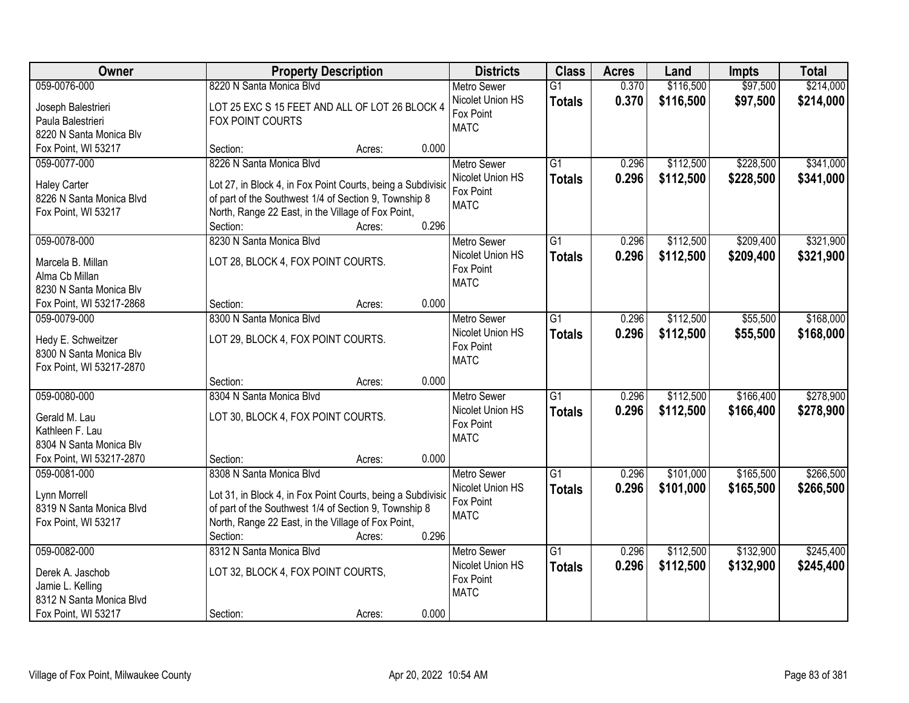| Owner | Property Description | Districts | Class | Acres | Land | Impts | Total |
|---|---|---|---|---|---|---|---|
| 059-0076-000<br>Joseph Balestrieri<br>Paula Balestrieri<br>8220 N Santa Monica Blv<br>Fox Point, WI 53217 | 8220 N Santa Monica Blvd<br>LOT 25 EXC S 15 FEET AND ALL OF LOT 26 BLOCK 4 FOX POINT COURTS<br>Section: Acres: 0.000 | Metro Sewer<br>Nicolet Union HS<br>Fox Point<br>MATC | G1<br>**Totals** | 0.370<br>**0.370** | $116,500<br>**$116,500** | $97,500<br>**$97,500** | $214,000<br>**$214,000** |
| 059-0077-000<br>Haley Carter<br>8226 N Santa Monica Blvd<br>Fox Point, WI 53217 | 8226 N Santa Monica Blvd<br>Lot 27, in Block 4, in Fox Point Courts, being a Subdivisic of part of the Southwest 1/4 of Section 9, Township 8 North, Range 22 East, in the Village of Fox Point,<br>Section: Acres: 0.296 | Metro Sewer<br>Nicolet Union HS<br>Fox Point<br>MATC | G1<br>**Totals** | 0.296<br>**0.296** | $112,500<br>**$112,500** | $228,500<br>**$228,500** | $341,000<br>**$341,000** |
| 059-0078-000<br>Marcela B. Millan<br>Alma Cb Millan<br>8230 N Santa Monica Blv<br>Fox Point, WI 53217-2868 | 8230 N Santa Monica Blvd<br>LOT 28, BLOCK 4, FOX POINT COURTS.<br>Section: Acres: 0.000 | Metro Sewer<br>Nicolet Union HS<br>Fox Point<br>MATC | G1<br>**Totals** | 0.296<br>**0.296** | $112,500<br>**$112,500** | $209,400<br>**$209,400** | $321,900<br>**$321,900** |
| 059-0079-000<br>Hedy E. Schweitzer<br>8300 N Santa Monica Blv<br>Fox Point, WI 53217-2870 | 8300 N Santa Monica Blvd<br>LOT 29, BLOCK 4, FOX POINT COURTS.<br>Section: Acres: 0.000 | Metro Sewer<br>Nicolet Union HS<br>Fox Point<br>MATC | G1<br>**Totals** | 0.296<br>**0.296** | $112,500<br>**$112,500** | $55,500<br>**$55,500** | $168,000<br>**$168,000** |
| 059-0080-000<br>Gerald M. Lau<br>Kathleen F. Lau<br>8304 N Santa Monica Blv<br>Fox Point, WI 53217-2870 | 8304 N Santa Monica Blvd<br>LOT 30, BLOCK 4, FOX POINT COURTS.<br>Section: Acres: 0.000 | Metro Sewer<br>Nicolet Union HS<br>Fox Point<br>MATC | G1<br>**Totals** | 0.296<br>**0.296** | $112,500<br>**$112,500** | $166,400<br>**$166,400** | $278,900<br>**$278,900** |
| 059-0081-000<br>Lynn Morrell<br>8319 N Santa Monica Blvd<br>Fox Point, WI 53217 | 8308 N Santa Monica Blvd<br>Lot 31, in Block 4, in Fox Point Courts, being a Subdivisic of part of the Southwest 1/4 of Section 9, Township 8 North, Range 22 East, in the Village of Fox Point,<br>Section: Acres: 0.296 | Metro Sewer<br>Nicolet Union HS<br>Fox Point<br>MATC | G1<br>**Totals** | 0.296<br>**0.296** | $101,000<br>**$101,000** | $165,500<br>**$165,500** | $266,500<br>**$266,500** |
| 059-0082-000<br>Derek A. Jaschob<br>Jamie L. Kelling<br>8312 N Santa Monica Blvd<br>Fox Point, WI 53217 | 8312 N Santa Monica Blvd<br>LOT 32, BLOCK 4, FOX POINT COURTS,<br>Section: Acres: 0.000 | Metro Sewer<br>Nicolet Union HS<br>Fox Point<br>MATC | G1<br>**Totals** | 0.296<br>**0.296** | $112,500<br>**$112,500** | $132,900<br>**$132,900** | $245,400<br>**$245,400** |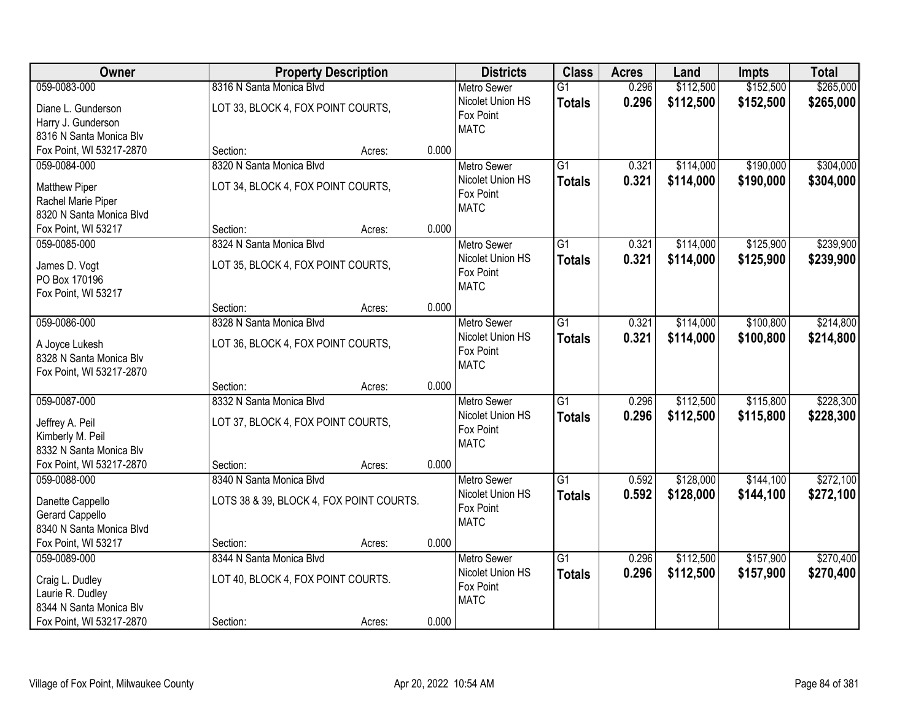| Owner | Property Description | Districts | Class | Acres | Land | Impts | Total |
|---|---|---|---|---|---|---|---|
| 059-0083-000<br>Diane L. Gunderson<br>Harry J. Gunderson<br>8316 N Santa Monica Blv<br>Fox Point, WI 53217-2870 | 8316 N Santa Monica Blvd<br>LOT 33, BLOCK 4, FOX POINT COURTS,<br>Section: Acres: 0.000 | Metro Sewer<br>Nicolet Union HS<br>Fox Point<br>MATC | G1<br>**Totals** | 0.296<br>**0.296** | $112,500<br>**$112,500** | $152,500<br>**$152,500** | $265,000<br>**$265,000** |
| 059-0084-000<br>Matthew Piper<br>Rachel Marie Piper<br>8320 N Santa Monica Blvd<br>Fox Point, WI 53217 | 8320 N Santa Monica Blvd<br>LOT 34, BLOCK 4, FOX POINT COURTS,<br>Section: Acres: 0.000 | Metro Sewer<br>Nicolet Union HS<br>Fox Point<br>MATC | G1<br>**Totals** | 0.321<br>**0.321** | $114,000<br>**$114,000** | $190,000<br>**$190,000** | $304,000<br>**$304,000** |
| 059-0085-000<br>James D. Vogt<br>PO Box 170196<br>Fox Point, WI 53217 | 8324 N Santa Monica Blvd<br>LOT 35, BLOCK 4, FOX POINT COURTS,<br>Section: Acres: 0.000 | Metro Sewer<br>Nicolet Union HS<br>Fox Point<br>MATC | G1<br>**Totals** | 0.321<br>**0.321** | $114,000<br>**$114,000** | $125,900<br>**$125,900** | $239,900<br>**$239,900** |
| 059-0086-000<br>A Joyce Lukesh<br>8328 N Santa Monica Blv<br>Fox Point, WI 53217-2870 | 8328 N Santa Monica Blvd<br>LOT 36, BLOCK 4, FOX POINT COURTS,<br>Section: Acres: 0.000 | Metro Sewer<br>Nicolet Union HS<br>Fox Point<br>MATC | G1<br>**Totals** | 0.321<br>**0.321** | $114,000<br>**$114,000** | $100,800<br>**$100,800** | $214,800<br>**$214,800** |
| 059-0087-000<br>Jeffrey A. Peil<br>Kimberly M. Peil<br>8332 N Santa Monica Blv<br>Fox Point, WI 53217-2870 | 8332 N Santa Monica Blvd<br>LOT 37, BLOCK 4, FOX POINT COURTS,<br>Section: Acres: 0.000 | Metro Sewer<br>Nicolet Union HS<br>Fox Point<br>MATC | G1<br>**Totals** | 0.296<br>**0.296** | $112,500<br>**$112,500** | $115,800<br>**$115,800** | $228,300<br>**$228,300** |
| 059-0088-000<br>Danette Cappello<br>Gerard Cappello<br>8340 N Santa Monica Blvd<br>Fox Point, WI 53217 | 8340 N Santa Monica Blvd<br>LOTS 38 & 39, BLOCK 4, FOX POINT COURTS.<br>Section: Acres: 0.000 | Metro Sewer<br>Nicolet Union HS<br>Fox Point<br>MATC | G1<br>**Totals** | 0.592<br>**0.592** | $128,000<br>**$128,000** | $144,100<br>**$144,100** | $272,100<br>**$272,100** |
| 059-0089-000<br>Craig L. Dudley<br>Laurie R. Dudley<br>8344 N Santa Monica Blv<br>Fox Point, WI 53217-2870 | 8344 N Santa Monica Blvd<br>LOT 40, BLOCK 4, FOX POINT COURTS.<br>Section: Acres: 0.000 | Metro Sewer<br>Nicolet Union HS<br>Fox Point<br>MATC | G1<br>**Totals** | 0.296<br>**0.296** | $112,500<br>**$112,500** | $157,900<br>**$157,900** | $270,400<br>**$270,400** |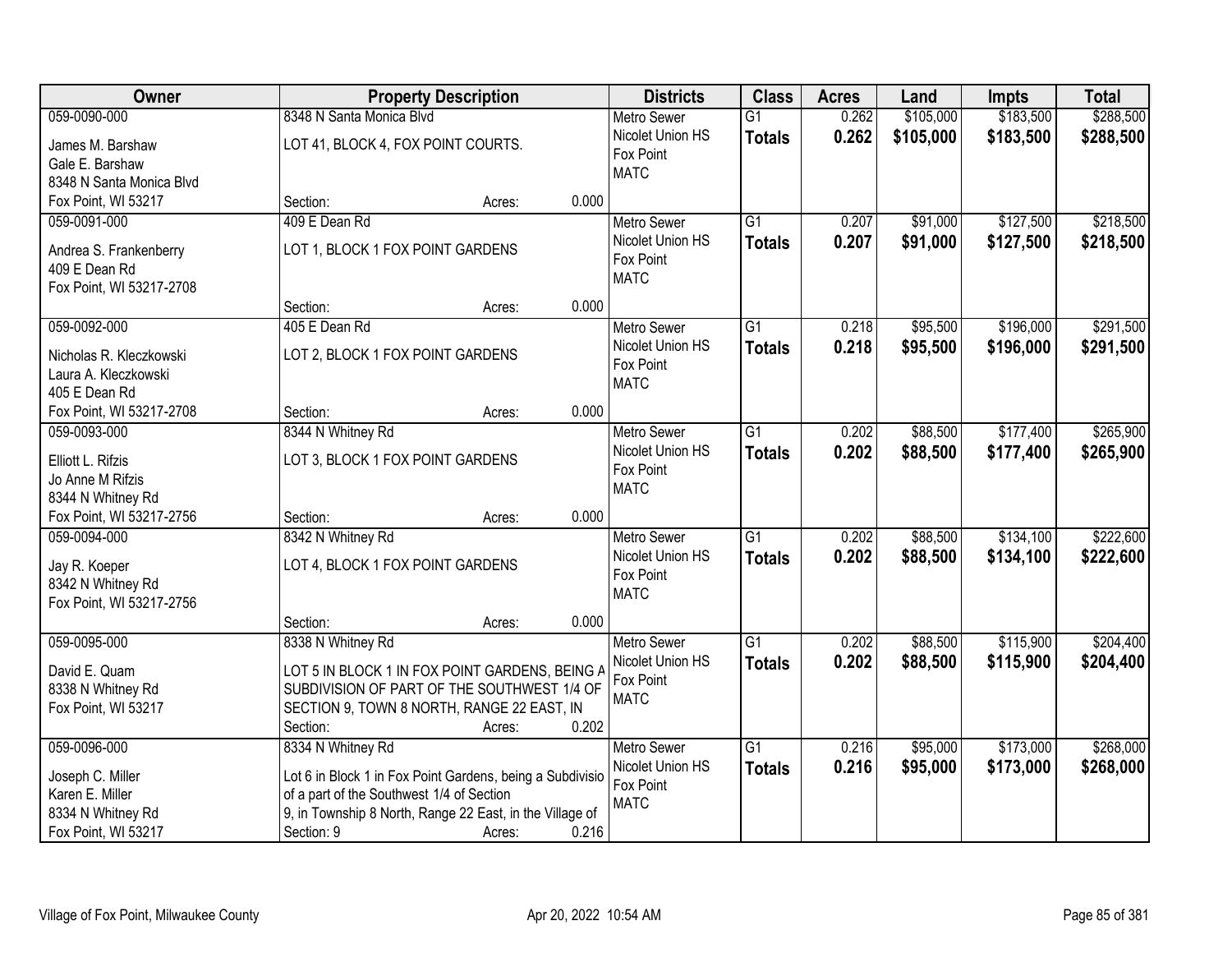| Owner | Property Description | Districts | Class | Acres | Land | Impts | Total |
|---|---|---|---|---|---|---|---|
| 059-0090-000<br>James M. Barshaw<br>Gale E. Barshaw<br>8348 N Santa Monica Blvd<br>Fox Point, WI 53217 | 8348 N Santa Monica Blvd<br>LOT 41, BLOCK 4, FOX POINT COURTS.<br>Section: Acres: 0.000 | Metro Sewer<br>Nicolet Union HS<br>Fox Point<br>MATC | G1<br>**Totals** | 0.262<br>**0.262** | $105,000<br>**$105,000** | $183,500<br>**$183,500** | $288,500<br>**$288,500** |
| 059-0091-000<br>Andrea S. Frankenberry<br>409 E Dean Rd<br>Fox Point, WI 53217-2708 | 409 E Dean Rd<br>LOT 1, BLOCK 1 FOX POINT GARDENS<br>Section: Acres: 0.000 | Metro Sewer<br>Nicolet Union HS<br>Fox Point<br>MATC | G1<br>**Totals** | 0.207<br>**0.207** | $91,000<br>**$91,000** | $127,500<br>**$127,500** | $218,500<br>**$218,500** |
| 059-0092-000<br>Nicholas R. Kleczkowski<br>Laura A. Kleczkowski<br>405 E Dean Rd<br>Fox Point, WI 53217-2708 | 405 E Dean Rd<br>LOT 2, BLOCK 1 FOX POINT GARDENS<br>Section: Acres: 0.000 | Metro Sewer<br>Nicolet Union HS<br>Fox Point<br>MATC | G1<br>**Totals** | 0.218<br>**0.218** | $95,500<br>**$95,500** | $196,000<br>**$196,000** | $291,500<br>**$291,500** |
| 059-0093-000<br>Elliott L. Rifzis<br>Jo Anne M Rifzis<br>8344 N Whitney Rd<br>Fox Point, WI 53217-2756 | 8344 N Whitney Rd<br>LOT 3, BLOCK 1 FOX POINT GARDENS<br>Section: Acres: 0.000 | Metro Sewer<br>Nicolet Union HS<br>Fox Point<br>MATC | G1<br>**Totals** | 0.202<br>**0.202** | $88,500<br>**$88,500** | $177,400<br>**$177,400** | $265,900<br>**$265,900** |
| 059-0094-000<br>Jay R. Koeper<br>8342 N Whitney Rd<br>Fox Point, WI 53217-2756 | 8342 N Whitney Rd<br>LOT 4, BLOCK 1 FOX POINT GARDENS<br>Section: Acres: 0.000 | Metro Sewer<br>Nicolet Union HS<br>Fox Point<br>MATC | G1<br>**Totals** | 0.202<br>**0.202** | $88,500<br>**$88,500** | $134,100<br>**$134,100** | $222,600<br>**$222,600** |
| 059-0095-000<br>David E. Quam<br>8338 N Whitney Rd<br>Fox Point, WI 53217 | 8338 N Whitney Rd<br>LOT 5 IN BLOCK 1 IN FOX POINT GARDENS, BEING A SUBDIVISION OF PART OF THE SOUTHWEST 1/4 OF SECTION 9, TOWN 8 NORTH, RANGE 22 EAST, IN<br>Section: Acres: 0.202 | Metro Sewer<br>Nicolet Union HS<br>Fox Point<br>MATC | G1<br>**Totals** | 0.202<br>**0.202** | $88,500<br>**$88,500** | $115,900<br>**$115,900** | $204,400<br>**$204,400** |
| 059-0096-000<br>Joseph C. Miller<br>Karen E. Miller<br>8334 N Whitney Rd<br>Fox Point, WI 53217 | 8334 N Whitney Rd<br>Lot 6 in Block 1 in Fox Point Gardens, being a Subdivisio of a part of the Southwest 1/4 of Section 9, in Township 8 North, Range 22 East, in the Village of<br>Section: 9 Acres: 0.216 | Metro Sewer<br>Nicolet Union HS<br>Fox Point<br>MATC | G1<br>**Totals** | 0.216<br>**0.216** | $95,000<br>**$95,000** | $173,000<br>**$173,000** | $268,000<br>**$268,000** |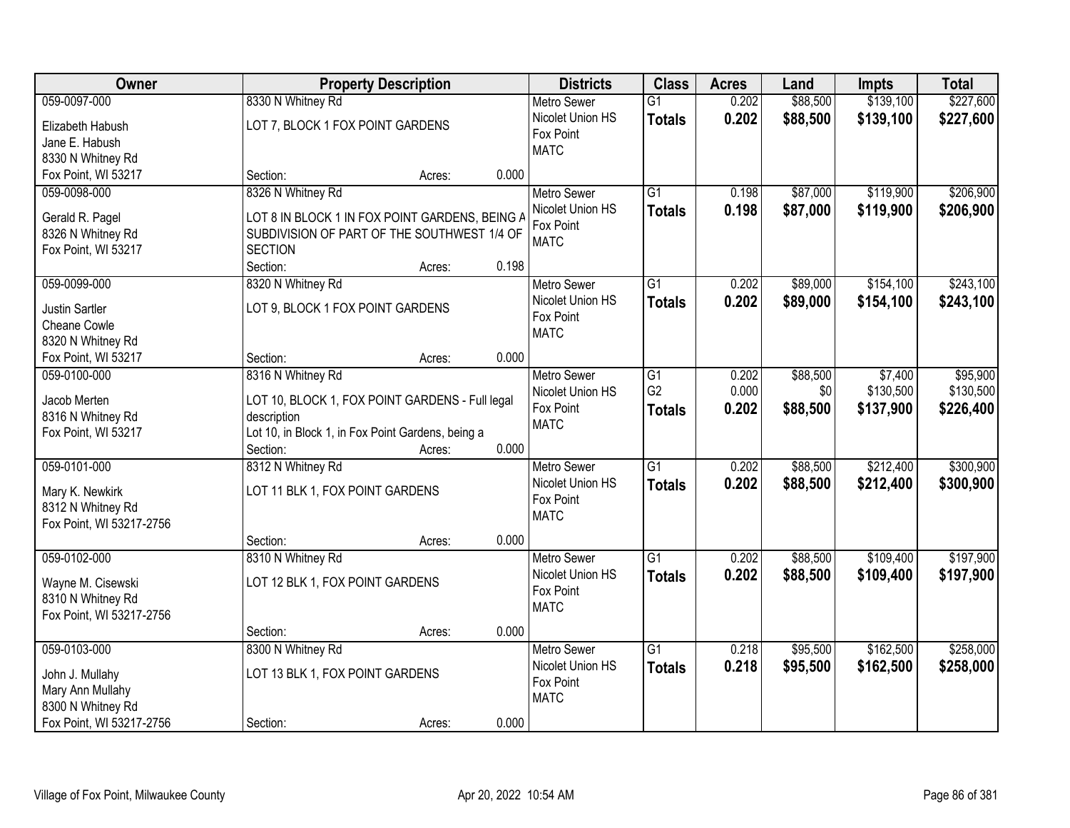| Owner | Property Description | | | Districts | Class | Acres | Land | Impts | Total |
|---|---|---|---|---|---|---|---|---|---|
| 059-0097-000<br>Elizabeth Habush<br>Jane E. Habush<br>8330 N Whitney Rd<br>Fox Point, WI 53217 | 8330 N Whitney Rd<br>LOT 7, BLOCK 1 FOX POINT GARDENS<br>Section: | Acres: | 0.000 | Metro Sewer<br>Nicolet Union HS<br>Fox Point<br>MATC | G1<br>**Totals** | 0.202<br>**0.202** | $88,500<br>**$88,500** | $139,100<br>**$139,100** | $227,600<br>**$227,600** |
| 059-0098-000<br>Gerald R. Pagel<br>8326 N Whitney Rd<br>Fox Point, WI 53217 | 8326 N Whitney Rd<br>LOT 8 IN BLOCK 1 IN FOX POINT GARDENS, BEING A SUBDIVISION OF PART OF THE SOUTHWEST 1/4 OF SECTION<br>Section: | Acres: | 0.198 | Metro Sewer<br>Nicolet Union HS<br>Fox Point<br>MATC | G1<br>**Totals** | 0.198<br>**0.198** | $87,000<br>**$87,000** | $119,900<br>**$119,900** | $206,900<br>**$206,900** |
| 059-0099-000<br>Justin Sartler<br>Cheane Cowle<br>8320 N Whitney Rd<br>Fox Point, WI 53217 | 8320 N Whitney Rd<br>LOT 9, BLOCK 1 FOX POINT GARDENS<br>Section: | Acres: | 0.000 | Metro Sewer<br>Nicolet Union HS<br>Fox Point<br>MATC | G1<br>**Totals** | 0.202<br>**0.202** | $89,000<br>**$89,000** | $154,100<br>**$154,100** | $243,100<br>**$243,100** |
| 059-0100-000<br>Jacob Merten<br>8316 N Whitney Rd<br>Fox Point, WI 53217 | 8316 N Whitney Rd<br>LOT 10, BLOCK 1, FOX POINT GARDENS - Full legal description<br>Lot 10, in Block 1, in Fox Point Gardens, being a<br>Section: | Acres: | 0.000 | Metro Sewer<br>Nicolet Union HS<br>Fox Point<br>MATC | G1<br>G2<br>**Totals** | 0.202<br>0.000<br>**0.202** | $88,500<br>$0<br>**$88,500** | $7,400<br>$130,500<br>**$137,900** | $95,900<br>$130,500<br>**$226,400** |
| 059-0101-000<br>Mary K. Newkirk<br>8312 N Whitney Rd<br>Fox Point, WI 53217-2756 | 8312 N Whitney Rd<br>LOT 11 BLK 1, FOX POINT GARDENS<br>Section: | Acres: | 0.000 | Metro Sewer<br>Nicolet Union HS<br>Fox Point<br>MATC | G1<br>**Totals** | 0.202<br>**0.202** | $88,500<br>**$88,500** | $212,400<br>**$212,400** | $300,900<br>**$300,900** |
| 059-0102-000<br>Wayne M. Cisewski<br>8310 N Whitney Rd<br>Fox Point, WI 53217-2756 | 8310 N Whitney Rd<br>LOT 12 BLK 1, FOX POINT GARDENS<br>Section: | Acres: | 0.000 | Metro Sewer<br>Nicolet Union HS<br>Fox Point<br>MATC | G1<br>**Totals** | 0.202<br>**0.202** | $88,500<br>**$88,500** | $109,400<br>**$109,400** | $197,900<br>**$197,900** |
| 059-0103-000<br>John J. Mullahy<br>Mary Ann Mullahy<br>8300 N Whitney Rd<br>Fox Point, WI 53217-2756 | 8300 N Whitney Rd<br>LOT 13 BLK 1, FOX POINT GARDENS<br>Section: | Acres: | 0.000 | Metro Sewer<br>Nicolet Union HS<br>Fox Point<br>MATC | G1<br>**Totals** | 0.218<br>**0.218** | $95,500<br>**$95,500** | $162,500<br>**$162,500** | $258,000<br>**$258,000** |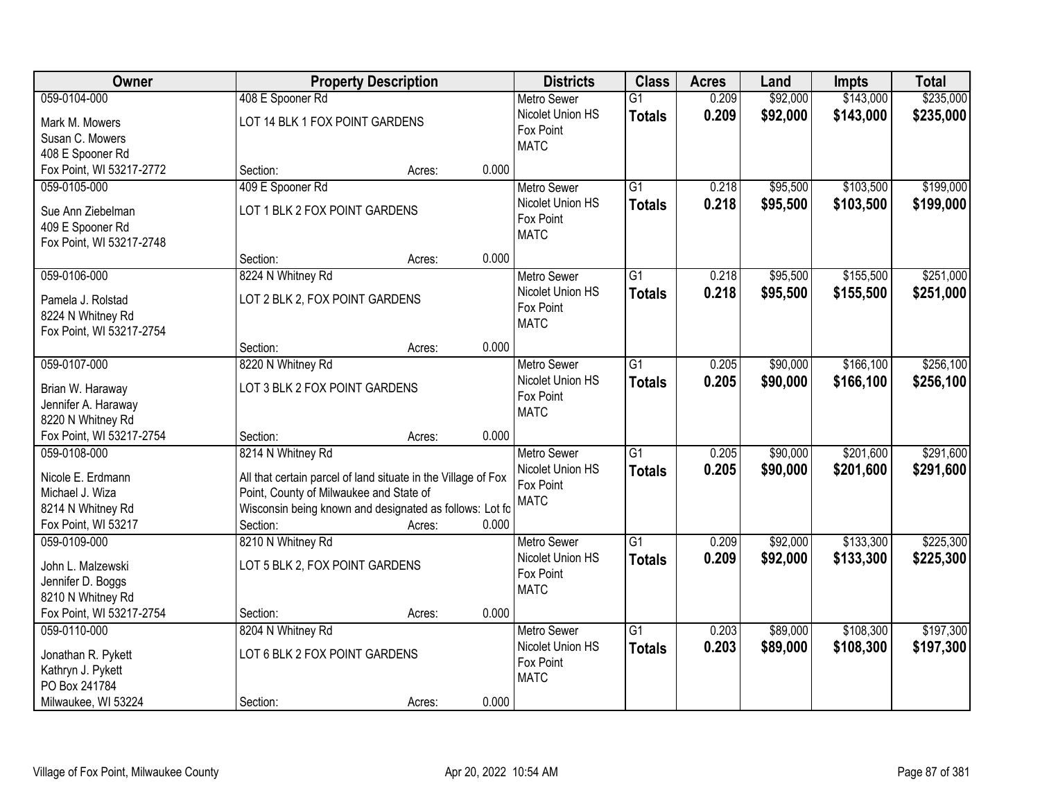| Owner | Property Description | Districts | Class | Acres | Land | Impts | Total |
|---|---|---|---|---|---|---|---|
| 059-0104-000<br>Mark M. Mowers<br>Susan C. Mowers<br>408 E Spooner Rd<br>Fox Point, WI 53217-2772 | 408 E Spooner Rd<br>LOT 14 BLK 1 FOX POINT GARDENS<br>Section: Acres: 0.000 | Metro Sewer<br>Nicolet Union HS<br>Fox Point<br>MATC | G1<br>**Totals** | 0.209<br>**0.209** | $92,000<br>**$92,000** | $143,000<br>**$143,000** | $235,000<br>**$235,000** |
| 059-0105-000<br>Sue Ann Ziebelman<br>409 E Spooner Rd<br>Fox Point, WI 53217-2748 | 409 E Spooner Rd<br>LOT 1 BLK 2 FOX POINT GARDENS<br>Section: Acres: 0.000 | Metro Sewer<br>Nicolet Union HS<br>Fox Point<br>MATC | G1<br>**Totals** | 0.218<br>**0.218** | $95,500<br>**$95,500** | $103,500<br>**$103,500** | $199,000<br>**$199,000** |
| 059-0106-000<br>Pamela J. Rolstad<br>8224 N Whitney Rd<br>Fox Point, WI 53217-2754 | 8224 N Whitney Rd<br>LOT 2 BLK 2, FOX POINT GARDENS<br>Section: Acres: 0.000 | Metro Sewer<br>Nicolet Union HS<br>Fox Point<br>MATC | G1<br>**Totals** | 0.218<br>**0.218** | $95,500<br>**$95,500** | $155,500<br>**$155,500** | $251,000<br>**$251,000** |
| 059-0107-000<br>Brian W. Haraway<br>Jennifer A. Haraway<br>8220 N Whitney Rd<br>Fox Point, WI 53217-2754 | 8220 N Whitney Rd<br>LOT 3 BLK 2 FOX POINT GARDENS<br>Section: Acres: 0.000 | Metro Sewer<br>Nicolet Union HS<br>Fox Point<br>MATC | G1<br>**Totals** | 0.205<br>**0.205** | $90,000<br>**$90,000** | $166,100<br>**$166,100** | $256,100<br>**$256,100** |
| 059-0108-000<br>Nicole E. Erdmann<br>Michael J. Wiza<br>8214 N Whitney Rd<br>Fox Point, WI 53217 | 8214 N Whitney Rd<br>All that certain parcel of land situate in the Village of Fox Point, County of Milwaukee and State of Wisconsin being known and designated as follows: Lot fo<br>Section: Acres: 0.000 | Metro Sewer<br>Nicolet Union HS<br>Fox Point<br>MATC | G1<br>**Totals** | 0.205<br>**0.205** | $90,000<br>**$90,000** | $201,600<br>**$201,600** | $291,600<br>**$291,600** |
| 059-0109-000<br>John L. Malzewski<br>Jennifer D. Boggs<br>8210 N Whitney Rd<br>Fox Point, WI 53217-2754 | 8210 N Whitney Rd<br>LOT 5 BLK 2, FOX POINT GARDENS<br>Section: Acres: 0.000 | Metro Sewer<br>Nicolet Union HS<br>Fox Point<br>MATC | G1<br>**Totals** | 0.209<br>**0.209** | $92,000<br>**$92,000** | $133,300<br>**$133,300** | $225,300<br>**$225,300** |
| 059-0110-000<br>Jonathan R. Pykett<br>Kathryn J. Pykett<br>PO Box 241784<br>Milwaukee, WI 53224 | 8204 N Whitney Rd<br>LOT 6 BLK 2 FOX POINT GARDENS<br>Section: Acres: 0.000 | Metro Sewer<br>Nicolet Union HS<br>Fox Point<br>MATC | G1<br>**Totals** | 0.203<br>**0.203** | $89,000<br>**$89,000** | $108,300<br>**$108,300** | $197,300<br>**$197,300** |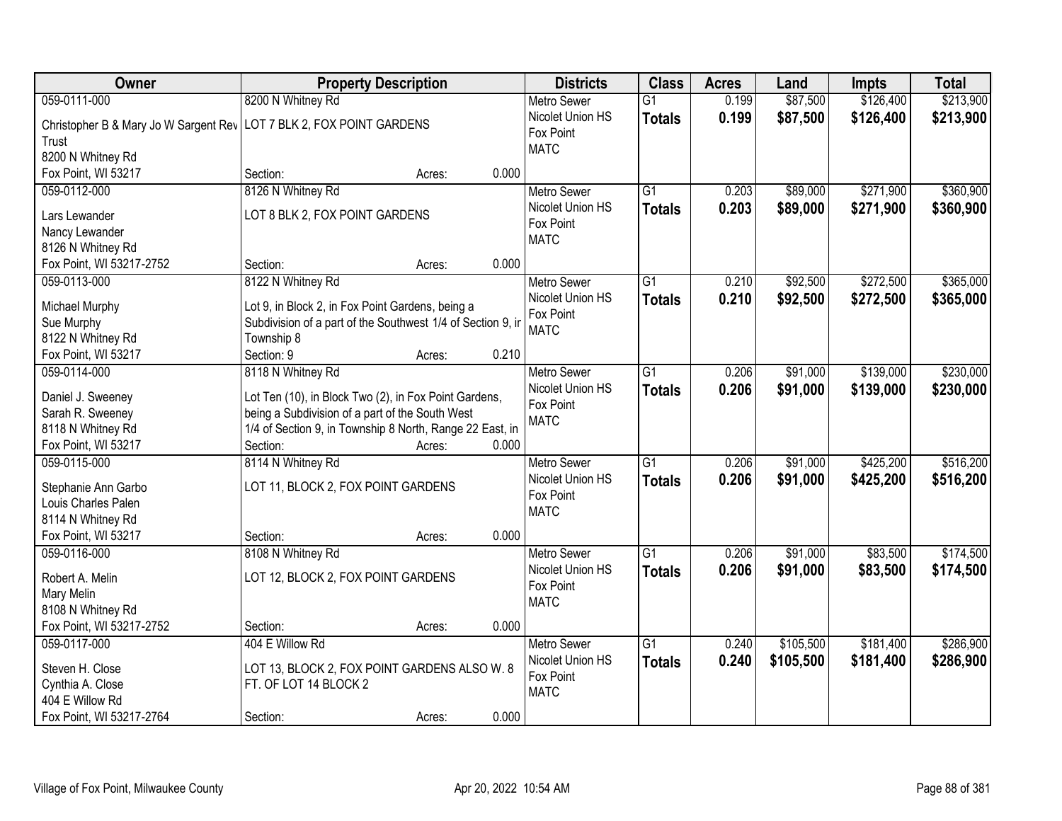| Owner | Property Description | Districts | Class | Acres | Land | Impts | Total |
|---|---|---|---|---|---|---|---|
| 059-0111-000<br>Christopher B & Mary Jo W Sargent Rev Trust<br>8200 N Whitney Rd<br>Fox Point, WI 53217 | 8200 N Whitney Rd<br>LOT 7 BLK 2, FOX POINT GARDENS<br>Section: Acres: 0.000 | Metro Sewer<br>Nicolet Union HS<br>Fox Point<br>MATC | G1<br>**Totals** | 0.199<br>**0.199** | $87,500<br>**$87,500** | $126,400<br>**$126,400** | $213,900<br>**$213,900** |
| 059-0112-000<br>Lars Lewander<br>Nancy Lewander<br>8126 N Whitney Rd<br>Fox Point, WI 53217-2752 | 8126 N Whitney Rd<br>LOT 8 BLK 2, FOX POINT GARDENS<br>Section: Acres: 0.000 | Metro Sewer<br>Nicolet Union HS<br>Fox Point<br>MATC | G1<br>**Totals** | 0.203<br>**0.203** | $89,000<br>**$89,000** | $271,900<br>**$271,900** | $360,900<br>**$360,900** |
| 059-0113-000<br>Michael Murphy<br>Sue Murphy<br>8122 N Whitney Rd<br>Fox Point, WI 53217 | 8122 N Whitney Rd<br>Lot 9, in Block 2, in Fox Point Gardens, being a Subdivision of a part of the Southwest 1/4 of Section 9, in Township 8<br>Section: 9 Acres: 0.210 | Metro Sewer<br>Nicolet Union HS<br>Fox Point<br>MATC | G1<br>**Totals** | 0.210<br>**0.210** | $92,500<br>**$92,500** | $272,500<br>**$272,500** | $365,000<br>**$365,000** |
| 059-0114-000<br>Daniel J. Sweeney<br>Sarah R. Sweeney<br>8118 N Whitney Rd<br>Fox Point, WI 53217 | 8118 N Whitney Rd<br>Lot Ten (10), in Block Two (2), in Fox Point Gardens, being a Subdivision of a part of the South West 1/4 of Section 9, in Township 8 North, Range 22 East, in<br>Section: Acres: 0.000 | Metro Sewer<br>Nicolet Union HS<br>Fox Point<br>MATC | G1<br>**Totals** | 0.206<br>**0.206** | $91,000<br>**$91,000** | $139,000<br>**$139,000** | $230,000<br>**$230,000** |
| 059-0115-000<br>Stephanie Ann Garbo<br>Louis Charles Palen<br>8114 N Whitney Rd<br>Fox Point, WI 53217 | 8114 N Whitney Rd<br>LOT 11, BLOCK 2, FOX POINT GARDENS<br>Section: Acres: 0.000 | Metro Sewer<br>Nicolet Union HS<br>Fox Point<br>MATC | G1<br>**Totals** | 0.206<br>**0.206** | $91,000<br>**$91,000** | $425,200<br>**$425,200** | $516,200<br>**$516,200** |
| 059-0116-000<br>Robert A. Melin<br>Mary Melin<br>8108 N Whitney Rd<br>Fox Point, WI 53217-2752 | 8108 N Whitney Rd<br>LOT 12, BLOCK 2, FOX POINT GARDENS<br>Section: Acres: 0.000 | Metro Sewer<br>Nicolet Union HS<br>Fox Point<br>MATC | G1<br>**Totals** | 0.206<br>**0.206** | $91,000<br>**$91,000** | $83,500<br>**$83,500** | $174,500<br>**$174,500** |
| 059-0117-000<br>Steven H. Close<br>Cynthia A. Close<br>404 E Willow Rd<br>Fox Point, WI 53217-2764 | 404 E Willow Rd<br>LOT 13, BLOCK 2, FOX POINT GARDENS ALSO W. 8 FT. OF LOT 14 BLOCK 2<br>Section: Acres: 0.000 | Metro Sewer<br>Nicolet Union HS<br>Fox Point<br>MATC | G1<br>**Totals** | 0.240<br>**0.240** | $105,500<br>**$105,500** | $181,400<br>**$181,400** | $286,900<br>**$286,900** |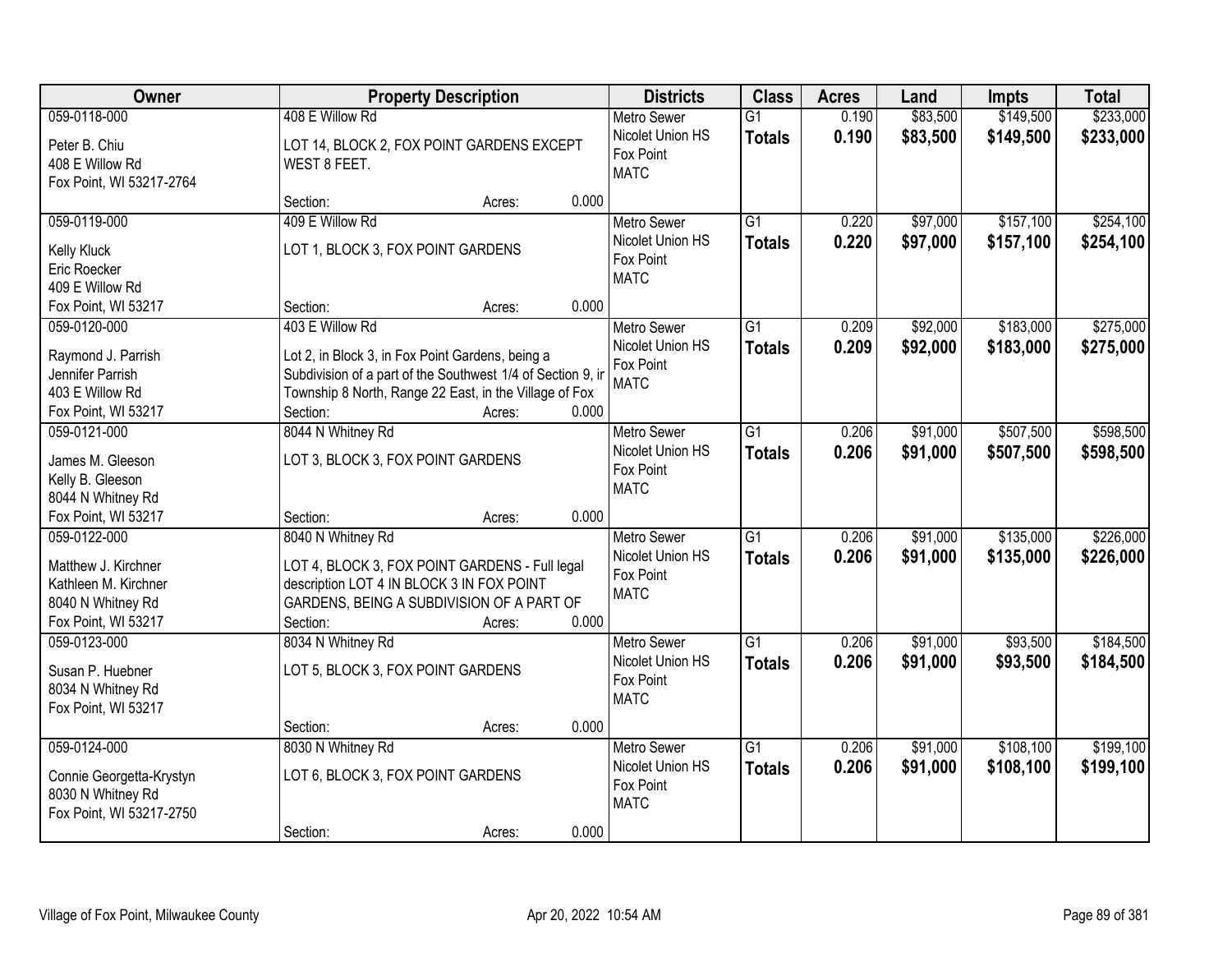| Owner | Property Description | Districts | Class | Acres | Land | Impts | Total |
|---|---|---|---|---|---|---|---|
| 059-0118-000<br>Peter B. Chiu<br>408 E Willow Rd<br>Fox Point, WI 53217-2764 | 408 E Willow Rd<br>LOT 14, BLOCK 2, FOX POINT GARDENS EXCEPT WEST 8 FEET.<br>Section: Acres: 0.000 | Metro Sewer<br>Nicolet Union HS<br>Fox Point<br>MATC | G1<br>**Totals** | 0.190<br>**0.190** | \$83,500<br>**\$83,500** | \$149,500<br>**\$149,500** | \$233,000<br>**\$233,000** |
| 059-0119-000<br>Kelly Kluck<br>Eric Roecker<br>409 E Willow Rd<br>Fox Point, WI 53217 | 409 E Willow Rd<br>LOT 1, BLOCK 3, FOX POINT GARDENS<br>Section: Acres: 0.000 | Metro Sewer<br>Nicolet Union HS<br>Fox Point<br>MATC | G1<br>**Totals** | 0.220<br>**0.220** | \$97,000<br>**\$97,000** | \$157,100<br>**\$157,100** | \$254,100<br>**\$254,100** |
| 059-0120-000<br>Raymond J. Parrish<br>Jennifer Parrish<br>403 E Willow Rd<br>Fox Point, WI 53217 | 403 E Willow Rd<br>Lot 2, in Block 3, in Fox Point Gardens, being a Subdivision of a part of the Southwest 1/4 of Section 9, in Township 8 North, Range 22 East, in the Village of Fox<br>Section: Acres: 0.000 | Metro Sewer<br>Nicolet Union HS<br>Fox Point<br>MATC | G1<br>**Totals** | 0.209<br>**0.209** | \$92,000<br>**\$92,000** | \$183,000<br>**\$183,000** | \$275,000<br>**\$275,000** |
| 059-0121-000<br>James M. Gleeson<br>Kelly B. Gleeson<br>8044 N Whitney Rd<br>Fox Point, WI 53217 | 8044 N Whitney Rd<br>LOT 3, BLOCK 3, FOX POINT GARDENS<br>Section: Acres: 0.000 | Metro Sewer<br>Nicolet Union HS<br>Fox Point<br>MATC | G1<br>**Totals** | 0.206<br>**0.206** | \$91,000<br>**\$91,000** | \$507,500<br>**\$507,500** | \$598,500<br>**\$598,500** |
| 059-0122-000<br>Matthew J. Kirchner<br>Kathleen M. Kirchner<br>8040 N Whitney Rd<br>Fox Point, WI 53217 | 8040 N Whitney Rd<br>LOT 4, BLOCK 3, FOX POINT GARDENS - Full legal description LOT 4 IN BLOCK 3 IN FOX POINT GARDENS, BEING A SUBDIVISION OF A PART OF<br>Section: Acres: 0.000 | Metro Sewer<br>Nicolet Union HS<br>Fox Point<br>MATC | G1<br>**Totals** | 0.206<br>**0.206** | \$91,000<br>**\$91,000** | \$135,000<br>**\$135,000** | \$226,000<br>**\$226,000** |
| 059-0123-000<br>Susan P. Huebner<br>8034 N Whitney Rd<br>Fox Point, WI 53217 | 8034 N Whitney Rd<br>LOT 5, BLOCK 3, FOX POINT GARDENS<br>Section: Acres: 0.000 | Metro Sewer<br>Nicolet Union HS<br>Fox Point<br>MATC | G1<br>**Totals** | 0.206<br>**0.206** | \$91,000<br>**\$91,000** | \$93,500<br>**\$93,500** | \$184,500<br>**\$184,500** |
| 059-0124-000<br>Connie Georgetta-Krystyn<br>8030 N Whitney Rd<br>Fox Point, WI 53217-2750 | 8030 N Whitney Rd<br>LOT 6, BLOCK 3, FOX POINT GARDENS<br>Section: Acres: 0.000 | Metro Sewer<br>Nicolet Union HS<br>Fox Point<br>MATC | G1<br>**Totals** | 0.206<br>**0.206** | \$91,000<br>**\$91,000** | \$108,100<br>**\$108,100** | \$199,100<br>**\$199,100** |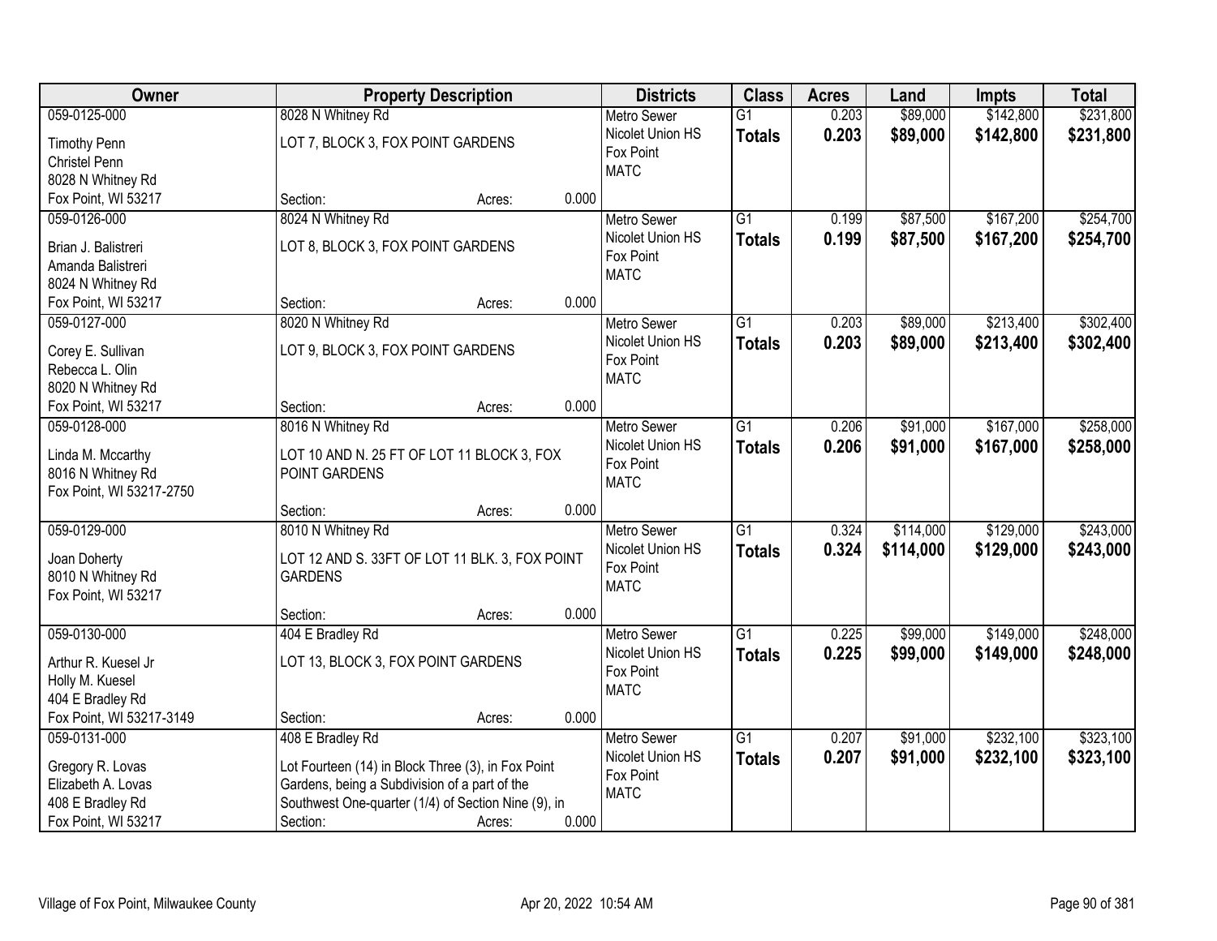| Owner | Property Description | | | Districts | Class | Acres | Land | Impts | Total |
|---|---|---|---|---|---|---|---|---|---|
| 059-0125-000 | 8028 N Whitney Rd | | | Metro Sewer | G1 | 0.203 | $89,000 | $142,800 | $231,800 |
| Timothy Penn<br>Christel Penn<br>8028 N Whitney Rd<br>Fox Point, WI 53217 | LOT 7, BLOCK 3, FOX POINT GARDENS | | | Nicolet Union HS<br>Fox Point<br>MATC | **Totals** | **0.203** | **$89,000** | **$142,800** | **$231,800** |
| | Section: | Acres: | 0.000 | | | | | | |
| 059-0126-000 | 8024 N Whitney Rd | | | Metro Sewer | G1 | 0.199 | $87,500 | $167,200 | $254,700 |
| Brian J. Balistreri<br>Amanda Balistreri<br>8024 N Whitney Rd<br>Fox Point, WI 53217 | LOT 8, BLOCK 3, FOX POINT GARDENS | | | Nicolet Union HS<br>Fox Point<br>MATC | **Totals** | **0.199** | **$87,500** | **$167,200** | **$254,700** |
| | Section: | Acres: | 0.000 | | | | | | |
| 059-0127-000 | 8020 N Whitney Rd | | | Metro Sewer | G1 | 0.203 | $89,000 | $213,400 | $302,400 |
| Corey E. Sullivan<br>Rebecca L. Olin<br>8020 N Whitney Rd<br>Fox Point, WI 53217 | LOT 9, BLOCK 3, FOX POINT GARDENS | | | Nicolet Union HS<br>Fox Point<br>MATC | **Totals** | **0.203** | **$89,000** | **$213,400** | **$302,400** |
| | Section: | Acres: | 0.000 | | | | | | |
| 059-0128-000 | 8016 N Whitney Rd | | | Metro Sewer | G1 | 0.206 | $91,000 | $167,000 | $258,000 |
| Linda M. Mccarthy<br>8016 N Whitney Rd<br>Fox Point, WI 53217-2750 | LOT 10 AND N. 25 FT OF LOT 11 BLOCK 3, FOX POINT GARDENS | | | Nicolet Union HS<br>Fox Point<br>MATC | **Totals** | **0.206** | **$91,000** | **$167,000** | **$258,000** |
| | Section: | Acres: | 0.000 | | | | | | |
| 059-0129-000 | 8010 N Whitney Rd | | | Metro Sewer | G1 | 0.324 | $114,000 | $129,000 | $243,000 |
| Joan Doherty<br>8010 N Whitney Rd<br>Fox Point, WI 53217 | LOT 12 AND S. 33FT OF LOT 11 BLK. 3, FOX POINT GARDENS | | | Nicolet Union HS<br>Fox Point<br>MATC | **Totals** | **0.324** | **$114,000** | **$129,000** | **$243,000** |
| | Section: | Acres: | 0.000 | | | | | | |
| 059-0130-000 | 404 E Bradley Rd | | | Metro Sewer | G1 | 0.225 | $99,000 | $149,000 | $248,000 |
| Arthur R. Kuesel Jr<br>Holly M. Kuesel<br>404 E Bradley Rd<br>Fox Point, WI 53217-3149 | LOT 13, BLOCK 3, FOX POINT GARDENS | | | Nicolet Union HS<br>Fox Point<br>MATC | **Totals** | **0.225** | **$99,000** | **$149,000** | **$248,000** |
| | Section: | Acres: | 0.000 | | | | | | |
| 059-0131-000 | 408 E Bradley Rd | | | Metro Sewer | G1 | 0.207 | $91,000 | $232,100 | $323,100 |
| Gregory R. Lovas<br>Elizabeth A. Lovas<br>408 E Bradley Rd<br>Fox Point, WI 53217 | Lot Fourteen (14) in Block Three (3), in Fox Point Gardens, being a Subdivision of a part of the Southwest One-quarter (1/4) of Section Nine (9), in | | | Nicolet Union HS<br>Fox Point<br>MATC | **Totals** | **0.207** | **$91,000** | **$232,100** | **$323,100** |
| | Section: | Acres: | 0.000 | | | | | | |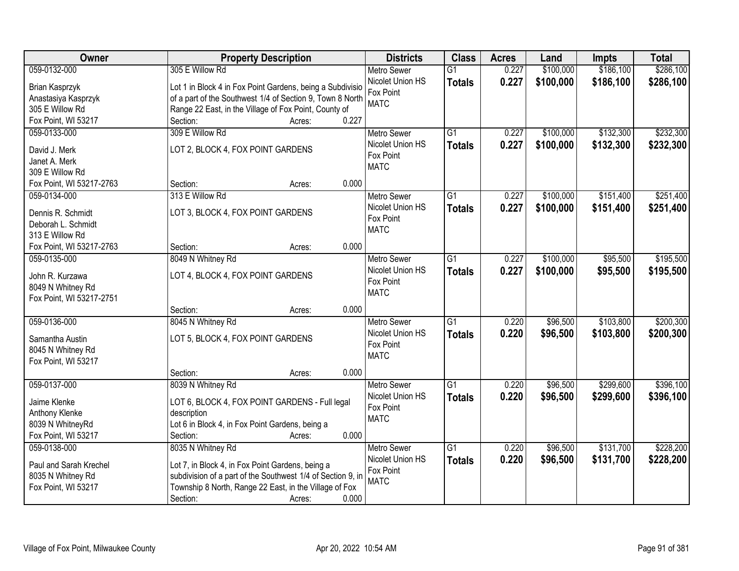| Owner | Property Description | Districts | Class | Acres | Land | Impts | Total |
|---|---|---|---|---|---|---|---|
| 059-0132-000<br>Brian Kasprzyk<br>Anastasiya Kasprzyk<br>305 E Willow Rd<br>Fox Point, WI 53217 | 305 E Willow Rd<br>Lot 1 in Block 4 in Fox Point Gardens, being a Subdivisio of a part of the Southwest 1/4 of Section 9, Town 8 North Range 22 East, in the Village of Fox Point, County of<br>Section: Acres: 0.227 | Metro Sewer<br>Nicolet Union HS<br>Fox Point<br>MATC | G1<br>**Totals** | 0.227<br>**0.227** | $100,000<br>**$100,000** | $186,100<br>**$186,100** | $286,100<br>**$286,100** |
| 059-0133-000<br>David J. Merk<br>Janet A. Merk<br>309 E Willow Rd<br>Fox Point, WI 53217-2763 | 309 E Willow Rd<br>LOT 2, BLOCK 4, FOX POINT GARDENS<br>Section: Acres: 0.000 | Metro Sewer<br>Nicolet Union HS<br>Fox Point<br>MATC | G1<br>**Totals** | 0.227<br>**0.227** | $100,000<br>**$100,000** | $132,300<br>**$132,300** | $232,300<br>**$232,300** |
| 059-0134-000<br>Dennis R. Schmidt<br>Deborah L. Schmidt<br>313 E Willow Rd<br>Fox Point, WI 53217-2763 | 313 E Willow Rd<br>LOT 3, BLOCK 4, FOX POINT GARDENS<br>Section: Acres: 0.000 | Metro Sewer<br>Nicolet Union HS<br>Fox Point<br>MATC | G1<br>**Totals** | 0.227<br>**0.227** | $100,000<br>**$100,000** | $151,400<br>**$151,400** | $251,400<br>**$251,400** |
| 059-0135-000<br>John R. Kurzawa<br>8049 N Whitney Rd<br>Fox Point, WI 53217-2751 | 8049 N Whitney Rd<br>LOT 4, BLOCK 4, FOX POINT GARDENS<br>Section: Acres: 0.000 | Metro Sewer<br>Nicolet Union HS<br>Fox Point<br>MATC | G1<br>**Totals** | 0.227<br>**0.227** | $100,000<br>**$100,000** | $95,500<br>**$95,500** | $195,500<br>**$195,500** |
| 059-0136-000<br>Samantha Austin<br>8045 N Whitney Rd<br>Fox Point, WI 53217 | 8045 N Whitney Rd<br>LOT 5, BLOCK 4, FOX POINT GARDENS<br>Section: Acres: 0.000 | Metro Sewer<br>Nicolet Union HS<br>Fox Point<br>MATC | G1<br>**Totals** | 0.220<br>**0.220** | $96,500<br>**$96,500** | $103,800<br>**$103,800** | $200,300<br>**$200,300** |
| 059-0137-000<br>Jaime Klenke<br>Anthony Klenke<br>8039 N WhitneyRd<br>Fox Point, WI 53217 | 8039 N Whitney Rd<br>LOT 6, BLOCK 4, FOX POINT GARDENS - Full legal description<br>Lot 6 in Block 4, in Fox Point Gardens, being a<br>Section: Acres: 0.000 | Metro Sewer<br>Nicolet Union HS<br>Fox Point<br>MATC | G1<br>**Totals** | 0.220<br>**0.220** | $96,500<br>**$96,500** | $299,600<br>**$299,600** | $396,100<br>**$396,100** |
| 059-0138-000<br>Paul and Sarah Krechel<br>8035 N Whitney Rd<br>Fox Point, WI 53217 | 8035 N Whitney Rd<br>Lot 7, in Block 4, in Fox Point Gardens, being a subdivision of a part of the Southwest 1/4 of Section 9, in Township 8 North, Range 22 East, in the Village of Fox<br>Section: Acres: 0.000 | Metro Sewer<br>Nicolet Union HS<br>Fox Point<br>MATC | G1<br>**Totals** | 0.220<br>**0.220** | $96,500<br>**$96,500** | $131,700<br>**$131,700** | $228,200<br>**$228,200** |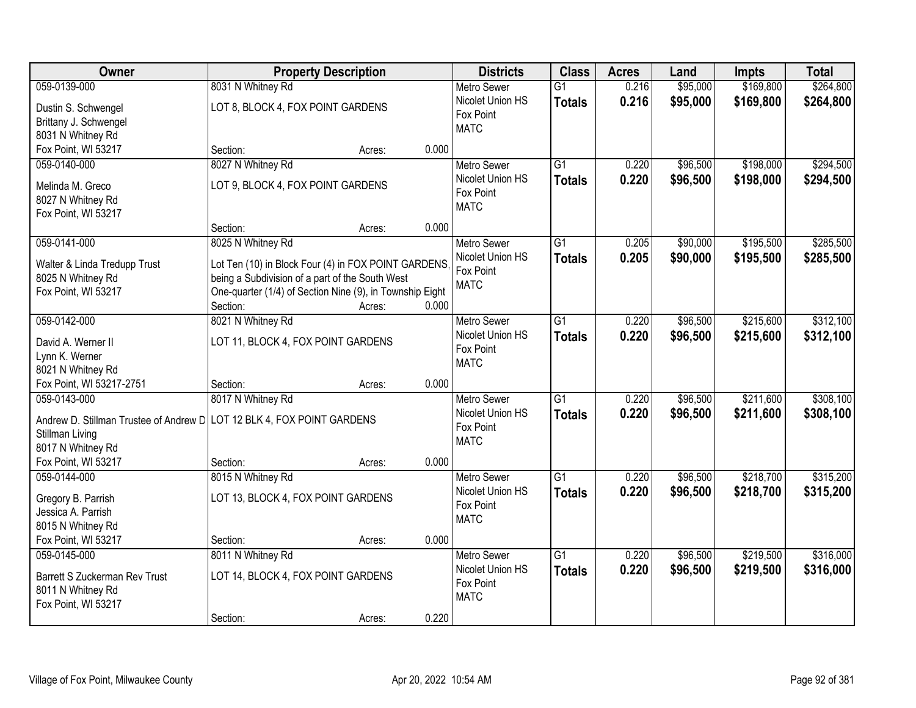| Owner | Property Description | Districts | Class | Acres | Land | Impts | Total |
|---|---|---|---|---|---|---|---|
| 059-0139-000<br>Dustin S. Schwengel<br>Brittany J. Schwengel<br>8031 N Whitney Rd<br>Fox Point, WI 53217 | 8031 N Whitney Rd<br>LOT 8, BLOCK 4, FOX POINT GARDENS<br>Section: Acres: 0.000 | Metro Sewer<br>Nicolet Union HS<br>Fox Point<br>MATC | G1<br>**Totals** | 0.216<br>**0.216** | $95,000<br>**$95,000** | $169,800<br>**$169,800** | $264,800<br>**$264,800** |
| 059-0140-000<br>Melinda M. Greco<br>8027 N Whitney Rd<br>Fox Point, WI 53217 | 8027 N Whitney Rd<br>LOT 9, BLOCK 4, FOX POINT GARDENS<br>Section: Acres: 0.000 | Metro Sewer<br>Nicolet Union HS<br>Fox Point<br>MATC | G1<br>**Totals** | 0.220<br>**0.220** | $96,500<br>**$96,500** | $198,000<br>**$198,000** | $294,500<br>**$294,500** |
| 059-0141-000<br>Walter & Linda Tredupp Trust<br>8025 N Whitney Rd<br>Fox Point, WI 53217 | 8025 N Whitney Rd<br>Lot Ten (10) in Block Four (4) in FOX POINT GARDENS, being a Subdivision of a part of the South West One-quarter (1/4) of Section Nine (9), in Township Eight<br>Section: Acres: 0.000 | Metro Sewer<br>Nicolet Union HS<br>Fox Point<br>MATC | G1<br>**Totals** | 0.205<br>**0.205** | $90,000<br>**$90,000** | $195,500<br>**$195,500** | $285,500<br>**$285,500** |
| 059-0142-000<br>David A. Werner II<br>Lynn K. Werner<br>8021 N Whitney Rd<br>Fox Point, WI 53217-2751 | 8021 N Whitney Rd<br>LOT 11, BLOCK 4, FOX POINT GARDENS<br>Section: Acres: 0.000 | Metro Sewer<br>Nicolet Union HS<br>Fox Point<br>MATC | G1<br>**Totals** | 0.220<br>**0.220** | $96,500<br>**$96,500** | $215,600<br>**$215,600** | $312,100<br>**$312,100** |
| 059-0143-000<br>Andrew D. Stillman Trustee of Andrew D<br>Stillman Living<br>8017 N Whitney Rd<br>Fox Point, WI 53217 | 8017 N Whitney Rd<br>LOT 12 BLK 4, FOX POINT GARDENS<br>Section: Acres: 0.000 | Metro Sewer<br>Nicolet Union HS<br>Fox Point<br>MATC | G1<br>**Totals** | 0.220<br>**0.220** | $96,500<br>**$96,500** | $211,600<br>**$211,600** | $308,100<br>**$308,100** |
| 059-0144-000<br>Gregory B. Parrish<br>Jessica A. Parrish<br>8015 N Whitney Rd<br>Fox Point, WI 53217 | 8015 N Whitney Rd<br>LOT 13, BLOCK 4, FOX POINT GARDENS<br>Section: Acres: 0.000 | Metro Sewer<br>Nicolet Union HS<br>Fox Point<br>MATC | G1<br>**Totals** | 0.220<br>**0.220** | $96,500<br>**$96,500** | $218,700<br>**$218,700** | $315,200<br>**$315,200** |
| 059-0145-000<br>Barrett S Zuckerman Rev Trust<br>8011 N Whitney Rd<br>Fox Point, WI 53217 | 8011 N Whitney Rd<br>LOT 14, BLOCK 4, FOX POINT GARDENS<br>Section: Acres: 0.220 | Metro Sewer<br>Nicolet Union HS<br>Fox Point<br>MATC | G1<br>**Totals** | 0.220<br>**0.220** | $96,500<br>**$96,500** | $219,500<br>**$219,500** | $316,000<br>**$316,000** |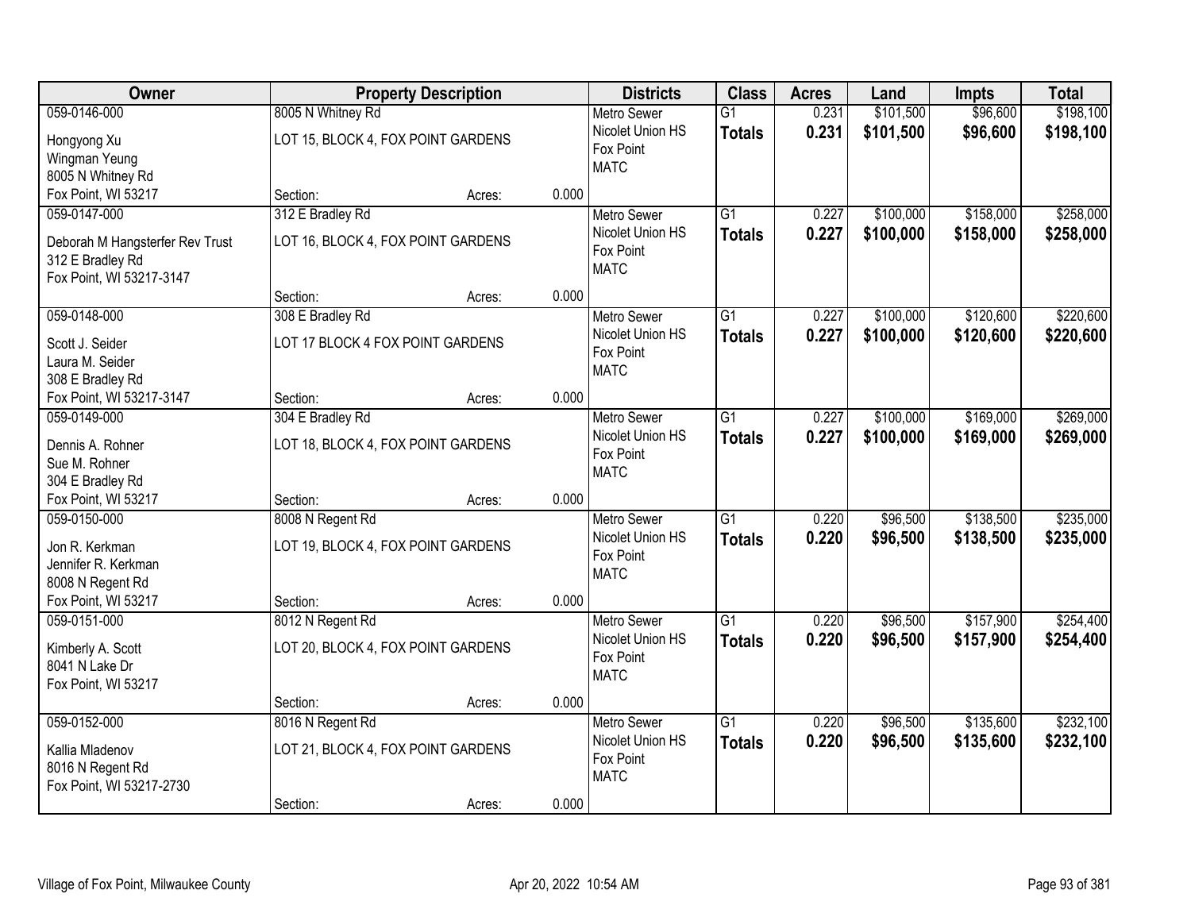| Owner | Property Description | | | Districts | Class | Acres | Land | Impts | Total |
|---|---|---|---|---|---|---|---|---|---|
| 059-0146-000<br>Hongyong Xu<br>Wingman Yeung<br>8005 N Whitney Rd<br>Fox Point, WI 53217 | 8005 N Whitney Rd<br>LOT 15, BLOCK 4, FOX POINT GARDENS<br>Section: | Acres: | 0.000 | Metro Sewer<br>Nicolet Union HS<br>Fox Point<br>MATC | G1<br>**Totals** | 0.231<br>**0.231** | $101,500<br>**$101,500** | $96,600<br>**$96,600** | $198,100<br>**$198,100** |
| 059-0147-000<br>Deborah M Hangsterfer Rev Trust<br>312 E Bradley Rd<br>Fox Point, WI 53217-3147 | 312 E Bradley Rd<br>LOT 16, BLOCK 4, FOX POINT GARDENS<br>Section: | Acres: | 0.000 | Metro Sewer<br>Nicolet Union HS<br>Fox Point<br>MATC | G1<br>**Totals** | 0.227<br>**0.227** | $100,000<br>**$100,000** | $158,000<br>**$158,000** | $258,000<br>**$258,000** |
| 059-0148-000<br>Scott J. Seider<br>Laura M. Seider<br>308 E Bradley Rd<br>Fox Point, WI 53217-3147 | 308 E Bradley Rd<br>LOT 17 BLOCK 4 FOX POINT GARDENS<br>Section: | Acres: | 0.000 | Metro Sewer<br>Nicolet Union HS<br>Fox Point<br>MATC | G1<br>**Totals** | 0.227<br>**0.227** | $100,000<br>**$100,000** | $120,600<br>**$120,600** | $220,600<br>**$220,600** |
| 059-0149-000<br>Dennis A. Rohner<br>Sue M. Rohner<br>304 E Bradley Rd<br>Fox Point, WI 53217 | 304 E Bradley Rd<br>LOT 18, BLOCK 4, FOX POINT GARDENS<br>Section: | Acres: | 0.000 | Metro Sewer<br>Nicolet Union HS<br>Fox Point<br>MATC | G1<br>**Totals** | 0.227<br>**0.227** | $100,000<br>**$100,000** | $169,000<br>**$169,000** | $269,000<br>**$269,000** |
| 059-0150-000<br>Jon R. Kerkman<br>Jennifer R. Kerkman<br>8008 N Regent Rd<br>Fox Point, WI 53217 | 8008 N Regent Rd<br>LOT 19, BLOCK 4, FOX POINT GARDENS<br>Section: | Acres: | 0.000 | Metro Sewer<br>Nicolet Union HS<br>Fox Point<br>MATC | G1<br>**Totals** | 0.220<br>**0.220** | $96,500<br>**$96,500** | $138,500<br>**$138,500** | $235,000<br>**$235,000** |
| 059-0151-000<br>Kimberly A. Scott<br>8041 N Lake Dr<br>Fox Point, WI 53217 | 8012 N Regent Rd<br>LOT 20, BLOCK 4, FOX POINT GARDENS<br>Section: | Acres: | 0.000 | Metro Sewer<br>Nicolet Union HS<br>Fox Point<br>MATC | G1<br>**Totals** | 0.220<br>**0.220** | $96,500<br>**$96,500** | $157,900<br>**$157,900** | $254,400<br>**$254,400** |
| 059-0152-000<br>Kallia Mladenov<br>8016 N Regent Rd<br>Fox Point, WI 53217-2730 | 8016 N Regent Rd<br>LOT 21, BLOCK 4, FOX POINT GARDENS<br>Section: | Acres: | 0.000 | Metro Sewer<br>Nicolet Union HS<br>Fox Point<br>MATC | G1<br>**Totals** | 0.220<br>**0.220** | $96,500<br>**$96,500** | $135,600<br>**$135,600** | $232,100<br>**$232,100** |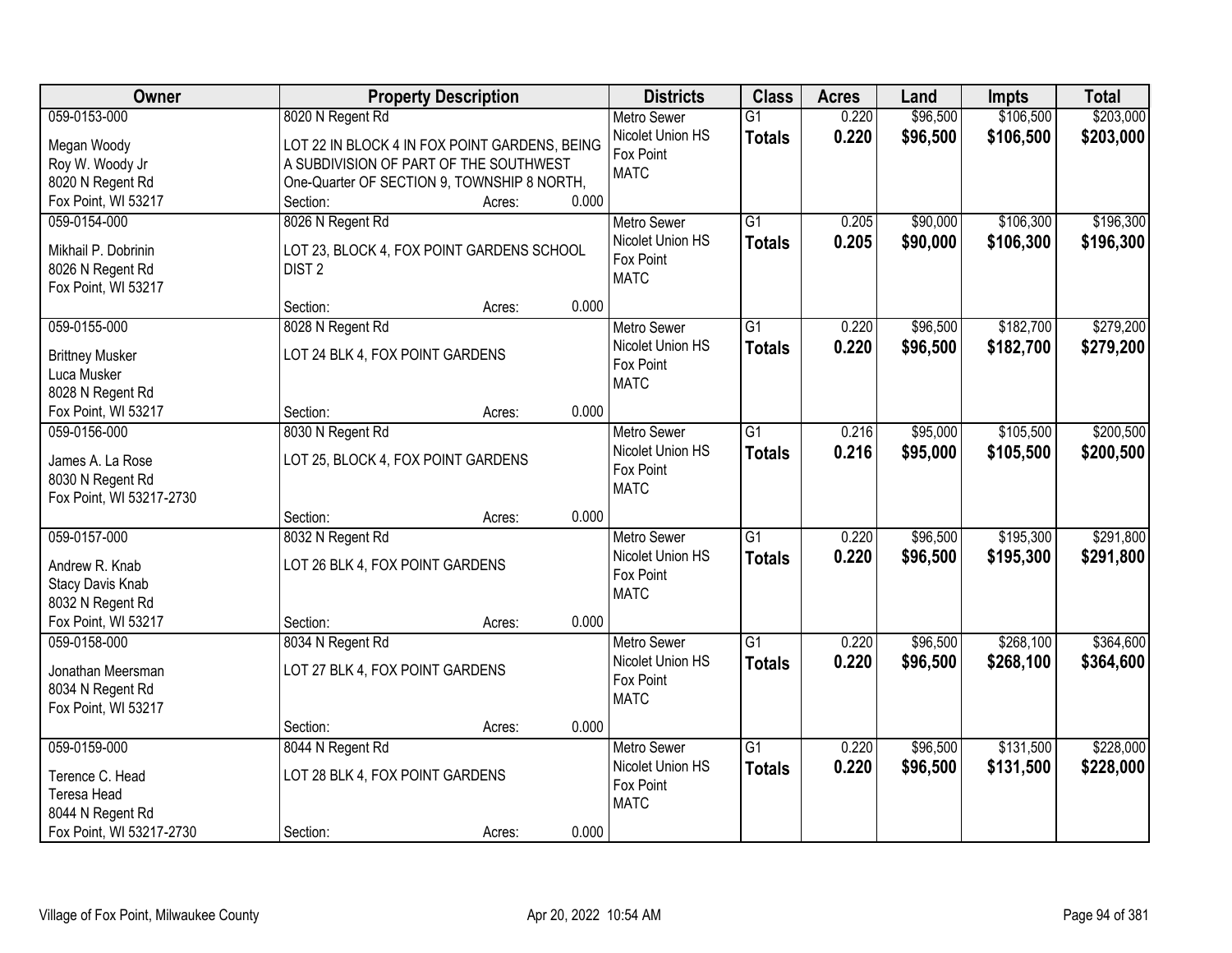| Owner | Property Description | Districts | Class | Acres | Land | Impts | Total |
|---|---|---|---|---|---|---|---|
| 059-0153-000<br>Megan Woody<br>Roy W. Woody Jr<br>8020 N Regent Rd<br>Fox Point, WI 53217 | 8020 N Regent Rd<br>LOT 22 IN BLOCK 4 IN FOX POINT GARDENS, BEING A SUBDIVISION OF PART OF THE SOUTHWEST One-Quarter OF SECTION 9, TOWNSHIP 8 NORTH,<br>Section: Acres: 0.000 | Metro Sewer<br>Nicolet Union HS<br>Fox Point<br>MATC | G1<br>**Totals** | 0.220<br>**0.220** | $96,500<br>**$96,500** | $106,500<br>**$106,500** | $203,000<br>**$203,000** |
| 059-0154-000<br>Mikhail P. Dobrinin<br>8026 N Regent Rd<br>Fox Point, WI 53217 | 8026 N Regent Rd<br>LOT 23, BLOCK 4, FOX POINT GARDENS SCHOOL DIST 2<br>Section: Acres: 0.000 | Metro Sewer<br>Nicolet Union HS<br>Fox Point<br>MATC | G1<br>**Totals** | 0.205<br>**0.205** | $90,000<br>**$90,000** | $106,300<br>**$106,300** | $196,300<br>**$196,300** |
| 059-0155-000<br>Brittney Musker<br>Luca Musker<br>8028 N Regent Rd<br>Fox Point, WI 53217 | 8028 N Regent Rd<br>LOT 24 BLK 4, FOX POINT GARDENS<br>Section: Acres: 0.000 | Metro Sewer<br>Nicolet Union HS<br>Fox Point<br>MATC | G1<br>**Totals** | 0.220<br>**0.220** | $96,500<br>**$96,500** | $182,700<br>**$182,700** | $279,200<br>**$279,200** |
| 059-0156-000<br>James A. La Rose<br>8030 N Regent Rd<br>Fox Point, WI 53217-2730 | 8030 N Regent Rd<br>LOT 25, BLOCK 4, FOX POINT GARDENS<br>Section: Acres: 0.000 | Metro Sewer<br>Nicolet Union HS<br>Fox Point<br>MATC | G1<br>**Totals** | 0.216<br>**0.216** | $95,000<br>**$95,000** | $105,500<br>**$105,500** | $200,500<br>**$200,500** |
| 059-0157-000<br>Andrew R. Knab<br>Stacy Davis Knab<br>8032 N Regent Rd<br>Fox Point, WI 53217 | 8032 N Regent Rd<br>LOT 26 BLK 4, FOX POINT GARDENS<br>Section: Acres: 0.000 | Metro Sewer<br>Nicolet Union HS<br>Fox Point<br>MATC | G1<br>**Totals** | 0.220<br>**0.220** | $96,500<br>**$96,500** | $195,300<br>**$195,300** | $291,800<br>**$291,800** |
| 059-0158-000<br>Jonathan Meersman<br>8034 N Regent Rd<br>Fox Point, WI 53217 | 8034 N Regent Rd<br>LOT 27 BLK 4, FOX POINT GARDENS<br>Section: Acres: 0.000 | Metro Sewer<br>Nicolet Union HS<br>Fox Point<br>MATC | G1<br>**Totals** | 0.220<br>**0.220** | $96,500<br>**$96,500** | $268,100<br>**$268,100** | $364,600<br>**$364,600** |
| 059-0159-000<br>Terence C. Head<br>Teresa Head<br>8044 N Regent Rd<br>Fox Point, WI 53217-2730 | 8044 N Regent Rd<br>LOT 28 BLK 4, FOX POINT GARDENS<br>Section: Acres: 0.000 | Metro Sewer<br>Nicolet Union HS<br>Fox Point<br>MATC | G1<br>**Totals** | 0.220<br>**0.220** | $96,500<br>**$96,500** | $131,500<br>**$131,500** | $228,000<br>**$228,000** |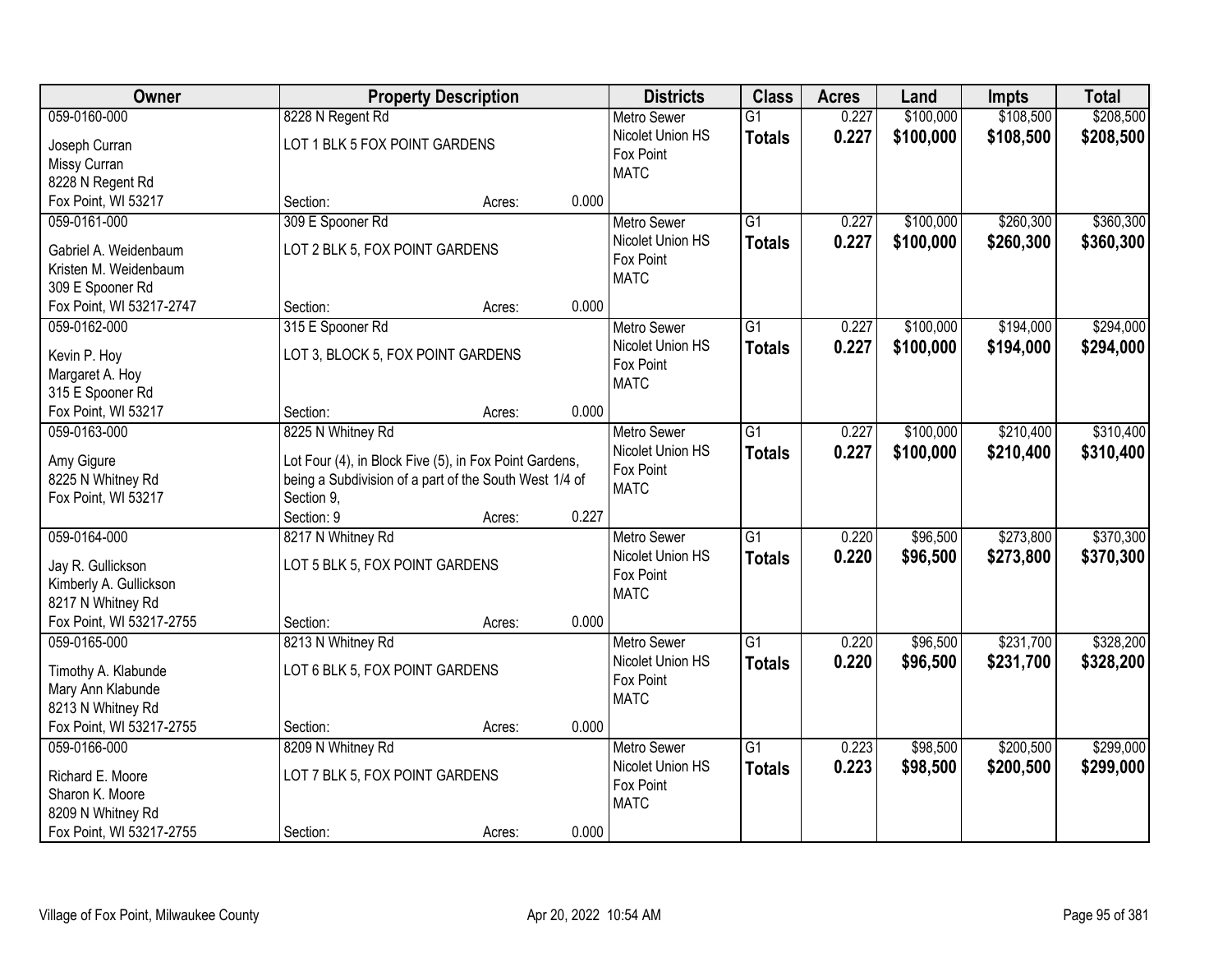| Owner | Property Description | | | Districts | Class | Acres | Land | Impts | Total |
|---|---|---|---|---|---|---|---|---|---|
| 059-0160-000<br>Joseph Curran<br>Missy Curran<br>8228 N Regent Rd<br>Fox Point, WI 53217 | 8228 N Regent Rd<br>LOT 1 BLK 5 FOX POINT GARDENS<br>Section: | Acres: | 0.000 | Metro Sewer<br>Nicolet Union HS<br>Fox Point<br>MATC | G1<br>**Totals** | 0.227<br>**0.227** | $100,000<br>**$100,000** | $108,500<br>**$108,500** | $208,500<br>**$208,500** |
| 059-0161-000<br>Gabriel A. Weidenbaum<br>Kristen M. Weidenbaum<br>309 E Spooner Rd<br>Fox Point, WI 53217-2747 | 309 E Spooner Rd<br>LOT 2 BLK 5, FOX POINT GARDENS<br>Section: | Acres: | 0.000 | Metro Sewer<br>Nicolet Union HS<br>Fox Point<br>MATC | G1<br>**Totals** | 0.227<br>**0.227** | $100,000<br>**$100,000** | $260,300<br>**$260,300** | $360,300<br>**$360,300** |
| 059-0162-000<br>Kevin P. Hoy<br>Margaret A. Hoy<br>315 E Spooner Rd<br>Fox Point, WI 53217 | 315 E Spooner Rd<br>LOT 3, BLOCK 5, FOX POINT GARDENS<br>Section: | Acres: | 0.000 | Metro Sewer<br>Nicolet Union HS<br>Fox Point<br>MATC | G1<br>**Totals** | 0.227<br>**0.227** | $100,000<br>**$100,000** | $194,000<br>**$194,000** | $294,000<br>**$294,000** |
| 059-0163-000<br>Amy Gigure<br>8225 N Whitney Rd<br>Fox Point, WI 53217 | 8225 N Whitney Rd<br>Lot Four (4), in Block Five (5), in Fox Point Gardens, being a Subdivision of a part of the South West 1/4 of Section 9,<br>Section: 9 | Acres: | 0.227 | Metro Sewer<br>Nicolet Union HS<br>Fox Point<br>MATC | G1<br>**Totals** | 0.227<br>**0.227** | $100,000<br>**$100,000** | $210,400<br>**$210,400** | $310,400<br>**$310,400** |
| 059-0164-000<br>Jay R. Gullickson<br>Kimberly A. Gullickson<br>8217 N Whitney Rd<br>Fox Point, WI 53217-2755 | 8217 N Whitney Rd<br>LOT 5 BLK 5, FOX POINT GARDENS<br>Section: | Acres: | 0.000 | Metro Sewer<br>Nicolet Union HS<br>Fox Point<br>MATC | G1<br>**Totals** | 0.220<br>**0.220** | $96,500<br>**$96,500** | $273,800<br>**$273,800** | $370,300<br>**$370,300** |
| 059-0165-000<br>Timothy A. Klabunde<br>Mary Ann Klabunde<br>8213 N Whitney Rd<br>Fox Point, WI 53217-2755 | 8213 N Whitney Rd<br>LOT 6 BLK 5, FOX POINT GARDENS<br>Section: | Acres: | 0.000 | Metro Sewer<br>Nicolet Union HS<br>Fox Point<br>MATC | G1<br>**Totals** | 0.220<br>**0.220** | $96,500<br>**$96,500** | $231,700<br>**$231,700** | $328,200<br>**$328,200** |
| 059-0166-000<br>Richard E. Moore<br>Sharon K. Moore<br>8209 N Whitney Rd<br>Fox Point, WI 53217-2755 | 8209 N Whitney Rd<br>LOT 7 BLK 5, FOX POINT GARDENS<br>Section: | Acres: | 0.000 | Metro Sewer<br>Nicolet Union HS<br>Fox Point<br>MATC | G1<br>**Totals** | 0.223<br>**0.223** | $98,500<br>**$98,500** | $200,500<br>**$200,500** | $299,000<br>**$299,000** |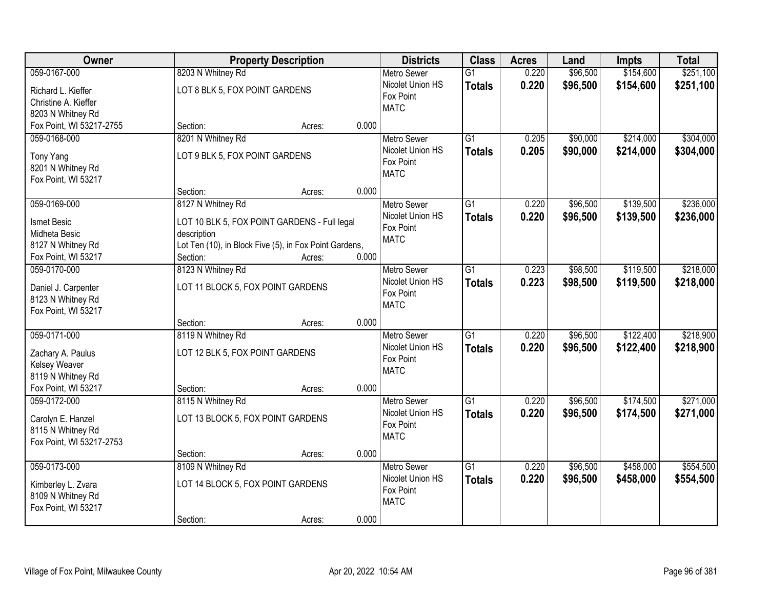| Owner | Property Description | Districts | Class | Acres | Land | Impts | Total |
|---|---|---|---|---|---|---|---|
| 059-0167-000<br>Richard L. Kieffer<br>Christine A. Kieffer<br>8203 N Whitney Rd<br>Fox Point, WI 53217-2755 | 8203 N Whitney Rd<br>LOT 8 BLK 5, FOX POINT GARDENS<br>Section: Acres: 0.000 | Metro Sewer<br>Nicolet Union HS<br>Fox Point<br>MATC | G1<br>**Totals** | 0.220<br>**0.220** | $96,500<br>**$96,500** | $154,600<br>**$154,600** | $251,100<br>**$251,100** |
| 059-0168-000<br>Tony Yang<br>8201 N Whitney Rd<br>Fox Point, WI 53217 | 8201 N Whitney Rd<br>LOT 9 BLK 5, FOX POINT GARDENS<br>Section: Acres: 0.000 | Metro Sewer<br>Nicolet Union HS<br>Fox Point<br>MATC | G1<br>**Totals** | 0.205<br>**0.205** | $90,000<br>**$90,000** | $214,000<br>**$214,000** | $304,000<br>**$304,000** |
| 059-0169-000<br>Ismet Besic<br>Midheta Besic<br>8127 N Whitney Rd<br>Fox Point, WI 53217 | 8127 N Whitney Rd<br>LOT 10 BLK 5, FOX POINT GARDENS - Full legal description<br>Lot Ten (10), in Block Five (5), in Fox Point Gardens,<br>Section: Acres: 0.000 | Metro Sewer<br>Nicolet Union HS<br>Fox Point<br>MATC | G1<br>**Totals** | 0.220<br>**0.220** | $96,500<br>**$96,500** | $139,500<br>**$139,500** | $236,000<br>**$236,000** |
| 059-0170-000<br>Daniel J. Carpenter<br>8123 N Whitney Rd<br>Fox Point, WI 53217 | 8123 N Whitney Rd<br>LOT 11 BLOCK 5, FOX POINT GARDENS<br>Section: Acres: 0.000 | Metro Sewer<br>Nicolet Union HS<br>Fox Point<br>MATC | G1<br>**Totals** | 0.223<br>**0.223** | $98,500<br>**$98,500** | $119,500<br>**$119,500** | $218,000<br>**$218,000** |
| 059-0171-000<br>Zachary A. Paulus<br>Kelsey Weaver<br>8119 N Whitney Rd<br>Fox Point, WI 53217 | 8119 N Whitney Rd<br>LOT 12 BLK 5, FOX POINT GARDENS<br>Section: Acres: 0.000 | Metro Sewer<br>Nicolet Union HS<br>Fox Point<br>MATC | G1<br>**Totals** | 0.220<br>**0.220** | $96,500<br>**$96,500** | $122,400<br>**$122,400** | $218,900<br>**$218,900** |
| 059-0172-000<br>Carolyn E. Hanzel<br>8115 N Whitney Rd<br>Fox Point, WI 53217-2753 | 8115 N Whitney Rd<br>LOT 13 BLOCK 5, FOX POINT GARDENS<br>Section: Acres: 0.000 | Metro Sewer<br>Nicolet Union HS<br>Fox Point<br>MATC | G1<br>**Totals** | 0.220<br>**0.220** | $96,500<br>**$96,500** | $174,500<br>**$174,500** | $271,000<br>**$271,000** |
| 059-0173-000<br>Kimberley L. Zvara<br>8109 N Whitney Rd<br>Fox Point, WI 53217 | 8109 N Whitney Rd<br>LOT 14 BLOCK 5, FOX POINT GARDENS<br>Section: Acres: 0.000 | Metro Sewer<br>Nicolet Union HS<br>Fox Point<br>MATC | G1<br>**Totals** | 0.220<br>**0.220** | $96,500<br>**$96,500** | $458,000<br>**$458,000** | $554,500<br>**$554,500** |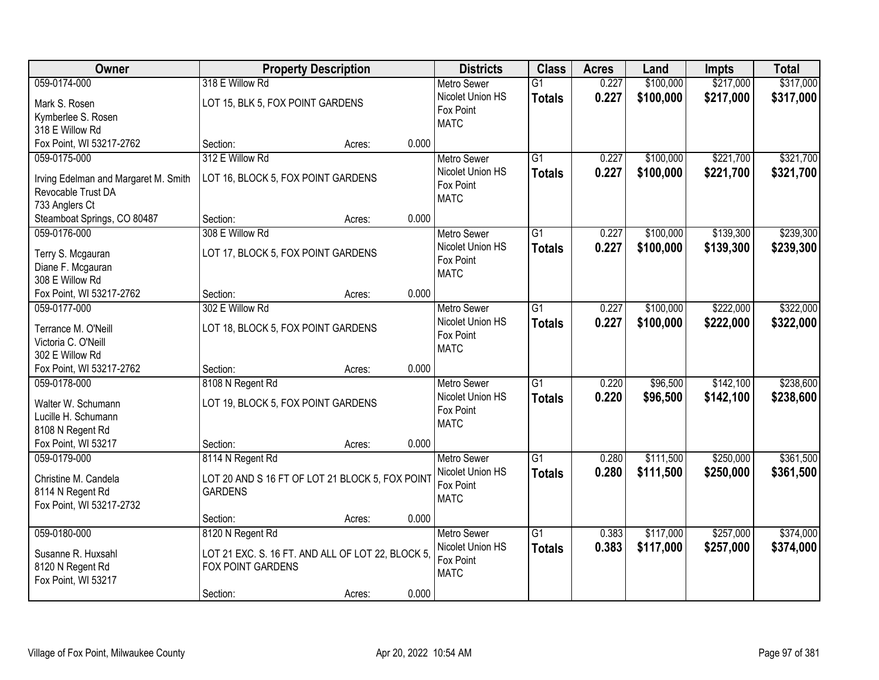| Owner | Property Description | | | Districts | Class | Acres | Land | Impts | Total |
|---|---|---|---|---|---|---|---|---|---|
| 059-0174-000<br>Mark S. Rosen<br>Kymberlee S. Rosen<br>318 E Willow Rd<br>Fox Point, WI 53217-2762 | 318 E Willow Rd<br>LOT 15, BLK 5, FOX POINT GARDENS<br>Section: | Acres: | 0.000 | Metro Sewer<br>Nicolet Union HS<br>Fox Point<br>MATC | G1<br>**Totals** | 0.227<br>**0.227** | $100,000<br>**$100,000** | $217,000<br>**$217,000** | $317,000<br>**$317,000** |
| 059-0175-000<br>Irving Edelman and Margaret M. Smith Revocable Trust DA<br>733 Anglers Ct<br>Steamboat Springs, CO 80487 | 312 E Willow Rd<br>LOT 16, BLOCK 5, FOX POINT GARDENS<br>Section: | Acres: | 0.000 | Metro Sewer<br>Nicolet Union HS<br>Fox Point<br>MATC | G1<br>**Totals** | 0.227<br>**0.227** | $100,000<br>**$100,000** | $221,700<br>**$221,700** | $321,700<br>**$321,700** |
| 059-0176-000<br>Terry S. Mcgauran<br>Diane F. Mcgauran<br>308 E Willow Rd<br>Fox Point, WI 53217-2762 | 308 E Willow Rd<br>LOT 17, BLOCK 5, FOX POINT GARDENS<br>Section: | Acres: | 0.000 | Metro Sewer<br>Nicolet Union HS<br>Fox Point<br>MATC | G1<br>**Totals** | 0.227<br>**0.227** | $100,000<br>**$100,000** | $139,300<br>**$139,300** | $239,300<br>**$239,300** |
| 059-0177-000<br>Terrance M. O'Neill<br>Victoria C. O'Neill<br>302 E Willow Rd<br>Fox Point, WI 53217-2762 | 302 E Willow Rd<br>LOT 18, BLOCK 5, FOX POINT GARDENS<br>Section: | Acres: | 0.000 | Metro Sewer<br>Nicolet Union HS<br>Fox Point<br>MATC | G1<br>**Totals** | 0.227<br>**0.227** | $100,000<br>**$100,000** | $222,000<br>**$222,000** | $322,000<br>**$322,000** |
| 059-0178-000<br>Walter W. Schumann<br>Lucille H. Schumann<br>8108 N Regent Rd<br>Fox Point, WI 53217 | 8108 N Regent Rd<br>LOT 19, BLOCK 5, FOX POINT GARDENS<br>Section: | Acres: | 0.000 | Metro Sewer<br>Nicolet Union HS<br>Fox Point<br>MATC | G1<br>**Totals** | 0.220<br>**0.220** | $96,500<br>**$96,500** | $142,100<br>**$142,100** | $238,600<br>**$238,600** |
| 059-0179-000<br>Christine M. Candela<br>8114 N Regent Rd<br>Fox Point, WI 53217-2732 | 8114 N Regent Rd<br>LOT 20 AND S 16 FT OF LOT 21 BLOCK 5, FOX POINT GARDENS<br>Section: | Acres: | 0.000 | Metro Sewer<br>Nicolet Union HS<br>Fox Point<br>MATC | G1<br>**Totals** | 0.280<br>**0.280** | $111,500<br>**$111,500** | $250,000<br>**$250,000** | $361,500<br>**$361,500** |
| 059-0180-000<br>Susanne R. Huxsahl<br>8120 N Regent Rd<br>Fox Point, WI 53217 | 8120 N Regent Rd<br>LOT 21 EXC. S. 16 FT. AND ALL OF LOT 22, BLOCK 5, FOX POINT GARDENS<br>Section: | Acres: | 0.000 | Metro Sewer<br>Nicolet Union HS<br>Fox Point<br>MATC | G1<br>**Totals** | 0.383<br>**0.383** | $117,000<br>**$117,000** | $257,000<br>**$257,000** | $374,000<br>**$374,000** |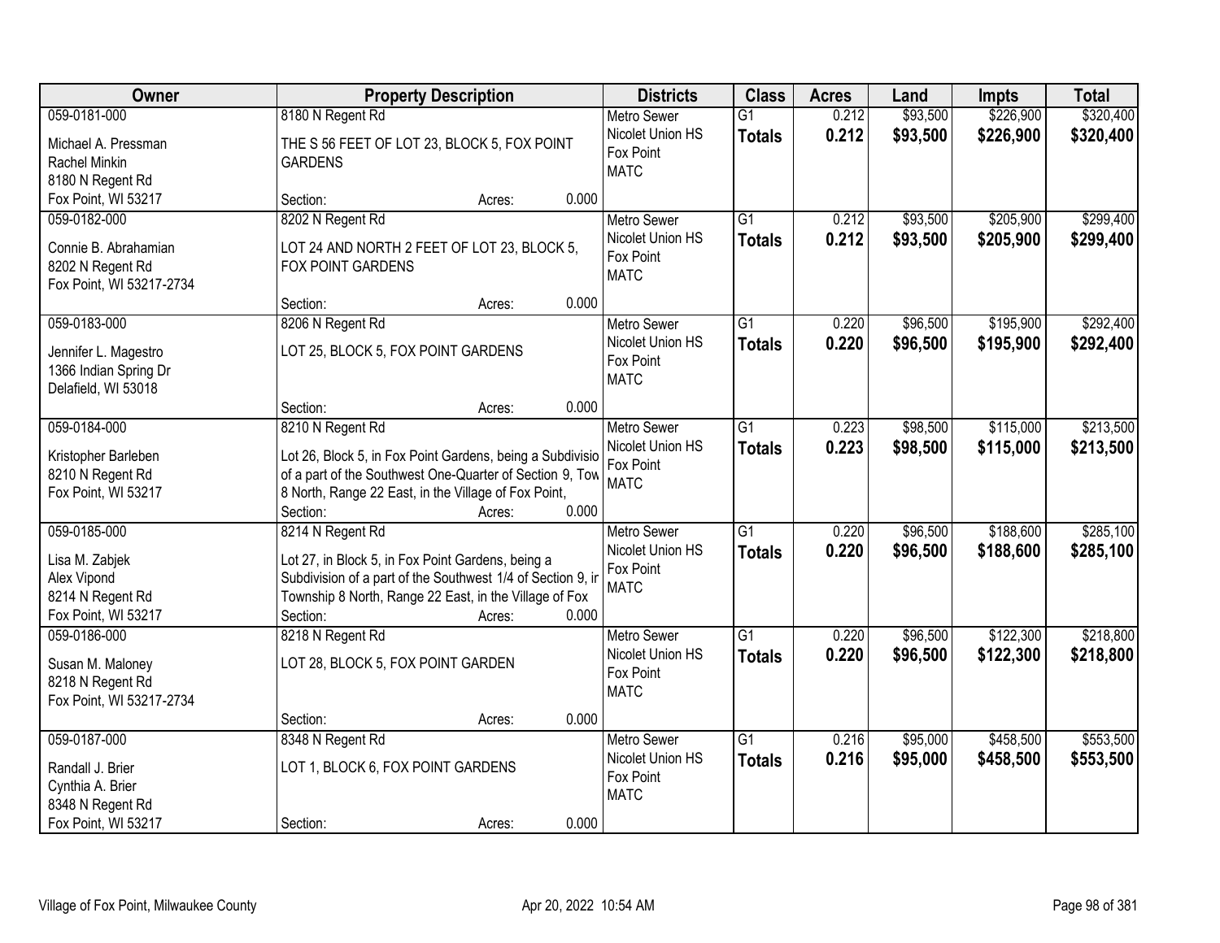| Owner | Property Description | Districts | Class | Acres | Land | Impts | Total |
|---|---|---|---|---|---|---|---|
| 059-0181-000<br><br>Michael A. Pressman<br>Rachel Minkin<br>8180 N Regent Rd<br>Fox Point, WI 53217 | 8180 N Regent Rd<br><br>THE S 56 FEET OF LOT 23, BLOCK 5, FOX POINT GARDENS<br><br>Section: Acres: 0.000 | Metro Sewer<br>Nicolet Union HS<br>Fox Point<br>MATC | G1<br>**Totals** | 0.212<br>**0.212** | $93,500<br>**$93,500** | $226,900<br>**$226,900** | $320,400<br>**$320,400** |
| 059-0182-000<br><br>Connie B. Abrahamian<br>8202 N Regent Rd<br>Fox Point, WI 53217-2734 | 8202 N Regent Rd<br><br>LOT 24 AND NORTH 2 FEET OF LOT 23, BLOCK 5, FOX POINT GARDENS<br><br>Section: Acres: 0.000 | Metro Sewer<br>Nicolet Union HS<br>Fox Point<br>MATC | G1<br>**Totals** | 0.212<br>**0.212** | $93,500<br>**$93,500** | $205,900<br>**$205,900** | $299,400<br>**$299,400** |
| 059-0183-000<br><br>Jennifer L. Magestro<br>1366 Indian Spring Dr<br>Delafield, WI 53018 | 8206 N Regent Rd<br><br>LOT 25, BLOCK 5, FOX POINT GARDENS<br><br>Section: Acres: 0.000 | Metro Sewer<br>Nicolet Union HS<br>Fox Point<br>MATC | G1<br>**Totals** | 0.220<br>**0.220** | $96,500<br>**$96,500** | $195,900<br>**$195,900** | $292,400<br>**$292,400** |
| 059-0184-000<br><br>Kristopher Barleben<br>8210 N Regent Rd<br>Fox Point, WI 53217 | 8210 N Regent Rd<br><br>Lot 26, Block 5, in Fox Point Gardens, being a Subdivisio of a part of the Southwest One-Quarter of Section 9, Tow 8 North, Range 22 East, in the Village of Fox Point,<br>Section: Acres: 0.000 | Metro Sewer<br>Nicolet Union HS<br>Fox Point<br>MATC | G1<br>**Totals** | 0.223<br>**0.223** | $98,500<br>**$98,500** | $115,000<br>**$115,000** | $213,500<br>**$213,500** |
| 059-0185-000<br><br>Lisa M. Zabjek<br>Alex Vipond<br>8214 N Regent Rd<br>Fox Point, WI 53217 | 8214 N Regent Rd<br><br>Lot 27, in Block 5, in Fox Point Gardens, being a Subdivision of a part of the Southwest 1/4 of Section 9, ir Township 8 North, Range 22 East, in the Village of Fox<br>Section: Acres: 0.000 | Metro Sewer<br>Nicolet Union HS<br>Fox Point<br>MATC | G1<br>**Totals** | 0.220<br>**0.220** | $96,500<br>**$96,500** | $188,600<br>**$188,600** | $285,100<br>**$285,100** |
| 059-0186-000<br><br>Susan M. Maloney<br>8218 N Regent Rd<br>Fox Point, WI 53217-2734 | 8218 N Regent Rd<br><br>LOT 28, BLOCK 5, FOX POINT GARDEN<br><br>Section: Acres: 0.000 | Metro Sewer<br>Nicolet Union HS<br>Fox Point<br>MATC | G1<br>**Totals** | 0.220<br>**0.220** | $96,500<br>**$96,500** | $122,300<br>**$122,300** | $218,800<br>**$218,800** |
| 059-0187-000<br><br>Randall J. Brier<br>Cynthia A. Brier<br>8348 N Regent Rd<br>Fox Point, WI 53217 | 8348 N Regent Rd<br><br>LOT 1, BLOCK 6, FOX POINT GARDENS<br><br>Section: Acres: 0.000 | Metro Sewer<br>Nicolet Union HS<br>Fox Point<br>MATC | G1<br>**Totals** | 0.216<br>**0.216** | $95,000<br>**$95,000** | $458,500<br>**$458,500** | $553,500<br>**$553,500** |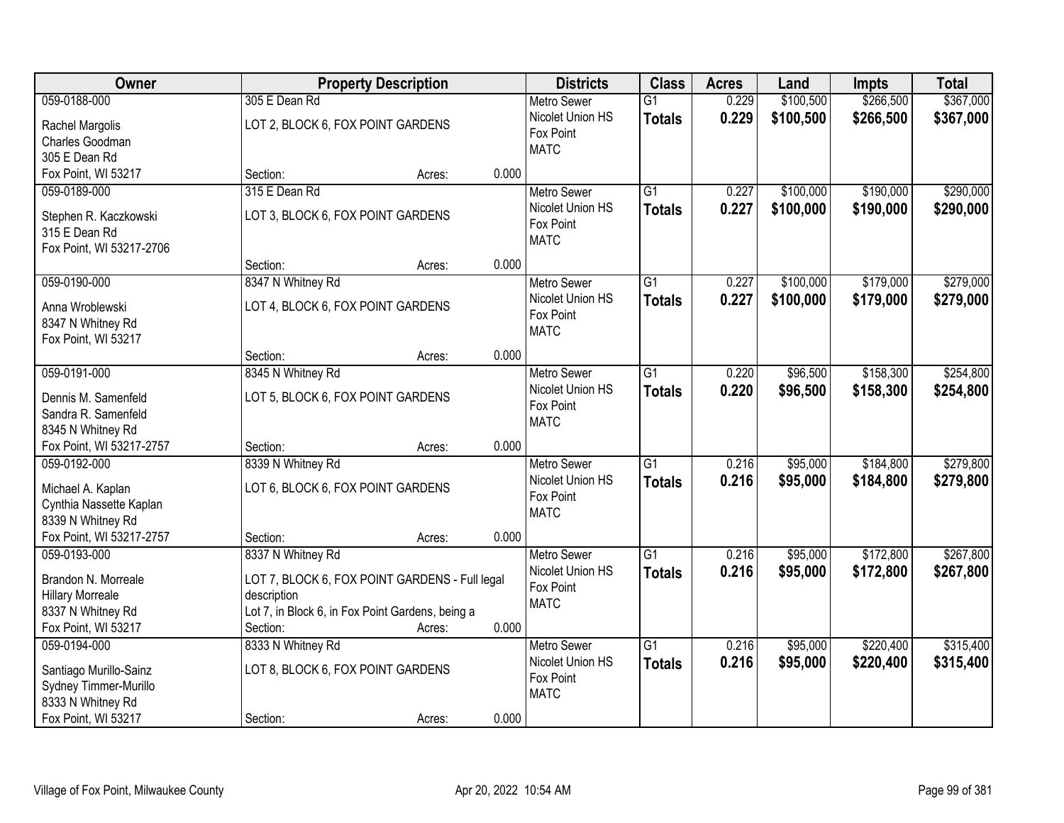| Owner | Property Description | | | Districts | Class | Acres | Land | Impts | Total |
|---|---|---|---|---|---|---|---|---|---|
| 059-0188-000<br>Rachel Margolis<br>Charles Goodman<br>305 E Dean Rd<br>Fox Point, WI 53217 | 305 E Dean Rd<br>LOT 2, BLOCK 6, FOX POINT GARDENS<br>Section: | Acres: | 0.000 | Metro Sewer<br>Nicolet Union HS<br>Fox Point<br>MATC | G1<br>**Totals** | 0.229<br>**0.229** | $100,500<br>**$100,500** | $266,500<br>**$266,500** | $367,000<br>**$367,000** |
| 059-0189-000<br>Stephen R. Kaczkowski<br>315 E Dean Rd<br>Fox Point, WI 53217-2706 | 315 E Dean Rd<br>LOT 3, BLOCK 6, FOX POINT GARDENS<br>Section: | Acres: | 0.000 | Metro Sewer<br>Nicolet Union HS<br>Fox Point<br>MATC | G1<br>**Totals** | 0.227<br>**0.227** | $100,000<br>**$100,000** | $190,000<br>**$190,000** | $290,000<br>**$290,000** |
| 059-0190-000<br>Anna Wroblewski<br>8347 N Whitney Rd<br>Fox Point, WI 53217 | 8347 N Whitney Rd<br>LOT 4, BLOCK 6, FOX POINT GARDENS<br>Section: | Acres: | 0.000 | Metro Sewer<br>Nicolet Union HS<br>Fox Point<br>MATC | G1<br>**Totals** | 0.227<br>**0.227** | $100,000<br>**$100,000** | $179,000<br>**$179,000** | $279,000<br>**$279,000** |
| 059-0191-000<br>Dennis M. Samenfeld<br>Sandra R. Samenfeld<br>8345 N Whitney Rd<br>Fox Point, WI 53217-2757 | 8345 N Whitney Rd<br>LOT 5, BLOCK 6, FOX POINT GARDENS<br>Section: | Acres: | 0.000 | Metro Sewer<br>Nicolet Union HS<br>Fox Point<br>MATC | G1<br>**Totals** | 0.220<br>**0.220** | $96,500<br>**$96,500** | $158,300<br>**$158,300** | $254,800<br>**$254,800** |
| 059-0192-000<br>Michael A. Kaplan<br>Cynthia Nassette Kaplan<br>8339 N Whitney Rd<br>Fox Point, WI 53217-2757 | 8339 N Whitney Rd<br>LOT 6, BLOCK 6, FOX POINT GARDENS<br>Section: | Acres: | 0.000 | Metro Sewer<br>Nicolet Union HS<br>Fox Point<br>MATC | G1<br>**Totals** | 0.216<br>**0.216** | $95,000<br>**$95,000** | $184,800<br>**$184,800** | $279,800<br>**$279,800** |
| 059-0193-000<br>Brandon N. Morreale<br>Hillary Morreale<br>8337 N Whitney Rd<br>Fox Point, WI 53217 | 8337 N Whitney Rd<br>LOT 7, BLOCK 6, FOX POINT GARDENS - Full legal description<br>Lot 7, in Block 6, in Fox Point Gardens, being a<br>Section: | Acres: | 0.000 | Metro Sewer<br>Nicolet Union HS<br>Fox Point<br>MATC | G1<br>**Totals** | 0.216<br>**0.216** | $95,000<br>**$95,000** | $172,800<br>**$172,800** | $267,800<br>**$267,800** |
| 059-0194-000<br>Santiago Murillo-Sainz<br>Sydney Timmer-Murillo<br>8333 N Whitney Rd<br>Fox Point, WI 53217 | 8333 N Whitney Rd<br>LOT 8, BLOCK 6, FOX POINT GARDENS<br>Section: | Acres: | 0.000 | Metro Sewer<br>Nicolet Union HS<br>Fox Point<br>MATC | G1<br>**Totals** | 0.216<br>**0.216** | $95,000<br>**$95,000** | $220,400<br>**$220,400** | $315,400<br>**$315,400** |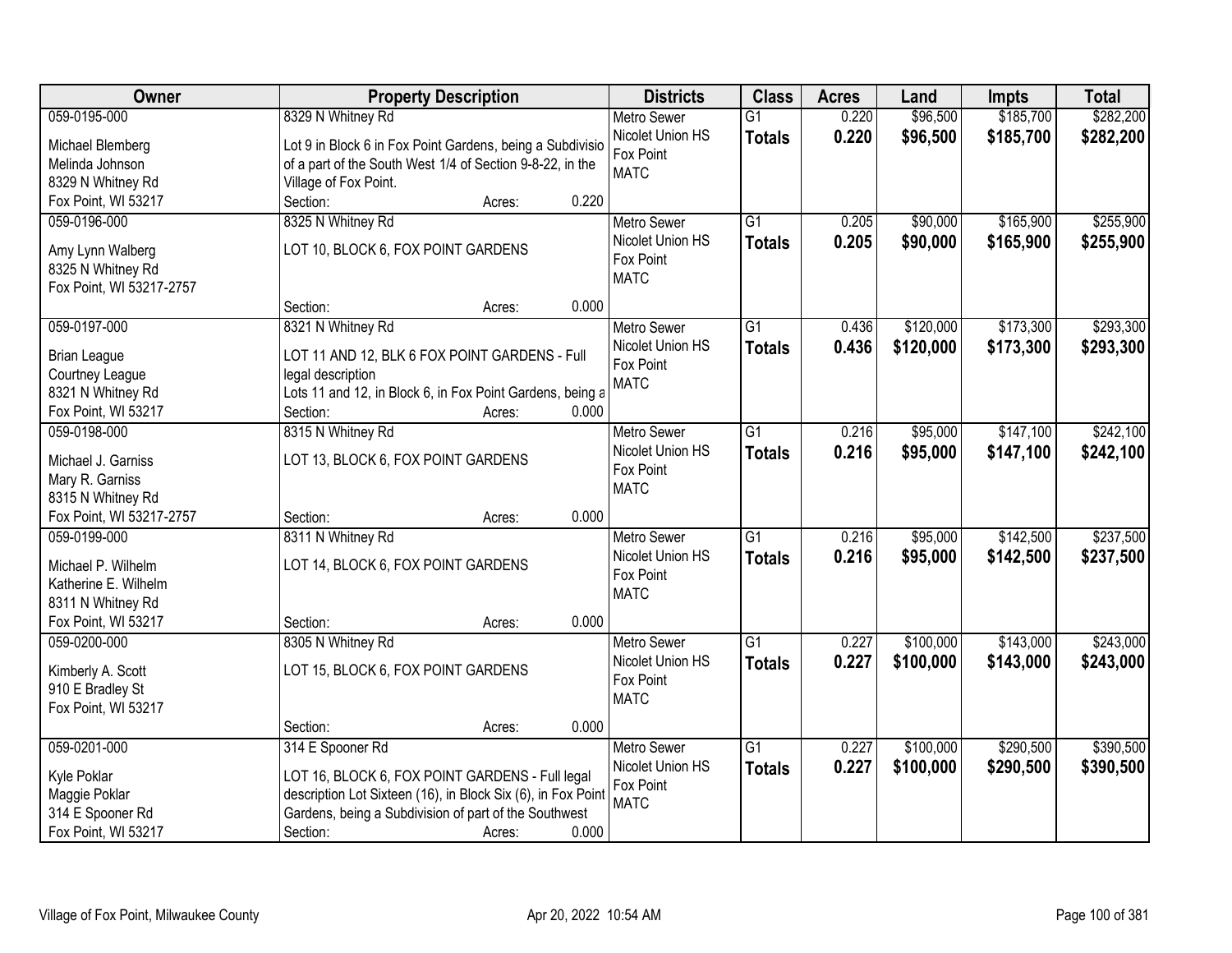| Owner | Property Description | Districts | Class | Acres | Land | Impts | Total |
|---|---|---|---|---|---|---|---|
| 059-0195-000<br><br>Michael Blemberg<br>Melinda Johnson<br>8329 N Whitney Rd<br>Fox Point, WI 53217 | 8329 N Whitney Rd<br><br>Lot 9 in Block 6 in Fox Point Gardens, being a Subdivisio of a part of the South West 1/4 of Section 9-8-22, in the Village of Fox Point.<br>Section: Acres: 0.220 | Metro Sewer<br>Nicolet Union HS<br>Fox Point<br>MATC | G1<br>**Totals** | 0.220<br>**0.220** | $96,500<br>**$96,500** | $185,700<br>**$185,700** | $282,200<br>**$282,200** |
| 059-0196-000<br><br>Amy Lynn Walberg<br>8325 N Whitney Rd<br>Fox Point, WI 53217-2757 | 8325 N Whitney Rd<br><br>LOT 10, BLOCK 6, FOX POINT GARDENS<br><br>Section: Acres: 0.000 | Metro Sewer<br>Nicolet Union HS<br>Fox Point<br>MATC | G1<br>**Totals** | 0.205<br>**0.205** | $90,000<br>**$90,000** | $165,900<br>**$165,900** | $255,900<br>**$255,900** |
| 059-0197-000<br><br>Brian League<br>Courtney League<br>8321 N Whitney Rd<br>Fox Point, WI 53217 | 8321 N Whitney Rd<br><br>LOT 11 AND 12, BLK 6 FOX POINT GARDENS - Full legal description<br>Lots 11 and 12, in Block 6, in Fox Point Gardens, being a<br>Section: Acres: 0.000 | Metro Sewer<br>Nicolet Union HS<br>Fox Point<br>MATC | G1<br>**Totals** | 0.436<br>**0.436** | $120,000<br>**$120,000** | $173,300<br>**$173,300** | $293,300<br>**$293,300** |
| 059-0198-000<br><br>Michael J. Garniss<br>Mary R. Garniss<br>8315 N Whitney Rd<br>Fox Point, WI 53217-2757 | 8315 N Whitney Rd<br><br>LOT 13, BLOCK 6, FOX POINT GARDENS<br><br>Section: Acres: 0.000 | Metro Sewer<br>Nicolet Union HS<br>Fox Point<br>MATC | G1<br>**Totals** | 0.216<br>**0.216** | $95,000<br>**$95,000** | $147,100<br>**$147,100** | $242,100<br>**$242,100** |
| 059-0199-000<br><br>Michael P. Wilhelm<br>Katherine E. Wilhelm<br>8311 N Whitney Rd<br>Fox Point, WI 53217 | 8311 N Whitney Rd<br><br>LOT 14, BLOCK 6, FOX POINT GARDENS<br><br>Section: Acres: 0.000 | Metro Sewer<br>Nicolet Union HS<br>Fox Point<br>MATC | G1<br>**Totals** | 0.216<br>**0.216** | $95,000<br>**$95,000** | $142,500<br>**$142,500** | $237,500<br>**$237,500** |
| 059-0200-000<br><br>Kimberly A. Scott<br>910 E Bradley St<br>Fox Point, WI 53217 | 8305 N Whitney Rd<br><br>LOT 15, BLOCK 6, FOX POINT GARDENS<br><br>Section: Acres: 0.000 | Metro Sewer<br>Nicolet Union HS<br>Fox Point<br>MATC | G1<br>**Totals** | 0.227<br>**0.227** | $100,000<br>**$100,000** | $143,000<br>**$143,000** | $243,000<br>**$243,000** |
| 059-0201-000<br><br>Kyle Poklar<br>Maggie Poklar<br>314 E Spooner Rd<br>Fox Point, WI 53217 | 314 E Spooner Rd<br><br>LOT 16, BLOCK 6, FOX POINT GARDENS - Full legal description Lot Sixteen (16), in Block Six (6), in Fox Point Gardens, being a Subdivision of part of the Southwest<br>Section: Acres: 0.000 | Metro Sewer<br>Nicolet Union HS<br>Fox Point<br>MATC | G1<br>**Totals** | 0.227<br>**0.227** | $100,000<br>**$100,000** | $290,500<br>**$290,500** | $390,500<br>**$390,500** |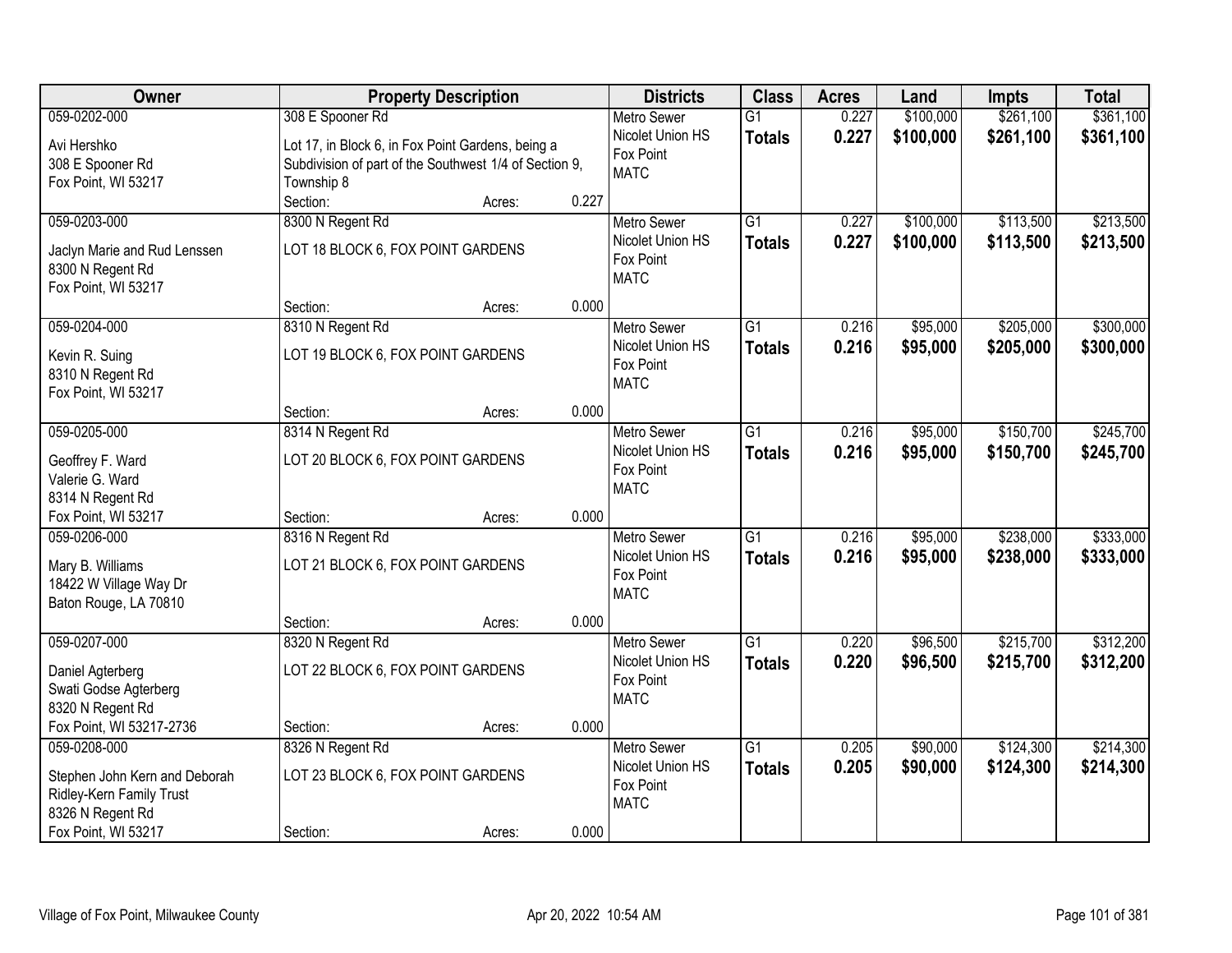| Owner | Property Description | Districts | Class | Acres | Land | Impts | Total |
|---|---|---|---|---|---|---|---|
| 059-0202-000<br>Avi Hershko<br>308 E Spooner Rd<br>Fox Point, WI 53217 | 308 E Spooner Rd<br>Lot 17, in Block 6, in Fox Point Gardens, being a Subdivision of part of the Southwest 1/4 of Section 9, Township 8<br>Section: Acres: 0.227 | Metro Sewer<br>Nicolet Union HS<br>Fox Point<br>MATC | G1<br>**Totals** | 0.227<br>**0.227** | $100,000<br>**$100,000** | $261,100<br>**$261,100** | $361,100<br>**$361,100** |
| 059-0203-000<br>Jaclyn Marie and Rud Lenssen<br>8300 N Regent Rd<br>Fox Point, WI 53217 | 8300 N Regent Rd<br>LOT 18 BLOCK 6, FOX POINT GARDENS<br>Section: Acres: 0.000 | Metro Sewer<br>Nicolet Union HS<br>Fox Point<br>MATC | G1<br>**Totals** | 0.227<br>**0.227** | $100,000<br>**$100,000** | $113,500<br>**$113,500** | $213,500<br>**$213,500** |
| 059-0204-000<br>Kevin R. Suing<br>8310 N Regent Rd<br>Fox Point, WI 53217 | 8310 N Regent Rd<br>LOT 19 BLOCK 6, FOX POINT GARDENS<br>Section: Acres: 0.000 | Metro Sewer<br>Nicolet Union HS<br>Fox Point<br>MATC | G1<br>**Totals** | 0.216<br>**0.216** | $95,000<br>**$95,000** | $205,000<br>**$205,000** | $300,000<br>**$300,000** |
| 059-0205-000<br>Geoffrey F. Ward<br>Valerie G. Ward<br>8314 N Regent Rd<br>Fox Point, WI 53217 | 8314 N Regent Rd<br>LOT 20 BLOCK 6, FOX POINT GARDENS<br>Section: Acres: 0.000 | Metro Sewer<br>Nicolet Union HS<br>Fox Point<br>MATC | G1<br>**Totals** | 0.216<br>**0.216** | $95,000<br>**$95,000** | $150,700<br>**$150,700** | $245,700<br>**$245,700** |
| 059-0206-000<br>Mary B. Williams<br>18422 W Village Way Dr<br>Baton Rouge, LA 70810 | 8316 N Regent Rd<br>LOT 21 BLOCK 6, FOX POINT GARDENS<br>Section: Acres: 0.000 | Metro Sewer<br>Nicolet Union HS<br>Fox Point<br>MATC | G1<br>**Totals** | 0.216<br>**0.216** | $95,000<br>**$95,000** | $238,000<br>**$238,000** | $333,000<br>**$333,000** |
| 059-0207-000<br>Daniel Agterberg<br>Swati Godse Agterberg<br>8320 N Regent Rd<br>Fox Point, WI 53217-2736 | 8320 N Regent Rd<br>LOT 22 BLOCK 6, FOX POINT GARDENS<br>Section: Acres: 0.000 | Metro Sewer<br>Nicolet Union HS<br>Fox Point<br>MATC | G1<br>**Totals** | 0.220<br>**0.220** | $96,500<br>**$96,500** | $215,700<br>**$215,700** | $312,200<br>**$312,200** |
| 059-0208-000<br>Stephen John Kern and Deborah Ridley-Kern Family Trust<br>8326 N Regent Rd<br>Fox Point, WI 53217 | 8326 N Regent Rd<br>LOT 23 BLOCK 6, FOX POINT GARDENS<br>Section: Acres: 0.000 | Metro Sewer<br>Nicolet Union HS<br>Fox Point<br>MATC | G1<br>**Totals** | 0.205<br>**0.205** | $90,000<br>**$90,000** | $124,300<br>**$124,300** | $214,300<br>**$214,300** |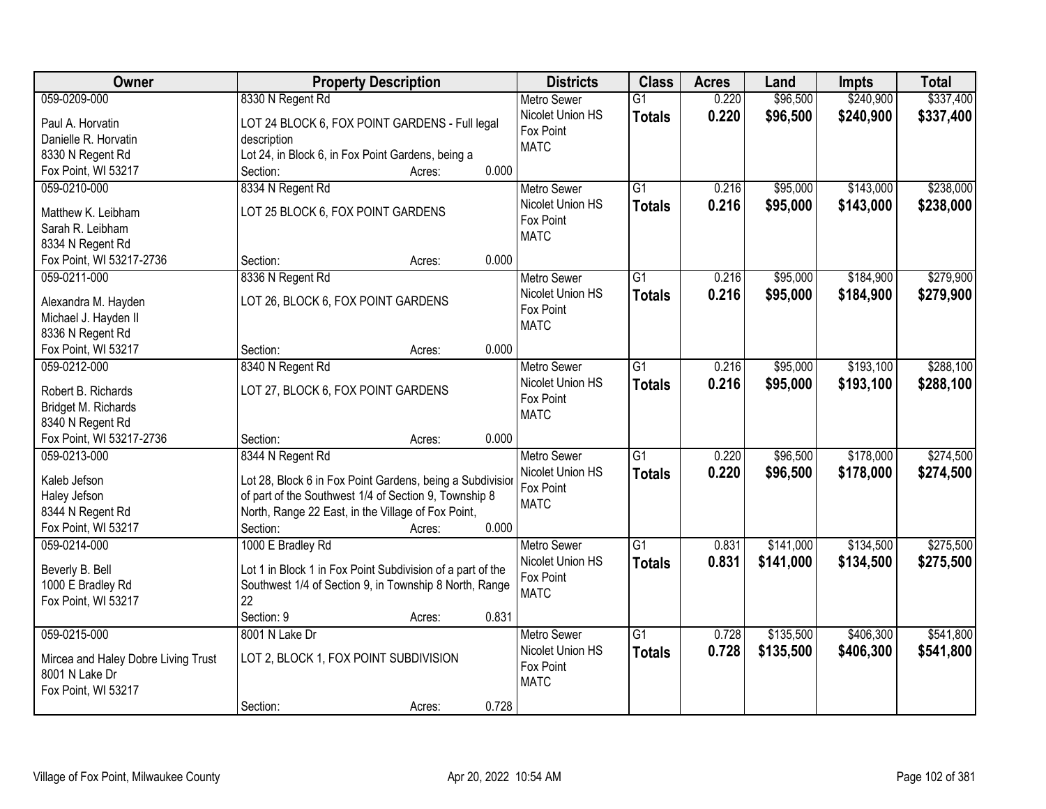| Owner | Property Description | Districts | Class | Acres | Land | Impts | Total |
|---|---|---|---|---|---|---|---|
| 059-0209-000<br>Paul A. Horvatin<br>Danielle R. Horvatin<br>8330 N Regent Rd<br>Fox Point, WI 53217 | 8330 N Regent Rd<br>LOT 24 BLOCK 6, FOX POINT GARDENS - Full legal description<br>Lot 24, in Block 6, in Fox Point Gardens, being a<br>Section: Acres: 0.000 | Metro Sewer<br>Nicolet Union HS<br>Fox Point<br>MATC | G1<br>**Totals** | 0.220<br>**0.220** | $96,500<br>**$96,500** | $240,900<br>**$240,900** | $337,400<br>**$337,400** |
| 059-0210-000<br>Matthew K. Leibham<br>Sarah R. Leibham<br>8334 N Regent Rd<br>Fox Point, WI 53217-2736 | 8334 N Regent Rd<br>LOT 25 BLOCK 6, FOX POINT GARDENS<br>Section: Acres: 0.000 | Metro Sewer<br>Nicolet Union HS<br>Fox Point<br>MATC | G1<br>**Totals** | 0.216<br>**0.216** | $95,000<br>**$95,000** | $143,000<br>**$143,000** | $238,000<br>**$238,000** |
| 059-0211-000<br>Alexandra M. Hayden<br>Michael J. Hayden II<br>8336 N Regent Rd<br>Fox Point, WI 53217 | 8336 N Regent Rd<br>LOT 26, BLOCK 6, FOX POINT GARDENS<br>Section: Acres: 0.000 | Metro Sewer<br>Nicolet Union HS<br>Fox Point<br>MATC | G1<br>**Totals** | 0.216<br>**0.216** | $95,000<br>**$95,000** | $184,900<br>**$184,900** | $279,900<br>**$279,900** |
| 059-0212-000<br>Robert B. Richards<br>Bridget M. Richards<br>8340 N Regent Rd<br>Fox Point, WI 53217-2736 | 8340 N Regent Rd<br>LOT 27, BLOCK 6, FOX POINT GARDENS<br>Section: Acres: 0.000 | Metro Sewer<br>Nicolet Union HS<br>Fox Point<br>MATC | G1<br>**Totals** | 0.216<br>**0.216** | $95,000<br>**$95,000** | $193,100<br>**$193,100** | $288,100<br>**$288,100** |
| 059-0213-000<br>Kaleb Jefson<br>Haley Jefson<br>8344 N Regent Rd<br>Fox Point, WI 53217 | 8344 N Regent Rd<br>Lot 28, Block 6 in Fox Point Gardens, being a Subdivision of part of the Southwest 1/4 of Section 9, Township 8 North, Range 22 East, in the Village of Fox Point,<br>Section: Acres: 0.000 | Metro Sewer<br>Nicolet Union HS<br>Fox Point<br>MATC | G1<br>**Totals** | 0.220<br>**0.220** | $96,500<br>**$96,500** | $178,000<br>**$178,000** | $274,500<br>**$274,500** |
| 059-0214-000<br>Beverly B. Bell<br>1000 E Bradley Rd<br>Fox Point, WI 53217 | 1000 E Bradley Rd<br>Lot 1 in Block 1 in Fox Point Subdivision of a part of the Southwest 1/4 of Section 9, in Township 8 North, Range 22<br>Section: 9 Acres: 0.831 | Metro Sewer<br>Nicolet Union HS<br>Fox Point<br>MATC | G1<br>**Totals** | 0.831<br>**0.831** | $141,000<br>**$141,000** | $134,500<br>**$134,500** | $275,500<br>**$275,500** |
| 059-0215-000<br>Mircea and Haley Dobre Living Trust<br>8001 N Lake Dr<br>Fox Point, WI 53217 | 8001 N Lake Dr<br>LOT 2, BLOCK 1, FOX POINT SUBDIVISION<br>Section: Acres: 0.728 | Metro Sewer<br>Nicolet Union HS<br>Fox Point<br>MATC | G1<br>**Totals** | 0.728<br>**0.728** | $135,500<br>**$135,500** | $406,300<br>**$406,300** | $541,800<br>**$541,800** |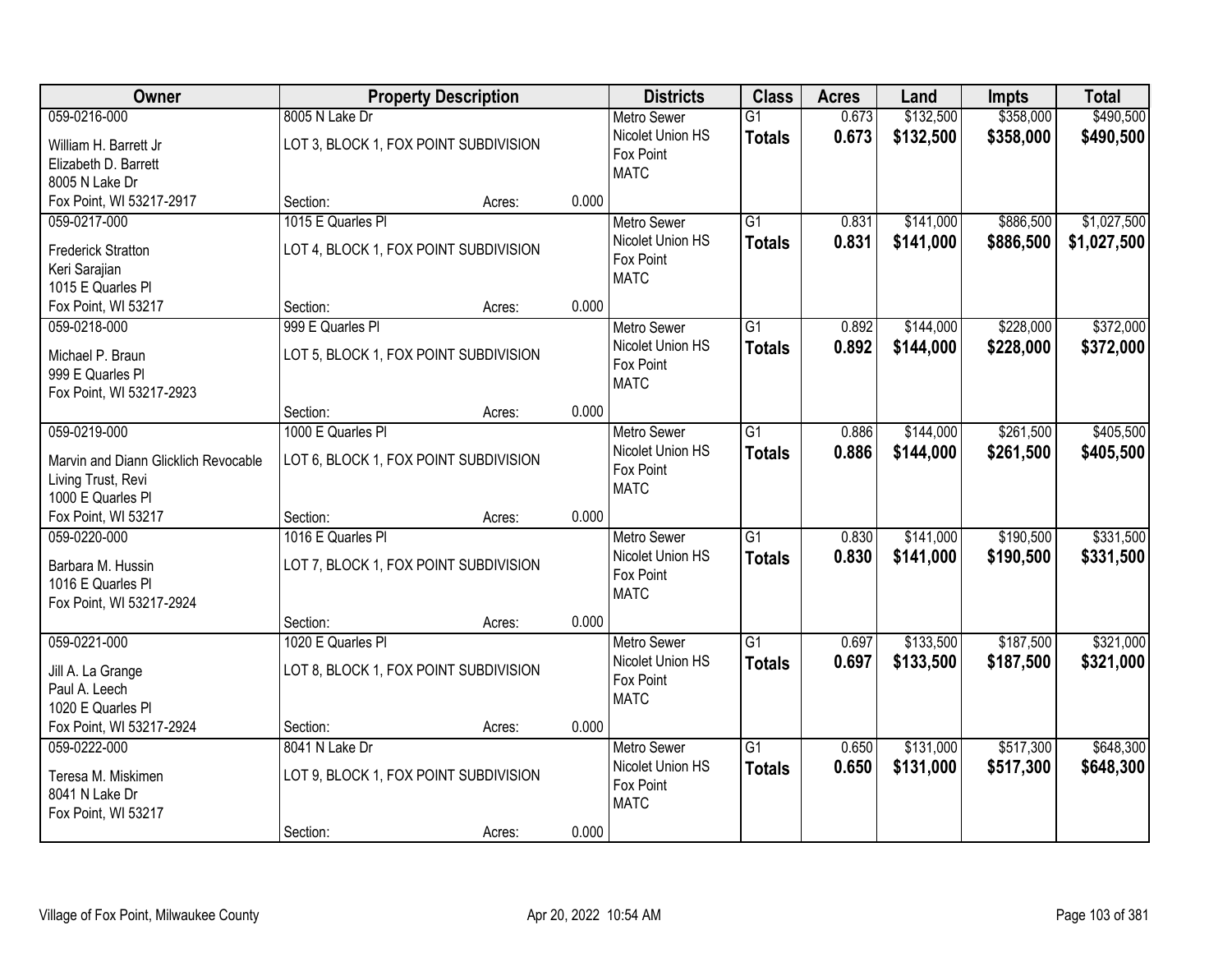| Owner | Property Description | Districts | Class | Acres | Land | Impts | Total |
|---|---|---|---|---|---|---|---|
| 059-0216-000<br>William H. Barrett Jr<br>Elizabeth D. Barrett<br>8005 N Lake Dr<br>Fox Point, WI 53217-2917 | 8005 N Lake Dr<br>LOT 3, BLOCK 1, FOX POINT SUBDIVISION<br>Section: Acres: 0.000 | Metro Sewer<br>Nicolet Union HS<br>Fox Point<br>MATC | G1<br>**Totals** | 0.673<br>**0.673** | $132,500<br>**$132,500** | $358,000<br>**$358,000** | $490,500<br>**$490,500** |
| 059-0217-000<br>Frederick Stratton<br>Keri Sarajian<br>1015 E Quarles Pl<br>Fox Point, WI 53217 | 1015 E Quarles Pl<br>LOT 4, BLOCK 1, FOX POINT SUBDIVISION<br>Section: Acres: 0.000 | Metro Sewer<br>Nicolet Union HS<br>Fox Point<br>MATC | G1<br>**Totals** | 0.831<br>**0.831** | $141,000<br>**$141,000** | $886,500<br>**$886,500** | $1,027,500<br>**$1,027,500** |
| 059-0218-000<br>Michael P. Braun<br>999 E Quarles Pl<br>Fox Point, WI 53217-2923 | 999 E Quarles Pl<br>LOT 5, BLOCK 1, FOX POINT SUBDIVISION<br>Section: Acres: 0.000 | Metro Sewer<br>Nicolet Union HS<br>Fox Point<br>MATC | G1<br>**Totals** | 0.892<br>**0.892** | $144,000<br>**$144,000** | $228,000<br>**$228,000** | $372,000<br>**$372,000** |
| 059-0219-000<br>Marvin and Diann Glicklich Revocable Living Trust, Revi<br>1000 E Quarles Pl<br>Fox Point, WI 53217 | 1000 E Quarles Pl<br>LOT 6, BLOCK 1, FOX POINT SUBDIVISION<br>Section: Acres: 0.000 | Metro Sewer<br>Nicolet Union HS<br>Fox Point<br>MATC | G1<br>**Totals** | 0.886<br>**0.886** | $144,000<br>**$144,000** | $261,500<br>**$261,500** | $405,500<br>**$405,500** |
| 059-0220-000<br>Barbara M. Hussin<br>1016 E Quarles Pl<br>Fox Point, WI 53217-2924 | 1016 E Quarles Pl<br>LOT 7, BLOCK 1, FOX POINT SUBDIVISION<br>Section: Acres: 0.000 | Metro Sewer<br>Nicolet Union HS<br>Fox Point<br>MATC | G1<br>**Totals** | 0.830<br>**0.830** | $141,000<br>**$141,000** | $190,500<br>**$190,500** | $331,500<br>**$331,500** |
| 059-0221-000<br>Jill A. La Grange<br>Paul A. Leech<br>1020 E Quarles Pl<br>Fox Point, WI 53217-2924 | 1020 E Quarles Pl<br>LOT 8, BLOCK 1, FOX POINT SUBDIVISION<br>Section: Acres: 0.000 | Metro Sewer<br>Nicolet Union HS<br>Fox Point<br>MATC | G1<br>**Totals** | 0.697<br>**0.697** | $133,500<br>**$133,500** | $187,500<br>**$187,500** | $321,000<br>**$321,000** |
| 059-0222-000<br>Teresa M. Miskimen<br>8041 N Lake Dr<br>Fox Point, WI 53217 | 8041 N Lake Dr<br>LOT 9, BLOCK 1, FOX POINT SUBDIVISION<br>Section: Acres: 0.000 | Metro Sewer<br>Nicolet Union HS<br>Fox Point<br>MATC | G1<br>**Totals** | 0.650<br>**0.650** | $131,000<br>**$131,000** | $517,300<br>**$517,300** | $648,300<br>**$648,300** |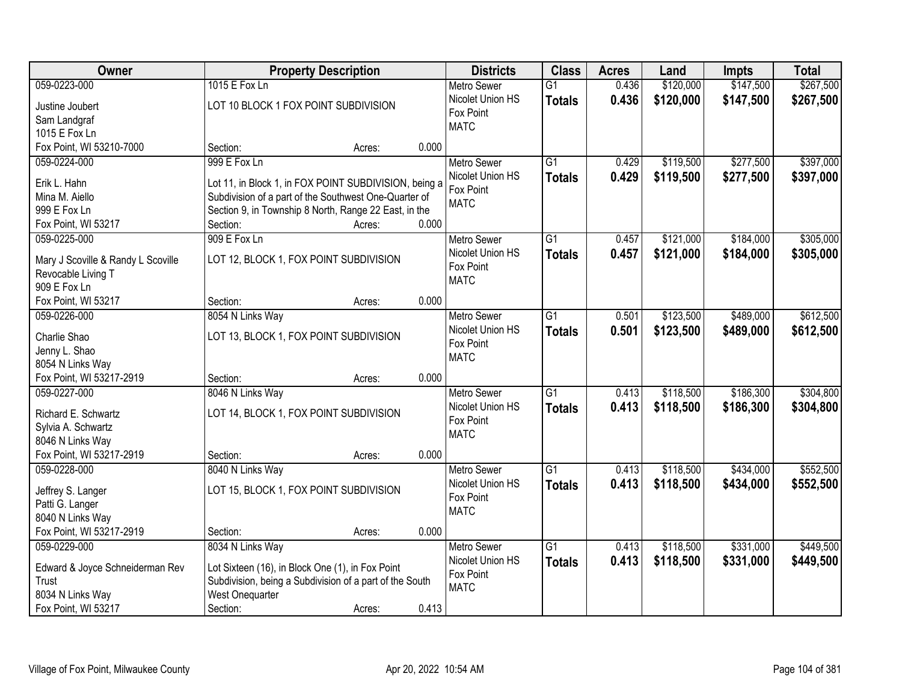| Owner | Property Description | Districts | Class | Acres | Land | Impts | Total |
|---|---|---|---|---|---|---|---|
| 059-0223-000<br>Justine Joubert<br>Sam Landgraf<br>1015 E Fox Ln<br>Fox Point, WI 53210-7000 | 1015 E Fox Ln<br>LOT 10 BLOCK 1 FOX POINT SUBDIVISION<br>Section: Acres: 0.000 | Metro Sewer<br>Nicolet Union HS<br>Fox Point<br>MATC | G1<br>**Totals** | 0.436<br>**0.436** | $120,000<br>**$120,000** | $147,500<br>**$147,500** | $267,500<br>**$267,500** |
| 059-0224-000<br>Erik L. Hahn<br>Mina M. Aiello<br>999 E Fox Ln<br>Fox Point, WI 53217 | 999 E Fox Ln<br>Lot 11, in Block 1, in FOX POINT SUBDIVISION, being a Subdivision of a part of the Southwest One-Quarter of Section 9, in Township 8 North, Range 22 East, in the<br>Section: Acres: 0.000 | Metro Sewer<br>Nicolet Union HS<br>Fox Point<br>MATC | G1<br>**Totals** | 0.429<br>**0.429** | $119,500<br>**$119,500** | $277,500<br>**$277,500** | $397,000<br>**$397,000** |
| 059-0225-000<br>Mary J Scoville & Randy L Scoville Revocable Living T<br>909 E Fox Ln<br>Fox Point, WI 53217 | 909 E Fox Ln<br>LOT 12, BLOCK 1, FOX POINT SUBDIVISION<br>Section: Acres: 0.000 | Metro Sewer<br>Nicolet Union HS<br>Fox Point<br>MATC | G1<br>**Totals** | 0.457<br>**0.457** | $121,000<br>**$121,000** | $184,000<br>**$184,000** | $305,000<br>**$305,000** |
| 059-0226-000<br>Charlie Shao<br>Jenny L. Shao<br>8054 N Links Way<br>Fox Point, WI 53217-2919 | 8054 N Links Way<br>LOT 13, BLOCK 1, FOX POINT SUBDIVISION<br>Section: Acres: 0.000 | Metro Sewer<br>Nicolet Union HS<br>Fox Point<br>MATC | G1<br>**Totals** | 0.501<br>**0.501** | $123,500<br>**$123,500** | $489,000<br>**$489,000** | $612,500<br>**$612,500** |
| 059-0227-000<br>Richard E. Schwartz<br>Sylvia A. Schwartz<br>8046 N Links Way<br>Fox Point, WI 53217-2919 | 8046 N Links Way<br>LOT 14, BLOCK 1, FOX POINT SUBDIVISION<br>Section: Acres: 0.000 | Metro Sewer<br>Nicolet Union HS<br>Fox Point<br>MATC | G1<br>**Totals** | 0.413<br>**0.413** | $118,500<br>**$118,500** | $186,300<br>**$186,300** | $304,800<br>**$304,800** |
| 059-0228-000<br>Jeffrey S. Langer<br>Patti G. Langer<br>8040 N Links Way<br>Fox Point, WI 53217-2919 | 8040 N Links Way<br>LOT 15, BLOCK 1, FOX POINT SUBDIVISION<br>Section: Acres: 0.000 | Metro Sewer<br>Nicolet Union HS<br>Fox Point<br>MATC | G1<br>**Totals** | 0.413<br>**0.413** | $118,500<br>**$118,500** | $434,000<br>**$434,000** | $552,500<br>**$552,500** |
| 059-0229-000<br>Edward & Joyce Schneiderman Rev Trust<br>8034 N Links Way<br>Fox Point, WI 53217 | 8034 N Links Way<br>Lot Sixteen (16), in Block One (1), in Fox Point Subdivision, being a Subdivision of a part of the South West Onequarter<br>Section: Acres: 0.413 | Metro Sewer<br>Nicolet Union HS<br>Fox Point<br>MATC | G1<br>**Totals** | 0.413<br>**0.413** | $118,500<br>**$118,500** | $331,000<br>**$331,000** | $449,500<br>**$449,500** |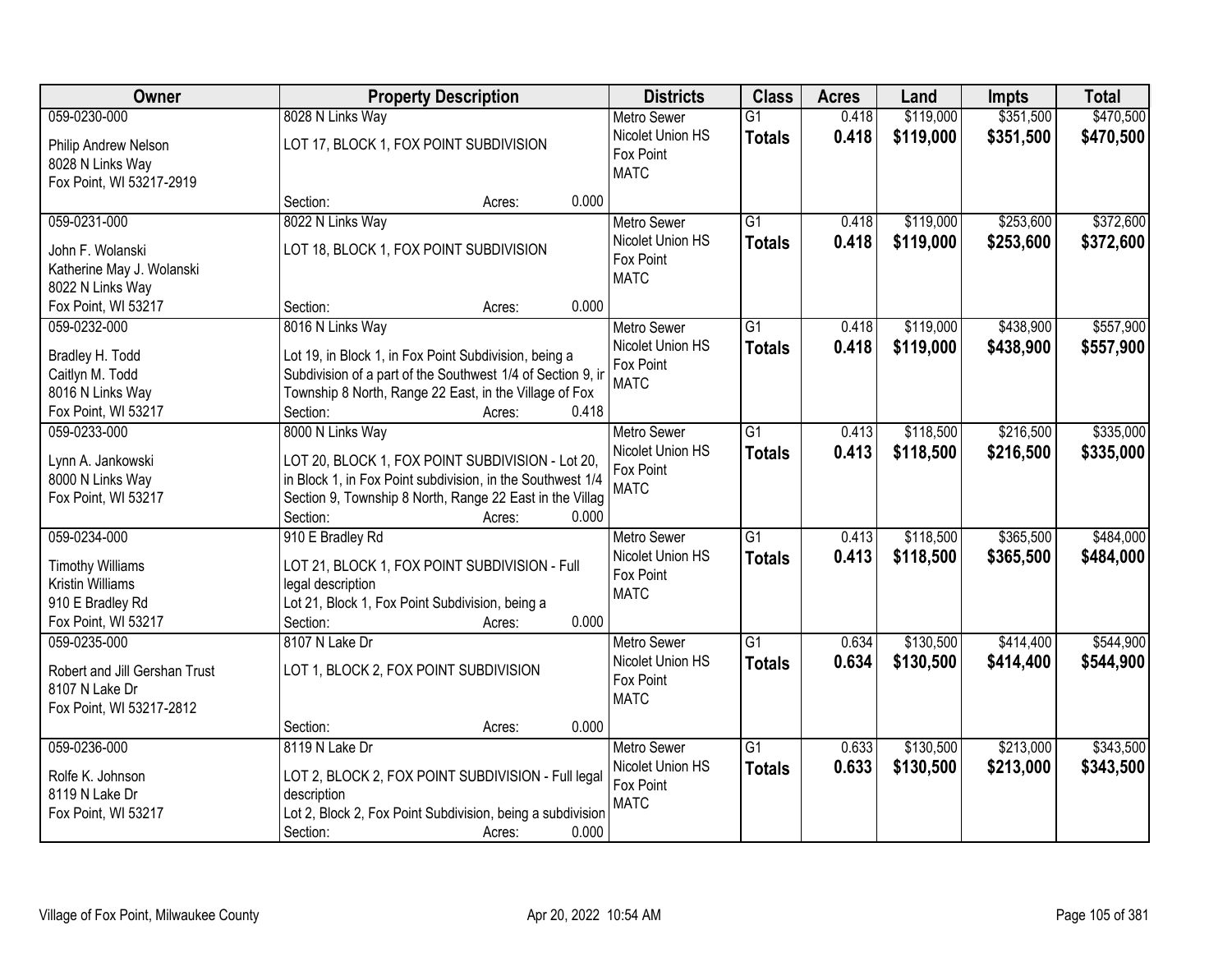| Owner | Property Description | Districts | Class | Acres | Land | Impts | Total |
|---|---|---|---|---|---|---|---|
| 059-0230-000<br>Philip Andrew Nelson<br>8028 N Links Way<br>Fox Point, WI 53217-2919 | 8028 N Links Way<br>LOT 17, BLOCK 1, FOX POINT SUBDIVISION<br>Section: Acres: 0.000 | Metro Sewer<br>Nicolet Union HS<br>Fox Point<br>MATC | G1<br>**Totals** | 0.418<br>**0.418** | $119,000<br>**$119,000** | $351,500<br>**$351,500** | $470,500<br>**$470,500** |
| 059-0231-000<br>John F. Wolanski<br>Katherine May J. Wolanski<br>8022 N Links Way<br>Fox Point, WI 53217 | 8022 N Links Way<br>LOT 18, BLOCK 1, FOX POINT SUBDIVISION<br>Section: Acres: 0.000 | Metro Sewer<br>Nicolet Union HS<br>Fox Point<br>MATC | G1<br>**Totals** | 0.418<br>**0.418** | $119,000<br>**$119,000** | $253,600<br>**$253,600** | $372,600<br>**$372,600** |
| 059-0232-000<br>Bradley H. Todd<br>Caitlyn M. Todd<br>8016 N Links Way<br>Fox Point, WI 53217 | 8016 N Links Way<br>Lot 19, in Block 1, in Fox Point Subdivision, being a Subdivision of a part of the Southwest 1/4 of Section 9, ir Township 8 North, Range 22 East, in the Village of Fox<br>Section: Acres: 0.418 | Metro Sewer<br>Nicolet Union HS<br>Fox Point<br>MATC | G1<br>**Totals** | 0.418<br>**0.418** | $119,000<br>**$119,000** | $438,900<br>**$438,900** | $557,900<br>**$557,900** |
| 059-0233-000<br>Lynn A. Jankowski<br>8000 N Links Way<br>Fox Point, WI 53217 | 8000 N Links Way<br>LOT 20, BLOCK 1, FOX POINT SUBDIVISION - Lot 20, in Block 1, in Fox Point subdivision, in the Southwest 1/4 Section 9, Township 8 North, Range 22 East in the Villag<br>Section: Acres: 0.000 | Metro Sewer<br>Nicolet Union HS<br>Fox Point<br>MATC | G1<br>**Totals** | 0.413<br>**0.413** | $118,500<br>**$118,500** | $216,500<br>**$216,500** | $335,000<br>**$335,000** |
| 059-0234-000<br>Timothy Williams<br>Kristin Williams<br>910 E Bradley Rd<br>Fox Point, WI 53217 | 910 E Bradley Rd<br>LOT 21, BLOCK 1, FOX POINT SUBDIVISION - Full legal description<br>Lot 21, Block 1, Fox Point Subdivision, being a<br>Section: Acres: 0.000 | Metro Sewer<br>Nicolet Union HS<br>Fox Point<br>MATC | G1<br>**Totals** | 0.413<br>**0.413** | $118,500<br>**$118,500** | $365,500<br>**$365,500** | $484,000<br>**$484,000** |
| 059-0235-000<br>Robert and Jill Gershan Trust<br>8107 N Lake Dr<br>Fox Point, WI 53217-2812 | 8107 N Lake Dr<br>LOT 1, BLOCK 2, FOX POINT SUBDIVISION<br>Section: Acres: 0.000 | Metro Sewer<br>Nicolet Union HS<br>Fox Point<br>MATC | G1<br>**Totals** | 0.634<br>**0.634** | $130,500<br>**$130,500** | $414,400<br>**$414,400** | $544,900<br>**$544,900** |
| 059-0236-000<br>Rolfe K. Johnson<br>8119 N Lake Dr<br>Fox Point, WI 53217 | 8119 N Lake Dr<br>LOT 2, BLOCK 2, FOX POINT SUBDIVISION - Full legal description<br>Lot 2, Block 2, Fox Point Subdivision, being a subdivision<br>Section: Acres: 0.000 | Metro Sewer<br>Nicolet Union HS<br>Fox Point<br>MATC | G1<br>**Totals** | 0.633<br>**0.633** | $130,500<br>**$130,500** | $213,000<br>**$213,000** | $343,500<br>**$343,500** |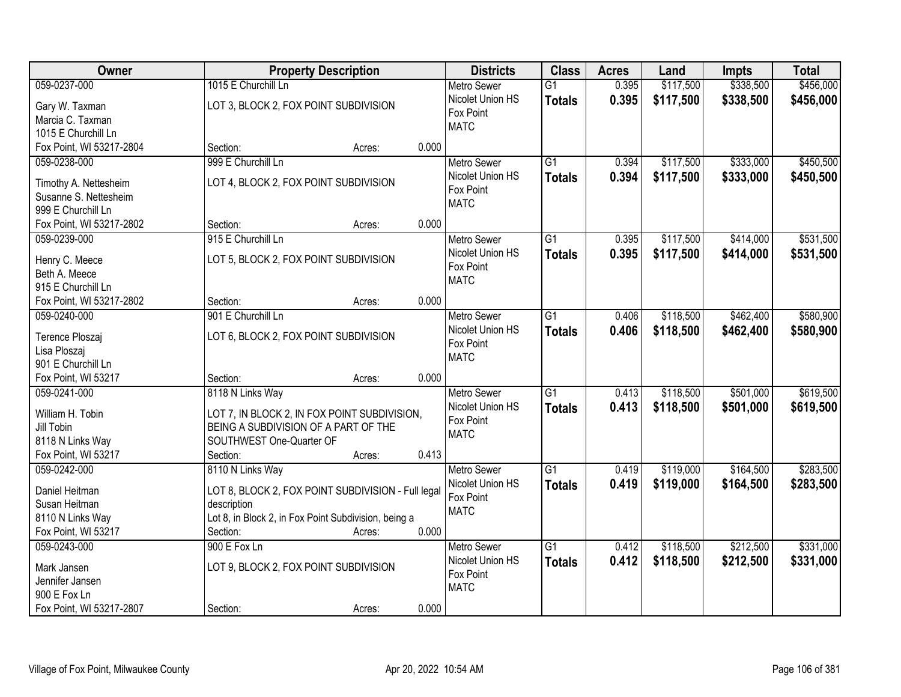| Owner | Property Description | | | Districts | Class | Acres | Land | Impts | Total |
|---|---|---|---|---|---|---|---|---|---|
| 059-0237-000<br>Gary W. Taxman<br>Marcia C. Taxman<br>1015 E Churchill Ln<br>Fox Point, WI 53217-2804 | 1015 E Churchill Ln<br>LOT 3, BLOCK 2, FOX POINT SUBDIVISION<br>Section: | Acres: | 0.000 | Metro Sewer<br>Nicolet Union HS<br>Fox Point<br>MATC | G1<br>**Totals** | 0.395<br>**0.395** | $117,500<br>**$117,500** | $338,500<br>**$338,500** | $456,000<br>**$456,000** |
| 059-0238-000<br>Timothy A. Nettesheim<br>Susanne S. Nettesheim<br>999 E Churchill Ln<br>Fox Point, WI 53217-2802 | 999 E Churchill Ln<br>LOT 4, BLOCK 2, FOX POINT SUBDIVISION<br>Section: | Acres: | 0.000 | Metro Sewer<br>Nicolet Union HS<br>Fox Point<br>MATC | G1<br>**Totals** | 0.394<br>**0.394** | $117,500<br>**$117,500** | $333,000<br>**$333,000** | $450,500<br>**$450,500** |
| 059-0239-000<br>Henry C. Meece<br>Beth A. Meece<br>915 E Churchill Ln<br>Fox Point, WI 53217-2802 | 915 E Churchill Ln<br>LOT 5, BLOCK 2, FOX POINT SUBDIVISION<br>Section: | Acres: | 0.000 | Metro Sewer<br>Nicolet Union HS<br>Fox Point<br>MATC | G1<br>**Totals** | 0.395<br>**0.395** | $117,500<br>**$117,500** | $414,000<br>**$414,000** | $531,500<br>**$531,500** |
| 059-0240-000<br>Terence Ploszaj<br>Lisa Ploszaj<br>901 E Churchill Ln<br>Fox Point, WI 53217 | 901 E Churchill Ln<br>LOT 6, BLOCK 2, FOX POINT SUBDIVISION<br>Section: | Acres: | 0.000 | Metro Sewer<br>Nicolet Union HS<br>Fox Point<br>MATC | G1<br>**Totals** | 0.406<br>**0.406** | $118,500<br>**$118,500** | $462,400<br>**$462,400** | $580,900<br>**$580,900** |
| 059-0241-000<br>William H. Tobin<br>Jill Tobin<br>8118 N Links Way<br>Fox Point, WI 53217 | 8118 N Links Way<br>LOT 7, IN BLOCK 2, IN FOX POINT SUBDIVISION, BEING A SUBDIVISION OF A PART OF THE SOUTHWEST One-Quarter OF<br>Section: | Acres: | 0.413 | Metro Sewer<br>Nicolet Union HS<br>Fox Point<br>MATC | G1<br>**Totals** | 0.413<br>**0.413** | $118,500<br>**$118,500** | $501,000<br>**$501,000** | $619,500<br>**$619,500** |
| 059-0242-000<br>Daniel Heitman<br>Susan Heitman<br>8110 N Links Way<br>Fox Point, WI 53217 | 8110 N Links Way<br>LOT 8, BLOCK 2, FOX POINT SUBDIVISION - Full legal description<br>Lot 8, in Block 2, in Fox Point Subdivision, being a<br>Section: | Acres: | 0.000 | Metro Sewer<br>Nicolet Union HS<br>Fox Point<br>MATC | G1<br>**Totals** | 0.419<br>**0.419** | $119,000<br>**$119,000** | $164,500<br>**$164,500** | $283,500<br>**$283,500** |
| 059-0243-000<br>Mark Jansen<br>Jennifer Jansen<br>900 E Fox Ln<br>Fox Point, WI 53217-2807 | 900 E Fox Ln<br>LOT 9, BLOCK 2, FOX POINT SUBDIVISION<br>Section: | Acres: | 0.000 | Metro Sewer<br>Nicolet Union HS<br>Fox Point<br>MATC | G1<br>**Totals** | 0.412<br>**0.412** | $118,500<br>**$118,500** | $212,500<br>**$212,500** | $331,000<br>**$331,000** |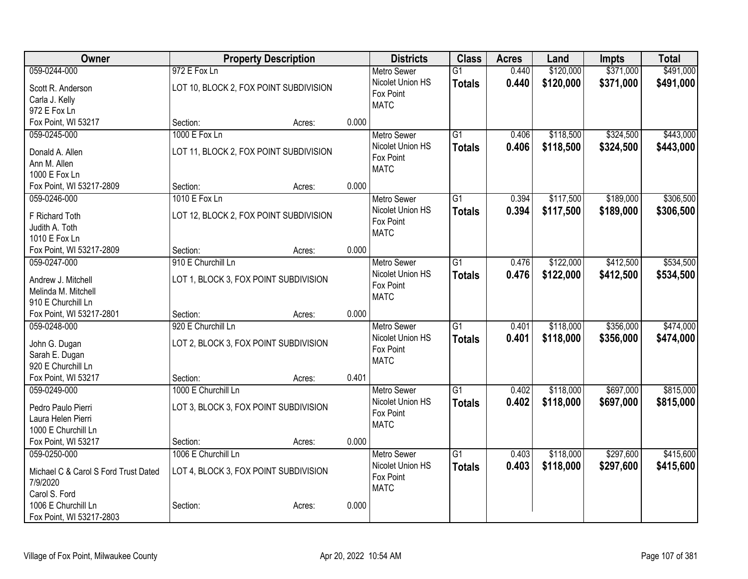| Owner | Property Description | | | Districts | Class | Acres | Land | Impts | Total |
|---|---|---|---|---|---|---|---|---|---|
| 059-0244-000<br>Scott R. Anderson<br>Carla J. Kelly<br>972 E Fox Ln<br>Fox Point, WI 53217 | 972 E Fox Ln<br>LOT 10, BLOCK 2, FOX POINT SUBDIVISION<br>Section: | Acres: | 0.000 | Metro Sewer<br>Nicolet Union HS<br>Fox Point<br>MATC | G1<br>**Totals** | 0.440<br>**0.440** | $120,000<br>**$120,000** | $371,000<br>**$371,000** | $491,000<br>**$491,000** |
| 059-0245-000<br>Donald A. Allen<br>Ann M. Allen<br>1000 E Fox Ln<br>Fox Point, WI 53217-2809 | 1000 E Fox Ln<br>LOT 11, BLOCK 2, FOX POINT SUBDIVISION<br>Section: | Acres: | 0.000 | Metro Sewer<br>Nicolet Union HS<br>Fox Point<br>MATC | G1<br>**Totals** | 0.406<br>**0.406** | $118,500<br>**$118,500** | $324,500<br>**$324,500** | $443,000<br>**$443,000** |
| 059-0246-000<br>F Richard Toth<br>Judith A. Toth<br>1010 E Fox Ln<br>Fox Point, WI 53217-2809 | 1010 E Fox Ln<br>LOT 12, BLOCK 2, FOX POINT SUBDIVISION<br>Section: | Acres: | 0.000 | Metro Sewer<br>Nicolet Union HS<br>Fox Point<br>MATC | G1<br>**Totals** | 0.394<br>**0.394** | $117,500<br>**$117,500** | $189,000<br>**$189,000** | $306,500<br>**$306,500** |
| 059-0247-000<br>Andrew J. Mitchell<br>Melinda M. Mitchell<br>910 E Churchill Ln<br>Fox Point, WI 53217-2801 | 910 E Churchill Ln<br>LOT 1, BLOCK 3, FOX POINT SUBDIVISION<br>Section: | Acres: | 0.000 | Metro Sewer<br>Nicolet Union HS<br>Fox Point<br>MATC | G1<br>**Totals** | 0.476<br>**0.476** | $122,000<br>**$122,000** | $412,500<br>**$412,500** | $534,500<br>**$534,500** |
| 059-0248-000<br>John G. Dugan<br>Sarah E. Dugan<br>920 E Churchill Ln<br>Fox Point, WI 53217 | 920 E Churchill Ln<br>LOT 2, BLOCK 3, FOX POINT SUBDIVISION<br>Section: | Acres: | 0.401 | Metro Sewer<br>Nicolet Union HS<br>Fox Point<br>MATC | G1<br>**Totals** | 0.401<br>**0.401** | $118,000<br>**$118,000** | $356,000<br>**$356,000** | $474,000<br>**$474,000** |
| 059-0249-000<br>Pedro Paulo Pierri<br>Laura Helen Pierri<br>1000 E Churchill Ln<br>Fox Point, WI 53217 | 1000 E Churchill Ln<br>LOT 3, BLOCK 3, FOX POINT SUBDIVISION<br>Section: | Acres: | 0.000 | Metro Sewer<br>Nicolet Union HS<br>Fox Point<br>MATC | G1<br>**Totals** | 0.402<br>**0.402** | $118,000<br>**$118,000** | $697,000<br>**$697,000** | $815,000<br>**$815,000** |
| 059-0250-000<br>Michael C & Carol S Ford Trust Dated 7/9/2020<br>Carol S. Ford<br>1006 E Churchill Ln<br>Fox Point, WI 53217-2803 | 1006 E Churchill Ln<br>LOT 4, BLOCK 3, FOX POINT SUBDIVISION<br>Section: | Acres: | 0.000 | Metro Sewer<br>Nicolet Union HS<br>Fox Point<br>MATC | G1<br>**Totals** | 0.403<br>**0.403** | $118,000<br>**$118,000** | $297,600<br>**$297,600** | $415,600<br>**$415,600** |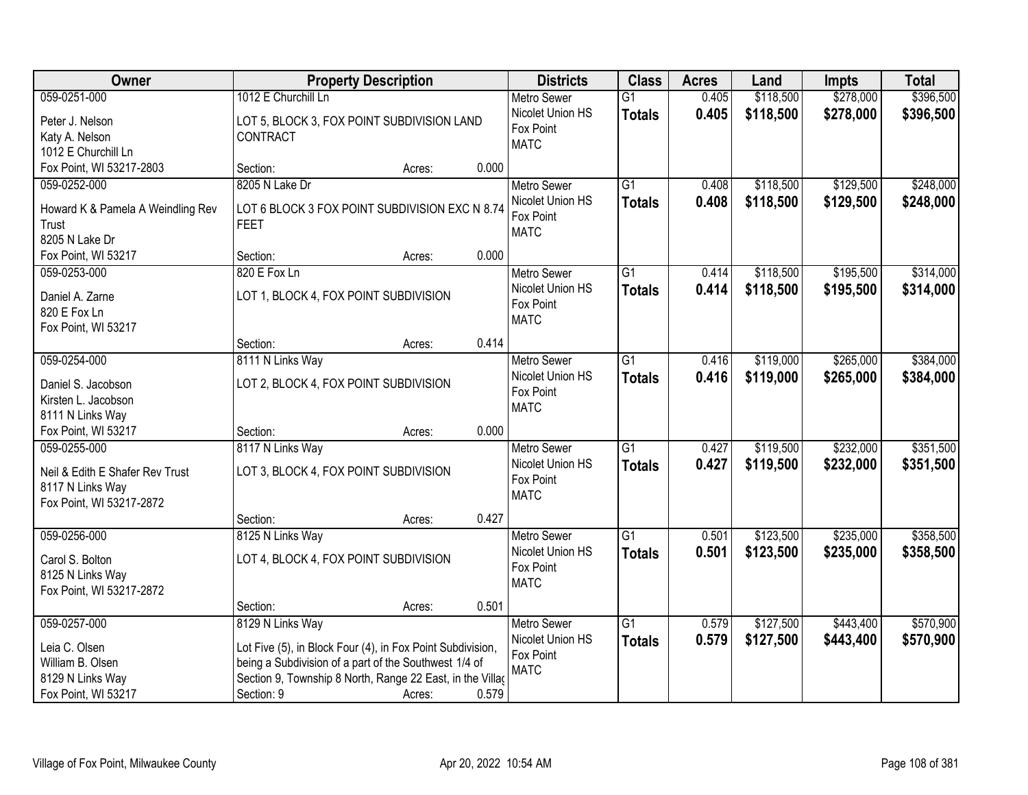| Owner | Property Description | Districts | Class | Acres | Land | Impts | Total |
|---|---|---|---|---|---|---|---|
| 059-0251-000<br>Peter J. Nelson<br>Katy A. Nelson<br>1012 E Churchill Ln<br>Fox Point, WI 53217-2803 | 1012 E Churchill Ln<br>LOT 5, BLOCK 3, FOX POINT SUBDIVISION LAND CONTRACT<br>Section: Acres: 0.000 | Metro Sewer<br>Nicolet Union HS<br>Fox Point<br>MATC | G1<br>**Totals** | 0.405<br>**0.405** | $118,500<br>**$118,500** | $278,000<br>**$278,000** | $396,500<br>**$396,500** |
| 059-0252-000<br>Howard K & Pamela A Weindling Rev Trust<br>8205 N Lake Dr<br>Fox Point, WI 53217 | 8205 N Lake Dr<br>LOT 6 BLOCK 3 FOX POINT SUBDIVISION EXC N 8.74 FEET<br>Section: Acres: 0.000 | Metro Sewer<br>Nicolet Union HS<br>Fox Point<br>MATC | G1<br>**Totals** | 0.408<br>**0.408** | $118,500<br>**$118,500** | $129,500<br>**$129,500** | $248,000<br>**$248,000** |
| 059-0253-000<br>Daniel A. Zarne<br>820 E Fox Ln<br>Fox Point, WI 53217 | 820 E Fox Ln<br>LOT 1, BLOCK 4, FOX POINT SUBDIVISION<br>Section: Acres: 0.414 | Metro Sewer<br>Nicolet Union HS<br>Fox Point<br>MATC | G1<br>**Totals** | 0.414<br>**0.414** | $118,500<br>**$118,500** | $195,500<br>**$195,500** | $314,000<br>**$314,000** |
| 059-0254-000<br>Daniel S. Jacobson<br>Kirsten L. Jacobson<br>8111 N Links Way<br>Fox Point, WI 53217 | 8111 N Links Way<br>LOT 2, BLOCK 4, FOX POINT SUBDIVISION<br>Section: Acres: 0.000 | Metro Sewer<br>Nicolet Union HS<br>Fox Point<br>MATC | G1<br>**Totals** | 0.416<br>**0.416** | $119,000<br>**$119,000** | $265,000<br>**$265,000** | $384,000<br>**$384,000** |
| 059-0255-000<br>Neil & Edith E Shafer Rev Trust<br>8117 N Links Way<br>Fox Point, WI 53217-2872 | 8117 N Links Way<br>LOT 3, BLOCK 4, FOX POINT SUBDIVISION<br>Section: Acres: 0.427 | Metro Sewer<br>Nicolet Union HS<br>Fox Point<br>MATC | G1<br>**Totals** | 0.427<br>**0.427** | $119,500<br>**$119,500** | $232,000<br>**$232,000** | $351,500<br>**$351,500** |
| 059-0256-000<br>Carol S. Bolton<br>8125 N Links Way<br>Fox Point, WI 53217-2872 | 8125 N Links Way<br>LOT 4, BLOCK 4, FOX POINT SUBDIVISION<br>Section: Acres: 0.501 | Metro Sewer<br>Nicolet Union HS<br>Fox Point<br>MATC | G1<br>**Totals** | 0.501<br>**0.501** | $123,500<br>**$123,500** | $235,000<br>**$235,000** | $358,500<br>**$358,500** |
| 059-0257-000<br>Leia C. Olsen<br>William B. Olsen<br>8129 N Links Way<br>Fox Point, WI 53217 | 8129 N Links Way<br>Lot Five (5), in Block Four (4), in Fox Point Subdivision, being a Subdivision of a part of the Southwest 1/4 of Section 9, Township 8 North, Range 22 East, in the Villag<br>Section: 9 Acres: 0.579 | Metro Sewer<br>Nicolet Union HS<br>Fox Point<br>MATC | G1<br>**Totals** | 0.579<br>**0.579** | $127,500<br>**$127,500** | $443,400<br>**$443,400** | $570,900<br>**$570,900** |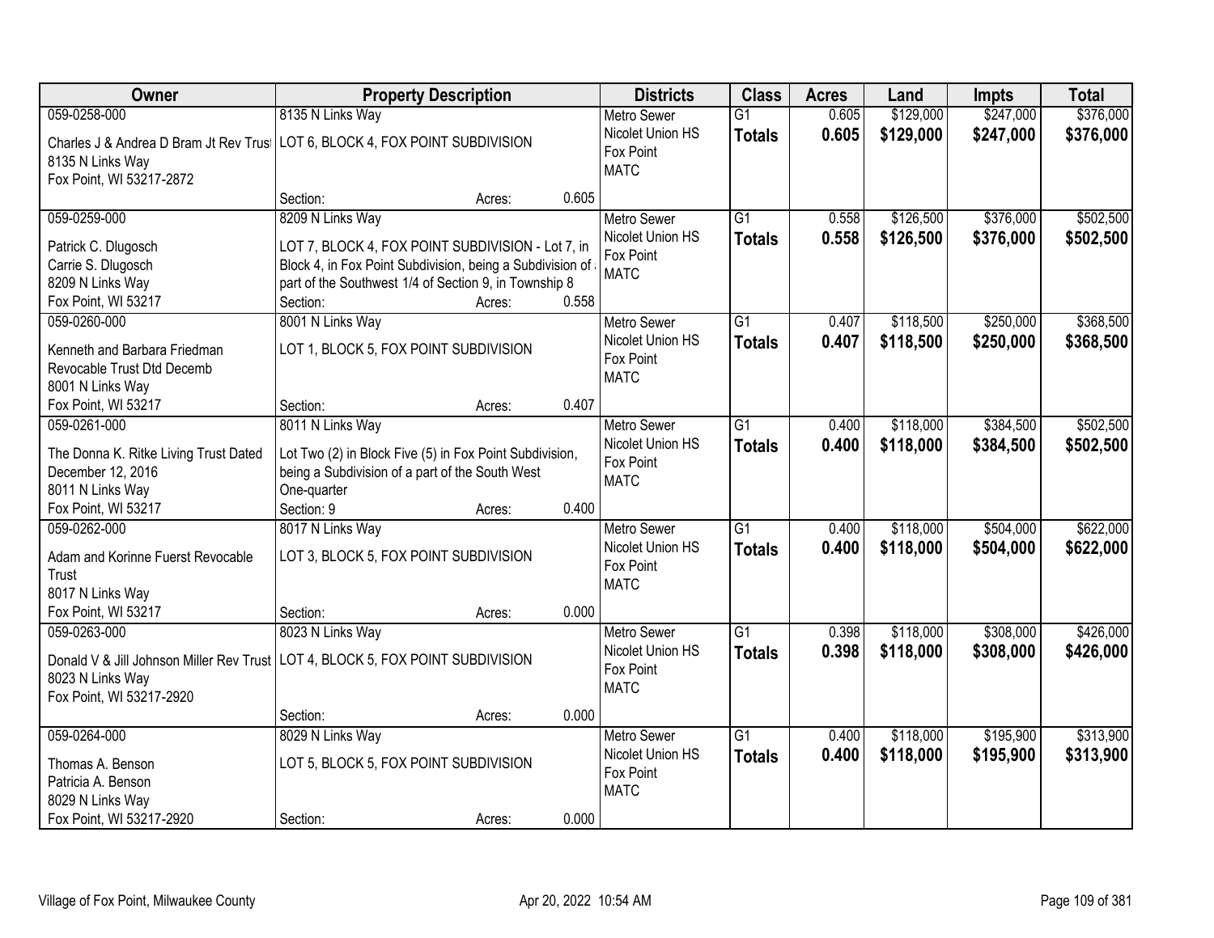| Owner | Property Description | Districts | Class | Acres | Land | Impts | Total |
|---|---|---|---|---|---|---|---|
| 059-0258-000<br>Charles J & Andrea D Bram Jt Rev Trust<br>8135 N Links Way<br>Fox Point, WI 53217-2872 | 8135 N Links Way<br>LOT 6, BLOCK 4, FOX POINT SUBDIVISION<br>Section: Acres: 0.605 | Metro Sewer<br>Nicolet Union HS<br>Fox Point<br>MATC | G1<br>**Totals** | 0.605<br>**0.605** | $129,000<br>**$129,000** | $247,000<br>**$247,000** | $376,000<br>**$376,000** |
| 059-0259-000<br>Patrick C. Dlugosch<br>Carrie S. Dlugosch<br>8209 N Links Way<br>Fox Point, WI 53217 | 8209 N Links Way<br>LOT 7, BLOCK 4, FOX POINT SUBDIVISION - Lot 7, in Block 4, in Fox Point Subdivision, being a Subdivision of a part of the Southwest 1/4 of Section 9, in Township 8<br>Section: Acres: 0.558 | Metro Sewer<br>Nicolet Union HS<br>Fox Point<br>MATC | G1<br>**Totals** | 0.558<br>**0.558** | $126,500<br>**$126,500** | $376,000<br>**$376,000** | $502,500<br>**$502,500** |
| 059-0260-000<br>Kenneth and Barbara Friedman<br>Revocable Trust Dtd Decemb<br>8001 N Links Way<br>Fox Point, WI 53217 | 8001 N Links Way<br>LOT 1, BLOCK 5, FOX POINT SUBDIVISION<br>Section: Acres: 0.407 | Metro Sewer<br>Nicolet Union HS<br>Fox Point<br>MATC | G1<br>**Totals** | 0.407<br>**0.407** | $118,500<br>**$118,500** | $250,000<br>**$250,000** | $368,500<br>**$368,500** |
| 059-0261-000<br>The Donna K. Ritke Living Trust Dated December 12, 2016<br>8011 N Links Way<br>Fox Point, WI 53217 | 8011 N Links Way<br>Lot Two (2) in Block Five (5) in Fox Point Subdivision, being a Subdivision of a part of the South West One-quarter<br>Section: 9 Acres: 0.400 | Metro Sewer<br>Nicolet Union HS<br>Fox Point<br>MATC | G1<br>**Totals** | 0.400<br>**0.400** | $118,000<br>**$118,000** | $384,500<br>**$384,500** | $502,500<br>**$502,500** |
| 059-0262-000<br>Adam and Korinne Fuerst Revocable Trust<br>8017 N Links Way<br>Fox Point, WI 53217 | 8017 N Links Way<br>LOT 3, BLOCK 5, FOX POINT SUBDIVISION<br>Section: Acres: 0.000 | Metro Sewer<br>Nicolet Union HS<br>Fox Point<br>MATC | G1<br>**Totals** | 0.400<br>**0.400** | $118,000<br>**$118,000** | $504,000<br>**$504,000** | $622,000<br>**$622,000** |
| 059-0263-000<br>Donald V & Jill Johnson Miller Rev Trust<br>8023 N Links Way<br>Fox Point, WI 53217-2920 | 8023 N Links Way<br>LOT 4, BLOCK 5, FOX POINT SUBDIVISION<br>Section: Acres: 0.000 | Metro Sewer<br>Nicolet Union HS<br>Fox Point<br>MATC | G1<br>**Totals** | 0.398<br>**0.398** | $118,000<br>**$118,000** | $308,000<br>**$308,000** | $426,000<br>**$426,000** |
| 059-0264-000<br>Thomas A. Benson<br>Patricia A. Benson<br>8029 N Links Way<br>Fox Point, WI 53217-2920 | 8029 N Links Way<br>LOT 5, BLOCK 5, FOX POINT SUBDIVISION<br>Section: Acres: 0.000 | Metro Sewer<br>Nicolet Union HS<br>Fox Point<br>MATC | G1<br>**Totals** | 0.400<br>**0.400** | $118,000<br>**$118,000** | $195,900<br>**$195,900** | $313,900<br>**$313,900** |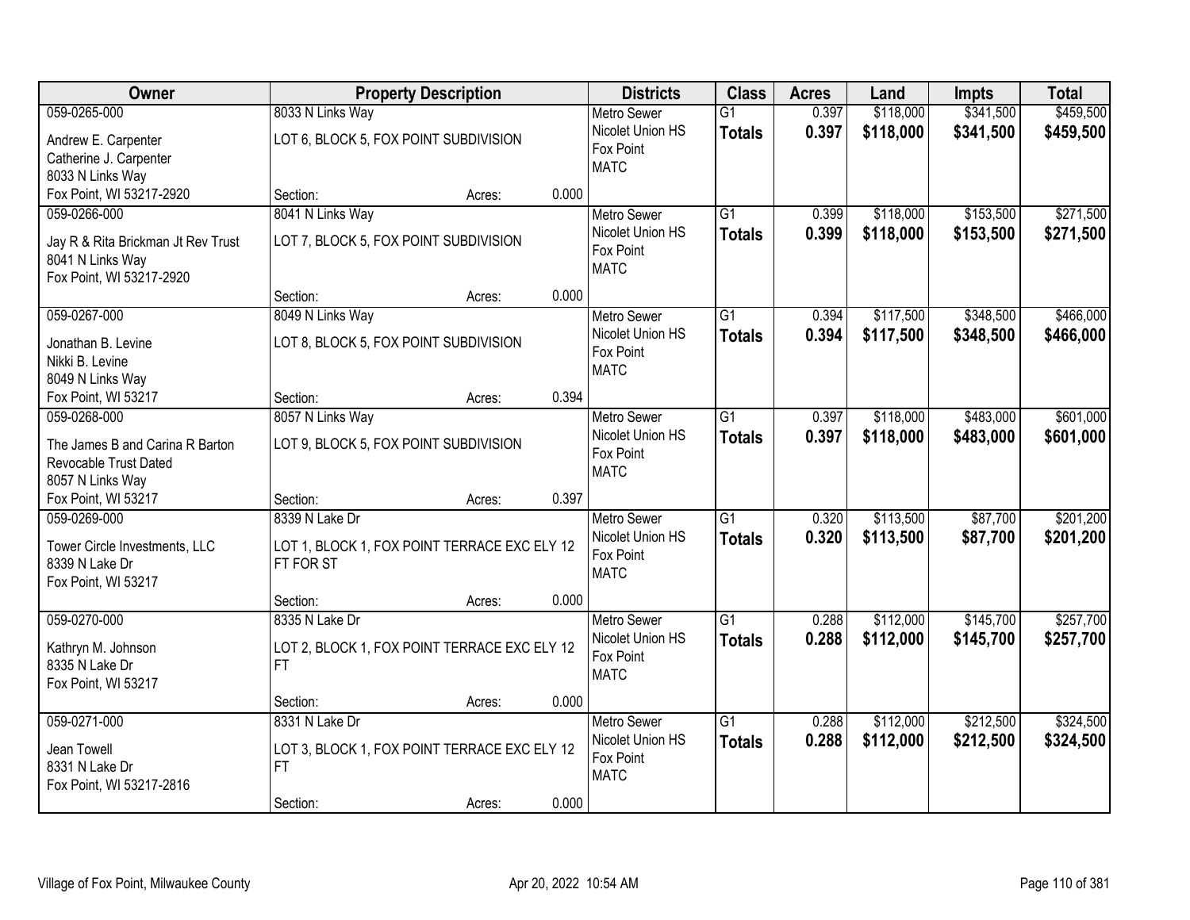| Owner | Property Description | | | Districts | Class | Acres | Land | Impts | Total |
|---|---|---|---|---|---|---|---|---|---|
| 059-0265-000<br>Andrew E. Carpenter<br>Catherine J. Carpenter<br>8033 N Links Way<br>Fox Point, WI 53217-2920 | 8033 N Links Way<br>LOT 6, BLOCK 5, FOX POINT SUBDIVISION<br>Section: | Acres: | 0.000 | Metro Sewer<br>Nicolet Union HS<br>Fox Point<br>MATC | G1<br>**Totals** | 0.397<br>**0.397** | $118,000<br>**$118,000** | $341,500<br>**$341,500** | $459,500<br>**$459,500** |
| 059-0266-000<br>Jay R & Rita Brickman Jt Rev Trust<br>8041 N Links Way<br>Fox Point, WI 53217-2920 | 8041 N Links Way<br>LOT 7, BLOCK 5, FOX POINT SUBDIVISION<br>Section: | Acres: | 0.000 | Metro Sewer<br>Nicolet Union HS<br>Fox Point<br>MATC | G1<br>**Totals** | 0.399<br>**0.399** | $118,000<br>**$118,000** | $153,500<br>**$153,500** | $271,500<br>**$271,500** |
| 059-0267-000<br>Jonathan B. Levine<br>Nikki B. Levine<br>8049 N Links Way<br>Fox Point, WI 53217 | 8049 N Links Way<br>LOT 8, BLOCK 5, FOX POINT SUBDIVISION<br>Section: | Acres: | 0.394 | Metro Sewer<br>Nicolet Union HS<br>Fox Point<br>MATC | G1<br>**Totals** | 0.394<br>**0.394** | $117,500<br>**$117,500** | $348,500<br>**$348,500** | $466,000<br>**$466,000** |
| 059-0268-000<br>The James B and Carina R Barton Revocable Trust Dated<br>8057 N Links Way<br>Fox Point, WI 53217 | 8057 N Links Way<br>LOT 9, BLOCK 5, FOX POINT SUBDIVISION<br>Section: | Acres: | 0.397 | Metro Sewer<br>Nicolet Union HS<br>Fox Point<br>MATC | G1<br>**Totals** | 0.397<br>**0.397** | $118,000<br>**$118,000** | $483,000<br>**$483,000** | $601,000<br>**$601,000** |
| 059-0269-000<br>Tower Circle Investments, LLC<br>8339 N Lake Dr<br>Fox Point, WI 53217 | 8339 N Lake Dr<br>LOT 1, BLOCK 1, FOX POINT TERRACE EXC ELY 12 FT FOR ST<br>Section: | Acres: | 0.000 | Metro Sewer<br>Nicolet Union HS<br>Fox Point<br>MATC | G1<br>**Totals** | 0.320<br>**0.320** | $113,500<br>**$113,500** | $87,700<br>**$87,700** | $201,200<br>**$201,200** |
| 059-0270-000<br>Kathryn M. Johnson<br>8335 N Lake Dr<br>Fox Point, WI 53217 | 8335 N Lake Dr<br>LOT 2, BLOCK 1, FOX POINT TERRACE EXC ELY 12 FT<br>Section: | Acres: | 0.000 | Metro Sewer<br>Nicolet Union HS<br>Fox Point<br>MATC | G1<br>**Totals** | 0.288<br>**0.288** | $112,000<br>**$112,000** | $145,700<br>**$145,700** | $257,700<br>**$257,700** |
| 059-0271-000<br>Jean Towell<br>8331 N Lake Dr<br>Fox Point, WI 53217-2816 | 8331 N Lake Dr<br>LOT 3, BLOCK 1, FOX POINT TERRACE EXC ELY 12 FT<br>Section: | Acres: | 0.000 | Metro Sewer<br>Nicolet Union HS<br>Fox Point<br>MATC | G1<br>**Totals** | 0.288<br>**0.288** | $112,000<br>**$112,000** | $212,500<br>**$212,500** | $324,500<br>**$324,500** |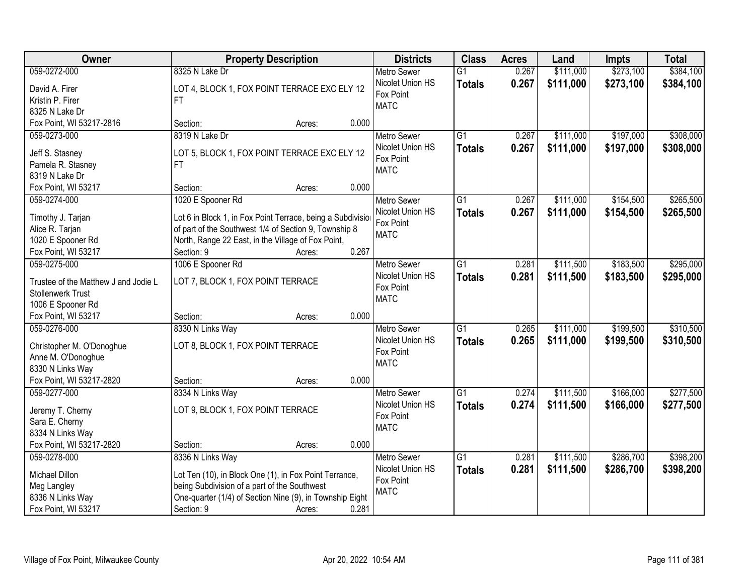| Owner | Property Description | Districts | Class | Acres | Land | Impts | Total |
|---|---|---|---|---|---|---|---|
| 059-0272-000<br>David A. Firer<br>Kristin P. Firer<br>8325 N Lake Dr<br>Fox Point, WI 53217-2816 | 8325 N Lake Dr<br>LOT 4, BLOCK 1, FOX POINT TERRACE EXC ELY 12 FT<br>Section: Acres: 0.000 | Metro Sewer<br>Nicolet Union HS<br>Fox Point<br>MATC | G1<br>**Totals** | 0.267<br>**0.267** | \$111,000<br>**\$111,000** | \$273,100<br>**\$273,100** | \$384,100<br>**\$384,100** |
| 059-0273-000<br>Jeff S. Stasney<br>Pamela R. Stasney<br>8319 N Lake Dr<br>Fox Point, WI 53217 | 8319 N Lake Dr<br>LOT 5, BLOCK 1, FOX POINT TERRACE EXC ELY 12 FT<br>Section: Acres: 0.000 | Metro Sewer<br>Nicolet Union HS<br>Fox Point<br>MATC | G1<br>**Totals** | 0.267<br>**0.267** | \$111,000<br>**\$111,000** | \$197,000<br>**\$197,000** | \$308,000<br>**\$308,000** |
| 059-0274-000<br>Timothy J. Tarjan<br>Alice R. Tarjan<br>1020 E Spooner Rd<br>Fox Point, WI 53217 | 1020 E Spooner Rd<br>Lot 6 in Block 1, in Fox Point Terrace, being a Subdivision of part of the Southwest 1/4 of Section 9, Township 8 North, Range 22 East, in the Village of Fox Point,<br>Section: 9 Acres: 0.267 | Metro Sewer<br>Nicolet Union HS<br>Fox Point<br>MATC | G1<br>**Totals** | 0.267<br>**0.267** | \$111,000<br>**\$111,000** | \$154,500<br>**\$154,500** | \$265,500<br>**\$265,500** |
| 059-0275-000<br>Trustee of the Matthew J and Jodie L Stollenwerk Trust<br>1006 E Spooner Rd<br>Fox Point, WI 53217 | 1006 E Spooner Rd<br>LOT 7, BLOCK 1, FOX POINT TERRACE<br>Section: Acres: 0.000 | Metro Sewer<br>Nicolet Union HS<br>Fox Point<br>MATC | G1<br>**Totals** | 0.281<br>**0.281** | \$111,500<br>**\$111,500** | \$183,500<br>**\$183,500** | \$295,000<br>**\$295,000** |
| 059-0276-000<br>Christopher M. O'Donoghue<br>Anne M. O'Donoghue<br>8330 N Links Way<br>Fox Point, WI 53217-2820 | 8330 N Links Way<br>LOT 8, BLOCK 1, FOX POINT TERRACE<br>Section: Acres: 0.000 | Metro Sewer<br>Nicolet Union HS<br>Fox Point<br>MATC | G1<br>**Totals** | 0.265<br>**0.265** | \$111,000<br>**\$111,000** | \$199,500<br>**\$199,500** | \$310,500<br>**\$310,500** |
| 059-0277-000<br>Jeremy T. Cherny<br>Sara E. Cherny<br>8334 N Links Way<br>Fox Point, WI 53217-2820 | 8334 N Links Way<br>LOT 9, BLOCK 1, FOX POINT TERRACE<br>Section: Acres: 0.000 | Metro Sewer<br>Nicolet Union HS<br>Fox Point<br>MATC | G1<br>**Totals** | 0.274<br>**0.274** | \$111,500<br>**\$111,500** | \$166,000<br>**\$166,000** | \$277,500<br>**\$277,500** |
| 059-0278-000<br>Michael Dillon<br>Meg Langley<br>8336 N Links Way<br>Fox Point, WI 53217 | 8336 N Links Way<br>Lot Ten (10), in Block One (1), in Fox Point Terrance, being Subdivision of a part of the Southwest One-quarter (1/4) of Section Nine (9), in Township Eight<br>Section: 9 Acres: 0.281 | Metro Sewer<br>Nicolet Union HS<br>Fox Point<br>MATC | G1<br>**Totals** | 0.281<br>**0.281** | \$111,500<br>**\$111,500** | \$286,700<br>**\$286,700** | \$398,200<br>**\$398,200** |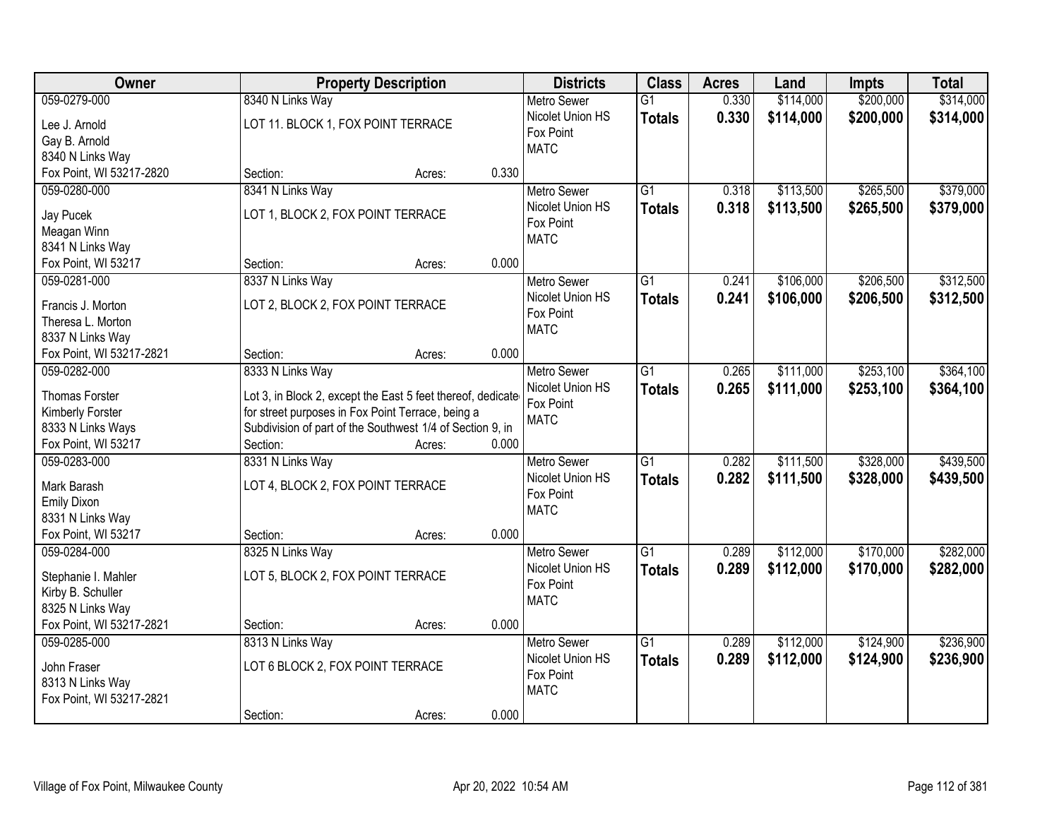| Owner | Property Description | Districts | Class | Acres | Land | Impts | Total |
|---|---|---|---|---|---|---|---|
| 059-0279-000<br>Lee J. Arnold<br>Gay B. Arnold<br>8340 N Links Way<br>Fox Point, WI 53217-2820 | 8340 N Links Way<br>LOT 11. BLOCK 1, FOX POINT TERRACE<br>Section: Acres: 0.330 | Metro Sewer<br>Nicolet Union HS<br>Fox Point<br>MATC | G1<br>**Totals** | 0.330<br>**0.330** | $114,000<br>**$114,000** | $200,000<br>**$200,000** | $314,000<br>**$314,000** |
| 059-0280-000<br>Jay Pucek<br>Meagan Winn<br>8341 N Links Way<br>Fox Point, WI 53217 | 8341 N Links Way<br>LOT 1, BLOCK 2, FOX POINT TERRACE<br>Section: Acres: 0.000 | Metro Sewer<br>Nicolet Union HS<br>Fox Point<br>MATC | G1<br>**Totals** | 0.318<br>**0.318** | $113,500<br>**$113,500** | $265,500<br>**$265,500** | $379,000<br>**$379,000** |
| 059-0281-000<br>Francis J. Morton<br>Theresa L. Morton<br>8337 N Links Way<br>Fox Point, WI 53217-2821 | 8337 N Links Way<br>LOT 2, BLOCK 2, FOX POINT TERRACE<br>Section: Acres: 0.000 | Metro Sewer<br>Nicolet Union HS<br>Fox Point<br>MATC | G1<br>**Totals** | 0.241<br>**0.241** | $106,000<br>**$106,000** | $206,500<br>**$206,500** | $312,500<br>**$312,500** |
| 059-0282-000<br>Thomas Forster<br>Kimberly Forster<br>8333 N Links Ways<br>Fox Point, WI 53217 | 8333 N Links Way<br>Lot 3, in Block 2, except the East 5 feet thereof, dedicate for street purposes in Fox Point Terrace, being a Subdivision of part of the Southwest 1/4 of Section 9, in<br>Section: Acres: 0.000 | Metro Sewer<br>Nicolet Union HS<br>Fox Point<br>MATC | G1<br>**Totals** | 0.265<br>**0.265** | $111,000<br>**$111,000** | $253,100<br>**$253,100** | $364,100<br>**$364,100** |
| 059-0283-000<br>Mark Barash<br>Emily Dixon<br>8331 N Links Way<br>Fox Point, WI 53217 | 8331 N Links Way<br>LOT 4, BLOCK 2, FOX POINT TERRACE<br>Section: Acres: 0.000 | Metro Sewer<br>Nicolet Union HS<br>Fox Point<br>MATC | G1<br>**Totals** | 0.282<br>**0.282** | $111,500<br>**$111,500** | $328,000<br>**$328,000** | $439,500<br>**$439,500** |
| 059-0284-000<br>Stephanie I. Mahler<br>Kirby B. Schuller<br>8325 N Links Way<br>Fox Point, WI 53217-2821 | 8325 N Links Way<br>LOT 5, BLOCK 2, FOX POINT TERRACE<br>Section: Acres: 0.000 | Metro Sewer<br>Nicolet Union HS<br>Fox Point<br>MATC | G1<br>**Totals** | 0.289<br>**0.289** | $112,000<br>**$112,000** | $170,000<br>**$170,000** | $282,000<br>**$282,000** |
| 059-0285-000<br>John Fraser<br>8313 N Links Way<br>Fox Point, WI 53217-2821 | 8313 N Links Way<br>LOT 6 BLOCK 2, FOX POINT TERRACE<br>Section: Acres: 0.000 | Metro Sewer<br>Nicolet Union HS<br>Fox Point<br>MATC | G1<br>**Totals** | 0.289<br>**0.289** | $112,000<br>**$112,000** | $124,900<br>**$124,900** | $236,900<br>**$236,900** |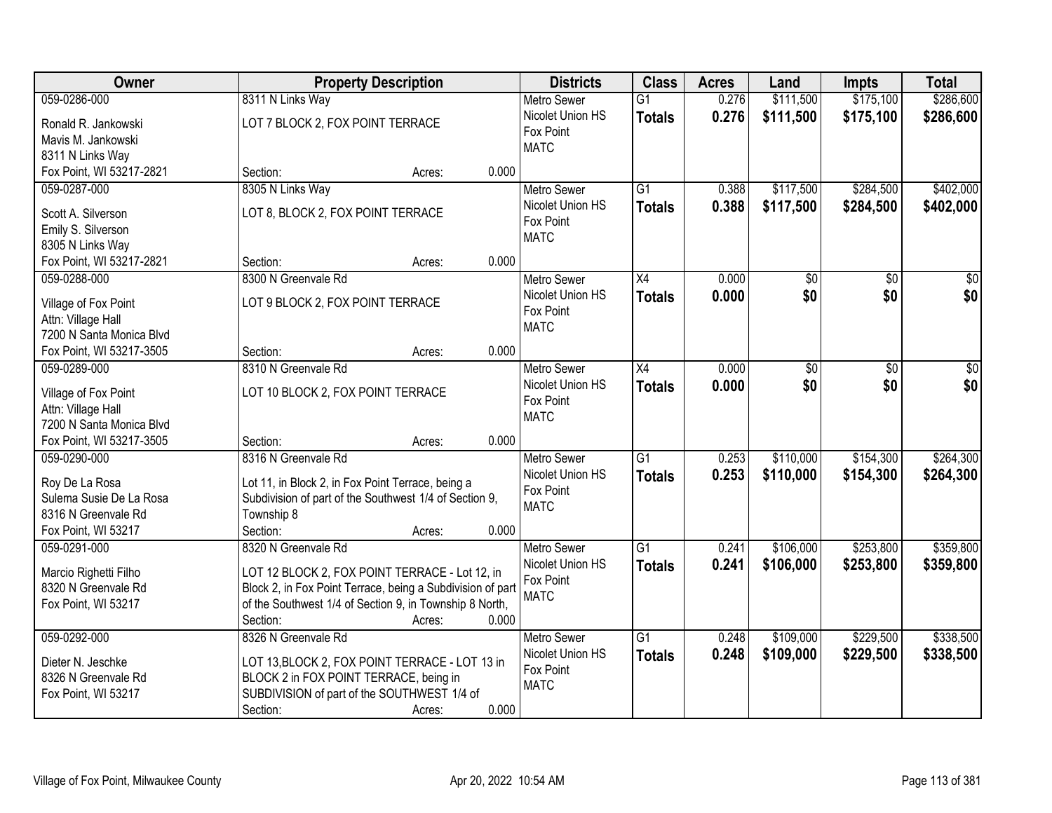| Owner | Property Description | Districts | Class | Acres | Land | Impts | Total |
|---|---|---|---|---|---|---|---|
| 059-0286-000<br>Ronald R. Jankowski<br>Mavis M. Jankowski<br>8311 N Links Way<br>Fox Point, WI 53217-2821 | 8311 N Links Way<br>LOT 7 BLOCK 2, FOX POINT TERRACE<br>Section: Acres: 0.000 | Metro Sewer<br>Nicolet Union HS<br>Fox Point<br>MATC | G1<br>**Totals** | 0.276<br>**0.276** | $111,500<br>**$111,500** | $175,100<br>**$175,100** | $286,600<br>**$286,600** |
| 059-0287-000<br>Scott A. Silverson<br>Emily S. Silverson<br>8305 N Links Way<br>Fox Point, WI 53217-2821 | 8305 N Links Way<br>LOT 8, BLOCK 2, FOX POINT TERRACE<br>Section: Acres: 0.000 | Metro Sewer<br>Nicolet Union HS<br>Fox Point<br>MATC | G1<br>**Totals** | 0.388<br>**0.388** | $117,500<br>**$117,500** | $284,500<br>**$284,500** | $402,000<br>**$402,000** |
| 059-0288-000<br>Village of Fox Point<br>Attn: Village Hall<br>7200 N Santa Monica Blvd<br>Fox Point, WI 53217-3505 | 8300 N Greenvale Rd<br>LOT 9 BLOCK 2, FOX POINT TERRACE<br>Section: Acres: 0.000 | Metro Sewer<br>Nicolet Union HS<br>Fox Point<br>MATC | X4<br>**Totals** | 0.000<br>**0.000** | $0<br>**$0** | $0<br>**$0** | $0<br>**$0** |
| 059-0289-000<br>Village of Fox Point<br>Attn: Village Hall<br>7200 N Santa Monica Blvd<br>Fox Point, WI 53217-3505 | 8310 N Greenvale Rd<br>LOT 10 BLOCK 2, FOX POINT TERRACE<br>Section: Acres: 0.000 | Metro Sewer<br>Nicolet Union HS<br>Fox Point<br>MATC | X4<br>**Totals** | 0.000<br>**0.000** | $0<br>**$0** | $0<br>**$0** | $0<br>**$0** |
| 059-0290-000<br>Roy De La Rosa<br>Sulema Susie De La Rosa<br>8316 N Greenvale Rd<br>Fox Point, WI 53217 | 8316 N Greenvale Rd<br>Lot 11, in Block 2, in Fox Point Terrace, being a Subdivision of part of the Southwest 1/4 of Section 9, Township 8<br>Section: Acres: 0.000 | Metro Sewer<br>Nicolet Union HS<br>Fox Point<br>MATC | G1<br>**Totals** | 0.253<br>**0.253** | $110,000<br>**$110,000** | $154,300<br>**$154,300** | $264,300<br>**$264,300** |
| 059-0291-000<br>Marcio Righetti Filho<br>8320 N Greenvale Rd<br>Fox Point, WI 53217 | 8320 N Greenvale Rd<br>LOT 12 BLOCK 2, FOX POINT TERRACE - Lot 12, in Block 2, in Fox Point Terrace, being a Subdivision of part of the Southwest 1/4 of Section 9, in Township 8 North,<br>Section: Acres: 0.000 | Metro Sewer<br>Nicolet Union HS<br>Fox Point<br>MATC | G1<br>**Totals** | 0.241<br>**0.241** | $106,000<br>**$106,000** | $253,800<br>**$253,800** | $359,800<br>**$359,800** |
| 059-0292-000<br>Dieter N. Jeschke<br>8326 N Greenvale Rd<br>Fox Point, WI 53217 | 8326 N Greenvale Rd<br>LOT 13,BLOCK 2, FOX POINT TERRACE - LOT 13 in BLOCK 2 in FOX POINT TERRACE, being in SUBDIVISION of part of the SOUTHWEST 1/4 of<br>Section: Acres: 0.000 | Metro Sewer<br>Nicolet Union HS<br>Fox Point<br>MATC | G1<br>**Totals** | 0.248<br>**0.248** | $109,000<br>**$109,000** | $229,500<br>**$229,500** | $338,500<br>**$338,500** |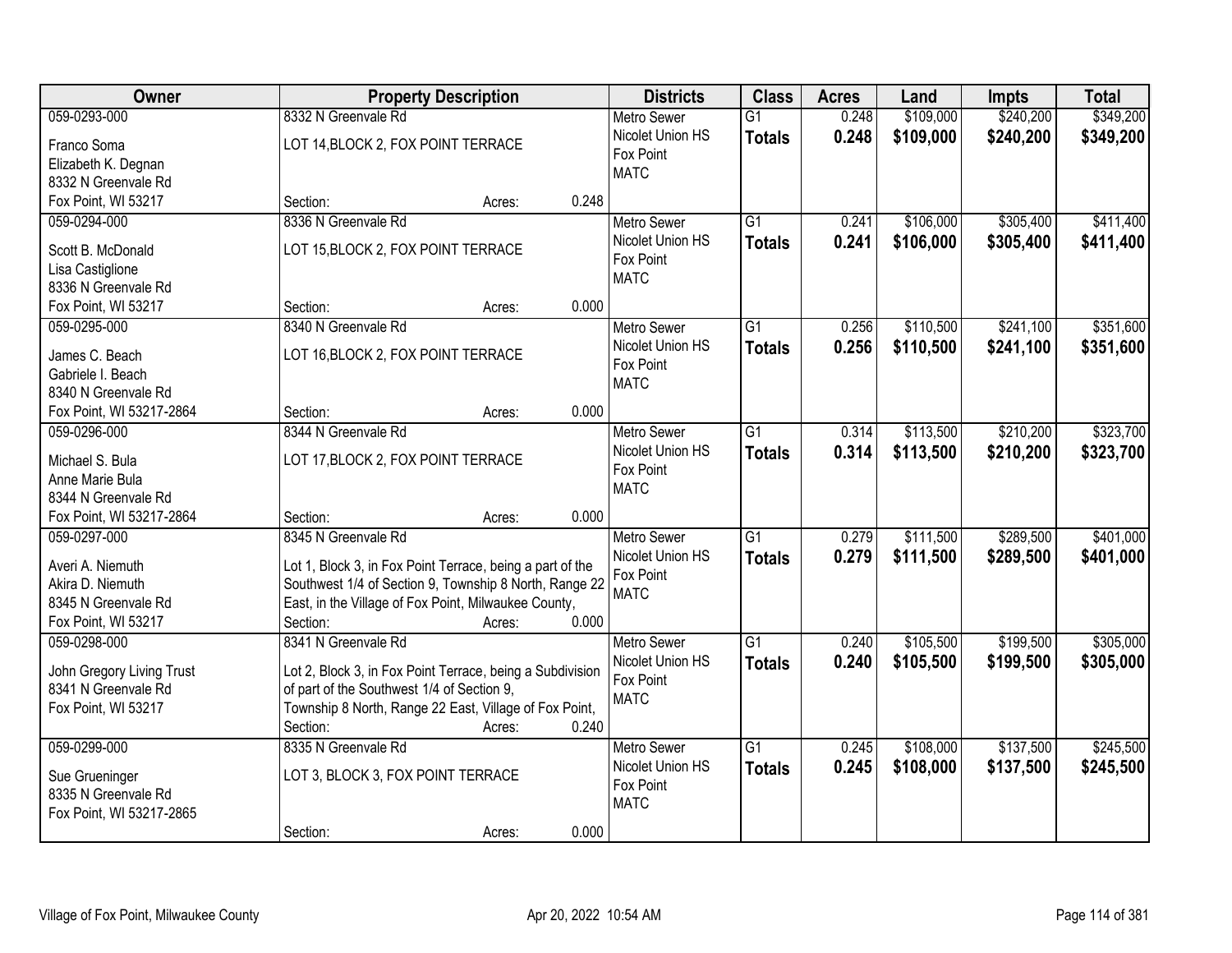| Owner | Property Description | Districts | Class | Acres | Land | Impts | Total |
|---|---|---|---|---|---|---|---|
| 059-0293-000<br>Franco Soma<br>Elizabeth K. Degnan<br>8332 N Greenvale Rd<br>Fox Point, WI 53217 | 8332 N Greenvale Rd<br>LOT 14,BLOCK 2, FOX POINT TERRACE<br>Section: Acres: 0.248 | Metro Sewer<br>Nicolet Union HS<br>Fox Point<br>MATC | G1<br>**Totals** | 0.248<br>**0.248** | $109,000<br>**$109,000** | $240,200<br>**$240,200** | $349,200<br>**$349,200** |
| 059-0294-000<br>Scott B. McDonald<br>Lisa Castiglione<br>8336 N Greenvale Rd<br>Fox Point, WI 53217 | 8336 N Greenvale Rd<br>LOT 15,BLOCK 2, FOX POINT TERRACE<br>Section: Acres: 0.000 | Metro Sewer<br>Nicolet Union HS<br>Fox Point<br>MATC | G1<br>**Totals** | 0.241<br>**0.241** | $106,000<br>**$106,000** | $305,400<br>**$305,400** | $411,400<br>**$411,400** |
| 059-0295-000<br>James C. Beach<br>Gabriele I. Beach<br>8340 N Greenvale Rd<br>Fox Point, WI 53217-2864 | 8340 N Greenvale Rd<br>LOT 16,BLOCK 2, FOX POINT TERRACE<br>Section: Acres: 0.000 | Metro Sewer<br>Nicolet Union HS<br>Fox Point<br>MATC | G1<br>**Totals** | 0.256<br>**0.256** | $110,500<br>**$110,500** | $241,100<br>**$241,100** | $351,600<br>**$351,600** |
| 059-0296-000<br>Michael S. Bula<br>Anne Marie Bula<br>8344 N Greenvale Rd<br>Fox Point, WI 53217-2864 | 8344 N Greenvale Rd<br>LOT 17,BLOCK 2, FOX POINT TERRACE<br>Section: Acres: 0.000 | Metro Sewer<br>Nicolet Union HS<br>Fox Point<br>MATC | G1<br>**Totals** | 0.314<br>**0.314** | $113,500<br>**$113,500** | $210,200<br>**$210,200** | $323,700<br>**$323,700** |
| 059-0297-000<br>Averi A. Niemuth<br>Akira D. Niemuth<br>8345 N Greenvale Rd<br>Fox Point, WI 53217 | 8345 N Greenvale Rd<br>Lot 1, Block 3, in Fox Point Terrace, being a part of the Southwest 1/4 of Section 9, Township 8 North, Range 22 East, in the Village of Fox Point, Milwaukee County,<br>Section: Acres: 0.000 | Metro Sewer<br>Nicolet Union HS<br>Fox Point<br>MATC | G1<br>**Totals** | 0.279<br>**0.279** | $111,500<br>**$111,500** | $289,500<br>**$289,500** | $401,000<br>**$401,000** |
| 059-0298-000<br>John Gregory Living Trust<br>8341 N Greenvale Rd<br>Fox Point, WI 53217 | 8341 N Greenvale Rd<br>Lot 2, Block 3, in Fox Point Terrace, being a Subdivision of part of the Southwest 1/4 of Section 9, Township 8 North, Range 22 East, Village of Fox Point,<br>Section: Acres: 0.240 | Metro Sewer<br>Nicolet Union HS<br>Fox Point<br>MATC | G1<br>**Totals** | 0.240<br>**0.240** | $105,500<br>**$105,500** | $199,500<br>**$199,500** | $305,000<br>**$305,000** |
| 059-0299-000<br>Sue Grueninger<br>8335 N Greenvale Rd<br>Fox Point, WI 53217-2865 | 8335 N Greenvale Rd<br>LOT 3, BLOCK 3, FOX POINT TERRACE<br>Section: Acres: 0.000 | Metro Sewer<br>Nicolet Union HS<br>Fox Point<br>MATC | G1<br>**Totals** | 0.245<br>**0.245** | $108,000<br>**$108,000** | $137,500<br>**$137,500** | $245,500<br>**$245,500** |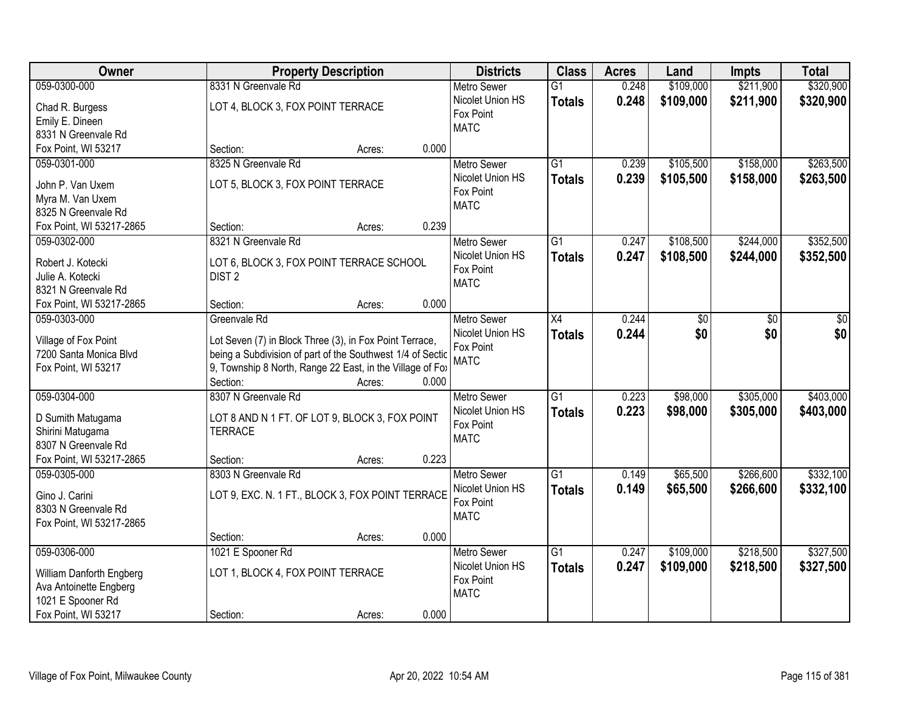| Owner | Property Description | Districts | Class | Acres | Land | Impts | Total |
|---|---|---|---|---|---|---|---|
| 059-0300-000<br>Chad R. Burgess<br>Emily E. Dineen<br>8331 N Greenvale Rd<br>Fox Point, WI 53217 | 8331 N Greenvale Rd<br>LOT 4, BLOCK 3, FOX POINT TERRACE<br>Section: Acres: 0.000 | Metro Sewer<br>Nicolet Union HS<br>Fox Point<br>MATC | G1<br>**Totals** | 0.248<br>**0.248** | $109,000<br>**$109,000** | $211,900<br>**$211,900** | $320,900<br>**$320,900** |
| 059-0301-000<br>John P. Van Uxem<br>Myra M. Van Uxem<br>8325 N Greenvale Rd<br>Fox Point, WI 53217-2865 | 8325 N Greenvale Rd<br>LOT 5, BLOCK 3, FOX POINT TERRACE<br>Section: Acres: 0.239 | Metro Sewer<br>Nicolet Union HS<br>Fox Point<br>MATC | G1<br>**Totals** | 0.239<br>**0.239** | $105,500<br>**$105,500** | $158,000<br>**$158,000** | $263,500<br>**$263,500** |
| 059-0302-000<br>Robert J. Kotecki<br>Julie A. Kotecki<br>8321 N Greenvale Rd<br>Fox Point, WI 53217-2865 | 8321 N Greenvale Rd<br>LOT 6, BLOCK 3, FOX POINT TERRACE SCHOOL DIST 2<br>Section: Acres: 0.000 | Metro Sewer<br>Nicolet Union HS<br>Fox Point<br>MATC | G1<br>**Totals** | 0.247<br>**0.247** | $108,500<br>**$108,500** | $244,000<br>**$244,000** | $352,500<br>**$352,500** |
| 059-0303-000<br>Village of Fox Point<br>7200 Santa Monica Blvd<br>Fox Point, WI 53217 | Greenvale Rd<br>Lot Seven (7) in Block Three (3), in Fox Point Terrace, being a Subdivision of part of the Southwest 1/4 of Sectic 9, Township 8 North, Range 22 East, in the Village of Fox<br>Section: Acres: 0.000 | Metro Sewer<br>Nicolet Union HS<br>Fox Point<br>MATC | X4<br>**Totals** | 0.244<br>**0.244** | $0<br>**$0** | $0<br>**$0** | $0<br>**$0** |
| 059-0304-000<br>D Sumith Matugama<br>Shirini Matugama<br>8307 N Greenvale Rd<br>Fox Point, WI 53217-2865 | 8307 N Greenvale Rd<br>LOT 8 AND N 1 FT. OF LOT 9, BLOCK 3, FOX POINT TERRACE<br>Section: Acres: 0.223 | Metro Sewer<br>Nicolet Union HS<br>Fox Point<br>MATC | G1<br>**Totals** | 0.223<br>**0.223** | $98,000<br>**$98,000** | $305,000<br>**$305,000** | $403,000<br>**$403,000** |
| 059-0305-000<br>Gino J. Carini<br>8303 N Greenvale Rd<br>Fox Point, WI 53217-2865 | 8303 N Greenvale Rd<br>LOT 9, EXC. N. 1 FT., BLOCK 3, FOX POINT TERRACE<br>Section: Acres: 0.000 | Metro Sewer<br>Nicolet Union HS<br>Fox Point<br>MATC | G1<br>**Totals** | 0.149<br>**0.149** | $65,500<br>**$65,500** | $266,600<br>**$266,600** | $332,100<br>**$332,100** |
| 059-0306-000<br>William Danforth Engberg<br>Ava Antoinette Engberg<br>1021 E Spooner Rd<br>Fox Point, WI 53217 | 1021 E Spooner Rd<br>LOT 1, BLOCK 4, FOX POINT TERRACE<br>Section: Acres: 0.000 | Metro Sewer<br>Nicolet Union HS<br>Fox Point<br>MATC | G1<br>**Totals** | 0.247<br>**0.247** | $109,000<br>**$109,000** | $218,500<br>**$218,500** | $327,500<br>**$327,500** |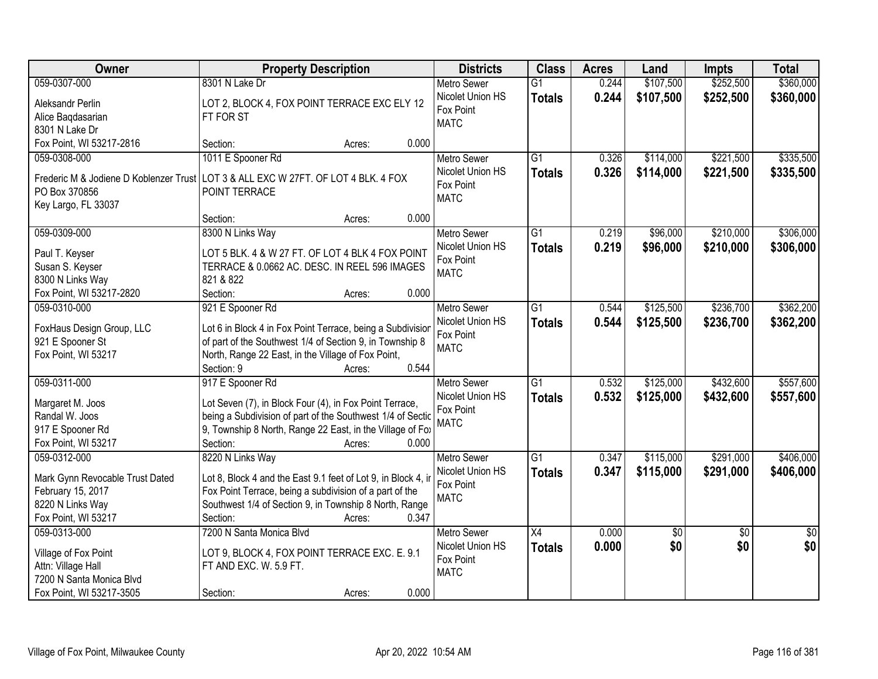| Owner | Property Description | Districts | Class | Acres | Land | Impts | Total |
|---|---|---|---|---|---|---|---|
| 059-0307-000<br>Aleksandr Perlin<br>Alice Baqdasarian<br>8301 N Lake Dr<br>Fox Point, WI 53217-2816 | 8301 N Lake Dr<br>LOT 2, BLOCK 4, FOX POINT TERRACE EXC ELY 12 FT FOR ST<br>Section: Acres: 0.000 | Metro Sewer<br>Nicolet Union HS<br>Fox Point<br>MATC | G1<br>**Totals** | 0.244<br>**0.244** | $107,500<br>**$107,500** | $252,500<br>**$252,500** | $360,000<br>**$360,000** |
| 059-0308-000<br>Frederic M & Jodiene D Koblenzer Trust<br>PO Box 370856<br>Key Largo, FL 33037 | 1011 E Spooner Rd<br>LOT 3 & ALL EXC W 27FT. OF LOT 4 BLK. 4 FOX POINT TERRACE<br>Section: Acres: 0.000 | Metro Sewer<br>Nicolet Union HS<br>Fox Point<br>MATC | G1<br>**Totals** | 0.326<br>**0.326** | $114,000<br>**$114,000** | $221,500<br>**$221,500** | $335,500<br>**$335,500** |
| 059-0309-000<br>Paul T. Keyser<br>Susan S. Keyser<br>8300 N Links Way<br>Fox Point, WI 53217-2820 | 8300 N Links Way<br>LOT 5 BLK. 4 & W 27 FT. OF LOT 4 BLK 4 FOX POINT TERRACE & 0.0662 AC. DESC. IN REEL 596 IMAGES 821 & 822<br>Section: Acres: 0.000 | Metro Sewer<br>Nicolet Union HS<br>Fox Point<br>MATC | G1<br>**Totals** | 0.219<br>**0.219** | $96,000<br>**$96,000** | $210,000<br>**$210,000** | $306,000<br>**$306,000** |
| 059-0310-000<br>FoxHaus Design Group, LLC<br>921 E Spooner St<br>Fox Point, WI 53217 | 921 E Spooner Rd<br>Lot 6 in Block 4 in Fox Point Terrace, being a Subdivision of part of the Southwest 1/4 of Section 9, in Township 8 North, Range 22 East, in the Village of Fox Point,<br>Section: 9 Acres: 0.544 | Metro Sewer<br>Nicolet Union HS<br>Fox Point<br>MATC | G1<br>**Totals** | 0.544<br>**0.544** | $125,500<br>**$125,500** | $236,700<br>**$236,700** | $362,200<br>**$362,200** |
| 059-0311-000<br>Margaret M. Joos<br>Randal W. Joos<br>917 E Spooner Rd<br>Fox Point, WI 53217 | 917 E Spooner Rd<br>Lot Seven (7), in Block Four (4), in Fox Point Terrace, being a Subdivision of part of the Southwest 1/4 of Sectic 9, Township 8 North, Range 22 East, in the Village of Fox<br>Section: Acres: 0.000 | Metro Sewer<br>Nicolet Union HS<br>Fox Point<br>MATC | G1<br>**Totals** | 0.532<br>**0.532** | $125,000<br>**$125,000** | $432,600<br>**$432,600** | $557,600<br>**$557,600** |
| 059-0312-000<br>Mark Gynn Revocable Trust Dated February 15, 2017<br>8220 N Links Way<br>Fox Point, WI 53217 | 8220 N Links Way<br>Lot 8, Block 4 and the East 9.1 feet of Lot 9, in Block 4, ir Fox Point Terrace, being a subdivision of a part of the Southwest 1/4 of Section 9, in Township 8 North, Range<br>Section: Acres: 0.347 | Metro Sewer<br>Nicolet Union HS<br>Fox Point<br>MATC | G1<br>**Totals** | 0.347<br>**0.347** | $115,000<br>**$115,000** | $291,000<br>**$291,000** | $406,000<br>**$406,000** |
| 059-0313-000<br>Village of Fox Point<br>Attn: Village Hall<br>7200 N Santa Monica Blvd<br>Fox Point, WI 53217-3505 | 7200 N Santa Monica Blvd<br>LOT 9, BLOCK 4, FOX POINT TERRACE EXC. E. 9.1 FT AND EXC. W. 5.9 FT.<br>Section: Acres: 0.000 | Metro Sewer<br>Nicolet Union HS<br>Fox Point<br>MATC | X4<br>**Totals** | 0.000<br>**0.000** | $0<br>**$0** | $0<br>**$0** | $0<br>**$0** |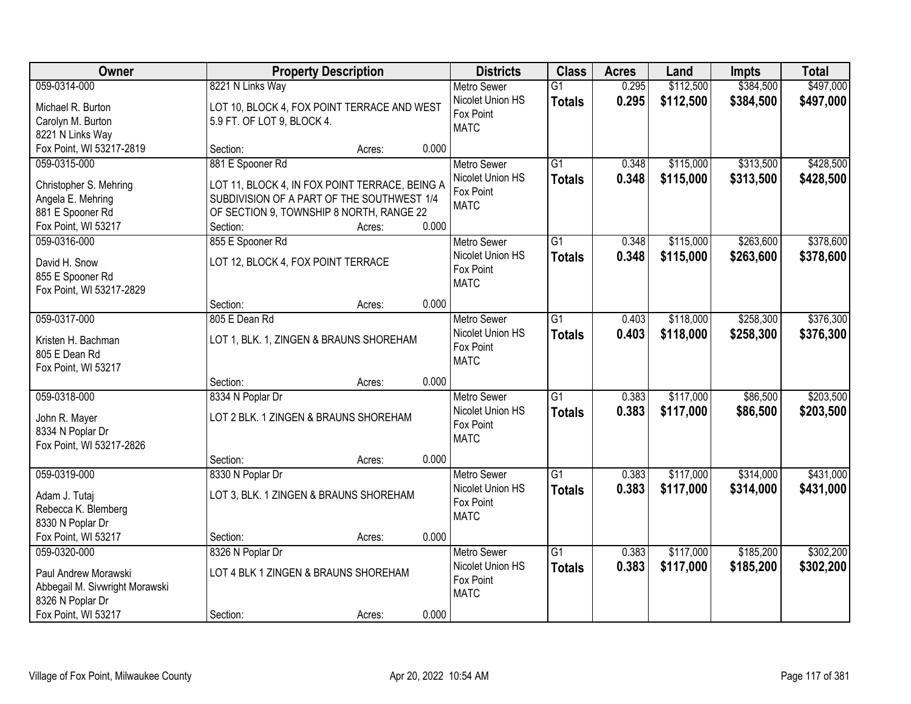| Owner | Property Description | Districts | Class | Acres | Land | Impts | Total |
|---|---|---|---|---|---|---|---|
| 059-0314-000<br><br>Michael R. Burton<br>Carolyn M. Burton<br>8221 N Links Way<br>Fox Point, WI 53217-2819 | 8221 N Links Way<br><br>LOT 10, BLOCK 4, FOX POINT TERRACE AND WEST 5.9 FT. OF LOT 9, BLOCK 4.<br><br>Section: Acres: 0.000 | Metro Sewer<br>Nicolet Union HS<br>Fox Point<br>MATC | G1<br>**Totals** | 0.295<br>**0.295** | $112,500<br>**$112,500** | $384,500<br>**$384,500** | $497,000<br>**$497,000** |
| 059-0315-000<br><br>Christopher S. Mehring<br>Angela E. Mehring<br>881 E Spooner Rd<br>Fox Point, WI 53217 | 881 E Spooner Rd<br><br>LOT 11, BLOCK 4, IN FOX POINT TERRACE, BEING A SUBDIVISION OF A PART OF THE SOUTHWEST 1/4 OF SECTION 9, TOWNSHIP 8 NORTH, RANGE 22<br>Section: Acres: 0.000 | Metro Sewer<br>Nicolet Union HS<br>Fox Point<br>MATC | G1<br>**Totals** | 0.348<br>**0.348** | $115,000<br>**$115,000** | $313,500<br>**$313,500** | $428,500<br>**$428,500** |
| 059-0316-000<br><br>David H. Snow<br>855 E Spooner Rd<br>Fox Point, WI 53217-2829 | 855 E Spooner Rd<br><br>LOT 12, BLOCK 4, FOX POINT TERRACE<br><br>Section: Acres: 0.000 | Metro Sewer<br>Nicolet Union HS<br>Fox Point<br>MATC | G1<br>**Totals** | 0.348<br>**0.348** | $115,000<br>**$115,000** | $263,600<br>**$263,600** | $378,600<br>**$378,600** |
| 059-0317-000<br><br>Kristen H. Bachman<br>805 E Dean Rd<br>Fox Point, WI 53217 | 805 E Dean Rd<br><br>LOT 1, BLK. 1, ZINGEN & BRAUNS SHOREHAM<br><br>Section: Acres: 0.000 | Metro Sewer<br>Nicolet Union HS<br>Fox Point<br>MATC | G1<br>**Totals** | 0.403<br>**0.403** | $118,000<br>**$118,000** | $258,300<br>**$258,300** | $376,300<br>**$376,300** |
| 059-0318-000<br><br>John R. Mayer<br>8334 N Poplar Dr<br>Fox Point, WI 53217-2826 | 8334 N Poplar Dr<br><br>LOT 2 BLK. 1 ZINGEN & BRAUNS SHOREHAM<br><br>Section: Acres: 0.000 | Metro Sewer<br>Nicolet Union HS<br>Fox Point<br>MATC | G1<br>**Totals** | 0.383<br>**0.383** | $117,000<br>**$117,000** | $86,500<br>**$86,500** | $203,500<br>**$203,500** |
| 059-0319-000<br><br>Adam J. Tutaj<br>Rebecca K. Blemberg<br>8330 N Poplar Dr<br>Fox Point, WI 53217 | 8330 N Poplar Dr<br><br>LOT 3, BLK. 1 ZINGEN & BRAUNS SHOREHAM<br><br>Section: Acres: 0.000 | Metro Sewer<br>Nicolet Union HS<br>Fox Point<br>MATC | G1<br>**Totals** | 0.383<br>**0.383** | $117,000<br>**$117,000** | $314,000<br>**$314,000** | $431,000<br>**$431,000** |
| 059-0320-000<br><br>Paul Andrew Morawski<br>Abbegail M. Sivwright Morawski<br>8326 N Poplar Dr<br>Fox Point, WI 53217 | 8326 N Poplar Dr<br><br>LOT 4 BLK 1 ZINGEN & BRAUNS SHOREHAM<br><br>Section: Acres: 0.000 | Metro Sewer<br>Nicolet Union HS<br>Fox Point<br>MATC | G1<br>**Totals** | 0.383<br>**0.383** | $117,000<br>**$117,000** | $185,200<br>**$185,200** | $302,200<br>**$302,200** |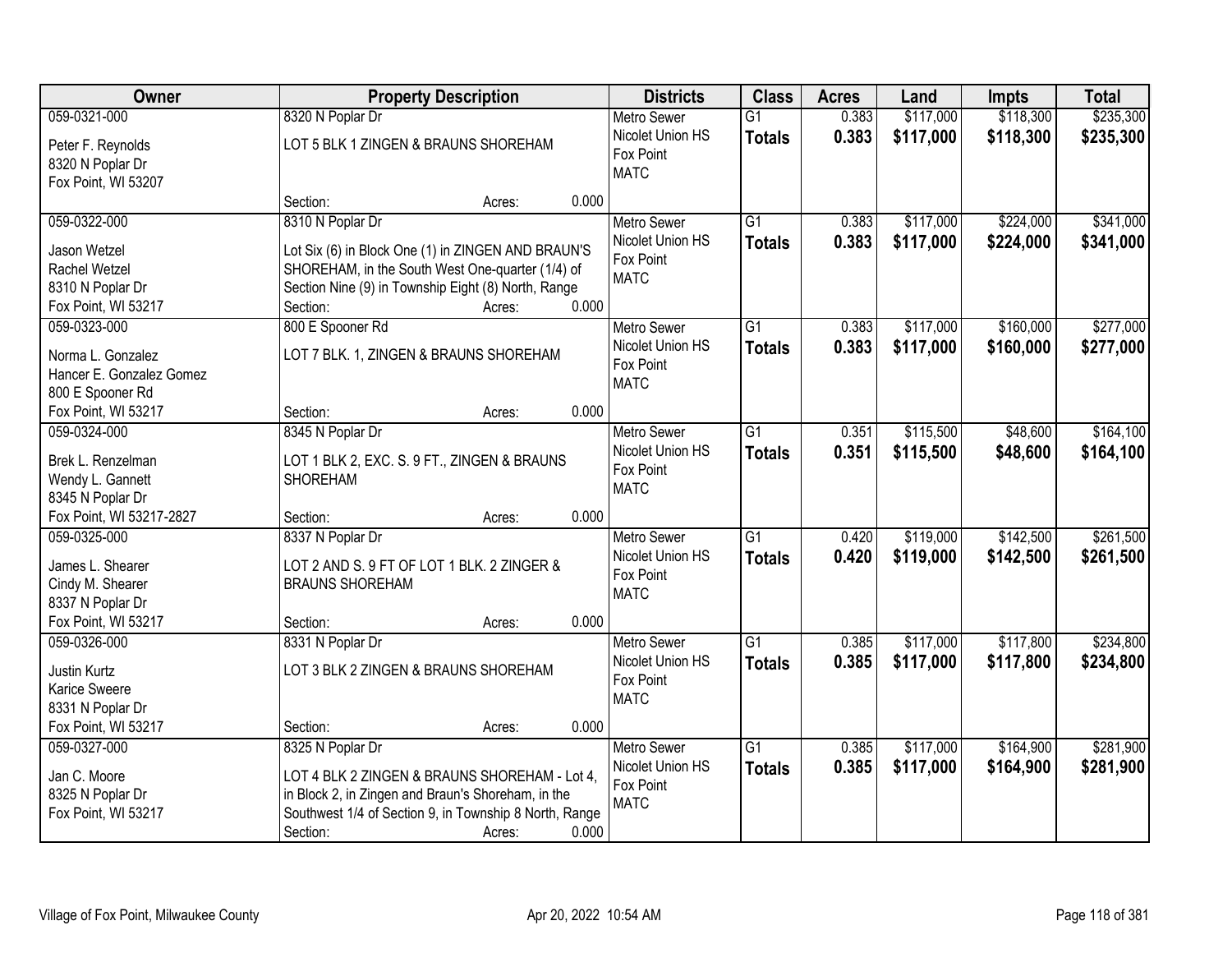| Owner | Property Description | Districts | Class | Acres | Land | Impts | Total |
|---|---|---|---|---|---|---|---|
| 059-0321-000<br>Peter F. Reynolds<br>8320 N Poplar Dr<br>Fox Point, WI 53207 | 8320 N Poplar Dr<br>LOT 5 BLK 1 ZINGEN & BRAUNS SHOREHAM<br>Section: Acres: 0.000 | Metro Sewer<br>Nicolet Union HS<br>Fox Point<br>MATC | G1<br>**Totals** | 0.383<br>**0.383** | $117,000<br>**$117,000** | $118,300<br>**$118,300** | $235,300<br>**$235,300** |
| 059-0322-000<br>Jason Wetzel<br>Rachel Wetzel<br>8310 N Poplar Dr<br>Fox Point, WI 53217 | 8310 N Poplar Dr<br>Lot Six (6) in Block One (1) in ZINGEN AND BRAUN'S SHOREHAM, in the South West One-quarter (1/4) of Section Nine (9) in Township Eight (8) North, Range<br>Section: Acres: 0.000 | Metro Sewer<br>Nicolet Union HS<br>Fox Point<br>MATC | G1<br>**Totals** | 0.383<br>**0.383** | $117,000<br>**$117,000** | $224,000<br>**$224,000** | $341,000<br>**$341,000** |
| 059-0323-000<br>Norma L. Gonzalez<br>Hancer E. Gonzalez Gomez<br>800 E Spooner Rd<br>Fox Point, WI 53217 | 800 E Spooner Rd<br>LOT 7 BLK. 1, ZINGEN & BRAUNS SHOREHAM<br>Section: Acres: 0.000 | Metro Sewer<br>Nicolet Union HS<br>Fox Point<br>MATC | G1<br>**Totals** | 0.383<br>**0.383** | $117,000<br>**$117,000** | $160,000<br>**$160,000** | $277,000<br>**$277,000** |
| 059-0324-000<br>Brek L. Renzelman<br>Wendy L. Gannett<br>8345 N Poplar Dr<br>Fox Point, WI 53217-2827 | 8345 N Poplar Dr<br>LOT 1 BLK 2, EXC. S. 9 FT., ZINGEN & BRAUNS SHOREHAM<br>Section: Acres: 0.000 | Metro Sewer<br>Nicolet Union HS<br>Fox Point<br>MATC | G1<br>**Totals** | 0.351<br>**0.351** | $115,500<br>**$115,500** | $48,600<br>**$48,600** | $164,100<br>**$164,100** |
| 059-0325-000<br>James L. Shearer<br>Cindy M. Shearer<br>8337 N Poplar Dr<br>Fox Point, WI 53217 | 8337 N Poplar Dr<br>LOT 2 AND S. 9 FT OF LOT 1 BLK. 2 ZINGER & BRAUNS SHOREHAM<br>Section: Acres: 0.000 | Metro Sewer<br>Nicolet Union HS<br>Fox Point<br>MATC | G1<br>**Totals** | 0.420<br>**0.420** | $119,000<br>**$119,000** | $142,500<br>**$142,500** | $261,500<br>**$261,500** |
| 059-0326-000<br>Justin Kurtz<br>Karice Sweere<br>8331 N Poplar Dr<br>Fox Point, WI 53217 | 8331 N Poplar Dr<br>LOT 3 BLK 2 ZINGEN & BRAUNS SHOREHAM<br>Section: Acres: 0.000 | Metro Sewer<br>Nicolet Union HS<br>Fox Point<br>MATC | G1<br>**Totals** | 0.385<br>**0.385** | $117,000<br>**$117,000** | $117,800<br>**$117,800** | $234,800<br>**$234,800** |
| 059-0327-000<br>Jan C. Moore<br>8325 N Poplar Dr<br>Fox Point, WI 53217 | 8325 N Poplar Dr<br>LOT 4 BLK 2 ZINGEN & BRAUNS SHOREHAM - Lot 4, in Block 2, in Zingen and Braun's Shoreham, in the Southwest 1/4 of Section 9, in Township 8 North, Range<br>Section: Acres: 0.000 | Metro Sewer<br>Nicolet Union HS<br>Fox Point<br>MATC | G1<br>**Totals** | 0.385<br>**0.385** | $117,000<br>**$117,000** | $164,900<br>**$164,900** | $281,900<br>**$281,900** |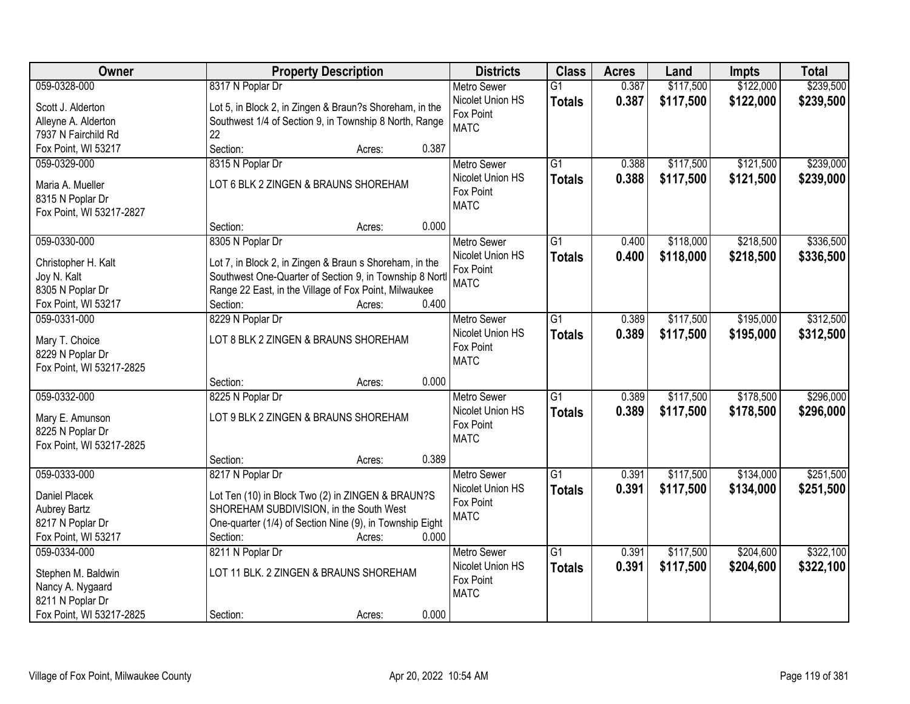| Owner | Property Description | Districts | Class | Acres | Land | Impts | Total |
|---|---|---|---|---|---|---|---|
| 059-0328-000<br>Scott J. Alderton<br>Alleyne A. Alderton<br>7937 N Fairchild Rd<br>Fox Point, WI 53217 | 8317 N Poplar Dr<br>Lot 5, in Block 2, in Zingen & Braun?s Shoreham, in the Southwest 1/4 of Section 9, in Township 8 North, Range 22<br>Section: Acres: 0.387 | Metro Sewer<br>Nicolet Union HS<br>Fox Point<br>MATC | G1<br>**Totals** | 0.387<br>**0.387** | $117,500<br>**$117,500** | $122,000<br>**$122,000** | $239,500<br>**$239,500** |
| 059-0329-000<br>Maria A. Mueller<br>8315 N Poplar Dr<br>Fox Point, WI 53217-2827 | 8315 N Poplar Dr<br>LOT 6 BLK 2 ZINGEN & BRAUNS SHOREHAM<br>Section: Acres: 0.000 | Metro Sewer<br>Nicolet Union HS<br>Fox Point<br>MATC | G1<br>**Totals** | 0.388<br>**0.388** | $117,500<br>**$117,500** | $121,500<br>**$121,500** | $239,000<br>**$239,000** |
| 059-0330-000<br>Christopher H. Kalt<br>Joy N. Kalt<br>8305 N Poplar Dr<br>Fox Point, WI 53217 | 8305 N Poplar Dr<br>Lot 7, in Block 2, in Zingen & Braun s Shoreham, in the Southwest One-Quarter of Section 9, in Township 8 Nortl Range 22 East, in the Village of Fox Point, Milwaukee<br>Section: Acres: 0.400 | Metro Sewer<br>Nicolet Union HS<br>Fox Point<br>MATC | G1<br>**Totals** | 0.400<br>**0.400** | $118,000<br>**$118,000** | $218,500<br>**$218,500** | $336,500<br>**$336,500** |
| 059-0331-000<br>Mary T. Choice<br>8229 N Poplar Dr<br>Fox Point, WI 53217-2825 | 8229 N Poplar Dr<br>LOT 8 BLK 2 ZINGEN & BRAUNS SHOREHAM<br>Section: Acres: 0.000 | Metro Sewer<br>Nicolet Union HS<br>Fox Point<br>MATC | G1<br>**Totals** | 0.389<br>**0.389** | $117,500<br>**$117,500** | $195,000<br>**$195,000** | $312,500<br>**$312,500** |
| 059-0332-000<br>Mary E. Amunson<br>8225 N Poplar Dr<br>Fox Point, WI 53217-2825 | 8225 N Poplar Dr<br>LOT 9 BLK 2 ZINGEN & BRAUNS SHOREHAM<br>Section: Acres: 0.389 | Metro Sewer<br>Nicolet Union HS<br>Fox Point<br>MATC | G1<br>**Totals** | 0.389<br>**0.389** | $117,500<br>**$117,500** | $178,500<br>**$178,500** | $296,000<br>**$296,000** |
| 059-0333-000<br>Daniel Placek<br>Aubrey Bartz<br>8217 N Poplar Dr<br>Fox Point, WI 53217 | 8217 N Poplar Dr<br>Lot Ten (10) in Block Two (2) in ZINGEN & BRAUN?S SHOREHAM SUBDIVISION, in the South West One-quarter (1/4) of Section Nine (9), in Township Eight<br>Section: Acres: 0.000 | Metro Sewer<br>Nicolet Union HS<br>Fox Point<br>MATC | G1<br>**Totals** | 0.391<br>**0.391** | $117,500<br>**$117,500** | $134,000<br>**$134,000** | $251,500<br>**$251,500** |
| 059-0334-000<br>Stephen M. Baldwin<br>Nancy A. Nygaard<br>8211 N Poplar Dr<br>Fox Point, WI 53217-2825 | 8211 N Poplar Dr<br>LOT 11 BLK. 2 ZINGEN & BRAUNS SHOREHAM<br>Section: Acres: 0.000 | Metro Sewer<br>Nicolet Union HS<br>Fox Point<br>MATC | G1<br>**Totals** | 0.391<br>**0.391** | $117,500<br>**$117,500** | $204,600<br>**$204,600** | $322,100<br>**$322,100** |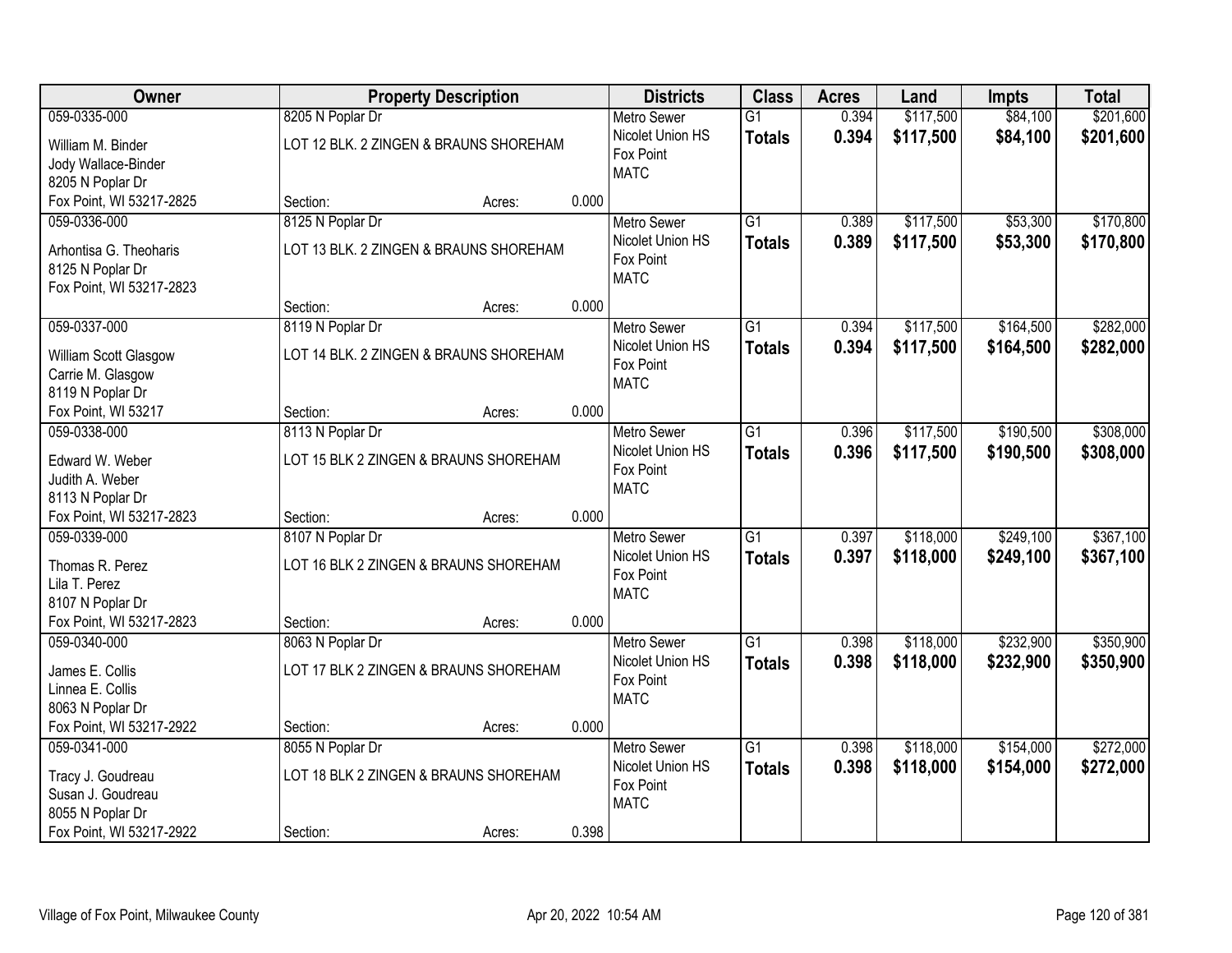| Owner | Property Description | | | Districts | Class | Acres | Land | Impts | Total |
|---|---|---|---|---|---|---|---|---|---|
| 059-0335-000 | 8205 N Poplar Dr | | | Metro Sewer | G1 | 0.394 | $117,500 | $84,100 | $201,600 |
| William M. Binder<br>Jody Wallace-Binder<br>8205 N Poplar Dr<br>Fox Point, WI 53217-2825 | LOT 12 BLK. 2 ZINGEN & BRAUNS SHOREHAM | | | Nicolet Union HS<br>Fox Point<br>MATC | **Totals** | **0.394** | **$117,500** | **$84,100** | **$201,600** |
| | Section: | Acres: | 0.000 | | | | | | |
| 059-0336-000 | 8125 N Poplar Dr | | | Metro Sewer | G1 | 0.389 | $117,500 | $53,300 | $170,800 |
| Arhontisa G. Theoharis<br>8125 N Poplar Dr<br>Fox Point, WI 53217-2823 | LOT 13 BLK. 2 ZINGEN & BRAUNS SHOREHAM | | | Nicolet Union HS<br>Fox Point<br>MATC | **Totals** | **0.389** | **$117,500** | **$53,300** | **$170,800** |
| | Section: | Acres: | 0.000 | | | | | | |
| 059-0337-000 | 8119 N Poplar Dr | | | Metro Sewer | G1 | 0.394 | $117,500 | $164,500 | $282,000 |
| William Scott Glasgow<br>Carrie M. Glasgow<br>8119 N Poplar Dr<br>Fox Point, WI 53217 | LOT 14 BLK. 2 ZINGEN & BRAUNS SHOREHAM | | | Nicolet Union HS<br>Fox Point<br>MATC | **Totals** | **0.394** | **$117,500** | **$164,500** | **$282,000** |
| | Section: | Acres: | 0.000 | | | | | | |
| 059-0338-000 | 8113 N Poplar Dr | | | Metro Sewer | G1 | 0.396 | $117,500 | $190,500 | $308,000 |
| Edward W. Weber<br>Judith A. Weber<br>8113 N Poplar Dr<br>Fox Point, WI 53217-2823 | LOT 15 BLK 2 ZINGEN & BRAUNS SHOREHAM | | | Nicolet Union HS<br>Fox Point<br>MATC | **Totals** | **0.396** | **$117,500** | **$190,500** | **$308,000** |
| | Section: | Acres: | 0.000 | | | | | | |
| 059-0339-000 | 8107 N Poplar Dr | | | Metro Sewer | G1 | 0.397 | $118,000 | $249,100 | $367,100 |
| Thomas R. Perez<br>Lila T. Perez<br>8107 N Poplar Dr<br>Fox Point, WI 53217-2823 | LOT 16 BLK 2 ZINGEN & BRAUNS SHOREHAM | | | Nicolet Union HS<br>Fox Point<br>MATC | **Totals** | **0.397** | **$118,000** | **$249,100** | **$367,100** |
| | Section: | Acres: | 0.000 | | | | | | |
| 059-0340-000 | 8063 N Poplar Dr | | | Metro Sewer | G1 | 0.398 | $118,000 | $232,900 | $350,900 |
| James E. Collis<br>Linnea E. Collis<br>8063 N Poplar Dr<br>Fox Point, WI 53217-2922 | LOT 17 BLK 2 ZINGEN & BRAUNS SHOREHAM | | | Nicolet Union HS<br>Fox Point<br>MATC | **Totals** | **0.398** | **$118,000** | **$232,900** | **$350,900** |
| | Section: | Acres: | 0.000 | | | | | | |
| 059-0341-000 | 8055 N Poplar Dr | | | Metro Sewer | G1 | 0.398 | $118,000 | $154,000 | $272,000 |
| Tracy J. Goudreau<br>Susan J. Goudreau<br>8055 N Poplar Dr<br>Fox Point, WI 53217-2922 | LOT 18 BLK 2 ZINGEN & BRAUNS SHOREHAM | | | Nicolet Union HS<br>Fox Point<br>MATC | **Totals** | **0.398** | **$118,000** | **$154,000** | **$272,000** |
| | Section: | Acres: | 0.398 | | | | | | |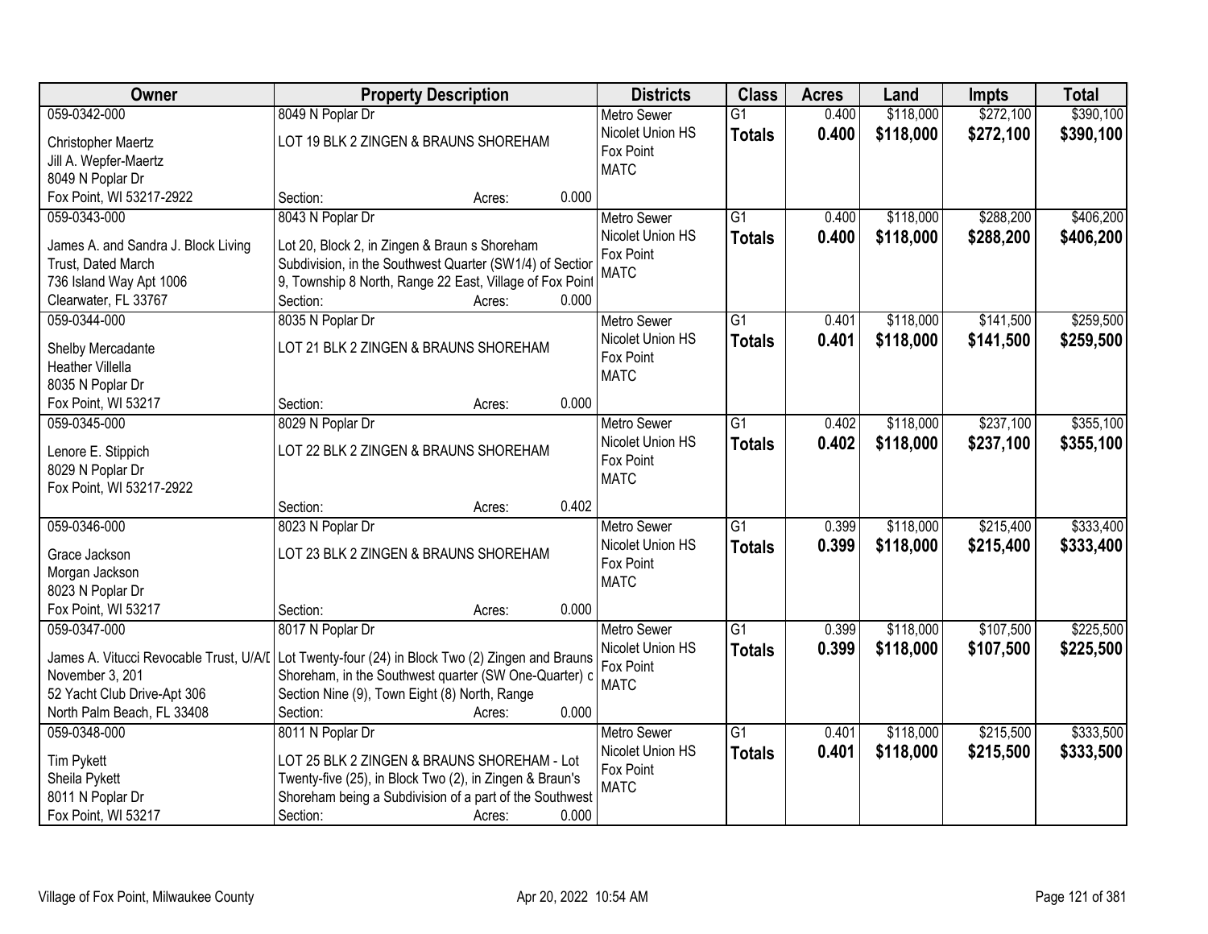| Owner | Property Description | Districts | Class | Acres | Land | Impts | Total |
|---|---|---|---|---|---|---|---|
| 059-0342-000<br>Christopher Maertz<br>Jill A. Wepfer-Maertz<br>8049 N Poplar Dr<br>Fox Point, WI 53217-2922 | 8049 N Poplar Dr<br>LOT 19 BLK 2 ZINGEN & BRAUNS SHOREHAM<br>Section: Acres: 0.000 | Metro Sewer<br>Nicolet Union HS<br>Fox Point<br>MATC | G1<br>**Totals** | 0.400<br>**0.400** | $118,000<br>**$118,000** | $272,100<br>**$272,100** | $390,100<br>**$390,100** |
| 059-0343-000<br>James A. and Sandra J. Block Living Trust, Dated March<br>736 Island Way Apt 1006<br>Clearwater, FL 33767 | 8043 N Poplar Dr<br>Lot 20, Block 2, in Zingen & Braun s Shoreham Subdivision, in the Southwest Quarter (SW1/4) of Sectior 9, Township 8 North, Range 22 East, Village of Fox Point<br>Section: Acres: 0.000 | Metro Sewer<br>Nicolet Union HS<br>Fox Point<br>MATC | G1<br>**Totals** | 0.400<br>**0.400** | $118,000<br>**$118,000** | $288,200<br>**$288,200** | $406,200<br>**$406,200** |
| 059-0344-000<br>Shelby Mercadante<br>Heather Villella<br>8035 N Poplar Dr<br>Fox Point, WI 53217 | 8035 N Poplar Dr<br>LOT 21 BLK 2 ZINGEN & BRAUNS SHOREHAM<br>Section: Acres: 0.000 | Metro Sewer<br>Nicolet Union HS<br>Fox Point<br>MATC | G1<br>**Totals** | 0.401<br>**0.401** | $118,000<br>**$118,000** | $141,500<br>**$141,500** | $259,500<br>**$259,500** |
| 059-0345-000<br>Lenore E. Stippich<br>8029 N Poplar Dr<br>Fox Point, WI 53217-2922 | 8029 N Poplar Dr<br>LOT 22 BLK 2 ZINGEN & BRAUNS SHOREHAM<br>Section: Acres: 0.402 | Metro Sewer<br>Nicolet Union HS<br>Fox Point<br>MATC | G1<br>**Totals** | 0.402<br>**0.402** | $118,000<br>**$118,000** | $237,100<br>**$237,100** | $355,100<br>**$355,100** |
| 059-0346-000<br>Grace Jackson<br>Morgan Jackson<br>8023 N Poplar Dr<br>Fox Point, WI 53217 | 8023 N Poplar Dr<br>LOT 23 BLK 2 ZINGEN & BRAUNS SHOREHAM<br>Section: Acres: 0.000 | Metro Sewer<br>Nicolet Union HS<br>Fox Point<br>MATC | G1<br>**Totals** | 0.399<br>**0.399** | $118,000<br>**$118,000** | $215,400<br>**$215,400** | $333,400<br>**$333,400** |
| 059-0347-000<br>James A. Vitucci Revocable Trust, U/A/D November 3, 201<br>52 Yacht Club Drive-Apt 306<br>North Palm Beach, FL 33408 | 8017 N Poplar Dr<br>Lot Twenty-four (24) in Block Two (2) Zingen and Brauns Shoreham, in the Southwest quarter (SW One-Quarter) c Section Nine (9), Town Eight (8) North, Range<br>Section: Acres: 0.000 | Metro Sewer<br>Nicolet Union HS<br>Fox Point<br>MATC | G1<br>**Totals** | 0.399<br>**0.399** | $118,000<br>**$118,000** | $107,500<br>**$107,500** | $225,500<br>**$225,500** |
| 059-0348-000<br>Tim Pykett<br>Sheila Pykett<br>8011 N Poplar Dr<br>Fox Point, WI 53217 | 8011 N Poplar Dr<br>LOT 25 BLK 2 ZINGEN & BRAUNS SHOREHAM - Lot Twenty-five (25), in Block Two (2), in Zingen & Braun's Shoreham being a Subdivision of a part of the Southwest<br>Section: Acres: 0.000 | Metro Sewer<br>Nicolet Union HS<br>Fox Point<br>MATC | G1<br>**Totals** | 0.401<br>**0.401** | $118,000<br>**$118,000** | $215,500<br>**$215,500** | $333,500<br>**$333,500** |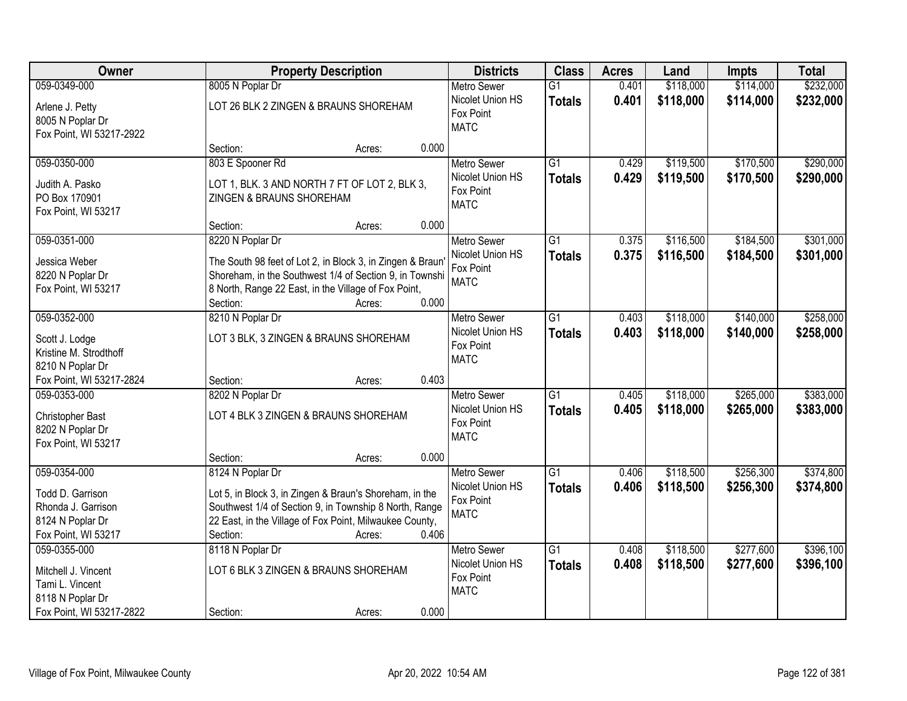| Owner | Property Description | Districts | Class | Acres | Land | Impts | Total |
|---|---|---|---|---|---|---|---|
| 059-0349-000<br>Arlene J. Petty<br>8005 N Poplar Dr<br>Fox Point, WI 53217-2922 | 8005 N Poplar Dr<br>LOT 26 BLK 2 ZINGEN & BRAUNS SHOREHAM<br>Section: Acres: 0.000 | Metro Sewer<br>Nicolet Union HS<br>Fox Point<br>MATC | G1<br>**Totals** | 0.401<br>**0.401** | $118,000<br>**$118,000** | $114,000<br>**$114,000** | $232,000<br>**$232,000** |
| 059-0350-000<br>Judith A. Pasko<br>PO Box 170901<br>Fox Point, WI 53217 | 803 E Spooner Rd<br>LOT 1, BLK. 3 AND NORTH 7 FT OF LOT 2, BLK 3, ZINGEN & BRAUNS SHOREHAM<br>Section: Acres: 0.000 | Metro Sewer<br>Nicolet Union HS<br>Fox Point<br>MATC | G1<br>**Totals** | 0.429<br>**0.429** | $119,500<br>**$119,500** | $170,500<br>**$170,500** | $290,000<br>**$290,000** |
| 059-0351-000<br>Jessica Weber<br>8220 N Poplar Dr<br>Fox Point, WI 53217 | 8220 N Poplar Dr<br>The South 98 feet of Lot 2, in Block 3, in Zingen & Braun' Shoreham, in the Southwest 1/4 of Section 9, in Townshi 8 North, Range 22 East, in the Village of Fox Point,<br>Section: Acres: 0.000 | Metro Sewer<br>Nicolet Union HS<br>Fox Point<br>MATC | G1<br>**Totals** | 0.375<br>**0.375** | $116,500<br>**$116,500** | $184,500<br>**$184,500** | $301,000<br>**$301,000** |
| 059-0352-000<br>Scott J. Lodge<br>Kristine M. Strodthoff<br>8210 N Poplar Dr<br>Fox Point, WI 53217-2824 | 8210 N Poplar Dr<br>LOT 3 BLK, 3 ZINGEN & BRAUNS SHOREHAM<br>Section: Acres: 0.403 | Metro Sewer<br>Nicolet Union HS<br>Fox Point<br>MATC | G1<br>**Totals** | 0.403<br>**0.403** | $118,000<br>**$118,000** | $140,000<br>**$140,000** | $258,000<br>**$258,000** |
| 059-0353-000<br>Christopher Bast<br>8202 N Poplar Dr<br>Fox Point, WI 53217 | 8202 N Poplar Dr<br>LOT 4 BLK 3 ZINGEN & BRAUNS SHOREHAM<br>Section: Acres: 0.000 | Metro Sewer<br>Nicolet Union HS<br>Fox Point<br>MATC | G1<br>**Totals** | 0.405<br>**0.405** | $118,000<br>**$118,000** | $265,000<br>**$265,000** | $383,000<br>**$383,000** |
| 059-0354-000<br>Todd D. Garrison<br>Rhonda J. Garrison<br>8124 N Poplar Dr<br>Fox Point, WI 53217 | 8124 N Poplar Dr<br>Lot 5, in Block 3, in Zingen & Braun's Shoreham, in the Southwest 1/4 of Section 9, in Township 8 North, Range 22 East, in the Village of Fox Point, Milwaukee County,<br>Section: Acres: 0.406 | Metro Sewer<br>Nicolet Union HS<br>Fox Point<br>MATC | G1<br>**Totals** | 0.406<br>**0.406** | $118,500<br>**$118,500** | $256,300<br>**$256,300** | $374,800<br>**$374,800** |
| 059-0355-000<br>Mitchell J. Vincent<br>Tami L. Vincent<br>8118 N Poplar Dr<br>Fox Point, WI 53217-2822 | 8118 N Poplar Dr<br>LOT 6 BLK 3 ZINGEN & BRAUNS SHOREHAM<br>Section: Acres: 0.000 | Metro Sewer<br>Nicolet Union HS<br>Fox Point<br>MATC | G1<br>**Totals** | 0.408<br>**0.408** | $118,500<br>**$118,500** | $277,600<br>**$277,600** | $396,100<br>**$396,100** |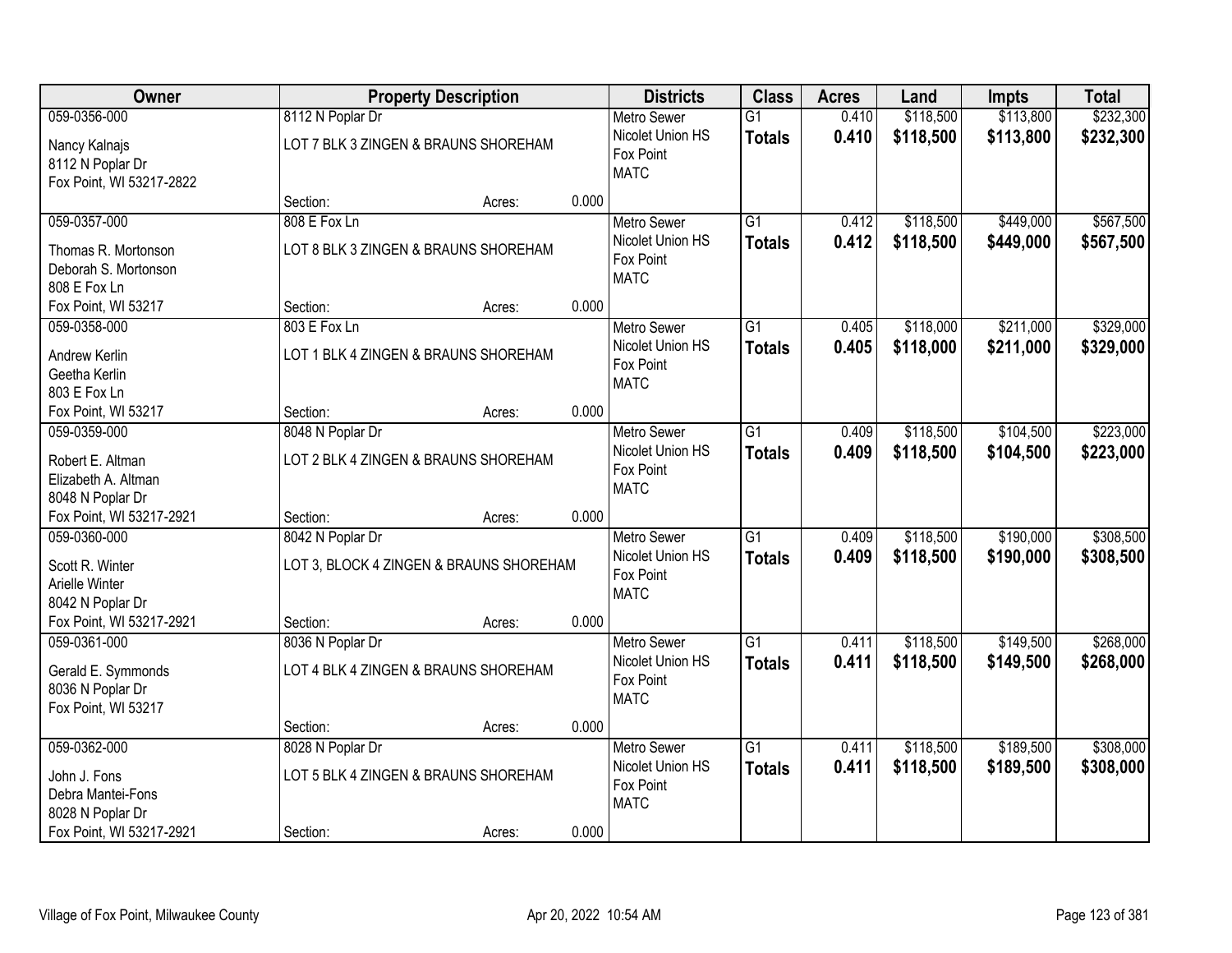| Owner | Property Description | | | Districts | Class | Acres | Land | Impts | Total |
|---|---|---|---|---|---|---|---|---|---|
| 059-0356-000<br>Nancy Kalnajs<br>8112 N Poplar Dr<br>Fox Point, WI 53217-2822 | 8112 N Poplar Dr<br>LOT 7 BLK 3 ZINGEN & BRAUNS SHOREHAM<br>Section: | Acres: | 0.000 | Metro Sewer<br>Nicolet Union HS<br>Fox Point<br>MATC | G1<br>**Totals** | 0.410<br>**0.410** | $118,500<br>**$118,500** | $113,800<br>**$113,800** | $232,300<br>**$232,300** |
| 059-0357-000<br>Thomas R. Mortonson<br>Deborah S. Mortonson<br>808 E Fox Ln<br>Fox Point, WI 53217 | 808 E Fox Ln<br>LOT 8 BLK 3 ZINGEN & BRAUNS SHOREHAM<br>Section: | Acres: | 0.000 | Metro Sewer<br>Nicolet Union HS<br>Fox Point<br>MATC | G1<br>**Totals** | 0.412<br>**0.412** | $118,500<br>**$118,500** | $449,000<br>**$449,000** | $567,500<br>**$567,500** |
| 059-0358-000<br>Andrew Kerlin<br>Geetha Kerlin<br>803 E Fox Ln<br>Fox Point, WI 53217 | 803 E Fox Ln<br>LOT 1 BLK 4 ZINGEN & BRAUNS SHOREHAM<br>Section: | Acres: | 0.000 | Metro Sewer<br>Nicolet Union HS<br>Fox Point<br>MATC | G1<br>**Totals** | 0.405<br>**0.405** | $118,000<br>**$118,000** | $211,000<br>**$211,000** | $329,000<br>**$329,000** |
| 059-0359-000<br>Robert E. Altman<br>Elizabeth A. Altman<br>8048 N Poplar Dr<br>Fox Point, WI 53217-2921 | 8048 N Poplar Dr<br>LOT 2 BLK 4 ZINGEN & BRAUNS SHOREHAM<br>Section: | Acres: | 0.000 | Metro Sewer<br>Nicolet Union HS<br>Fox Point<br>MATC | G1<br>**Totals** | 0.409<br>**0.409** | $118,500<br>**$118,500** | $104,500<br>**$104,500** | $223,000<br>**$223,000** |
| 059-0360-000<br>Scott R. Winter<br>Arielle Winter<br>8042 N Poplar Dr<br>Fox Point, WI 53217-2921 | 8042 N Poplar Dr<br>LOT 3, BLOCK 4 ZINGEN & BRAUNS SHOREHAM<br>Section: | Acres: | 0.000 | Metro Sewer<br>Nicolet Union HS<br>Fox Point<br>MATC | G1<br>**Totals** | 0.409<br>**0.409** | $118,500<br>**$118,500** | $190,000<br>**$190,000** | $308,500<br>**$308,500** |
| 059-0361-000<br>Gerald E. Symmonds<br>8036 N Poplar Dr<br>Fox Point, WI 53217 | 8036 N Poplar Dr<br>LOT 4 BLK 4 ZINGEN & BRAUNS SHOREHAM<br>Section: | Acres: | 0.000 | Metro Sewer<br>Nicolet Union HS<br>Fox Point<br>MATC | G1<br>**Totals** | 0.411<br>**0.411** | $118,500<br>**$118,500** | $149,500<br>**$149,500** | $268,000<br>**$268,000** |
| 059-0362-000<br>John J. Fons<br>Debra Mantei-Fons<br>8028 N Poplar Dr<br>Fox Point, WI 53217-2921 | 8028 N Poplar Dr<br>LOT 5 BLK 4 ZINGEN & BRAUNS SHOREHAM<br>Section: | Acres: | 0.000 | Metro Sewer<br>Nicolet Union HS<br>Fox Point<br>MATC | G1<br>**Totals** | 0.411<br>**0.411** | $118,500<br>**$118,500** | $189,500<br>**$189,500** | $308,000<br>**$308,000** |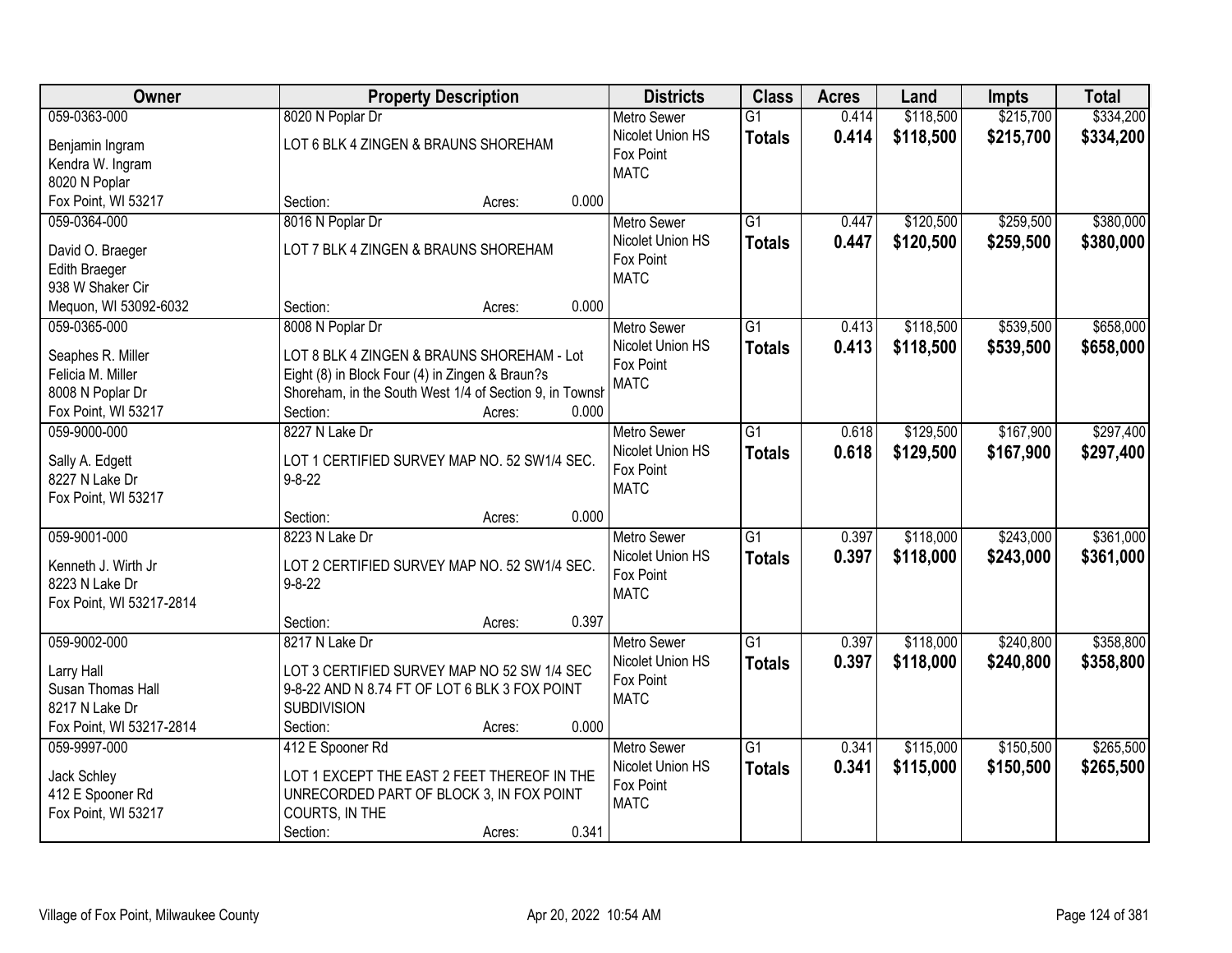| Owner | Property Description | Districts | Class | Acres | Land | Impts | Total |
|---|---|---|---|---|---|---|---|
| 059-0363-000<br>Benjamin Ingram<br>Kendra W. Ingram<br>8020 N Poplar<br>Fox Point, WI 53217 | 8020 N Poplar Dr<br>LOT 6 BLK 4 ZINGEN & BRAUNS SHOREHAM<br>Section: Acres: 0.000 | Metro Sewer<br>Nicolet Union HS<br>Fox Point<br>MATC | G1<br>**Totals** | 0.414<br>**0.414** | $118,500<br>**$118,500** | $215,700<br>**$215,700** | $334,200<br>**$334,200** |
| 059-0364-000<br>David O. Braeger<br>Edith Braeger<br>938 W Shaker Cir<br>Mequon, WI 53092-6032 | 8016 N Poplar Dr<br>LOT 7 BLK 4 ZINGEN & BRAUNS SHOREHAM<br>Section: Acres: 0.000 | Metro Sewer<br>Nicolet Union HS<br>Fox Point<br>MATC | G1<br>**Totals** | 0.447<br>**0.447** | $120,500<br>**$120,500** | $259,500<br>**$259,500** | $380,000<br>**$380,000** |
| 059-0365-000<br>Seaphes R. Miller<br>Felicia M. Miller<br>8008 N Poplar Dr<br>Fox Point, WI 53217 | 8008 N Poplar Dr<br>LOT 8 BLK 4 ZINGEN & BRAUNS SHOREHAM - Lot Eight (8) in Block Four (4) in Zingen & Braun?s Shoreham, in the South West 1/4 of Section 9, in Townsh<br>Section: Acres: 0.000 | Metro Sewer<br>Nicolet Union HS<br>Fox Point<br>MATC | G1<br>**Totals** | 0.413<br>**0.413** | $118,500<br>**$118,500** | $539,500<br>**$539,500** | $658,000<br>**$658,000** |
| 059-9000-000<br>Sally A. Edgett<br>8227 N Lake Dr<br>Fox Point, WI 53217 | 8227 N Lake Dr<br>LOT 1 CERTIFIED SURVEY MAP NO. 52 SW1/4 SEC. 9-8-22<br>Section: Acres: 0.000 | Metro Sewer<br>Nicolet Union HS<br>Fox Point<br>MATC | G1<br>**Totals** | 0.618<br>**0.618** | $129,500<br>**$129,500** | $167,900<br>**$167,900** | $297,400<br>**$297,400** |
| 059-9001-000<br>Kenneth J. Wirth Jr<br>8223 N Lake Dr<br>Fox Point, WI 53217-2814 | 8223 N Lake Dr<br>LOT 2 CERTIFIED SURVEY MAP NO. 52 SW1/4 SEC. 9-8-22<br>Section: Acres: 0.397 | Metro Sewer<br>Nicolet Union HS<br>Fox Point<br>MATC | G1<br>**Totals** | 0.397<br>**0.397** | $118,000<br>**$118,000** | $243,000<br>**$243,000** | $361,000<br>**$361,000** |
| 059-9002-000<br>Larry Hall<br>Susan Thomas Hall<br>8217 N Lake Dr<br>Fox Point, WI 53217-2814 | 8217 N Lake Dr<br>LOT 3 CERTIFIED SURVEY MAP NO 52 SW 1/4 SEC 9-8-22 AND N 8.74 FT OF LOT 6 BLK 3 FOX POINT SUBDIVISION<br>Section: Acres: 0.000 | Metro Sewer<br>Nicolet Union HS<br>Fox Point<br>MATC | G1<br>**Totals** | 0.397<br>**0.397** | $118,000<br>**$118,000** | $240,800<br>**$240,800** | $358,800<br>**$358,800** |
| 059-9997-000<br>Jack Schley<br>412 E Spooner Rd<br>Fox Point, WI 53217 | 412 E Spooner Rd<br>LOT 1 EXCEPT THE EAST 2 FEET THEREOF IN THE UNRECORDED PART OF BLOCK 3, IN FOX POINT COURTS, IN THE<br>Section: Acres: 0.341 | Metro Sewer<br>Nicolet Union HS<br>Fox Point<br>MATC | G1<br>**Totals** | 0.341<br>**0.341** | $115,000<br>**$115,000** | $150,500<br>**$150,500** | $265,500<br>**$265,500** |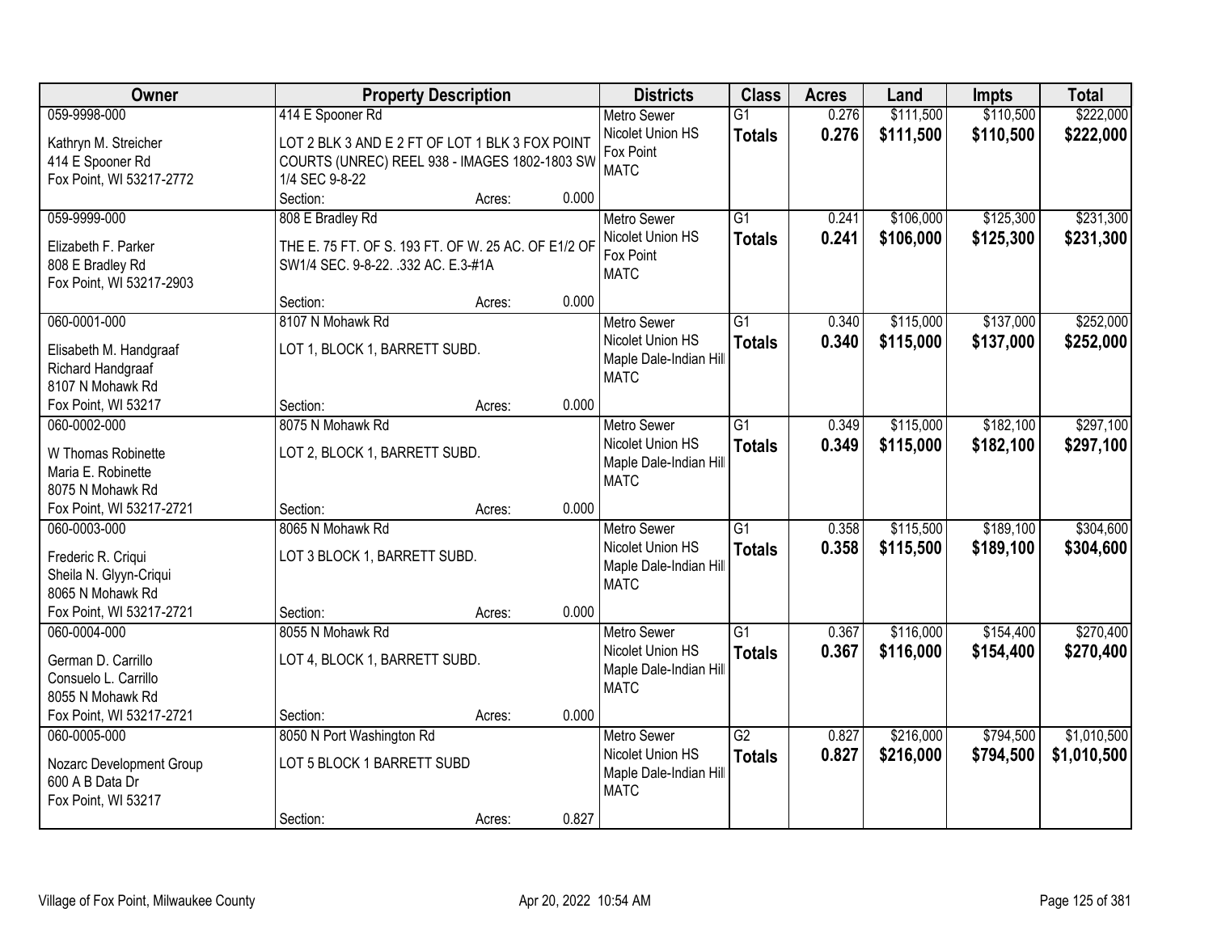| Owner | Property Description | Districts | Class | Acres | Land | Impts | Total |
|---|---|---|---|---|---|---|---|
| 059-9998-000<br>Kathryn M. Streicher<br>414 E Spooner Rd<br>Fox Point, WI 53217-2772 | 414 E Spooner Rd<br>LOT 2 BLK 3 AND E 2 FT OF LOT 1 BLK 3 FOX POINT COURTS (UNREC) REEL 938 - IMAGES 1802-1803 SW 1/4 SEC 9-8-22<br>Section: Acres: 0.000 | Metro Sewer<br>Nicolet Union HS<br>Fox Point<br>MATC | G1<br>**Totals** | 0.276<br>**0.276** | $111,500<br>**$111,500** | $110,500<br>**$110,500** | $222,000<br>**$222,000** |
| 059-9999-000<br>Elizabeth F. Parker<br>808 E Bradley Rd<br>Fox Point, WI 53217-2903 | 808 E Bradley Rd<br>THE E. 75 FT. OF S. 193 FT. OF W. 25 AC. OF E1/2 OF SW1/4 SEC. 9-8-22. .332 AC. E.3-#1A<br>Section: Acres: 0.000 | Metro Sewer<br>Nicolet Union HS<br>Fox Point<br>MATC | G1<br>**Totals** | 0.241<br>**0.241** | $106,000<br>**$106,000** | $125,300<br>**$125,300** | $231,300<br>**$231,300** |
| 060-0001-000<br>Elisabeth M. Handgraaf<br>Richard Handgraaf<br>8107 N Mohawk Rd<br>Fox Point, WI 53217 | 8107 N Mohawk Rd<br>LOT 1, BLOCK 1, BARRETT SUBD.<br>Section: Acres: 0.000 | Metro Sewer<br>Nicolet Union HS<br>Maple Dale-Indian Hill<br>MATC | G1<br>**Totals** | 0.340<br>**0.340** | $115,000<br>**$115,000** | $137,000<br>**$137,000** | $252,000<br>**$252,000** |
| 060-0002-000<br>W Thomas Robinette<br>Maria E. Robinette<br>8075 N Mohawk Rd<br>Fox Point, WI 53217-2721 | 8075 N Mohawk Rd<br>LOT 2, BLOCK 1, BARRETT SUBD.<br>Section: Acres: 0.000 | Metro Sewer<br>Nicolet Union HS<br>Maple Dale-Indian Hill<br>MATC | G1<br>**Totals** | 0.349<br>**0.349** | $115,000<br>**$115,000** | $182,100<br>**$182,100** | $297,100<br>**$297,100** |
| 060-0003-000<br>Frederic R. Criqui<br>Sheila N. Glyyn-Criqui<br>8065 N Mohawk Rd<br>Fox Point, WI 53217-2721 | 8065 N Mohawk Rd<br>LOT 3 BLOCK 1, BARRETT SUBD.<br>Section: Acres: 0.000 | Metro Sewer<br>Nicolet Union HS<br>Maple Dale-Indian Hill<br>MATC | G1<br>**Totals** | 0.358<br>**0.358** | $115,500<br>**$115,500** | $189,100<br>**$189,100** | $304,600<br>**$304,600** |
| 060-0004-000<br>German D. Carrillo<br>Consuelo L. Carrillo<br>8055 N Mohawk Rd<br>Fox Point, WI 53217-2721 | 8055 N Mohawk Rd<br>LOT 4, BLOCK 1, BARRETT SUBD.<br>Section: Acres: 0.000 | Metro Sewer<br>Nicolet Union HS<br>Maple Dale-Indian Hill<br>MATC | G1<br>**Totals** | 0.367<br>**0.367** | $116,000<br>**$116,000** | $154,400<br>**$154,400** | $270,400<br>**$270,400** |
| 060-0005-000<br>Nozarc Development Group<br>600 A B Data Dr<br>Fox Point, WI 53217 | 8050 N Port Washington Rd<br>LOT 5 BLOCK 1 BARRETT SUBD<br>Section: Acres: 0.827 | Metro Sewer<br>Nicolet Union HS<br>Maple Dale-Indian Hill<br>MATC | G2<br>**Totals** | 0.827<br>**0.827** | $216,000<br>**$216,000** | $794,500<br>**$794,500** | $1,010,500<br>**$1,010,500** |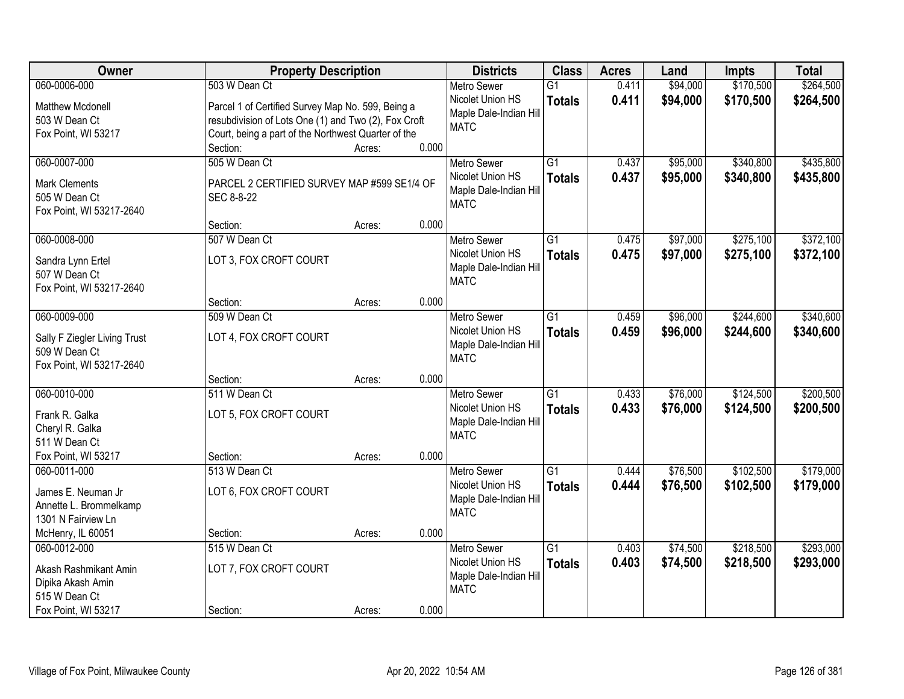| Owner | Property Description | Districts | Class | Acres | Land | Impts | Total |
|---|---|---|---|---|---|---|---|
| 060-0006-000<br>Matthew Mcdonell<br>503 W Dean Ct<br>Fox Point, WI 53217 | 503 W Dean Ct<br>Parcel 1 of Certified Survey Map No. 599, Being a resubdivision of Lots One (1) and Two (2), Fox Croft Court, being a part of the Northwest Quarter of the<br>Section: Acres: 0.000 | Metro Sewer<br>Nicolet Union HS<br>Maple Dale-Indian Hill<br>MATC | G1<br>**Totals** | 0.411<br>**0.411** | $94,000<br>**$94,000** | $170,500<br>**$170,500** | $264,500<br>**$264,500** |
| 060-0007-000<br>Mark Clements<br>505 W Dean Ct<br>Fox Point, WI 53217-2640 | 505 W Dean Ct<br>PARCEL 2 CERTIFIED SURVEY MAP #599 SE1/4 OF SEC 8-8-22<br>Section: Acres: 0.000 | Metro Sewer<br>Nicolet Union HS<br>Maple Dale-Indian Hill<br>MATC | G1<br>**Totals** | 0.437<br>**0.437** | $95,000<br>**$95,000** | $340,800<br>**$340,800** | $435,800<br>**$435,800** |
| 060-0008-000<br>Sandra Lynn Ertel<br>507 W Dean Ct<br>Fox Point, WI 53217-2640 | 507 W Dean Ct<br>LOT 3, FOX CROFT COURT<br>Section: Acres: 0.000 | Metro Sewer<br>Nicolet Union HS<br>Maple Dale-Indian Hill<br>MATC | G1<br>**Totals** | 0.475<br>**0.475** | $97,000<br>**$97,000** | $275,100<br>**$275,100** | $372,100<br>**$372,100** |
| 060-0009-000<br>Sally F Ziegler Living Trust<br>509 W Dean Ct<br>Fox Point, WI 53217-2640 | 509 W Dean Ct<br>LOT 4, FOX CROFT COURT<br>Section: Acres: 0.000 | Metro Sewer<br>Nicolet Union HS<br>Maple Dale-Indian Hill<br>MATC | G1<br>**Totals** | 0.459<br>**0.459** | $96,000<br>**$96,000** | $244,600<br>**$244,600** | $340,600<br>**$340,600** |
| 060-0010-000<br>Frank R. Galka<br>Cheryl R. Galka<br>511 W Dean Ct<br>Fox Point, WI 53217 | 511 W Dean Ct<br>LOT 5, FOX CROFT COURT<br>Section: Acres: 0.000 | Metro Sewer<br>Nicolet Union HS<br>Maple Dale-Indian Hill<br>MATC | G1<br>**Totals** | 0.433<br>**0.433** | $76,000<br>**$76,000** | $124,500<br>**$124,500** | $200,500<br>**$200,500** |
| 060-0011-000<br>James E. Neuman Jr<br>Annette L. Brommelkamp<br>1301 N Fairview Ln<br>McHenry, IL 60051 | 513 W Dean Ct<br>LOT 6, FOX CROFT COURT<br>Section: Acres: 0.000 | Metro Sewer<br>Nicolet Union HS<br>Maple Dale-Indian Hill<br>MATC | G1<br>**Totals** | 0.444<br>**0.444** | $76,500<br>**$76,500** | $102,500<br>**$102,500** | $179,000<br>**$179,000** |
| 060-0012-000<br>Akash Rashmikant Amin<br>Dipika Akash Amin<br>515 W Dean Ct<br>Fox Point, WI 53217 | 515 W Dean Ct<br>LOT 7, FOX CROFT COURT<br>Section: Acres: 0.000 | Metro Sewer<br>Nicolet Union HS<br>Maple Dale-Indian Hill<br>MATC | G1<br>**Totals** | 0.403<br>**0.403** | $74,500<br>**$74,500** | $218,500<br>**$218,500** | $293,000<br>**$293,000** |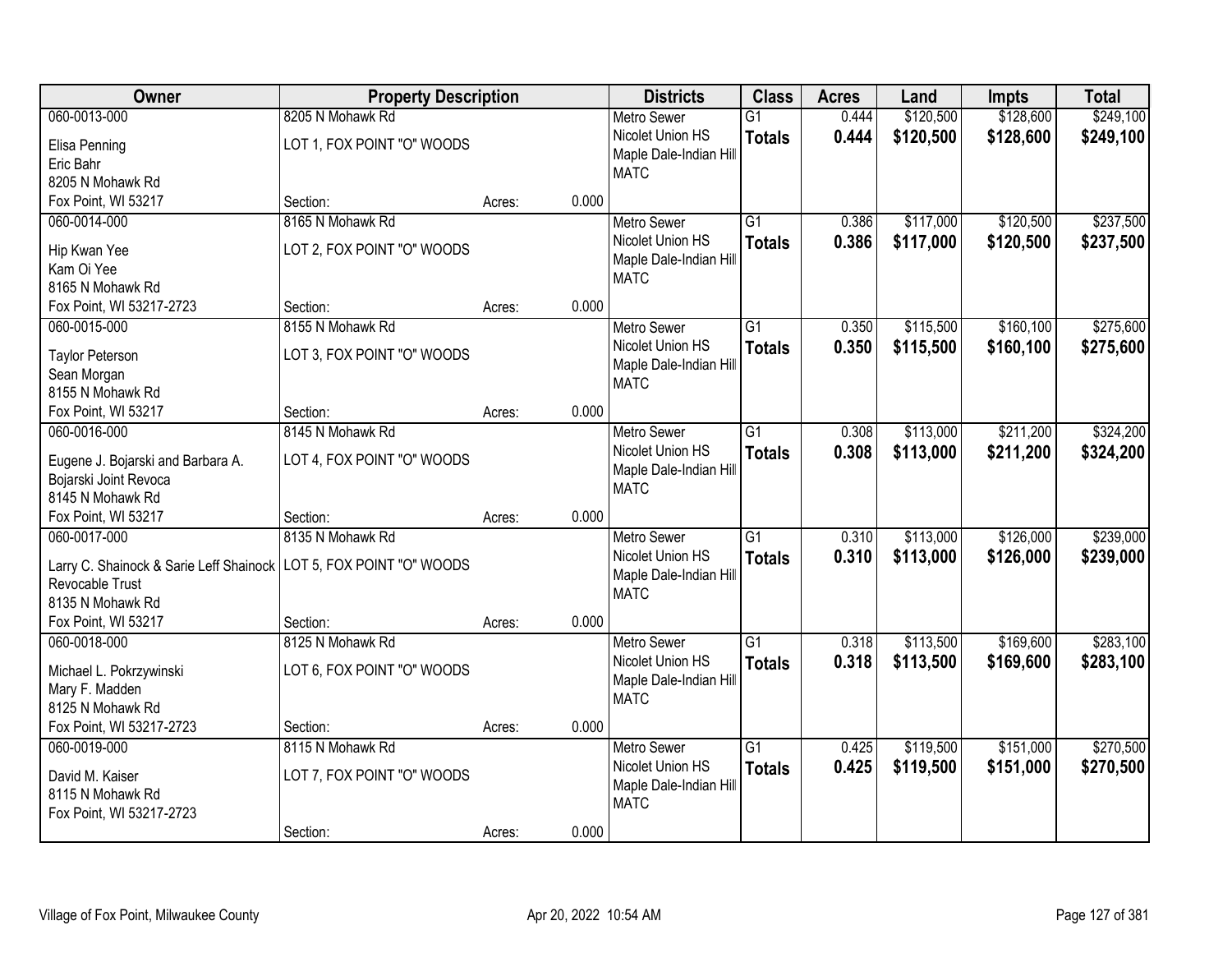| Owner | Property Description | | | Districts | Class | Acres | Land | Impts | Total |
|---|---|---|---|---|---|---|---|---|---|
| 060-0013-000<br>Elisa Penning<br>Eric Bahr<br>8205 N Mohawk Rd<br>Fox Point, WI 53217 | 8205 N Mohawk Rd<br>LOT 1, FOX POINT "O" WOODS<br>Section: | Acres: | 0.000 | Metro Sewer<br>Nicolet Union HS<br>Maple Dale-Indian Hill<br>MATC | G1<br>**Totals** | 0.444<br>**0.444** | $120,500<br>**$120,500** | $128,600<br>**$128,600** | $249,100<br>**$249,100** |
| 060-0014-000<br>Hip Kwan Yee<br>Kam Oi Yee<br>8165 N Mohawk Rd<br>Fox Point, WI 53217-2723 | 8165 N Mohawk Rd<br>LOT 2, FOX POINT "O" WOODS<br>Section: | Acres: | 0.000 | Metro Sewer<br>Nicolet Union HS<br>Maple Dale-Indian Hill<br>MATC | G1<br>**Totals** | 0.386<br>**0.386** | $117,000<br>**$117,000** | $120,500<br>**$120,500** | $237,500<br>**$237,500** |
| 060-0015-000<br>Taylor Peterson<br>Sean Morgan<br>8155 N Mohawk Rd<br>Fox Point, WI 53217 | 8155 N Mohawk Rd<br>LOT 3, FOX POINT "O" WOODS<br>Section: | Acres: | 0.000 | Metro Sewer<br>Nicolet Union HS<br>Maple Dale-Indian Hill<br>MATC | G1<br>**Totals** | 0.350<br>**0.350** | $115,500<br>**$115,500** | $160,100<br>**$160,100** | $275,600<br>**$275,600** |
| 060-0016-000<br>Eugene J. Bojarski and Barbara A. Bojarski Joint Revoca<br>8145 N Mohawk Rd<br>Fox Point, WI 53217 | 8145 N Mohawk Rd<br>LOT 4, FOX POINT "O" WOODS<br>Section: | Acres: | 0.000 | Metro Sewer<br>Nicolet Union HS<br>Maple Dale-Indian Hill<br>MATC | G1<br>**Totals** | 0.308<br>**0.308** | $113,000<br>**$113,000** | $211,200<br>**$211,200** | $324,200<br>**$324,200** |
| 060-0017-000<br>Larry C. Shainock & Sarie Leff Shainock Revocable Trust<br>8135 N Mohawk Rd<br>Fox Point, WI 53217 | 8135 N Mohawk Rd<br>LOT 5, FOX POINT "O" WOODS<br>Section: | Acres: | 0.000 | Metro Sewer<br>Nicolet Union HS<br>Maple Dale-Indian Hill<br>MATC | G1<br>**Totals** | 0.310<br>**0.310** | $113,000<br>**$113,000** | $126,000<br>**$126,000** | $239,000<br>**$239,000** |
| 060-0018-000<br>Michael L. Pokrzywinski<br>Mary F. Madden<br>8125 N Mohawk Rd<br>Fox Point, WI 53217-2723 | 8125 N Mohawk Rd<br>LOT 6, FOX POINT "O" WOODS<br>Section: | Acres: | 0.000 | Metro Sewer<br>Nicolet Union HS<br>Maple Dale-Indian Hill<br>MATC | G1<br>**Totals** | 0.318<br>**0.318** | $113,500<br>**$113,500** | $169,600<br>**$169,600** | $283,100<br>**$283,100** |
| 060-0019-000<br>David M. Kaiser<br>8115 N Mohawk Rd<br>Fox Point, WI 53217-2723 | 8115 N Mohawk Rd<br>LOT 7, FOX POINT "O" WOODS<br>Section: | Acres: | 0.000 | Metro Sewer<br>Nicolet Union HS<br>Maple Dale-Indian Hill<br>MATC | G1<br>**Totals** | 0.425<br>**0.425** | $119,500<br>**$119,500** | $151,000<br>**$151,000** | $270,500<br>**$270,500** |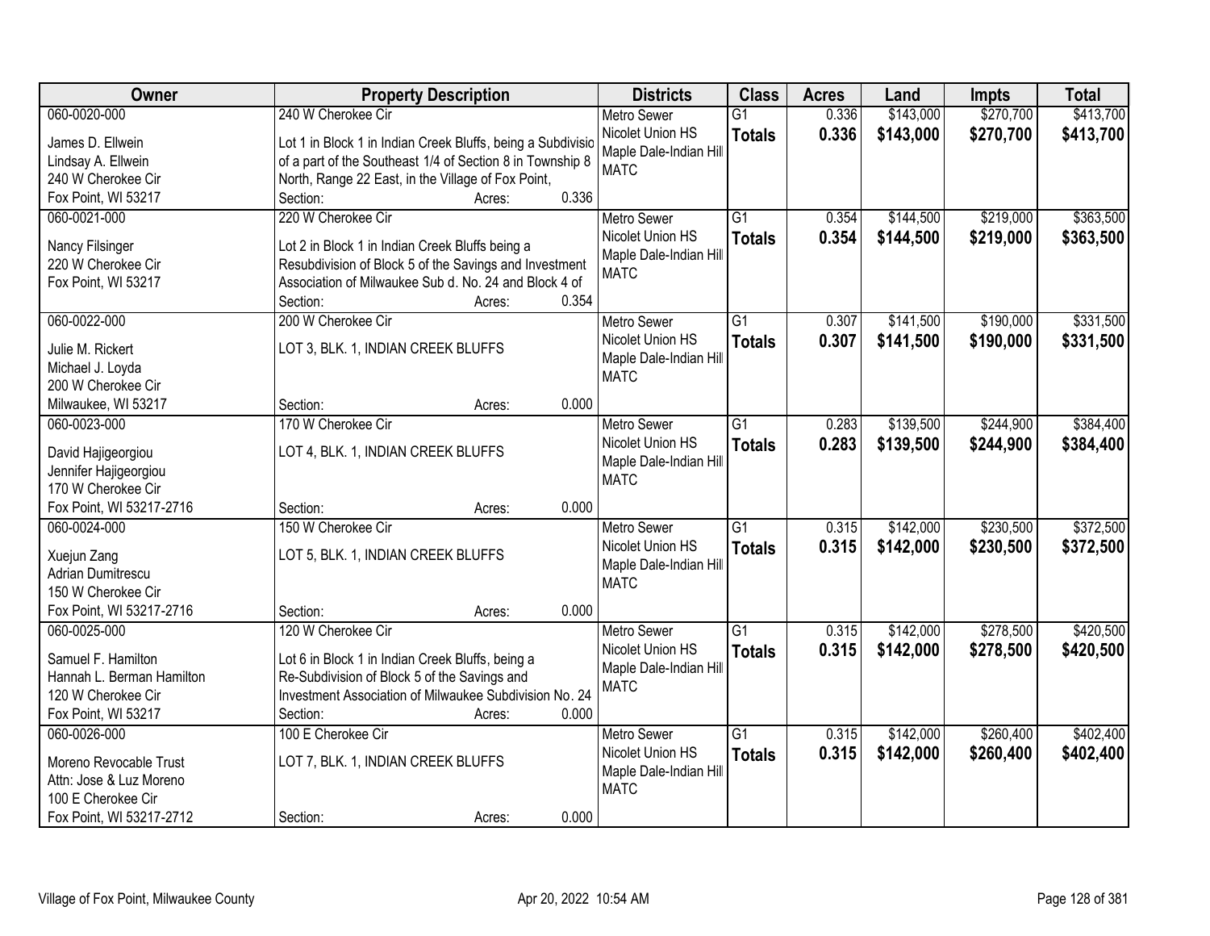| Owner | Property Description | Districts | Class | Acres | Land | Impts | Total |
|---|---|---|---|---|---|---|---|
| 060-0020-000<br>James D. Ellwein<br>Lindsay A. Ellwein<br>240 W Cherokee Cir<br>Fox Point, WI 53217 | 240 W Cherokee Cir<br>Lot 1 in Block 1 in Indian Creek Bluffs, being a Subdivisio of a part of the Southeast 1/4 of Section 8 in Township 8 North, Range 22 East, in the Village of Fox Point,<br>Section: Acres: 0.336 | Metro Sewer<br>Nicolet Union HS<br>Maple Dale-Indian Hill<br>MATC | G1<br>**Totals** | 0.336<br>**0.336** | $143,000<br>**$143,000** | $270,700<br>**$270,700** | $413,700<br>**$413,700** |
| 060-0021-000<br>Nancy Filsinger<br>220 W Cherokee Cir<br>Fox Point, WI 53217 | 220 W Cherokee Cir<br>Lot 2 in Block 1 in Indian Creek Bluffs being a Resubdivision of Block 5 of the Savings and Investment Association of Milwaukee Sub d. No. 24 and Block 4 of<br>Section: Acres: 0.354 | Metro Sewer<br>Nicolet Union HS<br>Maple Dale-Indian Hill<br>MATC | G1<br>**Totals** | 0.354<br>**0.354** | $144,500<br>**$144,500** | $219,000<br>**$219,000** | $363,500<br>**$363,500** |
| 060-0022-000<br>Julie M. Rickert<br>Michael J. Loyda<br>200 W Cherokee Cir<br>Milwaukee, WI 53217 | 200 W Cherokee Cir<br>LOT 3, BLK. 1, INDIAN CREEK BLUFFS<br>Section: Acres: 0.000 | Metro Sewer<br>Nicolet Union HS<br>Maple Dale-Indian Hill<br>MATC | G1<br>**Totals** | 0.307<br>**0.307** | $141,500<br>**$141,500** | $190,000<br>**$190,000** | $331,500<br>**$331,500** |
| 060-0023-000<br>David Hajigeorgiou<br>Jennifer Hajigeorgiou<br>170 W Cherokee Cir<br>Fox Point, WI 53217-2716 | 170 W Cherokee Cir<br>LOT 4, BLK. 1, INDIAN CREEK BLUFFS<br>Section: Acres: 0.000 | Metro Sewer<br>Nicolet Union HS<br>Maple Dale-Indian Hill<br>MATC | G1<br>**Totals** | 0.283<br>**0.283** | $139,500<br>**$139,500** | $244,900<br>**$244,900** | $384,400<br>**$384,400** |
| 060-0024-000<br>Xuejun Zang<br>Adrian Dumitrescu<br>150 W Cherokee Cir<br>Fox Point, WI 53217-2716 | 150 W Cherokee Cir<br>LOT 5, BLK. 1, INDIAN CREEK BLUFFS<br>Section: Acres: 0.000 | Metro Sewer<br>Nicolet Union HS<br>Maple Dale-Indian Hill<br>MATC | G1<br>**Totals** | 0.315<br>**0.315** | $142,000<br>**$142,000** | $230,500<br>**$230,500** | $372,500<br>**$372,500** |
| 060-0025-000<br>Samuel F. Hamilton<br>Hannah L. Berman Hamilton<br>120 W Cherokee Cir<br>Fox Point, WI 53217 | 120 W Cherokee Cir<br>Lot 6 in Block 1 in Indian Creek Bluffs, being a Re-Subdivision of Block 5 of the Savings and Investment Association of Milwaukee Subdivision No. 24<br>Section: Acres: 0.000 | Metro Sewer<br>Nicolet Union HS<br>Maple Dale-Indian Hill<br>MATC | G1<br>**Totals** | 0.315<br>**0.315** | $142,000<br>**$142,000** | $278,500<br>**$278,500** | $420,500<br>**$420,500** |
| 060-0026-000<br>Moreno Revocable Trust<br>Attn: Jose & Luz Moreno<br>100 E Cherokee Cir<br>Fox Point, WI 53217-2712 | 100 E Cherokee Cir<br>LOT 7, BLK. 1, INDIAN CREEK BLUFFS<br>Section: Acres: 0.000 | Metro Sewer<br>Nicolet Union HS<br>Maple Dale-Indian Hill<br>MATC | G1<br>**Totals** | 0.315<br>**0.315** | $142,000<br>**$142,000** | $260,400<br>**$260,400** | $402,400<br>**$402,400** |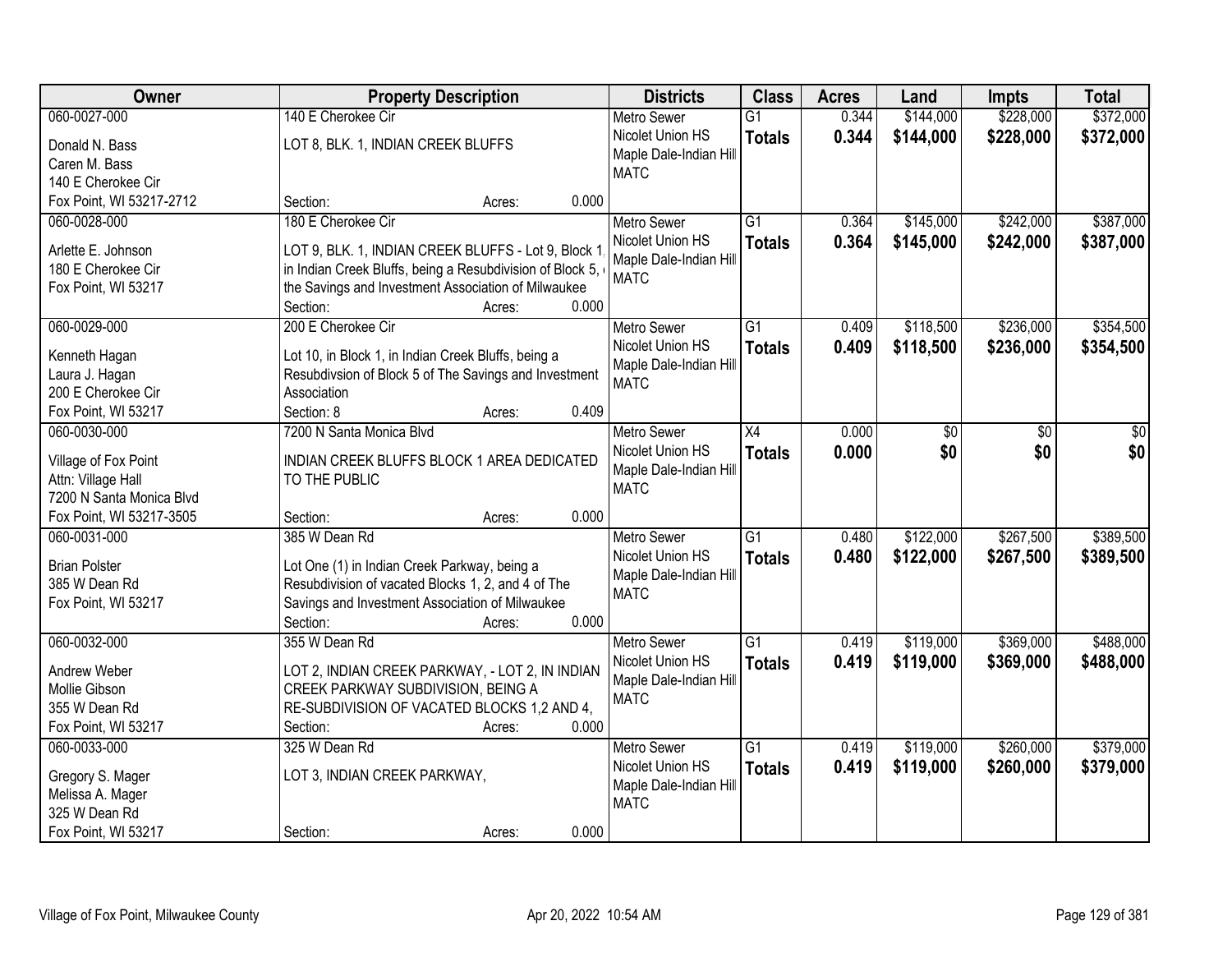| Owner | Property Description | Districts | Class | Acres | Land | Impts | Total |
|---|---|---|---|---|---|---|---|
| 060-0027-000<br>Donald N. Bass<br>Caren M. Bass<br>140 E Cherokee Cir<br>Fox Point, WI 53217-2712 | 140 E Cherokee Cir<br>LOT 8, BLK. 1, INDIAN CREEK BLUFFS<br>Section: Acres: 0.000 | Metro Sewer<br>Nicolet Union HS<br>Maple Dale-Indian Hill<br>MATC | G1<br>**Totals** | 0.344<br>**0.344** | $144,000<br>**$144,000** | $228,000<br>**$228,000** | $372,000<br>**$372,000** |
| 060-0028-000<br>Arlette E. Johnson<br>180 E Cherokee Cir<br>Fox Point, WI 53217 | 180 E Cherokee Cir<br>LOT 9, BLK. 1, INDIAN CREEK BLUFFS - Lot 9, Block 1, in Indian Creek Bluffs, being a Resubdivision of Block 5, of the Savings and Investment Association of Milwaukee<br>Section: Acres: 0.000 | Metro Sewer<br>Nicolet Union HS<br>Maple Dale-Indian Hill<br>MATC | G1<br>**Totals** | 0.364<br>**0.364** | $145,000<br>**$145,000** | $242,000<br>**$242,000** | $387,000<br>**$387,000** |
| 060-0029-000<br>Kenneth Hagan<br>Laura J. Hagan<br>200 E Cherokee Cir<br>Fox Point, WI 53217 | 200 E Cherokee Cir<br>Lot 10, in Block 1, in Indian Creek Bluffs, being a Resubdivsion of Block 5 of The Savings and Investment Association<br>Section: 8 Acres: 0.409 | Metro Sewer<br>Nicolet Union HS<br>Maple Dale-Indian Hill<br>MATC | G1<br>**Totals** | 0.409<br>**0.409** | $118,500<br>**$118,500** | $236,000<br>**$236,000** | $354,500<br>**$354,500** |
| 060-0030-000<br>Village of Fox Point<br>Attn: Village Hall<br>7200 N Santa Monica Blvd<br>Fox Point, WI 53217-3505 | 7200 N Santa Monica Blvd<br>INDIAN CREEK BLUFFS BLOCK 1 AREA DEDICATED TO THE PUBLIC<br>Section: Acres: 0.000 | Metro Sewer<br>Nicolet Union HS<br>Maple Dale-Indian Hill<br>MATC | X4<br>**Totals** | 0.000<br>**0.000** | $0<br>**$0** | $0<br>**$0** | $0<br>**$0** |
| 060-0031-000<br>Brian Polster<br>385 W Dean Rd<br>Fox Point, WI 53217 | 385 W Dean Rd<br>Lot One (1) in Indian Creek Parkway, being a Resubdivision of vacated Blocks 1, 2, and 4 of The Savings and Investment Association of Milwaukee<br>Section: Acres: 0.000 | Metro Sewer<br>Nicolet Union HS<br>Maple Dale-Indian Hill<br>MATC | G1<br>**Totals** | 0.480<br>**0.480** | $122,000<br>**$122,000** | $267,500<br>**$267,500** | $389,500<br>**$389,500** |
| 060-0032-000<br>Andrew Weber<br>Mollie Gibson<br>355 W Dean Rd<br>Fox Point, WI 53217 | 355 W Dean Rd<br>LOT 2, INDIAN CREEK PARKWAY, - LOT 2, IN INDIAN CREEK PARKWAY SUBDIVISION, BEING A RE-SUBDIVISION OF VACATED BLOCKS 1,2 AND 4,<br>Section: Acres: 0.000 | Metro Sewer<br>Nicolet Union HS<br>Maple Dale-Indian Hill<br>MATC | G1<br>**Totals** | 0.419<br>**0.419** | $119,000<br>**$119,000** | $369,000<br>**$369,000** | $488,000<br>**$488,000** |
| 060-0033-000<br>Gregory S. Mager<br>Melissa A. Mager<br>325 W Dean Rd<br>Fox Point, WI 53217 | 325 W Dean Rd<br>LOT 3, INDIAN CREEK PARKWAY,<br>Section: Acres: 0.000 | Metro Sewer<br>Nicolet Union HS<br>Maple Dale-Indian Hill<br>MATC | G1<br>**Totals** | 0.419<br>**0.419** | $119,000<br>**$119,000** | $260,000<br>**$260,000** | $379,000<br>**$379,000** |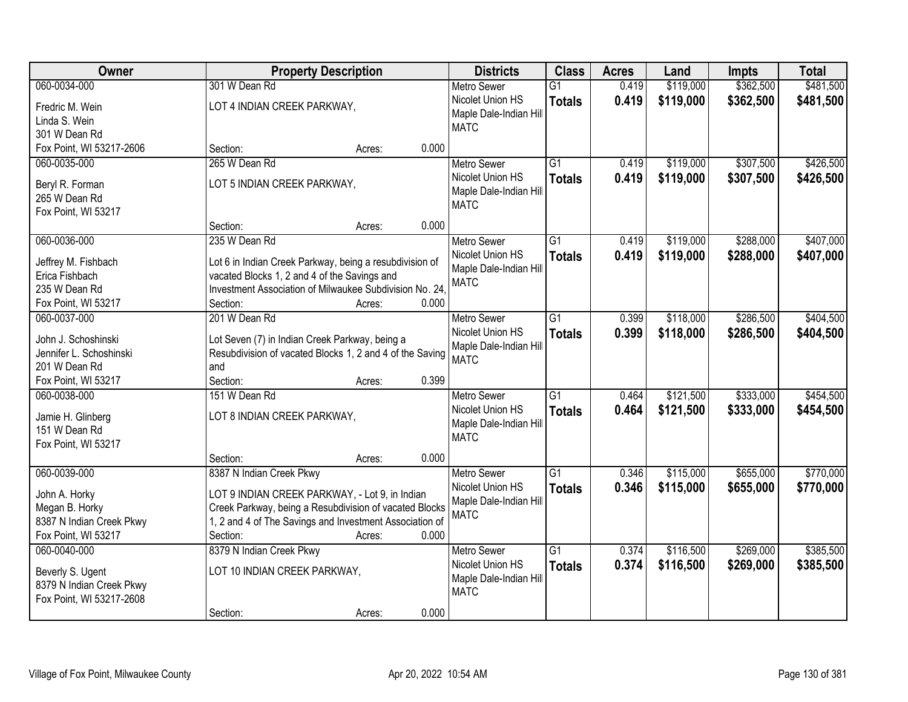| Owner | Property Description | Districts | Class | Acres | Land | Impts | Total |
|---|---|---|---|---|---|---|---|
| 060-0034-000<br><br>Fredric M. Wein<br>Linda S. Wein<br>301 W Dean Rd<br>Fox Point, WI 53217-2606 | 301 W Dean Rd<br><br>LOT 4 INDIAN CREEK PARKWAY,<br><br>Section: Acres: 0.000 | Metro Sewer<br>Nicolet Union HS<br>Maple Dale-Indian Hill<br>MATC | G1<br>**Totals** | 0.419<br>**0.419** | $119,000<br>**$119,000** | $362,500<br>**$362,500** | $481,500<br>**$481,500** |
| 060-0035-000<br><br>Beryl R. Forman<br>265 W Dean Rd<br>Fox Point, WI 53217 | 265 W Dean Rd<br><br>LOT 5 INDIAN CREEK PARKWAY,<br><br>Section: Acres: 0.000 | Metro Sewer<br>Nicolet Union HS<br>Maple Dale-Indian Hill<br>MATC | G1<br>**Totals** | 0.419<br>**0.419** | $119,000<br>**$119,000** | $307,500<br>**$307,500** | $426,500<br>**$426,500** |
| 060-0036-000<br><br>Jeffrey M. Fishbach<br>Erica Fishbach<br>235 W Dean Rd<br>Fox Point, WI 53217 | 235 W Dean Rd<br><br>Lot 6 in Indian Creek Parkway, being a resubdivision of vacated Blocks 1, 2 and 4 of the Savings and Investment Association of Milwaukee Subdivision No. 24,<br>Section: Acres: 0.000 | Metro Sewer<br>Nicolet Union HS<br>Maple Dale-Indian Hill<br>MATC | G1<br>**Totals** | 0.419<br>**0.419** | $119,000<br>**$119,000** | $288,000<br>**$288,000** | $407,000<br>**$407,000** |
| 060-0037-000<br><br>John J. Schoshinski<br>Jennifer L. Schoshinski<br>201 W Dean Rd<br>Fox Point, WI 53217 | 201 W Dean Rd<br><br>Lot Seven (7) in Indian Creek Parkway, being a Resubdivision of vacated Blocks 1, 2 and 4 of the Saving and<br>Section: Acres: 0.399 | Metro Sewer<br>Nicolet Union HS<br>Maple Dale-Indian Hill<br>MATC | G1<br>**Totals** | 0.399<br>**0.399** | $118,000<br>**$118,000** | $286,500<br>**$286,500** | $404,500<br>**$404,500** |
| 060-0038-000<br><br>Jamie H. Glinberg<br>151 W Dean Rd<br>Fox Point, WI 53217 | 151 W Dean Rd<br><br>LOT 8 INDIAN CREEK PARKWAY,<br><br>Section: Acres: 0.000 | Metro Sewer<br>Nicolet Union HS<br>Maple Dale-Indian Hill<br>MATC | G1<br>**Totals** | 0.464<br>**0.464** | $121,500<br>**$121,500** | $333,000<br>**$333,000** | $454,500<br>**$454,500** |
| 060-0039-000<br><br>John A. Horky<br>Megan B. Horky<br>8387 N Indian Creek Pkwy<br>Fox Point, WI 53217 | 8387 N Indian Creek Pkwy<br><br>LOT 9 INDIAN CREEK PARKWAY, - Lot 9, in Indian Creek Parkway, being a Resubdivision of vacated Blocks 1, 2 and 4 of The Savings and Investment Association of<br>Section: Acres: 0.000 | Metro Sewer<br>Nicolet Union HS<br>Maple Dale-Indian Hill<br>MATC | G1<br>**Totals** | 0.346<br>**0.346** | $115,000<br>**$115,000** | $655,000<br>**$655,000** | $770,000<br>**$770,000** |
| 060-0040-000<br><br>Beverly S. Ugent<br>8379 N Indian Creek Pkwy<br>Fox Point, WI 53217-2608 | 8379 N Indian Creek Pkwy<br><br>LOT 10 INDIAN CREEK PARKWAY,<br><br>Section: Acres: 0.000 | Metro Sewer<br>Nicolet Union HS<br>Maple Dale-Indian Hill<br>MATC | G1<br>**Totals** | 0.374<br>**0.374** | $116,500<br>**$116,500** | $269,000<br>**$269,000** | $385,500<br>**$385,500** |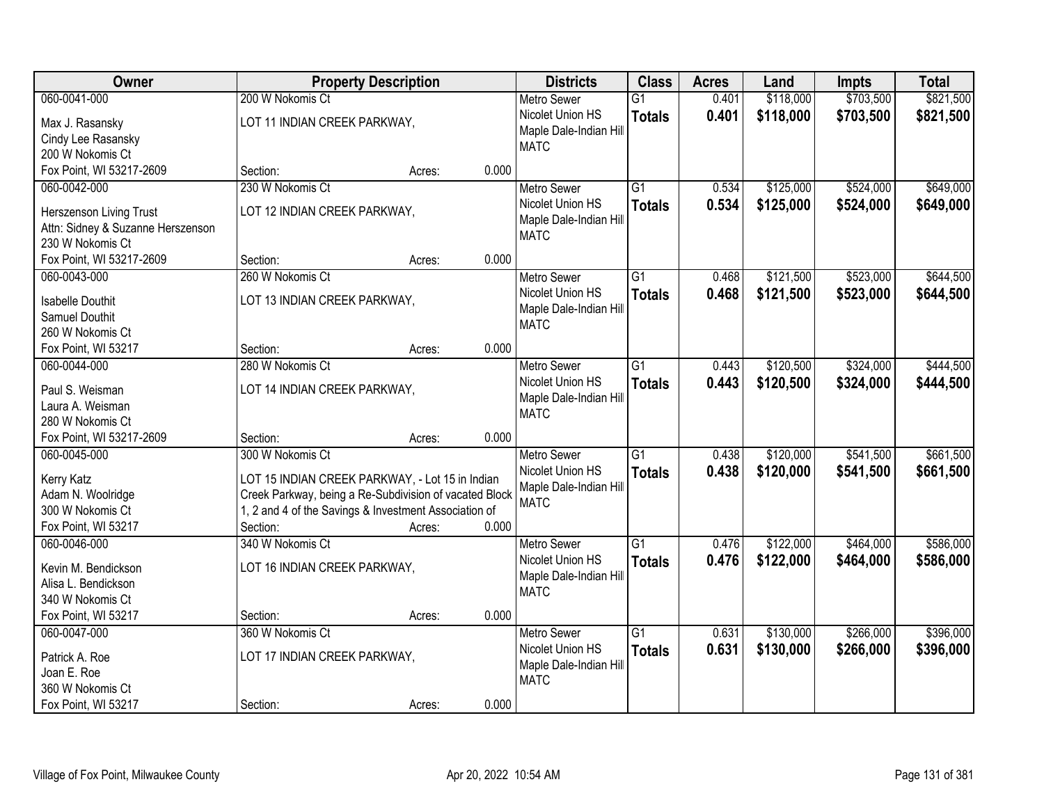| Owner | Property Description | Districts | Class | Acres | Land | Impts | Total |
|---|---|---|---|---|---|---|---|
| 060-0041-000<br>Max J. Rasansky<br>Cindy Lee Rasansky<br>200 W Nokomis Ct<br>Fox Point, WI 53217-2609 | 200 W Nokomis Ct<br>LOT 11 INDIAN CREEK PARKWAY,<br>Section: Acres: 0.000 | Metro Sewer<br>Nicolet Union HS<br>Maple Dale-Indian Hill<br>MATC | G1<br>**Totals** | 0.401<br>**0.401** | $118,000<br>**$118,000** | $703,500<br>**$703,500** | $821,500<br>**$821,500** |
| 060-0042-000<br>Herszenson Living Trust<br>Attn: Sidney & Suzanne Herszenson<br>230 W Nokomis Ct<br>Fox Point, WI 53217-2609 | 230 W Nokomis Ct<br>LOT 12 INDIAN CREEK PARKWAY,<br>Section: Acres: 0.000 | Metro Sewer<br>Nicolet Union HS<br>Maple Dale-Indian Hill<br>MATC | G1<br>**Totals** | 0.534<br>**0.534** | $125,000<br>**$125,000** | $524,000<br>**$524,000** | $649,000<br>**$649,000** |
| 060-0043-000<br>Isabelle Douthit<br>Samuel Douthit<br>260 W Nokomis Ct<br>Fox Point, WI 53217 | 260 W Nokomis Ct<br>LOT 13 INDIAN CREEK PARKWAY,<br>Section: Acres: 0.000 | Metro Sewer<br>Nicolet Union HS<br>Maple Dale-Indian Hill<br>MATC | G1<br>**Totals** | 0.468<br>**0.468** | $121,500<br>**$121,500** | $523,000<br>**$523,000** | $644,500<br>**$644,500** |
| 060-0044-000<br>Paul S. Weisman<br>Laura A. Weisman<br>280 W Nokomis Ct<br>Fox Point, WI 53217-2609 | 280 W Nokomis Ct<br>LOT 14 INDIAN CREEK PARKWAY,<br>Section: Acres: 0.000 | Metro Sewer<br>Nicolet Union HS<br>Maple Dale-Indian Hill<br>MATC | G1<br>**Totals** | 0.443<br>**0.443** | $120,500<br>**$120,500** | $324,000<br>**$324,000** | $444,500<br>**$444,500** |
| 060-0045-000<br>Kerry Katz<br>Adam N. Woolridge<br>300 W Nokomis Ct<br>Fox Point, WI 53217 | 300 W Nokomis Ct<br>LOT 15 INDIAN CREEK PARKWAY, - Lot 15 in Indian Creek Parkway, being a Re-Subdivision of vacated Block 1, 2 and 4 of the Savings & Investment Association of<br>Section: Acres: 0.000 | Metro Sewer<br>Nicolet Union HS<br>Maple Dale-Indian Hill<br>MATC | G1<br>**Totals** | 0.438<br>**0.438** | $120,000<br>**$120,000** | $541,500<br>**$541,500** | $661,500<br>**$661,500** |
| 060-0046-000<br>Kevin M. Bendickson<br>Alisa L. Bendickson<br>340 W Nokomis Ct<br>Fox Point, WI 53217 | 340 W Nokomis Ct<br>LOT 16 INDIAN CREEK PARKWAY,<br>Section: Acres: 0.000 | Metro Sewer<br>Nicolet Union HS<br>Maple Dale-Indian Hill<br>MATC | G1<br>**Totals** | 0.476<br>**0.476** | $122,000<br>**$122,000** | $464,000<br>**$464,000** | $586,000<br>**$586,000** |
| 060-0047-000<br>Patrick A. Roe<br>Joan E. Roe<br>360 W Nokomis Ct<br>Fox Point, WI 53217 | 360 W Nokomis Ct<br>LOT 17 INDIAN CREEK PARKWAY,<br>Section: Acres: 0.000 | Metro Sewer<br>Nicolet Union HS<br>Maple Dale-Indian Hill<br>MATC | G1<br>**Totals** | 0.631<br>**0.631** | $130,000<br>**$130,000** | $266,000<br>**$266,000** | $396,000<br>**$396,000** |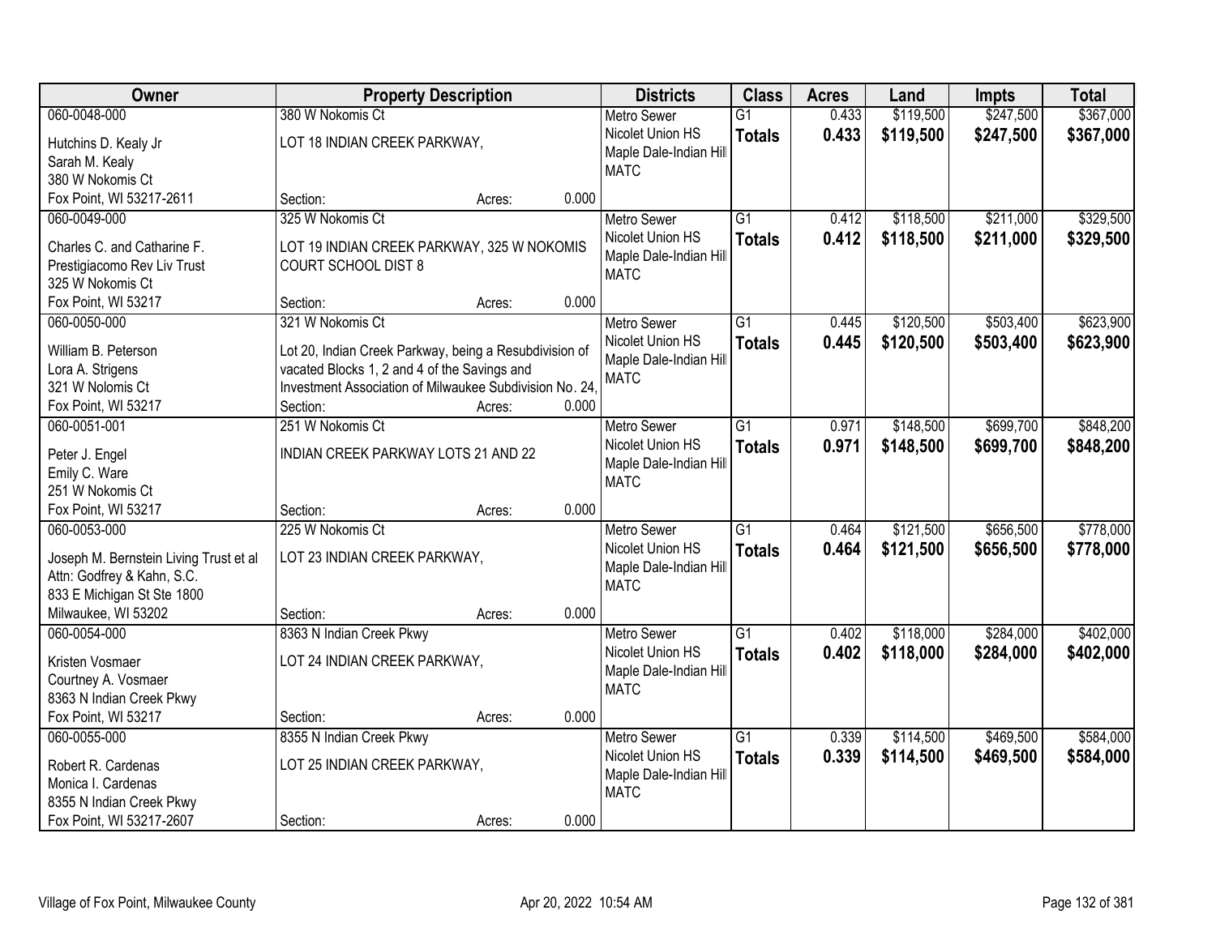| Owner | Property Description | Districts | Class | Acres | Land | Impts | Total |
|---|---|---|---|---|---|---|---|
| 060-0048-000<br>Hutchins D. Kealy Jr<br>Sarah M. Kealy<br>380 W Nokomis Ct<br>Fox Point, WI 53217-2611 | 380 W Nokomis Ct<br>LOT 18 INDIAN CREEK PARKWAY,<br>Section: Acres: 0.000 | Metro Sewer<br>Nicolet Union HS<br>Maple Dale-Indian Hill<br>MATC | G1<br>**Totals** | 0.433<br>**0.433** | $119,500<br>**$119,500** | $247,500<br>**$247,500** | $367,000<br>**$367,000** |
| 060-0049-000<br>Charles C. and Catharine F.<br>Prestigiacomo Rev Liv Trust<br>325 W Nokomis Ct<br>Fox Point, WI 53217 | 325 W Nokomis Ct<br>LOT 19 INDIAN CREEK PARKWAY, 325 W NOKOMIS COURT SCHOOL DIST 8<br>Section: Acres: 0.000 | Metro Sewer<br>Nicolet Union HS<br>Maple Dale-Indian Hill<br>MATC | G1<br>**Totals** | 0.412<br>**0.412** | $118,500<br>**$118,500** | $211,000<br>**$211,000** | $329,500<br>**$329,500** |
| 060-0050-000<br>William B. Peterson<br>Lora A. Strigens<br>321 W Nolomis Ct<br>Fox Point, WI 53217 | 321 W Nokomis Ct<br>Lot 20, Indian Creek Parkway, being a Resubdivision of vacated Blocks 1, 2 and 4 of the Savings and Investment Association of Milwaukee Subdivision No. 24,<br>Section: Acres: 0.000 | Metro Sewer<br>Nicolet Union HS<br>Maple Dale-Indian Hill<br>MATC | G1<br>**Totals** | 0.445<br>**0.445** | $120,500<br>**$120,500** | $503,400<br>**$503,400** | $623,900<br>**$623,900** |
| 060-0051-001<br>Peter J. Engel<br>Emily C. Ware<br>251 W Nokomis Ct<br>Fox Point, WI 53217 | 251 W Nokomis Ct<br>INDIAN CREEK PARKWAY LOTS 21 AND 22<br>Section: Acres: 0.000 | Metro Sewer<br>Nicolet Union HS<br>Maple Dale-Indian Hill<br>MATC | G1<br>**Totals** | 0.971<br>**0.971** | $148,500<br>**$148,500** | $699,700<br>**$699,700** | $848,200<br>**$848,200** |
| 060-0053-000<br>Joseph M. Bernstein Living Trust et al<br>Attn: Godfrey & Kahn, S.C.<br>833 E Michigan St Ste 1800<br>Milwaukee, WI 53202 | 225 W Nokomis Ct<br>LOT 23 INDIAN CREEK PARKWAY,<br>Section: Acres: 0.000 | Metro Sewer<br>Nicolet Union HS<br>Maple Dale-Indian Hill<br>MATC | G1<br>**Totals** | 0.464<br>**0.464** | $121,500<br>**$121,500** | $656,500<br>**$656,500** | $778,000<br>**$778,000** |
| 060-0054-000<br>Kristen Vosmaer<br>Courtney A. Vosmaer<br>8363 N Indian Creek Pkwy<br>Fox Point, WI 53217 | 8363 N Indian Creek Pkwy<br>LOT 24 INDIAN CREEK PARKWAY,<br>Section: Acres: 0.000 | Metro Sewer<br>Nicolet Union HS<br>Maple Dale-Indian Hill<br>MATC | G1<br>**Totals** | 0.402<br>**0.402** | $118,000<br>**$118,000** | $284,000<br>**$284,000** | $402,000<br>**$402,000** |
| 060-0055-000<br>Robert R. Cardenas<br>Monica I. Cardenas<br>8355 N Indian Creek Pkwy<br>Fox Point, WI 53217-2607 | 8355 N Indian Creek Pkwy<br>LOT 25 INDIAN CREEK PARKWAY,<br>Section: Acres: 0.000 | Metro Sewer<br>Nicolet Union HS<br>Maple Dale-Indian Hill<br>MATC | G1<br>**Totals** | 0.339<br>**0.339** | $114,500<br>**$114,500** | $469,500<br>**$469,500** | $584,000<br>**$584,000** |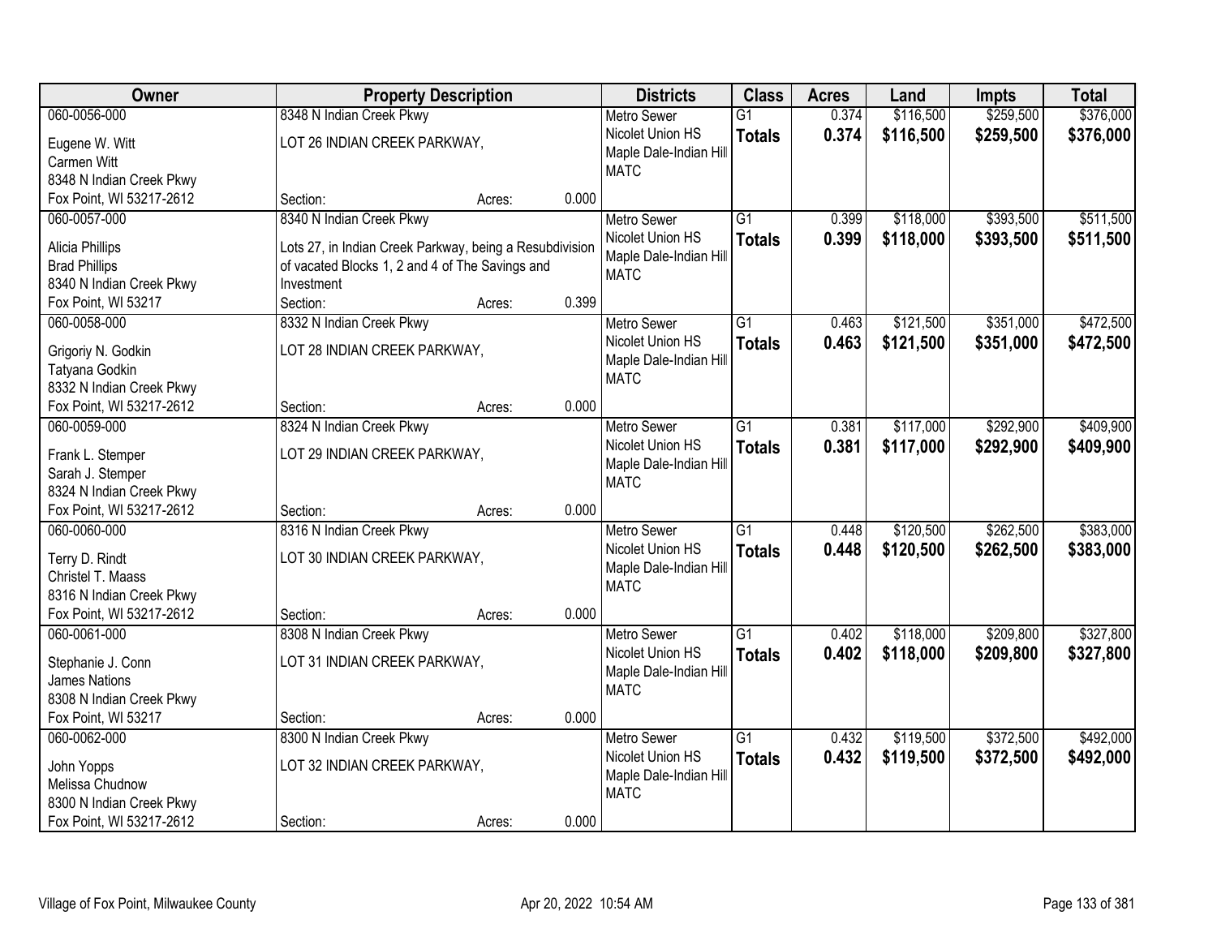| Owner | Property Description | Districts | Class | Acres | Land | Impts | Total |
|---|---|---|---|---|---|---|---|
| 060-0056-000<br>Eugene W. Witt<br>Carmen Witt<br>8348 N Indian Creek Pkwy<br>Fox Point, WI 53217-2612 | 8348 N Indian Creek Pkwy<br>LOT 26 INDIAN CREEK PARKWAY,<br>Section: Acres: 0.000 | Metro Sewer<br>Nicolet Union HS<br>Maple Dale-Indian Hill<br>MATC | G1<br>**Totals** | 0.374<br>**0.374** | $116,500<br>**$116,500** | $259,500<br>**$259,500** | $376,000<br>**$376,000** |
| 060-0057-000<br>Alicia Phillips<br>Brad Phillips<br>8340 N Indian Creek Pkwy<br>Fox Point, WI 53217 | 8340 N Indian Creek Pkwy<br>Lots 27, in Indian Creek Parkway, being a Resubdivision of vacated Blocks 1, 2 and 4 of The Savings and Investment<br>Section: Acres: 0.399 | Metro Sewer<br>Nicolet Union HS<br>Maple Dale-Indian Hill<br>MATC | G1<br>**Totals** | 0.399<br>**0.399** | $118,000<br>**$118,000** | $393,500<br>**$393,500** | $511,500<br>**$511,500** |
| 060-0058-000<br>Grigoriy N. Godkin<br>Tatyana Godkin<br>8332 N Indian Creek Pkwy<br>Fox Point, WI 53217-2612 | 8332 N Indian Creek Pkwy<br>LOT 28 INDIAN CREEK PARKWAY,<br>Section: Acres: 0.000 | Metro Sewer<br>Nicolet Union HS<br>Maple Dale-Indian Hill<br>MATC | G1<br>**Totals** | 0.463<br>**0.463** | $121,500<br>**$121,500** | $351,000<br>**$351,000** | $472,500<br>**$472,500** |
| 060-0059-000<br>Frank L. Stemper<br>Sarah J. Stemper<br>8324 N Indian Creek Pkwy<br>Fox Point, WI 53217-2612 | 8324 N Indian Creek Pkwy<br>LOT 29 INDIAN CREEK PARKWAY,<br>Section: Acres: 0.000 | Metro Sewer<br>Nicolet Union HS<br>Maple Dale-Indian Hill<br>MATC | G1<br>**Totals** | 0.381<br>**0.381** | $117,000<br>**$117,000** | $292,900<br>**$292,900** | $409,900<br>**$409,900** |
| 060-0060-000<br>Terry D. Rindt<br>Christel T. Maass<br>8316 N Indian Creek Pkwy<br>Fox Point, WI 53217-2612 | 8316 N Indian Creek Pkwy<br>LOT 30 INDIAN CREEK PARKWAY,<br>Section: Acres: 0.000 | Metro Sewer<br>Nicolet Union HS<br>Maple Dale-Indian Hill<br>MATC | G1<br>**Totals** | 0.448<br>**0.448** | $120,500<br>**$120,500** | $262,500<br>**$262,500** | $383,000<br>**$383,000** |
| 060-0061-000<br>Stephanie J. Conn<br>James Nations<br>8308 N Indian Creek Pkwy<br>Fox Point, WI 53217 | 8308 N Indian Creek Pkwy<br>LOT 31 INDIAN CREEK PARKWAY,<br>Section: Acres: 0.000 | Metro Sewer<br>Nicolet Union HS<br>Maple Dale-Indian Hill<br>MATC | G1<br>**Totals** | 0.402<br>**0.402** | $118,000<br>**$118,000** | $209,800<br>**$209,800** | $327,800<br>**$327,800** |
| 060-0062-000<br>John Yopps<br>Melissa Chudnow<br>8300 N Indian Creek Pkwy<br>Fox Point, WI 53217-2612 | 8300 N Indian Creek Pkwy<br>LOT 32 INDIAN CREEK PARKWAY,<br>Section: Acres: 0.000 | Metro Sewer<br>Nicolet Union HS<br>Maple Dale-Indian Hill<br>MATC | G1<br>**Totals** | 0.432<br>**0.432** | $119,500<br>**$119,500** | $372,500<br>**$372,500** | $492,000<br>**$492,000** |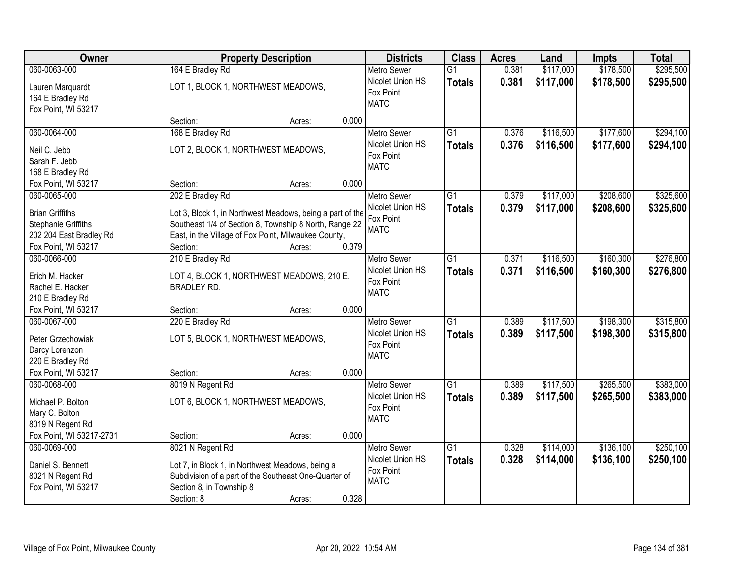| Owner | Property Description | Districts | Class | Acres | Land | Impts | Total |
|---|---|---|---|---|---|---|---|
| 060-0063-000<br>Lauren Marquardt<br>164 E Bradley Rd<br>Fox Point, WI 53217 | 164 E Bradley Rd<br>LOT 1, BLOCK 1, NORTHWEST MEADOWS,<br>Section: Acres: 0.000 | Metro Sewer<br>Nicolet Union HS<br>Fox Point<br>MATC | G1<br>**Totals** | 0.381<br>**0.381** | $117,000<br>**$117,000** | $178,500<br>**$178,500** | $295,500<br>**$295,500** |
| 060-0064-000<br>Neil C. Jebb<br>Sarah F. Jebb<br>168 E Bradley Rd<br>Fox Point, WI 53217 | 168 E Bradley Rd<br>LOT 2, BLOCK 1, NORTHWEST MEADOWS,<br>Section: Acres: 0.000 | Metro Sewer<br>Nicolet Union HS<br>Fox Point<br>MATC | G1<br>**Totals** | 0.376<br>**0.376** | $116,500<br>**$116,500** | $177,600<br>**$177,600** | $294,100<br>**$294,100** |
| 060-0065-000<br>Brian Griffiths<br>Stephanie Griffiths<br>202 204 East Bradley Rd<br>Fox Point, WI 53217 | 202 E Bradley Rd<br>Lot 3, Block 1, in Northwest Meadows, being a part of the Southeast 1/4 of Section 8, Township 8 North, Range 22 East, in the Village of Fox Point, Milwaukee County,<br>Section: Acres: 0.379 | Metro Sewer<br>Nicolet Union HS<br>Fox Point<br>MATC | G1<br>**Totals** | 0.379<br>**0.379** | $117,000<br>**$117,000** | $208,600<br>**$208,600** | $325,600<br>**$325,600** |
| 060-0066-000<br>Erich M. Hacker<br>Rachel E. Hacker<br>210 E Bradley Rd<br>Fox Point, WI 53217 | 210 E Bradley Rd<br>LOT 4, BLOCK 1, NORTHWEST MEADOWS, 210 E. BRADLEY RD.<br>Section: Acres: 0.000 | Metro Sewer<br>Nicolet Union HS<br>Fox Point<br>MATC | G1<br>**Totals** | 0.371<br>**0.371** | $116,500<br>**$116,500** | $160,300<br>**$160,300** | $276,800<br>**$276,800** |
| 060-0067-000<br>Peter Grzechowiak<br>Darcy Lorenzon<br>220 E Bradley Rd<br>Fox Point, WI 53217 | 220 E Bradley Rd<br>LOT 5, BLOCK 1, NORTHWEST MEADOWS,<br>Section: Acres: 0.000 | Metro Sewer<br>Nicolet Union HS<br>Fox Point<br>MATC | G1<br>**Totals** | 0.389<br>**0.389** | $117,500<br>**$117,500** | $198,300<br>**$198,300** | $315,800<br>**$315,800** |
| 060-0068-000<br>Michael P. Bolton<br>Mary C. Bolton<br>8019 N Regent Rd<br>Fox Point, WI 53217-2731 | 8019 N Regent Rd<br>LOT 6, BLOCK 1, NORTHWEST MEADOWS,<br>Section: Acres: 0.000 | Metro Sewer<br>Nicolet Union HS<br>Fox Point<br>MATC | G1<br>**Totals** | 0.389<br>**0.389** | $117,500<br>**$117,500** | $265,500<br>**$265,500** | $383,000<br>**$383,000** |
| 060-0069-000<br>Daniel S. Bennett<br>8021 N Regent Rd<br>Fox Point, WI 53217 | 8021 N Regent Rd<br>Lot 7, in Block 1, in Northwest Meadows, being a Subdivision of a part of the Southeast One-Quarter of Section 8, in Township 8<br>Section: 8 Acres: 0.328 | Metro Sewer<br>Nicolet Union HS<br>Fox Point<br>MATC | G1<br>**Totals** | 0.328<br>**0.328** | $114,000<br>**$114,000** | $136,100<br>**$136,100** | $250,100<br>**$250,100** |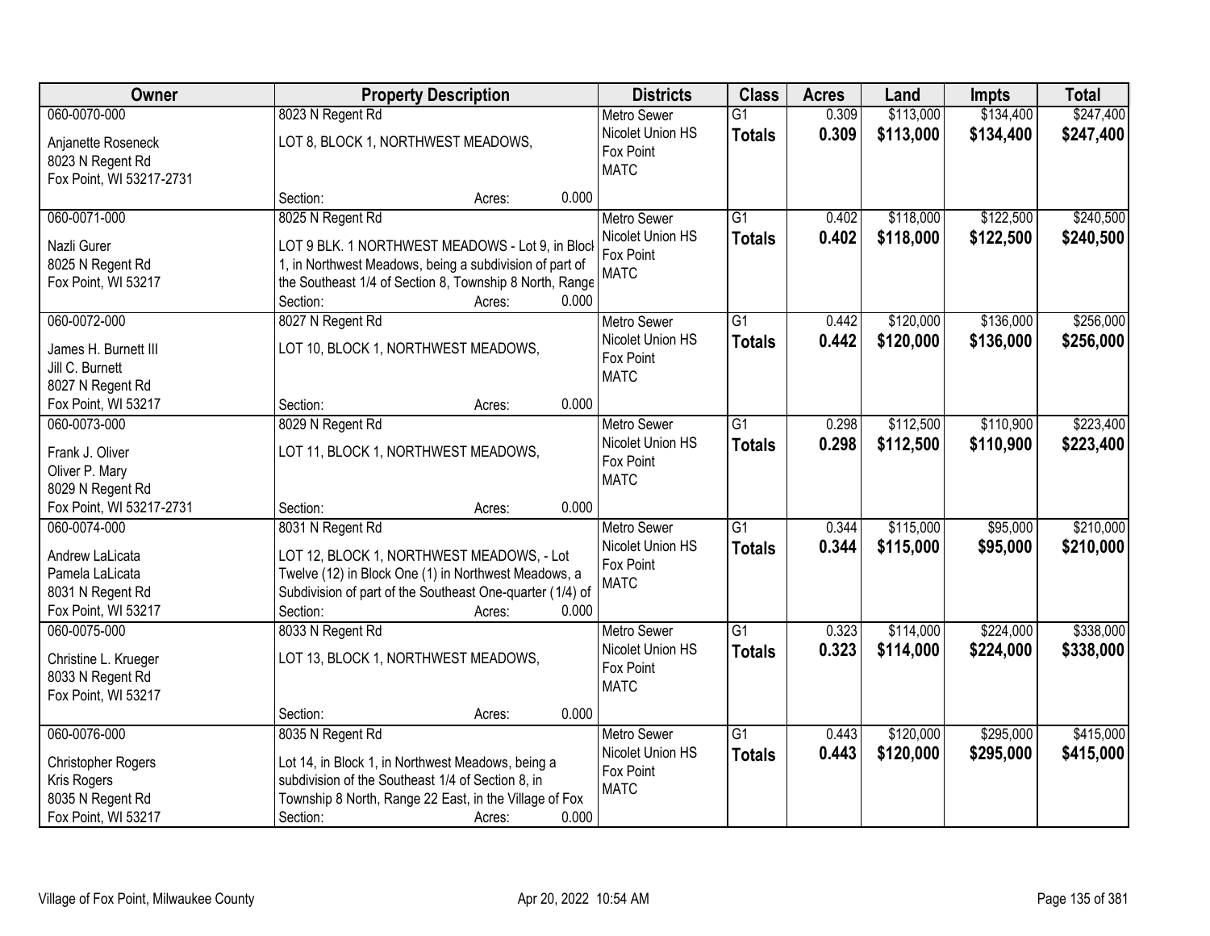| Owner | Property Description | Districts | Class | Acres | Land | Impts | Total |
|---|---|---|---|---|---|---|---|
| 060-0070-000<br>Anjanette Roseneck<br>8023 N Regent Rd<br>Fox Point, WI 53217-2731 | 8023 N Regent Rd<br>LOT 8, BLOCK 1, NORTHWEST MEADOWS,<br>Section: Acres: 0.000 | Metro Sewer<br>Nicolet Union HS<br>Fox Point<br>MATC | G1<br>**Totals** | 0.309<br>**0.309** | \$113,000<br>**\$113,000** | \$134,400<br>**\$134,400** | \$247,400<br>**\$247,400** |
| 060-0071-000<br>Nazli Gurer<br>8025 N Regent Rd<br>Fox Point, WI 53217 | 8025 N Regent Rd<br>LOT 9 BLK. 1 NORTHWEST MEADOWS - Lot 9, in Block 1, in Northwest Meadows, being a subdivision of part of the Southeast 1/4 of Section 8, Township 8 North, Range<br>Section: Acres: 0.000 | Metro Sewer<br>Nicolet Union HS<br>Fox Point<br>MATC | G1<br>**Totals** | 0.402<br>**0.402** | \$118,000<br>**\$118,000** | \$122,500<br>**\$122,500** | \$240,500<br>**\$240,500** |
| 060-0072-000<br>James H. Burnett III<br>Jill C. Burnett<br>8027 N Regent Rd<br>Fox Point, WI 53217 | 8027 N Regent Rd<br>LOT 10, BLOCK 1, NORTHWEST MEADOWS,<br>Section: Acres: 0.000 | Metro Sewer<br>Nicolet Union HS<br>Fox Point<br>MATC | G1<br>**Totals** | 0.442<br>**0.442** | \$120,000<br>**\$120,000** | \$136,000<br>**\$136,000** | \$256,000<br>**\$256,000** |
| 060-0073-000<br>Frank J. Oliver<br>Oliver P. Mary<br>8029 N Regent Rd<br>Fox Point, WI 53217-2731 | 8029 N Regent Rd<br>LOT 11, BLOCK 1, NORTHWEST MEADOWS,<br>Section: Acres: 0.000 | Metro Sewer<br>Nicolet Union HS<br>Fox Point<br>MATC | G1<br>**Totals** | 0.298<br>**0.298** | \$112,500<br>**\$112,500** | \$110,900<br>**\$110,900** | \$223,400<br>**\$223,400** |
| 060-0074-000<br>Andrew LaLicata<br>Pamela LaLicata<br>8031 N Regent Rd<br>Fox Point, WI 53217 | 8031 N Regent Rd<br>LOT 12, BLOCK 1, NORTHWEST MEADOWS, - Lot Twelve (12) in Block One (1) in Northwest Meadows, a Subdivision of part of the Southeast One-quarter (1/4) of<br>Section: Acres: 0.000 | Metro Sewer<br>Nicolet Union HS<br>Fox Point<br>MATC | G1<br>**Totals** | 0.344<br>**0.344** | \$115,000<br>**\$115,000** | \$95,000<br>**\$95,000** | \$210,000<br>**\$210,000** |
| 060-0075-000<br>Christine L. Krueger<br>8033 N Regent Rd<br>Fox Point, WI 53217 | 8033 N Regent Rd<br>LOT 13, BLOCK 1, NORTHWEST MEADOWS,<br>Section: Acres: 0.000 | Metro Sewer<br>Nicolet Union HS<br>Fox Point<br>MATC | G1<br>**Totals** | 0.323<br>**0.323** | \$114,000<br>**\$114,000** | \$224,000<br>**\$224,000** | \$338,000<br>**\$338,000** |
| 060-0076-000<br>Christopher Rogers<br>Kris Rogers<br>8035 N Regent Rd<br>Fox Point, WI 53217 | 8035 N Regent Rd<br>Lot 14, in Block 1, in Northwest Meadows, being a subdivision of the Southeast 1/4 of Section 8, in Township 8 North, Range 22 East, in the Village of Fox<br>Section: Acres: 0.000 | Metro Sewer<br>Nicolet Union HS<br>Fox Point<br>MATC | G1<br>**Totals** | 0.443<br>**0.443** | \$120,000<br>**\$120,000** | \$295,000<br>**\$295,000** | \$415,000<br>**\$415,000** |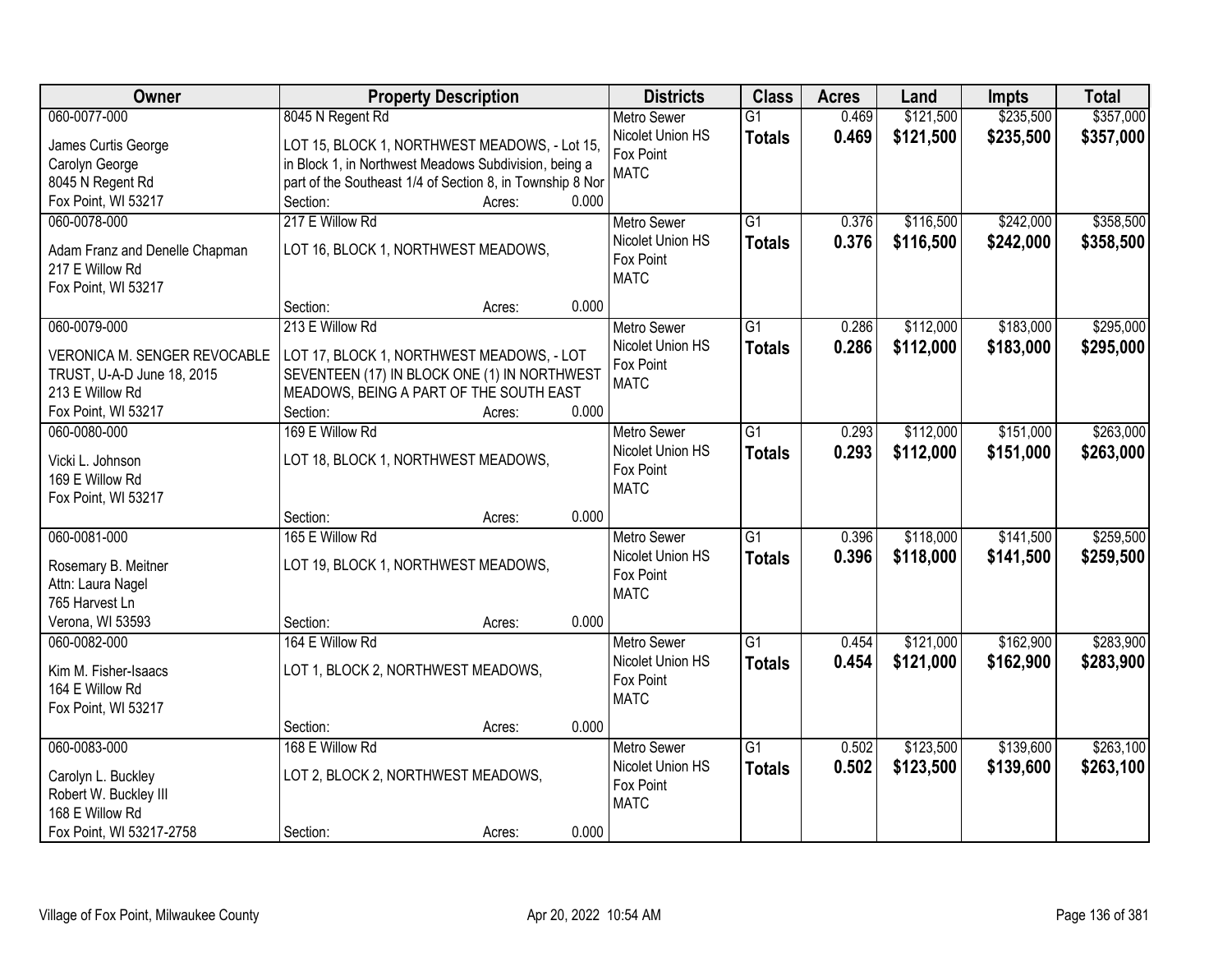| Owner | Property Description | Districts | Class | Acres | Land | Impts | Total |
|---|---|---|---|---|---|---|---|
| 060-0077-000<br>James Curtis George<br>Carolyn George<br>8045 N Regent Rd<br>Fox Point, WI 53217 | 8045 N Regent Rd<br>LOT 15, BLOCK 1, NORTHWEST MEADOWS, - Lot 15, in Block 1, in Northwest Meadows Subdivision, being a part of the Southeast 1/4 of Section 8, in Township 8 Nor<br>Section: Acres: 0.000 | Metro Sewer<br>Nicolet Union HS<br>Fox Point<br>MATC | G1<br>**Totals** | 0.469<br>**0.469** | $121,500<br>**$121,500** | $235,500<br>**$235,500** | $357,000<br>**$357,000** |
| 060-0078-000<br>Adam Franz and Denelle Chapman<br>217 E Willow Rd<br>Fox Point, WI 53217 | 217 E Willow Rd<br>LOT 16, BLOCK 1, NORTHWEST MEADOWS,<br>Section: Acres: 0.000 | Metro Sewer<br>Nicolet Union HS<br>Fox Point<br>MATC | G1<br>**Totals** | 0.376<br>**0.376** | $116,500<br>**$116,500** | $242,000<br>**$242,000** | $358,500<br>**$358,500** |
| 060-0079-000<br>VERONICA M. SENGER REVOCABLE TRUST, U-A-D June 18, 2015<br>213 E Willow Rd<br>Fox Point, WI 53217 | 213 E Willow Rd<br>LOT 17, BLOCK 1, NORTHWEST MEADOWS, - LOT SEVENTEEN (17) IN BLOCK ONE (1) IN NORTHWEST MEADOWS, BEING A PART OF THE SOUTH EAST<br>Section: Acres: 0.000 | Metro Sewer<br>Nicolet Union HS<br>Fox Point<br>MATC | G1<br>**Totals** | 0.286<br>**0.286** | $112,000<br>**$112,000** | $183,000<br>**$183,000** | $295,000<br>**$295,000** |
| 060-0080-000<br>Vicki L. Johnson<br>169 E Willow Rd<br>Fox Point, WI 53217 | 169 E Willow Rd<br>LOT 18, BLOCK 1, NORTHWEST MEADOWS,<br>Section: Acres: 0.000 | Metro Sewer<br>Nicolet Union HS<br>Fox Point<br>MATC | G1<br>**Totals** | 0.293<br>**0.293** | $112,000<br>**$112,000** | $151,000<br>**$151,000** | $263,000<br>**$263,000** |
| 060-0081-000<br>Rosemary B. Meitner<br>Attn: Laura Nagel<br>765 Harvest Ln<br>Verona, WI 53593 | 165 E Willow Rd<br>LOT 19, BLOCK 1, NORTHWEST MEADOWS,<br>Section: Acres: 0.000 | Metro Sewer<br>Nicolet Union HS<br>Fox Point<br>MATC | G1<br>**Totals** | 0.396<br>**0.396** | $118,000<br>**$118,000** | $141,500<br>**$141,500** | $259,500<br>**$259,500** |
| 060-0082-000<br>Kim M. Fisher-Isaacs<br>164 E Willow Rd<br>Fox Point, WI 53217 | 164 E Willow Rd<br>LOT 1, BLOCK 2, NORTHWEST MEADOWS,<br>Section: Acres: 0.000 | Metro Sewer<br>Nicolet Union HS<br>Fox Point<br>MATC | G1<br>**Totals** | 0.454<br>**0.454** | $121,000<br>**$121,000** | $162,900<br>**$162,900** | $283,900<br>**$283,900** |
| 060-0083-000<br>Carolyn L. Buckley<br>Robert W. Buckley III<br>168 E Willow Rd<br>Fox Point, WI 53217-2758 | 168 E Willow Rd<br>LOT 2, BLOCK 2, NORTHWEST MEADOWS,<br>Section: Acres: 0.000 | Metro Sewer<br>Nicolet Union HS<br>Fox Point<br>MATC | G1<br>**Totals** | 0.502<br>**0.502** | $123,500<br>**$123,500** | $139,600<br>**$139,600** | $263,100<br>**$263,100** |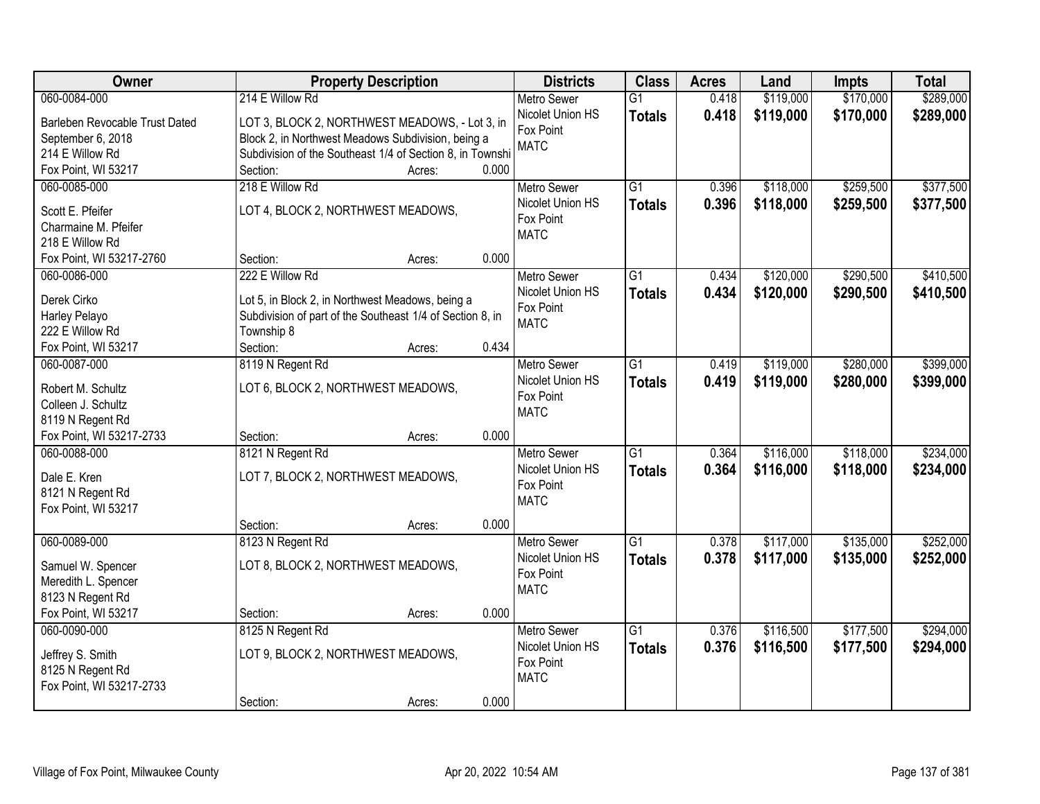| Owner | Property Description | Districts | Class | Acres | Land | Impts | Total |
|---|---|---|---|---|---|---|---|
| 060-0084-000<br>Barleben Revocable Trust Dated September 6, 2018<br>214 E Willow Rd<br>Fox Point, WI 53217 | 214 E Willow Rd<br>LOT 3, BLOCK 2, NORTHWEST MEADOWS, - Lot 3, in Block 2, in Northwest Meadows Subdivision, being a Subdivision of the Southeast 1/4 of Section 8, in Townshi<br>Section: Acres: 0.000 | Metro Sewer<br>Nicolet Union HS<br>Fox Point<br>MATC | G1<br>**Totals** | 0.418<br>**0.418** | $119,000<br>**$119,000** | $170,000<br>**$170,000** | $289,000<br>**$289,000** |
| 060-0085-000<br>Scott E. Pfeifer<br>Charmaine M. Pfeifer<br>218 E Willow Rd<br>Fox Point, WI 53217-2760 | 218 E Willow Rd<br>LOT 4, BLOCK 2, NORTHWEST MEADOWS,<br>Section: Acres: 0.000 | Metro Sewer<br>Nicolet Union HS<br>Fox Point<br>MATC | G1<br>**Totals** | 0.396<br>**0.396** | $118,000<br>**$118,000** | $259,500<br>**$259,500** | $377,500<br>**$377,500** |
| 060-0086-000<br>Derek Cirko<br>Harley Pelayo<br>222 E Willow Rd<br>Fox Point, WI 53217 | 222 E Willow Rd<br>Lot 5, in Block 2, in Northwest Meadows, being a Subdivision of part of the Southeast 1/4 of Section 8, in Township 8<br>Section: Acres: 0.434 | Metro Sewer<br>Nicolet Union HS<br>Fox Point<br>MATC | G1<br>**Totals** | 0.434<br>**0.434** | $120,000<br>**$120,000** | $290,500<br>**$290,500** | $410,500<br>**$410,500** |
| 060-0087-000<br>Robert M. Schultz<br>Colleen J. Schultz<br>8119 N Regent Rd<br>Fox Point, WI 53217-2733 | 8119 N Regent Rd<br>LOT 6, BLOCK 2, NORTHWEST MEADOWS,<br>Section: Acres: 0.000 | Metro Sewer<br>Nicolet Union HS<br>Fox Point<br>MATC | G1<br>**Totals** | 0.419<br>**0.419** | $119,000<br>**$119,000** | $280,000<br>**$280,000** | $399,000<br>**$399,000** |
| 060-0088-000<br>Dale E. Kren<br>8121 N Regent Rd<br>Fox Point, WI 53217 | 8121 N Regent Rd<br>LOT 7, BLOCK 2, NORTHWEST MEADOWS,<br>Section: Acres: 0.000 | Metro Sewer<br>Nicolet Union HS<br>Fox Point<br>MATC | G1<br>**Totals** | 0.364<br>**0.364** | $116,000<br>**$116,000** | $118,000<br>**$118,000** | $234,000<br>**$234,000** |
| 060-0089-000<br>Samuel W. Spencer<br>Meredith L. Spencer<br>8123 N Regent Rd<br>Fox Point, WI 53217 | 8123 N Regent Rd<br>LOT 8, BLOCK 2, NORTHWEST MEADOWS,<br>Section: Acres: 0.000 | Metro Sewer<br>Nicolet Union HS<br>Fox Point<br>MATC | G1<br>**Totals** | 0.378<br>**0.378** | $117,000<br>**$117,000** | $135,000<br>**$135,000** | $252,000<br>**$252,000** |
| 060-0090-000<br>Jeffrey S. Smith<br>8125 N Regent Rd<br>Fox Point, WI 53217-2733 | 8125 N Regent Rd<br>LOT 9, BLOCK 2, NORTHWEST MEADOWS,<br>Section: Acres: 0.000 | Metro Sewer<br>Nicolet Union HS<br>Fox Point<br>MATC | G1<br>**Totals** | 0.376<br>**0.376** | $116,500<br>**$116,500** | $177,500<br>**$177,500** | $294,000<br>**$294,000** |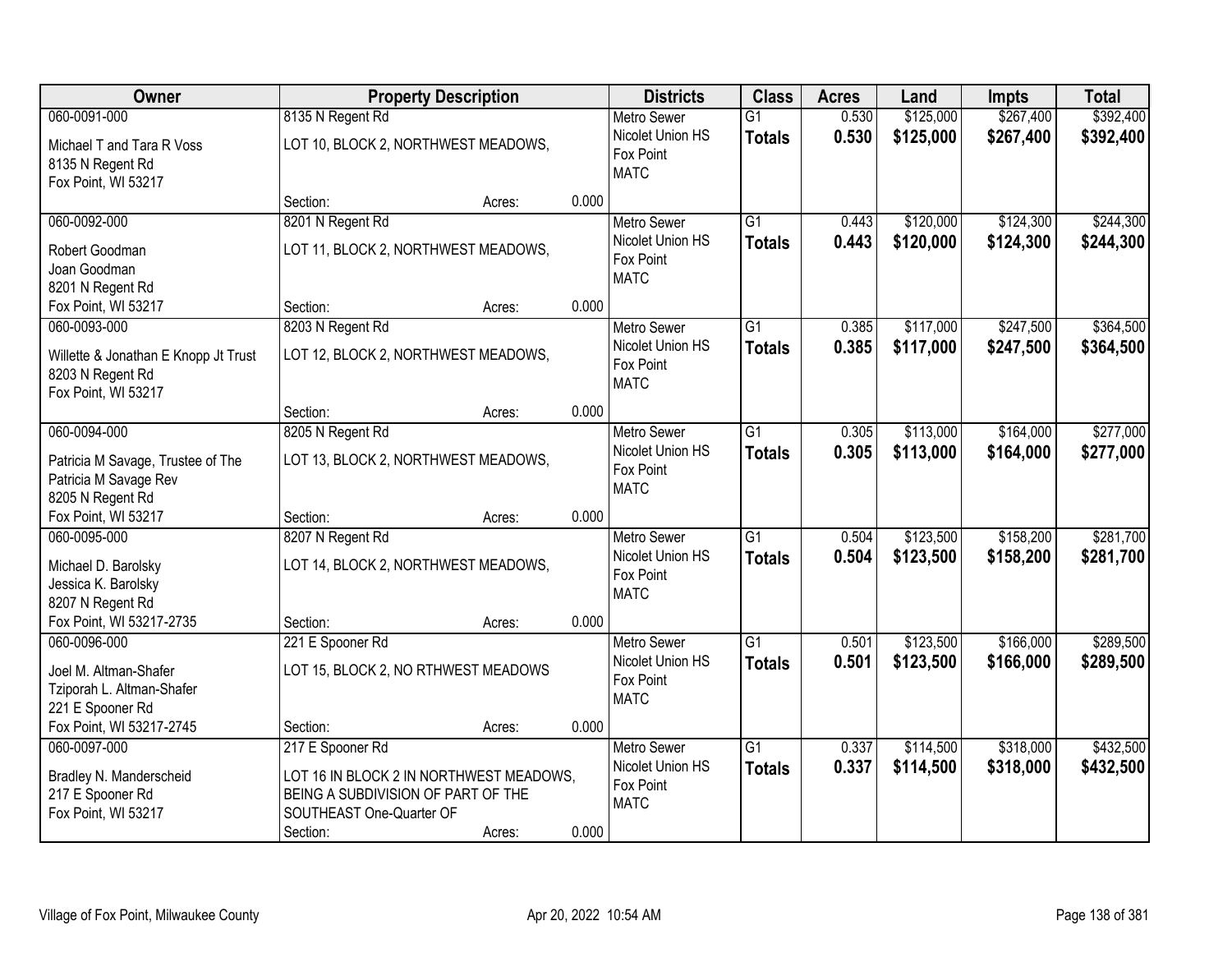| Owner | Property Description | | | Districts | Class | Acres | Land | Impts | Total |
|---|---|---|---|---|---|---|---|---|---|
| 060-0091-000<br>Michael T and Tara R Voss<br>8135 N Regent Rd<br>Fox Point, WI 53217 | 8135 N Regent Rd<br>LOT 10, BLOCK 2, NORTHWEST MEADOWS,<br>Section: | Acres: | 0.000 | Metro Sewer<br>Nicolet Union HS<br>Fox Point<br>MATC | G1<br>**Totals** | 0.530<br>**0.530** | $125,000<br>**$125,000** | $267,400<br>**$267,400** | $392,400<br>**$392,400** |
| 060-0092-000<br>Robert Goodman<br>Joan Goodman<br>8201 N Regent Rd<br>Fox Point, WI 53217 | 8201 N Regent Rd<br>LOT 11, BLOCK 2, NORTHWEST MEADOWS,<br>Section: | Acres: | 0.000 | Metro Sewer<br>Nicolet Union HS<br>Fox Point<br>MATC | G1<br>**Totals** | 0.443<br>**0.443** | $120,000<br>**$120,000** | $124,300<br>**$124,300** | $244,300<br>**$244,300** |
| 060-0093-000<br>Willette & Jonathan E Knopp Jt Trust<br>8203 N Regent Rd<br>Fox Point, WI 53217 | 8203 N Regent Rd<br>LOT 12, BLOCK 2, NORTHWEST MEADOWS,<br>Section: | Acres: | 0.000 | Metro Sewer<br>Nicolet Union HS<br>Fox Point<br>MATC | G1<br>**Totals** | 0.385<br>**0.385** | $117,000<br>**$117,000** | $247,500<br>**$247,500** | $364,500<br>**$364,500** |
| 060-0094-000<br>Patricia M Savage, Trustee of The<br>Patricia M Savage Rev<br>8205 N Regent Rd<br>Fox Point, WI 53217 | 8205 N Regent Rd<br>LOT 13, BLOCK 2, NORTHWEST MEADOWS,<br>Section: | Acres: | 0.000 | Metro Sewer<br>Nicolet Union HS<br>Fox Point<br>MATC | G1<br>**Totals** | 0.305<br>**0.305** | $113,000<br>**$113,000** | $164,000<br>**$164,000** | $277,000<br>**$277,000** |
| 060-0095-000<br>Michael D. Barolsky<br>Jessica K. Barolsky<br>8207 N Regent Rd<br>Fox Point, WI 53217-2735 | 8207 N Regent Rd<br>LOT 14, BLOCK 2, NORTHWEST MEADOWS,<br>Section: | Acres: | 0.000 | Metro Sewer<br>Nicolet Union HS<br>Fox Point<br>MATC | G1<br>**Totals** | 0.504<br>**0.504** | $123,500<br>**$123,500** | $158,200<br>**$158,200** | $281,700<br>**$281,700** |
| 060-0096-000<br>Joel M. Altman-Shafer<br>Tziporah L. Altman-Shafer<br>221 E Spooner Rd<br>Fox Point, WI 53217-2745 | 221 E Spooner Rd<br>LOT 15, BLOCK 2, NO RTHWEST MEADOWS<br>Section: | Acres: | 0.000 | Metro Sewer<br>Nicolet Union HS<br>Fox Point<br>MATC | G1<br>**Totals** | 0.501<br>**0.501** | $123,500<br>**$123,500** | $166,000<br>**$166,000** | $289,500<br>**$289,500** |
| 060-0097-000<br>Bradley N. Manderscheid<br>217 E Spooner Rd<br>Fox Point, WI 53217 | 217 E Spooner Rd<br>LOT 16 IN BLOCK 2 IN NORTHWEST MEADOWS, BEING A SUBDIVISION OF PART OF THE SOUTHEAST One-Quarter OF<br>Section: | Acres: | 0.000 | Metro Sewer<br>Nicolet Union HS<br>Fox Point<br>MATC | G1<br>**Totals** | 0.337<br>**0.337** | $114,500<br>**$114,500** | $318,000<br>**$318,000** | $432,500<br>**$432,500** |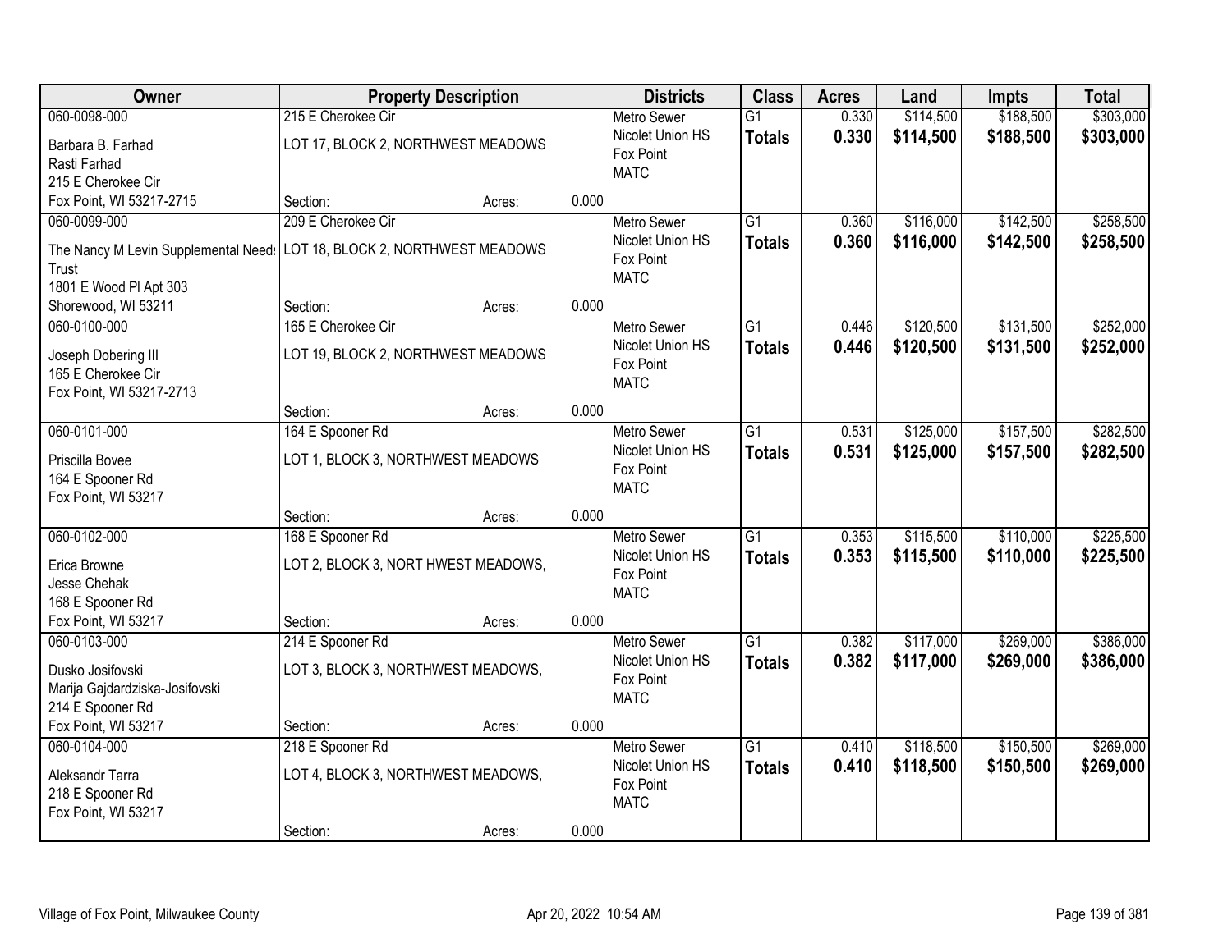| Owner | Property Description | | | Districts | Class | Acres | Land | Impts | Total |
|---|---|---|---|---|---|---|---|---|---|
| 060-0098-000 | 215 E Cherokee Cir | | | Metro Sewer | G1 | 0.330 | $114,500 | $188,500 | $303,000 |
| Barbara B. Farhad<br>Rasti Farhad<br>215 E Cherokee Cir | LOT 17, BLOCK 2, NORTHWEST MEADOWS | | | Nicolet Union HS<br>Fox Point<br>MATC | **Totals** | **0.330** | **$114,500** | **$188,500** | **$303,000** |
| Fox Point, WI 53217-2715 | Section: | Acres: | 0.000 | | | | | | |
| 060-0099-000 | 209 E Cherokee Cir | | | Metro Sewer | G1 | 0.360 | $116,000 | $142,500 | $258,500 |
| The Nancy M Levin Supplemental Needs Trust<br>1801 E Wood Pl Apt 303 | LOT 18, BLOCK 2, NORTHWEST MEADOWS | | | Nicolet Union HS<br>Fox Point<br>MATC | **Totals** | **0.360** | **$116,000** | **$142,500** | **$258,500** |
| Shorewood, WI 53211 | Section: | Acres: | 0.000 | | | | | | |
| 060-0100-000 | 165 E Cherokee Cir | | | Metro Sewer | G1 | 0.446 | $120,500 | $131,500 | $252,000 |
| Joseph Dobering III<br>165 E Cherokee Cir<br>Fox Point, WI 53217-2713 | LOT 19, BLOCK 2, NORTHWEST MEADOWS | | | Nicolet Union HS<br>Fox Point<br>MATC | **Totals** | **0.446** | **$120,500** | **$131,500** | **$252,000** |
| | Section: | Acres: | 0.000 | | | | | | |
| 060-0101-000 | 164 E Spooner Rd | | | Metro Sewer | G1 | 0.531 | $125,000 | $157,500 | $282,500 |
| Priscilla Bovee<br>164 E Spooner Rd<br>Fox Point, WI 53217 | LOT 1, BLOCK 3, NORTHWEST MEADOWS | | | Nicolet Union HS<br>Fox Point<br>MATC | **Totals** | **0.531** | **$125,000** | **$157,500** | **$282,500** |
| | Section: | Acres: | 0.000 | | | | | | |
| 060-0102-000 | 168 E Spooner Rd | | | Metro Sewer | G1 | 0.353 | $115,500 | $110,000 | $225,500 |
| Erica Browne<br>Jesse Chehak<br>168 E Spooner Rd | LOT 2, BLOCK 3, NORT HWEST MEADOWS, | | | Nicolet Union HS<br>Fox Point<br>MATC | **Totals** | **0.353** | **$115,500** | **$110,000** | **$225,500** |
| Fox Point, WI 53217 | Section: | Acres: | 0.000 | | | | | | |
| 060-0103-000 | 214 E Spooner Rd | | | Metro Sewer | G1 | 0.382 | $117,000 | $269,000 | $386,000 |
| Dusko Josifovski<br>Marija Gajdardziska-Josifovski<br>214 E Spooner Rd | LOT 3, BLOCK 3, NORTHWEST MEADOWS, | | | Nicolet Union HS<br>Fox Point<br>MATC | **Totals** | **0.382** | **$117,000** | **$269,000** | **$386,000** |
| Fox Point, WI 53217 | Section: | Acres: | 0.000 | | | | | | |
| 060-0104-000 | 218 E Spooner Rd | | | Metro Sewer | G1 | 0.410 | $118,500 | $150,500 | $269,000 |
| Aleksandr Tarra<br>218 E Spooner Rd<br>Fox Point, WI 53217 | LOT 4, BLOCK 3, NORTHWEST MEADOWS, | | | Nicolet Union HS<br>Fox Point<br>MATC | **Totals** | **0.410** | **$118,500** | **$150,500** | **$269,000** |
| | Section: | Acres: | 0.000 | | | | | | |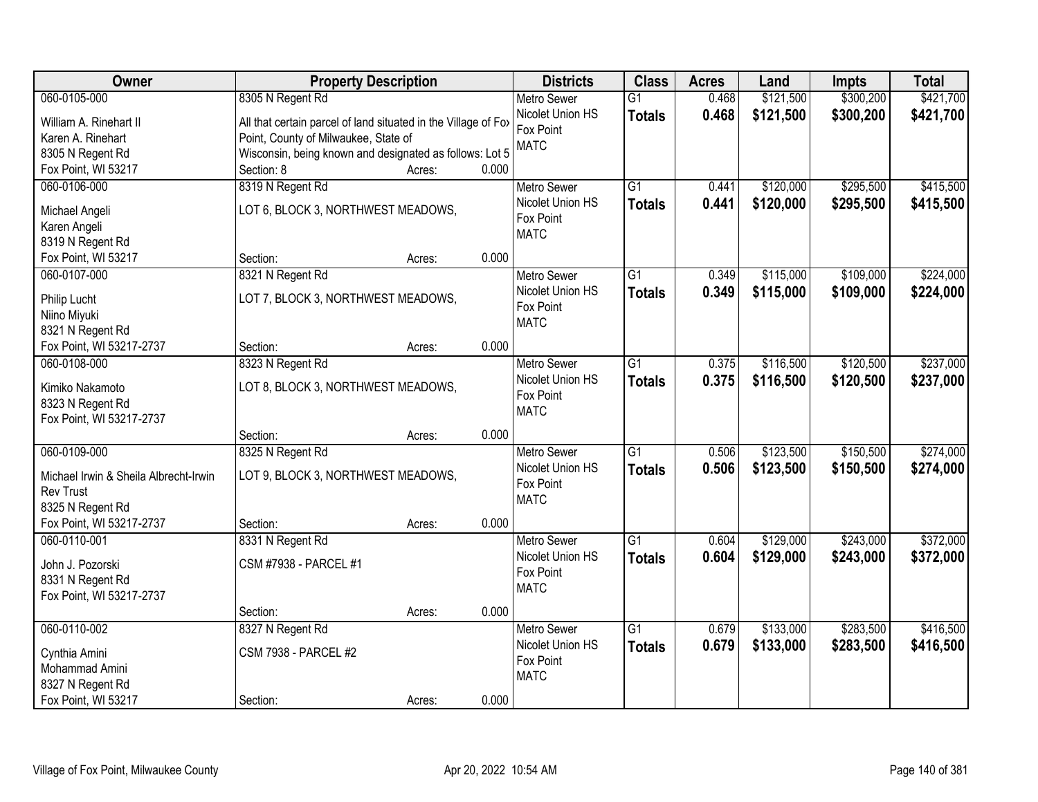| Owner | Property Description | Districts | Class | Acres | Land | Impts | Total |
|---|---|---|---|---|---|---|---|
| 060-0105-000<br>William A. Rinehart II<br>Karen A. Rinehart<br>8305 N Regent Rd<br>Fox Point, WI 53217 | 8305 N Regent Rd<br>All that certain parcel of land situated in the Village of Fox Point, County of Milwaukee, State of Wisconsin, being known and designated as follows: Lot 5<br>Section: 8 Acres: 0.000 | Metro Sewer<br>Nicolet Union HS<br>Fox Point<br>MATC | G1<br>**Totals** | 0.468<br>**0.468** | $121,500<br>**$121,500** | $300,200<br>**$300,200** | $421,700<br>**$421,700** |
| 060-0106-000<br>Michael Angeli<br>Karen Angeli<br>8319 N Regent Rd<br>Fox Point, WI 53217 | 8319 N Regent Rd<br>LOT 6, BLOCK 3, NORTHWEST MEADOWS,<br>Section: Acres: 0.000 | Metro Sewer<br>Nicolet Union HS<br>Fox Point<br>MATC | G1<br>**Totals** | 0.441<br>**0.441** | $120,000<br>**$120,000** | $295,500<br>**$295,500** | $415,500<br>**$415,500** |
| 060-0107-000<br>Philip Lucht<br>Niino Miyuki<br>8321 N Regent Rd<br>Fox Point, WI 53217-2737 | 8321 N Regent Rd<br>LOT 7, BLOCK 3, NORTHWEST MEADOWS,<br>Section: Acres: 0.000 | Metro Sewer<br>Nicolet Union HS<br>Fox Point<br>MATC | G1<br>**Totals** | 0.349<br>**0.349** | $115,000<br>**$115,000** | $109,000<br>**$109,000** | $224,000<br>**$224,000** |
| 060-0108-000<br>Kimiko Nakamoto<br>8323 N Regent Rd<br>Fox Point, WI 53217-2737 | 8323 N Regent Rd<br>LOT 8, BLOCK 3, NORTHWEST MEADOWS,<br>Section: Acres: 0.000 | Metro Sewer<br>Nicolet Union HS<br>Fox Point<br>MATC | G1<br>**Totals** | 0.375<br>**0.375** | $116,500<br>**$116,500** | $120,500<br>**$120,500** | $237,000<br>**$237,000** |
| 060-0109-000<br>Michael Irwin & Sheila Albrecht-Irwin Rev Trust<br>8325 N Regent Rd<br>Fox Point, WI 53217-2737 | 8325 N Regent Rd<br>LOT 9, BLOCK 3, NORTHWEST MEADOWS,<br>Section: Acres: 0.000 | Metro Sewer<br>Nicolet Union HS<br>Fox Point<br>MATC | G1<br>**Totals** | 0.506<br>**0.506** | $123,500<br>**$123,500** | $150,500<br>**$150,500** | $274,000<br>**$274,000** |
| 060-0110-001<br>John J. Pozorski<br>8331 N Regent Rd<br>Fox Point, WI 53217-2737 | 8331 N Regent Rd<br>CSM #7938 - PARCEL #1<br>Section: Acres: 0.000 | Metro Sewer<br>Nicolet Union HS<br>Fox Point<br>MATC | G1<br>**Totals** | 0.604<br>**0.604** | $129,000<br>**$129,000** | $243,000<br>**$243,000** | $372,000<br>**$372,000** |
| 060-0110-002<br>Cynthia Amini<br>Mohammad Amini<br>8327 N Regent Rd<br>Fox Point, WI 53217 | 8327 N Regent Rd<br>CSM 7938 - PARCEL #2<br>Section: Acres: 0.000 | Metro Sewer<br>Nicolet Union HS<br>Fox Point<br>MATC | G1<br>**Totals** | 0.679<br>**0.679** | $133,000<br>**$133,000** | $283,500<br>**$283,500** | $416,500<br>**$416,500** |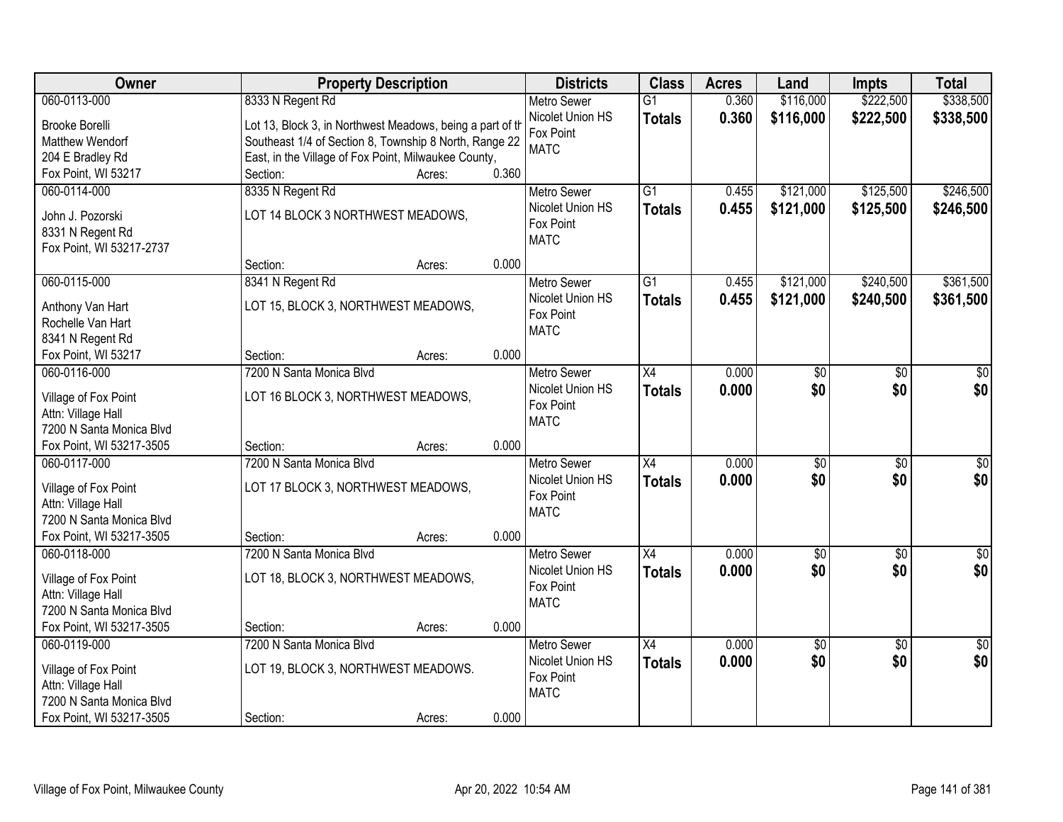| Owner | Property Description | Districts | Class | Acres | Land | Impts | Total |
|---|---|---|---|---|---|---|---|
| 060-0113-000<br>Brooke Borelli<br>Matthew Wendorf<br>204 E Bradley Rd<br>Fox Point, WI 53217 | 8333 N Regent Rd<br>Lot 13, Block 3, in Northwest Meadows, being a part of th Southeast 1/4 of Section 8, Township 8 North, Range 22 East, in the Village of Fox Point, Milwaukee County,<br>Section: Acres: 0.360 | Metro Sewer<br>Nicolet Union HS<br>Fox Point<br>MATC | G1<br>**Totals** | 0.360<br>**0.360** | $116,000<br>**$116,000** | $222,500<br>**$222,500** | $338,500<br>**$338,500** |
| 060-0114-000<br>John J. Pozorski<br>8331 N Regent Rd<br>Fox Point, WI 53217-2737 | 8335 N Regent Rd<br>LOT 14 BLOCK 3 NORTHWEST MEADOWS,<br>Section: Acres: 0.000 | Metro Sewer<br>Nicolet Union HS<br>Fox Point<br>MATC | G1<br>**Totals** | 0.455<br>**0.455** | $121,000<br>**$121,000** | $125,500<br>**$125,500** | $246,500<br>**$246,500** |
| 060-0115-000<br>Anthony Van Hart<br>Rochelle Van Hart<br>8341 N Regent Rd<br>Fox Point, WI 53217 | 8341 N Regent Rd<br>LOT 15, BLOCK 3, NORTHWEST MEADOWS,<br>Section: Acres: 0.000 | Metro Sewer<br>Nicolet Union HS<br>Fox Point<br>MATC | G1<br>**Totals** | 0.455<br>**0.455** | $121,000<br>**$121,000** | $240,500<br>**$240,500** | $361,500<br>**$361,500** |
| 060-0116-000<br>Village of Fox Point<br>Attn: Village Hall<br>7200 N Santa Monica Blvd<br>Fox Point, WI 53217-3505 | 7200 N Santa Monica Blvd<br>LOT 16 BLOCK 3, NORTHWEST MEADOWS,<br>Section: Acres: 0.000 | Metro Sewer<br>Nicolet Union HS<br>Fox Point<br>MATC | X4<br>**Totals** | 0.000<br>**0.000** | $0<br>**$0** | $0<br>**$0** | $0<br>**$0** |
| 060-0117-000<br>Village of Fox Point<br>Attn: Village Hall<br>7200 N Santa Monica Blvd<br>Fox Point, WI 53217-3505 | 7200 N Santa Monica Blvd<br>LOT 17 BLOCK 3, NORTHWEST MEADOWS,<br>Section: Acres: 0.000 | Metro Sewer<br>Nicolet Union HS<br>Fox Point<br>MATC | X4<br>**Totals** | 0.000<br>**0.000** | $0<br>**$0** | $0<br>**$0** | $0<br>**$0** |
| 060-0118-000<br>Village of Fox Point<br>Attn: Village Hall<br>7200 N Santa Monica Blvd<br>Fox Point, WI 53217-3505 | 7200 N Santa Monica Blvd<br>LOT 18, BLOCK 3, NORTHWEST MEADOWS,<br>Section: Acres: 0.000 | Metro Sewer<br>Nicolet Union HS<br>Fox Point<br>MATC | X4<br>**Totals** | 0.000<br>**0.000** | $0<br>**$0** | $0<br>**$0** | $0<br>**$0** |
| 060-0119-000<br>Village of Fox Point<br>Attn: Village Hall<br>7200 N Santa Monica Blvd<br>Fox Point, WI 53217-3505 | 7200 N Santa Monica Blvd<br>LOT 19, BLOCK 3, NORTHWEST MEADOWS.<br>Section: Acres: 0.000 | Metro Sewer<br>Nicolet Union HS<br>Fox Point<br>MATC | X4<br>**Totals** | 0.000<br>**0.000** | $0<br>**$0** | $0<br>**$0** | $0<br>**$0** |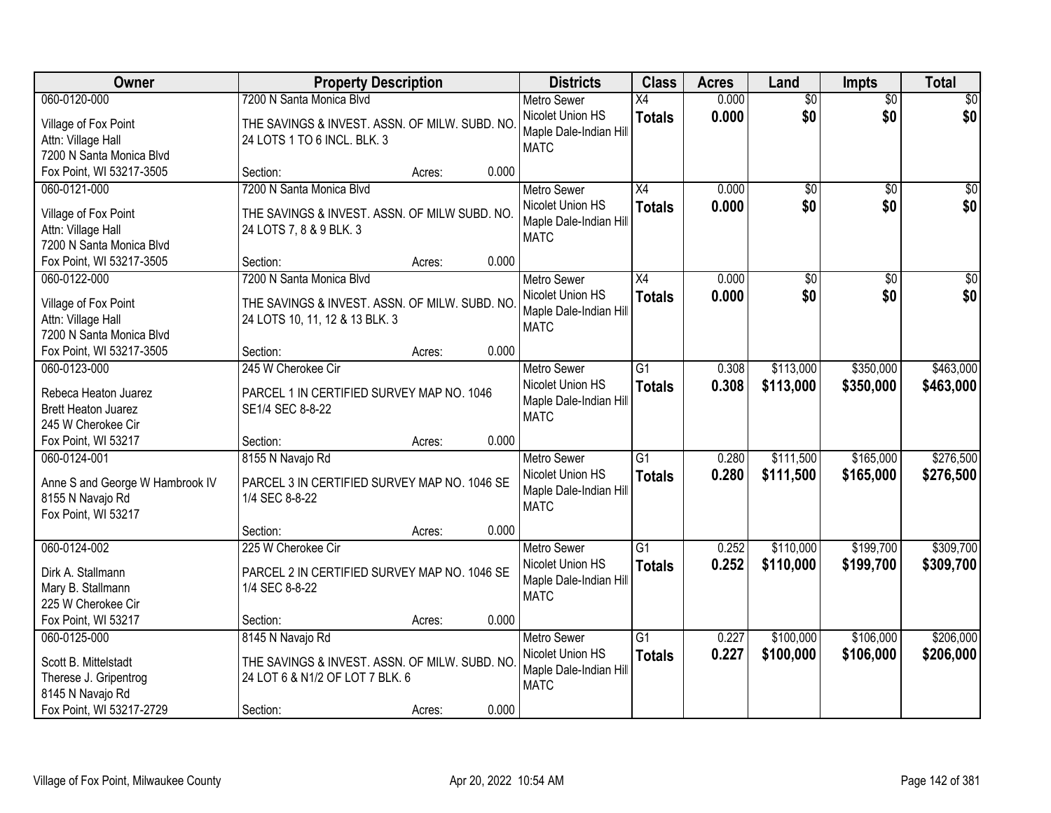| Owner | Property Description | Districts | Class | Acres | Land | Impts | Total |
|---|---|---|---|---|---|---|---|
| 060-0120-000<br>Village of Fox Point<br>Attn: Village Hall<br>7200 N Santa Monica Blvd<br>Fox Point, WI 53217-3505 | 7200 N Santa Monica Blvd<br>THE SAVINGS & INVEST. ASSN. OF MILW. SUBD. NO. 24 LOTS 1 TO 6 INCL. BLK. 3<br>Section: Acres: 0.000 | Metro Sewer<br>Nicolet Union HS<br>Maple Dale-Indian Hill<br>MATC | X4<br>**Totals** | 0.000<br>**0.000** | $0<br>**$0** | $0<br>**$0** | $0<br>**$0** |
| 060-0121-000<br>Village of Fox Point<br>Attn: Village Hall<br>7200 N Santa Monica Blvd<br>Fox Point, WI 53217-3505 | 7200 N Santa Monica Blvd<br>THE SAVINGS & INVEST. ASSN. OF MILW SUBD. NO. 24 LOTS 7, 8 & 9 BLK. 3<br>Section: Acres: 0.000 | Metro Sewer<br>Nicolet Union HS<br>Maple Dale-Indian Hill<br>MATC | X4<br>**Totals** | 0.000<br>**0.000** | $0<br>**$0** | $0<br>**$0** | $0<br>**$0** |
| 060-0122-000<br>Village of Fox Point<br>Attn: Village Hall<br>7200 N Santa Monica Blvd<br>Fox Point, WI 53217-3505 | 7200 N Santa Monica Blvd<br>THE SAVINGS & INVEST. ASSN. OF MILW. SUBD. NO. 24 LOTS 10, 11, 12 & 13 BLK. 3<br>Section: Acres: 0.000 | Metro Sewer<br>Nicolet Union HS<br>Maple Dale-Indian Hill<br>MATC | X4<br>**Totals** | 0.000<br>**0.000** | $0<br>**$0** | $0<br>**$0** | $0<br>**$0** |
| 060-0123-000<br>Rebeca Heaton Juarez<br>Brett Heaton Juarez<br>245 W Cherokee Cir<br>Fox Point, WI 53217 | 245 W Cherokee Cir<br>PARCEL 1 IN CERTIFIED SURVEY MAP NO. 1046 SE1/4 SEC 8-8-22<br>Section: Acres: 0.000 | Metro Sewer<br>Nicolet Union HS<br>Maple Dale-Indian Hill<br>MATC | G1<br>**Totals** | 0.308<br>**0.308** | $113,000<br>**$113,000** | $350,000<br>**$350,000** | $463,000<br>**$463,000** |
| 060-0124-001<br>Anne S and George W Hambrook IV<br>8155 N Navajo Rd<br>Fox Point, WI 53217 | 8155 N Navajo Rd<br>PARCEL 3 IN CERTIFIED SURVEY MAP NO. 1046 SE 1/4 SEC 8-8-22<br>Section: Acres: 0.000 | Metro Sewer<br>Nicolet Union HS<br>Maple Dale-Indian Hill<br>MATC | G1<br>**Totals** | 0.280<br>**0.280** | $111,500<br>**$111,500** | $165,000<br>**$165,000** | $276,500<br>**$276,500** |
| 060-0124-002<br>Dirk A. Stallmann<br>Mary B. Stallmann<br>225 W Cherokee Cir<br>Fox Point, WI 53217 | 225 W Cherokee Cir<br>PARCEL 2 IN CERTIFIED SURVEY MAP NO. 1046 SE 1/4 SEC 8-8-22<br>Section: Acres: 0.000 | Metro Sewer<br>Nicolet Union HS<br>Maple Dale-Indian Hill<br>MATC | G1<br>**Totals** | 0.252<br>**0.252** | $110,000<br>**$110,000** | $199,700<br>**$199,700** | $309,700<br>**$309,700** |
| 060-0125-000<br>Scott B. Mittelstadt<br>Therese J. Gripentrog<br>8145 N Navajo Rd<br>Fox Point, WI 53217-2729 | 8145 N Navajo Rd<br>THE SAVINGS & INVEST. ASSN. OF MILW. SUBD. NO. 24 LOT 6 & N1/2 OF LOT 7 BLK. 6<br>Section: Acres: 0.000 | Metro Sewer<br>Nicolet Union HS<br>Maple Dale-Indian Hill<br>MATC | G1<br>**Totals** | 0.227<br>**0.227** | $100,000<br>**$100,000** | $106,000<br>**$106,000** | $206,000<br>**$206,000** |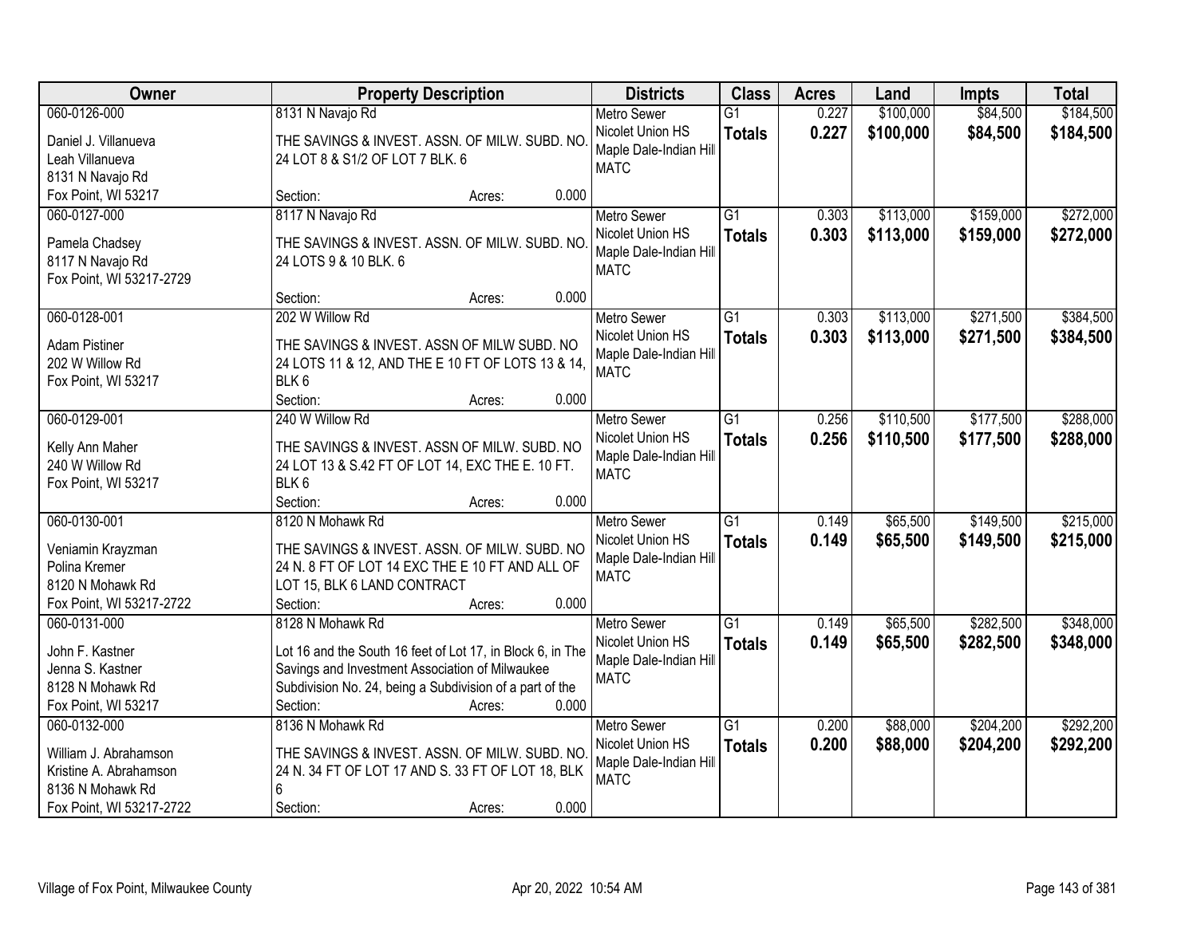| Owner | Property Description | Districts | Class | Acres | Land | Impts | Total |
|---|---|---|---|---|---|---|---|
| 060-0126-000<br>Daniel J. Villanueva<br>Leah Villanueva<br>8131 N Navajo Rd<br>Fox Point, WI 53217 | 8131 N Navajo Rd<br>THE SAVINGS & INVEST. ASSN. OF MILW. SUBD. NO. 24 LOT 8 & S1/2 OF LOT 7 BLK. 6<br>Section: Acres: 0.000 | Metro Sewer<br>Nicolet Union HS<br>Maple Dale-Indian Hill<br>MATC | G1<br>**Totals** | 0.227<br>**0.227** | $100,000<br>**$100,000** | $84,500<br>**$84,500** | $184,500<br>**$184,500** |
| 060-0127-000<br>Pamela Chadsey<br>8117 N Navajo Rd<br>Fox Point, WI 53217-2729 | 8117 N Navajo Rd<br>THE SAVINGS & INVEST. ASSN. OF MILW. SUBD. NO. 24 LOTS 9 & 10 BLK. 6<br>Section: Acres: 0.000 | Metro Sewer<br>Nicolet Union HS<br>Maple Dale-Indian Hill<br>MATC | G1<br>**Totals** | 0.303<br>**0.303** | $113,000<br>**$113,000** | $159,000<br>**$159,000** | $272,000<br>**$272,000** |
| 060-0128-001<br>Adam Pistiner<br>202 W Willow Rd<br>Fox Point, WI 53217 | 202 W Willow Rd<br>THE SAVINGS & INVEST. ASSN OF MILW SUBD. NO 24 LOTS 11 & 12, AND THE E 10 FT OF LOTS 13 & 14, BLK 6<br>Section: Acres: 0.000 | Metro Sewer<br>Nicolet Union HS<br>Maple Dale-Indian Hill<br>MATC | G1<br>**Totals** | 0.303<br>**0.303** | $113,000<br>**$113,000** | $271,500<br>**$271,500** | $384,500<br>**$384,500** |
| 060-0129-001<br>Kelly Ann Maher<br>240 W Willow Rd<br>Fox Point, WI 53217 | 240 W Willow Rd<br>THE SAVINGS & INVEST. ASSN OF MILW. SUBD. NO 24 LOT 13 & S.42 FT OF LOT 14, EXC THE E. 10 FT. BLK 6<br>Section: Acres: 0.000 | Metro Sewer<br>Nicolet Union HS<br>Maple Dale-Indian Hill<br>MATC | G1<br>**Totals** | 0.256<br>**0.256** | $110,500<br>**$110,500** | $177,500<br>**$177,500** | $288,000<br>**$288,000** |
| 060-0130-001<br>Veniamin Krayzman<br>Polina Kremer<br>8120 N Mohawk Rd<br>Fox Point, WI 53217-2722 | 8120 N Mohawk Rd<br>THE SAVINGS & INVEST. ASSN. OF MILW. SUBD. NO 24 N. 8 FT OF LOT 14 EXC THE E 10 FT AND ALL OF LOT 15, BLK 6 LAND CONTRACT<br>Section: Acres: 0.000 | Metro Sewer<br>Nicolet Union HS<br>Maple Dale-Indian Hill<br>MATC | G1<br>**Totals** | 0.149<br>**0.149** | $65,500<br>**$65,500** | $149,500<br>**$149,500** | $215,000<br>**$215,000** |
| 060-0131-000<br>John F. Kastner<br>Jenna S. Kastner<br>8128 N Mohawk Rd<br>Fox Point, WI 53217 | 8128 N Mohawk Rd<br>Lot 16 and the South 16 feet of Lot 17, in Block 6, in The Savings and Investment Association of Milwaukee Subdivision No. 24, being a Subdivision of a part of the<br>Section: Acres: 0.000 | Metro Sewer<br>Nicolet Union HS<br>Maple Dale-Indian Hill<br>MATC | G1<br>**Totals** | 0.149<br>**0.149** | $65,500<br>**$65,500** | $282,500<br>**$282,500** | $348,000<br>**$348,000** |
| 060-0132-000<br>William J. Abrahamson<br>Kristine A. Abrahamson<br>8136 N Mohawk Rd<br>Fox Point, WI 53217-2722 | 8136 N Mohawk Rd<br>THE SAVINGS & INVEST. ASSN. OF MILW. SUBD. NO. 24 N. 34 FT OF LOT 17 AND S. 33 FT OF LOT 18, BLK 6<br>Section: Acres: 0.000 | Metro Sewer<br>Nicolet Union HS<br>Maple Dale-Indian Hill<br>MATC | G1<br>**Totals** | 0.200<br>**0.200** | $88,000<br>**$88,000** | $204,200<br>**$204,200** | $292,200<br>**$292,200** |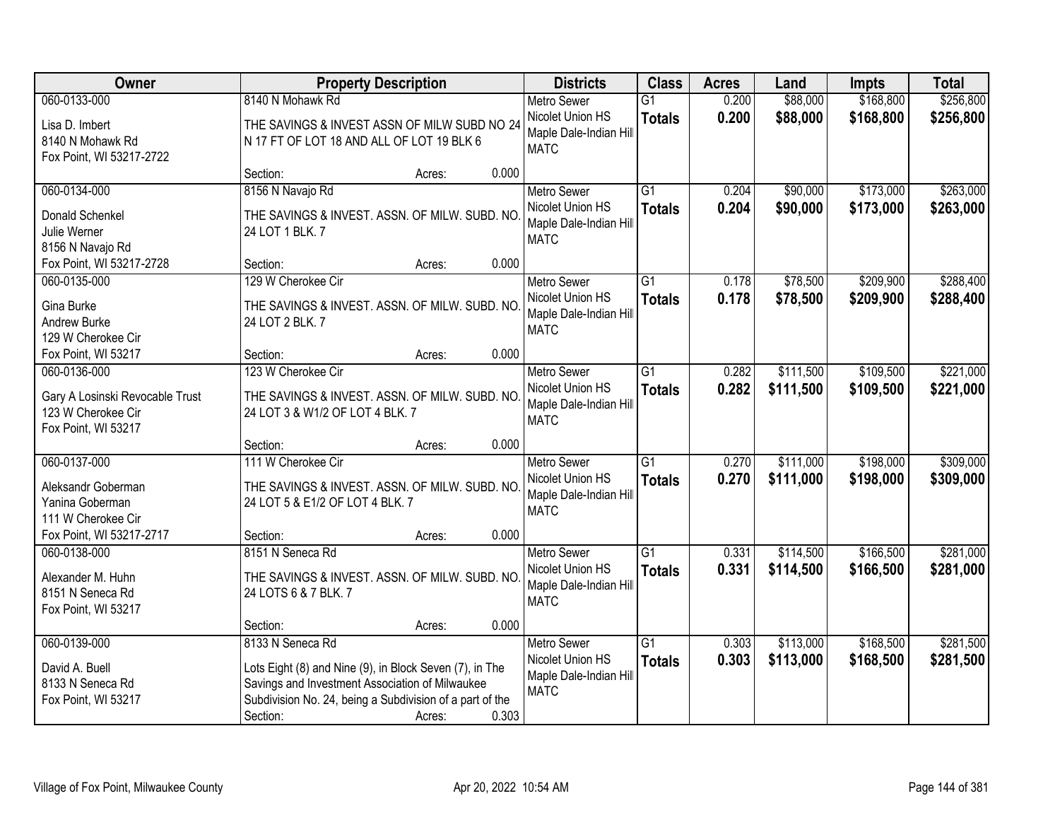| Owner | Property Description | Districts | Class | Acres | Land | Impts | Total |
|---|---|---|---|---|---|---|---|
| 060-0133-000<br>Lisa D. Imbert<br>8140 N Mohawk Rd<br>Fox Point, WI 53217-2722 | 8140 N Mohawk Rd<br>THE SAVINGS & INVEST ASSN OF MILW SUBD NO 24 N 17 FT OF LOT 18 AND ALL OF LOT 19 BLK 6<br>Section: Acres: 0.000 | Metro Sewer<br>Nicolet Union HS<br>Maple Dale-Indian Hill<br>MATC | G1<br>**Totals** | 0.200<br>**0.200** | $88,000<br>**$88,000** | $168,800<br>**$168,800** | $256,800<br>**$256,800** |
| 060-0134-000<br>Donald Schenkel<br>Julie Werner<br>8156 N Navajo Rd<br>Fox Point, WI 53217-2728 | 8156 N Navajo Rd<br>THE SAVINGS & INVEST. ASSN. OF MILW. SUBD. NO. 24 LOT 1 BLK. 7<br>Section: Acres: 0.000 | Metro Sewer<br>Nicolet Union HS<br>Maple Dale-Indian Hill<br>MATC | G1<br>**Totals** | 0.204<br>**0.204** | $90,000<br>**$90,000** | $173,000<br>**$173,000** | $263,000<br>**$263,000** |
| 060-0135-000<br>Gina Burke<br>Andrew Burke<br>129 W Cherokee Cir<br>Fox Point, WI 53217 | 129 W Cherokee Cir<br>THE SAVINGS & INVEST. ASSN. OF MILW. SUBD. NO. 24 LOT 2 BLK. 7<br>Section: Acres: 0.000 | Metro Sewer<br>Nicolet Union HS<br>Maple Dale-Indian Hill<br>MATC | G1<br>**Totals** | 0.178<br>**0.178** | $78,500<br>**$78,500** | $209,900<br>**$209,900** | $288,400<br>**$288,400** |
| 060-0136-000<br>Gary A Losinski Revocable Trust<br>123 W Cherokee Cir<br>Fox Point, WI 53217 | 123 W Cherokee Cir<br>THE SAVINGS & INVEST. ASSN. OF MILW. SUBD. NO. 24 LOT 3 & W1/2 OF LOT 4 BLK. 7<br>Section: Acres: 0.000 | Metro Sewer<br>Nicolet Union HS<br>Maple Dale-Indian Hill<br>MATC | G1<br>**Totals** | 0.282<br>**0.282** | $111,500<br>**$111,500** | $109,500<br>**$109,500** | $221,000<br>**$221,000** |
| 060-0137-000<br>Aleksandr Goberman<br>Yanina Goberman<br>111 W Cherokee Cir<br>Fox Point, WI 53217-2717 | 111 W Cherokee Cir<br>THE SAVINGS & INVEST. ASSN. OF MILW. SUBD. NO. 24 LOT 5 & E1/2 OF LOT 4 BLK. 7<br>Section: Acres: 0.000 | Metro Sewer<br>Nicolet Union HS<br>Maple Dale-Indian Hill<br>MATC | G1<br>**Totals** | 0.270<br>**0.270** | $111,000<br>**$111,000** | $198,000<br>**$198,000** | $309,000<br>**$309,000** |
| 060-0138-000<br>Alexander M. Huhn<br>8151 N Seneca Rd<br>Fox Point, WI 53217 | 8151 N Seneca Rd<br>THE SAVINGS & INVEST. ASSN. OF MILW. SUBD. NO. 24 LOTS 6 & 7 BLK. 7<br>Section: Acres: 0.000 | Metro Sewer<br>Nicolet Union HS<br>Maple Dale-Indian Hill<br>MATC | G1<br>**Totals** | 0.331<br>**0.331** | $114,500<br>**$114,500** | $166,500<br>**$166,500** | $281,000<br>**$281,000** |
| 060-0139-000<br>David A. Buell<br>8133 N Seneca Rd<br>Fox Point, WI 53217 | 8133 N Seneca Rd<br>Lots Eight (8) and Nine (9), in Block Seven (7), in The Savings and Investment Association of Milwaukee Subdivision No. 24, being a Subdivision of a part of the<br>Section: Acres: 0.303 | Metro Sewer<br>Nicolet Union HS<br>Maple Dale-Indian Hill<br>MATC | G1<br>**Totals** | 0.303<br>**0.303** | $113,000<br>**$113,000** | $168,500<br>**$168,500** | $281,500<br>**$281,500** |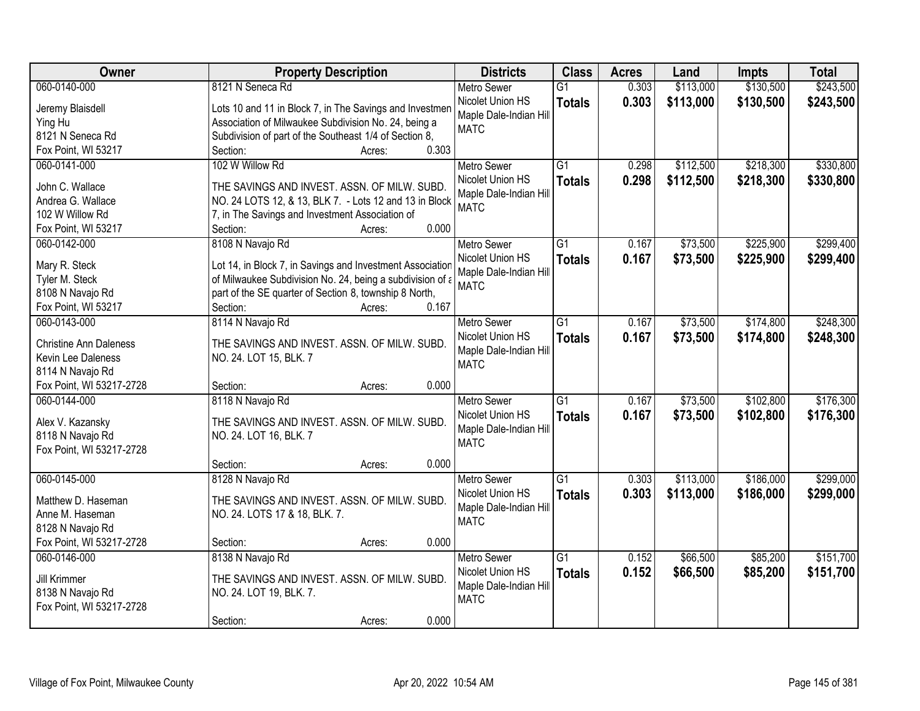| Owner | Property Description | Districts | Class | Acres | Land | Impts | Total |
|---|---|---|---|---|---|---|---|
| 060-0140-000<br>Jeremy Blaisdell<br>Ying Hu<br>8121 N Seneca Rd<br>Fox Point, WI 53217 | 8121 N Seneca Rd<br>Lots 10 and 11 in Block 7, in The Savings and Investmen Association of Milwaukee Subdivision No. 24, being a Subdivision of part of the Southeast 1/4 of Section 8,<br>Section: Acres: 0.303 | Metro Sewer<br>Nicolet Union HS<br>Maple Dale-Indian Hill<br>MATC | G1<br>**Totals** | 0.303<br>**0.303** | $113,000<br>**$113,000** | $130,500<br>**$130,500** | $243,500<br>**$243,500** |
| 060-0141-000<br>John C. Wallace<br>Andrea G. Wallace<br>102 W Willow Rd<br>Fox Point, WI 53217 | 102 W Willow Rd<br>THE SAVINGS AND INVEST. ASSN. OF MILW. SUBD. NO. 24 LOTS 12, & 13, BLK 7. - Lots 12 and 13 in Block 7, in The Savings and Investment Association of<br>Section: Acres: 0.000 | Metro Sewer<br>Nicolet Union HS<br>Maple Dale-Indian Hill<br>MATC | G1<br>**Totals** | 0.298<br>**0.298** | $112,500<br>**$112,500** | $218,300<br>**$218,300** | $330,800<br>**$330,800** |
| 060-0142-000<br>Mary R. Steck<br>Tyler M. Steck<br>8108 N Navajo Rd<br>Fox Point, WI 53217 | 8108 N Navajo Rd<br>Lot 14, in Block 7, in Savings and Investment Association of Milwaukee Subdivision No. 24, being a subdivision of a part of the SE quarter of Section 8, township 8 North,<br>Section: Acres: 0.167 | Metro Sewer<br>Nicolet Union HS<br>Maple Dale-Indian Hill<br>MATC | G1<br>**Totals** | 0.167<br>**0.167** | $73,500<br>**$73,500** | $225,900<br>**$225,900** | $299,400<br>**$299,400** |
| 060-0143-000<br>Christine Ann Daleness<br>Kevin Lee Daleness<br>8114 N Navajo Rd<br>Fox Point, WI 53217-2728 | 8114 N Navajo Rd<br>THE SAVINGS AND INVEST. ASSN. OF MILW. SUBD. NO. 24. LOT 15, BLK. 7<br>Section: Acres: 0.000 | Metro Sewer<br>Nicolet Union HS<br>Maple Dale-Indian Hill<br>MATC | G1<br>**Totals** | 0.167<br>**0.167** | $73,500<br>**$73,500** | $174,800<br>**$174,800** | $248,300<br>**$248,300** |
| 060-0144-000<br>Alex V. Kazansky<br>8118 N Navajo Rd<br>Fox Point, WI 53217-2728 | 8118 N Navajo Rd<br>THE SAVINGS AND INVEST. ASSN. OF MILW. SUBD. NO. 24. LOT 16, BLK. 7<br>Section: Acres: 0.000 | Metro Sewer<br>Nicolet Union HS<br>Maple Dale-Indian Hill<br>MATC | G1<br>**Totals** | 0.167<br>**0.167** | $73,500<br>**$73,500** | $102,800<br>**$102,800** | $176,300<br>**$176,300** |
| 060-0145-000<br>Matthew D. Haseman<br>Anne M. Haseman<br>8128 N Navajo Rd<br>Fox Point, WI 53217-2728 | 8128 N Navajo Rd<br>THE SAVINGS AND INVEST. ASSN. OF MILW. SUBD. NO. 24. LOTS 17 & 18, BLK. 7.<br>Section: Acres: 0.000 | Metro Sewer<br>Nicolet Union HS<br>Maple Dale-Indian Hill<br>MATC | G1<br>**Totals** | 0.303<br>**0.303** | $113,000<br>**$113,000** | $186,000<br>**$186,000** | $299,000<br>**$299,000** |
| 060-0146-000<br>Jill Krimmer<br>8138 N Navajo Rd<br>Fox Point, WI 53217-2728 | 8138 N Navajo Rd<br>THE SAVINGS AND INVEST. ASSN. OF MILW. SUBD. NO. 24. LOT 19, BLK. 7.<br>Section: Acres: 0.000 | Metro Sewer<br>Nicolet Union HS<br>Maple Dale-Indian Hill<br>MATC | G1<br>**Totals** | 0.152<br>**0.152** | $66,500<br>**$66,500** | $85,200<br>**$85,200** | $151,700<br>**$151,700** |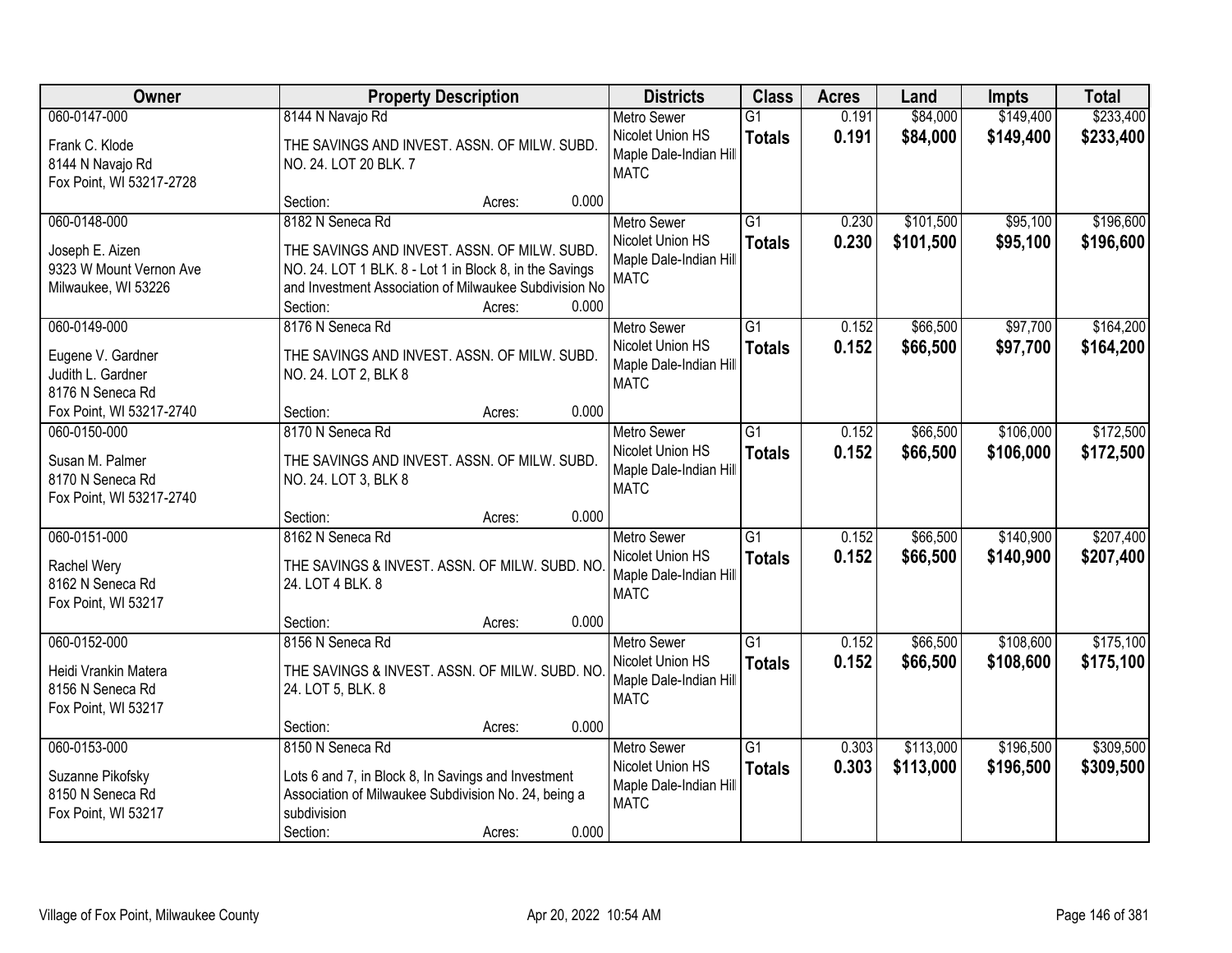| Owner | Property Description | Districts | Class | Acres | Land | Impts | Total |
|---|---|---|---|---|---|---|---|
| 060-0147-000<br><br>Frank C. Klode<br>8144 N Navajo Rd<br>Fox Point, WI 53217-2728 | 8144 N Navajo Rd<br><br>THE SAVINGS AND INVEST. ASSN. OF MILW. SUBD. NO. 24. LOT 20 BLK. 7<br><br>Section: Acres: 0.000 | Metro Sewer<br>Nicolet Union HS<br>Maple Dale-Indian Hill<br>MATC | G1<br>**Totals** | 0.191<br>**0.191** | $84,000<br>**$84,000** | $149,400<br>**$149,400** | $233,400<br>**$233,400** |
| 060-0148-000<br><br>Joseph E. Aizen<br>9323 W Mount Vernon Ave<br>Milwaukee, WI 53226 | 8182 N Seneca Rd<br><br>THE SAVINGS AND INVEST. ASSN. OF MILW. SUBD. NO. 24. LOT 1 BLK. 8 - Lot 1 in Block 8, in the Savings and Investment Association of Milwaukee Subdivision No<br>Section: Acres: 0.000 | Metro Sewer<br>Nicolet Union HS<br>Maple Dale-Indian Hill<br>MATC | G1<br>**Totals** | 0.230<br>**0.230** | $101,500<br>**$101,500** | $95,100<br>**$95,100** | $196,600<br>**$196,600** |
| 060-0149-000<br><br>Eugene V. Gardner<br>Judith L. Gardner<br>8176 N Seneca Rd<br>Fox Point, WI 53217-2740 | 8176 N Seneca Rd<br><br>THE SAVINGS AND INVEST. ASSN. OF MILW. SUBD. NO. 24. LOT 2, BLK 8<br><br>Section: Acres: 0.000 | Metro Sewer<br>Nicolet Union HS<br>Maple Dale-Indian Hill<br>MATC | G1<br>**Totals** | 0.152<br>**0.152** | $66,500<br>**$66,500** | $97,700<br>**$97,700** | $164,200<br>**$164,200** |
| 060-0150-000<br><br>Susan M. Palmer<br>8170 N Seneca Rd<br>Fox Point, WI 53217-2740 | 8170 N Seneca Rd<br><br>THE SAVINGS AND INVEST. ASSN. OF MILW. SUBD. NO. 24. LOT 3, BLK 8<br><br>Section: Acres: 0.000 | Metro Sewer<br>Nicolet Union HS<br>Maple Dale-Indian Hill<br>MATC | G1<br>**Totals** | 0.152<br>**0.152** | $66,500<br>**$66,500** | $106,000<br>**$106,000** | $172,500<br>**$172,500** |
| 060-0151-000<br><br>Rachel Wery<br>8162 N Seneca Rd<br>Fox Point, WI 53217 | 8162 N Seneca Rd<br><br>THE SAVINGS & INVEST. ASSN. OF MILW. SUBD. NO. 24. LOT 4 BLK. 8<br><br>Section: Acres: 0.000 | Metro Sewer<br>Nicolet Union HS<br>Maple Dale-Indian Hill<br>MATC | G1<br>**Totals** | 0.152<br>**0.152** | $66,500<br>**$66,500** | $140,900<br>**$140,900** | $207,400<br>**$207,400** |
| 060-0152-000<br><br>Heidi Vrankin Matera<br>8156 N Seneca Rd<br>Fox Point, WI 53217 | 8156 N Seneca Rd<br><br>THE SAVINGS & INVEST. ASSN. OF MILW. SUBD. NO. 24. LOT 5, BLK. 8<br><br>Section: Acres: 0.000 | Metro Sewer<br>Nicolet Union HS<br>Maple Dale-Indian Hill<br>MATC | G1<br>**Totals** | 0.152<br>**0.152** | $66,500<br>**$66,500** | $108,600<br>**$108,600** | $175,100<br>**$175,100** |
| 060-0153-000<br><br>Suzanne Pikofsky<br>8150 N Seneca Rd<br>Fox Point, WI 53217 | 8150 N Seneca Rd<br><br>Lots 6 and 7, in Block 8, In Savings and Investment Association of Milwaukee Subdivision No. 24, being a subdivision<br>Section: Acres: 0.000 | Metro Sewer<br>Nicolet Union HS<br>Maple Dale-Indian Hill<br>MATC | G1<br>**Totals** | 0.303<br>**0.303** | $113,000<br>**$113,000** | $196,500<br>**$196,500** | $309,500<br>**$309,500** |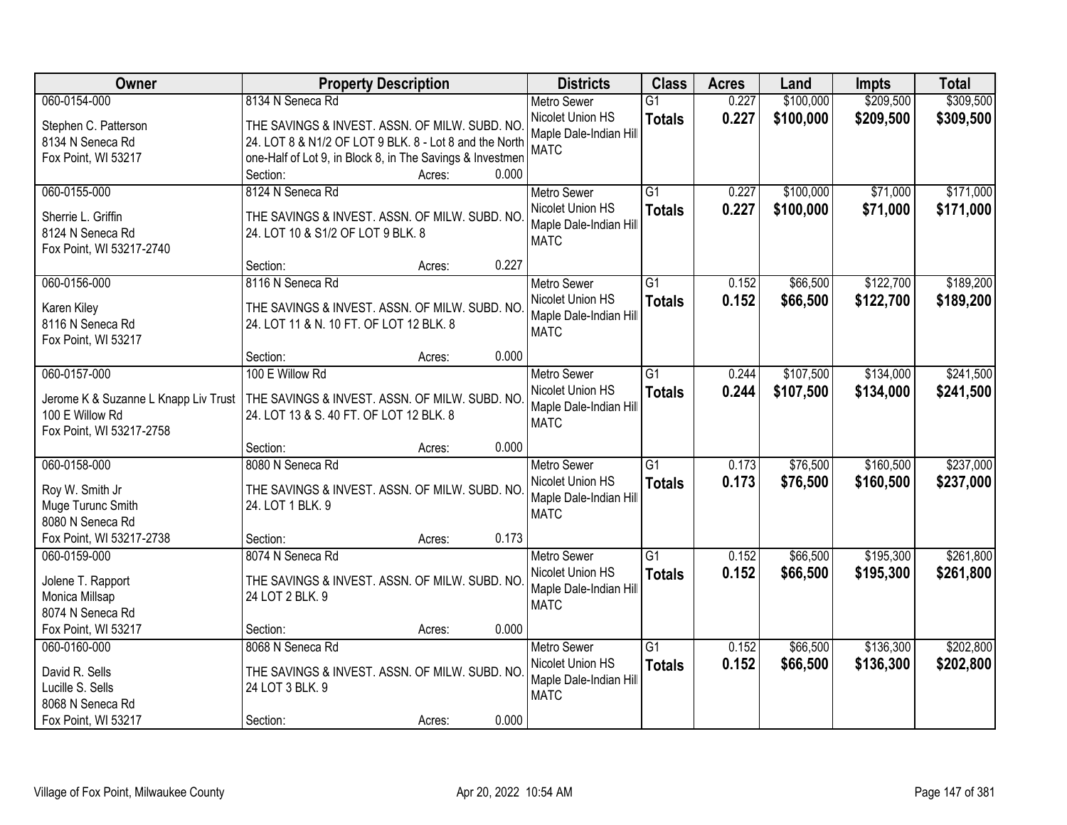| Owner | Property Description | Districts | Class | Acres | Land | Impts | Total |
|---|---|---|---|---|---|---|---|
| 060-0154-000<br>Stephen C. Patterson<br>8134 N Seneca Rd<br>Fox Point, WI 53217 | 8134 N Seneca Rd<br>THE SAVINGS & INVEST. ASSN. OF MILW. SUBD. NO. 24. LOT 8 & N1/2 OF LOT 9 BLK. 8 - Lot 8 and the North one-Half of Lot 9, in Block 8, in The Savings & Investmen<br>Section: Acres: 0.000 | Metro Sewer<br>Nicolet Union HS<br>Maple Dale-Indian Hill<br>MATC | G1<br>**Totals** | 0.227<br>**0.227** | \$100,000<br>**\$100,000** | \$209,500<br>**\$209,500** | \$309,500<br>**\$309,500** |
| 060-0155-000<br>Sherrie L. Griffin<br>8124 N Seneca Rd<br>Fox Point, WI 53217-2740 | 8124 N Seneca Rd<br>THE SAVINGS & INVEST. ASSN. OF MILW. SUBD. NO. 24. LOT 10 & S1/2 OF LOT 9 BLK. 8<br>Section: Acres: 0.227 | Metro Sewer<br>Nicolet Union HS<br>Maple Dale-Indian Hill<br>MATC | G1<br>**Totals** | 0.227<br>**0.227** | \$100,000<br>**\$100,000** | \$71,000<br>**\$71,000** | \$171,000<br>**\$171,000** |
| 060-0156-000<br>Karen Kiley<br>8116 N Seneca Rd<br>Fox Point, WI 53217 | 8116 N Seneca Rd<br>THE SAVINGS & INVEST. ASSN. OF MILW. SUBD. NO. 24. LOT 11 & N. 10 FT. OF LOT 12 BLK. 8<br>Section: Acres: 0.000 | Metro Sewer<br>Nicolet Union HS<br>Maple Dale-Indian Hill<br>MATC | G1<br>**Totals** | 0.152<br>**0.152** | \$66,500<br>**\$66,500** | \$122,700<br>**\$122,700** | \$189,200<br>**\$189,200** |
| 060-0157-000<br>Jerome K & Suzanne L Knapp Liv Trust<br>100 E Willow Rd<br>Fox Point, WI 53217-2758 | 100 E Willow Rd<br>THE SAVINGS & INVEST. ASSN. OF MILW. SUBD. NO. 24. LOT 13 & S. 40 FT. OF LOT 12 BLK. 8<br>Section: Acres: 0.000 | Metro Sewer<br>Nicolet Union HS<br>Maple Dale-Indian Hill<br>MATC | G1<br>**Totals** | 0.244<br>**0.244** | \$107,500<br>**\$107,500** | \$134,000<br>**\$134,000** | \$241,500<br>**\$241,500** |
| 060-0158-000<br>Roy W. Smith Jr<br>Muge Turunc Smith<br>8080 N Seneca Rd<br>Fox Point, WI 53217-2738 | 8080 N Seneca Rd<br>THE SAVINGS & INVEST. ASSN. OF MILW. SUBD. NO. 24. LOT 1 BLK. 9<br>Section: Acres: 0.173 | Metro Sewer<br>Nicolet Union HS<br>Maple Dale-Indian Hill<br>MATC | G1<br>**Totals** | 0.173<br>**0.173** | \$76,500<br>**\$76,500** | \$160,500<br>**\$160,500** | \$237,000<br>**\$237,000** |
| 060-0159-000<br>Jolene T. Rapport<br>Monica Millsap<br>8074 N Seneca Rd<br>Fox Point, WI 53217 | 8074 N Seneca Rd<br>THE SAVINGS & INVEST. ASSN. OF MILW. SUBD. NO. 24 LOT 2 BLK. 9<br>Section: Acres: 0.000 | Metro Sewer<br>Nicolet Union HS<br>Maple Dale-Indian Hill<br>MATC | G1<br>**Totals** | 0.152<br>**0.152** | \$66,500<br>**\$66,500** | \$195,300<br>**\$195,300** | \$261,800<br>**\$261,800** |
| 060-0160-000<br>David R. Sells<br>Lucille S. Sells<br>8068 N Seneca Rd<br>Fox Point, WI 53217 | 8068 N Seneca Rd<br>THE SAVINGS & INVEST. ASSN. OF MILW. SUBD. NO. 24 LOT 3 BLK. 9<br>Section: Acres: 0.000 | Metro Sewer<br>Nicolet Union HS<br>Maple Dale-Indian Hill<br>MATC | G1<br>**Totals** | 0.152<br>**0.152** | \$66,500<br>**\$66,500** | \$136,300<br>**\$136,300** | \$202,800<br>**\$202,800** |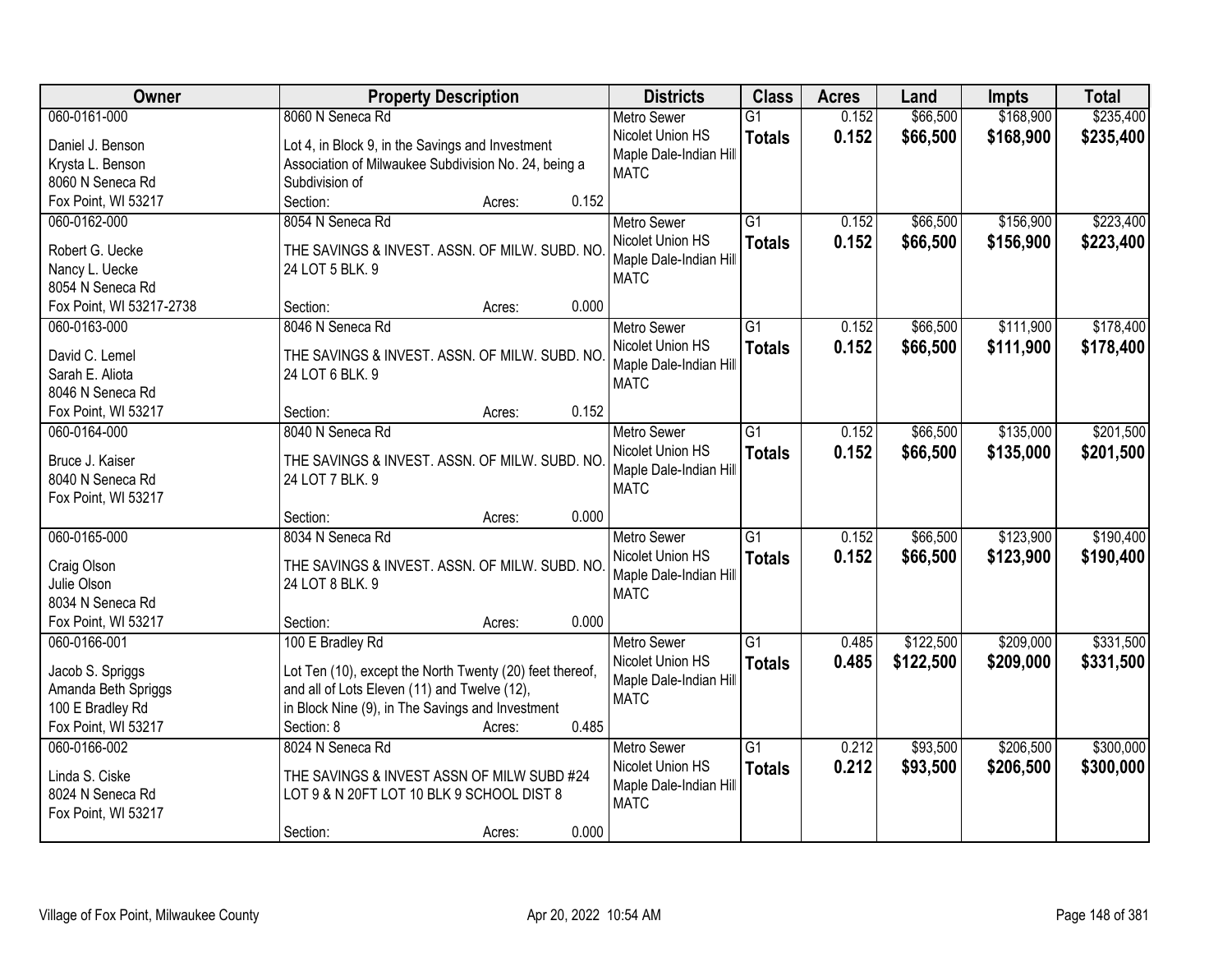| Owner | Property Description | Districts | Class | Acres | Land | Impts | Total |
|---|---|---|---|---|---|---|---|
| 060-0161-000<br>Daniel J. Benson<br>Krysta L. Benson<br>8060 N Seneca Rd<br>Fox Point, WI 53217 | 8060 N Seneca Rd<br>Lot 4, in Block 9, in the Savings and Investment Association of Milwaukee Subdivision No. 24, being a Subdivision of<br>Section: Acres: 0.152 | Metro Sewer<br>Nicolet Union HS<br>Maple Dale-Indian Hill<br>MATC | G1<br>**Totals** | 0.152<br>**0.152** | $66,500<br>**$66,500** | $168,900<br>**$168,900** | $235,400<br>**$235,400** |
| 060-0162-000<br>Robert G. Uecke<br>Nancy L. Uecke<br>8054 N Seneca Rd<br>Fox Point, WI 53217-2738 | 8054 N Seneca Rd<br>THE SAVINGS & INVEST. ASSN. OF MILW. SUBD. NO. 24 LOT 5 BLK. 9<br>Section: Acres: 0.000 | Metro Sewer<br>Nicolet Union HS<br>Maple Dale-Indian Hill<br>MATC | G1<br>**Totals** | 0.152<br>**0.152** | $66,500<br>**$66,500** | $156,900<br>**$156,900** | $223,400<br>**$223,400** |
| 060-0163-000<br>David C. Lemel<br>Sarah E. Aliota<br>8046 N Seneca Rd<br>Fox Point, WI 53217 | 8046 N Seneca Rd<br>THE SAVINGS & INVEST. ASSN. OF MILW. SUBD. NO. 24 LOT 6 BLK. 9<br>Section: Acres: 0.152 | Metro Sewer<br>Nicolet Union HS<br>Maple Dale-Indian Hill<br>MATC | G1<br>**Totals** | 0.152<br>**0.152** | $66,500<br>**$66,500** | $111,900<br>**$111,900** | $178,400<br>**$178,400** |
| 060-0164-000<br>Bruce J. Kaiser<br>8040 N Seneca Rd<br>Fox Point, WI 53217 | 8040 N Seneca Rd<br>THE SAVINGS & INVEST. ASSN. OF MILW. SUBD. NO. 24 LOT 7 BLK. 9<br>Section: Acres: 0.000 | Metro Sewer<br>Nicolet Union HS<br>Maple Dale-Indian Hill<br>MATC | G1<br>**Totals** | 0.152<br>**0.152** | $66,500<br>**$66,500** | $135,000<br>**$135,000** | $201,500<br>**$201,500** |
| 060-0165-000<br>Craig Olson<br>Julie Olson<br>8034 N Seneca Rd<br>Fox Point, WI 53217 | 8034 N Seneca Rd<br>THE SAVINGS & INVEST. ASSN. OF MILW. SUBD. NO. 24 LOT 8 BLK. 9<br>Section: Acres: 0.000 | Metro Sewer<br>Nicolet Union HS<br>Maple Dale-Indian Hill<br>MATC | G1<br>**Totals** | 0.152<br>**0.152** | $66,500<br>**$66,500** | $123,900<br>**$123,900** | $190,400<br>**$190,400** |
| 060-0166-001<br>Jacob S. Spriggs<br>Amanda Beth Spriggs<br>100 E Bradley Rd<br>Fox Point, WI 53217 | 100 E Bradley Rd<br>Lot Ten (10), except the North Twenty (20) feet thereof, and all of Lots Eleven (11) and Twelve (12), in Block Nine (9), in The Savings and Investment<br>Section: 8 Acres: 0.485 | Metro Sewer<br>Nicolet Union HS<br>Maple Dale-Indian Hill<br>MATC | G1<br>**Totals** | 0.485<br>**0.485** | $122,500<br>**$122,500** | $209,000<br>**$209,000** | $331,500<br>**$331,500** |
| 060-0166-002<br>Linda S. Ciske<br>8024 N Seneca Rd<br>Fox Point, WI 53217 | 8024 N Seneca Rd<br>THE SAVINGS & INVEST ASSN OF MILW SUBD #24 LOT 9 & N 20FT LOT 10 BLK 9 SCHOOL DIST 8<br>Section: Acres: 0.000 | Metro Sewer<br>Nicolet Union HS<br>Maple Dale-Indian Hill<br>MATC | G1<br>**Totals** | 0.212<br>**0.212** | $93,500<br>**$93,500** | $206,500<br>**$206,500** | $300,000<br>**$300,000** |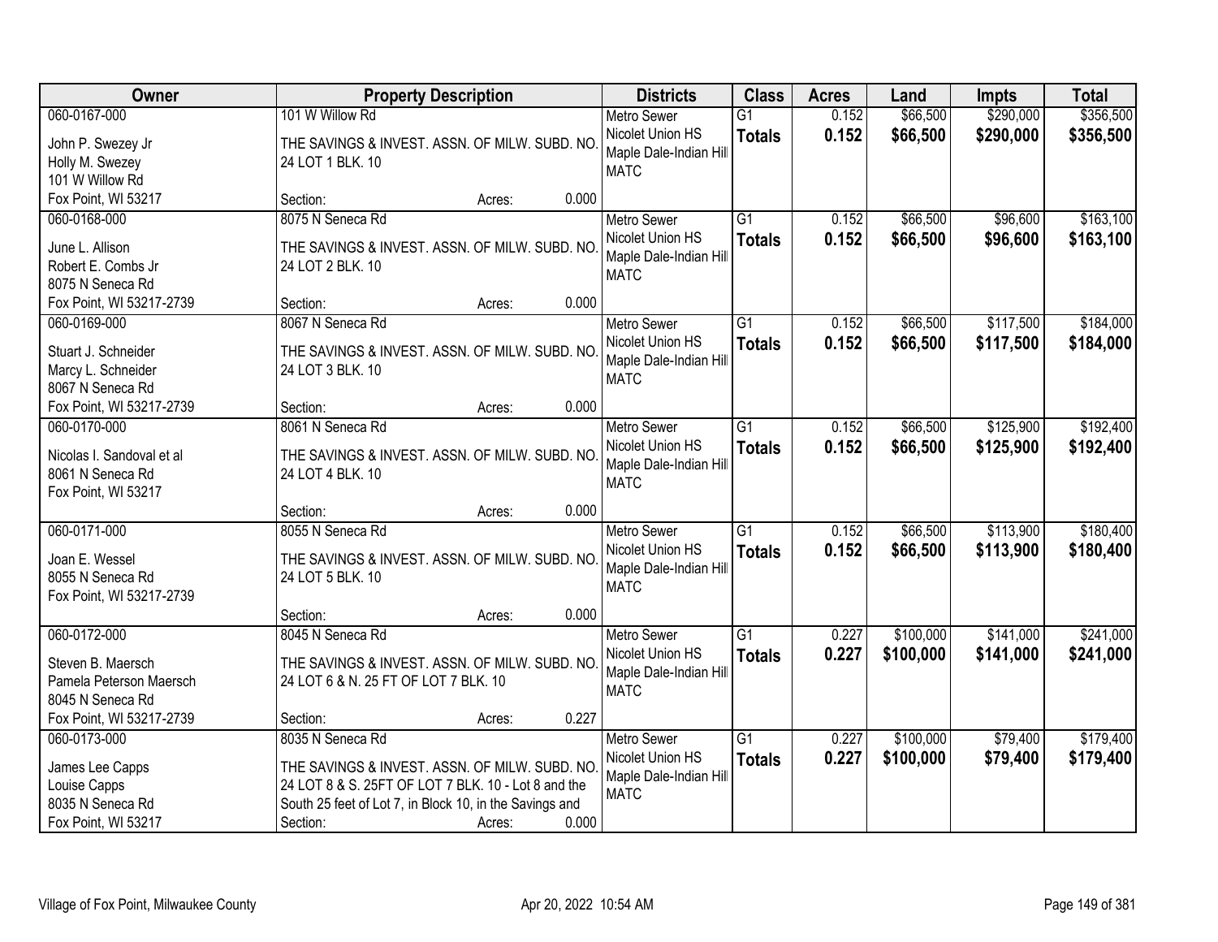| Owner | Property Description | Districts | Class | Acres | Land | Impts | Total |
|---|---|---|---|---|---|---|---|
| 060-0167-000<br>John P. Swezey Jr<br>Holly M. Swezey<br>101 W Willow Rd<br>Fox Point, WI 53217 | 101 W Willow Rd<br>THE SAVINGS & INVEST. ASSN. OF MILW. SUBD. NO. 24 LOT 1 BLK. 10<br>Section: Acres: 0.000 | Metro Sewer<br>Nicolet Union HS<br>Maple Dale-Indian Hill<br>MATC | G1<br>**Totals** | 0.152<br>**0.152** | $66,500<br>**$66,500** | $290,000<br>**$290,000** | $356,500<br>**$356,500** |
| 060-0168-000<br>June L. Allison<br>Robert E. Combs Jr<br>8075 N Seneca Rd<br>Fox Point, WI 53217-2739 | 8075 N Seneca Rd<br>THE SAVINGS & INVEST. ASSN. OF MILW. SUBD. NO. 24 LOT 2 BLK. 10<br>Section: Acres: 0.000 | Metro Sewer<br>Nicolet Union HS<br>Maple Dale-Indian Hill<br>MATC | G1<br>**Totals** | 0.152<br>**0.152** | $66,500<br>**$66,500** | $96,600<br>**$96,600** | $163,100<br>**$163,100** |
| 060-0169-000<br>Stuart J. Schneider<br>Marcy L. Schneider<br>8067 N Seneca Rd<br>Fox Point, WI 53217-2739 | 8067 N Seneca Rd<br>THE SAVINGS & INVEST. ASSN. OF MILW. SUBD. NO. 24 LOT 3 BLK. 10<br>Section: Acres: 0.000 | Metro Sewer<br>Nicolet Union HS<br>Maple Dale-Indian Hill<br>MATC | G1<br>**Totals** | 0.152<br>**0.152** | $66,500<br>**$66,500** | $117,500<br>**$117,500** | $184,000<br>**$184,000** |
| 060-0170-000<br>Nicolas I. Sandoval et al<br>8061 N Seneca Rd<br>Fox Point, WI 53217 | 8061 N Seneca Rd<br>THE SAVINGS & INVEST. ASSN. OF MILW. SUBD. NO. 24 LOT 4 BLK. 10<br>Section: Acres: 0.000 | Metro Sewer<br>Nicolet Union HS<br>Maple Dale-Indian Hill<br>MATC | G1<br>**Totals** | 0.152<br>**0.152** | $66,500<br>**$66,500** | $125,900<br>**$125,900** | $192,400<br>**$192,400** |
| 060-0171-000<br>Joan E. Wessel<br>8055 N Seneca Rd<br>Fox Point, WI 53217-2739 | 8055 N Seneca Rd<br>THE SAVINGS & INVEST. ASSN. OF MILW. SUBD. NO. 24 LOT 5 BLK. 10<br>Section: Acres: 0.000 | Metro Sewer<br>Nicolet Union HS<br>Maple Dale-Indian Hill<br>MATC | G1<br>**Totals** | 0.152<br>**0.152** | $66,500<br>**$66,500** | $113,900<br>**$113,900** | $180,400<br>**$180,400** |
| 060-0172-000<br>Steven B. Maersch<br>Pamela Peterson Maersch<br>8045 N Seneca Rd<br>Fox Point, WI 53217-2739 | 8045 N Seneca Rd<br>THE SAVINGS & INVEST. ASSN. OF MILW. SUBD. NO. 24 LOT 6 & N. 25 FT OF LOT 7 BLK. 10<br>Section: Acres: 0.227 | Metro Sewer<br>Nicolet Union HS<br>Maple Dale-Indian Hill<br>MATC | G1<br>**Totals** | 0.227<br>**0.227** | $100,000<br>**$100,000** | $141,000<br>**$141,000** | $241,000<br>**$241,000** |
| 060-0173-000<br>James Lee Capps<br>Louise Capps<br>8035 N Seneca Rd<br>Fox Point, WI 53217 | 8035 N Seneca Rd<br>THE SAVINGS & INVEST. ASSN. OF MILW. SUBD. NO. 24 LOT 8 & S. 25FT OF LOT 7 BLK. 10 - Lot 8 and the South 25 feet of Lot 7, in Block 10, in the Savings and<br>Section: Acres: 0.000 | Metro Sewer<br>Nicolet Union HS<br>Maple Dale-Indian Hill<br>MATC | G1<br>**Totals** | 0.227<br>**0.227** | $100,000<br>**$100,000** | $79,400<br>**$79,400** | $179,400<br>**$179,400** |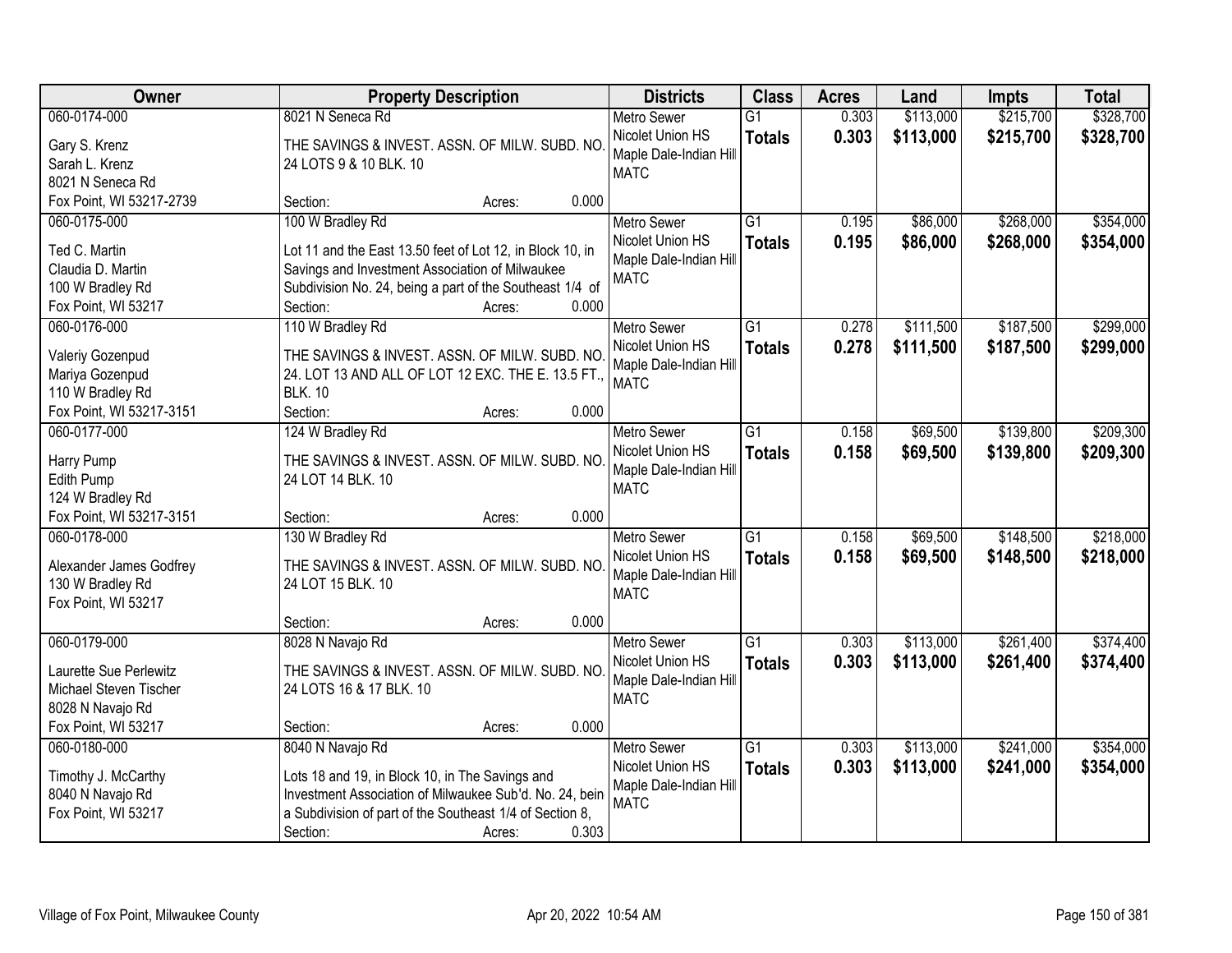| Owner | Property Description | Districts | Class | Acres | Land | Impts | Total |
|---|---|---|---|---|---|---|---|
| 060-0174-000<br>Gary S. Krenz<br>Sarah L. Krenz<br>8021 N Seneca Rd<br>Fox Point, WI 53217-2739 | 8021 N Seneca Rd<br>THE SAVINGS & INVEST. ASSN. OF MILW. SUBD. NO. 24 LOTS 9 & 10 BLK. 10<br>Section: Acres: 0.000 | Metro Sewer<br>Nicolet Union HS<br>Maple Dale-Indian Hill<br>MATC | G1<br>**Totals** | 0.303<br>**0.303** | $113,000<br>**$113,000** | $215,700<br>**$215,700** | $328,700<br>**$328,700** |
| 060-0175-000<br>Ted C. Martin<br>Claudia D. Martin<br>100 W Bradley Rd<br>Fox Point, WI 53217 | 100 W Bradley Rd<br>Lot 11 and the East 13.50 feet of Lot 12, in Block 10, in Savings and Investment Association of Milwaukee Subdivision No. 24, being a part of the Southeast 1/4 of<br>Section: Acres: 0.000 | Metro Sewer<br>Nicolet Union HS<br>Maple Dale-Indian Hill<br>MATC | G1<br>**Totals** | 0.195<br>**0.195** | $86,000<br>**$86,000** | $268,000<br>**$268,000** | $354,000<br>**$354,000** |
| 060-0176-000<br>Valeriy Gozenpud<br>Mariya Gozenpud<br>110 W Bradley Rd<br>Fox Point, WI 53217-3151 | 110 W Bradley Rd<br>THE SAVINGS & INVEST. ASSN. OF MILW. SUBD. NO. 24. LOT 13 AND ALL OF LOT 12 EXC. THE E. 13.5 FT., BLK. 10<br>Section: Acres: 0.000 | Metro Sewer<br>Nicolet Union HS<br>Maple Dale-Indian Hill<br>MATC | G1<br>**Totals** | 0.278<br>**0.278** | $111,500<br>**$111,500** | $187,500<br>**$187,500** | $299,000<br>**$299,000** |
| 060-0177-000<br>Harry Pump<br>Edith Pump<br>124 W Bradley Rd<br>Fox Point, WI 53217-3151 | 124 W Bradley Rd<br>THE SAVINGS & INVEST. ASSN. OF MILW. SUBD. NO. 24 LOT 14 BLK. 10<br>Section: Acres: 0.000 | Metro Sewer<br>Nicolet Union HS<br>Maple Dale-Indian Hill<br>MATC | G1<br>**Totals** | 0.158<br>**0.158** | $69,500<br>**$69,500** | $139,800<br>**$139,800** | $209,300<br>**$209,300** |
| 060-0178-000<br>Alexander James Godfrey<br>130 W Bradley Rd<br>Fox Point, WI 53217 | 130 W Bradley Rd<br>THE SAVINGS & INVEST. ASSN. OF MILW. SUBD. NO. 24 LOT 15 BLK. 10<br>Section: Acres: 0.000 | Metro Sewer<br>Nicolet Union HS<br>Maple Dale-Indian Hill<br>MATC | G1<br>**Totals** | 0.158<br>**0.158** | $69,500<br>**$69,500** | $148,500<br>**$148,500** | $218,000<br>**$218,000** |
| 060-0179-000<br>Laurette Sue Perlewitz<br>Michael Steven Tischer<br>8028 N Navajo Rd<br>Fox Point, WI 53217 | 8028 N Navajo Rd<br>THE SAVINGS & INVEST. ASSN. OF MILW. SUBD. NO. 24 LOTS 16 & 17 BLK. 10<br>Section: Acres: 0.000 | Metro Sewer<br>Nicolet Union HS<br>Maple Dale-Indian Hill<br>MATC | G1<br>**Totals** | 0.303<br>**0.303** | $113,000<br>**$113,000** | $261,400<br>**$261,400** | $374,400<br>**$374,400** |
| 060-0180-000<br>Timothy J. McCarthy<br>8040 N Navajo Rd<br>Fox Point, WI 53217 | 8040 N Navajo Rd<br>Lots 18 and 19, in Block 10, in The Savings and Investment Association of Milwaukee Sub'd. No. 24, bein a Subdivision of part of the Southeast 1/4 of Section 8,<br>Section: Acres: 0.303 | Metro Sewer<br>Nicolet Union HS<br>Maple Dale-Indian Hill<br>MATC | G1<br>**Totals** | 0.303<br>**0.303** | $113,000<br>**$113,000** | $241,000<br>**$241,000** | $354,000<br>**$354,000** |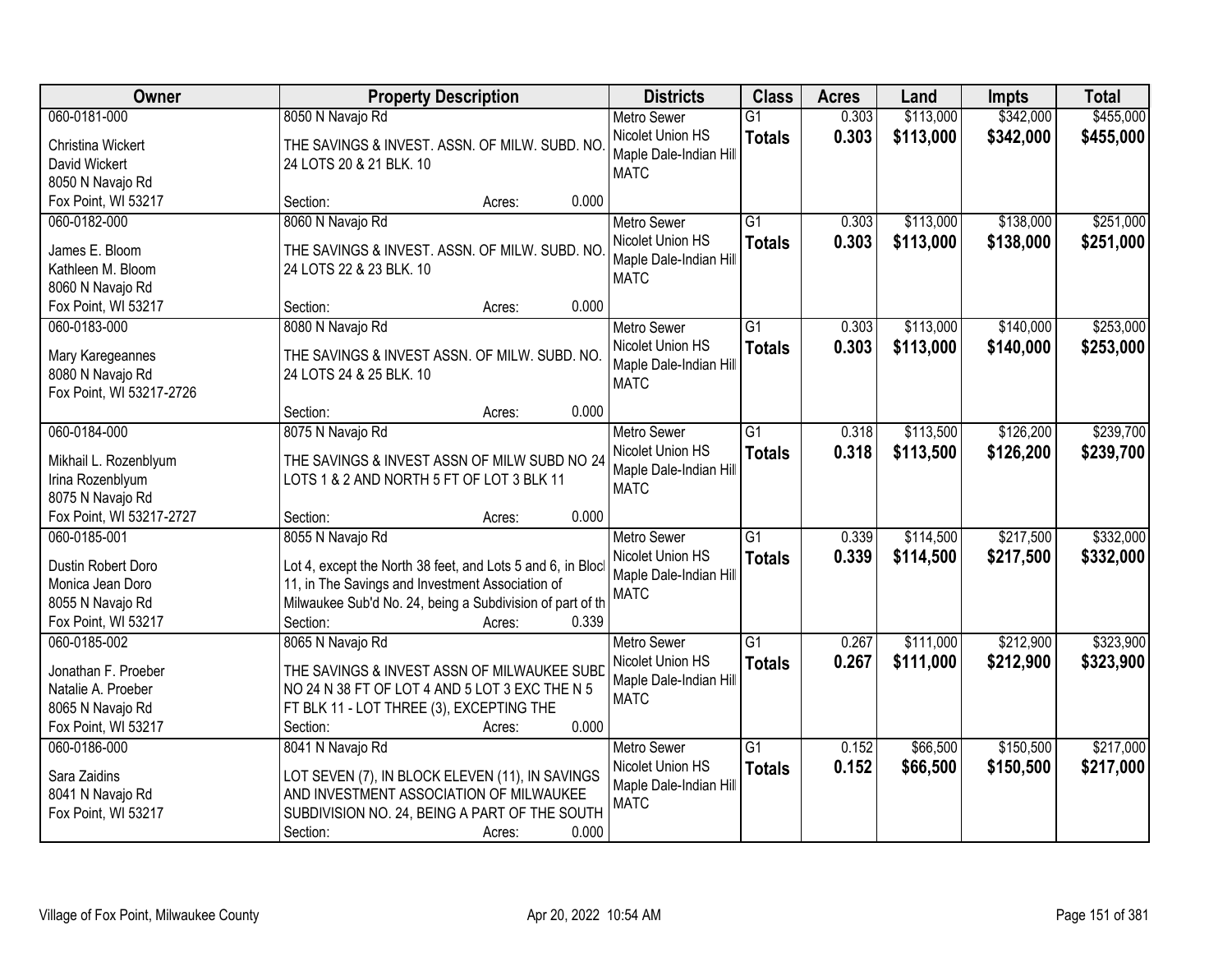| Owner | Property Description | Districts | Class | Acres | Land | Impts | Total |
|---|---|---|---|---|---|---|---|
| 060-0181-000<br>Christina Wickert<br>David Wickert<br>8050 N Navajo Rd<br>Fox Point, WI 53217 | 8050 N Navajo Rd<br>THE SAVINGS & INVEST. ASSN. OF MILW. SUBD. NO. 24 LOTS 20 & 21 BLK. 10<br>Section: Acres: 0.000 | Metro Sewer<br>Nicolet Union HS<br>Maple Dale-Indian Hill<br>MATC | G1<br>**Totals** | 0.303<br>**0.303** | \$113,000<br>**\$113,000** | \$342,000<br>**\$342,000** | \$455,000<br>**\$455,000** |
| 060-0182-000<br>James E. Bloom<br>Kathleen M. Bloom<br>8060 N Navajo Rd<br>Fox Point, WI 53217 | 8060 N Navajo Rd<br>THE SAVINGS & INVEST. ASSN. OF MILW. SUBD. NO. 24 LOTS 22 & 23 BLK. 10<br>Section: Acres: 0.000 | Metro Sewer<br>Nicolet Union HS<br>Maple Dale-Indian Hill<br>MATC | G1<br>**Totals** | 0.303<br>**0.303** | \$113,000<br>**\$113,000** | \$138,000<br>**\$138,000** | \$251,000<br>**\$251,000** |
| 060-0183-000<br>Mary Karegeannes<br>8080 N Navajo Rd<br>Fox Point, WI 53217-2726 | 8080 N Navajo Rd<br>THE SAVINGS & INVEST ASSN. OF MILW. SUBD. NO. 24 LOTS 24 & 25 BLK. 10<br>Section: Acres: 0.000 | Metro Sewer<br>Nicolet Union HS<br>Maple Dale-Indian Hill<br>MATC | G1<br>**Totals** | 0.303<br>**0.303** | \$113,000<br>**\$113,000** | \$140,000<br>**\$140,000** | \$253,000<br>**\$253,000** |
| 060-0184-000<br>Mikhail L. Rozenblyum<br>Irina Rozenblyum<br>8075 N Navajo Rd<br>Fox Point, WI 53217-2727 | 8075 N Navajo Rd<br>THE SAVINGS & INVEST ASSN OF MILW SUBD NO 24 LOTS 1 & 2 AND NORTH 5 FT OF LOT 3 BLK 11<br>Section: Acres: 0.000 | Metro Sewer<br>Nicolet Union HS<br>Maple Dale-Indian Hill<br>MATC | G1<br>**Totals** | 0.318<br>**0.318** | \$113,500<br>**\$113,500** | \$126,200<br>**\$126,200** | \$239,700<br>**\$239,700** |
| 060-0185-001<br>Dustin Robert Doro<br>Monica Jean Doro<br>8055 N Navajo Rd<br>Fox Point, WI 53217 | 8055 N Navajo Rd<br>Lot 4, except the North 38 feet, and Lots 5 and 6, in Block 11, in The Savings and Investment Association of Milwaukee Sub'd No. 24, being a Subdivision of part of th<br>Section: Acres: 0.339 | Metro Sewer<br>Nicolet Union HS<br>Maple Dale-Indian Hill<br>MATC | G1<br>**Totals** | 0.339<br>**0.339** | \$114,500<br>**\$114,500** | \$217,500<br>**\$217,500** | \$332,000<br>**\$332,000** |
| 060-0185-002<br>Jonathan F. Proeber<br>Natalie A. Proeber<br>8065 N Navajo Rd<br>Fox Point, WI 53217 | 8065 N Navajo Rd<br>THE SAVINGS & INVEST ASSN OF MILWAUKEE SUBD NO 24 N 38 FT OF LOT 4 AND 5 LOT 3 EXC THE N 5 FT BLK 11 - LOT THREE (3), EXCEPTING THE<br>Section: Acres: 0.000 | Metro Sewer<br>Nicolet Union HS<br>Maple Dale-Indian Hill<br>MATC | G1<br>**Totals** | 0.267<br>**0.267** | \$111,000<br>**\$111,000** | \$212,900<br>**\$212,900** | \$323,900<br>**\$323,900** |
| 060-0186-000<br>Sara Zaidins<br>8041 N Navajo Rd<br>Fox Point, WI 53217 | 8041 N Navajo Rd<br>LOT SEVEN (7), IN BLOCK ELEVEN (11), IN SAVINGS AND INVESTMENT ASSOCIATION OF MILWAUKEE SUBDIVISION NO. 24, BEING A PART OF THE SOUTH<br>Section: Acres: 0.000 | Metro Sewer<br>Nicolet Union HS<br>Maple Dale-Indian Hill<br>MATC | G1<br>**Totals** | 0.152<br>**0.152** | \$66,500<br>**\$66,500** | \$150,500<br>**\$150,500** | \$217,000<br>**\$217,000** |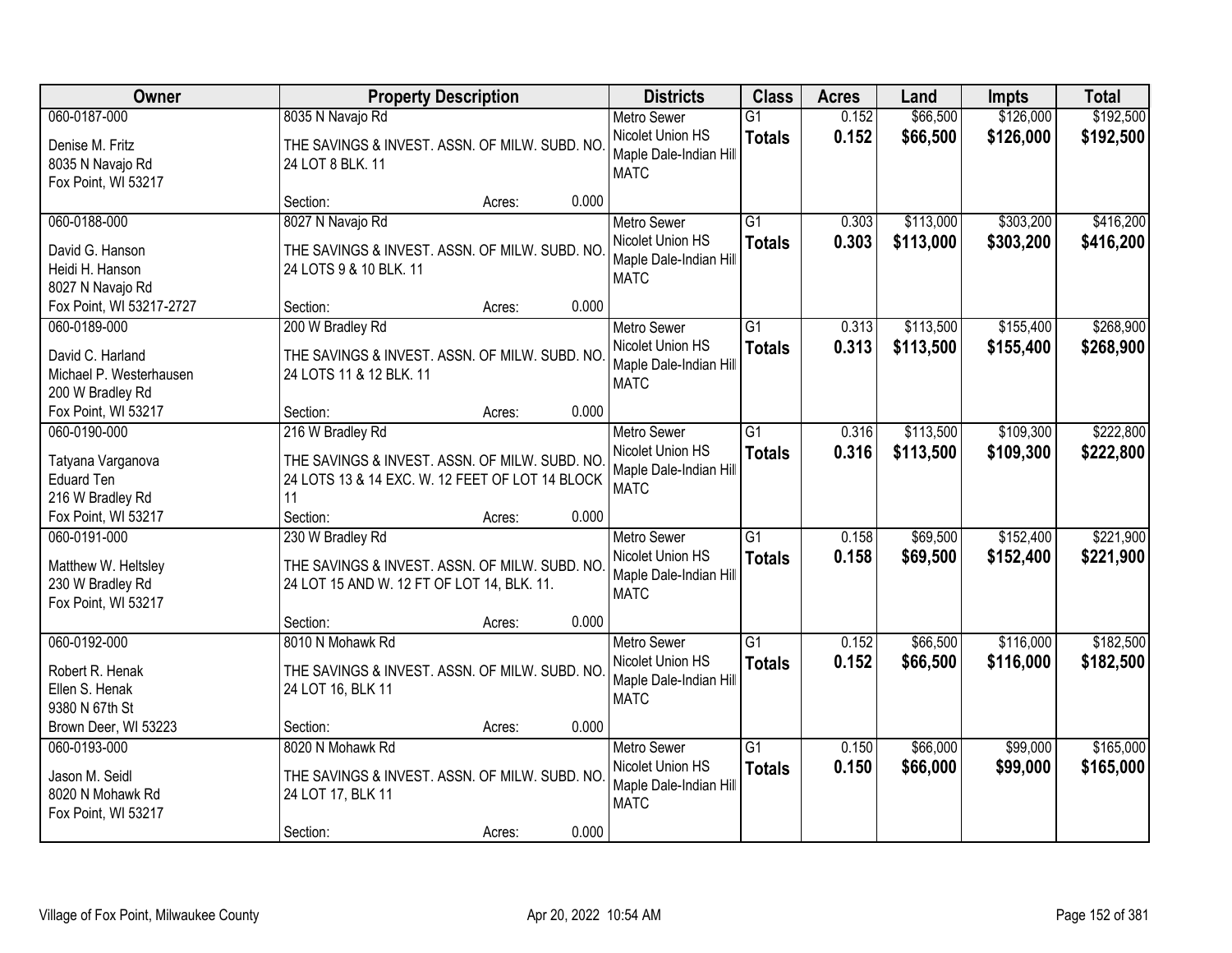| Owner | Property Description | Districts | Class | Acres | Land | Impts | Total |
|---|---|---|---|---|---|---|---|
| 060-0187-000<br>Denise M. Fritz<br>8035 N Navajo Rd<br>Fox Point, WI 53217 | 8035 N Navajo Rd<br>THE SAVINGS & INVEST. ASSN. OF MILW. SUBD. NO. 24 LOT 8 BLK. 11<br>Section: Acres: 0.000 | Metro Sewer<br>Nicolet Union HS<br>Maple Dale-Indian Hill<br>MATC | G1<br>**Totals** | 0.152<br>**0.152** | $66,500<br>**$66,500** | $126,000<br>**$126,000** | $192,500<br>**$192,500** |
| 060-0188-000<br>David G. Hanson<br>Heidi H. Hanson<br>8027 N Navajo Rd<br>Fox Point, WI 53217-2727 | 8027 N Navajo Rd<br>THE SAVINGS & INVEST. ASSN. OF MILW. SUBD. NO. 24 LOTS 9 & 10 BLK. 11<br>Section: Acres: 0.000 | Metro Sewer<br>Nicolet Union HS<br>Maple Dale-Indian Hill<br>MATC | G1<br>**Totals** | 0.303<br>**0.303** | $113,000<br>**$113,000** | $303,200<br>**$303,200** | $416,200<br>**$416,200** |
| 060-0189-000<br>David C. Harland<br>Michael P. Westerhausen<br>200 W Bradley Rd<br>Fox Point, WI 53217 | 200 W Bradley Rd<br>THE SAVINGS & INVEST. ASSN. OF MILW. SUBD. NO. 24 LOTS 11 & 12 BLK. 11<br>Section: Acres: 0.000 | Metro Sewer<br>Nicolet Union HS<br>Maple Dale-Indian Hill<br>MATC | G1<br>**Totals** | 0.313<br>**0.313** | $113,500<br>**$113,500** | $155,400<br>**$155,400** | $268,900<br>**$268,900** |
| 060-0190-000<br>Tatyana Varganova<br>Eduard Ten<br>216 W Bradley Rd<br>Fox Point, WI 53217 | 216 W Bradley Rd<br>THE SAVINGS & INVEST. ASSN. OF MILW. SUBD. NO. 24 LOTS 13 & 14 EXC. W. 12 FEET OF LOT 14 BLOCK 11<br>Section: Acres: 0.000 | Metro Sewer<br>Nicolet Union HS<br>Maple Dale-Indian Hill<br>MATC | G1<br>**Totals** | 0.316<br>**0.316** | $113,500<br>**$113,500** | $109,300<br>**$109,300** | $222,800<br>**$222,800** |
| 060-0191-000<br>Matthew W. Heltsley<br>230 W Bradley Rd<br>Fox Point, WI 53217 | 230 W Bradley Rd<br>THE SAVINGS & INVEST. ASSN. OF MILW. SUBD. NO. 24 LOT 15 AND W. 12 FT OF LOT 14, BLK. 11.<br>Section: Acres: 0.000 | Metro Sewer<br>Nicolet Union HS<br>Maple Dale-Indian Hill<br>MATC | G1<br>**Totals** | 0.158<br>**0.158** | $69,500<br>**$69,500** | $152,400<br>**$152,400** | $221,900<br>**$221,900** |
| 060-0192-000<br>Robert R. Henak<br>Ellen S. Henak<br>9380 N 67th St<br>Brown Deer, WI 53223 | 8010 N Mohawk Rd<br>THE SAVINGS & INVEST. ASSN. OF MILW. SUBD. NO. 24 LOT 16, BLK 11<br>Section: Acres: 0.000 | Metro Sewer<br>Nicolet Union HS<br>Maple Dale-Indian Hill<br>MATC | G1<br>**Totals** | 0.152<br>**0.152** | $66,500<br>**$66,500** | $116,000<br>**$116,000** | $182,500<br>**$182,500** |
| 060-0193-000<br>Jason M. Seidl<br>8020 N Mohawk Rd<br>Fox Point, WI 53217 | 8020 N Mohawk Rd<br>THE SAVINGS & INVEST. ASSN. OF MILW. SUBD. NO. 24 LOT 17, BLK 11<br>Section: Acres: 0.000 | Metro Sewer<br>Nicolet Union HS<br>Maple Dale-Indian Hill<br>MATC | G1<br>**Totals** | 0.150<br>**0.150** | $66,000<br>**$66,000** | $99,000<br>**$99,000** | $165,000<br>**$165,000** |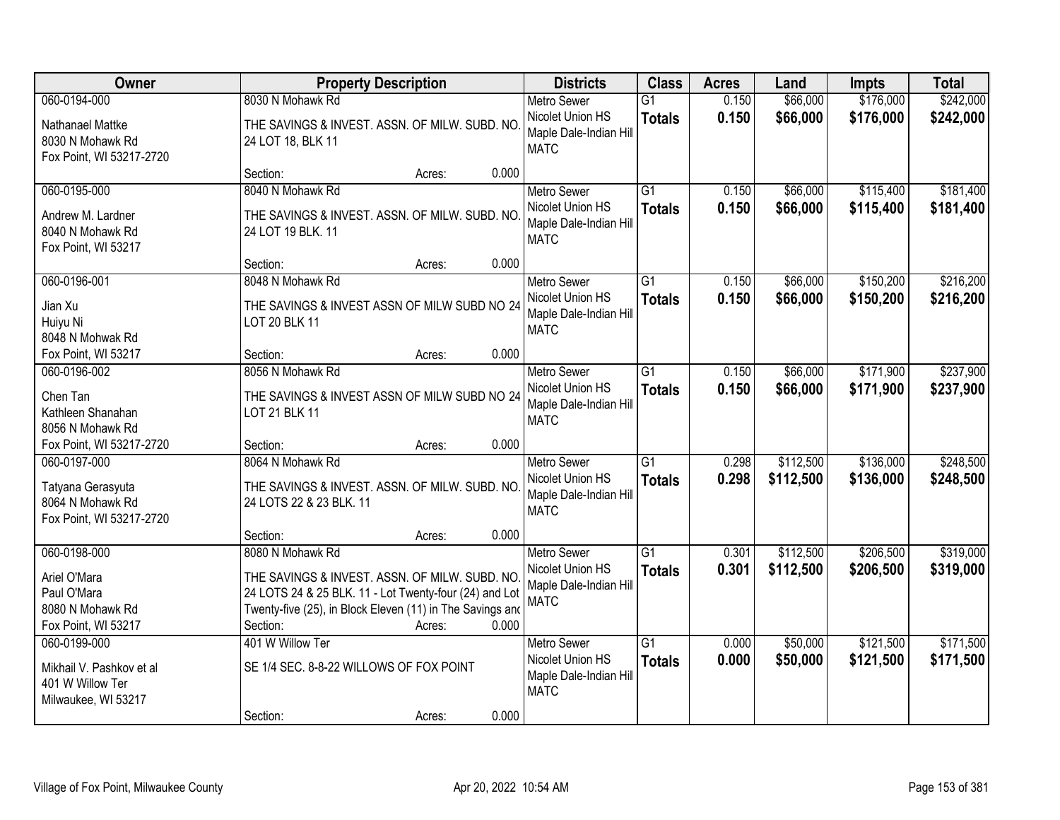| Owner | Property Description | Districts | Class | Acres | Land | Impts | Total |
|---|---|---|---|---|---|---|---|
| 060-0194-000<br>Nathanael Mattke<br>8030 N Mohawk Rd<br>Fox Point, WI 53217-2720 | 8030 N Mohawk Rd<br>THE SAVINGS & INVEST. ASSN. OF MILW. SUBD. NO. 24 LOT 18, BLK 11<br>Section: Acres: 0.000 | Metro Sewer<br>Nicolet Union HS<br>Maple Dale-Indian Hill<br>MATC | G1<br>**Totals** | 0.150<br>**0.150** | $66,000<br>**$66,000** | $176,000<br>**$176,000** | $242,000<br>**$242,000** |
| 060-0195-000<br>Andrew M. Lardner<br>8040 N Mohawk Rd<br>Fox Point, WI 53217 | 8040 N Mohawk Rd<br>THE SAVINGS & INVEST. ASSN. OF MILW. SUBD. NO. 24 LOT 19 BLK. 11<br>Section: Acres: 0.000 | Metro Sewer<br>Nicolet Union HS<br>Maple Dale-Indian Hill<br>MATC | G1<br>**Totals** | 0.150<br>**0.150** | $66,000<br>**$66,000** | $115,400<br>**$115,400** | $181,400<br>**$181,400** |
| 060-0196-001<br>Jian Xu<br>Huiyu Ni<br>8048 N Mohwak Rd<br>Fox Point, WI 53217 | 8048 N Mohawk Rd<br>THE SAVINGS & INVEST ASSN OF MILW SUBD NO 24 LOT 20 BLK 11<br>Section: Acres: 0.000 | Metro Sewer<br>Nicolet Union HS<br>Maple Dale-Indian Hill<br>MATC | G1<br>**Totals** | 0.150<br>**0.150** | $66,000<br>**$66,000** | $150,200<br>**$150,200** | $216,200<br>**$216,200** |
| 060-0196-002<br>Chen Tan<br>Kathleen Shanahan<br>8056 N Mohawk Rd<br>Fox Point, WI 53217-2720 | 8056 N Mohawk Rd<br>THE SAVINGS & INVEST ASSN OF MILW SUBD NO 24 LOT 21 BLK 11<br>Section: Acres: 0.000 | Metro Sewer<br>Nicolet Union HS<br>Maple Dale-Indian Hill<br>MATC | G1<br>**Totals** | 0.150<br>**0.150** | $66,000<br>**$66,000** | $171,900<br>**$171,900** | $237,900<br>**$237,900** |
| 060-0197-000<br>Tatyana Gerasyuta<br>8064 N Mohawk Rd<br>Fox Point, WI 53217-2720 | 8064 N Mohawk Rd<br>THE SAVINGS & INVEST. ASSN. OF MILW. SUBD. NO. 24 LOTS 22 & 23 BLK. 11<br>Section: Acres: 0.000 | Metro Sewer<br>Nicolet Union HS<br>Maple Dale-Indian Hill<br>MATC | G1<br>**Totals** | 0.298<br>**0.298** | $112,500<br>**$112,500** | $136,000<br>**$136,000** | $248,500<br>**$248,500** |
| 060-0198-000<br>Ariel O'Mara<br>Paul O'Mara<br>8080 N Mohawk Rd<br>Fox Point, WI 53217 | 8080 N Mohawk Rd<br>THE SAVINGS & INVEST. ASSN. OF MILW. SUBD. NO. 24 LOTS 24 & 25 BLK. 11 - Lot Twenty-four (24) and Lot Twenty-five (25), in Block Eleven (11) in The Savings and<br>Section: Acres: 0.000 | Metro Sewer<br>Nicolet Union HS<br>Maple Dale-Indian Hill<br>MATC | G1<br>**Totals** | 0.301<br>**0.301** | $112,500<br>**$112,500** | $206,500<br>**$206,500** | $319,000<br>**$319,000** |
| 060-0199-000<br>Mikhail V. Pashkov et al<br>401 W Willow Ter<br>Milwaukee, WI 53217 | 401 W Willow Ter<br>SE 1/4 SEC. 8-8-22 WILLOWS OF FOX POINT<br>Section: Acres: 0.000 | Metro Sewer<br>Nicolet Union HS<br>Maple Dale-Indian Hill<br>MATC | G1<br>**Totals** | 0.000<br>**0.000** | $50,000<br>**$50,000** | $121,500<br>**$121,500** | $171,500<br>**$171,500** |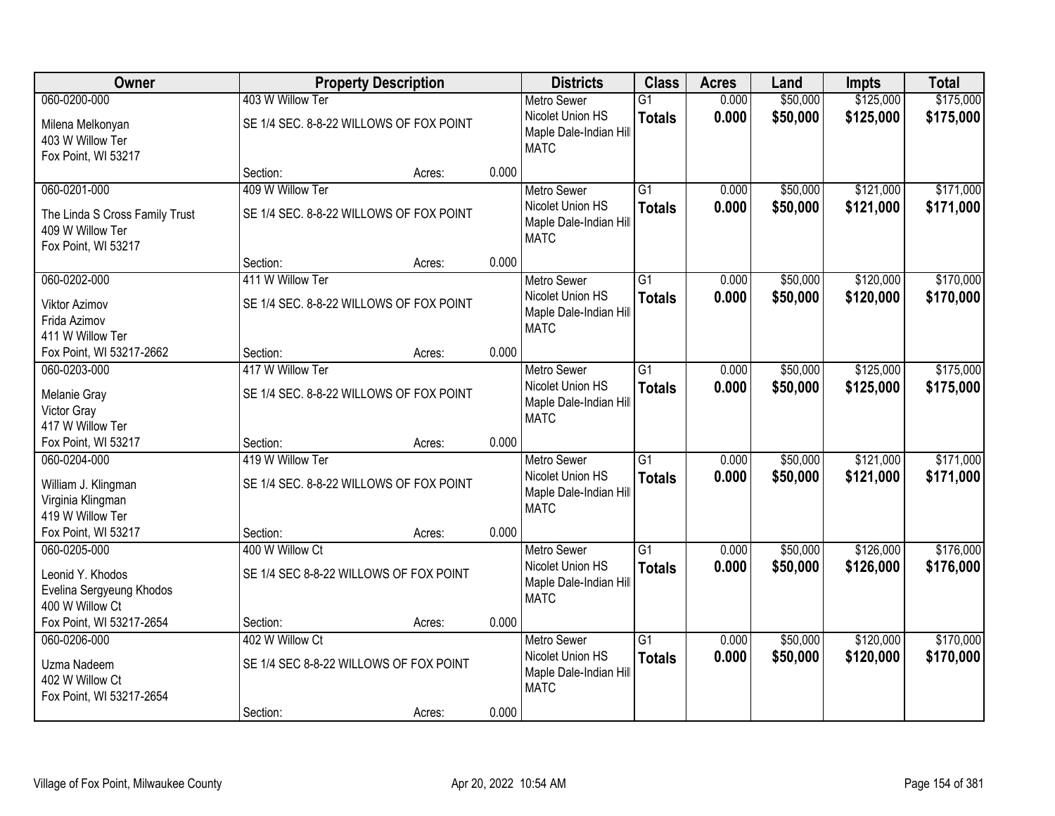| Owner | Property Description | | | Districts | Class | Acres | Land | Impts | Total |
|---|---|---|---|---|---|---|---|---|---|
| 060-0200-000<br>Milena Melkonyan<br>403 W Willow Ter<br>Fox Point, WI 53217 | 403 W Willow Ter<br>SE 1/4 SEC. 8-8-22 WILLOWS OF FOX POINT<br>Section: | Acres: | 0.000 | Metro Sewer<br>Nicolet Union HS<br>Maple Dale-Indian Hill<br>MATC | G1<br>**Totals** | 0.000<br>**0.000** | $50,000<br>**$50,000** | $125,000<br>**$125,000** | $175,000<br>**$175,000** |
| 060-0201-000<br>The Linda S Cross Family Trust<br>409 W Willow Ter<br>Fox Point, WI 53217 | 409 W Willow Ter<br>SE 1/4 SEC. 8-8-22 WILLOWS OF FOX POINT<br>Section: | Acres: | 0.000 | Metro Sewer<br>Nicolet Union HS<br>Maple Dale-Indian Hill<br>MATC | G1<br>**Totals** | 0.000<br>**0.000** | $50,000<br>**$50,000** | $121,000<br>**$121,000** | $171,000<br>**$171,000** |
| 060-0202-000<br>Viktor Azimov<br>Frida Azimov<br>411 W Willow Ter<br>Fox Point, WI 53217-2662 | 411 W Willow Ter<br>SE 1/4 SEC. 8-8-22 WILLOWS OF FOX POINT<br>Section: | Acres: | 0.000 | Metro Sewer<br>Nicolet Union HS<br>Maple Dale-Indian Hill<br>MATC | G1<br>**Totals** | 0.000<br>**0.000** | $50,000<br>**$50,000** | $120,000<br>**$120,000** | $170,000<br>**$170,000** |
| 060-0203-000<br>Melanie Gray<br>Victor Gray<br>417 W Willow Ter<br>Fox Point, WI 53217 | 417 W Willow Ter<br>SE 1/4 SEC. 8-8-22 WILLOWS OF FOX POINT<br>Section: | Acres: | 0.000 | Metro Sewer<br>Nicolet Union HS<br>Maple Dale-Indian Hill<br>MATC | G1<br>**Totals** | 0.000<br>**0.000** | $50,000<br>**$50,000** | $125,000<br>**$125,000** | $175,000<br>**$175,000** |
| 060-0204-000<br>William J. Klingman<br>Virginia Klingman<br>419 W Willow Ter<br>Fox Point, WI 53217 | 419 W Willow Ter<br>SE 1/4 SEC. 8-8-22 WILLOWS OF FOX POINT<br>Section: | Acres: | 0.000 | Metro Sewer<br>Nicolet Union HS<br>Maple Dale-Indian Hill<br>MATC | G1<br>**Totals** | 0.000<br>**0.000** | $50,000<br>**$50,000** | $121,000<br>**$121,000** | $171,000<br>**$171,000** |
| 060-0205-000<br>Leonid Y. Khodos<br>Evelina Sergyeung Khodos<br>400 W Willow Ct<br>Fox Point, WI 53217-2654 | 400 W Willow Ct<br>SE 1/4 SEC 8-8-22 WILLOWS OF FOX POINT<br>Section: | Acres: | 0.000 | Metro Sewer<br>Nicolet Union HS<br>Maple Dale-Indian Hill<br>MATC | G1<br>**Totals** | 0.000<br>**0.000** | $50,000<br>**$50,000** | $126,000<br>**$126,000** | $176,000<br>**$176,000** |
| 060-0206-000<br>Uzma Nadeem<br>402 W Willow Ct<br>Fox Point, WI 53217-2654 | 402 W Willow Ct<br>SE 1/4 SEC 8-8-22 WILLOWS OF FOX POINT<br>Section: | Acres: | 0.000 | Metro Sewer<br>Nicolet Union HS<br>Maple Dale-Indian Hill<br>MATC | G1<br>**Totals** | 0.000<br>**0.000** | $50,000<br>**$50,000** | $120,000<br>**$120,000** | $170,000<br>**$170,000** |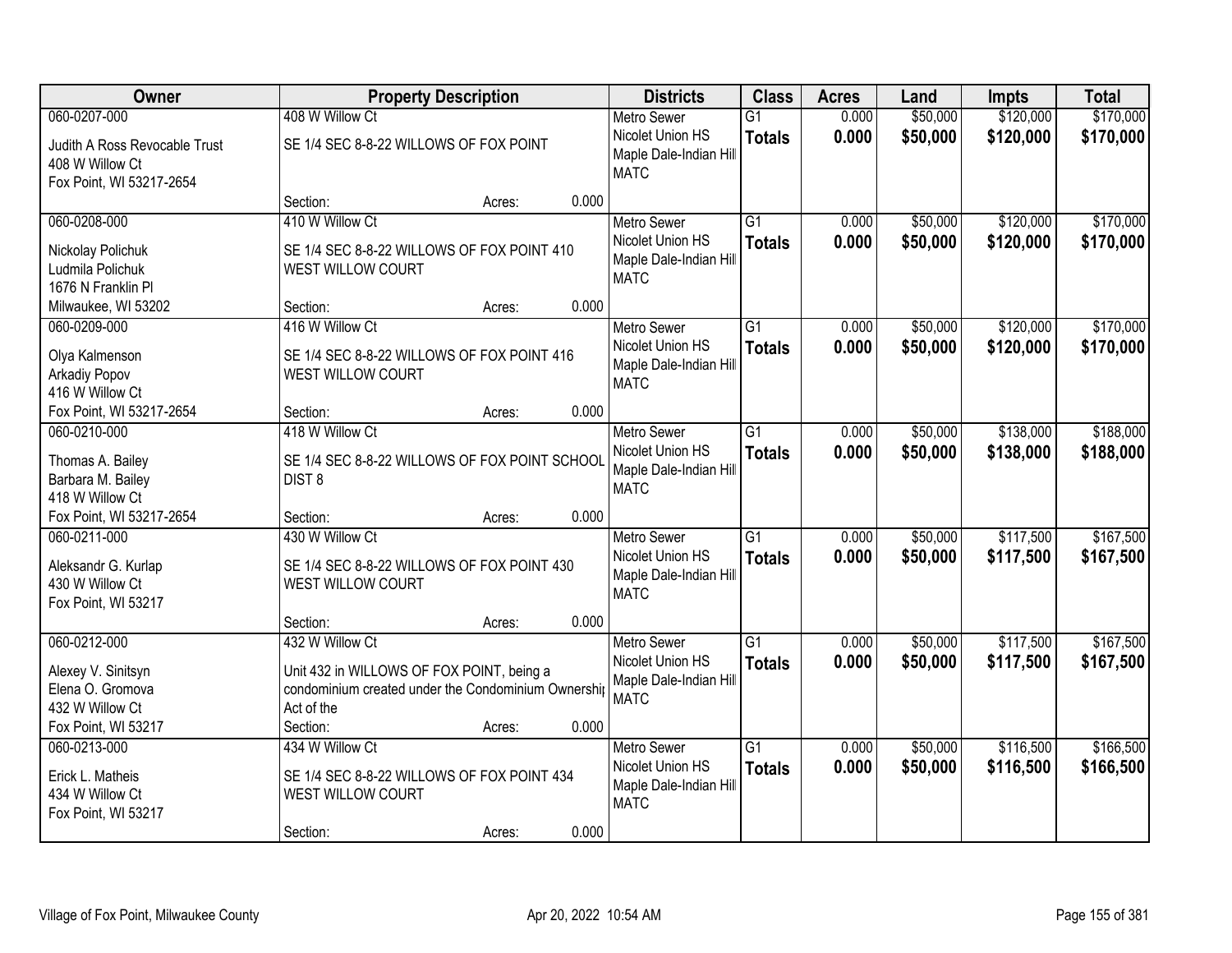| Owner | Property Description | Districts | Class | Acres | Land | Impts | Total |
|---|---|---|---|---|---|---|---|
| 060-0207-000<br>Judith A Ross Revocable Trust<br>408 W Willow Ct<br>Fox Point, WI 53217-2654 | 408 W Willow Ct<br>SE 1/4 SEC 8-8-22 WILLOWS OF FOX POINT<br>Section: Acres: 0.000 | Metro Sewer<br>Nicolet Union HS<br>Maple Dale-Indian Hill<br>MATC | G1<br>**Totals** | 0.000<br>**0.000** | $50,000<br>**$50,000** | $120,000<br>**$120,000** | $170,000<br>**$170,000** |
| 060-0208-000<br>Nickolay Polichuk<br>Ludmila Polichuk<br>1676 N Franklin Pl<br>Milwaukee, WI 53202 | 410 W Willow Ct<br>SE 1/4 SEC 8-8-22 WILLOWS OF FOX POINT 410 WEST WILLOW COURT<br>Section: Acres: 0.000 | Metro Sewer<br>Nicolet Union HS<br>Maple Dale-Indian Hill<br>MATC | G1<br>**Totals** | 0.000<br>**0.000** | $50,000<br>**$50,000** | $120,000<br>**$120,000** | $170,000<br>**$170,000** |
| 060-0209-000<br>Olya Kalmenson<br>Arkadiy Popov<br>416 W Willow Ct<br>Fox Point, WI 53217-2654 | 416 W Willow Ct<br>SE 1/4 SEC 8-8-22 WILLOWS OF FOX POINT 416 WEST WILLOW COURT<br>Section: Acres: 0.000 | Metro Sewer<br>Nicolet Union HS<br>Maple Dale-Indian Hill<br>MATC | G1<br>**Totals** | 0.000<br>**0.000** | $50,000<br>**$50,000** | $120,000<br>**$120,000** | $170,000<br>**$170,000** |
| 060-0210-000<br>Thomas A. Bailey<br>Barbara M. Bailey<br>418 W Willow Ct<br>Fox Point, WI 53217-2654 | 418 W Willow Ct<br>SE 1/4 SEC 8-8-22 WILLOWS OF FOX POINT SCHOOL DIST 8<br>Section: Acres: 0.000 | Metro Sewer<br>Nicolet Union HS<br>Maple Dale-Indian Hill<br>MATC | G1<br>**Totals** | 0.000<br>**0.000** | $50,000<br>**$50,000** | $138,000<br>**$138,000** | $188,000<br>**$188,000** |
| 060-0211-000<br>Aleksandr G. Kurlap<br>430 W Willow Ct<br>Fox Point, WI 53217 | 430 W Willow Ct<br>SE 1/4 SEC 8-8-22 WILLOWS OF FOX POINT 430 WEST WILLOW COURT<br>Section: Acres: 0.000 | Metro Sewer<br>Nicolet Union HS<br>Maple Dale-Indian Hill<br>MATC | G1<br>**Totals** | 0.000<br>**0.000** | $50,000<br>**$50,000** | $117,500<br>**$117,500** | $167,500<br>**$167,500** |
| 060-0212-000<br>Alexey V. Sinitsyn<br>Elena O. Gromova<br>432 W Willow Ct<br>Fox Point, WI 53217 | 432 W Willow Ct<br>Unit 432 in WILLOWS OF FOX POINT, being a condominium created under the Condominium Ownershi Act of the<br>Section: Acres: 0.000 | Metro Sewer<br>Nicolet Union HS<br>Maple Dale-Indian Hill<br>MATC | G1<br>**Totals** | 0.000<br>**0.000** | $50,000<br>**$50,000** | $117,500<br>**$117,500** | $167,500<br>**$167,500** |
| 060-0213-000<br>Erick L. Matheis<br>434 W Willow Ct<br>Fox Point, WI 53217 | 434 W Willow Ct<br>SE 1/4 SEC 8-8-22 WILLOWS OF FOX POINT 434 WEST WILLOW COURT<br>Section: Acres: 0.000 | Metro Sewer<br>Nicolet Union HS<br>Maple Dale-Indian Hill<br>MATC | G1<br>**Totals** | 0.000<br>**0.000** | $50,000<br>**$50,000** | $116,500<br>**$116,500** | $166,500<br>**$166,500** |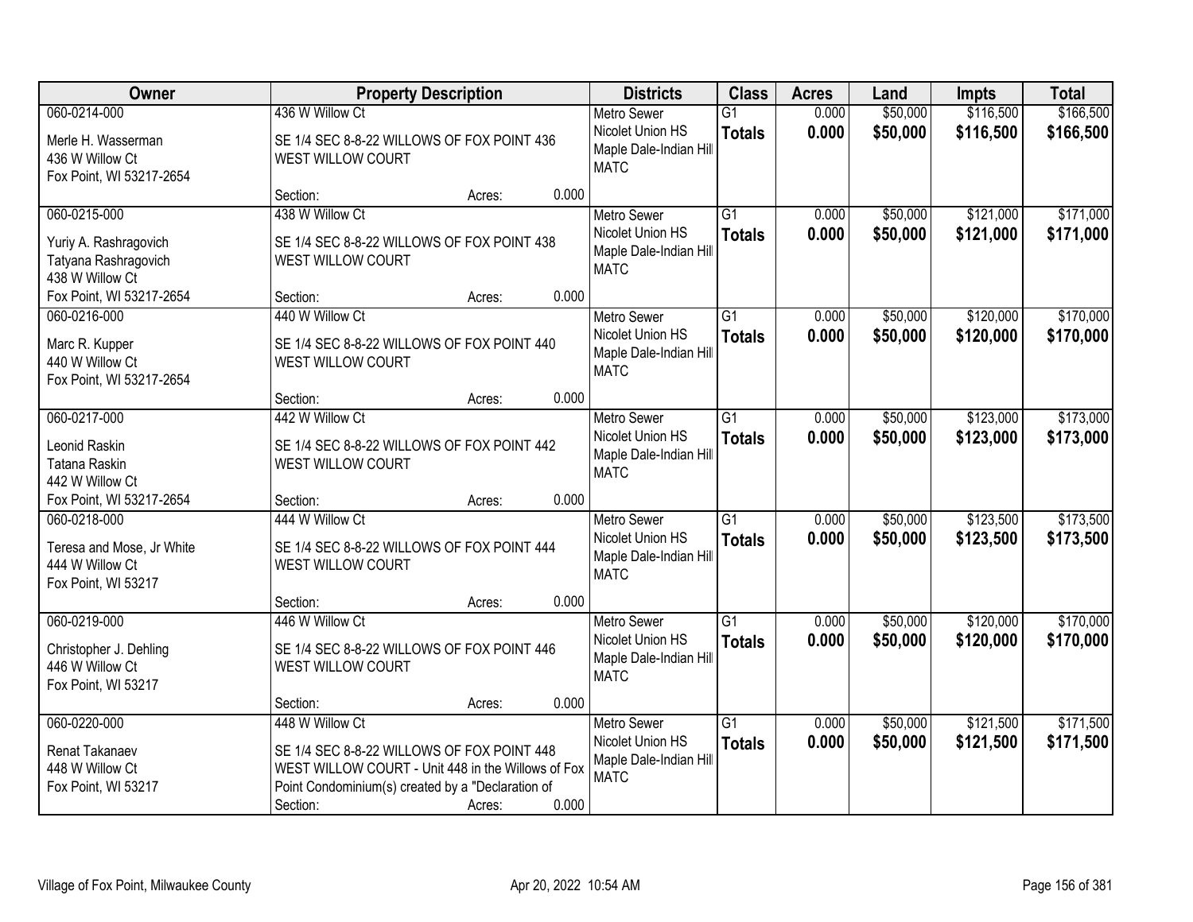| Owner | Property Description | Districts | Class | Acres | Land | Impts | Total |
|---|---|---|---|---|---|---|---|
| 060-0214-000<br>Merle H. Wasserman<br>436 W Willow Ct<br>Fox Point, WI 53217-2654 | 436 W Willow Ct<br>SE 1/4 SEC 8-8-22 WILLOWS OF FOX POINT 436 WEST WILLOW COURT<br>Section: Acres: 0.000 | Metro Sewer<br>Nicolet Union HS<br>Maple Dale-Indian Hill<br>MATC | G1<br>**Totals** | 0.000<br>**0.000** | $50,000<br>**$50,000** | $116,500<br>**$116,500** | $166,500<br>**$166,500** |
| 060-0215-000<br>Yuriy A. Rashragovich<br>Tatyana Rashragovich<br>438 W Willow Ct<br>Fox Point, WI 53217-2654 | 438 W Willow Ct<br>SE 1/4 SEC 8-8-22 WILLOWS OF FOX POINT 438 WEST WILLOW COURT<br>Section: Acres: 0.000 | Metro Sewer<br>Nicolet Union HS<br>Maple Dale-Indian Hill<br>MATC | G1<br>**Totals** | 0.000<br>**0.000** | $50,000<br>**$50,000** | $121,000<br>**$121,000** | $171,000<br>**$171,000** |
| 060-0216-000<br>Marc R. Kupper<br>440 W Willow Ct<br>Fox Point, WI 53217-2654 | 440 W Willow Ct<br>SE 1/4 SEC 8-8-22 WILLOWS OF FOX POINT 440 WEST WILLOW COURT<br>Section: Acres: 0.000 | Metro Sewer<br>Nicolet Union HS<br>Maple Dale-Indian Hill<br>MATC | G1<br>**Totals** | 0.000<br>**0.000** | $50,000<br>**$50,000** | $120,000<br>**$120,000** | $170,000<br>**$170,000** |
| 060-0217-000<br>Leonid Raskin<br>Tatana Raskin<br>442 W Willow Ct<br>Fox Point, WI 53217-2654 | 442 W Willow Ct<br>SE 1/4 SEC 8-8-22 WILLOWS OF FOX POINT 442 WEST WILLOW COURT<br>Section: Acres: 0.000 | Metro Sewer<br>Nicolet Union HS<br>Maple Dale-Indian Hill<br>MATC | G1<br>**Totals** | 0.000<br>**0.000** | $50,000<br>**$50,000** | $123,000<br>**$123,000** | $173,000<br>**$173,000** |
| 060-0218-000<br>Teresa and Mose, Jr White<br>444 W Willow Ct<br>Fox Point, WI 53217 | 444 W Willow Ct<br>SE 1/4 SEC 8-8-22 WILLOWS OF FOX POINT 444 WEST WILLOW COURT<br>Section: Acres: 0.000 | Metro Sewer<br>Nicolet Union HS<br>Maple Dale-Indian Hill<br>MATC | G1<br>**Totals** | 0.000<br>**0.000** | $50,000<br>**$50,000** | $123,500<br>**$123,500** | $173,500<br>**$173,500** |
| 060-0219-000<br>Christopher J. Dehling<br>446 W Willow Ct<br>Fox Point, WI 53217 | 446 W Willow Ct<br>SE 1/4 SEC 8-8-22 WILLOWS OF FOX POINT 446 WEST WILLOW COURT<br>Section: Acres: 0.000 | Metro Sewer<br>Nicolet Union HS<br>Maple Dale-Indian Hill<br>MATC | G1<br>**Totals** | 0.000<br>**0.000** | $50,000<br>**$50,000** | $120,000<br>**$120,000** | $170,000<br>**$170,000** |
| 060-0220-000<br>Renat Takanaev<br>448 W Willow Ct<br>Fox Point, WI 53217 | 448 W Willow Ct<br>SE 1/4 SEC 8-8-22 WILLOWS OF FOX POINT 448 WEST WILLOW COURT - Unit 448 in the Willows of Fox Point Condominium(s) created by a "Declaration of<br>Section: Acres: 0.000 | Metro Sewer<br>Nicolet Union HS<br>Maple Dale-Indian Hill<br>MATC | G1<br>**Totals** | 0.000<br>**0.000** | $50,000<br>**$50,000** | $121,500<br>**$121,500** | $171,500<br>**$171,500** |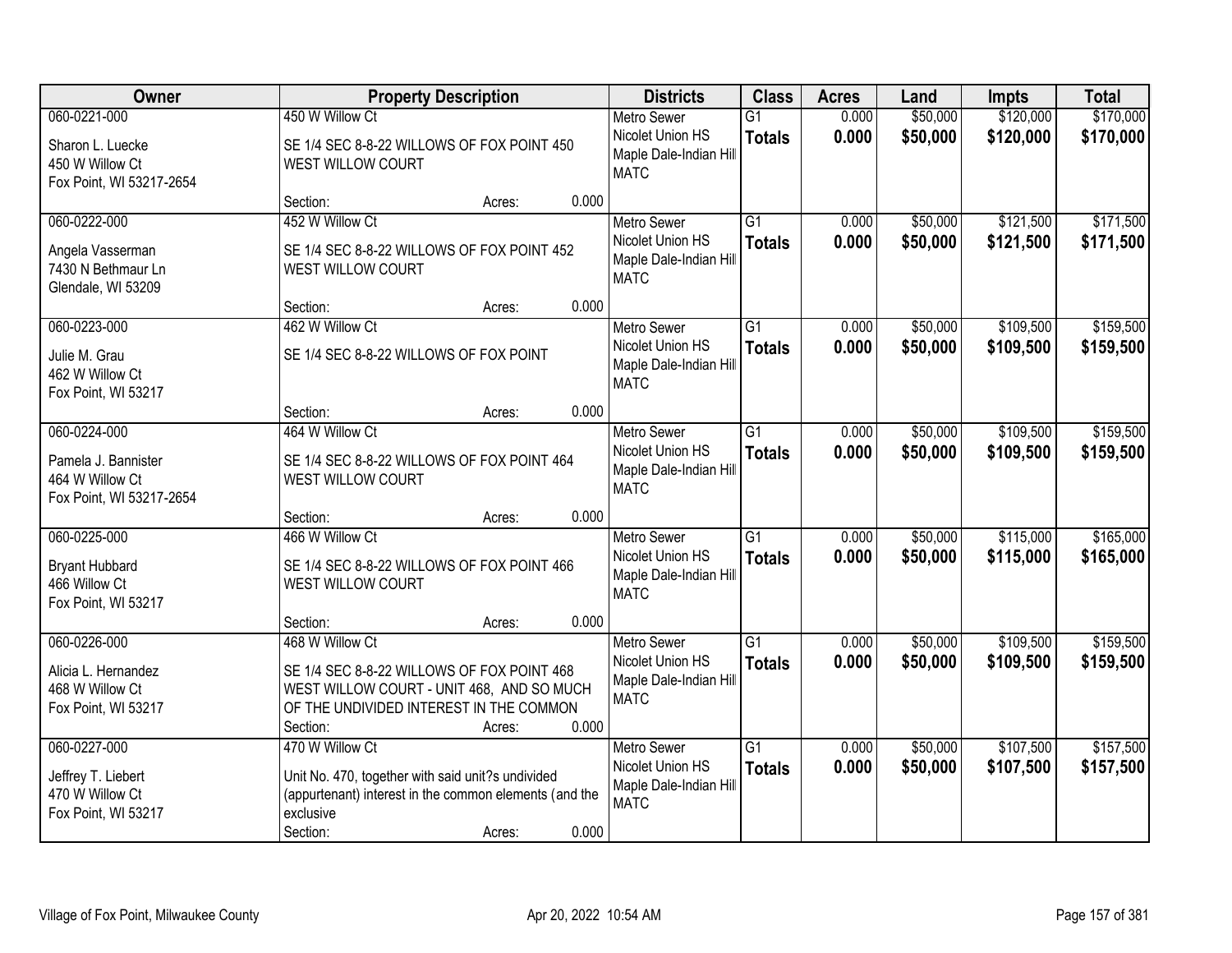| Owner | Property Description | Districts | Class | Acres | Land | Impts | Total |
|---|---|---|---|---|---|---|---|
| 060-0221-000<br>Sharon L. Luecke<br>450 W Willow Ct<br>Fox Point, WI 53217-2654 | 450 W Willow Ct<br>SE 1/4 SEC 8-8-22 WILLOWS OF FOX POINT 450 WEST WILLOW COURT<br>Section: Acres: 0.000 | Metro Sewer<br>Nicolet Union HS<br>Maple Dale-Indian Hill<br>MATC | G1<br>**Totals** | 0.000<br>**0.000** | $50,000<br>**$50,000** | $120,000<br>**$120,000** | $170,000<br>**$170,000** |
| 060-0222-000<br>Angela Vasserman<br>7430 N Bethmaur Ln<br>Glendale, WI 53209 | 452 W Willow Ct<br>SE 1/4 SEC 8-8-22 WILLOWS OF FOX POINT 452 WEST WILLOW COURT<br>Section: Acres: 0.000 | Metro Sewer<br>Nicolet Union HS<br>Maple Dale-Indian Hill<br>MATC | G1<br>**Totals** | 0.000<br>**0.000** | $50,000<br>**$50,000** | $121,500<br>**$121,500** | $171,500<br>**$171,500** |
| 060-0223-000<br>Julie M. Grau<br>462 W Willow Ct<br>Fox Point, WI 53217 | 462 W Willow Ct<br>SE 1/4 SEC 8-8-22 WILLOWS OF FOX POINT<br>Section: Acres: 0.000 | Metro Sewer<br>Nicolet Union HS<br>Maple Dale-Indian Hill<br>MATC | G1<br>**Totals** | 0.000<br>**0.000** | $50,000<br>**$50,000** | $109,500<br>**$109,500** | $159,500<br>**$159,500** |
| 060-0224-000<br>Pamela J. Bannister<br>464 W Willow Ct<br>Fox Point, WI 53217-2654 | 464 W Willow Ct<br>SE 1/4 SEC 8-8-22 WILLOWS OF FOX POINT 464 WEST WILLOW COURT<br>Section: Acres: 0.000 | Metro Sewer<br>Nicolet Union HS<br>Maple Dale-Indian Hill<br>MATC | G1<br>**Totals** | 0.000<br>**0.000** | $50,000<br>**$50,000** | $109,500<br>**$109,500** | $159,500<br>**$159,500** |
| 060-0225-000<br>Bryant Hubbard<br>466 Willow Ct<br>Fox Point, WI 53217 | 466 W Willow Ct<br>SE 1/4 SEC 8-8-22 WILLOWS OF FOX POINT 466 WEST WILLOW COURT<br>Section: Acres: 0.000 | Metro Sewer<br>Nicolet Union HS<br>Maple Dale-Indian Hill<br>MATC | G1<br>**Totals** | 0.000<br>**0.000** | $50,000<br>**$50,000** | $115,000<br>**$115,000** | $165,000<br>**$165,000** |
| 060-0226-000<br>Alicia L. Hernandez<br>468 W Willow Ct<br>Fox Point, WI 53217 | 468 W Willow Ct<br>SE 1/4 SEC 8-8-22 WILLOWS OF FOX POINT 468 WEST WILLOW COURT - UNIT 468, AND SO MUCH OF THE UNDIVIDED INTEREST IN THE COMMON<br>Section: Acres: 0.000 | Metro Sewer<br>Nicolet Union HS<br>Maple Dale-Indian Hill<br>MATC | G1<br>**Totals** | 0.000<br>**0.000** | $50,000<br>**$50,000** | $109,500<br>**$109,500** | $159,500<br>**$159,500** |
| 060-0227-000<br>Jeffrey T. Liebert<br>470 W Willow Ct<br>Fox Point, WI 53217 | 470 W Willow Ct<br>Unit No. 470, together with said unit?s undivided (appurtenant) interest in the common elements (and the exclusive<br>Section: Acres: 0.000 | Metro Sewer<br>Nicolet Union HS<br>Maple Dale-Indian Hill<br>MATC | G1<br>**Totals** | 0.000<br>**0.000** | $50,000<br>**$50,000** | $107,500<br>**$107,500** | $157,500<br>**$157,500** |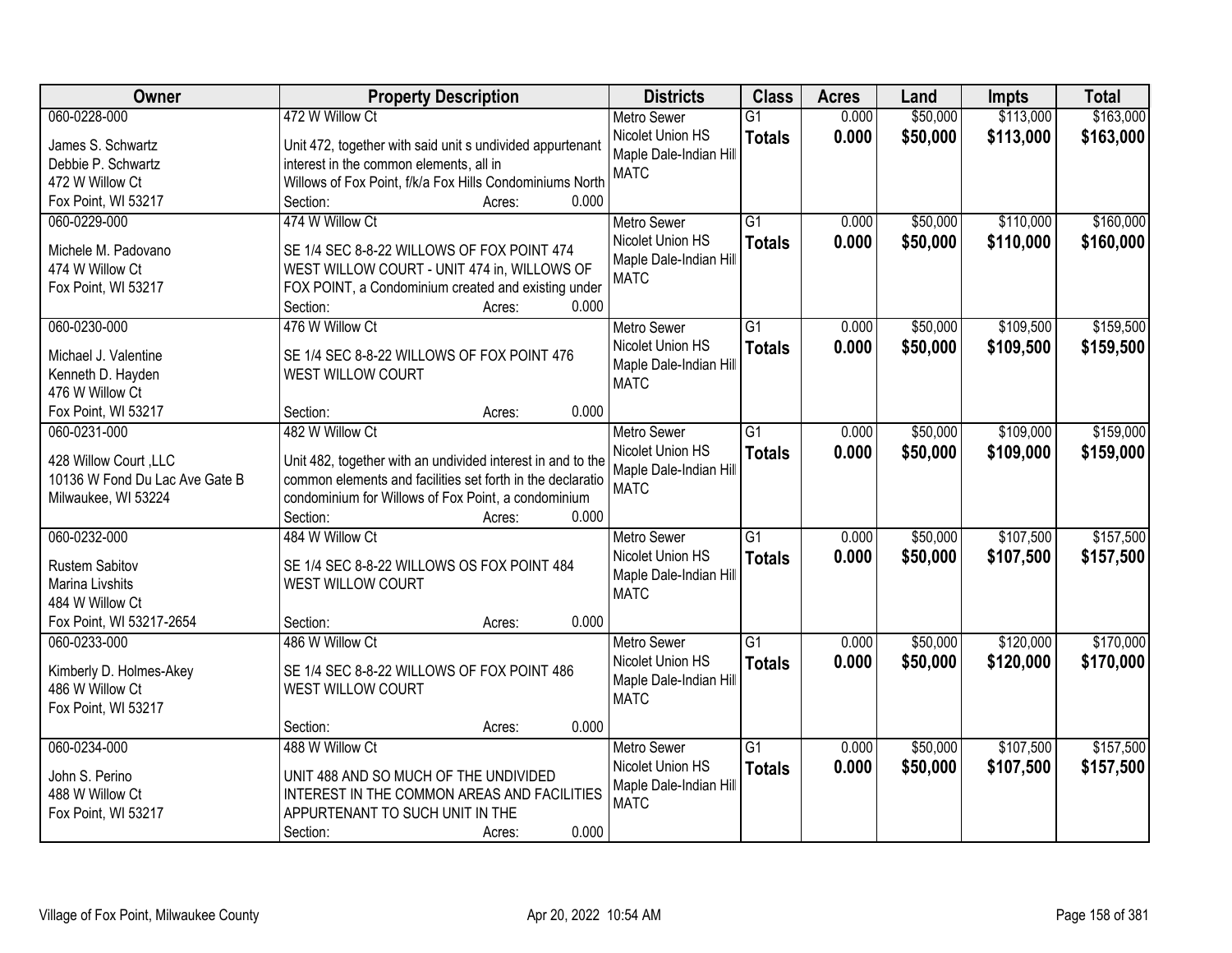| Owner | Property Description | Districts | Class | Acres | Land | Impts | Total |
|---|---|---|---|---|---|---|---|
| 060-0228-000<br>James S. Schwartz<br>Debbie P. Schwartz<br>472 W Willow Ct<br>Fox Point, WI 53217 | 472 W Willow Ct<br>Unit 472, together with said unit s undivided appurtenant interest in the common elements, all in Willows of Fox Point, f/k/a Fox Hills Condominiums North<br>Section: Acres: 0.000 | Metro Sewer<br>Nicolet Union HS<br>Maple Dale-Indian Hill<br>MATC | G1<br>**Totals** | 0.000<br>**0.000** | $50,000<br>**$50,000** | $113,000<br>**$113,000** | $163,000<br>**$163,000** |
| 060-0229-000<br>Michele M. Padovano<br>474 W Willow Ct<br>Fox Point, WI 53217 | 474 W Willow Ct<br>SE 1/4 SEC 8-8-22 WILLOWS OF FOX POINT 474 WEST WILLOW COURT - UNIT 474 in, WILLOWS OF FOX POINT, a Condominium created and existing under<br>Section: Acres: 0.000 | Metro Sewer<br>Nicolet Union HS<br>Maple Dale-Indian Hill<br>MATC | G1<br>**Totals** | 0.000<br>**0.000** | $50,000<br>**$50,000** | $110,000<br>**$110,000** | $160,000<br>**$160,000** |
| 060-0230-000<br>Michael J. Valentine<br>Kenneth D. Hayden<br>476 W Willow Ct<br>Fox Point, WI 53217 | 476 W Willow Ct<br>SE 1/4 SEC 8-8-22 WILLOWS OF FOX POINT 476 WEST WILLOW COURT<br>Section: Acres: 0.000 | Metro Sewer<br>Nicolet Union HS<br>Maple Dale-Indian Hill<br>MATC | G1<br>**Totals** | 0.000<br>**0.000** | $50,000<br>**$50,000** | $109,500<br>**$109,500** | $159,500<br>**$159,500** |
| 060-0231-000<br>428 Willow Court ,LLC<br>10136 W Fond Du Lac Ave Gate B<br>Milwaukee, WI 53224 | 482 W Willow Ct<br>Unit 482, together with an undivided interest in and to the common elements and facilities set forth in the declaratio condominium for Willows of Fox Point, a condominium<br>Section: Acres: 0.000 | Metro Sewer<br>Nicolet Union HS<br>Maple Dale-Indian Hill<br>MATC | G1<br>**Totals** | 0.000<br>**0.000** | $50,000<br>**$50,000** | $109,000<br>**$109,000** | $159,000<br>**$159,000** |
| 060-0232-000<br>Rustem Sabitov<br>Marina Livshits<br>484 W Willow Ct<br>Fox Point, WI 53217-2654 | 484 W Willow Ct<br>SE 1/4 SEC 8-8-22 WILLOWS OS FOX POINT 484 WEST WILLOW COURT<br>Section: Acres: 0.000 | Metro Sewer<br>Nicolet Union HS<br>Maple Dale-Indian Hill<br>MATC | G1<br>**Totals** | 0.000<br>**0.000** | $50,000<br>**$50,000** | $107,500<br>**$107,500** | $157,500<br>**$157,500** |
| 060-0233-000<br>Kimberly D. Holmes-Akey<br>486 W Willow Ct<br>Fox Point, WI 53217 | 486 W Willow Ct<br>SE 1/4 SEC 8-8-22 WILLOWS OF FOX POINT 486 WEST WILLOW COURT<br>Section: Acres: 0.000 | Metro Sewer<br>Nicolet Union HS<br>Maple Dale-Indian Hill<br>MATC | G1<br>**Totals** | 0.000<br>**0.000** | $50,000<br>**$50,000** | $120,000<br>**$120,000** | $170,000<br>**$170,000** |
| 060-0234-000<br>John S. Perino<br>488 W Willow Ct<br>Fox Point, WI 53217 | 488 W Willow Ct<br>UNIT 488 AND SO MUCH OF THE UNDIVIDED INTEREST IN THE COMMON AREAS AND FACILITIES APPURTENANT TO SUCH UNIT IN THE<br>Section: Acres: 0.000 | Metro Sewer<br>Nicolet Union HS<br>Maple Dale-Indian Hill<br>MATC | G1<br>**Totals** | 0.000<br>**0.000** | $50,000<br>**$50,000** | $107,500<br>**$107,500** | $157,500<br>**$157,500** |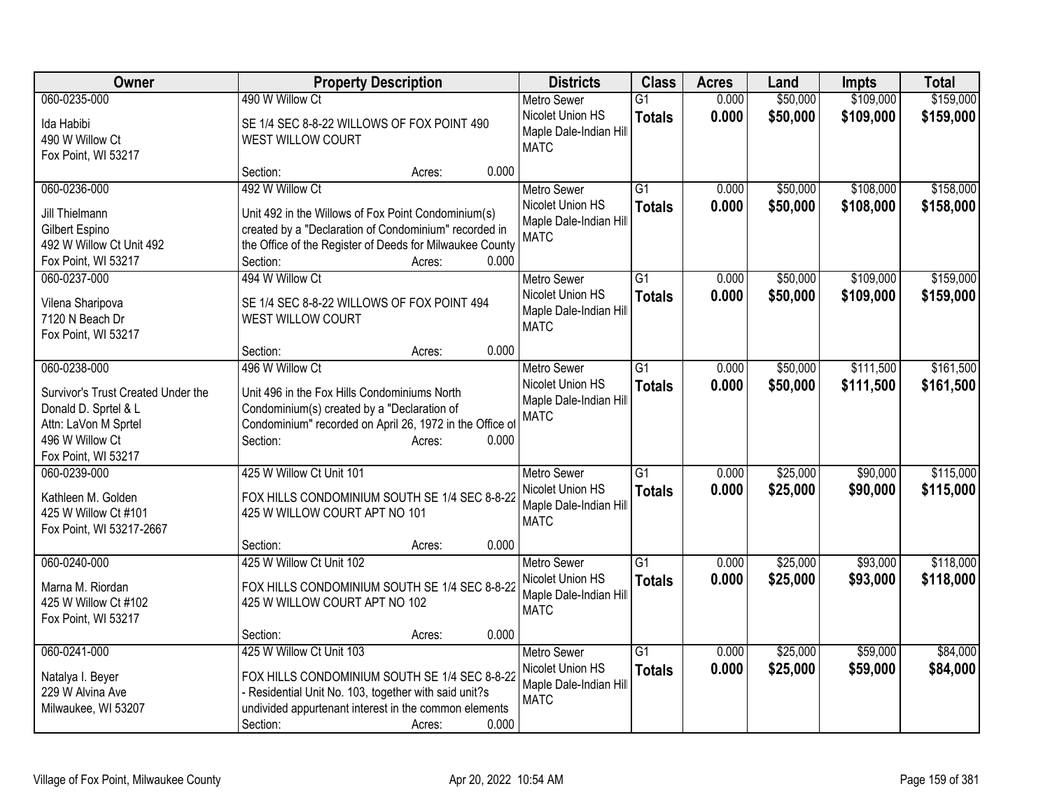| Owner | Property Description | Districts | Class | Acres | Land | Impts | Total |
|---|---|---|---|---|---|---|---|
| 060-0235-000<br>Ida Habibi<br>490 W Willow Ct<br>Fox Point, WI 53217 | 490 W Willow Ct<br>SE 1/4 SEC 8-8-22 WILLOWS OF FOX POINT 490 WEST WILLOW COURT<br>Section: Acres: 0.000 | Metro Sewer<br>Nicolet Union HS<br>Maple Dale-Indian Hill<br>MATC | G1<br>**Totals** | 0.000<br>**0.000** | $50,000<br>**$50,000** | $109,000<br>**$109,000** | $159,000<br>**$159,000** |
| 060-0236-000<br>Jill Thielmann<br>Gilbert Espino<br>492 W Willow Ct Unit 492<br>Fox Point, WI 53217 | 492 W Willow Ct<br>Unit 492 in the Willows of Fox Point Condominium(s) created by a "Declaration of Condominium" recorded in the Office of the Register of Deeds for Milwaukee County<br>Section: Acres: 0.000 | Metro Sewer<br>Nicolet Union HS<br>Maple Dale-Indian Hill<br>MATC | G1<br>**Totals** | 0.000<br>**0.000** | $50,000<br>**$50,000** | $108,000<br>**$108,000** | $158,000<br>**$158,000** |
| 060-0237-000<br>Vilena Sharipova<br>7120 N Beach Dr<br>Fox Point, WI 53217 | 494 W Willow Ct<br>SE 1/4 SEC 8-8-22 WILLOWS OF FOX POINT 494 WEST WILLOW COURT<br>Section: Acres: 0.000 | Metro Sewer<br>Nicolet Union HS<br>Maple Dale-Indian Hill<br>MATC | G1<br>**Totals** | 0.000<br>**0.000** | $50,000<br>**$50,000** | $109,000<br>**$109,000** | $159,000<br>**$159,000** |
| 060-0238-000<br>Survivor's Trust Created Under the Donald D. Sprtel & L<br>Attn: LaVon M Sprtel<br>496 W Willow Ct<br>Fox Point, WI 53217 | 496 W Willow Ct<br>Unit 496 in the Fox Hills Condominiums North Condominium(s) created by a "Declaration of Condominium" recorded on April 26, 1972 in the Office of<br>Section: Acres: 0.000 | Metro Sewer<br>Nicolet Union HS<br>Maple Dale-Indian Hill<br>MATC | G1<br>**Totals** | 0.000<br>**0.000** | $50,000<br>**$50,000** | $111,500<br>**$111,500** | $161,500<br>**$161,500** |
| 060-0239-000<br>Kathleen M. Golden<br>425 W Willow Ct #101<br>Fox Point, WI 53217-2667 | 425 W Willow Ct Unit 101<br>FOX HILLS CONDOMINIUM SOUTH SE 1/4 SEC 8-8-22 425 W WILLOW COURT APT NO 101<br>Section: Acres: 0.000 | Metro Sewer<br>Nicolet Union HS<br>Maple Dale-Indian Hill<br>MATC | G1<br>**Totals** | 0.000<br>**0.000** | $25,000<br>**$25,000** | $90,000<br>**$90,000** | $115,000<br>**$115,000** |
| 060-0240-000<br>Marna M. Riordan<br>425 W Willow Ct #102<br>Fox Point, WI 53217 | 425 W Willow Ct Unit 102<br>FOX HILLS CONDOMINIUM SOUTH SE 1/4 SEC 8-8-22 425 W WILLOW COURT APT NO 102<br>Section: Acres: 0.000 | Metro Sewer<br>Nicolet Union HS<br>Maple Dale-Indian Hill<br>MATC | G1<br>**Totals** | 0.000<br>**0.000** | $25,000<br>**$25,000** | $93,000<br>**$93,000** | $118,000<br>**$118,000** |
| 060-0241-000<br>Natalya I. Beyer<br>229 W Alvina Ave<br>Milwaukee, WI 53207 | 425 W Willow Ct Unit 103<br>FOX HILLS CONDOMINIUM SOUTH SE 1/4 SEC 8-8-22 - Residential Unit No. 103, together with said unit?s undivided appurtenant interest in the common elements<br>Section: Acres: 0.000 | Metro Sewer<br>Nicolet Union HS<br>Maple Dale-Indian Hill<br>MATC | G1<br>**Totals** | 0.000<br>**0.000** | $25,000<br>**$25,000** | $59,000<br>**$59,000** | $84,000<br>**$84,000** |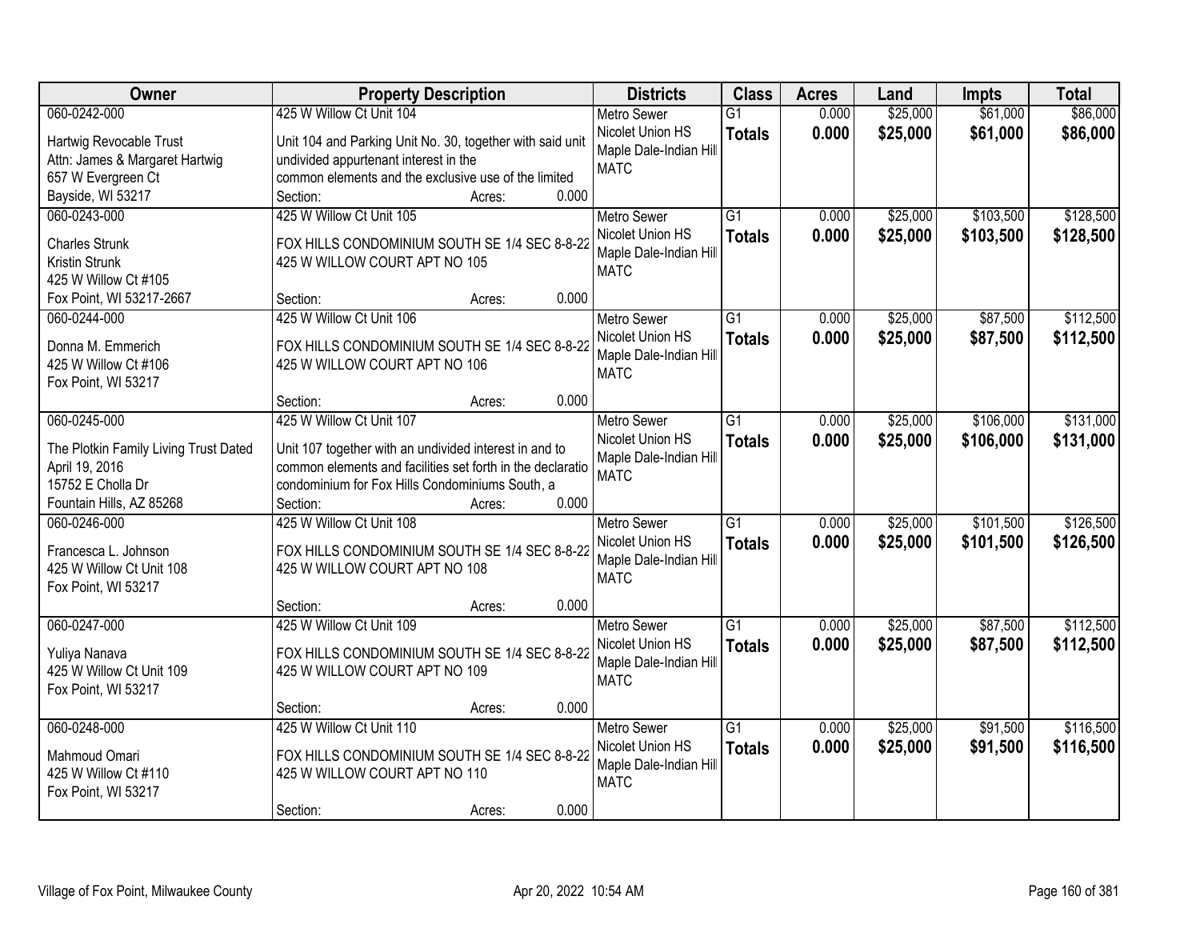| Owner | Property Description | Districts | Class | Acres | Land | Impts | Total |
|---|---|---|---|---|---|---|---|
| 060-0242-000<br>Hartwig Revocable Trust<br>Attn: James & Margaret Hartwig<br>657 W Evergreen Ct<br>Bayside, WI 53217 | 425 W Willow Ct Unit 104<br>Unit 104 and Parking Unit No. 30, together with said unit undivided appurtenant interest in the common elements and the exclusive use of the limited<br>Section: Acres: 0.000 | Metro Sewer<br>Nicolet Union HS<br>Maple Dale-Indian Hill<br>MATC | G1<br>**Totals** | 0.000<br>**0.000** | $25,000<br>**$25,000** | $61,000<br>**$61,000** | $86,000<br>**$86,000** |
| 060-0243-000<br>Charles Strunk<br>Kristin Strunk<br>425 W Willow Ct #105<br>Fox Point, WI 53217-2667 | 425 W Willow Ct Unit 105<br>FOX HILLS CONDOMINIUM SOUTH SE 1/4 SEC 8-8-22 425 W WILLOW COURT APT NO 105<br>Section: Acres: 0.000 | Metro Sewer<br>Nicolet Union HS<br>Maple Dale-Indian Hill<br>MATC | G1<br>**Totals** | 0.000<br>**0.000** | $25,000<br>**$25,000** | $103,500<br>**$103,500** | $128,500<br>**$128,500** |
| 060-0244-000<br>Donna M. Emmerich<br>425 W Willow Ct #106<br>Fox Point, WI 53217 | 425 W Willow Ct Unit 106<br>FOX HILLS CONDOMINIUM SOUTH SE 1/4 SEC 8-8-22 425 W WILLOW COURT APT NO 106<br>Section: Acres: 0.000 | Metro Sewer<br>Nicolet Union HS<br>Maple Dale-Indian Hill<br>MATC | G1<br>**Totals** | 0.000<br>**0.000** | $25,000<br>**$25,000** | $87,500<br>**$87,500** | $112,500<br>**$112,500** |
| 060-0245-000<br>The Plotkin Family Living Trust Dated April 19, 2016<br>15752 E Cholla Dr<br>Fountain Hills, AZ 85268 | 425 W Willow Ct Unit 107<br>Unit 107 together with an undivided interest in and to common elements and facilities set forth in the declaratio condominium for Fox Hills Condominiums South, a<br>Section: Acres: 0.000 | Metro Sewer<br>Nicolet Union HS<br>Maple Dale-Indian Hill<br>MATC | G1<br>**Totals** | 0.000<br>**0.000** | $25,000<br>**$25,000** | $106,000<br>**$106,000** | $131,000<br>**$131,000** |
| 060-0246-000<br>Francesca L. Johnson<br>425 W Willow Ct Unit 108<br>Fox Point, WI 53217 | 425 W Willow Ct Unit 108<br>FOX HILLS CONDOMINIUM SOUTH SE 1/4 SEC 8-8-22 425 W WILLOW COURT APT NO 108<br>Section: Acres: 0.000 | Metro Sewer<br>Nicolet Union HS<br>Maple Dale-Indian Hill<br>MATC | G1<br>**Totals** | 0.000<br>**0.000** | $25,000<br>**$25,000** | $101,500<br>**$101,500** | $126,500<br>**$126,500** |
| 060-0247-000<br>Yuliya Nanava<br>425 W Willow Ct Unit 109<br>Fox Point, WI 53217 | 425 W Willow Ct Unit 109<br>FOX HILLS CONDOMINIUM SOUTH SE 1/4 SEC 8-8-22 425 W WILLOW COURT APT NO 109<br>Section: Acres: 0.000 | Metro Sewer<br>Nicolet Union HS<br>Maple Dale-Indian Hill<br>MATC | G1<br>**Totals** | 0.000<br>**0.000** | $25,000<br>**$25,000** | $87,500<br>**$87,500** | $112,500<br>**$112,500** |
| 060-0248-000<br>Mahmoud Omari<br>425 W Willow Ct #110<br>Fox Point, WI 53217 | 425 W Willow Ct Unit 110<br>FOX HILLS CONDOMINIUM SOUTH SE 1/4 SEC 8-8-22 425 W WILLOW COURT APT NO 110<br>Section: Acres: 0.000 | Metro Sewer<br>Nicolet Union HS<br>Maple Dale-Indian Hill<br>MATC | G1<br>**Totals** | 0.000<br>**0.000** | $25,000<br>**$25,000** | $91,500<br>**$91,500** | $116,500<br>**$116,500** |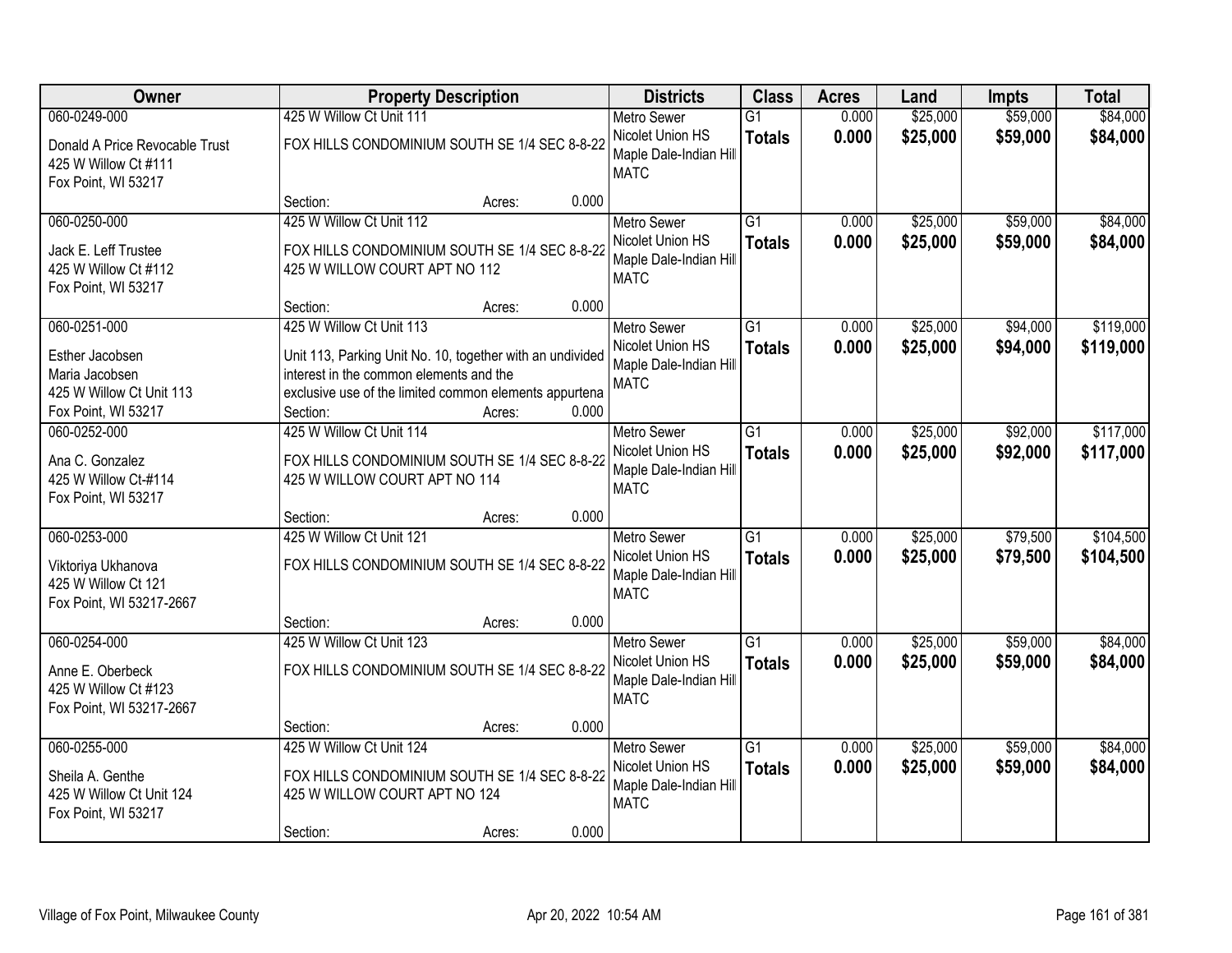| Owner | Property Description | Districts | Class | Acres | Land | Impts | Total |
|---|---|---|---|---|---|---|---|
| 060-0249-000<br>Donald A Price Revocable Trust<br>425 W Willow Ct #111<br>Fox Point, WI 53217 | 425 W Willow Ct Unit 111<br>FOX HILLS CONDOMINIUM SOUTH SE 1/4 SEC 8-8-22<br>Section: Acres: 0.000 | Metro Sewer<br>Nicolet Union HS<br>Maple Dale-Indian Hill<br>MATC | G1<br>**Totals** | 0.000<br>**0.000** | $25,000<br>**$25,000** | $59,000<br>**$59,000** | $84,000<br>**$84,000** |
| 060-0250-000<br>Jack E. Leff Trustee<br>425 W Willow Ct #112<br>Fox Point, WI 53217 | 425 W Willow Ct Unit 112<br>FOX HILLS CONDOMINIUM SOUTH SE 1/4 SEC 8-8-22<br>425 W WILLOW COURT APT NO 112<br>Section: Acres: 0.000 | Metro Sewer<br>Nicolet Union HS<br>Maple Dale-Indian Hill<br>MATC | G1<br>**Totals** | 0.000<br>**0.000** | $25,000<br>**$25,000** | $59,000<br>**$59,000** | $84,000<br>**$84,000** |
| 060-0251-000<br>Esther Jacobsen<br>Maria Jacobsen<br>425 W Willow Ct Unit 113<br>Fox Point, WI 53217 | 425 W Willow Ct Unit 113<br>Unit 113, Parking Unit No. 10, together with an undivided interest in the common elements and the exclusive use of the limited common elements appurtena<br>Section: Acres: 0.000 | Metro Sewer<br>Nicolet Union HS<br>Maple Dale-Indian Hill<br>MATC | G1<br>**Totals** | 0.000<br>**0.000** | $25,000<br>**$25,000** | $94,000<br>**$94,000** | $119,000<br>**$119,000** |
| 060-0252-000<br>Ana C. Gonzalez<br>425 W Willow Ct-#114<br>Fox Point, WI 53217 | 425 W Willow Ct Unit 114<br>FOX HILLS CONDOMINIUM SOUTH SE 1/4 SEC 8-8-22<br>425 W WILLOW COURT APT NO 114<br>Section: Acres: 0.000 | Metro Sewer<br>Nicolet Union HS<br>Maple Dale-Indian Hill<br>MATC | G1<br>**Totals** | 0.000<br>**0.000** | $25,000<br>**$25,000** | $92,000<br>**$92,000** | $117,000<br>**$117,000** |
| 060-0253-000<br>Viktoriya Ukhanova<br>425 W Willow Ct 121<br>Fox Point, WI 53217-2667 | 425 W Willow Ct Unit 121<br>FOX HILLS CONDOMINIUM SOUTH SE 1/4 SEC 8-8-22<br>Section: Acres: 0.000 | Metro Sewer<br>Nicolet Union HS<br>Maple Dale-Indian Hill<br>MATC | G1<br>**Totals** | 0.000<br>**0.000** | $25,000<br>**$25,000** | $79,500<br>**$79,500** | $104,500<br>**$104,500** |
| 060-0254-000<br>Anne E. Oberbeck<br>425 W Willow Ct #123<br>Fox Point, WI 53217-2667 | 425 W Willow Ct Unit 123<br>FOX HILLS CONDOMINIUM SOUTH SE 1/4 SEC 8-8-22<br>Section: Acres: 0.000 | Metro Sewer<br>Nicolet Union HS<br>Maple Dale-Indian Hill<br>MATC | G1<br>**Totals** | 0.000<br>**0.000** | $25,000<br>**$25,000** | $59,000<br>**$59,000** | $84,000<br>**$84,000** |
| 060-0255-000<br>Sheila A. Genthe<br>425 W Willow Ct Unit 124<br>Fox Point, WI 53217 | 425 W Willow Ct Unit 124<br>FOX HILLS CONDOMINIUM SOUTH SE 1/4 SEC 8-8-22<br>425 W WILLOW COURT APT NO 124<br>Section: Acres: 0.000 | Metro Sewer<br>Nicolet Union HS<br>Maple Dale-Indian Hill<br>MATC | G1<br>**Totals** | 0.000<br>**0.000** | $25,000<br>**$25,000** | $59,000<br>**$59,000** | $84,000<br>**$84,000** |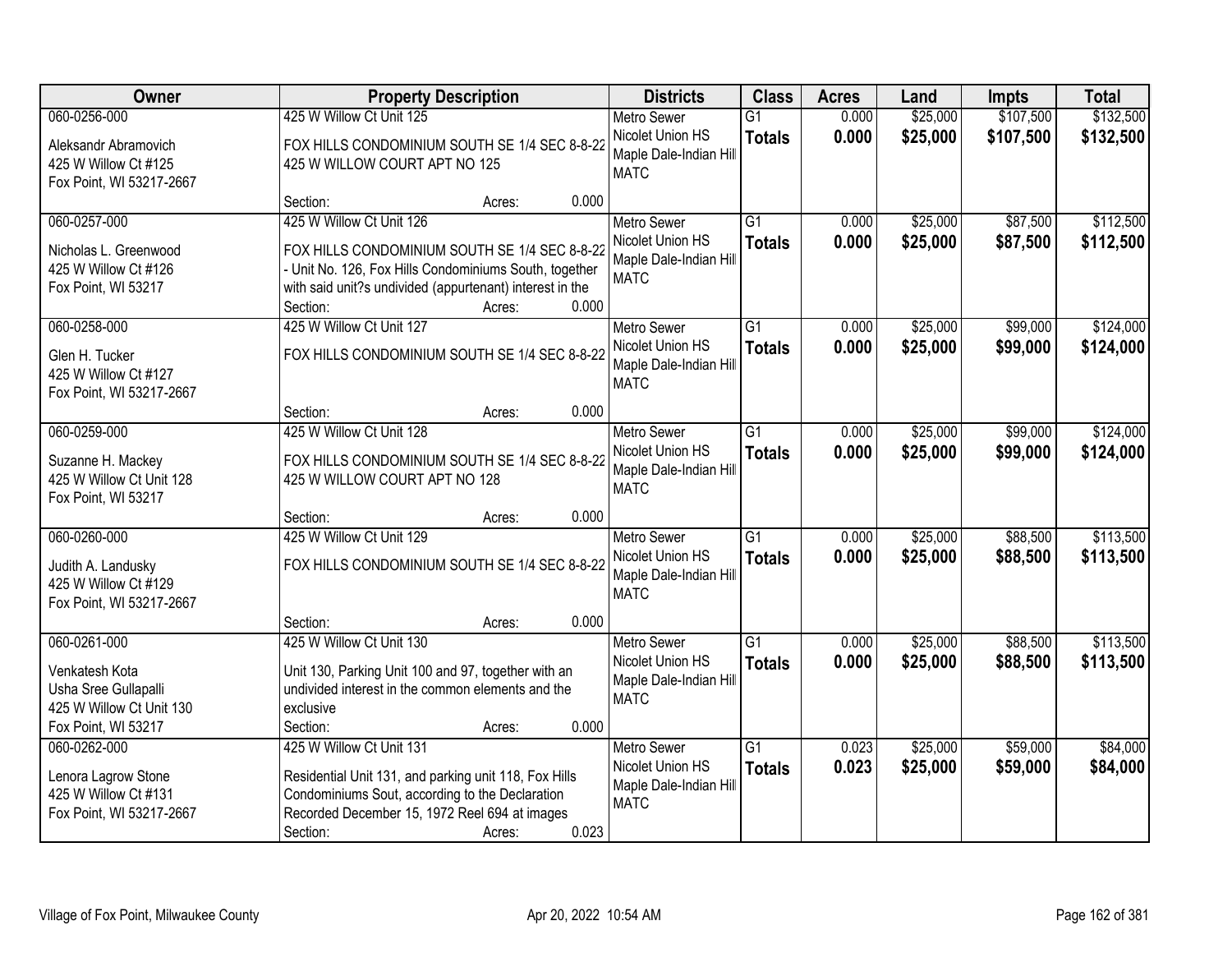| Owner | Property Description | Districts | Class | Acres | Land | Impts | Total |
|---|---|---|---|---|---|---|---|
| 060-0256-000<br>Aleksandr Abramovich<br>425 W Willow Ct #125<br>Fox Point, WI 53217-2667 | 425 W Willow Ct Unit 125<br>FOX HILLS CONDOMINIUM SOUTH SE 1/4 SEC 8-8-22 425 W WILLOW COURT APT NO 125<br>Section: Acres: 0.000 | Metro Sewer<br>Nicolet Union HS<br>Maple Dale-Indian Hill<br>MATC | G1<br>**Totals** | 0.000<br>**0.000** | $25,000<br>**$25,000** | $107,500<br>**$107,500** | $132,500<br>**$132,500** |
| 060-0257-000<br>Nicholas L. Greenwood<br>425 W Willow Ct #126<br>Fox Point, WI 53217 | 425 W Willow Ct Unit 126<br>FOX HILLS CONDOMINIUM SOUTH SE 1/4 SEC 8-8-22 - Unit No. 126, Fox Hills Condominiums South, together with said unit?s undivided (appurtenant) interest in the<br>Section: Acres: 0.000 | Metro Sewer<br>Nicolet Union HS<br>Maple Dale-Indian Hill<br>MATC | G1<br>**Totals** | 0.000<br>**0.000** | $25,000<br>**$25,000** | $87,500<br>**$87,500** | $112,500<br>**$112,500** |
| 060-0258-000<br>Glen H. Tucker<br>425 W Willow Ct #127<br>Fox Point, WI 53217-2667 | 425 W Willow Ct Unit 127<br>FOX HILLS CONDOMINIUM SOUTH SE 1/4 SEC 8-8-22<br>Section: Acres: 0.000 | Metro Sewer<br>Nicolet Union HS<br>Maple Dale-Indian Hill<br>MATC | G1<br>**Totals** | 0.000<br>**0.000** | $25,000<br>**$25,000** | $99,000<br>**$99,000** | $124,000<br>**$124,000** |
| 060-0259-000<br>Suzanne H. Mackey<br>425 W Willow Ct Unit 128<br>Fox Point, WI 53217 | 425 W Willow Ct Unit 128<br>FOX HILLS CONDOMINIUM SOUTH SE 1/4 SEC 8-8-22 425 W WILLOW COURT APT NO 128<br>Section: Acres: 0.000 | Metro Sewer<br>Nicolet Union HS<br>Maple Dale-Indian Hill<br>MATC | G1<br>**Totals** | 0.000<br>**0.000** | $25,000<br>**$25,000** | $99,000<br>**$99,000** | $124,000<br>**$124,000** |
| 060-0260-000<br>Judith A. Landusky<br>425 W Willow Ct #129<br>Fox Point, WI 53217-2667 | 425 W Willow Ct Unit 129<br>FOX HILLS CONDOMINIUM SOUTH SE 1/4 SEC 8-8-22<br>Section: Acres: 0.000 | Metro Sewer<br>Nicolet Union HS<br>Maple Dale-Indian Hill<br>MATC | G1<br>**Totals** | 0.000<br>**0.000** | $25,000<br>**$25,000** | $88,500<br>**$88,500** | $113,500<br>**$113,500** |
| 060-0261-000<br>Venkatesh Kota<br>Usha Sree Gullapalli<br>425 W Willow Ct Unit 130<br>Fox Point, WI 53217 | 425 W Willow Ct Unit 130<br>Unit 130, Parking Unit 100 and 97, together with an undivided interest in the common elements and the exclusive<br>Section: Acres: 0.000 | Metro Sewer<br>Nicolet Union HS<br>Maple Dale-Indian Hill<br>MATC | G1<br>**Totals** | 0.000<br>**0.000** | $25,000<br>**$25,000** | $88,500<br>**$88,500** | $113,500<br>**$113,500** |
| 060-0262-000<br>Lenora Lagrow Stone<br>425 W Willow Ct #131<br>Fox Point, WI 53217-2667 | 425 W Willow Ct Unit 131<br>Residential Unit 131, and parking unit 118, Fox Hills Condominiums Sout, according to the Declaration Recorded December 15, 1972 Reel 694 at images<br>Section: Acres: 0.023 | Metro Sewer<br>Nicolet Union HS<br>Maple Dale-Indian Hill<br>MATC | G1<br>**Totals** | 0.023<br>**0.023** | $25,000<br>**$25,000** | $59,000<br>**$59,000** | $84,000<br>**$84,000** |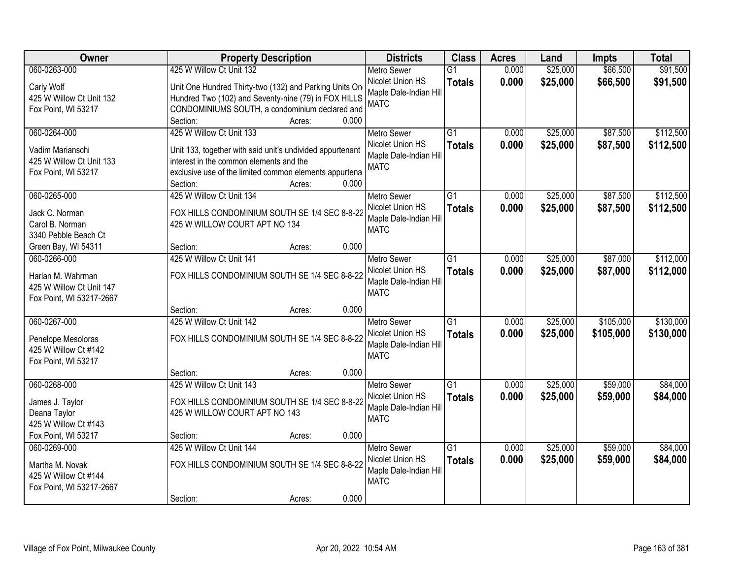| Owner | Property Description | Districts | Class | Acres | Land | Impts | Total |
|---|---|---|---|---|---|---|---|
| 060-0263-000<br><br>Carly Wolf<br>425 W Willow Ct Unit 132<br>Fox Point, WI 53217 | 425 W Willow Ct Unit 132<br><br>Unit One Hundred Thirty-two (132) and Parking Units On Hundred Two (102) and Seventy-nine (79) in FOX HILLS CONDOMINIUMS SOUTH, a condominium declared and<br>Section: Acres: 0.000 | Metro Sewer<br>Nicolet Union HS<br>Maple Dale-Indian Hill<br>MATC | G1<br>**Totals** | 0.000<br>**0.000** | $25,000<br>**$25,000** | $66,500<br>**$66,500** | $91,500<br>**$91,500** |
| 060-0264-000<br><br>Vadim Marianschi<br>425 W Willow Ct Unit 133<br>Fox Point, WI 53217 | 425 W Willow Ct Unit 133<br><br>Unit 133, together with said unit's undivided appurtenant interest in the common elements and the exclusive use of the limited common elements appurtena<br>Section: Acres: 0.000 | Metro Sewer<br>Nicolet Union HS<br>Maple Dale-Indian Hill<br>MATC | G1<br>**Totals** | 0.000<br>**0.000** | $25,000<br>**$25,000** | $87,500<br>**$87,500** | $112,500<br>**$112,500** |
| 060-0265-000<br><br>Jack C. Norman<br>Carol B. Norman<br>3340 Pebble Beach Ct<br>Green Bay, WI 54311 | 425 W Willow Ct Unit 134<br><br>FOX HILLS CONDOMINIUM SOUTH SE 1/4 SEC 8-8-22<br>425 W WILLOW COURT APT NO 134<br>Section: Acres: 0.000 | Metro Sewer<br>Nicolet Union HS<br>Maple Dale-Indian Hill<br>MATC | G1<br>**Totals** | 0.000<br>**0.000** | $25,000<br>**$25,000** | $87,500<br>**$87,500** | $112,500<br>**$112,500** |
| 060-0266-000<br><br>Harlan M. Wahrman<br>425 W Willow Ct Unit 147<br>Fox Point, WI 53217-2667 | 425 W Willow Ct Unit 141<br><br>FOX HILLS CONDOMINIUM SOUTH SE 1/4 SEC 8-8-22<br>Section: Acres: 0.000 | Metro Sewer<br>Nicolet Union HS<br>Maple Dale-Indian Hill<br>MATC | G1<br>**Totals** | 0.000<br>**0.000** | $25,000<br>**$25,000** | $87,000<br>**$87,000** | $112,000<br>**$112,000** |
| 060-0267-000<br><br>Penelope Mesoloras<br>425 W Willow Ct #142<br>Fox Point, WI 53217 | 425 W Willow Ct Unit 142<br><br>FOX HILLS CONDOMINIUM SOUTH SE 1/4 SEC 8-8-22<br>Section: Acres: 0.000 | Metro Sewer<br>Nicolet Union HS<br>Maple Dale-Indian Hill<br>MATC | G1<br>**Totals** | 0.000<br>**0.000** | $25,000<br>**$25,000** | $105,000<br>**$105,000** | $130,000<br>**$130,000** |
| 060-0268-000<br><br>James J. Taylor<br>Deana Taylor<br>425 W Willow Ct #143<br>Fox Point, WI 53217 | 425 W Willow Ct Unit 143<br><br>FOX HILLS CONDOMINIUM SOUTH SE 1/4 SEC 8-8-22<br>425 W WILLOW COURT APT NO 143<br>Section: Acres: 0.000 | Metro Sewer<br>Nicolet Union HS<br>Maple Dale-Indian Hill<br>MATC | G1<br>**Totals** | 0.000<br>**0.000** | $25,000<br>**$25,000** | $59,000<br>**$59,000** | $84,000<br>**$84,000** |
| 060-0269-000<br><br>Martha M. Novak<br>425 W Willow Ct #144<br>Fox Point, WI 53217-2667 | 425 W Willow Ct Unit 144<br><br>FOX HILLS CONDOMINIUM SOUTH SE 1/4 SEC 8-8-22<br>Section: Acres: 0.000 | Metro Sewer<br>Nicolet Union HS<br>Maple Dale-Indian Hill<br>MATC | G1<br>**Totals** | 0.000<br>**0.000** | $25,000<br>**$25,000** | $59,000<br>**$59,000** | $84,000<br>**$84,000** |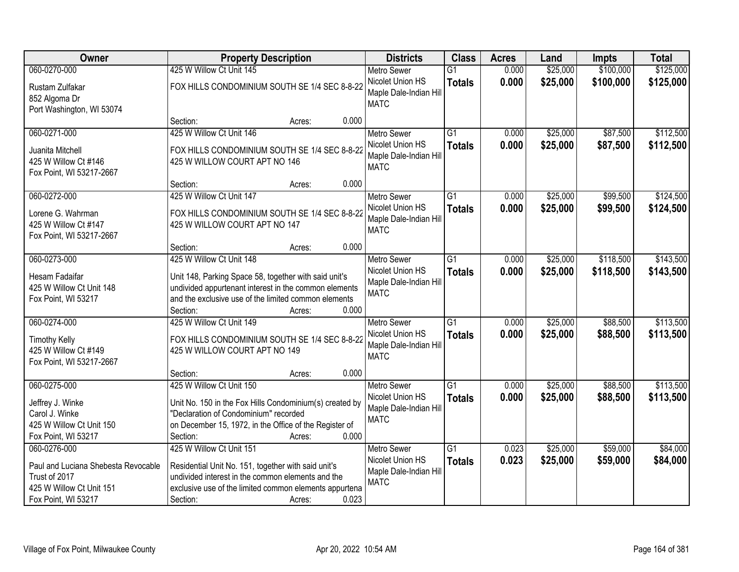| Owner | Property Description | Districts | Class | Acres | Land | Impts | Total |
|---|---|---|---|---|---|---|---|
| 060-0270-000<br>Rustam Zulfakar<br>852 Algoma Dr<br>Port Washington, WI 53074 | 425 W Willow Ct Unit 145<br>FOX HILLS CONDOMINIUM SOUTH SE 1/4 SEC 8-8-22<br>Section: Acres: 0.000 | Metro Sewer<br>Nicolet Union HS<br>Maple Dale-Indian Hill<br>MATC | G1<br>**Totals** | 0.000<br>**0.000** | $25,000<br>**$25,000** | $100,000<br>**$100,000** | $125,000<br>**$125,000** |
| 060-0271-000<br>Juanita Mitchell<br>425 W Willow Ct #146<br>Fox Point, WI 53217-2667 | 425 W Willow Ct Unit 146<br>FOX HILLS CONDOMINIUM SOUTH SE 1/4 SEC 8-8-22<br>425 W WILLOW COURT APT NO 146<br>Section: Acres: 0.000 | Metro Sewer<br>Nicolet Union HS<br>Maple Dale-Indian Hill<br>MATC | G1<br>**Totals** | 0.000<br>**0.000** | $25,000<br>**$25,000** | $87,500<br>**$87,500** | $112,500<br>**$112,500** |
| 060-0272-000<br>Lorene G. Wahrman<br>425 W Willow Ct #147<br>Fox Point, WI 53217-2667 | 425 W Willow Ct Unit 147<br>FOX HILLS CONDOMINIUM SOUTH SE 1/4 SEC 8-8-22<br>425 W WILLOW COURT APT NO 147<br>Section: Acres: 0.000 | Metro Sewer<br>Nicolet Union HS<br>Maple Dale-Indian Hill<br>MATC | G1<br>**Totals** | 0.000<br>**0.000** | $25,000<br>**$25,000** | $99,500<br>**$99,500** | $124,500<br>**$124,500** |
| 060-0273-000<br>Hesam Fadaifar<br>425 W Willow Ct Unit 148<br>Fox Point, WI 53217 | 425 W Willow Ct Unit 148<br>Unit 148, Parking Space 58, together with said unit's undivided appurtenant interest in the common elements and the exclusive use of the limited common elements<br>Section: Acres: 0.000 | Metro Sewer<br>Nicolet Union HS<br>Maple Dale-Indian Hill<br>MATC | G1<br>**Totals** | 0.000<br>**0.000** | $25,000<br>**$25,000** | $118,500<br>**$118,500** | $143,500<br>**$143,500** |
| 060-0274-000<br>Timothy Kelly<br>425 W Willow Ct #149<br>Fox Point, WI 53217-2667 | 425 W Willow Ct Unit 149<br>FOX HILLS CONDOMINIUM SOUTH SE 1/4 SEC 8-8-22<br>425 W WILLOW COURT APT NO 149<br>Section: Acres: 0.000 | Metro Sewer<br>Nicolet Union HS<br>Maple Dale-Indian Hill<br>MATC | G1<br>**Totals** | 0.000<br>**0.000** | $25,000<br>**$25,000** | $88,500<br>**$88,500** | $113,500<br>**$113,500** |
| 060-0275-000<br>Jeffrey J. Winke<br>Carol J. Winke<br>425 W Willow Ct Unit 150<br>Fox Point, WI 53217 | 425 W Willow Ct Unit 150<br>Unit No. 150 in the Fox Hills Condominium(s) created by "Declaration of Condominium" recorded on December 15, 1972, in the Office of the Register of<br>Section: Acres: 0.000 | Metro Sewer<br>Nicolet Union HS<br>Maple Dale-Indian Hill<br>MATC | G1<br>**Totals** | 0.000<br>**0.000** | $25,000<br>**$25,000** | $88,500<br>**$88,500** | $113,500<br>**$113,500** |
| 060-0276-000<br>Paul and Luciana Shebesta Revocable Trust of 2017<br>425 W Willow Ct Unit 151<br>Fox Point, WI 53217 | 425 W Willow Ct Unit 151<br>Residential Unit No. 151, together with said unit's undivided interest in the common elements and the exclusive use of the limited common elements appurtena<br>Section: Acres: 0.023 | Metro Sewer<br>Nicolet Union HS<br>Maple Dale-Indian Hill<br>MATC | G1<br>**Totals** | 0.023<br>**0.023** | $25,000<br>**$25,000** | $59,000<br>**$59,000** | $84,000<br>**$84,000** |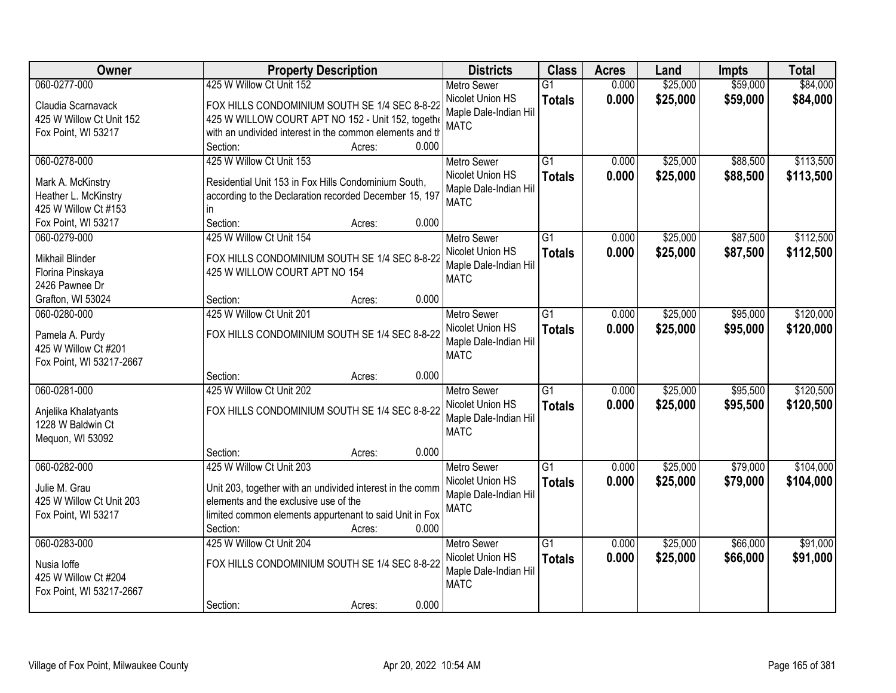| Owner | Property Description | Districts | Class | Acres | Land | Impts | Total |
|---|---|---|---|---|---|---|---|
| 060-0277-000<br>Claudia Scarnavack<br>425 W Willow Ct Unit 152<br>Fox Point, WI 53217 | 425 W Willow Ct Unit 152<br>FOX HILLS CONDOMINIUM SOUTH SE 1/4 SEC 8-8-22 425 W WILLOW COURT APT NO 152 - Unit 152, togethe with an undivided interest in the common elements and th<br>Section: Acres: 0.000 | Metro Sewer<br>Nicolet Union HS<br>Maple Dale-Indian Hill<br>MATC | G1<br>**Totals** | 0.000<br>**0.000** | $25,000<br>**$25,000** | $59,000<br>**$59,000** | $84,000<br>**$84,000** |
| 060-0278-000<br>Mark A. McKinstry<br>Heather L. McKinstry<br>425 W Willow Ct #153<br>Fox Point, WI 53217 | 425 W Willow Ct Unit 153<br>Residential Unit 153 in Fox Hills Condominium South, according to the Declaration recorded December 15, 197 in<br>Section: Acres: 0.000 | Metro Sewer<br>Nicolet Union HS<br>Maple Dale-Indian Hill<br>MATC | G1<br>**Totals** | 0.000<br>**0.000** | $25,000<br>**$25,000** | $88,500<br>**$88,500** | $113,500<br>**$113,500** |
| 060-0279-000<br>Mikhail Blinder<br>Florina Pinskaya<br>2426 Pawnee Dr<br>Grafton, WI 53024 | 425 W Willow Ct Unit 154<br>FOX HILLS CONDOMINIUM SOUTH SE 1/4 SEC 8-8-22 425 W WILLOW COURT APT NO 154<br>Section: Acres: 0.000 | Metro Sewer<br>Nicolet Union HS<br>Maple Dale-Indian Hill<br>MATC | G1<br>**Totals** | 0.000<br>**0.000** | $25,000<br>**$25,000** | $87,500<br>**$87,500** | $112,500<br>**$112,500** |
| 060-0280-000<br>Pamela A. Purdy<br>425 W Willow Ct #201<br>Fox Point, WI 53217-2667 | 425 W Willow Ct Unit 201<br>FOX HILLS CONDOMINIUM SOUTH SE 1/4 SEC 8-8-22<br>Section: Acres: 0.000 | Metro Sewer<br>Nicolet Union HS<br>Maple Dale-Indian Hill<br>MATC | G1<br>**Totals** | 0.000<br>**0.000** | $25,000<br>**$25,000** | $95,000<br>**$95,000** | $120,000<br>**$120,000** |
| 060-0281-000<br>Anjelika Khalatyants<br>1228 W Baldwin Ct<br>Mequon, WI 53092 | 425 W Willow Ct Unit 202<br>FOX HILLS CONDOMINIUM SOUTH SE 1/4 SEC 8-8-22<br>Section: Acres: 0.000 | Metro Sewer<br>Nicolet Union HS<br>Maple Dale-Indian Hill<br>MATC | G1<br>**Totals** | 0.000<br>**0.000** | $25,000<br>**$25,000** | $95,500<br>**$95,500** | $120,500<br>**$120,500** |
| 060-0282-000<br>Julie M. Grau<br>425 W Willow Ct Unit 203<br>Fox Point, WI 53217 | 425 W Willow Ct Unit 203<br>Unit 203, together with an undivided interest in the comm elements and the exclusive use of the limited common elements appurtenant to said Unit in Fox<br>Section: Acres: 0.000 | Metro Sewer<br>Nicolet Union HS<br>Maple Dale-Indian Hill<br>MATC | G1<br>**Totals** | 0.000<br>**0.000** | $25,000<br>**$25,000** | $79,000<br>**$79,000** | $104,000<br>**$104,000** |
| 060-0283-000<br>Nusia Ioffe<br>425 W Willow Ct #204<br>Fox Point, WI 53217-2667 | 425 W Willow Ct Unit 204<br>FOX HILLS CONDOMINIUM SOUTH SE 1/4 SEC 8-8-22<br>Section: Acres: 0.000 | Metro Sewer<br>Nicolet Union HS<br>Maple Dale-Indian Hill<br>MATC | G1<br>**Totals** | 0.000<br>**0.000** | $25,000<br>**$25,000** | $66,000<br>**$66,000** | $91,000<br>**$91,000** |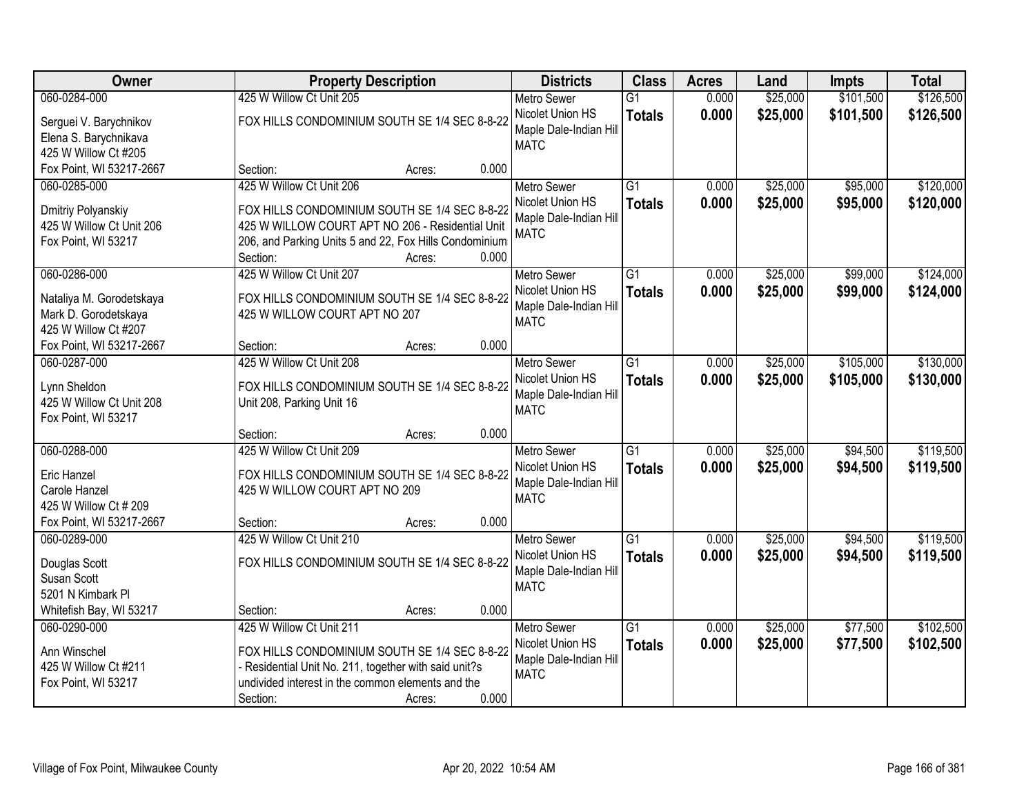| Owner | Property Description | Districts | Class | Acres | Land | Impts | Total |
|---|---|---|---|---|---|---|---|
| 060-0284-000<br>Serguei V. Barychnikov<br>Elena S. Barychnikava<br>425 W Willow Ct #205<br>Fox Point, WI 53217-2667 | 425 W Willow Ct Unit 205<br>FOX HILLS CONDOMINIUM SOUTH SE 1/4 SEC 8-8-22<br>Section: Acres: 0.000 | Metro Sewer<br>Nicolet Union HS<br>Maple Dale-Indian Hill<br>MATC | G1<br>**Totals** | 0.000<br>**0.000** | $25,000<br>**$25,000** | $101,500<br>**$101,500** | $126,500<br>**$126,500** |
| 060-0285-000<br>Dmitriy Polyanskiy<br>425 W Willow Ct Unit 206<br>Fox Point, WI 53217 | 425 W Willow Ct Unit 206<br>FOX HILLS CONDOMINIUM SOUTH SE 1/4 SEC 8-8-22 425 W WILLOW COURT APT NO 206 - Residential Unit 206, and Parking Units 5 and 22, Fox Hills Condominium<br>Section: Acres: 0.000 | Metro Sewer<br>Nicolet Union HS<br>Maple Dale-Indian Hill<br>MATC | G1<br>**Totals** | 0.000<br>**0.000** | $25,000<br>**$25,000** | $95,000<br>**$95,000** | $120,000<br>**$120,000** |
| 060-0286-000<br>Nataliya M. Gorodetskaya<br>Mark D. Gorodetskaya<br>425 W Willow Ct #207<br>Fox Point, WI 53217-2667 | 425 W Willow Ct Unit 207<br>FOX HILLS CONDOMINIUM SOUTH SE 1/4 SEC 8-8-22 425 W WILLOW COURT APT NO 207<br>Section: Acres: 0.000 | Metro Sewer<br>Nicolet Union HS<br>Maple Dale-Indian Hill<br>MATC | G1<br>**Totals** | 0.000<br>**0.000** | $25,000<br>**$25,000** | $99,000<br>**$99,000** | $124,000<br>**$124,000** |
| 060-0287-000<br>Lynn Sheldon<br>425 W Willow Ct Unit 208<br>Fox Point, WI 53217 | 425 W Willow Ct Unit 208<br>FOX HILLS CONDOMINIUM SOUTH SE 1/4 SEC 8-8-22 Unit 208, Parking Unit 16<br>Section: Acres: 0.000 | Metro Sewer<br>Nicolet Union HS<br>Maple Dale-Indian Hill<br>MATC | G1<br>**Totals** | 0.000<br>**0.000** | $25,000<br>**$25,000** | $105,000<br>**$105,000** | $130,000<br>**$130,000** |
| 060-0288-000<br>Eric Hanzel<br>Carole Hanzel<br>425 W Willow Ct # 209<br>Fox Point, WI 53217-2667 | 425 W Willow Ct Unit 209<br>FOX HILLS CONDOMINIUM SOUTH SE 1/4 SEC 8-8-22 425 W WILLOW COURT APT NO 209<br>Section: Acres: 0.000 | Metro Sewer<br>Nicolet Union HS<br>Maple Dale-Indian Hill<br>MATC | G1<br>**Totals** | 0.000<br>**0.000** | $25,000<br>**$25,000** | $94,500<br>**$94,500** | $119,500<br>**$119,500** |
| 060-0289-000<br>Douglas Scott<br>Susan Scott<br>5201 N Kimbark Pl<br>Whitefish Bay, WI 53217 | 425 W Willow Ct Unit 210<br>FOX HILLS CONDOMINIUM SOUTH SE 1/4 SEC 8-8-22<br>Section: Acres: 0.000 | Metro Sewer<br>Nicolet Union HS<br>Maple Dale-Indian Hill<br>MATC | G1<br>**Totals** | 0.000<br>**0.000** | $25,000<br>**$25,000** | $94,500<br>**$94,500** | $119,500<br>**$119,500** |
| 060-0290-000<br>Ann Winschel<br>425 W Willow Ct #211<br>Fox Point, WI 53217 | 425 W Willow Ct Unit 211<br>FOX HILLS CONDOMINIUM SOUTH SE 1/4 SEC 8-8-22 - Residential Unit No. 211, together with said unit?s undivided interest in the common elements and the<br>Section: Acres: 0.000 | Metro Sewer<br>Nicolet Union HS<br>Maple Dale-Indian Hill<br>MATC | G1<br>**Totals** | 0.000<br>**0.000** | $25,000<br>**$25,000** | $77,500<br>**$77,500** | $102,500<br>**$102,500** |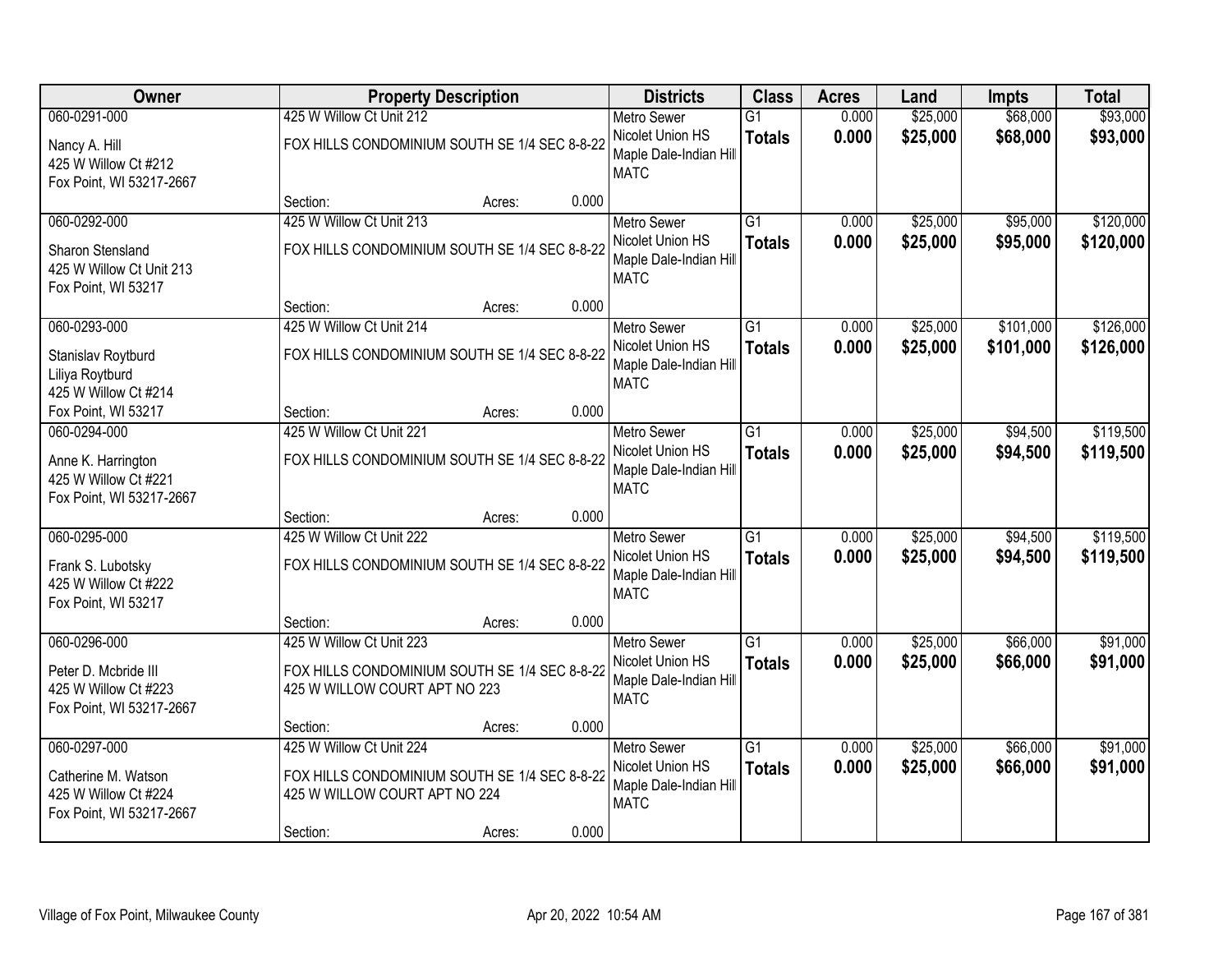| Owner | Property Description | | | Districts | Class | Acres | Land | Impts | Total |
|---|---|---|---|---|---|---|---|---|---|
| 060-0291-000 | 425 W Willow Ct Unit 212 | | | Metro Sewer | G1 | 0.000 | $25,000 | $68,000 | $93,000 |
| Nancy A. Hill<br>425 W Willow Ct #212<br>Fox Point, WI 53217-2667 | FOX HILLS CONDOMINIUM SOUTH SE 1/4 SEC 8-8-22 | | | Nicolet Union HS<br>Maple Dale-Indian Hill<br>MATC | **Totals** | **0.000** | **$25,000** | **$68,000** | **$93,000** |
| | Section: | Acres: | 0.000 | | | | | | |
| 060-0292-000 | 425 W Willow Ct Unit 213 | | | Metro Sewer | G1 | 0.000 | $25,000 | $95,000 | $120,000 |
| Sharon Stensland<br>425 W Willow Ct Unit 213<br>Fox Point, WI 53217 | FOX HILLS CONDOMINIUM SOUTH SE 1/4 SEC 8-8-22 | | | Nicolet Union HS<br>Maple Dale-Indian Hill<br>MATC | **Totals** | **0.000** | **$25,000** | **$95,000** | **$120,000** |
| | Section: | Acres: | 0.000 | | | | | | |
| 060-0293-000 | 425 W Willow Ct Unit 214 | | | Metro Sewer | G1 | 0.000 | $25,000 | $101,000 | $126,000 |
| Stanislav Roytburd<br>Liliya Roytburd<br>425 W Willow Ct #214<br>Fox Point, WI 53217 | FOX HILLS CONDOMINIUM SOUTH SE 1/4 SEC 8-8-22 | | | Nicolet Union HS<br>Maple Dale-Indian Hill<br>MATC | **Totals** | **0.000** | **$25,000** | **$101,000** | **$126,000** |
| | Section: | Acres: | 0.000 | | | | | | |
| 060-0294-000 | 425 W Willow Ct Unit 221 | | | Metro Sewer | G1 | 0.000 | $25,000 | $94,500 | $119,500 |
| Anne K. Harrington<br>425 W Willow Ct #221<br>Fox Point, WI 53217-2667 | FOX HILLS CONDOMINIUM SOUTH SE 1/4 SEC 8-8-22 | | | Nicolet Union HS<br>Maple Dale-Indian Hill<br>MATC | **Totals** | **0.000** | **$25,000** | **$94,500** | **$119,500** |
| | Section: | Acres: | 0.000 | | | | | | |
| 060-0295-000 | 425 W Willow Ct Unit 222 | | | Metro Sewer | G1 | 0.000 | $25,000 | $94,500 | $119,500 |
| Frank S. Lubotsky<br>425 W Willow Ct #222<br>Fox Point, WI 53217 | FOX HILLS CONDOMINIUM SOUTH SE 1/4 SEC 8-8-22 | | | Nicolet Union HS<br>Maple Dale-Indian Hill<br>MATC | **Totals** | **0.000** | **$25,000** | **$94,500** | **$119,500** |
| | Section: | Acres: | 0.000 | | | | | | |
| 060-0296-000 | 425 W Willow Ct Unit 223 | | | Metro Sewer | G1 | 0.000 | $25,000 | $66,000 | $91,000 |
| Peter D. Mcbride III<br>425 W Willow Ct #223<br>Fox Point, WI 53217-2667 | FOX HILLS CONDOMINIUM SOUTH SE 1/4 SEC 8-8-22<br>425 W WILLOW COURT APT NO 223 | | | Nicolet Union HS<br>Maple Dale-Indian Hill<br>MATC | **Totals** | **0.000** | **$25,000** | **$66,000** | **$91,000** |
| | Section: | Acres: | 0.000 | | | | | | |
| 060-0297-000 | 425 W Willow Ct Unit 224 | | | Metro Sewer | G1 | 0.000 | $25,000 | $66,000 | $91,000 |
| Catherine M. Watson<br>425 W Willow Ct #224<br>Fox Point, WI 53217-2667 | FOX HILLS CONDOMINIUM SOUTH SE 1/4 SEC 8-8-22<br>425 W WILLOW COURT APT NO 224 | | | Nicolet Union HS<br>Maple Dale-Indian Hill<br>MATC | **Totals** | **0.000** | **$25,000** | **$66,000** | **$91,000** |
| | Section: | Acres: | 0.000 | | | | | | |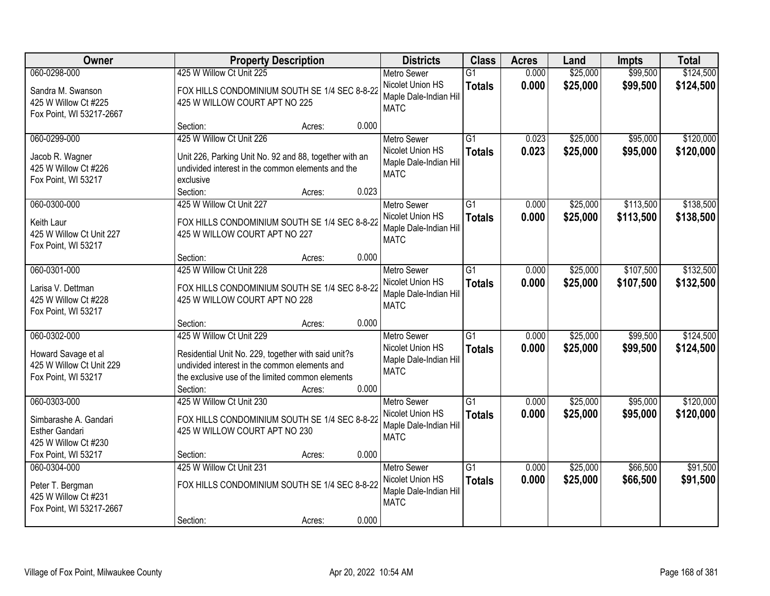| Owner | Property Description | Districts | Class | Acres | Land | Impts | Total |
|---|---|---|---|---|---|---|---|
| 060-0298-000<br>Sandra M. Swanson<br>425 W Willow Ct #225<br>Fox Point, WI 53217-2667 | 425 W Willow Ct Unit 225<br>FOX HILLS CONDOMINIUM SOUTH SE 1/4 SEC 8-8-22<br>425 W WILLOW COURT APT NO 225<br>Section: Acres: 0.000 | Metro Sewer<br>Nicolet Union HS<br>Maple Dale-Indian Hill<br>MATC | G1<br>**Totals** | 0.000<br>**0.000** | $25,000<br>**$25,000** | $99,500<br>**$99,500** | $124,500<br>**$124,500** |
| 060-0299-000<br>Jacob R. Wagner<br>425 W Willow Ct #226<br>Fox Point, WI 53217 | 425 W Willow Ct Unit 226<br>Unit 226, Parking Unit No. 92 and 88, together with an undivided interest in the common elements and the exclusive<br>Section: Acres: 0.023 | Metro Sewer<br>Nicolet Union HS<br>Maple Dale-Indian Hill<br>MATC | G1<br>**Totals** | 0.023<br>**0.023** | $25,000<br>**$25,000** | $95,000<br>**$95,000** | $120,000<br>**$120,000** |
| 060-0300-000<br>Keith Laur<br>425 W Willow Ct Unit 227<br>Fox Point, WI 53217 | 425 W Willow Ct Unit 227<br>FOX HILLS CONDOMINIUM SOUTH SE 1/4 SEC 8-8-22<br>425 W WILLOW COURT APT NO 227<br>Section: Acres: 0.000 | Metro Sewer<br>Nicolet Union HS<br>Maple Dale-Indian Hill<br>MATC | G1<br>**Totals** | 0.000<br>**0.000** | $25,000<br>**$25,000** | $113,500<br>**$113,500** | $138,500<br>**$138,500** |
| 060-0301-000<br>Larisa V. Dettman<br>425 W Willow Ct #228<br>Fox Point, WI 53217 | 425 W Willow Ct Unit 228<br>FOX HILLS CONDOMINIUM SOUTH SE 1/4 SEC 8-8-22<br>425 W WILLOW COURT APT NO 228<br>Section: Acres: 0.000 | Metro Sewer<br>Nicolet Union HS<br>Maple Dale-Indian Hill<br>MATC | G1<br>**Totals** | 0.000<br>**0.000** | $25,000<br>**$25,000** | $107,500<br>**$107,500** | $132,500<br>**$132,500** |
| 060-0302-000<br>Howard Savage et al<br>425 W Willow Ct Unit 229<br>Fox Point, WI 53217 | 425 W Willow Ct Unit 229<br>Residential Unit No. 229, together with said unit?s undivided interest in the common elements and the exclusive use of the limited common elements<br>Section: Acres: 0.000 | Metro Sewer<br>Nicolet Union HS<br>Maple Dale-Indian Hill<br>MATC | G1<br>**Totals** | 0.000<br>**0.000** | $25,000<br>**$25,000** | $99,500<br>**$99,500** | $124,500<br>**$124,500** |
| 060-0303-000<br>Simbarashe A. Gandari<br>Esther Gandari<br>425 W Willow Ct #230<br>Fox Point, WI 53217 | 425 W Willow Ct Unit 230<br>FOX HILLS CONDOMINIUM SOUTH SE 1/4 SEC 8-8-22<br>425 W WILLOW COURT APT NO 230<br>Section: Acres: 0.000 | Metro Sewer<br>Nicolet Union HS<br>Maple Dale-Indian Hill<br>MATC | G1<br>**Totals** | 0.000<br>**0.000** | $25,000<br>**$25,000** | $95,000<br>**$95,000** | $120,000<br>**$120,000** |
| 060-0304-000<br>Peter T. Bergman<br>425 W Willow Ct #231<br>Fox Point, WI 53217-2667 | 425 W Willow Ct Unit 231<br>FOX HILLS CONDOMINIUM SOUTH SE 1/4 SEC 8-8-22<br>Section: Acres: 0.000 | Metro Sewer<br>Nicolet Union HS<br>Maple Dale-Indian Hill<br>MATC | G1<br>**Totals** | 0.000<br>**0.000** | $25,000<br>**$25,000** | $66,500<br>**$66,500** | $91,500<br>**$91,500** |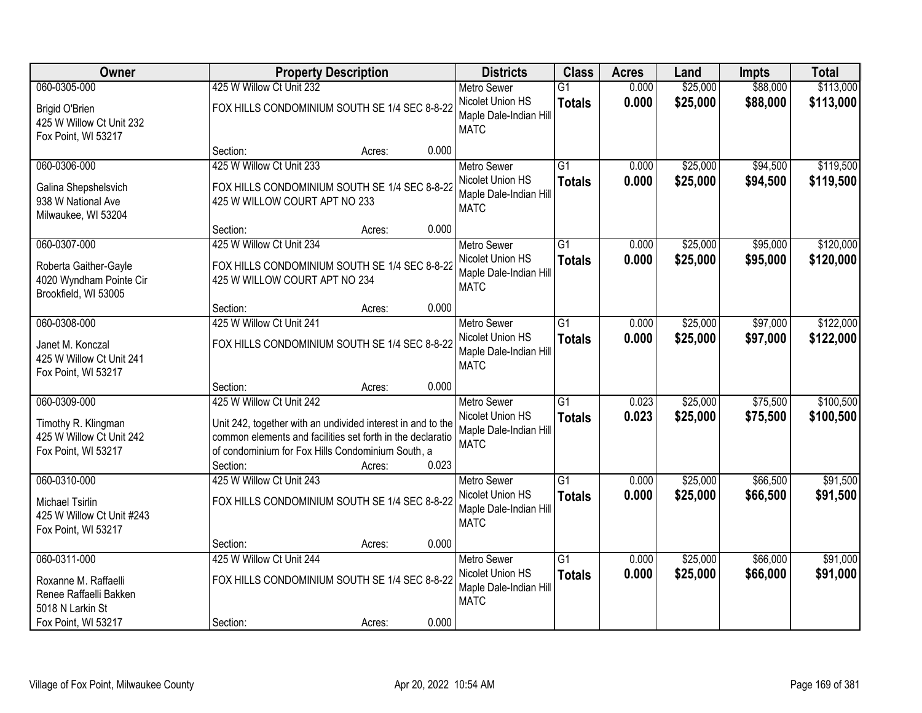| Owner | Property Description | Districts | Class | Acres | Land | Impts | Total |
|---|---|---|---|---|---|---|---|
| 060-0305-000<br>Brigid O'Brien<br>425 W Willow Ct Unit 232<br>Fox Point, WI 53217 | 425 W Willow Ct Unit 232<br>FOX HILLS CONDOMINIUM SOUTH SE 1/4 SEC 8-8-22<br>Section: Acres: 0.000 | Metro Sewer<br>Nicolet Union HS<br>Maple Dale-Indian Hill<br>MATC | G1<br>**Totals** | 0.000<br>**0.000** | $25,000<br>**$25,000** | $88,000<br>**$88,000** | $113,000<br>**$113,000** |
| 060-0306-000<br>Galina Shepshelsvich<br>938 W National Ave<br>Milwaukee, WI 53204 | 425 W Willow Ct Unit 233<br>FOX HILLS CONDOMINIUM SOUTH SE 1/4 SEC 8-8-22<br>425 W WILLOW COURT APT NO 233<br>Section: Acres: 0.000 | Metro Sewer<br>Nicolet Union HS<br>Maple Dale-Indian Hill<br>MATC | G1<br>**Totals** | 0.000<br>**0.000** | $25,000<br>**$25,000** | $94,500<br>**$94,500** | $119,500<br>**$119,500** |
| 060-0307-000<br>Roberta Gaither-Gayle<br>4020 Wyndham Pointe Cir<br>Brookfield, WI 53005 | 425 W Willow Ct Unit 234<br>FOX HILLS CONDOMINIUM SOUTH SE 1/4 SEC 8-8-22<br>425 W WILLOW COURT APT NO 234<br>Section: Acres: 0.000 | Metro Sewer<br>Nicolet Union HS<br>Maple Dale-Indian Hill<br>MATC | G1<br>**Totals** | 0.000<br>**0.000** | $25,000<br>**$25,000** | $95,000<br>**$95,000** | $120,000<br>**$120,000** |
| 060-0308-000<br>Janet M. Konczal<br>425 W Willow Ct Unit 241<br>Fox Point, WI 53217 | 425 W Willow Ct Unit 241<br>FOX HILLS CONDOMINIUM SOUTH SE 1/4 SEC 8-8-22<br>Section: Acres: 0.000 | Metro Sewer<br>Nicolet Union HS<br>Maple Dale-Indian Hill<br>MATC | G1<br>**Totals** | 0.000<br>**0.000** | $25,000<br>**$25,000** | $97,000<br>**$97,000** | $122,000<br>**$122,000** |
| 060-0309-000<br>Timothy R. Klingman<br>425 W Willow Ct Unit 242<br>Fox Point, WI 53217 | 425 W Willow Ct Unit 242<br>Unit 242, together with an undivided interest in and to the common elements and facilities set forth in the declaratio of condominium for Fox Hills Condominium South, a<br>Section: Acres: 0.023 | Metro Sewer<br>Nicolet Union HS<br>Maple Dale-Indian Hill<br>MATC | G1<br>**Totals** | 0.023<br>**0.023** | $25,000<br>**$25,000** | $75,500<br>**$75,500** | $100,500<br>**$100,500** |
| 060-0310-000<br>Michael Tsirlin<br>425 W Willow Ct Unit #243<br>Fox Point, WI 53217 | 425 W Willow Ct Unit 243<br>FOX HILLS CONDOMINIUM SOUTH SE 1/4 SEC 8-8-22<br>Section: Acres: 0.000 | Metro Sewer<br>Nicolet Union HS<br>Maple Dale-Indian Hill<br>MATC | G1<br>**Totals** | 0.000<br>**0.000** | $25,000<br>**$25,000** | $66,500<br>**$66,500** | $91,500<br>**$91,500** |
| 060-0311-000<br>Roxanne M. Raffaelli<br>Renee Raffaelli Bakken<br>5018 N Larkin St<br>Fox Point, WI 53217 | 425 W Willow Ct Unit 244<br>FOX HILLS CONDOMINIUM SOUTH SE 1/4 SEC 8-8-22<br>Section: Acres: 0.000 | Metro Sewer<br>Nicolet Union HS<br>Maple Dale-Indian Hill<br>MATC | G1<br>**Totals** | 0.000<br>**0.000** | $25,000<br>**$25,000** | $66,000<br>**$66,000** | $91,000<br>**$91,000** |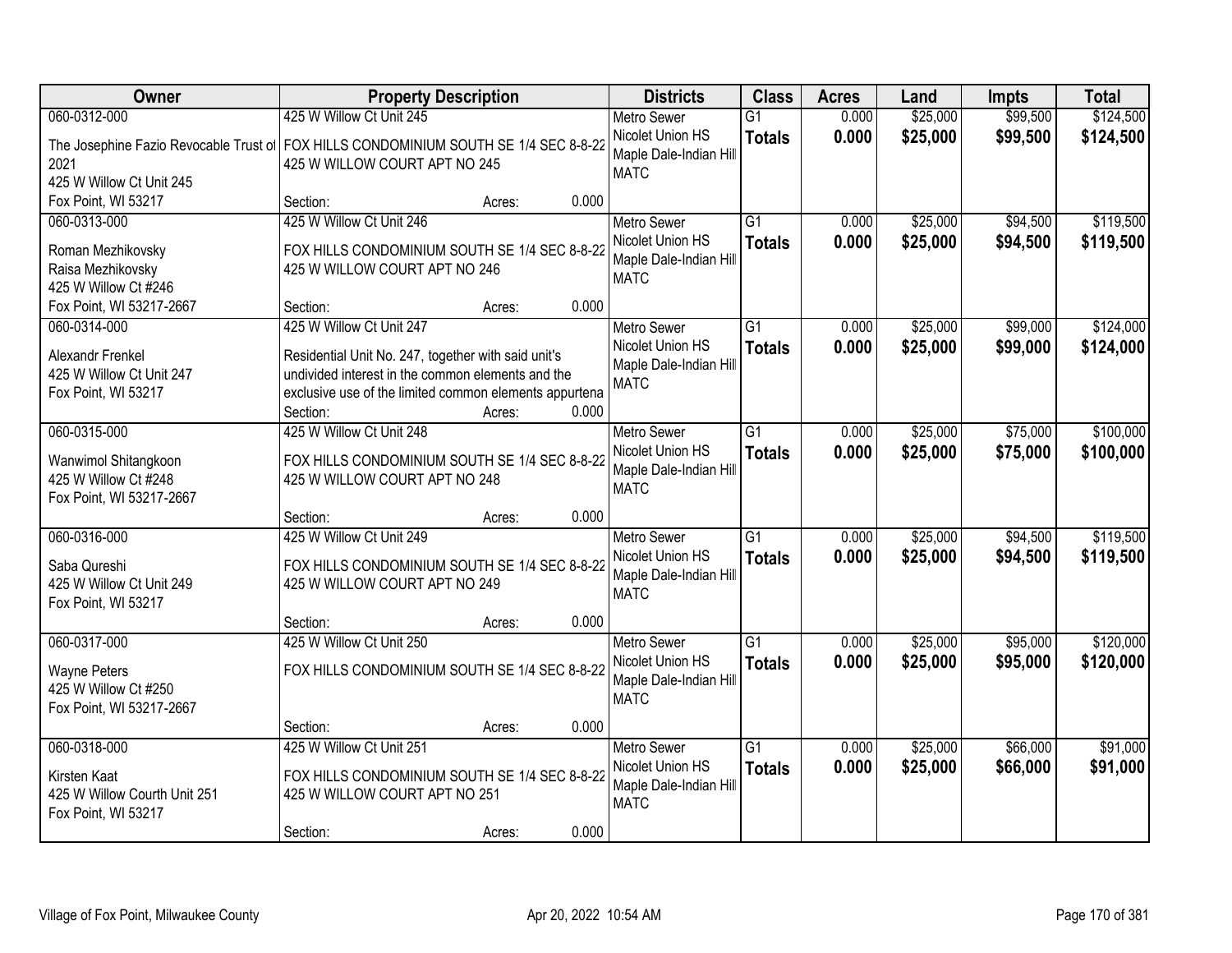| Owner | Property Description | Districts | Class | Acres | Land | Impts | Total |
|---|---|---|---|---|---|---|---|
| 060-0312-000<br>The Josephine Fazio Revocable Trust of 2021<br>425 W Willow Ct Unit 245<br>Fox Point, WI 53217 | 425 W Willow Ct Unit 245<br>FOX HILLS CONDOMINIUM SOUTH SE 1/4 SEC 8-8-22<br>425 W WILLOW COURT APT NO 245<br>Section: Acres: 0.000 | Metro Sewer<br>Nicolet Union HS<br>Maple Dale-Indian Hill<br>MATC | G1<br>**Totals** | 0.000<br>**0.000** | $25,000<br>**$25,000** | $99,500<br>**$99,500** | $124,500<br>**$124,500** |
| 060-0313-000<br>Roman Mezhikovsky<br>Raisa Mezhikovsky<br>425 W Willow Ct #246<br>Fox Point, WI 53217-2667 | 425 W Willow Ct Unit 246<br>FOX HILLS CONDOMINIUM SOUTH SE 1/4 SEC 8-8-22<br>425 W WILLOW COURT APT NO 246<br>Section: Acres: 0.000 | Metro Sewer<br>Nicolet Union HS<br>Maple Dale-Indian Hill<br>MATC | G1<br>**Totals** | 0.000<br>**0.000** | $25,000<br>**$25,000** | $94,500<br>**$94,500** | $119,500<br>**$119,500** |
| 060-0314-000<br>Alexandr Frenkel<br>425 W Willow Ct Unit 247<br>Fox Point, WI 53217 | 425 W Willow Ct Unit 247<br>Residential Unit No. 247, together with said unit's undivided interest in the common elements and the exclusive use of the limited common elements appurtena<br>Section: Acres: 0.000 | Metro Sewer<br>Nicolet Union HS<br>Maple Dale-Indian Hill<br>MATC | G1<br>**Totals** | 0.000<br>**0.000** | $25,000<br>**$25,000** | $99,000<br>**$99,000** | $124,000<br>**$124,000** |
| 060-0315-000<br>Wanwimol Shitangkoon<br>425 W Willow Ct #248<br>Fox Point, WI 53217-2667 | 425 W Willow Ct Unit 248<br>FOX HILLS CONDOMINIUM SOUTH SE 1/4 SEC 8-8-22<br>425 W WILLOW COURT APT NO 248<br>Section: Acres: 0.000 | Metro Sewer<br>Nicolet Union HS<br>Maple Dale-Indian Hill<br>MATC | G1<br>**Totals** | 0.000<br>**0.000** | $25,000<br>**$25,000** | $75,000<br>**$75,000** | $100,000<br>**$100,000** |
| 060-0316-000<br>Saba Qureshi<br>425 W Willow Ct Unit 249<br>Fox Point, WI 53217 | 425 W Willow Ct Unit 249<br>FOX HILLS CONDOMINIUM SOUTH SE 1/4 SEC 8-8-22<br>425 W WILLOW COURT APT NO 249<br>Section: Acres: 0.000 | Metro Sewer<br>Nicolet Union HS<br>Maple Dale-Indian Hill<br>MATC | G1<br>**Totals** | 0.000<br>**0.000** | $25,000<br>**$25,000** | $94,500<br>**$94,500** | $119,500<br>**$119,500** |
| 060-0317-000<br>Wayne Peters<br>425 W Willow Ct #250<br>Fox Point, WI 53217-2667 | 425 W Willow Ct Unit 250<br>FOX HILLS CONDOMINIUM SOUTH SE 1/4 SEC 8-8-22<br>Section: Acres: 0.000 | Metro Sewer<br>Nicolet Union HS<br>Maple Dale-Indian Hill<br>MATC | G1<br>**Totals** | 0.000<br>**0.000** | $25,000<br>**$25,000** | $95,000<br>**$95,000** | $120,000<br>**$120,000** |
| 060-0318-000<br>Kirsten Kaat<br>425 W Willow Courth Unit 251<br>Fox Point, WI 53217 | 425 W Willow Ct Unit 251<br>FOX HILLS CONDOMINIUM SOUTH SE 1/4 SEC 8-8-22<br>425 W WILLOW COURT APT NO 251<br>Section: Acres: 0.000 | Metro Sewer<br>Nicolet Union HS<br>Maple Dale-Indian Hill<br>MATC | G1<br>**Totals** | 0.000<br>**0.000** | $25,000<br>**$25,000** | $66,000<br>**$66,000** | $91,000<br>**$91,000** |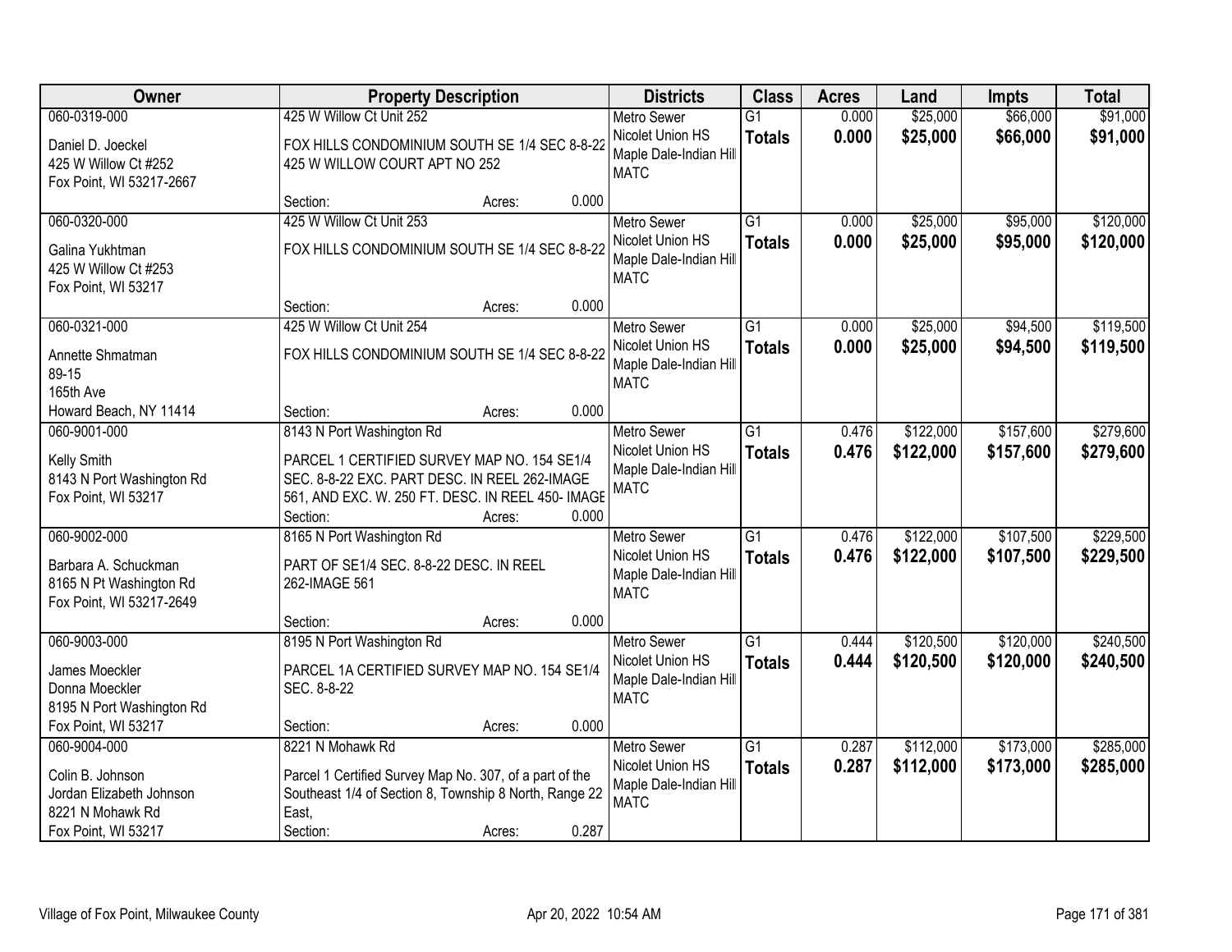| Owner | Property Description | Districts | Class | Acres | Land | Impts | Total |
|---|---|---|---|---|---|---|---|
| 060-0319-000<br>Daniel D. Joeckel<br>425 W Willow Ct #252<br>Fox Point, WI 53217-2667 | 425 W Willow Ct Unit 252<br>FOX HILLS CONDOMINIUM SOUTH SE 1/4 SEC 8-8-22 425 W WILLOW COURT APT NO 252<br>Section: Acres: 0.000 | Metro Sewer<br>Nicolet Union HS<br>Maple Dale-Indian Hill<br>MATC | G1<br>**Totals** | 0.000<br>**0.000** | $25,000<br>**$25,000** | $66,000<br>**$66,000** | $91,000<br>**$91,000** |
| 060-0320-000<br>Galina Yukhtman<br>425 W Willow Ct #253<br>Fox Point, WI 53217 | 425 W Willow Ct Unit 253<br>FOX HILLS CONDOMINIUM SOUTH SE 1/4 SEC 8-8-22<br>Section: Acres: 0.000 | Metro Sewer<br>Nicolet Union HS<br>Maple Dale-Indian Hill<br>MATC | G1<br>**Totals** | 0.000<br>**0.000** | $25,000<br>**$25,000** | $95,000<br>**$95,000** | $120,000<br>**$120,000** |
| 060-0321-000<br>Annette Shmatman<br>89-15<br>165th Ave<br>Howard Beach, NY 11414 | 425 W Willow Ct Unit 254<br>FOX HILLS CONDOMINIUM SOUTH SE 1/4 SEC 8-8-22<br>Section: Acres: 0.000 | Metro Sewer<br>Nicolet Union HS<br>Maple Dale-Indian Hill<br>MATC | G1<br>**Totals** | 0.000<br>**0.000** | $25,000<br>**$25,000** | $94,500<br>**$94,500** | $119,500<br>**$119,500** |
| 060-9001-000<br>Kelly Smith<br>8143 N Port Washington Rd<br>Fox Point, WI 53217 | 8143 N Port Washington Rd<br>PARCEL 1 CERTIFIED SURVEY MAP NO. 154 SE1/4 SEC. 8-8-22 EXC. PART DESC. IN REEL 262-IMAGE 561, AND EXC. W. 250 FT. DESC. IN REEL 450- IMAGE<br>Section: Acres: 0.000 | Metro Sewer<br>Nicolet Union HS<br>Maple Dale-Indian Hill<br>MATC | G1<br>**Totals** | 0.476<br>**0.476** | $122,000<br>**$122,000** | $157,600<br>**$157,600** | $279,600<br>**$279,600** |
| 060-9002-000<br>Barbara A. Schuckman<br>8165 N Pt Washington Rd<br>Fox Point, WI 53217-2649 | 8165 N Port Washington Rd<br>PART OF SE1/4 SEC. 8-8-22 DESC. IN REEL 262-IMAGE 561<br>Section: Acres: 0.000 | Metro Sewer<br>Nicolet Union HS<br>Maple Dale-Indian Hill<br>MATC | G1<br>**Totals** | 0.476<br>**0.476** | $122,000<br>**$122,000** | $107,500<br>**$107,500** | $229,500<br>**$229,500** |
| 060-9003-000<br>James Moeckler<br>Donna Moeckler<br>8195 N Port Washington Rd<br>Fox Point, WI 53217 | 8195 N Port Washington Rd<br>PARCEL 1A CERTIFIED SURVEY MAP NO. 154 SE1/4 SEC. 8-8-22<br>Section: Acres: 0.000 | Metro Sewer<br>Nicolet Union HS<br>Maple Dale-Indian Hill<br>MATC | G1<br>**Totals** | 0.444<br>**0.444** | $120,500<br>**$120,500** | $120,000<br>**$120,000** | $240,500<br>**$240,500** |
| 060-9004-000<br>Colin B. Johnson<br>Jordan Elizabeth Johnson<br>8221 N Mohawk Rd<br>Fox Point, WI 53217 | 8221 N Mohawk Rd<br>Parcel 1 Certified Survey Map No. 307, of a part of the Southeast 1/4 of Section 8, Township 8 North, Range 22 East,<br>Section: Acres: 0.287 | Metro Sewer<br>Nicolet Union HS<br>Maple Dale-Indian Hill<br>MATC | G1<br>**Totals** | 0.287<br>**0.287** | $112,000<br>**$112,000** | $173,000<br>**$173,000** | $285,000<br>**$285,000** |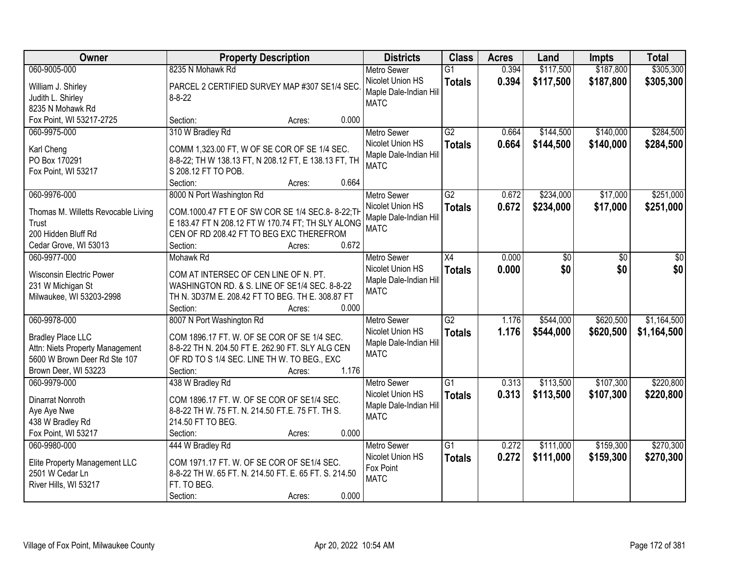| Owner | Property Description | Districts | Class | Acres | Land | Impts | Total |
|---|---|---|---|---|---|---|---|
| 060-9005-000<br>William J. Shirley<br>Judith L. Shirley<br>8235 N Mohawk Rd<br>Fox Point, WI 53217-2725 | 8235 N Mohawk Rd<br>PARCEL 2 CERTIFIED SURVEY MAP #307 SE1/4 SEC. 8-8-22<br>Section: Acres: 0.000 | Metro Sewer<br>Nicolet Union HS<br>Maple Dale-Indian Hill<br>MATC | G1<br>**Totals** | 0.394<br>**0.394** | $117,500<br>**$117,500** | $187,800<br>**$187,800** | $305,300<br>**$305,300** |
| 060-9975-000<br>Karl Cheng<br>PO Box 170291<br>Fox Point, WI 53217 | 310 W Bradley Rd<br>COMM 1,323.00 FT, W OF SE COR OF SE 1/4 SEC. 8-8-22; TH W 138.13 FT, N 208.12 FT, E 138.13 FT, TH S 208.12 FT TO POB.<br>Section: Acres: 0.664 | Metro Sewer<br>Nicolet Union HS<br>Maple Dale-Indian Hill<br>MATC | G2<br>**Totals** | 0.664<br>**0.664** | $144,500<br>**$144,500** | $140,000<br>**$140,000** | $284,500<br>**$284,500** |
| 060-9976-000<br>Thomas M. Willetts Revocable Living Trust<br>200 Hidden Bluff Rd<br>Cedar Grove, WI 53013 | 8000 N Port Washington Rd<br>COM.1000.47 FT E OF SW COR SE 1/4 SEC.8- 8-22;TH E 183.47 FT N 208.12 FT W 170.74 FT; TH SLY ALONG CEN OF RD 208.42 FT TO BEG EXC THEREFROM<br>Section: Acres: 0.672 | Metro Sewer<br>Nicolet Union HS<br>Maple Dale-Indian Hill<br>MATC | G2<br>**Totals** | 0.672<br>**0.672** | $234,000<br>**$234,000** | $17,000<br>**$17,000** | $251,000<br>**$251,000** |
| 060-9977-000<br>Wisconsin Electric Power<br>231 W Michigan St<br>Milwaukee, WI 53203-2998 | Mohawk Rd<br>COM AT INTERSEC OF CEN LINE OF N. PT. WASHINGTON RD. & S. LINE OF SE1/4 SEC. 8-8-22 TH N. 3D37M E. 208.42 FT TO BEG. TH E. 308.87 FT<br>Section: Acres: 0.000 | Metro Sewer<br>Nicolet Union HS<br>Maple Dale-Indian Hill<br>MATC | X4<br>**Totals** | 0.000<br>**0.000** | $0<br>**$0** | $0<br>**$0** | $0<br>**$0** |
| 060-9978-000<br>Bradley Place LLC<br>Attn: Niets Property Management<br>5600 W Brown Deer Rd Ste 107<br>Brown Deer, WI 53223 | 8007 N Port Washington Rd<br>COM 1896.17 FT. W. OF SE COR OF SE 1/4 SEC. 8-8-22 TH N. 204.50 FT E. 262.90 FT. SLY ALG CEN OF RD TO S 1/4 SEC. LINE TH W. TO BEG., EXC<br>Section: Acres: 1.176 | Metro Sewer<br>Nicolet Union HS<br>Maple Dale-Indian Hill<br>MATC | G2<br>**Totals** | 1.176<br>**1.176** | $544,000<br>**$544,000** | $620,500<br>**$620,500** | $1,164,500<br>**$1,164,500** |
| 060-9979-000<br>Dinarrat Nonroth<br>Aye Aye Nwe<br>438 W Bradley Rd<br>Fox Point, WI 53217 | 438 W Bradley Rd<br>COM 1896.17 FT. W. OF SE COR OF SE1/4 SEC. 8-8-22 TH W. 75 FT. N. 214.50 FT.E. 75 FT. TH S. 214.50 FT TO BEG.<br>Section: Acres: 0.000 | Metro Sewer<br>Nicolet Union HS<br>Maple Dale-Indian Hill<br>MATC | G1<br>**Totals** | 0.313<br>**0.313** | $113,500<br>**$113,500** | $107,300<br>**$107,300** | $220,800<br>**$220,800** |
| 060-9980-000<br>Elite Property Management LLC<br>2501 W Cedar Ln<br>River Hills, WI 53217 | 444 W Bradley Rd<br>COM 1971.17 FT. W. OF SE COR OF SE1/4 SEC. 8-8-22 TH W. 65 FT. N. 214.50 FT. E. 65 FT. S. 214.50 FT. TO BEG.<br>Section: Acres: 0.000 | Metro Sewer<br>Nicolet Union HS<br>Fox Point<br>MATC | G1<br>**Totals** | 0.272<br>**0.272** | $111,000<br>**$111,000** | $159,300<br>**$159,300** | $270,300<br>**$270,300** |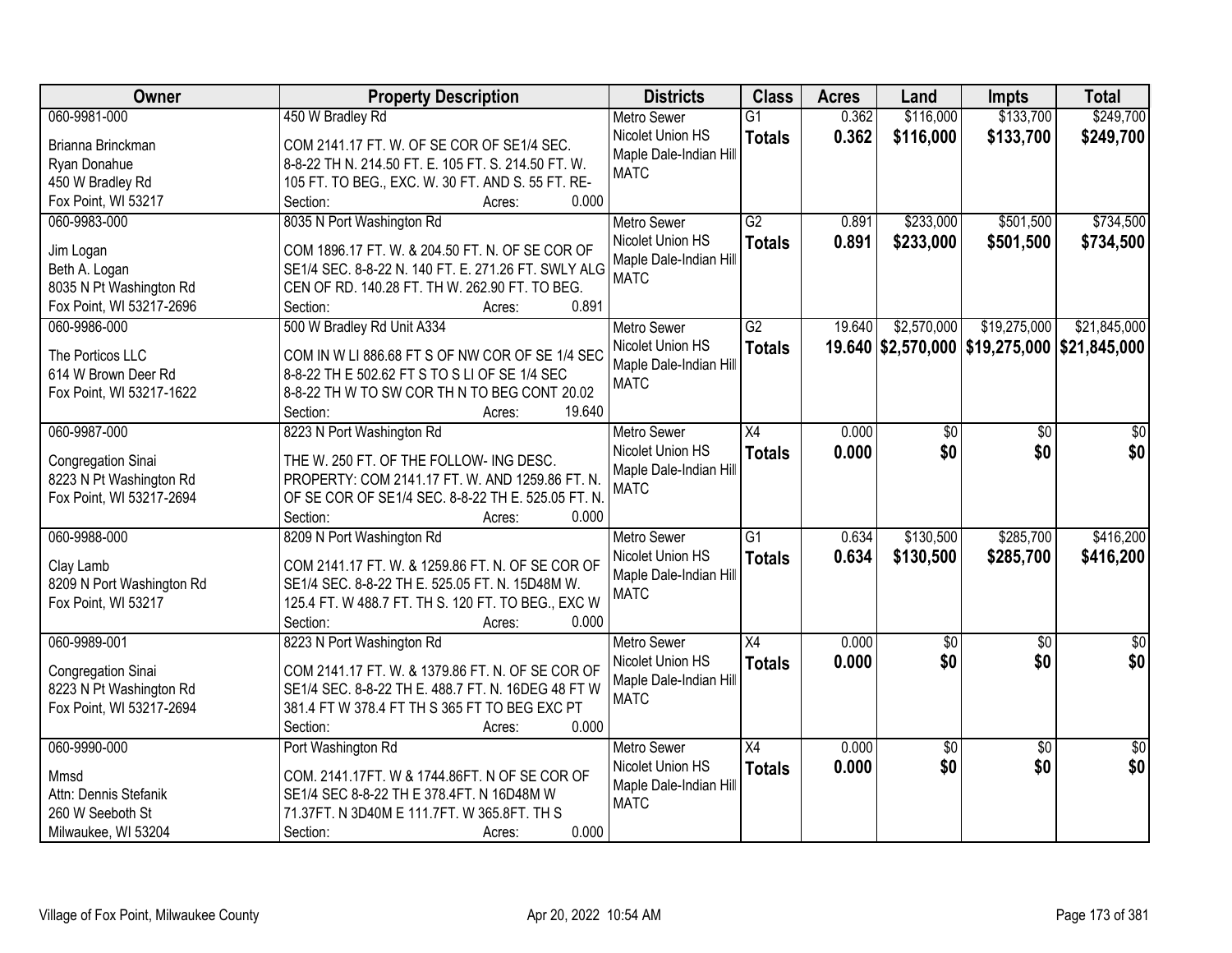| Owner | Property Description | Districts | Class | Acres | Land | Impts | Total |
|---|---|---|---|---|---|---|---|
| 060-9981-000<br>Brianna Brinckman<br>Ryan Donahue<br>450 W Bradley Rd<br>Fox Point, WI 53217 | 450 W Bradley Rd<br>COM 2141.17 FT. W. OF SE COR OF SE1/4 SEC. 8-8-22 TH N. 214.50 FT. E. 105 FT. S. 214.50 FT. W. 105 FT. TO BEG., EXC. W. 30 FT. AND S. 55 FT. RE-<br>Section: Acres: 0.000 | Metro Sewer<br>Nicolet Union HS<br>Maple Dale-Indian Hill<br>MATC | G1<br>**Totals** | 0.362<br>**0.362** | $116,000<br>**$116,000** | $133,700<br>**$133,700** | $249,700<br>**$249,700** |
| 060-9983-000<br>Jim Logan<br>Beth A. Logan<br>8035 N Pt Washington Rd<br>Fox Point, WI 53217-2696 | 8035 N Port Washington Rd<br>COM 1896.17 FT. W. & 204.50 FT. N. OF SE COR OF SE1/4 SEC. 8-8-22 N. 140 FT. E. 271.26 FT. SWLY ALG CEN OF RD. 140.28 FT. TH W. 262.90 FT. TO BEG.<br>Section: Acres: 0.891 | Metro Sewer<br>Nicolet Union HS<br>Maple Dale-Indian Hill<br>MATC | G2<br>**Totals** | 0.891<br>**0.891** | $233,000<br>**$233,000** | $501,500<br>**$501,500** | $734,500<br>**$734,500** |
| 060-9986-000<br>The Porticos LLC<br>614 W Brown Deer Rd<br>Fox Point, WI 53217-1622 | 500 W Bradley Rd Unit A334<br>COM IN W LI 886.68 FT S OF NW COR OF SE 1/4 SEC 8-8-22 TH E 502.62 FT S TO S LI OF SE 1/4 SEC 8-8-22 TH W TO SW COR TH N TO BEG CONT 20.02<br>Section: Acres: 19.640 | Metro Sewer<br>Nicolet Union HS<br>Maple Dale-Indian Hill<br>MATC | G2<br>**Totals** | 19.640<br>**19.640** | $2,570,000<br>**$2,570,000** | $19,275,000<br>**$19,275,000** | $21,845,000<br>**$21,845,000** |
| 060-9987-000<br>Congregation Sinai<br>8223 N Pt Washington Rd<br>Fox Point, WI 53217-2694 | 8223 N Port Washington Rd<br>THE W. 250 FT. OF THE FOLLOW- ING DESC. PROPERTY: COM 2141.17 FT. W. AND 1259.86 FT. N. OF SE COR OF SE1/4 SEC. 8-8-22 TH E. 525.05 FT. N.<br>Section: Acres: 0.000 | Metro Sewer<br>Nicolet Union HS<br>Maple Dale-Indian Hill<br>MATC | X4<br>**Totals** | 0.000<br>**0.000** | $0<br>**$0** | $0<br>**$0** | $0<br>**$0** |
| 060-9988-000<br>Clay Lamb<br>8209 N Port Washington Rd<br>Fox Point, WI 53217 | 8209 N Port Washington Rd<br>COM 2141.17 FT. W. & 1259.86 FT. N. OF SE COR OF SE1/4 SEC. 8-8-22 TH E. 525.05 FT. N. 15D48M W. 125.4 FT. W 488.7 FT. TH S. 120 FT. TO BEG., EXC W<br>Section: Acres: 0.000 | Metro Sewer<br>Nicolet Union HS<br>Maple Dale-Indian Hill<br>MATC | G1<br>**Totals** | 0.634<br>**0.634** | $130,500<br>**$130,500** | $285,700<br>**$285,700** | $416,200<br>**$416,200** |
| 060-9989-001<br>Congregation Sinai<br>8223 N Pt Washington Rd<br>Fox Point, WI 53217-2694 | 8223 N Port Washington Rd<br>COM 2141.17 FT. W. & 1379.86 FT. N. OF SE COR OF SE1/4 SEC. 8-8-22 TH E. 488.7 FT. N. 16DEG 48 FT W 381.4 FT W 378.4 FT TH S 365 FT TO BEG EXC PT<br>Section: Acres: 0.000 | Metro Sewer<br>Nicolet Union HS<br>Maple Dale-Indian Hill<br>MATC | X4<br>**Totals** | 0.000<br>**0.000** | $0<br>**$0** | $0<br>**$0** | $0<br>**$0** |
| 060-9990-000<br>Mmsd<br>Attn: Dennis Stefanik<br>260 W Seeboth St<br>Milwaukee, WI 53204 | Port Washington Rd<br>COM. 2141.17FT. W & 1744.86FT. N OF SE COR OF SE1/4 SEC 8-8-22 TH E 378.4FT. N 16D48M W 71.37FT. N 3D40M E 111.7FT. W 365.8FT. TH S<br>Section: Acres: 0.000 | Metro Sewer<br>Nicolet Union HS<br>Maple Dale-Indian Hill<br>MATC | X4<br>**Totals** | 0.000<br>**0.000** | $0<br>**$0** | $0<br>**$0** | $0<br>**$0** |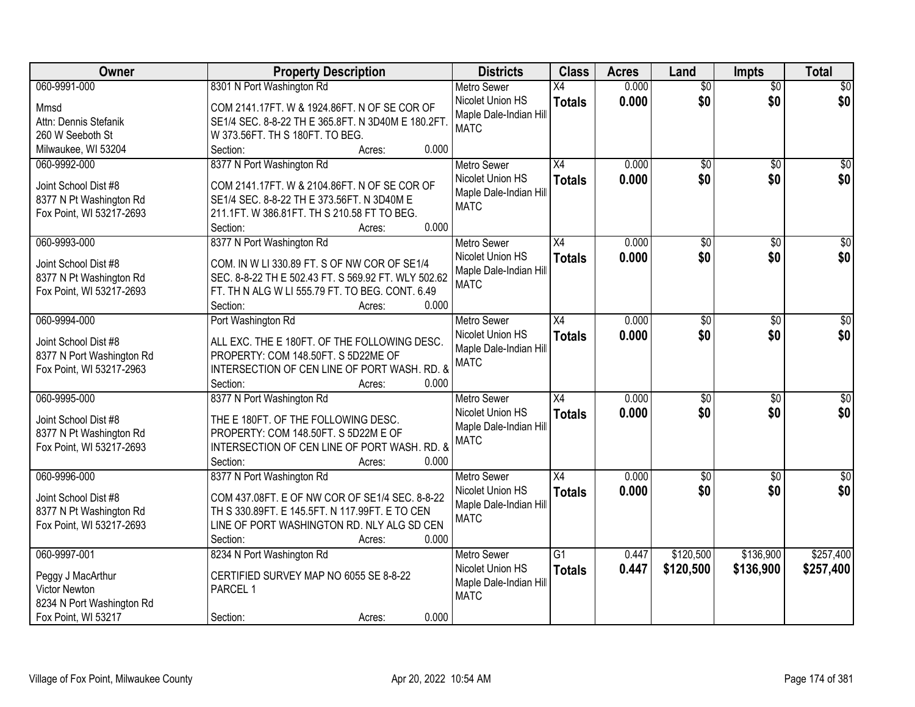| Owner | Property Description | Districts | Class | Acres | Land | Impts | Total |
|---|---|---|---|---|---|---|---|
| 060-9991-000<br>Mmsd<br>Attn: Dennis Stefanik<br>260 W Seeboth St<br>Milwaukee, WI 53204 | 8301 N Port Washington Rd<br>COM 2141.17FT. W & 1924.86FT. N OF SE COR OF SE1/4 SEC. 8-8-22 TH E 365.8FT. N 3D40M E 180.2FT. W 373.56FT. TH S 180FT. TO BEG.<br>Section: Acres: 0.000 | Metro Sewer<br>Nicolet Union HS<br>Maple Dale-Indian Hill<br>MATC | X4<br>**Totals** | 0.000<br>**0.000** | $0<br>**$0** | $0<br>**$0** | $0<br>**$0** |
| 060-9992-000<br>Joint School Dist #8<br>8377 N Pt Washington Rd<br>Fox Point, WI 53217-2693 | 8377 N Port Washington Rd<br>COM 2141.17FT. W & 2104.86FT. N OF SE COR OF SE1/4 SEC. 8-8-22 TH E 373.56FT. N 3D40M E 211.1FT. W 386.81FT. TH S 210.58 FT TO BEG.<br>Section: Acres: 0.000 | Metro Sewer<br>Nicolet Union HS<br>Maple Dale-Indian Hill<br>MATC | X4<br>**Totals** | 0.000<br>**0.000** | $0<br>**$0** | $0<br>**$0** | $0<br>**$0** |
| 060-9993-000<br>Joint School Dist #8<br>8377 N Pt Washington Rd<br>Fox Point, WI 53217-2693 | 8377 N Port Washington Rd<br>COM. IN W LI 330.89 FT. S OF NW COR OF SE1/4 SEC. 8-8-22 TH E 502.43 FT. S 569.92 FT. WLY 502.62 FT. TH N ALG W LI 555.79 FT. TO BEG. CONT. 6.49<br>Section: Acres: 0.000 | Metro Sewer<br>Nicolet Union HS<br>Maple Dale-Indian Hill<br>MATC | X4<br>**Totals** | 0.000<br>**0.000** | $0<br>**$0** | $0<br>**$0** | $0<br>**$0** |
| 060-9994-000<br>Joint School Dist #8<br>8377 N Port Washington Rd<br>Fox Point, WI 53217-2963 | Port Washington Rd<br>ALL EXC. THE E 180FT. OF THE FOLLOWING DESC. PROPERTY: COM 148.50FT. S 5D22ME OF INTERSECTION OF CEN LINE OF PORT WASH. RD. &<br>Section: Acres: 0.000 | Metro Sewer<br>Nicolet Union HS<br>Maple Dale-Indian Hill<br>MATC | X4<br>**Totals** | 0.000<br>**0.000** | $0<br>**$0** | $0<br>**$0** | $0<br>**$0** |
| 060-9995-000<br>Joint School Dist #8<br>8377 N Pt Washington Rd<br>Fox Point, WI 53217-2693 | 8377 N Port Washington Rd<br>THE E 180FT. OF THE FOLLOWING DESC. PROPERTY: COM 148.50FT. S 5D22M E OF INTERSECTION OF CEN LINE OF PORT WASH. RD. &<br>Section: Acres: 0.000 | Metro Sewer<br>Nicolet Union HS<br>Maple Dale-Indian Hill<br>MATC | X4<br>**Totals** | 0.000<br>**0.000** | $0<br>**$0** | $0<br>**$0** | $0<br>**$0** |
| 060-9996-000<br>Joint School Dist #8<br>8377 N Pt Washington Rd<br>Fox Point, WI 53217-2693 | 8377 N Port Washington Rd<br>COM 437.08FT. E OF NW COR OF SE1/4 SEC. 8-8-22 TH S 330.89FT. E 145.5FT. N 117.99FT. E TO CEN LINE OF PORT WASHINGTON RD. NLY ALG SD CEN<br>Section: Acres: 0.000 | Metro Sewer<br>Nicolet Union HS<br>Maple Dale-Indian Hill<br>MATC | X4<br>**Totals** | 0.000<br>**0.000** | $0<br>**$0** | $0<br>**$0** | $0<br>**$0** |
| 060-9997-001<br>Peggy J MacArthur<br>Victor Newton<br>8234 N Port Washington Rd<br>Fox Point, WI 53217 | 8234 N Port Washington Rd<br>CERTIFIED SURVEY MAP NO 6055 SE 8-8-22 PARCEL 1<br>Section: Acres: 0.000 | Metro Sewer<br>Nicolet Union HS<br>Maple Dale-Indian Hill<br>MATC | G1<br>**Totals** | 0.447<br>**0.447** | $120,500<br>**$120,500** | $136,900<br>**$136,900** | $257,400<br>**$257,400** |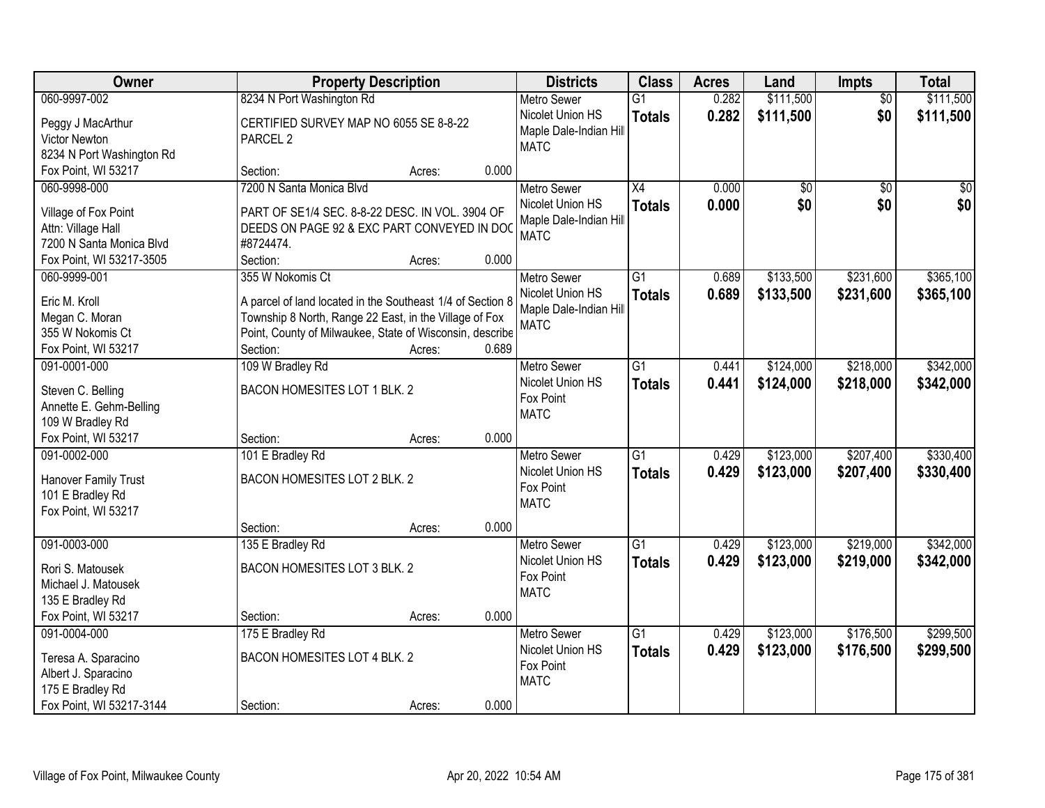| Owner | Property Description | Districts | Class | Acres | Land | Impts | Total |
|---|---|---|---|---|---|---|---|
| 060-9997-002<br>Peggy J MacArthur<br>Victor Newton<br>8234 N Port Washington Rd<br>Fox Point, WI 53217 | 8234 N Port Washington Rd<br>CERTIFIED SURVEY MAP NO 6055 SE 8-8-22 PARCEL 2<br>Section: Acres: 0.000 | Metro Sewer<br>Nicolet Union HS<br>Maple Dale-Indian Hill<br>MATC | G1<br>**Totals** | 0.282<br>**0.282** | \$111,500<br>**\$111,500** | \$0<br>**\$0** | \$111,500<br>**\$111,500** |
| 060-9998-000<br>Village of Fox Point<br>Attn: Village Hall<br>7200 N Santa Monica Blvd<br>Fox Point, WI 53217-3505 | 7200 N Santa Monica Blvd<br>PART OF SE1/4 SEC. 8-8-22 DESC. IN VOL. 3904 OF DEEDS ON PAGE 92 & EXC PART CONVEYED IN DOC #8724474.<br>Section: Acres: 0.000 | Metro Sewer<br>Nicolet Union HS<br>Maple Dale-Indian Hill<br>MATC | X4<br>**Totals** | 0.000<br>**0.000** | \$0<br>**\$0** | \$0<br>**\$0** | \$0<br>**\$0** |
| 060-9999-001<br>Eric M. Kroll<br>Megan C. Moran<br>355 W Nokomis Ct<br>Fox Point, WI 53217 | 355 W Nokomis Ct<br>A parcel of land located in the Southeast 1/4 of Section 8 Township 8 North, Range 22 East, in the Village of Fox Point, County of Milwaukee, State of Wisconsin, describe<br>Section: Acres: 0.689 | Metro Sewer<br>Nicolet Union HS<br>Maple Dale-Indian Hill<br>MATC | G1<br>**Totals** | 0.689<br>**0.689** | \$133,500<br>**\$133,500** | \$231,600<br>**\$231,600** | \$365,100<br>**\$365,100** |
| 091-0001-000<br>Steven C. Belling<br>Annette E. Gehm-Belling<br>109 W Bradley Rd<br>Fox Point, WI 53217 | 109 W Bradley Rd<br>BACON HOMESITES LOT 1 BLK. 2<br>Section: Acres: 0.000 | Metro Sewer<br>Nicolet Union HS<br>Fox Point<br>MATC | G1<br>**Totals** | 0.441<br>**0.441** | \$124,000<br>**\$124,000** | \$218,000<br>**\$218,000** | \$342,000<br>**\$342,000** |
| 091-0002-000<br>Hanover Family Trust<br>101 E Bradley Rd<br>Fox Point, WI 53217 | 101 E Bradley Rd<br>BACON HOMESITES LOT 2 BLK. 2<br>Section: Acres: 0.000 | Metro Sewer<br>Nicolet Union HS<br>Fox Point<br>MATC | G1<br>**Totals** | 0.429<br>**0.429** | \$123,000<br>**\$123,000** | \$207,400<br>**\$207,400** | \$330,400<br>**\$330,400** |
| 091-0003-000<br>Rori S. Matousek<br>Michael J. Matousek<br>135 E Bradley Rd<br>Fox Point, WI 53217 | 135 E Bradley Rd<br>BACON HOMESITES LOT 3 BLK. 2<br>Section: Acres: 0.000 | Metro Sewer<br>Nicolet Union HS<br>Fox Point<br>MATC | G1<br>**Totals** | 0.429<br>**0.429** | \$123,000<br>**\$123,000** | \$219,000<br>**\$219,000** | \$342,000<br>**\$342,000** |
| 091-0004-000<br>Teresa A. Sparacino<br>Albert J. Sparacino<br>175 E Bradley Rd<br>Fox Point, WI 53217-3144 | 175 E Bradley Rd<br>BACON HOMESITES LOT 4 BLK. 2<br>Section: Acres: 0.000 | Metro Sewer<br>Nicolet Union HS<br>Fox Point<br>MATC | G1<br>**Totals** | 0.429<br>**0.429** | \$123,000<br>**\$123,000** | \$176,500<br>**\$176,500** | \$299,500<br>**\$299,500** |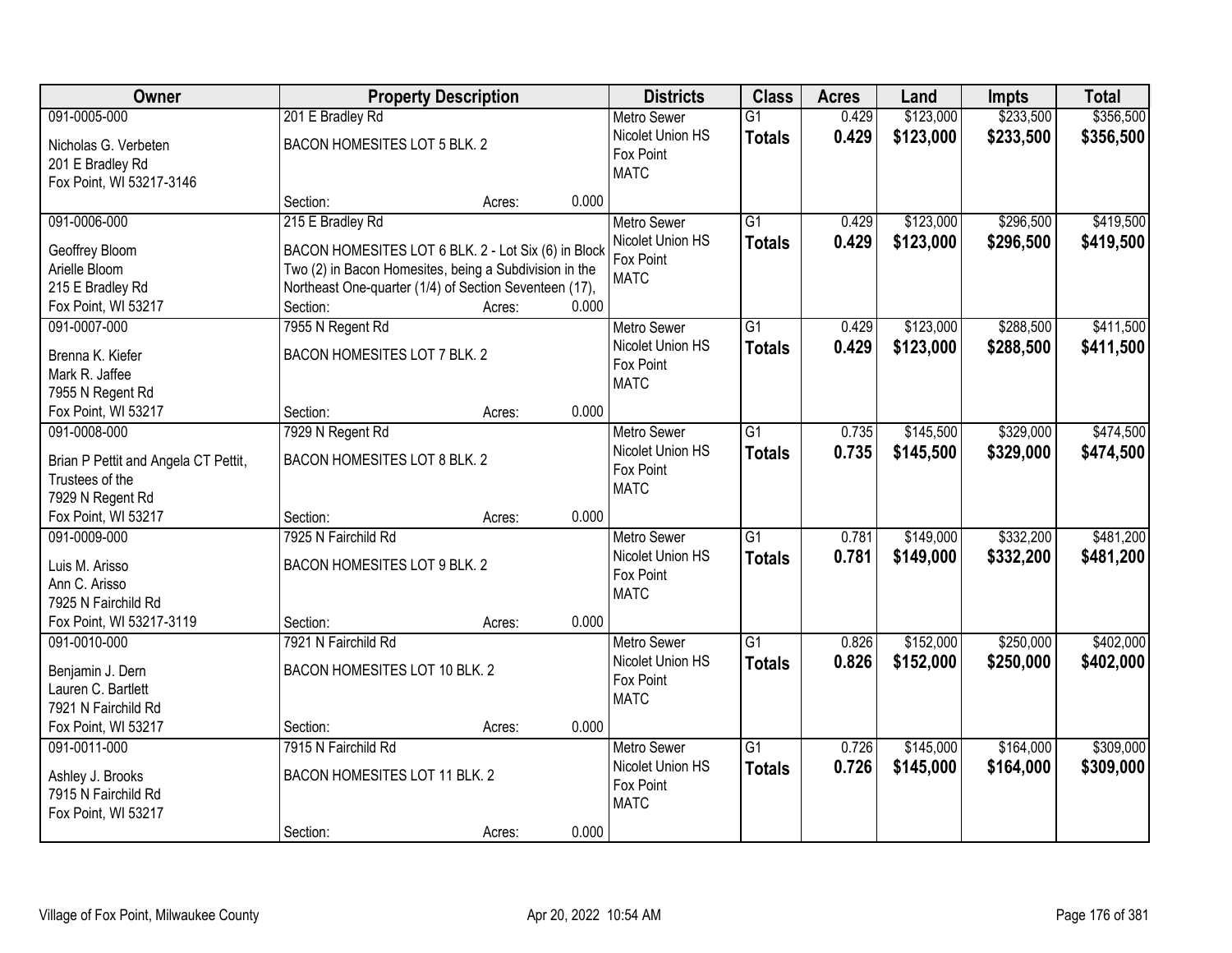| Owner | Property Description | Districts | Class | Acres | Land | Impts | Total |
|---|---|---|---|---|---|---|---|
| 091-0005-000<br>Nicholas G. Verbeten<br>201 E Bradley Rd<br>Fox Point, WI 53217-3146 | 201 E Bradley Rd<br>BACON HOMESITES LOT 5 BLK. 2<br>Section: Acres: 0.000 | Metro Sewer<br>Nicolet Union HS<br>Fox Point<br>MATC | G1<br>**Totals** | 0.429<br>**0.429** | \$123,000<br>**\$123,000** | \$233,500<br>**\$233,500** | \$356,500<br>**\$356,500** |
| 091-0006-000<br>Geoffrey Bloom<br>Arielle Bloom<br>215 E Bradley Rd<br>Fox Point, WI 53217 | 215 E Bradley Rd<br>BACON HOMESITES LOT 6 BLK. 2 - Lot Six (6) in Block Two (2) in Bacon Homesites, being a Subdivision in the Northeast One-quarter (1/4) of Section Seventeen (17),<br>Section: Acres: 0.000 | Metro Sewer<br>Nicolet Union HS<br>Fox Point<br>MATC | G1<br>**Totals** | 0.429<br>**0.429** | \$123,000<br>**\$123,000** | \$296,500<br>**\$296,500** | \$419,500<br>**\$419,500** |
| 091-0007-000<br>Brenna K. Kiefer<br>Mark R. Jaffee<br>7955 N Regent Rd<br>Fox Point, WI 53217 | 7955 N Regent Rd<br>BACON HOMESITES LOT 7 BLK. 2<br>Section: Acres: 0.000 | Metro Sewer<br>Nicolet Union HS<br>Fox Point<br>MATC | G1<br>**Totals** | 0.429<br>**0.429** | \$123,000<br>**\$123,000** | \$288,500<br>**\$288,500** | \$411,500<br>**\$411,500** |
| 091-0008-000<br>Brian P Pettit and Angela CT Pettit, Trustees of the<br>7929 N Regent Rd<br>Fox Point, WI 53217 | 7929 N Regent Rd<br>BACON HOMESITES LOT 8 BLK. 2<br>Section: Acres: 0.000 | Metro Sewer<br>Nicolet Union HS<br>Fox Point<br>MATC | G1<br>**Totals** | 0.735<br>**0.735** | \$145,500<br>**\$145,500** | \$329,000<br>**\$329,000** | \$474,500<br>**\$474,500** |
| 091-0009-000<br>Luis M. Arisso<br>Ann C. Arisso<br>7925 N Fairchild Rd<br>Fox Point, WI 53217-3119 | 7925 N Fairchild Rd<br>BACON HOMESITES LOT 9 BLK. 2<br>Section: Acres: 0.000 | Metro Sewer<br>Nicolet Union HS<br>Fox Point<br>MATC | G1<br>**Totals** | 0.781<br>**0.781** | \$149,000<br>**\$149,000** | \$332,200<br>**\$332,200** | \$481,200<br>**\$481,200** |
| 091-0010-000<br>Benjamin J. Dern<br>Lauren C. Bartlett<br>7921 N Fairchild Rd<br>Fox Point, WI 53217 | 7921 N Fairchild Rd<br>BACON HOMESITES LOT 10 BLK. 2<br>Section: Acres: 0.000 | Metro Sewer<br>Nicolet Union HS<br>Fox Point<br>MATC | G1<br>**Totals** | 0.826<br>**0.826** | \$152,000<br>**\$152,000** | \$250,000<br>**\$250,000** | \$402,000<br>**\$402,000** |
| 091-0011-000<br>Ashley J. Brooks<br>7915 N Fairchild Rd<br>Fox Point, WI 53217 | 7915 N Fairchild Rd<br>BACON HOMESITES LOT 11 BLK. 2<br>Section: Acres: 0.000 | Metro Sewer<br>Nicolet Union HS<br>Fox Point<br>MATC | G1<br>**Totals** | 0.726<br>**0.726** | \$145,000<br>**\$145,000** | \$164,000<br>**\$164,000** | \$309,000<br>**\$309,000** |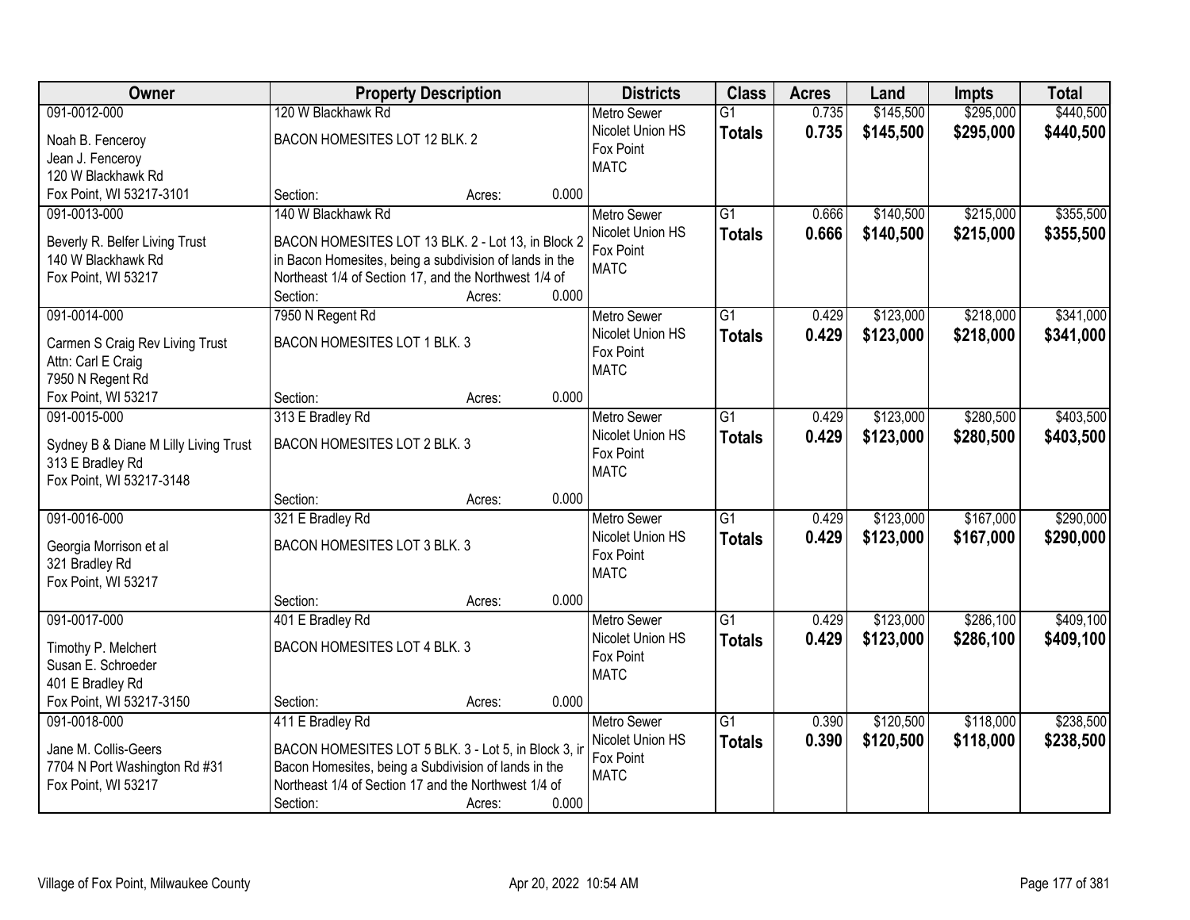| Owner | Property Description | Districts | Class | Acres | Land | Impts | Total |
|---|---|---|---|---|---|---|---|
| 091-0012-000<br>Noah B. Fenceroy<br>Jean J. Fenceroy<br>120 W Blackhawk Rd<br>Fox Point, WI 53217-3101 | 120 W Blackhawk Rd<br>BACON HOMESITES LOT 12 BLK. 2<br>Section: Acres: 0.000 | Metro Sewer<br>Nicolet Union HS<br>Fox Point<br>MATC | G1<br>**Totals** | 0.735<br>**0.735** | $145,500<br>**$145,500** | $295,000<br>**$295,000** | $440,500<br>**$440,500** |
| 091-0013-000<br>Beverly R. Belfer Living Trust<br>140 W Blackhawk Rd<br>Fox Point, WI 53217 | 140 W Blackhawk Rd<br>BACON HOMESITES LOT 13 BLK. 2 - Lot 13, in Block 2 in Bacon Homesites, being a subdivision of lands in the Northeast 1/4 of Section 17, and the Northwest 1/4 of<br>Section: Acres: 0.000 | Metro Sewer<br>Nicolet Union HS<br>Fox Point<br>MATC | G1<br>**Totals** | 0.666<br>**0.666** | $140,500<br>**$140,500** | $215,000<br>**$215,000** | $355,500<br>**$355,500** |
| 091-0014-000<br>Carmen S Craig Rev Living Trust<br>Attn: Carl E Craig<br>7950 N Regent Rd<br>Fox Point, WI 53217 | 7950 N Regent Rd<br>BACON HOMESITES LOT 1 BLK. 3<br>Section: Acres: 0.000 | Metro Sewer<br>Nicolet Union HS<br>Fox Point<br>MATC | G1<br>**Totals** | 0.429<br>**0.429** | $123,000<br>**$123,000** | $218,000<br>**$218,000** | $341,000<br>**$341,000** |
| 091-0015-000<br>Sydney B & Diane M Lilly Living Trust<br>313 E Bradley Rd<br>Fox Point, WI 53217-3148 | 313 E Bradley Rd<br>BACON HOMESITES LOT 2 BLK. 3<br>Section: Acres: 0.000 | Metro Sewer<br>Nicolet Union HS<br>Fox Point<br>MATC | G1<br>**Totals** | 0.429<br>**0.429** | $123,000<br>**$123,000** | $280,500<br>**$280,500** | $403,500<br>**$403,500** |
| 091-0016-000<br>Georgia Morrison et al<br>321 Bradley Rd<br>Fox Point, WI 53217 | 321 E Bradley Rd<br>BACON HOMESITES LOT 3 BLK. 3<br>Section: Acres: 0.000 | Metro Sewer<br>Nicolet Union HS<br>Fox Point<br>MATC | G1<br>**Totals** | 0.429<br>**0.429** | $123,000<br>**$123,000** | $167,000<br>**$167,000** | $290,000<br>**$290,000** |
| 091-0017-000<br>Timothy P. Melchert<br>Susan E. Schroeder<br>401 E Bradley Rd<br>Fox Point, WI 53217-3150 | 401 E Bradley Rd<br>BACON HOMESITES LOT 4 BLK. 3<br>Section: Acres: 0.000 | Metro Sewer<br>Nicolet Union HS<br>Fox Point<br>MATC | G1<br>**Totals** | 0.429<br>**0.429** | $123,000<br>**$123,000** | $286,100<br>**$286,100** | $409,100<br>**$409,100** |
| 091-0018-000<br>Jane M. Collis-Geers<br>7704 N Port Washington Rd #31<br>Fox Point, WI 53217 | 411 E Bradley Rd<br>BACON HOMESITES LOT 5 BLK. 3 - Lot 5, in Block 3, in Bacon Homesites, being a Subdivision of lands in the Northeast 1/4 of Section 17 and the Northwest 1/4 of<br>Section: Acres: 0.000 | Metro Sewer<br>Nicolet Union HS<br>Fox Point<br>MATC | G1<br>**Totals** | 0.390<br>**0.390** | $120,500<br>**$120,500** | $118,000<br>**$118,000** | $238,500<br>**$238,500** |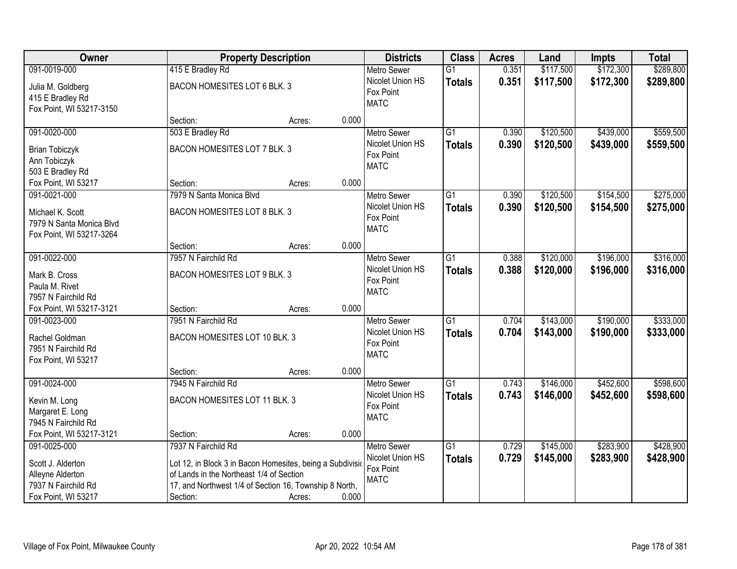| Owner | Property Description | Districts | Class | Acres | Land | Impts | Total |
|---|---|---|---|---|---|---|---|
| 091-0019-000<br>Julia M. Goldberg<br>415 E Bradley Rd<br>Fox Point, WI 53217-3150 | 415 E Bradley Rd<br>BACON HOMESITES LOT 6 BLK. 3<br>Section: Acres: 0.000 | Metro Sewer<br>Nicolet Union HS<br>Fox Point<br>MATC | G1<br>**Totals** | 0.351<br>**0.351** | $117,500<br>**$117,500** | $172,300<br>**$172,300** | $289,800<br>**$289,800** |
| 091-0020-000<br>Brian Tobiczyk<br>Ann Tobiczyk<br>503 E Bradley Rd<br>Fox Point, WI 53217 | 503 E Bradley Rd<br>BACON HOMESITES LOT 7 BLK. 3<br>Section: Acres: 0.000 | Metro Sewer<br>Nicolet Union HS<br>Fox Point<br>MATC | G1<br>**Totals** | 0.390<br>**0.390** | $120,500<br>**$120,500** | $439,000<br>**$439,000** | $559,500<br>**$559,500** |
| 091-0021-000<br>Michael K. Scott<br>7979 N Santa Monica Blvd<br>Fox Point, WI 53217-3264 | 7979 N Santa Monica Blvd<br>BACON HOMESITES LOT 8 BLK. 3<br>Section: Acres: 0.000 | Metro Sewer<br>Nicolet Union HS<br>Fox Point<br>MATC | G1<br>**Totals** | 0.390<br>**0.390** | $120,500<br>**$120,500** | $154,500<br>**$154,500** | $275,000<br>**$275,000** |
| 091-0022-000<br>Mark B. Cross<br>Paula M. Rivet<br>7957 N Fairchild Rd<br>Fox Point, WI 53217-3121 | 7957 N Fairchild Rd<br>BACON HOMESITES LOT 9 BLK. 3<br>Section: Acres: 0.000 | Metro Sewer<br>Nicolet Union HS<br>Fox Point<br>MATC | G1<br>**Totals** | 0.388<br>**0.388** | $120,000<br>**$120,000** | $196,000<br>**$196,000** | $316,000<br>**$316,000** |
| 091-0023-000<br>Rachel Goldman<br>7951 N Fairchild Rd<br>Fox Point, WI 53217 | 7951 N Fairchild Rd<br>BACON HOMESITES LOT 10 BLK. 3<br>Section: Acres: 0.000 | Metro Sewer<br>Nicolet Union HS<br>Fox Point<br>MATC | G1<br>**Totals** | 0.704<br>**0.704** | $143,000<br>**$143,000** | $190,000<br>**$190,000** | $333,000<br>**$333,000** |
| 091-0024-000<br>Kevin M. Long<br>Margaret E. Long<br>7945 N Fairchild Rd<br>Fox Point, WI 53217-3121 | 7945 N Fairchild Rd<br>BACON HOMESITES LOT 11 BLK. 3<br>Section: Acres: 0.000 | Metro Sewer<br>Nicolet Union HS<br>Fox Point<br>MATC | G1<br>**Totals** | 0.743<br>**0.743** | $146,000<br>**$146,000** | $452,600<br>**$452,600** | $598,600<br>**$598,600** |
| 091-0025-000<br>Scott J. Alderton<br>Alleyne Alderton<br>7937 N Fairchild Rd<br>Fox Point, WI 53217 | 7937 N Fairchild Rd<br>Lot 12, in Block 3 in Bacon Homesites, being a Subdivisio of Lands in the Northeast 1/4 of Section 17, and Northwest 1/4 of Section 16, Township 8 North,<br>Section: Acres: 0.000 | Metro Sewer<br>Nicolet Union HS<br>Fox Point<br>MATC | G1<br>**Totals** | 0.729<br>**0.729** | $145,000<br>**$145,000** | $283,900<br>**$283,900** | $428,900<br>**$428,900** |

Village of Fox Point, Milwaukee County — Apr 20, 2022 10:54 AM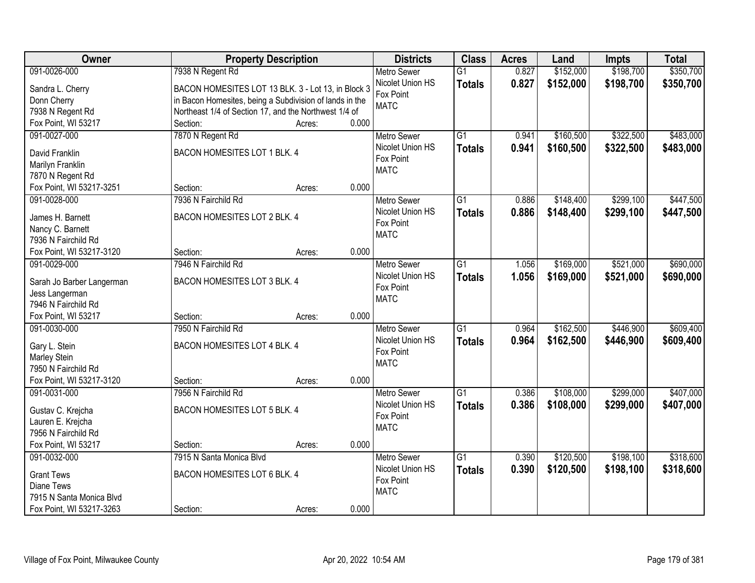| Owner | Property Description | Districts | Class | Acres | Land | Impts | Total |
|---|---|---|---|---|---|---|---|
| 091-0026-000<br>Sandra L. Cherry<br>Donn Cherry<br>7938 N Regent Rd<br>Fox Point, WI 53217 | 7938 N Regent Rd<br>BACON HOMESITES LOT 13 BLK. 3 - Lot 13, in Block 3 in Bacon Homesites, being a Subdivision of lands in the Northeast 1/4 of Section 17, and the Northwest 1/4 of<br>Section: Acres: 0.000 | Metro Sewer<br>Nicolet Union HS<br>Fox Point<br>MATC | G1<br>**Totals** | 0.827<br>**0.827** | $152,000<br>**$152,000** | $198,700<br>**$198,700** | $350,700<br>**$350,700** |
| 091-0027-000<br>David Franklin<br>Marilyn Franklin<br>7870 N Regent Rd<br>Fox Point, WI 53217-3251 | 7870 N Regent Rd<br>BACON HOMESITES LOT 1 BLK. 4<br>Section: Acres: 0.000 | Metro Sewer<br>Nicolet Union HS<br>Fox Point<br>MATC | G1<br>**Totals** | 0.941<br>**0.941** | $160,500<br>**$160,500** | $322,500<br>**$322,500** | $483,000<br>**$483,000** |
| 091-0028-000<br>James H. Barnett<br>Nancy C. Barnett<br>7936 N Fairchild Rd<br>Fox Point, WI 53217-3120 | 7936 N Fairchild Rd<br>BACON HOMESITES LOT 2 BLK. 4<br>Section: Acres: 0.000 | Metro Sewer<br>Nicolet Union HS<br>Fox Point<br>MATC | G1<br>**Totals** | 0.886<br>**0.886** | $148,400<br>**$148,400** | $299,100<br>**$299,100** | $447,500<br>**$447,500** |
| 091-0029-000<br>Sarah Jo Barber Langerman<br>Jess Langerman<br>7946 N Fairchild Rd<br>Fox Point, WI 53217 | 7946 N Fairchild Rd<br>BACON HOMESITES LOT 3 BLK. 4<br>Section: Acres: 0.000 | Metro Sewer<br>Nicolet Union HS<br>Fox Point<br>MATC | G1<br>**Totals** | 1.056<br>**1.056** | $169,000<br>**$169,000** | $521,000<br>**$521,000** | $690,000<br>**$690,000** |
| 091-0030-000<br>Gary L. Stein<br>Marley Stein<br>7950 N Fairchild Rd<br>Fox Point, WI 53217-3120 | 7950 N Fairchild Rd<br>BACON HOMESITES LOT 4 BLK. 4<br>Section: Acres: 0.000 | Metro Sewer<br>Nicolet Union HS<br>Fox Point<br>MATC | G1<br>**Totals** | 0.964<br>**0.964** | $162,500<br>**$162,500** | $446,900<br>**$446,900** | $609,400<br>**$609,400** |
| 091-0031-000<br>Gustav C. Krejcha<br>Lauren E. Krejcha<br>7956 N Fairchild Rd<br>Fox Point, WI 53217 | 7956 N Fairchild Rd<br>BACON HOMESITES LOT 5 BLK. 4<br>Section: Acres: 0.000 | Metro Sewer<br>Nicolet Union HS<br>Fox Point<br>MATC | G1<br>**Totals** | 0.386<br>**0.386** | $108,000<br>**$108,000** | $299,000<br>**$299,000** | $407,000<br>**$407,000** |
| 091-0032-000<br>Grant Tews<br>Diane Tews<br>7915 N Santa Monica Blvd<br>Fox Point, WI 53217-3263 | 7915 N Santa Monica Blvd<br>BACON HOMESITES LOT 6 BLK. 4<br>Section: Acres: 0.000 | Metro Sewer<br>Nicolet Union HS<br>Fox Point<br>MATC | G1<br>**Totals** | 0.390<br>**0.390** | $120,500<br>**$120,500** | $198,100<br>**$198,100** | $318,600<br>**$318,600** |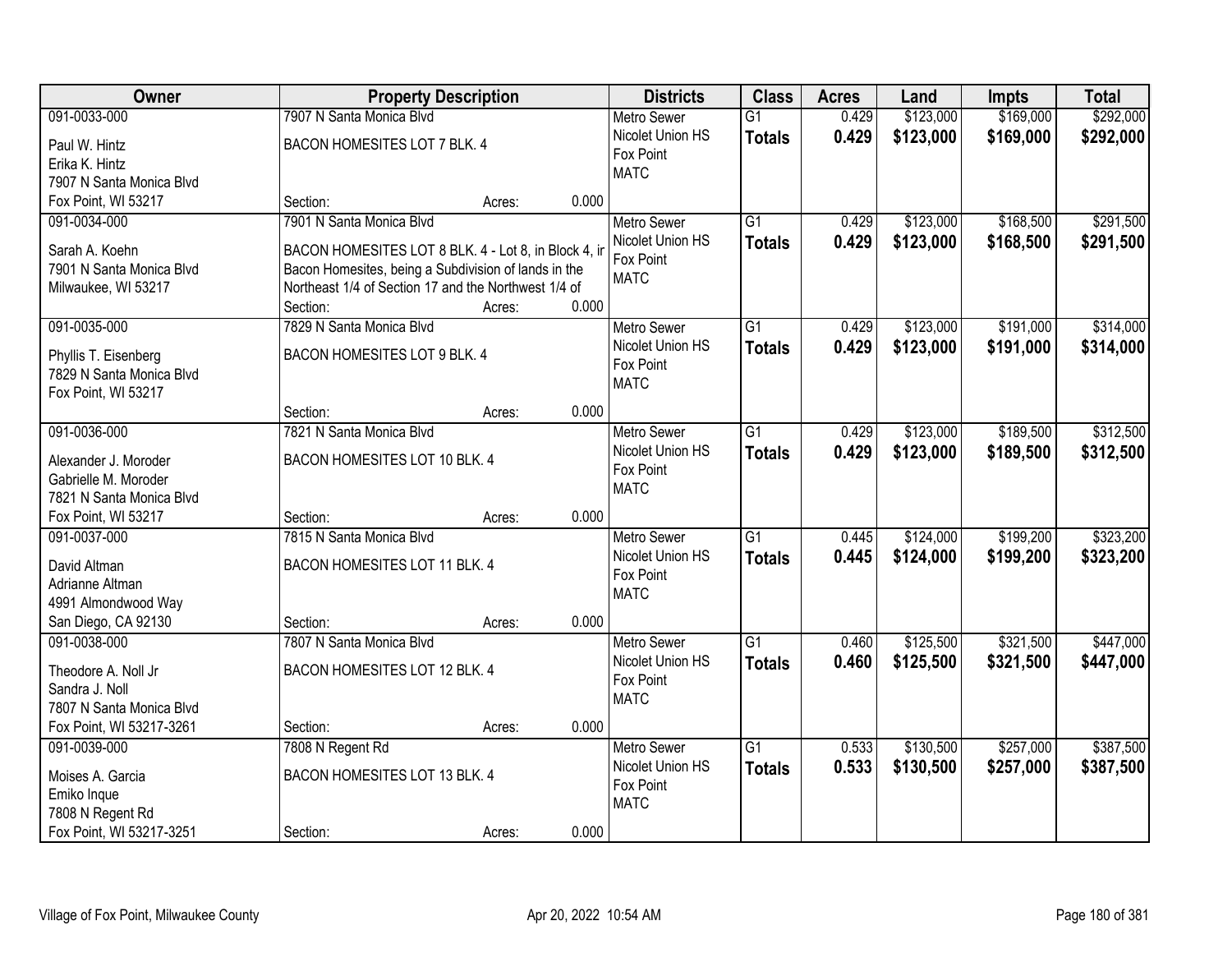| Owner | Property Description | Districts | Class | Acres | Land | Impts | Total |
|---|---|---|---|---|---|---|---|
| 091-0033-000<br>Paul W. Hintz<br>Erika K. Hintz<br>7907 N Santa Monica Blvd<br>Fox Point, WI 53217 | 7907 N Santa Monica Blvd<br>BACON HOMESITES LOT 7 BLK. 4<br>Section: Acres: 0.000 | Metro Sewer<br>Nicolet Union HS<br>Fox Point<br>MATC | G1<br>**Totals** | 0.429<br>**0.429** | \$123,000<br>**\$123,000** | \$169,000<br>**\$169,000** | \$292,000<br>**\$292,000** |
| 091-0034-000<br>Sarah A. Koehn<br>7901 N Santa Monica Blvd<br>Milwaukee, WI 53217 | 7901 N Santa Monica Blvd<br>BACON HOMESITES LOT 8 BLK. 4 - Lot 8, in Block 4, in Bacon Homesites, being a Subdivision of lands in the Northeast 1/4 of Section 17 and the Northwest 1/4 of<br>Section: Acres: 0.000 | Metro Sewer<br>Nicolet Union HS<br>Fox Point<br>MATC | G1<br>**Totals** | 0.429<br>**0.429** | \$123,000<br>**\$123,000** | \$168,500<br>**\$168,500** | \$291,500<br>**\$291,500** |
| 091-0035-000<br>Phyllis T. Eisenberg<br>7829 N Santa Monica Blvd<br>Fox Point, WI 53217 | 7829 N Santa Monica Blvd<br>BACON HOMESITES LOT 9 BLK. 4<br>Section: Acres: 0.000 | Metro Sewer<br>Nicolet Union HS<br>Fox Point<br>MATC | G1<br>**Totals** | 0.429<br>**0.429** | \$123,000<br>**\$123,000** | \$191,000<br>**\$191,000** | \$314,000<br>**\$314,000** |
| 091-0036-000<br>Alexander J. Moroder<br>Gabrielle M. Moroder<br>7821 N Santa Monica Blvd<br>Fox Point, WI 53217 | 7821 N Santa Monica Blvd<br>BACON HOMESITES LOT 10 BLK. 4<br>Section: Acres: 0.000 | Metro Sewer<br>Nicolet Union HS<br>Fox Point<br>MATC | G1<br>**Totals** | 0.429<br>**0.429** | \$123,000<br>**\$123,000** | \$189,500<br>**\$189,500** | \$312,500<br>**\$312,500** |
| 091-0037-000<br>David Altman<br>Adrianne Altman<br>4991 Almondwood Way<br>San Diego, CA 92130 | 7815 N Santa Monica Blvd<br>BACON HOMESITES LOT 11 BLK. 4<br>Section: Acres: 0.000 | Metro Sewer<br>Nicolet Union HS<br>Fox Point<br>MATC | G1<br>**Totals** | 0.445<br>**0.445** | \$124,000<br>**\$124,000** | \$199,200<br>**\$199,200** | \$323,200<br>**\$323,200** |
| 091-0038-000<br>Theodore A. Noll Jr<br>Sandra J. Noll<br>7807 N Santa Monica Blvd<br>Fox Point, WI 53217-3261 | 7807 N Santa Monica Blvd<br>BACON HOMESITES LOT 12 BLK. 4<br>Section: Acres: 0.000 | Metro Sewer<br>Nicolet Union HS<br>Fox Point<br>MATC | G1<br>**Totals** | 0.460<br>**0.460** | \$125,500<br>**\$125,500** | \$321,500<br>**\$321,500** | \$447,000<br>**\$447,000** |
| 091-0039-000<br>Moises A. Garcia<br>Emiko Inque<br>7808 N Regent Rd<br>Fox Point, WI 53217-3251 | 7808 N Regent Rd<br>BACON HOMESITES LOT 13 BLK. 4<br>Section: Acres: 0.000 | Metro Sewer<br>Nicolet Union HS<br>Fox Point<br>MATC | G1<br>**Totals** | 0.533<br>**0.533** | \$130,500<br>**\$130,500** | \$257,000<br>**\$257,000** | \$387,500<br>**\$387,500** |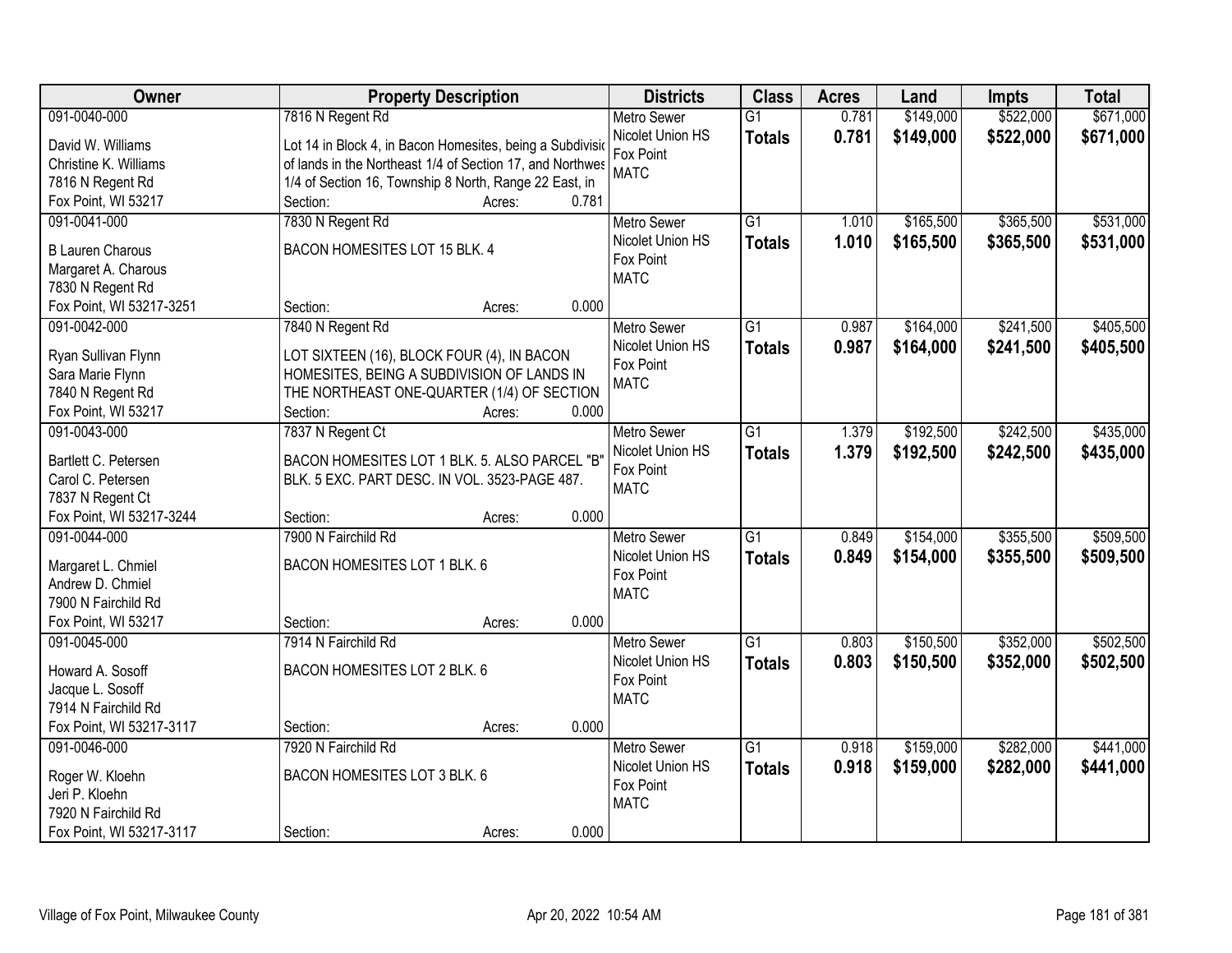| Owner | Property Description | Districts | Class | Acres | Land | Impts | Total |
|---|---|---|---|---|---|---|---|
| 091-0040-000<br>David W. Williams<br>Christine K. Williams<br>7816 N Regent Rd<br>Fox Point, WI 53217 | 7816 N Regent Rd<br>Lot 14 in Block 4, in Bacon Homesites, being a Subdivisio of lands in the Northeast 1/4 of Section 17, and Northwes 1/4 of Section 16, Township 8 North, Range 22 East, in<br>Section: Acres: 0.781 | Metro Sewer<br>Nicolet Union HS<br>Fox Point<br>MATC | G1<br>**Totals** | 0.781<br>**0.781** | $149,000<br>**$149,000** | $522,000<br>**$522,000** | $671,000<br>**$671,000** |
| 091-0041-000<br>B Lauren Charous<br>Margaret A. Charous<br>7830 N Regent Rd<br>Fox Point, WI 53217-3251 | 7830 N Regent Rd<br>BACON HOMESITES LOT 15 BLK. 4<br>Section: Acres: 0.000 | Metro Sewer<br>Nicolet Union HS<br>Fox Point<br>MATC | G1<br>**Totals** | 1.010<br>**1.010** | $165,500<br>**$165,500** | $365,500<br>**$365,500** | $531,000<br>**$531,000** |
| 091-0042-000<br>Ryan Sullivan Flynn<br>Sara Marie Flynn<br>7840 N Regent Rd<br>Fox Point, WI 53217 | 7840 N Regent Rd<br>LOT SIXTEEN (16), BLOCK FOUR (4), IN BACON HOMESITES, BEING A SUBDIVISION OF LANDS IN THE NORTHEAST ONE-QUARTER (1/4) OF SECTION<br>Section: Acres: 0.000 | Metro Sewer<br>Nicolet Union HS<br>Fox Point<br>MATC | G1<br>**Totals** | 0.987<br>**0.987** | $164,000<br>**$164,000** | $241,500<br>**$241,500** | $405,500<br>**$405,500** |
| 091-0043-000<br>Bartlett C. Petersen<br>Carol C. Petersen<br>7837 N Regent Ct<br>Fox Point, WI 53217-3244 | 7837 N Regent Ct<br>BACON HOMESITES LOT 1 BLK. 5. ALSO PARCEL "B" BLK. 5 EXC. PART DESC. IN VOL. 3523-PAGE 487.<br>Section: Acres: 0.000 | Metro Sewer<br>Nicolet Union HS<br>Fox Point<br>MATC | G1<br>**Totals** | 1.379<br>**1.379** | $192,500<br>**$192,500** | $242,500<br>**$242,500** | $435,000<br>**$435,000** |
| 091-0044-000<br>Margaret L. Chmiel<br>Andrew D. Chmiel<br>7900 N Fairchild Rd<br>Fox Point, WI 53217 | 7900 N Fairchild Rd<br>BACON HOMESITES LOT 1 BLK. 6<br>Section: Acres: 0.000 | Metro Sewer<br>Nicolet Union HS<br>Fox Point<br>MATC | G1<br>**Totals** | 0.849<br>**0.849** | $154,000<br>**$154,000** | $355,500<br>**$355,500** | $509,500<br>**$509,500** |
| 091-0045-000<br>Howard A. Sosoff<br>Jacque L. Sosoff<br>7914 N Fairchild Rd<br>Fox Point, WI 53217-3117 | 7914 N Fairchild Rd<br>BACON HOMESITES LOT 2 BLK. 6<br>Section: Acres: 0.000 | Metro Sewer<br>Nicolet Union HS<br>Fox Point<br>MATC | G1<br>**Totals** | 0.803<br>**0.803** | $150,500<br>**$150,500** | $352,000<br>**$352,000** | $502,500<br>**$502,500** |
| 091-0046-000<br>Roger W. Kloehn<br>Jeri P. Kloehn<br>7920 N Fairchild Rd<br>Fox Point, WI 53217-3117 | 7920 N Fairchild Rd<br>BACON HOMESITES LOT 3 BLK. 6<br>Section: Acres: 0.000 | Metro Sewer<br>Nicolet Union HS<br>Fox Point<br>MATC | G1<br>**Totals** | 0.918<br>**0.918** | $159,000<br>**$159,000** | $282,000<br>**$282,000** | $441,000<br>**$441,000** |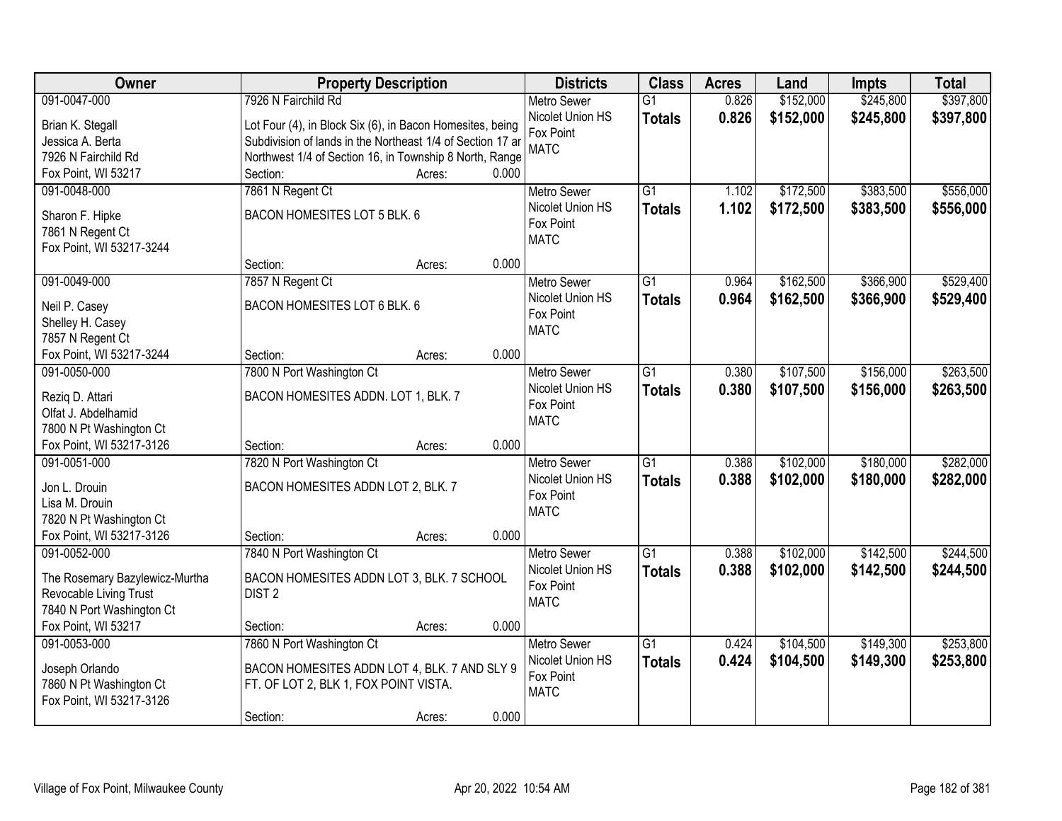| Owner | Property Description | Districts | Class | Acres | Land | Impts | Total |
|---|---|---|---|---|---|---|---|
| 091-0047-000<br>Brian K. Stegall<br>Jessica A. Berta<br>7926 N Fairchild Rd<br>Fox Point, WI 53217 | 7926 N Fairchild Rd<br>Lot Four (4), in Block Six (6), in Bacon Homesites, being Subdivision of lands in the Northeast 1/4 of Section 17 ar Northwest 1/4 of Section 16, in Township 8 North, Range<br>Section: Acres: 0.000 | Metro Sewer<br>Nicolet Union HS<br>Fox Point<br>MATC | G1<br>**Totals** | 0.826<br>**0.826** | $152,000<br>**$152,000** | $245,800<br>**$245,800** | $397,800<br>**$397,800** |
| 091-0048-000<br>Sharon F. Hipke<br>7861 N Regent Ct<br>Fox Point, WI 53217-3244 | 7861 N Regent Ct<br>BACON HOMESITES LOT 5 BLK. 6<br>Section: Acres: 0.000 | Metro Sewer<br>Nicolet Union HS<br>Fox Point<br>MATC | G1<br>**Totals** | 1.102<br>**1.102** | $172,500<br>**$172,500** | $383,500<br>**$383,500** | $556,000<br>**$556,000** |
| 091-0049-000<br>Neil P. Casey<br>Shelley H. Casey<br>7857 N Regent Ct<br>Fox Point, WI 53217-3244 | 7857 N Regent Ct<br>BACON HOMESITES LOT 6 BLK. 6<br>Section: Acres: 0.000 | Metro Sewer<br>Nicolet Union HS<br>Fox Point<br>MATC | G1<br>**Totals** | 0.964<br>**0.964** | $162,500<br>**$162,500** | $366,900<br>**$366,900** | $529,400<br>**$529,400** |
| 091-0050-000<br>Reziq D. Attari<br>Olfat J. Abdelhamid<br>7800 N Pt Washington Ct<br>Fox Point, WI 53217-3126 | 7800 N Port Washington Ct<br>BACON HOMESITES ADDN. LOT 1, BLK. 7<br>Section: Acres: 0.000 | Metro Sewer<br>Nicolet Union HS<br>Fox Point<br>MATC | G1<br>**Totals** | 0.380<br>**0.380** | $107,500<br>**$107,500** | $156,000<br>**$156,000** | $263,500<br>**$263,500** |
| 091-0051-000<br>Jon L. Drouin<br>Lisa M. Drouin<br>7820 N Pt Washington Ct<br>Fox Point, WI 53217-3126 | 7820 N Port Washington Ct<br>BACON HOMESITES ADDN LOT 2, BLK. 7<br>Section: Acres: 0.000 | Metro Sewer<br>Nicolet Union HS<br>Fox Point<br>MATC | G1<br>**Totals** | 0.388<br>**0.388** | $102,000<br>**$102,000** | $180,000<br>**$180,000** | $282,000<br>**$282,000** |
| 091-0052-000<br>The Rosemary Bazylewicz-Murtha Revocable Living Trust<br>7840 N Port Washington Ct<br>Fox Point, WI 53217 | 7840 N Port Washington Ct<br>BACON HOMESITES ADDN LOT 3, BLK. 7 SCHOOL DIST 2<br>Section: Acres: 0.000 | Metro Sewer<br>Nicolet Union HS<br>Fox Point<br>MATC | G1<br>**Totals** | 0.388<br>**0.388** | $102,000<br>**$102,000** | $142,500<br>**$142,500** | $244,500<br>**$244,500** |
| 091-0053-000<br>Joseph Orlando<br>7860 N Pt Washington Ct<br>Fox Point, WI 53217-3126 | 7860 N Port Washington Ct<br>BACON HOMESITES ADDN LOT 4, BLK. 7 AND SLY 9 FT. OF LOT 2, BLK 1, FOX POINT VISTA.<br>Section: Acres: 0.000 | Metro Sewer<br>Nicolet Union HS<br>Fox Point<br>MATC | G1<br>**Totals** | 0.424<br>**0.424** | $104,500<br>**$104,500** | $149,300<br>**$149,300** | $253,800<br>**$253,800** |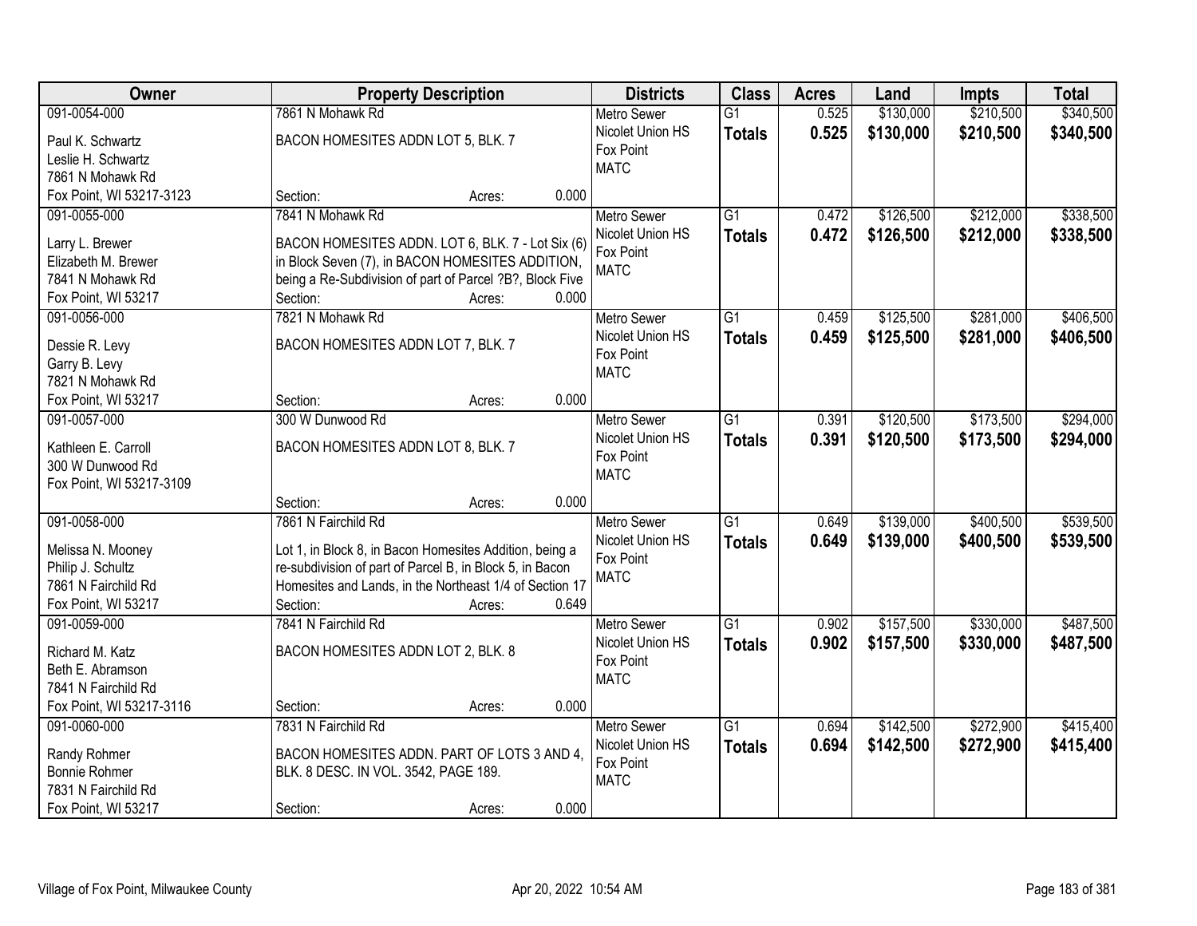| Owner | Property Description | Districts | Class | Acres | Land | Impts | Total |
|---|---|---|---|---|---|---|---|
| 091-0054-000<br>Paul K. Schwartz<br>Leslie H. Schwartz<br>7861 N Mohawk Rd<br>Fox Point, WI 53217-3123 | 7861 N Mohawk Rd<br>BACON HOMESITES ADDN LOT 5, BLK. 7<br>Section: Acres: 0.000 | Metro Sewer<br>Nicolet Union HS<br>Fox Point<br>MATC | G1<br>**Totals** | 0.525<br>**0.525** | $130,000<br>**$130,000** | $210,500<br>**$210,500** | $340,500<br>**$340,500** |
| 091-0055-000<br>Larry L. Brewer<br>Elizabeth M. Brewer<br>7841 N Mohawk Rd<br>Fox Point, WI 53217 | 7841 N Mohawk Rd<br>BACON HOMESITES ADDN. LOT 6, BLK. 7 - Lot Six (6) in Block Seven (7), in BACON HOMESITES ADDITION, being a Re-Subdivision of part of Parcel ?B?, Block Five<br>Section: Acres: 0.000 | Metro Sewer<br>Nicolet Union HS<br>Fox Point<br>MATC | G1<br>**Totals** | 0.472<br>**0.472** | $126,500<br>**$126,500** | $212,000<br>**$212,000** | $338,500<br>**$338,500** |
| 091-0056-000<br>Dessie R. Levy<br>Garry B. Levy<br>7821 N Mohawk Rd<br>Fox Point, WI 53217 | 7821 N Mohawk Rd<br>BACON HOMESITES ADDN LOT 7, BLK. 7<br>Section: Acres: 0.000 | Metro Sewer<br>Nicolet Union HS<br>Fox Point<br>MATC | G1<br>**Totals** | 0.459<br>**0.459** | $125,500<br>**$125,500** | $281,000<br>**$281,000** | $406,500<br>**$406,500** |
| 091-0057-000<br>Kathleen E. Carroll<br>300 W Dunwood Rd<br>Fox Point, WI 53217-3109 | 300 W Dunwood Rd<br>BACON HOMESITES ADDN LOT 8, BLK. 7<br>Section: Acres: 0.000 | Metro Sewer<br>Nicolet Union HS<br>Fox Point<br>MATC | G1<br>**Totals** | 0.391<br>**0.391** | $120,500<br>**$120,500** | $173,500<br>**$173,500** | $294,000<br>**$294,000** |
| 091-0058-000<br>Melissa N. Mooney<br>Philip J. Schultz<br>7861 N Fairchild Rd<br>Fox Point, WI 53217 | 7861 N Fairchild Rd<br>Lot 1, in Block 8, in Bacon Homesites Addition, being a re-subdivision of part of Parcel B, in Block 5, in Bacon Homesites and Lands, in the Northeast 1/4 of Section 17<br>Section: Acres: 0.649 | Metro Sewer<br>Nicolet Union HS<br>Fox Point<br>MATC | G1<br>**Totals** | 0.649<br>**0.649** | $139,000<br>**$139,000** | $400,500<br>**$400,500** | $539,500<br>**$539,500** |
| 091-0059-000<br>Richard M. Katz<br>Beth E. Abramson<br>7841 N Fairchild Rd<br>Fox Point, WI 53217-3116 | 7841 N Fairchild Rd<br>BACON HOMESITES ADDN LOT 2, BLK. 8<br>Section: Acres: 0.000 | Metro Sewer<br>Nicolet Union HS<br>Fox Point<br>MATC | G1<br>**Totals** | 0.902<br>**0.902** | $157,500<br>**$157,500** | $330,000<br>**$330,000** | $487,500<br>**$487,500** |
| 091-0060-000<br>Randy Rohmer<br>Bonnie Rohmer<br>7831 N Fairchild Rd<br>Fox Point, WI 53217 | 7831 N Fairchild Rd<br>BACON HOMESITES ADDN. PART OF LOTS 3 AND 4, BLK. 8 DESC. IN VOL. 3542, PAGE 189.<br>Section: Acres: 0.000 | Metro Sewer<br>Nicolet Union HS<br>Fox Point<br>MATC | G1<br>**Totals** | 0.694<br>**0.694** | $142,500<br>**$142,500** | $272,900<br>**$272,900** | $415,400<br>**$415,400** |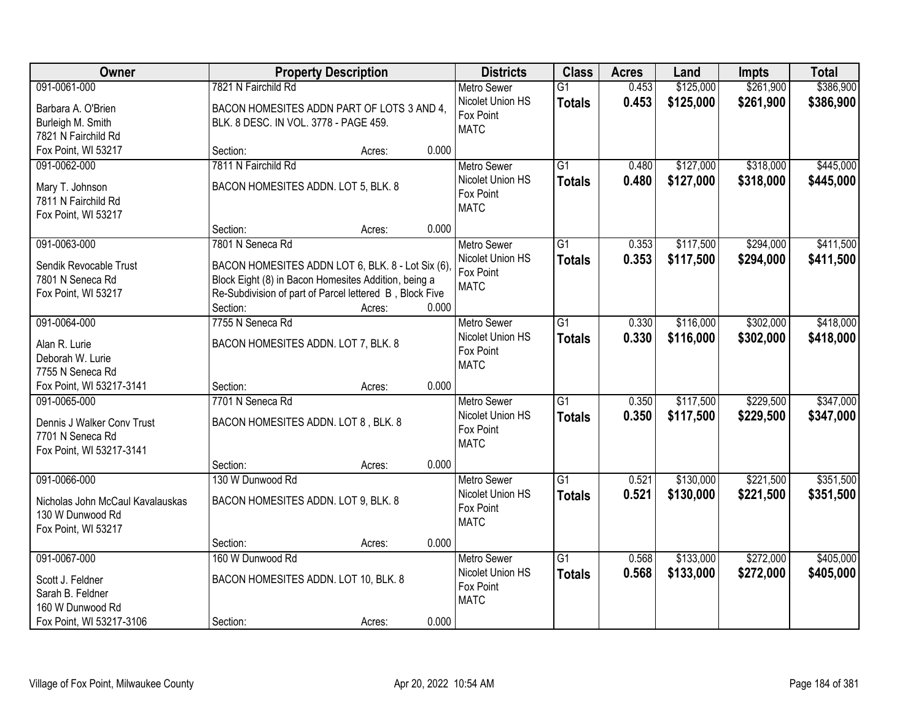| Owner | Property Description | Districts | Class | Acres | Land | Impts | Total |
|---|---|---|---|---|---|---|---|
| 091-0061-000<br>Barbara A. O'Brien<br>Burleigh M. Smith<br>7821 N Fairchild Rd<br>Fox Point, WI 53217 | 7821 N Fairchild Rd<br>BACON HOMESITES ADDN PART OF LOTS 3 AND 4, BLK. 8 DESC. IN VOL. 3778 - PAGE 459.<br>Section: Acres: 0.000 | Metro Sewer<br>Nicolet Union HS<br>Fox Point<br>MATC | G1<br>**Totals** | 0.453<br>**0.453** | $125,000<br>**$125,000** | $261,900<br>**$261,900** | $386,900<br>**$386,900** |
| 091-0062-000<br>Mary T. Johnson<br>7811 N Fairchild Rd<br>Fox Point, WI 53217 | 7811 N Fairchild Rd<br>BACON HOMESITES ADDN. LOT 5, BLK. 8<br>Section: Acres: 0.000 | Metro Sewer<br>Nicolet Union HS<br>Fox Point<br>MATC | G1<br>**Totals** | 0.480<br>**0.480** | $127,000<br>**$127,000** | $318,000<br>**$318,000** | $445,000<br>**$445,000** |
| 091-0063-000<br>Sendik Revocable Trust<br>7801 N Seneca Rd<br>Fox Point, WI 53217 | 7801 N Seneca Rd<br>BACON HOMESITES ADDN LOT 6, BLK. 8 - Lot Six (6), Block Eight (8) in Bacon Homesites Addition, being a Re-Subdivision of part of Parcel lettered B , Block Five<br>Section: Acres: 0.000 | Metro Sewer<br>Nicolet Union HS<br>Fox Point<br>MATC | G1<br>**Totals** | 0.353<br>**0.353** | $117,500<br>**$117,500** | $294,000<br>**$294,000** | $411,500<br>**$411,500** |
| 091-0064-000<br>Alan R. Lurie<br>Deborah W. Lurie<br>7755 N Seneca Rd<br>Fox Point, WI 53217-3141 | 7755 N Seneca Rd<br>BACON HOMESITES ADDN. LOT 7, BLK. 8<br>Section: Acres: 0.000 | Metro Sewer<br>Nicolet Union HS<br>Fox Point<br>MATC | G1<br>**Totals** | 0.330<br>**0.330** | $116,000<br>**$116,000** | $302,000<br>**$302,000** | $418,000<br>**$418,000** |
| 091-0065-000<br>Dennis J Walker Conv Trust<br>7701 N Seneca Rd<br>Fox Point, WI 53217-3141 | 7701 N Seneca Rd<br>BACON HOMESITES ADDN. LOT 8 , BLK. 8<br>Section: Acres: 0.000 | Metro Sewer<br>Nicolet Union HS<br>Fox Point<br>MATC | G1<br>**Totals** | 0.350<br>**0.350** | $117,500<br>**$117,500** | $229,500<br>**$229,500** | $347,000<br>**$347,000** |
| 091-0066-000<br>Nicholas John McCaul Kavalauskas<br>130 W Dunwood Rd<br>Fox Point, WI 53217 | 130 W Dunwood Rd<br>BACON HOMESITES ADDN. LOT 9, BLK. 8<br>Section: Acres: 0.000 | Metro Sewer<br>Nicolet Union HS<br>Fox Point<br>MATC | G1<br>**Totals** | 0.521<br>**0.521** | $130,000<br>**$130,000** | $221,500<br>**$221,500** | $351,500<br>**$351,500** |
| 091-0067-000<br>Scott J. Feldner<br>Sarah B. Feldner<br>160 W Dunwood Rd<br>Fox Point, WI 53217-3106 | 160 W Dunwood Rd<br>BACON HOMESITES ADDN. LOT 10, BLK. 8<br>Section: Acres: 0.000 | Metro Sewer<br>Nicolet Union HS<br>Fox Point<br>MATC | G1<br>**Totals** | 0.568<br>**0.568** | $133,000<br>**$133,000** | $272,000<br>**$272,000** | $405,000<br>**$405,000** |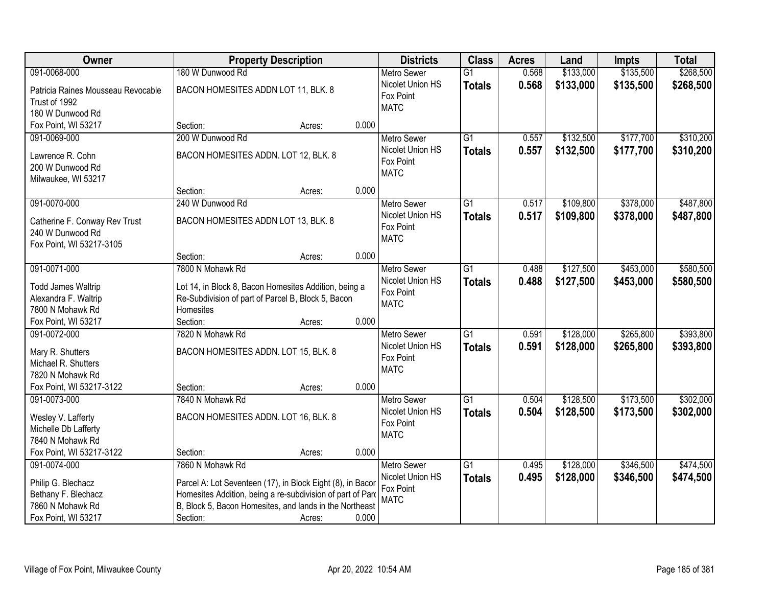| Owner | Property Description | | | Districts | Class | Acres | Land | Impts | Total |
|---|---|---|---|---|---|---|---|---|---|
| 091-0068-000<br>Patricia Raines Mousseau Revocable Trust of 1992<br>180 W Dunwood Rd<br>Fox Point, WI 53217 | 180 W Dunwood Rd<br>BACON HOMESITES ADDN LOT 11, BLK. 8<br>Section: | Acres: | 0.000 | Metro Sewer<br>Nicolet Union HS<br>Fox Point<br>MATC | G1<br>**Totals** | 0.568<br>**0.568** | $133,000<br>**$133,000** | $135,500<br>**$135,500** | $268,500<br>**$268,500** |
| 091-0069-000<br>Lawrence R. Cohn<br>200 W Dunwood Rd<br>Milwaukee, WI 53217 | 200 W Dunwood Rd<br>BACON HOMESITES ADDN. LOT 12, BLK. 8<br>Section: | Acres: | 0.000 | Metro Sewer<br>Nicolet Union HS<br>Fox Point<br>MATC | G1<br>**Totals** | 0.557<br>**0.557** | $132,500<br>**$132,500** | $177,700<br>**$177,700** | $310,200<br>**$310,200** |
| 091-0070-000<br>Catherine F. Conway Rev Trust<br>240 W Dunwood Rd<br>Fox Point, WI 53217-3105 | 240 W Dunwood Rd<br>BACON HOMESITES ADDN LOT 13, BLK. 8<br>Section: | Acres: | 0.000 | Metro Sewer<br>Nicolet Union HS<br>Fox Point<br>MATC | G1<br>**Totals** | 0.517<br>**0.517** | $109,800<br>**$109,800** | $378,000<br>**$378,000** | $487,800<br>**$487,800** |
| 091-0071-000<br>Todd James Waltrip<br>Alexandra F. Waltrip<br>7800 N Mohawk Rd<br>Fox Point, WI 53217 | 7800 N Mohawk Rd<br>Lot 14, in Block 8, Bacon Homesites Addition, being a Re-Subdivision of part of Parcel B, Block 5, Bacon Homesites<br>Section: | Acres: | 0.000 | Metro Sewer<br>Nicolet Union HS<br>Fox Point<br>MATC | G1<br>**Totals** | 0.488<br>**0.488** | $127,500<br>**$127,500** | $453,000<br>**$453,000** | $580,500<br>**$580,500** |
| 091-0072-000<br>Mary R. Shutters<br>Michael R. Shutters<br>7820 N Mohawk Rd<br>Fox Point, WI 53217-3122 | 7820 N Mohawk Rd<br>BACON HOMESITES ADDN. LOT 15, BLK. 8<br>Section: | Acres: | 0.000 | Metro Sewer<br>Nicolet Union HS<br>Fox Point<br>MATC | G1<br>**Totals** | 0.591<br>**0.591** | $128,000<br>**$128,000** | $265,800<br>**$265,800** | $393,800<br>**$393,800** |
| 091-0073-000<br>Wesley V. Lafferty<br>Michelle Db Lafferty<br>7840 N Mohawk Rd<br>Fox Point, WI 53217-3122 | 7840 N Mohawk Rd<br>BACON HOMESITES ADDN. LOT 16, BLK. 8<br>Section: | Acres: | 0.000 | Metro Sewer<br>Nicolet Union HS<br>Fox Point<br>MATC | G1<br>**Totals** | 0.504<br>**0.504** | $128,500<br>**$128,500** | $173,500<br>**$173,500** | $302,000<br>**$302,000** |
| 091-0074-000<br>Philip G. Blechacz<br>Bethany F. Blechacz<br>7860 N Mohawk Rd<br>Fox Point, WI 53217 | 7860 N Mohawk Rd<br>Parcel A: Lot Seventeen (17), in Block Eight (8), in Bacor Homesites Addition, being a re-subdivision of part of Parc B, Block 5, Bacon Homesites, and lands in the Northeast<br>Section: | Acres: | 0.000 | Metro Sewer<br>Nicolet Union HS<br>Fox Point<br>MATC | G1<br>**Totals** | 0.495<br>**0.495** | $128,000<br>**$128,000** | $346,500<br>**$346,500** | $474,500<br>**$474,500** |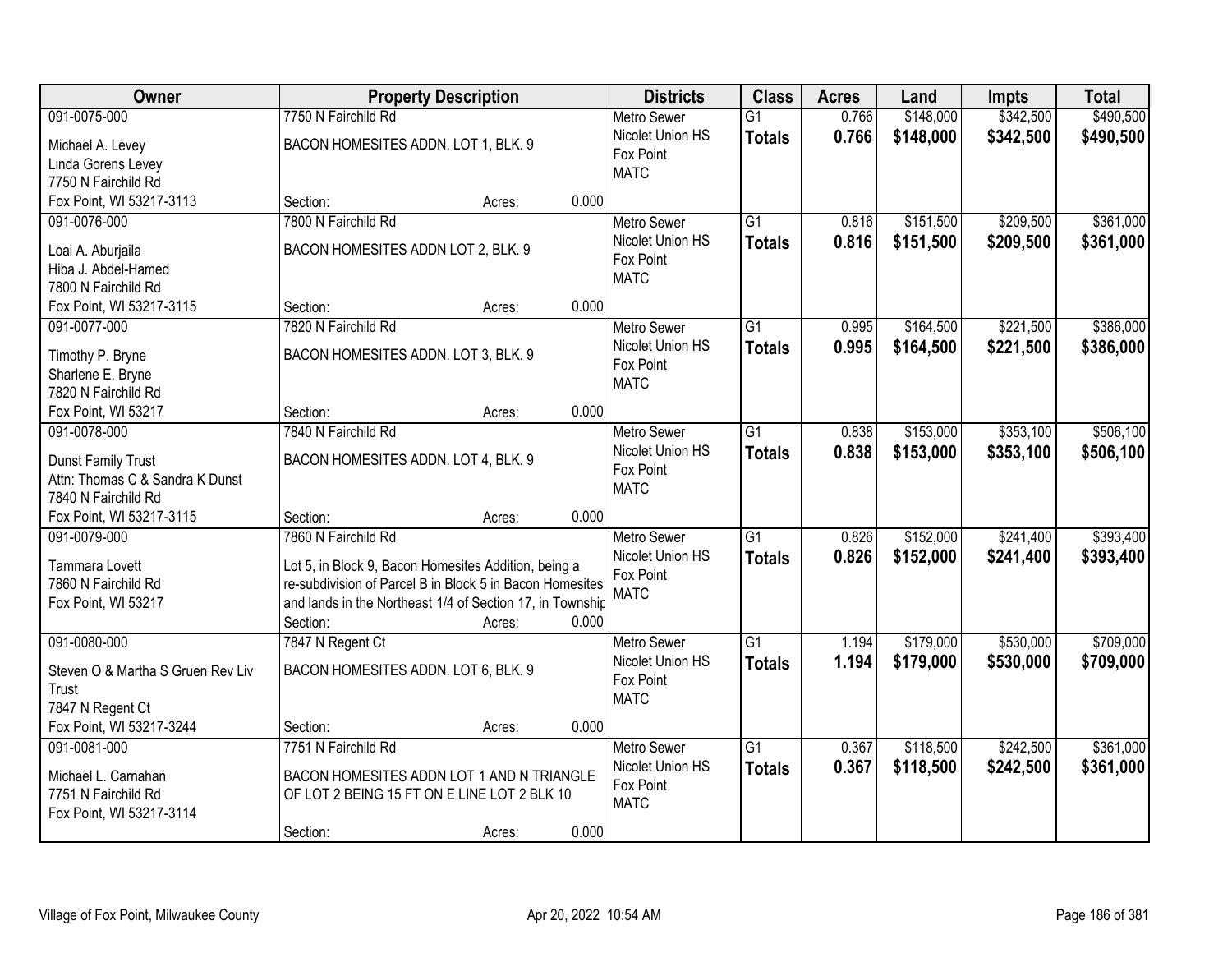| Owner | Property Description | Districts | Class | Acres | Land | Impts | Total |
|---|---|---|---|---|---|---|---|
| 091-0075-000<br>Michael A. Levey<br>Linda Gorens Levey<br>7750 N Fairchild Rd<br>Fox Point, WI 53217-3113 | 7750 N Fairchild Rd<br>BACON HOMESITES ADDN. LOT 1, BLK. 9<br>Section: Acres: 0.000 | Metro Sewer<br>Nicolet Union HS<br>Fox Point<br>MATC | G1<br>**Totals** | 0.766<br>**0.766** | $148,000<br>**$148,000** | $342,500<br>**$342,500** | $490,500<br>**$490,500** |
| 091-0076-000<br>Loai A. Aburjaila<br>Hiba J. Abdel-Hamed<br>7800 N Fairchild Rd<br>Fox Point, WI 53217-3115 | 7800 N Fairchild Rd<br>BACON HOMESITES ADDN LOT 2, BLK. 9<br>Section: Acres: 0.000 | Metro Sewer<br>Nicolet Union HS<br>Fox Point<br>MATC | G1<br>**Totals** | 0.816<br>**0.816** | $151,500<br>**$151,500** | $209,500<br>**$209,500** | $361,000<br>**$361,000** |
| 091-0077-000<br>Timothy P. Bryne<br>Sharlene E. Bryne<br>7820 N Fairchild Rd<br>Fox Point, WI 53217 | 7820 N Fairchild Rd<br>BACON HOMESITES ADDN. LOT 3, BLK. 9<br>Section: Acres: 0.000 | Metro Sewer<br>Nicolet Union HS<br>Fox Point<br>MATC | G1<br>**Totals** | 0.995<br>**0.995** | $164,500<br>**$164,500** | $221,500<br>**$221,500** | $386,000<br>**$386,000** |
| 091-0078-000<br>Dunst Family Trust<br>Attn: Thomas C & Sandra K Dunst<br>7840 N Fairchild Rd<br>Fox Point, WI 53217-3115 | 7840 N Fairchild Rd<br>BACON HOMESITES ADDN. LOT 4, BLK. 9<br>Section: Acres: 0.000 | Metro Sewer<br>Nicolet Union HS<br>Fox Point<br>MATC | G1<br>**Totals** | 0.838<br>**0.838** | $153,000<br>**$153,000** | $353,100<br>**$353,100** | $506,100<br>**$506,100** |
| 091-0079-000<br>Tammara Lovett<br>7860 N Fairchild Rd<br>Fox Point, WI 53217 | 7860 N Fairchild Rd<br>Lot 5, in Block 9, Bacon Homesites Addition, being a re-subdivision of Parcel B in Block 5 in Bacon Homesites and lands in the Northeast 1/4 of Section 17, in Township<br>Section: Acres: 0.000 | Metro Sewer<br>Nicolet Union HS<br>Fox Point<br>MATC | G1<br>**Totals** | 0.826<br>**0.826** | $152,000<br>**$152,000** | $241,400<br>**$241,400** | $393,400<br>**$393,400** |
| 091-0080-000<br>Steven O & Martha S Gruen Rev Liv Trust<br>7847 N Regent Ct<br>Fox Point, WI 53217-3244 | 7847 N Regent Ct<br>BACON HOMESITES ADDN. LOT 6, BLK. 9<br>Section: Acres: 0.000 | Metro Sewer<br>Nicolet Union HS<br>Fox Point<br>MATC | G1<br>**Totals** | 1.194<br>**1.194** | $179,000<br>**$179,000** | $530,000<br>**$530,000** | $709,000<br>**$709,000** |
| 091-0081-000<br>Michael L. Carnahan<br>7751 N Fairchild Rd<br>Fox Point, WI 53217-3114 | 7751 N Fairchild Rd<br>BACON HOMESITES ADDN LOT 1 AND N TRIANGLE OF LOT 2 BEING 15 FT ON E LINE LOT 2 BLK 10<br>Section: Acres: 0.000 | Metro Sewer<br>Nicolet Union HS<br>Fox Point<br>MATC | G1<br>**Totals** | 0.367<br>**0.367** | $118,500<br>**$118,500** | $242,500<br>**$242,500** | $361,000<br>**$361,000** |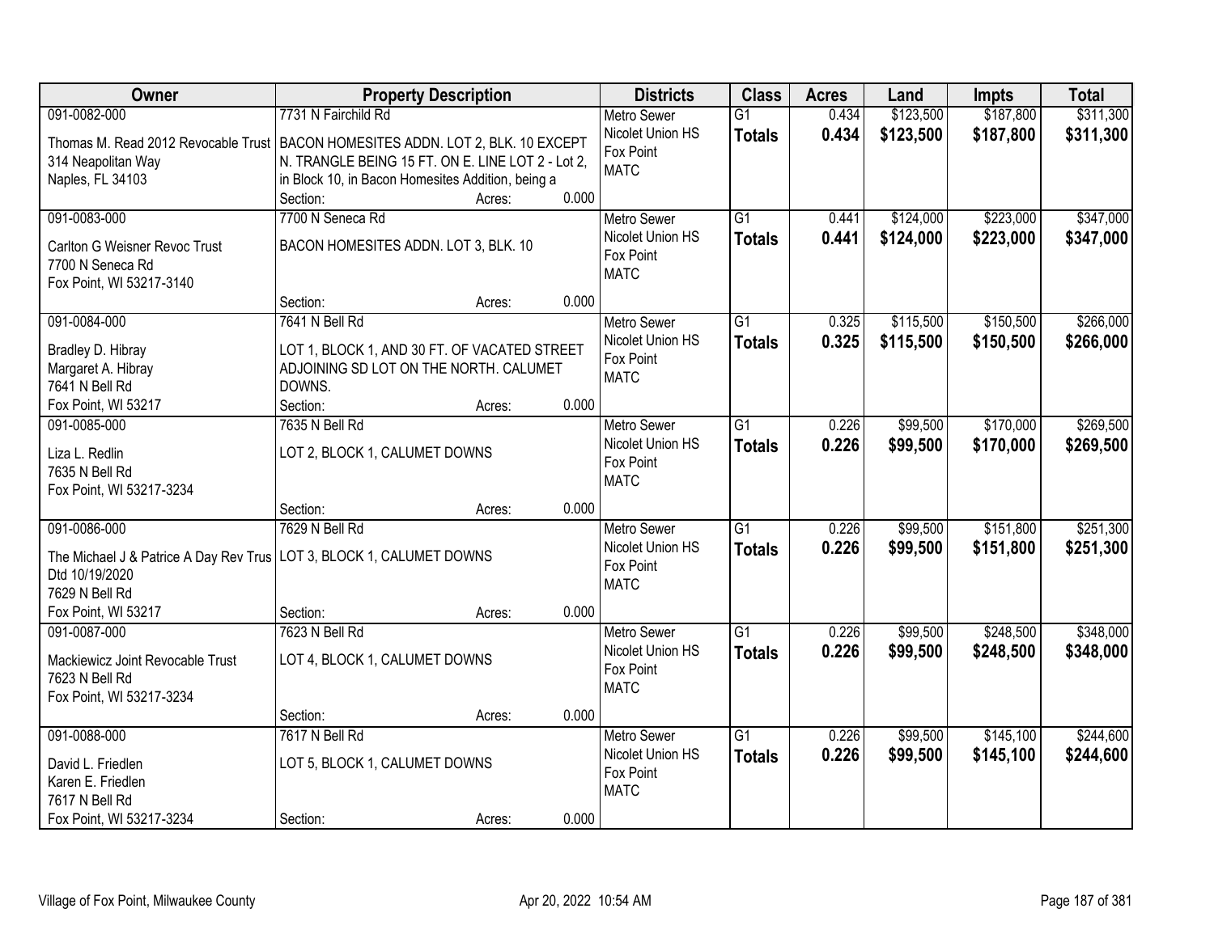| Owner | Property Description | Districts | Class | Acres | Land | Impts | Total |
|---|---|---|---|---|---|---|---|
| 091-0082-000<br>Thomas M. Read 2012 Revocable Trust<br>314 Neapolitan Way<br>Naples, FL 34103 | 7731 N Fairchild Rd<br>BACON HOMESITES ADDN. LOT 2, BLK. 10 EXCEPT N. TRANGLE BEING 15 FT. ON E. LINE LOT 2 - Lot 2, in Block 10, in Bacon Homesites Addition, being a<br>Section: Acres: 0.000 | Metro Sewer<br>Nicolet Union HS<br>Fox Point<br>MATC | G1<br>**Totals** | 0.434<br>**0.434** | $123,500<br>**$123,500** | $187,800<br>**$187,800** | $311,300<br>**$311,300** |
| 091-0083-000<br>Carlton G Weisner Revoc Trust<br>7700 N Seneca Rd<br>Fox Point, WI 53217-3140 | 7700 N Seneca Rd<br>BACON HOMESITES ADDN. LOT 3, BLK. 10<br>Section: Acres: 0.000 | Metro Sewer<br>Nicolet Union HS<br>Fox Point<br>MATC | G1<br>**Totals** | 0.441<br>**0.441** | $124,000<br>**$124,000** | $223,000<br>**$223,000** | $347,000<br>**$347,000** |
| 091-0084-000<br>Bradley D. Hibray<br>Margaret A. Hibray<br>7641 N Bell Rd<br>Fox Point, WI 53217 | 7641 N Bell Rd<br>LOT 1, BLOCK 1, AND 30 FT. OF VACATED STREET ADJOINING SD LOT ON THE NORTH. CALUMET DOWNS.<br>Section: Acres: 0.000 | Metro Sewer<br>Nicolet Union HS<br>Fox Point<br>MATC | G1<br>**Totals** | 0.325<br>**0.325** | $115,500<br>**$115,500** | $150,500<br>**$150,500** | $266,000<br>**$266,000** |
| 091-0085-000<br>Liza L. Redlin<br>7635 N Bell Rd<br>Fox Point, WI 53217-3234 | 7635 N Bell Rd<br>LOT 2, BLOCK 1, CALUMET DOWNS<br>Section: Acres: 0.000 | Metro Sewer<br>Nicolet Union HS<br>Fox Point<br>MATC | G1<br>**Totals** | 0.226<br>**0.226** | $99,500<br>**$99,500** | $170,000<br>**$170,000** | $269,500<br>**$269,500** |
| 091-0086-000<br>The Michael J & Patrice A Day Rev Trus Dtd 10/19/2020<br>7629 N Bell Rd<br>Fox Point, WI 53217 | 7629 N Bell Rd<br>LOT 3, BLOCK 1, CALUMET DOWNS<br>Section: Acres: 0.000 | Metro Sewer<br>Nicolet Union HS<br>Fox Point<br>MATC | G1<br>**Totals** | 0.226<br>**0.226** | $99,500<br>**$99,500** | $151,800<br>**$151,800** | $251,300<br>**$251,300** |
| 091-0087-000<br>Mackiewicz Joint Revocable Trust<br>7623 N Bell Rd<br>Fox Point, WI 53217-3234 | 7623 N Bell Rd<br>LOT 4, BLOCK 1, CALUMET DOWNS<br>Section: Acres: 0.000 | Metro Sewer<br>Nicolet Union HS<br>Fox Point<br>MATC | G1<br>**Totals** | 0.226<br>**0.226** | $99,500<br>**$99,500** | $248,500<br>**$248,500** | $348,000<br>**$348,000** |
| 091-0088-000<br>David L. Friedlen<br>Karen E. Friedlen<br>7617 N Bell Rd<br>Fox Point, WI 53217-3234 | 7617 N Bell Rd<br>LOT 5, BLOCK 1, CALUMET DOWNS<br>Section: Acres: 0.000 | Metro Sewer<br>Nicolet Union HS<br>Fox Point<br>MATC | G1<br>**Totals** | 0.226<br>**0.226** | $99,500<br>**$99,500** | $145,100<br>**$145,100** | $244,600<br>**$244,600** |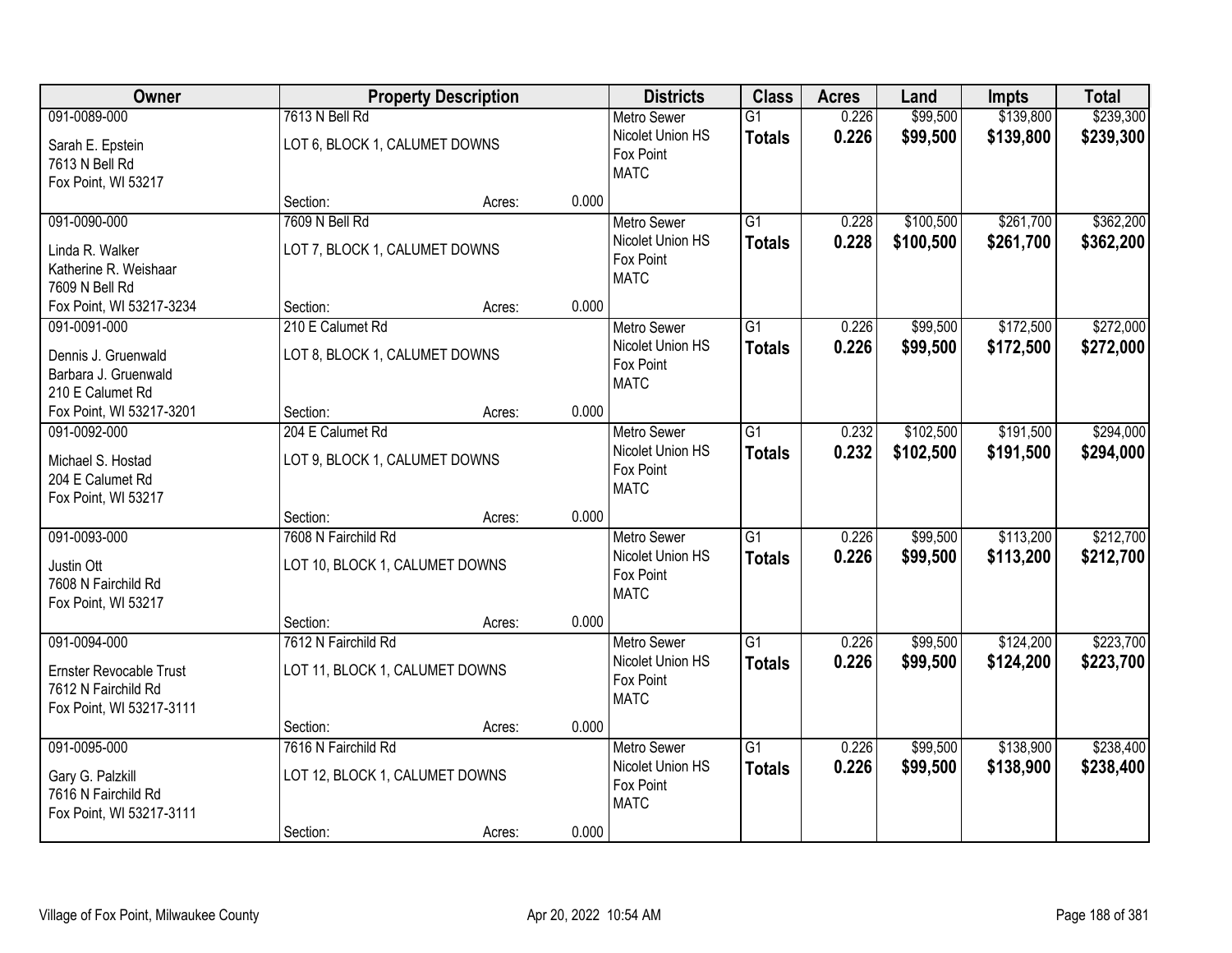| Owner | Property Description | | | Districts | Class | Acres | Land | Impts | Total |
|---|---|---|---|---|---|---|---|---|---|
| 091-0089-000<br>Sarah E. Epstein<br>7613 N Bell Rd<br>Fox Point, WI 53217 | 7613 N Bell Rd<br>LOT 6, BLOCK 1, CALUMET DOWNS<br>Section: | Acres: | 0.000 | Metro Sewer<br>Nicolet Union HS<br>Fox Point<br>MATC | G1<br>**Totals** | 0.226<br>**0.226** | $99,500<br>**$99,500** | $139,800<br>**$139,800** | $239,300<br>**$239,300** |
| 091-0090-000<br>Linda R. Walker<br>Katherine R. Weishaar<br>7609 N Bell Rd<br>Fox Point, WI 53217-3234 | 7609 N Bell Rd<br>LOT 7, BLOCK 1, CALUMET DOWNS<br>Section: | Acres: | 0.000 | Metro Sewer<br>Nicolet Union HS<br>Fox Point<br>MATC | G1<br>**Totals** | 0.228<br>**0.228** | $100,500<br>**$100,500** | $261,700<br>**$261,700** | $362,200<br>**$362,200** |
| 091-0091-000<br>Dennis J. Gruenwald<br>Barbara J. Gruenwald<br>210 E Calumet Rd<br>Fox Point, WI 53217-3201 | 210 E Calumet Rd<br>LOT 8, BLOCK 1, CALUMET DOWNS<br>Section: | Acres: | 0.000 | Metro Sewer<br>Nicolet Union HS<br>Fox Point<br>MATC | G1<br>**Totals** | 0.226<br>**0.226** | $99,500<br>**$99,500** | $172,500<br>**$172,500** | $272,000<br>**$272,000** |
| 091-0092-000<br>Michael S. Hostad<br>204 E Calumet Rd<br>Fox Point, WI 53217 | 204 E Calumet Rd<br>LOT 9, BLOCK 1, CALUMET DOWNS<br>Section: | Acres: | 0.000 | Metro Sewer<br>Nicolet Union HS<br>Fox Point<br>MATC | G1<br>**Totals** | 0.232<br>**0.232** | $102,500<br>**$102,500** | $191,500<br>**$191,500** | $294,000<br>**$294,000** |
| 091-0093-000<br>Justin Ott<br>7608 N Fairchild Rd<br>Fox Point, WI 53217 | 7608 N Fairchild Rd<br>LOT 10, BLOCK 1, CALUMET DOWNS<br>Section: | Acres: | 0.000 | Metro Sewer<br>Nicolet Union HS<br>Fox Point<br>MATC | G1<br>**Totals** | 0.226<br>**0.226** | $99,500<br>**$99,500** | $113,200<br>**$113,200** | $212,700<br>**$212,700** |
| 091-0094-000<br>Ernster Revocable Trust<br>7612 N Fairchild Rd<br>Fox Point, WI 53217-3111 | 7612 N Fairchild Rd<br>LOT 11, BLOCK 1, CALUMET DOWNS<br>Section: | Acres: | 0.000 | Metro Sewer<br>Nicolet Union HS<br>Fox Point<br>MATC | G1<br>**Totals** | 0.226<br>**0.226** | $99,500<br>**$99,500** | $124,200<br>**$124,200** | $223,700<br>**$223,700** |
| 091-0095-000<br>Gary G. Palzkill<br>7616 N Fairchild Rd<br>Fox Point, WI 53217-3111 | 7616 N Fairchild Rd<br>LOT 12, BLOCK 1, CALUMET DOWNS<br>Section: | Acres: | 0.000 | Metro Sewer<br>Nicolet Union HS<br>Fox Point<br>MATC | G1<br>**Totals** | 0.226<br>**0.226** | $99,500<br>**$99,500** | $138,900<br>**$138,900** | $238,400<br>**$238,400** |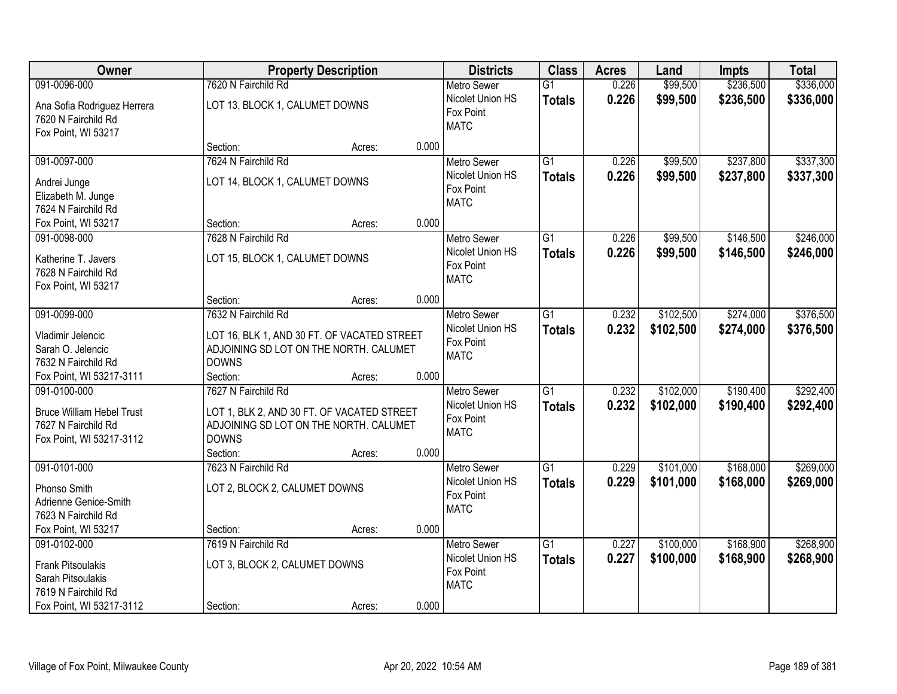| Owner | Property Description | Districts | Class | Acres | Land | Impts | Total |
|---|---|---|---|---|---|---|---|
| 091-0096-000<br>Ana Sofia Rodriguez Herrera<br>7620 N Fairchild Rd<br>Fox Point, WI 53217 | 7620 N Fairchild Rd<br>LOT 13, BLOCK 1, CALUMET DOWNS<br>Section: Acres: 0.000 | Metro Sewer<br>Nicolet Union HS<br>Fox Point<br>MATC | G1<br>**Totals** | 0.226<br>**0.226** | \$99,500<br>**\$99,500** | \$236,500<br>**\$236,500** | \$336,000<br>**\$336,000** |
| 091-0097-000<br>Andrei Junge<br>Elizabeth M. Junge<br>7624 N Fairchild Rd<br>Fox Point, WI 53217 | 7624 N Fairchild Rd<br>LOT 14, BLOCK 1, CALUMET DOWNS<br>Section: Acres: 0.000 | Metro Sewer<br>Nicolet Union HS<br>Fox Point<br>MATC | G1<br>**Totals** | 0.226<br>**0.226** | \$99,500<br>**\$99,500** | \$237,800<br>**\$237,800** | \$337,300<br>**\$337,300** |
| 091-0098-000<br>Katherine T. Javers<br>7628 N Fairchild Rd<br>Fox Point, WI 53217 | 7628 N Fairchild Rd<br>LOT 15, BLOCK 1, CALUMET DOWNS<br>Section: Acres: 0.000 | Metro Sewer<br>Nicolet Union HS<br>Fox Point<br>MATC | G1<br>**Totals** | 0.226<br>**0.226** | \$99,500<br>**\$99,500** | \$146,500<br>**\$146,500** | \$246,000<br>**\$246,000** |
| 091-0099-000<br>Vladimir Jelencic<br>Sarah O. Jelencic<br>7632 N Fairchild Rd<br>Fox Point, WI 53217-3111 | 7632 N Fairchild Rd<br>LOT 16, BLK 1, AND 30 FT. OF VACATED STREET ADJOINING SD LOT ON THE NORTH. CALUMET DOWNS<br>Section: Acres: 0.000 | Metro Sewer<br>Nicolet Union HS<br>Fox Point<br>MATC | G1<br>**Totals** | 0.232<br>**0.232** | \$102,500<br>**\$102,500** | \$274,000<br>**\$274,000** | \$376,500<br>**\$376,500** |
| 091-0100-000<br>Bruce William Hebel Trust<br>7627 N Fairchild Rd<br>Fox Point, WI 53217-3112 | 7627 N Fairchild Rd<br>LOT 1, BLK 2, AND 30 FT. OF VACATED STREET ADJOINING SD LOT ON THE NORTH. CALUMET DOWNS<br>Section: Acres: 0.000 | Metro Sewer<br>Nicolet Union HS<br>Fox Point<br>MATC | G1<br>**Totals** | 0.232<br>**0.232** | \$102,000<br>**\$102,000** | \$190,400<br>**\$190,400** | \$292,400<br>**\$292,400** |
| 091-0101-000<br>Phonso Smith<br>Adrienne Genice-Smith<br>7623 N Fairchild Rd<br>Fox Point, WI 53217 | 7623 N Fairchild Rd<br>LOT 2, BLOCK 2, CALUMET DOWNS<br>Section: Acres: 0.000 | Metro Sewer<br>Nicolet Union HS<br>Fox Point<br>MATC | G1<br>**Totals** | 0.229<br>**0.229** | \$101,000<br>**\$101,000** | \$168,000<br>**\$168,000** | \$269,000<br>**\$269,000** |
| 091-0102-000<br>Frank Pitsoulakis<br>Sarah Pitsoulakis<br>7619 N Fairchild Rd<br>Fox Point, WI 53217-3112 | 7619 N Fairchild Rd<br>LOT 3, BLOCK 2, CALUMET DOWNS<br>Section: Acres: 0.000 | Metro Sewer<br>Nicolet Union HS<br>Fox Point<br>MATC | G1<br>**Totals** | 0.227<br>**0.227** | \$100,000<br>**\$100,000** | \$168,900<br>**\$168,900** | \$268,900<br>**\$268,900** |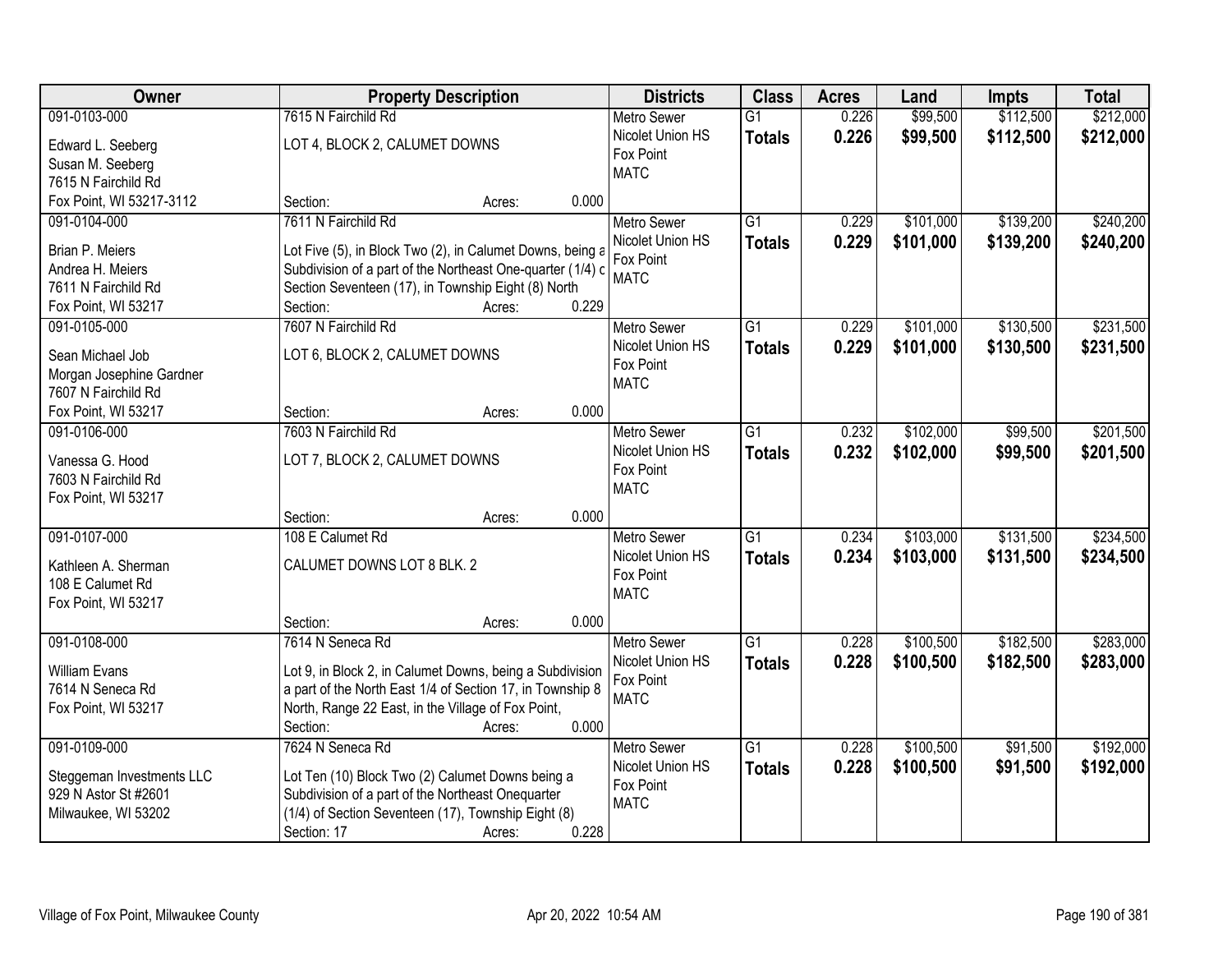| Owner | Property Description | Districts | Class | Acres | Land | Impts | Total |
|---|---|---|---|---|---|---|---|
| 091-0103-000<br>Edward L. Seeberg<br>Susan M. Seeberg<br>7615 N Fairchild Rd<br>Fox Point, WI 53217-3112 | 7615 N Fairchild Rd<br>LOT 4, BLOCK 2, CALUMET DOWNS<br>Section: Acres: 0.000 | Metro Sewer<br>Nicolet Union HS<br>Fox Point<br>MATC | G1<br>**Totals** | 0.226<br>**0.226** | $99,500<br>**$99,500** | $112,500<br>**$112,500** | $212,000<br>**$212,000** |
| 091-0104-000<br>Brian P. Meiers<br>Andrea H. Meiers<br>7611 N Fairchild Rd<br>Fox Point, WI 53217 | 7611 N Fairchild Rd<br>Lot Five (5), in Block Two (2), in Calumet Downs, being a Subdivision of a part of the Northeast One-quarter (1/4) c Section Seventeen (17), in Township Eight (8) North<br>Section: Acres: 0.229 | Metro Sewer<br>Nicolet Union HS<br>Fox Point<br>MATC | G1<br>**Totals** | 0.229<br>**0.229** | $101,000<br>**$101,000** | $139,200<br>**$139,200** | $240,200<br>**$240,200** |
| 091-0105-000<br>Sean Michael Job<br>Morgan Josephine Gardner<br>7607 N Fairchild Rd<br>Fox Point, WI 53217 | 7607 N Fairchild Rd<br>LOT 6, BLOCK 2, CALUMET DOWNS<br>Section: Acres: 0.000 | Metro Sewer<br>Nicolet Union HS<br>Fox Point<br>MATC | G1<br>**Totals** | 0.229<br>**0.229** | $101,000<br>**$101,000** | $130,500<br>**$130,500** | $231,500<br>**$231,500** |
| 091-0106-000<br>Vanessa G. Hood<br>7603 N Fairchild Rd<br>Fox Point, WI 53217 | 7603 N Fairchild Rd<br>LOT 7, BLOCK 2, CALUMET DOWNS<br>Section: Acres: 0.000 | Metro Sewer<br>Nicolet Union HS<br>Fox Point<br>MATC | G1<br>**Totals** | 0.232<br>**0.232** | $102,000<br>**$102,000** | $99,500<br>**$99,500** | $201,500<br>**$201,500** |
| 091-0107-000<br>Kathleen A. Sherman<br>108 E Calumet Rd<br>Fox Point, WI 53217 | 108 E Calumet Rd<br>CALUMET DOWNS LOT 8 BLK. 2<br>Section: Acres: 0.000 | Metro Sewer<br>Nicolet Union HS<br>Fox Point<br>MATC | G1<br>**Totals** | 0.234<br>**0.234** | $103,000<br>**$103,000** | $131,500<br>**$131,500** | $234,500<br>**$234,500** |
| 091-0108-000<br>William Evans<br>7614 N Seneca Rd<br>Fox Point, WI 53217 | 7614 N Seneca Rd<br>Lot 9, in Block 2, in Calumet Downs, being a Subdivision a part of the North East 1/4 of Section 17, in Township 8 North, Range 22 East, in the Village of Fox Point,<br>Section: Acres: 0.000 | Metro Sewer<br>Nicolet Union HS<br>Fox Point<br>MATC | G1<br>**Totals** | 0.228<br>**0.228** | $100,500<br>**$100,500** | $182,500<br>**$182,500** | $283,000<br>**$283,000** |
| 091-0109-000<br>Steggeman Investments LLC<br>929 N Astor St #2601<br>Milwaukee, WI 53202 | 7624 N Seneca Rd<br>Lot Ten (10) Block Two (2) Calumet Downs being a Subdivision of a part of the Northeast Onequarter (1/4) of Section Seventeen (17), Township Eight (8)<br>Section: 17 Acres: 0.228 | Metro Sewer<br>Nicolet Union HS<br>Fox Point<br>MATC | G1<br>**Totals** | 0.228<br>**0.228** | $100,500<br>**$100,500** | $91,500<br>**$91,500** | $192,000<br>**$192,000** |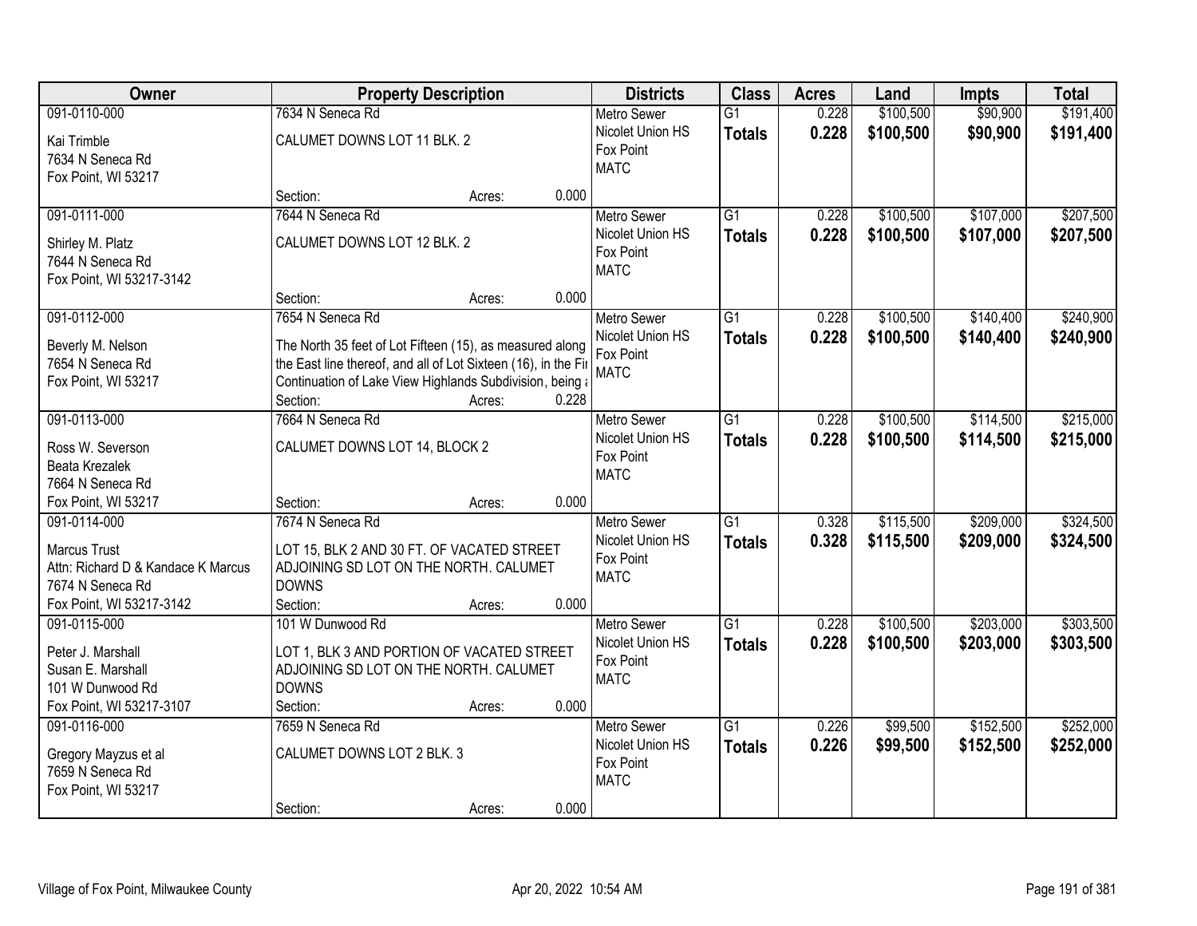| Owner | Property Description | Districts | Class | Acres | Land | Impts | Total |
|---|---|---|---|---|---|---|---|
| 091-0110-000<br>Kai Trimble<br>7634 N Seneca Rd<br>Fox Point, WI 53217 | 7634 N Seneca Rd<br>CALUMET DOWNS LOT 11 BLK. 2<br>Section: Acres: 0.000 | Metro Sewer<br>Nicolet Union HS<br>Fox Point<br>MATC | G1<br>**Totals** | 0.228<br>**0.228** | $100,500<br>**$100,500** | $90,900<br>**$90,900** | $191,400<br>**$191,400** |
| 091-0111-000<br>Shirley M. Platz<br>7644 N Seneca Rd<br>Fox Point, WI 53217-3142 | 7644 N Seneca Rd<br>CALUMET DOWNS LOT 12 BLK. 2<br>Section: Acres: 0.000 | Metro Sewer<br>Nicolet Union HS<br>Fox Point<br>MATC | G1<br>**Totals** | 0.228<br>**0.228** | $100,500<br>**$100,500** | $107,000<br>**$107,000** | $207,500<br>**$207,500** |
| 091-0112-000<br>Beverly M. Nelson<br>7654 N Seneca Rd<br>Fox Point, WI 53217 | 7654 N Seneca Rd<br>The North 35 feet of Lot Fifteen (15), as measured along the East line thereof, and all of Lot Sixteen (16), in the Fi Continuation of Lake View Highlands Subdivision, being<br>Section: Acres: 0.228 | Metro Sewer<br>Nicolet Union HS<br>Fox Point<br>MATC | G1<br>**Totals** | 0.228<br>**0.228** | $100,500<br>**$100,500** | $140,400<br>**$140,400** | $240,900<br>**$240,900** |
| 091-0113-000<br>Ross W. Severson<br>Beata Krezalek<br>7664 N Seneca Rd<br>Fox Point, WI 53217 | 7664 N Seneca Rd<br>CALUMET DOWNS LOT 14, BLOCK 2<br>Section: Acres: 0.000 | Metro Sewer<br>Nicolet Union HS<br>Fox Point<br>MATC | G1<br>**Totals** | 0.228<br>**0.228** | $100,500<br>**$100,500** | $114,500<br>**$114,500** | $215,000<br>**$215,000** |
| 091-0114-000<br>Marcus Trust<br>Attn: Richard D & Kandace K Marcus<br>7674 N Seneca Rd<br>Fox Point, WI 53217-3142 | 7674 N Seneca Rd<br>LOT 15, BLK 2 AND 30 FT. OF VACATED STREET ADJOINING SD LOT ON THE NORTH. CALUMET DOWNS<br>Section: Acres: 0.000 | Metro Sewer<br>Nicolet Union HS<br>Fox Point<br>MATC | G1<br>**Totals** | 0.328<br>**0.328** | $115,500<br>**$115,500** | $209,000<br>**$209,000** | $324,500<br>**$324,500** |
| 091-0115-000<br>Peter J. Marshall<br>Susan E. Marshall<br>101 W Dunwood Rd<br>Fox Point, WI 53217-3107 | 101 W Dunwood Rd<br>LOT 1, BLK 3 AND PORTION OF VACATED STREET ADJOINING SD LOT ON THE NORTH. CALUMET DOWNS<br>Section: Acres: 0.000 | Metro Sewer<br>Nicolet Union HS<br>Fox Point<br>MATC | G1<br>**Totals** | 0.228<br>**0.228** | $100,500<br>**$100,500** | $203,000<br>**$203,000** | $303,500<br>**$303,500** |
| 091-0116-000<br>Gregory Mayzus et al<br>7659 N Seneca Rd<br>Fox Point, WI 53217 | 7659 N Seneca Rd<br>CALUMET DOWNS LOT 2 BLK. 3<br>Section: Acres: 0.000 | Metro Sewer<br>Nicolet Union HS<br>Fox Point<br>MATC | G1<br>**Totals** | 0.226<br>**0.226** | $99,500<br>**$99,500** | $152,500<br>**$152,500** | $252,000<br>**$252,000** |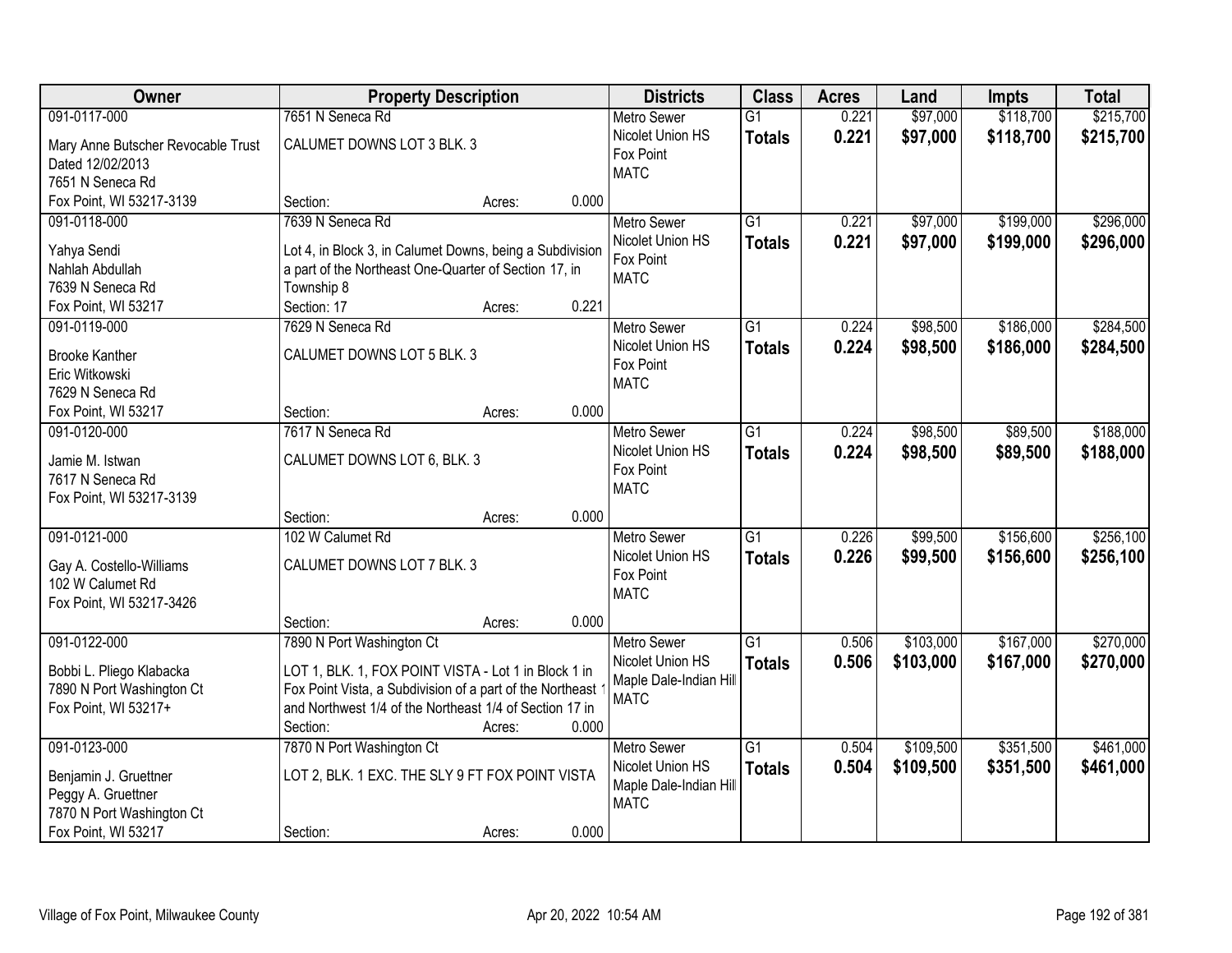| Owner | Property Description | Districts | Class | Acres | Land | Impts | Total |
|---|---|---|---|---|---|---|---|
| 091-0117-000<br>Mary Anne Butscher Revocable Trust<br>Dated 12/02/2013<br>7651 N Seneca Rd<br>Fox Point, WI 53217-3139 | 7651 N Seneca Rd<br>CALUMET DOWNS LOT 3 BLK. 3<br>Section: Acres: 0.000 | Metro Sewer<br>Nicolet Union HS<br>Fox Point<br>MATC | G1<br>**Totals** | 0.221<br>**0.221** | $97,000<br>**$97,000** | $118,700<br>**$118,700** | $215,700<br>**$215,700** |
| 091-0118-000<br>Yahya Sendi<br>Nahlah Abdullah<br>7639 N Seneca Rd<br>Fox Point, WI 53217 | 7639 N Seneca Rd<br>Lot 4, in Block 3, in Calumet Downs, being a Subdivision a part of the Northeast One-Quarter of Section 17, in Township 8<br>Section: 17 Acres: 0.221 | Metro Sewer<br>Nicolet Union HS<br>Fox Point<br>MATC | G1<br>**Totals** | 0.221<br>**0.221** | $97,000<br>**$97,000** | $199,000<br>**$199,000** | $296,000<br>**$296,000** |
| 091-0119-000<br>Brooke Kanther<br>Eric Witkowski<br>7629 N Seneca Rd<br>Fox Point, WI 53217 | 7629 N Seneca Rd<br>CALUMET DOWNS LOT 5 BLK. 3<br>Section: Acres: 0.000 | Metro Sewer<br>Nicolet Union HS<br>Fox Point<br>MATC | G1<br>**Totals** | 0.224<br>**0.224** | $98,500<br>**$98,500** | $186,000<br>**$186,000** | $284,500<br>**$284,500** |
| 091-0120-000<br>Jamie M. Istwan<br>7617 N Seneca Rd<br>Fox Point, WI 53217-3139 | 7617 N Seneca Rd<br>CALUMET DOWNS LOT 6, BLK. 3<br>Section: Acres: 0.000 | Metro Sewer<br>Nicolet Union HS<br>Fox Point<br>MATC | G1<br>**Totals** | 0.224<br>**0.224** | $98,500<br>**$98,500** | $89,500<br>**$89,500** | $188,000<br>**$188,000** |
| 091-0121-000<br>Gay A. Costello-Williams<br>102 W Calumet Rd<br>Fox Point, WI 53217-3426 | 102 W Calumet Rd<br>CALUMET DOWNS LOT 7 BLK. 3<br>Section: Acres: 0.000 | Metro Sewer<br>Nicolet Union HS<br>Fox Point<br>MATC | G1<br>**Totals** | 0.226<br>**0.226** | $99,500<br>**$99,500** | $156,600<br>**$156,600** | $256,100<br>**$256,100** |
| 091-0122-000<br>Bobbi L. Pliego Klabacka<br>7890 N Port Washington Ct<br>Fox Point, WI 53217+ | 7890 N Port Washington Ct<br>LOT 1, BLK. 1, FOX POINT VISTA - Lot 1 in Block 1 in Fox Point Vista, a Subdivision of a part of the Northeast 1 and Northwest 1/4 of the Northeast 1/4 of Section 17 in<br>Section: Acres: 0.000 | Metro Sewer<br>Nicolet Union HS<br>Maple Dale-Indian Hill<br>MATC | G1<br>**Totals** | 0.506<br>**0.506** | $103,000<br>**$103,000** | $167,000<br>**$167,000** | $270,000<br>**$270,000** |
| 091-0123-000<br>Benjamin J. Gruettner<br>Peggy A. Gruettner<br>7870 N Port Washington Ct<br>Fox Point, WI 53217 | 7870 N Port Washington Ct<br>LOT 2, BLK. 1 EXC. THE SLY 9 FT FOX POINT VISTA<br>Section: Acres: 0.000 | Metro Sewer<br>Nicolet Union HS<br>Maple Dale-Indian Hill<br>MATC | G1<br>**Totals** | 0.504<br>**0.504** | $109,500<br>**$109,500** | $351,500<br>**$351,500** | $461,000<br>**$461,000** |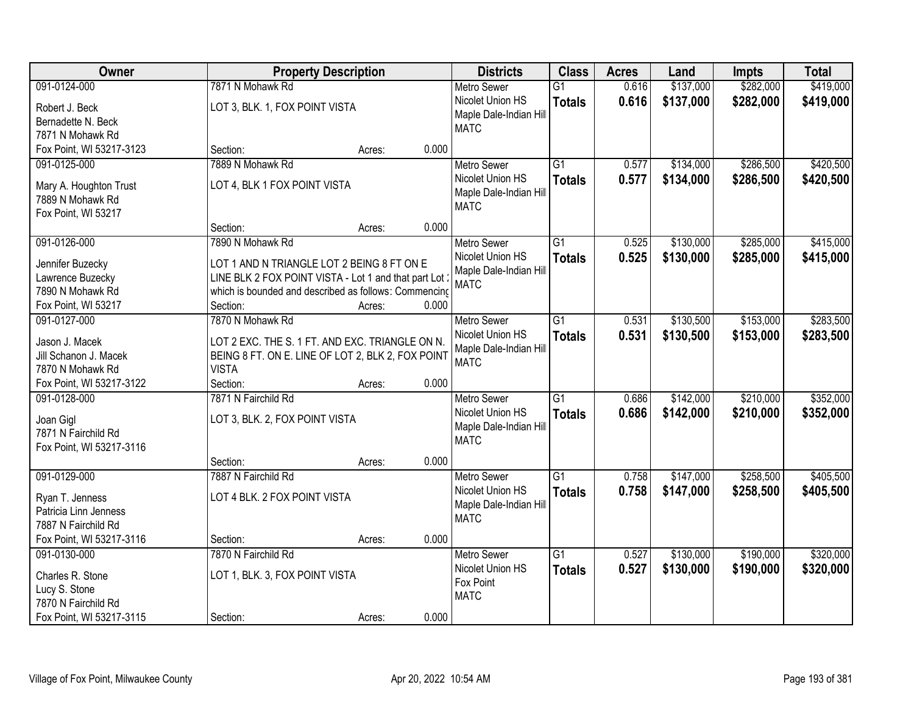| Owner | Property Description | Districts | Class | Acres | Land | Impts | Total |
|---|---|---|---|---|---|---|---|
| 091-0124-000<br>Robert J. Beck<br>Bernadette N. Beck<br>7871 N Mohawk Rd<br>Fox Point, WI 53217-3123 | 7871 N Mohawk Rd<br>LOT 3, BLK. 1, FOX POINT VISTA<br>Section: Acres: 0.000 | Metro Sewer<br>Nicolet Union HS<br>Maple Dale-Indian Hill<br>MATC | G1<br>**Totals** | 0.616<br>**0.616** | $137,000<br>**$137,000** | $282,000<br>**$282,000** | $419,000<br>**$419,000** |
| 091-0125-000<br>Mary A. Houghton Trust<br>7889 N Mohawk Rd<br>Fox Point, WI 53217 | 7889 N Mohawk Rd<br>LOT 4, BLK 1 FOX POINT VISTA<br>Section: Acres: 0.000 | Metro Sewer<br>Nicolet Union HS<br>Maple Dale-Indian Hill<br>MATC | G1<br>**Totals** | 0.577<br>**0.577** | $134,000<br>**$134,000** | $286,500<br>**$286,500** | $420,500<br>**$420,500** |
| 091-0126-000<br>Jennifer Buzecky<br>Lawrence Buzecky<br>7890 N Mohawk Rd<br>Fox Point, WI 53217 | 7890 N Mohawk Rd<br>LOT 1 AND N TRIANGLE LOT 2 BEING 8 FT ON E LINE BLK 2 FOX POINT VISTA - Lot 1 and that part Lot 2 which is bounded and described as follows: Commencing<br>Section: Acres: 0.000 | Metro Sewer<br>Nicolet Union HS<br>Maple Dale-Indian Hill<br>MATC | G1<br>**Totals** | 0.525<br>**0.525** | $130,000<br>**$130,000** | $285,000<br>**$285,000** | $415,000<br>**$415,000** |
| 091-0127-000<br>Jason J. Macek<br>Jill Schanon J. Macek<br>7870 N Mohawk Rd<br>Fox Point, WI 53217-3122 | 7870 N Mohawk Rd<br>LOT 2 EXC. THE S. 1 FT. AND EXC. TRIANGLE ON N. BEING 8 FT. ON E. LINE OF LOT 2, BLK 2, FOX POINT VISTA<br>Section: Acres: 0.000 | Metro Sewer<br>Nicolet Union HS<br>Maple Dale-Indian Hill<br>MATC | G1<br>**Totals** | 0.531<br>**0.531** | $130,500<br>**$130,500** | $153,000<br>**$153,000** | $283,500<br>**$283,500** |
| 091-0128-000<br>Joan Gigl<br>7871 N Fairchild Rd<br>Fox Point, WI 53217-3116 | 7871 N Fairchild Rd<br>LOT 3, BLK. 2, FOX POINT VISTA<br>Section: Acres: 0.000 | Metro Sewer<br>Nicolet Union HS<br>Maple Dale-Indian Hill<br>MATC | G1<br>**Totals** | 0.686<br>**0.686** | $142,000<br>**$142,000** | $210,000<br>**$210,000** | $352,000<br>**$352,000** |
| 091-0129-000<br>Ryan T. Jenness<br>Patricia Linn Jenness<br>7887 N Fairchild Rd<br>Fox Point, WI 53217-3116 | 7887 N Fairchild Rd<br>LOT 4 BLK. 2 FOX POINT VISTA<br>Section: Acres: 0.000 | Metro Sewer<br>Nicolet Union HS<br>Maple Dale-Indian Hill<br>MATC | G1<br>**Totals** | 0.758<br>**0.758** | $147,000<br>**$147,000** | $258,500<br>**$258,500** | $405,500<br>**$405,500** |
| 091-0130-000<br>Charles R. Stone<br>Lucy S. Stone<br>7870 N Fairchild Rd<br>Fox Point, WI 53217-3115 | 7870 N Fairchild Rd<br>LOT 1, BLK. 3, FOX POINT VISTA<br>Section: Acres: 0.000 | Metro Sewer<br>Nicolet Union HS<br>Fox Point<br>MATC | G1<br>**Totals** | 0.527<br>**0.527** | $130,000<br>**$130,000** | $190,000<br>**$190,000** | $320,000<br>**$320,000** |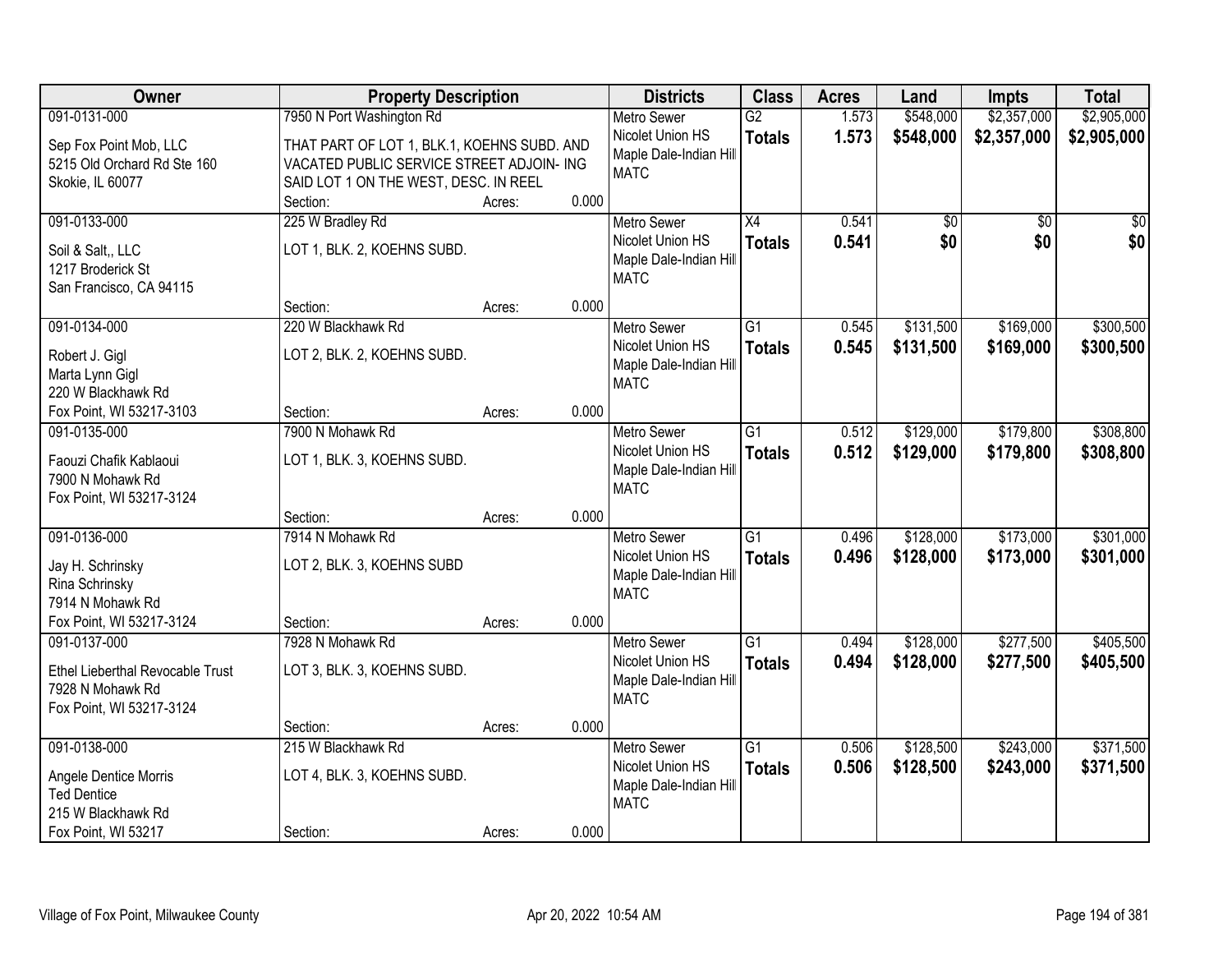| Owner | Property Description | | | Districts | Class | Acres | Land | Impts | Total |
|---|---|---|---|---|---|---|---|---|---|
| 091-0131-000<br>Sep Fox Point Mob, LLC<br>5215 Old Orchard Rd Ste 160<br>Skokie, IL 60077 | 7950 N Port Washington Rd<br>THAT PART OF LOT 1, BLK.1, KOEHNS SUBD. AND VACATED PUBLIC SERVICE STREET ADJOIN- ING SAID LOT 1 ON THE WEST, DESC. IN REEL<br>Section: | Acres: | 0.000 | Metro Sewer<br>Nicolet Union HS<br>Maple Dale-Indian Hill<br>MATC | G2<br>**Totals** | 1.573<br>**1.573** | $548,000<br>**$548,000** | $2,357,000<br>**$2,357,000** | $2,905,000<br>**$2,905,000** |
| 091-0133-000<br>Soil & Salt,, LLC<br>1217 Broderick St<br>San Francisco, CA 94115 | 225 W Bradley Rd<br>LOT 1, BLK. 2, KOEHNS SUBD.<br>Section: | Acres: | 0.000 | Metro Sewer<br>Nicolet Union HS<br>Maple Dale-Indian Hill<br>MATC | X4<br>**Totals** | 0.541<br>**0.541** | $0<br>**$0** | $0<br>**$0** | $0<br>**$0** |
| 091-0134-000<br>Robert J. Gigl<br>Marta Lynn Gigl<br>220 W Blackhawk Rd<br>Fox Point, WI 53217-3103 | 220 W Blackhawk Rd<br>LOT 2, BLK. 2, KOEHNS SUBD.<br>Section: | Acres: | 0.000 | Metro Sewer<br>Nicolet Union HS<br>Maple Dale-Indian Hill<br>MATC | G1<br>**Totals** | 0.545<br>**0.545** | $131,500<br>**$131,500** | $169,000<br>**$169,000** | $300,500<br>**$300,500** |
| 091-0135-000<br>Faouzi Chafik Kablaoui<br>7900 N Mohawk Rd<br>Fox Point, WI 53217-3124 | 7900 N Mohawk Rd<br>LOT 1, BLK. 3, KOEHNS SUBD.<br>Section: | Acres: | 0.000 | Metro Sewer<br>Nicolet Union HS<br>Maple Dale-Indian Hill<br>MATC | G1<br>**Totals** | 0.512<br>**0.512** | $129,000<br>**$129,000** | $179,800<br>**$179,800** | $308,800<br>**$308,800** |
| 091-0136-000<br>Jay H. Schrinsky<br>Rina Schrinsky<br>7914 N Mohawk Rd<br>Fox Point, WI 53217-3124 | 7914 N Mohawk Rd<br>LOT 2, BLK. 3, KOEHNS SUBD<br>Section: | Acres: | 0.000 | Metro Sewer<br>Nicolet Union HS<br>Maple Dale-Indian Hill<br>MATC | G1<br>**Totals** | 0.496<br>**0.496** | $128,000<br>**$128,000** | $173,000<br>**$173,000** | $301,000<br>**$301,000** |
| 091-0137-000<br>Ethel Lieberthal Revocable Trust<br>7928 N Mohawk Rd<br>Fox Point, WI 53217-3124 | 7928 N Mohawk Rd<br>LOT 3, BLK. 3, KOEHNS SUBD.<br>Section: | Acres: | 0.000 | Metro Sewer<br>Nicolet Union HS<br>Maple Dale-Indian Hill<br>MATC | G1<br>**Totals** | 0.494<br>**0.494** | $128,000<br>**$128,000** | $277,500<br>**$277,500** | $405,500<br>**$405,500** |
| 091-0138-000<br>Angele Dentice Morris<br>Ted Dentice<br>215 W Blackhawk Rd<br>Fox Point, WI 53217 | 215 W Blackhawk Rd<br>LOT 4, BLK. 3, KOEHNS SUBD.<br>Section: | Acres: | 0.000 | Metro Sewer<br>Nicolet Union HS<br>Maple Dale-Indian Hill<br>MATC | G1<br>**Totals** | 0.506<br>**0.506** | $128,500<br>**$128,500** | $243,000<br>**$243,000** | $371,500<br>**$371,500** |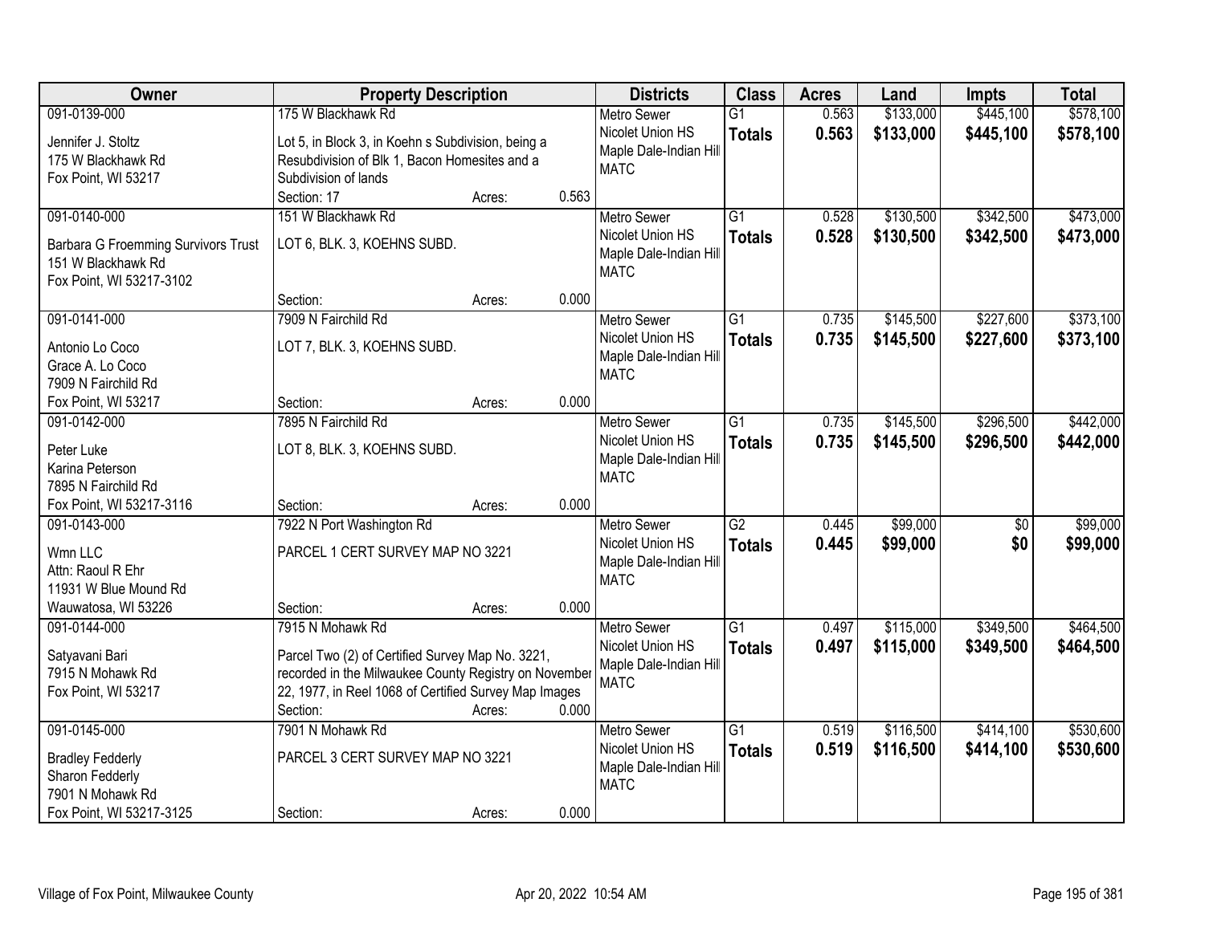| Owner | Property Description | | | Districts | Class | Acres | Land | Impts | Total |
|---|---|---|---|---|---|---|---|---|---|
| 091-0139-000<br>Jennifer J. Stoltz<br>175 W Blackhawk Rd<br>Fox Point, WI 53217 | 175 W Blackhawk Rd<br>Lot 5, in Block 3, in Koehn s Subdivision, being a Resubdivision of Blk 1, Bacon Homesites and a Subdivision of lands<br>Section: 17 | Acres: | 0.563 | Metro Sewer<br>Nicolet Union HS<br>Maple Dale-Indian Hill<br>MATC | G1<br>**Totals** | 0.563<br>**0.563** | $133,000<br>**$133,000** | $445,100<br>**$445,100** | $578,100<br>**$578,100** |
| 091-0140-000<br>Barbara G Froemming Survivors Trust<br>151 W Blackhawk Rd<br>Fox Point, WI 53217-3102 | 151 W Blackhawk Rd<br>LOT 6, BLK. 3, KOEHNS SUBD.<br>Section: | Acres: | 0.000 | Metro Sewer<br>Nicolet Union HS<br>Maple Dale-Indian Hill<br>MATC | G1<br>**Totals** | 0.528<br>**0.528** | $130,500<br>**$130,500** | $342,500<br>**$342,500** | $473,000<br>**$473,000** |
| 091-0141-000<br>Antonio Lo Coco<br>Grace A. Lo Coco<br>7909 N Fairchild Rd<br>Fox Point, WI 53217 | 7909 N Fairchild Rd<br>LOT 7, BLK. 3, KOEHNS SUBD.<br>Section: | Acres: | 0.000 | Metro Sewer<br>Nicolet Union HS<br>Maple Dale-Indian Hill<br>MATC | G1<br>**Totals** | 0.735<br>**0.735** | $145,500<br>**$145,500** | $227,600<br>**$227,600** | $373,100<br>**$373,100** |
| 091-0142-000<br>Peter Luke<br>Karina Peterson<br>7895 N Fairchild Rd<br>Fox Point, WI 53217-3116 | 7895 N Fairchild Rd<br>LOT 8, BLK. 3, KOEHNS SUBD.<br>Section: | Acres: | 0.000 | Metro Sewer<br>Nicolet Union HS<br>Maple Dale-Indian Hill<br>MATC | G1<br>**Totals** | 0.735<br>**0.735** | $145,500<br>**$145,500** | $296,500<br>**$296,500** | $442,000<br>**$442,000** |
| 091-0143-000<br>Wmn LLC<br>Attn: Raoul R Ehr<br>11931 W Blue Mound Rd<br>Wauwatosa, WI 53226 | 7922 N Port Washington Rd<br>PARCEL 1 CERT SURVEY MAP NO 3221<br>Section: | Acres: | 0.000 | Metro Sewer<br>Nicolet Union HS<br>Maple Dale-Indian Hill<br>MATC | G2<br>**Totals** | 0.445<br>**0.445** | $99,000<br>**$99,000** | $0<br>**$0** | $99,000<br>**$99,000** |
| 091-0144-000<br>Satyavani Bari<br>7915 N Mohawk Rd<br>Fox Point, WI 53217 | 7915 N Mohawk Rd<br>Parcel Two (2) of Certified Survey Map No. 3221, recorded in the Milwaukee County Registry on November 22, 1977, in Reel 1068 of Certified Survey Map Images<br>Section: | Acres: | 0.000 | Metro Sewer<br>Nicolet Union HS<br>Maple Dale-Indian Hill<br>MATC | G1<br>**Totals** | 0.497<br>**0.497** | $115,000<br>**$115,000** | $349,500<br>**$349,500** | $464,500<br>**$464,500** |
| 091-0145-000<br>Bradley Fedderly<br>Sharon Fedderly<br>7901 N Mohawk Rd<br>Fox Point, WI 53217-3125 | 7901 N Mohawk Rd<br>PARCEL 3 CERT SURVEY MAP NO 3221<br>Section: | Acres: | 0.000 | Metro Sewer<br>Nicolet Union HS<br>Maple Dale-Indian Hill<br>MATC | G1<br>**Totals** | 0.519<br>**0.519** | $116,500<br>**$116,500** | $414,100<br>**$414,100** | $530,600<br>**$530,600** |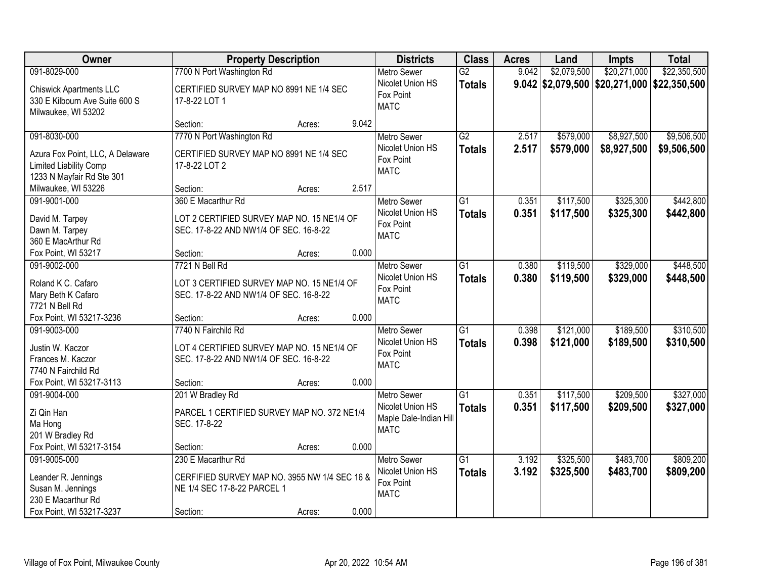| Owner | Property Description | | | Districts | Class | Acres | Land | Impts | Total |
|---|---|---|---|---|---|---|---|---|---|
| 091-8029-000 | 7700 N Port Washington Rd | | | Metro Sewer | G2 | 9.042 | $2,079,500 | $20,271,000 | $22,350,500 |
| Chiswick Apartments LLC<br>330 E Kilbourn Ave Suite 600 S<br>Milwaukee, WI 53202 | CERTIFIED SURVEY MAP NO 8991 NE 1/4 SEC 17-8-22 LOT 1 | | | Nicolet Union HS<br>Fox Point<br>MATC | **Totals** | **9.042** | **$2,079,500** | **$20,271,000** | **$22,350,500** |
| | Section: | Acres: | 9.042 | | | | | | |
| 091-8030-000 | 7770 N Port Washington Rd | | | Metro Sewer | G2 | 2.517 | $579,000 | $8,927,500 | $9,506,500 |
| Azura Fox Point, LLC, A Delaware Limited Liability Comp<br>1233 N Mayfair Rd Ste 301<br>Milwaukee, WI 53226 | CERTIFIED SURVEY MAP NO 8991 NE 1/4 SEC 17-8-22 LOT 2 | | | Nicolet Union HS<br>Fox Point<br>MATC | **Totals** | **2.517** | **$579,000** | **$8,927,500** | **$9,506,500** |
| | Section: | Acres: | 2.517 | | | | | | |
| 091-9001-000 | 360 E Macarthur Rd | | | Metro Sewer | G1 | 0.351 | $117,500 | $325,300 | $442,800 |
| David M. Tarpey<br>Dawn M. Tarpey<br>360 E MacArthur Rd<br>Fox Point, WI 53217 | LOT 2 CERTIFIED SURVEY MAP NO. 15 NE1/4 OF SEC. 17-8-22 AND NW1/4 OF SEC. 16-8-22 | | | Nicolet Union HS<br>Fox Point<br>MATC | **Totals** | **0.351** | **$117,500** | **$325,300** | **$442,800** |
| | Section: | Acres: | 0.000 | | | | | | |
| 091-9002-000 | 7721 N Bell Rd | | | Metro Sewer | G1 | 0.380 | $119,500 | $329,000 | $448,500 |
| Roland K C. Cafaro<br>Mary Beth K Cafaro<br>7721 N Bell Rd<br>Fox Point, WI 53217-3236 | LOT 3 CERTIFIED SURVEY MAP NO. 15 NE1/4 OF SEC. 17-8-22 AND NW1/4 OF SEC. 16-8-22 | | | Nicolet Union HS<br>Fox Point<br>MATC | **Totals** | **0.380** | **$119,500** | **$329,000** | **$448,500** |
| | Section: | Acres: | 0.000 | | | | | | |
| 091-9003-000 | 7740 N Fairchild Rd | | | Metro Sewer | G1 | 0.398 | $121,000 | $189,500 | $310,500 |
| Justin W. Kaczor<br>Frances M. Kaczor<br>7740 N Fairchild Rd<br>Fox Point, WI 53217-3113 | LOT 4 CERTIFIED SURVEY MAP NO. 15 NE1/4 OF SEC. 17-8-22 AND NW1/4 OF SEC. 16-8-22 | | | Nicolet Union HS<br>Fox Point<br>MATC | **Totals** | **0.398** | **$121,000** | **$189,500** | **$310,500** |
| | Section: | Acres: | 0.000 | | | | | | |
| 091-9004-000 | 201 W Bradley Rd | | | Metro Sewer | G1 | 0.351 | $117,500 | $209,500 | $327,000 |
| Zi Qin Han<br>Ma Hong<br>201 W Bradley Rd<br>Fox Point, WI 53217-3154 | PARCEL 1 CERTIFIED SURVEY MAP NO. 372 NE1/4 SEC. 17-8-22 | | | Nicolet Union HS<br>Maple Dale-Indian Hill<br>MATC | **Totals** | **0.351** | **$117,500** | **$209,500** | **$327,000** |
| | Section: | Acres: | 0.000 | | | | | | |
| 091-9005-000 | 230 E Macarthur Rd | | | Metro Sewer | G1 | 3.192 | $325,500 | $483,700 | $809,200 |
| Leander R. Jennings<br>Susan M. Jennings<br>230 E Macarthur Rd<br>Fox Point, WI 53217-3237 | CERFIFIED SURVEY MAP NO. 3955 NW 1/4 SEC 16 & NE 1/4 SEC 17-8-22 PARCEL 1 | | | Nicolet Union HS<br>Fox Point<br>MATC | **Totals** | **3.192** | **$325,500** | **$483,700** | **$809,200** |
| | Section: | Acres: | 0.000 | | | | | | |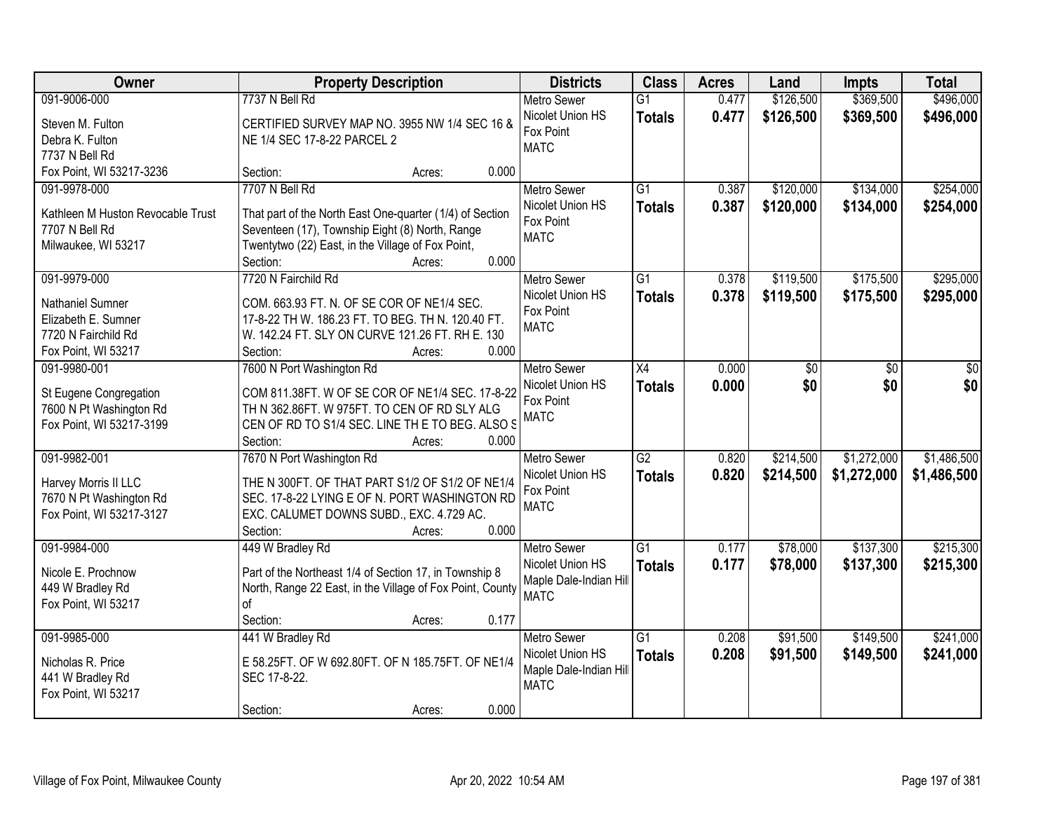| Owner | Property Description | Districts | Class | Acres | Land | Impts | Total |
|---|---|---|---|---|---|---|---|
| 091-9006-000<br>Steven M. Fulton<br>Debra K. Fulton<br>7737 N Bell Rd<br>Fox Point, WI 53217-3236 | 7737 N Bell Rd<br>CERTIFIED SURVEY MAP NO. 3955 NW 1/4 SEC 16 & NE 1/4 SEC 17-8-22 PARCEL 2<br>Section: Acres: 0.000 | Metro Sewer<br>Nicolet Union HS<br>Fox Point<br>MATC | G1<br>**Totals** | 0.477<br>**0.477** | \$126,500<br>**\$126,500** | \$369,500<br>**\$369,500** | \$496,000<br>**\$496,000** |
| 091-9978-000<br>Kathleen M Huston Revocable Trust<br>7707 N Bell Rd<br>Milwaukee, WI 53217 | 7707 N Bell Rd<br>That part of the North East One-quarter (1/4) of Section Seventeen (17), Township Eight (8) North, Range Twentytwo (22) East, in the Village of Fox Point,<br>Section: Acres: 0.000 | Metro Sewer<br>Nicolet Union HS<br>Fox Point<br>MATC | G1<br>**Totals** | 0.387<br>**0.387** | \$120,000<br>**\$120,000** | \$134,000<br>**\$134,000** | \$254,000<br>**\$254,000** |
| 091-9979-000<br>Nathaniel Sumner<br>Elizabeth E. Sumner<br>7720 N Fairchild Rd<br>Fox Point, WI 53217 | 7720 N Fairchild Rd<br>COM. 663.93 FT. N. OF SE COR OF NE1/4 SEC. 17-8-22 TH W. 186.23 FT. TO BEG. TH N. 120.40 FT. W. 142.24 FT. SLY ON CURVE 121.26 FT. RH E. 130<br>Section: Acres: 0.000 | Metro Sewer<br>Nicolet Union HS<br>Fox Point<br>MATC | G1<br>**Totals** | 0.378<br>**0.378** | \$119,500<br>**\$119,500** | \$175,500<br>**\$175,500** | \$295,000<br>**\$295,000** |
| 091-9980-001<br>St Eugene Congregation<br>7600 N Pt Washington Rd<br>Fox Point, WI 53217-3199 | 7600 N Port Washington Rd<br>COM 811.38FT. W OF SE COR OF NE1/4 SEC. 17-8-22 TH N 362.86FT. W 975FT. TO CEN OF RD SLY ALG CEN OF RD TO S1/4 SEC. LINE TH E TO BEG. ALSO S<br>Section: Acres: 0.000 | Metro Sewer<br>Nicolet Union HS<br>Fox Point<br>MATC | X4<br>**Totals** | 0.000<br>**0.000** | \$0<br>**\$0** | \$0<br>**\$0** | \$0<br>**\$0** |
| 091-9982-001<br>Harvey Morris II LLC<br>7670 N Pt Washington Rd<br>Fox Point, WI 53217-3127 | 7670 N Port Washington Rd<br>THE N 300FT. OF THAT PART S1/2 OF S1/2 OF NE1/4 SEC. 17-8-22 LYING E OF N. PORT WASHINGTON RD EXC. CALUMET DOWNS SUBD., EXC. 4.729 AC.<br>Section: Acres: 0.000 | Metro Sewer<br>Nicolet Union HS<br>Fox Point<br>MATC | G2<br>**Totals** | 0.820<br>**0.820** | \$214,500<br>**\$214,500** | \$1,272,000<br>**\$1,272,000** | \$1,486,500<br>**\$1,486,500** |
| 091-9984-000<br>Nicole E. Prochnow<br>449 W Bradley Rd<br>Fox Point, WI 53217 | 449 W Bradley Rd<br>Part of the Northeast 1/4 of Section 17, in Township 8 North, Range 22 East, in the Village of Fox Point, County of<br>Section: Acres: 0.177 | Metro Sewer<br>Nicolet Union HS<br>Maple Dale-Indian Hill<br>MATC | G1<br>**Totals** | 0.177<br>**0.177** | \$78,000<br>**\$78,000** | \$137,300<br>**\$137,300** | \$215,300<br>**\$215,300** |
| 091-9985-000<br>Nicholas R. Price<br>441 W Bradley Rd<br>Fox Point, WI 53217 | 441 W Bradley Rd<br>E 58.25FT. OF W 692.80FT. OF N 185.75FT. OF NE1/4 SEC 17-8-22.<br>Section: Acres: 0.000 | Metro Sewer<br>Nicolet Union HS<br>Maple Dale-Indian Hill<br>MATC | G1<br>**Totals** | 0.208<br>**0.208** | \$91,500<br>**\$91,500** | \$149,500<br>**\$149,500** | \$241,000<br>**\$241,000** |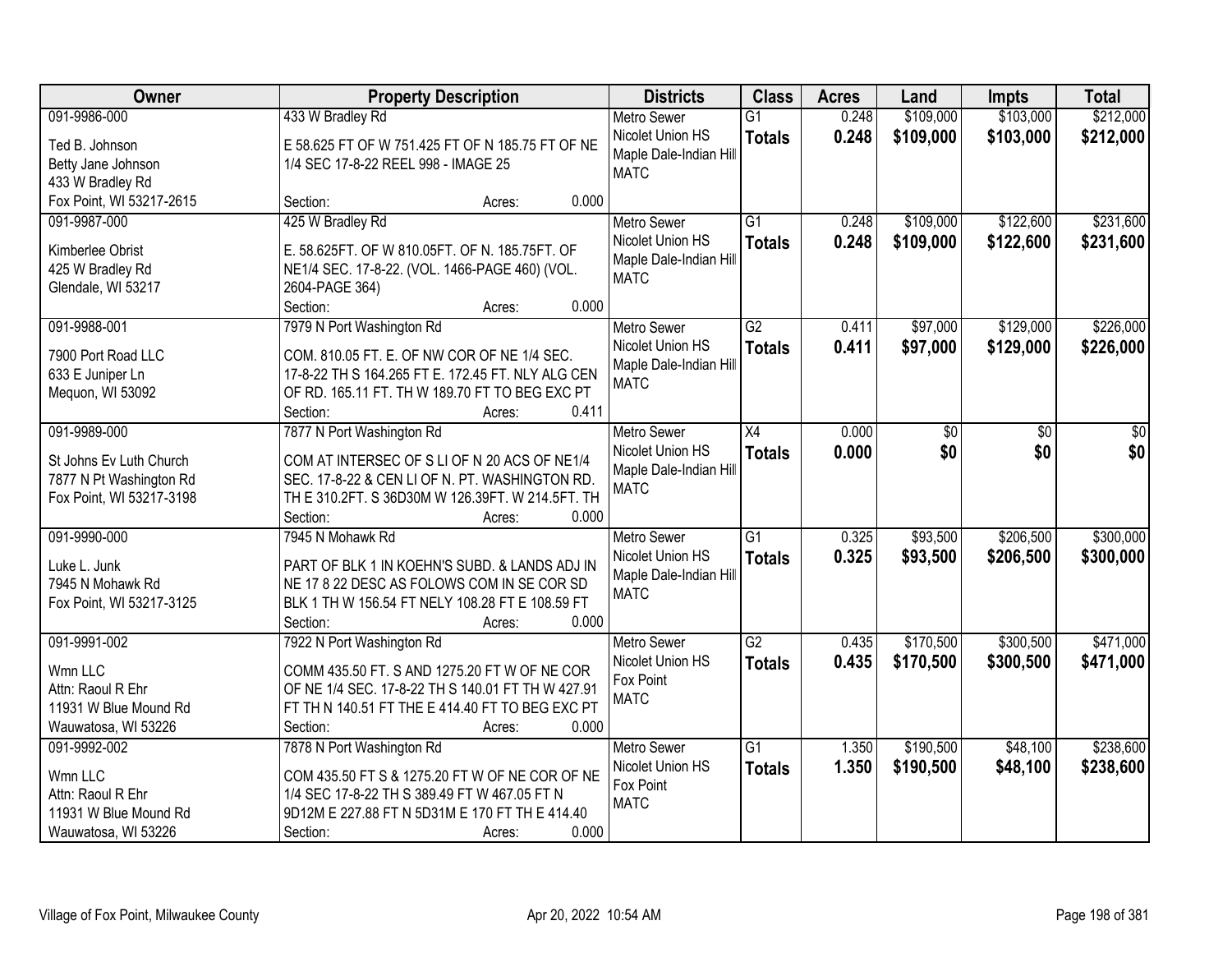| Owner | Property Description | Districts | Class | Acres | Land | Impts | Total |
|---|---|---|---|---|---|---|---|
| 091-9986-000<br>Ted B. Johnson<br>Betty Jane Johnson<br>433 W Bradley Rd<br>Fox Point, WI 53217-2615 | 433 W Bradley Rd<br>E 58.625 FT OF W 751.425 FT OF N 185.75 FT OF NE 1/4 SEC 17-8-22 REEL 998 - IMAGE 25<br>Section: Acres: 0.000 | Metro Sewer<br>Nicolet Union HS<br>Maple Dale-Indian Hill<br>MATC | G1<br>**Totals** | 0.248<br>**0.248** | $109,000<br>**$109,000** | $103,000<br>**$103,000** | $212,000<br>**$212,000** |
| 091-9987-000<br>Kimberlee Obrist<br>425 W Bradley Rd<br>Glendale, WI 53217 | 425 W Bradley Rd<br>E. 58.625FT. OF W 810.05FT. OF N. 185.75FT. OF NE1/4 SEC. 17-8-22. (VOL. 1466-PAGE 460) (VOL. 2604-PAGE 364)<br>Section: Acres: 0.000 | Metro Sewer<br>Nicolet Union HS<br>Maple Dale-Indian Hill<br>MATC | G1<br>**Totals** | 0.248<br>**0.248** | $109,000<br>**$109,000** | $122,600<br>**$122,600** | $231,600<br>**$231,600** |
| 091-9988-001<br>7900 Port Road LLC<br>633 E Juniper Ln<br>Mequon, WI 53092 | 7979 N Port Washington Rd<br>COM. 810.05 FT. E. OF NW COR OF NE 1/4 SEC. 17-8-22 TH S 164.265 FT E. 172.45 FT. NLY ALG CEN OF RD. 165.11 FT. TH W 189.70 FT TO BEG EXC PT<br>Section: Acres: 0.411 | Metro Sewer<br>Nicolet Union HS<br>Maple Dale-Indian Hill<br>MATC | G2<br>**Totals** | 0.411<br>**0.411** | $97,000<br>**$97,000** | $129,000<br>**$129,000** | $226,000<br>**$226,000** |
| 091-9989-000<br>St Johns Ev Luth Church<br>7877 N Pt Washington Rd<br>Fox Point, WI 53217-3198 | 7877 N Port Washington Rd<br>COM AT INTERSEC OF S LI OF N 20 ACS OF NE1/4 SEC. 17-8-22 & CEN LI OF N. PT. WASHINGTON RD. TH E 310.2FT. S 36D30M W 126.39FT. W 214.5FT. TH<br>Section: Acres: 0.000 | Metro Sewer<br>Nicolet Union HS<br>Maple Dale-Indian Hill<br>MATC | X4<br>**Totals** | 0.000<br>**0.000** | $0<br>**$0** | $0<br>**$0** | $0<br>**$0** |
| 091-9990-000<br>Luke L. Junk<br>7945 N Mohawk Rd<br>Fox Point, WI 53217-3125 | 7945 N Mohawk Rd<br>PART OF BLK 1 IN KOEHN'S SUBD. & LANDS ADJ IN NE 17 8 22 DESC AS FOLOWS COM IN SE COR SD BLK 1 TH W 156.54 FT NELY 108.28 FT E 108.59 FT<br>Section: Acres: 0.000 | Metro Sewer<br>Nicolet Union HS<br>Maple Dale-Indian Hill<br>MATC | G1<br>**Totals** | 0.325<br>**0.325** | $93,500<br>**$93,500** | $206,500<br>**$206,500** | $300,000<br>**$300,000** |
| 091-9991-002<br>Wmn LLC<br>Attn: Raoul R Ehr<br>11931 W Blue Mound Rd<br>Wauwatosa, WI 53226 | 7922 N Port Washington Rd<br>COMM 435.50 FT. S AND 1275.20 FT W OF NE COR OF NE 1/4 SEC. 17-8-22 TH S 140.01 FT TH W 427.91 FT TH N 140.51 FT THE E 414.40 FT TO BEG EXC PT<br>Section: Acres: 0.000 | Metro Sewer<br>Nicolet Union HS<br>Fox Point<br>MATC | G2<br>**Totals** | 0.435<br>**0.435** | $170,500<br>**$170,500** | $300,500<br>**$300,500** | $471,000<br>**$471,000** |
| 091-9992-002<br>Wmn LLC<br>Attn: Raoul R Ehr<br>11931 W Blue Mound Rd<br>Wauwatosa, WI 53226 | 7878 N Port Washington Rd<br>COM 435.50 FT S & 1275.20 FT W OF NE COR OF NE 1/4 SEC 17-8-22 TH S 389.49 FT W 467.05 FT N 9D12M E 227.88 FT N 5D31M E 170 FT TH E 414.40<br>Section: Acres: 0.000 | Metro Sewer<br>Nicolet Union HS<br>Fox Point<br>MATC | G1<br>**Totals** | 1.350<br>**1.350** | $190,500<br>**$190,500** | $48,100<br>**$48,100** | $238,600<br>**$238,600** |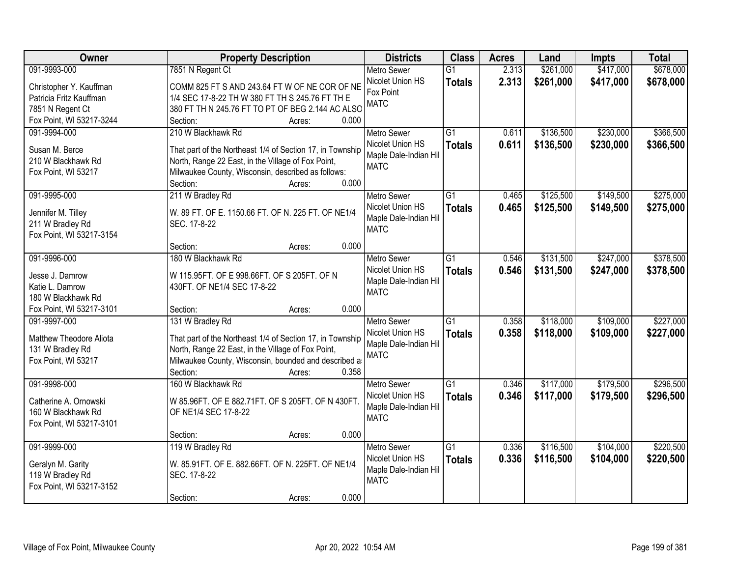| Owner | Property Description | Districts | Class | Acres | Land | Impts | Total |
|---|---|---|---|---|---|---|---|
| 091-9993-000<br>Christopher Y. Kauffman<br>Patricia Fritz Kauffman<br>7851 N Regent Ct<br>Fox Point, WI 53217-3244 | 7851 N Regent Ct<br>COMM 825 FT S AND 243.64 FT W OF NE COR OF NE 1/4 SEC 17-8-22 TH W 380 FT TH S 245.76 FT TH E 380 FT TH N 245.76 FT TO PT OF BEG 2.144 AC ALSO<br>Section: Acres: 0.000 | Metro Sewer<br>Nicolet Union HS<br>Fox Point<br>MATC | G1<br>**Totals** | 2.313<br>**2.313** | $261,000<br>**$261,000** | $417,000<br>**$417,000** | $678,000<br>**$678,000** |
| 091-9994-000<br>Susan M. Berce<br>210 W Blackhawk Rd<br>Fox Point, WI 53217 | 210 W Blackhawk Rd<br>That part of the Northeast 1/4 of Section 17, in Township North, Range 22 East, in the Village of Fox Point, Milwaukee County, Wisconsin, described as follows:<br>Section: Acres: 0.000 | Metro Sewer<br>Nicolet Union HS<br>Maple Dale-Indian Hill<br>MATC | G1<br>**Totals** | 0.611<br>**0.611** | $136,500<br>**$136,500** | $230,000<br>**$230,000** | $366,500<br>**$366,500** |
| 091-9995-000<br>Jennifer M. Tilley<br>211 W Bradley Rd<br>Fox Point, WI 53217-3154 | 211 W Bradley Rd<br>W. 89 FT. OF E. 1150.66 FT. OF N. 225 FT. OF NE1/4 SEC. 17-8-22<br>Section: Acres: 0.000 | Metro Sewer<br>Nicolet Union HS<br>Maple Dale-Indian Hill<br>MATC | G1<br>**Totals** | 0.465<br>**0.465** | $125,500<br>**$125,500** | $149,500<br>**$149,500** | $275,000<br>**$275,000** |
| 091-9996-000<br>Jesse J. Damrow<br>Katie L. Damrow<br>180 W Blackhawk Rd<br>Fox Point, WI 53217-3101 | 180 W Blackhawk Rd<br>W 115.95FT. OF E 998.66FT. OF S 205FT. OF N 430FT. OF NE1/4 SEC 17-8-22<br>Section: Acres: 0.000 | Metro Sewer<br>Nicolet Union HS<br>Maple Dale-Indian Hill<br>MATC | G1<br>**Totals** | 0.546<br>**0.546** | $131,500<br>**$131,500** | $247,000<br>**$247,000** | $378,500<br>**$378,500** |
| 091-9997-000<br>Matthew Theodore Aliota<br>131 W Bradley Rd<br>Fox Point, WI 53217 | 131 W Bradley Rd<br>That part of the Northeast 1/4 of Section 17, in Township North, Range 22 East, in the Village of Fox Point, Milwaukee County, Wisconsin, bounded and described a<br>Section: Acres: 0.358 | Metro Sewer<br>Nicolet Union HS<br>Maple Dale-Indian Hill<br>MATC | G1<br>**Totals** | 0.358<br>**0.358** | $118,000<br>**$118,000** | $109,000<br>**$109,000** | $227,000<br>**$227,000** |
| 091-9998-000<br>Catherine A. Ornowski<br>160 W Blackhawk Rd<br>Fox Point, WI 53217-3101 | 160 W Blackhawk Rd<br>W 85.96FT. OF E 882.71FT. OF S 205FT. OF N 430FT. OF NE1/4 SEC 17-8-22<br>Section: Acres: 0.000 | Metro Sewer<br>Nicolet Union HS<br>Maple Dale-Indian Hill<br>MATC | G1<br>**Totals** | 0.346<br>**0.346** | $117,000<br>**$117,000** | $179,500<br>**$179,500** | $296,500<br>**$296,500** |
| 091-9999-000<br>Geralyn M. Garity<br>119 W Bradley Rd<br>Fox Point, WI 53217-3152 | 119 W Bradley Rd<br>W. 85.91FT. OF E. 882.66FT. OF N. 225FT. OF NE1/4 SEC. 17-8-22<br>Section: Acres: 0.000 | Metro Sewer<br>Nicolet Union HS<br>Maple Dale-Indian Hill<br>MATC | G1<br>**Totals** | 0.336<br>**0.336** | $116,500<br>**$116,500** | $104,000<br>**$104,000** | $220,500<br>**$220,500** |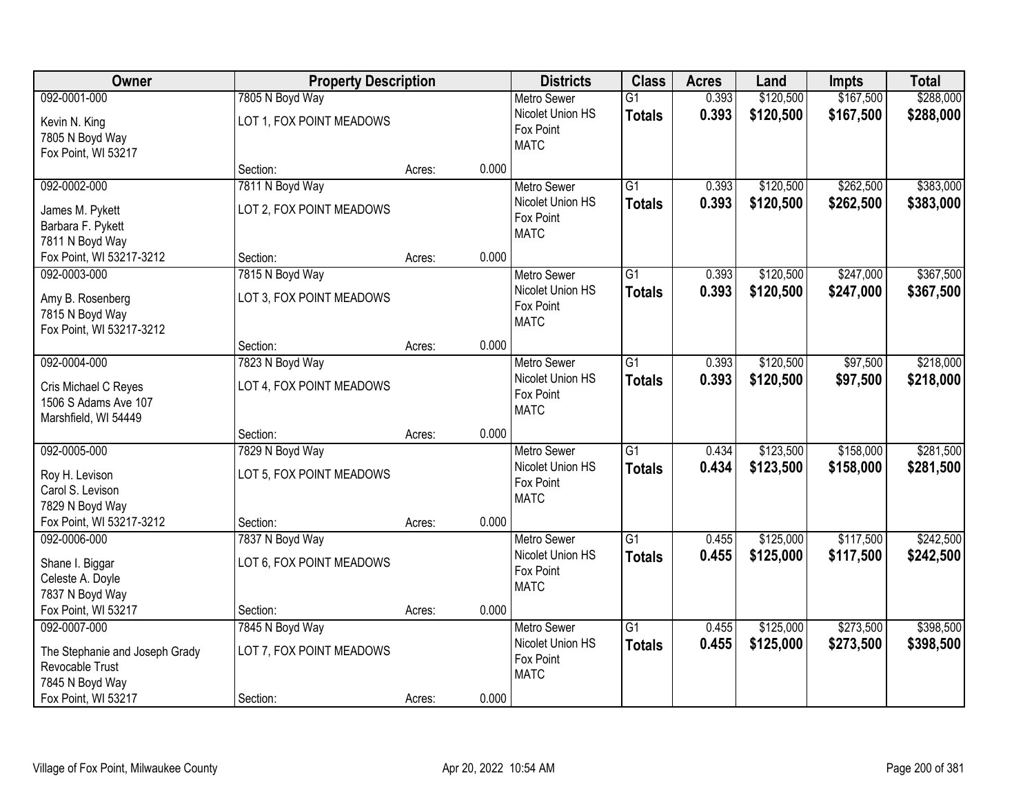| Owner | Property Description | | | Districts | Class | Acres | Land | Impts | Total |
|---|---|---|---|---|---|---|---|---|---|
| 092-0001-000<br>Kevin N. King<br>7805 N Boyd Way<br>Fox Point, WI 53217 | 7805 N Boyd Way<br>LOT 1, FOX POINT MEADOWS | | | Metro Sewer<br>Nicolet Union HS<br>Fox Point<br>MATC | G1<br>**Totals** | 0.393<br>**0.393** | \$120,500<br>**\$120,500** | \$167,500<br>**\$167,500** | \$288,000<br>**\$288,000** |
| | Section: | Acres: | 0.000 | | | | | | |
| 092-0002-000<br>James M. Pykett<br>Barbara F. Pykett<br>7811 N Boyd Way<br>Fox Point, WI 53217-3212 | 7811 N Boyd Way<br>LOT 2, FOX POINT MEADOWS | | | Metro Sewer<br>Nicolet Union HS<br>Fox Point<br>MATC | G1<br>**Totals** | 0.393<br>**0.393** | \$120,500<br>**\$120,500** | \$262,500<br>**\$262,500** | \$383,000<br>**\$383,000** |
| | Section: | Acres: | 0.000 | | | | | | |
| 092-0003-000<br>Amy B. Rosenberg<br>7815 N Boyd Way<br>Fox Point, WI 53217-3212 | 7815 N Boyd Way<br>LOT 3, FOX POINT MEADOWS | | | Metro Sewer<br>Nicolet Union HS<br>Fox Point<br>MATC | G1<br>**Totals** | 0.393<br>**0.393** | \$120,500<br>**\$120,500** | \$247,000<br>**\$247,000** | \$367,500<br>**\$367,500** |
| | Section: | Acres: | 0.000 | | | | | | |
| 092-0004-000<br>Cris Michael C Reyes<br>1506 S Adams Ave 107<br>Marshfield, WI 54449 | 7823 N Boyd Way<br>LOT 4, FOX POINT MEADOWS | | | Metro Sewer<br>Nicolet Union HS<br>Fox Point<br>MATC | G1<br>**Totals** | 0.393<br>**0.393** | \$120,500<br>**\$120,500** | \$97,500<br>**\$97,500** | \$218,000<br>**\$218,000** |
| | Section: | Acres: | 0.000 | | | | | | |
| 092-0005-000<br>Roy H. Levison<br>Carol S. Levison<br>7829 N Boyd Way<br>Fox Point, WI 53217-3212 | 7829 N Boyd Way<br>LOT 5, FOX POINT MEADOWS | | | Metro Sewer<br>Nicolet Union HS<br>Fox Point<br>MATC | G1<br>**Totals** | 0.434<br>**0.434** | \$123,500<br>**\$123,500** | \$158,000<br>**\$158,000** | \$281,500<br>**\$281,500** |
| | Section: | Acres: | 0.000 | | | | | | |
| 092-0006-000<br>Shane I. Biggar<br>Celeste A. Doyle<br>7837 N Boyd Way<br>Fox Point, WI 53217 | 7837 N Boyd Way<br>LOT 6, FOX POINT MEADOWS | | | Metro Sewer<br>Nicolet Union HS<br>Fox Point<br>MATC | G1<br>**Totals** | 0.455<br>**0.455** | \$125,000<br>**\$125,000** | \$117,500<br>**\$117,500** | \$242,500<br>**\$242,500** |
| | Section: | Acres: | 0.000 | | | | | | |
| 092-0007-000<br>The Stephanie and Joseph Grady Revocable Trust<br>7845 N Boyd Way<br>Fox Point, WI 53217 | 7845 N Boyd Way<br>LOT 7, FOX POINT MEADOWS | | | Metro Sewer<br>Nicolet Union HS<br>Fox Point<br>MATC | G1<br>**Totals** | 0.455<br>**0.455** | \$125,000<br>**\$125,000** | \$273,500<br>**\$273,500** | \$398,500<br>**\$398,500** |
| | Section: | Acres: | 0.000 | | | | | | |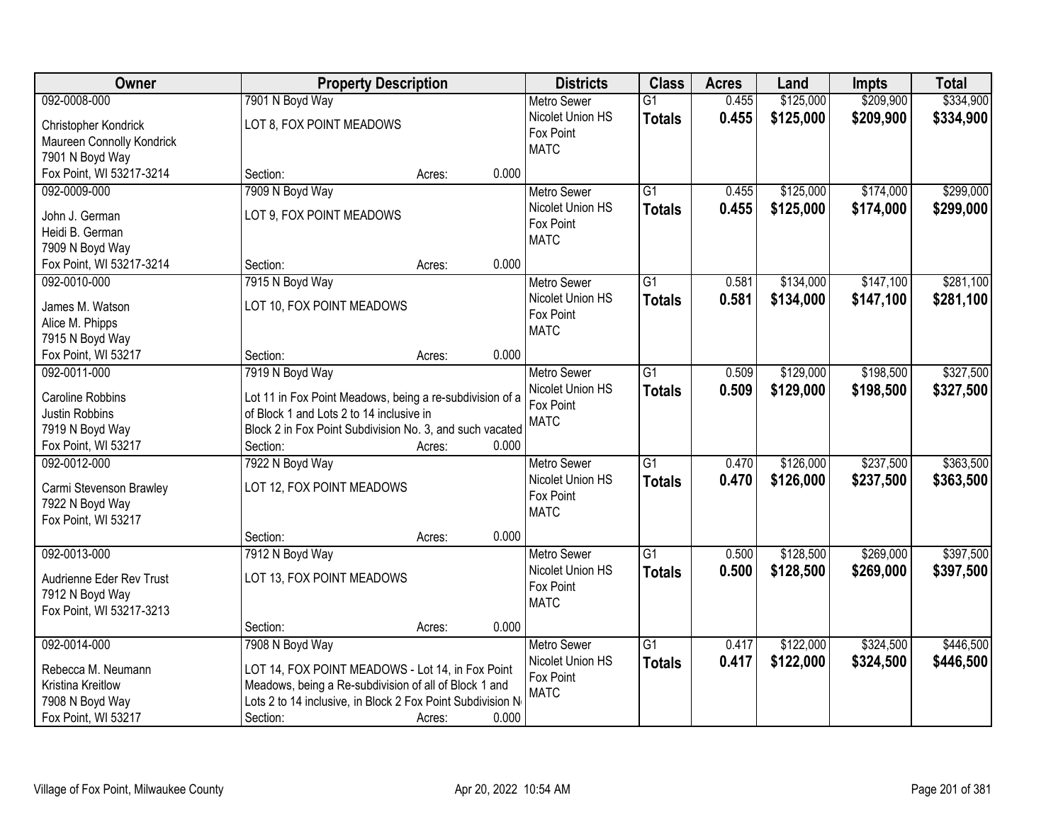| Owner | Property Description | Districts | Class | Acres | Land | Impts | Total |
|---|---|---|---|---|---|---|---|
| 092-0008-000<br>Christopher Kondrick<br>Maureen Connolly Kondrick<br>7901 N Boyd Way<br>Fox Point, WI 53217-3214 | 7901 N Boyd Way<br>LOT 8, FOX POINT MEADOWS<br>Section: Acres: 0.000 | Metro Sewer<br>Nicolet Union HS<br>Fox Point<br>MATC | G1<br>**Totals** | 0.455<br>**0.455** | \$125,000<br>**\$125,000** | \$209,900<br>**\$209,900** | \$334,900<br>**\$334,900** |
| 092-0009-000<br>John J. German<br>Heidi B. German<br>7909 N Boyd Way<br>Fox Point, WI 53217-3214 | 7909 N Boyd Way<br>LOT 9, FOX POINT MEADOWS<br>Section: Acres: 0.000 | Metro Sewer<br>Nicolet Union HS<br>Fox Point<br>MATC | G1<br>**Totals** | 0.455<br>**0.455** | \$125,000<br>**\$125,000** | \$174,000<br>**\$174,000** | \$299,000<br>**\$299,000** |
| 092-0010-000<br>James M. Watson<br>Alice M. Phipps<br>7915 N Boyd Way<br>Fox Point, WI 53217 | 7915 N Boyd Way<br>LOT 10, FOX POINT MEADOWS<br>Section: Acres: 0.000 | Metro Sewer<br>Nicolet Union HS<br>Fox Point<br>MATC | G1<br>**Totals** | 0.581<br>**0.581** | \$134,000<br>**\$134,000** | \$147,100<br>**\$147,100** | \$281,100<br>**\$281,100** |
| 092-0011-000<br>Caroline Robbins<br>Justin Robbins<br>7919 N Boyd Way<br>Fox Point, WI 53217 | 7919 N Boyd Way<br>Lot 11 in Fox Point Meadows, being a re-subdivision of a of Block 1 and Lots 2 to 14 inclusive in Block 2 in Fox Point Subdivision No. 3, and such vacated<br>Section: Acres: 0.000 | Metro Sewer<br>Nicolet Union HS<br>Fox Point<br>MATC | G1<br>**Totals** | 0.509<br>**0.509** | \$129,000<br>**\$129,000** | \$198,500<br>**\$198,500** | \$327,500<br>**\$327,500** |
| 092-0012-000<br>Carmi Stevenson Brawley<br>7922 N Boyd Way<br>Fox Point, WI 53217 | 7922 N Boyd Way<br>LOT 12, FOX POINT MEADOWS<br>Section: Acres: 0.000 | Metro Sewer<br>Nicolet Union HS<br>Fox Point<br>MATC | G1<br>**Totals** | 0.470<br>**0.470** | \$126,000<br>**\$126,000** | \$237,500<br>**\$237,500** | \$363,500<br>**\$363,500** |
| 092-0013-000<br>Audrienne Eder Rev Trust<br>7912 N Boyd Way<br>Fox Point, WI 53217-3213 | 7912 N Boyd Way<br>LOT 13, FOX POINT MEADOWS<br>Section: Acres: 0.000 | Metro Sewer<br>Nicolet Union HS<br>Fox Point<br>MATC | G1<br>**Totals** | 0.500<br>**0.500** | \$128,500<br>**\$128,500** | \$269,000<br>**\$269,000** | \$397,500<br>**\$397,500** |
| 092-0014-000<br>Rebecca M. Neumann<br>Kristina Kreitlow<br>7908 N Boyd Way<br>Fox Point, WI 53217 | 7908 N Boyd Way<br>LOT 14, FOX POINT MEADOWS - Lot 14, in Fox Point Meadows, being a Re-subdivision of all of Block 1 and Lots 2 to 14 inclusive, in Block 2 Fox Point Subdivision N<br>Section: Acres: 0.000 | Metro Sewer<br>Nicolet Union HS<br>Fox Point<br>MATC | G1<br>**Totals** | 0.417<br>**0.417** | \$122,000<br>**\$122,000** | \$324,500<br>**\$324,500** | \$446,500<br>**\$446,500** |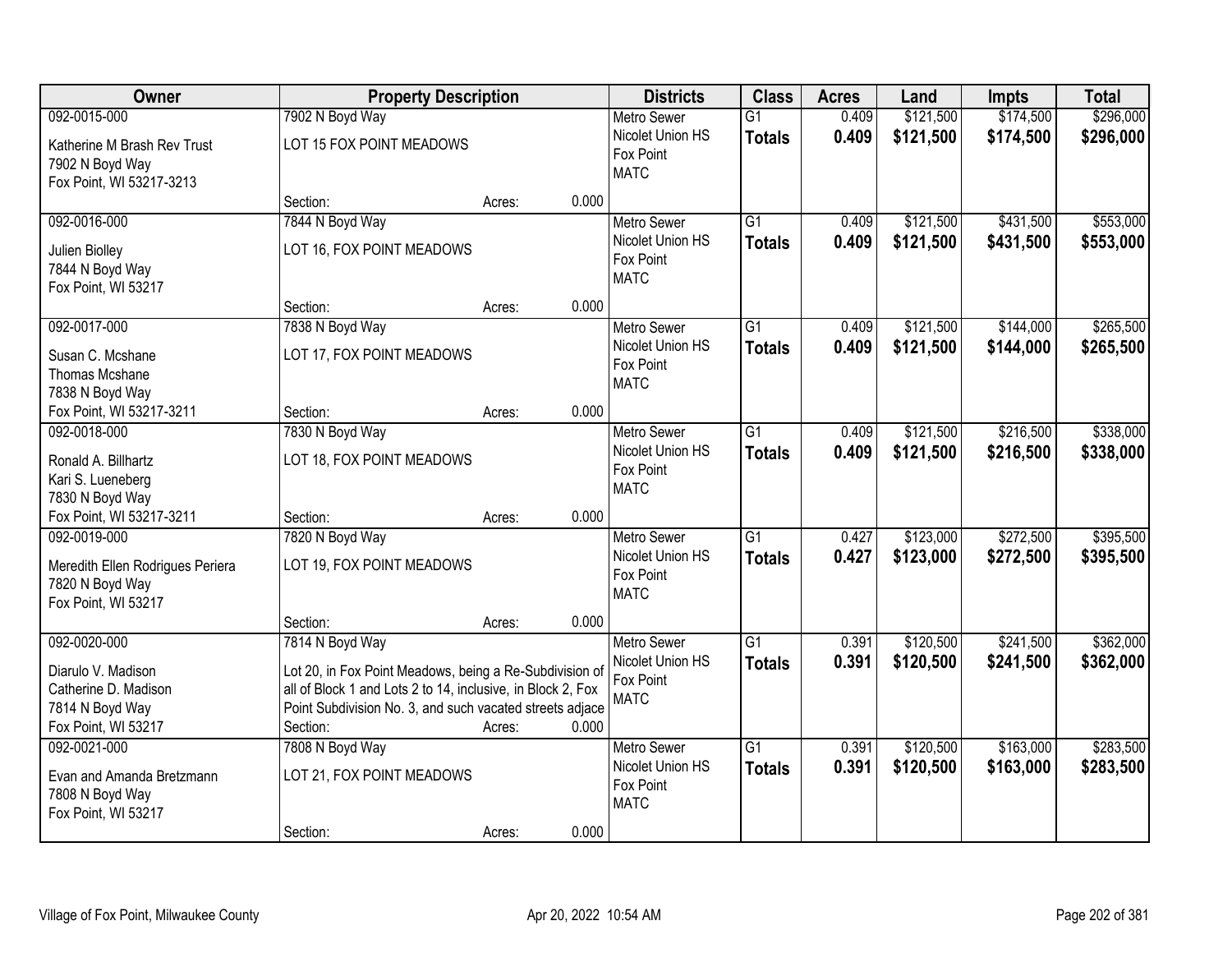| Owner | Property Description | | | Districts | Class | Acres | Land | Impts | Total |
|---|---|---|---|---|---|---|---|---|---|
| 092-0015-000<br>Katherine M Brash Rev Trust<br>7902 N Boyd Way<br>Fox Point, WI 53217-3213 | 7902 N Boyd Way<br>LOT 15 FOX POINT MEADOWS<br>Section: | Acres: | 0.000 | Metro Sewer<br>Nicolet Union HS<br>Fox Point<br>MATC | G1<br>**Totals** | 0.409<br>**0.409** | $121,500<br>**$121,500** | $174,500<br>**$174,500** | $296,000<br>**$296,000** |
| 092-0016-000<br>Julien Biolley<br>7844 N Boyd Way<br>Fox Point, WI 53217 | 7844 N Boyd Way<br>LOT 16, FOX POINT MEADOWS<br>Section: | Acres: | 0.000 | Metro Sewer<br>Nicolet Union HS<br>Fox Point<br>MATC | G1<br>**Totals** | 0.409<br>**0.409** | $121,500<br>**$121,500** | $431,500<br>**$431,500** | $553,000<br>**$553,000** |
| 092-0017-000<br>Susan C. Mcshane<br>Thomas Mcshane<br>7838 N Boyd Way<br>Fox Point, WI 53217-3211 | 7838 N Boyd Way<br>LOT 17, FOX POINT MEADOWS<br>Section: | Acres: | 0.000 | Metro Sewer<br>Nicolet Union HS<br>Fox Point<br>MATC | G1<br>**Totals** | 0.409<br>**0.409** | $121,500<br>**$121,500** | $144,000<br>**$144,000** | $265,500<br>**$265,500** |
| 092-0018-000<br>Ronald A. Billhartz<br>Kari S. Lueneberg<br>7830 N Boyd Way<br>Fox Point, WI 53217-3211 | 7830 N Boyd Way<br>LOT 18, FOX POINT MEADOWS<br>Section: | Acres: | 0.000 | Metro Sewer<br>Nicolet Union HS<br>Fox Point<br>MATC | G1<br>**Totals** | 0.409<br>**0.409** | $121,500<br>**$121,500** | $216,500<br>**$216,500** | $338,000<br>**$338,000** |
| 092-0019-000<br>Meredith Ellen Rodrigues Periera<br>7820 N Boyd Way<br>Fox Point, WI 53217 | 7820 N Boyd Way<br>LOT 19, FOX POINT MEADOWS<br>Section: | Acres: | 0.000 | Metro Sewer<br>Nicolet Union HS<br>Fox Point<br>MATC | G1<br>**Totals** | 0.427<br>**0.427** | $123,000<br>**$123,000** | $272,500<br>**$272,500** | $395,500<br>**$395,500** |
| 092-0020-000<br>Diarulo V. Madison<br>Catherine D. Madison<br>7814 N Boyd Way<br>Fox Point, WI 53217 | 7814 N Boyd Way<br>Lot 20, in Fox Point Meadows, being a Re-Subdivision of all of Block 1 and Lots 2 to 14, inclusive, in Block 2, Fox Point Subdivision No. 3, and such vacated streets adjace<br>Section: | Acres: | 0.000 | Metro Sewer<br>Nicolet Union HS<br>Fox Point<br>MATC | G1<br>**Totals** | 0.391<br>**0.391** | $120,500<br>**$120,500** | $241,500<br>**$241,500** | $362,000<br>**$362,000** |
| 092-0021-000<br>Evan and Amanda Bretzmann<br>7808 N Boyd Way<br>Fox Point, WI 53217 | 7808 N Boyd Way<br>LOT 21, FOX POINT MEADOWS<br>Section: | Acres: | 0.000 | Metro Sewer<br>Nicolet Union HS<br>Fox Point<br>MATC | G1<br>**Totals** | 0.391<br>**0.391** | $120,500<br>**$120,500** | $163,000<br>**$163,000** | $283,500<br>**$283,500** |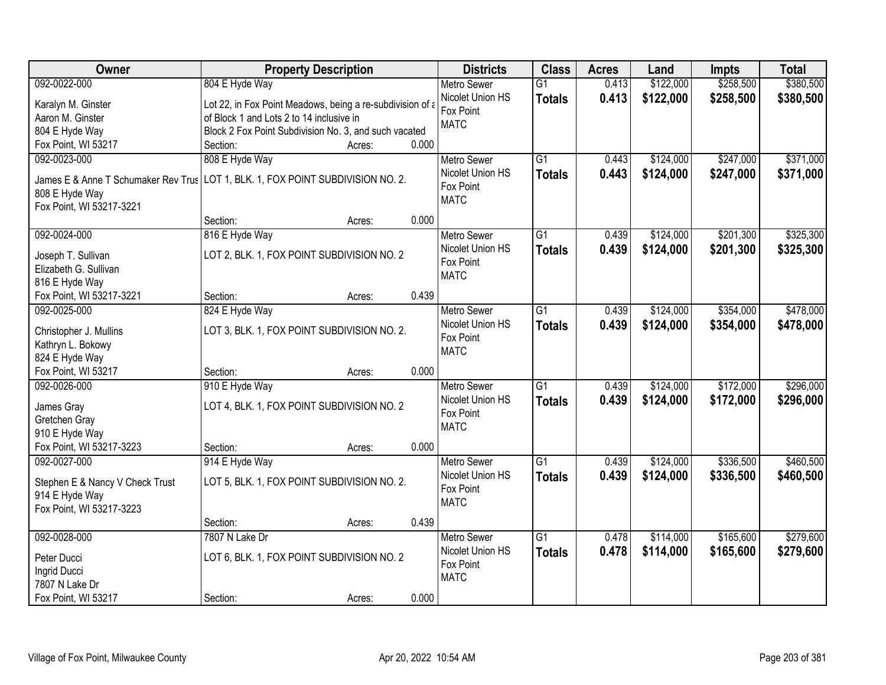| Owner | Property Description | Districts | Class | Acres | Land | Impts | Total |
|---|---|---|---|---|---|---|---|
| 092-0022-000<br>Karalyn M. Ginster<br>Aaron M. Ginster<br>804 E Hyde Way<br>Fox Point, WI 53217 | 804 E Hyde Way<br>Lot 22, in Fox Point Meadows, being a re-subdivision of a of Block 1 and Lots 2 to 14 inclusive in Block 2 Fox Point Subdivision No. 3, and such vacated<br>Section: Acres: 0.000 | Metro Sewer<br>Nicolet Union HS<br>Fox Point<br>MATC | G1<br>**Totals** | 0.413<br>**0.413** | $122,000<br>**$122,000** | $258,500<br>**$258,500** | $380,500<br>**$380,500** |
| 092-0023-000<br>James E & Anne T Schumaker Rev Trus<br>808 E Hyde Way<br>Fox Point, WI 53217-3221 | 808 E Hyde Way<br>LOT 1, BLK. 1, FOX POINT SUBDIVISION NO. 2.<br>Section: Acres: 0.000 | Metro Sewer<br>Nicolet Union HS<br>Fox Point<br>MATC | G1<br>**Totals** | 0.443<br>**0.443** | $124,000<br>**$124,000** | $247,000<br>**$247,000** | $371,000<br>**$371,000** |
| 092-0024-000<br>Joseph T. Sullivan<br>Elizabeth G. Sullivan<br>816 E Hyde Way<br>Fox Point, WI 53217-3221 | 816 E Hyde Way<br>LOT 2, BLK. 1, FOX POINT SUBDIVISION NO. 2<br>Section: Acres: 0.439 | Metro Sewer<br>Nicolet Union HS<br>Fox Point<br>MATC | G1<br>**Totals** | 0.439<br>**0.439** | $124,000<br>**$124,000** | $201,300<br>**$201,300** | $325,300<br>**$325,300** |
| 092-0025-000<br>Christopher J. Mullins<br>Kathryn L. Bokowy<br>824 E Hyde Way<br>Fox Point, WI 53217 | 824 E Hyde Way<br>LOT 3, BLK. 1, FOX POINT SUBDIVISION NO. 2.<br>Section: Acres: 0.000 | Metro Sewer<br>Nicolet Union HS<br>Fox Point<br>MATC | G1<br>**Totals** | 0.439<br>**0.439** | $124,000<br>**$124,000** | $354,000<br>**$354,000** | $478,000<br>**$478,000** |
| 092-0026-000<br>James Gray<br>Gretchen Gray<br>910 E Hyde Way<br>Fox Point, WI 53217-3223 | 910 E Hyde Way<br>LOT 4, BLK. 1, FOX POINT SUBDIVISION NO. 2<br>Section: Acres: 0.000 | Metro Sewer<br>Nicolet Union HS<br>Fox Point<br>MATC | G1<br>**Totals** | 0.439<br>**0.439** | $124,000<br>**$124,000** | $172,000<br>**$172,000** | $296,000<br>**$296,000** |
| 092-0027-000<br>Stephen E & Nancy V Check Trust<br>914 E Hyde Way<br>Fox Point, WI 53217-3223 | 914 E Hyde Way<br>LOT 5, BLK. 1, FOX POINT SUBDIVISION NO. 2.<br>Section: Acres: 0.439 | Metro Sewer<br>Nicolet Union HS<br>Fox Point<br>MATC | G1<br>**Totals** | 0.439<br>**0.439** | $124,000<br>**$124,000** | $336,500<br>**$336,500** | $460,500<br>**$460,500** |
| 092-0028-000<br>Peter Ducci<br>Ingrid Ducci<br>7807 N Lake Dr<br>Fox Point, WI 53217 | 7807 N Lake Dr<br>LOT 6, BLK. 1, FOX POINT SUBDIVISION NO. 2<br>Section: Acres: 0.000 | Metro Sewer<br>Nicolet Union HS<br>Fox Point<br>MATC | G1<br>**Totals** | 0.478<br>**0.478** | $114,000<br>**$114,000** | $165,600<br>**$165,600** | $279,600<br>**$279,600** |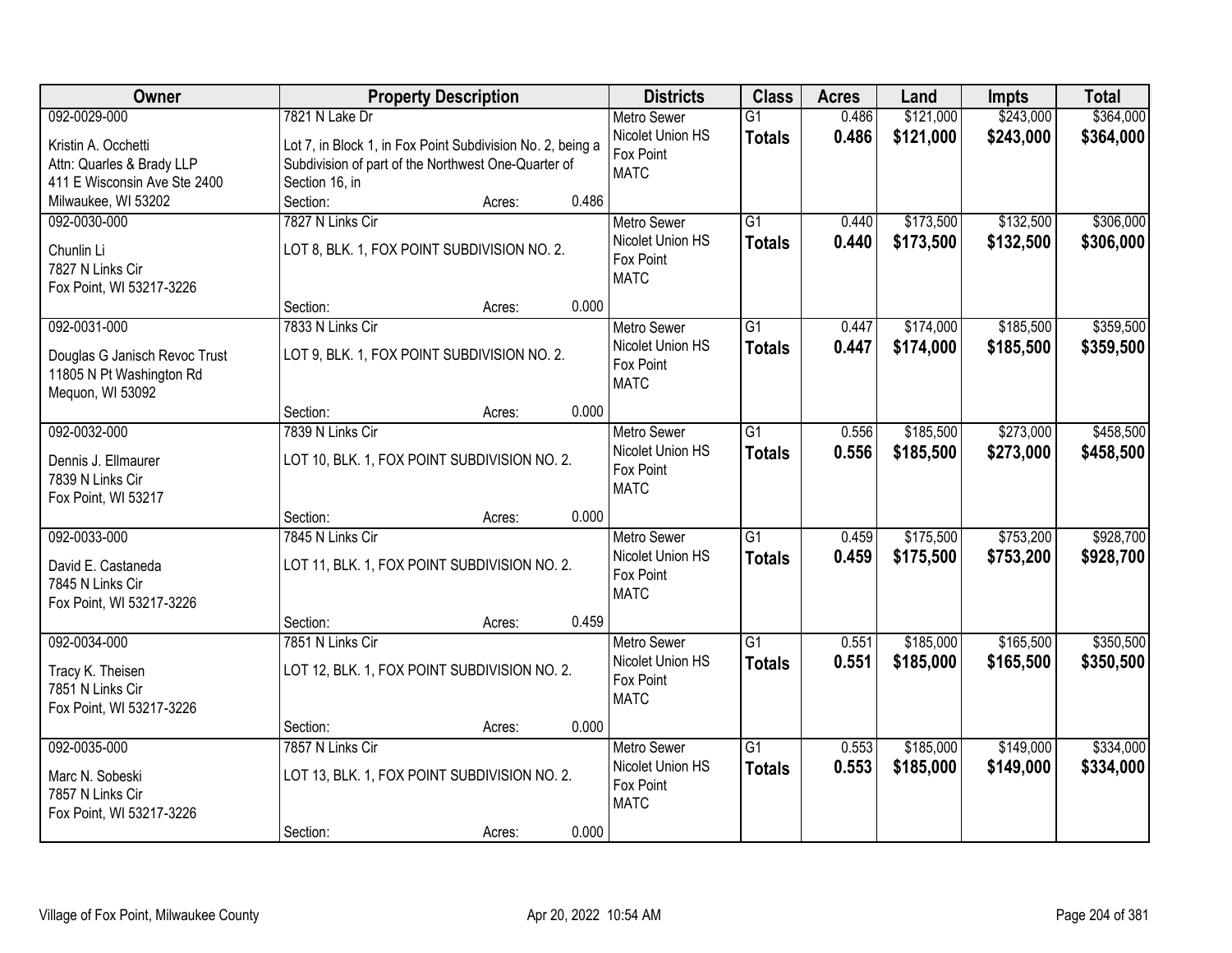| Owner | Property Description | Districts | Class | Acres | Land | Impts | Total |
|---|---|---|---|---|---|---|---|
| 092-0029-000<br>Kristin A. Occhetti<br>Attn: Quarles & Brady LLP<br>411 E Wisconsin Ave Ste 2400<br>Milwaukee, WI 53202 | 7821 N Lake Dr<br>Lot 7, in Block 1, in Fox Point Subdivision No. 2, being a Subdivision of part of the Northwest One-Quarter of Section 16, in<br>Section: Acres: 0.486 | Metro Sewer<br>Nicolet Union HS<br>Fox Point<br>MATC | G1<br>**Totals** | 0.486<br>**0.486** | $121,000<br>**$121,000** | $243,000<br>**$243,000** | $364,000<br>**$364,000** |
| 092-0030-000<br>Chunlin Li<br>7827 N Links Cir<br>Fox Point, WI 53217-3226 | 7827 N Links Cir<br>LOT 8, BLK. 1, FOX POINT SUBDIVISION NO. 2.<br>Section: Acres: 0.000 | Metro Sewer<br>Nicolet Union HS<br>Fox Point<br>MATC | G1<br>**Totals** | 0.440<br>**0.440** | $173,500<br>**$173,500** | $132,500<br>**$132,500** | $306,000<br>**$306,000** |
| 092-0031-000<br>Douglas G Janisch Revoc Trust<br>11805 N Pt Washington Rd<br>Mequon, WI 53092 | 7833 N Links Cir<br>LOT 9, BLK. 1, FOX POINT SUBDIVISION NO. 2.<br>Section: Acres: 0.000 | Metro Sewer<br>Nicolet Union HS<br>Fox Point<br>MATC | G1<br>**Totals** | 0.447<br>**0.447** | $174,000<br>**$174,000** | $185,500<br>**$185,500** | $359,500<br>**$359,500** |
| 092-0032-000<br>Dennis J. Ellmaurer<br>7839 N Links Cir<br>Fox Point, WI 53217 | 7839 N Links Cir<br>LOT 10, BLK. 1, FOX POINT SUBDIVISION NO. 2.<br>Section: Acres: 0.000 | Metro Sewer<br>Nicolet Union HS<br>Fox Point<br>MATC | G1<br>**Totals** | 0.556<br>**0.556** | $185,500<br>**$185,500** | $273,000<br>**$273,000** | $458,500<br>**$458,500** |
| 092-0033-000<br>David E. Castaneda<br>7845 N Links Cir<br>Fox Point, WI 53217-3226 | 7845 N Links Cir<br>LOT 11, BLK. 1, FOX POINT SUBDIVISION NO. 2.<br>Section: Acres: 0.459 | Metro Sewer<br>Nicolet Union HS<br>Fox Point<br>MATC | G1<br>**Totals** | 0.459<br>**0.459** | $175,500<br>**$175,500** | $753,200<br>**$753,200** | $928,700<br>**$928,700** |
| 092-0034-000<br>Tracy K. Theisen<br>7851 N Links Cir<br>Fox Point, WI 53217-3226 | 7851 N Links Cir<br>LOT 12, BLK. 1, FOX POINT SUBDIVISION NO. 2.<br>Section: Acres: 0.000 | Metro Sewer<br>Nicolet Union HS<br>Fox Point<br>MATC | G1<br>**Totals** | 0.551<br>**0.551** | $185,000<br>**$185,000** | $165,500<br>**$165,500** | $350,500<br>**$350,500** |
| 092-0035-000<br>Marc N. Sobeski<br>7857 N Links Cir<br>Fox Point, WI 53217-3226 | 7857 N Links Cir<br>LOT 13, BLK. 1, FOX POINT SUBDIVISION NO. 2.<br>Section: Acres: 0.000 | Metro Sewer<br>Nicolet Union HS<br>Fox Point<br>MATC | G1<br>**Totals** | 0.553<br>**0.553** | $185,000<br>**$185,000** | $149,000<br>**$149,000** | $334,000<br>**$334,000** |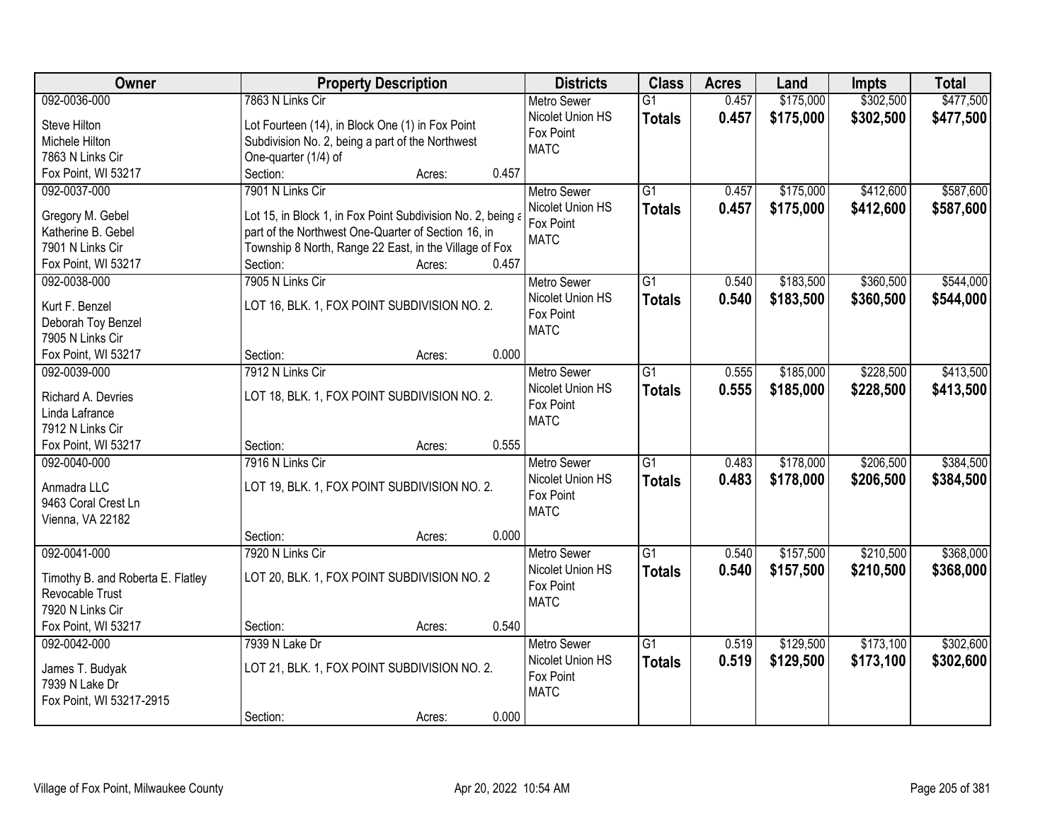| Owner | Property Description | Districts | Class | Acres | Land | Impts | Total |
|---|---|---|---|---|---|---|---|
| 092-0036-000<br>Steve Hilton<br>Michele Hilton<br>7863 N Links Cir<br>Fox Point, WI 53217 | 7863 N Links Cir<br>Lot Fourteen (14), in Block One (1) in Fox Point Subdivision No. 2, being a part of the Northwest One-quarter (1/4) of<br>Section: Acres: 0.457 | Metro Sewer<br>Nicolet Union HS<br>Fox Point<br>MATC | G1<br>**Totals** | 0.457<br>**0.457** | $175,000<br>**$175,000** | $302,500<br>**$302,500** | $477,500<br>**$477,500** |
| 092-0037-000<br>Gregory M. Gebel<br>Katherine B. Gebel<br>7901 N Links Cir<br>Fox Point, WI 53217 | 7901 N Links Cir<br>Lot 15, in Block 1, in Fox Point Subdivision No. 2, being a part of the Northwest One-Quarter of Section 16, in Township 8 North, Range 22 East, in the Village of Fox<br>Section: Acres: 0.457 | Metro Sewer<br>Nicolet Union HS<br>Fox Point<br>MATC | G1<br>**Totals** | 0.457<br>**0.457** | $175,000<br>**$175,000** | $412,600<br>**$412,600** | $587,600<br>**$587,600** |
| 092-0038-000<br>Kurt F. Benzel<br>Deborah Toy Benzel<br>7905 N Links Cir<br>Fox Point, WI 53217 | 7905 N Links Cir<br>LOT 16, BLK. 1, FOX POINT SUBDIVISION NO. 2.<br>Section: Acres: 0.000 | Metro Sewer<br>Nicolet Union HS<br>Fox Point<br>MATC | G1<br>**Totals** | 0.540<br>**0.540** | $183,500<br>**$183,500** | $360,500<br>**$360,500** | $544,000<br>**$544,000** |
| 092-0039-000<br>Richard A. Devries<br>Linda Lafrance<br>7912 N Links Cir<br>Fox Point, WI 53217 | 7912 N Links Cir<br>LOT 18, BLK. 1, FOX POINT SUBDIVISION NO. 2.<br>Section: Acres: 0.555 | Metro Sewer<br>Nicolet Union HS<br>Fox Point<br>MATC | G1<br>**Totals** | 0.555<br>**0.555** | $185,000<br>**$185,000** | $228,500<br>**$228,500** | $413,500<br>**$413,500** |
| 092-0040-000<br>Anmadra LLC<br>9463 Coral Crest Ln<br>Vienna, VA 22182 | 7916 N Links Cir<br>LOT 19, BLK. 1, FOX POINT SUBDIVISION NO. 2.<br>Section: Acres: 0.000 | Metro Sewer<br>Nicolet Union HS<br>Fox Point<br>MATC | G1<br>**Totals** | 0.483<br>**0.483** | $178,000<br>**$178,000** | $206,500<br>**$206,500** | $384,500<br>**$384,500** |
| 092-0041-000<br>Timothy B. and Roberta E. Flatley Revocable Trust<br>7920 N Links Cir<br>Fox Point, WI 53217 | 7920 N Links Cir<br>LOT 20, BLK. 1, FOX POINT SUBDIVISION NO. 2<br>Section: Acres: 0.540 | Metro Sewer<br>Nicolet Union HS<br>Fox Point<br>MATC | G1<br>**Totals** | 0.540<br>**0.540** | $157,500<br>**$157,500** | $210,500<br>**$210,500** | $368,000<br>**$368,000** |
| 092-0042-000<br>James T. Budyak<br>7939 N Lake Dr<br>Fox Point, WI 53217-2915 | 7939 N Lake Dr<br>LOT 21, BLK. 1, FOX POINT SUBDIVISION NO. 2.<br>Section: Acres: 0.000 | Metro Sewer<br>Nicolet Union HS<br>Fox Point<br>MATC | G1<br>**Totals** | 0.519<br>**0.519** | $129,500<br>**$129,500** | $173,100<br>**$173,100** | $302,600<br>**$302,600** |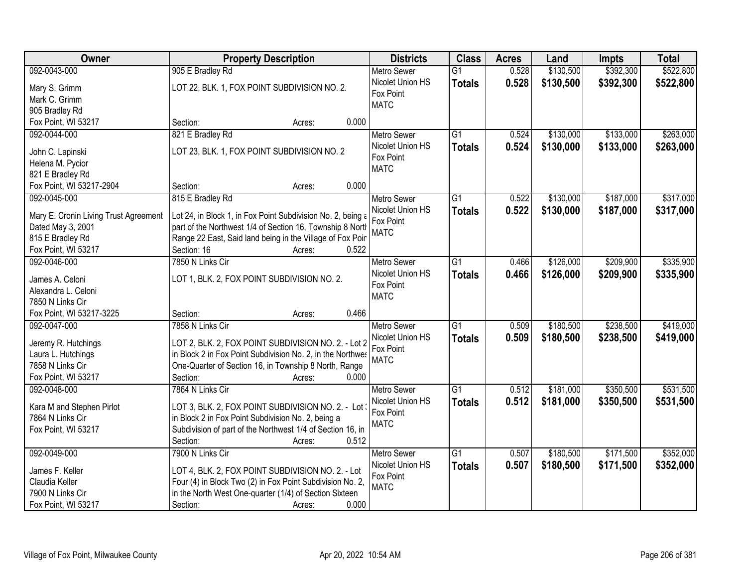| Owner | Property Description | Districts | Class | Acres | Land | Impts | Total |
|---|---|---|---|---|---|---|---|
| 092-0043-000<br>Mary S. Grimm<br>Mark C. Grimm<br>905 Bradley Rd<br>Fox Point, WI 53217 | 905 E Bradley Rd<br>LOT 22, BLK. 1, FOX POINT SUBDIVISION NO. 2.<br>Section: Acres: 0.000 | Metro Sewer<br>Nicolet Union HS<br>Fox Point<br>MATC | G1<br>**Totals** | 0.528<br>**0.528** | $130,500<br>**$130,500** | $392,300<br>**$392,300** | $522,800<br>**$522,800** |
| 092-0044-000<br>John C. Lapinski<br>Helena M. Pycior<br>821 E Bradley Rd<br>Fox Point, WI 53217-2904 | 821 E Bradley Rd<br>LOT 23, BLK. 1, FOX POINT SUBDIVISION NO. 2<br>Section: Acres: 0.000 | Metro Sewer<br>Nicolet Union HS<br>Fox Point<br>MATC | G1<br>**Totals** | 0.524<br>**0.524** | $130,000<br>**$130,000** | $133,000<br>**$133,000** | $263,000<br>**$263,000** |
| 092-0045-000<br>Mary E. Cronin Living Trust Agreement<br>Dated May 3, 2001<br>815 E Bradley Rd<br>Fox Point, WI 53217 | 815 E Bradley Rd<br>Lot 24, in Block 1, in Fox Point Subdivision No. 2, being a part of the Northwest 1/4 of Section 16, Township 8 North Range 22 East, Said land being in the Village of Fox Poir<br>Section: 16 Acres: 0.522 | Metro Sewer<br>Nicolet Union HS<br>Fox Point<br>MATC | G1<br>**Totals** | 0.522<br>**0.522** | $130,000<br>**$130,000** | $187,000<br>**$187,000** | $317,000<br>**$317,000** |
| 092-0046-000<br>James A. Celoni<br>Alexandra L. Celoni<br>7850 N Links Cir<br>Fox Point, WI 53217-3225 | 7850 N Links Cir<br>LOT 1, BLK. 2, FOX POINT SUBDIVISION NO. 2.<br>Section: Acres: 0.466 | Metro Sewer<br>Nicolet Union HS<br>Fox Point<br>MATC | G1<br>**Totals** | 0.466<br>**0.466** | $126,000<br>**$126,000** | $209,900<br>**$209,900** | $335,900<br>**$335,900** |
| 092-0047-000<br>Jeremy R. Hutchings<br>Laura L. Hutchings<br>7858 N Links Cir<br>Fox Point, WI 53217 | 7858 N Links Cir<br>LOT 2, BLK. 2, FOX POINT SUBDIVISION NO. 2. - Lot 2 in Block 2 in Fox Point Subdivision No. 2, in the Northwes One-Quarter of Section 16, in Township 8 North, Range<br>Section: Acres: 0.000 | Metro Sewer<br>Nicolet Union HS<br>Fox Point<br>MATC | G1<br>**Totals** | 0.509<br>**0.509** | $180,500<br>**$180,500** | $238,500<br>**$238,500** | $419,000<br>**$419,000** |
| 092-0048-000<br>Kara M and Stephen Pirlot<br>7864 N Links Cir<br>Fox Point, WI 53217 | 7864 N Links Cir<br>LOT 3, BLK. 2, FOX POINT SUBDIVISION NO. 2. - Lot 3 in Block 2 in Fox Point Subdivision No. 2, being a Subdivision of part of the Northwest 1/4 of Section 16, in<br>Section: Acres: 0.512 | Metro Sewer<br>Nicolet Union HS<br>Fox Point<br>MATC | G1<br>**Totals** | 0.512<br>**0.512** | $181,000<br>**$181,000** | $350,500<br>**$350,500** | $531,500<br>**$531,500** |
| 092-0049-000<br>James F. Keller<br>Claudia Keller<br>7900 N Links Cir<br>Fox Point, WI 53217 | 7900 N Links Cir<br>LOT 4, BLK. 2, FOX POINT SUBDIVISION NO. 2. - Lot Four (4) in Block Two (2) in Fox Point Subdivision No. 2, in the North West One-quarter (1/4) of Section Sixteen<br>Section: Acres: 0.000 | Metro Sewer<br>Nicolet Union HS<br>Fox Point<br>MATC | G1<br>**Totals** | 0.507<br>**0.507** | $180,500<br>**$180,500** | $171,500<br>**$171,500** | $352,000<br>**$352,000** |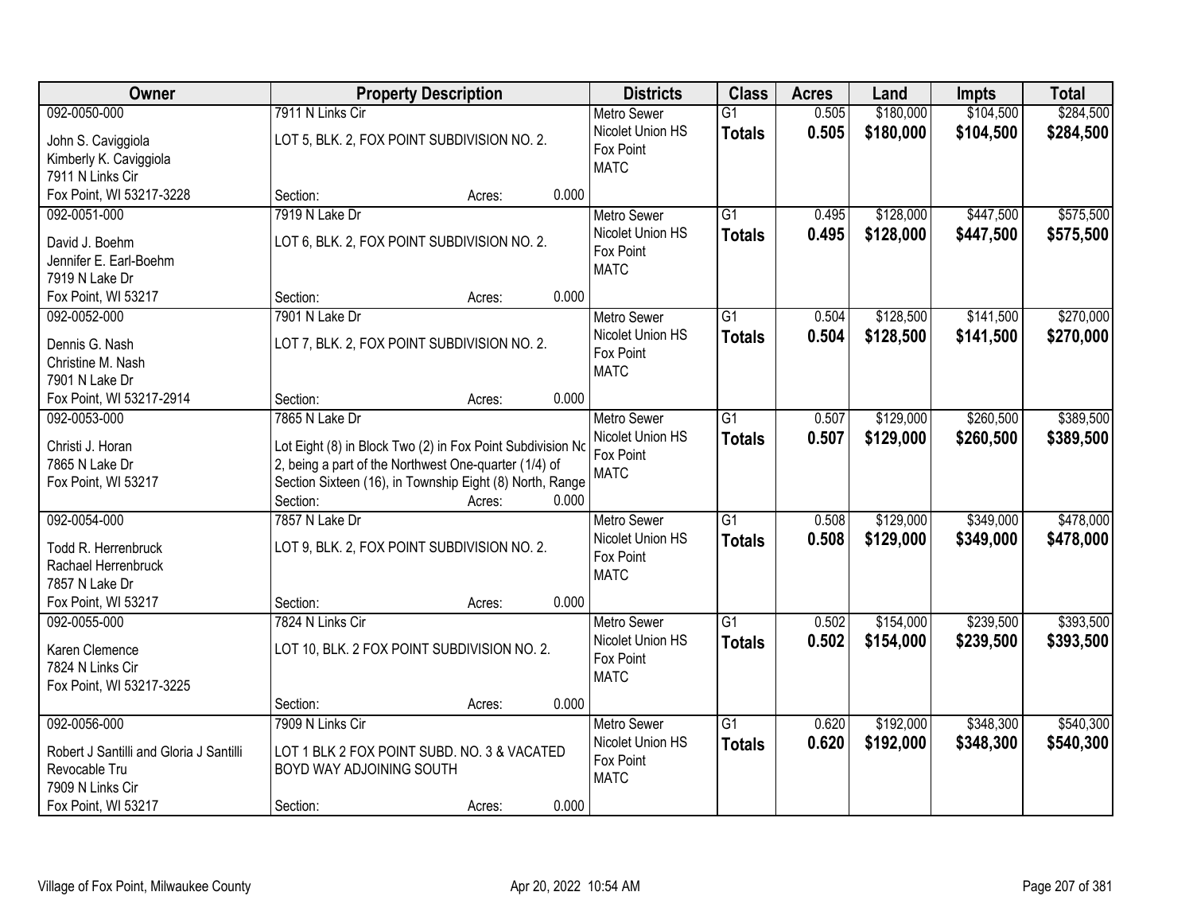| Owner | Property Description | Districts | Class | Acres | Land | Impts | Total |
|---|---|---|---|---|---|---|---|
| 092-0050-000<br>John S. Caviggiola<br>Kimberly K. Caviggiola<br>7911 N Links Cir<br>Fox Point, WI 53217-3228 | 7911 N Links Cir<br>LOT 5, BLK. 2, FOX POINT SUBDIVISION NO. 2.<br>Section: Acres: 0.000 | Metro Sewer<br>Nicolet Union HS<br>Fox Point<br>MATC | G1<br>**Totals** | 0.505<br>**0.505** | $180,000<br>**$180,000** | $104,500<br>**$104,500** | $284,500<br>**$284,500** |
| 092-0051-000<br>David J. Boehm<br>Jennifer E. Earl-Boehm<br>7919 N Lake Dr<br>Fox Point, WI 53217 | 7919 N Lake Dr<br>LOT 6, BLK. 2, FOX POINT SUBDIVISION NO. 2.<br>Section: Acres: 0.000 | Metro Sewer<br>Nicolet Union HS<br>Fox Point<br>MATC | G1<br>**Totals** | 0.495<br>**0.495** | $128,000<br>**$128,000** | $447,500<br>**$447,500** | $575,500<br>**$575,500** |
| 092-0052-000<br>Dennis G. Nash<br>Christine M. Nash<br>7901 N Lake Dr<br>Fox Point, WI 53217-2914 | 7901 N Lake Dr<br>LOT 7, BLK. 2, FOX POINT SUBDIVISION NO. 2.<br>Section: Acres: 0.000 | Metro Sewer<br>Nicolet Union HS<br>Fox Point<br>MATC | G1<br>**Totals** | 0.504<br>**0.504** | $128,500<br>**$128,500** | $141,500<br>**$141,500** | $270,000<br>**$270,000** |
| 092-0053-000<br>Christi J. Horan<br>7865 N Lake Dr<br>Fox Point, WI 53217 | 7865 N Lake Dr<br>Lot Eight (8) in Block Two (2) in Fox Point Subdivision No 2, being a part of the Northwest One-quarter (1/4) of Section Sixteen (16), in Township Eight (8) North, Range<br>Section: Acres: 0.000 | Metro Sewer<br>Nicolet Union HS<br>Fox Point<br>MATC | G1<br>**Totals** | 0.507<br>**0.507** | $129,000<br>**$129,000** | $260,500<br>**$260,500** | $389,500<br>**$389,500** |
| 092-0054-000<br>Todd R. Herrenbruck<br>Rachael Herrenbruck<br>7857 N Lake Dr<br>Fox Point, WI 53217 | 7857 N Lake Dr<br>LOT 9, BLK. 2, FOX POINT SUBDIVISION NO. 2.<br>Section: Acres: 0.000 | Metro Sewer<br>Nicolet Union HS<br>Fox Point<br>MATC | G1<br>**Totals** | 0.508<br>**0.508** | $129,000<br>**$129,000** | $349,000<br>**$349,000** | $478,000<br>**$478,000** |
| 092-0055-000<br>Karen Clemence<br>7824 N Links Cir<br>Fox Point, WI 53217-3225 | 7824 N Links Cir<br>LOT 10, BLK. 2 FOX POINT SUBDIVISION NO. 2.<br>Section: Acres: 0.000 | Metro Sewer<br>Nicolet Union HS<br>Fox Point<br>MATC | G1<br>**Totals** | 0.502<br>**0.502** | $154,000<br>**$154,000** | $239,500<br>**$239,500** | $393,500<br>**$393,500** |
| 092-0056-000<br>Robert J Santilli and Gloria J Santilli Revocable Tru<br>7909 N Links Cir<br>Fox Point, WI 53217 | 7909 N Links Cir<br>LOT 1 BLK 2 FOX POINT SUBD. NO. 3 & VACATED BOYD WAY ADJOINING SOUTH<br>Section: Acres: 0.000 | Metro Sewer<br>Nicolet Union HS<br>Fox Point<br>MATC | G1<br>**Totals** | 0.620<br>**0.620** | $192,000<br>**$192,000** | $348,300<br>**$348,300** | $540,300<br>**$540,300** |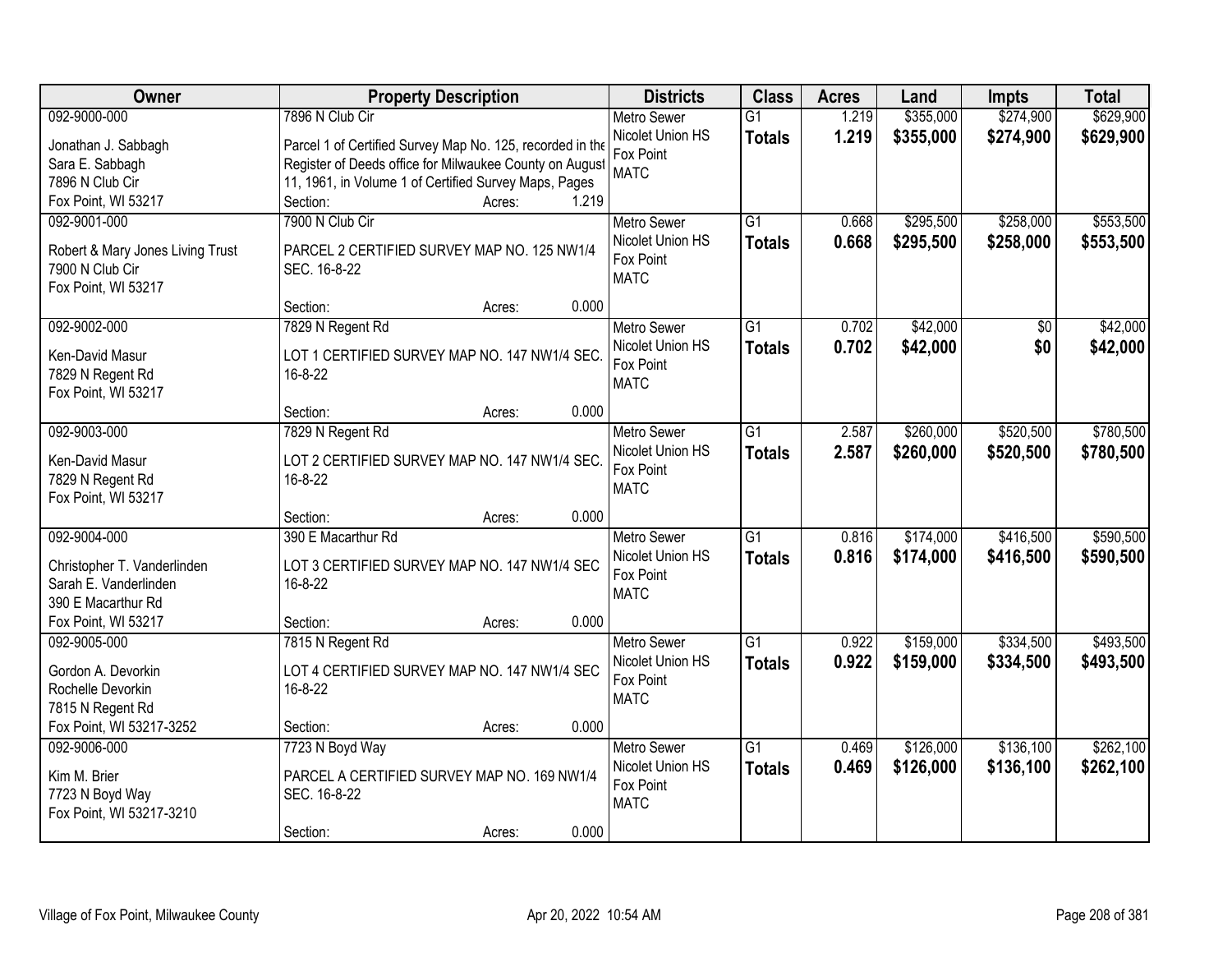| Owner | Property Description | Districts | Class | Acres | Land | Impts | Total |
|---|---|---|---|---|---|---|---|
| 092-9000-000<br>Jonathan J. Sabbagh<br>Sara E. Sabbagh<br>7896 N Club Cir<br>Fox Point, WI 53217 | 7896 N Club Cir<br>Parcel 1 of Certified Survey Map No. 125, recorded in the Register of Deeds office for Milwaukee County on August 11, 1961, in Volume 1 of Certified Survey Maps, Pages<br>Section: Acres: 1.219 | Metro Sewer<br>Nicolet Union HS<br>Fox Point<br>MATC | G1<br>**Totals** | 1.219<br>**1.219** | $355,000<br>**$355,000** | $274,900<br>**$274,900** | $629,900<br>**$629,900** |
| 092-9001-000<br>Robert & Mary Jones Living Trust<br>7900 N Club Cir<br>Fox Point, WI 53217 | 7900 N Club Cir<br>PARCEL 2 CERTIFIED SURVEY MAP NO. 125 NW1/4 SEC. 16-8-22<br>Section: Acres: 0.000 | Metro Sewer<br>Nicolet Union HS<br>Fox Point<br>MATC | G1<br>**Totals** | 0.668<br>**0.668** | $295,500<br>**$295,500** | $258,000<br>**$258,000** | $553,500<br>**$553,500** |
| 092-9002-000<br>Ken-David Masur<br>7829 N Regent Rd<br>Fox Point, WI 53217 | 7829 N Regent Rd<br>LOT 1 CERTIFIED SURVEY MAP NO. 147 NW1/4 SEC. 16-8-22<br>Section: Acres: 0.000 | Metro Sewer<br>Nicolet Union HS<br>Fox Point<br>MATC | G1<br>**Totals** | 0.702<br>**0.702** | $42,000<br>**$42,000** | $0<br>**$0** | $42,000<br>**$42,000** |
| 092-9003-000<br>Ken-David Masur<br>7829 N Regent Rd<br>Fox Point, WI 53217 | 7829 N Regent Rd<br>LOT 2 CERTIFIED SURVEY MAP NO. 147 NW1/4 SEC. 16-8-22<br>Section: Acres: 0.000 | Metro Sewer<br>Nicolet Union HS<br>Fox Point<br>MATC | G1<br>**Totals** | 2.587<br>**2.587** | $260,000<br>**$260,000** | $520,500<br>**$520,500** | $780,500<br>**$780,500** |
| 092-9004-000<br>Christopher T. Vanderlinden<br>Sarah E. Vanderlinden<br>390 E Macarthur Rd<br>Fox Point, WI 53217 | 390 E Macarthur Rd<br>LOT 3 CERTIFIED SURVEY MAP NO. 147 NW1/4 SEC 16-8-22<br>Section: Acres: 0.000 | Metro Sewer<br>Nicolet Union HS<br>Fox Point<br>MATC | G1<br>**Totals** | 0.816<br>**0.816** | $174,000<br>**$174,000** | $416,500<br>**$416,500** | $590,500<br>**$590,500** |
| 092-9005-000<br>Gordon A. Devorkin<br>Rochelle Devorkin<br>7815 N Regent Rd<br>Fox Point, WI 53217-3252 | 7815 N Regent Rd<br>LOT 4 CERTIFIED SURVEY MAP NO. 147 NW1/4 SEC 16-8-22<br>Section: Acres: 0.000 | Metro Sewer<br>Nicolet Union HS<br>Fox Point<br>MATC | G1<br>**Totals** | 0.922<br>**0.922** | $159,000<br>**$159,000** | $334,500<br>**$334,500** | $493,500<br>**$493,500** |
| 092-9006-000<br>Kim M. Brier<br>7723 N Boyd Way<br>Fox Point, WI 53217-3210 | 7723 N Boyd Way<br>PARCEL A CERTIFIED SURVEY MAP NO. 169 NW1/4 SEC. 16-8-22<br>Section: Acres: 0.000 | Metro Sewer<br>Nicolet Union HS<br>Fox Point<br>MATC | G1<br>**Totals** | 0.469<br>**0.469** | $126,000<br>**$126,000** | $136,100<br>**$136,100** | $262,100<br>**$262,100** |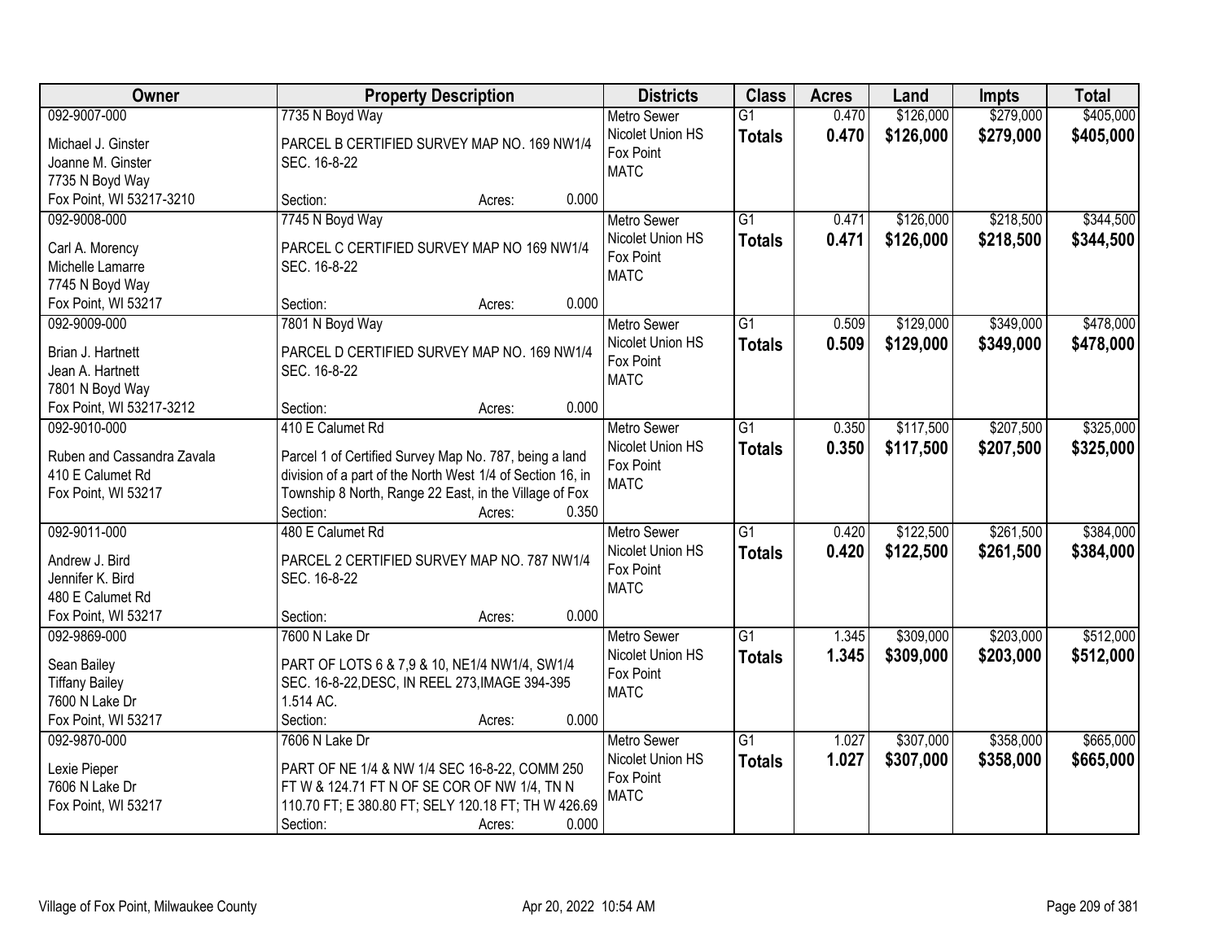| Owner | Property Description | Districts | Class | Acres | Land | Impts | Total |
|---|---|---|---|---|---|---|---|
| 092-9007-000<br><br>Michael J. Ginster<br>Joanne M. Ginster<br>7735 N Boyd Way<br>Fox Point, WI 53217-3210 | 7735 N Boyd Way<br><br>PARCEL B CERTIFIED SURVEY MAP NO. 169 NW1/4 SEC. 16-8-22<br><br>Section: Acres: 0.000 | Metro Sewer<br>Nicolet Union HS<br>Fox Point<br>MATC | G1<br>**Totals** | 0.470<br>**0.470** | $126,000<br>**$126,000** | $279,000<br>**$279,000** | $405,000<br>**$405,000** |
| 092-9008-000<br><br>Carl A. Morency<br>Michelle Lamarre<br>7745 N Boyd Way<br>Fox Point, WI 53217 | 7745 N Boyd Way<br><br>PARCEL C CERTIFIED SURVEY MAP NO 169 NW1/4 SEC. 16-8-22<br><br>Section: Acres: 0.000 | Metro Sewer<br>Nicolet Union HS<br>Fox Point<br>MATC | G1<br>**Totals** | 0.471<br>**0.471** | $126,000<br>**$126,000** | $218,500<br>**$218,500** | $344,500<br>**$344,500** |
| 092-9009-000<br><br>Brian J. Hartnett<br>Jean A. Hartnett<br>7801 N Boyd Way<br>Fox Point, WI 53217-3212 | 7801 N Boyd Way<br><br>PARCEL D CERTIFIED SURVEY MAP NO. 169 NW1/4 SEC. 16-8-22<br><br>Section: Acres: 0.000 | Metro Sewer<br>Nicolet Union HS<br>Fox Point<br>MATC | G1<br>**Totals** | 0.509<br>**0.509** | $129,000<br>**$129,000** | $349,000<br>**$349,000** | $478,000<br>**$478,000** |
| 092-9010-000<br><br>Ruben and Cassandra Zavala<br>410 E Calumet Rd<br>Fox Point, WI 53217 | 410 E Calumet Rd<br><br>Parcel 1 of Certified Survey Map No. 787, being a land division of a part of the North West 1/4 of Section 16, in Township 8 North, Range 22 East, in the Village of Fox<br>Section: Acres: 0.350 | Metro Sewer<br>Nicolet Union HS<br>Fox Point<br>MATC | G1<br>**Totals** | 0.350<br>**0.350** | $117,500<br>**$117,500** | $207,500<br>**$207,500** | $325,000<br>**$325,000** |
| 092-9011-000<br><br>Andrew J. Bird<br>Jennifer K. Bird<br>480 E Calumet Rd<br>Fox Point, WI 53217 | 480 E Calumet Rd<br><br>PARCEL 2 CERTIFIED SURVEY MAP NO. 787 NW1/4 SEC. 16-8-22<br><br>Section: Acres: 0.000 | Metro Sewer<br>Nicolet Union HS<br>Fox Point<br>MATC | G1<br>**Totals** | 0.420<br>**0.420** | $122,500<br>**$122,500** | $261,500<br>**$261,500** | $384,000<br>**$384,000** |
| 092-9869-000<br><br>Sean Bailey<br>Tiffany Bailey<br>7600 N Lake Dr<br>Fox Point, WI 53217 | 7600 N Lake Dr<br><br>PART OF LOTS 6 & 7,9 & 10, NE1/4 NW1/4, SW1/4 SEC. 16-8-22,DESC, IN REEL 273,IMAGE 394-395 1.514 AC.<br>Section: Acres: 0.000 | Metro Sewer<br>Nicolet Union HS<br>Fox Point<br>MATC | G1<br>**Totals** | 1.345<br>**1.345** | $309,000<br>**$309,000** | $203,000<br>**$203,000** | $512,000<br>**$512,000** |
| 092-9870-000<br><br>Lexie Pieper<br>7606 N Lake Dr<br>Fox Point, WI 53217 | 7606 N Lake Dr<br><br>PART OF NE 1/4 & NW 1/4 SEC 16-8-22, COMM 250 FT W & 124.71 FT N OF SE COR OF NW 1/4, TN N 110.70 FT; E 380.80 FT; SELY 120.18 FT; TH W 426.69<br>Section: Acres: 0.000 | Metro Sewer<br>Nicolet Union HS<br>Fox Point<br>MATC | G1<br>**Totals** | 1.027<br>**1.027** | $307,000<br>**$307,000** | $358,000<br>**$358,000** | $665,000<br>**$665,000** |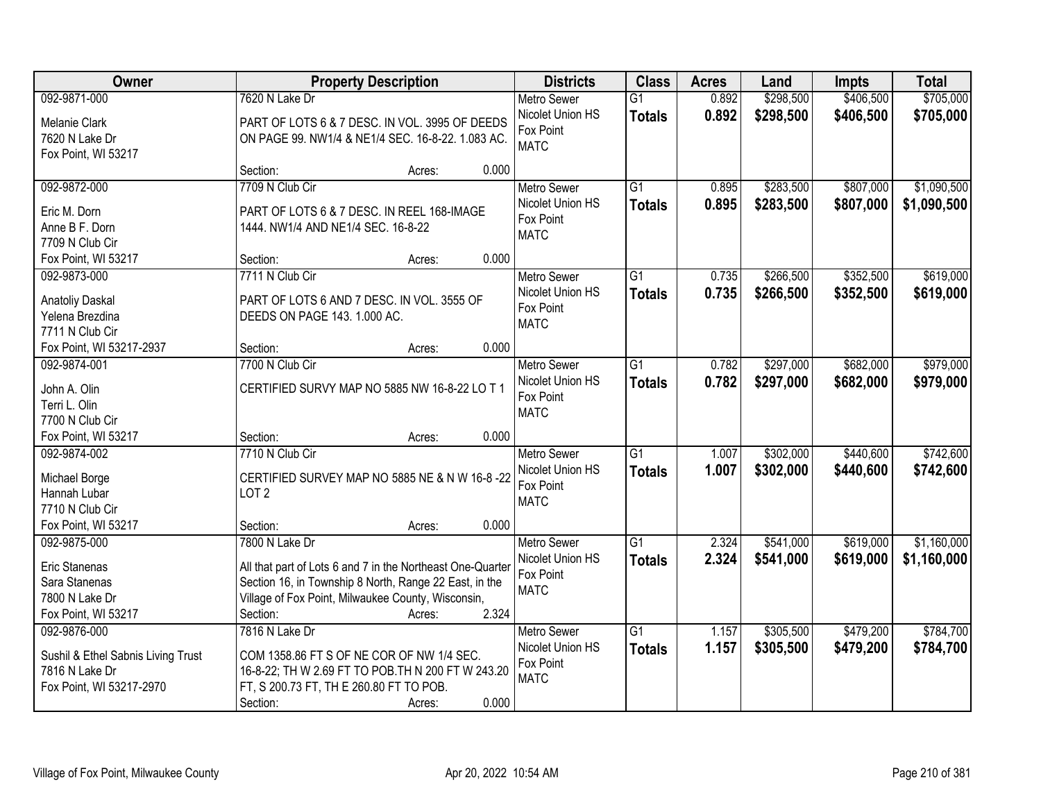| Owner | Property Description | Districts | Class | Acres | Land | Impts | Total |
|---|---|---|---|---|---|---|---|
| 092-9871-000<br>Melanie Clark<br>7620 N Lake Dr<br>Fox Point, WI 53217 | 7620 N Lake Dr<br>PART OF LOTS 6 & 7 DESC. IN VOL. 3995 OF DEEDS ON PAGE 99. NW1/4 & NE1/4 SEC. 16-8-22. 1.083 AC.<br>Section: Acres: 0.000 | Metro Sewer<br>Nicolet Union HS<br>Fox Point<br>MATC | G1<br>**Totals** | 0.892<br>**0.892** | $298,500<br>**$298,500** | $406,500<br>**$406,500** | $705,000<br>**$705,000** |
| 092-9872-000<br>Eric M. Dorn<br>Anne B F. Dorn<br>7709 N Club Cir<br>Fox Point, WI 53217 | 7709 N Club Cir<br>PART OF LOTS 6 & 7 DESC. IN REEL 168-IMAGE 1444. NW1/4 AND NE1/4 SEC. 16-8-22<br>Section: Acres: 0.000 | Metro Sewer<br>Nicolet Union HS<br>Fox Point<br>MATC | G1<br>**Totals** | 0.895<br>**0.895** | $283,500<br>**$283,500** | $807,000<br>**$807,000** | $1,090,500<br>**$1,090,500** |
| 092-9873-000<br>Anatoliy Daskal<br>Yelena Brezdina<br>7711 N Club Cir<br>Fox Point, WI 53217-2937 | 7711 N Club Cir<br>PART OF LOTS 6 AND 7 DESC. IN VOL. 3555 OF DEEDS ON PAGE 143. 1.000 AC.<br>Section: Acres: 0.000 | Metro Sewer<br>Nicolet Union HS<br>Fox Point<br>MATC | G1<br>**Totals** | 0.735<br>**0.735** | $266,500<br>**$266,500** | $352,500<br>**$352,500** | $619,000<br>**$619,000** |
| 092-9874-001<br>John A. Olin<br>Terri L. Olin<br>7700 N Club Cir<br>Fox Point, WI 53217 | 7700 N Club Cir<br>CERTIFIED SURVY MAP NO 5885 NW 16-8-22 LO T 1<br>Section: Acres: 0.000 | Metro Sewer<br>Nicolet Union HS<br>Fox Point<br>MATC | G1<br>**Totals** | 0.782<br>**0.782** | $297,000<br>**$297,000** | $682,000<br>**$682,000** | $979,000<br>**$979,000** |
| 092-9874-002<br>Michael Borge<br>Hannah Lubar<br>7710 N Club Cir<br>Fox Point, WI 53217 | 7710 N Club Cir<br>CERTIFIED SURVEY MAP NO 5885 NE & N W 16-8 -22 LOT 2<br>Section: Acres: 0.000 | Metro Sewer<br>Nicolet Union HS<br>Fox Point<br>MATC | G1<br>**Totals** | 1.007<br>**1.007** | $302,000<br>**$302,000** | $440,600<br>**$440,600** | $742,600<br>**$742,600** |
| 092-9875-000<br>Eric Stanenas<br>Sara Stanenas<br>7800 N Lake Dr<br>Fox Point, WI 53217 | 7800 N Lake Dr<br>All that part of Lots 6 and 7 in the Northeast One-Quarter Section 16, in Township 8 North, Range 22 East, in the Village of Fox Point, Milwaukee County, Wisconsin,<br>Section: Acres: 2.324 | Metro Sewer<br>Nicolet Union HS<br>Fox Point<br>MATC | G1<br>**Totals** | 2.324<br>**2.324** | $541,000<br>**$541,000** | $619,000<br>**$619,000** | $1,160,000<br>**$1,160,000** |
| 092-9876-000<br>Sushil & Ethel Sabnis Living Trust<br>7816 N Lake Dr<br>Fox Point, WI 53217-2970 | 7816 N Lake Dr<br>COM 1358.86 FT S OF NE COR OF NW 1/4 SEC. 16-8-22; TH W 2.69 FT TO POB.TH N 200 FT W 243.20 FT, S 200.73 FT, TH E 260.80 FT TO POB.<br>Section: Acres: 0.000 | Metro Sewer<br>Nicolet Union HS<br>Fox Point<br>MATC | G1<br>**Totals** | 1.157<br>**1.157** | $305,500<br>**$305,500** | $479,200<br>**$479,200** | $784,700<br>**$784,700** |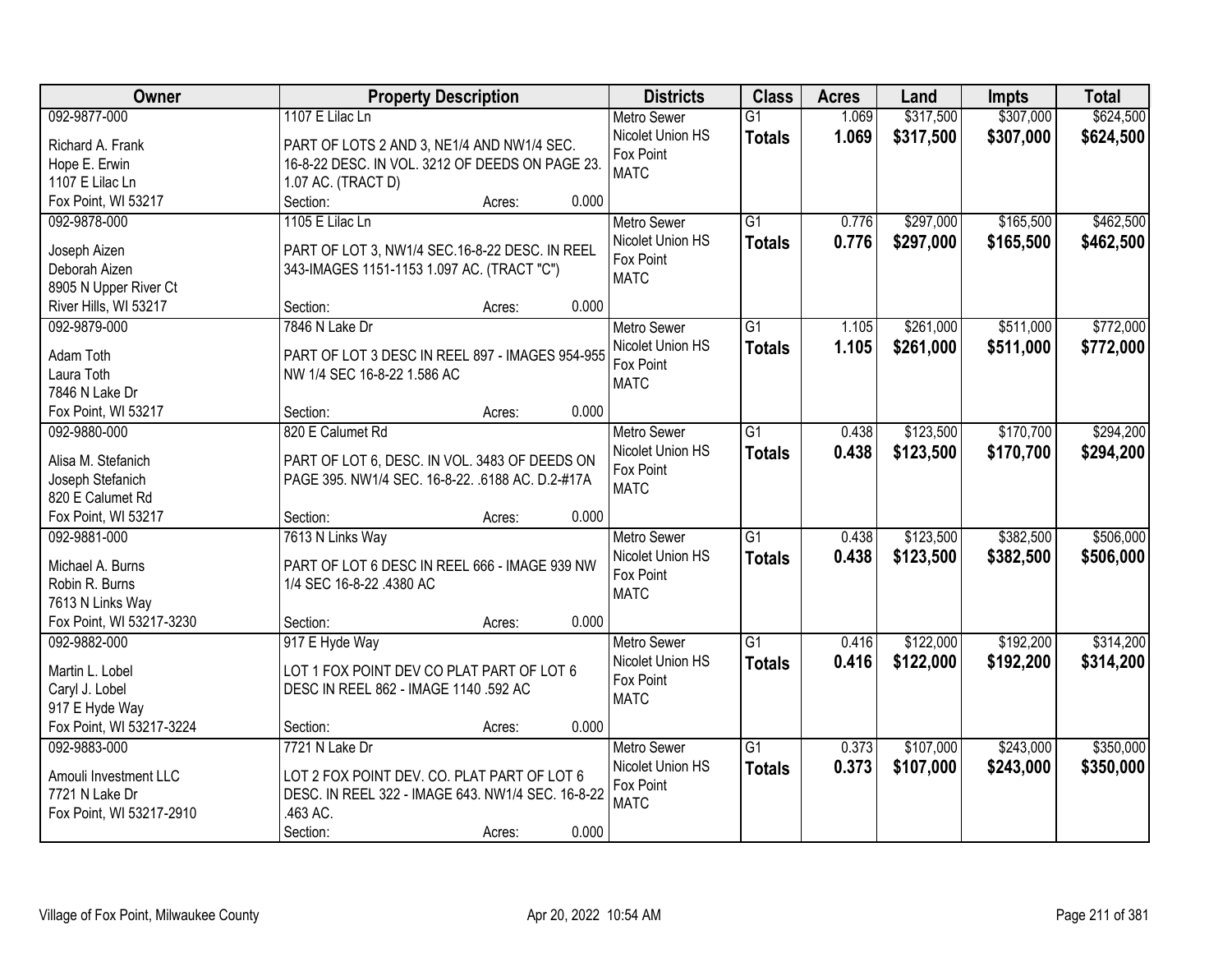| Owner | Property Description | Districts | Class | Acres | Land | Impts | Total |
|---|---|---|---|---|---|---|---|
| 092-9877-000<br>Richard A. Frank<br>Hope E. Erwin<br>1107 E Lilac Ln<br>Fox Point, WI 53217 | 1107 E Lilac Ln<br>PART OF LOTS 2 AND 3, NE1/4 AND NW1/4 SEC. 16-8-22 DESC. IN VOL. 3212 OF DEEDS ON PAGE 23. 1.07 AC. (TRACT D)<br>Section: Acres: 0.000 | Metro Sewer<br>Nicolet Union HS<br>Fox Point<br>MATC | G1<br>**Totals** | 1.069<br>**1.069** | \$317,500<br>**\$317,500** | \$307,000<br>**\$307,000** | \$624,500<br>**\$624,500** |
| 092-9878-000<br>Joseph Aizen<br>Deborah Aizen<br>8905 N Upper River Ct<br>River Hills, WI 53217 | 1105 E Lilac Ln<br>PART OF LOT 3, NW1/4 SEC.16-8-22 DESC. IN REEL 343-IMAGES 1151-1153 1.097 AC. (TRACT "C")<br>Section: Acres: 0.000 | Metro Sewer<br>Nicolet Union HS<br>Fox Point<br>MATC | G1<br>**Totals** | 0.776<br>**0.776** | \$297,000<br>**\$297,000** | \$165,500<br>**\$165,500** | \$462,500<br>**\$462,500** |
| 092-9879-000<br>Adam Toth<br>Laura Toth<br>7846 N Lake Dr<br>Fox Point, WI 53217 | 7846 N Lake Dr<br>PART OF LOT 3 DESC IN REEL 897 - IMAGES 954-955 NW 1/4 SEC 16-8-22 1.586 AC<br>Section: Acres: 0.000 | Metro Sewer<br>Nicolet Union HS<br>Fox Point<br>MATC | G1<br>**Totals** | 1.105<br>**1.105** | \$261,000<br>**\$261,000** | \$511,000<br>**\$511,000** | \$772,000<br>**\$772,000** |
| 092-9880-000<br>Alisa M. Stefanich<br>Joseph Stefanich<br>820 E Calumet Rd<br>Fox Point, WI 53217 | 820 E Calumet Rd<br>PART OF LOT 6, DESC. IN VOL. 3483 OF DEEDS ON PAGE 395. NW1/4 SEC. 16-8-22. .6188 AC. D.2-#17A<br>Section: Acres: 0.000 | Metro Sewer<br>Nicolet Union HS<br>Fox Point<br>MATC | G1<br>**Totals** | 0.438<br>**0.438** | \$123,500<br>**\$123,500** | \$170,700<br>**\$170,700** | \$294,200<br>**\$294,200** |
| 092-9881-000<br>Michael A. Burns<br>Robin R. Burns<br>7613 N Links Way<br>Fox Point, WI 53217-3230 | 7613 N Links Way<br>PART OF LOT 6 DESC IN REEL 666 - IMAGE 939 NW 1/4 SEC 16-8-22 .4380 AC<br>Section: Acres: 0.000 | Metro Sewer<br>Nicolet Union HS<br>Fox Point<br>MATC | G1<br>**Totals** | 0.438<br>**0.438** | \$123,500<br>**\$123,500** | \$382,500<br>**\$382,500** | \$506,000<br>**\$506,000** |
| 092-9882-000<br>Martin L. Lobel<br>Caryl J. Lobel<br>917 E Hyde Way<br>Fox Point, WI 53217-3224 | 917 E Hyde Way<br>LOT 1 FOX POINT DEV CO PLAT PART OF LOT 6 DESC IN REEL 862 - IMAGE 1140 .592 AC<br>Section: Acres: 0.000 | Metro Sewer<br>Nicolet Union HS<br>Fox Point<br>MATC | G1<br>**Totals** | 0.416<br>**0.416** | \$122,000<br>**\$122,000** | \$192,200<br>**\$192,200** | \$314,200<br>**\$314,200** |
| 092-9883-000<br>Amouli Investment LLC<br>7721 N Lake Dr<br>Fox Point, WI 53217-2910 | 7721 N Lake Dr<br>LOT 2 FOX POINT DEV. CO. PLAT PART OF LOT 6 DESC. IN REEL 322 - IMAGE 643. NW1/4 SEC. 16-8-22 .463 AC.<br>Section: Acres: 0.000 | Metro Sewer<br>Nicolet Union HS<br>Fox Point<br>MATC | G1<br>**Totals** | 0.373<br>**0.373** | \$107,000<br>**\$107,000** | \$243,000<br>**\$243,000** | \$350,000<br>**\$350,000** |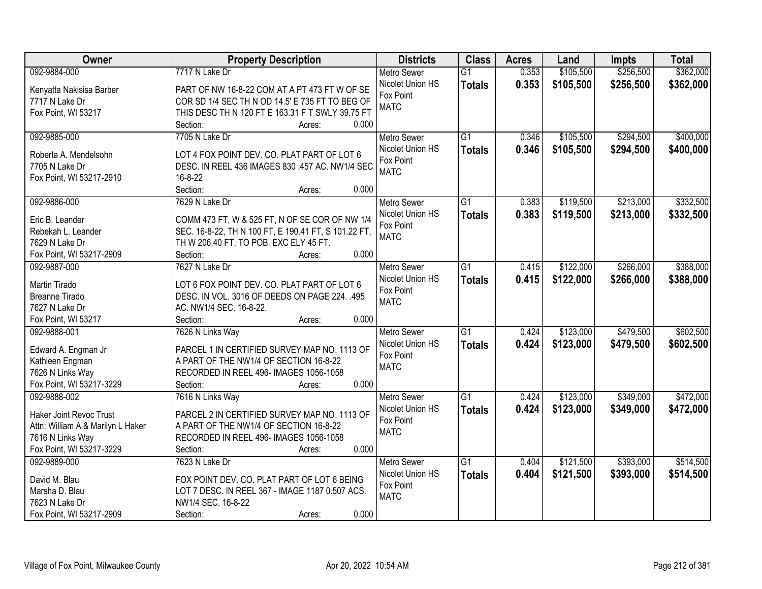| Owner | Property Description | Districts | Class | Acres | Land | Impts | Total |
|---|---|---|---|---|---|---|---|
| 092-9884-000<br>Kenyatta Nakisisa Barber<br>7717 N Lake Dr<br>Fox Point, WI 53217 | 7717 N Lake Dr<br>PART OF NW 16-8-22 COM AT A PT 473 FT W OF SE COR SD 1/4 SEC TH N OD 14.5' E 735 FT TO BEG OF THIS DESC TH N 120 FT E 163.31 F T SWLY 39.75 FT<br>Section: Acres: 0.000 | Metro Sewer<br>Nicolet Union HS<br>Fox Point<br>MATC | G1<br>**Totals** | 0.353<br>**0.353** | $105,500<br>**$105,500** | $256,500<br>**$256,500** | $362,000<br>**$362,000** |
| 092-9885-000<br>Roberta A. Mendelsohn<br>7705 N Lake Dr<br>Fox Point, WI 53217-2910 | 7705 N Lake Dr<br>LOT 4 FOX POINT DEV. CO. PLAT PART OF LOT 6 DESC. IN REEL 436 IMAGES 830 .457 AC. NW1/4 SEC. 16-8-22<br>Section: Acres: 0.000 | Metro Sewer<br>Nicolet Union HS<br>Fox Point<br>MATC | G1<br>**Totals** | 0.346<br>**0.346** | $105,500<br>**$105,500** | $294,500<br>**$294,500** | $400,000<br>**$400,000** |
| 092-9886-000<br>Eric B. Leander<br>Rebekah L. Leander<br>7629 N Lake Dr<br>Fox Point, WI 53217-2909 | 7629 N Lake Dr<br>COMM 473 FT, W & 525 FT, N OF SE COR OF NW 1/4 SEC. 16-8-22, TH N 100 FT, E 190.41 FT, S 101.22 FT, TH W 206.40 FT, TO POB. EXC ELY 45 FT.<br>Section: Acres: 0.000 | Metro Sewer<br>Nicolet Union HS<br>Fox Point<br>MATC | G1<br>**Totals** | 0.383<br>**0.383** | $119,500<br>**$119,500** | $213,000<br>**$213,000** | $332,500<br>**$332,500** |
| 092-9887-000<br>Martin Tirado<br>Breanne Tirado<br>7627 N Lake Dr<br>Fox Point, WI 53217 | 7627 N Lake Dr<br>LOT 6 FOX POINT DEV. CO. PLAT PART OF LOT 6 DESC. IN VOL. 3016 OF DEEDS ON PAGE 224. .495 AC. NW1/4 SEC. 16-8-22.<br>Section: Acres: 0.000 | Metro Sewer<br>Nicolet Union HS<br>Fox Point<br>MATC | G1<br>**Totals** | 0.415<br>**0.415** | $122,000<br>**$122,000** | $266,000<br>**$266,000** | $388,000<br>**$388,000** |
| 092-9888-001<br>Edward A. Engman Jr<br>Kathleen Engman<br>7626 N Links Way<br>Fox Point, WI 53217-3229 | 7626 N Links Way<br>PARCEL 1 IN CERTIFIED SURVEY MAP NO. 1113 OF A PART OF THE NW1/4 OF SECTION 16-8-22 RECORDED IN REEL 496- IMAGES 1056-1058<br>Section: Acres: 0.000 | Metro Sewer<br>Nicolet Union HS<br>Fox Point<br>MATC | G1<br>**Totals** | 0.424<br>**0.424** | $123,000<br>**$123,000** | $479,500<br>**$479,500** | $602,500<br>**$602,500** |
| 092-9888-002<br>Haker Joint Revoc Trust<br>Attn: William A & Marilyn L Haker<br>7616 N Links Way<br>Fox Point, WI 53217-3229 | 7616 N Links Way<br>PARCEL 2 IN CERTIFIED SURVEY MAP NO. 1113 OF A PART OF THE NW1/4 OF SECTION 16-8-22 RECORDED IN REEL 496- IMAGES 1056-1058<br>Section: Acres: 0.000 | Metro Sewer<br>Nicolet Union HS<br>Fox Point<br>MATC | G1<br>**Totals** | 0.424<br>**0.424** | $123,000<br>**$123,000** | $349,000<br>**$349,000** | $472,000<br>**$472,000** |
| 092-9889-000<br>David M. Blau<br>Marsha D. Blau<br>7623 N Lake Dr<br>Fox Point, WI 53217-2909 | 7623 N Lake Dr<br>FOX POINT DEV. CO. PLAT PART OF LOT 6 BEING LOT 7 DESC. IN REEL 367 - IMAGE 1187 0.507 ACS. NW1/4 SEC. 16-8-22<br>Section: Acres: 0.000 | Metro Sewer<br>Nicolet Union HS<br>Fox Point<br>MATC | G1<br>**Totals** | 0.404<br>**0.404** | $121,500<br>**$121,500** | $393,000<br>**$393,000** | $514,500<br>**$514,500** |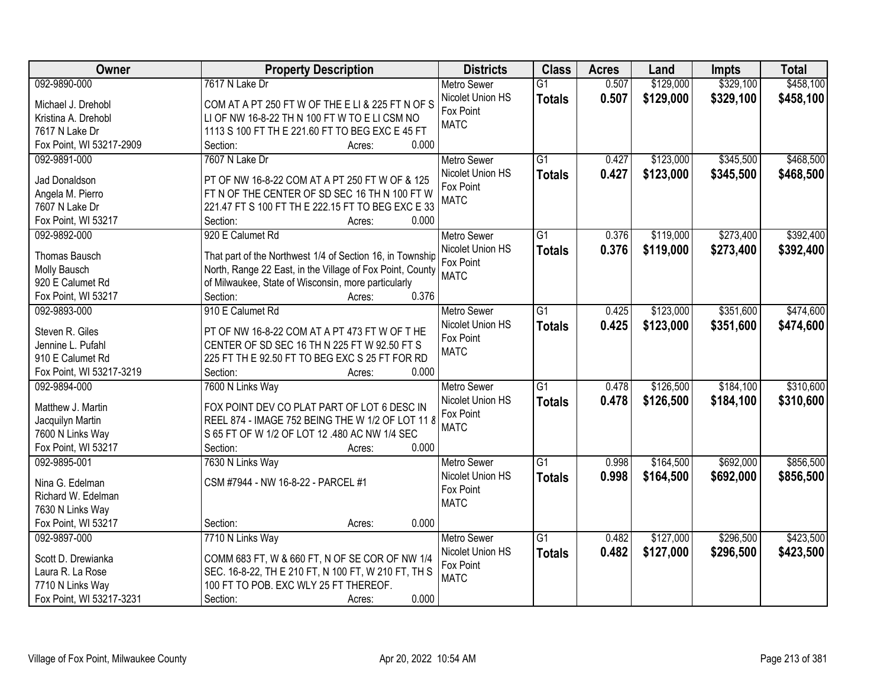| Owner | Property Description | Districts | Class | Acres | Land | Impts | Total |
|---|---|---|---|---|---|---|---|
| 092-9890-000<br>Michael J. Drehobl<br>Kristina A. Drehobl<br>7617 N Lake Dr<br>Fox Point, WI 53217-2909 | 7617 N Lake Dr<br>COM AT A PT 250 FT W OF THE E LI & 225 FT N OF S LI OF NW 16-8-22 TH N 100 FT W TO E LI CSM NO 1113 S 100 FT TH E 221.60 FT TO BEG EXC E 45 FT<br>Section: Acres: 0.000 | Metro Sewer<br>Nicolet Union HS<br>Fox Point<br>MATC | G1<br>**Totals** | 0.507<br>**0.507** | $129,000<br>**$129,000** | $329,100<br>**$329,100** | $458,100<br>**$458,100** |
| 092-9891-000<br>Jad Donaldson<br>Angela M. Pierro<br>7607 N Lake Dr<br>Fox Point, WI 53217 | 7607 N Lake Dr<br>PT OF NW 16-8-22 COM AT A PT 250 FT W OF & 125 FT N OF THE CENTER OF SD SEC 16 TH N 100 FT W 221.47 FT S 100 FT TH E 222.15 FT TO BEG EXC E 33<br>Section: Acres: 0.000 | Metro Sewer<br>Nicolet Union HS<br>Fox Point<br>MATC | G1<br>**Totals** | 0.427<br>**0.427** | $123,000<br>**$123,000** | $345,500<br>**$345,500** | $468,500<br>**$468,500** |
| 092-9892-000<br>Thomas Bausch<br>Molly Bausch<br>920 E Calumet Rd<br>Fox Point, WI 53217 | 920 E Calumet Rd<br>That part of the Northwest 1/4 of Section 16, in Township North, Range 22 East, in the Village of Fox Point, County of Milwaukee, State of Wisconsin, more particularly<br>Section: Acres: 0.376 | Metro Sewer<br>Nicolet Union HS<br>Fox Point<br>MATC | G1<br>**Totals** | 0.376<br>**0.376** | $119,000<br>**$119,000** | $273,400<br>**$273,400** | $392,400<br>**$392,400** |
| 092-9893-000<br>Steven R. Giles<br>Jennine L. Pufahl<br>910 E Calumet Rd<br>Fox Point, WI 53217-3219 | 910 E Calumet Rd<br>PT OF NW 16-8-22 COM AT A PT 473 FT W OF T HE CENTER OF SD SEC 16 TH N 225 FT W 92.50 FT S 225 FT TH E 92.50 FT TO BEG EXC S 25 FT FOR RD<br>Section: Acres: 0.000 | Metro Sewer<br>Nicolet Union HS<br>Fox Point<br>MATC | G1<br>**Totals** | 0.425<br>**0.425** | $123,000<br>**$123,000** | $351,600<br>**$351,600** | $474,600<br>**$474,600** |
| 092-9894-000<br>Matthew J. Martin<br>Jacquilyn Martin<br>7600 N Links Way<br>Fox Point, WI 53217 | 7600 N Links Way<br>FOX POINT DEV CO PLAT PART OF LOT 6 DESC IN REEL 874 - IMAGE 752 BEING THE W 1/2 OF LOT 11 & S 65 FT OF W 1/2 OF LOT 12 .480 AC NW 1/4 SEC<br>Section: Acres: 0.000 | Metro Sewer<br>Nicolet Union HS<br>Fox Point<br>MATC | G1<br>**Totals** | 0.478<br>**0.478** | $126,500<br>**$126,500** | $184,100<br>**$184,100** | $310,600<br>**$310,600** |
| 092-9895-001<br>Nina G. Edelman<br>Richard W. Edelman<br>7630 N Links Way<br>Fox Point, WI 53217 | 7630 N Links Way<br>CSM #7944 - NW 16-8-22 - PARCEL #1<br>Section: Acres: 0.000 | Metro Sewer<br>Nicolet Union HS<br>Fox Point<br>MATC | G1<br>**Totals** | 0.998<br>**0.998** | $164,500<br>**$164,500** | $692,000<br>**$692,000** | $856,500<br>**$856,500** |
| 092-9897-000<br>Scott D. Drewianka<br>Laura R. La Rose<br>7710 N Links Way<br>Fox Point, WI 53217-3231 | 7710 N Links Way<br>COMM 683 FT, W & 660 FT, N OF SE COR OF NW 1/4 SEC. 16-8-22, TH E 210 FT, N 100 FT, W 210 FT, TH S 100 FT TO POB. EXC WLY 25 FT THEREOF.<br>Section: Acres: 0.000 | Metro Sewer<br>Nicolet Union HS<br>Fox Point<br>MATC | G1<br>**Totals** | 0.482<br>**0.482** | $127,000<br>**$127,000** | $296,500<br>**$296,500** | $423,500<br>**$423,500** |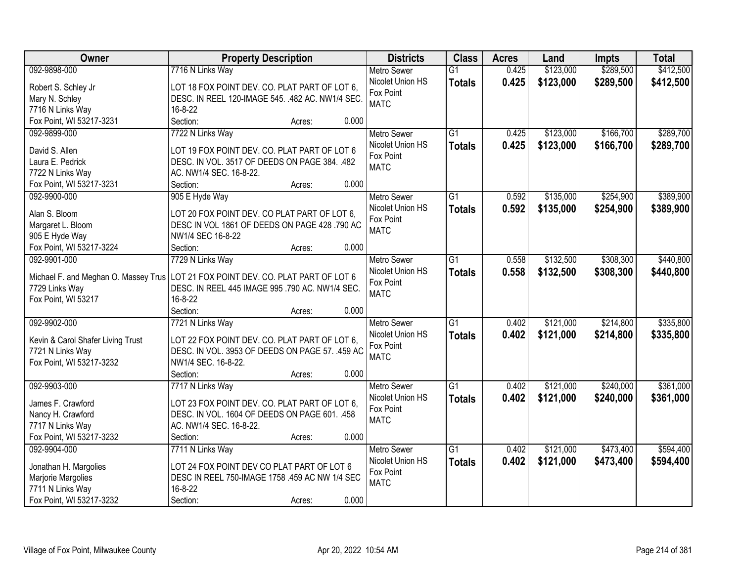| Owner | Property Description | Districts | Class | Acres | Land | Impts | Total |
|---|---|---|---|---|---|---|---|
| 092-9898-000<br>Robert S. Schley Jr<br>Mary N. Schley<br>7716 N Links Way<br>Fox Point, WI 53217-3231 | 7716 N Links Way<br>LOT 18 FOX POINT DEV. CO. PLAT PART OF LOT 6, DESC. IN REEL 120-IMAGE 545. .482 AC. NW1/4 SEC. 16-8-22<br>Section: Acres: 0.000 | Metro Sewer<br>Nicolet Union HS<br>Fox Point<br>MATC | G1<br>**Totals** | 0.425<br>**0.425** | $123,000<br>**$123,000** | $289,500<br>**$289,500** | $412,500<br>**$412,500** |
| 092-9899-000<br>David S. Allen<br>Laura E. Pedrick<br>7722 N Links Way<br>Fox Point, WI 53217-3231 | 7722 N Links Way<br>LOT 19 FOX POINT DEV. CO. PLAT PART OF LOT 6 DESC. IN VOL. 3517 OF DEEDS ON PAGE 384. .482 AC. NW1/4 SEC. 16-8-22.<br>Section: Acres: 0.000 | Metro Sewer<br>Nicolet Union HS<br>Fox Point<br>MATC | G1<br>**Totals** | 0.425<br>**0.425** | $123,000<br>**$123,000** | $166,700<br>**$166,700** | $289,700<br>**$289,700** |
| 092-9900-000<br>Alan S. Bloom<br>Margaret L. Bloom<br>905 E Hyde Way<br>Fox Point, WI 53217-3224 | 905 E Hyde Way<br>LOT 20 FOX POINT DEV. CO PLAT PART OF LOT 6, DESC IN VOL 1861 OF DEEDS ON PAGE 428 .790 AC NW1/4 SEC 16-8-22<br>Section: Acres: 0.000 | Metro Sewer<br>Nicolet Union HS<br>Fox Point<br>MATC | G1<br>**Totals** | 0.592<br>**0.592** | $135,000<br>**$135,000** | $254,900<br>**$254,900** | $389,900<br>**$389,900** |
| 092-9901-000<br>Michael F. and Meghan O. Massey Trus<br>7729 Links Way<br>Fox Point, WI 53217 | 7729 N Links Way<br>LOT 21 FOX POINT DEV. CO. PLAT PART OF LOT 6 DESC. IN REEL 445 IMAGE 995 .790 AC. NW1/4 SEC. 16-8-22<br>Section: Acres: 0.000 | Metro Sewer<br>Nicolet Union HS<br>Fox Point<br>MATC | G1<br>**Totals** | 0.558<br>**0.558** | $132,500<br>**$132,500** | $308,300<br>**$308,300** | $440,800<br>**$440,800** |
| 092-9902-000<br>Kevin & Carol Shafer Living Trust<br>7721 N Links Way<br>Fox Point, WI 53217-3232 | 7721 N Links Way<br>LOT 22 FOX POINT DEV. CO. PLAT PART OF LOT 6, DESC. IN VOL. 3953 OF DEEDS ON PAGE 57. .459 AC NW1/4 SEC. 16-8-22.<br>Section: Acres: 0.000 | Metro Sewer<br>Nicolet Union HS<br>Fox Point<br>MATC | G1<br>**Totals** | 0.402<br>**0.402** | $121,000<br>**$121,000** | $214,800<br>**$214,800** | $335,800<br>**$335,800** |
| 092-9903-000<br>James F. Crawford<br>Nancy H. Crawford<br>7717 N Links Way<br>Fox Point, WI 53217-3232 | 7717 N Links Way<br>LOT 23 FOX POINT DEV. CO. PLAT PART OF LOT 6, DESC. IN VOL. 1604 OF DEEDS ON PAGE 601. .458 AC. NW1/4 SEC. 16-8-22.<br>Section: Acres: 0.000 | Metro Sewer<br>Nicolet Union HS<br>Fox Point<br>MATC | G1<br>**Totals** | 0.402<br>**0.402** | $121,000<br>**$121,000** | $240,000<br>**$240,000** | $361,000<br>**$361,000** |
| 092-9904-000<br>Jonathan H. Margolies<br>Marjorie Margolies<br>7711 N Links Way<br>Fox Point, WI 53217-3232 | 7711 N Links Way<br>LOT 24 FOX POINT DEV CO PLAT PART OF LOT 6 DESC IN REEL 750-IMAGE 1758 .459 AC NW 1/4 SEC 16-8-22<br>Section: Acres: 0.000 | Metro Sewer<br>Nicolet Union HS<br>Fox Point<br>MATC | G1<br>**Totals** | 0.402<br>**0.402** | $121,000<br>**$121,000** | $473,400<br>**$473,400** | $594,400<br>**$594,400** |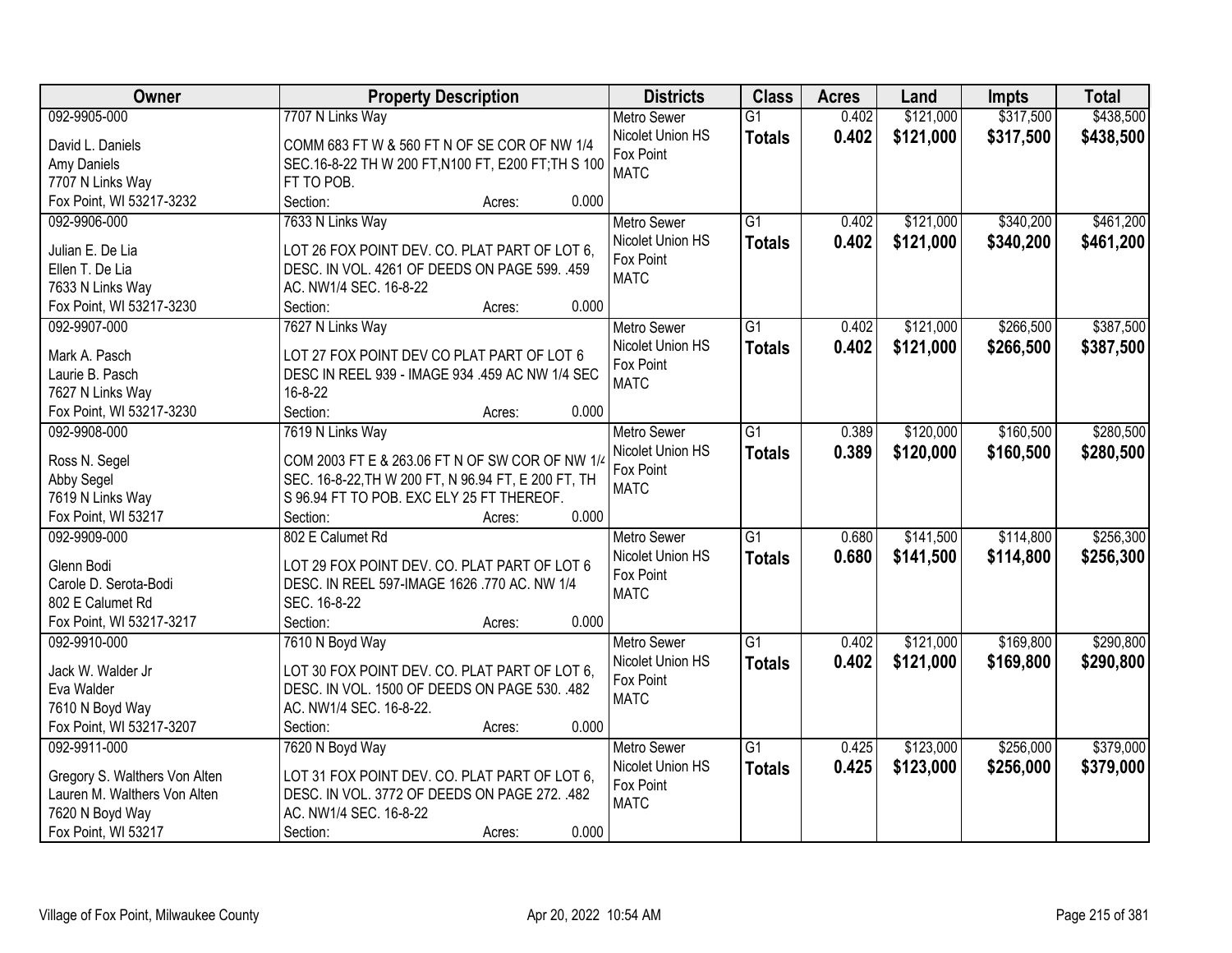| Owner | Property Description | Districts | Class | Acres | Land | Impts | Total |
|---|---|---|---|---|---|---|---|
| 092-9905-000<br>David L. Daniels<br>Amy Daniels<br>7707 N Links Way<br>Fox Point, WI 53217-3232 | 7707 N Links Way<br>COMM 683 FT W & 560 FT N OF SE COR OF NW 1/4 SEC.16-8-22 TH W 200 FT,N100 FT, E200 FT;TH S 100 FT TO POB.<br>Section: Acres: 0.000 | Metro Sewer<br>Nicolet Union HS<br>Fox Point<br>MATC | G1<br>**Totals** | 0.402<br>**0.402** | \$121,000<br>**\$121,000** | \$317,500<br>**\$317,500** | \$438,500<br>**\$438,500** |
| 092-9906-000<br>Julian E. De Lia<br>Ellen T. De Lia<br>7633 N Links Way<br>Fox Point, WI 53217-3230 | 7633 N Links Way<br>LOT 26 FOX POINT DEV. CO. PLAT PART OF LOT 6, DESC. IN VOL. 4261 OF DEEDS ON PAGE 599. .459 AC. NW1/4 SEC. 16-8-22<br>Section: Acres: 0.000 | Metro Sewer<br>Nicolet Union HS<br>Fox Point<br>MATC | G1<br>**Totals** | 0.402<br>**0.402** | \$121,000<br>**\$121,000** | \$340,200<br>**\$340,200** | \$461,200<br>**\$461,200** |
| 092-9907-000<br>Mark A. Pasch<br>Laurie B. Pasch<br>7627 N Links Way<br>Fox Point, WI 53217-3230 | 7627 N Links Way<br>LOT 27 FOX POINT DEV CO PLAT PART OF LOT 6 DESC IN REEL 939 - IMAGE 934 .459 AC NW 1/4 SEC 16-8-22<br>Section: Acres: 0.000 | Metro Sewer<br>Nicolet Union HS<br>Fox Point<br>MATC | G1<br>**Totals** | 0.402<br>**0.402** | \$121,000<br>**\$121,000** | \$266,500<br>**\$266,500** | \$387,500<br>**\$387,500** |
| 092-9908-000<br>Ross N. Segel<br>Abby Segel<br>7619 N Links Way<br>Fox Point, WI 53217 | 7619 N Links Way<br>COM 2003 FT E & 263.06 FT N OF SW COR OF NW 1/4 SEC. 16-8-22,TH W 200 FT, N 96.94 FT, E 200 FT, TH S 96.94 FT TO POB. EXC ELY 25 FT THEREOF.<br>Section: Acres: 0.000 | Metro Sewer<br>Nicolet Union HS<br>Fox Point<br>MATC | G1<br>**Totals** | 0.389<br>**0.389** | \$120,000<br>**\$120,000** | \$160,500<br>**\$160,500** | \$280,500<br>**\$280,500** |
| 092-9909-000<br>Glenn Bodi<br>Carole D. Serota-Bodi<br>802 E Calumet Rd<br>Fox Point, WI 53217-3217 | 802 E Calumet Rd<br>LOT 29 FOX POINT DEV. CO. PLAT PART OF LOT 6 DESC. IN REEL 597-IMAGE 1626 .770 AC. NW 1/4 SEC. 16-8-22<br>Section: Acres: 0.000 | Metro Sewer<br>Nicolet Union HS<br>Fox Point<br>MATC | G1<br>**Totals** | 0.680<br>**0.680** | \$141,500<br>**\$141,500** | \$114,800<br>**\$114,800** | \$256,300<br>**\$256,300** |
| 092-9910-000<br>Jack W. Walder Jr<br>Eva Walder<br>7610 N Boyd Way<br>Fox Point, WI 53217-3207 | 7610 N Boyd Way<br>LOT 30 FOX POINT DEV. CO. PLAT PART OF LOT 6, DESC. IN VOL. 1500 OF DEEDS ON PAGE 530. .482 AC. NW1/4 SEC. 16-8-22.<br>Section: Acres: 0.000 | Metro Sewer<br>Nicolet Union HS<br>Fox Point<br>MATC | G1<br>**Totals** | 0.402<br>**0.402** | \$121,000<br>**\$121,000** | \$169,800<br>**\$169,800** | \$290,800<br>**\$290,800** |
| 092-9911-000<br>Gregory S. Walthers Von Alten<br>Lauren M. Walthers Von Alten<br>7620 N Boyd Way<br>Fox Point, WI 53217 | 7620 N Boyd Way<br>LOT 31 FOX POINT DEV. CO. PLAT PART OF LOT 6, DESC. IN VOL. 3772 OF DEEDS ON PAGE 272. .482 AC. NW1/4 SEC. 16-8-22<br>Section: Acres: 0.000 | Metro Sewer<br>Nicolet Union HS<br>Fox Point<br>MATC | G1<br>**Totals** | 0.425<br>**0.425** | \$123,000<br>**\$123,000** | \$256,000<br>**\$256,000** | \$379,000<br>**\$379,000** |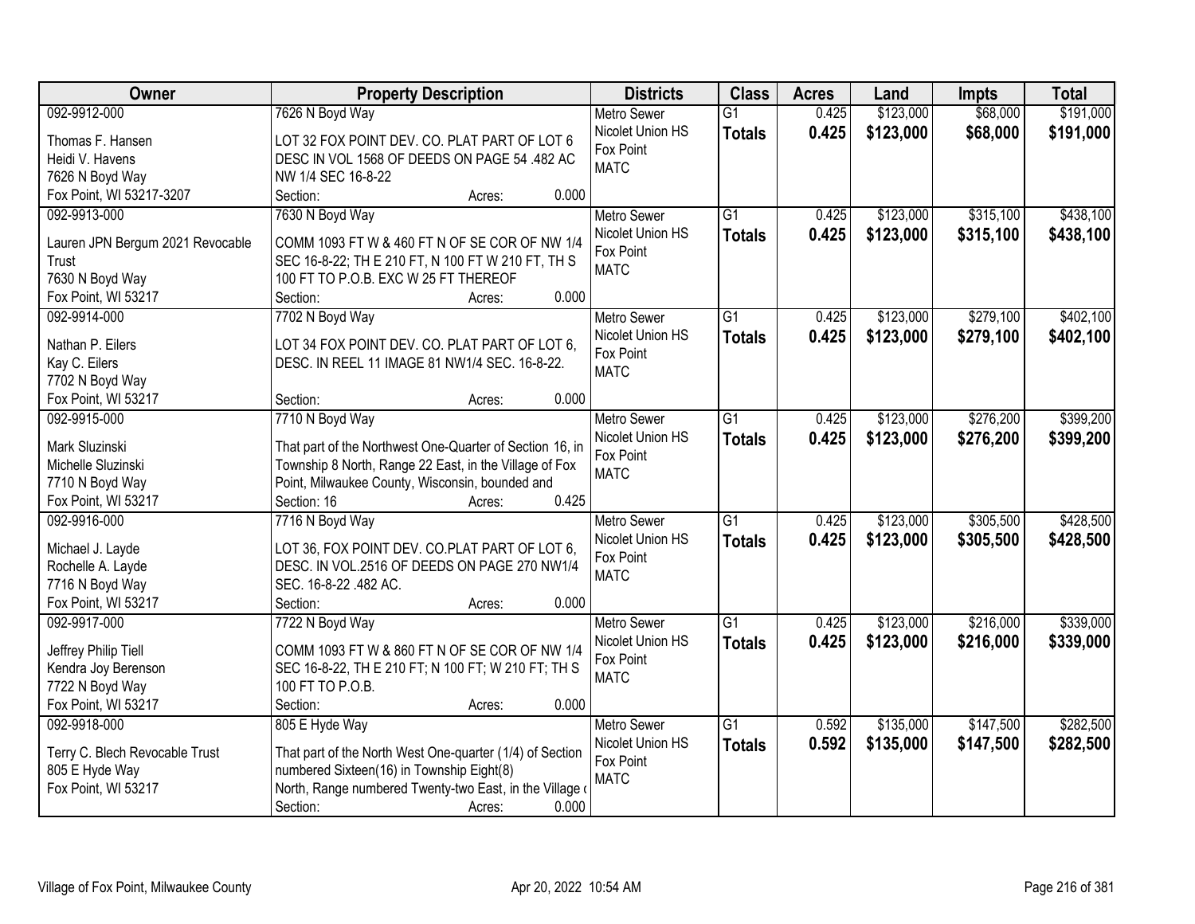| Owner | Property Description | Districts | Class | Acres | Land | Impts | Total |
|---|---|---|---|---|---|---|---|
| 092-9912-000<br>Thomas F. Hansen<br>Heidi V. Havens<br>7626 N Boyd Way<br>Fox Point, WI 53217-3207 | 7626 N Boyd Way<br>LOT 32 FOX POINT DEV. CO. PLAT PART OF LOT 6 DESC IN VOL 1568 OF DEEDS ON PAGE 54 .482 AC NW 1/4 SEC 16-8-22<br>Section: Acres: 0.000 | Metro Sewer<br>Nicolet Union HS<br>Fox Point<br>MATC | G1<br>**Totals** | 0.425<br>**0.425** | $123,000<br>**$123,000** | $68,000<br>**$68,000** | $191,000<br>**$191,000** |
| 092-9913-000<br>Lauren JPN Bergum 2021 Revocable Trust<br>7630 N Boyd Way<br>Fox Point, WI 53217 | 7630 N Boyd Way<br>COMM 1093 FT W & 460 FT N OF SE COR OF NW 1/4 SEC 16-8-22; TH E 210 FT, N 100 FT W 210 FT, TH S 100 FT TO P.O.B. EXC W 25 FT THEREOF<br>Section: Acres: 0.000 | Metro Sewer<br>Nicolet Union HS<br>Fox Point<br>MATC | G1<br>**Totals** | 0.425<br>**0.425** | $123,000<br>**$123,000** | $315,100<br>**$315,100** | $438,100<br>**$438,100** |
| 092-9914-000<br>Nathan P. Eilers<br>Kay C. Eilers<br>7702 N Boyd Way<br>Fox Point, WI 53217 | 7702 N Boyd Way<br>LOT 34 FOX POINT DEV. CO. PLAT PART OF LOT 6, DESC. IN REEL 11 IMAGE 81 NW1/4 SEC. 16-8-22.<br>Section: Acres: 0.000 | Metro Sewer<br>Nicolet Union HS<br>Fox Point<br>MATC | G1<br>**Totals** | 0.425<br>**0.425** | $123,000<br>**$123,000** | $279,100<br>**$279,100** | $402,100<br>**$402,100** |
| 092-9915-000<br>Mark Sluzinski<br>Michelle Sluzinski<br>7710 N Boyd Way<br>Fox Point, WI 53217 | 7710 N Boyd Way<br>That part of the Northwest One-Quarter of Section 16, in Township 8 North, Range 22 East, in the Village of Fox Point, Milwaukee County, Wisconsin, bounded and<br>Section: 16 Acres: 0.425 | Metro Sewer<br>Nicolet Union HS<br>Fox Point<br>MATC | G1<br>**Totals** | 0.425<br>**0.425** | $123,000<br>**$123,000** | $276,200<br>**$276,200** | $399,200<br>**$399,200** |
| 092-9916-000<br>Michael J. Layde<br>Rochelle A. Layde<br>7716 N Boyd Way<br>Fox Point, WI 53217 | 7716 N Boyd Way<br>LOT 36, FOX POINT DEV. CO.PLAT PART OF LOT 6, DESC. IN VOL.2516 OF DEEDS ON PAGE 270 NW1/4 SEC. 16-8-22 .482 AC.<br>Section: Acres: 0.000 | Metro Sewer<br>Nicolet Union HS<br>Fox Point<br>MATC | G1<br>**Totals** | 0.425<br>**0.425** | $123,000<br>**$123,000** | $305,500<br>**$305,500** | $428,500<br>**$428,500** |
| 092-9917-000<br>Jeffrey Philip Tiell<br>Kendra Joy Berenson<br>7722 N Boyd Way<br>Fox Point, WI 53217 | 7722 N Boyd Way<br>COMM 1093 FT W & 860 FT N OF SE COR OF NW 1/4 SEC 16-8-22, TH E 210 FT; N 100 FT; W 210 FT; TH S 100 FT TO P.O.B.<br>Section: Acres: 0.000 | Metro Sewer<br>Nicolet Union HS<br>Fox Point<br>MATC | G1<br>**Totals** | 0.425<br>**0.425** | $123,000<br>**$123,000** | $216,000<br>**$216,000** | $339,000<br>**$339,000** |
| 092-9918-000<br>Terry C. Blech Revocable Trust<br>805 E Hyde Way<br>Fox Point, WI 53217 | 805 E Hyde Way<br>That part of the North West One-quarter (1/4) of Section numbered Sixteen(16) in Township Eight(8) North, Range numbered Twenty-two East, in the Village o<br>Section: Acres: 0.000 | Metro Sewer<br>Nicolet Union HS<br>Fox Point<br>MATC | G1<br>**Totals** | 0.592<br>**0.592** | $135,000<br>**$135,000** | $147,500<br>**$147,500** | $282,500<br>**$282,500** |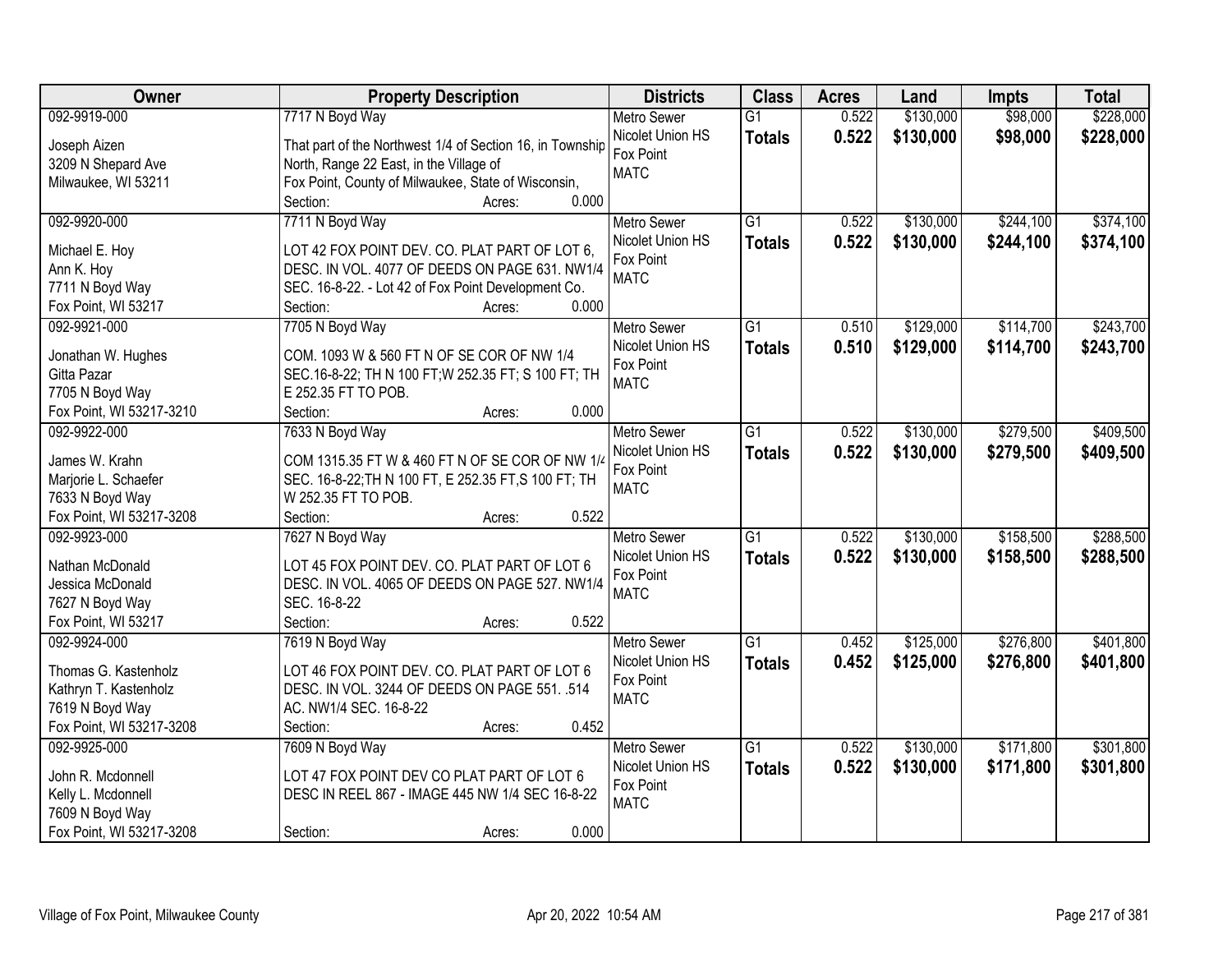| Owner | Property Description | Districts | Class | Acres | Land | Impts | Total |
|---|---|---|---|---|---|---|---|
| 092-9919-000<br><br>Joseph Aizen<br>3209 N Shepard Ave<br>Milwaukee, WI 53211 | 7717 N Boyd Way<br><br>That part of the Northwest 1/4 of Section 16, in Township North, Range 22 East, in the Village of Fox Point, County of Milwaukee, State of Wisconsin,<br>Section: Acres: 0.000 | Metro Sewer<br>Nicolet Union HS<br>Fox Point<br>MATC | G1<br>**Totals** | 0.522<br>**0.522** | $130,000<br>**$130,000** | $98,000<br>**$98,000** | $228,000<br>**$228,000** |
| 092-9920-000<br><br>Michael E. Hoy<br>Ann K. Hoy<br>7711 N Boyd Way<br>Fox Point, WI 53217 | 7711 N Boyd Way<br><br>LOT 42 FOX POINT DEV. CO. PLAT PART OF LOT 6, DESC. IN VOL. 4077 OF DEEDS ON PAGE 631. NW1/4 SEC. 16-8-22. - Lot 42 of Fox Point Development Co.<br>Section: Acres: 0.000 | Metro Sewer<br>Nicolet Union HS<br>Fox Point<br>MATC | G1<br>**Totals** | 0.522<br>**0.522** | $130,000<br>**$130,000** | $244,100<br>**$244,100** | $374,100<br>**$374,100** |
| 092-9921-000<br><br>Jonathan W. Hughes<br>Gitta Pazar<br>7705 N Boyd Way<br>Fox Point, WI 53217-3210 | 7705 N Boyd Way<br><br>COM. 1093 W & 560 FT N OF SE COR OF NW 1/4 SEC.16-8-22; TH N 100 FT;W 252.35 FT; S 100 FT; TH E 252.35 FT TO POB.<br>Section: Acres: 0.000 | Metro Sewer<br>Nicolet Union HS<br>Fox Point<br>MATC | G1<br>**Totals** | 0.510<br>**0.510** | $129,000<br>**$129,000** | $114,700<br>**$114,700** | $243,700<br>**$243,700** |
| 092-9922-000<br><br>James W. Krahn<br>Marjorie L. Schaefer<br>7633 N Boyd Way<br>Fox Point, WI 53217-3208 | 7633 N Boyd Way<br><br>COM 1315.35 FT W & 460 FT N OF SE COR OF NW 1/4 SEC. 16-8-22;TH N 100 FT, E 252.35 FT,S 100 FT; TH W 252.35 FT TO POB.<br>Section: Acres: 0.522 | Metro Sewer<br>Nicolet Union HS<br>Fox Point<br>MATC | G1<br>**Totals** | 0.522<br>**0.522** | $130,000<br>**$130,000** | $279,500<br>**$279,500** | $409,500<br>**$409,500** |
| 092-9923-000<br><br>Nathan McDonald<br>Jessica McDonald<br>7627 N Boyd Way<br>Fox Point, WI 53217 | 7627 N Boyd Way<br><br>LOT 45 FOX POINT DEV. CO. PLAT PART OF LOT 6 DESC. IN VOL. 4065 OF DEEDS ON PAGE 527. NW1/4 SEC. 16-8-22<br>Section: Acres: 0.522 | Metro Sewer<br>Nicolet Union HS<br>Fox Point<br>MATC | G1<br>**Totals** | 0.522<br>**0.522** | $130,000<br>**$130,000** | $158,500<br>**$158,500** | $288,500<br>**$288,500** |
| 092-9924-000<br><br>Thomas G. Kastenholz<br>Kathryn T. Kastenholz<br>7619 N Boyd Way<br>Fox Point, WI 53217-3208 | 7619 N Boyd Way<br><br>LOT 46 FOX POINT DEV. CO. PLAT PART OF LOT 6 DESC. IN VOL. 3244 OF DEEDS ON PAGE 551. .514 AC. NW1/4 SEC. 16-8-22<br>Section: Acres: 0.452 | Metro Sewer<br>Nicolet Union HS<br>Fox Point<br>MATC | G1<br>**Totals** | 0.452<br>**0.452** | $125,000<br>**$125,000** | $276,800<br>**$276,800** | $401,800<br>**$401,800** |
| 092-9925-000<br><br>John R. Mcdonnell<br>Kelly L. Mcdonnell<br>7609 N Boyd Way<br>Fox Point, WI 53217-3208 | 7609 N Boyd Way<br><br>LOT 47 FOX POINT DEV CO PLAT PART OF LOT 6 DESC IN REEL 867 - IMAGE 445 NW 1/4 SEC 16-8-22<br><br>Section: Acres: 0.000 | Metro Sewer<br>Nicolet Union HS<br>Fox Point<br>MATC | G1<br>**Totals** | 0.522<br>**0.522** | $130,000<br>**$130,000** | $171,800<br>**$171,800** | $301,800<br>**$301,800** |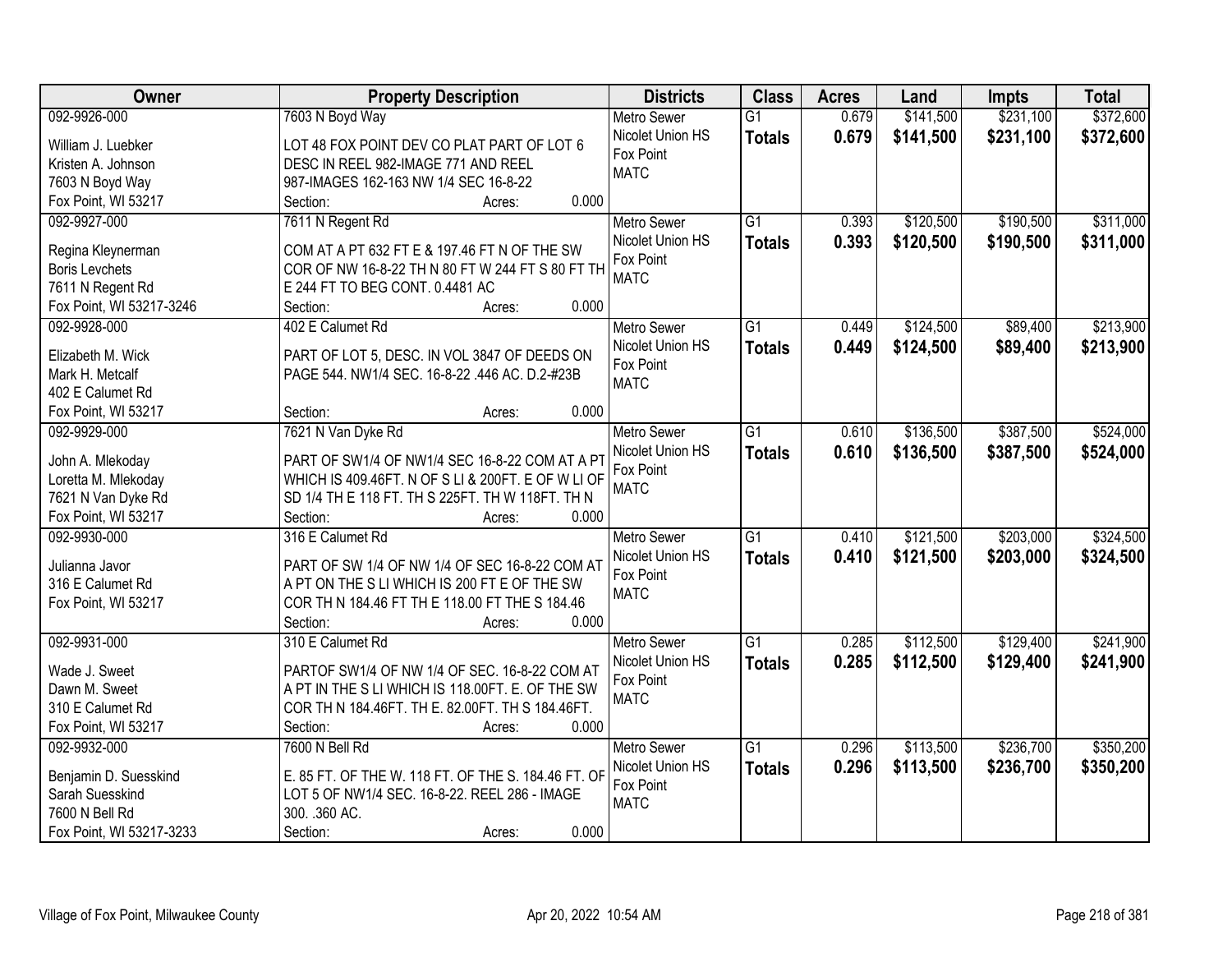| Owner | Property Description | Districts | Class | Acres | Land | Impts | Total |
|---|---|---|---|---|---|---|---|
| 092-9926-000<br>William J. Luebker<br>Kristen A. Johnson<br>7603 N Boyd Way<br>Fox Point, WI 53217 | 7603 N Boyd Way<br>LOT 48 FOX POINT DEV CO PLAT PART OF LOT 6 DESC IN REEL 982-IMAGE 771 AND REEL 987-IMAGES 162-163 NW 1/4 SEC 16-8-22<br>Section: Acres: 0.000 | Metro Sewer<br>Nicolet Union HS<br>Fox Point<br>MATC | G1<br>**Totals** | 0.679<br>**0.679** | $141,500<br>**$141,500** | $231,100<br>**$231,100** | $372,600<br>**$372,600** |
| 092-9927-000<br>Regina Kleynerman<br>Boris Levchets<br>7611 N Regent Rd<br>Fox Point, WI 53217-3246 | 7611 N Regent Rd<br>COM AT A PT 632 FT E & 197.46 FT N OF THE SW COR OF NW 16-8-22 TH N 80 FT W 244 FT S 80 FT TH E 244 FT TO BEG CONT. 0.4481 AC<br>Section: Acres: 0.000 | Metro Sewer<br>Nicolet Union HS<br>Fox Point<br>MATC | G1<br>**Totals** | 0.393<br>**0.393** | $120,500<br>**$120,500** | $190,500<br>**$190,500** | $311,000<br>**$311,000** |
| 092-9928-000<br>Elizabeth M. Wick<br>Mark H. Metcalf<br>402 E Calumet Rd<br>Fox Point, WI 53217 | 402 E Calumet Rd<br>PART OF LOT 5, DESC. IN VOL 3847 OF DEEDS ON PAGE 544. NW1/4 SEC. 16-8-22 .446 AC. D.2-#23B<br>Section: Acres: 0.000 | Metro Sewer<br>Nicolet Union HS<br>Fox Point<br>MATC | G1<br>**Totals** | 0.449<br>**0.449** | $124,500<br>**$124,500** | $89,400<br>**$89,400** | $213,900<br>**$213,900** |
| 092-9929-000<br>John A. Mlekoday<br>Loretta M. Mlekoday<br>7621 N Van Dyke Rd<br>Fox Point, WI 53217 | 7621 N Van Dyke Rd<br>PART OF SW1/4 OF NW1/4 SEC 16-8-22 COM AT A PT WHICH IS 409.46FT. N OF S LI & 200FT. E OF W LI OF SD 1/4 TH E 118 FT. TH S 225FT. TH W 118FT. TH N<br>Section: Acres: 0.000 | Metro Sewer<br>Nicolet Union HS<br>Fox Point<br>MATC | G1<br>**Totals** | 0.610<br>**0.610** | $136,500<br>**$136,500** | $387,500<br>**$387,500** | $524,000<br>**$524,000** |
| 092-9930-000<br>Julianna Javor<br>316 E Calumet Rd<br>Fox Point, WI 53217 | 316 E Calumet Rd<br>PART OF SW 1/4 OF NW 1/4 OF SEC 16-8-22 COM AT A PT ON THE S LI WHICH IS 200 FT E OF THE SW COR TH N 184.46 FT TH E 118.00 FT THE S 184.46<br>Section: Acres: 0.000 | Metro Sewer<br>Nicolet Union HS<br>Fox Point<br>MATC | G1<br>**Totals** | 0.410<br>**0.410** | $121,500<br>**$121,500** | $203,000<br>**$203,000** | $324,500<br>**$324,500** |
| 092-9931-000<br>Wade J. Sweet<br>Dawn M. Sweet<br>310 E Calumet Rd<br>Fox Point, WI 53217 | 310 E Calumet Rd<br>PARTOF SW1/4 OF NW 1/4 OF SEC. 16-8-22 COM AT A PT IN THE S LI WHICH IS 118.00FT. E. OF THE SW COR TH N 184.46FT. TH E. 82.00FT. TH S 184.46FT.<br>Section: Acres: 0.000 | Metro Sewer<br>Nicolet Union HS<br>Fox Point<br>MATC | G1<br>**Totals** | 0.285<br>**0.285** | $112,500<br>**$112,500** | $129,400<br>**$129,400** | $241,900<br>**$241,900** |
| 092-9932-000<br>Benjamin D. Suesskind<br>Sarah Suesskind<br>7600 N Bell Rd<br>Fox Point, WI 53217-3233 | 7600 N Bell Rd<br>E. 85 FT. OF THE W. 118 FT. OF THE S. 184.46 FT. OF LOT 5 OF NW1/4 SEC. 16-8-22. REEL 286 - IMAGE 300. .360 AC.<br>Section: Acres: 0.000 | Metro Sewer<br>Nicolet Union HS<br>Fox Point<br>MATC | G1<br>**Totals** | 0.296<br>**0.296** | $113,500<br>**$113,500** | $236,700<br>**$236,700** | $350,200<br>**$350,200** |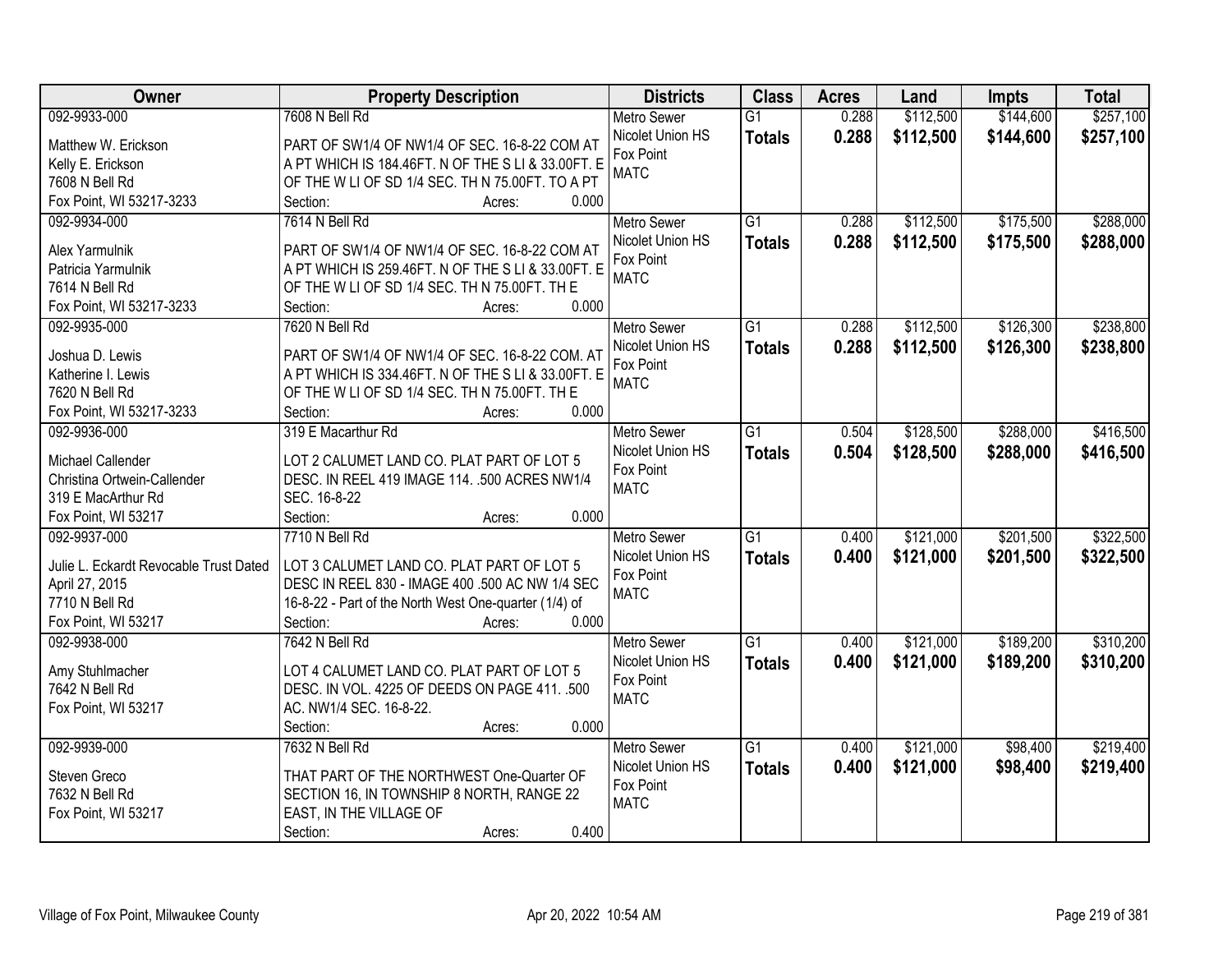| Owner | Property Description | Districts | Class | Acres | Land | Impts | Total |
|---|---|---|---|---|---|---|---|
| 092-9933-000<br>Matthew W. Erickson<br>Kelly E. Erickson<br>7608 N Bell Rd<br>Fox Point, WI 53217-3233 | 7608 N Bell Rd<br>PART OF SW1/4 OF NW1/4 OF SEC. 16-8-22 COM AT A PT WHICH IS 184.46FT. N OF THE S LI & 33.00FT. E OF THE W LI OF SD 1/4 SEC. TH N 75.00FT. TO A PT<br>Section: Acres: 0.000 | Metro Sewer<br>Nicolet Union HS<br>Fox Point<br>MATC | G1<br>**Totals** | 0.288<br>**0.288** | $112,500<br>**$112,500** | $144,600<br>**$144,600** | $257,100<br>**$257,100** |
| 092-9934-000<br>Alex Yarmulnik<br>Patricia Yarmulnik<br>7614 N Bell Rd<br>Fox Point, WI 53217-3233 | 7614 N Bell Rd<br>PART OF SW1/4 OF NW1/4 OF SEC. 16-8-22 COM AT A PT WHICH IS 259.46FT. N OF THE S LI & 33.00FT. E OF THE W LI OF SD 1/4 SEC. TH N 75.00FT. TH E<br>Section: Acres: 0.000 | Metro Sewer<br>Nicolet Union HS<br>Fox Point<br>MATC | G1<br>**Totals** | 0.288<br>**0.288** | $112,500<br>**$112,500** | $175,500<br>**$175,500** | $288,000<br>**$288,000** |
| 092-9935-000<br>Joshua D. Lewis<br>Katherine I. Lewis<br>7620 N Bell Rd<br>Fox Point, WI 53217-3233 | 7620 N Bell Rd<br>PART OF SW1/4 OF NW1/4 OF SEC. 16-8-22 COM. AT A PT WHICH IS 334.46FT. N OF THE S LI & 33.00FT. E OF THE W LI OF SD 1/4 SEC. TH N 75.00FT. TH E<br>Section: Acres: 0.000 | Metro Sewer<br>Nicolet Union HS<br>Fox Point<br>MATC | G1<br>**Totals** | 0.288<br>**0.288** | $112,500<br>**$112,500** | $126,300<br>**$126,300** | $238,800<br>**$238,800** |
| 092-9936-000<br>Michael Callender<br>Christina Ortwein-Callender<br>319 E MacArthur Rd<br>Fox Point, WI 53217 | 319 E Macarthur Rd<br>LOT 2 CALUMET LAND CO. PLAT PART OF LOT 5 DESC. IN REEL 419 IMAGE 114. .500 ACRES NW1/4 SEC. 16-8-22<br>Section: Acres: 0.000 | Metro Sewer<br>Nicolet Union HS<br>Fox Point<br>MATC | G1<br>**Totals** | 0.504<br>**0.504** | $128,500<br>**$128,500** | $288,000<br>**$288,000** | $416,500<br>**$416,500** |
| 092-9937-000<br>Julie L. Eckardt Revocable Trust Dated April 27, 2015<br>7710 N Bell Rd<br>Fox Point, WI 53217 | 7710 N Bell Rd<br>LOT 3 CALUMET LAND CO. PLAT PART OF LOT 5 DESC IN REEL 830 - IMAGE 400 .500 AC NW 1/4 SEC 16-8-22 - Part of the North West One-quarter (1/4) of<br>Section: Acres: 0.000 | Metro Sewer<br>Nicolet Union HS<br>Fox Point<br>MATC | G1<br>**Totals** | 0.400<br>**0.400** | $121,000<br>**$121,000** | $201,500<br>**$201,500** | $322,500<br>**$322,500** |
| 092-9938-000<br>Amy Stuhlmacher<br>7642 N Bell Rd<br>Fox Point, WI 53217 | 7642 N Bell Rd<br>LOT 4 CALUMET LAND CO. PLAT PART OF LOT 5 DESC. IN VOL. 4225 OF DEEDS ON PAGE 411. .500 AC. NW1/4 SEC. 16-8-22.<br>Section: Acres: 0.000 | Metro Sewer<br>Nicolet Union HS<br>Fox Point<br>MATC | G1<br>**Totals** | 0.400<br>**0.400** | $121,000<br>**$121,000** | $189,200<br>**$189,200** | $310,200<br>**$310,200** |
| 092-9939-000<br>Steven Greco<br>7632 N Bell Rd<br>Fox Point, WI 53217 | 7632 N Bell Rd<br>THAT PART OF THE NORTHWEST One-Quarter OF SECTION 16, IN TOWNSHIP 8 NORTH, RANGE 22 EAST, IN THE VILLAGE OF<br>Section: Acres: 0.400 | Metro Sewer<br>Nicolet Union HS<br>Fox Point<br>MATC | G1<br>**Totals** | 0.400<br>**0.400** | $121,000<br>**$121,000** | $98,400<br>**$98,400** | $219,400<br>**$219,400** |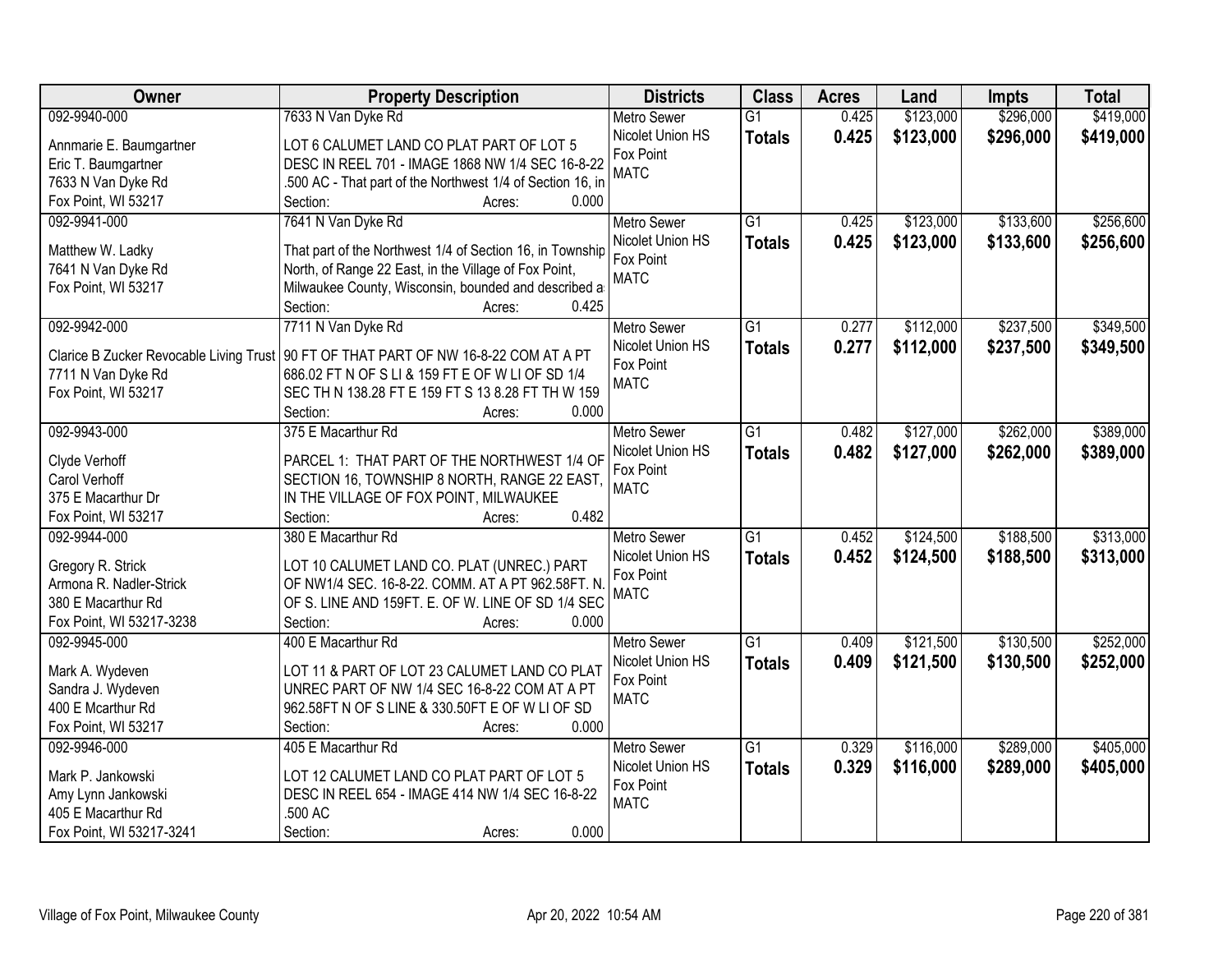| Owner | Property Description | Districts | Class | Acres | Land | Impts | Total |
|---|---|---|---|---|---|---|---|
| 092-9940-000<br>Annmarie E. Baumgartner<br>Eric T. Baumgartner<br>7633 N Van Dyke Rd<br>Fox Point, WI 53217 | 7633 N Van Dyke Rd<br>LOT 6 CALUMET LAND CO PLAT PART OF LOT 5 DESC IN REEL 701 - IMAGE 1868 NW 1/4 SEC 16-8-22 .500 AC - That part of the Northwest 1/4 of Section 16, in<br>Section: Acres: 0.000 | Metro Sewer<br>Nicolet Union HS<br>Fox Point<br>MATC | G1<br>**Totals** | 0.425<br>**0.425** | \$123,000<br>**\$123,000** | \$296,000<br>**\$296,000** | \$419,000<br>**\$419,000** |
| 092-9941-000<br>Matthew W. Ladky<br>7641 N Van Dyke Rd<br>Fox Point, WI 53217 | 7641 N Van Dyke Rd<br>That part of the Northwest 1/4 of Section 16, in Township North, of Range 22 East, in the Village of Fox Point, Milwaukee County, Wisconsin, bounded and described a<br>Section: Acres: 0.425 | Metro Sewer<br>Nicolet Union HS<br>Fox Point<br>MATC | G1<br>**Totals** | 0.425<br>**0.425** | \$123,000<br>**\$123,000** | \$133,600<br>**\$133,600** | \$256,600<br>**\$256,600** |
| 092-9942-000<br>Clarice B Zucker Revocable Living Trust<br>7711 N Van Dyke Rd<br>Fox Point, WI 53217 | 7711 N Van Dyke Rd<br>90 FT OF THAT PART OF NW 16-8-22 COM AT A PT 686.02 FT N OF S LI & 159 FT E OF W LI OF SD 1/4 SEC TH N 138.28 FT E 159 FT S 13 8.28 FT TH W 159<br>Section: Acres: 0.000 | Metro Sewer<br>Nicolet Union HS<br>Fox Point<br>MATC | G1<br>**Totals** | 0.277<br>**0.277** | \$112,000<br>**\$112,000** | \$237,500<br>**\$237,500** | \$349,500<br>**\$349,500** |
| 092-9943-000<br>Clyde Verhoff<br>Carol Verhoff<br>375 E Macarthur Dr<br>Fox Point, WI 53217 | 375 E Macarthur Rd<br>PARCEL 1: THAT PART OF THE NORTHWEST 1/4 OF SECTION 16, TOWNSHIP 8 NORTH, RANGE 22 EAST, IN THE VILLAGE OF FOX POINT, MILWAUKEE<br>Section: Acres: 0.482 | Metro Sewer<br>Nicolet Union HS<br>Fox Point<br>MATC | G1<br>**Totals** | 0.482<br>**0.482** | \$127,000<br>**\$127,000** | \$262,000<br>**\$262,000** | \$389,000<br>**\$389,000** |
| 092-9944-000<br>Gregory R. Strick<br>Armona R. Nadler-Strick<br>380 E Macarthur Rd<br>Fox Point, WI 53217-3238 | 380 E Macarthur Rd<br>LOT 10 CALUMET LAND CO. PLAT (UNREC.) PART OF NW1/4 SEC. 16-8-22. COMM. AT A PT 962.58FT. N. OF S. LINE AND 159FT. E. OF W. LINE OF SD 1/4 SEC<br>Section: Acres: 0.000 | Metro Sewer<br>Nicolet Union HS<br>Fox Point<br>MATC | G1<br>**Totals** | 0.452<br>**0.452** | \$124,500<br>**\$124,500** | \$188,500<br>**\$188,500** | \$313,000<br>**\$313,000** |
| 092-9945-000<br>Mark A. Wydeven<br>Sandra J. Wydeven<br>400 E Mcarthur Rd<br>Fox Point, WI 53217 | 400 E Macarthur Rd<br>LOT 11 & PART OF LOT 23 CALUMET LAND CO PLAT UNREC PART OF NW 1/4 SEC 16-8-22 COM AT A PT 962.58FT N OF S LINE & 330.50FT E OF W LI OF SD<br>Section: Acres: 0.000 | Metro Sewer<br>Nicolet Union HS<br>Fox Point<br>MATC | G1<br>**Totals** | 0.409<br>**0.409** | \$121,500<br>**\$121,500** | \$130,500<br>**\$130,500** | \$252,000<br>**\$252,000** |
| 092-9946-000<br>Mark P. Jankowski<br>Amy Lynn Jankowski<br>405 E Macarthur Rd<br>Fox Point, WI 53217-3241 | 405 E Macarthur Rd<br>LOT 12 CALUMET LAND CO PLAT PART OF LOT 5 DESC IN REEL 654 - IMAGE 414 NW 1/4 SEC 16-8-22 .500 AC<br>Section: Acres: 0.000 | Metro Sewer<br>Nicolet Union HS<br>Fox Point<br>MATC | G1<br>**Totals** | 0.329<br>**0.329** | \$116,000<br>**\$116,000** | \$289,000<br>**\$289,000** | \$405,000<br>**\$405,000** |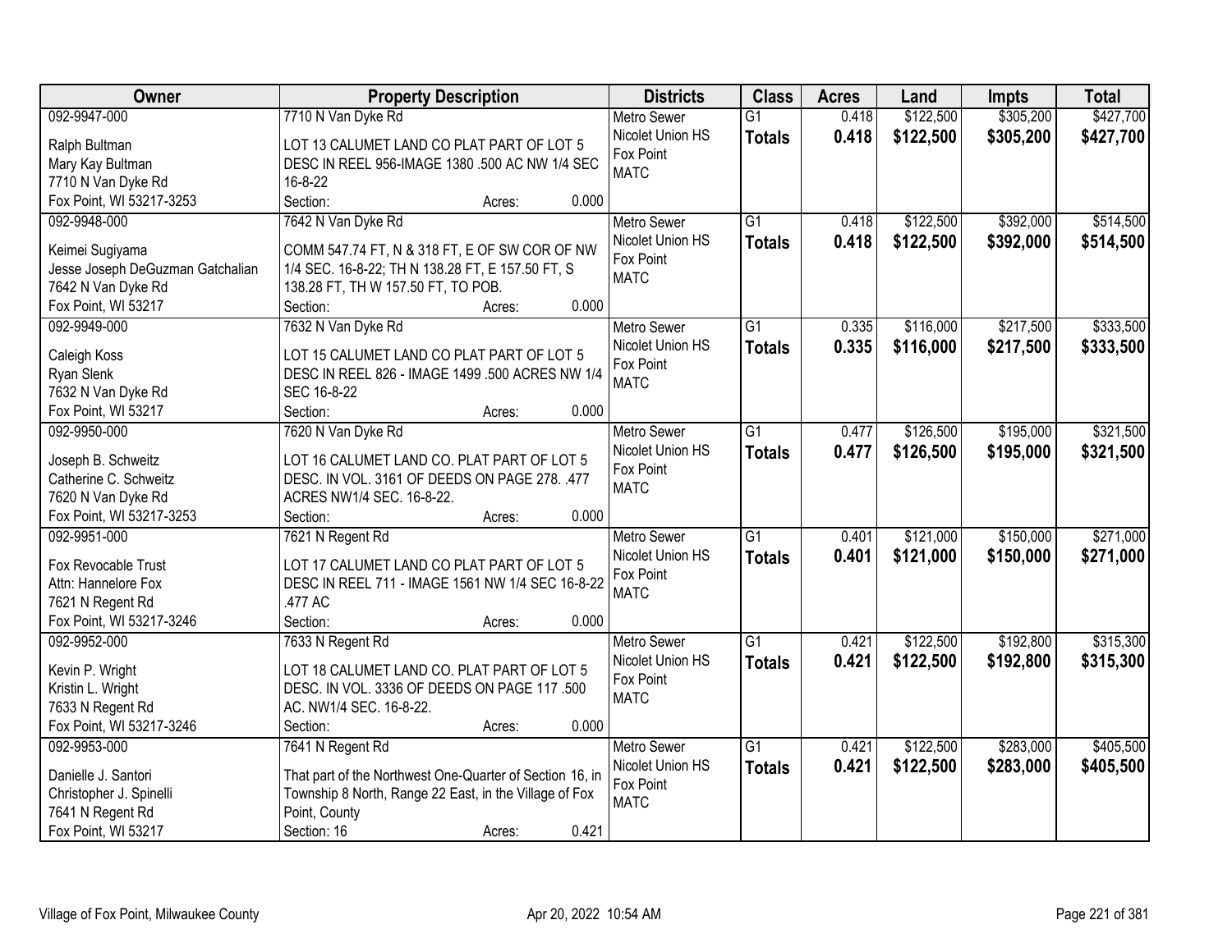| Owner | Property Description | Districts | Class | Acres | Land | Impts | Total |
|---|---|---|---|---|---|---|---|
| 092-9947-000<br><br>Ralph Bultman<br>Mary Kay Bultman<br>7710 N Van Dyke Rd<br>Fox Point, WI 53217-3253 | 7710 N Van Dyke Rd<br><br>LOT 13 CALUMET LAND CO PLAT PART OF LOT 5 DESC IN REEL 956-IMAGE 1380 .500 AC NW 1/4 SEC 16-8-22<br>Section: Acres: 0.000 | Metro Sewer<br>Nicolet Union HS<br>Fox Point<br>MATC | G1<br>**Totals** | 0.418<br>**0.418** | \$122,500<br>**\$122,500** | \$305,200<br>**\$305,200** | \$427,700<br>**\$427,700** |
| 092-9948-000<br><br>Keimei Sugiyama<br>Jesse Joseph DeGuzman Gatchalian<br>7642 N Van Dyke Rd<br>Fox Point, WI 53217 | 7642 N Van Dyke Rd<br><br>COMM 547.74 FT, N & 318 FT, E OF SW COR OF NW 1/4 SEC. 16-8-22; TH N 138.28 FT, E 157.50 FT, S 138.28 FT, TH W 157.50 FT, TO POB.<br>Section: Acres: 0.000 | Metro Sewer<br>Nicolet Union HS<br>Fox Point<br>MATC | G1<br>**Totals** | 0.418<br>**0.418** | \$122,500<br>**\$122,500** | \$392,000<br>**\$392,000** | \$514,500<br>**\$514,500** |
| 092-9949-000<br><br>Caleigh Koss<br>Ryan Slenk<br>7632 N Van Dyke Rd<br>Fox Point, WI 53217 | 7632 N Van Dyke Rd<br><br>LOT 15 CALUMET LAND CO PLAT PART OF LOT 5 DESC IN REEL 826 - IMAGE 1499 .500 ACRES NW 1/4 SEC 16-8-22<br>Section: Acres: 0.000 | Metro Sewer<br>Nicolet Union HS<br>Fox Point<br>MATC | G1<br>**Totals** | 0.335<br>**0.335** | \$116,000<br>**\$116,000** | \$217,500<br>**\$217,500** | \$333,500<br>**\$333,500** |
| 092-9950-000<br><br>Joseph B. Schweitz<br>Catherine C. Schweitz<br>7620 N Van Dyke Rd<br>Fox Point, WI 53217-3253 | 7620 N Van Dyke Rd<br><br>LOT 16 CALUMET LAND CO. PLAT PART OF LOT 5 DESC. IN VOL. 3161 OF DEEDS ON PAGE 278. .477 ACRES NW1/4 SEC. 16-8-22.<br>Section: Acres: 0.000 | Metro Sewer<br>Nicolet Union HS<br>Fox Point<br>MATC | G1<br>**Totals** | 0.477<br>**0.477** | \$126,500<br>**\$126,500** | \$195,000<br>**\$195,000** | \$321,500<br>**\$321,500** |
| 092-9951-000<br><br>Fox Revocable Trust<br>Attn: Hannelore Fox<br>7621 N Regent Rd<br>Fox Point, WI 53217-3246 | 7621 N Regent Rd<br><br>LOT 17 CALUMET LAND CO PLAT PART OF LOT 5 DESC IN REEL 711 - IMAGE 1561 NW 1/4 SEC 16-8-22 .477 AC<br>Section: Acres: 0.000 | Metro Sewer<br>Nicolet Union HS<br>Fox Point<br>MATC | G1<br>**Totals** | 0.401<br>**0.401** | \$121,000<br>**\$121,000** | \$150,000<br>**\$150,000** | \$271,000<br>**\$271,000** |
| 092-9952-000<br><br>Kevin P. Wright<br>Kristin L. Wright<br>7633 N Regent Rd<br>Fox Point, WI 53217-3246 | 7633 N Regent Rd<br><br>LOT 18 CALUMET LAND CO. PLAT PART OF LOT 5 DESC. IN VOL. 3336 OF DEEDS ON PAGE 117 .500 AC. NW1/4 SEC. 16-8-22.<br>Section: Acres: 0.000 | Metro Sewer<br>Nicolet Union HS<br>Fox Point<br>MATC | G1<br>**Totals** | 0.421<br>**0.421** | \$122,500<br>**\$122,500** | \$192,800<br>**\$192,800** | \$315,300<br>**\$315,300** |
| 092-9953-000<br><br>Danielle J. Santori<br>Christopher J. Spinelli<br>7641 N Regent Rd<br>Fox Point, WI 53217 | 7641 N Regent Rd<br><br>That part of the Northwest One-Quarter of Section 16, in Township 8 North, Range 22 East, in the Village of Fox Point, County<br>Section: 16 Acres: 0.421 | Metro Sewer<br>Nicolet Union HS<br>Fox Point<br>MATC | G1<br>**Totals** | 0.421<br>**0.421** | \$122,500<br>**\$122,500** | \$283,000<br>**\$283,000** | \$405,500<br>**\$405,500** |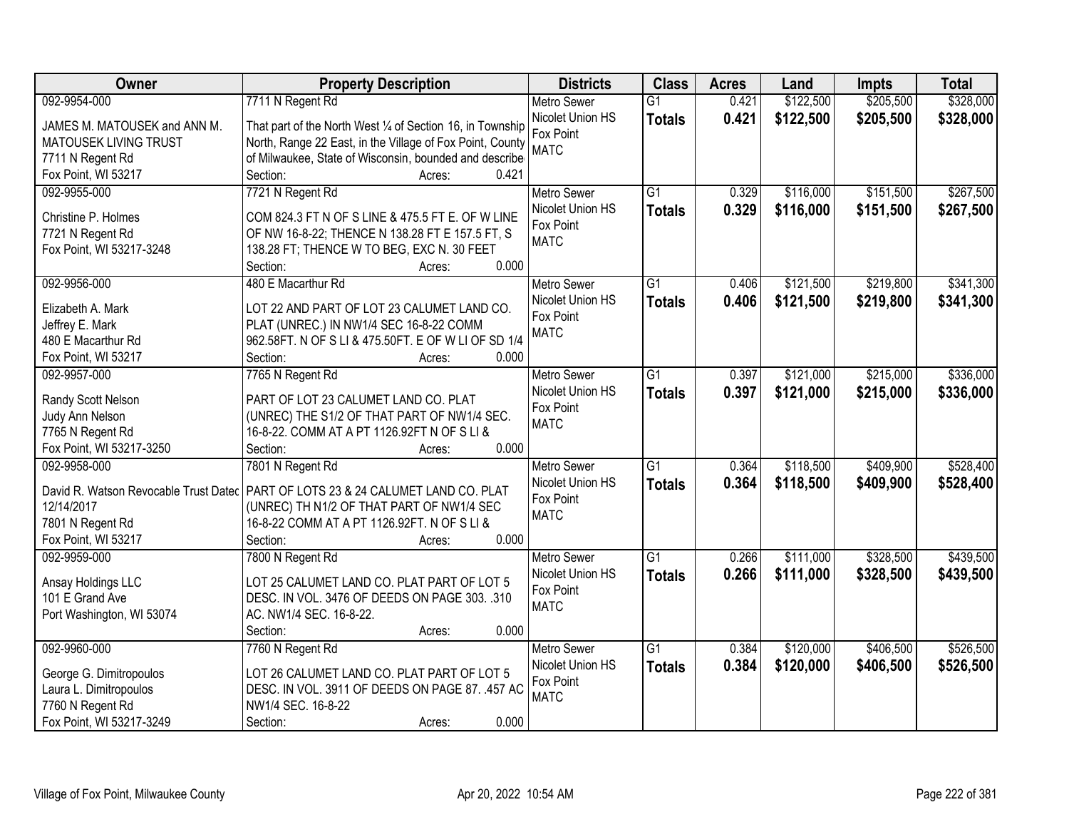| Owner | Property Description | Districts | Class | Acres | Land | Impts | Total |
|---|---|---|---|---|---|---|---|
| 092-9954-000<br><br>JAMES M. MATOUSEK and ANN M. MATOUSEK LIVING TRUST<br>7711 N Regent Rd<br>Fox Point, WI 53217 | 7711 N Regent Rd<br><br>That part of the North West ¼ of Section 16, in Township North, Range 22 East, in the Village of Fox Point, County of Milwaukee, State of Wisconsin, bounded and describe<br>Section: Acres: 0.421 | Metro Sewer<br>Nicolet Union HS<br>Fox Point<br>MATC | G1<br>**Totals** | 0.421<br>**0.421** | \$122,500<br>**\$122,500** | \$205,500<br>**\$205,500** | \$328,000<br>**\$328,000** |
| 092-9955-000<br><br>Christine P. Holmes<br>7721 N Regent Rd<br>Fox Point, WI 53217-3248 | 7721 N Regent Rd<br><br>COM 824.3 FT N OF S LINE & 475.5 FT E. OF W LINE OF NW 16-8-22; THENCE N 138.28 FT E 157.5 FT, S 138.28 FT; THENCE W TO BEG, EXC N. 30 FEET<br>Section: Acres: 0.000 | Metro Sewer<br>Nicolet Union HS<br>Fox Point<br>MATC | G1<br>**Totals** | 0.329<br>**0.329** | \$116,000<br>**\$116,000** | \$151,500<br>**\$151,500** | \$267,500<br>**\$267,500** |
| 092-9956-000<br><br>Elizabeth A. Mark<br>Jeffrey E. Mark<br>480 E Macarthur Rd<br>Fox Point, WI 53217 | 480 E Macarthur Rd<br><br>LOT 22 AND PART OF LOT 23 CALUMET LAND CO. PLAT (UNREC.) IN NW1/4 SEC 16-8-22 COMM 962.58FT. N OF S LI & 475.50FT. E OF W LI OF SD 1/4<br>Section: Acres: 0.000 | Metro Sewer<br>Nicolet Union HS<br>Fox Point<br>MATC | G1<br>**Totals** | 0.406<br>**0.406** | \$121,500<br>**\$121,500** | \$219,800<br>**\$219,800** | \$341,300<br>**\$341,300** |
| 092-9957-000<br><br>Randy Scott Nelson<br>Judy Ann Nelson<br>7765 N Regent Rd<br>Fox Point, WI 53217-3250 | 7765 N Regent Rd<br><br>PART OF LOT 23 CALUMET LAND CO. PLAT (UNREC) THE S1/2 OF THAT PART OF NW1/4 SEC. 16-8-22. COMM AT A PT 1126.92FT N OF S LI &<br>Section: Acres: 0.000 | Metro Sewer<br>Nicolet Union HS<br>Fox Point<br>MATC | G1<br>**Totals** | 0.397<br>**0.397** | \$121,000<br>**\$121,000** | \$215,000<br>**\$215,000** | \$336,000<br>**\$336,000** |
| 092-9958-000<br><br>David R. Watson Revocable Trust Datec<br>12/14/2017<br>7801 N Regent Rd<br>Fox Point, WI 53217 | 7801 N Regent Rd<br><br>PART OF LOTS 23 & 24 CALUMET LAND CO. PLAT (UNREC) TH N1/2 OF THAT PART OF NW1/4 SEC 16-8-22 COMM AT A PT 1126.92FT. N OF S LI &<br>Section: Acres: 0.000 | Metro Sewer<br>Nicolet Union HS<br>Fox Point<br>MATC | G1<br>**Totals** | 0.364<br>**0.364** | \$118,500<br>**\$118,500** | \$409,900<br>**\$409,900** | \$528,400<br>**\$528,400** |
| 092-9959-000<br><br>Ansay Holdings LLC<br>101 E Grand Ave<br>Port Washington, WI 53074 | 7800 N Regent Rd<br><br>LOT 25 CALUMET LAND CO. PLAT PART OF LOT 5 DESC. IN VOL. 3476 OF DEEDS ON PAGE 303. .310 AC. NW1/4 SEC. 16-8-22.<br>Section: Acres: 0.000 | Metro Sewer<br>Nicolet Union HS<br>Fox Point<br>MATC | G1<br>**Totals** | 0.266<br>**0.266** | \$111,000<br>**\$111,000** | \$328,500<br>**\$328,500** | \$439,500<br>**\$439,500** |
| 092-9960-000<br><br>George G. Dimitropoulos<br>Laura L. Dimitropoulos<br>7760 N Regent Rd<br>Fox Point, WI 53217-3249 | 7760 N Regent Rd<br><br>LOT 26 CALUMET LAND CO. PLAT PART OF LOT 5 DESC. IN VOL. 3911 OF DEEDS ON PAGE 87. .457 AC NW1/4 SEC. 16-8-22<br>Section: Acres: 0.000 | Metro Sewer<br>Nicolet Union HS<br>Fox Point<br>MATC | G1<br>**Totals** | 0.384<br>**0.384** | \$120,000<br>**\$120,000** | \$406,500<br>**\$406,500** | \$526,500<br>**\$526,500** |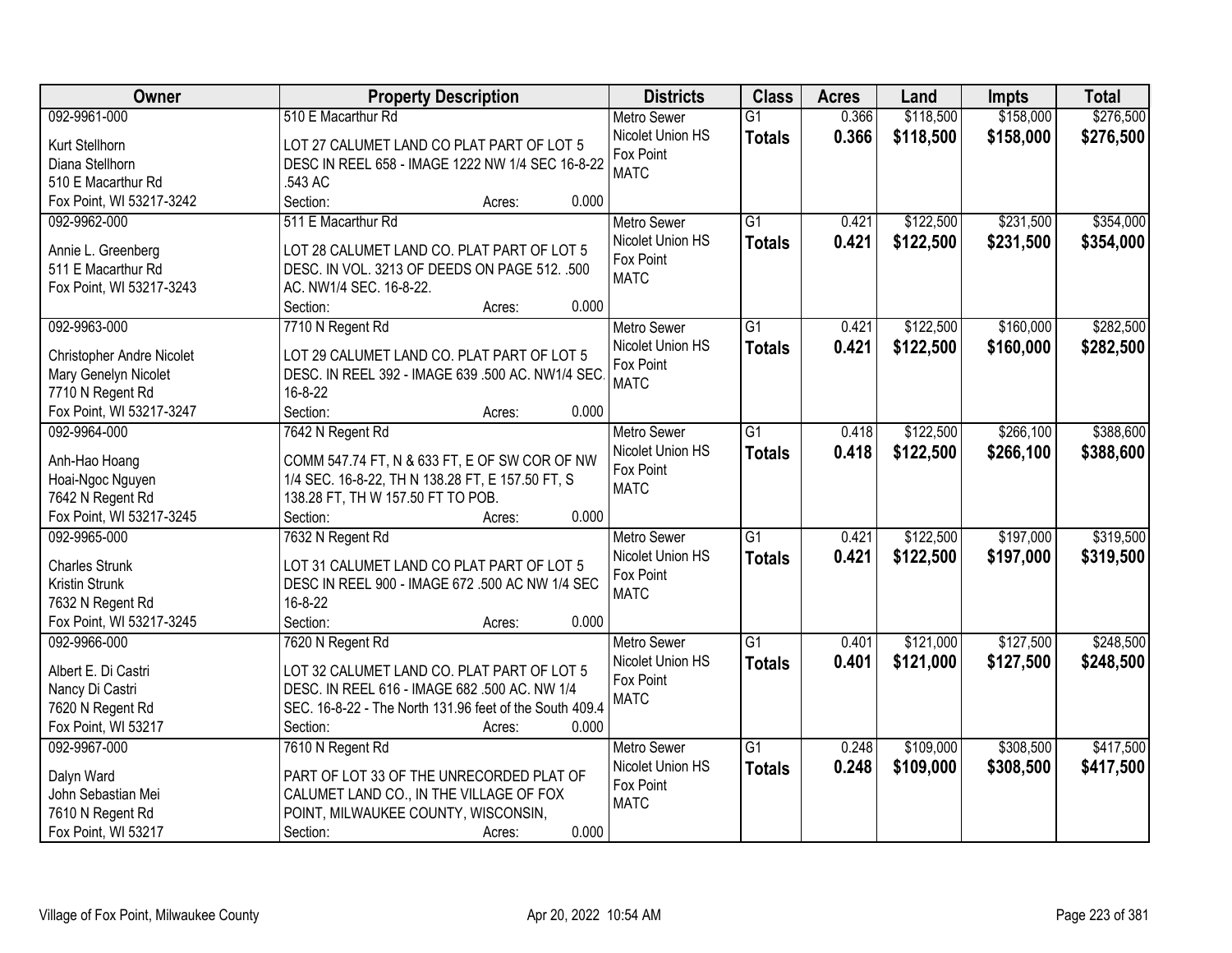| Owner | Property Description | Districts | Class | Acres | Land | Impts | Total |
|---|---|---|---|---|---|---|---|
| 092-9961-000<br><br>Kurt Stellhorn<br>Diana Stellhorn<br>510 E Macarthur Rd<br>Fox Point, WI 53217-3242 | 510 E Macarthur Rd<br><br>LOT 27 CALUMET LAND CO PLAT PART OF LOT 5 DESC IN REEL 658 - IMAGE 1222 NW 1/4 SEC 16-8-22 .543 AC<br>Section: Acres: 0.000 | Metro Sewer<br>Nicolet Union HS<br>Fox Point<br>MATC | G1<br>**Totals** | 0.366<br>**0.366** | $118,500<br>**$118,500** | $158,000<br>**$158,000** | $276,500<br>**$276,500** |
| 092-9962-000<br><br>Annie L. Greenberg<br>511 E Macarthur Rd<br>Fox Point, WI 53217-3243 | 511 E Macarthur Rd<br><br>LOT 28 CALUMET LAND CO. PLAT PART OF LOT 5 DESC. IN VOL. 3213 OF DEEDS ON PAGE 512. .500 AC. NW1/4 SEC. 16-8-22.<br>Section: Acres: 0.000 | Metro Sewer<br>Nicolet Union HS<br>Fox Point<br>MATC | G1<br>**Totals** | 0.421<br>**0.421** | $122,500<br>**$122,500** | $231,500<br>**$231,500** | $354,000<br>**$354,000** |
| 092-9963-000<br><br>Christopher Andre Nicolet<br>Mary Genelyn Nicolet<br>7710 N Regent Rd<br>Fox Point, WI 53217-3247 | 7710 N Regent Rd<br><br>LOT 29 CALUMET LAND CO. PLAT PART OF LOT 5 DESC. IN REEL 392 - IMAGE 639 .500 AC. NW1/4 SEC. 16-8-22<br>Section: Acres: 0.000 | Metro Sewer<br>Nicolet Union HS<br>Fox Point<br>MATC | G1<br>**Totals** | 0.421<br>**0.421** | $122,500<br>**$122,500** | $160,000<br>**$160,000** | $282,500<br>**$282,500** |
| 092-9964-000<br><br>Anh-Hao Hoang<br>Hoai-Ngoc Nguyen<br>7642 N Regent Rd<br>Fox Point, WI 53217-3245 | 7642 N Regent Rd<br><br>COMM 547.74 FT, N & 633 FT, E OF SW COR OF NW 1/4 SEC. 16-8-22, TH N 138.28 FT, E 157.50 FT, S 138.28 FT, TH W 157.50 FT TO POB.<br>Section: Acres: 0.000 | Metro Sewer<br>Nicolet Union HS<br>Fox Point<br>MATC | G1<br>**Totals** | 0.418<br>**0.418** | $122,500<br>**$122,500** | $266,100<br>**$266,100** | $388,600<br>**$388,600** |
| 092-9965-000<br><br>Charles Strunk<br>Kristin Strunk<br>7632 N Regent Rd<br>Fox Point, WI 53217-3245 | 7632 N Regent Rd<br><br>LOT 31 CALUMET LAND CO PLAT PART OF LOT 5 DESC IN REEL 900 - IMAGE 672 .500 AC NW 1/4 SEC 16-8-22<br>Section: Acres: 0.000 | Metro Sewer<br>Nicolet Union HS<br>Fox Point<br>MATC | G1<br>**Totals** | 0.421<br>**0.421** | $122,500<br>**$122,500** | $197,000<br>**$197,000** | $319,500<br>**$319,500** |
| 092-9966-000<br><br>Albert E. Di Castri<br>Nancy Di Castri<br>7620 N Regent Rd<br>Fox Point, WI 53217 | 7620 N Regent Rd<br><br>LOT 32 CALUMET LAND CO. PLAT PART OF LOT 5 DESC. IN REEL 616 - IMAGE 682 .500 AC. NW 1/4 SEC. 16-8-22 - The North 131.96 feet of the South 409.4<br>Section: Acres: 0.000 | Metro Sewer<br>Nicolet Union HS<br>Fox Point<br>MATC | G1<br>**Totals** | 0.401<br>**0.401** | $121,000<br>**$121,000** | $127,500<br>**$127,500** | $248,500<br>**$248,500** |
| 092-9967-000<br><br>Dalyn Ward<br>John Sebastian Mei<br>7610 N Regent Rd<br>Fox Point, WI 53217 | 7610 N Regent Rd<br><br>PART OF LOT 33 OF THE UNRECORDED PLAT OF CALUMET LAND CO., IN THE VILLAGE OF FOX POINT, MILWAUKEE COUNTY, WISCONSIN,<br>Section: Acres: 0.000 | Metro Sewer<br>Nicolet Union HS<br>Fox Point<br>MATC | G1<br>**Totals** | 0.248<br>**0.248** | $109,000<br>**$109,000** | $308,500<br>**$308,500** | $417,500<br>**$417,500** |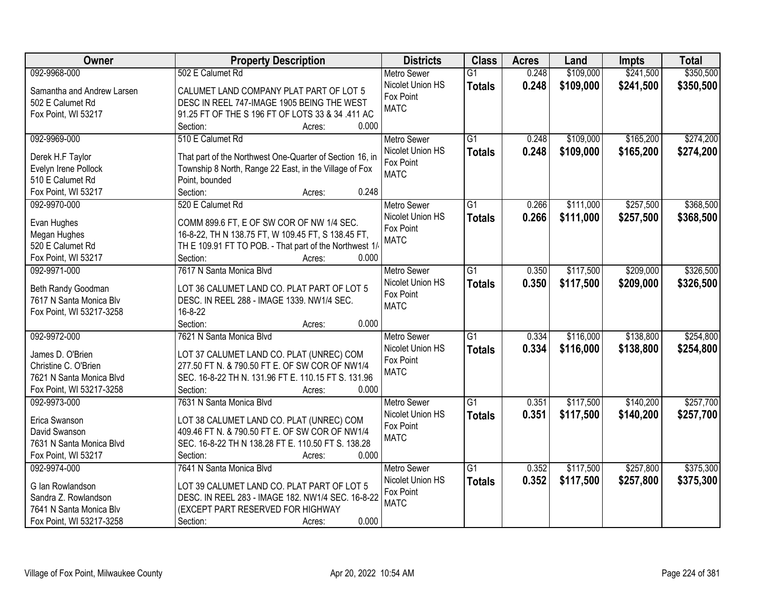| Owner | Property Description | Districts | Class | Acres | Land | Impts | Total |
|---|---|---|---|---|---|---|---|
| 092-9968-000<br>Samantha and Andrew Larsen<br>502 E Calumet Rd<br>Fox Point, WI 53217 | 502 E Calumet Rd<br>CALUMET LAND COMPANY PLAT PART OF LOT 5 DESC IN REEL 747-IMAGE 1905 BEING THE WEST 91.25 FT OF THE S 196 FT OF LOTS 33 & 34 .411 AC<br>Section: Acres: 0.000 | Metro Sewer<br>Nicolet Union HS<br>Fox Point<br>MATC | G1<br>**Totals** | 0.248<br>**0.248** | $109,000<br>**$109,000** | $241,500<br>**$241,500** | $350,500<br>**$350,500** |
| 092-9969-000<br>Derek H.F Taylor<br>Evelyn Irene Pollock<br>510 E Calumet Rd<br>Fox Point, WI 53217 | 510 E Calumet Rd<br>That part of the Northwest One-Quarter of Section 16, in Township 8 North, Range 22 East, in the Village of Fox Point, bounded<br>Section: Acres: 0.248 | Metro Sewer<br>Nicolet Union HS<br>Fox Point<br>MATC | G1<br>**Totals** | 0.248<br>**0.248** | $109,000<br>**$109,000** | $165,200<br>**$165,200** | $274,200<br>**$274,200** |
| 092-9970-000<br>Evan Hughes<br>Megan Hughes<br>520 E Calumet Rd<br>Fox Point, WI 53217 | 520 E Calumet Rd<br>COMM 899.6 FT, E OF SW COR OF NW 1/4 SEC. 16-8-22, TH N 138.75 FT, W 109.45 FT, S 138.45 FT, TH E 109.91 FT TO POB. - That part of the Northwest 1/<br>Section: Acres: 0.000 | Metro Sewer<br>Nicolet Union HS<br>Fox Point<br>MATC | G1<br>**Totals** | 0.266<br>**0.266** | $111,000<br>**$111,000** | $257,500<br>**$257,500** | $368,500<br>**$368,500** |
| 092-9971-000<br>Beth Randy Goodman<br>7617 N Santa Monica Blv<br>Fox Point, WI 53217-3258 | 7617 N Santa Monica Blvd<br>LOT 36 CALUMET LAND CO. PLAT PART OF LOT 5 DESC. IN REEL 288 - IMAGE 1339. NW1/4 SEC. 16-8-22<br>Section: Acres: 0.000 | Metro Sewer<br>Nicolet Union HS<br>Fox Point<br>MATC | G1<br>**Totals** | 0.350<br>**0.350** | $117,500<br>**$117,500** | $209,000<br>**$209,000** | $326,500<br>**$326,500** |
| 092-9972-000<br>James D. O'Brien<br>Christine C. O'Brien<br>7621 N Santa Monica Blvd<br>Fox Point, WI 53217-3258 | 7621 N Santa Monica Blvd<br>LOT 37 CALUMET LAND CO. PLAT (UNREC) COM 277.50 FT N. & 790.50 FT E. OF SW COR OF NW1/4 SEC. 16-8-22 TH N. 131.96 FT E. 110.15 FT S. 131.96<br>Section: Acres: 0.000 | Metro Sewer<br>Nicolet Union HS<br>Fox Point<br>MATC | G1<br>**Totals** | 0.334<br>**0.334** | $116,000<br>**$116,000** | $138,800<br>**$138,800** | $254,800<br>**$254,800** |
| 092-9973-000<br>Erica Swanson<br>David Swanson<br>7631 N Santa Monica Blvd<br>Fox Point, WI 53217 | 7631 N Santa Monica Blvd<br>LOT 38 CALUMET LAND CO. PLAT (UNREC) COM 409.46 FT N. & 790.50 FT E. OF SW COR OF NW1/4 SEC. 16-8-22 TH N 138.28 FT E. 110.50 FT S. 138.28<br>Section: Acres: 0.000 | Metro Sewer<br>Nicolet Union HS<br>Fox Point<br>MATC | G1<br>**Totals** | 0.351<br>**0.351** | $117,500<br>**$117,500** | $140,200<br>**$140,200** | $257,700<br>**$257,700** |
| 092-9974-000<br>G Ian Rowlandson<br>Sandra Z. Rowlandson<br>7641 N Santa Monica Blv<br>Fox Point, WI 53217-3258 | 7641 N Santa Monica Blvd<br>LOT 39 CALUMET LAND CO. PLAT PART OF LOT 5 DESC. IN REEL 283 - IMAGE 182. NW1/4 SEC. 16-8-22 (EXCEPT PART RESERVED FOR HIGHWAY<br>Section: Acres: 0.000 | Metro Sewer<br>Nicolet Union HS<br>Fox Point<br>MATC | G1<br>**Totals** | 0.352<br>**0.352** | $117,500<br>**$117,500** | $257,800<br>**$257,800** | $375,300<br>**$375,300** |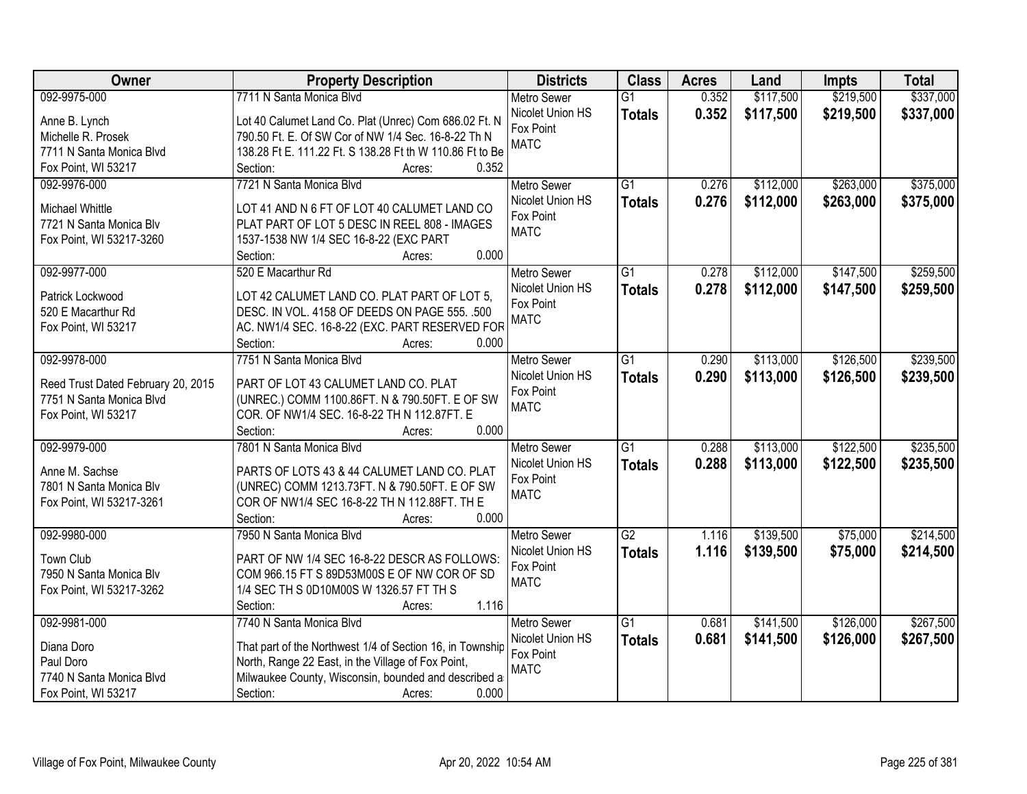| Owner | Property Description | Districts | Class | Acres | Land | Impts | Total |
|---|---|---|---|---|---|---|---|
| 092-9975-000<br><br>Anne B. Lynch<br>Michelle R. Prosek<br>7711 N Santa Monica Blvd<br>Fox Point, WI 53217 | 7711 N Santa Monica Blvd<br><br>Lot 40 Calumet Land Co. Plat (Unrec) Com 686.02 Ft. N 790.50 Ft. E. Of SW Cor of NW 1/4 Sec. 16-8-22 Th N 138.28 Ft E. 111.22 Ft. S 138.28 Ft th W 110.86 Ft to Be<br>Section: Acres: 0.352 | Metro Sewer<br>Nicolet Union HS<br>Fox Point<br>MATC | G1<br>**Totals** | 0.352<br>**0.352** | $117,500<br>**$117,500** | $219,500<br>**$219,500** | $337,000<br>**$337,000** |
| 092-9976-000<br><br>Michael Whittle<br>7721 N Santa Monica Blv<br>Fox Point, WI 53217-3260 | 7721 N Santa Monica Blvd<br><br>LOT 41 AND N 6 FT OF LOT 40 CALUMET LAND CO PLAT PART OF LOT 5 DESC IN REEL 808 - IMAGES 1537-1538 NW 1/4 SEC 16-8-22 (EXC PART<br>Section: Acres: 0.000 | Metro Sewer<br>Nicolet Union HS<br>Fox Point<br>MATC | G1<br>**Totals** | 0.276<br>**0.276** | $112,000<br>**$112,000** | $263,000<br>**$263,000** | $375,000<br>**$375,000** |
| 092-9977-000<br><br>Patrick Lockwood<br>520 E Macarthur Rd<br>Fox Point, WI 53217 | 520 E Macarthur Rd<br><br>LOT 42 CALUMET LAND CO. PLAT PART OF LOT 5, DESC. IN VOL. 4158 OF DEEDS ON PAGE 555. .500 AC. NW1/4 SEC. 16-8-22 (EXC. PART RESERVED FOR<br>Section: Acres: 0.000 | Metro Sewer<br>Nicolet Union HS<br>Fox Point<br>MATC | G1<br>**Totals** | 0.278<br>**0.278** | $112,000<br>**$112,000** | $147,500<br>**$147,500** | $259,500<br>**$259,500** |
| 092-9978-000<br><br>Reed Trust Dated February 20, 2015<br>7751 N Santa Monica Blvd<br>Fox Point, WI 53217 | 7751 N Santa Monica Blvd<br><br>PART OF LOT 43 CALUMET LAND CO. PLAT (UNREC.) COMM 1100.86FT. N & 790.50FT. E OF SW COR. OF NW1/4 SEC. 16-8-22 TH N 112.87FT. E<br>Section: Acres: 0.000 | Metro Sewer<br>Nicolet Union HS<br>Fox Point<br>MATC | G1<br>**Totals** | 0.290<br>**0.290** | $113,000<br>**$113,000** | $126,500<br>**$126,500** | $239,500<br>**$239,500** |
| 092-9979-000<br><br>Anne M. Sachse<br>7801 N Santa Monica Blv<br>Fox Point, WI 53217-3261 | 7801 N Santa Monica Blvd<br><br>PARTS OF LOTS 43 & 44 CALUMET LAND CO. PLAT (UNREC) COMM 1213.73FT. N & 790.50FT. E OF SW COR OF NW1/4 SEC 16-8-22 TH N 112.88FT. TH E<br>Section: Acres: 0.000 | Metro Sewer<br>Nicolet Union HS<br>Fox Point<br>MATC | G1<br>**Totals** | 0.288<br>**0.288** | $113,000<br>**$113,000** | $122,500<br>**$122,500** | $235,500<br>**$235,500** |
| 092-9980-000<br><br>Town Club<br>7950 N Santa Monica Blv<br>Fox Point, WI 53217-3262 | 7950 N Santa Monica Blvd<br><br>PART OF NW 1/4 SEC 16-8-22 DESCR AS FOLLOWS: COM 966.15 FT S 89D53M00S E OF NW COR OF SD 1/4 SEC TH S 0D10M00S W 1326.57 FT TH S<br>Section: Acres: 1.116 | Metro Sewer<br>Nicolet Union HS<br>Fox Point<br>MATC | G2<br>**Totals** | 1.116<br>**1.116** | $139,500<br>**$139,500** | $75,000<br>**$75,000** | $214,500<br>**$214,500** |
| 092-9981-000<br><br>Diana Doro<br>Paul Doro<br>7740 N Santa Monica Blvd<br>Fox Point, WI 53217 | 7740 N Santa Monica Blvd<br><br>That part of the Northwest 1/4 of Section 16, in Township North, Range 22 East, in the Village of Fox Point, Milwaukee County, Wisconsin, bounded and described a<br>Section: Acres: 0.000 | Metro Sewer<br>Nicolet Union HS<br>Fox Point<br>MATC | G1<br>**Totals** | 0.681<br>**0.681** | $141,500<br>**$141,500** | $126,000<br>**$126,000** | $267,500<br>**$267,500** |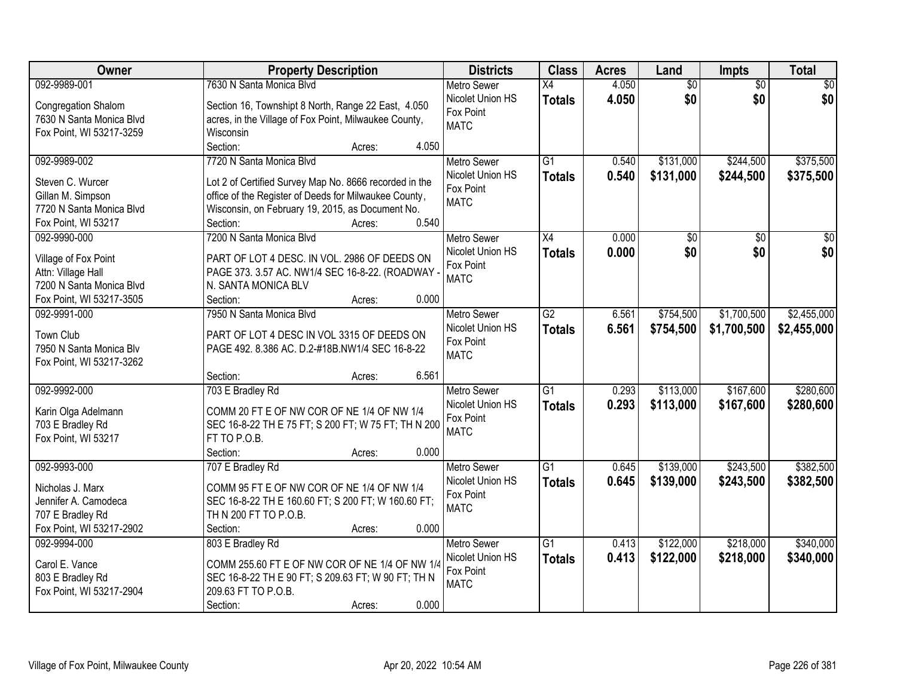| Owner | Property Description | Districts | Class | Acres | Land | Impts | Total |
|---|---|---|---|---|---|---|---|
| 092-9989-001<br><br>Congregation Shalom<br>7630 N Santa Monica Blvd<br>Fox Point, WI 53217-3259 | 7630 N Santa Monica Blvd<br><br>Section 16, Townshipt 8 North, Range 22 East, 4.050 acres, in the Village of Fox Point, Milwaukee County, Wisconsin<br>Section: Acres: 4.050 | Metro Sewer<br>Nicolet Union HS<br>Fox Point<br>MATC | X4<br>**Totals** | 4.050<br>**4.050** | $0<br>**$0** | $0<br>**$0** | $0<br>**$0** |
| 092-9989-002<br><br>Steven C. Wurcer<br>Gillan M. Simpson<br>7720 N Santa Monica Blvd<br>Fox Point, WI 53217 | 7720 N Santa Monica Blvd<br><br>Lot 2 of Certified Survey Map No. 8666 recorded in the office of the Register of Deeds for Milwaukee County, Wisconsin, on February 19, 2015, as Document No.<br>Section: Acres: 0.540 | Metro Sewer<br>Nicolet Union HS<br>Fox Point<br>MATC | G1<br>**Totals** | 0.540<br>**0.540** | $131,000<br>**$131,000** | $244,500<br>**$244,500** | $375,500<br>**$375,500** |
| 092-9990-000<br><br>Village of Fox Point<br>Attn: Village Hall<br>7200 N Santa Monica Blvd<br>Fox Point, WI 53217-3505 | 7200 N Santa Monica Blvd<br><br>PART OF LOT 4 DESC. IN VOL. 2986 OF DEEDS ON PAGE 373. 3.57 AC. NW1/4 SEC 16-8-22. (ROADWAY - N. SANTA MONICA BLV<br>Section: Acres: 0.000 | Metro Sewer<br>Nicolet Union HS<br>Fox Point<br>MATC | X4<br>**Totals** | 0.000<br>**0.000** | $0<br>**$0** | $0<br>**$0** | $0<br>**$0** |
| 092-9991-000<br><br>Town Club<br>7950 N Santa Monica Blv<br>Fox Point, WI 53217-3262 | 7950 N Santa Monica Blvd<br><br>PART OF LOT 4 DESC IN VOL 3315 OF DEEDS ON PAGE 492. 8.386 AC. D.2-#18B.NW1/4 SEC 16-8-22<br><br>Section: Acres: 6.561 | Metro Sewer<br>Nicolet Union HS<br>Fox Point<br>MATC | G2<br>**Totals** | 6.561<br>**6.561** | $754,500<br>**$754,500** | $1,700,500<br>**$1,700,500** | $2,455,000<br>**$2,455,000** |
| 092-9992-000<br><br>Karin Olga Adelmann<br>703 E Bradley Rd<br>Fox Point, WI 53217 | 703 E Bradley Rd<br><br>COMM 20 FT E OF NW COR OF NE 1/4 OF NW 1/4 SEC 16-8-22 TH E 75 FT; S 200 FT; W 75 FT; TH N 200 FT TO P.O.B.<br>Section: Acres: 0.000 | Metro Sewer<br>Nicolet Union HS<br>Fox Point<br>MATC | G1<br>**Totals** | 0.293<br>**0.293** | $113,000<br>**$113,000** | $167,600<br>**$167,600** | $280,600<br>**$280,600** |
| 092-9993-000<br><br>Nicholas J. Marx<br>Jennifer A. Camodeca<br>707 E Bradley Rd<br>Fox Point, WI 53217-2902 | 707 E Bradley Rd<br><br>COMM 95 FT E OF NW COR OF NE 1/4 OF NW 1/4 SEC 16-8-22 TH E 160.60 FT; S 200 FT; W 160.60 FT; TH N 200 FT TO P.O.B.<br>Section: Acres: 0.000 | Metro Sewer<br>Nicolet Union HS<br>Fox Point<br>MATC | G1<br>**Totals** | 0.645<br>**0.645** | $139,000<br>**$139,000** | $243,500<br>**$243,500** | $382,500<br>**$382,500** |
| 092-9994-000<br><br>Carol E. Vance<br>803 E Bradley Rd<br>Fox Point, WI 53217-2904 | 803 E Bradley Rd<br><br>COMM 255.60 FT E OF NW COR OF NE 1/4 OF NW 1/4 SEC 16-8-22 TH E 90 FT; S 209.63 FT; W 90 FT; TH N 209.63 FT TO P.O.B.<br>Section: Acres: 0.000 | Metro Sewer<br>Nicolet Union HS<br>Fox Point<br>MATC | G1<br>**Totals** | 0.413<br>**0.413** | $122,000<br>**$122,000** | $218,000<br>**$218,000** | $340,000<br>**$340,000** |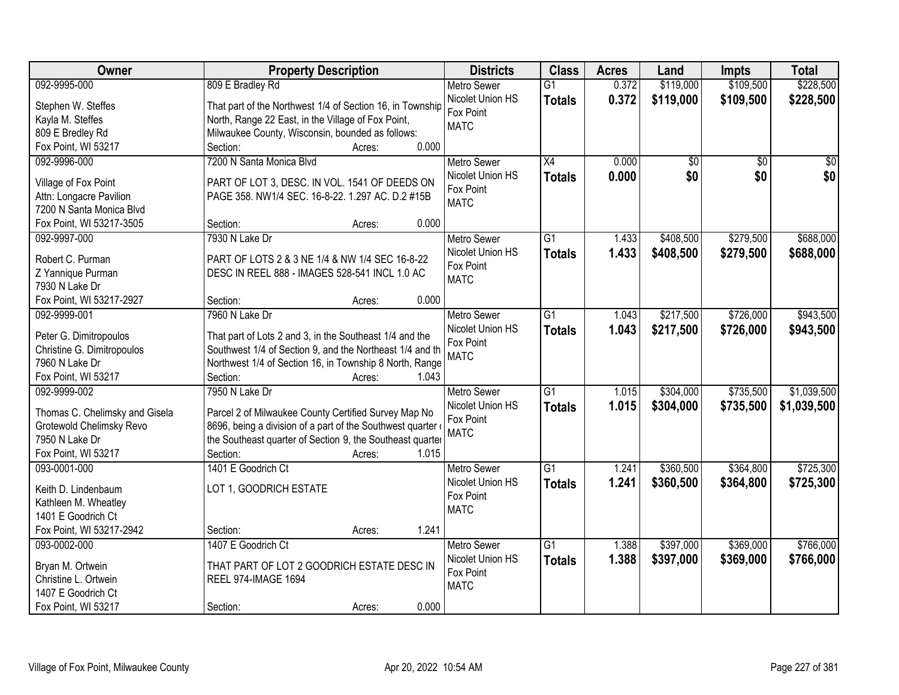| Owner | Property Description | Districts | Class | Acres | Land | Impts | Total |
|---|---|---|---|---|---|---|---|
| 092-9995-000<br>Stephen W. Steffes<br>Kayla M. Steffes<br>809 E Bredley Rd<br>Fox Point, WI 53217 | 809 E Bradley Rd<br>That part of the Northwest 1/4 of Section 16, in Township North, Range 22 East, in the Village of Fox Point, Milwaukee County, Wisconsin, bounded as follows:<br>Section: Acres: 0.000 | Metro Sewer<br>Nicolet Union HS<br>Fox Point<br>MATC | G1<br>**Totals** | 0.372<br>**0.372** | $119,000<br>**$119,000** | $109,500<br>**$109,500** | $228,500<br>**$228,500** |
| 092-9996-000<br>Village of Fox Point<br>Attn: Longacre Pavilion<br>7200 N Santa Monica Blvd<br>Fox Point, WI 53217-3505 | 7200 N Santa Monica Blvd<br>PART OF LOT 3, DESC. IN VOL. 1541 OF DEEDS ON PAGE 358. NW1/4 SEC. 16-8-22. 1.297 AC. D.2 #15B<br>Section: Acres: 0.000 | Metro Sewer<br>Nicolet Union HS<br>Fox Point<br>MATC | X4<br>**Totals** | 0.000<br>**0.000** | $0<br>**$0** | $0<br>**$0** | $0<br>**$0** |
| 092-9997-000<br>Robert C. Purman<br>Z Yannique Purman<br>7930 N Lake Dr<br>Fox Point, WI 53217-2927 | 7930 N Lake Dr<br>PART OF LOTS 2 & 3 NE 1/4 & NW 1/4 SEC 16-8-22 DESC IN REEL 888 - IMAGES 528-541 INCL 1.0 AC<br>Section: Acres: 0.000 | Metro Sewer<br>Nicolet Union HS<br>Fox Point<br>MATC | G1<br>**Totals** | 1.433<br>**1.433** | $408,500<br>**$408,500** | $279,500<br>**$279,500** | $688,000<br>**$688,000** |
| 092-9999-001<br>Peter G. Dimitropoulos<br>Christine G. Dimitropoulos<br>7960 N Lake Dr<br>Fox Point, WI 53217 | 7960 N Lake Dr<br>That part of Lots 2 and 3, in the Southeast 1/4 and the Southwest 1/4 of Section 9, and the Northeast 1/4 and th Northwest 1/4 of Section 16, in Township 8 North, Range<br>Section: Acres: 1.043 | Metro Sewer<br>Nicolet Union HS<br>Fox Point<br>MATC | G1<br>**Totals** | 1.043<br>**1.043** | $217,500<br>**$217,500** | $726,000<br>**$726,000** | $943,500<br>**$943,500** |
| 092-9999-002<br>Thomas C. Chelimsky and Gisela<br>Grotewold Chelimsky Revo<br>7950 N Lake Dr<br>Fox Point, WI 53217 | 7950 N Lake Dr<br>Parcel 2 of Milwaukee County Certified Survey Map No 8696, being a division of a part of the Southwest quarter of the Southeast quarter of Section 9, the Southeast quarter<br>Section: Acres: 1.015 | Metro Sewer<br>Nicolet Union HS<br>Fox Point<br>MATC | G1<br>**Totals** | 1.015<br>**1.015** | $304,000<br>**$304,000** | $735,500<br>**$735,500** | $1,039,500<br>**$1,039,500** |
| 093-0001-000<br>Keith D. Lindenbaum<br>Kathleen M. Wheatley<br>1401 E Goodrich Ct<br>Fox Point, WI 53217-2942 | 1401 E Goodrich Ct<br>LOT 1, GOODRICH ESTATE<br>Section: Acres: 1.241 | Metro Sewer<br>Nicolet Union HS<br>Fox Point<br>MATC | G1<br>**Totals** | 1.241<br>**1.241** | $360,500<br>**$360,500** | $364,800<br>**$364,800** | $725,300<br>**$725,300** |
| 093-0002-000<br>Bryan M. Ortwein<br>Christine L. Ortwein<br>1407 E Goodrich Ct<br>Fox Point, WI 53217 | 1407 E Goodrich Ct<br>THAT PART OF LOT 2 GOODRICH ESTATE DESC IN REEL 974-IMAGE 1694<br>Section: Acres: 0.000 | Metro Sewer<br>Nicolet Union HS<br>Fox Point<br>MATC | G1<br>**Totals** | 1.388<br>**1.388** | $397,000<br>**$397,000** | $369,000<br>**$369,000** | $766,000<br>**$766,000** |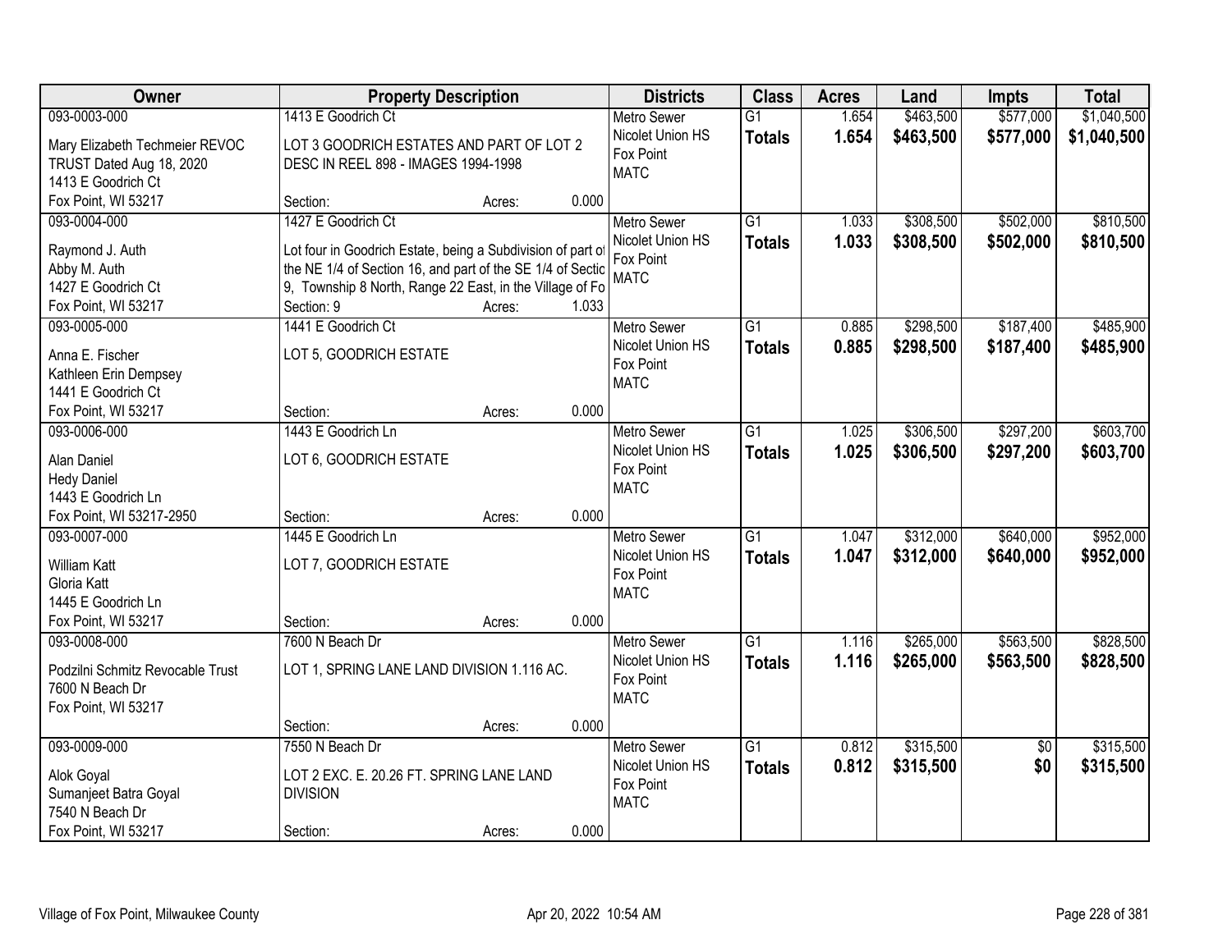| Owner | Property Description | Districts | Class | Acres | Land | Impts | Total |
|---|---|---|---|---|---|---|---|
| 093-0003-000<br>Mary Elizabeth Techmeier REVOC TRUST Dated Aug 18, 2020<br>1413 E Goodrich Ct<br>Fox Point, WI 53217 | 1413 E Goodrich Ct<br>LOT 3 GOODRICH ESTATES AND PART OF LOT 2 DESC IN REEL 898 - IMAGES 1994-1998<br>Section: Acres: 0.000 | Metro Sewer<br>Nicolet Union HS<br>Fox Point<br>MATC | G1<br>**Totals** | 1.654<br>**1.654** | $463,500<br>**$463,500** | $577,000<br>**$577,000** | $1,040,500<br>**$1,040,500** |
| 093-0004-000<br>Raymond J. Auth<br>Abby M. Auth<br>1427 E Goodrich Ct<br>Fox Point, WI 53217 | 1427 E Goodrich Ct<br>Lot four in Goodrich Estate, being a Subdivision of part of the NE 1/4 of Section 16, and part of the SE 1/4 of Sectic 9, Township 8 North, Range 22 East, in the Village of Fo<br>Section: 9 Acres: 1.033 | Metro Sewer<br>Nicolet Union HS<br>Fox Point<br>MATC | G1<br>**Totals** | 1.033<br>**1.033** | $308,500<br>**$308,500** | $502,000<br>**$502,000** | $810,500<br>**$810,500** |
| 093-0005-000<br>Anna E. Fischer<br>Kathleen Erin Dempsey<br>1441 E Goodrich Ct<br>Fox Point, WI 53217 | 1441 E Goodrich Ct<br>LOT 5, GOODRICH ESTATE<br>Section: Acres: 0.000 | Metro Sewer<br>Nicolet Union HS<br>Fox Point<br>MATC | G1<br>**Totals** | 0.885<br>**0.885** | $298,500<br>**$298,500** | $187,400<br>**$187,400** | $485,900<br>**$485,900** |
| 093-0006-000<br>Alan Daniel<br>Hedy Daniel<br>1443 E Goodrich Ln<br>Fox Point, WI 53217-2950 | 1443 E Goodrich Ln<br>LOT 6, GOODRICH ESTATE<br>Section: Acres: 0.000 | Metro Sewer<br>Nicolet Union HS<br>Fox Point<br>MATC | G1<br>**Totals** | 1.025<br>**1.025** | $306,500<br>**$306,500** | $297,200<br>**$297,200** | $603,700<br>**$603,700** |
| 093-0007-000<br>William Katt<br>Gloria Katt<br>1445 E Goodrich Ln<br>Fox Point, WI 53217 | 1445 E Goodrich Ln<br>LOT 7, GOODRICH ESTATE<br>Section: Acres: 0.000 | Metro Sewer<br>Nicolet Union HS<br>Fox Point<br>MATC | G1<br>**Totals** | 1.047<br>**1.047** | $312,000<br>**$312,000** | $640,000<br>**$640,000** | $952,000<br>**$952,000** |
| 093-0008-000<br>Podzilni Schmitz Revocable Trust<br>7600 N Beach Dr<br>Fox Point, WI 53217 | 7600 N Beach Dr<br>LOT 1, SPRING LANE LAND DIVISION 1.116 AC.<br>Section: Acres: 0.000 | Metro Sewer<br>Nicolet Union HS<br>Fox Point<br>MATC | G1<br>**Totals** | 1.116<br>**1.116** | $265,000<br>**$265,000** | $563,500<br>**$563,500** | $828,500<br>**$828,500** |
| 093-0009-000<br>Alok Goyal<br>Sumanjeet Batra Goyal<br>7540 N Beach Dr<br>Fox Point, WI 53217 | 7550 N Beach Dr<br>LOT 2 EXC. E. 20.26 FT. SPRING LANE LAND DIVISION<br>Section: Acres: 0.000 | Metro Sewer<br>Nicolet Union HS<br>Fox Point<br>MATC | G1<br>**Totals** | 0.812<br>**0.812** | $315,500<br>**$315,500** | $0<br>**$0** | $315,500<br>**$315,500** |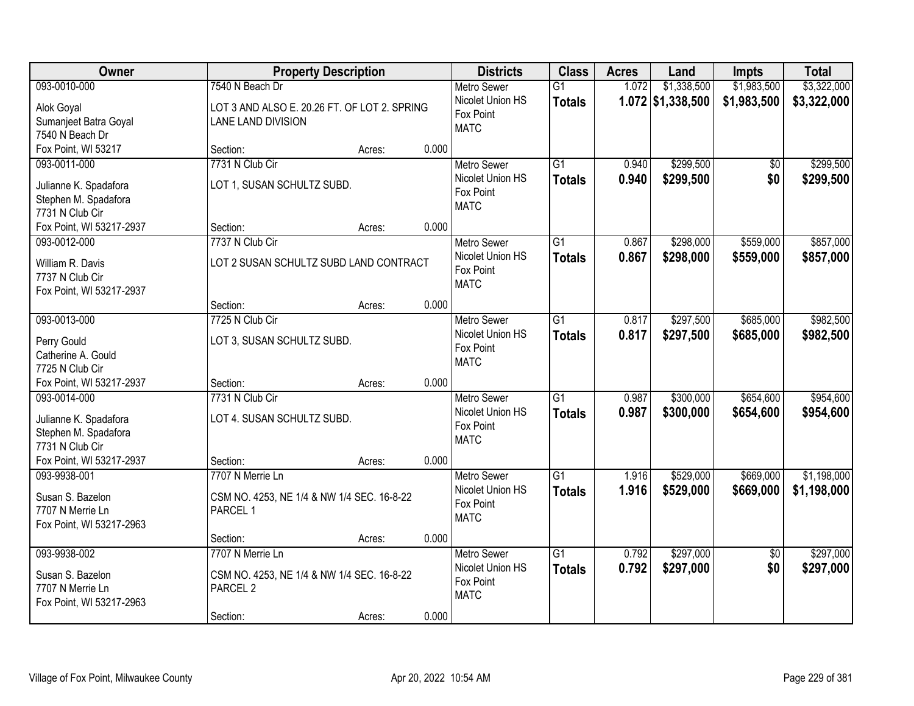| Owner | Property Description | Districts | Class | Acres | Land | Impts | Total |
|---|---|---|---|---|---|---|---|
| 093-0010-000<br>Alok Goyal<br>Sumanjeet Batra Goyal<br>7540 N Beach Dr<br>Fox Point, WI 53217 | 7540 N Beach Dr<br>LOT 3 AND ALSO E. 20.26 FT. OF LOT 2. SPRING LANE LAND DIVISION<br>Section: Acres: 0.000 | Metro Sewer<br>Nicolet Union HS<br>Fox Point<br>MATC | G1<br>**Totals** | 1.072<br>**1.072** | $1,338,500<br>**$1,338,500** | $1,983,500<br>**$1,983,500** | $3,322,000<br>**$3,322,000** |
| 093-0011-000<br>Julianne K. Spadafora<br>Stephen M. Spadafora<br>7731 N Club Cir<br>Fox Point, WI 53217-2937 | 7731 N Club Cir<br>LOT 1, SUSAN SCHULTZ SUBD.<br>Section: Acres: 0.000 | Metro Sewer<br>Nicolet Union HS<br>Fox Point<br>MATC | G1<br>**Totals** | 0.940<br>**0.940** | $299,500<br>**$299,500** | $0<br>**$0** | $299,500<br>**$299,500** |
| 093-0012-000<br>William R. Davis<br>7737 N Club Cir<br>Fox Point, WI 53217-2937 | 7737 N Club Cir<br>LOT 2 SUSAN SCHULTZ SUBD LAND CONTRACT<br>Section: Acres: 0.000 | Metro Sewer<br>Nicolet Union HS<br>Fox Point<br>MATC | G1<br>**Totals** | 0.867<br>**0.867** | $298,000<br>**$298,000** | $559,000<br>**$559,000** | $857,000<br>**$857,000** |
| 093-0013-000<br>Perry Gould<br>Catherine A. Gould<br>7725 N Club Cir<br>Fox Point, WI 53217-2937 | 7725 N Club Cir<br>LOT 3, SUSAN SCHULTZ SUBD.<br>Section: Acres: 0.000 | Metro Sewer<br>Nicolet Union HS<br>Fox Point<br>MATC | G1<br>**Totals** | 0.817<br>**0.817** | $297,500<br>**$297,500** | $685,000<br>**$685,000** | $982,500<br>**$982,500** |
| 093-0014-000<br>Julianne K. Spadafora<br>Stephen M. Spadafora<br>7731 N Club Cir<br>Fox Point, WI 53217-2937 | 7731 N Club Cir<br>LOT 4. SUSAN SCHULTZ SUBD.<br>Section: Acres: 0.000 | Metro Sewer<br>Nicolet Union HS<br>Fox Point<br>MATC | G1<br>**Totals** | 0.987<br>**0.987** | $300,000<br>**$300,000** | $654,600<br>**$654,600** | $954,600<br>**$954,600** |
| 093-9938-001<br>Susan S. Bazelon<br>7707 N Merrie Ln<br>Fox Point, WI 53217-2963 | 7707 N Merrie Ln<br>CSM NO. 4253, NE 1/4 & NW 1/4 SEC. 16-8-22 PARCEL 1<br>Section: Acres: 0.000 | Metro Sewer<br>Nicolet Union HS<br>Fox Point<br>MATC | G1<br>**Totals** | 1.916<br>**1.916** | $529,000<br>**$529,000** | $669,000<br>**$669,000** | $1,198,000<br>**$1,198,000** |
| 093-9938-002<br>Susan S. Bazelon<br>7707 N Merrie Ln<br>Fox Point, WI 53217-2963 | 7707 N Merrie Ln<br>CSM NO. 4253, NE 1/4 & NW 1/4 SEC. 16-8-22 PARCEL 2<br>Section: Acres: 0.000 | Metro Sewer<br>Nicolet Union HS<br>Fox Point<br>MATC | G1<br>**Totals** | 0.792<br>**0.792** | $297,000<br>**$297,000** | $0<br>**$0** | $297,000<br>**$297,000** |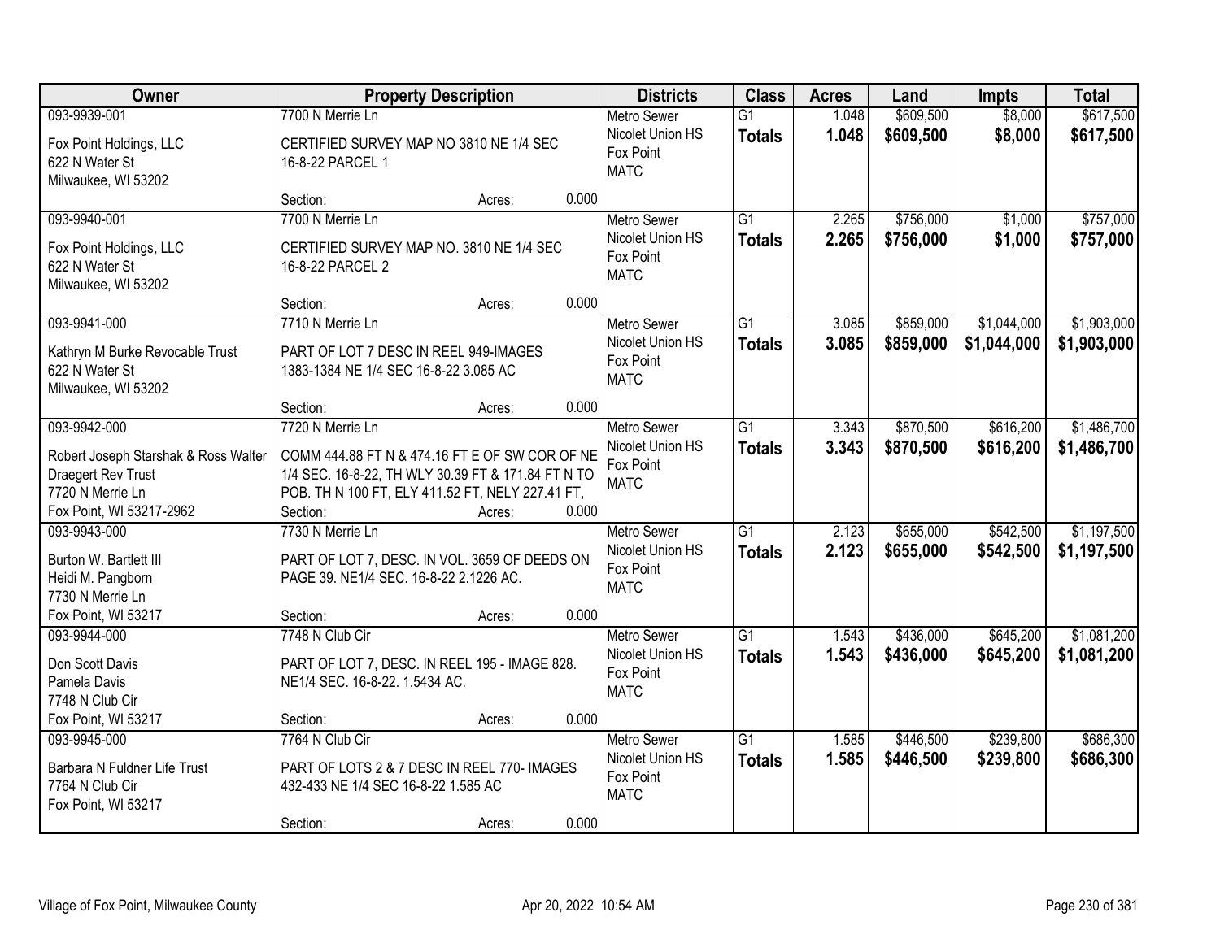| Owner | Property Description | Districts | Class | Acres | Land | Impts | Total |
|---|---|---|---|---|---|---|---|
| 093-9939-001<br>Fox Point Holdings, LLC<br>622 N Water St<br>Milwaukee, WI 53202 | 7700 N Merrie Ln<br>CERTIFIED SURVEY MAP NO 3810 NE 1/4 SEC 16-8-22 PARCEL 1<br>Section: Acres: 0.000 | Metro Sewer<br>Nicolet Union HS<br>Fox Point<br>MATC | G1<br>**Totals** | 1.048<br>**1.048** | $609,500<br>**$609,500** | $8,000<br>**$8,000** | $617,500<br>**$617,500** |
| 093-9940-001<br>Fox Point Holdings, LLC<br>622 N Water St<br>Milwaukee, WI 53202 | 7700 N Merrie Ln<br>CERTIFIED SURVEY MAP NO. 3810 NE 1/4 SEC 16-8-22 PARCEL 2<br>Section: Acres: 0.000 | Metro Sewer<br>Nicolet Union HS<br>Fox Point<br>MATC | G1<br>**Totals** | 2.265<br>**2.265** | $756,000<br>**$756,000** | $1,000<br>**$1,000** | $757,000<br>**$757,000** |
| 093-9941-000<br>Kathryn M Burke Revocable Trust<br>622 N Water St<br>Milwaukee, WI 53202 | 7710 N Merrie Ln<br>PART OF LOT 7 DESC IN REEL 949-IMAGES 1383-1384 NE 1/4 SEC 16-8-22 3.085 AC<br>Section: Acres: 0.000 | Metro Sewer<br>Nicolet Union HS<br>Fox Point<br>MATC | G1<br>**Totals** | 3.085<br>**3.085** | $859,000<br>**$859,000** | $1,044,000<br>**$1,044,000** | $1,903,000<br>**$1,903,000** |
| 093-9942-000<br>Robert Joseph Starshak & Ross Walter Draegert Rev Trust<br>7720 N Merrie Ln<br>Fox Point, WI 53217-2962 | 7720 N Merrie Ln<br>COMM 444.88 FT N & 474.16 FT E OF SW COR OF NE 1/4 SEC. 16-8-22, TH WLY 30.39 FT & 171.84 FT N TO POB. TH N 100 FT, ELY 411.52 FT, NELY 227.41 FT,<br>Section: Acres: 0.000 | Metro Sewer<br>Nicolet Union HS<br>Fox Point<br>MATC | G1<br>**Totals** | 3.343<br>**3.343** | $870,500<br>**$870,500** | $616,200<br>**$616,200** | $1,486,700<br>**$1,486,700** |
| 093-9943-000<br>Burton W. Bartlett III<br>Heidi M. Pangborn<br>7730 N Merrie Ln<br>Fox Point, WI 53217 | 7730 N Merrie Ln<br>PART OF LOT 7, DESC. IN VOL. 3659 OF DEEDS ON PAGE 39. NE1/4 SEC. 16-8-22 2.1226 AC.<br>Section: Acres: 0.000 | Metro Sewer<br>Nicolet Union HS<br>Fox Point<br>MATC | G1<br>**Totals** | 2.123<br>**2.123** | $655,000<br>**$655,000** | $542,500<br>**$542,500** | $1,197,500<br>**$1,197,500** |
| 093-9944-000<br>Don Scott Davis<br>Pamela Davis<br>7748 N Club Cir<br>Fox Point, WI 53217 | 7748 N Club Cir<br>PART OF LOT 7, DESC. IN REEL 195 - IMAGE 828. NE1/4 SEC. 16-8-22. 1.5434 AC.<br>Section: Acres: 0.000 | Metro Sewer<br>Nicolet Union HS<br>Fox Point<br>MATC | G1<br>**Totals** | 1.543<br>**1.543** | $436,000<br>**$436,000** | $645,200<br>**$645,200** | $1,081,200<br>**$1,081,200** |
| 093-9945-000<br>Barbara N Fuldner Life Trust<br>7764 N Club Cir<br>Fox Point, WI 53217 | 7764 N Club Cir<br>PART OF LOTS 2 & 7 DESC IN REEL 770- IMAGES 432-433 NE 1/4 SEC 16-8-22 1.585 AC<br>Section: Acres: 0.000 | Metro Sewer<br>Nicolet Union HS<br>Fox Point<br>MATC | G1<br>**Totals** | 1.585<br>**1.585** | $446,500<br>**$446,500** | $239,800<br>**$239,800** | $686,300<br>**$686,300** |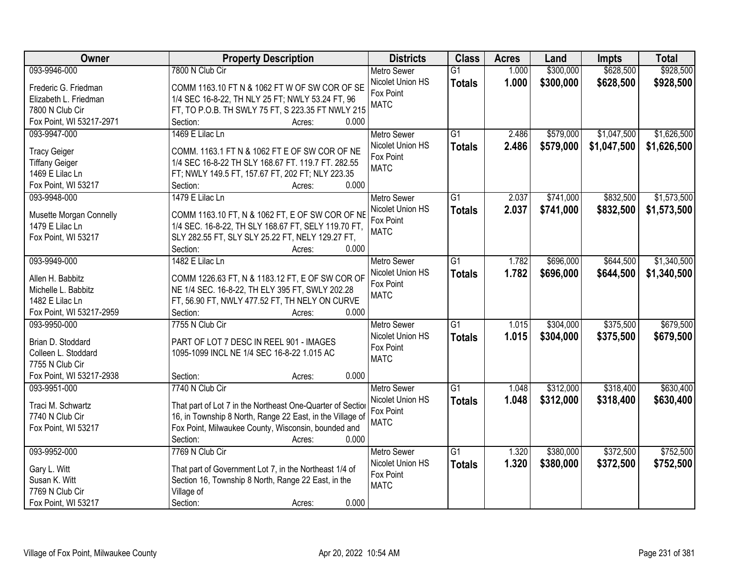| Owner | Property Description | Districts | Class | Acres | Land | Impts | Total |
|---|---|---|---|---|---|---|---|
| 093-9946-000<br><br>Frederic G. Friedman<br>Elizabeth L. Friedman<br>7800 N Club Cir<br>Fox Point, WI 53217-2971 | 7800 N Club Cir<br><br>COMM 1163.10 FT N & 1062 FT W OF SW COR OF SE 1/4 SEC 16-8-22, TH NLY 25 FT; NWLY 53.24 FT, 96 FT, TO P.O.B. TH SWLY 75 FT, S 223.35 FT NWLY 215<br>Section: Acres: 0.000 | Metro Sewer<br>Nicolet Union HS<br>Fox Point<br>MATC | G1<br>**Totals** | 1.000<br>**1.000** | \$300,000<br>**\$300,000** | \$628,500<br>**\$628,500** | \$928,500<br>**\$928,500** |
| 093-9947-000<br><br>Tracy Geiger<br>Tiffany Geiger<br>1469 E Lilac Ln<br>Fox Point, WI 53217 | 1469 E Lilac Ln<br><br>COMM. 1163.1 FT N & 1062 FT E OF SW COR OF NE 1/4 SEC 16-8-22 TH SLY 168.67 FT. 119.7 FT. 282.55 FT; NWLY 149.5 FT, 157.67 FT, 202 FT; NLY 223.35<br>Section: Acres: 0.000 | Metro Sewer<br>Nicolet Union HS<br>Fox Point<br>MATC | G1<br>**Totals** | 2.486<br>**2.486** | \$579,000<br>**\$579,000** | \$1,047,500<br>**\$1,047,500** | \$1,626,500<br>**\$1,626,500** |
| 093-9948-000<br><br>Musette Morgan Connelly<br>1479 E Lilac Ln<br>Fox Point, WI 53217 | 1479 E Lilac Ln<br><br>COMM 1163.10 FT, N & 1062 FT, E OF SW COR OF NE 1/4 SEC. 16-8-22, TH SLY 168.67 FT, SELY 119.70 FT, SLY 282.55 FT, SLY SLY 25.22 FT, NELY 129.27 FT,<br>Section: Acres: 0.000 | Metro Sewer<br>Nicolet Union HS<br>Fox Point<br>MATC | G1<br>**Totals** | 2.037<br>**2.037** | \$741,000<br>**\$741,000** | \$832,500<br>**\$832,500** | \$1,573,500<br>**\$1,573,500** |
| 093-9949-000<br><br>Allen H. Babbitz<br>Michelle L. Babbitz<br>1482 E Lilac Ln<br>Fox Point, WI 53217-2959 | 1482 E Lilac Ln<br><br>COMM 1226.63 FT, N & 1183.12 FT, E OF SW COR OF NE 1/4 SEC. 16-8-22, TH ELY 395 FT, SWLY 202.28 FT, 56.90 FT, NWLY 477.52 FT, TH NELY ON CURVE<br>Section: Acres: 0.000 | Metro Sewer<br>Nicolet Union HS<br>Fox Point<br>MATC | G1<br>**Totals** | 1.782<br>**1.782** | \$696,000<br>**\$696,000** | \$644,500<br>**\$644,500** | \$1,340,500<br>**\$1,340,500** |
| 093-9950-000<br><br>Brian D. Stoddard<br>Colleen L. Stoddard<br>7755 N Club Cir<br>Fox Point, WI 53217-2938 | 7755 N Club Cir<br><br>PART OF LOT 7 DESC IN REEL 901 - IMAGES 1095-1099 INCL NE 1/4 SEC 16-8-22 1.015 AC<br><br>Section: Acres: 0.000 | Metro Sewer<br>Nicolet Union HS<br>Fox Point<br>MATC | G1<br>**Totals** | 1.015<br>**1.015** | \$304,000<br>**\$304,000** | \$375,500<br>**\$375,500** | \$679,500<br>**\$679,500** |
| 093-9951-000<br><br>Traci M. Schwartz<br>7740 N Club Cir<br>Fox Point, WI 53217 | 7740 N Club Cir<br><br>That part of Lot 7 in the Northeast One-Quarter of Section 16, in Township 8 North, Range 22 East, in the Village of Fox Point, Milwaukee County, Wisconsin, bounded and<br>Section: Acres: 0.000 | Metro Sewer<br>Nicolet Union HS<br>Fox Point<br>MATC | G1<br>**Totals** | 1.048<br>**1.048** | \$312,000<br>**\$312,000** | \$318,400<br>**\$318,400** | \$630,400<br>**\$630,400** |
| 093-9952-000<br><br>Gary L. Witt<br>Susan K. Witt<br>7769 N Club Cir<br>Fox Point, WI 53217 | 7769 N Club Cir<br><br>That part of Government Lot 7, in the Northeast 1/4 of Section 16, Township 8 North, Range 22 East, in the Village of<br>Section: Acres: 0.000 | Metro Sewer<br>Nicolet Union HS<br>Fox Point<br>MATC | G1<br>**Totals** | 1.320<br>**1.320** | \$380,000<br>**\$380,000** | \$372,500<br>**\$372,500** | \$752,500<br>**\$752,500** |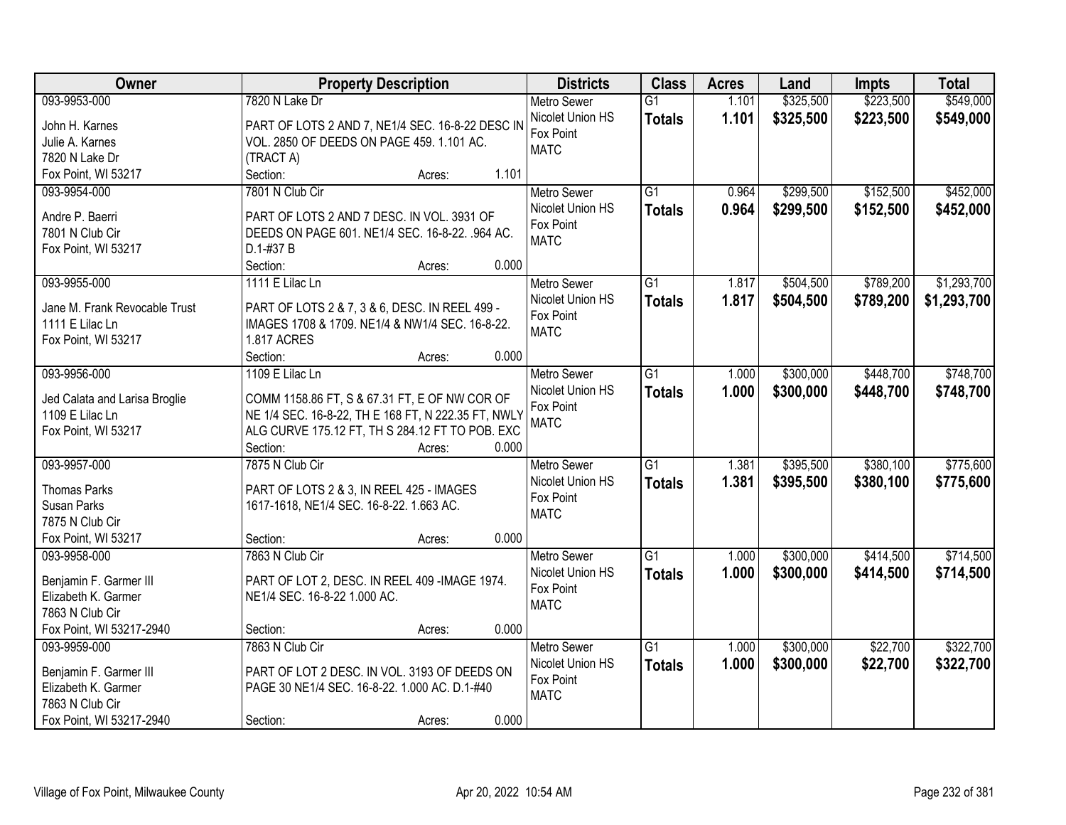| Owner | Property Description | Districts | Class | Acres | Land | Impts | Total |
|---|---|---|---|---|---|---|---|
| 093-9953-000<br>John H. Karnes<br>Julie A. Karnes<br>7820 N Lake Dr<br>Fox Point, WI 53217 | 7820 N Lake Dr<br>PART OF LOTS 2 AND 7, NE1/4 SEC. 16-8-22 DESC IN VOL. 2850 OF DEEDS ON PAGE 459. 1.101 AC. (TRACT A)<br>Section: Acres: 1.101 | Metro Sewer<br>Nicolet Union HS<br>Fox Point<br>MATC | G1<br>**Totals** | 1.101<br>**1.101** | $325,500<br>**$325,500** | $223,500<br>**$223,500** | $549,000<br>**$549,000** |
| 093-9954-000<br>Andre P. Baerri<br>7801 N Club Cir<br>Fox Point, WI 53217 | 7801 N Club Cir<br>PART OF LOTS 2 AND 7 DESC. IN VOL. 3931 OF DEEDS ON PAGE 601. NE1/4 SEC. 16-8-22. .964 AC. D.1-#37 B<br>Section: Acres: 0.000 | Metro Sewer<br>Nicolet Union HS<br>Fox Point<br>MATC | G1<br>**Totals** | 0.964<br>**0.964** | $299,500<br>**$299,500** | $152,500<br>**$152,500** | $452,000<br>**$452,000** |
| 093-9955-000<br>Jane M. Frank Revocable Trust<br>1111 E Lilac Ln<br>Fox Point, WI 53217 | 1111 E Lilac Ln<br>PART OF LOTS 2 & 7, 3 & 6, DESC. IN REEL 499 - IMAGES 1708 & 1709. NE1/4 & NW1/4 SEC. 16-8-22. 1.817 ACRES<br>Section: Acres: 0.000 | Metro Sewer<br>Nicolet Union HS<br>Fox Point<br>MATC | G1<br>**Totals** | 1.817<br>**1.817** | $504,500<br>**$504,500** | $789,200<br>**$789,200** | $1,293,700<br>**$1,293,700** |
| 093-9956-000<br>Jed Calata and Larisa Broglie<br>1109 E Lilac Ln<br>Fox Point, WI 53217 | 1109 E Lilac Ln<br>COMM 1158.86 FT, S & 67.31 FT, E OF NW COR OF NE 1/4 SEC. 16-8-22, TH E 168 FT, N 222.35 FT, NWLY ALG CURVE 175.12 FT, TH S 284.12 FT TO POB. EXC<br>Section: Acres: 0.000 | Metro Sewer<br>Nicolet Union HS<br>Fox Point<br>MATC | G1<br>**Totals** | 1.000<br>**1.000** | $300,000<br>**$300,000** | $448,700<br>**$448,700** | $748,700<br>**$748,700** |
| 093-9957-000<br>Thomas Parks<br>Susan Parks<br>7875 N Club Cir<br>Fox Point, WI 53217 | 7875 N Club Cir<br>PART OF LOTS 2 & 3, IN REEL 425 - IMAGES 1617-1618, NE1/4 SEC. 16-8-22. 1.663 AC.<br>Section: Acres: 0.000 | Metro Sewer<br>Nicolet Union HS<br>Fox Point<br>MATC | G1<br>**Totals** | 1.381<br>**1.381** | $395,500<br>**$395,500** | $380,100<br>**$380,100** | $775,600<br>**$775,600** |
| 093-9958-000<br>Benjamin F. Garmer III<br>Elizabeth K. Garmer<br>7863 N Club Cir<br>Fox Point, WI 53217-2940 | 7863 N Club Cir<br>PART OF LOT 2, DESC. IN REEL 409 -IMAGE 1974. NE1/4 SEC. 16-8-22 1.000 AC.<br>Section: Acres: 0.000 | Metro Sewer<br>Nicolet Union HS<br>Fox Point<br>MATC | G1<br>**Totals** | 1.000<br>**1.000** | $300,000<br>**$300,000** | $414,500<br>**$414,500** | $714,500<br>**$714,500** |
| 093-9959-000<br>Benjamin F. Garmer III<br>Elizabeth K. Garmer<br>7863 N Club Cir<br>Fox Point, WI 53217-2940 | 7863 N Club Cir<br>PART OF LOT 2 DESC. IN VOL. 3193 OF DEEDS ON PAGE 30 NE1/4 SEC. 16-8-22. 1.000 AC. D.1-#40<br>Section: Acres: 0.000 | Metro Sewer<br>Nicolet Union HS<br>Fox Point<br>MATC | G1<br>**Totals** | 1.000<br>**1.000** | $300,000<br>**$300,000** | $22,700<br>**$22,700** | $322,700<br>**$322,700** |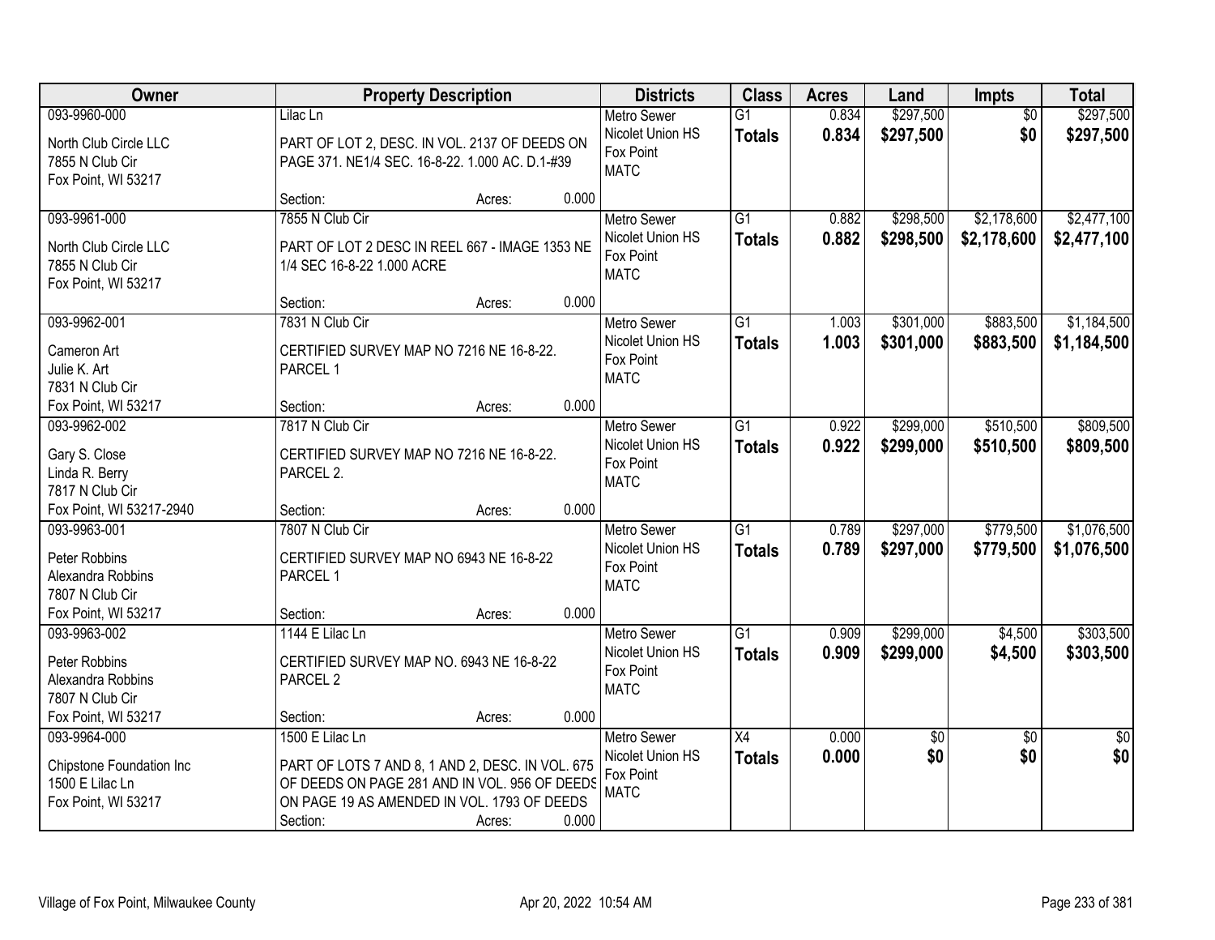| Owner | Property Description | Districts | Class | Acres | Land | Impts | Total |
|---|---|---|---|---|---|---|---|
| 093-9960-000<br>North Club Circle LLC<br>7855 N Club Cir<br>Fox Point, WI 53217 | Lilac Ln<br>PART OF LOT 2, DESC. IN VOL. 2137 OF DEEDS ON PAGE 371. NE1/4 SEC. 16-8-22. 1.000 AC. D.1-#39<br>Section: Acres: 0.000 | Metro Sewer<br>Nicolet Union HS<br>Fox Point<br>MATC | G1<br>**Totals** | 0.834<br>**0.834** | $297,500<br>**$297,500** | $0<br>**$0** | $297,500<br>**$297,500** |
| 093-9961-000<br>North Club Circle LLC<br>7855 N Club Cir<br>Fox Point, WI 53217 | 7855 N Club Cir<br>PART OF LOT 2 DESC IN REEL 667 - IMAGE 1353 NE 1/4 SEC 16-8-22 1.000 ACRE<br>Section: Acres: 0.000 | Metro Sewer<br>Nicolet Union HS<br>Fox Point<br>MATC | G1<br>**Totals** | 0.882<br>**0.882** | $298,500<br>**$298,500** | $2,178,600<br>**$2,178,600** | $2,477,100<br>**$2,477,100** |
| 093-9962-001<br>Cameron Art<br>Julie K. Art<br>7831 N Club Cir<br>Fox Point, WI 53217 | 7831 N Club Cir<br>CERTIFIED SURVEY MAP NO 7216 NE 16-8-22. PARCEL 1<br>Section: Acres: 0.000 | Metro Sewer<br>Nicolet Union HS<br>Fox Point<br>MATC | G1<br>**Totals** | 1.003<br>**1.003** | $301,000<br>**$301,000** | $883,500<br>**$883,500** | $1,184,500<br>**$1,184,500** |
| 093-9962-002<br>Gary S. Close<br>Linda R. Berry<br>7817 N Club Cir<br>Fox Point, WI 53217-2940 | 7817 N Club Cir<br>CERTIFIED SURVEY MAP NO 7216 NE 16-8-22. PARCEL 2.<br>Section: Acres: 0.000 | Metro Sewer<br>Nicolet Union HS<br>Fox Point<br>MATC | G1<br>**Totals** | 0.922<br>**0.922** | $299,000<br>**$299,000** | $510,500<br>**$510,500** | $809,500<br>**$809,500** |
| 093-9963-001<br>Peter Robbins<br>Alexandra Robbins<br>7807 N Club Cir<br>Fox Point, WI 53217 | 7807 N Club Cir<br>CERTIFIED SURVEY MAP NO 6943 NE 16-8-22 PARCEL 1<br>Section: Acres: 0.000 | Metro Sewer<br>Nicolet Union HS<br>Fox Point<br>MATC | G1<br>**Totals** | 0.789<br>**0.789** | $297,000<br>**$297,000** | $779,500<br>**$779,500** | $1,076,500<br>**$1,076,500** |
| 093-9963-002<br>Peter Robbins<br>Alexandra Robbins<br>7807 N Club Cir<br>Fox Point, WI 53217 | 1144 E Lilac Ln<br>CERTIFIED SURVEY MAP NO. 6943 NE 16-8-22 PARCEL 2<br>Section: Acres: 0.000 | Metro Sewer<br>Nicolet Union HS<br>Fox Point<br>MATC | G1<br>**Totals** | 0.909<br>**0.909** | $299,000<br>**$299,000** | $4,500<br>**$4,500** | $303,500<br>**$303,500** |
| 093-9964-000<br>Chipstone Foundation Inc<br>1500 E Lilac Ln<br>Fox Point, WI 53217 | 1500 E Lilac Ln<br>PART OF LOTS 7 AND 8, 1 AND 2, DESC. IN VOL. 675 OF DEEDS ON PAGE 281 AND IN VOL. 956 OF DEEDS ON PAGE 19 AS AMENDED IN VOL. 1793 OF DEEDS<br>Section: Acres: 0.000 | Metro Sewer<br>Nicolet Union HS<br>Fox Point<br>MATC | X4<br>**Totals** | 0.000<br>**0.000** | $0<br>**$0** | $0<br>**$0** | $0<br>**$0** |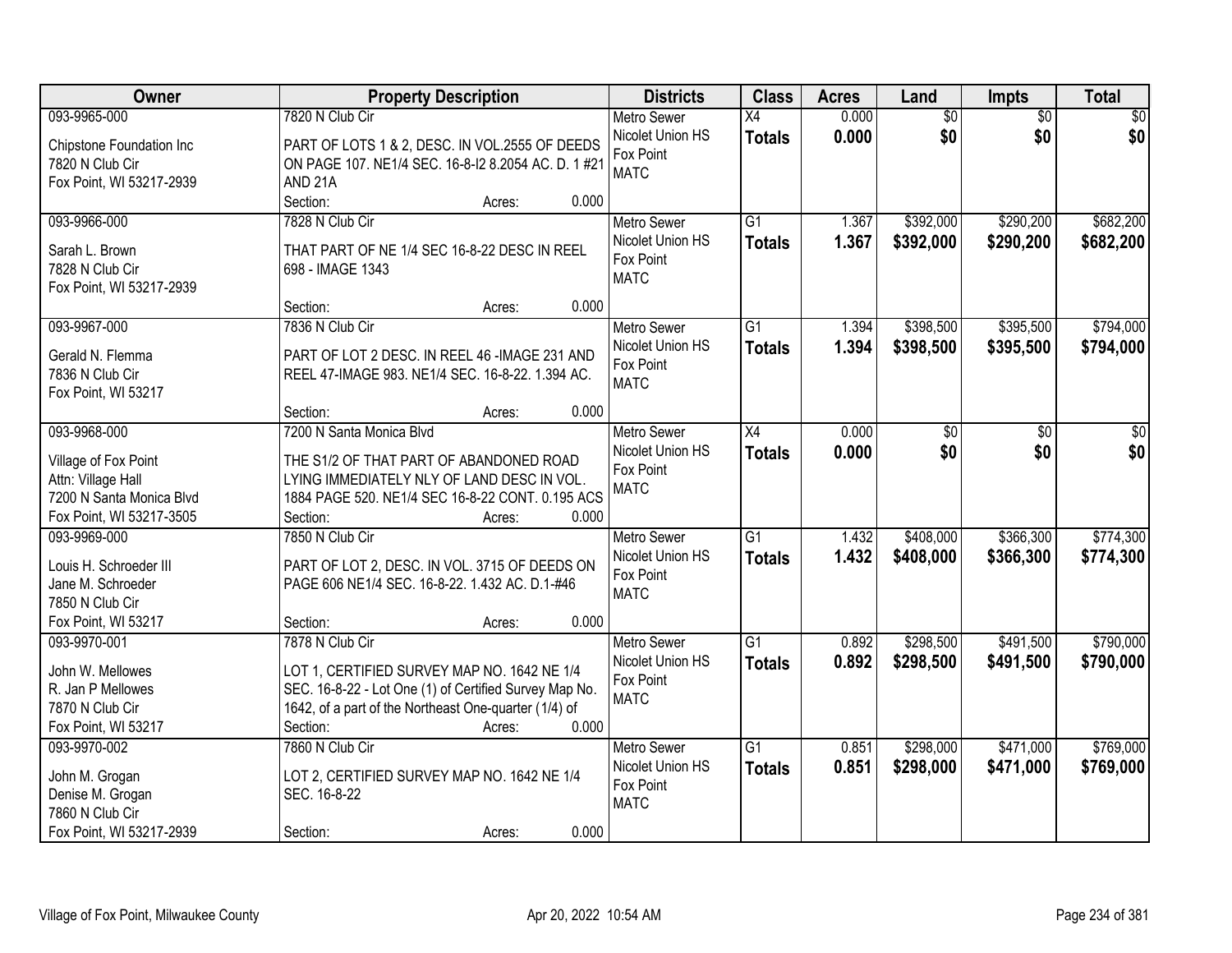| Owner | Property Description | Districts | Class | Acres | Land | Impts | Total |
|---|---|---|---|---|---|---|---|
| 093-9965-000<br>Chipstone Foundation Inc<br>7820 N Club Cir<br>Fox Point, WI 53217-2939 | 7820 N Club Cir<br>PART OF LOTS 1 & 2, DESC. IN VOL.2555 OF DEEDS ON PAGE 107. NE1/4 SEC. 16-8-I2 8.2054 AC. D. 1 #21 AND 21A<br>Section: Acres: 0.000 | Metro Sewer<br>Nicolet Union HS<br>Fox Point<br>MATC | X4<br>**Totals** | 0.000<br>**0.000** | $0<br>**$0** | $0<br>**$0** | $0<br>**$0** |
| 093-9966-000<br>Sarah L. Brown<br>7828 N Club Cir<br>Fox Point, WI 53217-2939 | 7828 N Club Cir<br>THAT PART OF NE 1/4 SEC 16-8-22 DESC IN REEL 698 - IMAGE 1343<br>Section: Acres: 0.000 | Metro Sewer<br>Nicolet Union HS<br>Fox Point<br>MATC | G1<br>**Totals** | 1.367<br>**1.367** | $392,000<br>**$392,000** | $290,200<br>**$290,200** | $682,200<br>**$682,200** |
| 093-9967-000<br>Gerald N. Flemma<br>7836 N Club Cir<br>Fox Point, WI 53217 | 7836 N Club Cir<br>PART OF LOT 2 DESC. IN REEL 46 -IMAGE 231 AND REEL 47-IMAGE 983. NE1/4 SEC. 16-8-22. 1.394 AC.<br>Section: Acres: 0.000 | Metro Sewer<br>Nicolet Union HS<br>Fox Point<br>MATC | G1<br>**Totals** | 1.394<br>**1.394** | $398,500<br>**$398,500** | $395,500<br>**$395,500** | $794,000<br>**$794,000** |
| 093-9968-000<br>Village of Fox Point<br>Attn: Village Hall<br>7200 N Santa Monica Blvd<br>Fox Point, WI 53217-3505 | 7200 N Santa Monica Blvd<br>THE S1/2 OF THAT PART OF ABANDONED ROAD LYING IMMEDIATELY NLY OF LAND DESC IN VOL. 1884 PAGE 520. NE1/4 SEC 16-8-22 CONT. 0.195 ACS<br>Section: Acres: 0.000 | Metro Sewer<br>Nicolet Union HS<br>Fox Point<br>MATC | X4<br>**Totals** | 0.000<br>**0.000** | $0<br>**$0** | $0<br>**$0** | $0<br>**$0** |
| 093-9969-000<br>Louis H. Schroeder III<br>Jane M. Schroeder<br>7850 N Club Cir<br>Fox Point, WI 53217 | 7850 N Club Cir<br>PART OF LOT 2, DESC. IN VOL. 3715 OF DEEDS ON PAGE 606 NE1/4 SEC. 16-8-22. 1.432 AC. D.1-#46<br>Section: Acres: 0.000 | Metro Sewer<br>Nicolet Union HS<br>Fox Point<br>MATC | G1<br>**Totals** | 1.432<br>**1.432** | $408,000<br>**$408,000** | $366,300<br>**$366,300** | $774,300<br>**$774,300** |
| 093-9970-001<br>John W. Mellowes<br>R. Jan P Mellowes<br>7870 N Club Cir<br>Fox Point, WI 53217 | 7878 N Club Cir<br>LOT 1, CERTIFIED SURVEY MAP NO. 1642 NE 1/4 SEC. 16-8-22 - Lot One (1) of Certified Survey Map No. 1642, of a part of the Northeast One-quarter (1/4) of<br>Section: Acres: 0.000 | Metro Sewer<br>Nicolet Union HS<br>Fox Point<br>MATC | G1<br>**Totals** | 0.892<br>**0.892** | $298,500<br>**$298,500** | $491,500<br>**$491,500** | $790,000<br>**$790,000** |
| 093-9970-002<br>John M. Grogan<br>Denise M. Grogan<br>7860 N Club Cir<br>Fox Point, WI 53217-2939 | 7860 N Club Cir<br>LOT 2, CERTIFIED SURVEY MAP NO. 1642 NE 1/4 SEC. 16-8-22<br>Section: Acres: 0.000 | Metro Sewer<br>Nicolet Union HS<br>Fox Point<br>MATC | G1<br>**Totals** | 0.851<br>**0.851** | $298,000<br>**$298,000** | $471,000<br>**$471,000** | $769,000<br>**$769,000** |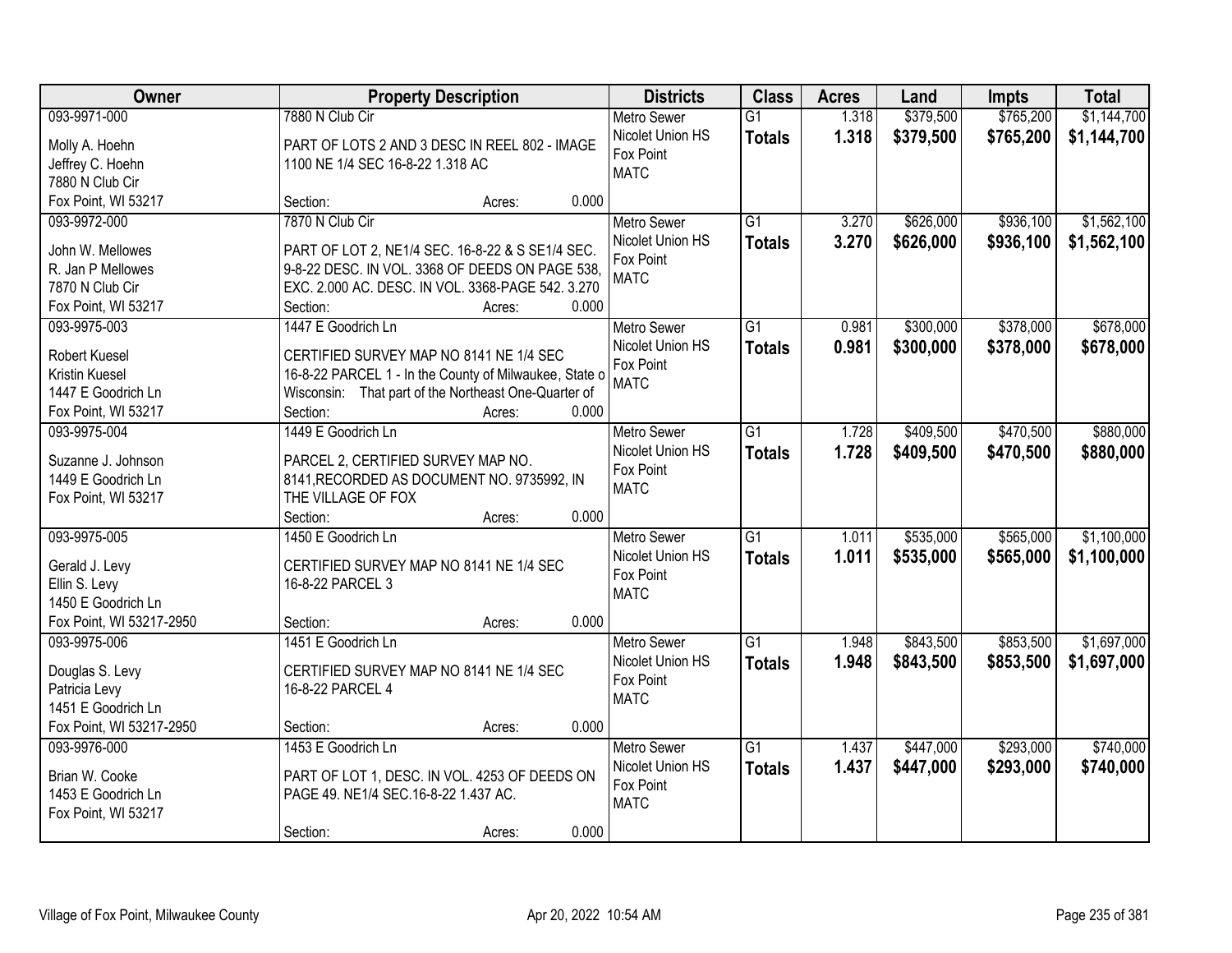| Owner | Property Description | Districts | Class | Acres | Land | Impts | Total |
|---|---|---|---|---|---|---|---|
| 093-9971-000<br><br>Molly A. Hoehn<br>Jeffrey C. Hoehn<br>7880 N Club Cir<br>Fox Point, WI 53217 | 7880 N Club Cir<br><br>PART OF LOTS 2 AND 3 DESC IN REEL 802 - IMAGE 1100 NE 1/4 SEC 16-8-22 1.318 AC<br><br>Section: Acres: 0.000 | Metro Sewer<br>Nicolet Union HS<br>Fox Point<br>MATC | G1<br>**Totals** | 1.318<br>**1.318** | $379,500<br>**$379,500** | $765,200<br>**$765,200** | $1,144,700<br>**$1,144,700** |
| 093-9972-000<br><br>John W. Mellowes<br>R. Jan P Mellowes<br>7870 N Club Cir<br>Fox Point, WI 53217 | 7870 N Club Cir<br><br>PART OF LOT 2, NE1/4 SEC. 16-8-22 & S SE1/4 SEC. 9-8-22 DESC. IN VOL. 3368 OF DEEDS ON PAGE 538, EXC. 2.000 AC. DESC. IN VOL. 3368-PAGE 542. 3.270<br>Section: Acres: 0.000 | Metro Sewer<br>Nicolet Union HS<br>Fox Point<br>MATC | G1<br>**Totals** | 3.270<br>**3.270** | $626,000<br>**$626,000** | $936,100<br>**$936,100** | $1,562,100<br>**$1,562,100** |
| 093-9975-003<br><br>Robert Kuesel<br>Kristin Kuesel<br>1447 E Goodrich Ln<br>Fox Point, WI 53217 | 1447 E Goodrich Ln<br><br>CERTIFIED SURVEY MAP NO 8141 NE 1/4 SEC 16-8-22 PARCEL 1 - In the County of Milwaukee, State o Wisconsin: That part of the Northeast One-Quarter of<br>Section: Acres: 0.000 | Metro Sewer<br>Nicolet Union HS<br>Fox Point<br>MATC | G1<br>**Totals** | 0.981<br>**0.981** | $300,000<br>**$300,000** | $378,000<br>**$378,000** | $678,000<br>**$678,000** |
| 093-9975-004<br><br>Suzanne J. Johnson<br>1449 E Goodrich Ln<br>Fox Point, WI 53217 | 1449 E Goodrich Ln<br><br>PARCEL 2, CERTIFIED SURVEY MAP NO. 8141,RECORDED AS DOCUMENT NO. 9735992, IN THE VILLAGE OF FOX<br>Section: Acres: 0.000 | Metro Sewer<br>Nicolet Union HS<br>Fox Point<br>MATC | G1<br>**Totals** | 1.728<br>**1.728** | $409,500<br>**$409,500** | $470,500<br>**$470,500** | $880,000<br>**$880,000** |
| 093-9975-005<br><br>Gerald J. Levy<br>Ellin S. Levy<br>1450 E Goodrich Ln<br>Fox Point, WI 53217-2950 | 1450 E Goodrich Ln<br><br>CERTIFIED SURVEY MAP NO 8141 NE 1/4 SEC 16-8-22 PARCEL 3<br><br>Section: Acres: 0.000 | Metro Sewer<br>Nicolet Union HS<br>Fox Point<br>MATC | G1<br>**Totals** | 1.011<br>**1.011** | $535,000<br>**$535,000** | $565,000<br>**$565,000** | $1,100,000<br>**$1,100,000** |
| 093-9975-006<br><br>Douglas S. Levy<br>Patricia Levy<br>1451 E Goodrich Ln<br>Fox Point, WI 53217-2950 | 1451 E Goodrich Ln<br><br>CERTIFIED SURVEY MAP NO 8141 NE 1/4 SEC 16-8-22 PARCEL 4<br><br>Section: Acres: 0.000 | Metro Sewer<br>Nicolet Union HS<br>Fox Point<br>MATC | G1<br>**Totals** | 1.948<br>**1.948** | $843,500<br>**$843,500** | $853,500<br>**$853,500** | $1,697,000<br>**$1,697,000** |
| 093-9976-000<br><br>Brian W. Cooke<br>1453 E Goodrich Ln<br>Fox Point, WI 53217 | 1453 E Goodrich Ln<br><br>PART OF LOT 1, DESC. IN VOL. 4253 OF DEEDS ON PAGE 49. NE1/4 SEC.16-8-22 1.437 AC.<br><br>Section: Acres: 0.000 | Metro Sewer<br>Nicolet Union HS<br>Fox Point<br>MATC | G1<br>**Totals** | 1.437<br>**1.437** | $447,000<br>**$447,000** | $293,000<br>**$293,000** | $740,000<br>**$740,000** |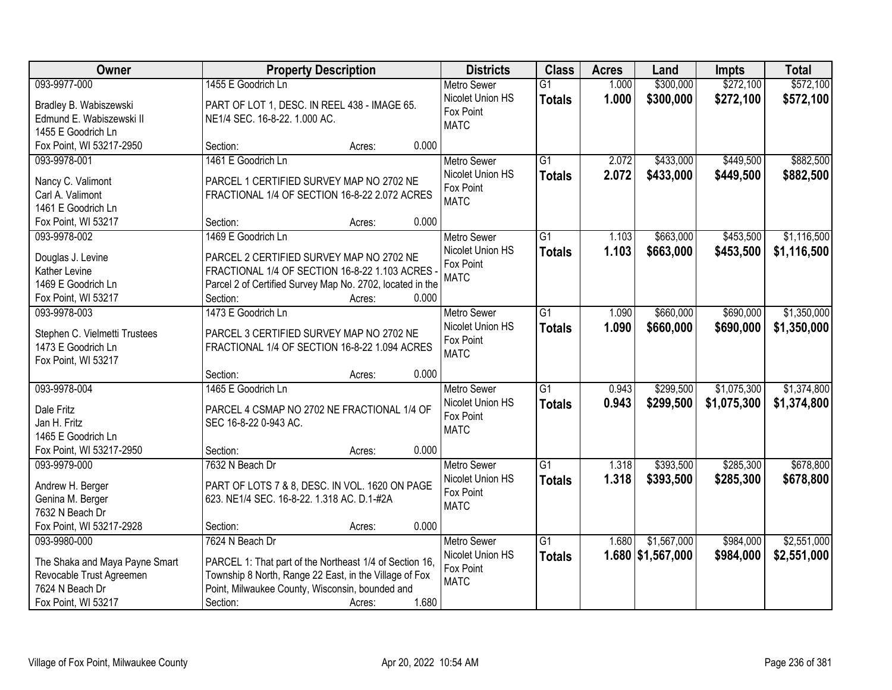| Owner | Property Description | Districts | Class | Acres | Land | Impts | Total |
|---|---|---|---|---|---|---|---|
| 093-9977-000<br>Bradley B. Wabiszewski<br>Edmund E. Wabiszewski II<br>1455 E Goodrich Ln<br>Fox Point, WI 53217-2950 | 1455 E Goodrich Ln<br>PART OF LOT 1, DESC. IN REEL 438 - IMAGE 65. NE1/4 SEC. 16-8-22. 1.000 AC.<br>Section: Acres: 0.000 | Metro Sewer<br>Nicolet Union HS<br>Fox Point<br>MATC | G1<br>**Totals** | 1.000<br>**1.000** | $300,000<br>**$300,000** | $272,100<br>**$272,100** | $572,100<br>**$572,100** |
| 093-9978-001<br>Nancy C. Valimont<br>Carl A. Valimont<br>1461 E Goodrich Ln<br>Fox Point, WI 53217 | 1461 E Goodrich Ln<br>PARCEL 1 CERTIFIED SURVEY MAP NO 2702 NE FRACTIONAL 1/4 OF SECTION 16-8-22 2.072 ACRES<br>Section: Acres: 0.000 | Metro Sewer<br>Nicolet Union HS<br>Fox Point<br>MATC | G1<br>**Totals** | 2.072<br>**2.072** | $433,000<br>**$433,000** | $449,500<br>**$449,500** | $882,500<br>**$882,500** |
| 093-9978-002<br>Douglas J. Levine<br>Kather Levine<br>1469 E Goodrich Ln<br>Fox Point, WI 53217 | 1469 E Goodrich Ln<br>PARCEL 2 CERTIFIED SURVEY MAP NO 2702 NE FRACTIONAL 1/4 OF SECTION 16-8-22 1.103 ACRES - Parcel 2 of Certified Survey Map No. 2702, located in the<br>Section: Acres: 0.000 | Metro Sewer<br>Nicolet Union HS<br>Fox Point<br>MATC | G1<br>**Totals** | 1.103<br>**1.103** | $663,000<br>**$663,000** | $453,500<br>**$453,500** | $1,116,500<br>**$1,116,500** |
| 093-9978-003<br>Stephen C. Vielmetti Trustees<br>1473 E Goodrich Ln<br>Fox Point, WI 53217 | 1473 E Goodrich Ln<br>PARCEL 3 CERTIFIED SURVEY MAP NO 2702 NE FRACTIONAL 1/4 OF SECTION 16-8-22 1.094 ACRES<br>Section: Acres: 0.000 | Metro Sewer<br>Nicolet Union HS<br>Fox Point<br>MATC | G1<br>**Totals** | 1.090<br>**1.090** | $660,000<br>**$660,000** | $690,000<br>**$690,000** | $1,350,000<br>**$1,350,000** |
| 093-9978-004<br>Dale Fritz<br>Jan H. Fritz<br>1465 E Goodrich Ln<br>Fox Point, WI 53217-2950 | 1465 E Goodrich Ln<br>PARCEL 4 CSMAP NO 2702 NE FRACTIONAL 1/4 OF SEC 16-8-22 0-943 AC.<br>Section: Acres: 0.000 | Metro Sewer<br>Nicolet Union HS<br>Fox Point<br>MATC | G1<br>**Totals** | 0.943<br>**0.943** | $299,500<br>**$299,500** | $1,075,300<br>**$1,075,300** | $1,374,800<br>**$1,374,800** |
| 093-9979-000<br>Andrew H. Berger<br>Genina M. Berger<br>7632 N Beach Dr<br>Fox Point, WI 53217-2928 | 7632 N Beach Dr<br>PART OF LOTS 7 & 8, DESC. IN VOL. 1620 ON PAGE 623. NE1/4 SEC. 16-8-22. 1.318 AC. D.1-#2A<br>Section: Acres: 0.000 | Metro Sewer<br>Nicolet Union HS<br>Fox Point<br>MATC | G1<br>**Totals** | 1.318<br>**1.318** | $393,500<br>**$393,500** | $285,300<br>**$285,300** | $678,800<br>**$678,800** |
| 093-9980-000<br>The Shaka and Maya Payne Smart Revocable Trust Agreemen<br>7624 N Beach Dr<br>Fox Point, WI 53217 | 7624 N Beach Dr<br>PARCEL 1: That part of the Northeast 1/4 of Section 16, Township 8 North, Range 22 East, in the Village of Fox Point, Milwaukee County, Wisconsin, bounded and<br>Section: Acres: 1.680 | Metro Sewer<br>Nicolet Union HS<br>Fox Point<br>MATC | G1<br>**Totals** | 1.680<br>**1.680** | $1,567,000<br>**$1,567,000** | $984,000<br>**$984,000** | $2,551,000<br>**$2,551,000** |

Village of Fox Point, Milwaukee County — Apr 20, 2022 10:54 AM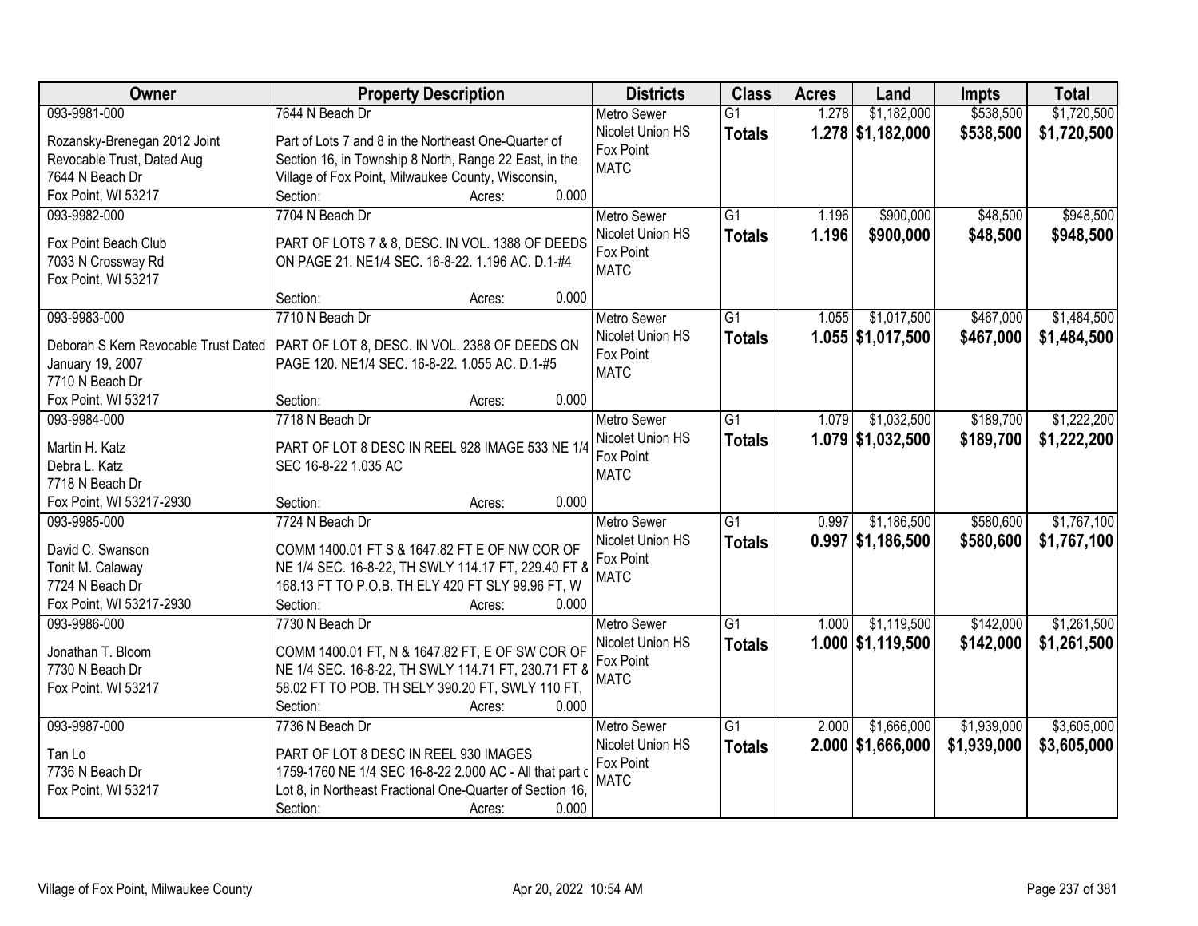| Owner | Property Description | Districts | Class | Acres | Land | Impts | Total |
|---|---|---|---|---|---|---|---|
| 093-9981-000<br>Rozansky-Brenegan 2012 Joint Revocable Trust, Dated Aug<br>7644 N Beach Dr<br>Fox Point, WI 53217 | 7644 N Beach Dr<br>Part of Lots 7 and 8 in the Northeast One-Quarter of Section 16, in Township 8 North, Range 22 East, in the Village of Fox Point, Milwaukee County, Wisconsin,<br>Section: Acres: 0.000 | Metro Sewer<br>Nicolet Union HS<br>Fox Point<br>MATC | G1<br>**Totals** | 1.278<br>**1.278** | $1,182,000<br>**$1,182,000** | $538,500<br>**$538,500** | $1,720,500<br>**$1,720,500** |
| 093-9982-000<br>Fox Point Beach Club<br>7033 N Crossway Rd<br>Fox Point, WI 53217 | 7704 N Beach Dr<br>PART OF LOTS 7 & 8, DESC. IN VOL. 1388 OF DEEDS ON PAGE 21. NE1/4 SEC. 16-8-22. 1.196 AC. D.1-#4<br>Section: Acres: 0.000 | Metro Sewer<br>Nicolet Union HS<br>Fox Point<br>MATC | G1<br>**Totals** | 1.196<br>**1.196** | $900,000<br>**$900,000** | $48,500<br>**$48,500** | $948,500<br>**$948,500** |
| 093-9983-000<br>Deborah S Kern Revocable Trust Dated January 19, 2007<br>7710 N Beach Dr<br>Fox Point, WI 53217 | 7710 N Beach Dr<br>PART OF LOT 8, DESC. IN VOL. 2388 OF DEEDS ON PAGE 120. NE1/4 SEC. 16-8-22. 1.055 AC. D.1-#5<br>Section: Acres: 0.000 | Metro Sewer<br>Nicolet Union HS<br>Fox Point<br>MATC | G1<br>**Totals** | 1.055<br>**1.055** | $1,017,500<br>**$1,017,500** | $467,000<br>**$467,000** | $1,484,500<br>**$1,484,500** |
| 093-9984-000<br>Martin H. Katz<br>Debra L. Katz<br>7718 N Beach Dr<br>Fox Point, WI 53217-2930 | 7718 N Beach Dr<br>PART OF LOT 8 DESC IN REEL 928 IMAGE 533 NE 1/4 SEC 16-8-22 1.035 AC<br>Section: Acres: 0.000 | Metro Sewer<br>Nicolet Union HS<br>Fox Point<br>MATC | G1<br>**Totals** | 1.079<br>**1.079** | $1,032,500<br>**$1,032,500** | $189,700<br>**$189,700** | $1,222,200<br>**$1,222,200** |
| 093-9985-000<br>David C. Swanson<br>Tonit M. Calaway<br>7724 N Beach Dr<br>Fox Point, WI 53217-2930 | 7724 N Beach Dr<br>COMM 1400.01 FT S & 1647.82 FT E OF NW COR OF NE 1/4 SEC. 16-8-22, TH SWLY 114.17 FT, 229.40 FT & 168.13 FT TO P.O.B. TH ELY 420 FT SLY 99.96 FT, W<br>Section: Acres: 0.000 | Metro Sewer<br>Nicolet Union HS<br>Fox Point<br>MATC | G1<br>**Totals** | 0.997<br>**0.997** | $1,186,500<br>**$1,186,500** | $580,600<br>**$580,600** | $1,767,100<br>**$1,767,100** |
| 093-9986-000<br>Jonathan T. Bloom<br>7730 N Beach Dr<br>Fox Point, WI 53217 | 7730 N Beach Dr<br>COMM 1400.01 FT, N & 1647.82 FT, E OF SW COR OF NE 1/4 SEC. 16-8-22, TH SWLY 114.71 FT, 230.71 FT & 58.02 FT TO POB. TH SELY 390.20 FT, SWLY 110 FT,<br>Section: Acres: 0.000 | Metro Sewer<br>Nicolet Union HS<br>Fox Point<br>MATC | G1<br>**Totals** | 1.000<br>**1.000** | $1,119,500<br>**$1,119,500** | $142,000<br>**$142,000** | $1,261,500<br>**$1,261,500** |
| 093-9987-000<br>Tan Lo<br>7736 N Beach Dr<br>Fox Point, WI 53217 | 7736 N Beach Dr<br>PART OF LOT 8 DESC IN REEL 930 IMAGES 1759-1760 NE 1/4 SEC 16-8-22 2.000 AC - All that part c Lot 8, in Northeast Fractional One-Quarter of Section 16,<br>Section: Acres: 0.000 | Metro Sewer<br>Nicolet Union HS<br>Fox Point<br>MATC | G1<br>**Totals** | 2.000<br>**2.000** | $1,666,000<br>**$1,666,000** | $1,939,000<br>**$1,939,000** | $3,605,000<br>**$3,605,000** |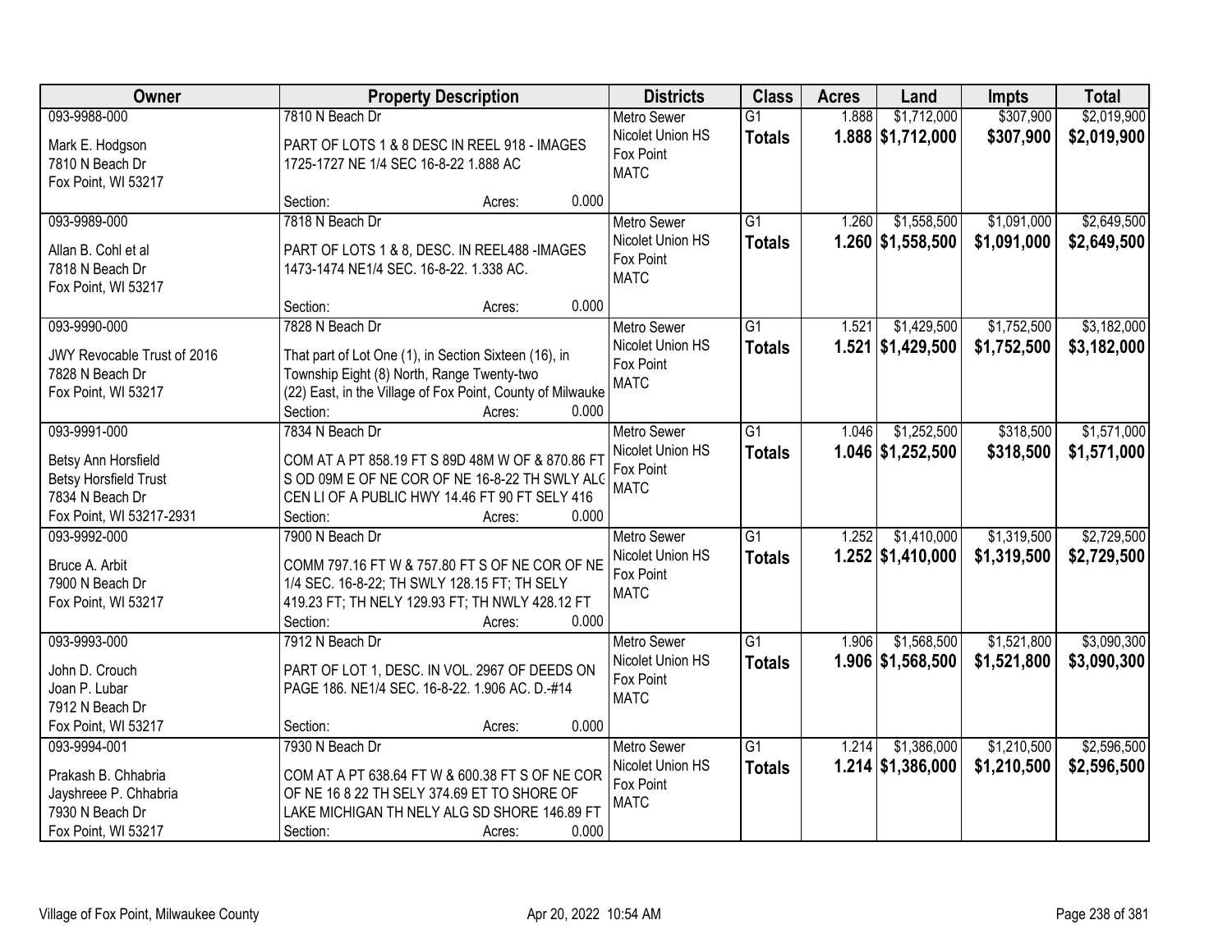| Owner | Property Description | Districts | Class | Acres | Land | Impts | Total |
|---|---|---|---|---|---|---|---|
| 093-9988-000<br>Mark E. Hodgson<br>7810 N Beach Dr<br>Fox Point, WI 53217 | 7810 N Beach Dr<br>PART OF LOTS 1 & 8 DESC IN REEL 918 - IMAGES 1725-1727 NE 1/4 SEC 16-8-22 1.888 AC<br>Section: Acres: 0.000 | Metro Sewer<br>Nicolet Union HS<br>Fox Point<br>MATC | G1<br>**Totals** | 1.888<br>**1.888** | $1,712,000<br>**$1,712,000** | $307,900<br>**$307,900** | $2,019,900<br>**$2,019,900** |
| 093-9989-000<br>Allan B. Cohl et al<br>7818 N Beach Dr<br>Fox Point, WI 53217 | 7818 N Beach Dr<br>PART OF LOTS 1 & 8, DESC. IN REEL488 -IMAGES 1473-1474 NE1/4 SEC. 16-8-22. 1.338 AC.<br>Section: Acres: 0.000 | Metro Sewer<br>Nicolet Union HS<br>Fox Point<br>MATC | G1<br>**Totals** | 1.260<br>**1.260** | $1,558,500<br>**$1,558,500** | $1,091,000<br>**$1,091,000** | $2,649,500<br>**$2,649,500** |
| 093-9990-000<br>JWY Revocable Trust of 2016<br>7828 N Beach Dr<br>Fox Point, WI 53217 | 7828 N Beach Dr<br>That part of Lot One (1), in Section Sixteen (16), in Township Eight (8) North, Range Twenty-two (22) East, in the Village of Fox Point, County of Milwauke<br>Section: Acres: 0.000 | Metro Sewer<br>Nicolet Union HS<br>Fox Point<br>MATC | G1<br>**Totals** | 1.521<br>**1.521** | $1,429,500<br>**$1,429,500** | $1,752,500<br>**$1,752,500** | $3,182,000<br>**$3,182,000** |
| 093-9991-000<br>Betsy Ann Horsfield<br>Betsy Horsfield Trust<br>7834 N Beach Dr<br>Fox Point, WI 53217-2931 | 7834 N Beach Dr<br>COM AT A PT 858.19 FT S 89D 48M W OF & 870.86 FT S OD 09M E OF NE COR OF NE 16-8-22 TH SWLY ALG CEN LI OF A PUBLIC HWY 14.46 FT 90 FT SELY 416<br>Section: Acres: 0.000 | Metro Sewer<br>Nicolet Union HS<br>Fox Point<br>MATC | G1<br>**Totals** | 1.046<br>**1.046** | $1,252,500<br>**$1,252,500** | $318,500<br>**$318,500** | $1,571,000<br>**$1,571,000** |
| 093-9992-000<br>Bruce A. Arbit<br>7900 N Beach Dr<br>Fox Point, WI 53217 | 7900 N Beach Dr<br>COMM 797.16 FT W & 757.80 FT S OF NE COR OF NE 1/4 SEC. 16-8-22; TH SWLY 128.15 FT; TH SELY 419.23 FT; TH NELY 129.93 FT; TH NWLY 428.12 FT<br>Section: Acres: 0.000 | Metro Sewer<br>Nicolet Union HS<br>Fox Point<br>MATC | G1<br>**Totals** | 1.252<br>**1.252** | $1,410,000<br>**$1,410,000** | $1,319,500<br>**$1,319,500** | $2,729,500<br>**$2,729,500** |
| 093-9993-000<br>John D. Crouch<br>Joan P. Lubar<br>7912 N Beach Dr<br>Fox Point, WI 53217 | 7912 N Beach Dr<br>PART OF LOT 1, DESC. IN VOL. 2967 OF DEEDS ON PAGE 186. NE1/4 SEC. 16-8-22. 1.906 AC. D.-#14<br>Section: Acres: 0.000 | Metro Sewer<br>Nicolet Union HS<br>Fox Point<br>MATC | G1<br>**Totals** | 1.906<br>**1.906** | $1,568,500<br>**$1,568,500** | $1,521,800<br>**$1,521,800** | $3,090,300<br>**$3,090,300** |
| 093-9994-001<br>Prakash B. Chhabria<br>Jayshreee P. Chhabria<br>7930 N Beach Dr<br>Fox Point, WI 53217 | 7930 N Beach Dr<br>COM AT A PT 638.64 FT W & 600.38 FT S OF NE COR OF NE 16 8 22 TH SELY 374.69 ET TO SHORE OF LAKE MICHIGAN TH NELY ALG SD SHORE 146.89 FT<br>Section: Acres: 0.000 | Metro Sewer<br>Nicolet Union HS<br>Fox Point<br>MATC | G1<br>**Totals** | 1.214<br>**1.214** | $1,386,000<br>**$1,386,000** | $1,210,500<br>**$1,210,500** | $2,596,500<br>**$2,596,500** |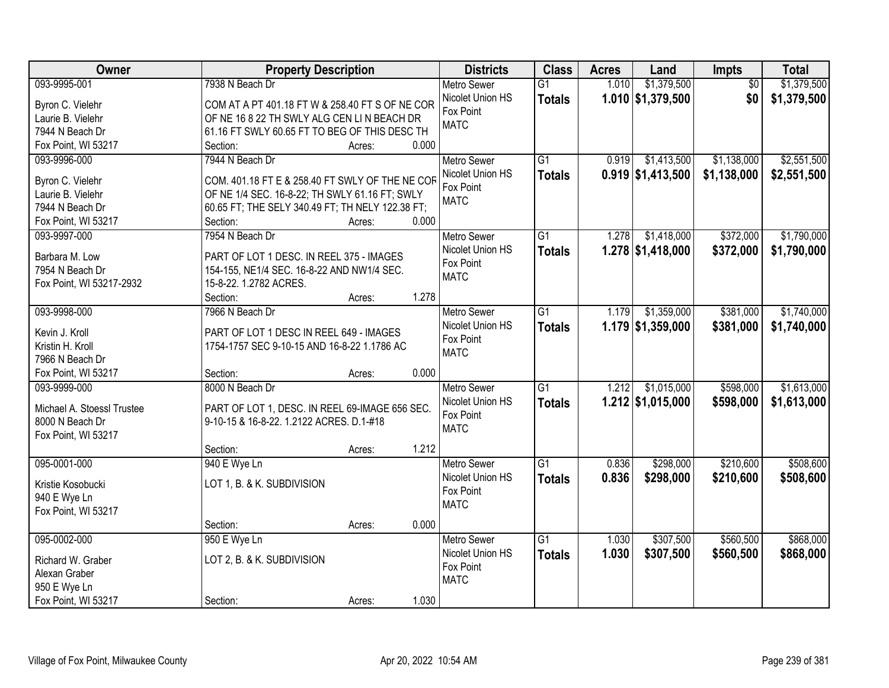| Owner | Property Description | Districts | Class | Acres | Land | Impts | Total |
|---|---|---|---|---|---|---|---|
| 093-9995-001<br>Byron C. Vielehr<br>Laurie B. Vielehr<br>7944 N Beach Dr<br>Fox Point, WI 53217 | 7938 N Beach Dr<br>COM AT A PT 401.18 FT W & 258.40 FT S OF NE COR OF NE 16 8 22 TH SWLY ALG CEN LI N BEACH DR 61.16 FT SWLY 60.65 FT TO BEG OF THIS DESC TH<br>Section: Acres: 0.000 | Metro Sewer<br>Nicolet Union HS<br>Fox Point<br>MATC | G1<br>**Totals** | 1.010<br>**1.010** | $1,379,500<br>**$1,379,500** | $0<br>**$0** | $1,379,500<br>**$1,379,500** |
| 093-9996-000<br>Byron C. Vielehr<br>Laurie B. Vielehr<br>7944 N Beach Dr<br>Fox Point, WI 53217 | 7944 N Beach Dr<br>COM. 401.18 FT E & 258.40 FT SWLY OF THE NE COR OF NE 1/4 SEC. 16-8-22; TH SWLY 61.16 FT; SWLY 60.65 FT; THE SELY 340.49 FT; TH NELY 122.38 FT;<br>Section: Acres: 0.000 | Metro Sewer<br>Nicolet Union HS<br>Fox Point<br>MATC | G1<br>**Totals** | 0.919<br>**0.919** | $1,413,500<br>**$1,413,500** | $1,138,000<br>**$1,138,000** | $2,551,500<br>**$2,551,500** |
| 093-9997-000<br>Barbara M. Low<br>7954 N Beach Dr<br>Fox Point, WI 53217-2932 | 7954 N Beach Dr<br>PART OF LOT 1 DESC. IN REEL 375 - IMAGES 154-155, NE1/4 SEC. 16-8-22 AND NW1/4 SEC. 15-8-22. 1.2782 ACRES.<br>Section: Acres: 1.278 | Metro Sewer<br>Nicolet Union HS<br>Fox Point<br>MATC | G1<br>**Totals** | 1.278<br>**1.278** | $1,418,000<br>**$1,418,000** | $372,000<br>**$372,000** | $1,790,000<br>**$1,790,000** |
| 093-9998-000<br>Kevin J. Kroll<br>Kristin H. Kroll<br>7966 N Beach Dr<br>Fox Point, WI 53217 | 7966 N Beach Dr<br>PART OF LOT 1 DESC IN REEL 649 - IMAGES 1754-1757 SEC 9-10-15 AND 16-8-22 1.1786 AC<br>Section: Acres: 0.000 | Metro Sewer<br>Nicolet Union HS<br>Fox Point<br>MATC | G1<br>**Totals** | 1.179<br>**1.179** | $1,359,000<br>**$1,359,000** | $381,000<br>**$381,000** | $1,740,000<br>**$1,740,000** |
| 093-9999-000<br>Michael A. Stoessl Trustee<br>8000 N Beach Dr<br>Fox Point, WI 53217 | 8000 N Beach Dr<br>PART OF LOT 1, DESC. IN REEL 69-IMAGE 656 SEC. 9-10-15 & 16-8-22. 1.2122 ACRES. D.1-#18<br>Section: Acres: 1.212 | Metro Sewer<br>Nicolet Union HS<br>Fox Point<br>MATC | G1<br>**Totals** | 1.212<br>**1.212** | $1,015,000<br>**$1,015,000** | $598,000<br>**$598,000** | $1,613,000<br>**$1,613,000** |
| 095-0001-000<br>Kristie Kosobucki<br>940 E Wye Ln<br>Fox Point, WI 53217 | 940 E Wye Ln<br>LOT 1, B. & K. SUBDIVISION<br>Section: Acres: 0.000 | Metro Sewer<br>Nicolet Union HS<br>Fox Point<br>MATC | G1<br>**Totals** | 0.836<br>**0.836** | $298,000<br>**$298,000** | $210,600<br>**$210,600** | $508,600<br>**$508,600** |
| 095-0002-000<br>Richard W. Graber<br>Alexan Graber<br>950 E Wye Ln<br>Fox Point, WI 53217 | 950 E Wye Ln<br>LOT 2, B. & K. SUBDIVISION<br>Section: Acres: 1.030 | Metro Sewer<br>Nicolet Union HS<br>Fox Point<br>MATC | G1<br>**Totals** | 1.030<br>**1.030** | $307,500<br>**$307,500** | $560,500<br>**$560,500** | $868,000<br>**$868,000** |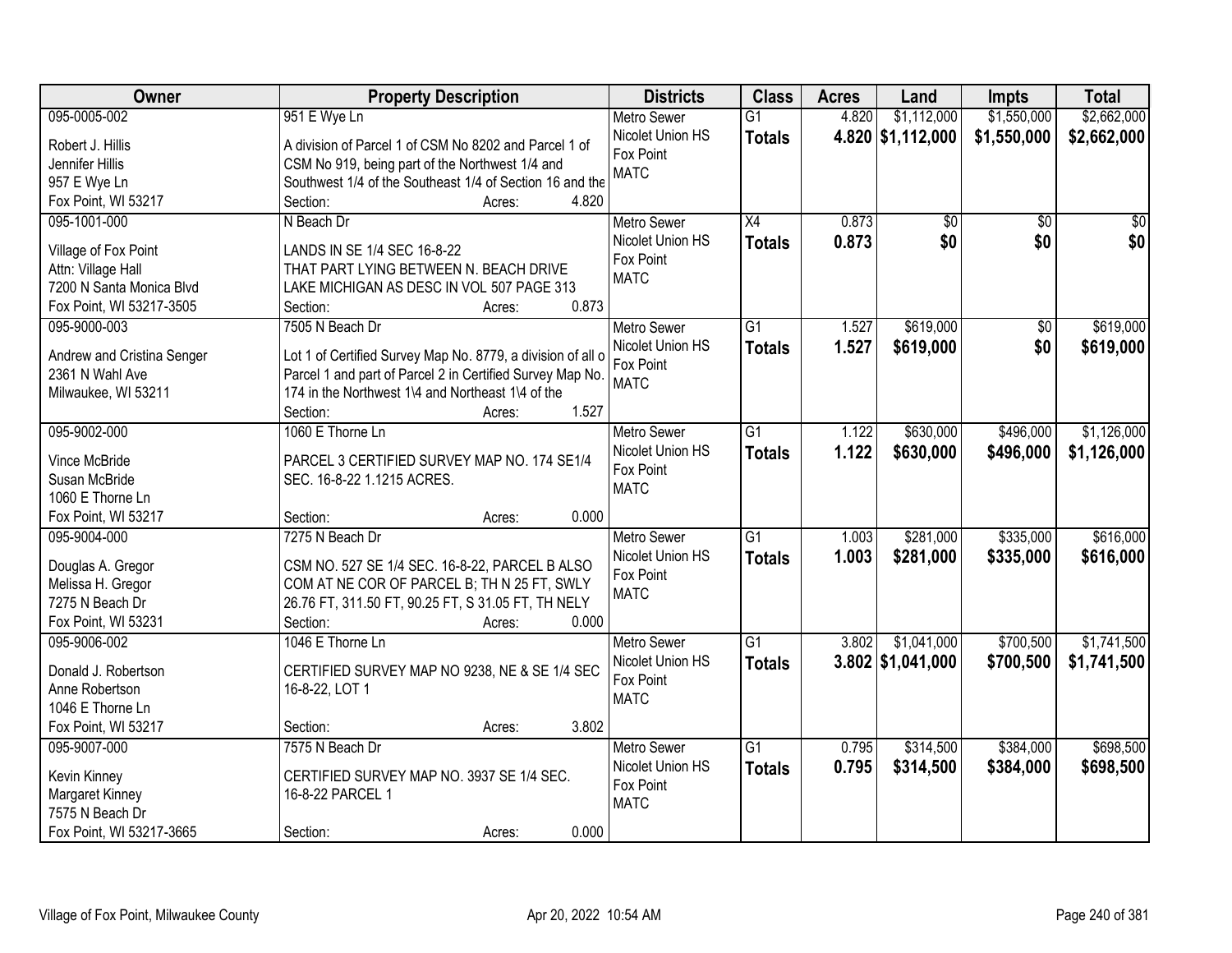| Owner | Property Description | Districts | Class | Acres | Land | Impts | Total |
|---|---|---|---|---|---|---|---|
| 095-0005-002<br>Robert J. Hillis<br>Jennifer Hillis<br>957 E Wye Ln<br>Fox Point, WI 53217 | 951 E Wye Ln<br>A division of Parcel 1 of CSM No 8202 and Parcel 1 of CSM No 919, being part of the Northwest 1/4 and Southwest 1/4 of the Southeast 1/4 of Section 16 and the<br>Section: Acres: 4.820 | Metro Sewer<br>Nicolet Union HS<br>Fox Point<br>MATC | G1<br>**Totals** | 4.820<br>**4.820** | $1,112,000<br>**$1,112,000** | $1,550,000<br>**$1,550,000** | $2,662,000<br>**$2,662,000** |
| 095-1001-000<br>Village of Fox Point<br>Attn: Village Hall<br>7200 N Santa Monica Blvd<br>Fox Point, WI 53217-3505 | N Beach Dr<br>LANDS IN SE 1/4 SEC 16-8-22<br>THAT PART LYING BETWEEN N. BEACH DRIVE LAKE MICHIGAN AS DESC IN VOL 507 PAGE 313<br>Section: Acres: 0.873 | Metro Sewer<br>Nicolet Union HS<br>Fox Point<br>MATC | X4<br>**Totals** | 0.873<br>**0.873** | $0<br>**$0** | $0<br>**$0** | $0<br>**$0** |
| 095-9000-003<br>Andrew and Cristina Senger<br>2361 N Wahl Ave<br>Milwaukee, WI 53211 | 7505 N Beach Dr<br>Lot 1 of Certified Survey Map No. 8779, a division of all o Parcel 1 and part of Parcel 2 in Certified Survey Map No. 174 in the Northwest 1\4 and Northeast 1\4 of the<br>Section: Acres: 1.527 | Metro Sewer<br>Nicolet Union HS<br>Fox Point<br>MATC | G1<br>**Totals** | 1.527<br>**1.527** | $619,000<br>**$619,000** | $0<br>**$0** | $619,000<br>**$619,000** |
| 095-9002-000<br>Vince McBride<br>Susan McBride<br>1060 E Thorne Ln<br>Fox Point, WI 53217 | 1060 E Thorne Ln<br>PARCEL 3 CERTIFIED SURVEY MAP NO. 174 SE1/4 SEC. 16-8-22 1.1215 ACRES.<br>Section: Acres: 0.000 | Metro Sewer<br>Nicolet Union HS<br>Fox Point<br>MATC | G1<br>**Totals** | 1.122<br>**1.122** | $630,000<br>**$630,000** | $496,000<br>**$496,000** | $1,126,000<br>**$1,126,000** |
| 095-9004-000<br>Douglas A. Gregor<br>Melissa H. Gregor<br>7275 N Beach Dr<br>Fox Point, WI 53231 | 7275 N Beach Dr<br>CSM NO. 527 SE 1/4 SEC. 16-8-22, PARCEL B ALSO COM AT NE COR OF PARCEL B; TH N 25 FT, SWLY 26.76 FT, 311.50 FT, 90.25 FT, S 31.05 FT, TH NELY<br>Section: Acres: 0.000 | Metro Sewer<br>Nicolet Union HS<br>Fox Point<br>MATC | G1<br>**Totals** | 1.003<br>**1.003** | $281,000<br>**$281,000** | $335,000<br>**$335,000** | $616,000<br>**$616,000** |
| 095-9006-002<br>Donald J. Robertson<br>Anne Robertson<br>1046 E Thorne Ln<br>Fox Point, WI 53217 | 1046 E Thorne Ln<br>CERTIFIED SURVEY MAP NO 9238, NE & SE 1/4 SEC 16-8-22, LOT 1<br>Section: Acres: 3.802 | Metro Sewer<br>Nicolet Union HS<br>Fox Point<br>MATC | G1<br>**Totals** | 3.802<br>**3.802** | $1,041,000<br>**$1,041,000** | $700,500<br>**$700,500** | $1,741,500<br>**$1,741,500** |
| 095-9007-000<br>Kevin Kinney<br>Margaret Kinney<br>7575 N Beach Dr<br>Fox Point, WI 53217-3665 | 7575 N Beach Dr<br>CERTIFIED SURVEY MAP NO. 3937 SE 1/4 SEC. 16-8-22 PARCEL 1<br>Section: Acres: 0.000 | Metro Sewer<br>Nicolet Union HS<br>Fox Point<br>MATC | G1<br>**Totals** | 0.795<br>**0.795** | $314,500<br>**$314,500** | $384,000<br>**$384,000** | $698,500<br>**$698,500** |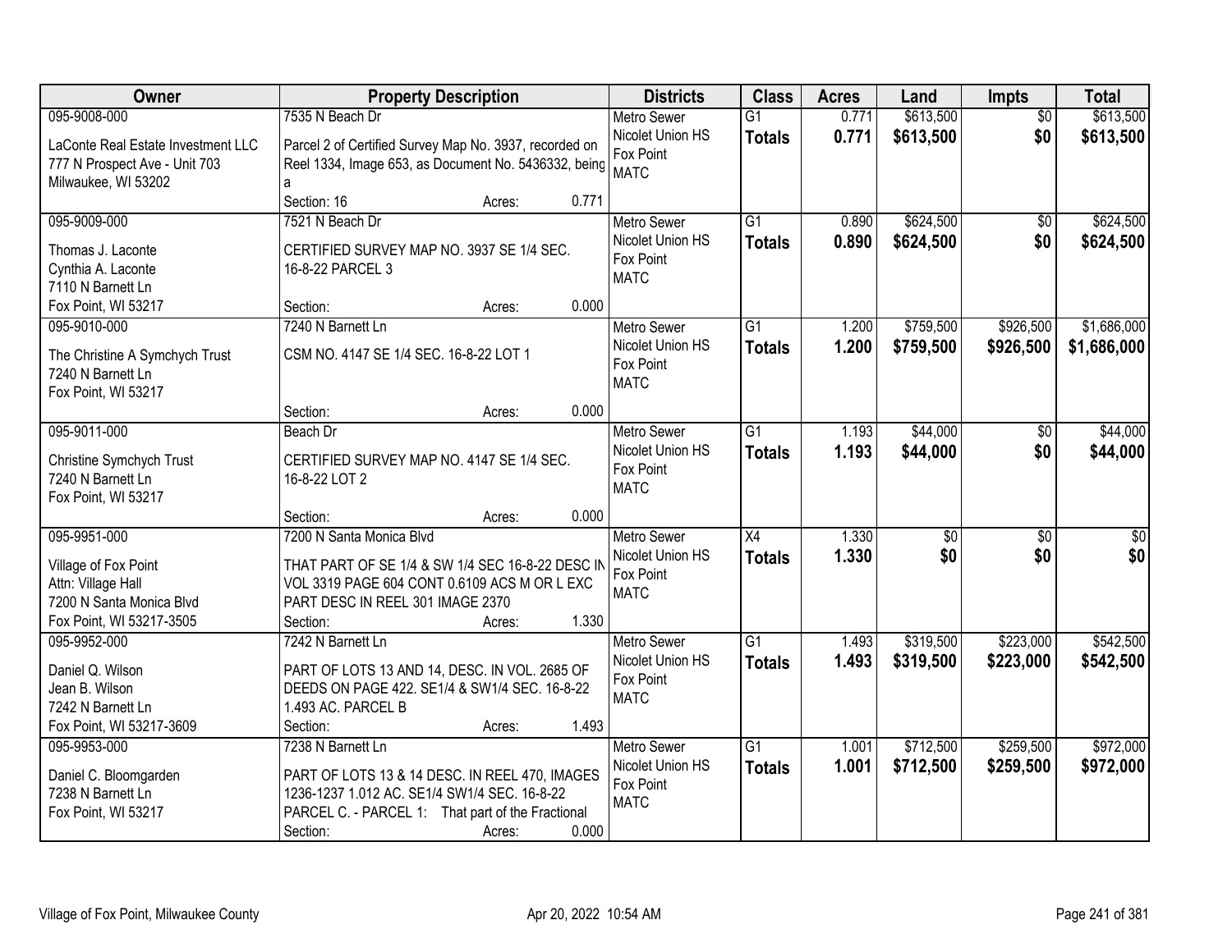| Owner | Property Description | Districts | Class | Acres | Land | Impts | Total |
|---|---|---|---|---|---|---|---|
| 095-9008-000<br>LaConte Real Estate Investment LLC<br>777 N Prospect Ave - Unit 703<br>Milwaukee, WI 53202 | 7535 N Beach Dr<br>Parcel 2 of Certified Survey Map No. 3937, recorded on Reel 1334, Image 653, as Document No. 5436332, being a<br>Section: 16 Acres: 0.771 | Metro Sewer<br>Nicolet Union HS<br>Fox Point<br>MATC | G1<br>**Totals** | 0.771<br>**0.771** | $613,500<br>**$613,500** | $0<br>**$0** | $613,500<br>**$613,500** |
| 095-9009-000<br>Thomas J. Laconte<br>Cynthia A. Laconte<br>7110 N Barnett Ln<br>Fox Point, WI 53217 | 7521 N Beach Dr<br>CERTIFIED SURVEY MAP NO. 3937 SE 1/4 SEC. 16-8-22 PARCEL 3<br>Section: Acres: 0.000 | Metro Sewer<br>Nicolet Union HS<br>Fox Point<br>MATC | G1<br>**Totals** | 0.890<br>**0.890** | $624,500<br>**$624,500** | $0<br>**$0** | $624,500<br>**$624,500** |
| 095-9010-000<br>The Christine A Symchych Trust<br>7240 N Barnett Ln<br>Fox Point, WI 53217 | 7240 N Barnett Ln<br>CSM NO. 4147 SE 1/4 SEC. 16-8-22 LOT 1<br>Section: Acres: 0.000 | Metro Sewer<br>Nicolet Union HS<br>Fox Point<br>MATC | G1<br>**Totals** | 1.200<br>**1.200** | $759,500<br>**$759,500** | $926,500<br>**$926,500** | $1,686,000<br>**$1,686,000** |
| 095-9011-000<br>Christine Symchych Trust<br>7240 N Barnett Ln<br>Fox Point, WI 53217 | Beach Dr<br>CERTIFIED SURVEY MAP NO. 4147 SE 1/4 SEC. 16-8-22 LOT 2<br>Section: Acres: 0.000 | Metro Sewer<br>Nicolet Union HS<br>Fox Point<br>MATC | G1<br>**Totals** | 1.193<br>**1.193** | $44,000<br>**$44,000** | $0<br>**$0** | $44,000<br>**$44,000** |
| 095-9951-000<br>Village of Fox Point<br>Attn: Village Hall<br>7200 N Santa Monica Blvd<br>Fox Point, WI 53217-3505 | 7200 N Santa Monica Blvd<br>THAT PART OF SE 1/4 & SW 1/4 SEC 16-8-22 DESC IN VOL 3319 PAGE 604 CONT 0.6109 ACS M OR L EXC PART DESC IN REEL 301 IMAGE 2370<br>Section: Acres: 1.330 | Metro Sewer<br>Nicolet Union HS<br>Fox Point<br>MATC | X4<br>**Totals** | 1.330<br>**1.330** | $0<br>**$0** | $0<br>**$0** | $0<br>**$0** |
| 095-9952-000<br>Daniel Q. Wilson<br>Jean B. Wilson<br>7242 N Barnett Ln<br>Fox Point, WI 53217-3609 | 7242 N Barnett Ln<br>PART OF LOTS 13 AND 14, DESC. IN VOL. 2685 OF DEEDS ON PAGE 422. SE1/4 & SW1/4 SEC. 16-8-22 1.493 AC. PARCEL B<br>Section: Acres: 1.493 | Metro Sewer<br>Nicolet Union HS<br>Fox Point<br>MATC | G1<br>**Totals** | 1.493<br>**1.493** | $319,500<br>**$319,500** | $223,000<br>**$223,000** | $542,500<br>**$542,500** |
| 095-9953-000<br>Daniel C. Bloomgarden<br>7238 N Barnett Ln<br>Fox Point, WI 53217 | 7238 N Barnett Ln<br>PART OF LOTS 13 & 14 DESC. IN REEL 470, IMAGES 1236-1237 1.012 AC. SE1/4 SW1/4 SEC. 16-8-22 PARCEL C. - PARCEL 1: That part of the Fractional<br>Section: Acres: 0.000 | Metro Sewer<br>Nicolet Union HS<br>Fox Point<br>MATC | G1<br>**Totals** | 1.001<br>**1.001** | $712,500<br>**$712,500** | $259,500<br>**$259,500** | $972,000<br>**$972,000** |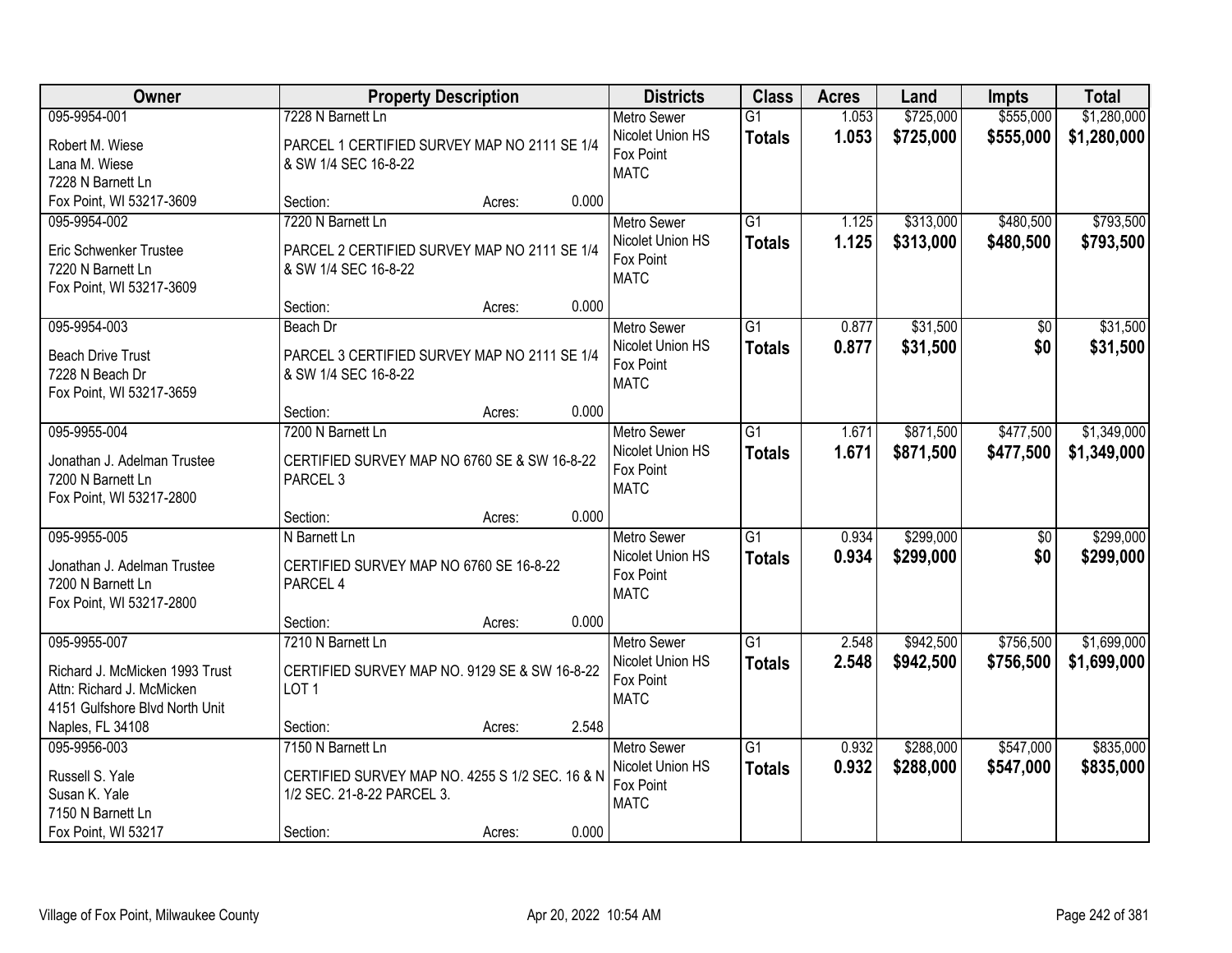| Owner | Property Description | Districts | Class | Acres | Land | Impts | Total |
|---|---|---|---|---|---|---|---|
| 095-9954-001<br>Robert M. Wiese<br>Lana M. Wiese<br>7228 N Barnett Ln<br>Fox Point, WI 53217-3609 | 7228 N Barnett Ln<br>PARCEL 1 CERTIFIED SURVEY MAP NO 2111 SE 1/4 & SW 1/4 SEC 16-8-22<br>Section: Acres: 0.000 | Metro Sewer<br>Nicolet Union HS<br>Fox Point<br>MATC | G1<br>**Totals** | 1.053<br>**1.053** | $725,000<br>**$725,000** | $555,000<br>**$555,000** | $1,280,000<br>**$1,280,000** |
| 095-9954-002<br>Eric Schwenker Trustee<br>7220 N Barnett Ln<br>Fox Point, WI 53217-3609 | 7220 N Barnett Ln<br>PARCEL 2 CERTIFIED SURVEY MAP NO 2111 SE 1/4 & SW 1/4 SEC 16-8-22<br>Section: Acres: 0.000 | Metro Sewer<br>Nicolet Union HS<br>Fox Point<br>MATC | G1<br>**Totals** | 1.125<br>**1.125** | $313,000<br>**$313,000** | $480,500<br>**$480,500** | $793,500<br>**$793,500** |
| 095-9954-003<br>Beach Drive Trust<br>7228 N Beach Dr<br>Fox Point, WI 53217-3659 | Beach Dr<br>PARCEL 3 CERTIFIED SURVEY MAP NO 2111 SE 1/4 & SW 1/4 SEC 16-8-22<br>Section: Acres: 0.000 | Metro Sewer<br>Nicolet Union HS<br>Fox Point<br>MATC | G1<br>**Totals** | 0.877<br>**0.877** | $31,500<br>**$31,500** | $0<br>**$0** | $31,500<br>**$31,500** |
| 095-9955-004<br>Jonathan J. Adelman Trustee<br>7200 N Barnett Ln<br>Fox Point, WI 53217-2800 | 7200 N Barnett Ln<br>CERTIFIED SURVEY MAP NO 6760 SE & SW 16-8-22 PARCEL 3<br>Section: Acres: 0.000 | Metro Sewer<br>Nicolet Union HS<br>Fox Point<br>MATC | G1<br>**Totals** | 1.671<br>**1.671** | $871,500<br>**$871,500** | $477,500<br>**$477,500** | $1,349,000<br>**$1,349,000** |
| 095-9955-005<br>Jonathan J. Adelman Trustee<br>7200 N Barnett Ln<br>Fox Point, WI 53217-2800 | N Barnett Ln<br>CERTIFIED SURVEY MAP NO 6760 SE 16-8-22 PARCEL 4<br>Section: Acres: 0.000 | Metro Sewer<br>Nicolet Union HS<br>Fox Point<br>MATC | G1<br>**Totals** | 0.934<br>**0.934** | $299,000<br>**$299,000** | $0<br>**$0** | $299,000<br>**$299,000** |
| 095-9955-007<br>Richard J. McMicken 1993 Trust<br>Attn: Richard J. McMicken<br>4151 Gulfshore Blvd North Unit<br>Naples, FL 34108 | 7210 N Barnett Ln<br>CERTIFIED SURVEY MAP NO. 9129 SE & SW 16-8-22 LOT 1<br>Section: Acres: 2.548 | Metro Sewer<br>Nicolet Union HS<br>Fox Point<br>MATC | G1<br>**Totals** | 2.548<br>**2.548** | $942,500<br>**$942,500** | $756,500<br>**$756,500** | $1,699,000<br>**$1,699,000** |
| 095-9956-003<br>Russell S. Yale<br>Susan K. Yale<br>7150 N Barnett Ln<br>Fox Point, WI 53217 | 7150 N Barnett Ln<br>CERTIFIED SURVEY MAP NO. 4255 S 1/2 SEC. 16 & N 1/2 SEC. 21-8-22 PARCEL 3.<br>Section: Acres: 0.000 | Metro Sewer<br>Nicolet Union HS<br>Fox Point<br>MATC | G1<br>**Totals** | 0.932<br>**0.932** | $288,000<br>**$288,000** | $547,000<br>**$547,000** | $835,000<br>**$835,000** |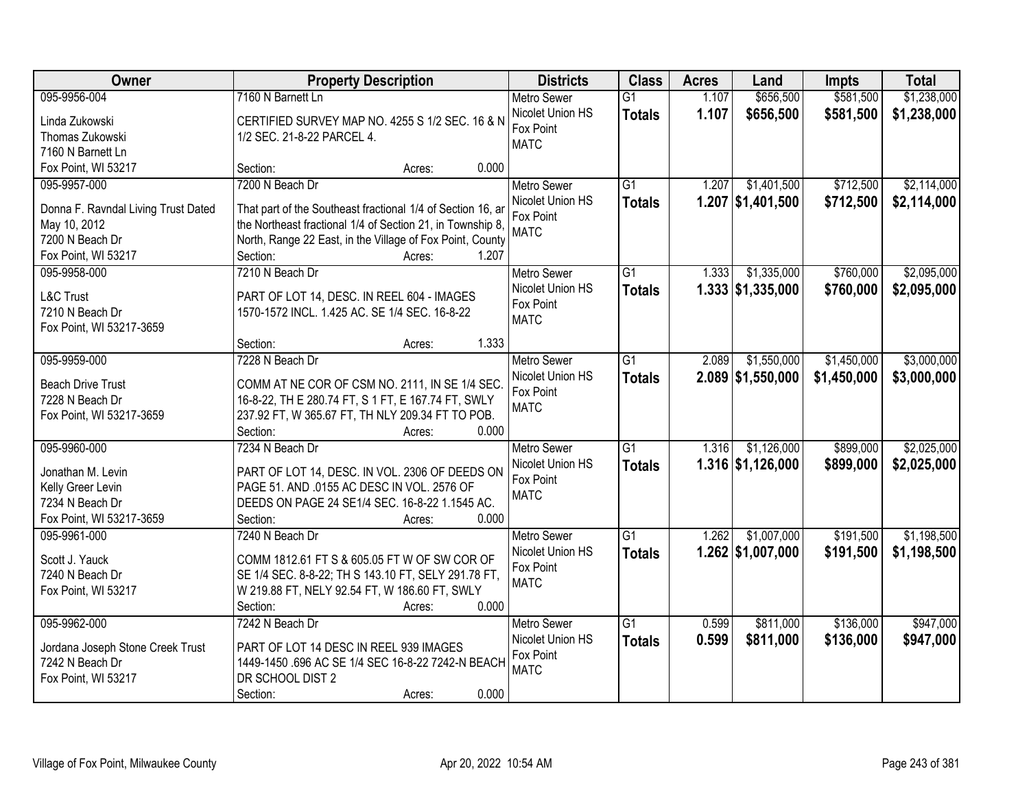| Owner | Property Description | Districts | Class | Acres | Land | Impts | Total |
|---|---|---|---|---|---|---|---|
| 095-9956-004<br>Linda Zukowski<br>Thomas Zukowski<br>7160 N Barnett Ln<br>Fox Point, WI 53217 | 7160 N Barnett Ln<br>CERTIFIED SURVEY MAP NO. 4255 S 1/2 SEC. 16 & N 1/2 SEC. 21-8-22 PARCEL 4.<br>Section: Acres: 0.000 | Metro Sewer<br>Nicolet Union HS<br>Fox Point<br>MATC | G1<br>**Totals** | 1.107<br>**1.107** | $656,500<br>**$656,500** | $581,500<br>**$581,500** | $1,238,000<br>**$1,238,000** |
| 095-9957-000<br>Donna F. Ravndal Living Trust Dated May 10, 2012<br>7200 N Beach Dr<br>Fox Point, WI 53217 | 7200 N Beach Dr<br>That part of the Southeast fractional 1/4 of Section 16, ar the Northeast fractional 1/4 of Section 21, in Township 8, North, Range 22 East, in the Village of Fox Point, County<br>Section: Acres: 1.207 | Metro Sewer<br>Nicolet Union HS<br>Fox Point<br>MATC | G1<br>**Totals** | 1.207<br>**1.207** | $1,401,500<br>**$1,401,500** | $712,500<br>**$712,500** | $2,114,000<br>**$2,114,000** |
| 095-9958-000<br>L&C Trust<br>7210 N Beach Dr<br>Fox Point, WI 53217-3659 | 7210 N Beach Dr<br>PART OF LOT 14, DESC. IN REEL 604 - IMAGES 1570-1572 INCL. 1.425 AC. SE 1/4 SEC. 16-8-22<br>Section: Acres: 1.333 | Metro Sewer<br>Nicolet Union HS<br>Fox Point<br>MATC | G1<br>**Totals** | 1.333<br>**1.333** | $1,335,000<br>**$1,335,000** | $760,000<br>**$760,000** | $2,095,000<br>**$2,095,000** |
| 095-9959-000<br>Beach Drive Trust<br>7228 N Beach Dr<br>Fox Point, WI 53217-3659 | 7228 N Beach Dr<br>COMM AT NE COR OF CSM NO. 2111, IN SE 1/4 SEC. 16-8-22, TH E 280.74 FT, S 1 FT, E 167.74 FT, SWLY 237.92 FT, W 365.67 FT, TH NLY 209.34 FT TO POB.<br>Section: Acres: 0.000 | Metro Sewer<br>Nicolet Union HS<br>Fox Point<br>MATC | G1<br>**Totals** | 2.089<br>**2.089** | $1,550,000<br>**$1,550,000** | $1,450,000<br>**$1,450,000** | $3,000,000<br>**$3,000,000** |
| 095-9960-000<br>Jonathan M. Levin<br>Kelly Greer Levin<br>7234 N Beach Dr<br>Fox Point, WI 53217-3659 | 7234 N Beach Dr<br>PART OF LOT 14, DESC. IN VOL. 2306 OF DEEDS ON PAGE 51. AND .0155 AC DESC IN VOL. 2576 OF DEEDS ON PAGE 24 SE1/4 SEC. 16-8-22 1.1545 AC.<br>Section: Acres: 0.000 | Metro Sewer<br>Nicolet Union HS<br>Fox Point<br>MATC | G1<br>**Totals** | 1.316<br>**1.316** | $1,126,000<br>**$1,126,000** | $899,000<br>**$899,000** | $2,025,000<br>**$2,025,000** |
| 095-9961-000<br>Scott J. Yauck<br>7240 N Beach Dr<br>Fox Point, WI 53217 | 7240 N Beach Dr<br>COMM 1812.61 FT S & 605.05 FT W OF SW COR OF SE 1/4 SEC. 8-8-22; TH S 143.10 FT, SELY 291.78 FT, W 219.88 FT, NELY 92.54 FT, W 186.60 FT, SWLY<br>Section: Acres: 0.000 | Metro Sewer<br>Nicolet Union HS<br>Fox Point<br>MATC | G1<br>**Totals** | 1.262<br>**1.262** | $1,007,000<br>**$1,007,000** | $191,500<br>**$191,500** | $1,198,500<br>**$1,198,500** |
| 095-9962-000<br>Jordana Joseph Stone Creek Trust<br>7242 N Beach Dr<br>Fox Point, WI 53217 | 7242 N Beach Dr<br>PART OF LOT 14 DESC IN REEL 939 IMAGES 1449-1450 .696 AC SE 1/4 SEC 16-8-22 7242-N BEACH DR SCHOOL DIST 2<br>Section: Acres: 0.000 | Metro Sewer<br>Nicolet Union HS<br>Fox Point<br>MATC | G1<br>**Totals** | 0.599<br>**0.599** | $811,000<br>**$811,000** | $136,000<br>**$136,000** | $947,000<br>**$947,000** |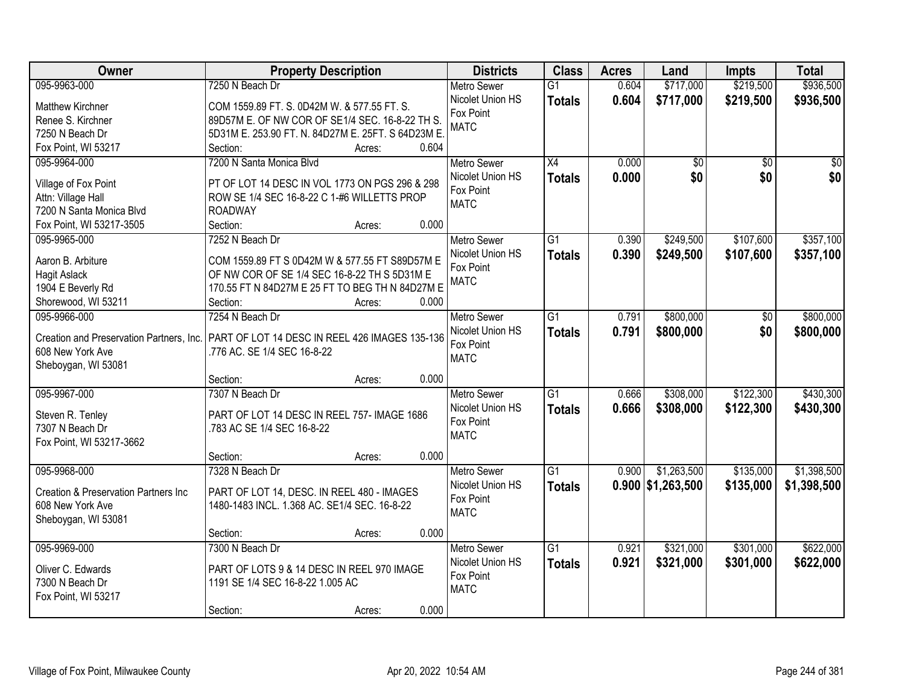| Owner | Property Description | Districts | Class | Acres | Land | Impts | Total |
|---|---|---|---|---|---|---|---|
| 095-9963-000<br>Matthew Kirchner<br>Renee S. Kirchner<br>7250 N Beach Dr<br>Fox Point, WI 53217 | 7250 N Beach Dr<br>COM 1559.89 FT. S. 0D42M W. & 577.55 FT. S. 89D57M E. OF NW COR OF SE1/4 SEC. 16-8-22 TH S. 5D31M E. 253.90 FT. N. 84D27M E. 25FT. S 64D23M E.<br>Section: Acres: 0.604 | Metro Sewer<br>Nicolet Union HS<br>Fox Point<br>MATC | G1<br>**Totals** | 0.604<br>**0.604** | $717,000<br>**$717,000** | $219,500<br>**$219,500** | $936,500<br>**$936,500** |
| 095-9964-000<br>Village of Fox Point<br>Attn: Village Hall<br>7200 N Santa Monica Blvd<br>Fox Point, WI 53217-3505 | 7200 N Santa Monica Blvd<br>PT OF LOT 14 DESC IN VOL 1773 ON PGS 296 & 298 ROW SE 1/4 SEC 16-8-22 C 1-#6 WILLETTS PROP ROADWAY<br>Section: Acres: 0.000 | Metro Sewer<br>Nicolet Union HS<br>Fox Point<br>MATC | X4<br>**Totals** | 0.000<br>**0.000** | $0<br>**$0** | $0<br>**$0** | $0<br>**$0** |
| 095-9965-000<br>Aaron B. Arbiture<br>Hagit Aslack<br>1904 E Beverly Rd<br>Shorewood, WI 53211 | 7252 N Beach Dr<br>COM 1559.89 FT S 0D42M W & 577.55 FT S89D57M E OF NW COR OF SE 1/4 SEC 16-8-22 TH S 5D31M E 170.55 FT N 84D27M E 25 FT TO BEG TH N 84D27M E<br>Section: Acres: 0.000 | Metro Sewer<br>Nicolet Union HS<br>Fox Point<br>MATC | G1<br>**Totals** | 0.390<br>**0.390** | $249,500<br>**$249,500** | $107,600<br>**$107,600** | $357,100<br>**$357,100** |
| 095-9966-000<br>Creation and Preservation Partners, Inc.<br>608 New York Ave<br>Sheboygan, WI 53081 | 7254 N Beach Dr<br>PART OF LOT 14 DESC IN REEL 426 IMAGES 135-136 .776 AC. SE 1/4 SEC 16-8-22<br>Section: Acres: 0.000 | Metro Sewer<br>Nicolet Union HS<br>Fox Point<br>MATC | G1<br>**Totals** | 0.791<br>**0.791** | $800,000<br>**$800,000** | $0<br>**$0** | $800,000<br>**$800,000** |
| 095-9967-000<br>Steven R. Tenley<br>7307 N Beach Dr<br>Fox Point, WI 53217-3662 | 7307 N Beach Dr<br>PART OF LOT 14 DESC IN REEL 757- IMAGE 1686 .783 AC SE 1/4 SEC 16-8-22<br>Section: Acres: 0.000 | Metro Sewer<br>Nicolet Union HS<br>Fox Point<br>MATC | G1<br>**Totals** | 0.666<br>**0.666** | $308,000<br>**$308,000** | $122,300<br>**$122,300** | $430,300<br>**$430,300** |
| 095-9968-000<br>Creation & Preservation Partners Inc<br>608 New York Ave<br>Sheboygan, WI 53081 | 7328 N Beach Dr<br>PART OF LOT 14, DESC. IN REEL 480 - IMAGES 1480-1483 INCL. 1.368 AC. SE1/4 SEC. 16-8-22<br>Section: Acres: 0.000 | Metro Sewer<br>Nicolet Union HS<br>Fox Point<br>MATC | G1<br>**Totals** | 0.900<br>**0.900** | $1,263,500<br>**$1,263,500** | $135,000<br>**$135,000** | $1,398,500<br>**$1,398,500** |
| 095-9969-000<br>Oliver C. Edwards<br>7300 N Beach Dr<br>Fox Point, WI 53217 | 7300 N Beach Dr<br>PART OF LOTS 9 & 14 DESC IN REEL 970 IMAGE 1191 SE 1/4 SEC 16-8-22 1.005 AC<br>Section: Acres: 0.000 | Metro Sewer<br>Nicolet Union HS<br>Fox Point<br>MATC | G1<br>**Totals** | 0.921<br>**0.921** | $321,000<br>**$321,000** | $301,000<br>**$301,000** | $622,000<br>**$622,000** |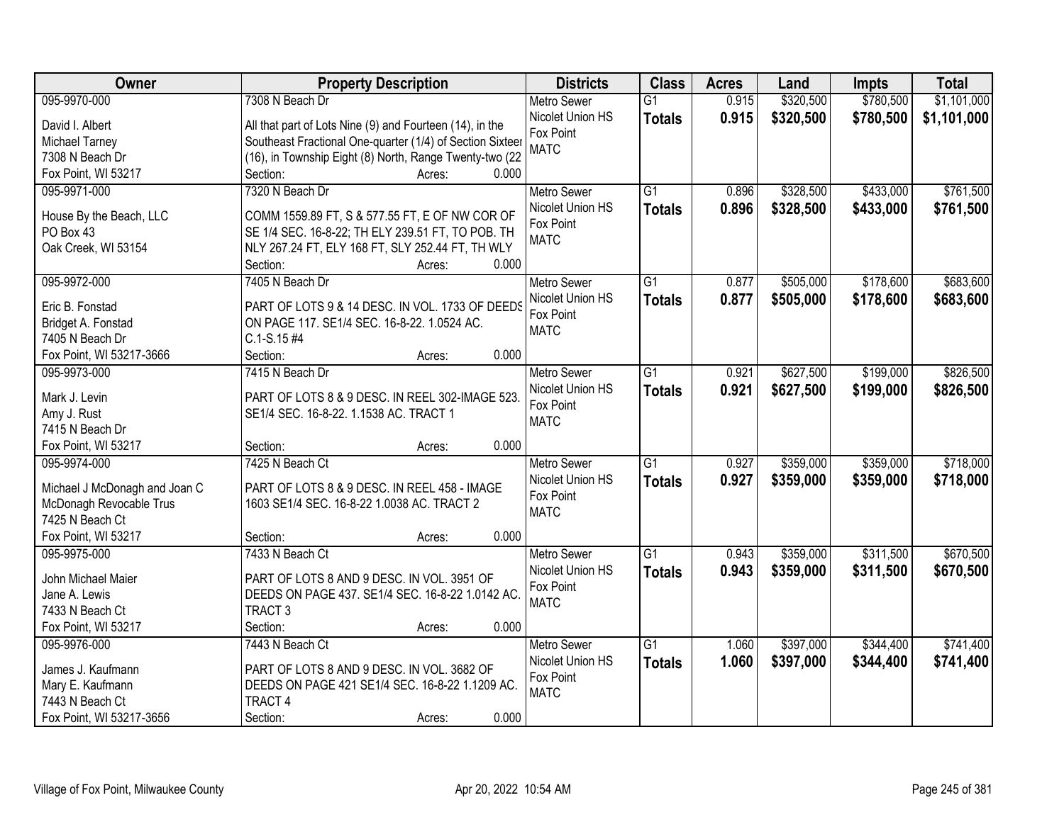| Owner | Property Description | Districts | Class | Acres | Land | Impts | Total |
|---|---|---|---|---|---|---|---|
| 095-9970-000<br><br>David I. Albert<br>Michael Tarney<br>7308 N Beach Dr<br>Fox Point, WI 53217 | 7308 N Beach Dr<br><br>All that part of Lots Nine (9) and Fourteen (14), in the Southeast Fractional One-quarter (1/4) of Section Sixteer (16), in Township Eight (8) North, Range Twenty-two (22<br>Section: Acres: 0.000 | Metro Sewer<br>Nicolet Union HS<br>Fox Point<br>MATC | G1<br>**Totals** | 0.915<br>**0.915** | $320,500<br>**$320,500** | $780,500<br>**$780,500** | $1,101,000<br>**$1,101,000** |
| 095-9971-000<br><br>House By the Beach, LLC<br>PO Box 43<br>Oak Creek, WI 53154 | 7320 N Beach Dr<br><br>COMM 1559.89 FT, S & 577.55 FT, E OF NW COR OF SE 1/4 SEC. 16-8-22; TH ELY 239.51 FT, TO POB. TH NLY 267.24 FT, ELY 168 FT, SLY 252.44 FT, TH WLY<br>Section: Acres: 0.000 | Metro Sewer<br>Nicolet Union HS<br>Fox Point<br>MATC | G1<br>**Totals** | 0.896<br>**0.896** | $328,500<br>**$328,500** | $433,000<br>**$433,000** | $761,500<br>**$761,500** |
| 095-9972-000<br><br>Eric B. Fonstad<br>Bridget A. Fonstad<br>7405 N Beach Dr<br>Fox Point, WI 53217-3666 | 7405 N Beach Dr<br><br>PART OF LOTS 9 & 14 DESC. IN VOL. 1733 OF DEEDS ON PAGE 117. SE1/4 SEC. 16-8-22. 1.0524 AC. C.1-S.15 #4<br>Section: Acres: 0.000 | Metro Sewer<br>Nicolet Union HS<br>Fox Point<br>MATC | G1<br>**Totals** | 0.877<br>**0.877** | $505,000<br>**$505,000** | $178,600<br>**$178,600** | $683,600<br>**$683,600** |
| 095-9973-000<br><br>Mark J. Levin<br>Amy J. Rust<br>7415 N Beach Dr<br>Fox Point, WI 53217 | 7415 N Beach Dr<br><br>PART OF LOTS 8 & 9 DESC. IN REEL 302-IMAGE 523. SE1/4 SEC. 16-8-22. 1.1538 AC. TRACT 1<br><br>Section: Acres: 0.000 | Metro Sewer<br>Nicolet Union HS<br>Fox Point<br>MATC | G1<br>**Totals** | 0.921<br>**0.921** | $627,500<br>**$627,500** | $199,000<br>**$199,000** | $826,500<br>**$826,500** |
| 095-9974-000<br><br>Michael J McDonagh and Joan C McDonagh Revocable Trus<br>7425 N Beach Ct<br>Fox Point, WI 53217 | 7425 N Beach Ct<br><br>PART OF LOTS 8 & 9 DESC. IN REEL 458 - IMAGE 1603 SE1/4 SEC. 16-8-22 1.0038 AC. TRACT 2<br><br>Section: Acres: 0.000 | Metro Sewer<br>Nicolet Union HS<br>Fox Point<br>MATC | G1<br>**Totals** | 0.927<br>**0.927** | $359,000<br>**$359,000** | $359,000<br>**$359,000** | $718,000<br>**$718,000** |
| 095-9975-000<br><br>John Michael Maier<br>Jane A. Lewis<br>7433 N Beach Ct<br>Fox Point, WI 53217 | 7433 N Beach Ct<br><br>PART OF LOTS 8 AND 9 DESC. IN VOL. 3951 OF DEEDS ON PAGE 437. SE1/4 SEC. 16-8-22 1.0142 AC. TRACT 3<br>Section: Acres: 0.000 | Metro Sewer<br>Nicolet Union HS<br>Fox Point<br>MATC | G1<br>**Totals** | 0.943<br>**0.943** | $359,000<br>**$359,000** | $311,500<br>**$311,500** | $670,500<br>**$670,500** |
| 095-9976-000<br><br>James J. Kaufmann<br>Mary E. Kaufmann<br>7443 N Beach Ct<br>Fox Point, WI 53217-3656 | 7443 N Beach Ct<br><br>PART OF LOTS 8 AND 9 DESC. IN VOL. 3682 OF DEEDS ON PAGE 421 SE1/4 SEC. 16-8-22 1.1209 AC. TRACT 4<br>Section: Acres: 0.000 | Metro Sewer<br>Nicolet Union HS<br>Fox Point<br>MATC | G1<br>**Totals** | 1.060<br>**1.060** | $397,000<br>**$397,000** | $344,400<br>**$344,400** | $741,400<br>**$741,400** |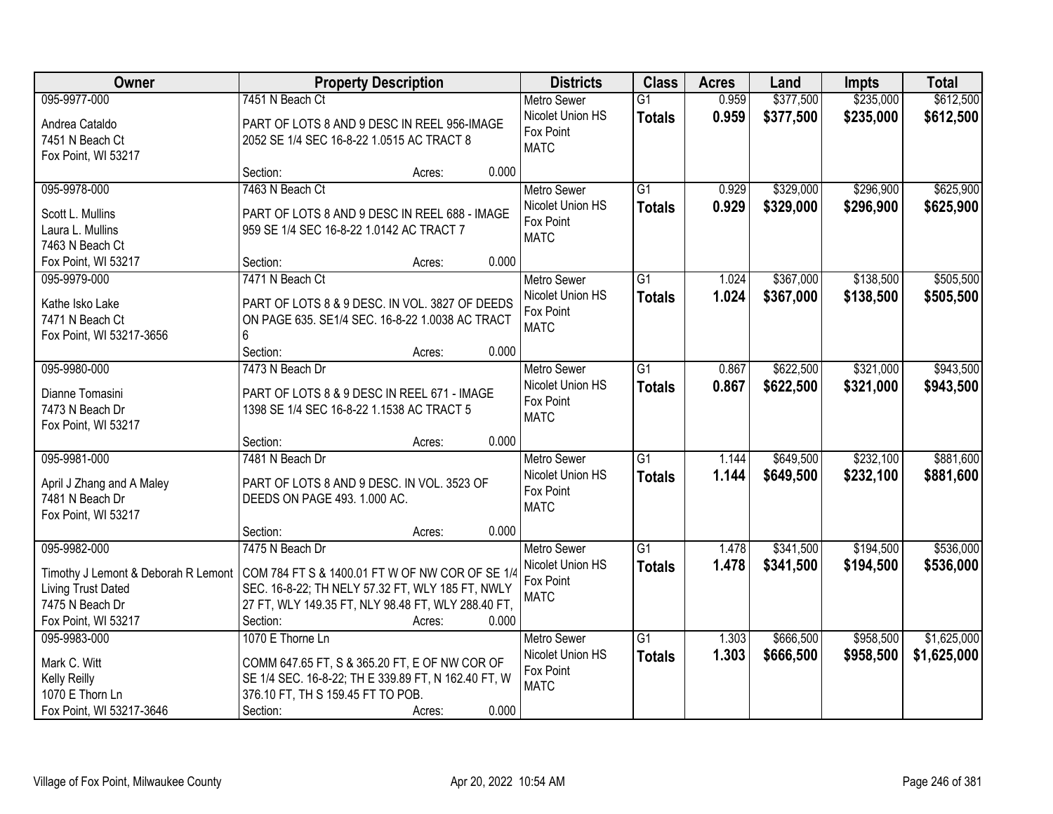| Owner | Property Description | Districts | Class | Acres | Land | Impts | Total |
|---|---|---|---|---|---|---|---|
| 095-9977-000<br>Andrea Cataldo<br>7451 N Beach Ct<br>Fox Point, WI 53217 | 7451 N Beach Ct<br>PART OF LOTS 8 AND 9 DESC IN REEL 956-IMAGE 2052 SE 1/4 SEC 16-8-22 1.0515 AC TRACT 8<br>Section: Acres: 0.000 | Metro Sewer<br>Nicolet Union HS<br>Fox Point<br>MATC | G1<br>**Totals** | 0.959<br>**0.959** | $377,500<br>**$377,500** | $235,000<br>**$235,000** | $612,500<br>**$612,500** |
| 095-9978-000<br>Scott L. Mullins<br>Laura L. Mullins<br>7463 N Beach Ct<br>Fox Point, WI 53217 | 7463 N Beach Ct<br>PART OF LOTS 8 AND 9 DESC IN REEL 688 - IMAGE 959 SE 1/4 SEC 16-8-22 1.0142 AC TRACT 7<br>Section: Acres: 0.000 | Metro Sewer<br>Nicolet Union HS<br>Fox Point<br>MATC | G1<br>**Totals** | 0.929<br>**0.929** | $329,000<br>**$329,000** | $296,900<br>**$296,900** | $625,900<br>**$625,900** |
| 095-9979-000<br>Kathe Isko Lake<br>7471 N Beach Ct<br>Fox Point, WI 53217-3656 | 7471 N Beach Ct<br>PART OF LOTS 8 & 9 DESC. IN VOL. 3827 OF DEEDS ON PAGE 635. SE1/4 SEC. 16-8-22 1.0038 AC TRACT 6<br>Section: Acres: 0.000 | Metro Sewer<br>Nicolet Union HS<br>Fox Point<br>MATC | G1<br>**Totals** | 1.024<br>**1.024** | $367,000<br>**$367,000** | $138,500<br>**$138,500** | $505,500<br>**$505,500** |
| 095-9980-000<br>Dianne Tomasini<br>7473 N Beach Dr<br>Fox Point, WI 53217 | 7473 N Beach Dr<br>PART OF LOTS 8 & 9 DESC IN REEL 671 - IMAGE 1398 SE 1/4 SEC 16-8-22 1.1538 AC TRACT 5<br>Section: Acres: 0.000 | Metro Sewer<br>Nicolet Union HS<br>Fox Point<br>MATC | G1<br>**Totals** | 0.867<br>**0.867** | $622,500<br>**$622,500** | $321,000<br>**$321,000** | $943,500<br>**$943,500** |
| 095-9981-000<br>April J Zhang and A Maley<br>7481 N Beach Dr<br>Fox Point, WI 53217 | 7481 N Beach Dr<br>PART OF LOTS 8 AND 9 DESC. IN VOL. 3523 OF DEEDS ON PAGE 493. 1.000 AC.<br>Section: Acres: 0.000 | Metro Sewer<br>Nicolet Union HS<br>Fox Point<br>MATC | G1<br>**Totals** | 1.144<br>**1.144** | $649,500<br>**$649,500** | $232,100<br>**$232,100** | $881,600<br>**$881,600** |
| 095-9982-000<br>Timothy J Lemont & Deborah R Lemont<br>Living Trust Dated<br>7475 N Beach Dr<br>Fox Point, WI 53217 | 7475 N Beach Dr<br>COM 784 FT S & 1400.01 FT W OF NW COR OF SE 1/4 SEC. 16-8-22; TH NELY 57.32 FT, WLY 185 FT, NWLY 27 FT, WLY 149.35 FT, NLY 98.48 FT, WLY 288.40 FT,<br>Section: Acres: 0.000 | Metro Sewer<br>Nicolet Union HS<br>Fox Point<br>MATC | G1<br>**Totals** | 1.478<br>**1.478** | $341,500<br>**$341,500** | $194,500<br>**$194,500** | $536,000<br>**$536,000** |
| 095-9983-000<br>Mark C. Witt<br>Kelly Reilly<br>1070 E Thorn Ln<br>Fox Point, WI 53217-3646 | 1070 E Thorne Ln<br>COMM 647.65 FT, S & 365.20 FT, E OF NW COR OF SE 1/4 SEC. 16-8-22; TH E 339.89 FT, N 162.40 FT, W 376.10 FT, TH S 159.45 FT TO POB.<br>Section: Acres: 0.000 | Metro Sewer<br>Nicolet Union HS<br>Fox Point<br>MATC | G1<br>**Totals** | 1.303<br>**1.303** | $666,500<br>**$666,500** | $958,500<br>**$958,500** | $1,625,000<br>**$1,625,000** |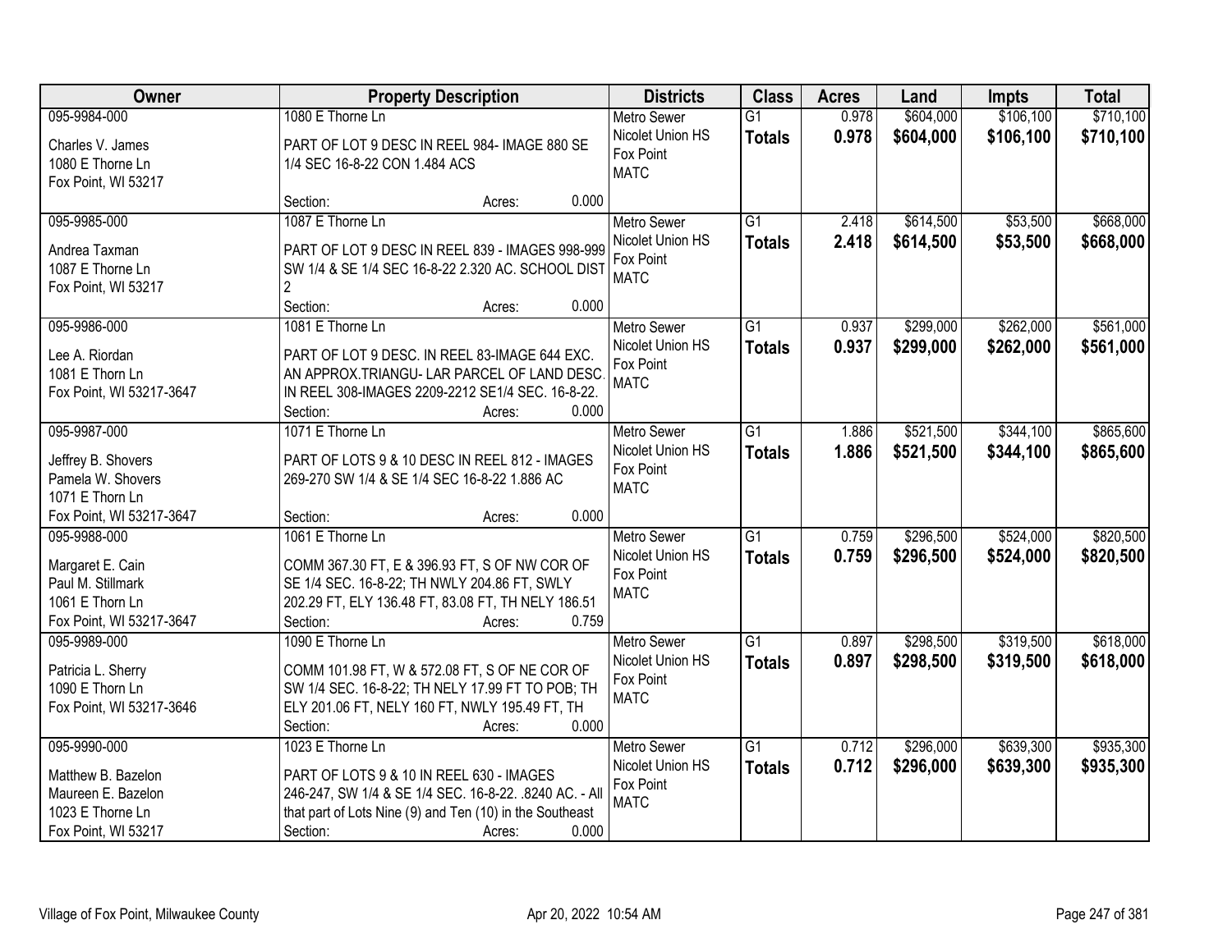| Owner | Property Description | Districts | Class | Acres | Land | Impts | Total |
|---|---|---|---|---|---|---|---|
| 095-9984-000<br>Charles V. James<br>1080 E Thorne Ln<br>Fox Point, WI 53217 | 1080 E Thorne Ln<br>PART OF LOT 9 DESC IN REEL 984- IMAGE 880 SE 1/4 SEC 16-8-22 CON 1.484 ACS<br>Section: Acres: 0.000 | Metro Sewer<br>Nicolet Union HS<br>Fox Point<br>MATC | G1<br>**Totals** | 0.978<br>**0.978** | $604,000<br>**$604,000** | $106,100<br>**$106,100** | $710,100<br>**$710,100** |
| 095-9985-000<br>Andrea Taxman<br>1087 E Thorne Ln<br>Fox Point, WI 53217 | 1087 E Thorne Ln<br>PART OF LOT 9 DESC IN REEL 839 - IMAGES 998-999 SW 1/4 & SE 1/4 SEC 16-8-22 2.320 AC. SCHOOL DIST 2<br>Section: Acres: 0.000 | Metro Sewer<br>Nicolet Union HS<br>Fox Point<br>MATC | G1<br>**Totals** | 2.418<br>**2.418** | $614,500<br>**$614,500** | $53,500<br>**$53,500** | $668,000<br>**$668,000** |
| 095-9986-000<br>Lee A. Riordan<br>1081 E Thorn Ln<br>Fox Point, WI 53217-3647 | 1081 E Thorne Ln<br>PART OF LOT 9 DESC. IN REEL 83-IMAGE 644 EXC. AN APPROX.TRIANGU- LAR PARCEL OF LAND DESC. IN REEL 308-IMAGES 2209-2212 SE1/4 SEC. 16-8-22.<br>Section: Acres: 0.000 | Metro Sewer<br>Nicolet Union HS<br>Fox Point<br>MATC | G1<br>**Totals** | 0.937<br>**0.937** | $299,000<br>**$299,000** | $262,000<br>**$262,000** | $561,000<br>**$561,000** |
| 095-9987-000<br>Jeffrey B. Shovers<br>Pamela W. Shovers<br>1071 E Thorn Ln<br>Fox Point, WI 53217-3647 | 1071 E Thorne Ln<br>PART OF LOTS 9 & 10 DESC IN REEL 812 - IMAGES 269-270 SW 1/4 & SE 1/4 SEC 16-8-22 1.886 AC<br>Section: Acres: 0.000 | Metro Sewer<br>Nicolet Union HS<br>Fox Point<br>MATC | G1<br>**Totals** | 1.886<br>**1.886** | $521,500<br>**$521,500** | $344,100<br>**$344,100** | $865,600<br>**$865,600** |
| 095-9988-000<br>Margaret E. Cain<br>Paul M. Stillmark<br>1061 E Thorn Ln<br>Fox Point, WI 53217-3647 | 1061 E Thorne Ln<br>COMM 367.30 FT, E & 396.93 FT, S OF NW COR OF SE 1/4 SEC. 16-8-22; TH NWLY 204.86 FT, SWLY 202.29 FT, ELY 136.48 FT, 83.08 FT, TH NELY 186.51<br>Section: Acres: 0.759 | Metro Sewer<br>Nicolet Union HS<br>Fox Point<br>MATC | G1<br>**Totals** | 0.759<br>**0.759** | $296,500<br>**$296,500** | $524,000<br>**$524,000** | $820,500<br>**$820,500** |
| 095-9989-000<br>Patricia L. Sherry<br>1090 E Thorn Ln<br>Fox Point, WI 53217-3646 | 1090 E Thorne Ln<br>COMM 101.98 FT, W & 572.08 FT, S OF NE COR OF SW 1/4 SEC. 16-8-22; TH NELY 17.99 FT TO POB; TH ELY 201.06 FT, NELY 160 FT, NWLY 195.49 FT, TH<br>Section: Acres: 0.000 | Metro Sewer<br>Nicolet Union HS<br>Fox Point<br>MATC | G1<br>**Totals** | 0.897<br>**0.897** | $298,500<br>**$298,500** | $319,500<br>**$319,500** | $618,000<br>**$618,000** |
| 095-9990-000<br>Matthew B. Bazelon<br>Maureen E. Bazelon<br>1023 E Thorne Ln<br>Fox Point, WI 53217 | 1023 E Thorne Ln<br>PART OF LOTS 9 & 10 IN REEL 630 - IMAGES 246-247, SW 1/4 & SE 1/4 SEC. 16-8-22. .8240 AC. - All that part of Lots Nine (9) and Ten (10) in the Southeast<br>Section: Acres: 0.000 | Metro Sewer<br>Nicolet Union HS<br>Fox Point<br>MATC | G1<br>**Totals** | 0.712<br>**0.712** | $296,000<br>**$296,000** | $639,300<br>**$639,300** | $935,300<br>**$935,300** |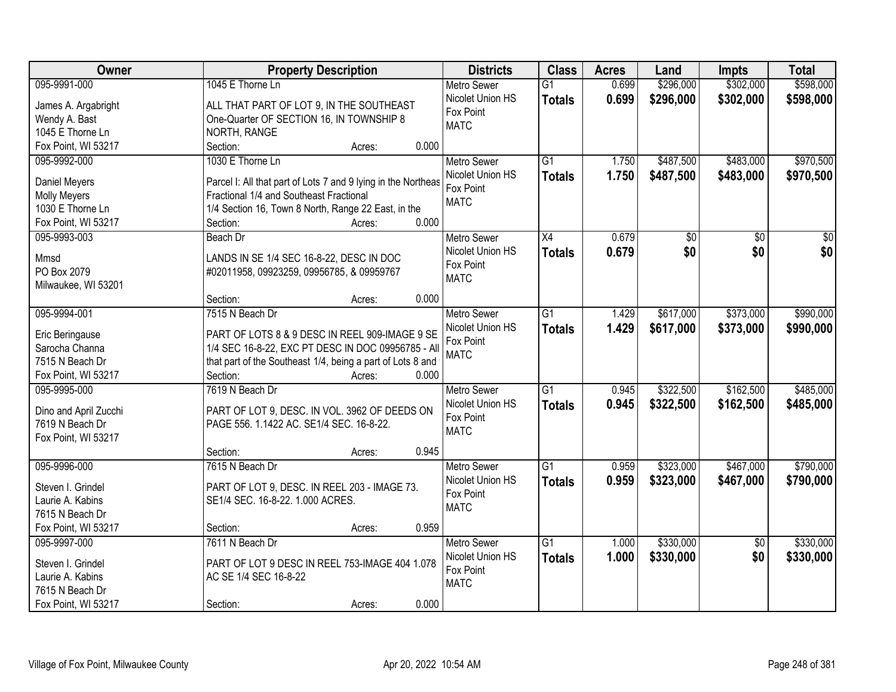| Owner | Property Description | Districts | Class | Acres | Land | Impts | Total |
|---|---|---|---|---|---|---|---|
| 095-9991-000<br>James A. Argabright<br>Wendy A. Bast<br>1045 E Thorne Ln<br>Fox Point, WI 53217 | 1045 E Thorne Ln<br>ALL THAT PART OF LOT 9, IN THE SOUTHEAST One-Quarter OF SECTION 16, IN TOWNSHIP 8 NORTH, RANGE<br>Section: Acres: 0.000 | Metro Sewer<br>Nicolet Union HS<br>Fox Point<br>MATC | G1<br>**Totals** | 0.699<br>**0.699** | $296,000<br>**$296,000** | $302,000<br>**$302,000** | $598,000<br>**$598,000** |
| 095-9992-000<br>Daniel Meyers<br>Molly Meyers<br>1030 E Thorne Ln<br>Fox Point, WI 53217 | 1030 E Thorne Ln<br>Parcel I: All that part of Lots 7 and 9 lying in the Northeas Fractional 1/4 and Southeast Fractional 1/4 Section 16, Town 8 North, Range 22 East, in the<br>Section: Acres: 0.000 | Metro Sewer<br>Nicolet Union HS<br>Fox Point<br>MATC | G1<br>**Totals** | 1.750<br>**1.750** | $487,500<br>**$487,500** | $483,000<br>**$483,000** | $970,500<br>**$970,500** |
| 095-9993-003<br>Mmsd<br>PO Box 2079<br>Milwaukee, WI 53201 | Beach Dr<br>LANDS IN SE 1/4 SEC 16-8-22, DESC IN DOC #02011958, 09923259, 09956785, & 09959767<br>Section: Acres: 0.000 | Metro Sewer<br>Nicolet Union HS<br>Fox Point<br>MATC | X4<br>**Totals** | 0.679<br>**0.679** | $0<br>**$0** | $0<br>**$0** | $0<br>**$0** |
| 095-9994-001<br>Eric Beringause<br>Sarocha Channa<br>7515 N Beach Dr<br>Fox Point, WI 53217 | 7515 N Beach Dr<br>PART OF LOTS 8 & 9 DESC IN REEL 909-IMAGE 9 SE 1/4 SEC 16-8-22, EXC PT DESC IN DOC 09956785 - All that part of the Southeast 1/4, being a part of Lots 8 and<br>Section: Acres: 0.000 | Metro Sewer<br>Nicolet Union HS<br>Fox Point<br>MATC | G1<br>**Totals** | 1.429<br>**1.429** | $617,000<br>**$617,000** | $373,000<br>**$373,000** | $990,000<br>**$990,000** |
| 095-9995-000<br>Dino and April Zucchi<br>7619 N Beach Dr<br>Fox Point, WI 53217 | 7619 N Beach Dr<br>PART OF LOT 9, DESC. IN VOL. 3962 OF DEEDS ON PAGE 556. 1.1422 AC. SE1/4 SEC. 16-8-22.<br>Section: Acres: 0.945 | Metro Sewer<br>Nicolet Union HS<br>Fox Point<br>MATC | G1<br>**Totals** | 0.945<br>**0.945** | $322,500<br>**$322,500** | $162,500<br>**$162,500** | $485,000<br>**$485,000** |
| 095-9996-000<br>Steven I. Grindel<br>Laurie A. Kabins<br>7615 N Beach Dr<br>Fox Point, WI 53217 | 7615 N Beach Dr<br>PART OF LOT 9, DESC. IN REEL 203 - IMAGE 73. SE1/4 SEC. 16-8-22. 1.000 ACRES.<br>Section: Acres: 0.959 | Metro Sewer<br>Nicolet Union HS<br>Fox Point<br>MATC | G1<br>**Totals** | 0.959<br>**0.959** | $323,000<br>**$323,000** | $467,000<br>**$467,000** | $790,000<br>**$790,000** |
| 095-9997-000<br>Steven I. Grindel<br>Laurie A. Kabins<br>7615 N Beach Dr<br>Fox Point, WI 53217 | 7611 N Beach Dr<br>PART OF LOT 9 DESC IN REEL 753-IMAGE 404 1.078 AC SE 1/4 SEC 16-8-22<br>Section: Acres: 0.000 | Metro Sewer<br>Nicolet Union HS<br>Fox Point<br>MATC | G1<br>**Totals** | 1.000<br>**1.000** | $330,000<br>**$330,000** | $0<br>**$0** | $330,000<br>**$330,000** |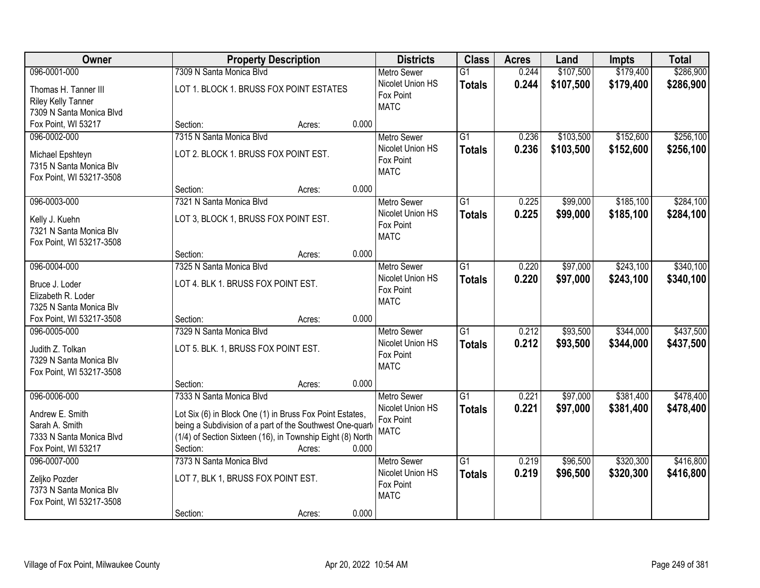| Owner | Property Description | | | Districts | Class | Acres | Land | Impts | Total |
|---|---|---|---|---|---|---|---|---|---|
| 096-0001-000<br>Thomas H. Tanner III<br>Riley Kelly Tanner<br>7309 N Santa Monica Blvd<br>Fox Point, WI 53217 | 7309 N Santa Monica Blvd<br>LOT 1. BLOCK 1. BRUSS FOX POINT ESTATES<br>Section: | Acres: | 0.000 | Metro Sewer<br>Nicolet Union HS<br>Fox Point<br>MATC | G1<br>**Totals** | 0.244<br>**0.244** | $107,500<br>**$107,500** | $179,400<br>**$179,400** | $286,900<br>**$286,900** |
| 096-0002-000<br>Michael Epshteyn<br>7315 N Santa Monica Blv<br>Fox Point, WI 53217-3508 | 7315 N Santa Monica Blvd<br>LOT 2. BLOCK 1. BRUSS FOX POINT EST.<br>Section: | Acres: | 0.000 | Metro Sewer<br>Nicolet Union HS<br>Fox Point<br>MATC | G1<br>**Totals** | 0.236<br>**0.236** | $103,500<br>**$103,500** | $152,600<br>**$152,600** | $256,100<br>**$256,100** |
| 096-0003-000<br>Kelly J. Kuehn<br>7321 N Santa Monica Blv<br>Fox Point, WI 53217-3508 | 7321 N Santa Monica Blvd<br>LOT 3, BLOCK 1, BRUSS FOX POINT EST.<br>Section: | Acres: | 0.000 | Metro Sewer<br>Nicolet Union HS<br>Fox Point<br>MATC | G1<br>**Totals** | 0.225<br>**0.225** | $99,000<br>**$99,000** | $185,100<br>**$185,100** | $284,100<br>**$284,100** |
| 096-0004-000<br>Bruce J. Loder<br>Elizabeth R. Loder<br>7325 N Santa Monica Blv<br>Fox Point, WI 53217-3508 | 7325 N Santa Monica Blvd<br>LOT 4. BLK 1. BRUSS FOX POINT EST.<br>Section: | Acres: | 0.000 | Metro Sewer<br>Nicolet Union HS<br>Fox Point<br>MATC | G1<br>**Totals** | 0.220<br>**0.220** | $97,000<br>**$97,000** | $243,100<br>**$243,100** | $340,100<br>**$340,100** |
| 096-0005-000<br>Judith Z. Tolkan<br>7329 N Santa Monica Blv<br>Fox Point, WI 53217-3508 | 7329 N Santa Monica Blvd<br>LOT 5. BLK. 1, BRUSS FOX POINT EST.<br>Section: | Acres: | 0.000 | Metro Sewer<br>Nicolet Union HS<br>Fox Point<br>MATC | G1<br>**Totals** | 0.212<br>**0.212** | $93,500<br>**$93,500** | $344,000<br>**$344,000** | $437,500<br>**$437,500** |
| 096-0006-000<br>Andrew E. Smith<br>Sarah A. Smith<br>7333 N Santa Monica Blvd<br>Fox Point, WI 53217 | 7333 N Santa Monica Blvd<br>Lot Six (6) in Block One (1) in Bruss Fox Point Estates, being a Subdivision of a part of the Southwest One-quart (1/4) of Section Sixteen (16), in Township Eight (8) North<br>Section: | Acres: | 0.000 | Metro Sewer<br>Nicolet Union HS<br>Fox Point<br>MATC | G1<br>**Totals** | 0.221<br>**0.221** | $97,000<br>**$97,000** | $381,400<br>**$381,400** | $478,400<br>**$478,400** |
| 096-0007-000<br>Zeljko Pozder<br>7373 N Santa Monica Blv<br>Fox Point, WI 53217-3508 | 7373 N Santa Monica Blvd<br>LOT 7, BLK 1, BRUSS FOX POINT EST.<br>Section: | Acres: | 0.000 | Metro Sewer<br>Nicolet Union HS<br>Fox Point<br>MATC | G1<br>**Totals** | 0.219<br>**0.219** | $96,500<br>**$96,500** | $320,300<br>**$320,300** | $416,800<br>**$416,800** |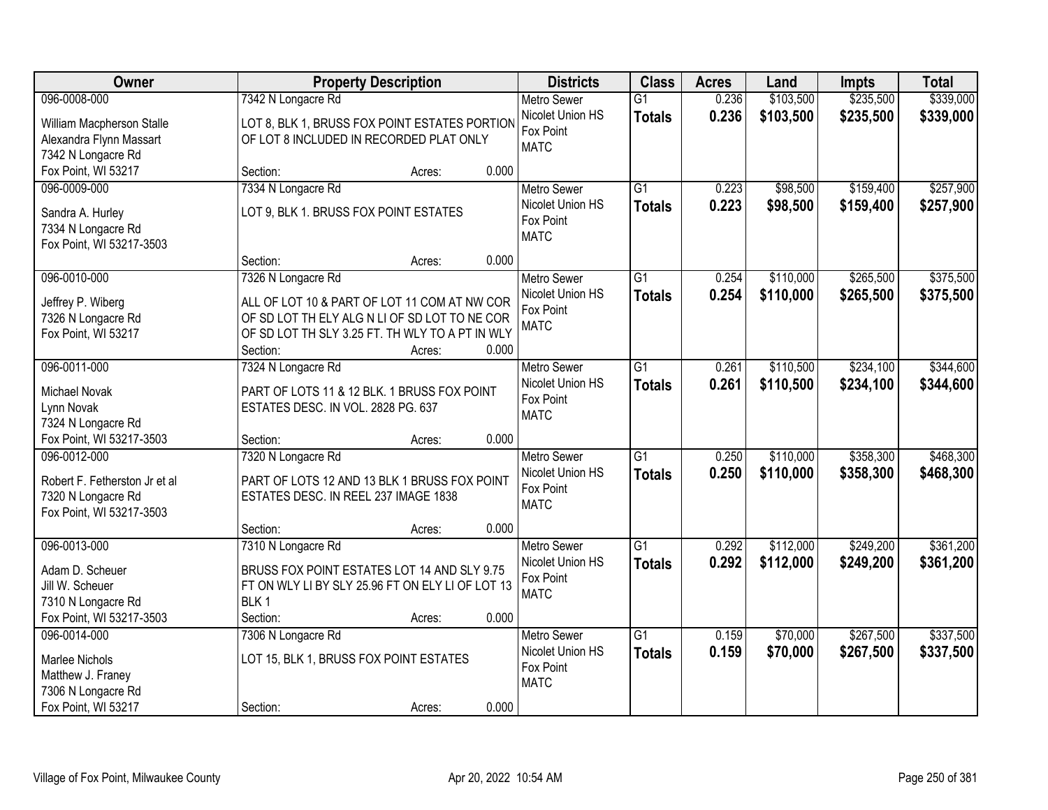| Owner | Property Description | Districts | Class | Acres | Land | Impts | Total |
|---|---|---|---|---|---|---|---|
| 096-0008-000<br>William Macpherson Stalle<br>Alexandra Flynn Massart<br>7342 N Longacre Rd<br>Fox Point, WI 53217 | 7342 N Longacre Rd<br>LOT 8, BLK 1, BRUSS FOX POINT ESTATES PORTION OF LOT 8 INCLUDED IN RECORDED PLAT ONLY<br>Section: Acres: 0.000 | Metro Sewer<br>Nicolet Union HS<br>Fox Point<br>MATC | G1<br>**Totals** | 0.236<br>**0.236** | $103,500<br>**$103,500** | $235,500<br>**$235,500** | $339,000<br>**$339,000** |
| 096-0009-000<br>Sandra A. Hurley<br>7334 N Longacre Rd<br>Fox Point, WI 53217-3503 | 7334 N Longacre Rd<br>LOT 9, BLK 1. BRUSS FOX POINT ESTATES<br>Section: Acres: 0.000 | Metro Sewer<br>Nicolet Union HS<br>Fox Point<br>MATC | G1<br>**Totals** | 0.223<br>**0.223** | $98,500<br>**$98,500** | $159,400<br>**$159,400** | $257,900<br>**$257,900** |
| 096-0010-000<br>Jeffrey P. Wiberg<br>7326 N Longacre Rd<br>Fox Point, WI 53217 | 7326 N Longacre Rd<br>ALL OF LOT 10 & PART OF LOT 11 COM AT NW COR OF SD LOT TH ELY ALG N LI OF SD LOT TO NE COR OF SD LOT TH SLY 3.25 FT. TH WLY TO A PT IN WLY<br>Section: Acres: 0.000 | Metro Sewer<br>Nicolet Union HS<br>Fox Point<br>MATC | G1<br>**Totals** | 0.254<br>**0.254** | $110,000<br>**$110,000** | $265,500<br>**$265,500** | $375,500<br>**$375,500** |
| 096-0011-000<br>Michael Novak<br>Lynn Novak<br>7324 N Longacre Rd<br>Fox Point, WI 53217-3503 | 7324 N Longacre Rd<br>PART OF LOTS 11 & 12 BLK. 1 BRUSS FOX POINT ESTATES DESC. IN VOL. 2828 PG. 637<br>Section: Acres: 0.000 | Metro Sewer<br>Nicolet Union HS<br>Fox Point<br>MATC | G1<br>**Totals** | 0.261<br>**0.261** | $110,500<br>**$110,500** | $234,100<br>**$234,100** | $344,600<br>**$344,600** |
| 096-0012-000<br>Robert F. Fetherston Jr et al<br>7320 N Longacre Rd<br>Fox Point, WI 53217-3503 | 7320 N Longacre Rd<br>PART OF LOTS 12 AND 13 BLK 1 BRUSS FOX POINT ESTATES DESC. IN REEL 237 IMAGE 1838<br>Section: Acres: 0.000 | Metro Sewer<br>Nicolet Union HS<br>Fox Point<br>MATC | G1<br>**Totals** | 0.250<br>**0.250** | $110,000<br>**$110,000** | $358,300<br>**$358,300** | $468,300<br>**$468,300** |
| 096-0013-000<br>Adam D. Scheuer<br>Jill W. Scheuer<br>7310 N Longacre Rd<br>Fox Point, WI 53217-3503 | 7310 N Longacre Rd<br>BRUSS FOX POINT ESTATES LOT 14 AND SLY 9.75 FT ON WLY LI BY SLY 25.96 FT ON ELY LI OF LOT 13 BLK 1<br>Section: Acres: 0.000 | Metro Sewer<br>Nicolet Union HS<br>Fox Point<br>MATC | G1<br>**Totals** | 0.292<br>**0.292** | $112,000<br>**$112,000** | $249,200<br>**$249,200** | $361,200<br>**$361,200** |
| 096-0014-000<br>Marlee Nichols<br>Matthew J. Franey<br>7306 N Longacre Rd<br>Fox Point, WI 53217 | 7306 N Longacre Rd<br>LOT 15, BLK 1, BRUSS FOX POINT ESTATES<br>Section: Acres: 0.000 | Metro Sewer<br>Nicolet Union HS<br>Fox Point<br>MATC | G1<br>**Totals** | 0.159<br>**0.159** | $70,000<br>**$70,000** | $267,500<br>**$267,500** | $337,500<br>**$337,500** |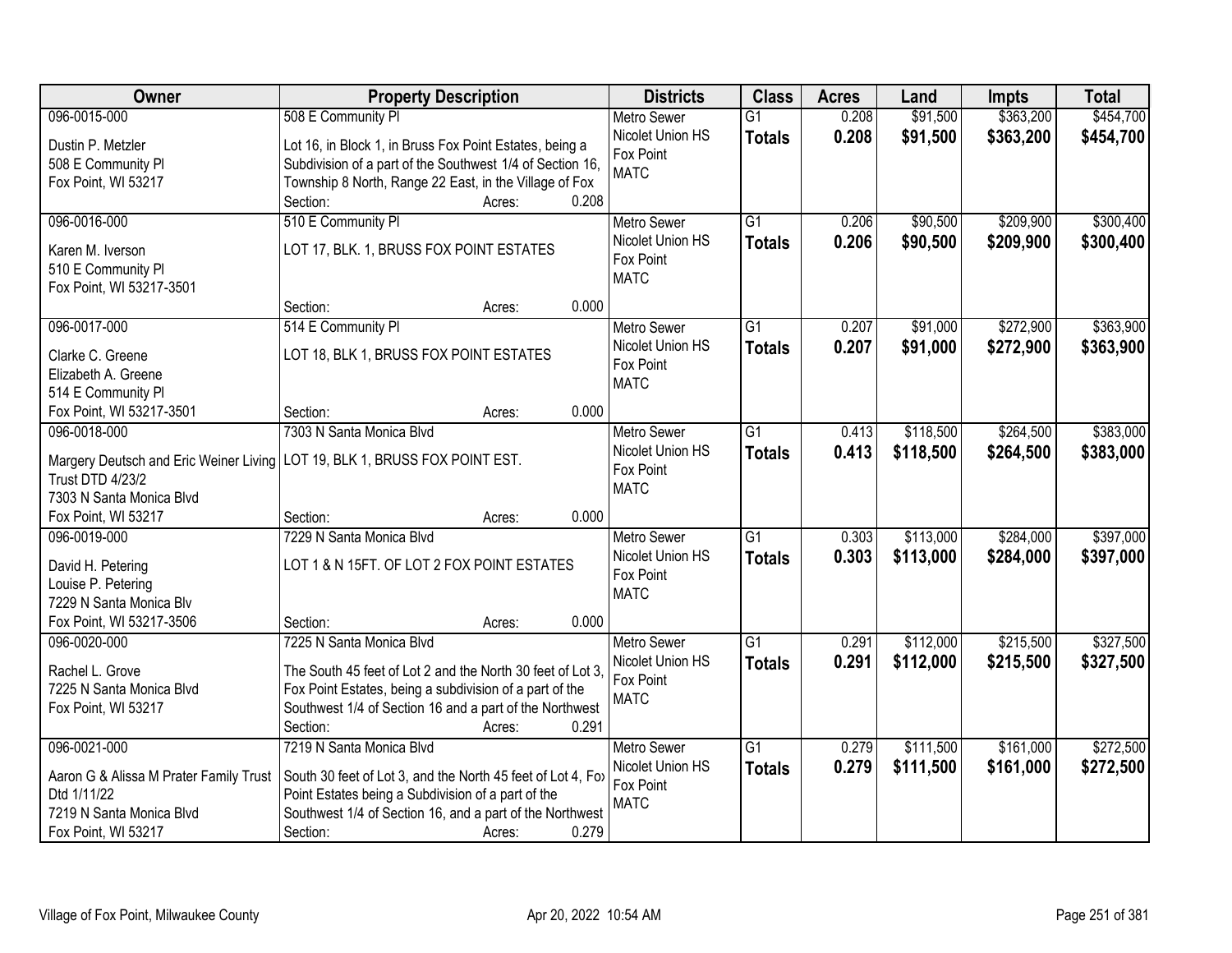| Owner | Property Description | Districts | Class | Acres | Land | Impts | Total |
|---|---|---|---|---|---|---|---|
| 096-0015-000<br><br>Dustin P. Metzler<br>508 E Community Pl<br>Fox Point, WI 53217 | 508 E Community Pl<br><br>Lot 16, in Block 1, in Bruss Fox Point Estates, being a Subdivision of a part of the Southwest 1/4 of Section 16, Township 8 North, Range 22 East, in the Village of Fox<br>Section: Acres: 0.208 | Metro Sewer<br>Nicolet Union HS<br>Fox Point<br>MATC | G1<br>**Totals** | 0.208<br>**0.208** | $91,500<br>**$91,500** | $363,200<br>**$363,200** | $454,700<br>**$454,700** |
| 096-0016-000<br><br>Karen M. Iverson<br>510 E Community Pl<br>Fox Point, WI 53217-3501 | 510 E Community Pl<br><br>LOT 17, BLK. 1, BRUSS FOX POINT ESTATES<br><br>Section: Acres: 0.000 | Metro Sewer<br>Nicolet Union HS<br>Fox Point<br>MATC | G1<br>**Totals** | 0.206<br>**0.206** | $90,500<br>**$90,500** | $209,900<br>**$209,900** | $300,400<br>**$300,400** |
| 096-0017-000<br><br>Clarke C. Greene<br>Elizabeth A. Greene<br>514 E Community Pl<br>Fox Point, WI 53217-3501 | 514 E Community Pl<br><br>LOT 18, BLK 1, BRUSS FOX POINT ESTATES<br><br>Section: Acres: 0.000 | Metro Sewer<br>Nicolet Union HS<br>Fox Point<br>MATC | G1<br>**Totals** | 0.207<br>**0.207** | $91,000<br>**$91,000** | $272,900<br>**$272,900** | $363,900<br>**$363,900** |
| 096-0018-000<br><br>Margery Deutsch and Eric Weiner Living Trust DTD 4/23/2<br>7303 N Santa Monica Blvd<br>Fox Point, WI 53217 | 7303 N Santa Monica Blvd<br><br>LOT 19, BLK 1, BRUSS FOX POINT EST.<br><br>Section: Acres: 0.000 | Metro Sewer<br>Nicolet Union HS<br>Fox Point<br>MATC | G1<br>**Totals** | 0.413<br>**0.413** | $118,500<br>**$118,500** | $264,500<br>**$264,500** | $383,000<br>**$383,000** |
| 096-0019-000<br><br>David H. Petering<br>Louise P. Petering<br>7229 N Santa Monica Blv<br>Fox Point, WI 53217-3506 | 7229 N Santa Monica Blvd<br><br>LOT 1 & N 15FT. OF LOT 2 FOX POINT ESTATES<br><br>Section: Acres: 0.000 | Metro Sewer<br>Nicolet Union HS<br>Fox Point<br>MATC | G1<br>**Totals** | 0.303<br>**0.303** | $113,000<br>**$113,000** | $284,000<br>**$284,000** | $397,000<br>**$397,000** |
| 096-0020-000<br><br>Rachel L. Grove<br>7225 N Santa Monica Blvd<br>Fox Point, WI 53217 | 7225 N Santa Monica Blvd<br><br>The South 45 feet of Lot 2 and the North 30 feet of Lot 3, Fox Point Estates, being a subdivision of a part of the Southwest 1/4 of Section 16 and a part of the Northwest<br>Section: Acres: 0.291 | Metro Sewer<br>Nicolet Union HS<br>Fox Point<br>MATC | G1<br>**Totals** | 0.291<br>**0.291** | $112,000<br>**$112,000** | $215,500<br>**$215,500** | $327,500<br>**$327,500** |
| 096-0021-000<br><br>Aaron G & Alissa M Prater Family Trust Dtd 1/11/22<br>7219 N Santa Monica Blvd<br>Fox Point, WI 53217 | 7219 N Santa Monica Blvd<br><br>South 30 feet of Lot 3, and the North 45 feet of Lot 4, Fox Point Estates being a Subdivision of a part of the Southwest 1/4 of Section 16, and a part of the Northwest<br>Section: Acres: 0.279 | Metro Sewer<br>Nicolet Union HS<br>Fox Point<br>MATC | G1<br>**Totals** | 0.279<br>**0.279** | $111,500<br>**$111,500** | $161,000<br>**$161,000** | $272,500<br>**$272,500** |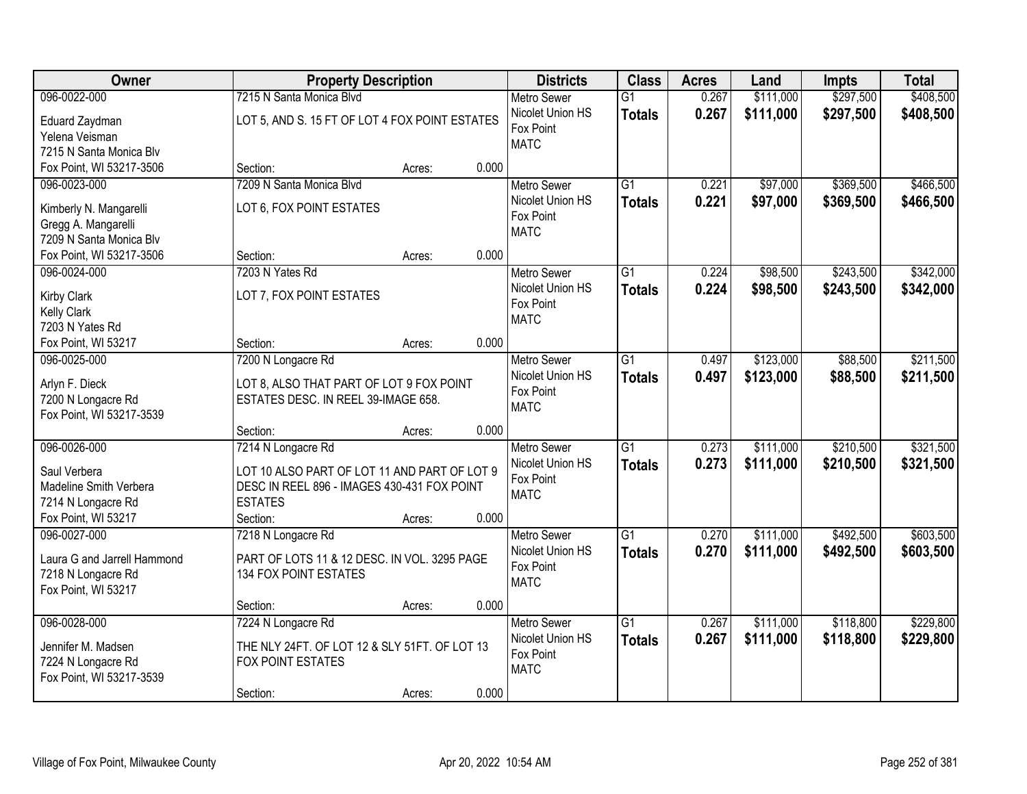| Owner | Property Description | Districts | Class | Acres | Land | Impts | Total |
|---|---|---|---|---|---|---|---|
| 096-0022-000<br>Eduard Zaydman<br>Yelena Veisman<br>7215 N Santa Monica Blv<br>Fox Point, WI 53217-3506 | 7215 N Santa Monica Blvd<br>LOT 5, AND S. 15 FT OF LOT 4 FOX POINT ESTATES<br>Section: Acres: 0.000 | Metro Sewer<br>Nicolet Union HS<br>Fox Point<br>MATC | G1<br>**Totals** | 0.267<br>**0.267** | $111,000<br>**$111,000** | $297,500<br>**$297,500** | $408,500<br>**$408,500** |
| 096-0023-000<br>Kimberly N. Mangarelli<br>Gregg A. Mangarelli<br>7209 N Santa Monica Blv<br>Fox Point, WI 53217-3506 | 7209 N Santa Monica Blvd<br>LOT 6, FOX POINT ESTATES<br>Section: Acres: 0.000 | Metro Sewer<br>Nicolet Union HS<br>Fox Point<br>MATC | G1<br>**Totals** | 0.221<br>**0.221** | $97,000<br>**$97,000** | $369,500<br>**$369,500** | $466,500<br>**$466,500** |
| 096-0024-000<br>Kirby Clark<br>Kelly Clark<br>7203 N Yates Rd<br>Fox Point, WI 53217 | 7203 N Yates Rd<br>LOT 7, FOX POINT ESTATES<br>Section: Acres: 0.000 | Metro Sewer<br>Nicolet Union HS<br>Fox Point<br>MATC | G1<br>**Totals** | 0.224<br>**0.224** | $98,500<br>**$98,500** | $243,500<br>**$243,500** | $342,000<br>**$342,000** |
| 096-0025-000<br>Arlyn F. Dieck<br>7200 N Longacre Rd<br>Fox Point, WI 53217-3539 | 7200 N Longacre Rd<br>LOT 8, ALSO THAT PART OF LOT 9 FOX POINT ESTATES DESC. IN REEL 39-IMAGE 658.<br>Section: Acres: 0.000 | Metro Sewer<br>Nicolet Union HS<br>Fox Point<br>MATC | G1<br>**Totals** | 0.497<br>**0.497** | $123,000<br>**$123,000** | $88,500<br>**$88,500** | $211,500<br>**$211,500** |
| 096-0026-000<br>Saul Verbera<br>Madeline Smith Verbera<br>7214 N Longacre Rd<br>Fox Point, WI 53217 | 7214 N Longacre Rd<br>LOT 10 ALSO PART OF LOT 11 AND PART OF LOT 9 DESC IN REEL 896 - IMAGES 430-431 FOX POINT ESTATES<br>Section: Acres: 0.000 | Metro Sewer<br>Nicolet Union HS<br>Fox Point<br>MATC | G1<br>**Totals** | 0.273<br>**0.273** | $111,000<br>**$111,000** | $210,500<br>**$210,500** | $321,500<br>**$321,500** |
| 096-0027-000<br>Laura G and Jarrell Hammond<br>7218 N Longacre Rd<br>Fox Point, WI 53217 | 7218 N Longacre Rd<br>PART OF LOTS 11 & 12 DESC. IN VOL. 3295 PAGE 134 FOX POINT ESTATES<br>Section: Acres: 0.000 | Metro Sewer<br>Nicolet Union HS<br>Fox Point<br>MATC | G1<br>**Totals** | 0.270<br>**0.270** | $111,000<br>**$111,000** | $492,500<br>**$492,500** | $603,500<br>**$603,500** |
| 096-0028-000<br>Jennifer M. Madsen<br>7224 N Longacre Rd<br>Fox Point, WI 53217-3539 | 7224 N Longacre Rd<br>THE NLY 24FT. OF LOT 12 & SLY 51FT. OF LOT 13 FOX POINT ESTATES<br>Section: Acres: 0.000 | Metro Sewer<br>Nicolet Union HS<br>Fox Point<br>MATC | G1<br>**Totals** | 0.267<br>**0.267** | $111,000<br>**$111,000** | $118,800<br>**$118,800** | $229,800<br>**$229,800** |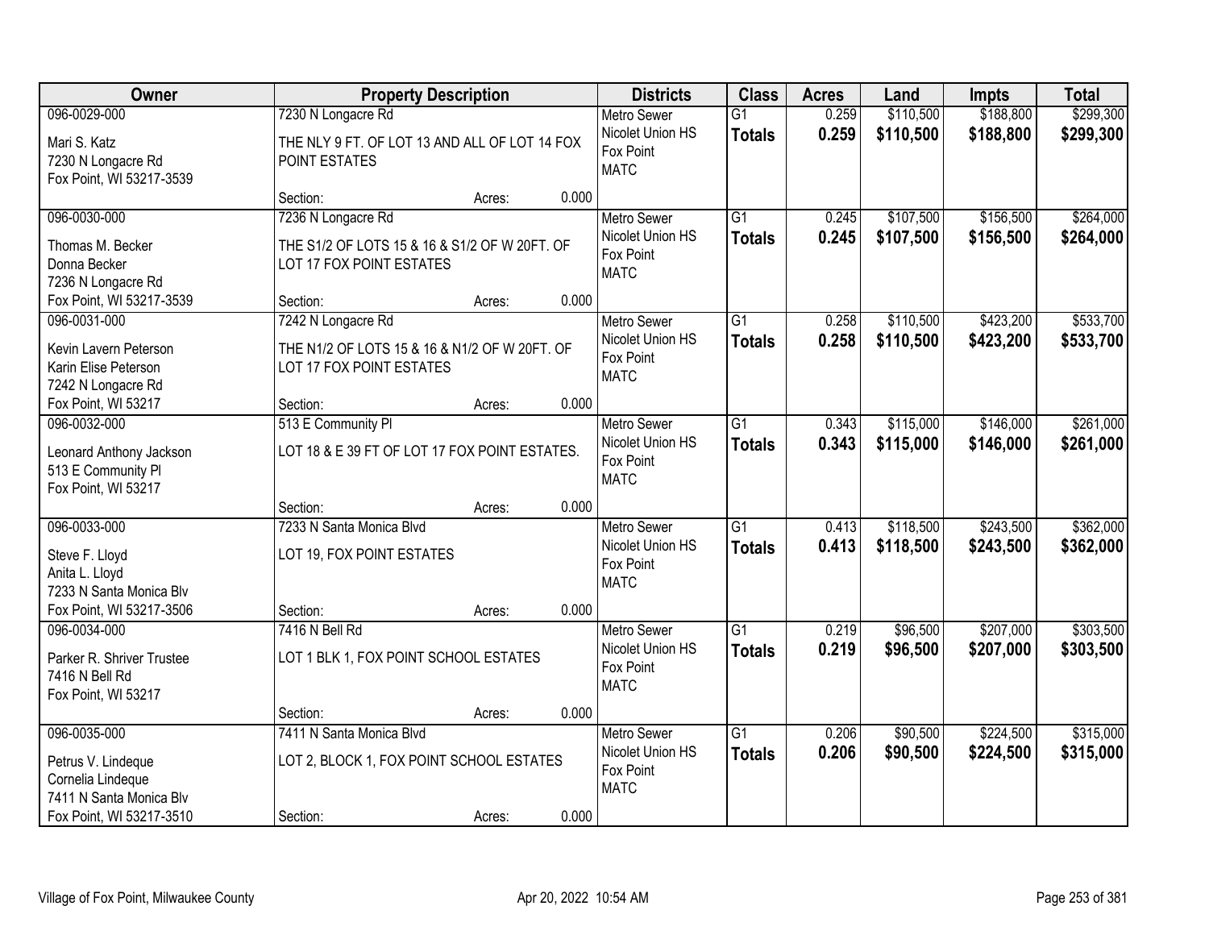| Owner | Property Description | Districts | Class | Acres | Land | Impts | Total |
|---|---|---|---|---|---|---|---|
| 096-0029-000<br>Mari S. Katz<br>7230 N Longacre Rd<br>Fox Point, WI 53217-3539 | 7230 N Longacre Rd<br>THE NLY 9 FT. OF LOT 13 AND ALL OF LOT 14 FOX POINT ESTATES<br>Section: Acres: 0.000 | Metro Sewer<br>Nicolet Union HS<br>Fox Point<br>MATC | G1<br>**Totals** | 0.259<br>**0.259** | \$110,500<br>**\$110,500** | \$188,800<br>**\$188,800** | \$299,300<br>**\$299,300** |
| 096-0030-000<br>Thomas M. Becker<br>Donna Becker<br>7236 N Longacre Rd<br>Fox Point, WI 53217-3539 | 7236 N Longacre Rd<br>THE S1/2 OF LOTS 15 & 16 & S1/2 OF W 20FT. OF LOT 17 FOX POINT ESTATES<br>Section: Acres: 0.000 | Metro Sewer<br>Nicolet Union HS<br>Fox Point<br>MATC | G1<br>**Totals** | 0.245<br>**0.245** | \$107,500<br>**\$107,500** | \$156,500<br>**\$156,500** | \$264,000<br>**\$264,000** |
| 096-0031-000<br>Kevin Lavern Peterson<br>Karin Elise Peterson<br>7242 N Longacre Rd<br>Fox Point, WI 53217 | 7242 N Longacre Rd<br>THE N1/2 OF LOTS 15 & 16 & N1/2 OF W 20FT. OF LOT 17 FOX POINT ESTATES<br>Section: Acres: 0.000 | Metro Sewer<br>Nicolet Union HS<br>Fox Point<br>MATC | G1<br>**Totals** | 0.258<br>**0.258** | \$110,500<br>**\$110,500** | \$423,200<br>**\$423,200** | \$533,700<br>**\$533,700** |
| 096-0032-000<br>Leonard Anthony Jackson<br>513 E Community Pl<br>Fox Point, WI 53217 | 513 E Community Pl<br>LOT 18 & E 39 FT OF LOT 17 FOX POINT ESTATES.<br>Section: Acres: 0.000 | Metro Sewer<br>Nicolet Union HS<br>Fox Point<br>MATC | G1<br>**Totals** | 0.343<br>**0.343** | \$115,000<br>**\$115,000** | \$146,000<br>**\$146,000** | \$261,000<br>**\$261,000** |
| 096-0033-000<br>Steve F. Lloyd<br>Anita L. Lloyd<br>7233 N Santa Monica Blv<br>Fox Point, WI 53217-3506 | 7233 N Santa Monica Blvd<br>LOT 19, FOX POINT ESTATES<br>Section: Acres: 0.000 | Metro Sewer<br>Nicolet Union HS<br>Fox Point<br>MATC | G1<br>**Totals** | 0.413<br>**0.413** | \$118,500<br>**\$118,500** | \$243,500<br>**\$243,500** | \$362,000<br>**\$362,000** |
| 096-0034-000<br>Parker R. Shriver Trustee<br>7416 N Bell Rd<br>Fox Point, WI 53217 | 7416 N Bell Rd<br>LOT 1 BLK 1, FOX POINT SCHOOL ESTATES<br>Section: Acres: 0.000 | Metro Sewer<br>Nicolet Union HS<br>Fox Point<br>MATC | G1<br>**Totals** | 0.219<br>**0.219** | \$96,500<br>**\$96,500** | \$207,000<br>**\$207,000** | \$303,500<br>**\$303,500** |
| 096-0035-000<br>Petrus V. Lindeque<br>Cornelia Lindeque<br>7411 N Santa Monica Blv<br>Fox Point, WI 53217-3510 | 7411 N Santa Monica Blvd<br>LOT 2, BLOCK 1, FOX POINT SCHOOL ESTATES<br>Section: Acres: 0.000 | Metro Sewer<br>Nicolet Union HS<br>Fox Point<br>MATC | G1<br>**Totals** | 0.206<br>**0.206** | \$90,500<br>**\$90,500** | \$224,500<br>**\$224,500** | \$315,000<br>**\$315,000** |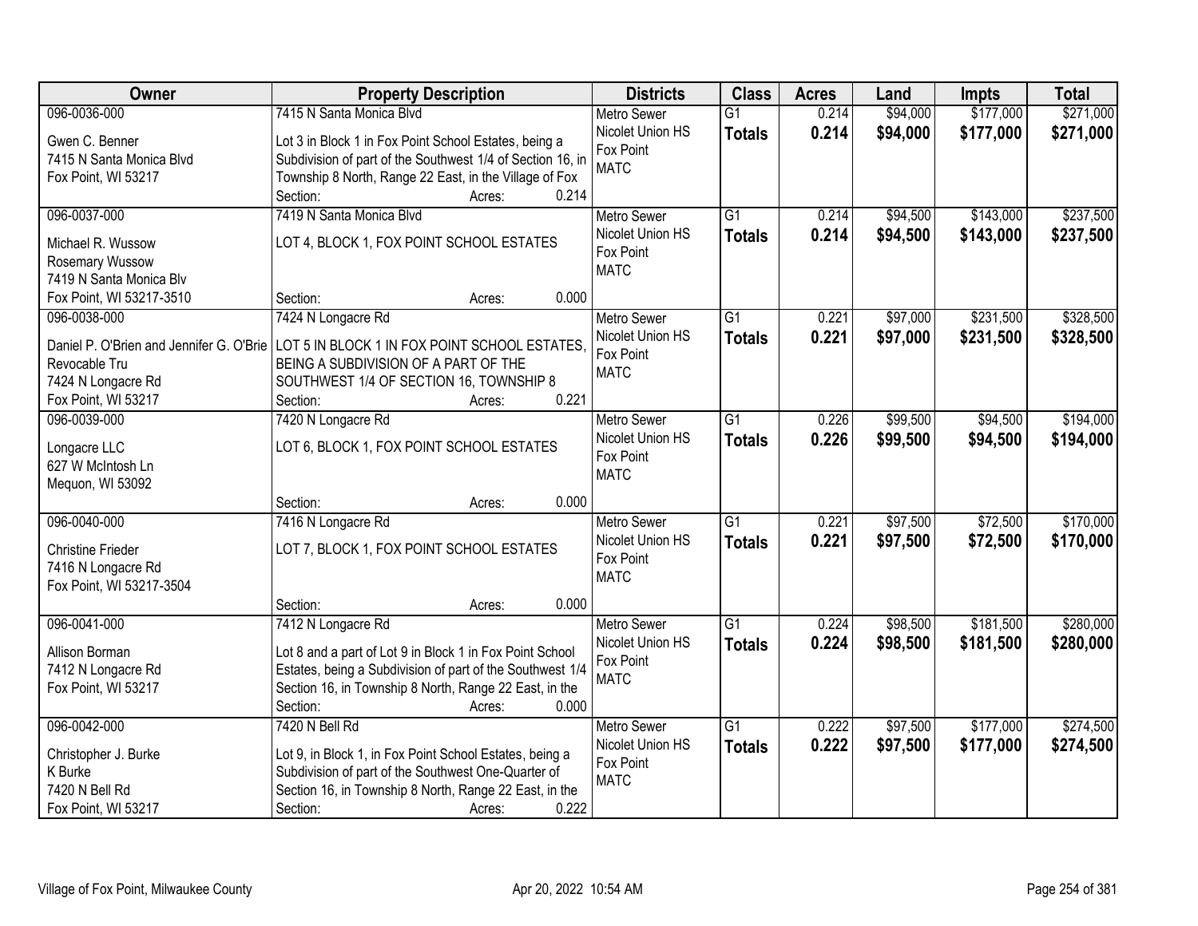| Owner | Property Description | Districts | Class | Acres | Land | Impts | Total |
|---|---|---|---|---|---|---|---|
| 096-0036-000<br>Gwen C. Benner<br>7415 N Santa Monica Blvd<br>Fox Point, WI 53217 | 7415 N Santa Monica Blvd<br>Lot 3 in Block 1 in Fox Point School Estates, being a Subdivision of part of the Southwest 1/4 of Section 16, in Township 8 North, Range 22 East, in the Village of Fox<br>Section: Acres: 0.214 | Metro Sewer<br>Nicolet Union HS<br>Fox Point<br>MATC | G1<br>**Totals** | 0.214<br>**0.214** | $94,000<br>**$94,000** | $177,000<br>**$177,000** | $271,000<br>**$271,000** |
| 096-0037-000<br>Michael R. Wussow<br>Rosemary Wussow<br>7419 N Santa Monica Blv<br>Fox Point, WI 53217-3510 | 7419 N Santa Monica Blvd<br>LOT 4, BLOCK 1, FOX POINT SCHOOL ESTATES<br>Section: Acres: 0.000 | Metro Sewer<br>Nicolet Union HS<br>Fox Point<br>MATC | G1<br>**Totals** | 0.214<br>**0.214** | $94,500<br>**$94,500** | $143,000<br>**$143,000** | $237,500<br>**$237,500** |
| 096-0038-000<br>Daniel P. O'Brien and Jennifer G. O'Brie<br>Revocable Tru<br>7424 N Longacre Rd<br>Fox Point, WI 53217 | 7424 N Longacre Rd<br>LOT 5 IN BLOCK 1 IN FOX POINT SCHOOL ESTATES, BEING A SUBDIVISION OF A PART OF THE SOUTHWEST 1/4 OF SECTION 16, TOWNSHIP 8<br>Section: Acres: 0.221 | Metro Sewer<br>Nicolet Union HS<br>Fox Point<br>MATC | G1<br>**Totals** | 0.221<br>**0.221** | $97,000<br>**$97,000** | $231,500<br>**$231,500** | $328,500<br>**$328,500** |
| 096-0039-000<br>Longacre LLC<br>627 W McIntosh Ln<br>Mequon, WI 53092 | 7420 N Longacre Rd<br>LOT 6, BLOCK 1, FOX POINT SCHOOL ESTATES<br>Section: Acres: 0.000 | Metro Sewer<br>Nicolet Union HS<br>Fox Point<br>MATC | G1<br>**Totals** | 0.226<br>**0.226** | $99,500<br>**$99,500** | $94,500<br>**$94,500** | $194,000<br>**$194,000** |
| 096-0040-000<br>Christine Frieder<br>7416 N Longacre Rd<br>Fox Point, WI 53217-3504 | 7416 N Longacre Rd<br>LOT 7, BLOCK 1, FOX POINT SCHOOL ESTATES<br>Section: Acres: 0.000 | Metro Sewer<br>Nicolet Union HS<br>Fox Point<br>MATC | G1<br>**Totals** | 0.221<br>**0.221** | $97,500<br>**$97,500** | $72,500<br>**$72,500** | $170,000<br>**$170,000** |
| 096-0041-000<br>Allison Borman<br>7412 N Longacre Rd<br>Fox Point, WI 53217 | 7412 N Longacre Rd<br>Lot 8 and a part of Lot 9 in Block 1 in Fox Point School Estates, being a Subdivision of part of the Southwest 1/4 Section 16, in Township 8 North, Range 22 East, in the<br>Section: Acres: 0.000 | Metro Sewer<br>Nicolet Union HS<br>Fox Point<br>MATC | G1<br>**Totals** | 0.224<br>**0.224** | $98,500<br>**$98,500** | $181,500<br>**$181,500** | $280,000<br>**$280,000** |
| 096-0042-000<br>Christopher J. Burke<br>K Burke<br>7420 N Bell Rd<br>Fox Point, WI 53217 | 7420 N Bell Rd<br>Lot 9, in Block 1, in Fox Point School Estates, being a Subdivision of part of the Southwest One-Quarter of Section 16, in Township 8 North, Range 22 East, in the<br>Section: Acres: 0.222 | Metro Sewer<br>Nicolet Union HS<br>Fox Point<br>MATC | G1<br>**Totals** | 0.222<br>**0.222** | $97,500<br>**$97,500** | $177,000<br>**$177,000** | $274,500<br>**$274,500** |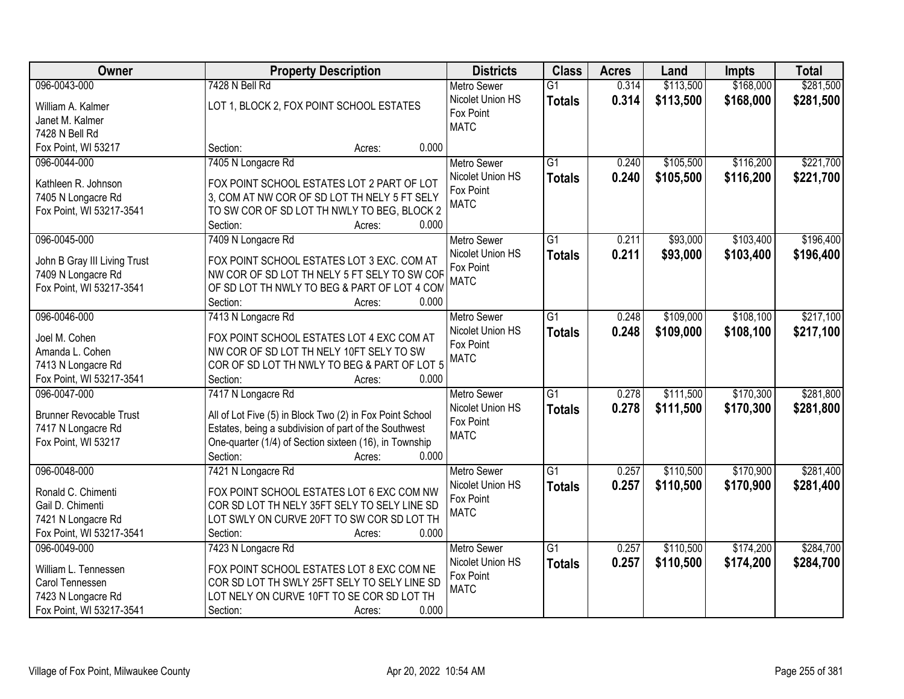| Owner | Property Description | Districts | Class | Acres | Land | Impts | Total |
|---|---|---|---|---|---|---|---|
| 096-0043-000<br>William A. Kalmer<br>Janet M. Kalmer<br>7428 N Bell Rd<br>Fox Point, WI 53217 | 7428 N Bell Rd<br>LOT 1, BLOCK 2, FOX POINT SCHOOL ESTATES<br>Section: Acres: 0.000 | Metro Sewer<br>Nicolet Union HS<br>Fox Point<br>MATC | G1<br>**Totals** | 0.314<br>**0.314** | $113,500<br>**$113,500** | $168,000<br>**$168,000** | $281,500<br>**$281,500** |
| 096-0044-000<br>Kathleen R. Johnson<br>7405 N Longacre Rd<br>Fox Point, WI 53217-3541 | 7405 N Longacre Rd<br>FOX POINT SCHOOL ESTATES LOT 2 PART OF LOT 3, COM AT NW COR OF SD LOT TH NELY 5 FT SELY TO SW COR OF SD LOT TH NWLY TO BEG, BLOCK 2<br>Section: Acres: 0.000 | Metro Sewer<br>Nicolet Union HS<br>Fox Point<br>MATC | G1<br>**Totals** | 0.240<br>**0.240** | $105,500<br>**$105,500** | $116,200<br>**$116,200** | $221,700<br>**$221,700** |
| 096-0045-000<br>John B Gray III Living Trust<br>7409 N Longacre Rd<br>Fox Point, WI 53217-3541 | 7409 N Longacre Rd<br>FOX POINT SCHOOL ESTATES LOT 3 EXC. COM AT NW COR OF SD LOT TH NELY 5 FT SELY TO SW COR OF SD LOT TH NWLY TO BEG & PART OF LOT 4 COM<br>Section: Acres: 0.000 | Metro Sewer<br>Nicolet Union HS<br>Fox Point<br>MATC | G1<br>**Totals** | 0.211<br>**0.211** | $93,000<br>**$93,000** | $103,400<br>**$103,400** | $196,400<br>**$196,400** |
| 096-0046-000<br>Joel M. Cohen<br>Amanda L. Cohen<br>7413 N Longacre Rd<br>Fox Point, WI 53217-3541 | 7413 N Longacre Rd<br>FOX POINT SCHOOL ESTATES LOT 4 EXC COM AT NW COR OF SD LOT TH NELY 10FT SELY TO SW COR OF SD LOT TH NWLY TO BEG & PART OF LOT 5<br>Section: Acres: 0.000 | Metro Sewer<br>Nicolet Union HS<br>Fox Point<br>MATC | G1<br>**Totals** | 0.248<br>**0.248** | $109,000<br>**$109,000** | $108,100<br>**$108,100** | $217,100<br>**$217,100** |
| 096-0047-000<br>Brunner Revocable Trust<br>7417 N Longacre Rd<br>Fox Point, WI 53217 | 7417 N Longacre Rd<br>All of Lot Five (5) in Block Two (2) in Fox Point School Estates, being a subdivision of part of the Southwest One-quarter (1/4) of Section sixteen (16), in Township<br>Section: Acres: 0.000 | Metro Sewer<br>Nicolet Union HS<br>Fox Point<br>MATC | G1<br>**Totals** | 0.278<br>**0.278** | $111,500<br>**$111,500** | $170,300<br>**$170,300** | $281,800<br>**$281,800** |
| 096-0048-000<br>Ronald C. Chimenti<br>Gail D. Chimenti<br>7421 N Longacre Rd<br>Fox Point, WI 53217-3541 | 7421 N Longacre Rd<br>FOX POINT SCHOOL ESTATES LOT 6 EXC COM NW COR SD LOT TH NELY 35FT SELY TO SELY LINE SD LOT SWLY ON CURVE 20FT TO SW COR SD LOT TH<br>Section: Acres: 0.000 | Metro Sewer<br>Nicolet Union HS<br>Fox Point<br>MATC | G1<br>**Totals** | 0.257<br>**0.257** | $110,500<br>**$110,500** | $170,900<br>**$170,900** | $281,400<br>**$281,400** |
| 096-0049-000<br>William L. Tennessen<br>Carol Tennessen<br>7423 N Longacre Rd<br>Fox Point, WI 53217-3541 | 7423 N Longacre Rd<br>FOX POINT SCHOOL ESTATES LOT 8 EXC COM NE COR SD LOT TH SWLY 25FT SELY TO SELY LINE SD LOT NELY ON CURVE 10FT TO SE COR SD LOT TH<br>Section: Acres: 0.000 | Metro Sewer<br>Nicolet Union HS<br>Fox Point<br>MATC | G1<br>**Totals** | 0.257<br>**0.257** | $110,500<br>**$110,500** | $174,200<br>**$174,200** | $284,700<br>**$284,700** |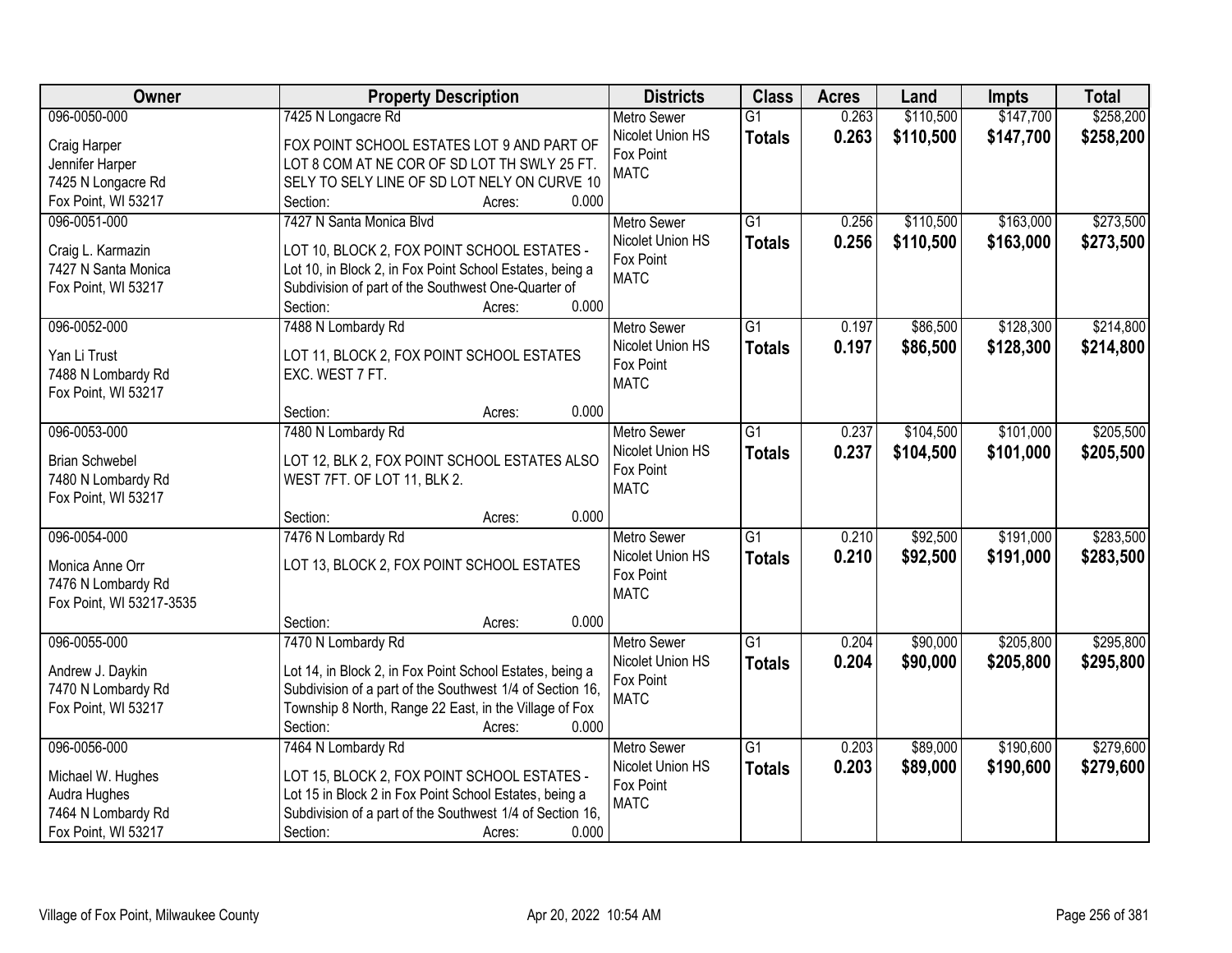| Owner | Property Description | Districts | Class | Acres | Land | Impts | Total |
|---|---|---|---|---|---|---|---|
| 096-0050-000<br>Craig Harper<br>Jennifer Harper<br>7425 N Longacre Rd<br>Fox Point, WI 53217 | 7425 N Longacre Rd<br>FOX POINT SCHOOL ESTATES LOT 9 AND PART OF LOT 8 COM AT NE COR OF SD LOT TH SWLY 25 FT. SELY TO SELY LINE OF SD LOT NELY ON CURVE 10<br>Section: Acres: 0.000 | Metro Sewer<br>Nicolet Union HS<br>Fox Point<br>MATC | G1<br>**Totals** | 0.263<br>**0.263** | $110,500<br>**$110,500** | $147,700<br>**$147,700** | $258,200<br>**$258,200** |
| 096-0051-000<br>Craig L. Karmazin<br>7427 N Santa Monica<br>Fox Point, WI 53217 | 7427 N Santa Monica Blvd<br>LOT 10, BLOCK 2, FOX POINT SCHOOL ESTATES - Lot 10, in Block 2, in Fox Point School Estates, being a Subdivision of part of the Southwest One-Quarter of<br>Section: Acres: 0.000 | Metro Sewer<br>Nicolet Union HS<br>Fox Point<br>MATC | G1<br>**Totals** | 0.256<br>**0.256** | $110,500<br>**$110,500** | $163,000<br>**$163,000** | $273,500<br>**$273,500** |
| 096-0052-000<br>Yan Li Trust<br>7488 N Lombardy Rd<br>Fox Point, WI 53217 | 7488 N Lombardy Rd<br>LOT 11, BLOCK 2, FOX POINT SCHOOL ESTATES EXC. WEST 7 FT.<br>Section: Acres: 0.000 | Metro Sewer<br>Nicolet Union HS<br>Fox Point<br>MATC | G1<br>**Totals** | 0.197<br>**0.197** | $86,500<br>**$86,500** | $128,300<br>**$128,300** | $214,800<br>**$214,800** |
| 096-0053-000<br>Brian Schwebel<br>7480 N Lombardy Rd<br>Fox Point, WI 53217 | 7480 N Lombardy Rd<br>LOT 12, BLK 2, FOX POINT SCHOOL ESTATES ALSO WEST 7FT. OF LOT 11, BLK 2.<br>Section: Acres: 0.000 | Metro Sewer<br>Nicolet Union HS<br>Fox Point<br>MATC | G1<br>**Totals** | 0.237<br>**0.237** | $104,500<br>**$104,500** | $101,000<br>**$101,000** | $205,500<br>**$205,500** |
| 096-0054-000<br>Monica Anne Orr<br>7476 N Lombardy Rd<br>Fox Point, WI 53217-3535 | 7476 N Lombardy Rd<br>LOT 13, BLOCK 2, FOX POINT SCHOOL ESTATES<br>Section: Acres: 0.000 | Metro Sewer<br>Nicolet Union HS<br>Fox Point<br>MATC | G1<br>**Totals** | 0.210<br>**0.210** | $92,500<br>**$92,500** | $191,000<br>**$191,000** | $283,500<br>**$283,500** |
| 096-0055-000<br>Andrew J. Daykin<br>7470 N Lombardy Rd<br>Fox Point, WI 53217 | 7470 N Lombardy Rd<br>Lot 14, in Block 2, in Fox Point School Estates, being a Subdivision of a part of the Southwest 1/4 of Section 16, Township 8 North, Range 22 East, in the Village of Fox<br>Section: Acres: 0.000 | Metro Sewer<br>Nicolet Union HS<br>Fox Point<br>MATC | G1<br>**Totals** | 0.204<br>**0.204** | $90,000<br>**$90,000** | $205,800<br>**$205,800** | $295,800<br>**$295,800** |
| 096-0056-000<br>Michael W. Hughes<br>Audra Hughes<br>7464 N Lombardy Rd<br>Fox Point, WI 53217 | 7464 N Lombardy Rd<br>LOT 15, BLOCK 2, FOX POINT SCHOOL ESTATES - Lot 15 in Block 2 in Fox Point School Estates, being a Subdivision of a part of the Southwest 1/4 of Section 16,<br>Section: Acres: 0.000 | Metro Sewer<br>Nicolet Union HS<br>Fox Point<br>MATC | G1<br>**Totals** | 0.203<br>**0.203** | $89,000<br>**$89,000** | $190,600<br>**$190,600** | $279,600<br>**$279,600** |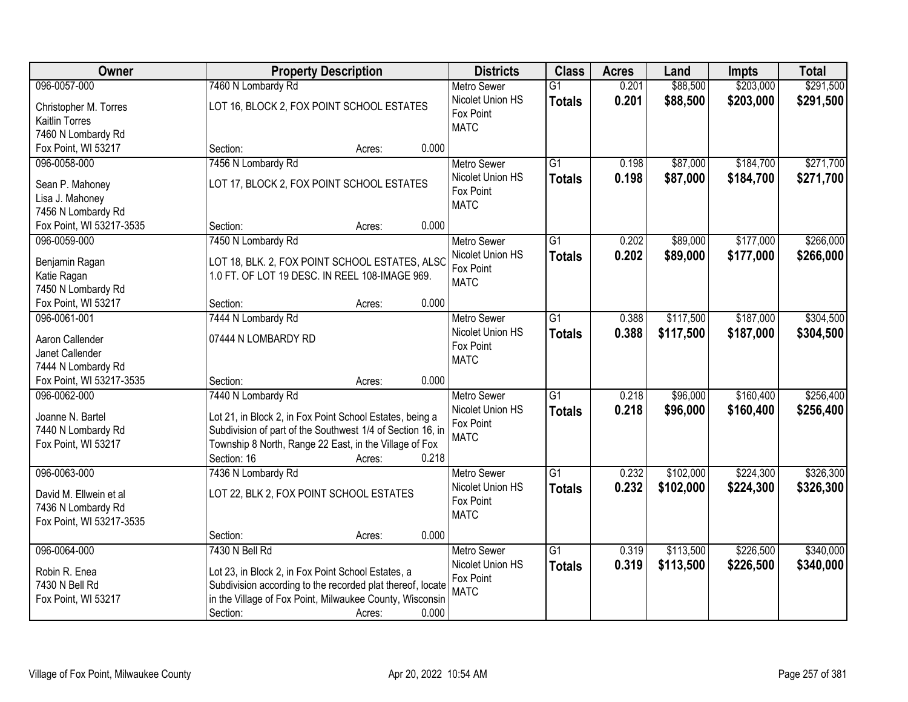| Owner | Property Description | Districts | Class | Acres | Land | Impts | Total |
|---|---|---|---|---|---|---|---|
| 096-0057-000<br>Christopher M. Torres<br>Kaitlin Torres<br>7460 N Lombardy Rd<br>Fox Point, WI 53217 | 7460 N Lombardy Rd<br>LOT 16, BLOCK 2, FOX POINT SCHOOL ESTATES<br>Section: Acres: 0.000 | Metro Sewer<br>Nicolet Union HS<br>Fox Point<br>MATC | G1<br>**Totals** | 0.201<br>**0.201** | $88,500<br>**$88,500** | $203,000<br>**$203,000** | $291,500<br>**$291,500** |
| 096-0058-000<br>Sean P. Mahoney<br>Lisa J. Mahoney<br>7456 N Lombardy Rd<br>Fox Point, WI 53217-3535 | 7456 N Lombardy Rd<br>LOT 17, BLOCK 2, FOX POINT SCHOOL ESTATES<br>Section: Acres: 0.000 | Metro Sewer<br>Nicolet Union HS<br>Fox Point<br>MATC | G1<br>**Totals** | 0.198<br>**0.198** | $87,000<br>**$87,000** | $184,700<br>**$184,700** | $271,700<br>**$271,700** |
| 096-0059-000<br>Benjamin Ragan<br>Katie Ragan<br>7450 N Lombardy Rd<br>Fox Point, WI 53217 | 7450 N Lombardy Rd<br>LOT 18, BLK. 2, FOX POINT SCHOOL ESTATES, ALSC 1.0 FT. OF LOT 19 DESC. IN REEL 108-IMAGE 969.<br>Section: Acres: 0.000 | Metro Sewer<br>Nicolet Union HS<br>Fox Point<br>MATC | G1<br>**Totals** | 0.202<br>**0.202** | $89,000<br>**$89,000** | $177,000<br>**$177,000** | $266,000<br>**$266,000** |
| 096-0061-001<br>Aaron Callender<br>Janet Callender<br>7444 N Lombardy Rd<br>Fox Point, WI 53217-3535 | 7444 N Lombardy Rd<br>07444 N LOMBARDY RD<br>Section: Acres: 0.000 | Metro Sewer<br>Nicolet Union HS<br>Fox Point<br>MATC | G1<br>**Totals** | 0.388<br>**0.388** | $117,500<br>**$117,500** | $187,000<br>**$187,000** | $304,500<br>**$304,500** |
| 096-0062-000<br>Joanne N. Bartel<br>7440 N Lombardy Rd<br>Fox Point, WI 53217 | 7440 N Lombardy Rd<br>Lot 21, in Block 2, in Fox Point School Estates, being a Subdivision of part of the Southwest 1/4 of Section 16, in Township 8 North, Range 22 East, in the Village of Fox<br>Section: 16 Acres: 0.218 | Metro Sewer<br>Nicolet Union HS<br>Fox Point<br>MATC | G1<br>**Totals** | 0.218<br>**0.218** | $96,000<br>**$96,000** | $160,400<br>**$160,400** | $256,400<br>**$256,400** |
| 096-0063-000<br>David M. Ellwein et al<br>7436 N Lombardy Rd<br>Fox Point, WI 53217-3535 | 7436 N Lombardy Rd<br>LOT 22, BLK 2, FOX POINT SCHOOL ESTATES<br>Section: Acres: 0.000 | Metro Sewer<br>Nicolet Union HS<br>Fox Point<br>MATC | G1<br>**Totals** | 0.232<br>**0.232** | $102,000<br>**$102,000** | $224,300<br>**$224,300** | $326,300<br>**$326,300** |
| 096-0064-000<br>Robin R. Enea<br>7430 N Bell Rd<br>Fox Point, WI 53217 | 7430 N Bell Rd<br>Lot 23, in Block 2, in Fox Point School Estates, a Subdivision according to the recorded plat thereof, locate in the Village of Fox Point, Milwaukee County, Wisconsin<br>Section: Acres: 0.000 | Metro Sewer<br>Nicolet Union HS<br>Fox Point<br>MATC | G1<br>**Totals** | 0.319<br>**0.319** | $113,500<br>**$113,500** | $226,500<br>**$226,500** | $340,000<br>**$340,000** |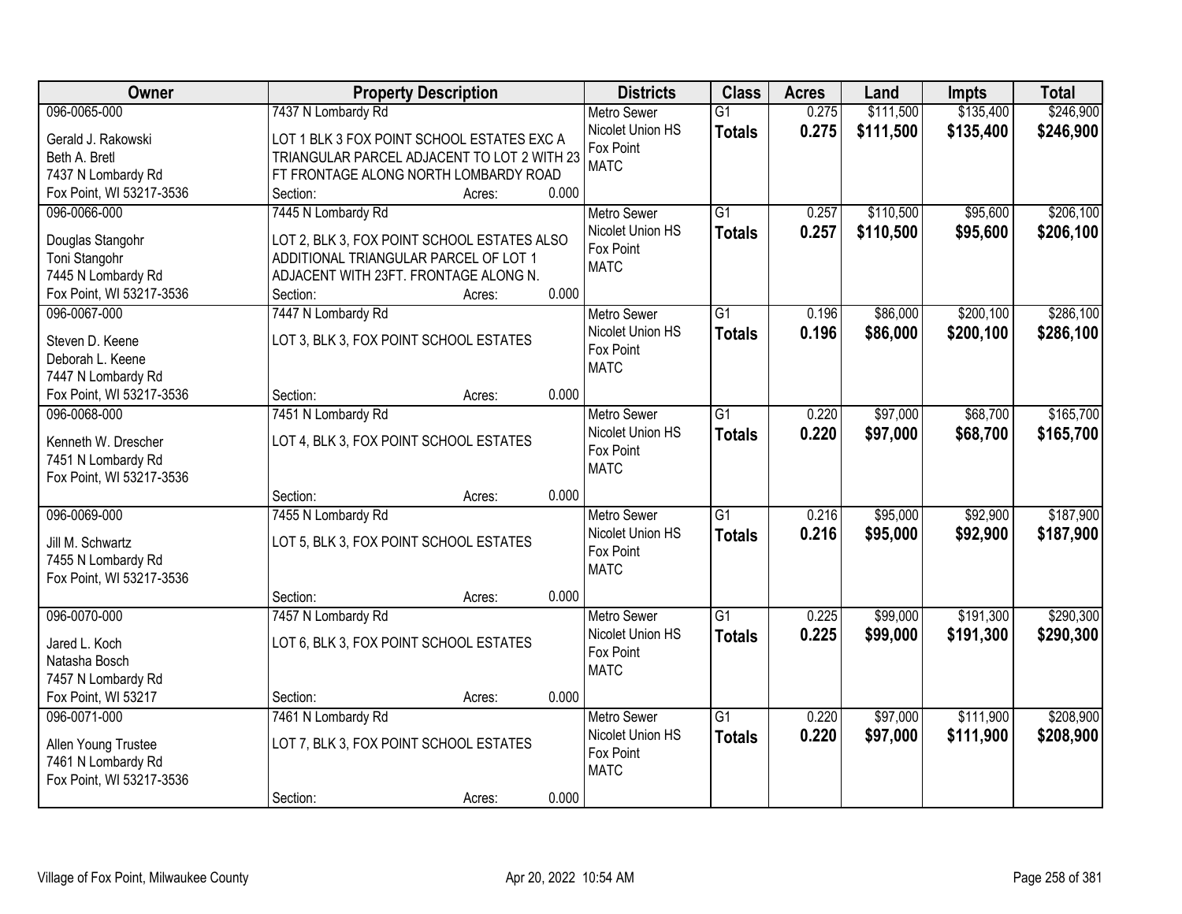| Owner | Property Description | Districts | Class | Acres | Land | Impts | Total |
|---|---|---|---|---|---|---|---|
| 096-0065-000<br>Gerald J. Rakowski<br>Beth A. Bretl<br>7437 N Lombardy Rd<br>Fox Point, WI 53217-3536 | 7437 N Lombardy Rd<br>LOT 1 BLK 3 FOX POINT SCHOOL ESTATES EXC A TRIANGULAR PARCEL ADJACENT TO LOT 2 WITH 23 FT FRONTAGE ALONG NORTH LOMBARDY ROAD<br>Section: Acres: 0.000 | Metro Sewer<br>Nicolet Union HS<br>Fox Point<br>MATC | G1<br>**Totals** | 0.275<br>**0.275** | $111,500<br>**$111,500** | $135,400<br>**$135,400** | $246,900<br>**$246,900** |
| 096-0066-000<br>Douglas Stangohr<br>Toni Stangohr<br>7445 N Lombardy Rd<br>Fox Point, WI 53217-3536 | 7445 N Lombardy Rd<br>LOT 2, BLK 3, FOX POINT SCHOOL ESTATES ALSO ADDITIONAL TRIANGULAR PARCEL OF LOT 1 ADJACENT WITH 23FT. FRONTAGE ALONG N.<br>Section: Acres: 0.000 | Metro Sewer<br>Nicolet Union HS<br>Fox Point<br>MATC | G1<br>**Totals** | 0.257<br>**0.257** | $110,500<br>**$110,500** | $95,600<br>**$95,600** | $206,100<br>**$206,100** |
| 096-0067-000<br>Steven D. Keene<br>Deborah L. Keene<br>7447 N Lombardy Rd<br>Fox Point, WI 53217-3536 | 7447 N Lombardy Rd<br>LOT 3, BLK 3, FOX POINT SCHOOL ESTATES<br>Section: Acres: 0.000 | Metro Sewer<br>Nicolet Union HS<br>Fox Point<br>MATC | G1<br>**Totals** | 0.196<br>**0.196** | $86,000<br>**$86,000** | $200,100<br>**$200,100** | $286,100<br>**$286,100** |
| 096-0068-000<br>Kenneth W. Drescher<br>7451 N Lombardy Rd<br>Fox Point, WI 53217-3536 | 7451 N Lombardy Rd<br>LOT 4, BLK 3, FOX POINT SCHOOL ESTATES<br>Section: Acres: 0.000 | Metro Sewer<br>Nicolet Union HS<br>Fox Point<br>MATC | G1<br>**Totals** | 0.220<br>**0.220** | $97,000<br>**$97,000** | $68,700<br>**$68,700** | $165,700<br>**$165,700** |
| 096-0069-000<br>Jill M. Schwartz<br>7455 N Lombardy Rd<br>Fox Point, WI 53217-3536 | 7455 N Lombardy Rd<br>LOT 5, BLK 3, FOX POINT SCHOOL ESTATES<br>Section: Acres: 0.000 | Metro Sewer<br>Nicolet Union HS<br>Fox Point<br>MATC | G1<br>**Totals** | 0.216<br>**0.216** | $95,000<br>**$95,000** | $92,900<br>**$92,900** | $187,900<br>**$187,900** |
| 096-0070-000<br>Jared L. Koch<br>Natasha Bosch<br>7457 N Lombardy Rd<br>Fox Point, WI 53217 | 7457 N Lombardy Rd<br>LOT 6, BLK 3, FOX POINT SCHOOL ESTATES<br>Section: Acres: 0.000 | Metro Sewer<br>Nicolet Union HS<br>Fox Point<br>MATC | G1<br>**Totals** | 0.225<br>**0.225** | $99,000<br>**$99,000** | $191,300<br>**$191,300** | $290,300<br>**$290,300** |
| 096-0071-000<br>Allen Young Trustee<br>7461 N Lombardy Rd<br>Fox Point, WI 53217-3536 | 7461 N Lombardy Rd<br>LOT 7, BLK 3, FOX POINT SCHOOL ESTATES<br>Section: Acres: 0.000 | Metro Sewer<br>Nicolet Union HS<br>Fox Point<br>MATC | G1<br>**Totals** | 0.220<br>**0.220** | $97,000<br>**$97,000** | $111,900<br>**$111,900** | $208,900<br>**$208,900** |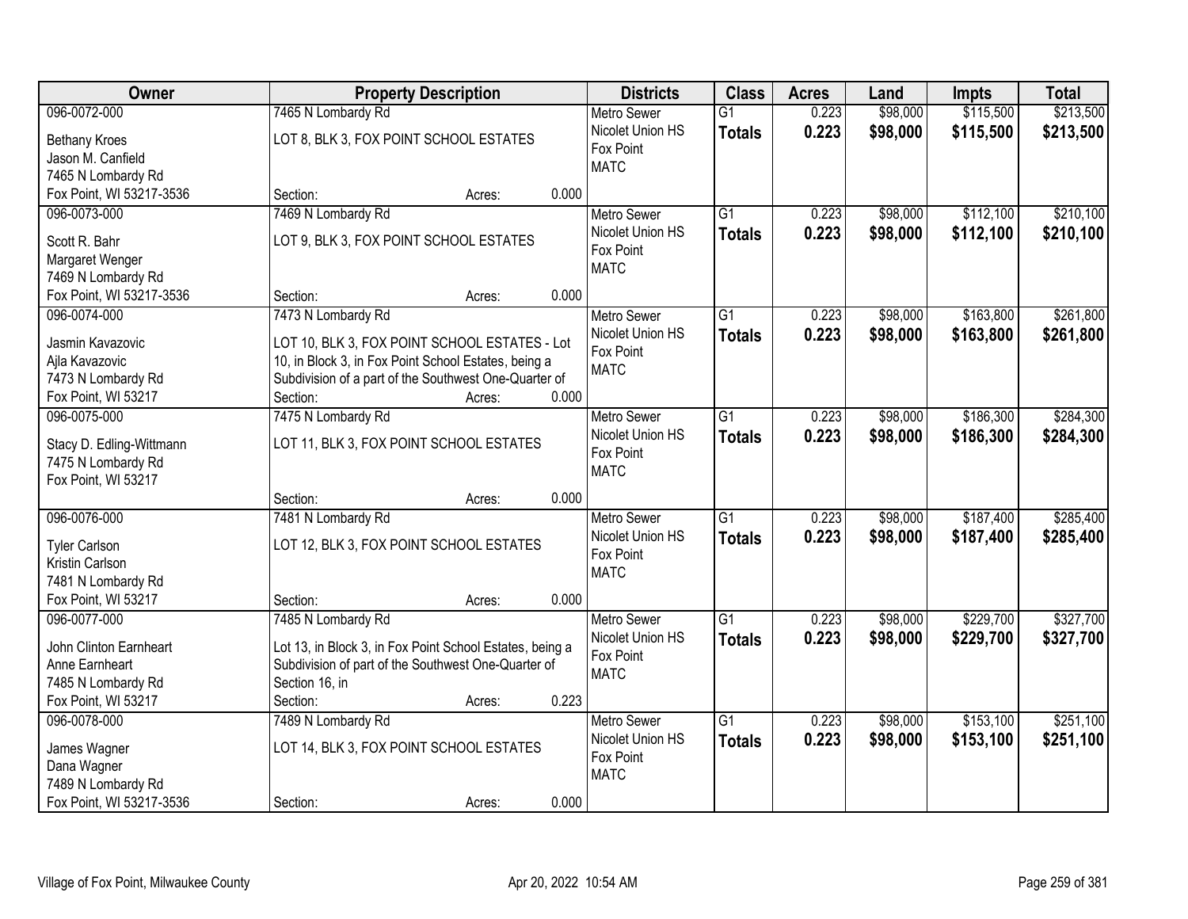| Owner | Property Description | Districts | Class | Acres | Land | Impts | Total |
|---|---|---|---|---|---|---|---|
| 096-0072-000<br>Bethany Kroes<br>Jason M. Canfield<br>7465 N Lombardy Rd<br>Fox Point, WI 53217-3536 | 7465 N Lombardy Rd<br>LOT 8, BLK 3, FOX POINT SCHOOL ESTATES<br>Section: Acres: 0.000 | Metro Sewer<br>Nicolet Union HS<br>Fox Point<br>MATC | G1<br>**Totals** | 0.223<br>**0.223** | $98,000<br>**$98,000** | $115,500<br>**$115,500** | $213,500<br>**$213,500** |
| 096-0073-000<br>Scott R. Bahr<br>Margaret Wenger<br>7469 N Lombardy Rd<br>Fox Point, WI 53217-3536 | 7469 N Lombardy Rd<br>LOT 9, BLK 3, FOX POINT SCHOOL ESTATES<br>Section: Acres: 0.000 | Metro Sewer<br>Nicolet Union HS<br>Fox Point<br>MATC | G1<br>**Totals** | 0.223<br>**0.223** | $98,000<br>**$98,000** | $112,100<br>**$112,100** | $210,100<br>**$210,100** |
| 096-0074-000<br>Jasmin Kavazovic<br>Ajla Kavazovic<br>7473 N Lombardy Rd<br>Fox Point, WI 53217 | 7473 N Lombardy Rd<br>LOT 10, BLK 3, FOX POINT SCHOOL ESTATES - Lot 10, in Block 3, in Fox Point School Estates, being a Subdivision of a part of the Southwest One-Quarter of<br>Section: Acres: 0.000 | Metro Sewer<br>Nicolet Union HS<br>Fox Point<br>MATC | G1<br>**Totals** | 0.223<br>**0.223** | $98,000<br>**$98,000** | $163,800<br>**$163,800** | $261,800<br>**$261,800** |
| 096-0075-000<br>Stacy D. Edling-Wittmann<br>7475 N Lombardy Rd<br>Fox Point, WI 53217 | 7475 N Lombardy Rd<br>LOT 11, BLK 3, FOX POINT SCHOOL ESTATES<br>Section: Acres: 0.000 | Metro Sewer<br>Nicolet Union HS<br>Fox Point<br>MATC | G1<br>**Totals** | 0.223<br>**0.223** | $98,000<br>**$98,000** | $186,300<br>**$186,300** | $284,300<br>**$284,300** |
| 096-0076-000<br>Tyler Carlson<br>Kristin Carlson<br>7481 N Lombardy Rd<br>Fox Point, WI 53217 | 7481 N Lombardy Rd<br>LOT 12, BLK 3, FOX POINT SCHOOL ESTATES<br>Section: Acres: 0.000 | Metro Sewer<br>Nicolet Union HS<br>Fox Point<br>MATC | G1<br>**Totals** | 0.223<br>**0.223** | $98,000<br>**$98,000** | $187,400<br>**$187,400** | $285,400<br>**$285,400** |
| 096-0077-000<br>John Clinton Earnheart<br>Anne Earnheart<br>7485 N Lombardy Rd<br>Fox Point, WI 53217 | 7485 N Lombardy Rd<br>Lot 13, in Block 3, in Fox Point School Estates, being a Subdivision of part of the Southwest One-Quarter of Section 16, in<br>Section: Acres: 0.223 | Metro Sewer<br>Nicolet Union HS<br>Fox Point<br>MATC | G1<br>**Totals** | 0.223<br>**0.223** | $98,000<br>**$98,000** | $229,700<br>**$229,700** | $327,700<br>**$327,700** |
| 096-0078-000<br>James Wagner<br>Dana Wagner<br>7489 N Lombardy Rd<br>Fox Point, WI 53217-3536 | 7489 N Lombardy Rd<br>LOT 14, BLK 3, FOX POINT SCHOOL ESTATES<br>Section: Acres: 0.000 | Metro Sewer<br>Nicolet Union HS<br>Fox Point<br>MATC | G1<br>**Totals** | 0.223<br>**0.223** | $98,000<br>**$98,000** | $153,100<br>**$153,100** | $251,100<br>**$251,100** |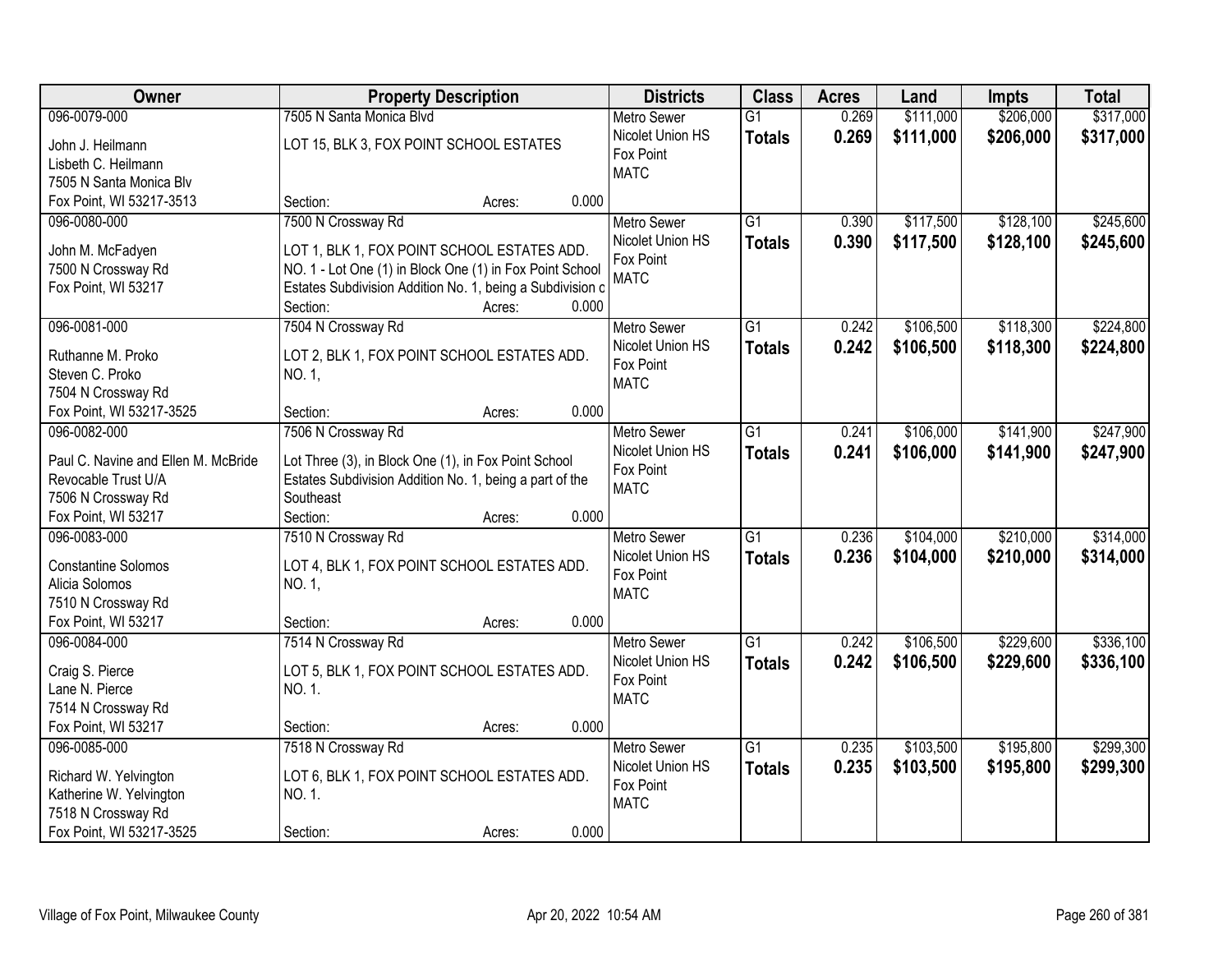| Owner | Property Description | Districts | Class | Acres | Land | Impts | Total |
|---|---|---|---|---|---|---|---|
| 096-0079-000<br>John J. Heilmann<br>Lisbeth C. Heilmann<br>7505 N Santa Monica Blv<br>Fox Point, WI 53217-3513 | 7505 N Santa Monica Blvd<br>LOT 15, BLK 3, FOX POINT SCHOOL ESTATES<br>Section: Acres: 0.000 | Metro Sewer<br>Nicolet Union HS<br>Fox Point<br>MATC | G1<br>**Totals** | 0.269<br>**0.269** | $111,000<br>**$111,000** | $206,000<br>**$206,000** | $317,000<br>**$317,000** |
| 096-0080-000<br>John M. McFadyen<br>7500 N Crossway Rd<br>Fox Point, WI 53217 | 7500 N Crossway Rd<br>LOT 1, BLK 1, FOX POINT SCHOOL ESTATES ADD. NO. 1 - Lot One (1) in Block One (1) in Fox Point School Estates Subdivision Addition No. 1, being a Subdivision c<br>Section: Acres: 0.000 | Metro Sewer<br>Nicolet Union HS<br>Fox Point<br>MATC | G1<br>**Totals** | 0.390<br>**0.390** | $117,500<br>**$117,500** | $128,100<br>**$128,100** | $245,600<br>**$245,600** |
| 096-0081-000<br>Ruthanne M. Proko<br>Steven C. Proko<br>7504 N Crossway Rd<br>Fox Point, WI 53217-3525 | 7504 N Crossway Rd<br>LOT 2, BLK 1, FOX POINT SCHOOL ESTATES ADD. NO. 1,<br>Section: Acres: 0.000 | Metro Sewer<br>Nicolet Union HS<br>Fox Point<br>MATC | G1<br>**Totals** | 0.242<br>**0.242** | $106,500<br>**$106,500** | $118,300<br>**$118,300** | $224,800<br>**$224,800** |
| 096-0082-000<br>Paul C. Navine and Ellen M. McBride Revocable Trust U/A<br>7506 N Crossway Rd<br>Fox Point, WI 53217 | 7506 N Crossway Rd<br>Lot Three (3), in Block One (1), in Fox Point School Estates Subdivision Addition No. 1, being a part of the Southeast<br>Section: Acres: 0.000 | Metro Sewer<br>Nicolet Union HS<br>Fox Point<br>MATC | G1<br>**Totals** | 0.241<br>**0.241** | $106,000<br>**$106,000** | $141,900<br>**$141,900** | $247,900<br>**$247,900** |
| 096-0083-000<br>Constantine Solomos<br>Alicia Solomos<br>7510 N Crossway Rd<br>Fox Point, WI 53217 | 7510 N Crossway Rd<br>LOT 4, BLK 1, FOX POINT SCHOOL ESTATES ADD. NO. 1,<br>Section: Acres: 0.000 | Metro Sewer<br>Nicolet Union HS<br>Fox Point<br>MATC | G1<br>**Totals** | 0.236<br>**0.236** | $104,000<br>**$104,000** | $210,000<br>**$210,000** | $314,000<br>**$314,000** |
| 096-0084-000<br>Craig S. Pierce<br>Lane N. Pierce<br>7514 N Crossway Rd<br>Fox Point, WI 53217 | 7514 N Crossway Rd<br>LOT 5, BLK 1, FOX POINT SCHOOL ESTATES ADD. NO. 1.<br>Section: Acres: 0.000 | Metro Sewer<br>Nicolet Union HS<br>Fox Point<br>MATC | G1<br>**Totals** | 0.242<br>**0.242** | $106,500<br>**$106,500** | $229,600<br>**$229,600** | $336,100<br>**$336,100** |
| 096-0085-000<br>Richard W. Yelvington<br>Katherine W. Yelvington<br>7518 N Crossway Rd<br>Fox Point, WI 53217-3525 | 7518 N Crossway Rd<br>LOT 6, BLK 1, FOX POINT SCHOOL ESTATES ADD. NO. 1.<br>Section: Acres: 0.000 | Metro Sewer<br>Nicolet Union HS<br>Fox Point<br>MATC | G1<br>**Totals** | 0.235<br>**0.235** | $103,500<br>**$103,500** | $195,800<br>**$195,800** | $299,300<br>**$299,300** |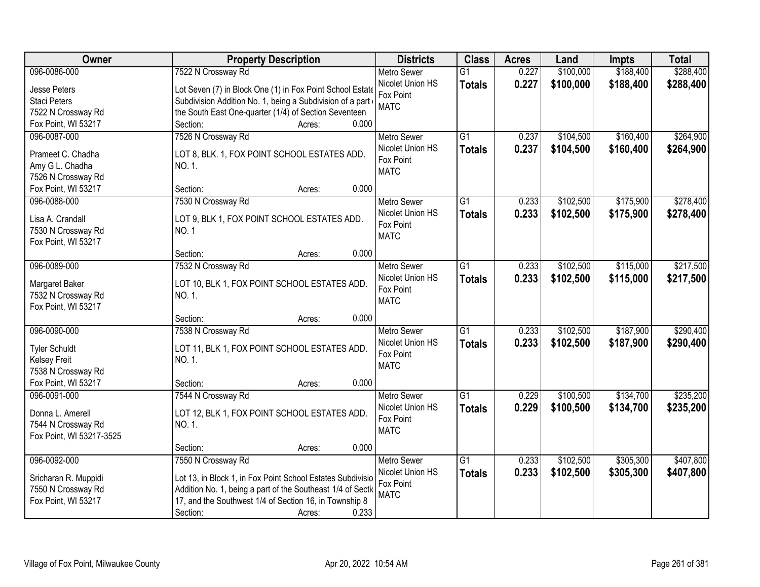| Owner | Property Description | Districts | Class | Acres | Land | Impts | Total |
|---|---|---|---|---|---|---|---|
| 096-0086-000<br>Jesse Peters<br>Staci Peters<br>7522 N Crossway Rd<br>Fox Point, WI 53217 | 7522 N Crossway Rd<br>Lot Seven (7) in Block One (1) in Fox Point School Estate Subdivision Addition No. 1, being a Subdivision of a part of the South East One-quarter (1/4) of Section Seventeen<br>Section: Acres: 0.000 | Metro Sewer<br>Nicolet Union HS<br>Fox Point<br>MATC | G1<br>**Totals** | 0.227<br>**0.227** | $100,000<br>**$100,000** | $188,400<br>**$188,400** | $288,400<br>**$288,400** |
| 096-0087-000<br>Prameet C. Chadha<br>Amy G L. Chadha<br>7526 N Crossway Rd<br>Fox Point, WI 53217 | 7526 N Crossway Rd<br>LOT 8, BLK. 1, FOX POINT SCHOOL ESTATES ADD. NO. 1.<br>Section: Acres: 0.000 | Metro Sewer<br>Nicolet Union HS<br>Fox Point<br>MATC | G1<br>**Totals** | 0.237<br>**0.237** | $104,500<br>**$104,500** | $160,400<br>**$160,400** | $264,900<br>**$264,900** |
| 096-0088-000<br>Lisa A. Crandall<br>7530 N Crossway Rd<br>Fox Point, WI 53217 | 7530 N Crossway Rd<br>LOT 9, BLK 1, FOX POINT SCHOOL ESTATES ADD. NO. 1<br>Section: Acres: 0.000 | Metro Sewer<br>Nicolet Union HS<br>Fox Point<br>MATC | G1<br>**Totals** | 0.233<br>**0.233** | $102,500<br>**$102,500** | $175,900<br>**$175,900** | $278,400<br>**$278,400** |
| 096-0089-000<br>Margaret Baker<br>7532 N Crossway Rd<br>Fox Point, WI 53217 | 7532 N Crossway Rd<br>LOT 10, BLK 1, FOX POINT SCHOOL ESTATES ADD. NO. 1.<br>Section: Acres: 0.000 | Metro Sewer<br>Nicolet Union HS<br>Fox Point<br>MATC | G1<br>**Totals** | 0.233<br>**0.233** | $102,500<br>**$102,500** | $115,000<br>**$115,000** | $217,500<br>**$217,500** |
| 096-0090-000<br>Tyler Schuldt<br>Kelsey Freit<br>7538 N Crossway Rd<br>Fox Point, WI 53217 | 7538 N Crossway Rd<br>LOT 11, BLK 1, FOX POINT SCHOOL ESTATES ADD. NO. 1.<br>Section: Acres: 0.000 | Metro Sewer<br>Nicolet Union HS<br>Fox Point<br>MATC | G1<br>**Totals** | 0.233<br>**0.233** | $102,500<br>**$102,500** | $187,900<br>**$187,900** | $290,400<br>**$290,400** |
| 096-0091-000<br>Donna L. Amerell<br>7544 N Crossway Rd<br>Fox Point, WI 53217-3525 | 7544 N Crossway Rd<br>LOT 12, BLK 1, FOX POINT SCHOOL ESTATES ADD. NO. 1.<br>Section: Acres: 0.000 | Metro Sewer<br>Nicolet Union HS<br>Fox Point<br>MATC | G1<br>**Totals** | 0.229<br>**0.229** | $100,500<br>**$100,500** | $134,700<br>**$134,700** | $235,200<br>**$235,200** |
| 096-0092-000<br>Sricharan R. Muppidi<br>7550 N Crossway Rd<br>Fox Point, WI 53217 | 7550 N Crossway Rd<br>Lot 13, in Block 1, in Fox Point School Estates Subdivision Addition No. 1, being a part of the Southeast 1/4 of Section 17, and the Southwest 1/4 of Section 16, in Township 8<br>Section: Acres: 0.233 | Metro Sewer<br>Nicolet Union HS<br>Fox Point<br>MATC | G1<br>**Totals** | 0.233<br>**0.233** | $102,500<br>**$102,500** | $305,300<br>**$305,300** | $407,800<br>**$407,800** |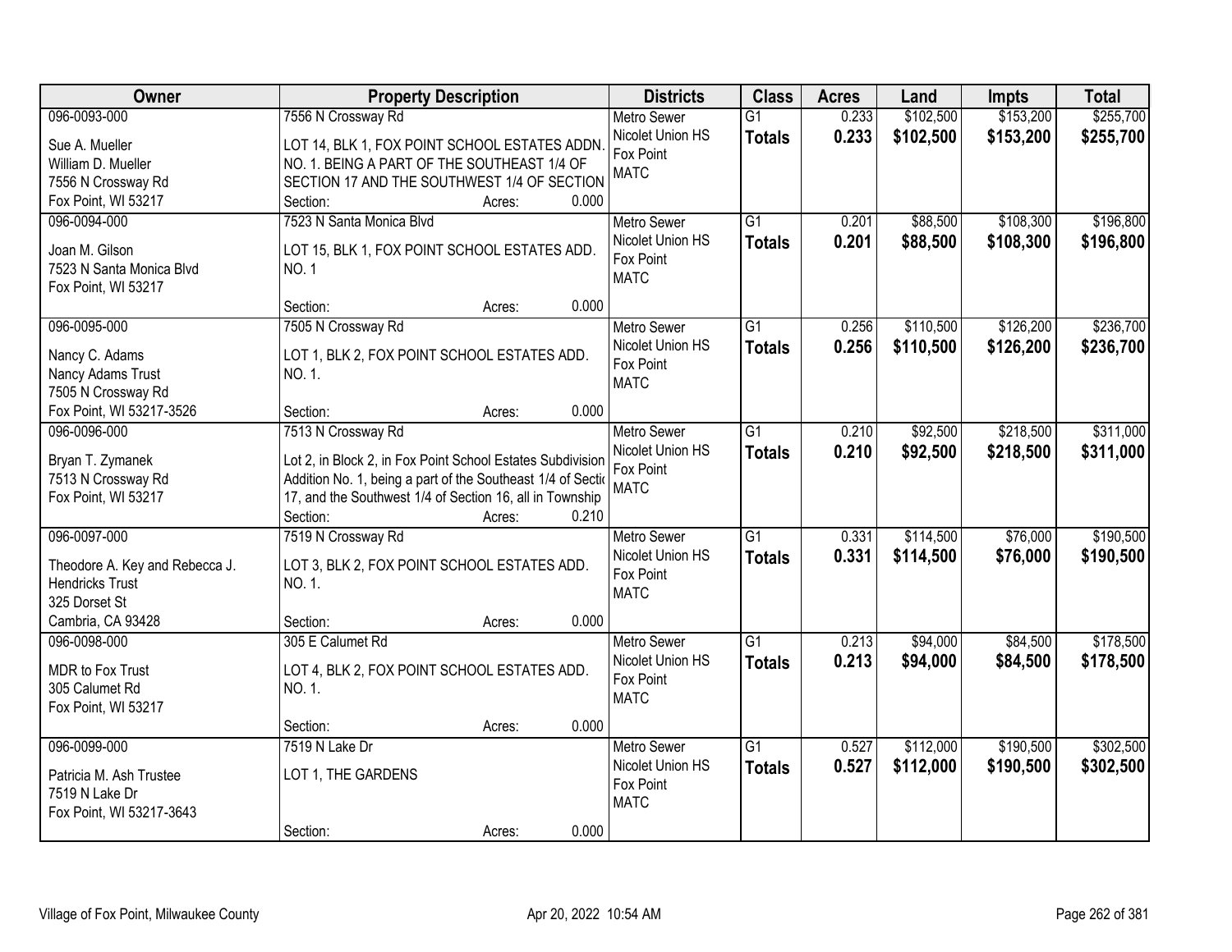| Owner | Property Description | Districts | Class | Acres | Land | Impts | Total |
|---|---|---|---|---|---|---|---|
| 096-0093-000<br>Sue A. Mueller<br>William D. Mueller<br>7556 N Crossway Rd<br>Fox Point, WI 53217 | 7556 N Crossway Rd<br>LOT 14, BLK 1, FOX POINT SCHOOL ESTATES ADDN. NO. 1. BEING A PART OF THE SOUTHEAST 1/4 OF SECTION 17 AND THE SOUTHWEST 1/4 OF SECTION<br>Section: Acres: 0.000 | Metro Sewer<br>Nicolet Union HS<br>Fox Point<br>MATC | G1<br>**Totals** | 0.233<br>**0.233** | $102,500<br>**$102,500** | $153,200<br>**$153,200** | $255,700<br>**$255,700** |
| 096-0094-000<br>Joan M. Gilson<br>7523 N Santa Monica Blvd<br>Fox Point, WI 53217 | 7523 N Santa Monica Blvd<br>LOT 15, BLK 1, FOX POINT SCHOOL ESTATES ADD. NO. 1<br>Section: Acres: 0.000 | Metro Sewer<br>Nicolet Union HS<br>Fox Point<br>MATC | G1<br>**Totals** | 0.201<br>**0.201** | $88,500<br>**$88,500** | $108,300<br>**$108,300** | $196,800<br>**$196,800** |
| 096-0095-000<br>Nancy C. Adams<br>Nancy Adams Trust<br>7505 N Crossway Rd<br>Fox Point, WI 53217-3526 | 7505 N Crossway Rd<br>LOT 1, BLK 2, FOX POINT SCHOOL ESTATES ADD. NO. 1.<br>Section: Acres: 0.000 | Metro Sewer<br>Nicolet Union HS<br>Fox Point<br>MATC | G1<br>**Totals** | 0.256<br>**0.256** | $110,500<br>**$110,500** | $126,200<br>**$126,200** | $236,700<br>**$236,700** |
| 096-0096-000<br>Bryan T. Zymanek<br>7513 N Crossway Rd<br>Fox Point, WI 53217 | 7513 N Crossway Rd<br>Lot 2, in Block 2, in Fox Point School Estates Subdivision Addition No. 1, being a part of the Southeast 1/4 of Sectio 17, and the Southwest 1/4 of Section 16, all in Township<br>Section: Acres: 0.210 | Metro Sewer<br>Nicolet Union HS<br>Fox Point<br>MATC | G1<br>**Totals** | 0.210<br>**0.210** | $92,500<br>**$92,500** | $218,500<br>**$218,500** | $311,000<br>**$311,000** |
| 096-0097-000<br>Theodore A. Key and Rebecca J. Hendricks Trust<br>325 Dorset St<br>Cambria, CA 93428 | 7519 N Crossway Rd<br>LOT 3, BLK 2, FOX POINT SCHOOL ESTATES ADD. NO. 1.<br>Section: Acres: 0.000 | Metro Sewer<br>Nicolet Union HS<br>Fox Point<br>MATC | G1<br>**Totals** | 0.331<br>**0.331** | $114,500<br>**$114,500** | $76,000<br>**$76,000** | $190,500<br>**$190,500** |
| 096-0098-000<br>MDR to Fox Trust<br>305 Calumet Rd<br>Fox Point, WI 53217 | 305 E Calumet Rd<br>LOT 4, BLK 2, FOX POINT SCHOOL ESTATES ADD. NO. 1.<br>Section: Acres: 0.000 | Metro Sewer<br>Nicolet Union HS<br>Fox Point<br>MATC | G1<br>**Totals** | 0.213<br>**0.213** | $94,000<br>**$94,000** | $84,500<br>**$84,500** | $178,500<br>**$178,500** |
| 096-0099-000<br>Patricia M. Ash Trustee<br>7519 N Lake Dr<br>Fox Point, WI 53217-3643 | 7519 N Lake Dr<br>LOT 1, THE GARDENS<br>Section: Acres: 0.000 | Metro Sewer<br>Nicolet Union HS<br>Fox Point<br>MATC | G1<br>**Totals** | 0.527<br>**0.527** | $112,000<br>**$112,000** | $190,500<br>**$190,500** | $302,500<br>**$302,500** |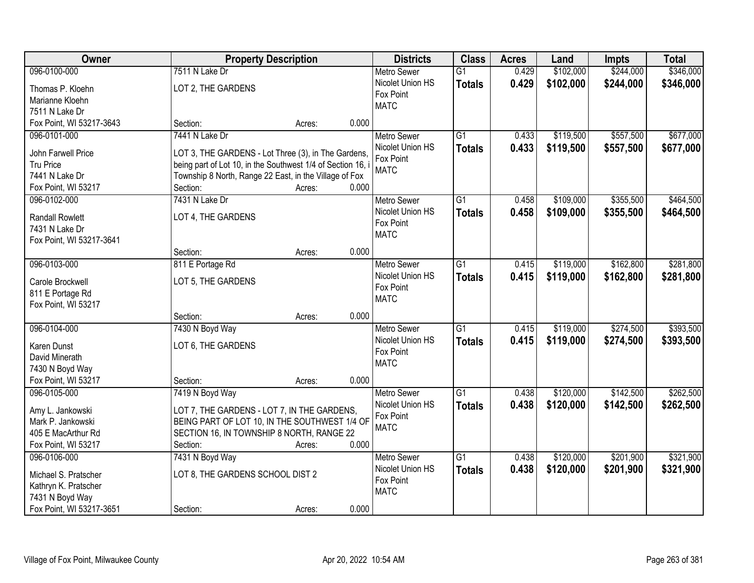| Owner | Property Description | Districts | Class | Acres | Land | Impts | Total |
|---|---|---|---|---|---|---|---|
| 096-0100-000<br>Thomas P. Kloehn<br>Marianne Kloehn<br>7511 N Lake Dr<br>Fox Point, WI 53217-3643 | 7511 N Lake Dr<br>LOT 2, THE GARDENS<br>Section: Acres: 0.000 | Metro Sewer<br>Nicolet Union HS<br>Fox Point<br>MATC | G1<br>**Totals** | 0.429<br>**0.429** | $102,000<br>**$102,000** | $244,000<br>**$244,000** | $346,000<br>**$346,000** |
| 096-0101-000<br>John Farwell Price<br>Tru Price<br>7441 N Lake Dr<br>Fox Point, WI 53217 | 7441 N Lake Dr<br>LOT 3, THE GARDENS - Lot Three (3), in The Gardens, being part of Lot 10, in the Southwest 1/4 of Section 16, i Township 8 North, Range 22 East, in the Village of Fox<br>Section: Acres: 0.000 | Metro Sewer<br>Nicolet Union HS<br>Fox Point<br>MATC | G1<br>**Totals** | 0.433<br>**0.433** | $119,500<br>**$119,500** | $557,500<br>**$557,500** | $677,000<br>**$677,000** |
| 096-0102-000<br>Randall Rowlett<br>7431 N Lake Dr<br>Fox Point, WI 53217-3641 | 7431 N Lake Dr<br>LOT 4, THE GARDENS<br>Section: Acres: 0.000 | Metro Sewer<br>Nicolet Union HS<br>Fox Point<br>MATC | G1<br>**Totals** | 0.458<br>**0.458** | $109,000<br>**$109,000** | $355,500<br>**$355,500** | $464,500<br>**$464,500** |
| 096-0103-000<br>Carole Brockwell<br>811 E Portage Rd<br>Fox Point, WI 53217 | 811 E Portage Rd<br>LOT 5, THE GARDENS<br>Section: Acres: 0.000 | Metro Sewer<br>Nicolet Union HS<br>Fox Point<br>MATC | G1<br>**Totals** | 0.415<br>**0.415** | $119,000<br>**$119,000** | $162,800<br>**$162,800** | $281,800<br>**$281,800** |
| 096-0104-000<br>Karen Dunst<br>David Minerath<br>7430 N Boyd Way<br>Fox Point, WI 53217 | 7430 N Boyd Way<br>LOT 6, THE GARDENS<br>Section: Acres: 0.000 | Metro Sewer<br>Nicolet Union HS<br>Fox Point<br>MATC | G1<br>**Totals** | 0.415<br>**0.415** | $119,000<br>**$119,000** | $274,500<br>**$274,500** | $393,500<br>**$393,500** |
| 096-0105-000<br>Amy L. Jankowski<br>Mark P. Jankowski<br>405 E MacArthur Rd<br>Fox Point, WI 53217 | 7419 N Boyd Way<br>LOT 7, THE GARDENS - LOT 7, IN THE GARDENS, BEING PART OF LOT 10, IN THE SOUTHWEST 1/4 OF SECTION 16, IN TOWNSHIP 8 NORTH, RANGE 22<br>Section: Acres: 0.000 | Metro Sewer<br>Nicolet Union HS<br>Fox Point<br>MATC | G1<br>**Totals** | 0.438<br>**0.438** | $120,000<br>**$120,000** | $142,500<br>**$142,500** | $262,500<br>**$262,500** |
| 096-0106-000<br>Michael S. Pratscher<br>Kathryn K. Pratscher<br>7431 N Boyd Way<br>Fox Point, WI 53217-3651 | 7431 N Boyd Way<br>LOT 8, THE GARDENS SCHOOL DIST 2<br>Section: Acres: 0.000 | Metro Sewer<br>Nicolet Union HS<br>Fox Point<br>MATC | G1<br>**Totals** | 0.438<br>**0.438** | $120,000<br>**$120,000** | $201,900<br>**$201,900** | $321,900<br>**$321,900** |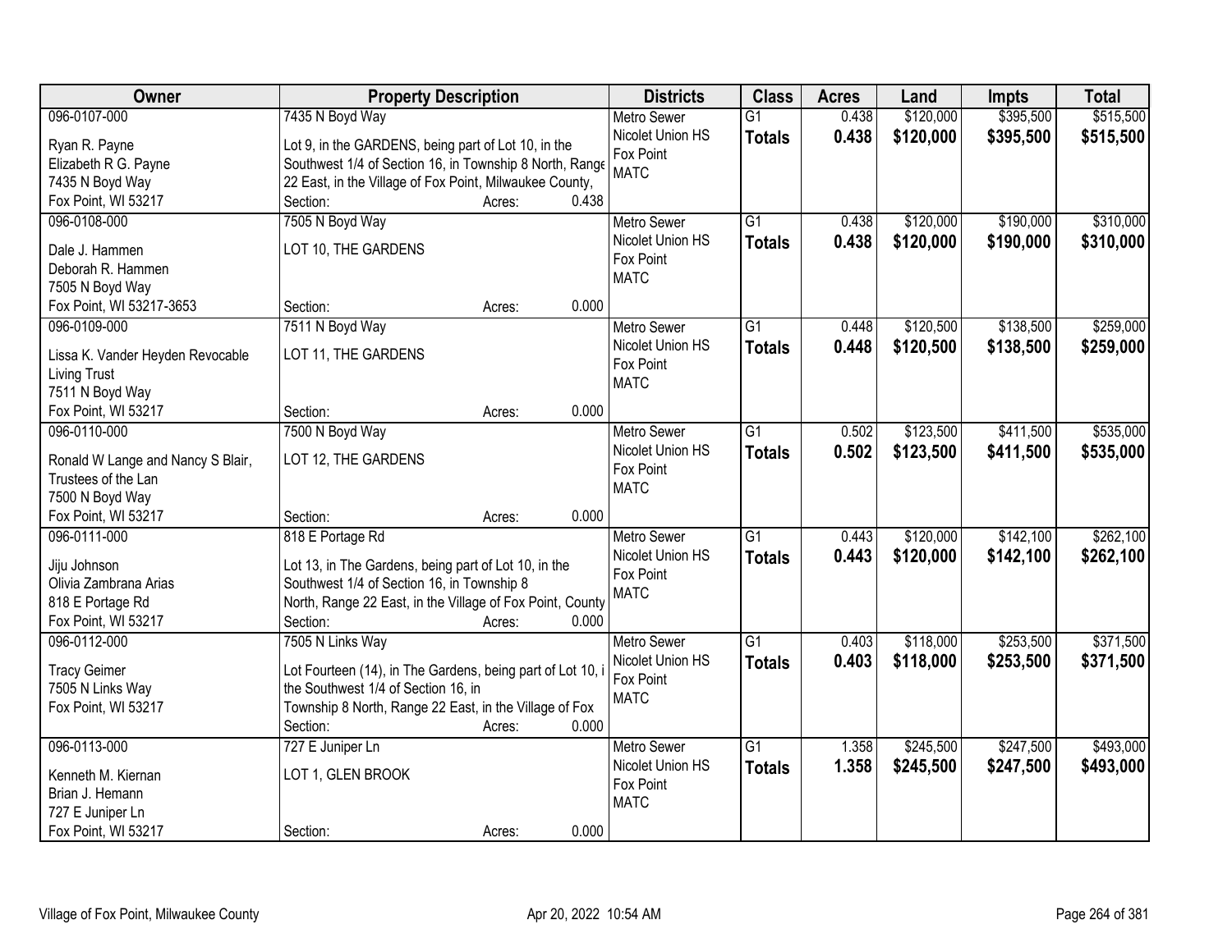| Owner | Property Description | Districts | Class | Acres | Land | Impts | Total |
|---|---|---|---|---|---|---|---|
| 096-0107-000<br><br>Ryan R. Payne<br>Elizabeth R G. Payne<br>7435 N Boyd Way<br>Fox Point, WI 53217 | 7435 N Boyd Way<br><br>Lot 9, in the GARDENS, being part of Lot 10, in the Southwest 1/4 of Section 16, in Township 8 North, Range 22 East, in the Village of Fox Point, Milwaukee County,<br>Section: Acres: 0.438 | Metro Sewer<br>Nicolet Union HS<br>Fox Point<br>MATC | G1<br>**Totals** | 0.438<br>**0.438** | $120,000<br>**$120,000** | $395,500<br>**$395,500** | $515,500<br>**$515,500** |
| 096-0108-000<br><br>Dale J. Hammen<br>Deborah R. Hammen<br>7505 N Boyd Way<br>Fox Point, WI 53217-3653 | 7505 N Boyd Way<br><br>LOT 10, THE GARDENS<br><br>Section: Acres: 0.000 | Metro Sewer<br>Nicolet Union HS<br>Fox Point<br>MATC | G1<br>**Totals** | 0.438<br>**0.438** | $120,000<br>**$120,000** | $190,000<br>**$190,000** | $310,000<br>**$310,000** |
| 096-0109-000<br><br>Lissa K. Vander Heyden Revocable Living Trust<br>7511 N Boyd Way<br>Fox Point, WI 53217 | 7511 N Boyd Way<br><br>LOT 11, THE GARDENS<br><br>Section: Acres: 0.000 | Metro Sewer<br>Nicolet Union HS<br>Fox Point<br>MATC | G1<br>**Totals** | 0.448<br>**0.448** | $120,500<br>**$120,500** | $138,500<br>**$138,500** | $259,000<br>**$259,000** |
| 096-0110-000<br><br>Ronald W Lange and Nancy S Blair, Trustees of the Lan<br>7500 N Boyd Way<br>Fox Point, WI 53217 | 7500 N Boyd Way<br><br>LOT 12, THE GARDENS<br><br>Section: Acres: 0.000 | Metro Sewer<br>Nicolet Union HS<br>Fox Point<br>MATC | G1<br>**Totals** | 0.502<br>**0.502** | $123,500<br>**$123,500** | $411,500<br>**$411,500** | $535,000<br>**$535,000** |
| 096-0111-000<br><br>Jiju Johnson<br>Olivia Zambrana Arias<br>818 E Portage Rd<br>Fox Point, WI 53217 | 818 E Portage Rd<br><br>Lot 13, in The Gardens, being part of Lot 10, in the Southwest 1/4 of Section 16, in Township 8 North, Range 22 East, in the Village of Fox Point, County<br>Section: Acres: 0.000 | Metro Sewer<br>Nicolet Union HS<br>Fox Point<br>MATC | G1<br>**Totals** | 0.443<br>**0.443** | $120,000<br>**$120,000** | $142,100<br>**$142,100** | $262,100<br>**$262,100** |
| 096-0112-000<br><br>Tracy Geimer<br>7505 N Links Way<br>Fox Point, WI 53217 | 7505 N Links Way<br><br>Lot Fourteen (14), in The Gardens, being part of Lot 10, i the Southwest 1/4 of Section 16, in Township 8 North, Range 22 East, in the Village of Fox<br>Section: Acres: 0.000 | Metro Sewer<br>Nicolet Union HS<br>Fox Point<br>MATC | G1<br>**Totals** | 0.403<br>**0.403** | $118,000<br>**$118,000** | $253,500<br>**$253,500** | $371,500<br>**$371,500** |
| 096-0113-000<br><br>Kenneth M. Kiernan<br>Brian J. Hemann<br>727 E Juniper Ln<br>Fox Point, WI 53217 | 727 E Juniper Ln<br><br>LOT 1, GLEN BROOK<br><br>Section: Acres: 0.000 | Metro Sewer<br>Nicolet Union HS<br>Fox Point<br>MATC | G1<br>**Totals** | 1.358<br>**1.358** | $245,500<br>**$245,500** | $247,500<br>**$247,500** | $493,000<br>**$493,000** |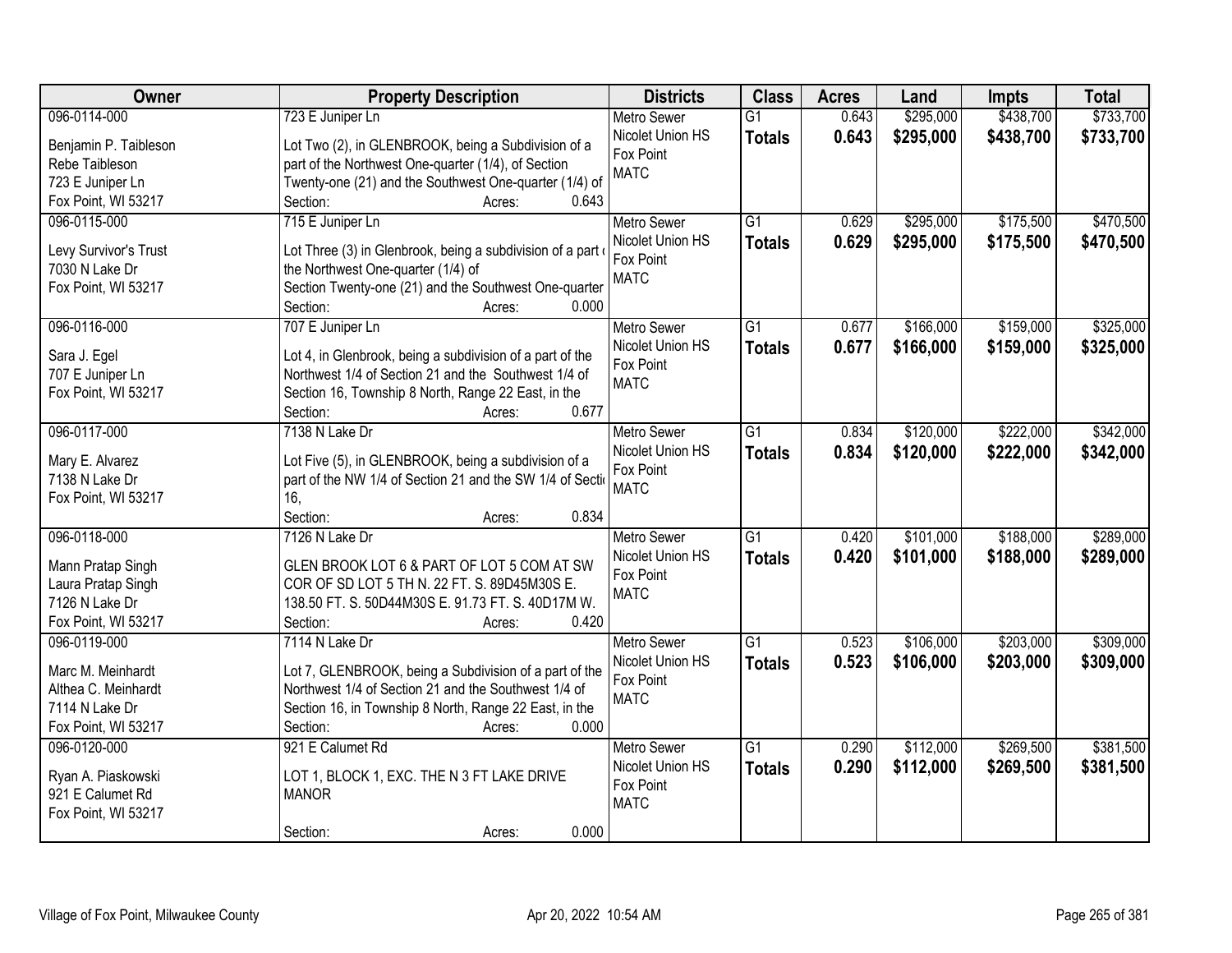| Owner | Property Description | Districts | Class | Acres | Land | Impts | Total |
|---|---|---|---|---|---|---|---|
| 096-0114-000<br><br>Benjamin P. Taibleson<br>Rebe Taibleson<br>723 E Juniper Ln<br>Fox Point, WI 53217 | 723 E Juniper Ln<br><br>Lot Two (2), in GLENBROOK, being a Subdivision of a part of the Northwest One-quarter (1/4), of Section Twenty-one (21) and the Southwest One-quarter (1/4) of<br>Section: Acres: 0.643 | Metro Sewer<br>Nicolet Union HS<br>Fox Point<br>MATC | G1<br>**Totals** | 0.643<br>**0.643** | $295,000<br>**$295,000** | $438,700<br>**$438,700** | $733,700<br>**$733,700** |
| 096-0115-000<br><br>Levy Survivor's Trust<br>7030 N Lake Dr<br>Fox Point, WI 53217 | 715 E Juniper Ln<br><br>Lot Three (3) in Glenbrook, being a subdivision of a part of the Northwest One-quarter (1/4) of Section Twenty-one (21) and the Southwest One-quarter<br>Section: Acres: 0.000 | Metro Sewer<br>Nicolet Union HS<br>Fox Point<br>MATC | G1<br>**Totals** | 0.629<br>**0.629** | $295,000<br>**$295,000** | $175,500<br>**$175,500** | $470,500<br>**$470,500** |
| 096-0116-000<br><br>Sara J. Egel<br>707 E Juniper Ln<br>Fox Point, WI 53217 | 707 E Juniper Ln<br><br>Lot 4, in Glenbrook, being a subdivision of a part of the Northwest 1/4 of Section 21 and the Southwest 1/4 of Section 16, Township 8 North, Range 22 East, in the<br>Section: Acres: 0.677 | Metro Sewer<br>Nicolet Union HS<br>Fox Point<br>MATC | G1<br>**Totals** | 0.677<br>**0.677** | $166,000<br>**$166,000** | $159,000<br>**$159,000** | $325,000<br>**$325,000** |
| 096-0117-000<br><br>Mary E. Alvarez<br>7138 N Lake Dr<br>Fox Point, WI 53217 | 7138 N Lake Dr<br><br>Lot Five (5), in GLENBROOK, being a subdivision of a part of the NW 1/4 of Section 21 and the SW 1/4 of Section 16,<br>Section: Acres: 0.834 | Metro Sewer<br>Nicolet Union HS<br>Fox Point<br>MATC | G1<br>**Totals** | 0.834<br>**0.834** | $120,000<br>**$120,000** | $222,000<br>**$222,000** | $342,000<br>**$342,000** |
| 096-0118-000<br><br>Mann Pratap Singh<br>Laura Pratap Singh<br>7126 N Lake Dr<br>Fox Point, WI 53217 | 7126 N Lake Dr<br><br>GLEN BROOK LOT 6 & PART OF LOT 5 COM AT SW COR OF SD LOT 5 TH N. 22 FT. S. 89D45M30S E. 138.50 FT. S. 50D44M30S E. 91.73 FT. S. 40D17M W.<br>Section: Acres: 0.420 | Metro Sewer<br>Nicolet Union HS<br>Fox Point<br>MATC | G1<br>**Totals** | 0.420<br>**0.420** | $101,000<br>**$101,000** | $188,000<br>**$188,000** | $289,000<br>**$289,000** |
| 096-0119-000<br><br>Marc M. Meinhardt<br>Althea C. Meinhardt<br>7114 N Lake Dr<br>Fox Point, WI 53217 | 7114 N Lake Dr<br><br>Lot 7, GLENBROOK, being a Subdivision of a part of the Northwest 1/4 of Section 21 and the Southwest 1/4 of Section 16, in Township 8 North, Range 22 East, in the<br>Section: Acres: 0.000 | Metro Sewer<br>Nicolet Union HS<br>Fox Point<br>MATC | G1<br>**Totals** | 0.523<br>**0.523** | $106,000<br>**$106,000** | $203,000<br>**$203,000** | $309,000<br>**$309,000** |
| 096-0120-000<br><br>Ryan A. Piaskowski<br>921 E Calumet Rd<br>Fox Point, WI 53217 | 921 E Calumet Rd<br><br>LOT 1, BLOCK 1, EXC. THE N 3 FT LAKE DRIVE MANOR<br><br>Section: Acres: 0.000 | Metro Sewer<br>Nicolet Union HS<br>Fox Point<br>MATC | G1<br>**Totals** | 0.290<br>**0.290** | $112,000<br>**$112,000** | $269,500<br>**$269,500** | $381,500<br>**$381,500** |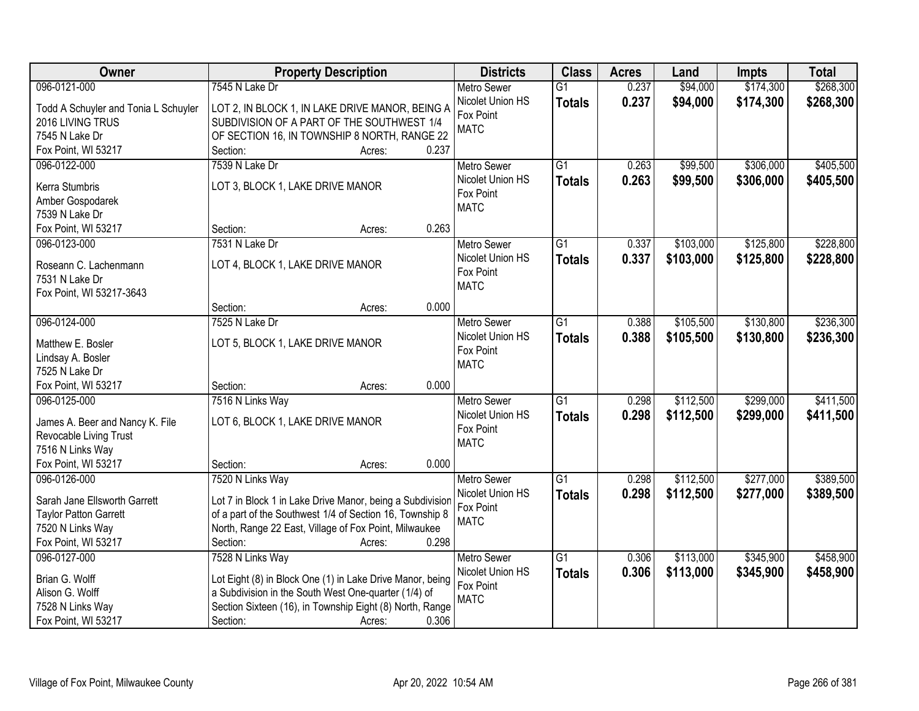| Owner | Property Description | Districts | Class | Acres | Land | Impts | Total |
|---|---|---|---|---|---|---|---|
| 096-0121-000<br>Todd A Schuyler and Tonia L Schuyler 2016 LIVING TRUS<br>7545 N Lake Dr<br>Fox Point, WI 53217 | 7545 N Lake Dr<br>LOT 2, IN BLOCK 1, IN LAKE DRIVE MANOR, BEING A SUBDIVISION OF A PART OF THE SOUTHWEST 1/4 OF SECTION 16, IN TOWNSHIP 8 NORTH, RANGE 22<br>Section: Acres: 0.237 | Metro Sewer<br>Nicolet Union HS<br>Fox Point<br>MATC | G1<br>**Totals** | 0.237<br>**0.237** | $94,000<br>**$94,000** | $174,300<br>**$174,300** | $268,300<br>**$268,300** |
| 096-0122-000<br>Kerra Stumbris<br>Amber Gospodarek<br>7539 N Lake Dr<br>Fox Point, WI 53217 | 7539 N Lake Dr<br>LOT 3, BLOCK 1, LAKE DRIVE MANOR<br>Section: Acres: 0.263 | Metro Sewer<br>Nicolet Union HS<br>Fox Point<br>MATC | G1<br>**Totals** | 0.263<br>**0.263** | $99,500<br>**$99,500** | $306,000<br>**$306,000** | $405,500<br>**$405,500** |
| 096-0123-000<br>Roseann C. Lachenmann<br>7531 N Lake Dr<br>Fox Point, WI 53217-3643 | 7531 N Lake Dr<br>LOT 4, BLOCK 1, LAKE DRIVE MANOR<br>Section: Acres: 0.000 | Metro Sewer<br>Nicolet Union HS<br>Fox Point<br>MATC | G1<br>**Totals** | 0.337<br>**0.337** | $103,000<br>**$103,000** | $125,800<br>**$125,800** | $228,800<br>**$228,800** |
| 096-0124-000<br>Matthew E. Bosler<br>Lindsay A. Bosler<br>7525 N Lake Dr<br>Fox Point, WI 53217 | 7525 N Lake Dr<br>LOT 5, BLOCK 1, LAKE DRIVE MANOR<br>Section: Acres: 0.000 | Metro Sewer<br>Nicolet Union HS<br>Fox Point<br>MATC | G1<br>**Totals** | 0.388<br>**0.388** | $105,500<br>**$105,500** | $130,800<br>**$130,800** | $236,300<br>**$236,300** |
| 096-0125-000<br>James A. Beer and Nancy K. File Revocable Living Trust<br>7516 N Links Way<br>Fox Point, WI 53217 | 7516 N Links Way<br>LOT 6, BLOCK 1, LAKE DRIVE MANOR<br>Section: Acres: 0.000 | Metro Sewer<br>Nicolet Union HS<br>Fox Point<br>MATC | G1<br>**Totals** | 0.298<br>**0.298** | $112,500<br>**$112,500** | $299,000<br>**$299,000** | $411,500<br>**$411,500** |
| 096-0126-000<br>Sarah Jane Ellsworth Garrett<br>Taylor Patton Garrett<br>7520 N Links Way<br>Fox Point, WI 53217 | 7520 N Links Way<br>Lot 7 in Block 1 in Lake Drive Manor, being a Subdivision of a part of the Southwest 1/4 of Section 16, Township 8 North, Range 22 East, Village of Fox Point, Milwaukee<br>Section: Acres: 0.298 | Metro Sewer<br>Nicolet Union HS<br>Fox Point<br>MATC | G1<br>**Totals** | 0.298<br>**0.298** | $112,500<br>**$112,500** | $277,000<br>**$277,000** | $389,500<br>**$389,500** |
| 096-0127-000<br>Brian G. Wolff<br>Alison G. Wolff<br>7528 N Links Way<br>Fox Point, WI 53217 | 7528 N Links Way<br>Lot Eight (8) in Block One (1) in Lake Drive Manor, being a Subdivision in the South West One-quarter (1/4) of Section Sixteen (16), in Township Eight (8) North, Range<br>Section: Acres: 0.306 | Metro Sewer<br>Nicolet Union HS<br>Fox Point<br>MATC | G1<br>**Totals** | 0.306<br>**0.306** | $113,000<br>**$113,000** | $345,900<br>**$345,900** | $458,900<br>**$458,900** |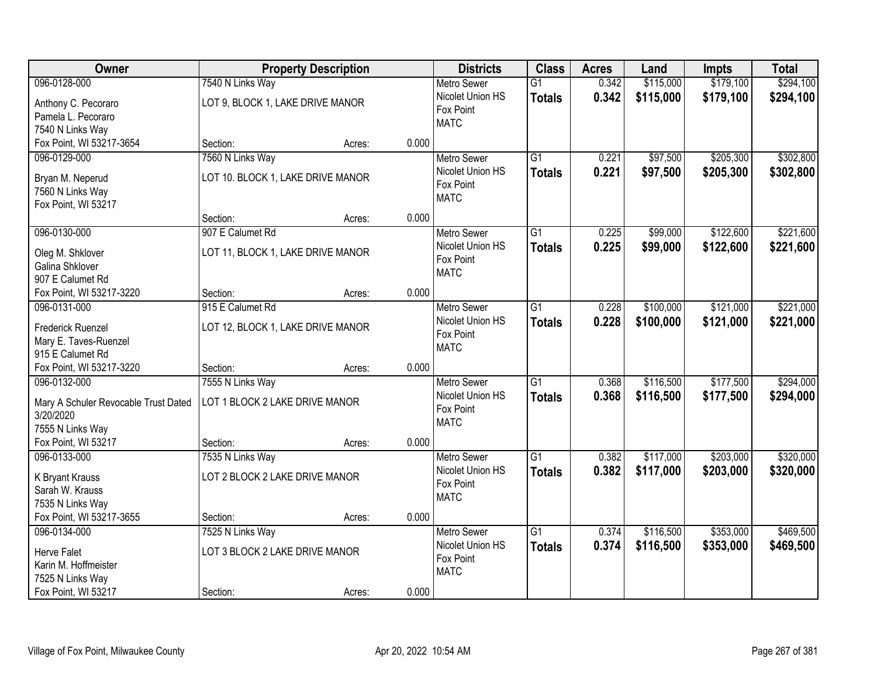| Owner | Property Description | Districts | Class | Acres | Land | Impts | Total |
|---|---|---|---|---|---|---|---|
| 096-0128-000<br>Anthony C. Pecoraro<br>Pamela L. Pecoraro<br>7540 N Links Way<br>Fox Point, WI 53217-3654 | 7540 N Links Way<br>LOT 9, BLOCK 1, LAKE DRIVE MANOR<br>Section: Acres: 0.000 | Metro Sewer<br>Nicolet Union HS<br>Fox Point<br>MATC | G1<br>**Totals** | 0.342<br>**0.342** | $115,000<br>**$115,000** | $179,100<br>**$179,100** | $294,100<br>**$294,100** |
| 096-0129-000<br>Bryan M. Neperud<br>7560 N Links Way<br>Fox Point, WI 53217 | 7560 N Links Way<br>LOT 10. BLOCK 1, LAKE DRIVE MANOR<br>Section: Acres: 0.000 | Metro Sewer<br>Nicolet Union HS<br>Fox Point<br>MATC | G1<br>**Totals** | 0.221<br>**0.221** | $97,500<br>**$97,500** | $205,300<br>**$205,300** | $302,800<br>**$302,800** |
| 096-0130-000<br>Oleg M. Shklover<br>Galina Shklover<br>907 E Calumet Rd<br>Fox Point, WI 53217-3220 | 907 E Calumet Rd<br>LOT 11, BLOCK 1, LAKE DRIVE MANOR<br>Section: Acres: 0.000 | Metro Sewer<br>Nicolet Union HS<br>Fox Point<br>MATC | G1<br>**Totals** | 0.225<br>**0.225** | $99,000<br>**$99,000** | $122,600<br>**$122,600** | $221,600<br>**$221,600** |
| 096-0131-000<br>Frederick Ruenzel<br>Mary E. Taves-Ruenzel<br>915 E Calumet Rd<br>Fox Point, WI 53217-3220 | 915 E Calumet Rd<br>LOT 12, BLOCK 1, LAKE DRIVE MANOR<br>Section: Acres: 0.000 | Metro Sewer<br>Nicolet Union HS<br>Fox Point<br>MATC | G1<br>**Totals** | 0.228<br>**0.228** | $100,000<br>**$100,000** | $121,000<br>**$121,000** | $221,000<br>**$221,000** |
| 096-0132-000<br>Mary A Schuler Revocable Trust Dated 3/20/2020<br>7555 N Links Way<br>Fox Point, WI 53217 | 7555 N Links Way<br>LOT 1 BLOCK 2 LAKE DRIVE MANOR<br>Section: Acres: 0.000 | Metro Sewer<br>Nicolet Union HS<br>Fox Point<br>MATC | G1<br>**Totals** | 0.368<br>**0.368** | $116,500<br>**$116,500** | $177,500<br>**$177,500** | $294,000<br>**$294,000** |
| 096-0133-000<br>K Bryant Krauss<br>Sarah W. Krauss<br>7535 N Links Way<br>Fox Point, WI 53217-3655 | 7535 N Links Way<br>LOT 2 BLOCK 2 LAKE DRIVE MANOR<br>Section: Acres: 0.000 | Metro Sewer<br>Nicolet Union HS<br>Fox Point<br>MATC | G1<br>**Totals** | 0.382<br>**0.382** | $117,000<br>**$117,000** | $203,000<br>**$203,000** | $320,000<br>**$320,000** |
| 096-0134-000<br>Herve Falet<br>Karin M. Hoffmeister<br>7525 N Links Way<br>Fox Point, WI 53217 | 7525 N Links Way<br>LOT 3 BLOCK 2 LAKE DRIVE MANOR<br>Section: Acres: 0.000 | Metro Sewer<br>Nicolet Union HS<br>Fox Point<br>MATC | G1<br>**Totals** | 0.374<br>**0.374** | $116,500<br>**$116,500** | $353,000<br>**$353,000** | $469,500<br>**$469,500** |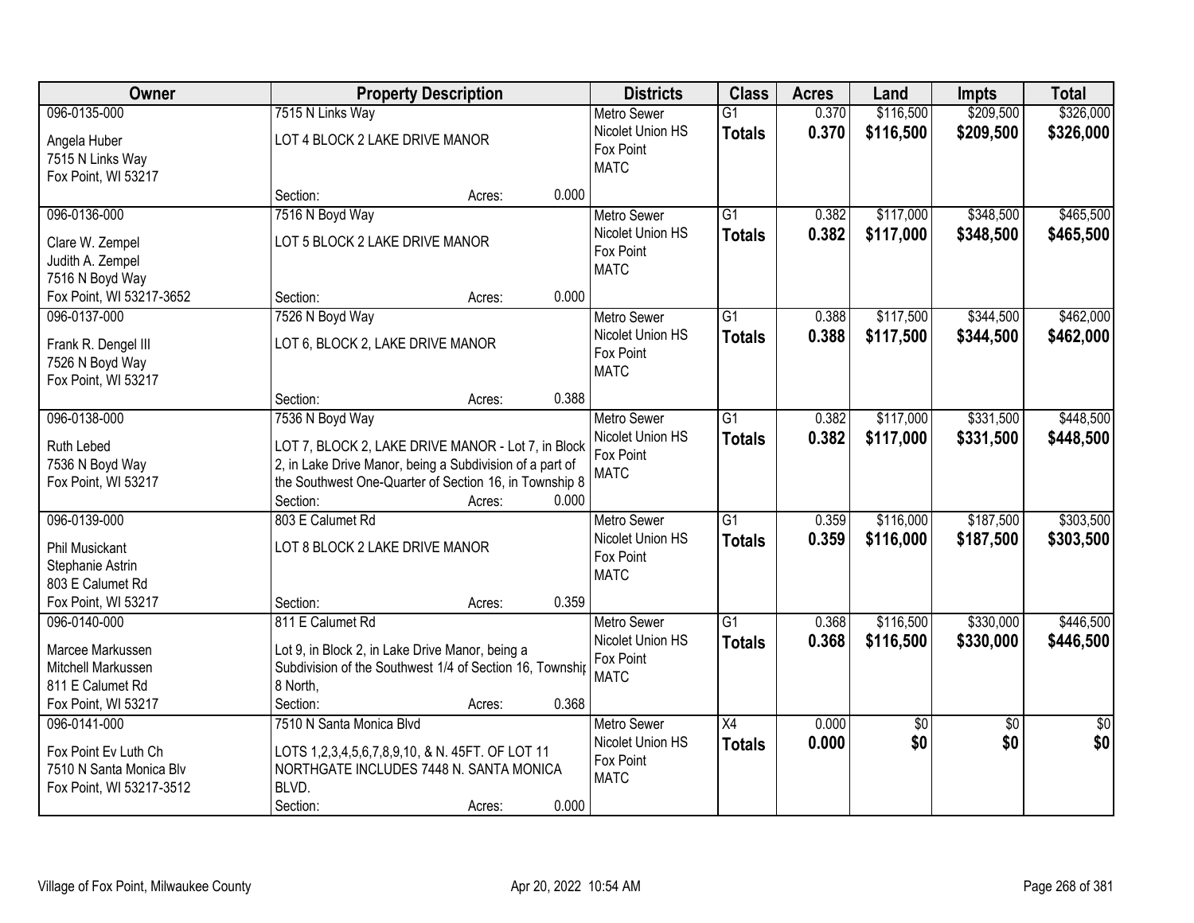| Owner | Property Description | Districts | Class | Acres | Land | Impts | Total |
|---|---|---|---|---|---|---|---|
| 096-0135-000<br>Angela Huber<br>7515 N Links Way<br>Fox Point, WI 53217 | 7515 N Links Way<br>LOT 4 BLOCK 2 LAKE DRIVE MANOR<br>Section: Acres: 0.000 | Metro Sewer<br>Nicolet Union HS<br>Fox Point<br>MATC | G1<br>**Totals** | 0.370<br>**0.370** | $116,500<br>**$116,500** | $209,500<br>**$209,500** | $326,000<br>**$326,000** |
| 096-0136-000<br>Clare W. Zempel<br>Judith A. Zempel<br>7516 N Boyd Way<br>Fox Point, WI 53217-3652 | 7516 N Boyd Way<br>LOT 5 BLOCK 2 LAKE DRIVE MANOR<br>Section: Acres: 0.000 | Metro Sewer<br>Nicolet Union HS<br>Fox Point<br>MATC | G1<br>**Totals** | 0.382<br>**0.382** | $117,000<br>**$117,000** | $348,500<br>**$348,500** | $465,500<br>**$465,500** |
| 096-0137-000<br>Frank R. Dengel III<br>7526 N Boyd Way<br>Fox Point, WI 53217 | 7526 N Boyd Way<br>LOT 6, BLOCK 2, LAKE DRIVE MANOR<br>Section: Acres: 0.388 | Metro Sewer<br>Nicolet Union HS<br>Fox Point<br>MATC | G1<br>**Totals** | 0.388<br>**0.388** | $117,500<br>**$117,500** | $344,500<br>**$344,500** | $462,000<br>**$462,000** |
| 096-0138-000<br>Ruth Lebed<br>7536 N Boyd Way<br>Fox Point, WI 53217 | 7536 N Boyd Way<br>LOT 7, BLOCK 2, LAKE DRIVE MANOR - Lot 7, in Block 2, in Lake Drive Manor, being a Subdivision of a part of the Southwest One-Quarter of Section 16, in Township 8<br>Section: Acres: 0.000 | Metro Sewer<br>Nicolet Union HS<br>Fox Point<br>MATC | G1<br>**Totals** | 0.382<br>**0.382** | $117,000<br>**$117,000** | $331,500<br>**$331,500** | $448,500<br>**$448,500** |
| 096-0139-000<br>Phil Musickant<br>Stephanie Astrin<br>803 E Calumet Rd<br>Fox Point, WI 53217 | 803 E Calumet Rd<br>LOT 8 BLOCK 2 LAKE DRIVE MANOR<br>Section: Acres: 0.359 | Metro Sewer<br>Nicolet Union HS<br>Fox Point<br>MATC | G1<br>**Totals** | 0.359<br>**0.359** | $116,000<br>**$116,000** | $187,500<br>**$187,500** | $303,500<br>**$303,500** |
| 096-0140-000<br>Marcee Markussen<br>Mitchell Markussen<br>811 E Calumet Rd<br>Fox Point, WI 53217 | 811 E Calumet Rd<br>Lot 9, in Block 2, in Lake Drive Manor, being a Subdivision of the Southwest 1/4 of Section 16, Township 8 North,<br>Section: Acres: 0.368 | Metro Sewer<br>Nicolet Union HS<br>Fox Point<br>MATC | G1<br>**Totals** | 0.368<br>**0.368** | $116,500<br>**$116,500** | $330,000<br>**$330,000** | $446,500<br>**$446,500** |
| 096-0141-000<br>Fox Point Ev Luth Ch<br>7510 N Santa Monica Blv<br>Fox Point, WI 53217-3512 | 7510 N Santa Monica Blvd<br>LOTS 1,2,3,4,5,6,7,8,9,10, & N. 45FT. OF LOT 11 NORTHGATE INCLUDES 7448 N. SANTA MONICA BLVD.<br>Section: Acres: 0.000 | Metro Sewer<br>Nicolet Union HS<br>Fox Point<br>MATC | X4<br>**Totals** | 0.000<br>**0.000** | $0<br>**$0** | $0<br>**$0** | $0<br>**$0** |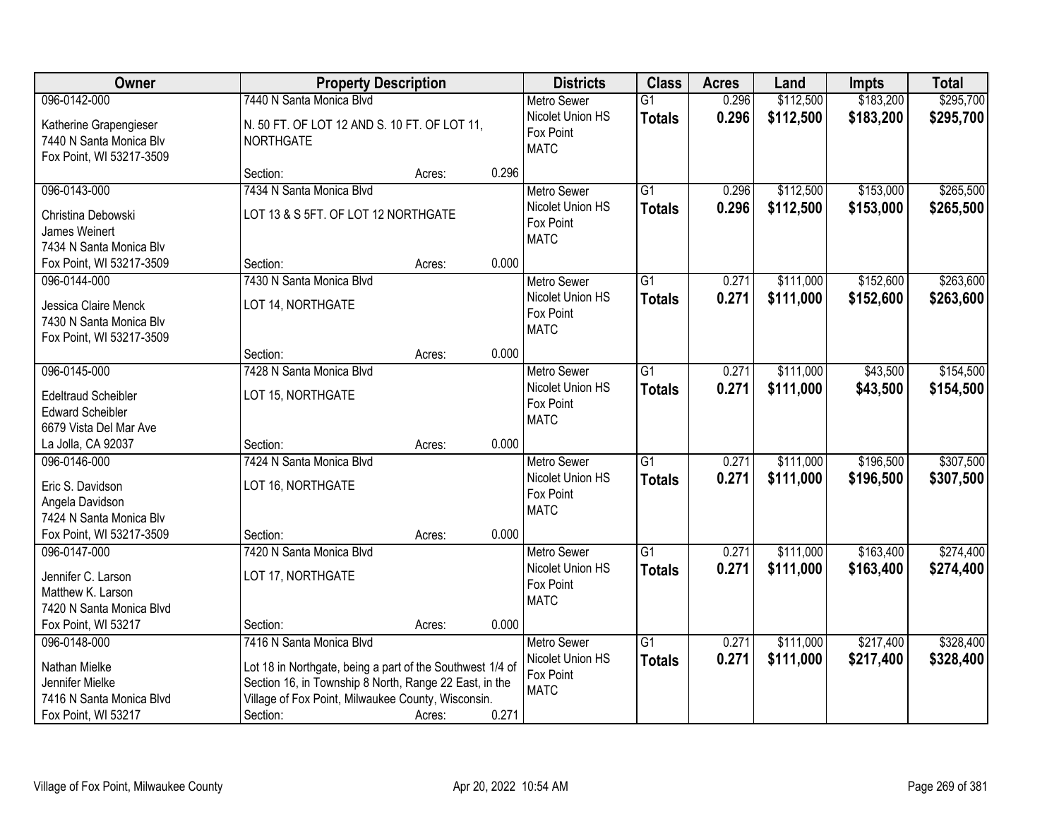| Owner | Property Description | | | Districts | Class | Acres | Land | Impts | Total |
|---|---|---|---|---|---|---|---|---|---|
| 096-0142-000<br>Katherine Grapengieser<br>7440 N Santa Monica Blv<br>Fox Point, WI 53217-3509 | 7440 N Santa Monica Blvd<br>N. 50 FT. OF LOT 12 AND S. 10 FT. OF LOT 11, NORTHGATE<br>Section: | Acres: | 0.296 | Metro Sewer<br>Nicolet Union HS<br>Fox Point<br>MATC | G1<br>**Totals** | 0.296<br>**0.296** | $112,500<br>**$112,500** | $183,200<br>**$183,200** | $295,700<br>**$295,700** |
| 096-0143-000<br>Christina Debowski<br>James Weinert<br>7434 N Santa Monica Blv<br>Fox Point, WI 53217-3509 | 7434 N Santa Monica Blvd<br>LOT 13 & S 5FT. OF LOT 12 NORTHGATE<br>Section: | Acres: | 0.000 | Metro Sewer<br>Nicolet Union HS<br>Fox Point<br>MATC | G1<br>**Totals** | 0.296<br>**0.296** | $112,500<br>**$112,500** | $153,000<br>**$153,000** | $265,500<br>**$265,500** |
| 096-0144-000<br>Jessica Claire Menck<br>7430 N Santa Monica Blv<br>Fox Point, WI 53217-3509 | 7430 N Santa Monica Blvd<br>LOT 14, NORTHGATE<br>Section: | Acres: | 0.000 | Metro Sewer<br>Nicolet Union HS<br>Fox Point<br>MATC | G1<br>**Totals** | 0.271<br>**0.271** | $111,000<br>**$111,000** | $152,600<br>**$152,600** | $263,600<br>**$263,600** |
| 096-0145-000<br>Edeltraud Scheibler<br>Edward Scheibler<br>6679 Vista Del Mar Ave<br>La Jolla, CA 92037 | 7428 N Santa Monica Blvd<br>LOT 15, NORTHGATE<br>Section: | Acres: | 0.000 | Metro Sewer<br>Nicolet Union HS<br>Fox Point<br>MATC | G1<br>**Totals** | 0.271<br>**0.271** | $111,000<br>**$111,000** | $43,500<br>**$43,500** | $154,500<br>**$154,500** |
| 096-0146-000<br>Eric S. Davidson<br>Angela Davidson<br>7424 N Santa Monica Blv<br>Fox Point, WI 53217-3509 | 7424 N Santa Monica Blvd<br>LOT 16, NORTHGATE<br>Section: | Acres: | 0.000 | Metro Sewer<br>Nicolet Union HS<br>Fox Point<br>MATC | G1<br>**Totals** | 0.271<br>**0.271** | $111,000<br>**$111,000** | $196,500<br>**$196,500** | $307,500<br>**$307,500** |
| 096-0147-000<br>Jennifer C. Larson<br>Matthew K. Larson<br>7420 N Santa Monica Blvd<br>Fox Point, WI 53217 | 7420 N Santa Monica Blvd<br>LOT 17, NORTHGATE<br>Section: | Acres: | 0.000 | Metro Sewer<br>Nicolet Union HS<br>Fox Point<br>MATC | G1<br>**Totals** | 0.271<br>**0.271** | $111,000<br>**$111,000** | $163,400<br>**$163,400** | $274,400<br>**$274,400** |
| 096-0148-000<br>Nathan Mielke<br>Jennifer Mielke<br>7416 N Santa Monica Blvd<br>Fox Point, WI 53217 | 7416 N Santa Monica Blvd<br>Lot 18 in Northgate, being a part of the Southwest 1/4 of Section 16, in Township 8 North, Range 22 East, in the Village of Fox Point, Milwaukee County, Wisconsin.<br>Section: | Acres: | 0.271 | Metro Sewer<br>Nicolet Union HS<br>Fox Point<br>MATC | G1<br>**Totals** | 0.271<br>**0.271** | $111,000<br>**$111,000** | $217,400<br>**$217,400** | $328,400<br>**$328,400** |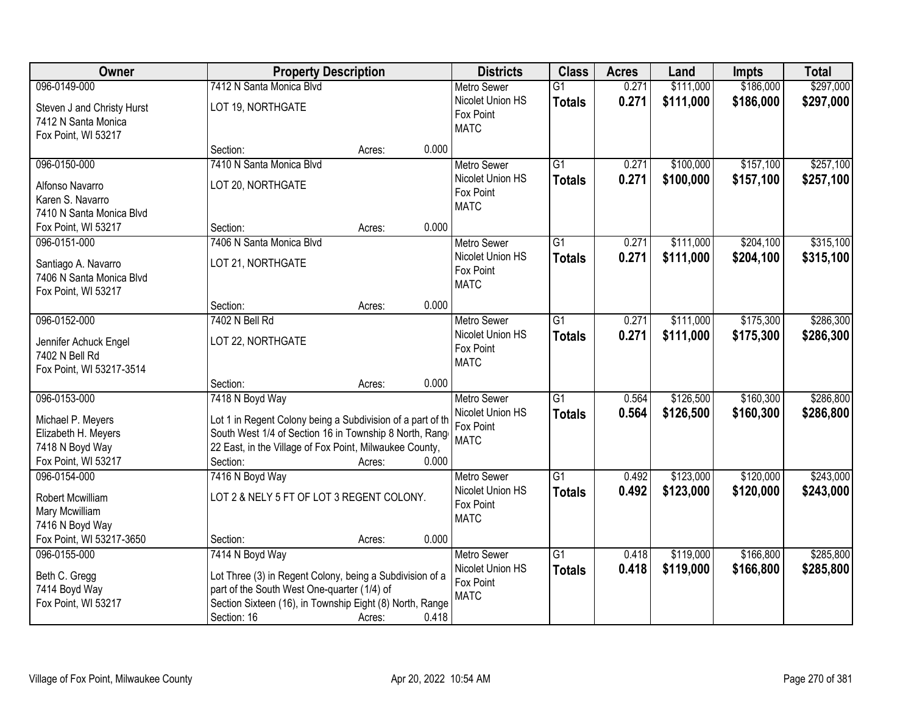| Owner | Property Description | Districts | Class | Acres | Land | Impts | Total |
|---|---|---|---|---|---|---|---|
| 096-0149-000<br>Steven J and Christy Hurst<br>7412 N Santa Monica<br>Fox Point, WI 53217 | 7412 N Santa Monica Blvd<br>LOT 19, NORTHGATE<br>Section: Acres: 0.000 | Metro Sewer<br>Nicolet Union HS<br>Fox Point<br>MATC | G1<br>**Totals** | 0.271<br>**0.271** | \$111,000<br>**\$111,000** | \$186,000<br>**\$186,000** | \$297,000<br>**\$297,000** |
| 096-0150-000<br>Alfonso Navarro<br>Karen S. Navarro<br>7410 N Santa Monica Blvd<br>Fox Point, WI 53217 | 7410 N Santa Monica Blvd<br>LOT 20, NORTHGATE<br>Section: Acres: 0.000 | Metro Sewer<br>Nicolet Union HS<br>Fox Point<br>MATC | G1<br>**Totals** | 0.271<br>**0.271** | \$100,000<br>**\$100,000** | \$157,100<br>**\$157,100** | \$257,100<br>**\$257,100** |
| 096-0151-000<br>Santiago A. Navarro<br>7406 N Santa Monica Blvd<br>Fox Point, WI 53217 | 7406 N Santa Monica Blvd<br>LOT 21, NORTHGATE<br>Section: Acres: 0.000 | Metro Sewer<br>Nicolet Union HS<br>Fox Point<br>MATC | G1<br>**Totals** | 0.271<br>**0.271** | \$111,000<br>**\$111,000** | \$204,100<br>**\$204,100** | \$315,100<br>**\$315,100** |
| 096-0152-000<br>Jennifer Achuck Engel<br>7402 N Bell Rd<br>Fox Point, WI 53217-3514 | 7402 N Bell Rd<br>LOT 22, NORTHGATE<br>Section: Acres: 0.000 | Metro Sewer<br>Nicolet Union HS<br>Fox Point<br>MATC | G1<br>**Totals** | 0.271<br>**0.271** | \$111,000<br>**\$111,000** | \$175,300<br>**\$175,300** | \$286,300<br>**\$286,300** |
| 096-0153-000<br>Michael P. Meyers<br>Elizabeth H. Meyers<br>7418 N Boyd Way<br>Fox Point, WI 53217 | 7418 N Boyd Way<br>Lot 1 in Regent Colony being a Subdivision of a part of th South West 1/4 of Section 16 in Township 8 North, Rang 22 East, in the Village of Fox Point, Milwaukee County,<br>Section: Acres: 0.000 | Metro Sewer<br>Nicolet Union HS<br>Fox Point<br>MATC | G1<br>**Totals** | 0.564<br>**0.564** | \$126,500<br>**\$126,500** | \$160,300<br>**\$160,300** | \$286,800<br>**\$286,800** |
| 096-0154-000<br>Robert Mcwilliam<br>Mary Mcwilliam<br>7416 N Boyd Way<br>Fox Point, WI 53217-3650 | 7416 N Boyd Way<br>LOT 2 & NELY 5 FT OF LOT 3 REGENT COLONY.<br>Section: Acres: 0.000 | Metro Sewer<br>Nicolet Union HS<br>Fox Point<br>MATC | G1<br>**Totals** | 0.492<br>**0.492** | \$123,000<br>**\$123,000** | \$120,000<br>**\$120,000** | \$243,000<br>**\$243,000** |
| 096-0155-000<br>Beth C. Gregg<br>7414 Boyd Way<br>Fox Point, WI 53217 | 7414 N Boyd Way<br>Lot Three (3) in Regent Colony, being a Subdivision of a part of the South West One-quarter (1/4) of Section Sixteen (16), in Township Eight (8) North, Range<br>Section: 16 Acres: 0.418 | Metro Sewer<br>Nicolet Union HS<br>Fox Point<br>MATC | G1<br>**Totals** | 0.418<br>**0.418** | \$119,000<br>**\$119,000** | \$166,800<br>**\$166,800** | \$285,800<br>**\$285,800** |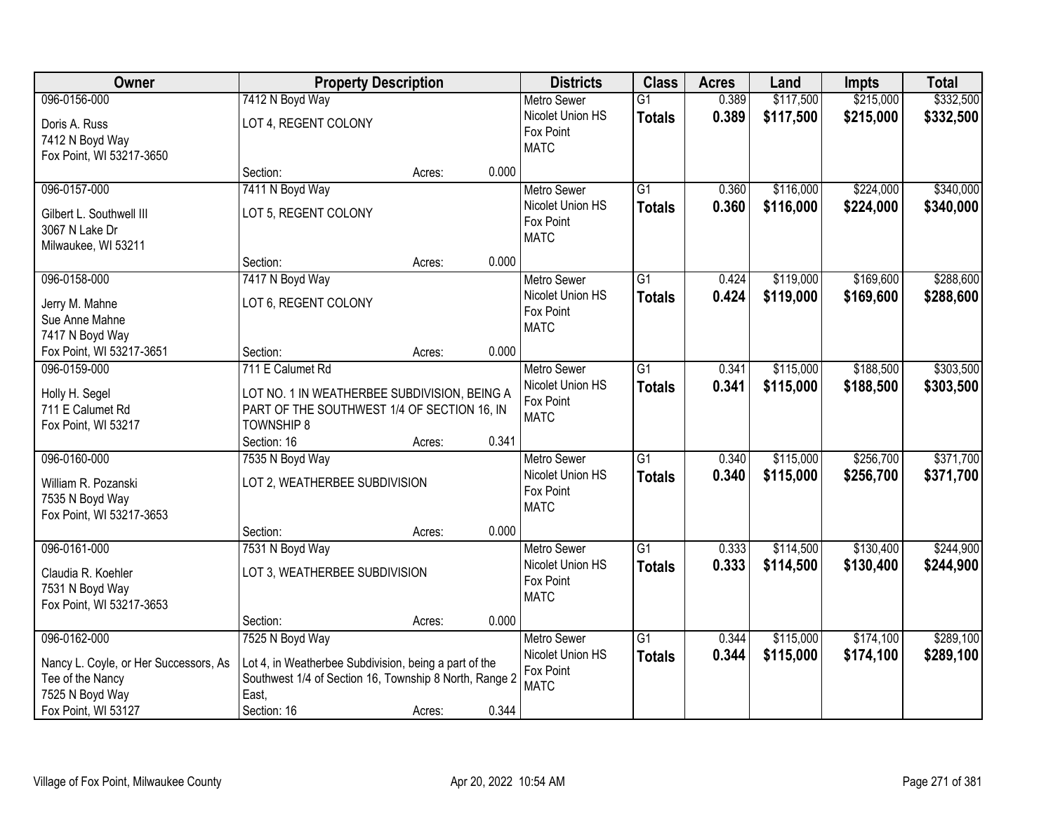| Owner | Property Description | Districts | Class | Acres | Land | Impts | Total |
|---|---|---|---|---|---|---|---|
| 096-0156-000<br>Doris A. Russ<br>7412 N Boyd Way<br>Fox Point, WI 53217-3650 | 7412 N Boyd Way<br>LOT 4, REGENT COLONY<br>Section: Acres: 0.000 | Metro Sewer<br>Nicolet Union HS<br>Fox Point<br>MATC | G1<br>**Totals** | 0.389<br>**0.389** | $117,500<br>**$117,500** | $215,000<br>**$215,000** | $332,500<br>**$332,500** |
| 096-0157-000<br>Gilbert L. Southwell III<br>3067 N Lake Dr<br>Milwaukee, WI 53211 | 7411 N Boyd Way<br>LOT 5, REGENT COLONY<br>Section: Acres: 0.000 | Metro Sewer<br>Nicolet Union HS<br>Fox Point<br>MATC | G1<br>**Totals** | 0.360<br>**0.360** | $116,000<br>**$116,000** | $224,000<br>**$224,000** | $340,000<br>**$340,000** |
| 096-0158-000<br>Jerry M. Mahne<br>Sue Anne Mahne<br>7417 N Boyd Way<br>Fox Point, WI 53217-3651 | 7417 N Boyd Way<br>LOT 6, REGENT COLONY<br>Section: Acres: 0.000 | Metro Sewer<br>Nicolet Union HS<br>Fox Point<br>MATC | G1<br>**Totals** | 0.424<br>**0.424** | $119,000<br>**$119,000** | $169,600<br>**$169,600** | $288,600<br>**$288,600** |
| 096-0159-000<br>Holly H. Segel<br>711 E Calumet Rd<br>Fox Point, WI 53217 | 711 E Calumet Rd<br>LOT NO. 1 IN WEATHERBEE SUBDIVISION, BEING A PART OF THE SOUTHWEST 1/4 OF SECTION 16, IN TOWNSHIP 8<br>Section: 16 Acres: 0.341 | Metro Sewer<br>Nicolet Union HS<br>Fox Point<br>MATC | G1<br>**Totals** | 0.341<br>**0.341** | $115,000<br>**$115,000** | $188,500<br>**$188,500** | $303,500<br>**$303,500** |
| 096-0160-000<br>William R. Pozanski<br>7535 N Boyd Way<br>Fox Point, WI 53217-3653 | 7535 N Boyd Way<br>LOT 2, WEATHERBEE SUBDIVISION<br>Section: Acres: 0.000 | Metro Sewer<br>Nicolet Union HS<br>Fox Point<br>MATC | G1<br>**Totals** | 0.340<br>**0.340** | $115,000<br>**$115,000** | $256,700<br>**$256,700** | $371,700<br>**$371,700** |
| 096-0161-000<br>Claudia R. Koehler<br>7531 N Boyd Way<br>Fox Point, WI 53217-3653 | 7531 N Boyd Way<br>LOT 3, WEATHERBEE SUBDIVISION<br>Section: Acres: 0.000 | Metro Sewer<br>Nicolet Union HS<br>Fox Point<br>MATC | G1<br>**Totals** | 0.333<br>**0.333** | $114,500<br>**$114,500** | $130,400<br>**$130,400** | $244,900<br>**$244,900** |
| 096-0162-000<br>Nancy L. Coyle, or Her Successors, As Tee of the Nancy<br>7525 N Boyd Way<br>Fox Point, WI 53127 | 7525 N Boyd Way<br>Lot 4, in Weatherbee Subdivision, being a part of the Southwest 1/4 of Section 16, Township 8 North, Range 2 East,<br>Section: 16 Acres: 0.344 | Metro Sewer<br>Nicolet Union HS<br>Fox Point<br>MATC | G1<br>**Totals** | 0.344<br>**0.344** | $115,000<br>**$115,000** | $174,100<br>**$174,100** | $289,100<br>**$289,100** |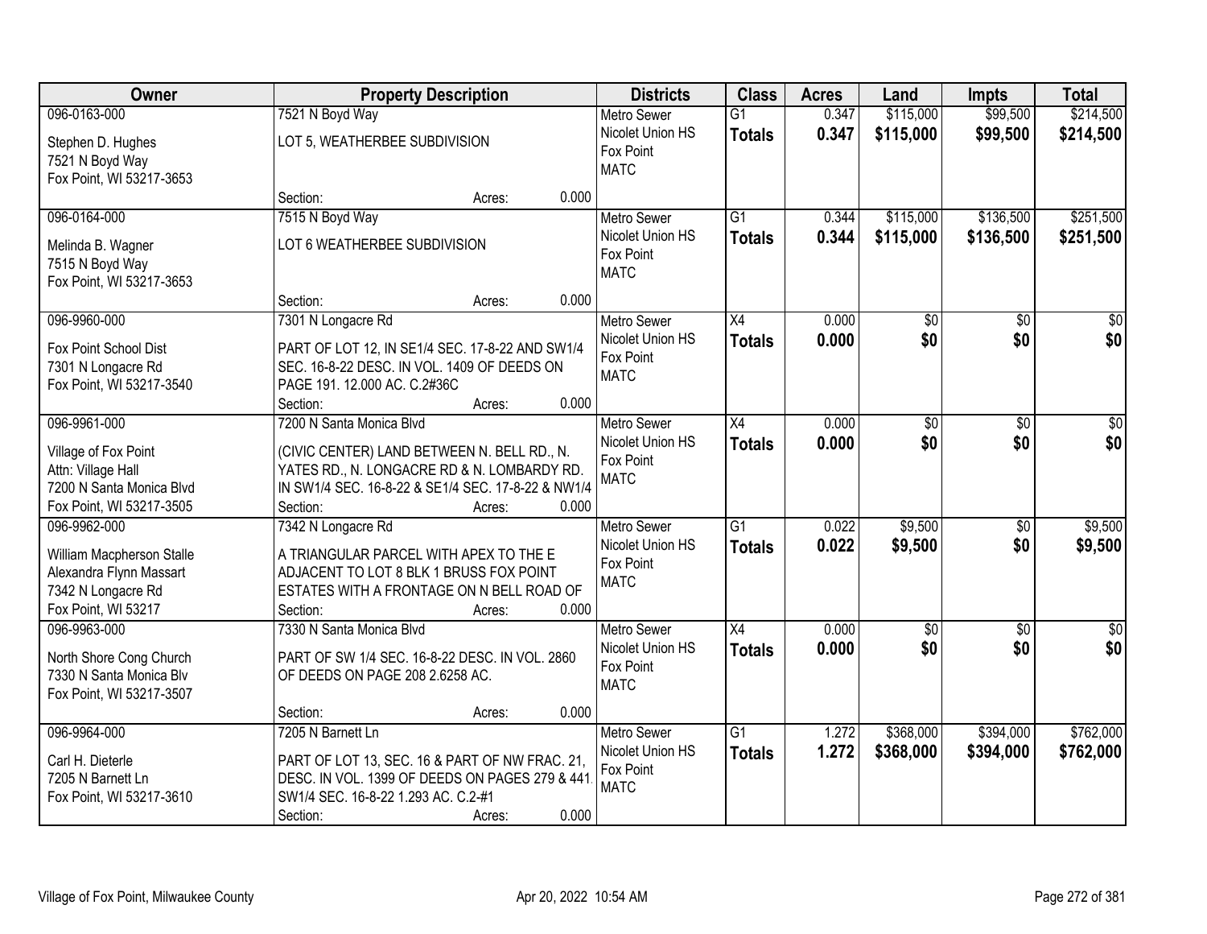| Owner | Property Description | Districts | Class | Acres | Land | Impts | Total |
|---|---|---|---|---|---|---|---|
| 096-0163-000<br>Stephen D. Hughes<br>7521 N Boyd Way<br>Fox Point, WI 53217-3653 | 7521 N Boyd Way<br>LOT 5, WEATHERBEE SUBDIVISION<br>Section: Acres: 0.000 | Metro Sewer<br>Nicolet Union HS<br>Fox Point<br>MATC | G1<br>**Totals** | 0.347<br>**0.347** | \$115,000<br>**\$115,000** | \$99,500<br>**\$99,500** | \$214,500<br>**\$214,500** |
| 096-0164-000<br>Melinda B. Wagner<br>7515 N Boyd Way<br>Fox Point, WI 53217-3653 | 7515 N Boyd Way<br>LOT 6 WEATHERBEE SUBDIVISION<br>Section: Acres: 0.000 | Metro Sewer<br>Nicolet Union HS<br>Fox Point<br>MATC | G1<br>**Totals** | 0.344<br>**0.344** | \$115,000<br>**\$115,000** | \$136,500<br>**\$136,500** | \$251,500<br>**\$251,500** |
| 096-9960-000<br>Fox Point School Dist<br>7301 N Longacre Rd<br>Fox Point, WI 53217-3540 | 7301 N Longacre Rd<br>PART OF LOT 12, IN SE1/4 SEC. 17-8-22 AND SW1/4 SEC. 16-8-22 DESC. IN VOL. 1409 OF DEEDS ON PAGE 191. 12.000 AC. C.2#36C<br>Section: Acres: 0.000 | Metro Sewer<br>Nicolet Union HS<br>Fox Point<br>MATC | X4<br>**Totals** | 0.000<br>**0.000** | \$0<br>**\$0** | \$0<br>**\$0** | \$0<br>**\$0** |
| 096-9961-000<br>Village of Fox Point<br>Attn: Village Hall<br>7200 N Santa Monica Blvd<br>Fox Point, WI 53217-3505 | 7200 N Santa Monica Blvd<br>(CIVIC CENTER) LAND BETWEEN N. BELL RD., N. YATES RD., N. LONGACRE RD & N. LOMBARDY RD. IN SW1/4 SEC. 16-8-22 & SE1/4 SEC. 17-8-22 & NW1/4<br>Section: Acres: 0.000 | Metro Sewer<br>Nicolet Union HS<br>Fox Point<br>MATC | X4<br>**Totals** | 0.000<br>**0.000** | \$0<br>**\$0** | \$0<br>**\$0** | \$0<br>**\$0** |
| 096-9962-000<br>William Macpherson Stalle<br>Alexandra Flynn Massart<br>7342 N Longacre Rd<br>Fox Point, WI 53217 | 7342 N Longacre Rd<br>A TRIANGULAR PARCEL WITH APEX TO THE E ADJACENT TO LOT 8 BLK 1 BRUSS FOX POINT ESTATES WITH A FRONTAGE ON N BELL ROAD OF<br>Section: Acres: 0.000 | Metro Sewer<br>Nicolet Union HS<br>Fox Point<br>MATC | G1<br>**Totals** | 0.022<br>**0.022** | \$9,500<br>**\$9,500** | \$0<br>**\$0** | \$9,500<br>**\$9,500** |
| 096-9963-000<br>North Shore Cong Church<br>7330 N Santa Monica Blv<br>Fox Point, WI 53217-3507 | 7330 N Santa Monica Blvd<br>PART OF SW 1/4 SEC. 16-8-22 DESC. IN VOL. 2860 OF DEEDS ON PAGE 208 2.6258 AC.<br>Section: Acres: 0.000 | Metro Sewer<br>Nicolet Union HS<br>Fox Point<br>MATC | X4<br>**Totals** | 0.000<br>**0.000** | \$0<br>**\$0** | \$0<br>**\$0** | \$0<br>**\$0** |
| 096-9964-000<br>Carl H. Dieterle<br>7205 N Barnett Ln<br>Fox Point, WI 53217-3610 | 7205 N Barnett Ln<br>PART OF LOT 13, SEC. 16 & PART OF NW FRAC. 21, DESC. IN VOL. 1399 OF DEEDS ON PAGES 279 & 441. SW1/4 SEC. 16-8-22 1.293 AC. C.2-#1<br>Section: Acres: 0.000 | Metro Sewer<br>Nicolet Union HS<br>Fox Point<br>MATC | G1<br>**Totals** | 1.272<br>**1.272** | \$368,000<br>**\$368,000** | \$394,000<br>**\$394,000** | \$762,000<br>**\$762,000** |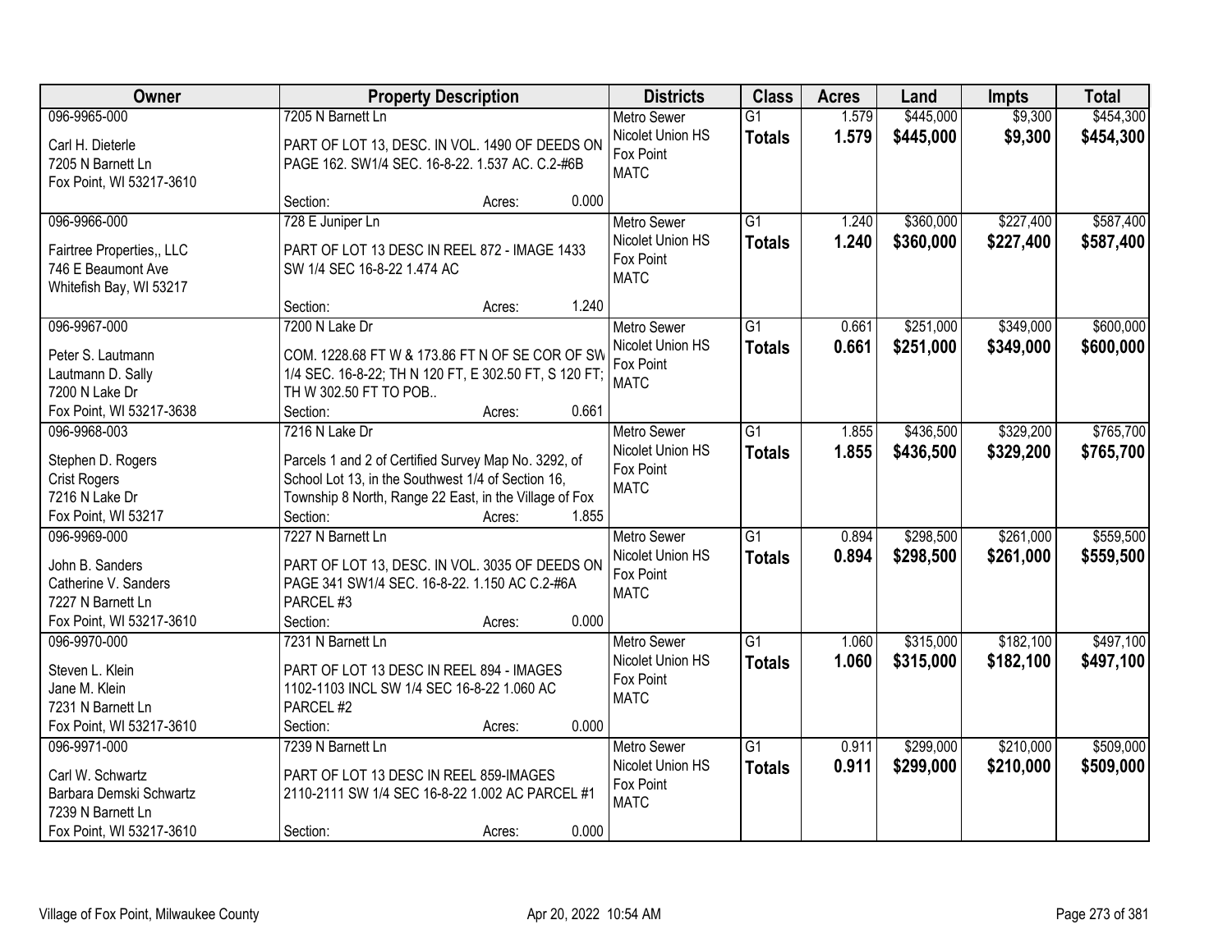| Owner | Property Description | Districts | Class | Acres | Land | Impts | Total |
|---|---|---|---|---|---|---|---|
| 096-9965-000<br>Carl H. Dieterle<br>7205 N Barnett Ln<br>Fox Point, WI 53217-3610 | 7205 N Barnett Ln<br>PART OF LOT 13, DESC. IN VOL. 1490 OF DEEDS ON PAGE 162. SW1/4 SEC. 16-8-22. 1.537 AC. C.2-#6B<br>Section: Acres: 0.000 | Metro Sewer<br>Nicolet Union HS<br>Fox Point<br>MATC | G1<br>**Totals** | 1.579<br>**1.579** | $445,000<br>**$445,000** | $9,300<br>**$9,300** | $454,300<br>**$454,300** |
| 096-9966-000<br>Fairtree Properties,, LLC<br>746 E Beaumont Ave<br>Whitefish Bay, WI 53217 | 728 E Juniper Ln<br>PART OF LOT 13 DESC IN REEL 872 - IMAGE 1433 SW 1/4 SEC 16-8-22 1.474 AC<br>Section: Acres: 1.240 | Metro Sewer<br>Nicolet Union HS<br>Fox Point<br>MATC | G1<br>**Totals** | 1.240<br>**1.240** | $360,000<br>**$360,000** | $227,400<br>**$227,400** | $587,400<br>**$587,400** |
| 096-9967-000<br>Peter S. Lautmann<br>Lautmann D. Sally<br>7200 N Lake Dr<br>Fox Point, WI 53217-3638 | 7200 N Lake Dr<br>COM. 1228.68 FT W & 173.86 FT N OF SE COR OF SW 1/4 SEC. 16-8-22; TH N 120 FT, E 302.50 FT, S 120 FT; TH W 302.50 FT TO POB..<br>Section: Acres: 0.661 | Metro Sewer<br>Nicolet Union HS<br>Fox Point<br>MATC | G1<br>**Totals** | 0.661<br>**0.661** | $251,000<br>**$251,000** | $349,000<br>**$349,000** | $600,000<br>**$600,000** |
| 096-9968-003<br>Stephen D. Rogers<br>Crist Rogers<br>7216 N Lake Dr<br>Fox Point, WI 53217 | 7216 N Lake Dr<br>Parcels 1 and 2 of Certified Survey Map No. 3292, of School Lot 13, in the Southwest 1/4 of Section 16, Township 8 North, Range 22 East, in the Village of Fox<br>Section: Acres: 1.855 | Metro Sewer<br>Nicolet Union HS<br>Fox Point<br>MATC | G1<br>**Totals** | 1.855<br>**1.855** | $436,500<br>**$436,500** | $329,200<br>**$329,200** | $765,700<br>**$765,700** |
| 096-9969-000<br>John B. Sanders<br>Catherine V. Sanders<br>7227 N Barnett Ln<br>Fox Point, WI 53217-3610 | 7227 N Barnett Ln<br>PART OF LOT 13, DESC. IN VOL. 3035 OF DEEDS ON PAGE 341 SW1/4 SEC. 16-8-22. 1.150 AC C.2-#6A PARCEL #3<br>Section: Acres: 0.000 | Metro Sewer<br>Nicolet Union HS<br>Fox Point<br>MATC | G1<br>**Totals** | 0.894<br>**0.894** | $298,500<br>**$298,500** | $261,000<br>**$261,000** | $559,500<br>**$559,500** |
| 096-9970-000<br>Steven L. Klein<br>Jane M. Klein<br>7231 N Barnett Ln<br>Fox Point, WI 53217-3610 | 7231 N Barnett Ln<br>PART OF LOT 13 DESC IN REEL 894 - IMAGES 1102-1103 INCL SW 1/4 SEC 16-8-22 1.060 AC PARCEL #2<br>Section: Acres: 0.000 | Metro Sewer<br>Nicolet Union HS<br>Fox Point<br>MATC | G1<br>**Totals** | 1.060<br>**1.060** | $315,000<br>**$315,000** | $182,100<br>**$182,100** | $497,100<br>**$497,100** |
| 096-9971-000<br>Carl W. Schwartz<br>Barbara Demski Schwartz<br>7239 N Barnett Ln<br>Fox Point, WI 53217-3610 | 7239 N Barnett Ln<br>PART OF LOT 13 DESC IN REEL 859-IMAGES 2110-2111 SW 1/4 SEC 16-8-22 1.002 AC PARCEL #1<br>Section: Acres: 0.000 | Metro Sewer<br>Nicolet Union HS<br>Fox Point<br>MATC | G1<br>**Totals** | 0.911<br>**0.911** | $299,000<br>**$299,000** | $210,000<br>**$210,000** | $509,000<br>**$509,000** |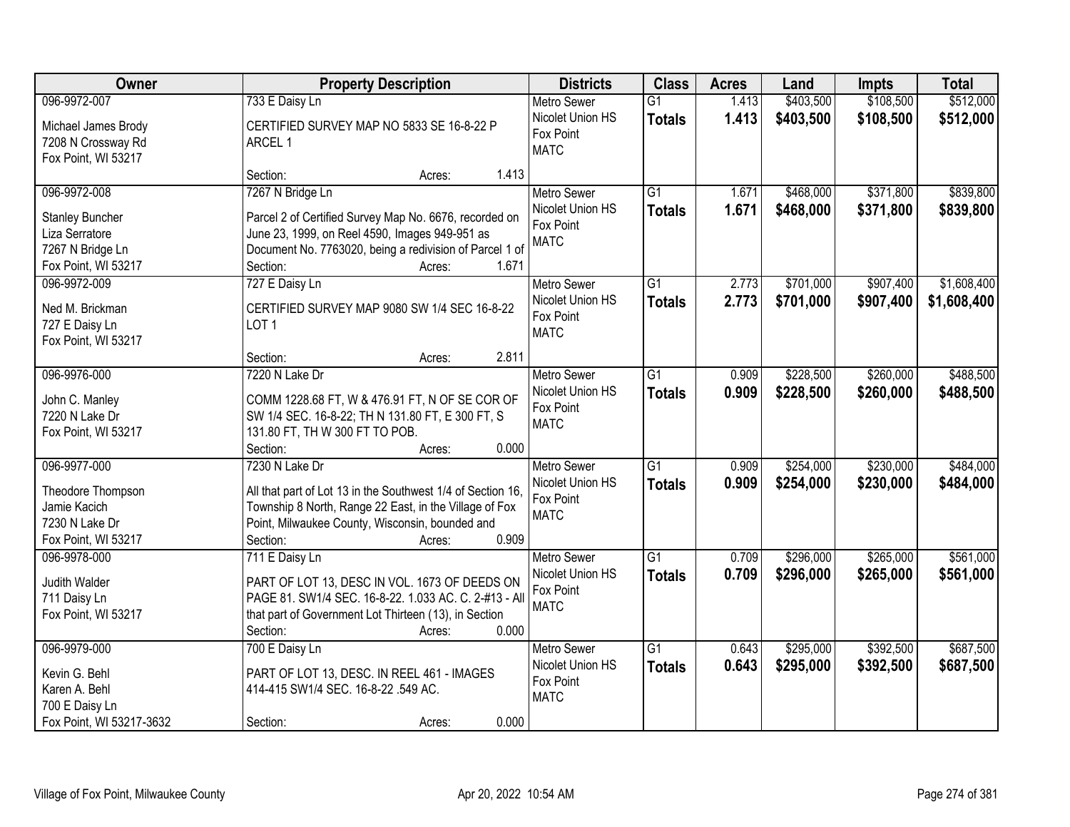| Owner | Property Description | Districts | Class | Acres | Land | Impts | Total |
|---|---|---|---|---|---|---|---|
| 096-9972-007<br>Michael James Brody<br>7208 N Crossway Rd<br>Fox Point, WI 53217 | 733 E Daisy Ln<br>CERTIFIED SURVEY MAP NO 5833 SE 16-8-22 P ARCEL 1<br>Section: Acres: 1.413 | Metro Sewer<br>Nicolet Union HS<br>Fox Point<br>MATC | G1<br>**Totals** | 1.413<br>**1.413** | $403,500<br>**$403,500** | $108,500<br>**$108,500** | $512,000<br>**$512,000** |
| 096-9972-008<br>Stanley Buncher<br>Liza Serratore<br>7267 N Bridge Ln<br>Fox Point, WI 53217 | 7267 N Bridge Ln<br>Parcel 2 of Certified Survey Map No. 6676, recorded on June 23, 1999, on Reel 4590, Images 949-951 as Document No. 7763020, being a redivision of Parcel 1 of<br>Section: Acres: 1.671 | Metro Sewer<br>Nicolet Union HS<br>Fox Point<br>MATC | G1<br>**Totals** | 1.671<br>**1.671** | $468,000<br>**$468,000** | $371,800<br>**$371,800** | $839,800<br>**$839,800** |
| 096-9972-009<br>Ned M. Brickman<br>727 E Daisy Ln<br>Fox Point, WI 53217 | 727 E Daisy Ln<br>CERTIFIED SURVEY MAP 9080 SW 1/4 SEC 16-8-22 LOT 1<br>Section: Acres: 2.811 | Metro Sewer<br>Nicolet Union HS<br>Fox Point<br>MATC | G1<br>**Totals** | 2.773<br>**2.773** | $701,000<br>**$701,000** | $907,400<br>**$907,400** | $1,608,400<br>**$1,608,400** |
| 096-9976-000<br>John C. Manley<br>7220 N Lake Dr<br>Fox Point, WI 53217 | 7220 N Lake Dr<br>COMM 1228.68 FT, W & 476.91 FT, N OF SE COR OF SW 1/4 SEC. 16-8-22; TH N 131.80 FT, E 300 FT, S 131.80 FT, TH W 300 FT TO POB.<br>Section: Acres: 0.000 | Metro Sewer<br>Nicolet Union HS<br>Fox Point<br>MATC | G1<br>**Totals** | 0.909<br>**0.909** | $228,500<br>**$228,500** | $260,000<br>**$260,000** | $488,500<br>**$488,500** |
| 096-9977-000<br>Theodore Thompson<br>Jamie Kacich<br>7230 N Lake Dr<br>Fox Point, WI 53217 | 7230 N Lake Dr<br>All that part of Lot 13 in the Southwest 1/4 of Section 16, Township 8 North, Range 22 East, in the Village of Fox Point, Milwaukee County, Wisconsin, bounded and<br>Section: Acres: 0.909 | Metro Sewer<br>Nicolet Union HS<br>Fox Point<br>MATC | G1<br>**Totals** | 0.909<br>**0.909** | $254,000<br>**$254,000** | $230,000<br>**$230,000** | $484,000<br>**$484,000** |
| 096-9978-000<br>Judith Walder<br>711 Daisy Ln<br>Fox Point, WI 53217 | 711 E Daisy Ln<br>PART OF LOT 13, DESC IN VOL. 1673 OF DEEDS ON PAGE 81. SW1/4 SEC. 16-8-22. 1.033 AC. C. 2-#13 - All that part of Government Lot Thirteen (13), in Section<br>Section: Acres: 0.000 | Metro Sewer<br>Nicolet Union HS<br>Fox Point<br>MATC | G1<br>**Totals** | 0.709<br>**0.709** | $296,000<br>**$296,000** | $265,000<br>**$265,000** | $561,000<br>**$561,000** |
| 096-9979-000<br>Kevin G. Behl<br>Karen A. Behl<br>700 E Daisy Ln<br>Fox Point, WI 53217-3632 | 700 E Daisy Ln<br>PART OF LOT 13, DESC. IN REEL 461 - IMAGES 414-415 SW1/4 SEC. 16-8-22 .549 AC.<br>Section: Acres: 0.000 | Metro Sewer<br>Nicolet Union HS<br>Fox Point<br>MATC | G1<br>**Totals** | 0.643<br>**0.643** | $295,000<br>**$295,000** | $392,500<br>**$392,500** | $687,500<br>**$687,500** |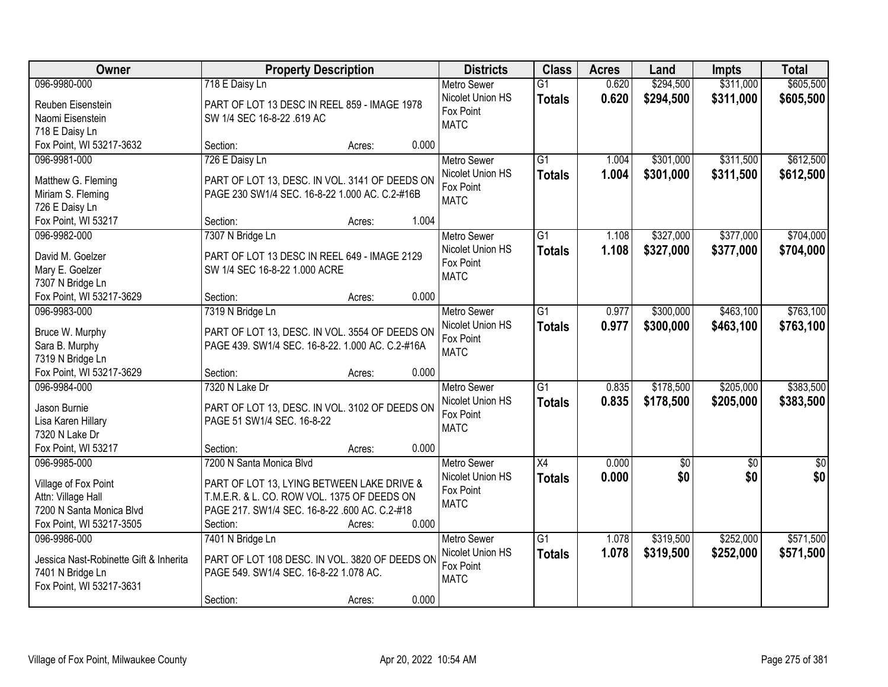| Owner | Property Description | Districts | Class | Acres | Land | Impts | Total |
|---|---|---|---|---|---|---|---|
| 096-9980-000<br>Reuben Eisenstein<br>Naomi Eisenstein<br>718 E Daisy Ln<br>Fox Point, WI 53217-3632 | 718 E Daisy Ln<br>PART OF LOT 13 DESC IN REEL 859 - IMAGE 1978 SW 1/4 SEC 16-8-22 .619 AC<br>Section: Acres: 0.000 | Metro Sewer<br>Nicolet Union HS<br>Fox Point<br>MATC | G1<br>**Totals** | 0.620<br>**0.620** | $294,500<br>**$294,500** | $311,000<br>**$311,000** | $605,500<br>**$605,500** |
| 096-9981-000<br>Matthew G. Fleming<br>Miriam S. Fleming<br>726 E Daisy Ln<br>Fox Point, WI 53217 | 726 E Daisy Ln<br>PART OF LOT 13, DESC. IN VOL. 3141 OF DEEDS ON PAGE 230 SW1/4 SEC. 16-8-22 1.000 AC. C.2-#16B<br>Section: Acres: 1.004 | Metro Sewer<br>Nicolet Union HS<br>Fox Point<br>MATC | G1<br>**Totals** | 1.004<br>**1.004** | $301,000<br>**$301,000** | $311,500<br>**$311,500** | $612,500<br>**$612,500** |
| 096-9982-000<br>David M. Goelzer<br>Mary E. Goelzer<br>7307 N Bridge Ln<br>Fox Point, WI 53217-3629 | 7307 N Bridge Ln<br>PART OF LOT 13 DESC IN REEL 649 - IMAGE 2129 SW 1/4 SEC 16-8-22 1.000 ACRE<br>Section: Acres: 0.000 | Metro Sewer<br>Nicolet Union HS<br>Fox Point<br>MATC | G1<br>**Totals** | 1.108<br>**1.108** | $327,000<br>**$327,000** | $377,000<br>**$377,000** | $704,000<br>**$704,000** |
| 096-9983-000<br>Bruce W. Murphy<br>Sara B. Murphy<br>7319 N Bridge Ln<br>Fox Point, WI 53217-3629 | 7319 N Bridge Ln<br>PART OF LOT 13, DESC. IN VOL. 3554 OF DEEDS ON PAGE 439. SW1/4 SEC. 16-8-22. 1.000 AC. C.2-#16A<br>Section: Acres: 0.000 | Metro Sewer<br>Nicolet Union HS<br>Fox Point<br>MATC | G1<br>**Totals** | 0.977<br>**0.977** | $300,000<br>**$300,000** | $463,100<br>**$463,100** | $763,100<br>**$763,100** |
| 096-9984-000<br>Jason Burnie<br>Lisa Karen Hillary<br>7320 N Lake Dr<br>Fox Point, WI 53217 | 7320 N Lake Dr<br>PART OF LOT 13, DESC. IN VOL. 3102 OF DEEDS ON PAGE 51 SW1/4 SEC. 16-8-22<br>Section: Acres: 0.000 | Metro Sewer<br>Nicolet Union HS<br>Fox Point<br>MATC | G1<br>**Totals** | 0.835<br>**0.835** | $178,500<br>**$178,500** | $205,000<br>**$205,000** | $383,500<br>**$383,500** |
| 096-9985-000<br>Village of Fox Point<br>Attn: Village Hall<br>7200 N Santa Monica Blvd<br>Fox Point, WI 53217-3505 | 7200 N Santa Monica Blvd<br>PART OF LOT 13, LYING BETWEEN LAKE DRIVE & T.M.E.R. & L. CO. ROW VOL. 1375 OF DEEDS ON PAGE 217. SW1/4 SEC. 16-8-22 .600 AC. C.2-#18<br>Section: Acres: 0.000 | Metro Sewer<br>Nicolet Union HS<br>Fox Point<br>MATC | X4<br>**Totals** | 0.000<br>**0.000** | $0<br>**$0** | $0<br>**$0** | $0<br>**$0** |
| 096-9986-000<br>Jessica Nast-Robinette Gift & Inherita<br>7401 N Bridge Ln<br>Fox Point, WI 53217-3631 | 7401 N Bridge Ln<br>PART OF LOT 108 DESC. IN VOL. 3820 OF DEEDS ON PAGE 549. SW1/4 SEC. 16-8-22 1.078 AC.<br>Section: Acres: 0.000 | Metro Sewer<br>Nicolet Union HS<br>Fox Point<br>MATC | G1<br>**Totals** | 1.078<br>**1.078** | $319,500<br>**$319,500** | $252,000<br>**$252,000** | $571,500<br>**$571,500** |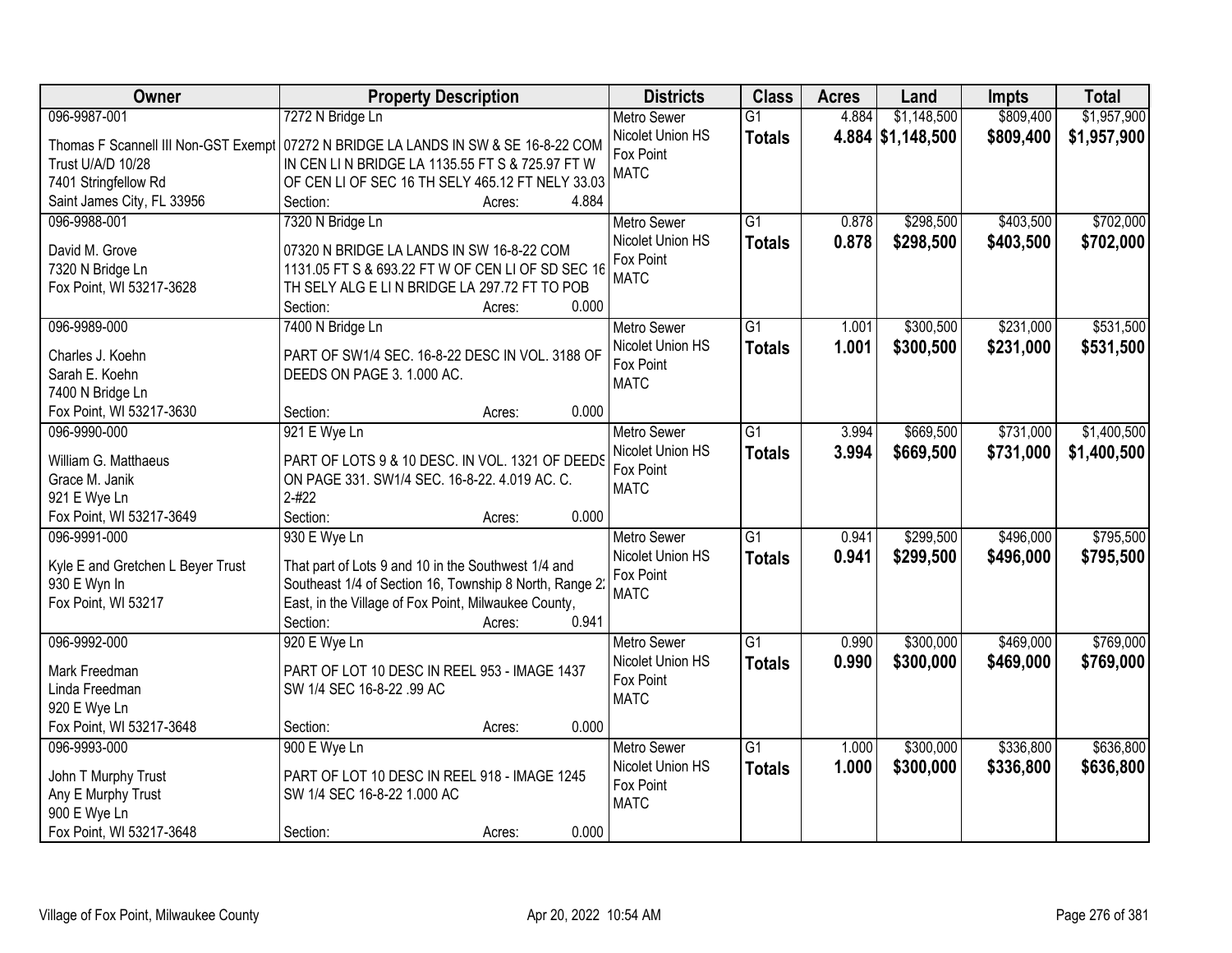| Owner | Property Description | Districts | Class | Acres | Land | Impts | Total |
|---|---|---|---|---|---|---|---|
| 096-9987-001<br>Thomas F Scannell III Non-GST Exempt<br>Trust U/A/D 10/28<br>7401 Stringfellow Rd<br>Saint James City, FL 33956 | 7272 N Bridge Ln<br>07272 N BRIDGE LA LANDS IN SW & SE 16-8-22 COM IN CEN LI N BRIDGE LA 1135.55 FT S & 725.97 FT W OF CEN LI OF SEC 16 TH SELY 465.12 FT NELY 33.03<br>Section: Acres: 4.884 | Metro Sewer<br>Nicolet Union HS<br>Fox Point<br>MATC | G1<br>**Totals** | 4.884<br>**4.884** | $1,148,500<br>**$1,148,500** | $809,400<br>**$809,400** | $1,957,900<br>**$1,957,900** |
| 096-9988-001<br>David M. Grove<br>7320 N Bridge Ln<br>Fox Point, WI 53217-3628 | 7320 N Bridge Ln<br>07320 N BRIDGE LA LANDS IN SW 16-8-22 COM 1131.05 FT S & 693.22 FT W OF CEN LI OF SD SEC 16 TH SELY ALG E LI N BRIDGE LA 297.72 FT TO POB<br>Section: Acres: 0.000 | Metro Sewer<br>Nicolet Union HS<br>Fox Point<br>MATC | G1<br>**Totals** | 0.878<br>**0.878** | $298,500<br>**$298,500** | $403,500<br>**$403,500** | $702,000<br>**$702,000** |
| 096-9989-000<br>Charles J. Koehn<br>Sarah E. Koehn<br>7400 N Bridge Ln<br>Fox Point, WI 53217-3630 | 7400 N Bridge Ln<br>PART OF SW1/4 SEC. 16-8-22 DESC IN VOL. 3188 OF DEEDS ON PAGE 3. 1.000 AC.<br>Section: Acres: 0.000 | Metro Sewer<br>Nicolet Union HS<br>Fox Point<br>MATC | G1<br>**Totals** | 1.001<br>**1.001** | $300,500<br>**$300,500** | $231,000<br>**$231,000** | $531,500<br>**$531,500** |
| 096-9990-000<br>William G. Matthaeus<br>Grace M. Janik<br>921 E Wye Ln<br>Fox Point, WI 53217-3649 | 921 E Wye Ln<br>PART OF LOTS 9 & 10 DESC. IN VOL. 1321 OF DEEDS ON PAGE 331. SW1/4 SEC. 16-8-22. 4.019 AC. C. 2-#22<br>Section: Acres: 0.000 | Metro Sewer<br>Nicolet Union HS<br>Fox Point<br>MATC | G1<br>**Totals** | 3.994<br>**3.994** | $669,500<br>**$669,500** | $731,000<br>**$731,000** | $1,400,500<br>**$1,400,500** |
| 096-9991-000<br>Kyle E and Gretchen L Beyer Trust<br>930 E Wyn ln<br>Fox Point, WI 53217 | 930 E Wye Ln<br>That part of Lots 9 and 10 in the Southwest 1/4 and Southeast 1/4 of Section 16, Township 8 North, Range 22 East, in the Village of Fox Point, Milwaukee County,<br>Section: Acres: 0.941 | Metro Sewer<br>Nicolet Union HS<br>Fox Point<br>MATC | G1<br>**Totals** | 0.941<br>**0.941** | $299,500<br>**$299,500** | $496,000<br>**$496,000** | $795,500<br>**$795,500** |
| 096-9992-000<br>Mark Freedman<br>Linda Freedman<br>920 E Wye Ln<br>Fox Point, WI 53217-3648 | 920 E Wye Ln<br>PART OF LOT 10 DESC IN REEL 953 - IMAGE 1437 SW 1/4 SEC 16-8-22 .99 AC<br>Section: Acres: 0.000 | Metro Sewer<br>Nicolet Union HS<br>Fox Point<br>MATC | G1<br>**Totals** | 0.990<br>**0.990** | $300,000<br>**$300,000** | $469,000<br>**$469,000** | $769,000<br>**$769,000** |
| 096-9993-000<br>John T Murphy Trust<br>Any E Murphy Trust<br>900 E Wye Ln<br>Fox Point, WI 53217-3648 | 900 E Wye Ln<br>PART OF LOT 10 DESC IN REEL 918 - IMAGE 1245 SW 1/4 SEC 16-8-22 1.000 AC<br>Section: Acres: 0.000 | Metro Sewer<br>Nicolet Union HS<br>Fox Point<br>MATC | G1<br>**Totals** | 1.000<br>**1.000** | $300,000<br>**$300,000** | $336,800<br>**$336,800** | $636,800<br>**$636,800** |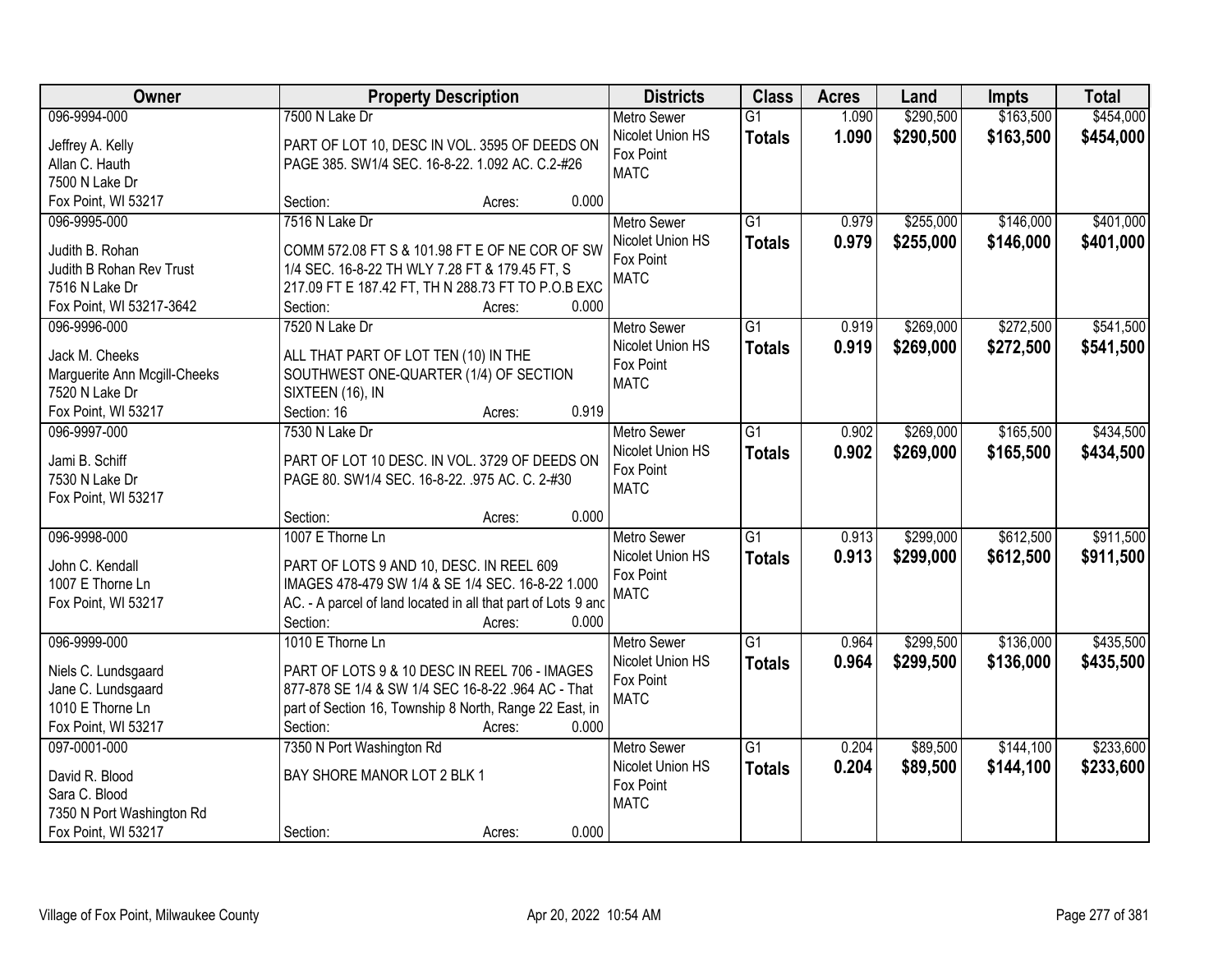| Owner | Property Description | Districts | Class | Acres | Land | Impts | Total |
|---|---|---|---|---|---|---|---|
| 096-9994-000<br>Jeffrey A. Kelly<br>Allan C. Hauth<br>7500 N Lake Dr<br>Fox Point, WI 53217 | 7500 N Lake Dr<br>PART OF LOT 10, DESC IN VOL. 3595 OF DEEDS ON PAGE 385. SW1/4 SEC. 16-8-22. 1.092 AC. C.2-#26<br>Section: Acres: 0.000 | Metro Sewer<br>Nicolet Union HS<br>Fox Point<br>MATC | G1<br>**Totals** | 1.090<br>**1.090** | $290,500<br>**$290,500** | $163,500<br>**$163,500** | $454,000<br>**$454,000** |
| 096-9995-000<br>Judith B. Rohan<br>Judith B Rohan Rev Trust<br>7516 N Lake Dr<br>Fox Point, WI 53217-3642 | 7516 N Lake Dr<br>COMM 572.08 FT S & 101.98 FT E OF NE COR OF SW 1/4 SEC. 16-8-22 TH WLY 7.28 FT & 179.45 FT, S 217.09 FT E 187.42 FT, TH N 288.73 FT TO P.O.B EXC<br>Section: Acres: 0.000 | Metro Sewer<br>Nicolet Union HS<br>Fox Point<br>MATC | G1<br>**Totals** | 0.979<br>**0.979** | $255,000<br>**$255,000** | $146,000<br>**$146,000** | $401,000<br>**$401,000** |
| 096-9996-000<br>Jack M. Cheeks<br>Marguerite Ann Mcgill-Cheeks<br>7520 N Lake Dr<br>Fox Point, WI 53217 | 7520 N Lake Dr<br>ALL THAT PART OF LOT TEN (10) IN THE SOUTHWEST ONE-QUARTER (1/4) OF SECTION SIXTEEN (16), IN<br>Section: 16 Acres: 0.919 | Metro Sewer<br>Nicolet Union HS<br>Fox Point<br>MATC | G1<br>**Totals** | 0.919<br>**0.919** | $269,000<br>**$269,000** | $272,500<br>**$272,500** | $541,500<br>**$541,500** |
| 096-9997-000<br>Jami B. Schiff<br>7530 N Lake Dr<br>Fox Point, WI 53217 | 7530 N Lake Dr<br>PART OF LOT 10 DESC. IN VOL. 3729 OF DEEDS ON PAGE 80. SW1/4 SEC. 16-8-22. .975 AC. C. 2-#30<br>Section: Acres: 0.000 | Metro Sewer<br>Nicolet Union HS<br>Fox Point<br>MATC | G1<br>**Totals** | 0.902<br>**0.902** | $269,000<br>**$269,000** | $165,500<br>**$165,500** | $434,500<br>**$434,500** |
| 096-9998-000<br>John C. Kendall<br>1007 E Thorne Ln<br>Fox Point, WI 53217 | 1007 E Thorne Ln<br>PART OF LOTS 9 AND 10, DESC. IN REEL 609 IMAGES 478-479 SW 1/4 & SE 1/4 SEC. 16-8-22 1.000 AC. - A parcel of land located in all that part of Lots 9 and<br>Section: Acres: 0.000 | Metro Sewer<br>Nicolet Union HS<br>Fox Point<br>MATC | G1<br>**Totals** | 0.913<br>**0.913** | $299,000<br>**$299,000** | $612,500<br>**$612,500** | $911,500<br>**$911,500** |
| 096-9999-000<br>Niels C. Lundsgaard<br>Jane C. Lundsgaard<br>1010 E Thorne Ln<br>Fox Point, WI 53217 | 1010 E Thorne Ln<br>PART OF LOTS 9 & 10 DESC IN REEL 706 - IMAGES 877-878 SE 1/4 & SW 1/4 SEC 16-8-22 .964 AC - That part of Section 16, Township 8 North, Range 22 East, in<br>Section: Acres: 0.000 | Metro Sewer<br>Nicolet Union HS<br>Fox Point<br>MATC | G1<br>**Totals** | 0.964<br>**0.964** | $299,500<br>**$299,500** | $136,000<br>**$136,000** | $435,500<br>**$435,500** |
| 097-0001-000<br>David R. Blood<br>Sara C. Blood<br>7350 N Port Washington Rd<br>Fox Point, WI 53217 | 7350 N Port Washington Rd<br>BAY SHORE MANOR LOT 2 BLK 1<br>Section: Acres: 0.000 | Metro Sewer<br>Nicolet Union HS<br>Fox Point<br>MATC | G1<br>**Totals** | 0.204<br>**0.204** | $89,500<br>**$89,500** | $144,100<br>**$144,100** | $233,600<br>**$233,600** |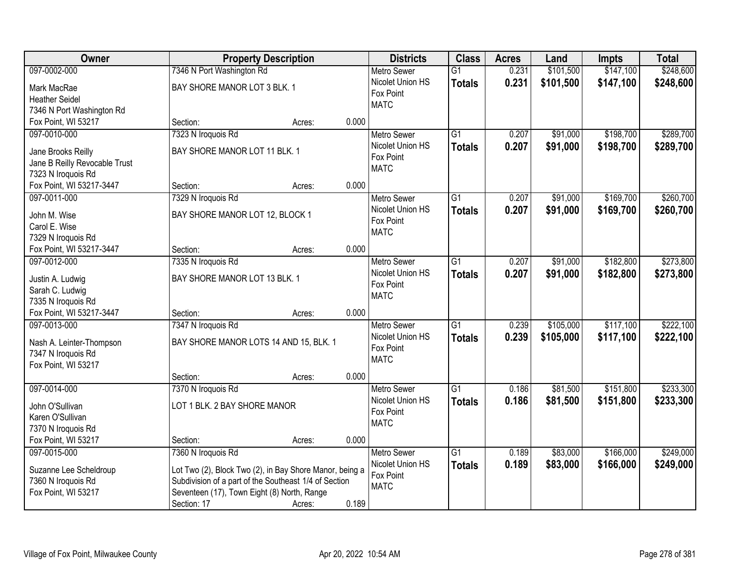| Owner | Property Description | | | Districts | Class | Acres | Land | Impts | Total |
|---|---|---|---|---|---|---|---|---|---|
| 097-0002-000<br>Mark MacRae<br>Heather Seidel<br>7346 N Port Washington Rd<br>Fox Point, WI 53217 | 7346 N Port Washington Rd<br>BAY SHORE MANOR LOT 3 BLK. 1<br>Section: | Acres: | 0.000 | Metro Sewer<br>Nicolet Union HS<br>Fox Point<br>MATC | G1<br>**Totals** | 0.231<br>**0.231** | $101,500<br>**$101,500** | $147,100<br>**$147,100** | $248,600<br>**$248,600** |
| 097-0010-000<br>Jane Brooks Reilly<br>Jane B Reilly Revocable Trust<br>7323 N Iroquois Rd<br>Fox Point, WI 53217-3447 | 7323 N Iroquois Rd<br>BAY SHORE MANOR LOT 11 BLK. 1<br>Section: | Acres: | 0.000 | Metro Sewer<br>Nicolet Union HS<br>Fox Point<br>MATC | G1<br>**Totals** | 0.207<br>**0.207** | $91,000<br>**$91,000** | $198,700<br>**$198,700** | $289,700<br>**$289,700** |
| 097-0011-000<br>John M. Wise<br>Carol E. Wise<br>7329 N Iroquois Rd<br>Fox Point, WI 53217-3447 | 7329 N Iroquois Rd<br>BAY SHORE MANOR LOT 12, BLOCK 1<br>Section: | Acres: | 0.000 | Metro Sewer<br>Nicolet Union HS<br>Fox Point<br>MATC | G1<br>**Totals** | 0.207<br>**0.207** | $91,000<br>**$91,000** | $169,700<br>**$169,700** | $260,700<br>**$260,700** |
| 097-0012-000<br>Justin A. Ludwig<br>Sarah C. Ludwig<br>7335 N Iroquois Rd<br>Fox Point, WI 53217-3447 | 7335 N Iroquois Rd<br>BAY SHORE MANOR LOT 13 BLK. 1<br>Section: | Acres: | 0.000 | Metro Sewer<br>Nicolet Union HS<br>Fox Point<br>MATC | G1<br>**Totals** | 0.207<br>**0.207** | $91,000<br>**$91,000** | $182,800<br>**$182,800** | $273,800<br>**$273,800** |
| 097-0013-000<br>Nash A. Leinter-Thompson<br>7347 N Iroquois Rd<br>Fox Point, WI 53217 | 7347 N Iroquois Rd<br>BAY SHORE MANOR LOTS 14 AND 15, BLK. 1<br>Section: | Acres: | 0.000 | Metro Sewer<br>Nicolet Union HS<br>Fox Point<br>MATC | G1<br>**Totals** | 0.239<br>**0.239** | $105,000<br>**$105,000** | $117,100<br>**$117,100** | $222,100<br>**$222,100** |
| 097-0014-000<br>John O'Sullivan<br>Karen O'Sullivan<br>7370 N Iroquois Rd<br>Fox Point, WI 53217 | 7370 N Iroquois Rd<br>LOT 1 BLK. 2 BAY SHORE MANOR<br>Section: | Acres: | 0.000 | Metro Sewer<br>Nicolet Union HS<br>Fox Point<br>MATC | G1<br>**Totals** | 0.186<br>**0.186** | $81,500<br>**$81,500** | $151,800<br>**$151,800** | $233,300<br>**$233,300** |
| 097-0015-000<br>Suzanne Lee Scheldroup<br>7360 N Iroquois Rd<br>Fox Point, WI 53217 | 7360 N Iroquois Rd<br>Lot Two (2), Block Two (2), in Bay Shore Manor, being a Subdivision of a part of the Southeast 1/4 of Section Seventeen (17), Town Eight (8) North, Range<br>Section: 17 | Acres: | 0.189 | Metro Sewer<br>Nicolet Union HS<br>Fox Point<br>MATC | G1<br>**Totals** | 0.189<br>**0.189** | $83,000<br>**$83,000** | $166,000<br>**$166,000** | $249,000<br>**$249,000** |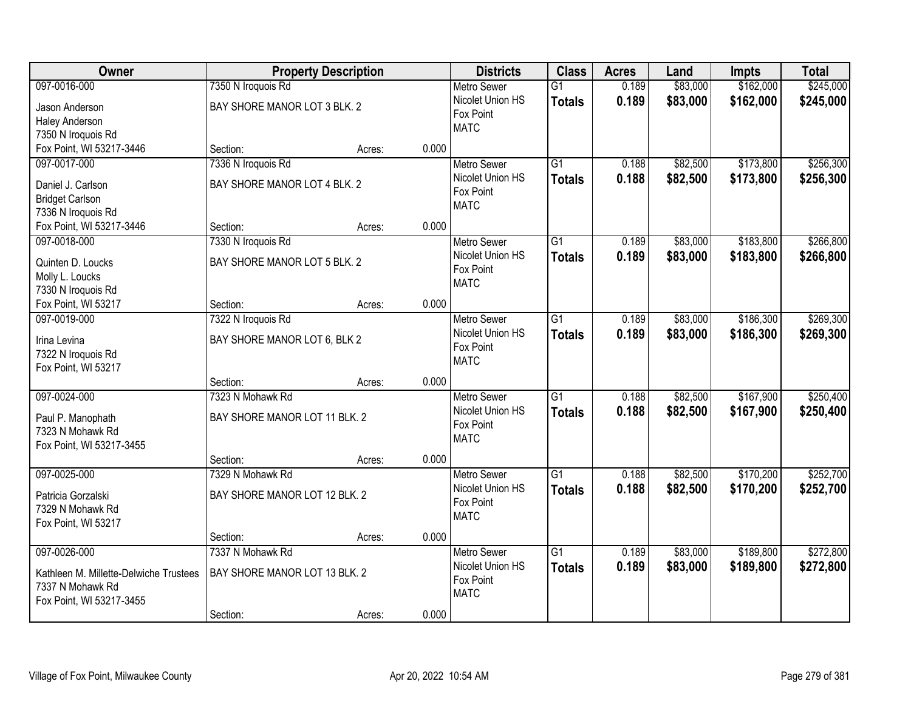| Owner | Property Description | | | Districts | Class | Acres | Land | Impts | Total |
|---|---|---|---|---|---|---|---|---|---|
| 097-0016-000 | 7350 N Iroquois Rd | | | Metro Sewer | G1 | 0.189 | $83,000 | $162,000 | $245,000 |
| Jason Anderson<br>Haley Anderson<br>7350 N Iroquois Rd<br>Fox Point, WI 53217-3446 | BAY SHORE MANOR LOT 3 BLK. 2 | | | Nicolet Union HS<br>Fox Point<br>MATC | **Totals** | **0.189** | **$83,000** | **$162,000** | **$245,000** |
| | Section: | Acres: | 0.000 | | | | | | |
| 097-0017-000 | 7336 N Iroquois Rd | | | Metro Sewer | G1 | 0.188 | $82,500 | $173,800 | $256,300 |
| Daniel J. Carlson<br>Bridget Carlson<br>7336 N Iroquois Rd<br>Fox Point, WI 53217-3446 | BAY SHORE MANOR LOT 4 BLK. 2 | | | Nicolet Union HS<br>Fox Point<br>MATC | **Totals** | **0.188** | **$82,500** | **$173,800** | **$256,300** |
| | Section: | Acres: | 0.000 | | | | | | |
| 097-0018-000 | 7330 N Iroquois Rd | | | Metro Sewer | G1 | 0.189 | $83,000 | $183,800 | $266,800 |
| Quinten D. Loucks<br>Molly L. Loucks<br>7330 N Iroquois Rd<br>Fox Point, WI 53217 | BAY SHORE MANOR LOT 5 BLK. 2 | | | Nicolet Union HS<br>Fox Point<br>MATC | **Totals** | **0.189** | **$83,000** | **$183,800** | **$266,800** |
| | Section: | Acres: | 0.000 | | | | | | |
| 097-0019-000 | 7322 N Iroquois Rd | | | Metro Sewer | G1 | 0.189 | $83,000 | $186,300 | $269,300 |
| Irina Levina<br>7322 N Iroquois Rd<br>Fox Point, WI 53217 | BAY SHORE MANOR LOT 6, BLK 2 | | | Nicolet Union HS<br>Fox Point<br>MATC | **Totals** | **0.189** | **$83,000** | **$186,300** | **$269,300** |
| | Section: | Acres: | 0.000 | | | | | | |
| 097-0024-000 | 7323 N Mohawk Rd | | | Metro Sewer | G1 | 0.188 | $82,500 | $167,900 | $250,400 |
| Paul P. Manophath<br>7323 N Mohawk Rd<br>Fox Point, WI 53217-3455 | BAY SHORE MANOR LOT 11 BLK. 2 | | | Nicolet Union HS<br>Fox Point<br>MATC | **Totals** | **0.188** | **$82,500** | **$167,900** | **$250,400** |
| | Section: | Acres: | 0.000 | | | | | | |
| 097-0025-000 | 7329 N Mohawk Rd | | | Metro Sewer | G1 | 0.188 | $82,500 | $170,200 | $252,700 |
| Patricia Gorzalski<br>7329 N Mohawk Rd<br>Fox Point, WI 53217 | BAY SHORE MANOR LOT 12 BLK. 2 | | | Nicolet Union HS<br>Fox Point<br>MATC | **Totals** | **0.188** | **$82,500** | **$170,200** | **$252,700** |
| | Section: | Acres: | 0.000 | | | | | | |
| 097-0026-000 | 7337 N Mohawk Rd | | | Metro Sewer | G1 | 0.189 | $83,000 | $189,800 | $272,800 |
| Kathleen M. Millette-Delwiche Trustees<br>7337 N Mohawk Rd<br>Fox Point, WI 53217-3455 | BAY SHORE MANOR LOT 13 BLK. 2 | | | Nicolet Union HS<br>Fox Point<br>MATC | **Totals** | **0.189** | **$83,000** | **$189,800** | **$272,800** |
| | Section: | Acres: | 0.000 | | | | | | |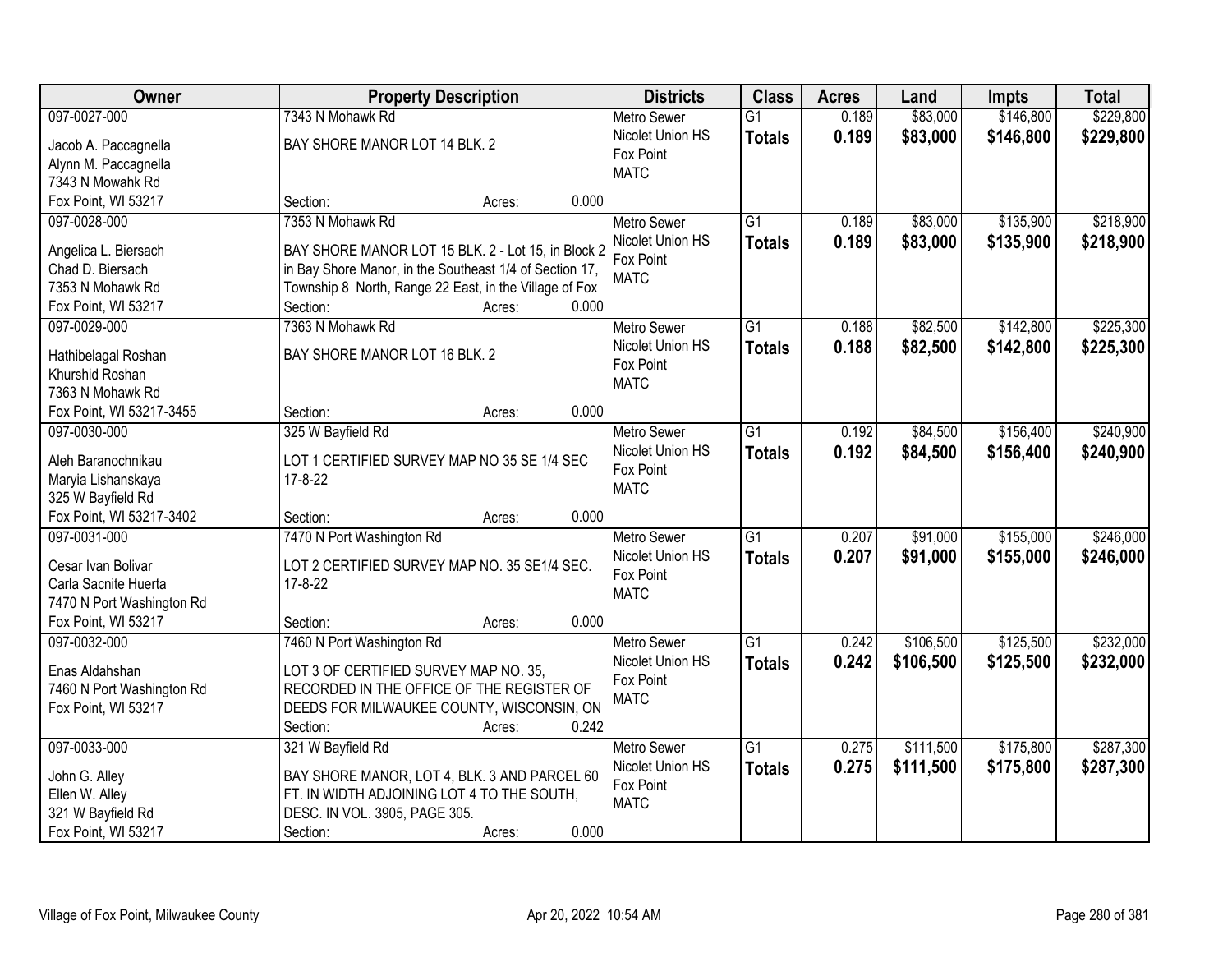| Owner | Property Description | | | Districts | Class | Acres | Land | Impts | Total |
|---|---|---|---|---|---|---|---|---|---|
| 097-0027-000<br>Jacob A. Paccagnella<br>Alynn M. Paccagnella<br>7343 N Mowahk Rd<br>Fox Point, WI 53217 | 7343 N Mohawk Rd<br>BAY SHORE MANOR LOT 14 BLK. 2<br>Section: | Acres: | 0.000 | Metro Sewer<br>Nicolet Union HS<br>Fox Point<br>MATC | G1<br>**Totals** | 0.189<br>**0.189** | $83,000<br>**$83,000** | $146,800<br>**$146,800** | $229,800<br>**$229,800** |
| 097-0028-000<br>Angelica L. Biersach<br>Chad D. Biersach<br>7353 N Mohawk Rd<br>Fox Point, WI 53217 | 7353 N Mohawk Rd<br>BAY SHORE MANOR LOT 15 BLK. 2 - Lot 15, in Block 2 in Bay Shore Manor, in the Southeast 1/4 of Section 17, Township 8 North, Range 22 East, in the Village of Fox<br>Section: | Acres: | 0.000 | Metro Sewer<br>Nicolet Union HS<br>Fox Point<br>MATC | G1<br>**Totals** | 0.189<br>**0.189** | $83,000<br>**$83,000** | $135,900<br>**$135,900** | $218,900<br>**$218,900** |
| 097-0029-000<br>Hathibelagal Roshan<br>Khurshid Roshan<br>7363 N Mohawk Rd<br>Fox Point, WI 53217-3455 | 7363 N Mohawk Rd<br>BAY SHORE MANOR LOT 16 BLK. 2<br>Section: | Acres: | 0.000 | Metro Sewer<br>Nicolet Union HS<br>Fox Point<br>MATC | G1<br>**Totals** | 0.188<br>**0.188** | $82,500<br>**$82,500** | $142,800<br>**$142,800** | $225,300<br>**$225,300** |
| 097-0030-000<br>Aleh Baranochnikau<br>Maryia Lishanskaya<br>325 W Bayfield Rd<br>Fox Point, WI 53217-3402 | 325 W Bayfield Rd<br>LOT 1 CERTIFIED SURVEY MAP NO 35 SE 1/4 SEC 17-8-22<br>Section: | Acres: | 0.000 | Metro Sewer<br>Nicolet Union HS<br>Fox Point<br>MATC | G1<br>**Totals** | 0.192<br>**0.192** | $84,500<br>**$84,500** | $156,400<br>**$156,400** | $240,900<br>**$240,900** |
| 097-0031-000<br>Cesar Ivan Bolivar<br>Carla Sacnite Huerta<br>7470 N Port Washington Rd<br>Fox Point, WI 53217 | 7470 N Port Washington Rd<br>LOT 2 CERTIFIED SURVEY MAP NO. 35 SE1/4 SEC. 17-8-22<br>Section: | Acres: | 0.000 | Metro Sewer<br>Nicolet Union HS<br>Fox Point<br>MATC | G1<br>**Totals** | 0.207<br>**0.207** | $91,000<br>**$91,000** | $155,000<br>**$155,000** | $246,000<br>**$246,000** |
| 097-0032-000<br>Enas Aldahshan<br>7460 N Port Washington Rd<br>Fox Point, WI 53217 | 7460 N Port Washington Rd<br>LOT 3 OF CERTIFIED SURVEY MAP NO. 35, RECORDED IN THE OFFICE OF THE REGISTER OF DEEDS FOR MILWAUKEE COUNTY, WISCONSIN, ON<br>Section: | Acres: | 0.242 | Metro Sewer<br>Nicolet Union HS<br>Fox Point<br>MATC | G1<br>**Totals** | 0.242<br>**0.242** | $106,500<br>**$106,500** | $125,500<br>**$125,500** | $232,000<br>**$232,000** |
| 097-0033-000<br>John G. Alley<br>Ellen W. Alley<br>321 W Bayfield Rd<br>Fox Point, WI 53217 | 321 W Bayfield Rd<br>BAY SHORE MANOR, LOT 4, BLK. 3 AND PARCEL 60 FT. IN WIDTH ADJOINING LOT 4 TO THE SOUTH, DESC. IN VOL. 3905, PAGE 305.<br>Section: | Acres: | 0.000 | Metro Sewer<br>Nicolet Union HS<br>Fox Point<br>MATC | G1<br>**Totals** | 0.275<br>**0.275** | $111,500<br>**$111,500** | $175,800<br>**$175,800** | $287,300<br>**$287,300** |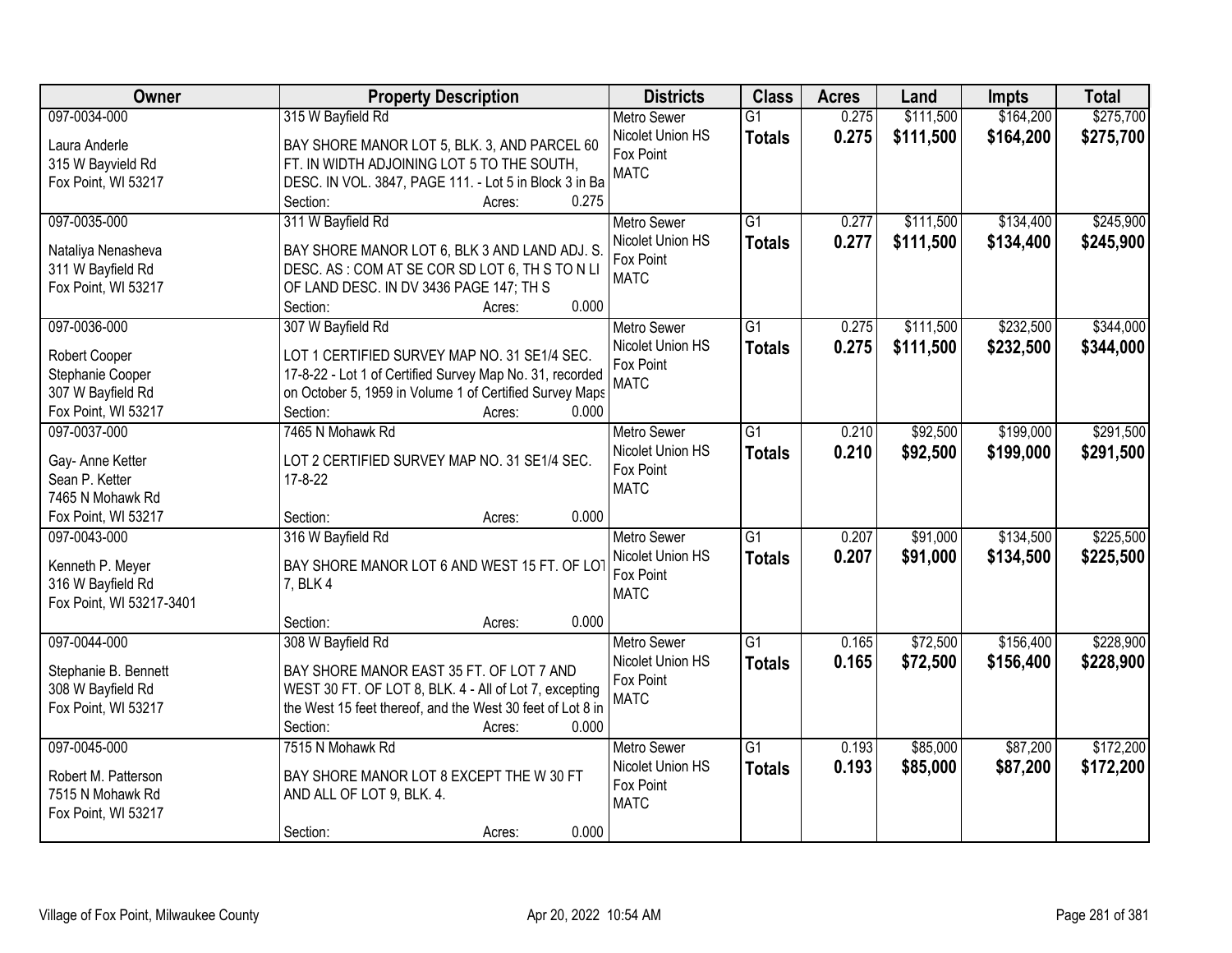| Owner | Property Description | Districts | Class | Acres | Land | Impts | Total |
|---|---|---|---|---|---|---|---|
| 097-0034-000<br>Laura Anderle<br>315 W Bayvield Rd<br>Fox Point, WI 53217 | 315 W Bayfield Rd<br>BAY SHORE MANOR LOT 5, BLK. 3, AND PARCEL 60 FT. IN WIDTH ADJOINING LOT 5 TO THE SOUTH, DESC. IN VOL. 3847, PAGE 111. - Lot 5 in Block 3 in Ba<br>Section: Acres: 0.275 | Metro Sewer<br>Nicolet Union HS<br>Fox Point<br>MATC | G1<br>**Totals** | 0.275<br>**0.275** | \$111,500<br>**\$111,500** | \$164,200<br>**\$164,200** | \$275,700<br>**\$275,700** |
| 097-0035-000<br>Nataliya Nenasheva<br>311 W Bayfield Rd<br>Fox Point, WI 53217 | 311 W Bayfield Rd<br>BAY SHORE MANOR LOT 6, BLK 3 AND LAND ADJ. S. DESC. AS : COM AT SE COR SD LOT 6, TH S TO N LI OF LAND DESC. IN DV 3436 PAGE 147; TH S<br>Section: Acres: 0.000 | Metro Sewer<br>Nicolet Union HS<br>Fox Point<br>MATC | G1<br>**Totals** | 0.277<br>**0.277** | \$111,500<br>**\$111,500** | \$134,400<br>**\$134,400** | \$245,900<br>**\$245,900** |
| 097-0036-000<br>Robert Cooper<br>Stephanie Cooper<br>307 W Bayfield Rd<br>Fox Point, WI 53217 | 307 W Bayfield Rd<br>LOT 1 CERTIFIED SURVEY MAP NO. 31 SE1/4 SEC. 17-8-22 - Lot 1 of Certified Survey Map No. 31, recorded on October 5, 1959 in Volume 1 of Certified Survey Maps<br>Section: Acres: 0.000 | Metro Sewer<br>Nicolet Union HS<br>Fox Point<br>MATC | G1<br>**Totals** | 0.275<br>**0.275** | \$111,500<br>**\$111,500** | \$232,500<br>**\$232,500** | \$344,000<br>**\$344,000** |
| 097-0037-000<br>Gay- Anne Ketter<br>Sean P. Ketter<br>7465 N Mohawk Rd<br>Fox Point, WI 53217 | 7465 N Mohawk Rd<br>LOT 2 CERTIFIED SURVEY MAP NO. 31 SE1/4 SEC. 17-8-22<br>Section: Acres: 0.000 | Metro Sewer<br>Nicolet Union HS<br>Fox Point<br>MATC | G1<br>**Totals** | 0.210<br>**0.210** | \$92,500<br>**\$92,500** | \$199,000<br>**\$199,000** | \$291,500<br>**\$291,500** |
| 097-0043-000<br>Kenneth P. Meyer<br>316 W Bayfield Rd<br>Fox Point, WI 53217-3401 | 316 W Bayfield Rd<br>BAY SHORE MANOR LOT 6 AND WEST 15 FT. OF LOT 7, BLK 4<br>Section: Acres: 0.000 | Metro Sewer<br>Nicolet Union HS<br>Fox Point<br>MATC | G1<br>**Totals** | 0.207<br>**0.207** | \$91,000<br>**\$91,000** | \$134,500<br>**\$134,500** | \$225,500<br>**\$225,500** |
| 097-0044-000<br>Stephanie B. Bennett<br>308 W Bayfield Rd<br>Fox Point, WI 53217 | 308 W Bayfield Rd<br>BAY SHORE MANOR EAST 35 FT. OF LOT 7 AND WEST 30 FT. OF LOT 8, BLK. 4 - All of Lot 7, excepting the West 15 feet thereof, and the West 30 feet of Lot 8 in<br>Section: Acres: 0.000 | Metro Sewer<br>Nicolet Union HS<br>Fox Point<br>MATC | G1<br>**Totals** | 0.165<br>**0.165** | \$72,500<br>**\$72,500** | \$156,400<br>**\$156,400** | \$228,900<br>**\$228,900** |
| 097-0045-000<br>Robert M. Patterson<br>7515 N Mohawk Rd<br>Fox Point, WI 53217 | 7515 N Mohawk Rd<br>BAY SHORE MANOR LOT 8 EXCEPT THE W 30 FT AND ALL OF LOT 9, BLK. 4.<br>Section: Acres: 0.000 | Metro Sewer<br>Nicolet Union HS<br>Fox Point<br>MATC | G1<br>**Totals** | 0.193<br>**0.193** | \$85,000<br>**\$85,000** | \$87,200<br>**\$87,200** | \$172,200<br>**\$172,200** |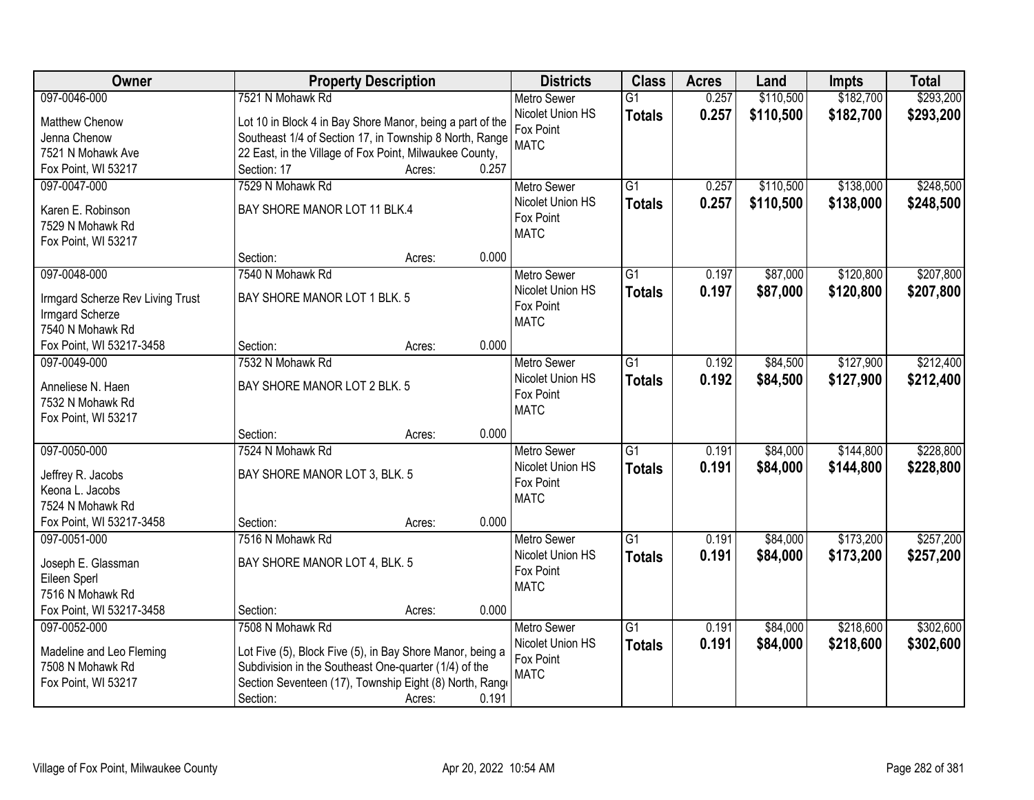| Owner | Property Description | Districts | Class | Acres | Land | Impts | Total |
|---|---|---|---|---|---|---|---|
| 097-0046-000<br>Matthew Chenow<br>Jenna Chenow<br>7521 N Mohawk Ave<br>Fox Point, WI 53217 | 7521 N Mohawk Rd<br>Lot 10 in Block 4 in Bay Shore Manor, being a part of the Southeast 1/4 of Section 17, in Township 8 North, Range 22 East, in the Village of Fox Point, Milwaukee County,<br>Section: 17 Acres: 0.257 | Metro Sewer<br>Nicolet Union HS<br>Fox Point<br>MATC | G1<br>**Totals** | 0.257<br>**0.257** | $110,500<br>**$110,500** | $182,700<br>**$182,700** | $293,200<br>**$293,200** |
| 097-0047-000<br>Karen E. Robinson<br>7529 N Mohawk Rd<br>Fox Point, WI 53217 | 7529 N Mohawk Rd<br>BAY SHORE MANOR LOT 11 BLK.4<br>Section: Acres: 0.000 | Metro Sewer<br>Nicolet Union HS<br>Fox Point<br>MATC | G1<br>**Totals** | 0.257<br>**0.257** | $110,500<br>**$110,500** | $138,000<br>**$138,000** | $248,500<br>**$248,500** |
| 097-0048-000<br>Irmgard Scherze Rev Living Trust<br>Irmgard Scherze<br>7540 N Mohawk Rd<br>Fox Point, WI 53217-3458 | 7540 N Mohawk Rd<br>BAY SHORE MANOR LOT 1 BLK. 5<br>Section: Acres: 0.000 | Metro Sewer<br>Nicolet Union HS<br>Fox Point<br>MATC | G1<br>**Totals** | 0.197<br>**0.197** | $87,000<br>**$87,000** | $120,800<br>**$120,800** | $207,800<br>**$207,800** |
| 097-0049-000<br>Anneliese N. Haen<br>7532 N Mohawk Rd<br>Fox Point, WI 53217 | 7532 N Mohawk Rd<br>BAY SHORE MANOR LOT 2 BLK. 5<br>Section: Acres: 0.000 | Metro Sewer<br>Nicolet Union HS<br>Fox Point<br>MATC | G1<br>**Totals** | 0.192<br>**0.192** | $84,500<br>**$84,500** | $127,900<br>**$127,900** | $212,400<br>**$212,400** |
| 097-0050-000<br>Jeffrey R. Jacobs<br>Keona L. Jacobs<br>7524 N Mohawk Rd<br>Fox Point, WI 53217-3458 | 7524 N Mohawk Rd<br>BAY SHORE MANOR LOT 3, BLK. 5<br>Section: Acres: 0.000 | Metro Sewer<br>Nicolet Union HS<br>Fox Point<br>MATC | G1<br>**Totals** | 0.191<br>**0.191** | $84,000<br>**$84,000** | $144,800<br>**$144,800** | $228,800<br>**$228,800** |
| 097-0051-000<br>Joseph E. Glassman<br>Eileen Sperl<br>7516 N Mohawk Rd<br>Fox Point, WI 53217-3458 | 7516 N Mohawk Rd<br>BAY SHORE MANOR LOT 4, BLK. 5<br>Section: Acres: 0.000 | Metro Sewer<br>Nicolet Union HS<br>Fox Point<br>MATC | G1<br>**Totals** | 0.191<br>**0.191** | $84,000<br>**$84,000** | $173,200<br>**$173,200** | $257,200<br>**$257,200** |
| 097-0052-000<br>Madeline and Leo Fleming<br>7508 N Mohawk Rd<br>Fox Point, WI 53217 | 7508 N Mohawk Rd<br>Lot Five (5), Block Five (5), in Bay Shore Manor, being a Subdivision in the Southeast One-quarter (1/4) of the Section Seventeen (17), Township Eight (8) North, Range<br>Section: Acres: 0.191 | Metro Sewer<br>Nicolet Union HS<br>Fox Point<br>MATC | G1<br>**Totals** | 0.191<br>**0.191** | $84,000<br>**$84,000** | $218,600<br>**$218,600** | $302,600<br>**$302,600** |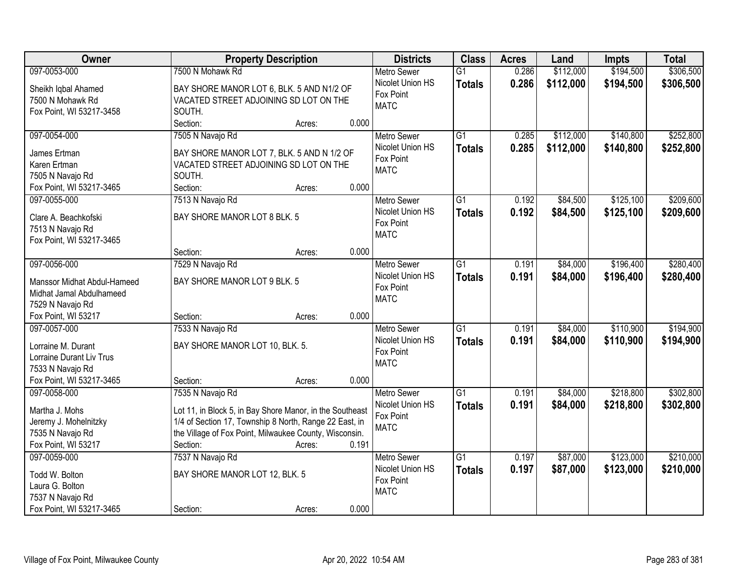| Owner | Property Description | Districts | Class | Acres | Land | Impts | Total |
|---|---|---|---|---|---|---|---|
| 097-0053-000<br>Sheikh Iqbal Ahamed<br>7500 N Mohawk Rd<br>Fox Point, WI 53217-3458 | 7500 N Mohawk Rd<br>BAY SHORE MANOR LOT 6, BLK. 5 AND N1/2 OF VACATED STREET ADJOINING SD LOT ON THE SOUTH.<br>Section: Acres: 0.000 | Metro Sewer<br>Nicolet Union HS<br>Fox Point<br>MATC | G1<br>**Totals** | 0.286<br>**0.286** | $112,000<br>**$112,000** | $194,500<br>**$194,500** | $306,500<br>**$306,500** |
| 097-0054-000<br>James Ertman<br>Karen Ertman<br>7505 N Navajo Rd<br>Fox Point, WI 53217-3465 | 7505 N Navajo Rd<br>BAY SHORE MANOR LOT 7, BLK. 5 AND N 1/2 OF VACATED STREET ADJOINING SD LOT ON THE SOUTH.<br>Section: Acres: 0.000 | Metro Sewer<br>Nicolet Union HS<br>Fox Point<br>MATC | G1<br>**Totals** | 0.285<br>**0.285** | $112,000<br>**$112,000** | $140,800<br>**$140,800** | $252,800<br>**$252,800** |
| 097-0055-000<br>Clare A. Beachkofski<br>7513 N Navajo Rd<br>Fox Point, WI 53217-3465 | 7513 N Navajo Rd<br>BAY SHORE MANOR LOT 8 BLK. 5<br>Section: Acres: 0.000 | Metro Sewer<br>Nicolet Union HS<br>Fox Point<br>MATC | G1<br>**Totals** | 0.192<br>**0.192** | $84,500<br>**$84,500** | $125,100<br>**$125,100** | $209,600<br>**$209,600** |
| 097-0056-000<br>Manssor Midhat Abdul-Hameed<br>Midhat Jamal Abdulhameed<br>7529 N Navajo Rd<br>Fox Point, WI 53217 | 7529 N Navajo Rd<br>BAY SHORE MANOR LOT 9 BLK. 5<br>Section: Acres: 0.000 | Metro Sewer<br>Nicolet Union HS<br>Fox Point<br>MATC | G1<br>**Totals** | 0.191<br>**0.191** | $84,000<br>**$84,000** | $196,400<br>**$196,400** | $280,400<br>**$280,400** |
| 097-0057-000<br>Lorraine M. Durant<br>Lorraine Durant Liv Trus<br>7533 N Navajo Rd<br>Fox Point, WI 53217-3465 | 7533 N Navajo Rd<br>BAY SHORE MANOR LOT 10, BLK. 5.<br>Section: Acres: 0.000 | Metro Sewer<br>Nicolet Union HS<br>Fox Point<br>MATC | G1<br>**Totals** | 0.191<br>**0.191** | $84,000<br>**$84,000** | $110,900<br>**$110,900** | $194,900<br>**$194,900** |
| 097-0058-000<br>Martha J. Mohs<br>Jeremy J. Mohelnitzky<br>7535 N Navajo Rd<br>Fox Point, WI 53217 | 7535 N Navajo Rd<br>Lot 11, in Block 5, in Bay Shore Manor, in the Southeast 1/4 of Section 17, Township 8 North, Range 22 East, in the Village of Fox Point, Milwaukee County, Wisconsin.<br>Section: Acres: 0.191 | Metro Sewer<br>Nicolet Union HS<br>Fox Point<br>MATC | G1<br>**Totals** | 0.191<br>**0.191** | $84,000<br>**$84,000** | $218,800<br>**$218,800** | $302,800<br>**$302,800** |
| 097-0059-000<br>Todd W. Bolton<br>Laura G. Bolton<br>7537 N Navajo Rd<br>Fox Point, WI 53217-3465 | 7537 N Navajo Rd<br>BAY SHORE MANOR LOT 12, BLK. 5<br>Section: Acres: 0.000 | Metro Sewer<br>Nicolet Union HS<br>Fox Point<br>MATC | G1<br>**Totals** | 0.197<br>**0.197** | $87,000<br>**$87,000** | $123,000<br>**$123,000** | $210,000<br>**$210,000** |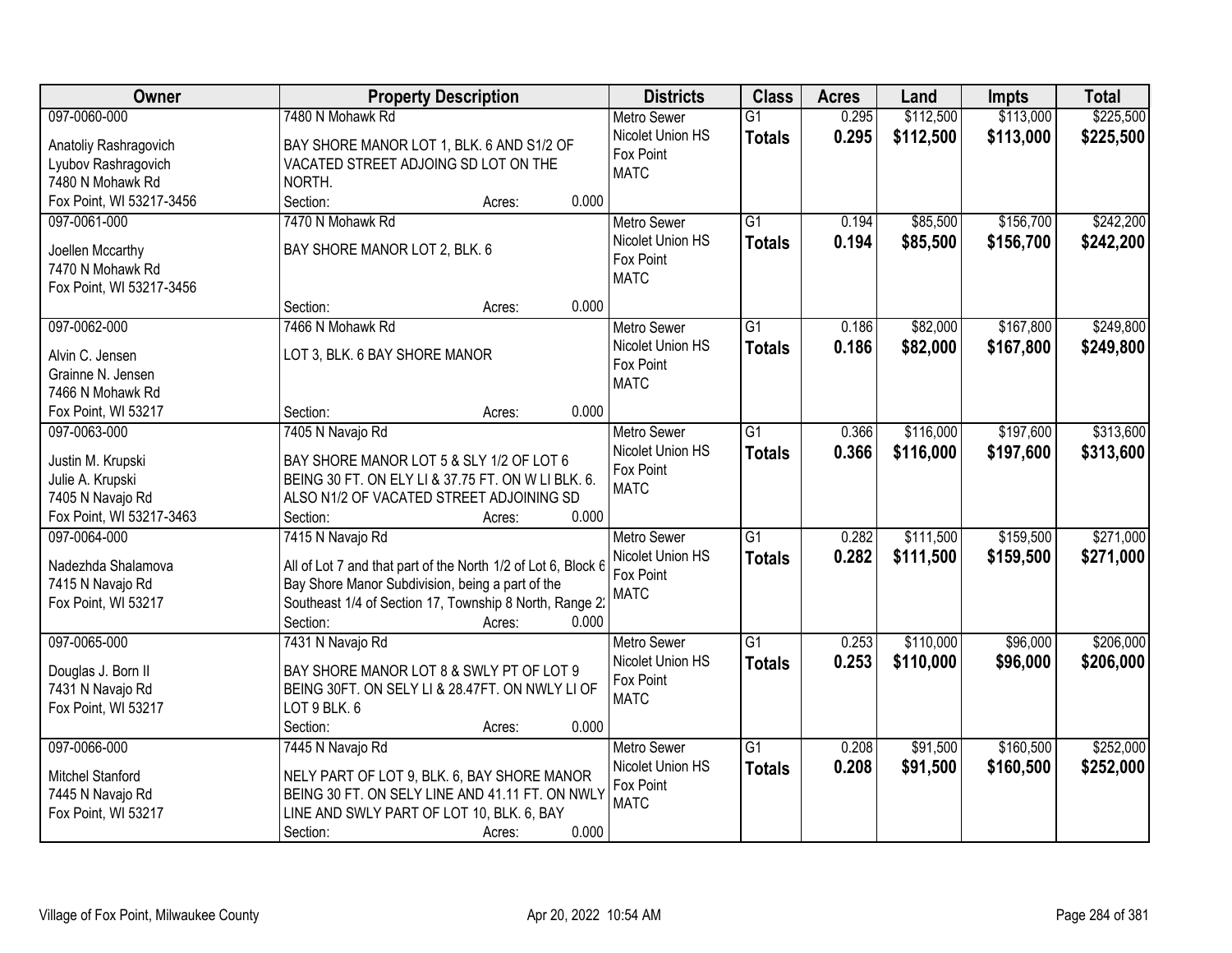| Owner | Property Description | Districts | Class | Acres | Land | Impts | Total |
|---|---|---|---|---|---|---|---|
| 097-0060-000<br>Anatoliy Rashragovich<br>Lyubov Rashragovich<br>7480 N Mohawk Rd<br>Fox Point, WI 53217-3456 | 7480 N Mohawk Rd<br>BAY SHORE MANOR LOT 1, BLK. 6 AND S1/2 OF VACATED STREET ADJOING SD LOT ON THE NORTH.<br>Section: Acres: 0.000 | Metro Sewer<br>Nicolet Union HS<br>Fox Point<br>MATC | G1<br>**Totals** | 0.295<br>**0.295** | $112,500<br>**$112,500** | $113,000<br>**$113,000** | $225,500<br>**$225,500** |
| 097-0061-000<br>Joellen Mccarthy<br>7470 N Mohawk Rd<br>Fox Point, WI 53217-3456 | 7470 N Mohawk Rd<br>BAY SHORE MANOR LOT 2, BLK. 6<br>Section: Acres: 0.000 | Metro Sewer<br>Nicolet Union HS<br>Fox Point<br>MATC | G1<br>**Totals** | 0.194<br>**0.194** | $85,500<br>**$85,500** | $156,700<br>**$156,700** | $242,200<br>**$242,200** |
| 097-0062-000<br>Alvin C. Jensen<br>Grainne N. Jensen<br>7466 N Mohawk Rd<br>Fox Point, WI 53217 | 7466 N Mohawk Rd<br>LOT 3, BLK. 6 BAY SHORE MANOR<br>Section: Acres: 0.000 | Metro Sewer<br>Nicolet Union HS<br>Fox Point<br>MATC | G1<br>**Totals** | 0.186<br>**0.186** | $82,000<br>**$82,000** | $167,800<br>**$167,800** | $249,800<br>**$249,800** |
| 097-0063-000<br>Justin M. Krupski<br>Julie A. Krupski<br>7405 N Navajo Rd<br>Fox Point, WI 53217-3463 | 7405 N Navajo Rd<br>BAY SHORE MANOR LOT 5 & SLY 1/2 OF LOT 6 BEING 30 FT. ON ELY LI & 37.75 FT. ON W LI BLK. 6. ALSO N1/2 OF VACATED STREET ADJOINING SD<br>Section: Acres: 0.000 | Metro Sewer<br>Nicolet Union HS<br>Fox Point<br>MATC | G1<br>**Totals** | 0.366<br>**0.366** | $116,000<br>**$116,000** | $197,600<br>**$197,600** | $313,600<br>**$313,600** |
| 097-0064-000<br>Nadezhda Shalamova<br>7415 N Navajo Rd<br>Fox Point, WI 53217 | 7415 N Navajo Rd<br>All of Lot 7 and that part of the North 1/2 of Lot 6, Block 6 Bay Shore Manor Subdivision, being a part of the Southeast 1/4 of Section 17, Township 8 North, Range 2.<br>Section: Acres: 0.000 | Metro Sewer<br>Nicolet Union HS<br>Fox Point<br>MATC | G1<br>**Totals** | 0.282<br>**0.282** | $111,500<br>**$111,500** | $159,500<br>**$159,500** | $271,000<br>**$271,000** |
| 097-0065-000<br>Douglas J. Born II<br>7431 N Navajo Rd<br>Fox Point, WI 53217 | 7431 N Navajo Rd<br>BAY SHORE MANOR LOT 8 & SWLY PT OF LOT 9 BEING 30FT. ON SELY LI & 28.47FT. ON NWLY LI OF LOT 9 BLK. 6<br>Section: Acres: 0.000 | Metro Sewer<br>Nicolet Union HS<br>Fox Point<br>MATC | G1<br>**Totals** | 0.253<br>**0.253** | $110,000<br>**$110,000** | $96,000<br>**$96,000** | $206,000<br>**$206,000** |
| 097-0066-000<br>Mitchel Stanford<br>7445 N Navajo Rd<br>Fox Point, WI 53217 | 7445 N Navajo Rd<br>NELY PART OF LOT 9, BLK. 6, BAY SHORE MANOR BEING 30 FT. ON SELY LINE AND 41.11 FT. ON NWLY LINE AND SWLY PART OF LOT 10, BLK. 6, BAY<br>Section: Acres: 0.000 | Metro Sewer<br>Nicolet Union HS<br>Fox Point<br>MATC | G1<br>**Totals** | 0.208<br>**0.208** | $91,500<br>**$91,500** | $160,500<br>**$160,500** | $252,000<br>**$252,000** |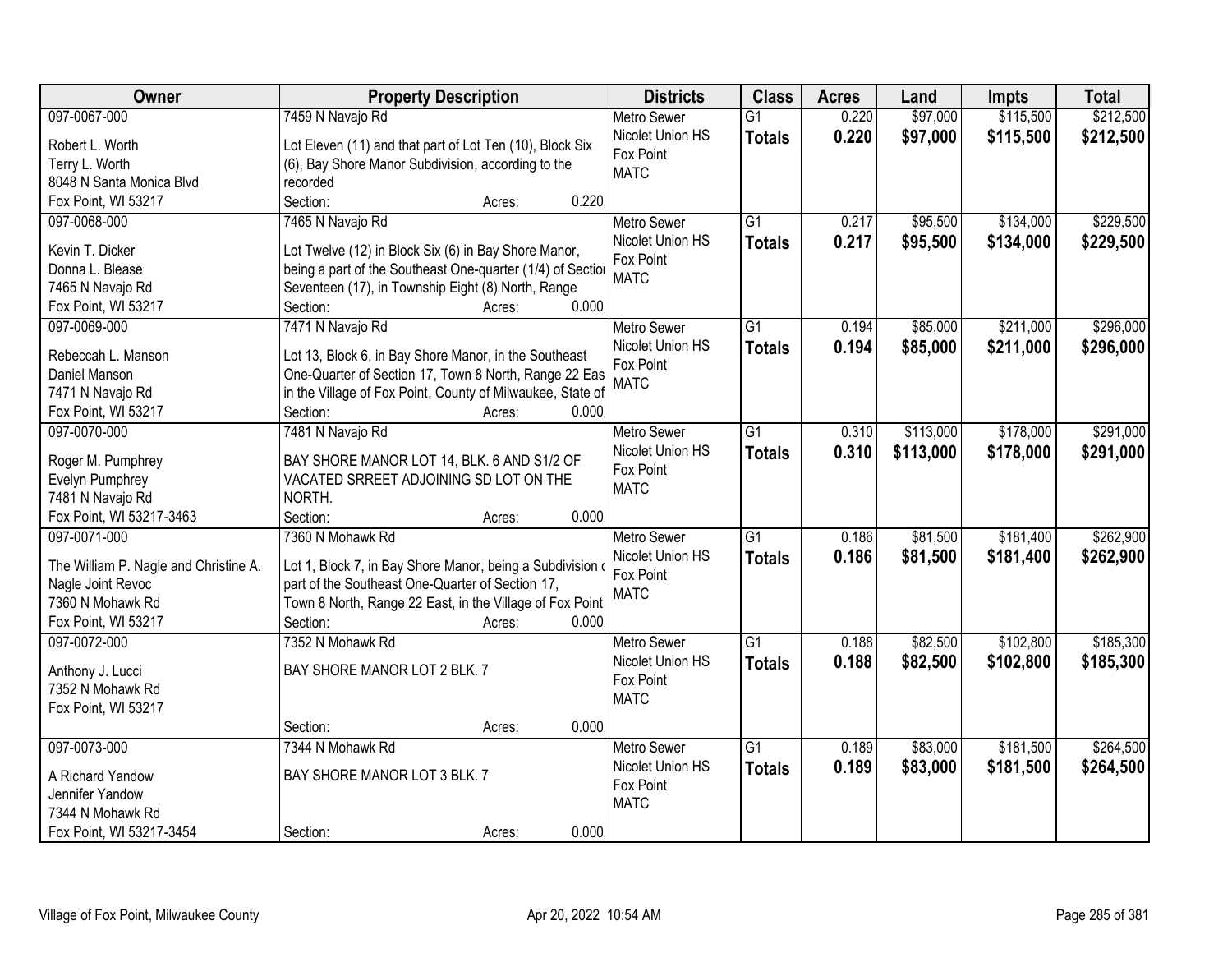| Owner | Property Description | Districts | Class | Acres | Land | Impts | Total |
|---|---|---|---|---|---|---|---|
| 097-0067-000<br>Robert L. Worth<br>Terry L. Worth<br>8048 N Santa Monica Blvd<br>Fox Point, WI 53217 | 7459 N Navajo Rd<br>Lot Eleven (11) and that part of Lot Ten (10), Block Six (6), Bay Shore Manor Subdivision, according to the recorded<br>Section: Acres: 0.220 | Metro Sewer<br>Nicolet Union HS<br>Fox Point<br>MATC | G1<br>**Totals** | 0.220<br>**0.220** | $97,000<br>**$97,000** | $115,500<br>**$115,500** | $212,500<br>**$212,500** |
| 097-0068-000<br>Kevin T. Dicker<br>Donna L. Blease<br>7465 N Navajo Rd<br>Fox Point, WI 53217 | 7465 N Navajo Rd<br>Lot Twelve (12) in Block Six (6) in Bay Shore Manor, being a part of the Southeast One-quarter (1/4) of Section Seventeen (17), in Township Eight (8) North, Range<br>Section: Acres: 0.000 | Metro Sewer<br>Nicolet Union HS<br>Fox Point<br>MATC | G1<br>**Totals** | 0.217<br>**0.217** | $95,500<br>**$95,500** | $134,000<br>**$134,000** | $229,500<br>**$229,500** |
| 097-0069-000<br>Rebeccah L. Manson<br>Daniel Manson<br>7471 N Navajo Rd<br>Fox Point, WI 53217 | 7471 N Navajo Rd<br>Lot 13, Block 6, in Bay Shore Manor, in the Southeast One-Quarter of Section 17, Town 8 North, Range 22 East in the Village of Fox Point, County of Milwaukee, State of<br>Section: Acres: 0.000 | Metro Sewer<br>Nicolet Union HS<br>Fox Point<br>MATC | G1<br>**Totals** | 0.194<br>**0.194** | $85,000<br>**$85,000** | $211,000<br>**$211,000** | $296,000<br>**$296,000** |
| 097-0070-000<br>Roger M. Pumphrey<br>Evelyn Pumphrey<br>7481 N Navajo Rd<br>Fox Point, WI 53217-3463 | 7481 N Navajo Rd<br>BAY SHORE MANOR LOT 14, BLK. 6 AND S1/2 OF VACATED SRREET ADJOINING SD LOT ON THE NORTH.<br>Section: Acres: 0.000 | Metro Sewer<br>Nicolet Union HS<br>Fox Point<br>MATC | G1<br>**Totals** | 0.310<br>**0.310** | $113,000<br>**$113,000** | $178,000<br>**$178,000** | $291,000<br>**$291,000** |
| 097-0071-000<br>The William P. Nagle and Christine A. Nagle Joint Revoc<br>7360 N Mohawk Rd<br>Fox Point, WI 53217 | 7360 N Mohawk Rd<br>Lot 1, Block 7, in Bay Shore Manor, being a Subdivision of part of the Southeast One-Quarter of Section 17, Town 8 North, Range 22 East, in the Village of Fox Point<br>Section: Acres: 0.000 | Metro Sewer<br>Nicolet Union HS<br>Fox Point<br>MATC | G1<br>**Totals** | 0.186<br>**0.186** | $81,500<br>**$81,500** | $181,400<br>**$181,400** | $262,900<br>**$262,900** |
| 097-0072-000<br>Anthony J. Lucci<br>7352 N Mohawk Rd<br>Fox Point, WI 53217 | 7352 N Mohawk Rd<br>BAY SHORE MANOR LOT 2 BLK. 7<br>Section: Acres: 0.000 | Metro Sewer<br>Nicolet Union HS<br>Fox Point<br>MATC | G1<br>**Totals** | 0.188<br>**0.188** | $82,500<br>**$82,500** | $102,800<br>**$102,800** | $185,300<br>**$185,300** |
| 097-0073-000<br>A Richard Yandow<br>Jennifer Yandow<br>7344 N Mohawk Rd<br>Fox Point, WI 53217-3454 | 7344 N Mohawk Rd<br>BAY SHORE MANOR LOT 3 BLK. 7<br>Section: Acres: 0.000 | Metro Sewer<br>Nicolet Union HS<br>Fox Point<br>MATC | G1<br>**Totals** | 0.189<br>**0.189** | $83,000<br>**$83,000** | $181,500<br>**$181,500** | $264,500<br>**$264,500** |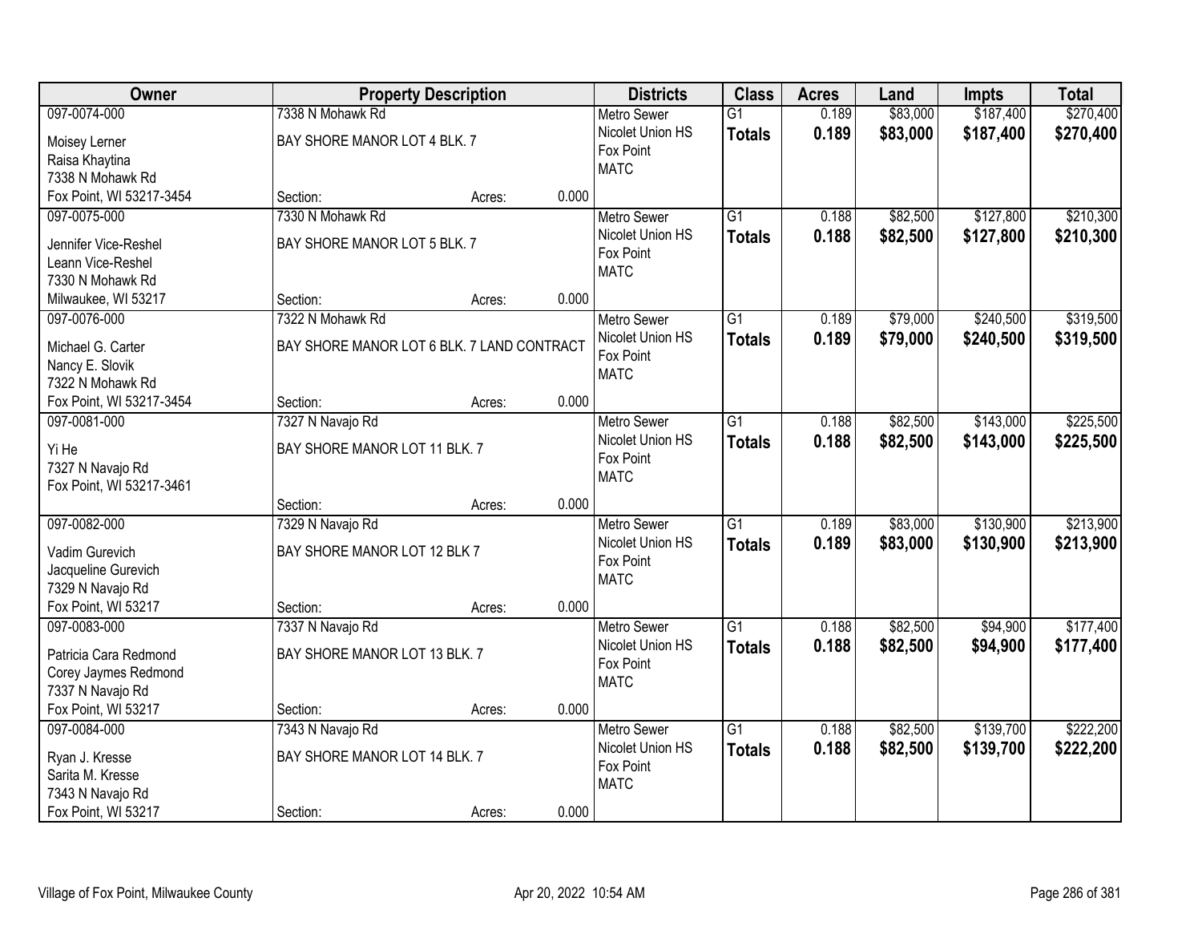| Owner | Property Description | | | Districts | Class | Acres | Land | Impts | Total |
|---|---|---|---|---|---|---|---|---|---|
| 097-0074-000 | 7338 N Mohawk Rd | | | Metro Sewer | G1 | 0.189 | $83,000 | $187,400 | $270,400 |
| Moisey Lerner<br>Raisa Khaytina<br>7338 N Mohawk Rd<br>Fox Point, WI 53217-3454 | BAY SHORE MANOR LOT 4 BLK. 7 | | | Nicolet Union HS<br>Fox Point<br>MATC | **Totals** | **0.189** | **$83,000** | **$187,400** | **$270,400** |
| | Section: | Acres: | 0.000 | | | | | | |
| 097-0075-000 | 7330 N Mohawk Rd | | | Metro Sewer | G1 | 0.188 | $82,500 | $127,800 | $210,300 |
| Jennifer Vice-Reshel<br>Leann Vice-Reshel<br>7330 N Mohawk Rd<br>Milwaukee, WI 53217 | BAY SHORE MANOR LOT 5 BLK. 7 | | | Nicolet Union HS<br>Fox Point<br>MATC | **Totals** | **0.188** | **$82,500** | **$127,800** | **$210,300** |
| | Section: | Acres: | 0.000 | | | | | | |
| 097-0076-000 | 7322 N Mohawk Rd | | | Metro Sewer | G1 | 0.189 | $79,000 | $240,500 | $319,500 |
| Michael G. Carter<br>Nancy E. Slovik<br>7322 N Mohawk Rd<br>Fox Point, WI 53217-3454 | BAY SHORE MANOR LOT 6 BLK. 7 LAND CONTRACT | | | Nicolet Union HS<br>Fox Point<br>MATC | **Totals** | **0.189** | **$79,000** | **$240,500** | **$319,500** |
| | Section: | Acres: | 0.000 | | | | | | |
| 097-0081-000 | 7327 N Navajo Rd | | | Metro Sewer | G1 | 0.188 | $82,500 | $143,000 | $225,500 |
| Yi He<br>7327 N Navajo Rd<br>Fox Point, WI 53217-3461 | BAY SHORE MANOR LOT 11 BLK. 7 | | | Nicolet Union HS<br>Fox Point<br>MATC | **Totals** | **0.188** | **$82,500** | **$143,000** | **$225,500** |
| | Section: | Acres: | 0.000 | | | | | | |
| 097-0082-000 | 7329 N Navajo Rd | | | Metro Sewer | G1 | 0.189 | $83,000 | $130,900 | $213,900 |
| Vadim Gurevich<br>Jacqueline Gurevich<br>7329 N Navajo Rd<br>Fox Point, WI 53217 | BAY SHORE MANOR LOT 12 BLK 7 | | | Nicolet Union HS<br>Fox Point<br>MATC | **Totals** | **0.189** | **$83,000** | **$130,900** | **$213,900** |
| | Section: | Acres: | 0.000 | | | | | | |
| 097-0083-000 | 7337 N Navajo Rd | | | Metro Sewer | G1 | 0.188 | $82,500 | $94,900 | $177,400 |
| Patricia Cara Redmond<br>Corey Jaymes Redmond<br>7337 N Navajo Rd<br>Fox Point, WI 53217 | BAY SHORE MANOR LOT 13 BLK. 7 | | | Nicolet Union HS<br>Fox Point<br>MATC | **Totals** | **0.188** | **$82,500** | **$94,900** | **$177,400** |
| | Section: | Acres: | 0.000 | | | | | | |
| 097-0084-000 | 7343 N Navajo Rd | | | Metro Sewer | G1 | 0.188 | $82,500 | $139,700 | $222,200 |
| Ryan J. Kresse<br>Sarita M. Kresse<br>7343 N Navajo Rd<br>Fox Point, WI 53217 | BAY SHORE MANOR LOT 14 BLK. 7 | | | Nicolet Union HS<br>Fox Point<br>MATC | **Totals** | **0.188** | **$82,500** | **$139,700** | **$222,200** |
| | Section: | Acres: | 0.000 | | | | | | |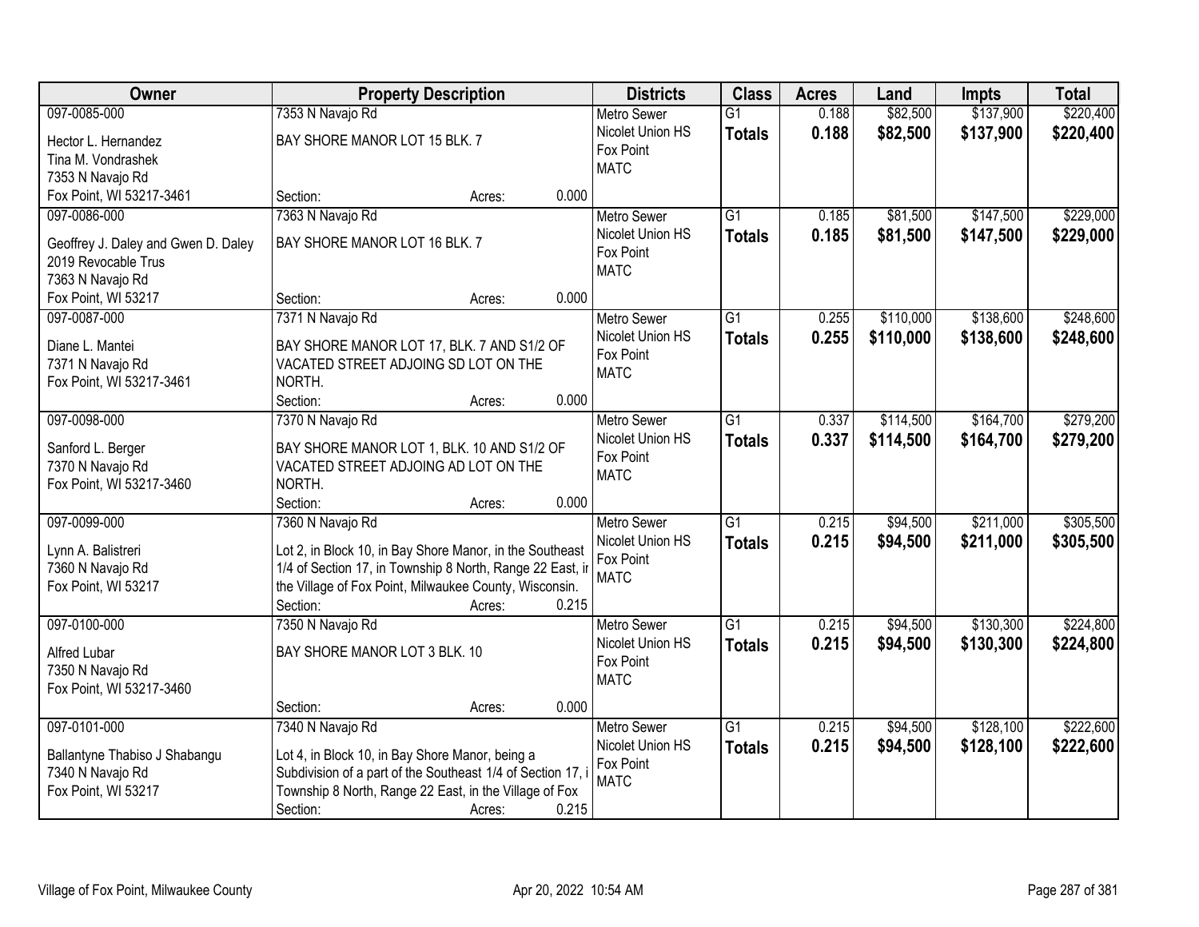| Owner | Property Description | Districts | Class | Acres | Land | Impts | Total |
|---|---|---|---|---|---|---|---|
| 097-0085-000<br>Hector L. Hernandez<br>Tina M. Vondrashek<br>7353 N Navajo Rd<br>Fox Point, WI 53217-3461 | 7353 N Navajo Rd<br>BAY SHORE MANOR LOT 15 BLK. 7<br>Section: Acres: 0.000 | Metro Sewer<br>Nicolet Union HS<br>Fox Point<br>MATC | G1<br>**Totals** | 0.188<br>**0.188** | \$82,500<br>**\$82,500** | \$137,900<br>**\$137,900** | \$220,400<br>**\$220,400** |
| 097-0086-000<br>Geoffrey J. Daley and Gwen D. Daley<br>2019 Revocable Trus<br>7363 N Navajo Rd<br>Fox Point, WI 53217 | 7363 N Navajo Rd<br>BAY SHORE MANOR LOT 16 BLK. 7<br>Section: Acres: 0.000 | Metro Sewer<br>Nicolet Union HS<br>Fox Point<br>MATC | G1<br>**Totals** | 0.185<br>**0.185** | \$81,500<br>**\$81,500** | \$147,500<br>**\$147,500** | \$229,000<br>**\$229,000** |
| 097-0087-000<br>Diane L. Mantei<br>7371 N Navajo Rd<br>Fox Point, WI 53217-3461 | 7371 N Navajo Rd<br>BAY SHORE MANOR LOT 17, BLK. 7 AND S1/2 OF VACATED STREET ADJOING SD LOT ON THE NORTH.<br>Section: Acres: 0.000 | Metro Sewer<br>Nicolet Union HS<br>Fox Point<br>MATC | G1<br>**Totals** | 0.255<br>**0.255** | \$110,000<br>**\$110,000** | \$138,600<br>**\$138,600** | \$248,600<br>**\$248,600** |
| 097-0098-000<br>Sanford L. Berger<br>7370 N Navajo Rd<br>Fox Point, WI 53217-3460 | 7370 N Navajo Rd<br>BAY SHORE MANOR LOT 1, BLK. 10 AND S1/2 OF VACATED STREET ADJOING AD LOT ON THE NORTH.<br>Section: Acres: 0.000 | Metro Sewer<br>Nicolet Union HS<br>Fox Point<br>MATC | G1<br>**Totals** | 0.337<br>**0.337** | \$114,500<br>**\$114,500** | \$164,700<br>**\$164,700** | \$279,200<br>**\$279,200** |
| 097-0099-000<br>Lynn A. Balistreri<br>7360 N Navajo Rd<br>Fox Point, WI 53217 | 7360 N Navajo Rd<br>Lot 2, in Block 10, in Bay Shore Manor, in the Southeast 1/4 of Section 17, in Township 8 North, Range 22 East, in the Village of Fox Point, Milwaukee County, Wisconsin.<br>Section: Acres: 0.215 | Metro Sewer<br>Nicolet Union HS<br>Fox Point<br>MATC | G1<br>**Totals** | 0.215<br>**0.215** | \$94,500<br>**\$94,500** | \$211,000<br>**\$211,000** | \$305,500<br>**\$305,500** |
| 097-0100-000<br>Alfred Lubar<br>7350 N Navajo Rd<br>Fox Point, WI 53217-3460 | 7350 N Navajo Rd<br>BAY SHORE MANOR LOT 3 BLK. 10<br>Section: Acres: 0.000 | Metro Sewer<br>Nicolet Union HS<br>Fox Point<br>MATC | G1<br>**Totals** | 0.215<br>**0.215** | \$94,500<br>**\$94,500** | \$130,300<br>**\$130,300** | \$224,800<br>**\$224,800** |
| 097-0101-000<br>Ballantyne Thabiso J Shabangu<br>7340 N Navajo Rd<br>Fox Point, WI 53217 | 7340 N Navajo Rd<br>Lot 4, in Block 10, in Bay Shore Manor, being a Subdivision of a part of the Southeast 1/4 of Section 17, in Township 8 North, Range 22 East, in the Village of Fox<br>Section: Acres: 0.215 | Metro Sewer<br>Nicolet Union HS<br>Fox Point<br>MATC | G1<br>**Totals** | 0.215<br>**0.215** | \$94,500<br>**\$94,500** | \$128,100<br>**\$128,100** | \$222,600<br>**\$222,600** |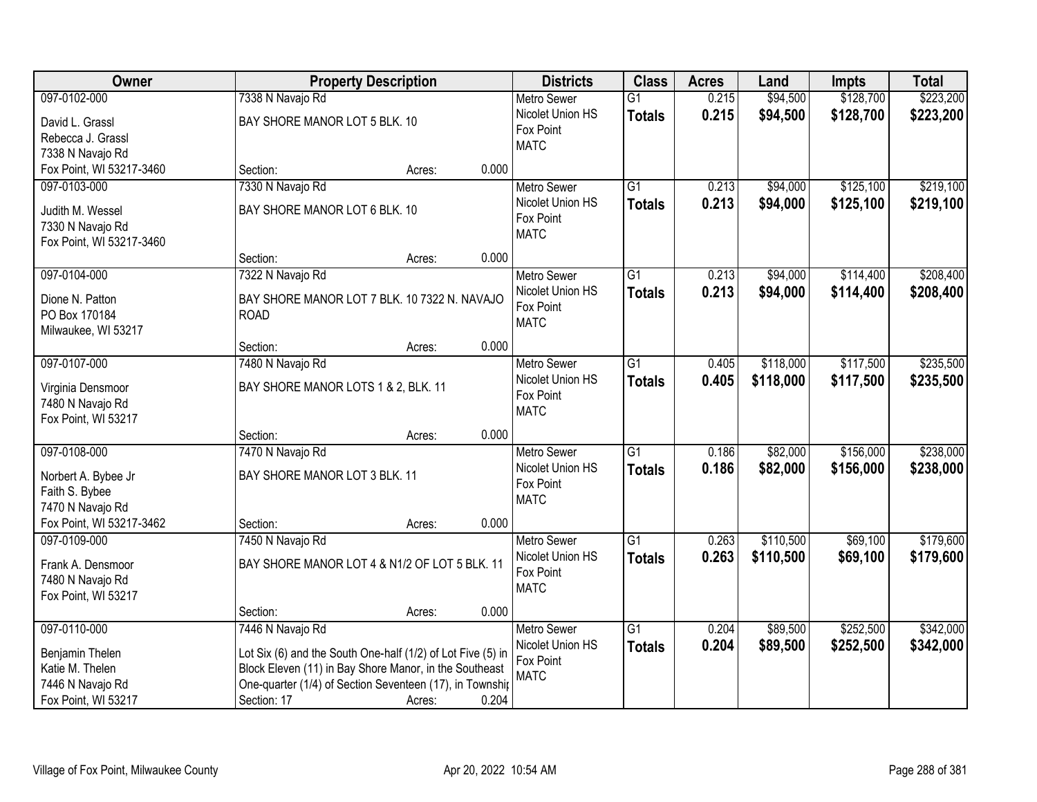| Owner | Property Description | Districts | Class | Acres | Land | Impts | Total |
|---|---|---|---|---|---|---|---|
| 097-0102-000<br>David L. Grassl<br>Rebecca J. Grassl<br>7338 N Navajo Rd<br>Fox Point, WI 53217-3460 | 7338 N Navajo Rd<br>BAY SHORE MANOR LOT 5 BLK. 10<br>Section: Acres: 0.000 | Metro Sewer<br>Nicolet Union HS<br>Fox Point<br>MATC | G1<br>**Totals** | 0.215<br>**0.215** | $94,500<br>**$94,500** | $128,700<br>**$128,700** | $223,200<br>**$223,200** |
| 097-0103-000<br>Judith M. Wessel<br>7330 N Navajo Rd<br>Fox Point, WI 53217-3460 | 7330 N Navajo Rd<br>BAY SHORE MANOR LOT 6 BLK. 10<br>Section: Acres: 0.000 | Metro Sewer<br>Nicolet Union HS<br>Fox Point<br>MATC | G1<br>**Totals** | 0.213<br>**0.213** | $94,000<br>**$94,000** | $125,100<br>**$125,100** | $219,100<br>**$219,100** |
| 097-0104-000<br>Dione N. Patton<br>PO Box 170184<br>Milwaukee, WI 53217 | 7322 N Navajo Rd<br>BAY SHORE MANOR LOT 7 BLK. 10 7322 N. NAVAJO ROAD<br>Section: Acres: 0.000 | Metro Sewer<br>Nicolet Union HS<br>Fox Point<br>MATC | G1<br>**Totals** | 0.213<br>**0.213** | $94,000<br>**$94,000** | $114,400<br>**$114,400** | $208,400<br>**$208,400** |
| 097-0107-000<br>Virginia Densmoor<br>7480 N Navajo Rd<br>Fox Point, WI 53217 | 7480 N Navajo Rd<br>BAY SHORE MANOR LOTS 1 & 2, BLK. 11<br>Section: Acres: 0.000 | Metro Sewer<br>Nicolet Union HS<br>Fox Point<br>MATC | G1<br>**Totals** | 0.405<br>**0.405** | $118,000<br>**$118,000** | $117,500<br>**$117,500** | $235,500<br>**$235,500** |
| 097-0108-000<br>Norbert A. Bybee Jr<br>Faith S. Bybee<br>7470 N Navajo Rd<br>Fox Point, WI 53217-3462 | 7470 N Navajo Rd<br>BAY SHORE MANOR LOT 3 BLK. 11<br>Section: Acres: 0.000 | Metro Sewer<br>Nicolet Union HS<br>Fox Point<br>MATC | G1<br>**Totals** | 0.186<br>**0.186** | $82,000<br>**$82,000** | $156,000<br>**$156,000** | $238,000<br>**$238,000** |
| 097-0109-000<br>Frank A. Densmoor<br>7480 N Navajo Rd<br>Fox Point, WI 53217 | 7450 N Navajo Rd<br>BAY SHORE MANOR LOT 4 & N1/2 OF LOT 5 BLK. 11<br>Section: Acres: 0.000 | Metro Sewer<br>Nicolet Union HS<br>Fox Point<br>MATC | G1<br>**Totals** | 0.263<br>**0.263** | $110,500<br>**$110,500** | $69,100<br>**$69,100** | $179,600<br>**$179,600** |
| 097-0110-000<br>Benjamin Thelen<br>Katie M. Thelen<br>7446 N Navajo Rd<br>Fox Point, WI 53217 | 7446 N Navajo Rd<br>Lot Six (6) and the South One-half (1/2) of Lot Five (5) in Block Eleven (11) in Bay Shore Manor, in the Southeast One-quarter (1/4) of Section Seventeen (17), in Townshi<br>Section: 17 Acres: 0.204 | Metro Sewer<br>Nicolet Union HS<br>Fox Point<br>MATC | G1<br>**Totals** | 0.204<br>**0.204** | $89,500<br>**$89,500** | $252,500<br>**$252,500** | $342,000<br>**$342,000** |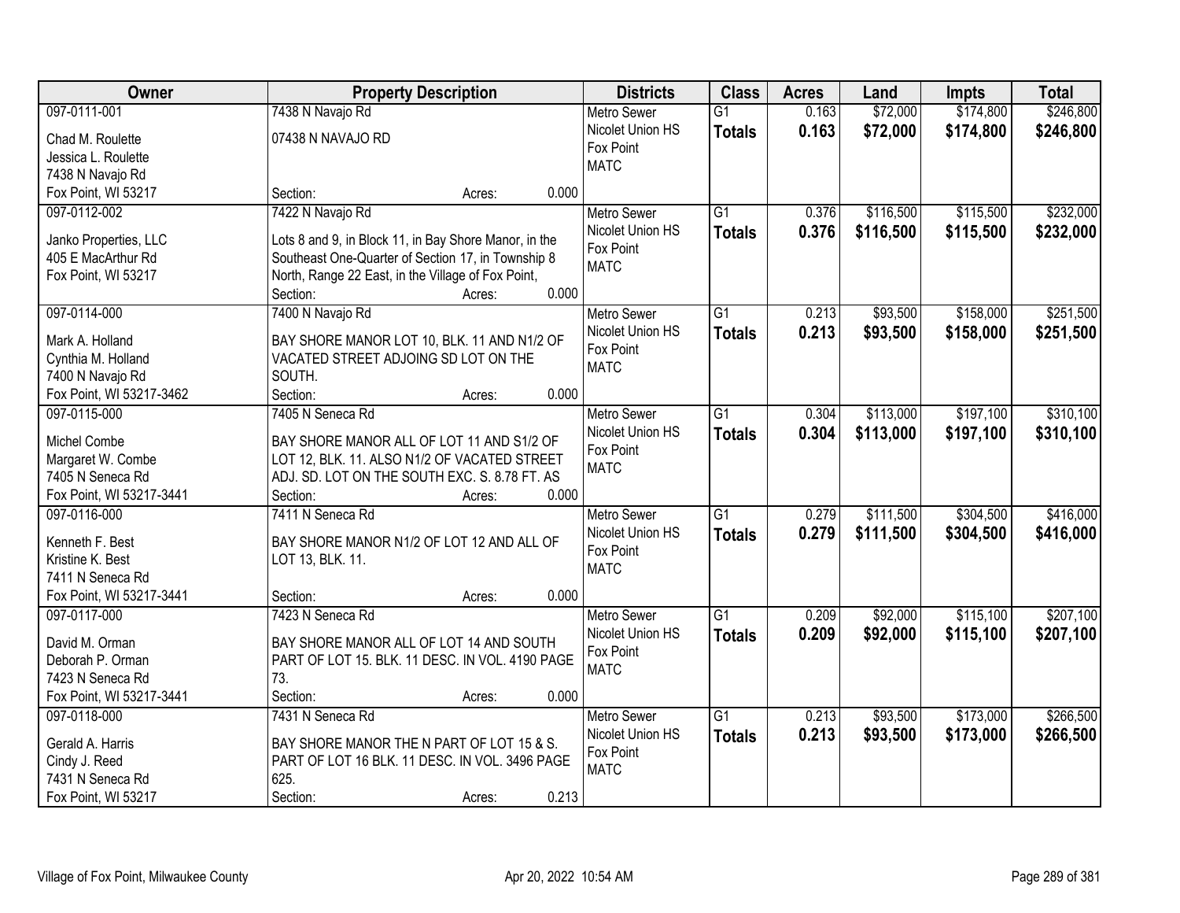| Owner | Property Description | Districts | Class | Acres | Land | Impts | Total |
|---|---|---|---|---|---|---|---|
| 097-0111-001<br>Chad M. Roulette<br>Jessica L. Roulette<br>7438 N Navajo Rd<br>Fox Point, WI 53217 | 7438 N Navajo Rd<br>07438 N NAVAJO RD<br>Section: Acres: 0.000 | Metro Sewer<br>Nicolet Union HS<br>Fox Point<br>MATC | G1<br>**Totals** | 0.163<br>**0.163** | $72,000<br>**$72,000** | $174,800<br>**$174,800** | $246,800<br>**$246,800** |
| 097-0112-002<br>Janko Properties, LLC<br>405 E MacArthur Rd<br>Fox Point, WI 53217 | 7422 N Navajo Rd<br>Lots 8 and 9, in Block 11, in Bay Shore Manor, in the Southeast One-Quarter of Section 17, in Township 8 North, Range 22 East, in the Village of Fox Point,<br>Section: Acres: 0.000 | Metro Sewer<br>Nicolet Union HS<br>Fox Point<br>MATC | G1<br>**Totals** | 0.376<br>**0.376** | $116,500<br>**$116,500** | $115,500<br>**$115,500** | $232,000<br>**$232,000** |
| 097-0114-000<br>Mark A. Holland<br>Cynthia M. Holland<br>7400 N Navajo Rd<br>Fox Point, WI 53217-3462 | 7400 N Navajo Rd<br>BAY SHORE MANOR LOT 10, BLK. 11 AND N1/2 OF VACATED STREET ADJOING SD LOT ON THE SOUTH.<br>Section: Acres: 0.000 | Metro Sewer<br>Nicolet Union HS<br>Fox Point<br>MATC | G1<br>**Totals** | 0.213<br>**0.213** | $93,500<br>**$93,500** | $158,000<br>**$158,000** | $251,500<br>**$251,500** |
| 097-0115-000<br>Michel Combe<br>Margaret W. Combe<br>7405 N Seneca Rd<br>Fox Point, WI 53217-3441 | 7405 N Seneca Rd<br>BAY SHORE MANOR ALL OF LOT 11 AND S1/2 OF LOT 12, BLK. 11. ALSO N1/2 OF VACATED STREET ADJ. SD. LOT ON THE SOUTH EXC. S. 8.78 FT. AS<br>Section: Acres: 0.000 | Metro Sewer<br>Nicolet Union HS<br>Fox Point<br>MATC | G1<br>**Totals** | 0.304<br>**0.304** | $113,000<br>**$113,000** | $197,100<br>**$197,100** | $310,100<br>**$310,100** |
| 097-0116-000<br>Kenneth F. Best<br>Kristine K. Best<br>7411 N Seneca Rd<br>Fox Point, WI 53217-3441 | 7411 N Seneca Rd<br>BAY SHORE MANOR N1/2 OF LOT 12 AND ALL OF LOT 13, BLK. 11.<br>Section: Acres: 0.000 | Metro Sewer<br>Nicolet Union HS<br>Fox Point<br>MATC | G1<br>**Totals** | 0.279<br>**0.279** | $111,500<br>**$111,500** | $304,500<br>**$304,500** | $416,000<br>**$416,000** |
| 097-0117-000<br>David M. Orman<br>Deborah P. Orman<br>7423 N Seneca Rd<br>Fox Point, WI 53217-3441 | 7423 N Seneca Rd<br>BAY SHORE MANOR ALL OF LOT 14 AND SOUTH PART OF LOT 15. BLK. 11 DESC. IN VOL. 4190 PAGE 73.<br>Section: Acres: 0.000 | Metro Sewer<br>Nicolet Union HS<br>Fox Point<br>MATC | G1<br>**Totals** | 0.209<br>**0.209** | $92,000<br>**$92,000** | $115,100<br>**$115,100** | $207,100<br>**$207,100** |
| 097-0118-000<br>Gerald A. Harris<br>Cindy J. Reed<br>7431 N Seneca Rd<br>Fox Point, WI 53217 | 7431 N Seneca Rd<br>BAY SHORE MANOR THE N PART OF LOT 15 & S. PART OF LOT 16 BLK. 11 DESC. IN VOL. 3496 PAGE 625.<br>Section: Acres: 0.213 | Metro Sewer<br>Nicolet Union HS<br>Fox Point<br>MATC | G1<br>**Totals** | 0.213<br>**0.213** | $93,500<br>**$93,500** | $173,000<br>**$173,000** | $266,500<br>**$266,500** |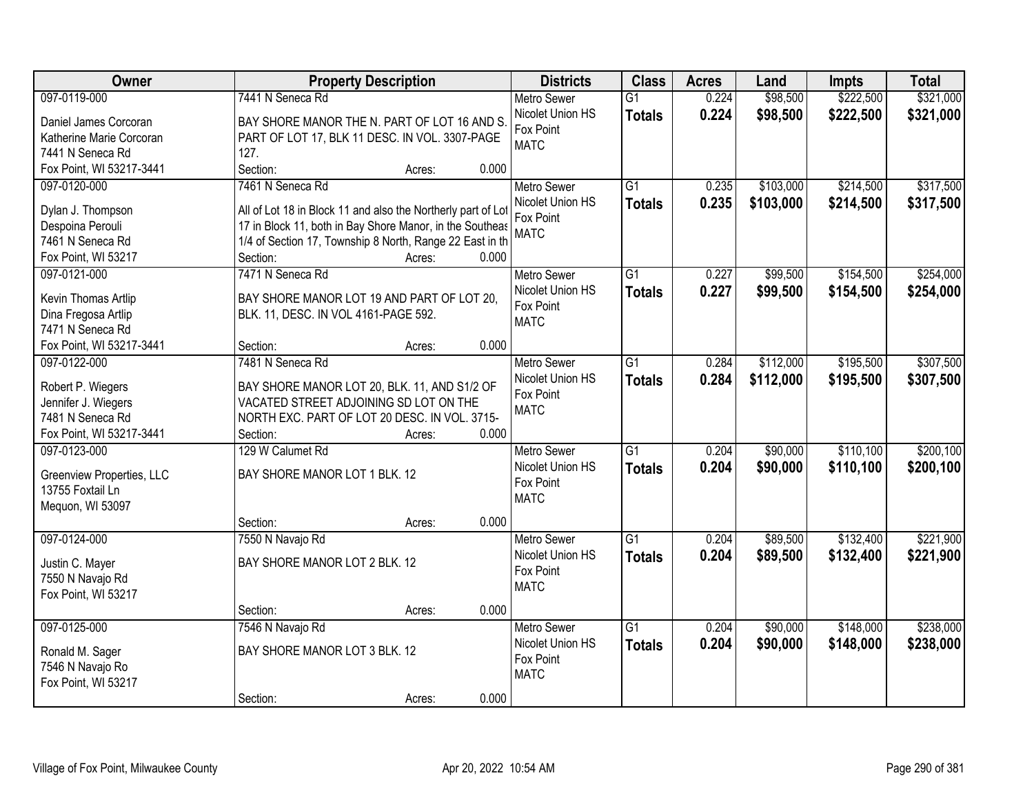| Owner | Property Description | Districts | Class | Acres | Land | Impts | Total |
|---|---|---|---|---|---|---|---|
| 097-0119-000<br>Daniel James Corcoran<br>Katherine Marie Corcoran<br>7441 N Seneca Rd<br>Fox Point, WI 53217-3441 | 7441 N Seneca Rd<br>BAY SHORE MANOR THE N. PART OF LOT 16 AND S. PART OF LOT 17, BLK 11 DESC. IN VOL. 3307-PAGE 127.<br>Section: Acres: 0.000 | Metro Sewer<br>Nicolet Union HS<br>Fox Point<br>MATC | G1<br>**Totals** | 0.224<br>**0.224** | \$98,500<br>**\$98,500** | \$222,500<br>**\$222,500** | \$321,000<br>**\$321,000** |
| 097-0120-000<br>Dylan J. Thompson<br>Despoina Perouli<br>7461 N Seneca Rd<br>Fox Point, WI 53217 | 7461 N Seneca Rd<br>All of Lot 18 in Block 11 and also the Northerly part of Lot 17 in Block 11, both in Bay Shore Manor, in the Southeas 1/4 of Section 17, Township 8 North, Range 22 East in th<br>Section: Acres: 0.000 | Metro Sewer<br>Nicolet Union HS<br>Fox Point<br>MATC | G1<br>**Totals** | 0.235<br>**0.235** | \$103,000<br>**\$103,000** | \$214,500<br>**\$214,500** | \$317,500<br>**\$317,500** |
| 097-0121-000<br>Kevin Thomas Artlip<br>Dina Fregosa Artlip<br>7471 N Seneca Rd<br>Fox Point, WI 53217-3441 | 7471 N Seneca Rd<br>BAY SHORE MANOR LOT 19 AND PART OF LOT 20, BLK. 11, DESC. IN VOL 4161-PAGE 592.<br>Section: Acres: 0.000 | Metro Sewer<br>Nicolet Union HS<br>Fox Point<br>MATC | G1<br>**Totals** | 0.227<br>**0.227** | \$99,500<br>**\$99,500** | \$154,500<br>**\$154,500** | \$254,000<br>**\$254,000** |
| 097-0122-000<br>Robert P. Wiegers<br>Jennifer J. Wiegers<br>7481 N Seneca Rd<br>Fox Point, WI 53217-3441 | 7481 N Seneca Rd<br>BAY SHORE MANOR LOT 20, BLK. 11, AND S1/2 OF VACATED STREET ADJOINING SD LOT ON THE NORTH EXC. PART OF LOT 20 DESC. IN VOL. 3715-<br>Section: Acres: 0.000 | Metro Sewer<br>Nicolet Union HS<br>Fox Point<br>MATC | G1<br>**Totals** | 0.284<br>**0.284** | \$112,000<br>**\$112,000** | \$195,500<br>**\$195,500** | \$307,500<br>**\$307,500** |
| 097-0123-000<br>Greenview Properties, LLC<br>13755 Foxtail Ln<br>Mequon, WI 53097 | 129 W Calumet Rd<br>BAY SHORE MANOR LOT 1 BLK. 12<br>Section: Acres: 0.000 | Metro Sewer<br>Nicolet Union HS<br>Fox Point<br>MATC | G1<br>**Totals** | 0.204<br>**0.204** | \$90,000<br>**\$90,000** | \$110,100<br>**\$110,100** | \$200,100<br>**\$200,100** |
| 097-0124-000<br>Justin C. Mayer<br>7550 N Navajo Rd<br>Fox Point, WI 53217 | 7550 N Navajo Rd<br>BAY SHORE MANOR LOT 2 BLK. 12<br>Section: Acres: 0.000 | Metro Sewer<br>Nicolet Union HS<br>Fox Point<br>MATC | G1<br>**Totals** | 0.204<br>**0.204** | \$89,500<br>**\$89,500** | \$132,400<br>**\$132,400** | \$221,900<br>**\$221,900** |
| 097-0125-000<br>Ronald M. Sager<br>7546 N Navajo Ro<br>Fox Point, WI 53217 | 7546 N Navajo Rd<br>BAY SHORE MANOR LOT 3 BLK. 12<br>Section: Acres: 0.000 | Metro Sewer<br>Nicolet Union HS<br>Fox Point<br>MATC | G1<br>**Totals** | 0.204<br>**0.204** | \$90,000<br>**\$90,000** | \$148,000<br>**\$148,000** | \$238,000<br>**\$238,000** |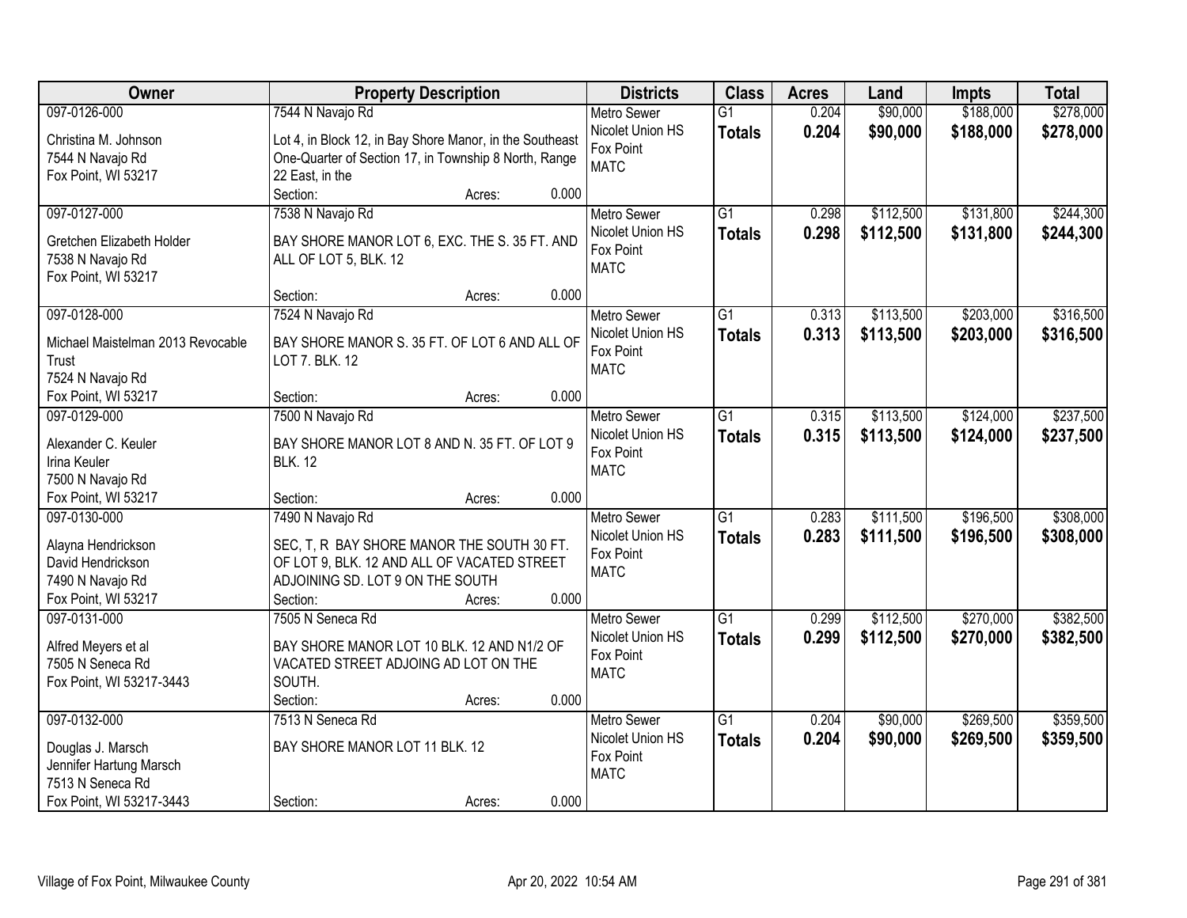| Owner | Property Description | Districts | Class | Acres | Land | Impts | Total |
|---|---|---|---|---|---|---|---|
| 097-0126-000<br><br>Christina M. Johnson<br>7544 N Navajo Rd<br>Fox Point, WI 53217 | 7544 N Navajo Rd<br><br>Lot 4, in Block 12, in Bay Shore Manor, in the Southeast One-Quarter of Section 17, in Township 8 North, Range 22 East, in the<br>Section: Acres: 0.000 | Metro Sewer<br>Nicolet Union HS<br>Fox Point<br>MATC | G1<br>**Totals** | 0.204<br>**0.204** | $90,000<br>**$90,000** | $188,000<br>**$188,000** | $278,000<br>**$278,000** |
| 097-0127-000<br><br>Gretchen Elizabeth Holder<br>7538 N Navajo Rd<br>Fox Point, WI 53217 | 7538 N Navajo Rd<br><br>BAY SHORE MANOR LOT 6, EXC. THE S. 35 FT. AND ALL OF LOT 5, BLK. 12<br><br>Section: Acres: 0.000 | Metro Sewer<br>Nicolet Union HS<br>Fox Point<br>MATC | G1<br>**Totals** | 0.298<br>**0.298** | $112,500<br>**$112,500** | $131,800<br>**$131,800** | $244,300<br>**$244,300** |
| 097-0128-000<br><br>Michael Maistelman 2013 Revocable Trust<br>7524 N Navajo Rd<br>Fox Point, WI 53217 | 7524 N Navajo Rd<br><br>BAY SHORE MANOR S. 35 FT. OF LOT 6 AND ALL OF LOT 7. BLK. 12<br><br>Section: Acres: 0.000 | Metro Sewer<br>Nicolet Union HS<br>Fox Point<br>MATC | G1<br>**Totals** | 0.313<br>**0.313** | $113,500<br>**$113,500** | $203,000<br>**$203,000** | $316,500<br>**$316,500** |
| 097-0129-000<br><br>Alexander C. Keuler<br>Irina Keuler<br>7500 N Navajo Rd<br>Fox Point, WI 53217 | 7500 N Navajo Rd<br><br>BAY SHORE MANOR LOT 8 AND N. 35 FT. OF LOT 9 BLK. 12<br><br>Section: Acres: 0.000 | Metro Sewer<br>Nicolet Union HS<br>Fox Point<br>MATC | G1<br>**Totals** | 0.315<br>**0.315** | $113,500<br>**$113,500** | $124,000<br>**$124,000** | $237,500<br>**$237,500** |
| 097-0130-000<br><br>Alayna Hendrickson<br>David Hendrickson<br>7490 N Navajo Rd<br>Fox Point, WI 53217 | 7490 N Navajo Rd<br><br>SEC, T, R BAY SHORE MANOR THE SOUTH 30 FT. OF LOT 9, BLK. 12 AND ALL OF VACATED STREET ADJOINING SD. LOT 9 ON THE SOUTH<br>Section: Acres: 0.000 | Metro Sewer<br>Nicolet Union HS<br>Fox Point<br>MATC | G1<br>**Totals** | 0.283<br>**0.283** | $111,500<br>**$111,500** | $196,500<br>**$196,500** | $308,000<br>**$308,000** |
| 097-0131-000<br><br>Alfred Meyers et al<br>7505 N Seneca Rd<br>Fox Point, WI 53217-3443 | 7505 N Seneca Rd<br><br>BAY SHORE MANOR LOT 10 BLK. 12 AND N1/2 OF VACATED STREET ADJOING AD LOT ON THE SOUTH.<br>Section: Acres: 0.000 | Metro Sewer<br>Nicolet Union HS<br>Fox Point<br>MATC | G1<br>**Totals** | 0.299<br>**0.299** | $112,500<br>**$112,500** | $270,000<br>**$270,000** | $382,500<br>**$382,500** |
| 097-0132-000<br><br>Douglas J. Marsch<br>Jennifer Hartung Marsch<br>7513 N Seneca Rd<br>Fox Point, WI 53217-3443 | 7513 N Seneca Rd<br><br>BAY SHORE MANOR LOT 11 BLK. 12<br><br>Section: Acres: 0.000 | Metro Sewer<br>Nicolet Union HS<br>Fox Point<br>MATC | G1<br>**Totals** | 0.204<br>**0.204** | $90,000<br>**$90,000** | $269,500<br>**$269,500** | $359,500<br>**$359,500** |

Village of Fox Point, Milwaukee County | Apr 20, 2022 10:54 AM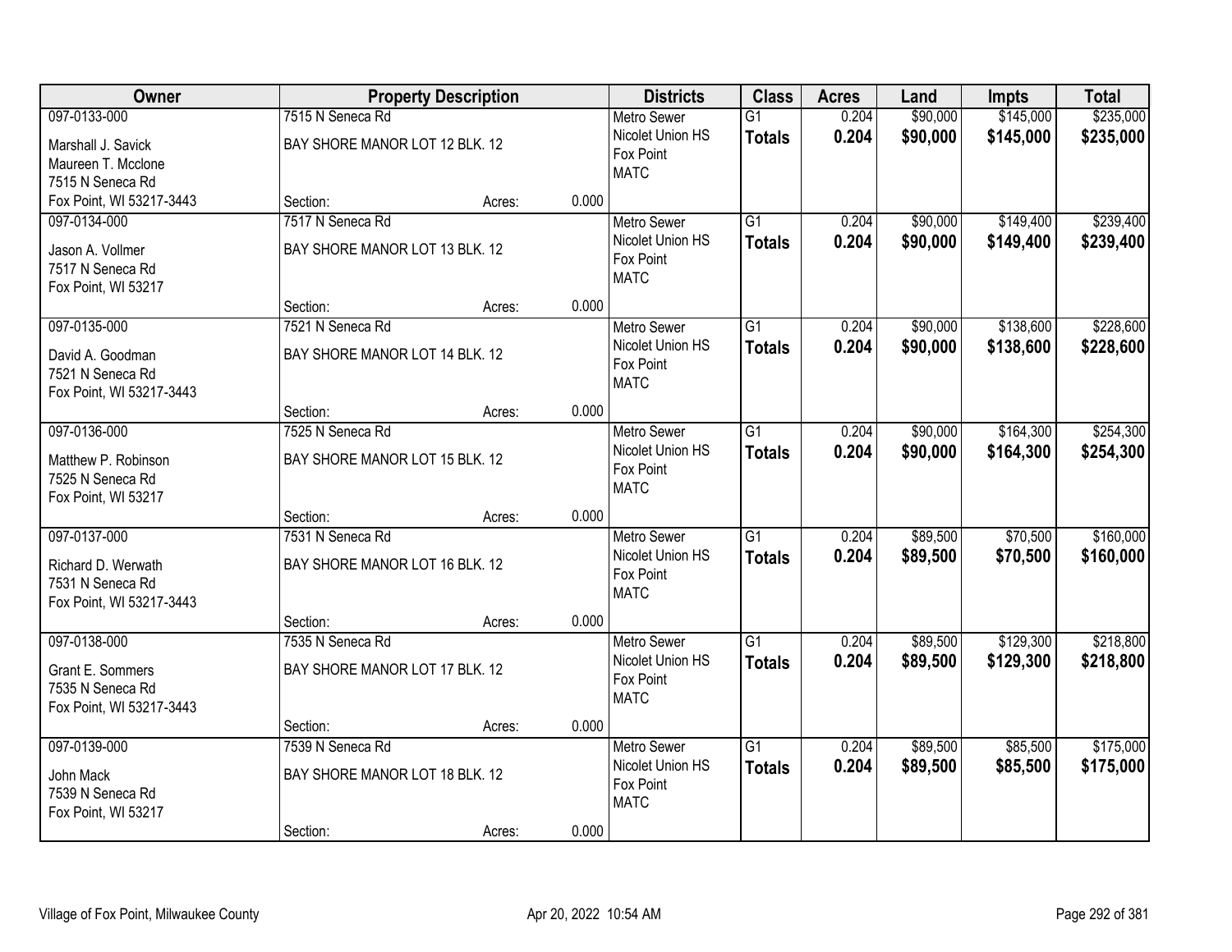| Owner | Property Description | Districts | Class | Acres | Land | Impts | Total |
|---|---|---|---|---|---|---|---|
| 097-0133-000<br>Marshall J. Savick<br>Maureen T. Mcclone<br>7515 N Seneca Rd<br>Fox Point, WI 53217-3443 | 7515 N Seneca Rd<br>BAY SHORE MANOR LOT 12 BLK. 12<br>Section: Acres: 0.000 | Metro Sewer<br>Nicolet Union HS<br>Fox Point<br>MATC | G1<br>**Totals** | 0.204<br>**0.204** | $90,000<br>**$90,000** | $145,000<br>**$145,000** | $235,000<br>**$235,000** |
| 097-0134-000<br>Jason A. Vollmer<br>7517 N Seneca Rd<br>Fox Point, WI 53217 | 7517 N Seneca Rd<br>BAY SHORE MANOR LOT 13 BLK. 12<br>Section: Acres: 0.000 | Metro Sewer<br>Nicolet Union HS<br>Fox Point<br>MATC | G1<br>**Totals** | 0.204<br>**0.204** | $90,000<br>**$90,000** | $149,400<br>**$149,400** | $239,400<br>**$239,400** |
| 097-0135-000<br>David A. Goodman<br>7521 N Seneca Rd<br>Fox Point, WI 53217-3443 | 7521 N Seneca Rd<br>BAY SHORE MANOR LOT 14 BLK. 12<br>Section: Acres: 0.000 | Metro Sewer<br>Nicolet Union HS<br>Fox Point<br>MATC | G1<br>**Totals** | 0.204<br>**0.204** | $90,000<br>**$90,000** | $138,600<br>**$138,600** | $228,600<br>**$228,600** |
| 097-0136-000<br>Matthew P. Robinson<br>7525 N Seneca Rd<br>Fox Point, WI 53217 | 7525 N Seneca Rd<br>BAY SHORE MANOR LOT 15 BLK. 12<br>Section: Acres: 0.000 | Metro Sewer<br>Nicolet Union HS<br>Fox Point<br>MATC | G1<br>**Totals** | 0.204<br>**0.204** | $90,000<br>**$90,000** | $164,300<br>**$164,300** | $254,300<br>**$254,300** |
| 097-0137-000<br>Richard D. Werwath<br>7531 N Seneca Rd<br>Fox Point, WI 53217-3443 | 7531 N Seneca Rd<br>BAY SHORE MANOR LOT 16 BLK. 12<br>Section: Acres: 0.000 | Metro Sewer<br>Nicolet Union HS<br>Fox Point<br>MATC | G1<br>**Totals** | 0.204<br>**0.204** | $89,500<br>**$89,500** | $70,500<br>**$70,500** | $160,000<br>**$160,000** |
| 097-0138-000<br>Grant E. Sommers<br>7535 N Seneca Rd<br>Fox Point, WI 53217-3443 | 7535 N Seneca Rd<br>BAY SHORE MANOR LOT 17 BLK. 12<br>Section: Acres: 0.000 | Metro Sewer<br>Nicolet Union HS<br>Fox Point<br>MATC | G1<br>**Totals** | 0.204<br>**0.204** | $89,500<br>**$89,500** | $129,300<br>**$129,300** | $218,800<br>**$218,800** |
| 097-0139-000<br>John Mack<br>7539 N Seneca Rd<br>Fox Point, WI 53217 | 7539 N Seneca Rd<br>BAY SHORE MANOR LOT 18 BLK. 12<br>Section: Acres: 0.000 | Metro Sewer<br>Nicolet Union HS<br>Fox Point<br>MATC | G1<br>**Totals** | 0.204<br>**0.204** | $89,500<br>**$89,500** | $85,500<br>**$85,500** | $175,000<br>**$175,000** |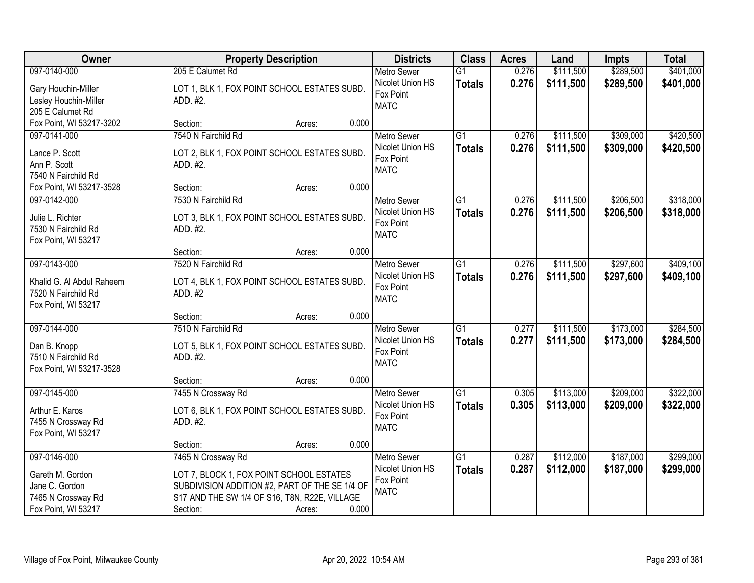| Owner | Property Description | Districts | Class | Acres | Land | Impts | Total |
|---|---|---|---|---|---|---|---|
| 097-0140-000<br>Gary Houchin-Miller<br>Lesley Houchin-Miller<br>205 E Calumet Rd<br>Fox Point, WI 53217-3202 | 205 E Calumet Rd<br>LOT 1, BLK 1, FOX POINT SCHOOL ESTATES SUBD. ADD. #2.<br>Section: Acres: 0.000 | Metro Sewer<br>Nicolet Union HS<br>Fox Point<br>MATC | G1<br>**Totals** | 0.276<br>**0.276** | $111,500<br>**$111,500** | $289,500<br>**$289,500** | $401,000<br>**$401,000** |
| 097-0141-000<br>Lance P. Scott<br>Ann P. Scott<br>7540 N Fairchild Rd<br>Fox Point, WI 53217-3528 | 7540 N Fairchild Rd<br>LOT 2, BLK 1, FOX POINT SCHOOL ESTATES SUBD. ADD. #2.<br>Section: Acres: 0.000 | Metro Sewer<br>Nicolet Union HS<br>Fox Point<br>MATC | G1<br>**Totals** | 0.276<br>**0.276** | $111,500<br>**$111,500** | $309,000<br>**$309,000** | $420,500<br>**$420,500** |
| 097-0142-000<br>Julie L. Richter<br>7530 N Fairchild Rd<br>Fox Point, WI 53217 | 7530 N Fairchild Rd<br>LOT 3, BLK 1, FOX POINT SCHOOL ESTATES SUBD. ADD. #2.<br>Section: Acres: 0.000 | Metro Sewer<br>Nicolet Union HS<br>Fox Point<br>MATC | G1<br>**Totals** | 0.276<br>**0.276** | $111,500<br>**$111,500** | $206,500<br>**$206,500** | $318,000<br>**$318,000** |
| 097-0143-000<br>Khalid G. Al Abdul Raheem<br>7520 N Fairchild Rd<br>Fox Point, WI 53217 | 7520 N Fairchild Rd<br>LOT 4, BLK 1, FOX POINT SCHOOL ESTATES SUBD. ADD. #2<br>Section: Acres: 0.000 | Metro Sewer<br>Nicolet Union HS<br>Fox Point<br>MATC | G1<br>**Totals** | 0.276<br>**0.276** | $111,500<br>**$111,500** | $297,600<br>**$297,600** | $409,100<br>**$409,100** |
| 097-0144-000<br>Dan B. Knopp<br>7510 N Fairchild Rd<br>Fox Point, WI 53217-3528 | 7510 N Fairchild Rd<br>LOT 5, BLK 1, FOX POINT SCHOOL ESTATES SUBD. ADD. #2.<br>Section: Acres: 0.000 | Metro Sewer<br>Nicolet Union HS<br>Fox Point<br>MATC | G1<br>**Totals** | 0.277<br>**0.277** | $111,500<br>**$111,500** | $173,000<br>**$173,000** | $284,500<br>**$284,500** |
| 097-0145-000<br>Arthur E. Karos<br>7455 N Crossway Rd<br>Fox Point, WI 53217 | 7455 N Crossway Rd<br>LOT 6, BLK 1, FOX POINT SCHOOL ESTATES SUBD. ADD. #2.<br>Section: Acres: 0.000 | Metro Sewer<br>Nicolet Union HS<br>Fox Point<br>MATC | G1<br>**Totals** | 0.305<br>**0.305** | $113,000<br>**$113,000** | $209,000<br>**$209,000** | $322,000<br>**$322,000** |
| 097-0146-000<br>Gareth M. Gordon<br>Jane C. Gordon<br>7465 N Crossway Rd<br>Fox Point, WI 53217 | 7465 N Crossway Rd<br>LOT 7, BLOCK 1, FOX POINT SCHOOL ESTATES SUBDIVISION ADDITION #2, PART OF THE SE 1/4 OF S17 AND THE SW 1/4 OF S16, T8N, R22E, VILLAGE<br>Section: Acres: 0.000 | Metro Sewer<br>Nicolet Union HS<br>Fox Point<br>MATC | G1<br>**Totals** | 0.287<br>**0.287** | $112,000<br>**$112,000** | $187,000<br>**$187,000** | $299,000<br>**$299,000** |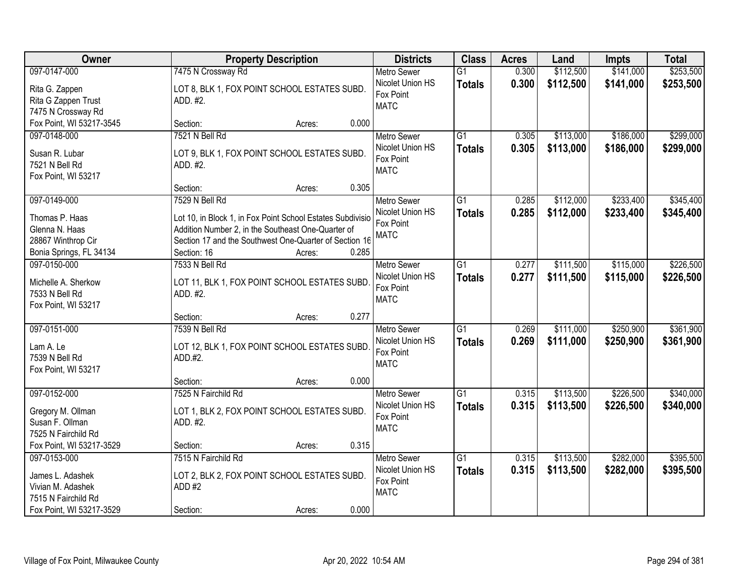| Owner | Property Description | Districts | Class | Acres | Land | Impts | Total |
|---|---|---|---|---|---|---|---|
| 097-0147-000<br>Rita G. Zappen<br>Rita G Zappen Trust<br>7475 N Crossway Rd<br>Fox Point, WI 53217-3545 | 7475 N Crossway Rd<br>LOT 8, BLK 1, FOX POINT SCHOOL ESTATES SUBD. ADD. #2.<br>Section: Acres: 0.000 | Metro Sewer<br>Nicolet Union HS<br>Fox Point<br>MATC | G1<br>**Totals** | 0.300<br>**0.300** | \$112,500<br>**\$112,500** | \$141,000<br>**\$141,000** | \$253,500<br>**\$253,500** |
| 097-0148-000<br>Susan R. Lubar<br>7521 N Bell Rd<br>Fox Point, WI 53217 | 7521 N Bell Rd<br>LOT 9, BLK 1, FOX POINT SCHOOL ESTATES SUBD. ADD. #2.<br>Section: Acres: 0.305 | Metro Sewer<br>Nicolet Union HS<br>Fox Point<br>MATC | G1<br>**Totals** | 0.305<br>**0.305** | \$113,000<br>**\$113,000** | \$186,000<br>**\$186,000** | \$299,000<br>**\$299,000** |
| 097-0149-000<br>Thomas P. Haas<br>Glenna N. Haas<br>28867 Winthrop Cir<br>Bonia Springs, FL 34134 | 7529 N Bell Rd<br>Lot 10, in Block 1, in Fox Point School Estates Subdivisio Addition Number 2, in the Southeast One-Quarter of Section 17 and the Southwest One-Quarter of Section 16<br>Section: 16 Acres: 0.285 | Metro Sewer<br>Nicolet Union HS<br>Fox Point<br>MATC | G1<br>**Totals** | 0.285<br>**0.285** | \$112,000<br>**\$112,000** | \$233,400<br>**\$233,400** | \$345,400<br>**\$345,400** |
| 097-0150-000<br>Michelle A. Sherkow<br>7533 N Bell Rd<br>Fox Point, WI 53217 | 7533 N Bell Rd<br>LOT 11, BLK 1, FOX POINT SCHOOL ESTATES SUBD. ADD. #2.<br>Section: Acres: 0.277 | Metro Sewer<br>Nicolet Union HS<br>Fox Point<br>MATC | G1<br>**Totals** | 0.277<br>**0.277** | \$111,500<br>**\$111,500** | \$115,000<br>**\$115,000** | \$226,500<br>**\$226,500** |
| 097-0151-000<br>Lam A. Le<br>7539 N Bell Rd<br>Fox Point, WI 53217 | 7539 N Bell Rd<br>LOT 12, BLK 1, FOX POINT SCHOOL ESTATES SUBD. ADD.#2.<br>Section: Acres: 0.000 | Metro Sewer<br>Nicolet Union HS<br>Fox Point<br>MATC | G1<br>**Totals** | 0.269<br>**0.269** | \$111,000<br>**\$111,000** | \$250,900<br>**\$250,900** | \$361,900<br>**\$361,900** |
| 097-0152-000<br>Gregory M. Ollman<br>Susan F. Ollman<br>7525 N Fairchild Rd<br>Fox Point, WI 53217-3529 | 7525 N Fairchild Rd<br>LOT 1, BLK 2, FOX POINT SCHOOL ESTATES SUBD. ADD. #2.<br>Section: Acres: 0.315 | Metro Sewer<br>Nicolet Union HS<br>Fox Point<br>MATC | G1<br>**Totals** | 0.315<br>**0.315** | \$113,500<br>**\$113,500** | \$226,500<br>**\$226,500** | \$340,000<br>**\$340,000** |
| 097-0153-000<br>James L. Adashek<br>Vivian M. Adashek<br>7515 N Fairchild Rd<br>Fox Point, WI 53217-3529 | 7515 N Fairchild Rd<br>LOT 2, BLK 2, FOX POINT SCHOOL ESTATES SUBD. ADD #2<br>Section: Acres: 0.000 | Metro Sewer<br>Nicolet Union HS<br>Fox Point<br>MATC | G1<br>**Totals** | 0.315<br>**0.315** | \$113,500<br>**\$113,500** | \$282,000<br>**\$282,000** | \$395,500<br>**\$395,500** |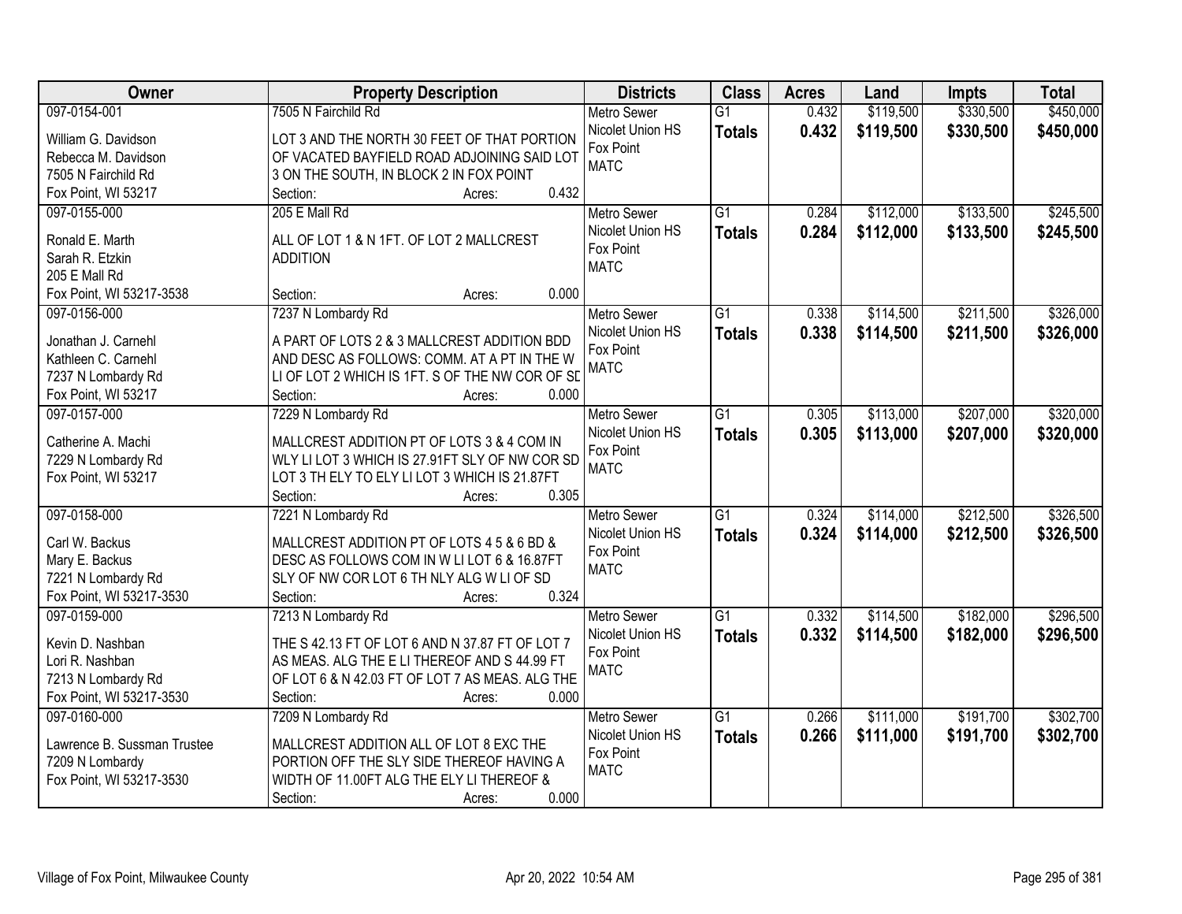| Owner | Property Description | Districts | Class | Acres | Land | Impts | Total |
|---|---|---|---|---|---|---|---|
| 097-0154-001<br>William G. Davidson<br>Rebecca M. Davidson<br>7505 N Fairchild Rd<br>Fox Point, WI 53217 | 7505 N Fairchild Rd<br>LOT 3 AND THE NORTH 30 FEET OF THAT PORTION OF VACATED BAYFIELD ROAD ADJOINING SAID LOT 3 ON THE SOUTH, IN BLOCK 2 IN FOX POINT<br>Section: Acres: 0.432 | Metro Sewer<br>Nicolet Union HS<br>Fox Point<br>MATC | G1<br>**Totals** | 0.432<br>**0.432** | \$119,500<br>**\$119,500** | \$330,500<br>**\$330,500** | \$450,000<br>**\$450,000** |
| 097-0155-000<br>Ronald E. Marth<br>Sarah R. Etzkin<br>205 E Mall Rd<br>Fox Point, WI 53217-3538 | 205 E Mall Rd<br>ALL OF LOT 1 & N 1FT. OF LOT 2 MALLCREST ADDITION<br>Section: Acres: 0.000 | Metro Sewer<br>Nicolet Union HS<br>Fox Point<br>MATC | G1<br>**Totals** | 0.284<br>**0.284** | \$112,000<br>**\$112,000** | \$133,500<br>**\$133,500** | \$245,500<br>**\$245,500** |
| 097-0156-000<br>Jonathan J. Carnehl<br>Kathleen C. Carnehl<br>7237 N Lombardy Rd<br>Fox Point, WI 53217 | 7237 N Lombardy Rd<br>A PART OF LOTS 2 & 3 MALLCREST ADDITION BDD AND DESC AS FOLLOWS: COMM. AT A PT IN THE W LI OF LOT 2 WHICH IS 1FT. S OF THE NW COR OF SD<br>Section: Acres: 0.000 | Metro Sewer<br>Nicolet Union HS<br>Fox Point<br>MATC | G1<br>**Totals** | 0.338<br>**0.338** | \$114,500<br>**\$114,500** | \$211,500<br>**\$211,500** | \$326,000<br>**\$326,000** |
| 097-0157-000<br>Catherine A. Machi<br>7229 N Lombardy Rd<br>Fox Point, WI 53217 | 7229 N Lombardy Rd<br>MALLCREST ADDITION PT OF LOTS 3 & 4 COM IN WLY LI LOT 3 WHICH IS 27.91FT SLY OF NW COR SD LOT 3 TH ELY TO ELY LI LOT 3 WHICH IS 21.87FT<br>Section: Acres: 0.305 | Metro Sewer<br>Nicolet Union HS<br>Fox Point<br>MATC | G1<br>**Totals** | 0.305<br>**0.305** | \$113,000<br>**\$113,000** | \$207,000<br>**\$207,000** | \$320,000<br>**\$320,000** |
| 097-0158-000<br>Carl W. Backus<br>Mary E. Backus<br>7221 N Lombardy Rd<br>Fox Point, WI 53217-3530 | 7221 N Lombardy Rd<br>MALLCREST ADDITION PT OF LOTS 4 5 & 6 BD & DESC AS FOLLOWS COM IN W LI LOT 6 & 16.87FT SLY OF NW COR LOT 6 TH NLY ALG W LI OF SD<br>Section: Acres: 0.324 | Metro Sewer<br>Nicolet Union HS<br>Fox Point<br>MATC | G1<br>**Totals** | 0.324<br>**0.324** | \$114,000<br>**\$114,000** | \$212,500<br>**\$212,500** | \$326,500<br>**\$326,500** |
| 097-0159-000<br>Kevin D. Nashban<br>Lori R. Nashban<br>7213 N Lombardy Rd<br>Fox Point, WI 53217-3530 | 7213 N Lombardy Rd<br>THE S 42.13 FT OF LOT 6 AND N 37.87 FT OF LOT 7 AS MEAS. ALG THE E LI THEREOF AND S 44.99 FT OF LOT 6 & N 42.03 FT OF LOT 7 AS MEAS. ALG THE<br>Section: Acres: 0.000 | Metro Sewer<br>Nicolet Union HS<br>Fox Point<br>MATC | G1<br>**Totals** | 0.332<br>**0.332** | \$114,500<br>**\$114,500** | \$182,000<br>**\$182,000** | \$296,500<br>**\$296,500** |
| 097-0160-000<br>Lawrence B. Sussman Trustee<br>7209 N Lombardy<br>Fox Point, WI 53217-3530 | 7209 N Lombardy Rd<br>MALLCREST ADDITION ALL OF LOT 8 EXC THE PORTION OFF THE SLY SIDE THEREOF HAVING A WIDTH OF 11.00FT ALG THE ELY LI THEREOF &<br>Section: Acres: 0.000 | Metro Sewer<br>Nicolet Union HS<br>Fox Point<br>MATC | G1<br>**Totals** | 0.266<br>**0.266** | \$111,000<br>**\$111,000** | \$191,700<br>**\$191,700** | \$302,700<br>**\$302,700** |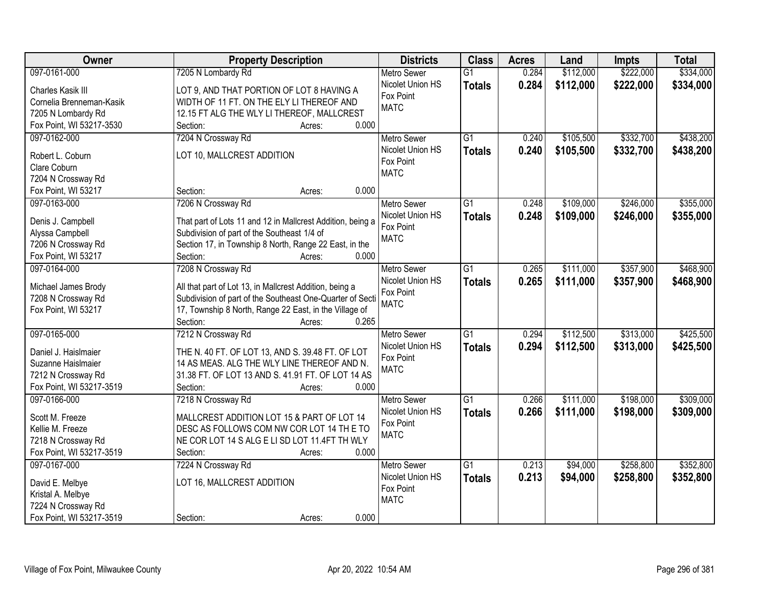| Owner | Property Description | Districts | Class | Acres | Land | Impts | Total |
|---|---|---|---|---|---|---|---|
| 097-0161-000<br>Charles Kasik III<br>Cornelia Brenneman-Kasik<br>7205 N Lombardy Rd<br>Fox Point, WI 53217-3530 | 7205 N Lombardy Rd<br>LOT 9, AND THAT PORTION OF LOT 8 HAVING A WIDTH OF 11 FT. ON THE ELY LI THEREOF AND 12.15 FT ALG THE WLY LI THEREOF, MALLCREST<br>Section: Acres: 0.000 | Metro Sewer<br>Nicolet Union HS<br>Fox Point<br>MATC | G1<br>**Totals** | 0.284<br>**0.284** | \$112,000<br>**\$112,000** | \$222,000<br>**\$222,000** | \$334,000<br>**\$334,000** |
| 097-0162-000<br>Robert L. Coburn<br>Clare Coburn<br>7204 N Crossway Rd<br>Fox Point, WI 53217 | 7204 N Crossway Rd<br>LOT 10, MALLCREST ADDITION<br>Section: Acres: 0.000 | Metro Sewer<br>Nicolet Union HS<br>Fox Point<br>MATC | G1<br>**Totals** | 0.240<br>**0.240** | \$105,500<br>**\$105,500** | \$332,700<br>**\$332,700** | \$438,200<br>**\$438,200** |
| 097-0163-000<br>Denis J. Campbell<br>Alyssa Campbell<br>7206 N Crossway Rd<br>Fox Point, WI 53217 | 7206 N Crossway Rd<br>That part of Lots 11 and 12 in Mallcrest Addition, being a Subdivision of part of the Southeast 1/4 of Section 17, in Township 8 North, Range 22 East, in the<br>Section: Acres: 0.000 | Metro Sewer<br>Nicolet Union HS<br>Fox Point<br>MATC | G1<br>**Totals** | 0.248<br>**0.248** | \$109,000<br>**\$109,000** | \$246,000<br>**\$246,000** | \$355,000<br>**\$355,000** |
| 097-0164-000<br>Michael James Brody<br>7208 N Crossway Rd<br>Fox Point, WI 53217 | 7208 N Crossway Rd<br>All that part of Lot 13, in Mallcrest Addition, being a Subdivision of part of the Southeast One-Quarter of Secti 17, Township 8 North, Range 22 East, in the Village of<br>Section: Acres: 0.265 | Metro Sewer<br>Nicolet Union HS<br>Fox Point<br>MATC | G1<br>**Totals** | 0.265<br>**0.265** | \$111,000<br>**\$111,000** | \$357,900<br>**\$357,900** | \$468,900<br>**\$468,900** |
| 097-0165-000<br>Daniel J. Haislmaier<br>Suzanne Haislmaier<br>7212 N Crossway Rd<br>Fox Point, WI 53217-3519 | 7212 N Crossway Rd<br>THE N. 40 FT. OF LOT 13, AND S. 39.48 FT. OF LOT 14 AS MEAS. ALG THE WLY LINE THEREOF AND N. 31.38 FT. OF LOT 13 AND S. 41.91 FT. OF LOT 14 AS<br>Section: Acres: 0.000 | Metro Sewer<br>Nicolet Union HS<br>Fox Point<br>MATC | G1<br>**Totals** | 0.294<br>**0.294** | \$112,500<br>**\$112,500** | \$313,000<br>**\$313,000** | \$425,500<br>**\$425,500** |
| 097-0166-000<br>Scott M. Freeze<br>Kellie M. Freeze<br>7218 N Crossway Rd<br>Fox Point, WI 53217-3519 | 7218 N Crossway Rd<br>MALLCREST ADDITION LOT 15 & PART OF LOT 14 DESC AS FOLLOWS COM NW COR LOT 14 TH E TO NE COR LOT 14 S ALG E LI SD LOT 11.4FT TH WLY<br>Section: Acres: 0.000 | Metro Sewer<br>Nicolet Union HS<br>Fox Point<br>MATC | G1<br>**Totals** | 0.266<br>**0.266** | \$111,000<br>**\$111,000** | \$198,000<br>**\$198,000** | \$309,000<br>**\$309,000** |
| 097-0167-000<br>David E. Melbye<br>Kristal A. Melbye<br>7224 N Crossway Rd<br>Fox Point, WI 53217-3519 | 7224 N Crossway Rd<br>LOT 16, MALLCREST ADDITION<br>Section: Acres: 0.000 | Metro Sewer<br>Nicolet Union HS<br>Fox Point<br>MATC | G1<br>**Totals** | 0.213<br>**0.213** | \$94,000<br>**\$94,000** | \$258,800<br>**\$258,800** | \$352,800<br>**\$352,800** |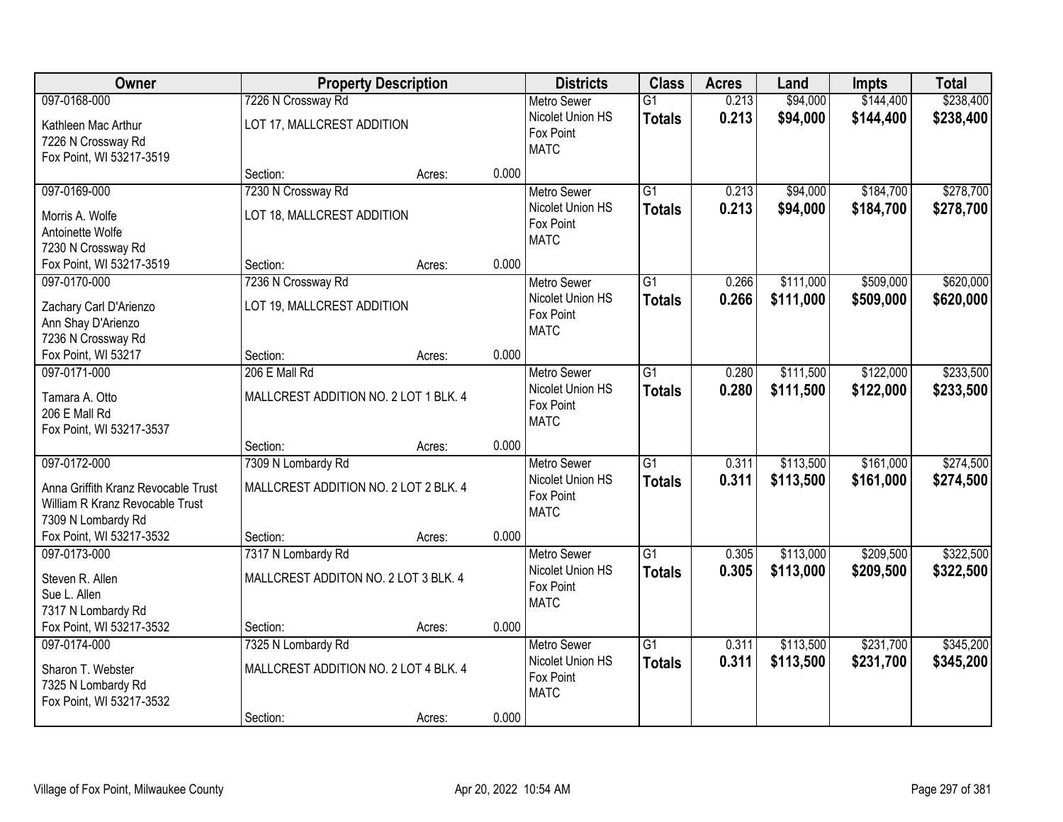| Owner | Property Description | | | Districts | Class | Acres | Land | Impts | Total |
|---|---|---|---|---|---|---|---|---|---|
| 097-0168-000<br>Kathleen Mac Arthur<br>7226 N Crossway Rd<br>Fox Point, WI 53217-3519 | 7226 N Crossway Rd<br>LOT 17, MALLCREST ADDITION<br>Section: | Acres: | 0.000 | Metro Sewer<br>Nicolet Union HS<br>Fox Point<br>MATC | G1<br>**Totals** | 0.213<br>**0.213** | $94,000<br>**$94,000** | $144,400<br>**$144,400** | $238,400<br>**$238,400** |
| 097-0169-000<br>Morris A. Wolfe<br>Antoinette Wolfe<br>7230 N Crossway Rd<br>Fox Point, WI 53217-3519 | 7230 N Crossway Rd<br>LOT 18, MALLCREST ADDITION<br>Section: | Acres: | 0.000 | Metro Sewer<br>Nicolet Union HS<br>Fox Point<br>MATC | G1<br>**Totals** | 0.213<br>**0.213** | $94,000<br>**$94,000** | $184,700<br>**$184,700** | $278,700<br>**$278,700** |
| 097-0170-000<br>Zachary Carl D'Arienzo<br>Ann Shay D'Arienzo<br>7236 N Crossway Rd<br>Fox Point, WI 53217 | 7236 N Crossway Rd<br>LOT 19, MALLCREST ADDITION<br>Section: | Acres: | 0.000 | Metro Sewer<br>Nicolet Union HS<br>Fox Point<br>MATC | G1<br>**Totals** | 0.266<br>**0.266** | $111,000<br>**$111,000** | $509,000<br>**$509,000** | $620,000<br>**$620,000** |
| 097-0171-000<br>Tamara A. Otto<br>206 E Mall Rd<br>Fox Point, WI 53217-3537 | 206 E Mall Rd<br>MALLCREST ADDITION NO. 2 LOT 1 BLK. 4<br>Section: | Acres: | 0.000 | Metro Sewer<br>Nicolet Union HS<br>Fox Point<br>MATC | G1<br>**Totals** | 0.280<br>**0.280** | $111,500<br>**$111,500** | $122,000<br>**$122,000** | $233,500<br>**$233,500** |
| 097-0172-000<br>Anna Griffith Kranz Revocable Trust<br>William R Kranz Revocable Trust<br>7309 N Lombardy Rd<br>Fox Point, WI 53217-3532 | 7309 N Lombardy Rd<br>MALLCREST ADDITION NO. 2 LOT 2 BLK. 4<br>Section: | Acres: | 0.000 | Metro Sewer<br>Nicolet Union HS<br>Fox Point<br>MATC | G1<br>**Totals** | 0.311<br>**0.311** | $113,500<br>**$113,500** | $161,000<br>**$161,000** | $274,500<br>**$274,500** |
| 097-0173-000<br>Steven R. Allen<br>Sue L. Allen<br>7317 N Lombardy Rd<br>Fox Point, WI 53217-3532 | 7317 N Lombardy Rd<br>MALLCREST ADDITON NO. 2 LOT 3 BLK. 4<br>Section: | Acres: | 0.000 | Metro Sewer<br>Nicolet Union HS<br>Fox Point<br>MATC | G1<br>**Totals** | 0.305<br>**0.305** | $113,000<br>**$113,000** | $209,500<br>**$209,500** | $322,500<br>**$322,500** |
| 097-0174-000<br>Sharon T. Webster<br>7325 N Lombardy Rd<br>Fox Point, WI 53217-3532 | 7325 N Lombardy Rd<br>MALLCREST ADDITION NO. 2 LOT 4 BLK. 4<br>Section: | Acres: | 0.000 | Metro Sewer<br>Nicolet Union HS<br>Fox Point<br>MATC | G1<br>**Totals** | 0.311<br>**0.311** | $113,500<br>**$113,500** | $231,700<br>**$231,700** | $345,200<br>**$345,200** |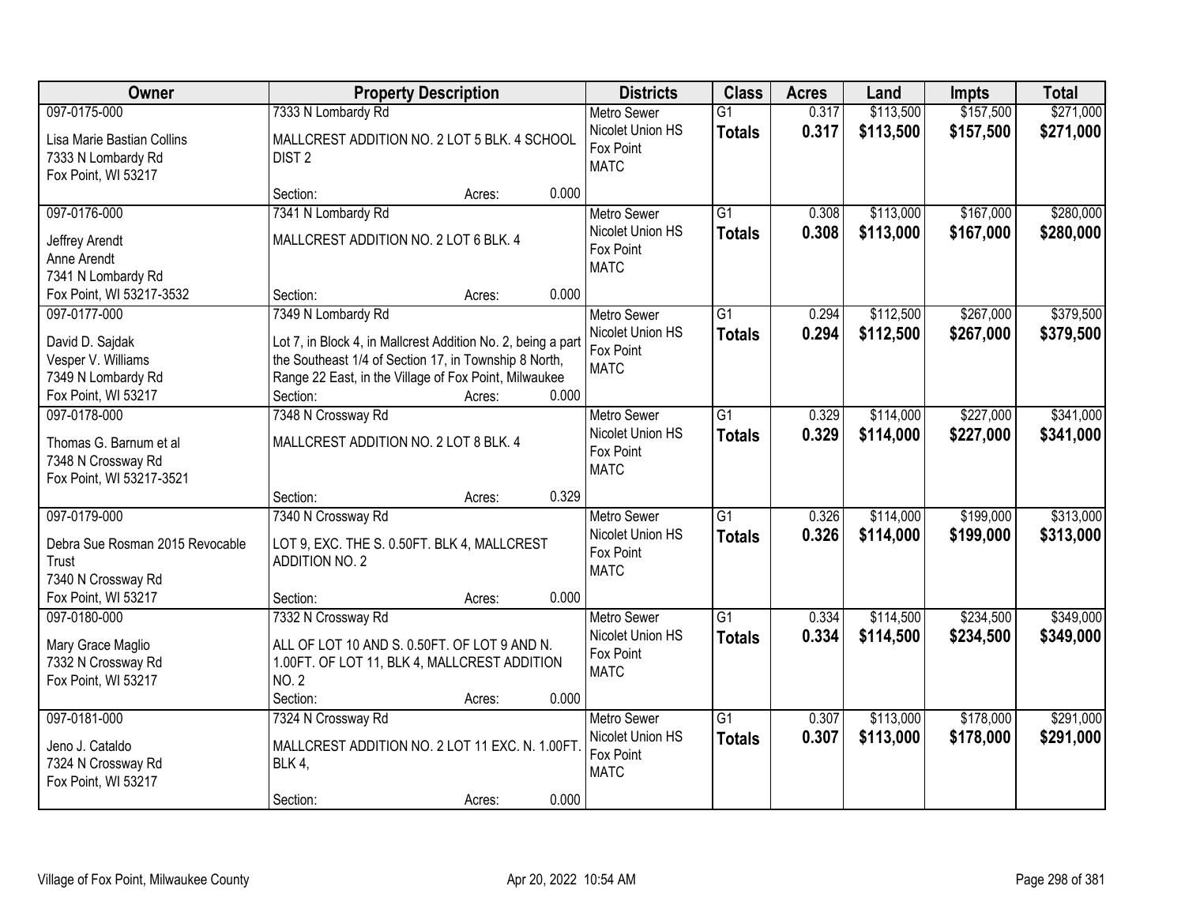| Owner | Property Description | Districts | Class | Acres | Land | Impts | Total |
|---|---|---|---|---|---|---|---|
| 097-0175-000<br>Lisa Marie Bastian Collins<br>7333 N Lombardy Rd<br>Fox Point, WI 53217 | 7333 N Lombardy Rd<br>MALLCREST ADDITION NO. 2 LOT 5 BLK. 4 SCHOOL DIST 2<br>Section: Acres: 0.000 | Metro Sewer<br>Nicolet Union HS<br>Fox Point<br>MATC | G1<br>**Totals** | 0.317<br>**0.317** | $113,500<br>**$113,500** | $157,500<br>**$157,500** | $271,000<br>**$271,000** |
| 097-0176-000<br>Jeffrey Arendt<br>Anne Arendt<br>7341 N Lombardy Rd<br>Fox Point, WI 53217-3532 | 7341 N Lombardy Rd<br>MALLCREST ADDITION NO. 2 LOT 6 BLK. 4<br>Section: Acres: 0.000 | Metro Sewer<br>Nicolet Union HS<br>Fox Point<br>MATC | G1<br>**Totals** | 0.308<br>**0.308** | $113,000<br>**$113,000** | $167,000<br>**$167,000** | $280,000<br>**$280,000** |
| 097-0177-000<br>David D. Sajdak<br>Vesper V. Williams<br>7349 N Lombardy Rd<br>Fox Point, WI 53217 | 7349 N Lombardy Rd<br>Lot 7, in Block 4, in Mallcrest Addition No. 2, being a part the Southeast 1/4 of Section 17, in Township 8 North, Range 22 East, in the Village of Fox Point, Milwaukee<br>Section: Acres: 0.000 | Metro Sewer<br>Nicolet Union HS<br>Fox Point<br>MATC | G1<br>**Totals** | 0.294<br>**0.294** | $112,500<br>**$112,500** | $267,000<br>**$267,000** | $379,500<br>**$379,500** |
| 097-0178-000<br>Thomas G. Barnum et al<br>7348 N Crossway Rd<br>Fox Point, WI 53217-3521 | 7348 N Crossway Rd<br>MALLCREST ADDITION NO. 2 LOT 8 BLK. 4<br>Section: Acres: 0.329 | Metro Sewer<br>Nicolet Union HS<br>Fox Point<br>MATC | G1<br>**Totals** | 0.329<br>**0.329** | $114,000<br>**$114,000** | $227,000<br>**$227,000** | $341,000<br>**$341,000** |
| 097-0179-000<br>Debra Sue Rosman 2015 Revocable Trust<br>7340 N Crossway Rd<br>Fox Point, WI 53217 | 7340 N Crossway Rd<br>LOT 9, EXC. THE S. 0.50FT. BLK 4, MALLCREST ADDITION NO. 2<br>Section: Acres: 0.000 | Metro Sewer<br>Nicolet Union HS<br>Fox Point<br>MATC | G1<br>**Totals** | 0.326<br>**0.326** | $114,000<br>**$114,000** | $199,000<br>**$199,000** | $313,000<br>**$313,000** |
| 097-0180-000<br>Mary Grace Maglio<br>7332 N Crossway Rd<br>Fox Point, WI 53217 | 7332 N Crossway Rd<br>ALL OF LOT 10 AND S. 0.50FT. OF LOT 9 AND N. 1.00FT. OF LOT 11, BLK 4, MALLCREST ADDITION NO. 2<br>Section: Acres: 0.000 | Metro Sewer<br>Nicolet Union HS<br>Fox Point<br>MATC | G1<br>**Totals** | 0.334<br>**0.334** | $114,500<br>**$114,500** | $234,500<br>**$234,500** | $349,000<br>**$349,000** |
| 097-0181-000<br>Jeno J. Cataldo<br>7324 N Crossway Rd<br>Fox Point, WI 53217 | 7324 N Crossway Rd<br>MALLCREST ADDITION NO. 2 LOT 11 EXC. N. 1.00FT. BLK 4,<br>Section: Acres: 0.000 | Metro Sewer<br>Nicolet Union HS<br>Fox Point<br>MATC | G1<br>**Totals** | 0.307<br>**0.307** | $113,000<br>**$113,000** | $178,000<br>**$178,000** | $291,000<br>**$291,000** |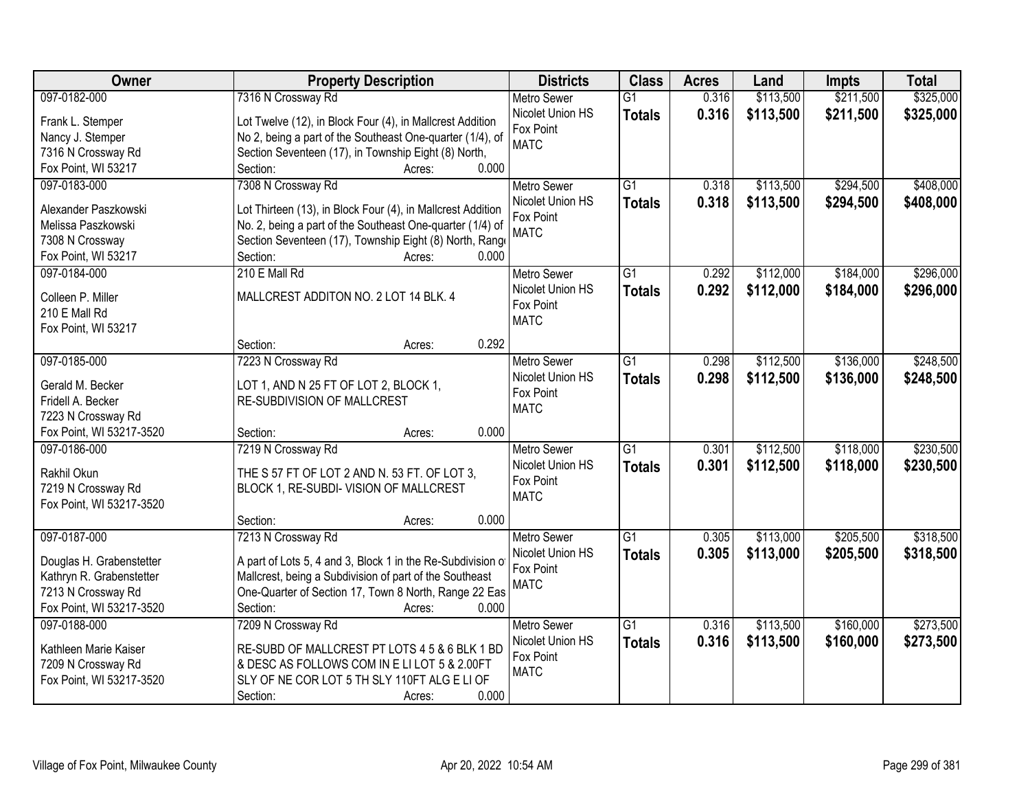| Owner | Property Description | Districts | Class | Acres | Land | Impts | Total |
|---|---|---|---|---|---|---|---|
| 097-0182-000<br><br>Frank L. Stemper<br>Nancy J. Stemper<br>7316 N Crossway Rd<br>Fox Point, WI 53217 | 7316 N Crossway Rd<br><br>Lot Twelve (12), in Block Four (4), in Mallcrest Addition No 2, being a part of the Southeast One-quarter (1/4), of Section Seventeen (17), in Township Eight (8) North,<br>Section: Acres: 0.000 | Metro Sewer<br>Nicolet Union HS<br>Fox Point<br>MATC | G1<br>**Totals** | 0.316<br>**0.316** | $113,500<br>**$113,500** | $211,500<br>**$211,500** | $325,000<br>**$325,000** |
| 097-0183-000<br><br>Alexander Paszkowski<br>Melissa Paszkowski<br>7308 N Crossway<br>Fox Point, WI 53217 | 7308 N Crossway Rd<br><br>Lot Thirteen (13), in Block Four (4), in Mallcrest Addition No. 2, being a part of the Southeast One-quarter (1/4) of Section Seventeen (17), Township Eight (8) North, Range<br>Section: Acres: 0.000 | Metro Sewer<br>Nicolet Union HS<br>Fox Point<br>MATC | G1<br>**Totals** | 0.318<br>**0.318** | $113,500<br>**$113,500** | $294,500<br>**$294,500** | $408,000<br>**$408,000** |
| 097-0184-000<br><br>Colleen P. Miller<br>210 E Mall Rd<br>Fox Point, WI 53217 | 210 E Mall Rd<br><br>MALLCREST ADDITON NO. 2 LOT 14 BLK. 4<br><br>Section: Acres: 0.292 | Metro Sewer<br>Nicolet Union HS<br>Fox Point<br>MATC | G1<br>**Totals** | 0.292<br>**0.292** | $112,000<br>**$112,000** | $184,000<br>**$184,000** | $296,000<br>**$296,000** |
| 097-0185-000<br><br>Gerald M. Becker<br>Fridell A. Becker<br>7223 N Crossway Rd<br>Fox Point, WI 53217-3520 | 7223 N Crossway Rd<br><br>LOT 1, AND N 25 FT OF LOT 2, BLOCK 1, RE-SUBDIVISION OF MALLCREST<br><br>Section: Acres: 0.000 | Metro Sewer<br>Nicolet Union HS<br>Fox Point<br>MATC | G1<br>**Totals** | 0.298<br>**0.298** | $112,500<br>**$112,500** | $136,000<br>**$136,000** | $248,500<br>**$248,500** |
| 097-0186-000<br><br>Rakhil Okun<br>7219 N Crossway Rd<br>Fox Point, WI 53217-3520 | 7219 N Crossway Rd<br><br>THE S 57 FT OF LOT 2 AND N. 53 FT. OF LOT 3, BLOCK 1, RE-SUBDI- VISION OF MALLCREST<br><br>Section: Acres: 0.000 | Metro Sewer<br>Nicolet Union HS<br>Fox Point<br>MATC | G1<br>**Totals** | 0.301<br>**0.301** | $112,500<br>**$112,500** | $118,000<br>**$118,000** | $230,500<br>**$230,500** |
| 097-0187-000<br><br>Douglas H. Grabenstetter<br>Kathryn R. Grabenstetter<br>7213 N Crossway Rd<br>Fox Point, WI 53217-3520 | 7213 N Crossway Rd<br><br>A part of Lots 5, 4 and 3, Block 1 in the Re-Subdivision of Mallcrest, being a Subdivision of part of the Southeast One-Quarter of Section 17, Town 8 North, Range 22 Eas<br>Section: Acres: 0.000 | Metro Sewer<br>Nicolet Union HS<br>Fox Point<br>MATC | G1<br>**Totals** | 0.305<br>**0.305** | $113,000<br>**$113,000** | $205,500<br>**$205,500** | $318,500<br>**$318,500** |
| 097-0188-000<br><br>Kathleen Marie Kaiser<br>7209 N Crossway Rd<br>Fox Point, WI 53217-3520 | 7209 N Crossway Rd<br><br>RE-SUBD OF MALLCREST PT LOTS 4 5 & 6 BLK 1 BD & DESC AS FOLLOWS COM IN E LI LOT 5 & 2.00FT SLY OF NE COR LOT 5 TH SLY 110FT ALG E LI OF<br>Section: Acres: 0.000 | Metro Sewer<br>Nicolet Union HS<br>Fox Point<br>MATC | G1<br>**Totals** | 0.316<br>**0.316** | $113,500<br>**$113,500** | $160,000<br>**$160,000** | $273,500<br>**$273,500** |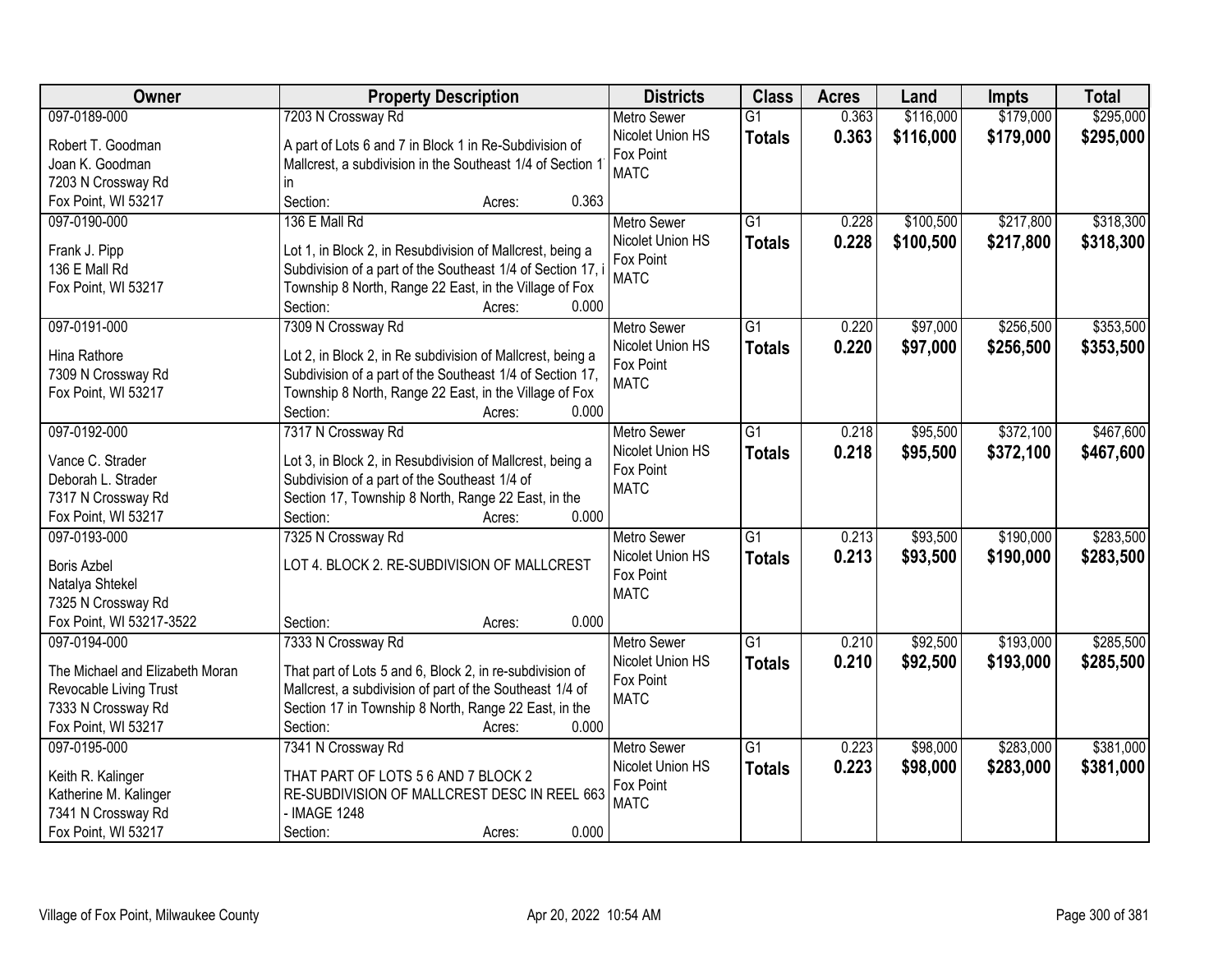| Owner | Property Description | Districts | Class | Acres | Land | Impts | Total |
|---|---|---|---|---|---|---|---|
| 097-0189-000<br>Robert T. Goodman<br>Joan K. Goodman<br>7203 N Crossway Rd<br>Fox Point, WI 53217 | 7203 N Crossway Rd<br>A part of Lots 6 and 7 in Block 1 in Re-Subdivision of Mallcrest, a subdivision in the Southeast 1/4 of Section 1 in<br>Section: Acres: 0.363 | Metro Sewer<br>Nicolet Union HS<br>Fox Point<br>MATC | G1<br>**Totals** | 0.363<br>**0.363** | $116,000<br>**$116,000** | $179,000<br>**$179,000** | $295,000<br>**$295,000** |
| 097-0190-000<br>Frank J. Pipp<br>136 E Mall Rd<br>Fox Point, WI 53217 | 136 E Mall Rd<br>Lot 1, in Block 2, in Resubdivision of Mallcrest, being a Subdivision of a part of the Southeast 1/4 of Section 17, i Township 8 North, Range 22 East, in the Village of Fox<br>Section: Acres: 0.000 | Metro Sewer<br>Nicolet Union HS<br>Fox Point<br>MATC | G1<br>**Totals** | 0.228<br>**0.228** | $100,500<br>**$100,500** | $217,800<br>**$217,800** | $318,300<br>**$318,300** |
| 097-0191-000<br>Hina Rathore<br>7309 N Crossway Rd<br>Fox Point, WI 53217 | 7309 N Crossway Rd<br>Lot 2, in Block 2, in Re subdivision of Mallcrest, being a Subdivision of a part of the Southeast 1/4 of Section 17, Township 8 North, Range 22 East, in the Village of Fox<br>Section: Acres: 0.000 | Metro Sewer<br>Nicolet Union HS<br>Fox Point<br>MATC | G1<br>**Totals** | 0.220<br>**0.220** | $97,000<br>**$97,000** | $256,500<br>**$256,500** | $353,500<br>**$353,500** |
| 097-0192-000<br>Vance C. Strader<br>Deborah L. Strader<br>7317 N Crossway Rd<br>Fox Point, WI 53217 | 7317 N Crossway Rd<br>Lot 3, in Block 2, in Resubdivision of Mallcrest, being a Subdivision of a part of the Southeast 1/4 of Section 17, Township 8 North, Range 22 East, in the<br>Section: Acres: 0.000 | Metro Sewer<br>Nicolet Union HS<br>Fox Point<br>MATC | G1<br>**Totals** | 0.218<br>**0.218** | $95,500<br>**$95,500** | $372,100<br>**$372,100** | $467,600<br>**$467,600** |
| 097-0193-000<br>Boris Azbel<br>Natalya Shtekel<br>7325 N Crossway Rd<br>Fox Point, WI 53217-3522 | 7325 N Crossway Rd<br>LOT 4. BLOCK 2. RE-SUBDIVISION OF MALLCREST<br>Section: Acres: 0.000 | Metro Sewer<br>Nicolet Union HS<br>Fox Point<br>MATC | G1<br>**Totals** | 0.213<br>**0.213** | $93,500<br>**$93,500** | $190,000<br>**$190,000** | $283,500<br>**$283,500** |
| 097-0194-000<br>The Michael and Elizabeth Moran Revocable Living Trust<br>7333 N Crossway Rd<br>Fox Point, WI 53217 | 7333 N Crossway Rd<br>That part of Lots 5 and 6, Block 2, in re-subdivision of Mallcrest, a subdivision of part of the Southeast 1/4 of Section 17 in Township 8 North, Range 22 East, in the<br>Section: Acres: 0.000 | Metro Sewer<br>Nicolet Union HS<br>Fox Point<br>MATC | G1<br>**Totals** | 0.210<br>**0.210** | $92,500<br>**$92,500** | $193,000<br>**$193,000** | $285,500<br>**$285,500** |
| 097-0195-000<br>Keith R. Kalinger<br>Katherine M. Kalinger<br>7341 N Crossway Rd<br>Fox Point, WI 53217 | 7341 N Crossway Rd<br>THAT PART OF LOTS 5 6 AND 7 BLOCK 2 RE-SUBDIVISION OF MALLCREST DESC IN REEL 663 - IMAGE 1248<br>Section: Acres: 0.000 | Metro Sewer<br>Nicolet Union HS<br>Fox Point<br>MATC | G1<br>**Totals** | 0.223<br>**0.223** | $98,000<br>**$98,000** | $283,000<br>**$283,000** | $381,000<br>**$381,000** |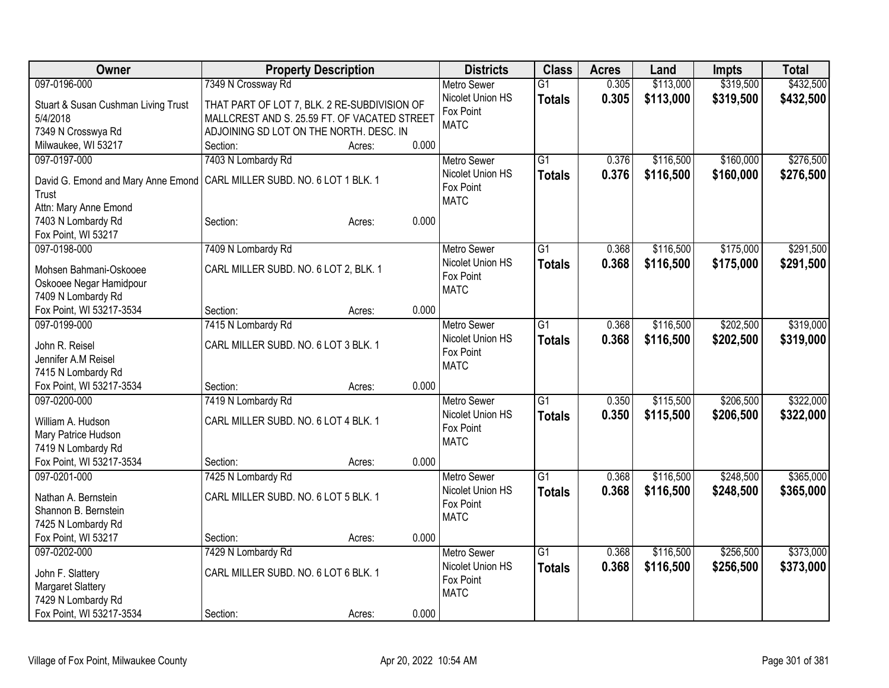| Owner | Property Description | Districts | Class | Acres | Land | Impts | Total |
|---|---|---|---|---|---|---|---|
| 097-0196-000<br>Stuart & Susan Cushman Living Trust 5/4/2018<br>7349 N Crosswya Rd<br>Milwaukee, WI 53217 | 7349 N Crossway Rd<br>THAT PART OF LOT 7, BLK. 2 RE-SUBDIVISION OF MALLCREST AND S. 25.59 FT. OF VACATED STREET ADJOINING SD LOT ON THE NORTH. DESC. IN<br>Section: Acres: 0.000 | Metro Sewer<br>Nicolet Union HS<br>Fox Point<br>MATC | G1<br>**Totals** | 0.305<br>**0.305** | $113,000<br>**$113,000** | $319,500<br>**$319,500** | $432,500<br>**$432,500** |
| 097-0197-000<br>David G. Emond and Mary Anne Emond Trust<br>Attn: Mary Anne Emond<br>7403 N Lombardy Rd<br>Fox Point, WI 53217 | 7403 N Lombardy Rd<br>CARL MILLER SUBD. NO. 6 LOT 1 BLK. 1<br>Section: Acres: 0.000 | Metro Sewer<br>Nicolet Union HS<br>Fox Point<br>MATC | G1<br>**Totals** | 0.376<br>**0.376** | $116,500<br>**$116,500** | $160,000<br>**$160,000** | $276,500<br>**$276,500** |
| 097-0198-000<br>Mohsen Bahmani-Oskooee<br>Oskooee Negar Hamidpour<br>7409 N Lombardy Rd<br>Fox Point, WI 53217-3534 | 7409 N Lombardy Rd<br>CARL MILLER SUBD. NO. 6 LOT 2, BLK. 1<br>Section: Acres: 0.000 | Metro Sewer<br>Nicolet Union HS<br>Fox Point<br>MATC | G1<br>**Totals** | 0.368<br>**0.368** | $116,500<br>**$116,500** | $175,000<br>**$175,000** | $291,500<br>**$291,500** |
| 097-0199-000<br>John R. Reisel<br>Jennifer A.M Reisel<br>7415 N Lombardy Rd<br>Fox Point, WI 53217-3534 | 7415 N Lombardy Rd<br>CARL MILLER SUBD. NO. 6 LOT 3 BLK. 1<br>Section: Acres: 0.000 | Metro Sewer<br>Nicolet Union HS<br>Fox Point<br>MATC | G1<br>**Totals** | 0.368<br>**0.368** | $116,500<br>**$116,500** | $202,500<br>**$202,500** | $319,000<br>**$319,000** |
| 097-0200-000<br>William A. Hudson<br>Mary Patrice Hudson<br>7419 N Lombardy Rd<br>Fox Point, WI 53217-3534 | 7419 N Lombardy Rd<br>CARL MILLER SUBD. NO. 6 LOT 4 BLK. 1<br>Section: Acres: 0.000 | Metro Sewer<br>Nicolet Union HS<br>Fox Point<br>MATC | G1<br>**Totals** | 0.350<br>**0.350** | $115,500<br>**$115,500** | $206,500<br>**$206,500** | $322,000<br>**$322,000** |
| 097-0201-000<br>Nathan A. Bernstein<br>Shannon B. Bernstein<br>7425 N Lombardy Rd<br>Fox Point, WI 53217 | 7425 N Lombardy Rd<br>CARL MILLER SUBD. NO. 6 LOT 5 BLK. 1<br>Section: Acres: 0.000 | Metro Sewer<br>Nicolet Union HS<br>Fox Point<br>MATC | G1<br>**Totals** | 0.368<br>**0.368** | $116,500<br>**$116,500** | $248,500<br>**$248,500** | $365,000<br>**$365,000** |
| 097-0202-000<br>John F. Slattery<br>Margaret Slattery<br>7429 N Lombardy Rd<br>Fox Point, WI 53217-3534 | 7429 N Lombardy Rd<br>CARL MILLER SUBD. NO. 6 LOT 6 BLK. 1<br>Section: Acres: 0.000 | Metro Sewer<br>Nicolet Union HS<br>Fox Point<br>MATC | G1<br>**Totals** | 0.368<br>**0.368** | $116,500<br>**$116,500** | $256,500<br>**$256,500** | $373,000<br>**$373,000** |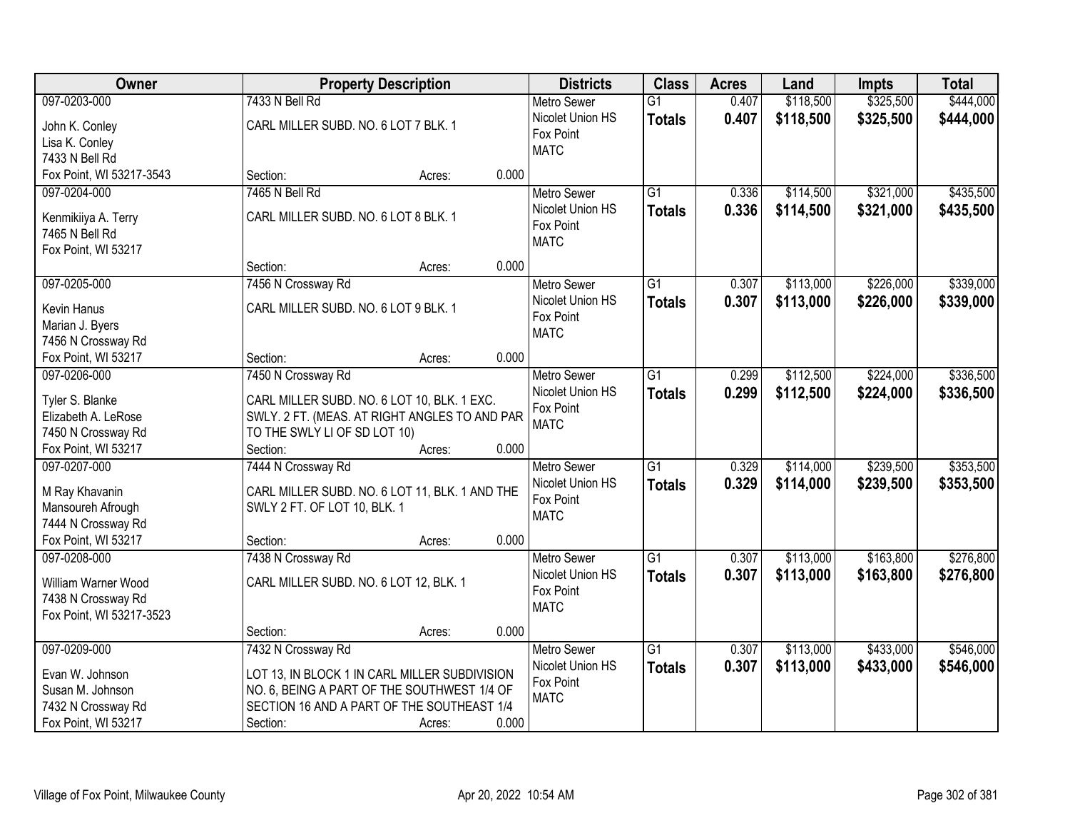| Owner | Property Description | Districts | Class | Acres | Land | Impts | Total |
|---|---|---|---|---|---|---|---|
| 097-0203-000<br>John K. Conley<br>Lisa K. Conley<br>7433 N Bell Rd<br>Fox Point, WI 53217-3543 | 7433 N Bell Rd<br>CARL MILLER SUBD. NO. 6 LOT 7 BLK. 1<br>Section: Acres: 0.000 | Metro Sewer<br>Nicolet Union HS<br>Fox Point<br>MATC | G1<br>**Totals** | 0.407<br>**0.407** | $118,500<br>**$118,500** | $325,500<br>**$325,500** | $444,000<br>**$444,000** |
| 097-0204-000<br>Kenmikiiya A. Terry<br>7465 N Bell Rd<br>Fox Point, WI 53217 | 7465 N Bell Rd<br>CARL MILLER SUBD. NO. 6 LOT 8 BLK. 1<br>Section: Acres: 0.000 | Metro Sewer<br>Nicolet Union HS<br>Fox Point<br>MATC | G1<br>**Totals** | 0.336<br>**0.336** | $114,500<br>**$114,500** | $321,000<br>**$321,000** | $435,500<br>**$435,500** |
| 097-0205-000<br>Kevin Hanus<br>Marian J. Byers<br>7456 N Crossway Rd<br>Fox Point, WI 53217 | 7456 N Crossway Rd<br>CARL MILLER SUBD. NO. 6 LOT 9 BLK. 1<br>Section: Acres: 0.000 | Metro Sewer<br>Nicolet Union HS<br>Fox Point<br>MATC | G1<br>**Totals** | 0.307<br>**0.307** | $113,000<br>**$113,000** | $226,000<br>**$226,000** | $339,000<br>**$339,000** |
| 097-0206-000<br>Tyler S. Blanke<br>Elizabeth A. LeRose<br>7450 N Crossway Rd<br>Fox Point, WI 53217 | 7450 N Crossway Rd<br>CARL MILLER SUBD. NO. 6 LOT 10, BLK. 1 EXC. SWLY. 2 FT. (MEAS. AT RIGHT ANGLES TO AND PAR TO THE SWLY LI OF SD LOT 10)<br>Section: Acres: 0.000 | Metro Sewer<br>Nicolet Union HS<br>Fox Point<br>MATC | G1<br>**Totals** | 0.299<br>**0.299** | $112,500<br>**$112,500** | $224,000<br>**$224,000** | $336,500<br>**$336,500** |
| 097-0207-000<br>M Ray Khavanin<br>Mansoureh Afrough<br>7444 N Crossway Rd<br>Fox Point, WI 53217 | 7444 N Crossway Rd<br>CARL MILLER SUBD. NO. 6 LOT 11, BLK. 1 AND THE SWLY 2 FT. OF LOT 10, BLK. 1<br>Section: Acres: 0.000 | Metro Sewer<br>Nicolet Union HS<br>Fox Point<br>MATC | G1<br>**Totals** | 0.329<br>**0.329** | $114,000<br>**$114,000** | $239,500<br>**$239,500** | $353,500<br>**$353,500** |
| 097-0208-000<br>William Warner Wood<br>7438 N Crossway Rd<br>Fox Point, WI 53217-3523 | 7438 N Crossway Rd<br>CARL MILLER SUBD. NO. 6 LOT 12, BLK. 1<br>Section: Acres: 0.000 | Metro Sewer<br>Nicolet Union HS<br>Fox Point<br>MATC | G1<br>**Totals** | 0.307<br>**0.307** | $113,000<br>**$113,000** | $163,800<br>**$163,800** | $276,800<br>**$276,800** |
| 097-0209-000<br>Evan W. Johnson<br>Susan M. Johnson<br>7432 N Crossway Rd<br>Fox Point, WI 53217 | 7432 N Crossway Rd<br>LOT 13, IN BLOCK 1 IN CARL MILLER SUBDIVISION NO. 6, BEING A PART OF THE SOUTHWEST 1/4 OF SECTION 16 AND A PART OF THE SOUTHEAST 1/4<br>Section: Acres: 0.000 | Metro Sewer<br>Nicolet Union HS<br>Fox Point<br>MATC | G1<br>**Totals** | 0.307<br>**0.307** | $113,000<br>**$113,000** | $433,000<br>**$433,000** | $546,000<br>**$546,000** |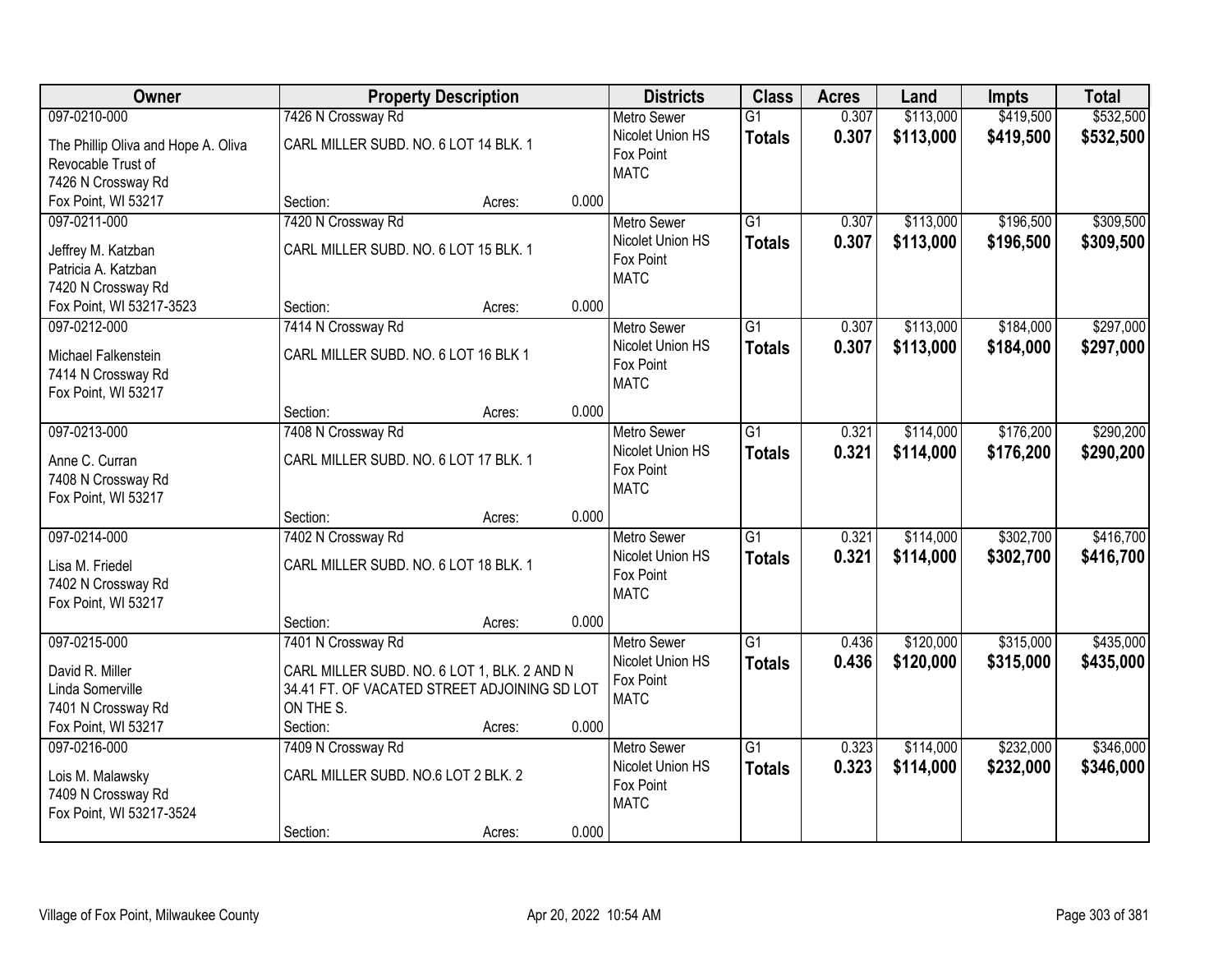| Owner | Property Description | | | Districts | Class | Acres | Land | Impts | Total |
|---|---|---|---|---|---|---|---|---|---|
| 097-0210-000<br>The Phillip Oliva and Hope A. Oliva Revocable Trust of<br>7426 N Crossway Rd<br>Fox Point, WI 53217 | 7426 N Crossway Rd<br>CARL MILLER SUBD. NO. 6 LOT 14 BLK. 1<br>Section: | Acres: | 0.000 | Metro Sewer<br>Nicolet Union HS<br>Fox Point<br>MATC | G1<br>**Totals** | 0.307<br>**0.307** | $113,000<br>**$113,000** | $419,500<br>**$419,500** | $532,500<br>**$532,500** |
| 097-0211-000<br>Jeffrey M. Katzban<br>Patricia A. Katzban<br>7420 N Crossway Rd<br>Fox Point, WI 53217-3523 | 7420 N Crossway Rd<br>CARL MILLER SUBD. NO. 6 LOT 15 BLK. 1<br>Section: | Acres: | 0.000 | Metro Sewer<br>Nicolet Union HS<br>Fox Point<br>MATC | G1<br>**Totals** | 0.307<br>**0.307** | $113,000<br>**$113,000** | $196,500<br>**$196,500** | $309,500<br>**$309,500** |
| 097-0212-000<br>Michael Falkenstein<br>7414 N Crossway Rd<br>Fox Point, WI 53217 | 7414 N Crossway Rd<br>CARL MILLER SUBD. NO. 6 LOT 16 BLK 1<br>Section: | Acres: | 0.000 | Metro Sewer<br>Nicolet Union HS<br>Fox Point<br>MATC | G1<br>**Totals** | 0.307<br>**0.307** | $113,000<br>**$113,000** | $184,000<br>**$184,000** | $297,000<br>**$297,000** |
| 097-0213-000<br>Anne C. Curran<br>7408 N Crossway Rd<br>Fox Point, WI 53217 | 7408 N Crossway Rd<br>CARL MILLER SUBD. NO. 6 LOT 17 BLK. 1<br>Section: | Acres: | 0.000 | Metro Sewer<br>Nicolet Union HS<br>Fox Point<br>MATC | G1<br>**Totals** | 0.321<br>**0.321** | $114,000<br>**$114,000** | $176,200<br>**$176,200** | $290,200<br>**$290,200** |
| 097-0214-000<br>Lisa M. Friedel<br>7402 N Crossway Rd<br>Fox Point, WI 53217 | 7402 N Crossway Rd<br>CARL MILLER SUBD. NO. 6 LOT 18 BLK. 1<br>Section: | Acres: | 0.000 | Metro Sewer<br>Nicolet Union HS<br>Fox Point<br>MATC | G1<br>**Totals** | 0.321<br>**0.321** | $114,000<br>**$114,000** | $302,700<br>**$302,700** | $416,700<br>**$416,700** |
| 097-0215-000<br>David R. Miller<br>Linda Somerville<br>7401 N Crossway Rd<br>Fox Point, WI 53217 | 7401 N Crossway Rd<br>CARL MILLER SUBD. NO. 6 LOT 1, BLK. 2 AND N 34.41 FT. OF VACATED STREET ADJOINING SD LOT ON THE S.<br>Section: | Acres: | 0.000 | Metro Sewer<br>Nicolet Union HS<br>Fox Point<br>MATC | G1<br>**Totals** | 0.436<br>**0.436** | $120,000<br>**$120,000** | $315,000<br>**$315,000** | $435,000<br>**$435,000** |
| 097-0216-000<br>Lois M. Malawsky<br>7409 N Crossway Rd<br>Fox Point, WI 53217-3524 | 7409 N Crossway Rd<br>CARL MILLER SUBD. NO.6 LOT 2 BLK. 2<br>Section: | Acres: | 0.000 | Metro Sewer<br>Nicolet Union HS<br>Fox Point<br>MATC | G1<br>**Totals** | 0.323<br>**0.323** | $114,000<br>**$114,000** | $232,000<br>**$232,000** | $346,000<br>**$346,000** |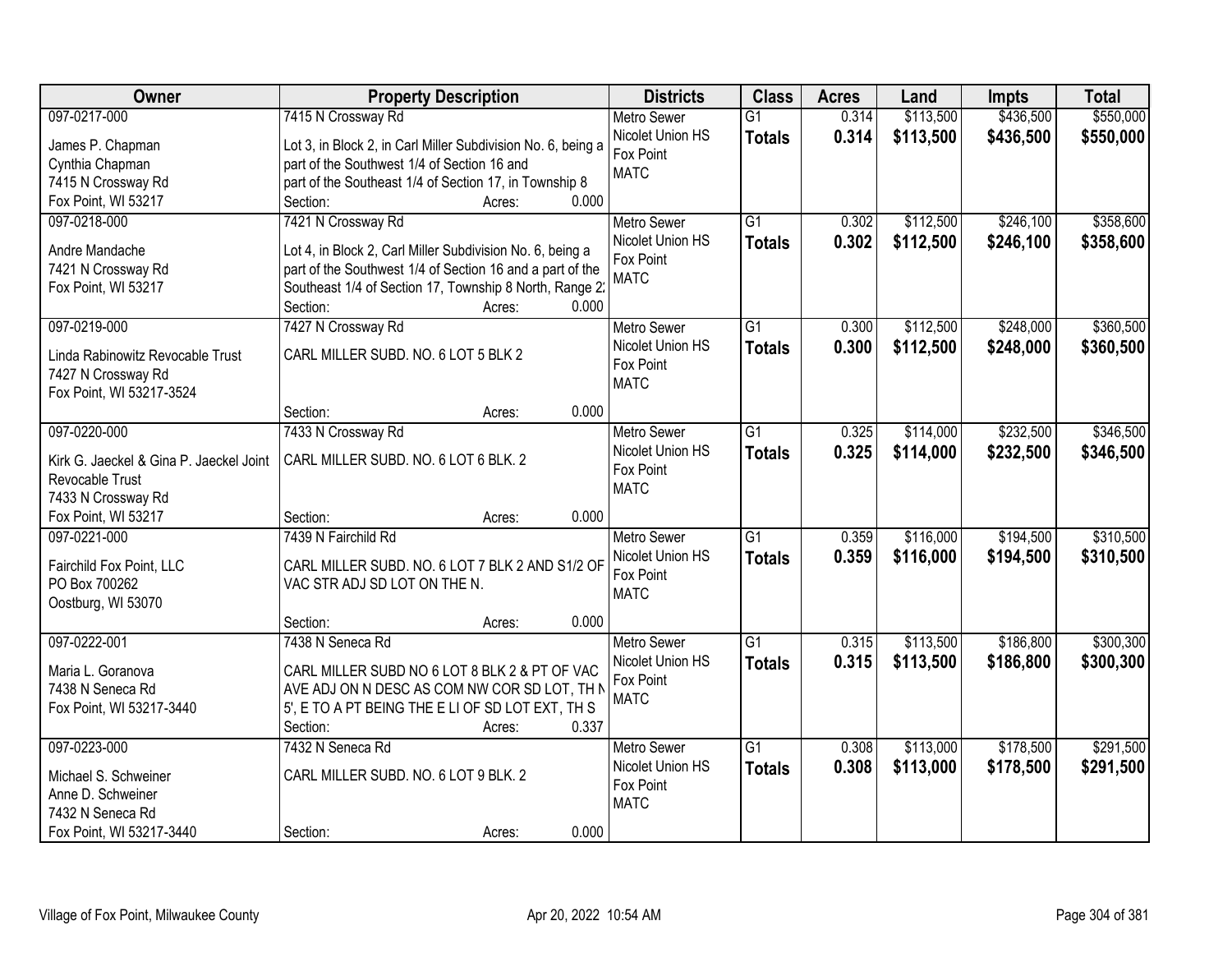| Owner | Property Description | Districts | Class | Acres | Land | Impts | Total |
|---|---|---|---|---|---|---|---|
| 097-0217-000<br>James P. Chapman<br>Cynthia Chapman<br>7415 N Crossway Rd<br>Fox Point, WI 53217 | 7415 N Crossway Rd<br>Lot 3, in Block 2, in Carl Miller Subdivision No. 6, being a part of the Southwest 1/4 of Section 16 and part of the Southeast 1/4 of Section 17, in Township 8<br>Section: Acres: 0.000 | Metro Sewer<br>Nicolet Union HS<br>Fox Point<br>MATC | G1<br>**Totals** | 0.314<br>**0.314** | $113,500<br>**$113,500** | $436,500<br>**$436,500** | $550,000<br>**$550,000** |
| 097-0218-000<br>Andre Mandache<br>7421 N Crossway Rd<br>Fox Point, WI 53217 | 7421 N Crossway Rd<br>Lot 4, in Block 2, Carl Miller Subdivision No. 6, being a part of the Southwest 1/4 of Section 16 and a part of the Southeast 1/4 of Section 17, Township 8 North, Range 2:<br>Section: Acres: 0.000 | Metro Sewer<br>Nicolet Union HS<br>Fox Point<br>MATC | G1<br>**Totals** | 0.302<br>**0.302** | $112,500<br>**$112,500** | $246,100<br>**$246,100** | $358,600<br>**$358,600** |
| 097-0219-000<br>Linda Rabinowitz Revocable Trust<br>7427 N Crossway Rd<br>Fox Point, WI 53217-3524 | 7427 N Crossway Rd<br>CARL MILLER SUBD. NO. 6 LOT 5 BLK 2<br>Section: Acres: 0.000 | Metro Sewer<br>Nicolet Union HS<br>Fox Point<br>MATC | G1<br>**Totals** | 0.300<br>**0.300** | $112,500<br>**$112,500** | $248,000<br>**$248,000** | $360,500<br>**$360,500** |
| 097-0220-000<br>Kirk G. Jaeckel & Gina P. Jaeckel Joint Revocable Trust<br>7433 N Crossway Rd<br>Fox Point, WI 53217 | 7433 N Crossway Rd<br>CARL MILLER SUBD. NO. 6 LOT 6 BLK. 2<br>Section: Acres: 0.000 | Metro Sewer<br>Nicolet Union HS<br>Fox Point<br>MATC | G1<br>**Totals** | 0.325<br>**0.325** | $114,000<br>**$114,000** | $232,500<br>**$232,500** | $346,500<br>**$346,500** |
| 097-0221-000<br>Fairchild Fox Point, LLC<br>PO Box 700262<br>Oostburg, WI 53070 | 7439 N Fairchild Rd<br>CARL MILLER SUBD. NO. 6 LOT 7 BLK 2 AND S1/2 OF VAC STR ADJ SD LOT ON THE N.<br>Section: Acres: 0.000 | Metro Sewer<br>Nicolet Union HS<br>Fox Point<br>MATC | G1<br>**Totals** | 0.359<br>**0.359** | $116,000<br>**$116,000** | $194,500<br>**$194,500** | $310,500<br>**$310,500** |
| 097-0222-001<br>Maria L. Goranova<br>7438 N Seneca Rd<br>Fox Point, WI 53217-3440 | 7438 N Seneca Rd<br>CARL MILLER SUBD NO 6 LOT 8 BLK 2 & PT OF VAC AVE ADJ ON N DESC AS COM NW COR SD LOT, TH N 5', E TO A PT BEING THE E LI OF SD LOT EXT, TH S<br>Section: Acres: 0.337 | Metro Sewer<br>Nicolet Union HS<br>Fox Point<br>MATC | G1<br>**Totals** | 0.315<br>**0.315** | $113,500<br>**$113,500** | $186,800<br>**$186,800** | $300,300<br>**$300,300** |
| 097-0223-000<br>Michael S. Schweiner<br>Anne D. Schweiner<br>7432 N Seneca Rd<br>Fox Point, WI 53217-3440 | 7432 N Seneca Rd<br>CARL MILLER SUBD. NO. 6 LOT 9 BLK. 2<br>Section: Acres: 0.000 | Metro Sewer<br>Nicolet Union HS<br>Fox Point<br>MATC | G1<br>**Totals** | 0.308<br>**0.308** | $113,000<br>**$113,000** | $178,500<br>**$178,500** | $291,500<br>**$291,500** |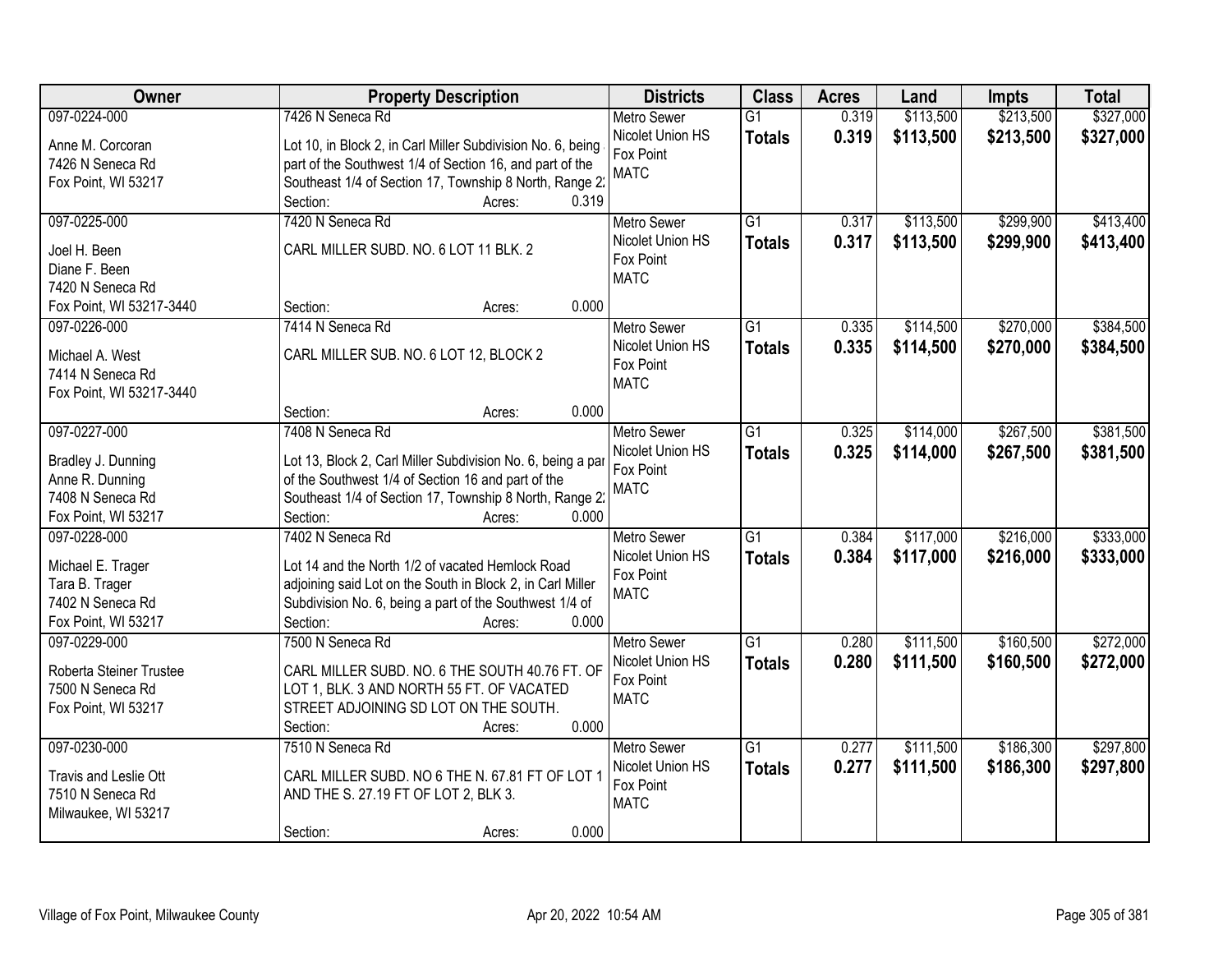| Owner | Property Description | Districts | Class | Acres | Land | Impts | Total |
|---|---|---|---|---|---|---|---|
| 097-0224-000<br>Anne M. Corcoran<br>7426 N Seneca Rd<br>Fox Point, WI 53217 | 7426 N Seneca Rd<br>Lot 10, in Block 2, in Carl Miller Subdivision No. 6, being part of the Southwest 1/4 of Section 16, and part of the Southeast 1/4 of Section 17, Township 8 North, Range 2:<br>Section: Acres: 0.319 | Metro Sewer<br>Nicolet Union HS<br>Fox Point<br>MATC | G1<br>**Totals** | 0.319<br>**0.319** | $113,500<br>**$113,500** | $213,500<br>**$213,500** | $327,000<br>**$327,000** |
| 097-0225-000<br>Joel H. Been<br>Diane F. Been<br>7420 N Seneca Rd<br>Fox Point, WI 53217-3440 | 7420 N Seneca Rd<br>CARL MILLER SUBD. NO. 6 LOT 11 BLK. 2<br>Section: Acres: 0.000 | Metro Sewer<br>Nicolet Union HS<br>Fox Point<br>MATC | G1<br>**Totals** | 0.317<br>**0.317** | $113,500<br>**$113,500** | $299,900<br>**$299,900** | $413,400<br>**$413,400** |
| 097-0226-000<br>Michael A. West<br>7414 N Seneca Rd<br>Fox Point, WI 53217-3440 | 7414 N Seneca Rd<br>CARL MILLER SUB. NO. 6 LOT 12, BLOCK 2<br>Section: Acres: 0.000 | Metro Sewer<br>Nicolet Union HS<br>Fox Point<br>MATC | G1<br>**Totals** | 0.335<br>**0.335** | $114,500<br>**$114,500** | $270,000<br>**$270,000** | $384,500<br>**$384,500** |
| 097-0227-000<br>Bradley J. Dunning<br>Anne R. Dunning<br>7408 N Seneca Rd<br>Fox Point, WI 53217 | 7408 N Seneca Rd<br>Lot 13, Block 2, Carl Miller Subdivision No. 6, being a par of the Southwest 1/4 of Section 16 and part of the Southeast 1/4 of Section 17, Township 8 North, Range 2:<br>Section: Acres: 0.000 | Metro Sewer<br>Nicolet Union HS<br>Fox Point<br>MATC | G1<br>**Totals** | 0.325<br>**0.325** | $114,000<br>**$114,000** | $267,500<br>**$267,500** | $381,500<br>**$381,500** |
| 097-0228-000<br>Michael E. Trager<br>Tara B. Trager<br>7402 N Seneca Rd<br>Fox Point, WI 53217 | 7402 N Seneca Rd<br>Lot 14 and the North 1/2 of vacated Hemlock Road adjoining said Lot on the South in Block 2, in Carl Miller Subdivision No. 6, being a part of the Southwest 1/4 of<br>Section: Acres: 0.000 | Metro Sewer<br>Nicolet Union HS<br>Fox Point<br>MATC | G1<br>**Totals** | 0.384<br>**0.384** | $117,000<br>**$117,000** | $216,000<br>**$216,000** | $333,000<br>**$333,000** |
| 097-0229-000<br>Roberta Steiner Trustee<br>7500 N Seneca Rd<br>Fox Point, WI 53217 | 7500 N Seneca Rd<br>CARL MILLER SUBD. NO. 6 THE SOUTH 40.76 FT. OF LOT 1, BLK. 3 AND NORTH 55 FT. OF VACATED STREET ADJOINING SD LOT ON THE SOUTH.<br>Section: Acres: 0.000 | Metro Sewer<br>Nicolet Union HS<br>Fox Point<br>MATC | G1<br>**Totals** | 0.280<br>**0.280** | $111,500<br>**$111,500** | $160,500<br>**$160,500** | $272,000<br>**$272,000** |
| 097-0230-000<br>Travis and Leslie Ott<br>7510 N Seneca Rd<br>Milwaukee, WI 53217 | 7510 N Seneca Rd<br>CARL MILLER SUBD. NO 6 THE N. 67.81 FT OF LOT 1 AND THE S. 27.19 FT OF LOT 2, BLK 3.<br>Section: Acres: 0.000 | Metro Sewer<br>Nicolet Union HS<br>Fox Point<br>MATC | G1<br>**Totals** | 0.277<br>**0.277** | $111,500<br>**$111,500** | $186,300<br>**$186,300** | $297,800<br>**$297,800** |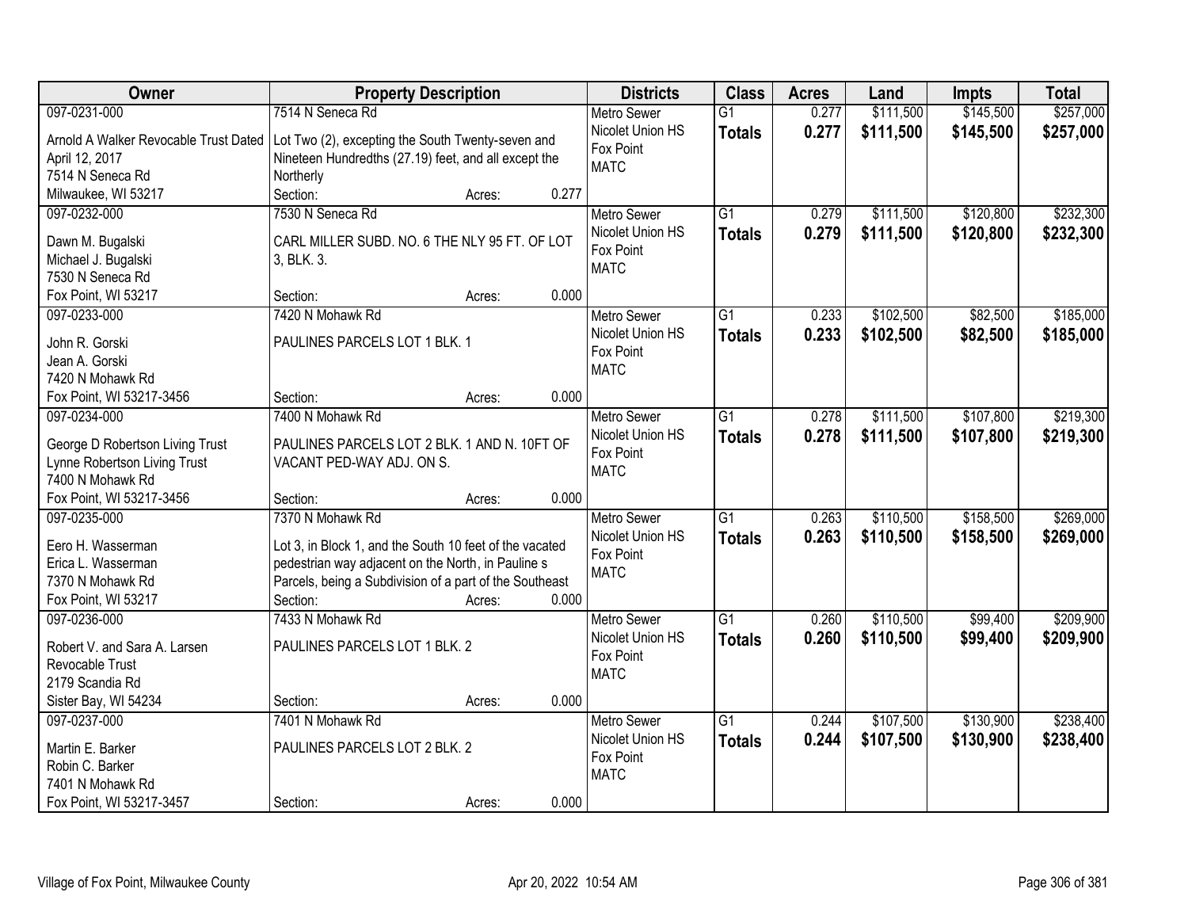| Owner | Property Description | Districts | Class | Acres | Land | Impts | Total |
|---|---|---|---|---|---|---|---|
| 097-0231-000<br>Arnold A Walker Revocable Trust Dated April 12, 2017<br>7514 N Seneca Rd<br>Milwaukee, WI 53217 | 7514 N Seneca Rd<br>Lot Two (2), excepting the South Twenty-seven and Nineteen Hundredths (27.19) feet, and all except the Northerly<br>Section: Acres: 0.277 | Metro Sewer<br>Nicolet Union HS<br>Fox Point<br>MATC | G1<br>**Totals** | 0.277<br>**0.277** | $111,500<br>**$111,500** | $145,500<br>**$145,500** | $257,000<br>**$257,000** |
| 097-0232-000<br>Dawn M. Bugalski<br>Michael J. Bugalski<br>7530 N Seneca Rd<br>Fox Point, WI 53217 | 7530 N Seneca Rd<br>CARL MILLER SUBD. NO. 6 THE NLY 95 FT. OF LOT 3, BLK. 3.<br>Section: Acres: 0.000 | Metro Sewer<br>Nicolet Union HS<br>Fox Point<br>MATC | G1<br>**Totals** | 0.279<br>**0.279** | $111,500<br>**$111,500** | $120,800<br>**$120,800** | $232,300<br>**$232,300** |
| 097-0233-000<br>John R. Gorski<br>Jean A. Gorski<br>7420 N Mohawk Rd<br>Fox Point, WI 53217-3456 | 7420 N Mohawk Rd<br>PAULINES PARCELS LOT 1 BLK. 1<br>Section: Acres: 0.000 | Metro Sewer<br>Nicolet Union HS<br>Fox Point<br>MATC | G1<br>**Totals** | 0.233<br>**0.233** | $102,500<br>**$102,500** | $82,500<br>**$82,500** | $185,000<br>**$185,000** |
| 097-0234-000<br>George D Robertson Living Trust<br>Lynne Robertson Living Trust<br>7400 N Mohawk Rd<br>Fox Point, WI 53217-3456 | 7400 N Mohawk Rd<br>PAULINES PARCELS LOT 2 BLK. 1 AND N. 10FT OF VACANT PED-WAY ADJ. ON S.<br>Section: Acres: 0.000 | Metro Sewer<br>Nicolet Union HS<br>Fox Point<br>MATC | G1<br>**Totals** | 0.278<br>**0.278** | $111,500<br>**$111,500** | $107,800<br>**$107,800** | $219,300<br>**$219,300** |
| 097-0235-000<br>Eero H. Wasserman<br>Erica L. Wasserman<br>7370 N Mohawk Rd<br>Fox Point, WI 53217 | 7370 N Mohawk Rd<br>Lot 3, in Block 1, and the South 10 feet of the vacated pedestrian way adjacent on the North, in Pauline s Parcels, being a Subdivision of a part of the Southeast<br>Section: Acres: 0.000 | Metro Sewer<br>Nicolet Union HS<br>Fox Point<br>MATC | G1<br>**Totals** | 0.263<br>**0.263** | $110,500<br>**$110,500** | $158,500<br>**$158,500** | $269,000<br>**$269,000** |
| 097-0236-000<br>Robert V. and Sara A. Larsen Revocable Trust<br>2179 Scandia Rd<br>Sister Bay, WI 54234 | 7433 N Mohawk Rd<br>PAULINES PARCELS LOT 1 BLK. 2<br>Section: Acres: 0.000 | Metro Sewer<br>Nicolet Union HS<br>Fox Point<br>MATC | G1<br>**Totals** | 0.260<br>**0.260** | $110,500<br>**$110,500** | $99,400<br>**$99,400** | $209,900<br>**$209,900** |
| 097-0237-000<br>Martin E. Barker<br>Robin C. Barker<br>7401 N Mohawk Rd<br>Fox Point, WI 53217-3457 | 7401 N Mohawk Rd<br>PAULINES PARCELS LOT 2 BLK. 2<br>Section: Acres: 0.000 | Metro Sewer<br>Nicolet Union HS<br>Fox Point<br>MATC | G1<br>**Totals** | 0.244<br>**0.244** | $107,500<br>**$107,500** | $130,900<br>**$130,900** | $238,400<br>**$238,400** |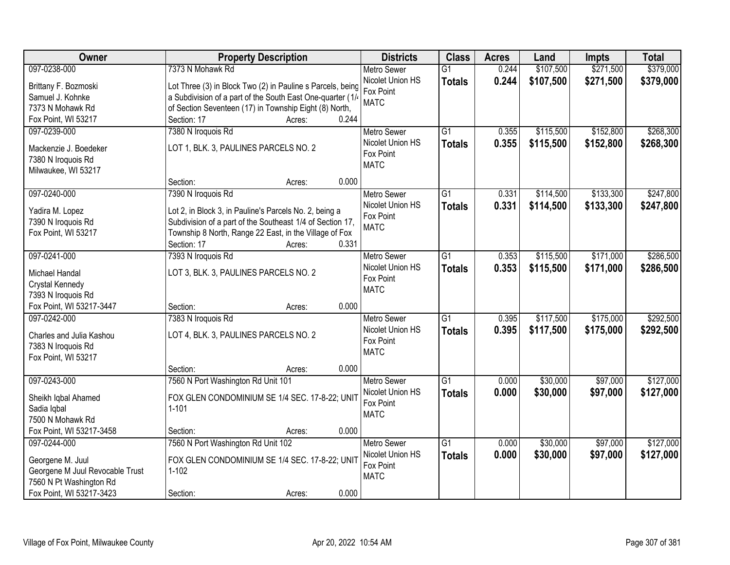| Owner | Property Description | Districts | Class | Acres | Land | Impts | Total |
|---|---|---|---|---|---|---|---|
| 097-0238-000<br>Brittany F. Bozmoski<br>Samuel J. Kohnke<br>7373 N Mohawk Rd<br>Fox Point, WI 53217 | 7373 N Mohawk Rd<br>Lot Three (3) in Block Two (2) in Pauline s Parcels, being a Subdivision of a part of the South East One-quarter (1/4 of Section Seventeen (17) in Township Eight (8) North,<br>Section: 17 Acres: 0.244 | Metro Sewer<br>Nicolet Union HS<br>Fox Point<br>MATC | G1<br>**Totals** | 0.244<br>**0.244** | $107,500<br>**$107,500** | $271,500<br>**$271,500** | $379,000<br>**$379,000** |
| 097-0239-000<br>Mackenzie J. Boedeker<br>7380 N Iroquois Rd<br>Milwaukee, WI 53217 | 7380 N Iroquois Rd<br>LOT 1, BLK. 3, PAULINES PARCELS NO. 2<br>Section: Acres: 0.000 | Metro Sewer<br>Nicolet Union HS<br>Fox Point<br>MATC | G1<br>**Totals** | 0.355<br>**0.355** | $115,500<br>**$115,500** | $152,800<br>**$152,800** | $268,300<br>**$268,300** |
| 097-0240-000<br>Yadira M. Lopez<br>7390 N Iroquois Rd<br>Fox Point, WI 53217 | 7390 N Iroquois Rd<br>Lot 2, in Block 3, in Pauline's Parcels No. 2, being a Subdivision of a part of the Southeast 1/4 of Section 17, Township 8 North, Range 22 East, in the Village of Fox<br>Section: 17 Acres: 0.331 | Metro Sewer<br>Nicolet Union HS<br>Fox Point<br>MATC | G1<br>**Totals** | 0.331<br>**0.331** | $114,500<br>**$114,500** | $133,300<br>**$133,300** | $247,800<br>**$247,800** |
| 097-0241-000<br>Michael Handal<br>Crystal Kennedy<br>7393 N Iroquois Rd<br>Fox Point, WI 53217-3447 | 7393 N Iroquois Rd<br>LOT 3, BLK. 3, PAULINES PARCELS NO. 2<br>Section: Acres: 0.000 | Metro Sewer<br>Nicolet Union HS<br>Fox Point<br>MATC | G1<br>**Totals** | 0.353<br>**0.353** | $115,500<br>**$115,500** | $171,000<br>**$171,000** | $286,500<br>**$286,500** |
| 097-0242-000<br>Charles and Julia Kashou<br>7383 N Iroquois Rd<br>Fox Point, WI 53217 | 7383 N Iroquois Rd<br>LOT 4, BLK. 3, PAULINES PARCELS NO. 2<br>Section: Acres: 0.000 | Metro Sewer<br>Nicolet Union HS<br>Fox Point<br>MATC | G1<br>**Totals** | 0.395<br>**0.395** | $117,500<br>**$117,500** | $175,000<br>**$175,000** | $292,500<br>**$292,500** |
| 097-0243-000<br>Sheikh Iqbal Ahamed<br>Sadia Iqbal<br>7500 N Mohawk Rd<br>Fox Point, WI 53217-3458 | 7560 N Port Washington Rd Unit 101<br>FOX GLEN CONDOMINIUM SE 1/4 SEC. 17-8-22; UNIT 1-101<br>Section: Acres: 0.000 | Metro Sewer<br>Nicolet Union HS<br>Fox Point<br>MATC | G1<br>**Totals** | 0.000<br>**0.000** | $30,000<br>**$30,000** | $97,000<br>**$97,000** | $127,000<br>**$127,000** |
| 097-0244-000<br>Georgene M. Juul<br>Georgene M Juul Revocable Trust<br>7560 N Pt Washington Rd<br>Fox Point, WI 53217-3423 | 7560 N Port Washington Rd Unit 102<br>FOX GLEN CONDOMINIUM SE 1/4 SEC. 17-8-22; UNIT 1-102<br>Section: Acres: 0.000 | Metro Sewer<br>Nicolet Union HS<br>Fox Point<br>MATC | G1<br>**Totals** | 0.000<br>**0.000** | $30,000<br>**$30,000** | $97,000<br>**$97,000** | $127,000<br>**$127,000** |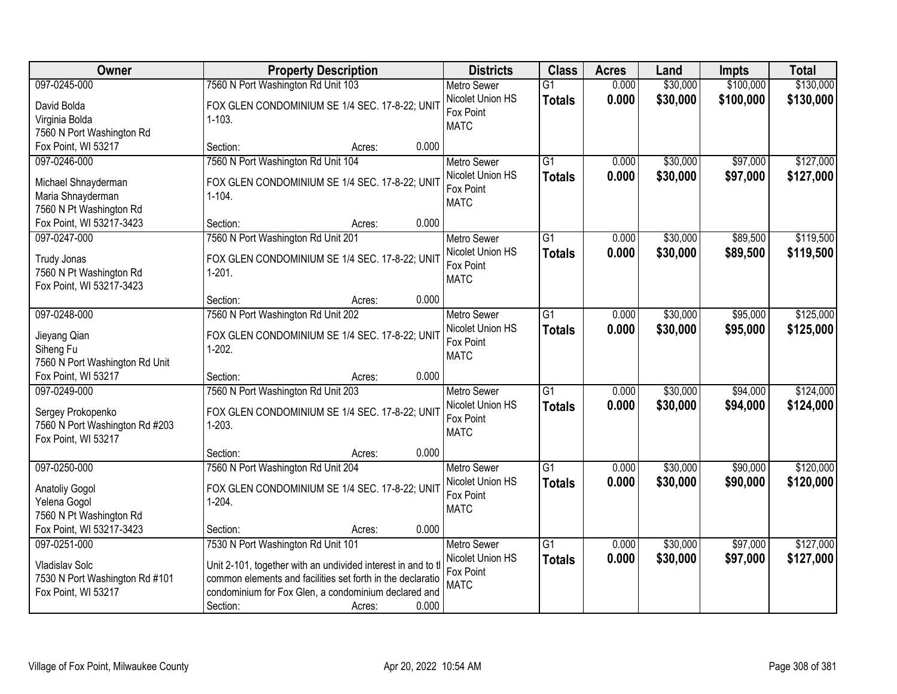| Owner | Property Description | Districts | Class | Acres | Land | Impts | Total |
|---|---|---|---|---|---|---|---|
| 097-0245-000<br>David Bolda<br>Virginia Bolda<br>7560 N Port Washington Rd<br>Fox Point, WI 53217 | 7560 N Port Washington Rd Unit 103<br>FOX GLEN CONDOMINIUM SE 1/4 SEC. 17-8-22; UNIT 1-103.<br>Section: Acres: 0.000 | Metro Sewer<br>Nicolet Union HS<br>Fox Point<br>MATC | G1<br>**Totals** | 0.000<br>**0.000** | $30,000<br>**$30,000** | $100,000<br>**$100,000** | $130,000<br>**$130,000** |
| 097-0246-000<br>Michael Shnayderman<br>Maria Shnayderman<br>7560 N Pt Washington Rd<br>Fox Point, WI 53217-3423 | 7560 N Port Washington Rd Unit 104<br>FOX GLEN CONDOMINIUM SE 1/4 SEC. 17-8-22; UNIT 1-104.<br>Section: Acres: 0.000 | Metro Sewer<br>Nicolet Union HS<br>Fox Point<br>MATC | G1<br>**Totals** | 0.000<br>**0.000** | $30,000<br>**$30,000** | $97,000<br>**$97,000** | $127,000<br>**$127,000** |
| 097-0247-000<br>Trudy Jonas<br>7560 N Pt Washington Rd<br>Fox Point, WI 53217-3423 | 7560 N Port Washington Rd Unit 201<br>FOX GLEN CONDOMINIUM SE 1/4 SEC. 17-8-22; UNIT 1-201.<br>Section: Acres: 0.000 | Metro Sewer<br>Nicolet Union HS<br>Fox Point<br>MATC | G1<br>**Totals** | 0.000<br>**0.000** | $30,000<br>**$30,000** | $89,500<br>**$89,500** | $119,500<br>**$119,500** |
| 097-0248-000<br>Jieyang Qian<br>Siheng Fu<br>7560 N Port Washington Rd Unit<br>Fox Point, WI 53217 | 7560 N Port Washington Rd Unit 202<br>FOX GLEN CONDOMINIUM SE 1/4 SEC. 17-8-22; UNIT 1-202.<br>Section: Acres: 0.000 | Metro Sewer<br>Nicolet Union HS<br>Fox Point<br>MATC | G1<br>**Totals** | 0.000<br>**0.000** | $30,000<br>**$30,000** | $95,000<br>**$95,000** | $125,000<br>**$125,000** |
| 097-0249-000<br>Sergey Prokopenko<br>7560 N Port Washington Rd #203<br>Fox Point, WI 53217 | 7560 N Port Washington Rd Unit 203<br>FOX GLEN CONDOMINIUM SE 1/4 SEC. 17-8-22; UNIT 1-203.<br>Section: Acres: 0.000 | Metro Sewer<br>Nicolet Union HS<br>Fox Point<br>MATC | G1<br>**Totals** | 0.000<br>**0.000** | $30,000<br>**$30,000** | $94,000<br>**$94,000** | $124,000<br>**$124,000** |
| 097-0250-000<br>Anatoliy Gogol<br>Yelena Gogol<br>7560 N Pt Washington Rd<br>Fox Point, WI 53217-3423 | 7560 N Port Washington Rd Unit 204<br>FOX GLEN CONDOMINIUM SE 1/4 SEC. 17-8-22; UNIT 1-204.<br>Section: Acres: 0.000 | Metro Sewer<br>Nicolet Union HS<br>Fox Point<br>MATC | G1<br>**Totals** | 0.000<br>**0.000** | $30,000<br>**$30,000** | $90,000<br>**$90,000** | $120,000<br>**$120,000** |
| 097-0251-000<br>Vladislav Solc<br>7530 N Port Washington Rd #101<br>Fox Point, WI 53217 | 7530 N Port Washington Rd Unit 101<br>Unit 2-101, together with an undivided interest in and to tl common elements and facilities set forth in the declaratio condominium for Fox Glen, a condominium declared and<br>Section: Acres: 0.000 | Metro Sewer<br>Nicolet Union HS<br>Fox Point<br>MATC | G1<br>**Totals** | 0.000<br>**0.000** | $30,000<br>**$30,000** | $97,000<br>**$97,000** | $127,000<br>**$127,000** |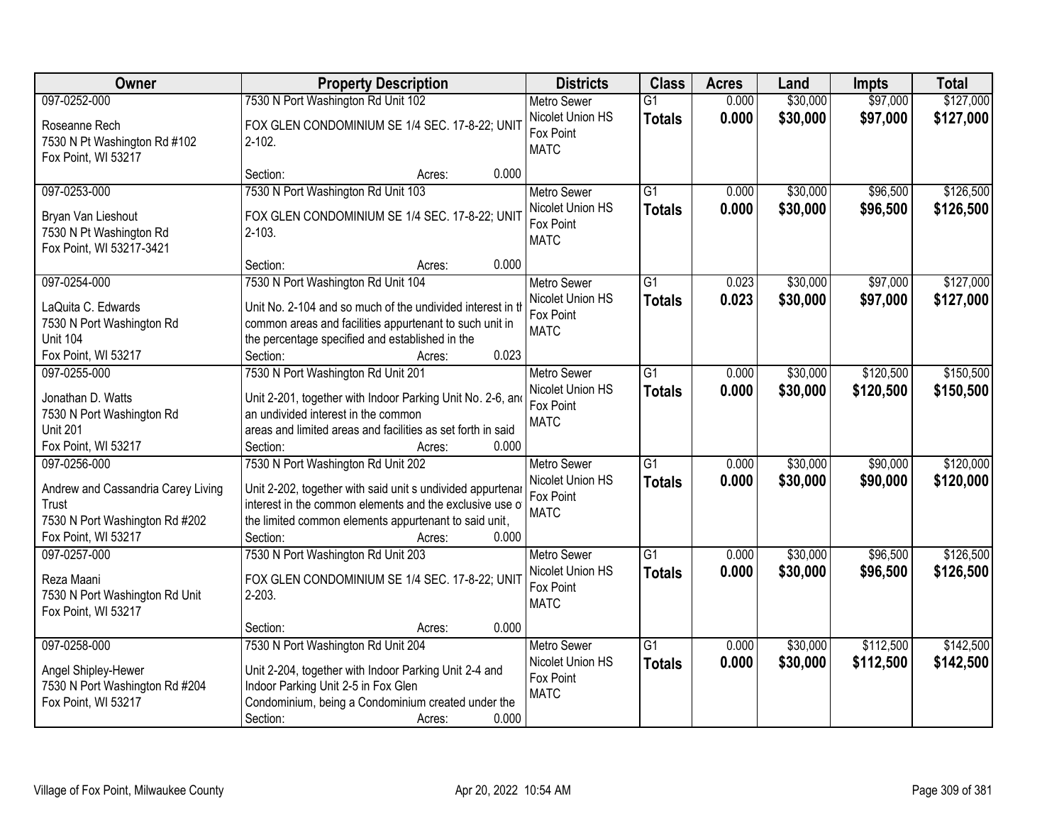| Owner | Property Description | Districts | Class | Acres | Land | Impts | Total |
|---|---|---|---|---|---|---|---|
| 097-0252-000<br>Roseanne Rech<br>7530 N Pt Washington Rd #102<br>Fox Point, WI 53217 | 7530 N Port Washington Rd Unit 102<br>FOX GLEN CONDOMINIUM SE 1/4 SEC. 17-8-22; UNIT 2-102.<br>Section: Acres: 0.000 | Metro Sewer<br>Nicolet Union HS<br>Fox Point<br>MATC | G1<br>**Totals** | 0.000<br>**0.000** | $30,000<br>**$30,000** | $97,000<br>**$97,000** | $127,000<br>**$127,000** |
| 097-0253-000<br>Bryan Van Lieshout<br>7530 N Pt Washington Rd<br>Fox Point, WI 53217-3421 | 7530 N Port Washington Rd Unit 103<br>FOX GLEN CONDOMINIUM SE 1/4 SEC. 17-8-22; UNIT 2-103.<br>Section: Acres: 0.000 | Metro Sewer<br>Nicolet Union HS<br>Fox Point<br>MATC | G1<br>**Totals** | 0.000<br>**0.000** | $30,000<br>**$30,000** | $96,500<br>**$96,500** | $126,500<br>**$126,500** |
| 097-0254-000<br>LaQuita C. Edwards<br>7530 N Port Washington Rd<br>Unit 104<br>Fox Point, WI 53217 | 7530 N Port Washington Rd Unit 104<br>Unit No. 2-104 and so much of the undivided interest in th common areas and facilities appurtenant to such unit in the percentage specified and established in the<br>Section: Acres: 0.023 | Metro Sewer<br>Nicolet Union HS<br>Fox Point<br>MATC | G1<br>**Totals** | 0.023<br>**0.023** | $30,000<br>**$30,000** | $97,000<br>**$97,000** | $127,000<br>**$127,000** |
| 097-0255-000<br>Jonathan D. Watts<br>7530 N Port Washington Rd<br>Unit 201<br>Fox Point, WI 53217 | 7530 N Port Washington Rd Unit 201<br>Unit 2-201, together with Indoor Parking Unit No. 2-6, and an undivided interest in the common areas and limited areas and facilities as set forth in said<br>Section: Acres: 0.000 | Metro Sewer<br>Nicolet Union HS<br>Fox Point<br>MATC | G1<br>**Totals** | 0.000<br>**0.000** | $30,000<br>**$30,000** | $120,500<br>**$120,500** | $150,500<br>**$150,500** |
| 097-0256-000<br>Andrew and Cassandria Carey Living Trust<br>7530 N Port Washington Rd #202<br>Fox Point, WI 53217 | 7530 N Port Washington Rd Unit 202<br>Unit 2-202, together with said unit s undivided appurtenar interest in the common elements and the exclusive use o the limited common elements appurtenant to said unit,<br>Section: Acres: 0.000 | Metro Sewer<br>Nicolet Union HS<br>Fox Point<br>MATC | G1<br>**Totals** | 0.000<br>**0.000** | $30,000<br>**$30,000** | $90,000<br>**$90,000** | $120,000<br>**$120,000** |
| 097-0257-000<br>Reza Maani<br>7530 N Port Washington Rd Unit<br>Fox Point, WI 53217 | 7530 N Port Washington Rd Unit 203<br>FOX GLEN CONDOMINIUM SE 1/4 SEC. 17-8-22; UNIT 2-203.<br>Section: Acres: 0.000 | Metro Sewer<br>Nicolet Union HS<br>Fox Point<br>MATC | G1<br>**Totals** | 0.000<br>**0.000** | $30,000<br>**$30,000** | $96,500<br>**$96,500** | $126,500<br>**$126,500** |
| 097-0258-000<br>Angel Shipley-Hewer<br>7530 N Port Washington Rd #204<br>Fox Point, WI 53217 | 7530 N Port Washington Rd Unit 204<br>Unit 2-204, together with Indoor Parking Unit 2-4 and Indoor Parking Unit 2-5 in Fox Glen Condominium, being a Condominium created under the<br>Section: Acres: 0.000 | Metro Sewer<br>Nicolet Union HS<br>Fox Point<br>MATC | G1<br>**Totals** | 0.000<br>**0.000** | $30,000<br>**$30,000** | $112,500<br>**$112,500** | $142,500<br>**$142,500** |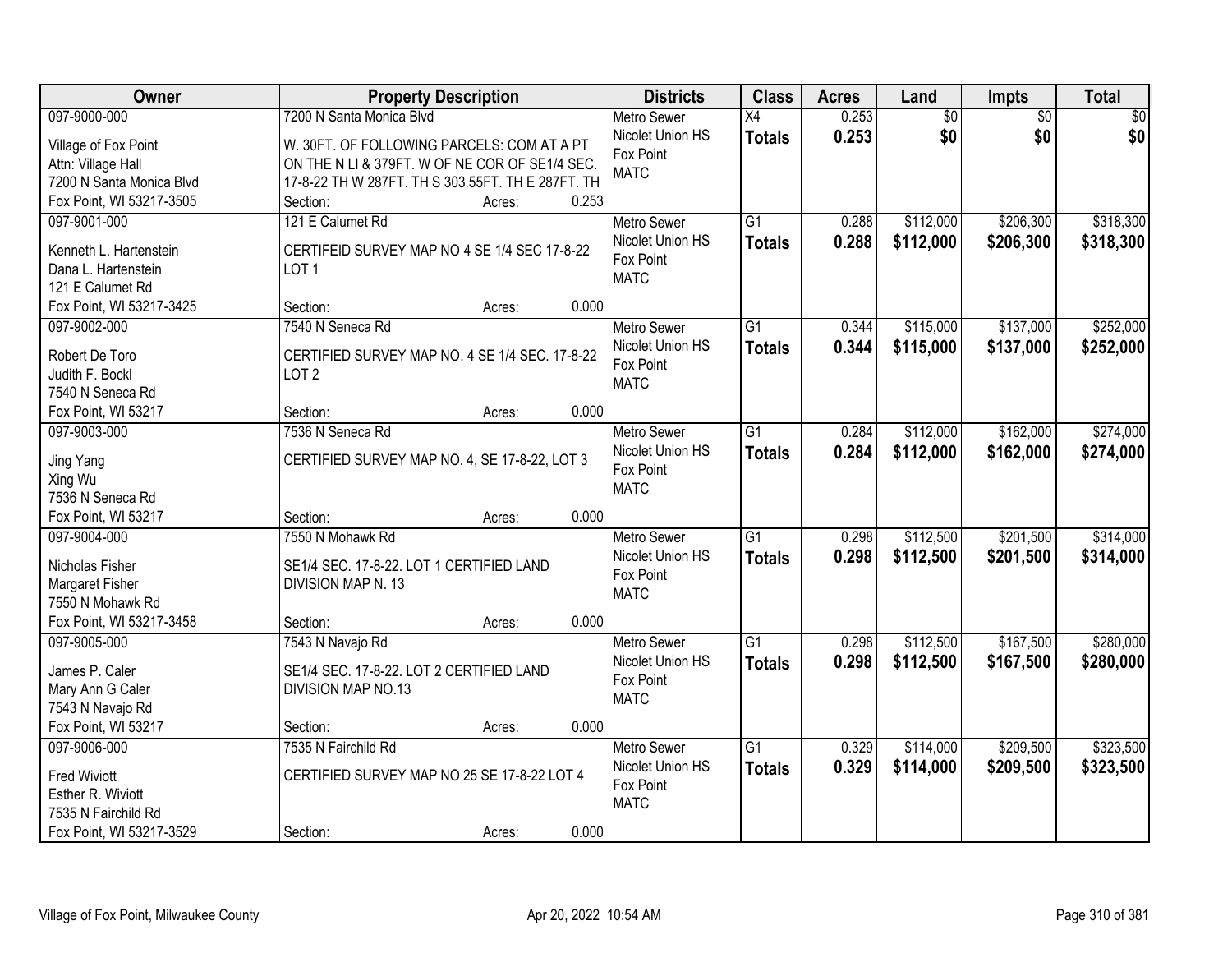| Owner | Property Description | Districts | Class | Acres | Land | Impts | Total |
|---|---|---|---|---|---|---|---|
| 097-9000-000<br>Village of Fox Point<br>Attn: Village Hall<br>7200 N Santa Monica Blvd<br>Fox Point, WI 53217-3505 | 7200 N Santa Monica Blvd<br>W. 30FT. OF FOLLOWING PARCELS: COM AT A PT ON THE N LI & 379FT. W OF NE COR OF SE1/4 SEC. 17-8-22 TH W 287FT. TH S 303.55FT. TH E 287FT. TH<br>Section: Acres: 0.253 | Metro Sewer<br>Nicolet Union HS<br>Fox Point<br>MATC | X4<br>**Totals** | 0.253<br>**0.253** | $0<br>**$0** | $0<br>**$0** | $0<br>**$0** |
| 097-9001-000<br>Kenneth L. Hartenstein<br>Dana L. Hartenstein<br>121 E Calumet Rd<br>Fox Point, WI 53217-3425 | 121 E Calumet Rd<br>CERTIFEID SURVEY MAP NO 4 SE 1/4 SEC 17-8-22 LOT 1<br>Section: Acres: 0.000 | Metro Sewer<br>Nicolet Union HS<br>Fox Point<br>MATC | G1<br>**Totals** | 0.288<br>**0.288** | $112,000<br>**$112,000** | $206,300<br>**$206,300** | $318,300<br>**$318,300** |
| 097-9002-000<br>Robert De Toro<br>Judith F. Bockl<br>7540 N Seneca Rd<br>Fox Point, WI 53217 | 7540 N Seneca Rd<br>CERTIFIED SURVEY MAP NO. 4 SE 1/4 SEC. 17-8-22 LOT 2<br>Section: Acres: 0.000 | Metro Sewer<br>Nicolet Union HS<br>Fox Point<br>MATC | G1<br>**Totals** | 0.344<br>**0.344** | $115,000<br>**$115,000** | $137,000<br>**$137,000** | $252,000<br>**$252,000** |
| 097-9003-000<br>Jing Yang<br>Xing Wu<br>7536 N Seneca Rd<br>Fox Point, WI 53217 | 7536 N Seneca Rd<br>CERTIFIED SURVEY MAP NO. 4, SE 17-8-22, LOT 3<br>Section: Acres: 0.000 | Metro Sewer<br>Nicolet Union HS<br>Fox Point<br>MATC | G1<br>**Totals** | 0.284<br>**0.284** | $112,000<br>**$112,000** | $162,000<br>**$162,000** | $274,000<br>**$274,000** |
| 097-9004-000<br>Nicholas Fisher<br>Margaret Fisher<br>7550 N Mohawk Rd<br>Fox Point, WI 53217-3458 | 7550 N Mohawk Rd<br>SE1/4 SEC. 17-8-22. LOT 1 CERTIFIED LAND DIVISION MAP N. 13<br>Section: Acres: 0.000 | Metro Sewer<br>Nicolet Union HS<br>Fox Point<br>MATC | G1<br>**Totals** | 0.298<br>**0.298** | $112,500<br>**$112,500** | $201,500<br>**$201,500** | $314,000<br>**$314,000** |
| 097-9005-000<br>James P. Caler<br>Mary Ann G Caler<br>7543 N Navajo Rd<br>Fox Point, WI 53217 | 7543 N Navajo Rd<br>SE1/4 SEC. 17-8-22. LOT 2 CERTIFIED LAND DIVISION MAP NO.13<br>Section: Acres: 0.000 | Metro Sewer<br>Nicolet Union HS<br>Fox Point<br>MATC | G1<br>**Totals** | 0.298<br>**0.298** | $112,500<br>**$112,500** | $167,500<br>**$167,500** | $280,000<br>**$280,000** |
| 097-9006-000<br>Fred Wiviott<br>Esther R. Wiviott<br>7535 N Fairchild Rd<br>Fox Point, WI 53217-3529 | 7535 N Fairchild Rd<br>CERTIFIED SURVEY MAP NO 25 SE 17-8-22 LOT 4<br>Section: Acres: 0.000 | Metro Sewer<br>Nicolet Union HS<br>Fox Point<br>MATC | G1<br>**Totals** | 0.329<br>**0.329** | $114,000<br>**$114,000** | $209,500<br>**$209,500** | $323,500<br>**$323,500** |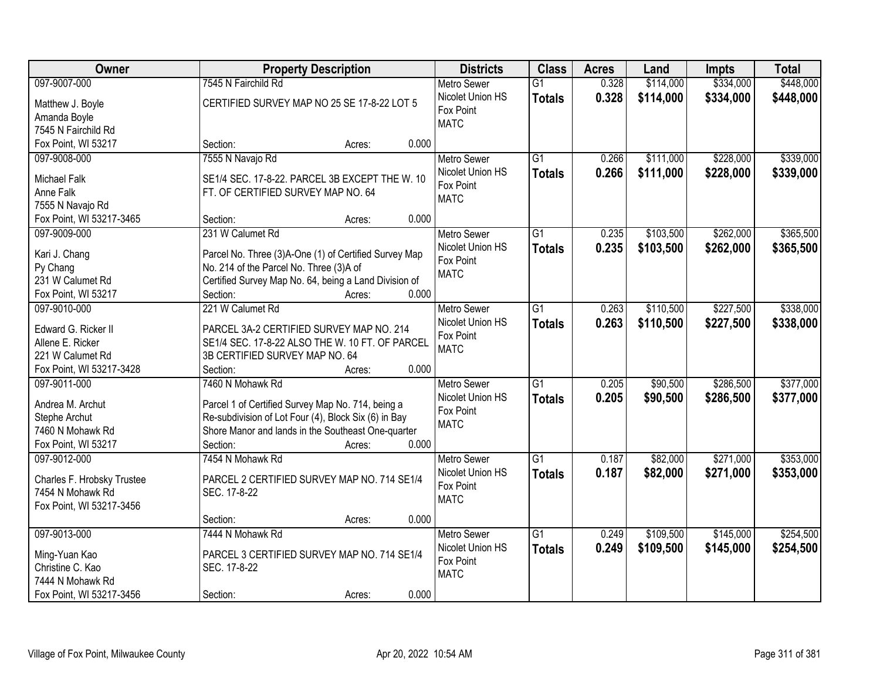| Owner | Property Description | Districts | Class | Acres | Land | Impts | Total |
|---|---|---|---|---|---|---|---|
| 097-9007-000<br>Matthew J. Boyle<br>Amanda Boyle<br>7545 N Fairchild Rd<br>Fox Point, WI 53217 | 7545 N Fairchild Rd<br>CERTIFIED SURVEY MAP NO 25 SE 17-8-22 LOT 5<br>Section: Acres: 0.000 | Metro Sewer<br>Nicolet Union HS<br>Fox Point<br>MATC | G1<br>**Totals** | 0.328<br>**0.328** | $114,000<br>**$114,000** | $334,000<br>**$334,000** | $448,000<br>**$448,000** |
| 097-9008-000<br>Michael Falk<br>Anne Falk<br>7555 N Navajo Rd<br>Fox Point, WI 53217-3465 | 7555 N Navajo Rd<br>SE1/4 SEC. 17-8-22. PARCEL 3B EXCEPT THE W. 10 FT. OF CERTIFIED SURVEY MAP NO. 64<br>Section: Acres: 0.000 | Metro Sewer<br>Nicolet Union HS<br>Fox Point<br>MATC | G1<br>**Totals** | 0.266<br>**0.266** | $111,000<br>**$111,000** | $228,000<br>**$228,000** | $339,000<br>**$339,000** |
| 097-9009-000<br>Kari J. Chang<br>Py Chang<br>231 W Calumet Rd<br>Fox Point, WI 53217 | 231 W Calumet Rd<br>Parcel No. Three (3)A-One (1) of Certified Survey Map No. 214 of the Parcel No. Three (3)A of Certified Survey Map No. 64, being a Land Division of<br>Section: Acres: 0.000 | Metro Sewer<br>Nicolet Union HS<br>Fox Point<br>MATC | G1<br>**Totals** | 0.235<br>**0.235** | $103,500<br>**$103,500** | $262,000<br>**$262,000** | $365,500<br>**$365,500** |
| 097-9010-000<br>Edward G. Ricker II<br>Allene E. Ricker<br>221 W Calumet Rd<br>Fox Point, WI 53217-3428 | 221 W Calumet Rd<br>PARCEL 3A-2 CERTIFIED SURVEY MAP NO. 214 SE1/4 SEC. 17-8-22 ALSO THE W. 10 FT. OF PARCEL 3B CERTIFIED SURVEY MAP NO. 64<br>Section: Acres: 0.000 | Metro Sewer<br>Nicolet Union HS<br>Fox Point<br>MATC | G1<br>**Totals** | 0.263<br>**0.263** | $110,500<br>**$110,500** | $227,500<br>**$227,500** | $338,000<br>**$338,000** |
| 097-9011-000<br>Andrea M. Archut<br>Stephe Archut<br>7460 N Mohawk Rd<br>Fox Point, WI 53217 | 7460 N Mohawk Rd<br>Parcel 1 of Certified Survey Map No. 714, being a Re-subdivision of Lot Four (4), Block Six (6) in Bay Shore Manor and lands in the Southeast One-quarter<br>Section: Acres: 0.000 | Metro Sewer<br>Nicolet Union HS<br>Fox Point<br>MATC | G1<br>**Totals** | 0.205<br>**0.205** | $90,500<br>**$90,500** | $286,500<br>**$286,500** | $377,000<br>**$377,000** |
| 097-9012-000<br>Charles F. Hrobsky Trustee<br>7454 N Mohawk Rd<br>Fox Point, WI 53217-3456 | 7454 N Mohawk Rd<br>PARCEL 2 CERTIFIED SURVEY MAP NO. 714 SE1/4 SEC. 17-8-22<br>Section: Acres: 0.000 | Metro Sewer<br>Nicolet Union HS<br>Fox Point<br>MATC | G1<br>**Totals** | 0.187<br>**0.187** | $82,000<br>**$82,000** | $271,000<br>**$271,000** | $353,000<br>**$353,000** |
| 097-9013-000<br>Ming-Yuan Kao<br>Christine C. Kao<br>7444 N Mohawk Rd<br>Fox Point, WI 53217-3456 | 7444 N Mohawk Rd<br>PARCEL 3 CERTIFIED SURVEY MAP NO. 714 SE1/4 SEC. 17-8-22<br>Section: Acres: 0.000 | Metro Sewer<br>Nicolet Union HS<br>Fox Point<br>MATC | G1<br>**Totals** | 0.249<br>**0.249** | $109,500<br>**$109,500** | $145,000<br>**$145,000** | $254,500<br>**$254,500** |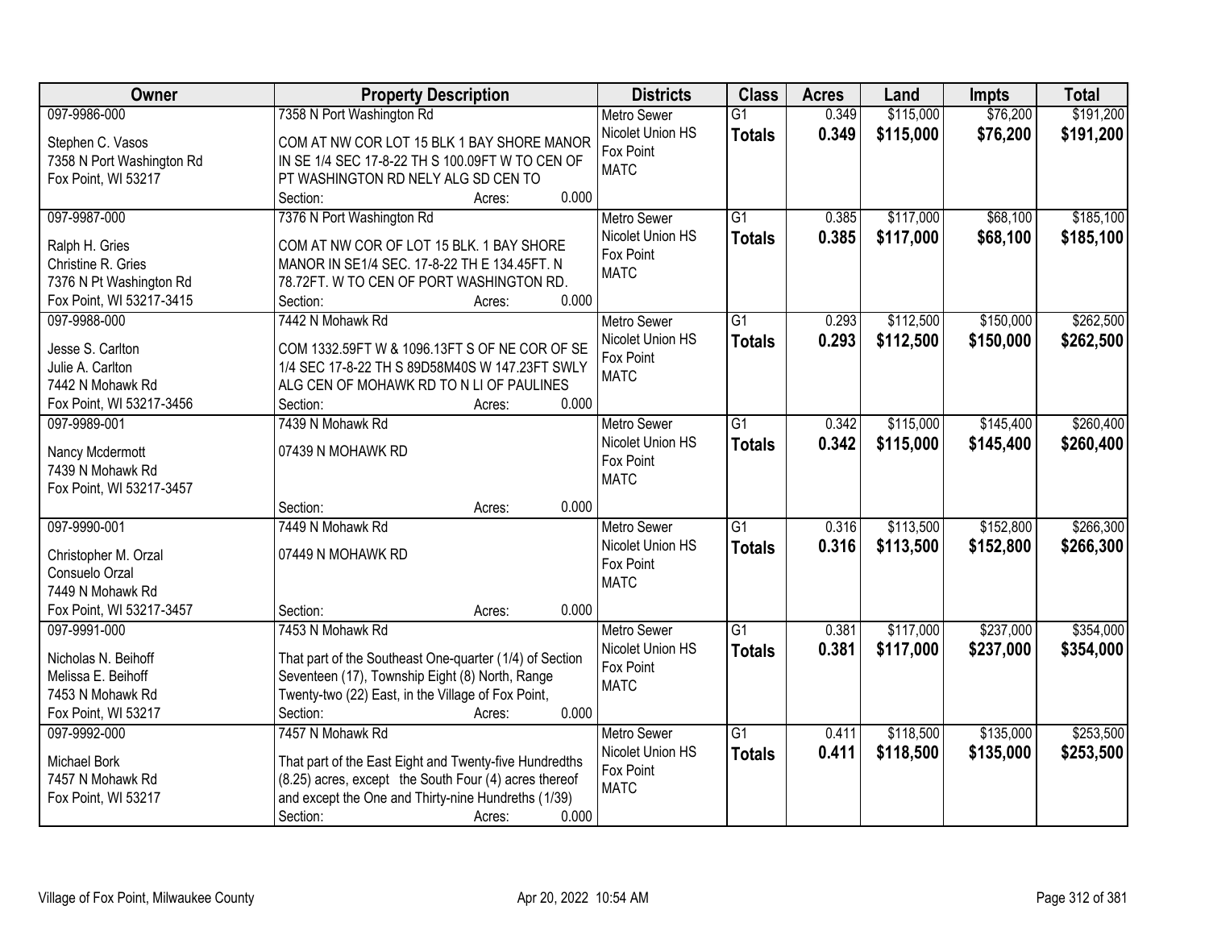| Owner | Property Description | Districts | Class | Acres | Land | Impts | Total |
|---|---|---|---|---|---|---|---|
| 097-9986-000<br>Stephen C. Vasos<br>7358 N Port Washington Rd<br>Fox Point, WI 53217 | 7358 N Port Washington Rd<br>COM AT NW COR LOT 15 BLK 1 BAY SHORE MANOR IN SE 1/4 SEC 17-8-22 TH S 100.09FT W TO CEN OF PT WASHINGTON RD NELY ALG SD CEN TO<br>Section: Acres: 0.000 | Metro Sewer<br>Nicolet Union HS<br>Fox Point<br>MATC | G1<br>**Totals** | 0.349<br>**0.349** | $115,000<br>**$115,000** | $76,200<br>**$76,200** | $191,200<br>**$191,200** |
| 097-9987-000<br>Ralph H. Gries<br>Christine R. Gries<br>7376 N Pt Washington Rd<br>Fox Point, WI 53217-3415 | 7376 N Port Washington Rd<br>COM AT NW COR OF LOT 15 BLK. 1 BAY SHORE MANOR IN SE1/4 SEC. 17-8-22 TH E 134.45FT. N 78.72FT. W TO CEN OF PORT WASHINGTON RD.<br>Section: Acres: 0.000 | Metro Sewer<br>Nicolet Union HS<br>Fox Point<br>MATC | G1<br>**Totals** | 0.385<br>**0.385** | $117,000<br>**$117,000** | $68,100<br>**$68,100** | $185,100<br>**$185,100** |
| 097-9988-000<br>Jesse S. Carlton<br>Julie A. Carlton<br>7442 N Mohawk Rd<br>Fox Point, WI 53217-3456 | 7442 N Mohawk Rd<br>COM 1332.59FT W & 1096.13FT S OF NE COR OF SE 1/4 SEC 17-8-22 TH S 89D58M40S W 147.23FT SWLY ALG CEN OF MOHAWK RD TO N LI OF PAULINES<br>Section: Acres: 0.000 | Metro Sewer<br>Nicolet Union HS<br>Fox Point<br>MATC | G1<br>**Totals** | 0.293<br>**0.293** | $112,500<br>**$112,500** | $150,000<br>**$150,000** | $262,500<br>**$262,500** |
| 097-9989-001<br>Nancy Mcdermott<br>7439 N Mohawk Rd<br>Fox Point, WI 53217-3457 | 7439 N Mohawk Rd<br>07439 N MOHAWK RD<br>Section: Acres: 0.000 | Metro Sewer<br>Nicolet Union HS<br>Fox Point<br>MATC | G1<br>**Totals** | 0.342<br>**0.342** | $115,000<br>**$115,000** | $145,400<br>**$145,400** | $260,400<br>**$260,400** |
| 097-9990-001<br>Christopher M. Orzal<br>Consuelo Orzal<br>7449 N Mohawk Rd<br>Fox Point, WI 53217-3457 | 7449 N Mohawk Rd<br>07449 N MOHAWK RD<br>Section: Acres: 0.000 | Metro Sewer<br>Nicolet Union HS<br>Fox Point<br>MATC | G1<br>**Totals** | 0.316<br>**0.316** | $113,500<br>**$113,500** | $152,800<br>**$152,800** | $266,300<br>**$266,300** |
| 097-9991-000<br>Nicholas N. Beihoff<br>Melissa E. Beihoff<br>7453 N Mohawk Rd<br>Fox Point, WI 53217 | 7453 N Mohawk Rd<br>That part of the Southeast One-quarter (1/4) of Section Seventeen (17), Township Eight (8) North, Range Twenty-two (22) East, in the Village of Fox Point,<br>Section: Acres: 0.000 | Metro Sewer<br>Nicolet Union HS<br>Fox Point<br>MATC | G1<br>**Totals** | 0.381<br>**0.381** | $117,000<br>**$117,000** | $237,000<br>**$237,000** | $354,000<br>**$354,000** |
| 097-9992-000<br>Michael Bork<br>7457 N Mohawk Rd<br>Fox Point, WI 53217 | 7457 N Mohawk Rd<br>That part of the East Eight and Twenty-five Hundredths (8.25) acres, except the South Four (4) acres thereof and except the One and Thirty-nine Hundredths (1/39)<br>Section: Acres: 0.000 | Metro Sewer<br>Nicolet Union HS<br>Fox Point<br>MATC | G1<br>**Totals** | 0.411<br>**0.411** | $118,500<br>**$118,500** | $135,000<br>**$135,000** | $253,500<br>**$253,500** |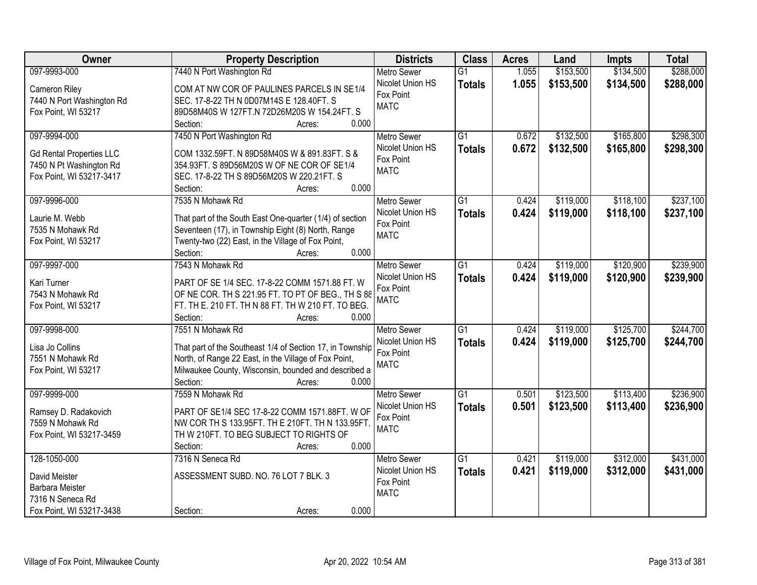| Owner | Property Description | Districts | Class | Acres | Land | Impts | Total |
|---|---|---|---|---|---|---|---|
| 097-9993-000<br><br>Cameron Riley<br>7440 N Port Washington Rd<br>Fox Point, WI 53217 | 7440 N Port Washington Rd<br><br>COM AT NW COR OF PAULINES PARCELS IN SE1/4 SEC. 17-8-22 TH N 0D07M14S E 128.40FT. S 89D58M40S W 127FT.N 72D26M20S W 154.24FT. S<br>Section: Acres: 0.000 | Metro Sewer<br>Nicolet Union HS<br>Fox Point<br>MATC | G1<br>**Totals** | 1.055<br>**1.055** | $153,500<br>**$153,500** | $134,500<br>**$134,500** | $288,000<br>**$288,000** |
| 097-9994-000<br><br>Gd Rental Properties LLC<br>7450 N Pt Washington Rd<br>Fox Point, WI 53217-3417 | 7450 N Port Washington Rd<br><br>COM 1332.59FT. N 89D58M40S W & 891.83FT. S & 354.93FT. S 89D56M20S W OF NE COR OF SE1/4 SEC. 17-8-22 TH S 89D56M20S W 220.21FT. S<br>Section: Acres: 0.000 | Metro Sewer<br>Nicolet Union HS<br>Fox Point<br>MATC | G1<br>**Totals** | 0.672<br>**0.672** | $132,500<br>**$132,500** | $165,800<br>**$165,800** | $298,300<br>**$298,300** |
| 097-9996-000<br><br>Laurie M. Webb<br>7535 N Mohawk Rd<br>Fox Point, WI 53217 | 7535 N Mohawk Rd<br><br>That part of the South East One-quarter (1/4) of section Seventeen (17), in Township Eight (8) North, Range Twenty-two (22) East, in the Village of Fox Point,<br>Section: Acres: 0.000 | Metro Sewer<br>Nicolet Union HS<br>Fox Point<br>MATC | G1<br>**Totals** | 0.424<br>**0.424** | $119,000<br>**$119,000** | $118,100<br>**$118,100** | $237,100<br>**$237,100** |
| 097-9997-000<br><br>Kari Turner<br>7543 N Mohawk Rd<br>Fox Point, WI 53217 | 7543 N Mohawk Rd<br><br>PART OF SE 1/4 SEC. 17-8-22 COMM 1571.88 FT. W OF NE COR. TH S 221.95 FT. TO PT OF BEG., TH S 88 FT. TH E. 210 FT. TH N 88 FT. TH W 210 FT. TO BEG.<br>Section: Acres: 0.000 | Metro Sewer<br>Nicolet Union HS<br>Fox Point<br>MATC | G1<br>**Totals** | 0.424<br>**0.424** | $119,000<br>**$119,000** | $120,900<br>**$120,900** | $239,900<br>**$239,900** |
| 097-9998-000<br><br>Lisa Jo Collins<br>7551 N Mohawk Rd<br>Fox Point, WI 53217 | 7551 N Mohawk Rd<br><br>That part of the Southeast 1/4 of Section 17, in Township North, of Range 22 East, in the Village of Fox Point, Milwaukee County, Wisconsin, bounded and described a<br>Section: Acres: 0.000 | Metro Sewer<br>Nicolet Union HS<br>Fox Point<br>MATC | G1<br>**Totals** | 0.424<br>**0.424** | $119,000<br>**$119,000** | $125,700<br>**$125,700** | $244,700<br>**$244,700** |
| 097-9999-000<br><br>Ramsey D. Radakovich<br>7559 N Mohawk Rd<br>Fox Point, WI 53217-3459 | 7559 N Mohawk Rd<br><br>PART OF SE1/4 SEC 17-8-22 COMM 1571.88FT. W OF NW COR TH S 133.95FT. TH E 210FT. TH N 133.95FT. TH W 210FT. TO BEG SUBJECT TO RIGHTS OF<br>Section: Acres: 0.000 | Metro Sewer<br>Nicolet Union HS<br>Fox Point<br>MATC | G1<br>**Totals** | 0.501<br>**0.501** | $123,500<br>**$123,500** | $113,400<br>**$113,400** | $236,900<br>**$236,900** |
| 128-1050-000<br><br>David Meister<br>Barbara Meister<br>7316 N Seneca Rd<br>Fox Point, WI 53217-3438 | 7316 N Seneca Rd<br><br>ASSESSMENT SUBD. NO. 76 LOT 7 BLK. 3<br><br>Section: Acres: 0.000 | Metro Sewer<br>Nicolet Union HS<br>Fox Point<br>MATC | G1<br>**Totals** | 0.421<br>**0.421** | $119,000<br>**$119,000** | $312,000<br>**$312,000** | $431,000<br>**$431,000** |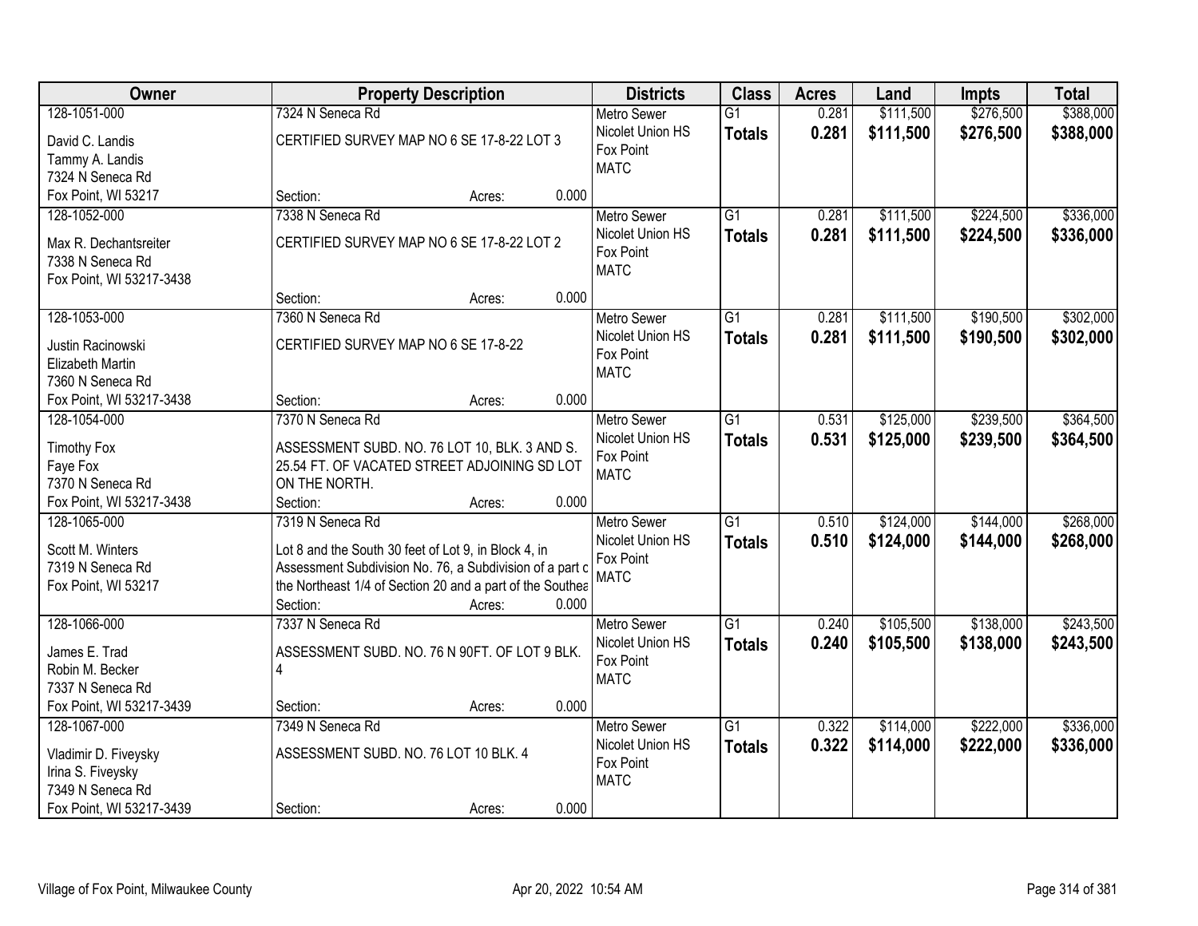| Owner | Property Description | Districts | Class | Acres | Land | Impts | Total |
|---|---|---|---|---|---|---|---|
| 128-1051-000<br>David C. Landis<br>Tammy A. Landis<br>7324 N Seneca Rd<br>Fox Point, WI 53217 | 7324 N Seneca Rd<br>CERTIFIED SURVEY MAP NO 6 SE 17-8-22 LOT 3<br>Section: Acres: 0.000 | Metro Sewer<br>Nicolet Union HS<br>Fox Point<br>MATC | G1<br>**Totals** | 0.281<br>**0.281** | $111,500<br>**$111,500** | $276,500<br>**$276,500** | $388,000<br>**$388,000** |
| 128-1052-000<br>Max R. Dechantsreiter<br>7338 N Seneca Rd<br>Fox Point, WI 53217-3438 | 7338 N Seneca Rd<br>CERTIFIED SURVEY MAP NO 6 SE 17-8-22 LOT 2<br>Section: Acres: 0.000 | Metro Sewer<br>Nicolet Union HS<br>Fox Point<br>MATC | G1<br>**Totals** | 0.281<br>**0.281** | $111,500<br>**$111,500** | $224,500<br>**$224,500** | $336,000<br>**$336,000** |
| 128-1053-000<br>Justin Racinowski<br>Elizabeth Martin<br>7360 N Seneca Rd<br>Fox Point, WI 53217-3438 | 7360 N Seneca Rd<br>CERTIFIED SURVEY MAP NO 6 SE 17-8-22<br>Section: Acres: 0.000 | Metro Sewer<br>Nicolet Union HS<br>Fox Point<br>MATC | G1<br>**Totals** | 0.281<br>**0.281** | $111,500<br>**$111,500** | $190,500<br>**$190,500** | $302,000<br>**$302,000** |
| 128-1054-000<br>Timothy Fox<br>Faye Fox<br>7370 N Seneca Rd<br>Fox Point, WI 53217-3438 | 7370 N Seneca Rd<br>ASSESSMENT SUBD. NO. 76 LOT 10, BLK. 3 AND S. 25.54 FT. OF VACATED STREET ADJOINING SD LOT ON THE NORTH.<br>Section: Acres: 0.000 | Metro Sewer<br>Nicolet Union HS<br>Fox Point<br>MATC | G1<br>**Totals** | 0.531<br>**0.531** | $125,000<br>**$125,000** | $239,500<br>**$239,500** | $364,500<br>**$364,500** |
| 128-1065-000<br>Scott M. Winters<br>7319 N Seneca Rd<br>Fox Point, WI 53217 | 7319 N Seneca Rd<br>Lot 8 and the South 30 feet of Lot 9, in Block 4, in Assessment Subdivision No. 76, a Subdivision of a part c the Northeast 1/4 of Section 20 and a part of the Southea<br>Section: Acres: 0.000 | Metro Sewer<br>Nicolet Union HS<br>Fox Point<br>MATC | G1<br>**Totals** | 0.510<br>**0.510** | $124,000<br>**$124,000** | $144,000<br>**$144,000** | $268,000<br>**$268,000** |
| 128-1066-000<br>James E. Trad<br>Robin M. Becker<br>7337 N Seneca Rd<br>Fox Point, WI 53217-3439 | 7337 N Seneca Rd<br>ASSESSMENT SUBD. NO. 76 N 90FT. OF LOT 9 BLK. 4<br>Section: Acres: 0.000 | Metro Sewer<br>Nicolet Union HS<br>Fox Point<br>MATC | G1<br>**Totals** | 0.240<br>**0.240** | $105,500<br>**$105,500** | $138,000<br>**$138,000** | $243,500<br>**$243,500** |
| 128-1067-000<br>Vladimir D. Fiveysky<br>Irina S. Fiveysky<br>7349 N Seneca Rd<br>Fox Point, WI 53217-3439 | 7349 N Seneca Rd<br>ASSESSMENT SUBD. NO. 76 LOT 10 BLK. 4<br>Section: Acres: 0.000 | Metro Sewer<br>Nicolet Union HS<br>Fox Point<br>MATC | G1<br>**Totals** | 0.322<br>**0.322** | $114,000<br>**$114,000** | $222,000<br>**$222,000** | $336,000<br>**$336,000** |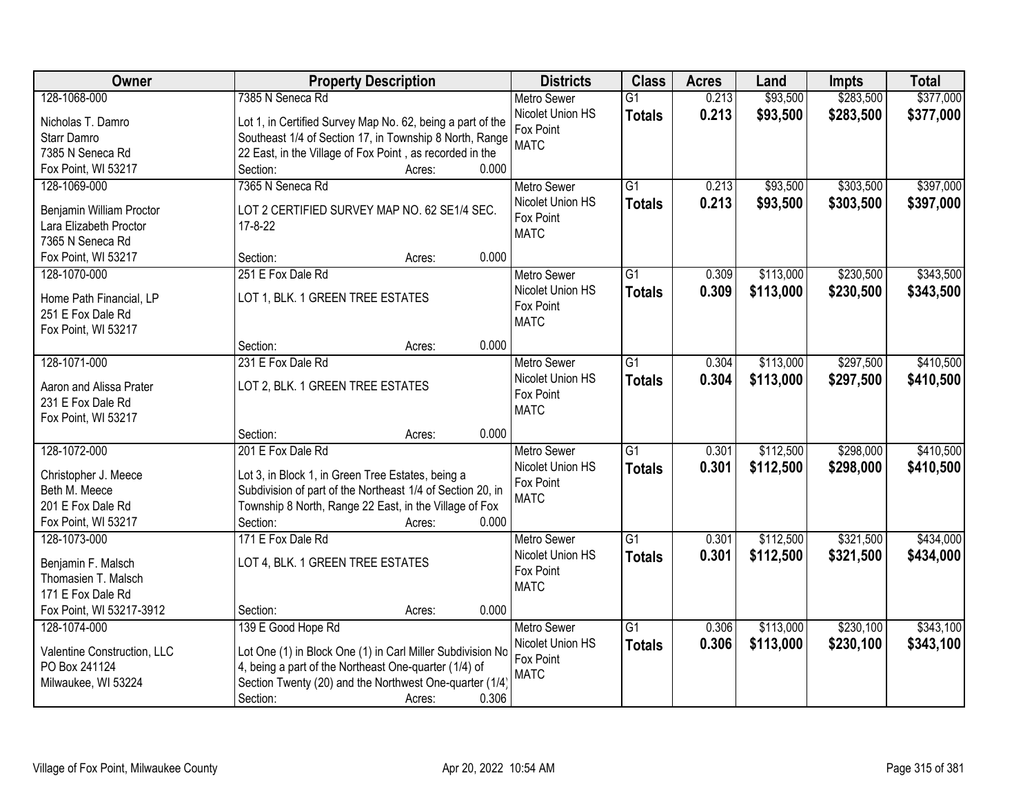| Owner | Property Description | Districts | Class | Acres | Land | Impts | Total |
|---|---|---|---|---|---|---|---|
| 128-1068-000<br>Nicholas T. Damro<br>Starr Damro<br>7385 N Seneca Rd<br>Fox Point, WI 53217 | 7385 N Seneca Rd<br>Lot 1, in Certified Survey Map No. 62, being a part of the Southeast 1/4 of Section 17, in Township 8 North, Range 22 East, in the Village of Fox Point , as recorded in the<br>Section: Acres: 0.000 | Metro Sewer<br>Nicolet Union HS<br>Fox Point<br>MATC | G1<br>**Totals** | 0.213<br>**0.213** | $93,500<br>**$93,500** | $283,500<br>**$283,500** | $377,000<br>**$377,000** |
| 128-1069-000<br>Benjamin William Proctor<br>Lara Elizabeth Proctor<br>7365 N Seneca Rd<br>Fox Point, WI 53217 | 7365 N Seneca Rd<br>LOT 2 CERTIFIED SURVEY MAP NO. 62 SE1/4 SEC. 17-8-22<br>Section: Acres: 0.000 | Metro Sewer<br>Nicolet Union HS<br>Fox Point<br>MATC | G1<br>**Totals** | 0.213<br>**0.213** | $93,500<br>**$93,500** | $303,500<br>**$303,500** | $397,000<br>**$397,000** |
| 128-1070-000<br>Home Path Financial, LP<br>251 E Fox Dale Rd<br>Fox Point, WI 53217 | 251 E Fox Dale Rd<br>LOT 1, BLK. 1 GREEN TREE ESTATES<br>Section: Acres: 0.000 | Metro Sewer<br>Nicolet Union HS<br>Fox Point<br>MATC | G1<br>**Totals** | 0.309<br>**0.309** | $113,000<br>**$113,000** | $230,500<br>**$230,500** | $343,500<br>**$343,500** |
| 128-1071-000<br>Aaron and Alissa Prater<br>231 E Fox Dale Rd<br>Fox Point, WI 53217 | 231 E Fox Dale Rd<br>LOT 2, BLK. 1 GREEN TREE ESTATES<br>Section: Acres: 0.000 | Metro Sewer<br>Nicolet Union HS<br>Fox Point<br>MATC | G1<br>**Totals** | 0.304<br>**0.304** | $113,000<br>**$113,000** | $297,500<br>**$297,500** | $410,500<br>**$410,500** |
| 128-1072-000<br>Christopher J. Meece<br>Beth M. Meece<br>201 E Fox Dale Rd<br>Fox Point, WI 53217 | 201 E Fox Dale Rd<br>Lot 3, in Block 1, in Green Tree Estates, being a Subdivision of part of the Northeast 1/4 of Section 20, in Township 8 North, Range 22 East, in the Village of Fox<br>Section: Acres: 0.000 | Metro Sewer<br>Nicolet Union HS<br>Fox Point<br>MATC | G1<br>**Totals** | 0.301<br>**0.301** | $112,500<br>**$112,500** | $298,000<br>**$298,000** | $410,500<br>**$410,500** |
| 128-1073-000<br>Benjamin F. Malsch<br>Thomasien T. Malsch<br>171 E Fox Dale Rd<br>Fox Point, WI 53217-3912 | 171 E Fox Dale Rd<br>LOT 4, BLK. 1 GREEN TREE ESTATES<br>Section: Acres: 0.000 | Metro Sewer<br>Nicolet Union HS<br>Fox Point<br>MATC | G1<br>**Totals** | 0.301<br>**0.301** | $112,500<br>**$112,500** | $321,500<br>**$321,500** | $434,000<br>**$434,000** |
| 128-1074-000<br>Valentine Construction, LLC<br>PO Box 241124<br>Milwaukee, WI 53224 | 139 E Good Hope Rd<br>Lot One (1) in Block One (1) in Carl Miller Subdivision No 4, being a part of the Northeast One-quarter (1/4) of Section Twenty (20) and the Northwest One-quarter (1/4)<br>Section: Acres: 0.306 | Metro Sewer<br>Nicolet Union HS<br>Fox Point<br>MATC | G1<br>**Totals** | 0.306<br>**0.306** | $113,000<br>**$113,000** | $230,100<br>**$230,100** | $343,100<br>**$343,100** |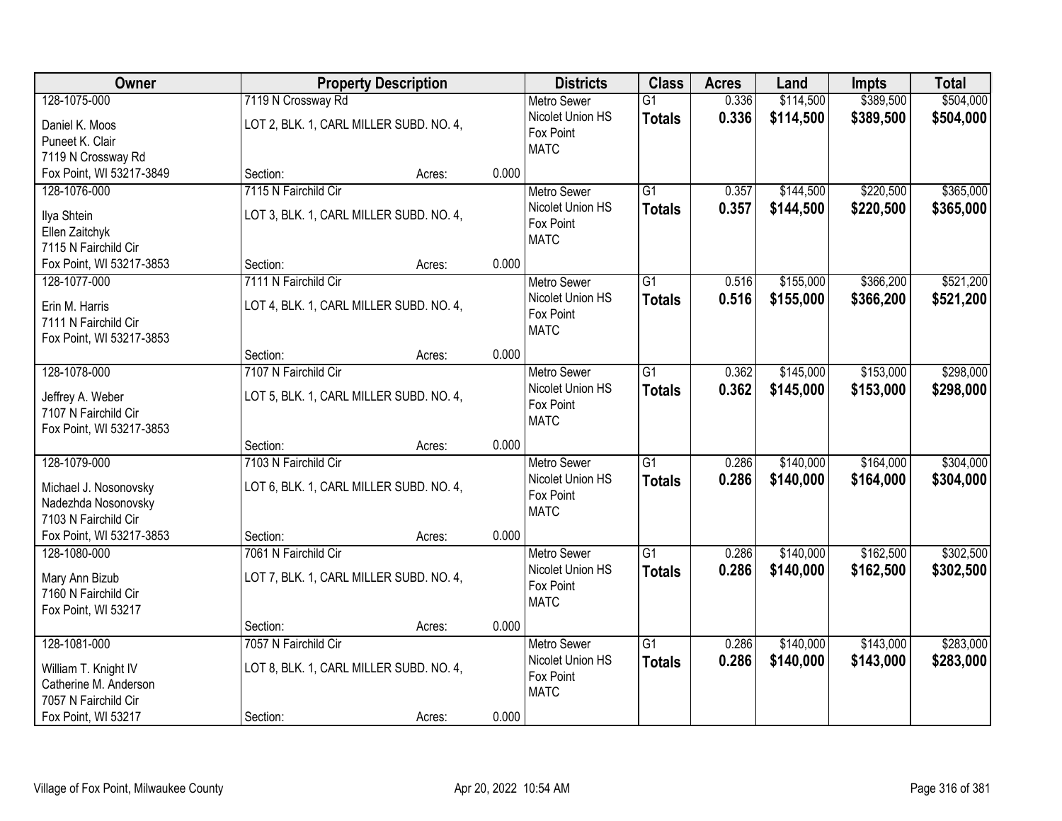| Owner | Property Description | | | Districts | Class | Acres | Land | Impts | Total |
|---|---|---|---|---|---|---|---|---|---|
| 128-1075-000<br>Daniel K. Moos<br>Puneet K. Clair<br>7119 N Crossway Rd<br>Fox Point, WI 53217-3849 | 7119 N Crossway Rd<br>LOT 2, BLK. 1, CARL MILLER SUBD. NO. 4,<br>Section: | Acres: | 0.000 | Metro Sewer<br>Nicolet Union HS<br>Fox Point<br>MATC | G1<br>**Totals** | 0.336<br>**0.336** | $114,500<br>**$114,500** | $389,500<br>**$389,500** | $504,000<br>**$504,000** |
| 128-1076-000<br>Ilya Shtein<br>Ellen Zaitchyk<br>7115 N Fairchild Cir<br>Fox Point, WI 53217-3853 | 7115 N Fairchild Cir<br>LOT 3, BLK. 1, CARL MILLER SUBD. NO. 4,<br>Section: | Acres: | 0.000 | Metro Sewer<br>Nicolet Union HS<br>Fox Point<br>MATC | G1<br>**Totals** | 0.357<br>**0.357** | $144,500<br>**$144,500** | $220,500<br>**$220,500** | $365,000<br>**$365,000** |
| 128-1077-000<br>Erin M. Harris<br>7111 N Fairchild Cir<br>Fox Point, WI 53217-3853 | 7111 N Fairchild Cir<br>LOT 4, BLK. 1, CARL MILLER SUBD. NO. 4,<br>Section: | Acres: | 0.000 | Metro Sewer<br>Nicolet Union HS<br>Fox Point<br>MATC | G1<br>**Totals** | 0.516<br>**0.516** | $155,000<br>**$155,000** | $366,200<br>**$366,200** | $521,200<br>**$521,200** |
| 128-1078-000<br>Jeffrey A. Weber<br>7107 N Fairchild Cir<br>Fox Point, WI 53217-3853 | 7107 N Fairchild Cir<br>LOT 5, BLK. 1, CARL MILLER SUBD. NO. 4,<br>Section: | Acres: | 0.000 | Metro Sewer<br>Nicolet Union HS<br>Fox Point<br>MATC | G1<br>**Totals** | 0.362<br>**0.362** | $145,000<br>**$145,000** | $153,000<br>**$153,000** | $298,000<br>**$298,000** |
| 128-1079-000<br>Michael J. Nosonovsky<br>Nadezhda Nosonovsky<br>7103 N Fairchild Cir<br>Fox Point, WI 53217-3853 | 7103 N Fairchild Cir<br>LOT 6, BLK. 1, CARL MILLER SUBD. NO. 4,<br>Section: | Acres: | 0.000 | Metro Sewer<br>Nicolet Union HS<br>Fox Point<br>MATC | G1<br>**Totals** | 0.286<br>**0.286** | $140,000<br>**$140,000** | $164,000<br>**$164,000** | $304,000<br>**$304,000** |
| 128-1080-000<br>Mary Ann Bizub<br>7160 N Fairchild Cir<br>Fox Point, WI 53217 | 7061 N Fairchild Cir<br>LOT 7, BLK. 1, CARL MILLER SUBD. NO. 4,<br>Section: | Acres: | 0.000 | Metro Sewer<br>Nicolet Union HS<br>Fox Point<br>MATC | G1<br>**Totals** | 0.286<br>**0.286** | $140,000<br>**$140,000** | $162,500<br>**$162,500** | $302,500<br>**$302,500** |
| 128-1081-000<br>William T. Knight IV<br>Catherine M. Anderson<br>7057 N Fairchild Cir<br>Fox Point, WI 53217 | 7057 N Fairchild Cir<br>LOT 8, BLK. 1, CARL MILLER SUBD. NO. 4,<br>Section: | Acres: | 0.000 | Metro Sewer<br>Nicolet Union HS<br>Fox Point<br>MATC | G1<br>**Totals** | 0.286<br>**0.286** | $140,000<br>**$140,000** | $143,000<br>**$143,000** | $283,000<br>**$283,000** |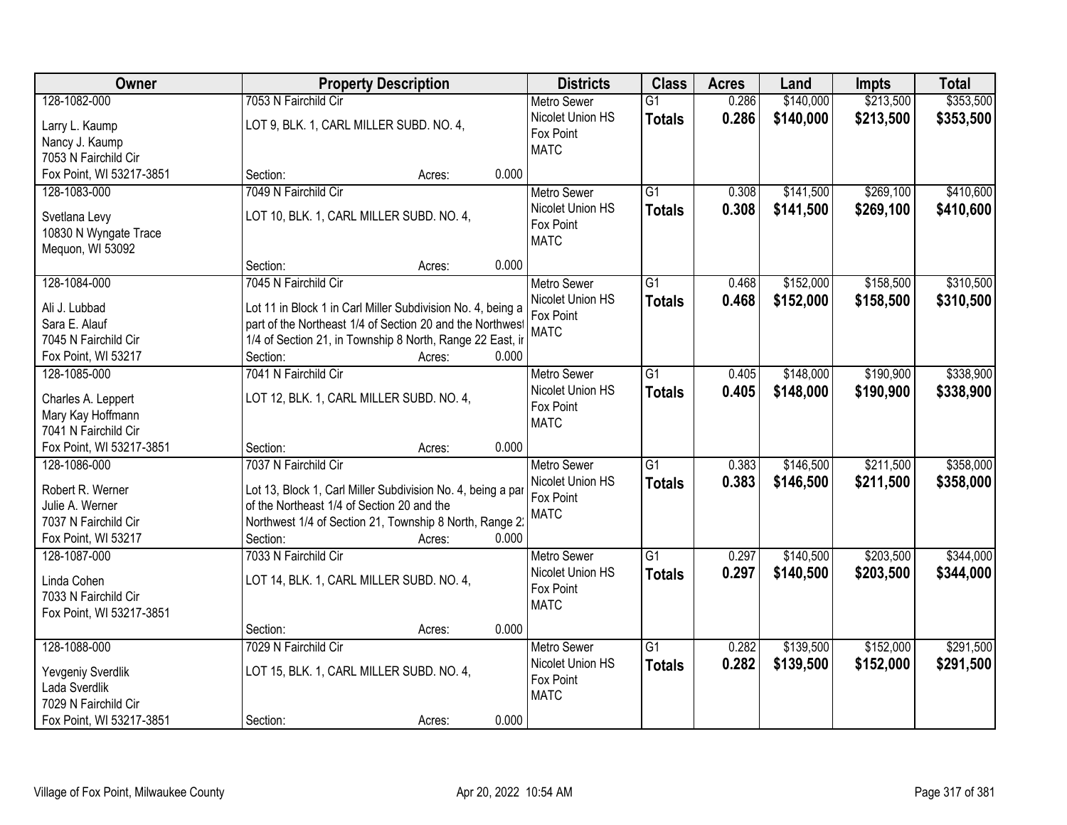| Owner | Property Description | Districts | Class | Acres | Land | Impts | Total |
|---|---|---|---|---|---|---|---|
| 128-1082-000<br>Larry L. Kaump<br>Nancy J. Kaump<br>7053 N Fairchild Cir<br>Fox Point, WI 53217-3851 | 7053 N Fairchild Cir<br>LOT 9, BLK. 1, CARL MILLER SUBD. NO. 4,<br>Section: Acres: 0.000 | Metro Sewer<br>Nicolet Union HS<br>Fox Point<br>MATC | G1<br>**Totals** | 0.286<br>**0.286** | $140,000<br>**$140,000** | $213,500<br>**$213,500** | $353,500<br>**$353,500** |
| 128-1083-000<br>Svetlana Levy<br>10830 N Wyngate Trace<br>Mequon, WI 53092 | 7049 N Fairchild Cir<br>LOT 10, BLK. 1, CARL MILLER SUBD. NO. 4,<br>Section: Acres: 0.000 | Metro Sewer<br>Nicolet Union HS<br>Fox Point<br>MATC | G1<br>**Totals** | 0.308<br>**0.308** | $141,500<br>**$141,500** | $269,100<br>**$269,100** | $410,600<br>**$410,600** |
| 128-1084-000<br>Ali J. Lubbad<br>Sara E. Alauf<br>7045 N Fairchild Cir<br>Fox Point, WI 53217 | 7045 N Fairchild Cir<br>Lot 11 in Block 1 in Carl Miller Subdivision No. 4, being a part of the Northeast 1/4 of Section 20 and the Northwest 1/4 of Section 21, in Township 8 North, Range 22 East, ir<br>Section: Acres: 0.000 | Metro Sewer<br>Nicolet Union HS<br>Fox Point<br>MATC | G1<br>**Totals** | 0.468<br>**0.468** | $152,000<br>**$152,000** | $158,500<br>**$158,500** | $310,500<br>**$310,500** |
| 128-1085-000<br>Charles A. Leppert<br>Mary Kay Hoffmann<br>7041 N Fairchild Cir<br>Fox Point, WI 53217-3851 | 7041 N Fairchild Cir<br>LOT 12, BLK. 1, CARL MILLER SUBD. NO. 4,<br>Section: Acres: 0.000 | Metro Sewer<br>Nicolet Union HS<br>Fox Point<br>MATC | G1<br>**Totals** | 0.405<br>**0.405** | $148,000<br>**$148,000** | $190,900<br>**$190,900** | $338,900<br>**$338,900** |
| 128-1086-000<br>Robert R. Werner<br>Julie A. Werner<br>7037 N Fairchild Cir<br>Fox Point, WI 53217 | 7037 N Fairchild Cir<br>Lot 13, Block 1, Carl Miller Subdivision No. 4, being a par of the Northeast 1/4 of Section 20 and the Northwest 1/4 of Section 21, Township 8 North, Range 2:<br>Section: Acres: 0.000 | Metro Sewer<br>Nicolet Union HS<br>Fox Point<br>MATC | G1<br>**Totals** | 0.383<br>**0.383** | $146,500<br>**$146,500** | $211,500<br>**$211,500** | $358,000<br>**$358,000** |
| 128-1087-000<br>Linda Cohen<br>7033 N Fairchild Cir<br>Fox Point, WI 53217-3851 | 7033 N Fairchild Cir<br>LOT 14, BLK. 1, CARL MILLER SUBD. NO. 4,<br>Section: Acres: 0.000 | Metro Sewer<br>Nicolet Union HS<br>Fox Point<br>MATC | G1<br>**Totals** | 0.297<br>**0.297** | $140,500<br>**$140,500** | $203,500<br>**$203,500** | $344,000<br>**$344,000** |
| 128-1088-000<br>Yevgeniy Sverdlik<br>Lada Sverdlik<br>7029 N Fairchild Cir<br>Fox Point, WI 53217-3851 | 7029 N Fairchild Cir<br>LOT 15, BLK. 1, CARL MILLER SUBD. NO. 4,<br>Section: Acres: 0.000 | Metro Sewer<br>Nicolet Union HS<br>Fox Point<br>MATC | G1<br>**Totals** | 0.282<br>**0.282** | $139,500<br>**$139,500** | $152,000<br>**$152,000** | $291,500<br>**$291,500** |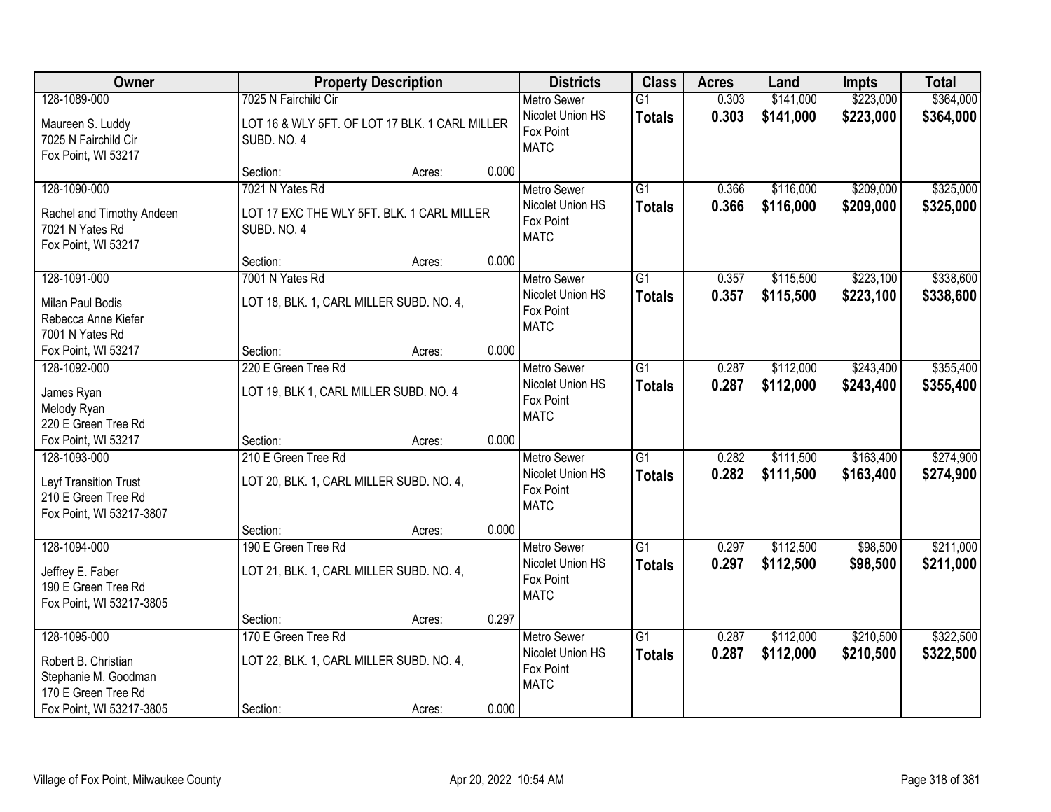| Owner | Property Description | Districts | Class | Acres | Land | Impts | Total |
|---|---|---|---|---|---|---|---|
| 128-1089-000<br>Maureen S. Luddy<br>7025 N Fairchild Cir<br>Fox Point, WI 53217 | 7025 N Fairchild Cir<br>LOT 16 & WLY 5FT. OF LOT 17 BLK. 1 CARL MILLER SUBD. NO. 4<br>Section: Acres: 0.000 | Metro Sewer<br>Nicolet Union HS<br>Fox Point<br>MATC | G1<br>**Totals** | 0.303<br>**0.303** | $141,000<br>**$141,000** | $223,000<br>**$223,000** | $364,000<br>**$364,000** |
| 128-1090-000<br>Rachel and Timothy Andeen<br>7021 N Yates Rd<br>Fox Point, WI 53217 | 7021 N Yates Rd<br>LOT 17 EXC THE WLY 5FT. BLK. 1 CARL MILLER SUBD. NO. 4<br>Section: Acres: 0.000 | Metro Sewer<br>Nicolet Union HS<br>Fox Point<br>MATC | G1<br>**Totals** | 0.366<br>**0.366** | $116,000<br>**$116,000** | $209,000<br>**$209,000** | $325,000<br>**$325,000** |
| 128-1091-000<br>Milan Paul Bodis<br>Rebecca Anne Kiefer<br>7001 N Yates Rd<br>Fox Point, WI 53217 | 7001 N Yates Rd<br>LOT 18, BLK. 1, CARL MILLER SUBD. NO. 4,<br>Section: Acres: 0.000 | Metro Sewer<br>Nicolet Union HS<br>Fox Point<br>MATC | G1<br>**Totals** | 0.357<br>**0.357** | $115,500<br>**$115,500** | $223,100<br>**$223,100** | $338,600<br>**$338,600** |
| 128-1092-000<br>James Ryan<br>Melody Ryan<br>220 E Green Tree Rd<br>Fox Point, WI 53217 | 220 E Green Tree Rd<br>LOT 19, BLK 1, CARL MILLER SUBD. NO. 4<br>Section: Acres: 0.000 | Metro Sewer<br>Nicolet Union HS<br>Fox Point<br>MATC | G1<br>**Totals** | 0.287<br>**0.287** | $112,000<br>**$112,000** | $243,400<br>**$243,400** | $355,400<br>**$355,400** |
| 128-1093-000<br>Leyf Transition Trust<br>210 E Green Tree Rd<br>Fox Point, WI 53217-3807 | 210 E Green Tree Rd<br>LOT 20, BLK. 1, CARL MILLER SUBD. NO. 4,<br>Section: Acres: 0.000 | Metro Sewer<br>Nicolet Union HS<br>Fox Point<br>MATC | G1<br>**Totals** | 0.282<br>**0.282** | $111,500<br>**$111,500** | $163,400<br>**$163,400** | $274,900<br>**$274,900** |
| 128-1094-000<br>Jeffrey E. Faber<br>190 E Green Tree Rd<br>Fox Point, WI 53217-3805 | 190 E Green Tree Rd<br>LOT 21, BLK. 1, CARL MILLER SUBD. NO. 4,<br>Section: Acres: 0.297 | Metro Sewer<br>Nicolet Union HS<br>Fox Point<br>MATC | G1<br>**Totals** | 0.297<br>**0.297** | $112,500<br>**$112,500** | $98,500<br>**$98,500** | $211,000<br>**$211,000** |
| 128-1095-000<br>Robert B. Christian<br>Stephanie M. Goodman<br>170 E Green Tree Rd<br>Fox Point, WI 53217-3805 | 170 E Green Tree Rd<br>LOT 22, BLK. 1, CARL MILLER SUBD. NO. 4,<br>Section: Acres: 0.000 | Metro Sewer<br>Nicolet Union HS<br>Fox Point<br>MATC | G1<br>**Totals** | 0.287<br>**0.287** | $112,000<br>**$112,000** | $210,500<br>**$210,500** | $322,500<br>**$322,500** |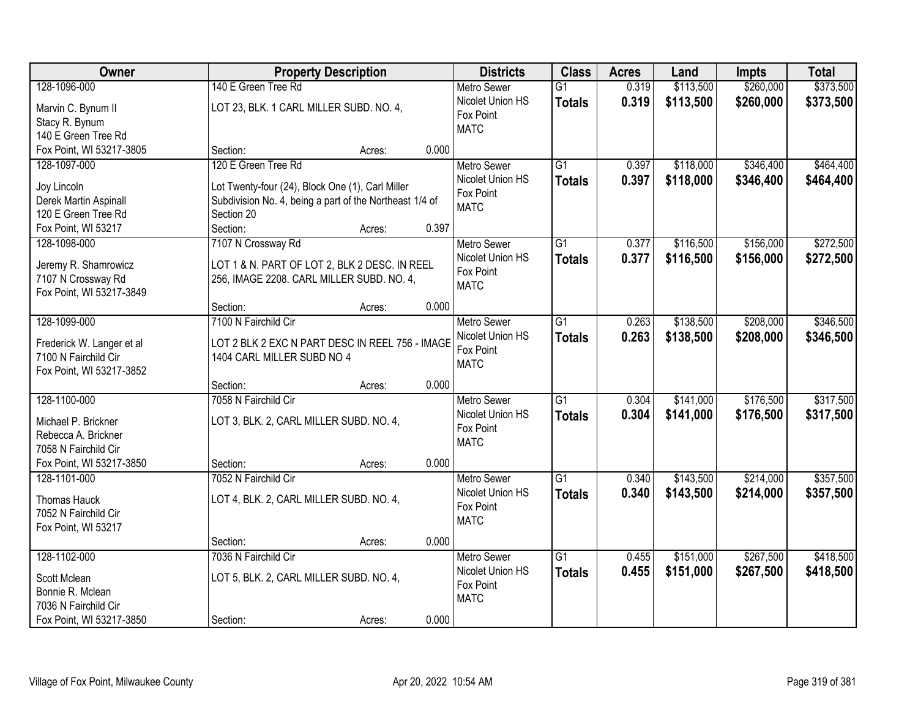| Owner | Property Description | Districts | Class | Acres | Land | Impts | Total |
|---|---|---|---|---|---|---|---|
| 128-1096-000<br>Marvin C. Bynum II<br>Stacy R. Bynum<br>140 E Green Tree Rd<br>Fox Point, WI 53217-3805 | 140 E Green Tree Rd<br>LOT 23, BLK. 1 CARL MILLER SUBD. NO. 4,<br>Section: Acres: 0.000 | Metro Sewer<br>Nicolet Union HS<br>Fox Point<br>MATC | G1<br>**Totals** | 0.319<br>**0.319** | $113,500<br>**$113,500** | $260,000<br>**$260,000** | $373,500<br>**$373,500** |
| 128-1097-000<br>Joy Lincoln<br>Derek Martin Aspinall<br>120 E Green Tree Rd<br>Fox Point, WI 53217 | 120 E Green Tree Rd<br>Lot Twenty-four (24), Block One (1), Carl Miller Subdivision No. 4, being a part of the Northeast 1/4 of Section 20<br>Section: Acres: 0.397 | Metro Sewer<br>Nicolet Union HS<br>Fox Point<br>MATC | G1<br>**Totals** | 0.397<br>**0.397** | $118,000<br>**$118,000** | $346,400<br>**$346,400** | $464,400<br>**$464,400** |
| 128-1098-000<br>Jeremy R. Shamrowicz<br>7107 N Crossway Rd<br>Fox Point, WI 53217-3849 | 7107 N Crossway Rd<br>LOT 1 & N. PART OF LOT 2, BLK 2 DESC. IN REEL 256, IMAGE 2208. CARL MILLER SUBD. NO. 4,<br>Section: Acres: 0.000 | Metro Sewer<br>Nicolet Union HS<br>Fox Point<br>MATC | G1<br>**Totals** | 0.377<br>**0.377** | $116,500<br>**$116,500** | $156,000<br>**$156,000** | $272,500<br>**$272,500** |
| 128-1099-000<br>Frederick W. Langer et al<br>7100 N Fairchild Cir<br>Fox Point, WI 53217-3852 | 7100 N Fairchild Cir<br>LOT 2 BLK 2 EXC N PART DESC IN REEL 756 - IMAGE 1404 CARL MILLER SUBD NO 4<br>Section: Acres: 0.000 | Metro Sewer<br>Nicolet Union HS<br>Fox Point<br>MATC | G1<br>**Totals** | 0.263<br>**0.263** | $138,500<br>**$138,500** | $208,000<br>**$208,000** | $346,500<br>**$346,500** |
| 128-1100-000<br>Michael P. Brickner<br>Rebecca A. Brickner<br>7058 N Fairchild Cir<br>Fox Point, WI 53217-3850 | 7058 N Fairchild Cir<br>LOT 3, BLK. 2, CARL MILLER SUBD. NO. 4,<br>Section: Acres: 0.000 | Metro Sewer<br>Nicolet Union HS<br>Fox Point<br>MATC | G1<br>**Totals** | 0.304<br>**0.304** | $141,000<br>**$141,000** | $176,500<br>**$176,500** | $317,500<br>**$317,500** |
| 128-1101-000<br>Thomas Hauck<br>7052 N Fairchild Cir<br>Fox Point, WI 53217 | 7052 N Fairchild Cir<br>LOT 4, BLK. 2, CARL MILLER SUBD. NO. 4,<br>Section: Acres: 0.000 | Metro Sewer<br>Nicolet Union HS<br>Fox Point<br>MATC | G1<br>**Totals** | 0.340<br>**0.340** | $143,500<br>**$143,500** | $214,000<br>**$214,000** | $357,500<br>**$357,500** |
| 128-1102-000<br>Scott Mclean<br>Bonnie R. Mclean<br>7036 N Fairchild Cir<br>Fox Point, WI 53217-3850 | 7036 N Fairchild Cir<br>LOT 5, BLK. 2, CARL MILLER SUBD. NO. 4,<br>Section: Acres: 0.000 | Metro Sewer<br>Nicolet Union HS<br>Fox Point<br>MATC | G1<br>**Totals** | 0.455<br>**0.455** | $151,000<br>**$151,000** | $267,500<br>**$267,500** | $418,500<br>**$418,500** |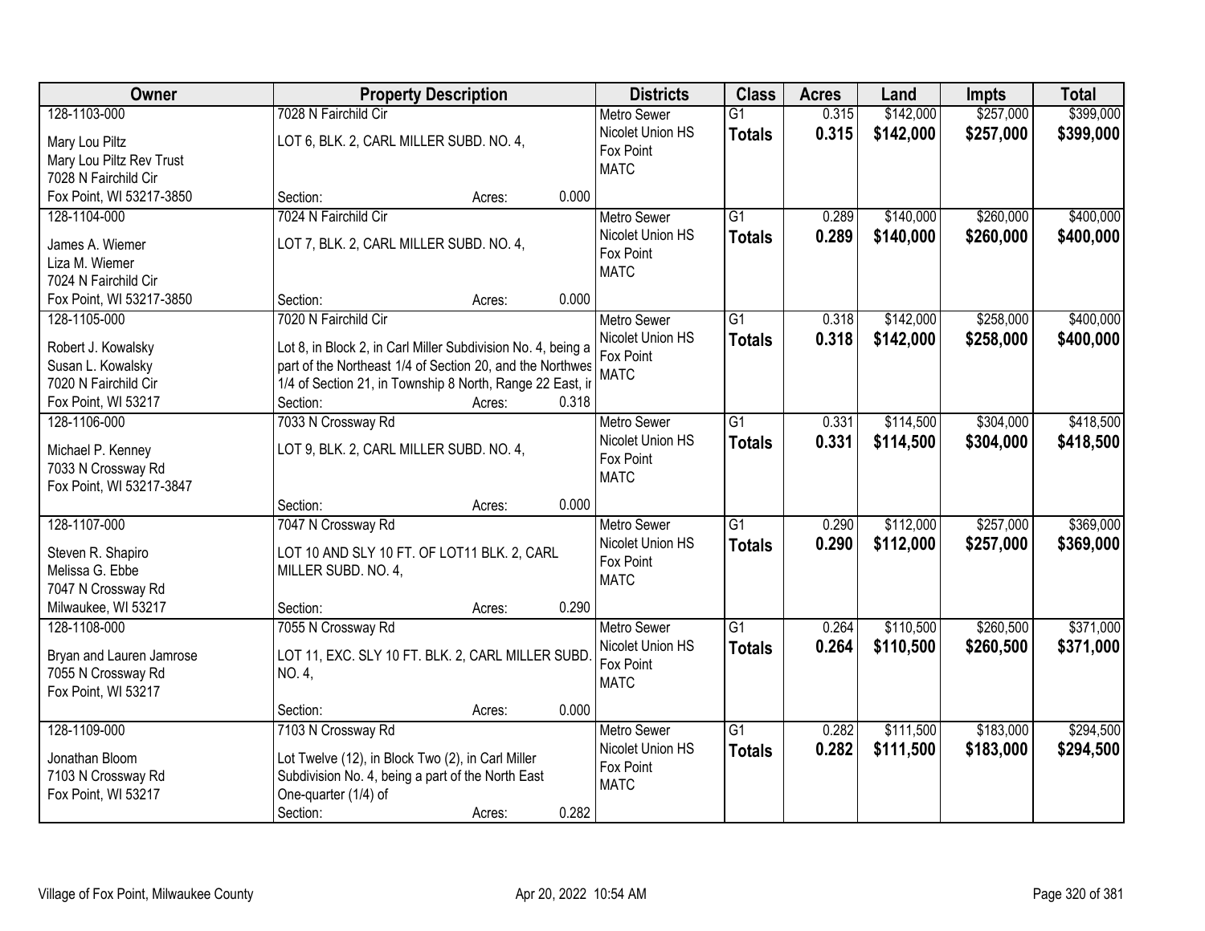| Owner | Property Description | Districts | Class | Acres | Land | Impts | Total |
|---|---|---|---|---|---|---|---|
| 128-1103-000<br>Mary Lou Piltz<br>Mary Lou Piltz Rev Trust<br>7028 N Fairchild Cir<br>Fox Point, WI 53217-3850 | 7028 N Fairchild Cir<br>LOT 6, BLK. 2, CARL MILLER SUBD. NO. 4,<br>Section: Acres: 0.000 | Metro Sewer<br>Nicolet Union HS<br>Fox Point<br>MATC | G1<br>**Totals** | 0.315<br>**0.315** | $142,000<br>**$142,000** | $257,000<br>**$257,000** | $399,000<br>**$399,000** |
| 128-1104-000<br>James A. Wiemer<br>Liza M. Wiemer<br>7024 N Fairchild Cir<br>Fox Point, WI 53217-3850 | 7024 N Fairchild Cir<br>LOT 7, BLK. 2, CARL MILLER SUBD. NO. 4,<br>Section: Acres: 0.000 | Metro Sewer<br>Nicolet Union HS<br>Fox Point<br>MATC | G1<br>**Totals** | 0.289<br>**0.289** | $140,000<br>**$140,000** | $260,000<br>**$260,000** | $400,000<br>**$400,000** |
| 128-1105-000<br>Robert J. Kowalsky<br>Susan L. Kowalsky<br>7020 N Fairchild Cir<br>Fox Point, WI 53217 | 7020 N Fairchild Cir<br>Lot 8, in Block 2, in Carl Miller Subdivision No. 4, being a part of the Northeast 1/4 of Section 20, and the Northwes 1/4 of Section 21, in Township 8 North, Range 22 East, ir<br>Section: Acres: 0.318 | Metro Sewer<br>Nicolet Union HS<br>Fox Point<br>MATC | G1<br>**Totals** | 0.318<br>**0.318** | $142,000<br>**$142,000** | $258,000<br>**$258,000** | $400,000<br>**$400,000** |
| 128-1106-000<br>Michael P. Kenney<br>7033 N Crossway Rd<br>Fox Point, WI 53217-3847 | 7033 N Crossway Rd<br>LOT 9, BLK. 2, CARL MILLER SUBD. NO. 4,<br>Section: Acres: 0.000 | Metro Sewer<br>Nicolet Union HS<br>Fox Point<br>MATC | G1<br>**Totals** | 0.331<br>**0.331** | $114,500<br>**$114,500** | $304,000<br>**$304,000** | $418,500<br>**$418,500** |
| 128-1107-000<br>Steven R. Shapiro<br>Melissa G. Ebbe<br>7047 N Crossway Rd<br>Milwaukee, WI 53217 | 7047 N Crossway Rd<br>LOT 10 AND SLY 10 FT. OF LOT11 BLK. 2, CARL MILLER SUBD. NO. 4,<br>Section: Acres: 0.290 | Metro Sewer<br>Nicolet Union HS<br>Fox Point<br>MATC | G1<br>**Totals** | 0.290<br>**0.290** | $112,000<br>**$112,000** | $257,000<br>**$257,000** | $369,000<br>**$369,000** |
| 128-1108-000<br>Bryan and Lauren Jamrose<br>7055 N Crossway Rd<br>Fox Point, WI 53217 | 7055 N Crossway Rd<br>LOT 11, EXC. SLY 10 FT. BLK. 2, CARL MILLER SUBD. NO. 4,<br>Section: Acres: 0.000 | Metro Sewer<br>Nicolet Union HS<br>Fox Point<br>MATC | G1<br>**Totals** | 0.264<br>**0.264** | $110,500<br>**$110,500** | $260,500<br>**$260,500** | $371,000<br>**$371,000** |
| 128-1109-000<br>Jonathan Bloom<br>7103 N Crossway Rd<br>Fox Point, WI 53217 | 7103 N Crossway Rd<br>Lot Twelve (12), in Block Two (2), in Carl Miller Subdivision No. 4, being a part of the North East One-quarter (1/4) of<br>Section: Acres: 0.282 | Metro Sewer<br>Nicolet Union HS<br>Fox Point<br>MATC | G1<br>**Totals** | 0.282<br>**0.282** | $111,500<br>**$111,500** | $183,000<br>**$183,000** | $294,500<br>**$294,500** |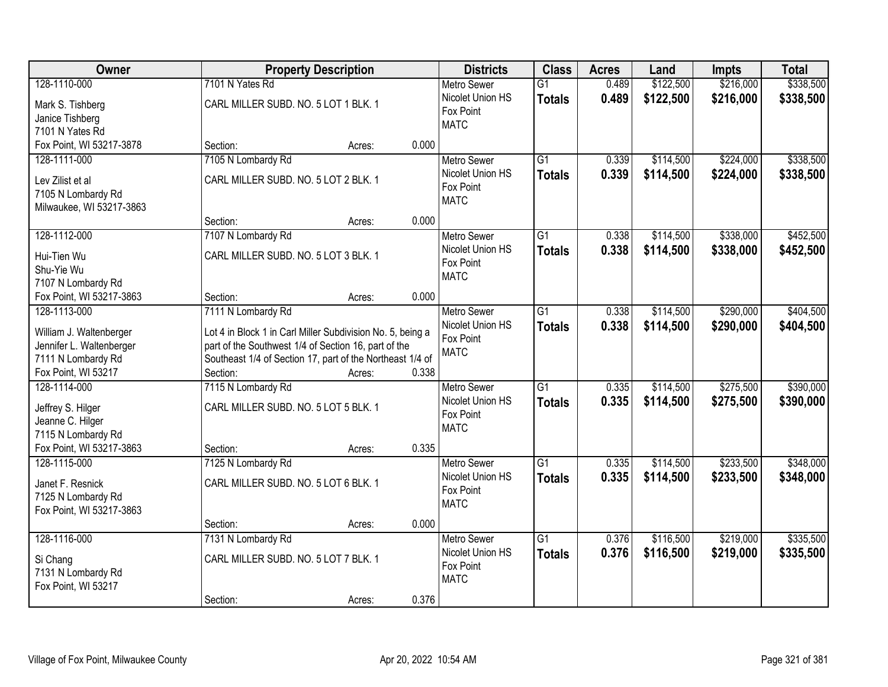| Owner | Property Description | Districts | Class | Acres | Land | Impts | Total |
|---|---|---|---|---|---|---|---|
| 128-1110-000<br>Mark S. Tishberg<br>Janice Tishberg<br>7101 N Yates Rd<br>Fox Point, WI 53217-3878 | 7101 N Yates Rd<br>CARL MILLER SUBD. NO. 5 LOT 1 BLK. 1<br>Section: Acres: 0.000 | Metro Sewer<br>Nicolet Union HS<br>Fox Point<br>MATC | G1<br>**Totals** | 0.489<br>**0.489** | $122,500<br>**$122,500** | $216,000<br>**$216,000** | $338,500<br>**$338,500** |
| 128-1111-000<br>Lev Zilist et al<br>7105 N Lombardy Rd<br>Milwaukee, WI 53217-3863 | 7105 N Lombardy Rd<br>CARL MILLER SUBD. NO. 5 LOT 2 BLK. 1<br>Section: Acres: 0.000 | Metro Sewer<br>Nicolet Union HS<br>Fox Point<br>MATC | G1<br>**Totals** | 0.339<br>**0.339** | $114,500<br>**$114,500** | $224,000<br>**$224,000** | $338,500<br>**$338,500** |
| 128-1112-000<br>Hui-Tien Wu<br>Shu-Yie Wu<br>7107 N Lombardy Rd<br>Fox Point, WI 53217-3863 | 7107 N Lombardy Rd<br>CARL MILLER SUBD. NO. 5 LOT 3 BLK. 1<br>Section: Acres: 0.000 | Metro Sewer<br>Nicolet Union HS<br>Fox Point<br>MATC | G1<br>**Totals** | 0.338<br>**0.338** | $114,500<br>**$114,500** | $338,000<br>**$338,000** | $452,500<br>**$452,500** |
| 128-1113-000<br>William J. Waltenberger<br>Jennifer L. Waltenberger<br>7111 N Lombardy Rd<br>Fox Point, WI 53217 | 7111 N Lombardy Rd<br>Lot 4 in Block 1 in Carl Miller Subdivision No. 5, being a part of the Southwest 1/4 of Section 16, part of the Southeast 1/4 of Section 17, part of the Northeast 1/4 of<br>Section: Acres: 0.338 | Metro Sewer<br>Nicolet Union HS<br>Fox Point<br>MATC | G1<br>**Totals** | 0.338<br>**0.338** | $114,500<br>**$114,500** | $290,000<br>**$290,000** | $404,500<br>**$404,500** |
| 128-1114-000<br>Jeffrey S. Hilger<br>Jeanne C. Hilger<br>7115 N Lombardy Rd<br>Fox Point, WI 53217-3863 | 7115 N Lombardy Rd<br>CARL MILLER SUBD. NO. 5 LOT 5 BLK. 1<br>Section: Acres: 0.335 | Metro Sewer<br>Nicolet Union HS<br>Fox Point<br>MATC | G1<br>**Totals** | 0.335<br>**0.335** | $114,500<br>**$114,500** | $275,500<br>**$275,500** | $390,000<br>**$390,000** |
| 128-1115-000<br>Janet F. Resnick<br>7125 N Lombardy Rd<br>Fox Point, WI 53217-3863 | 7125 N Lombardy Rd<br>CARL MILLER SUBD. NO. 5 LOT 6 BLK. 1<br>Section: Acres: 0.000 | Metro Sewer<br>Nicolet Union HS<br>Fox Point<br>MATC | G1<br>**Totals** | 0.335<br>**0.335** | $114,500<br>**$114,500** | $233,500<br>**$233,500** | $348,000<br>**$348,000** |
| 128-1116-000<br>Si Chang<br>7131 N Lombardy Rd<br>Fox Point, WI 53217 | 7131 N Lombardy Rd<br>CARL MILLER SUBD. NO. 5 LOT 7 BLK. 1<br>Section: Acres: 0.376 | Metro Sewer<br>Nicolet Union HS<br>Fox Point<br>MATC | G1<br>**Totals** | 0.376<br>**0.376** | $116,500<br>**$116,500** | $219,000<br>**$219,000** | $335,500<br>**$335,500** |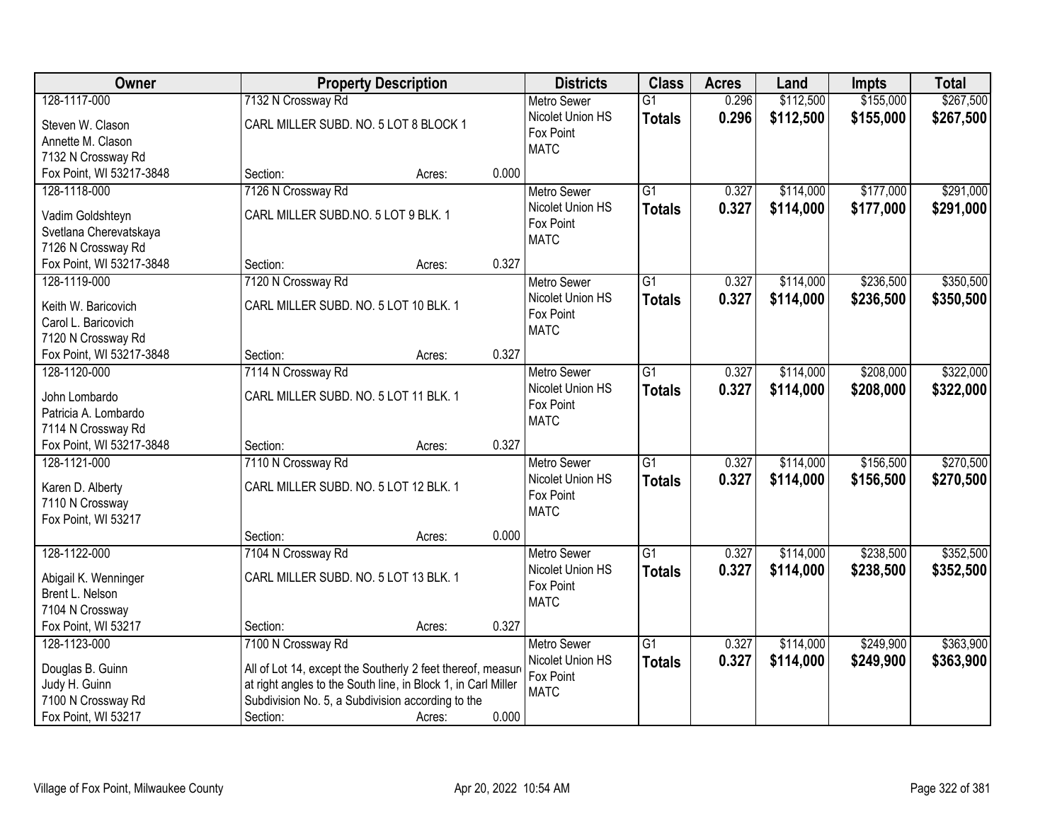| Owner | Property Description | | | Districts | Class | Acres | Land | Impts | Total |
|---|---|---|---|---|---|---|---|---|---|
| 128-1117-000<br>Steven W. Clason<br>Annette M. Clason<br>7132 N Crossway Rd<br>Fox Point, WI 53217-3848 | 7132 N Crossway Rd<br>CARL MILLER SUBD. NO. 5 LOT 8 BLOCK 1<br>Section: | Acres: | 0.000 | Metro Sewer<br>Nicolet Union HS<br>Fox Point<br>MATC | G1<br>**Totals** | 0.296<br>**0.296** | $112,500<br>**$112,500** | $155,000<br>**$155,000** | $267,500<br>**$267,500** |
| 128-1118-000<br>Vadim Goldshteyn<br>Svetlana Cherevatskaya<br>7126 N Crossway Rd<br>Fox Point, WI 53217-3848 | 7126 N Crossway Rd<br>CARL MILLER SUBD.NO. 5 LOT 9 BLK. 1<br>Section: | Acres: | 0.327 | Metro Sewer<br>Nicolet Union HS<br>Fox Point<br>MATC | G1<br>**Totals** | 0.327<br>**0.327** | $114,000<br>**$114,000** | $177,000<br>**$177,000** | $291,000<br>**$291,000** |
| 128-1119-000<br>Keith W. Baricovich<br>Carol L. Baricovich<br>7120 N Crossway Rd<br>Fox Point, WI 53217-3848 | 7120 N Crossway Rd<br>CARL MILLER SUBD. NO. 5 LOT 10 BLK. 1<br>Section: | Acres: | 0.327 | Metro Sewer<br>Nicolet Union HS<br>Fox Point<br>MATC | G1<br>**Totals** | 0.327<br>**0.327** | $114,000<br>**$114,000** | $236,500<br>**$236,500** | $350,500<br>**$350,500** |
| 128-1120-000<br>John Lombardo<br>Patricia A. Lombardo<br>7114 N Crossway Rd<br>Fox Point, WI 53217-3848 | 7114 N Crossway Rd<br>CARL MILLER SUBD. NO. 5 LOT 11 BLK. 1<br>Section: | Acres: | 0.327 | Metro Sewer<br>Nicolet Union HS<br>Fox Point<br>MATC | G1<br>**Totals** | 0.327<br>**0.327** | $114,000<br>**$114,000** | $208,000<br>**$208,000** | $322,000<br>**$322,000** |
| 128-1121-000<br>Karen D. Alberty<br>7110 N Crossway<br>Fox Point, WI 53217 | 7110 N Crossway Rd<br>CARL MILLER SUBD. NO. 5 LOT 12 BLK. 1<br>Section: | Acres: | 0.000 | Metro Sewer<br>Nicolet Union HS<br>Fox Point<br>MATC | G1<br>**Totals** | 0.327<br>**0.327** | $114,000<br>**$114,000** | $156,500<br>**$156,500** | $270,500<br>**$270,500** |
| 128-1122-000<br>Abigail K. Wenninger<br>Brent L. Nelson<br>7104 N Crossway<br>Fox Point, WI 53217 | 7104 N Crossway Rd<br>CARL MILLER SUBD. NO. 5 LOT 13 BLK. 1<br>Section: | Acres: | 0.327 | Metro Sewer<br>Nicolet Union HS<br>Fox Point<br>MATC | G1<br>**Totals** | 0.327<br>**0.327** | $114,000<br>**$114,000** | $238,500<br>**$238,500** | $352,500<br>**$352,500** |
| 128-1123-000<br>Douglas B. Guinn<br>Judy H. Guinn<br>7100 N Crossway Rd<br>Fox Point, WI 53217 | 7100 N Crossway Rd<br>All of Lot 14, except the Southerly 2 feet thereof, measur at right angles to the South line, in Block 1, in Carl Miller Subdivision No. 5, a Subdivision according to the<br>Section: | Acres: | 0.000 | Metro Sewer<br>Nicolet Union HS<br>Fox Point<br>MATC | G1<br>**Totals** | 0.327<br>**0.327** | $114,000<br>**$114,000** | $249,900<br>**$249,900** | $363,900<br>**$363,900** |

Village of Fox Point, Milwaukee County — Apr 20, 2022 10:54 AM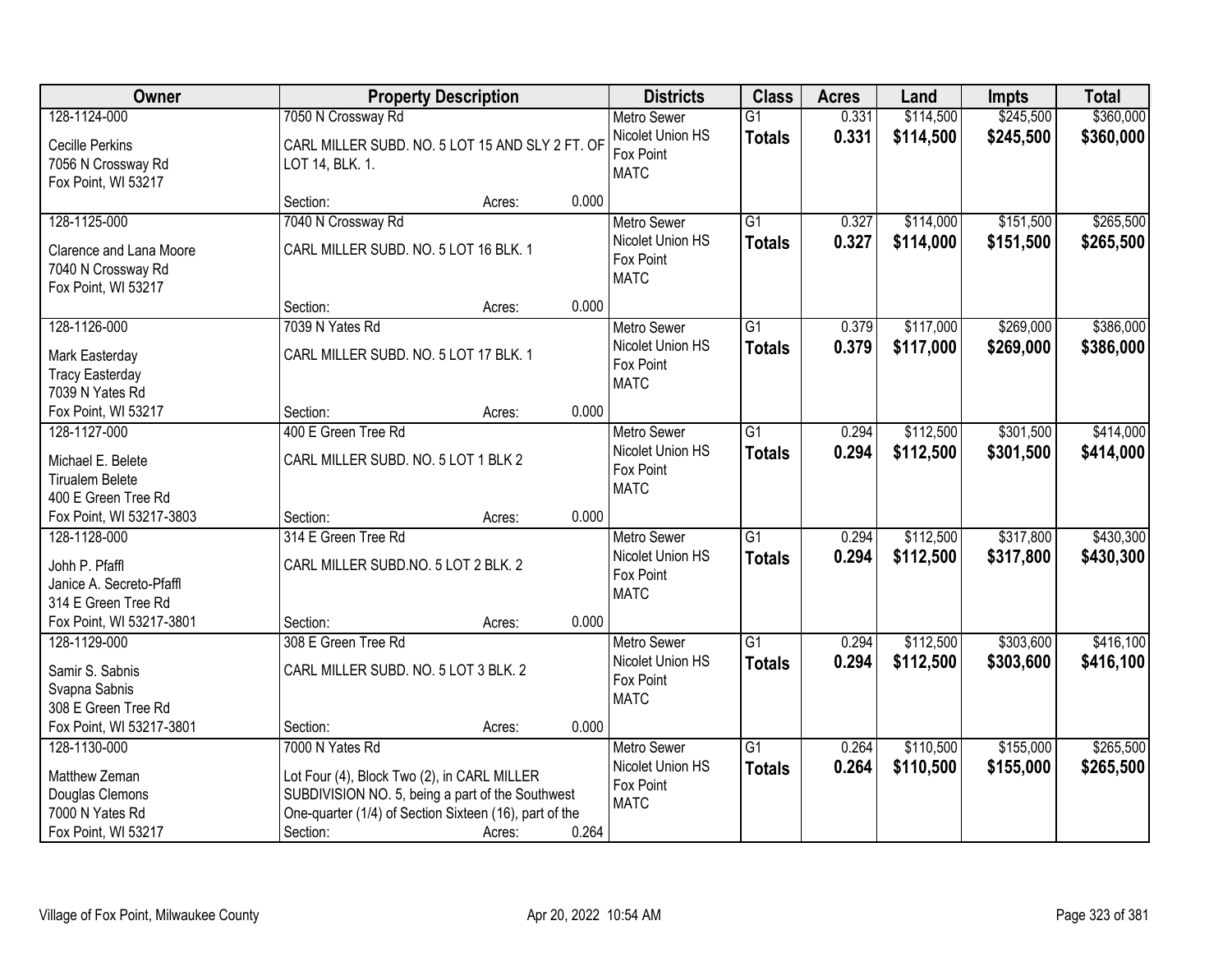| Owner | Property Description | Districts | Class | Acres | Land | Impts | Total |
|---|---|---|---|---|---|---|---|
| 128-1124-000<br>Cecille Perkins<br>7056 N Crossway Rd<br>Fox Point, WI 53217 | 7050 N Crossway Rd<br>CARL MILLER SUBD. NO. 5 LOT 15 AND SLY 2 FT. OF LOT 14, BLK. 1.<br>Section: Acres: 0.000 | Metro Sewer<br>Nicolet Union HS<br>Fox Point<br>MATC | G1<br>**Totals** | 0.331<br>**0.331** | $114,500<br>**$114,500** | $245,500<br>**$245,500** | $360,000<br>**$360,000** |
| 128-1125-000<br>Clarence and Lana Moore<br>7040 N Crossway Rd<br>Fox Point, WI 53217 | 7040 N Crossway Rd<br>CARL MILLER SUBD. NO. 5 LOT 16 BLK. 1<br>Section: Acres: 0.000 | Metro Sewer<br>Nicolet Union HS<br>Fox Point<br>MATC | G1<br>**Totals** | 0.327<br>**0.327** | $114,000<br>**$114,000** | $151,500<br>**$151,500** | $265,500<br>**$265,500** |
| 128-1126-000<br>Mark Easterday<br>Tracy Easterday<br>7039 N Yates Rd<br>Fox Point, WI 53217 | 7039 N Yates Rd<br>CARL MILLER SUBD. NO. 5 LOT 17 BLK. 1<br>Section: Acres: 0.000 | Metro Sewer<br>Nicolet Union HS<br>Fox Point<br>MATC | G1<br>**Totals** | 0.379<br>**0.379** | $117,000<br>**$117,000** | $269,000<br>**$269,000** | $386,000<br>**$386,000** |
| 128-1127-000<br>Michael E. Belete<br>Tirualem Belete<br>400 E Green Tree Rd<br>Fox Point, WI 53217-3803 | 400 E Green Tree Rd<br>CARL MILLER SUBD. NO. 5 LOT 1 BLK 2<br>Section: Acres: 0.000 | Metro Sewer<br>Nicolet Union HS<br>Fox Point<br>MATC | G1<br>**Totals** | 0.294<br>**0.294** | $112,500<br>**$112,500** | $301,500<br>**$301,500** | $414,000<br>**$414,000** |
| 128-1128-000<br>Johh P. Pfaffl<br>Janice A. Secreto-Pfaffl<br>314 E Green Tree Rd<br>Fox Point, WI 53217-3801 | 314 E Green Tree Rd<br>CARL MILLER SUBD.NO. 5 LOT 2 BLK. 2<br>Section: Acres: 0.000 | Metro Sewer<br>Nicolet Union HS<br>Fox Point<br>MATC | G1<br>**Totals** | 0.294<br>**0.294** | $112,500<br>**$112,500** | $317,800<br>**$317,800** | $430,300<br>**$430,300** |
| 128-1129-000<br>Samir S. Sabnis<br>Svapna Sabnis<br>308 E Green Tree Rd<br>Fox Point, WI 53217-3801 | 308 E Green Tree Rd<br>CARL MILLER SUBD. NO. 5 LOT 3 BLK. 2<br>Section: Acres: 0.000 | Metro Sewer<br>Nicolet Union HS<br>Fox Point<br>MATC | G1<br>**Totals** | 0.294<br>**0.294** | $112,500<br>**$112,500** | $303,600<br>**$303,600** | $416,100<br>**$416,100** |
| 128-1130-000<br>Matthew Zeman<br>Douglas Clemons<br>7000 N Yates Rd<br>Fox Point, WI 53217 | 7000 N Yates Rd<br>Lot Four (4), Block Two (2), in CARL MILLER SUBDIVISION NO. 5, being a part of the Southwest One-quarter (1/4) of Section Sixteen (16), part of the<br>Section: Acres: 0.264 | Metro Sewer<br>Nicolet Union HS<br>Fox Point<br>MATC | G1<br>**Totals** | 0.264<br>**0.264** | $110,500<br>**$110,500** | $155,000<br>**$155,000** | $265,500<br>**$265,500** |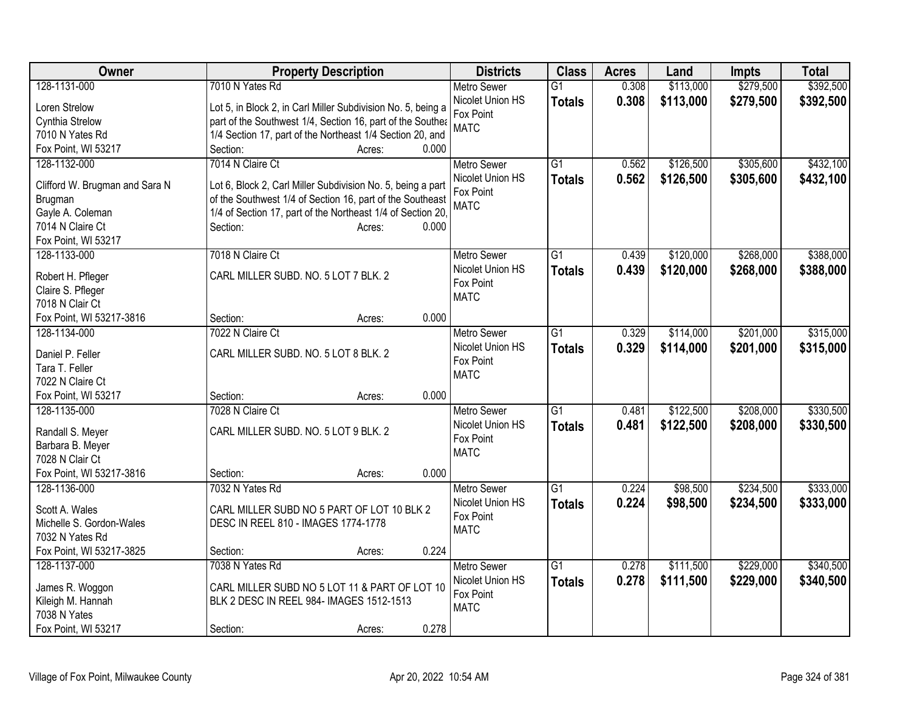| Owner | Property Description | Districts | Class | Acres | Land | Impts | Total |
|---|---|---|---|---|---|---|---|
| 128-1131-000<br>Loren Strelow<br>Cynthia Strelow<br>7010 N Yates Rd<br>Fox Point, WI 53217 | 7010 N Yates Rd<br>Lot 5, in Block 2, in Carl Miller Subdivision No. 5, being a part of the Southwest 1/4, Section 16, part of the Southea 1/4 Section 17, part of the Northeast 1/4 Section 20, and<br>Section: Acres: 0.000 | Metro Sewer<br>Nicolet Union HS<br>Fox Point<br>MATC | G1<br>**Totals** | 0.308<br>**0.308** | \$113,000<br>**\$113,000** | \$279,500<br>**\$279,500** | \$392,500<br>**\$392,500** |
| 128-1132-000<br>Clifford W. Brugman and Sara N Brugman<br>Gayle A. Coleman<br>7014 N Claire Ct<br>Fox Point, WI 53217 | 7014 N Claire Ct<br>Lot 6, Block 2, Carl Miller Subdivision No. 5, being a part of the Southwest 1/4 of Section 16, part of the Southeast 1/4 of Section 17, part of the Northeast 1/4 of Section 20,<br>Section: Acres: 0.000 | Metro Sewer<br>Nicolet Union HS<br>Fox Point<br>MATC | G1<br>**Totals** | 0.562<br>**0.562** | \$126,500<br>**\$126,500** | \$305,600<br>**\$305,600** | \$432,100<br>**\$432,100** |
| 128-1133-000<br>Robert H. Pfleger<br>Claire S. Pfleger<br>7018 N Clair Ct<br>Fox Point, WI 53217-3816 | 7018 N Claire Ct<br>CARL MILLER SUBD. NO. 5 LOT 7 BLK. 2<br>Section: Acres: 0.000 | Metro Sewer<br>Nicolet Union HS<br>Fox Point<br>MATC | G1<br>**Totals** | 0.439<br>**0.439** | \$120,000<br>**\$120,000** | \$268,000<br>**\$268,000** | \$388,000<br>**\$388,000** |
| 128-1134-000<br>Daniel P. Feller<br>Tara T. Feller<br>7022 N Claire Ct<br>Fox Point, WI 53217 | 7022 N Claire Ct<br>CARL MILLER SUBD. NO. 5 LOT 8 BLK. 2<br>Section: Acres: 0.000 | Metro Sewer<br>Nicolet Union HS<br>Fox Point<br>MATC | G1<br>**Totals** | 0.329<br>**0.329** | \$114,000<br>**\$114,000** | \$201,000<br>**\$201,000** | \$315,000<br>**\$315,000** |
| 128-1135-000<br>Randall S. Meyer<br>Barbara B. Meyer<br>7028 N Clair Ct<br>Fox Point, WI 53217-3816 | 7028 N Claire Ct<br>CARL MILLER SUBD. NO. 5 LOT 9 BLK. 2<br>Section: Acres: 0.000 | Metro Sewer<br>Nicolet Union HS<br>Fox Point<br>MATC | G1<br>**Totals** | 0.481<br>**0.481** | \$122,500<br>**\$122,500** | \$208,000<br>**\$208,000** | \$330,500<br>**\$330,500** |
| 128-1136-000<br>Scott A. Wales<br>Michelle S. Gordon-Wales<br>7032 N Yates Rd<br>Fox Point, WI 53217-3825 | 7032 N Yates Rd<br>CARL MILLER SUBD NO 5 PART OF LOT 10 BLK 2 DESC IN REEL 810 - IMAGES 1774-1778<br>Section: Acres: 0.224 | Metro Sewer<br>Nicolet Union HS<br>Fox Point<br>MATC | G1<br>**Totals** | 0.224<br>**0.224** | \$98,500<br>**\$98,500** | \$234,500<br>**\$234,500** | \$333,000<br>**\$333,000** |
| 128-1137-000<br>James R. Woggon<br>Kileigh M. Hannah<br>7038 N Yates<br>Fox Point, WI 53217 | 7038 N Yates Rd<br>CARL MILLER SUBD NO 5 LOT 11 & PART OF LOT 10 BLK 2 DESC IN REEL 984- IMAGES 1512-1513<br>Section: Acres: 0.278 | Metro Sewer<br>Nicolet Union HS<br>Fox Point<br>MATC | G1<br>**Totals** | 0.278<br>**0.278** | \$111,500<br>**\$111,500** | \$229,000<br>**\$229,000** | \$340,500<br>**\$340,500** |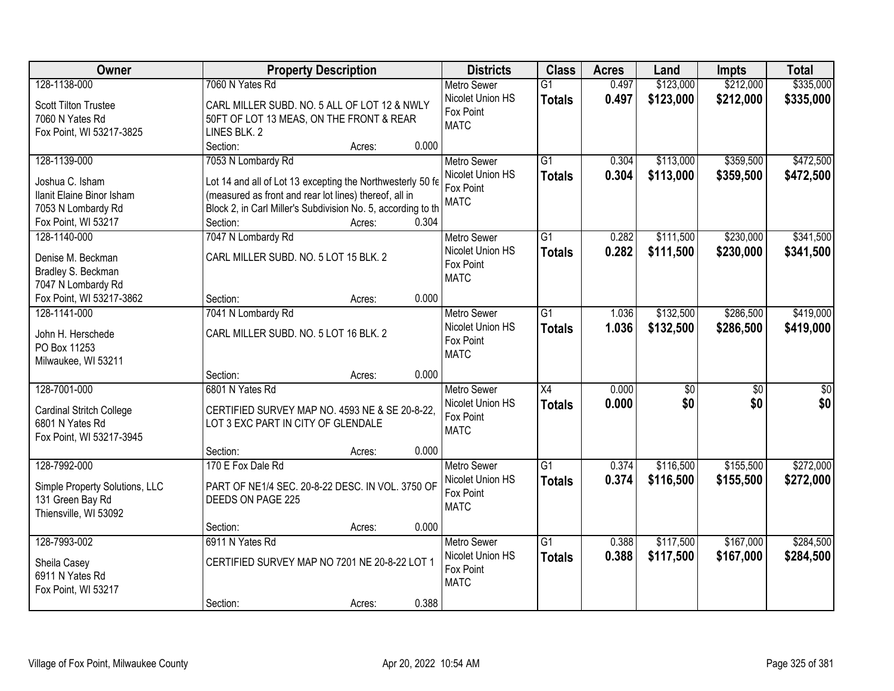| Owner | Property Description | Districts | Class | Acres | Land | Impts | Total |
|---|---|---|---|---|---|---|---|
| 128-1138-000<br>Scott Tilton Trustee<br>7060 N Yates Rd<br>Fox Point, WI 53217-3825 | 7060 N Yates Rd<br>CARL MILLER SUBD. NO. 5 ALL OF LOT 12 & NWLY 50FT OF LOT 13 MEAS, ON THE FRONT & REAR LINES BLK. 2<br>Section: Acres: 0.000 | Metro Sewer<br>Nicolet Union HS<br>Fox Point<br>MATC | G1<br>**Totals** | 0.497<br>**0.497** | $123,000<br>**$123,000** | $212,000<br>**$212,000** | $335,000<br>**$335,000** |
| 128-1139-000<br>Joshua C. Isham<br>Ilanit Elaine Binor Isham<br>7053 N Lombardy Rd<br>Fox Point, WI 53217 | 7053 N Lombardy Rd<br>Lot 14 and all of Lot 13 excepting the Northwesterly 50 fe (measured as front and rear lot lines) thereof, all in Block 2, in Carl Miller's Subdivision No. 5, according to th<br>Section: Acres: 0.304 | Metro Sewer<br>Nicolet Union HS<br>Fox Point<br>MATC | G1<br>**Totals** | 0.304<br>**0.304** | $113,000<br>**$113,000** | $359,500<br>**$359,500** | $472,500<br>**$472,500** |
| 128-1140-000<br>Denise M. Beckman<br>Bradley S. Beckman<br>7047 N Lombardy Rd<br>Fox Point, WI 53217-3862 | 7047 N Lombardy Rd<br>CARL MILLER SUBD. NO. 5 LOT 15 BLK. 2<br>Section: Acres: 0.000 | Metro Sewer<br>Nicolet Union HS<br>Fox Point<br>MATC | G1<br>**Totals** | 0.282<br>**0.282** | $111,500<br>**$111,500** | $230,000<br>**$230,000** | $341,500<br>**$341,500** |
| 128-1141-000<br>John H. Herschede<br>PO Box 11253<br>Milwaukee, WI 53211 | 7041 N Lombardy Rd<br>CARL MILLER SUBD. NO. 5 LOT 16 BLK. 2<br>Section: Acres: 0.000 | Metro Sewer<br>Nicolet Union HS<br>Fox Point<br>MATC | G1<br>**Totals** | 1.036<br>**1.036** | $132,500<br>**$132,500** | $286,500<br>**$286,500** | $419,000<br>**$419,000** |
| 128-7001-000<br>Cardinal Stritch College<br>6801 N Yates Rd<br>Fox Point, WI 53217-3945 | 6801 N Yates Rd<br>CERTIFIED SURVEY MAP NO. 4593 NE & SE 20-8-22, LOT 3 EXC PART IN CITY OF GLENDALE<br>Section: Acres: 0.000 | Metro Sewer<br>Nicolet Union HS<br>Fox Point<br>MATC | X4<br>**Totals** | 0.000<br>**0.000** | $0<br>**$0** | $0<br>**$0** | $0<br>**$0** |
| 128-7992-000<br>Simple Property Solutions, LLC<br>131 Green Bay Rd<br>Thiensville, WI 53092 | 170 E Fox Dale Rd<br>PART OF NE1/4 SEC. 20-8-22 DESC. IN VOL. 3750 OF DEEDS ON PAGE 225<br>Section: Acres: 0.000 | Metro Sewer<br>Nicolet Union HS<br>Fox Point<br>MATC | G1<br>**Totals** | 0.374<br>**0.374** | $116,500<br>**$116,500** | $155,500<br>**$155,500** | $272,000<br>**$272,000** |
| 128-7993-002<br>Sheila Casey<br>6911 N Yates Rd<br>Fox Point, WI 53217 | 6911 N Yates Rd<br>CERTIFIED SURVEY MAP NO 7201 NE 20-8-22 LOT 1<br>Section: Acres: 0.388 | Metro Sewer<br>Nicolet Union HS<br>Fox Point<br>MATC | G1<br>**Totals** | 0.388<br>**0.388** | $117,500<br>**$117,500** | $167,000<br>**$167,000** | $284,500<br>**$284,500** |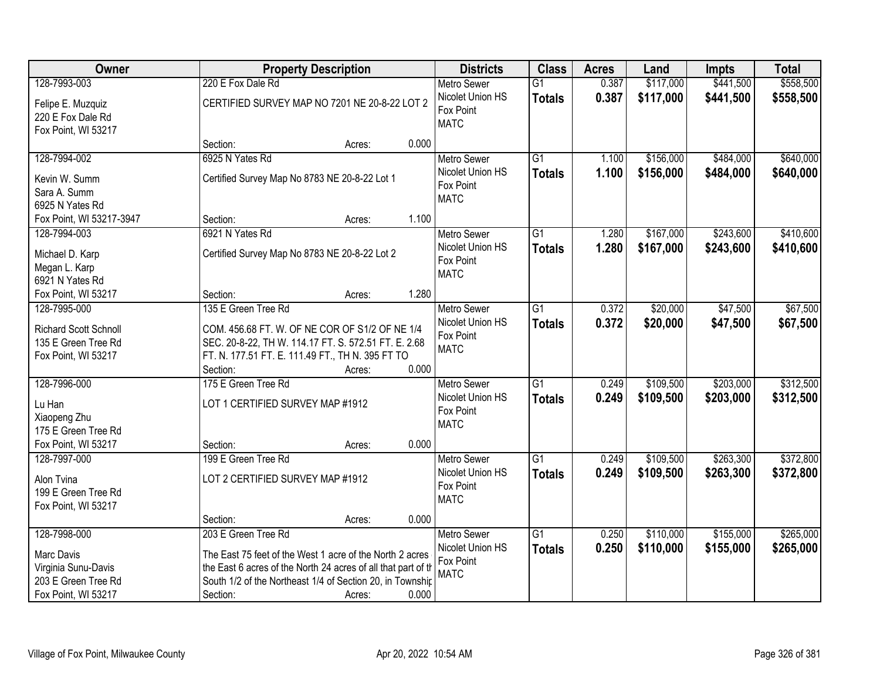| Owner | Property Description | Districts | Class | Acres | Land | Impts | Total |
|---|---|---|---|---|---|---|---|
| 128-7993-003<br>Felipe E. Muzquiz<br>220 E Fox Dale Rd<br>Fox Point, WI 53217 | 220 E Fox Dale Rd<br>CERTIFIED SURVEY MAP NO 7201 NE 20-8-22 LOT 2<br>Section: Acres: 0.000 | Metro Sewer<br>Nicolet Union HS<br>Fox Point<br>MATC | G1<br>**Totals** | 0.387<br>**0.387** | $117,000<br>**$117,000** | $441,500<br>**$441,500** | $558,500<br>**$558,500** |
| 128-7994-002<br>Kevin W. Summ<br>Sara A. Summ<br>6925 N Yates Rd<br>Fox Point, WI 53217-3947 | 6925 N Yates Rd<br>Certified Survey Map No 8783 NE 20-8-22 Lot 1<br>Section: Acres: 1.100 | Metro Sewer<br>Nicolet Union HS<br>Fox Point<br>MATC | G1<br>**Totals** | 1.100<br>**1.100** | $156,000<br>**$156,000** | $484,000<br>**$484,000** | $640,000<br>**$640,000** |
| 128-7994-003<br>Michael D. Karp<br>Megan L. Karp<br>6921 N Yates Rd<br>Fox Point, WI 53217 | 6921 N Yates Rd<br>Certified Survey Map No 8783 NE 20-8-22 Lot 2<br>Section: Acres: 1.280 | Metro Sewer<br>Nicolet Union HS<br>Fox Point<br>MATC | G1<br>**Totals** | 1.280<br>**1.280** | $167,000<br>**$167,000** | $243,600<br>**$243,600** | $410,600<br>**$410,600** |
| 128-7995-000<br>Richard Scott Schnoll<br>135 E Green Tree Rd<br>Fox Point, WI 53217 | 135 E Green Tree Rd<br>COM. 456.68 FT. W. OF NE COR OF S1/2 OF NE 1/4 SEC. 20-8-22, TH W. 114.17 FT. S. 572.51 FT. E. 2.68 FT. N. 177.51 FT. E. 111.49 FT., TH N. 395 FT TO<br>Section: Acres: 0.000 | Metro Sewer<br>Nicolet Union HS<br>Fox Point<br>MATC | G1<br>**Totals** | 0.372<br>**0.372** | $20,000<br>**$20,000** | $47,500<br>**$47,500** | $67,500<br>**$67,500** |
| 128-7996-000<br>Lu Han<br>Xiaopeng Zhu<br>175 E Green Tree Rd<br>Fox Point, WI 53217 | 175 E Green Tree Rd<br>LOT 1 CERTIFIED SURVEY MAP #1912<br>Section: Acres: 0.000 | Metro Sewer<br>Nicolet Union HS<br>Fox Point<br>MATC | G1<br>**Totals** | 0.249<br>**0.249** | $109,500<br>**$109,500** | $203,000<br>**$203,000** | $312,500<br>**$312,500** |
| 128-7997-000<br>Alon Tvina<br>199 E Green Tree Rd<br>Fox Point, WI 53217 | 199 E Green Tree Rd<br>LOT 2 CERTIFIED SURVEY MAP #1912<br>Section: Acres: 0.000 | Metro Sewer<br>Nicolet Union HS<br>Fox Point<br>MATC | G1<br>**Totals** | 0.249<br>**0.249** | $109,500<br>**$109,500** | $263,300<br>**$263,300** | $372,800<br>**$372,800** |
| 128-7998-000<br>Marc Davis<br>Virginia Sunu-Davis<br>203 E Green Tree Rd<br>Fox Point, WI 53217 | 203 E Green Tree Rd<br>The East 75 feet of the West 1 acre of the North 2 acres the East 6 acres of the North 24 acres of all that part of th South 1/2 of the Northeast 1/4 of Section 20, in Townshi<br>Section: Acres: 0.000 | Metro Sewer<br>Nicolet Union HS<br>Fox Point<br>MATC | G1<br>**Totals** | 0.250<br>**0.250** | $110,000<br>**$110,000** | $155,000<br>**$155,000** | $265,000<br>**$265,000** |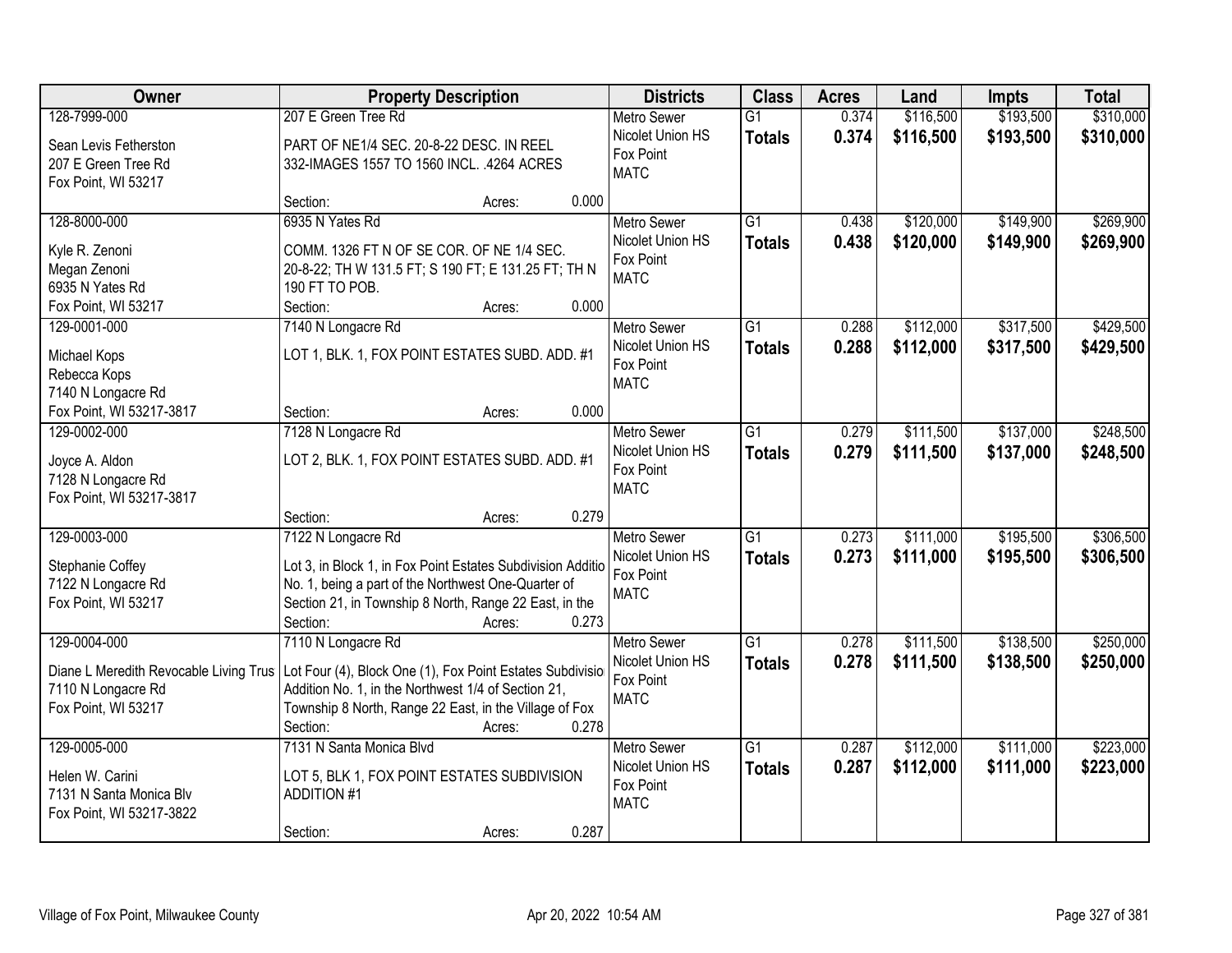| Owner | Property Description | Districts | Class | Acres | Land | Impts | Total |
|---|---|---|---|---|---|---|---|
| 128-7999-000<br><br>Sean Levis Fetherston<br>207 E Green Tree Rd<br>Fox Point, WI 53217 | 207 E Green Tree Rd<br><br>PART OF NE1/4 SEC. 20-8-22 DESC. IN REEL 332-IMAGES 1557 TO 1560 INCL. .4264 ACRES<br><br>Section: Acres: 0.000 | Metro Sewer<br>Nicolet Union HS<br>Fox Point<br>MATC | G1<br>**Totals** | 0.374<br>**0.374** | $116,500<br>**$116,500** | $193,500<br>**$193,500** | $310,000<br>**$310,000** |
| 128-8000-000<br><br>Kyle R. Zenoni<br>Megan Zenoni<br>6935 N Yates Rd<br>Fox Point, WI 53217 | 6935 N Yates Rd<br><br>COMM. 1326 FT N OF SE COR. OF NE 1/4 SEC. 20-8-22; TH W 131.5 FT; S 190 FT; E 131.25 FT; TH N 190 FT TO POB.<br>Section: Acres: 0.000 | Metro Sewer<br>Nicolet Union HS<br>Fox Point<br>MATC | G1<br>**Totals** | 0.438<br>**0.438** | $120,000<br>**$120,000** | $149,900<br>**$149,900** | $269,900<br>**$269,900** |
| 129-0001-000<br><br>Michael Kops<br>Rebecca Kops<br>7140 N Longacre Rd<br>Fox Point, WI 53217-3817 | 7140 N Longacre Rd<br><br>LOT 1, BLK. 1, FOX POINT ESTATES SUBD. ADD. #1<br><br>Section: Acres: 0.000 | Metro Sewer<br>Nicolet Union HS<br>Fox Point<br>MATC | G1<br>**Totals** | 0.288<br>**0.288** | $112,000<br>**$112,000** | $317,500<br>**$317,500** | $429,500<br>**$429,500** |
| 129-0002-000<br><br>Joyce A. Aldon<br>7128 N Longacre Rd<br>Fox Point, WI 53217-3817 | 7128 N Longacre Rd<br><br>LOT 2, BLK. 1, FOX POINT ESTATES SUBD. ADD. #1<br><br>Section: Acres: 0.279 | Metro Sewer<br>Nicolet Union HS<br>Fox Point<br>MATC | G1<br>**Totals** | 0.279<br>**0.279** | $111,500<br>**$111,500** | $137,000<br>**$137,000** | $248,500<br>**$248,500** |
| 129-0003-000<br><br>Stephanie Coffey<br>7122 N Longacre Rd<br>Fox Point, WI 53217 | 7122 N Longacre Rd<br><br>Lot 3, in Block 1, in Fox Point Estates Subdivision Additio No. 1, being a part of the Northwest One-Quarter of Section 21, in Township 8 North, Range 22 East, in the<br>Section: Acres: 0.273 | Metro Sewer<br>Nicolet Union HS<br>Fox Point<br>MATC | G1<br>**Totals** | 0.273<br>**0.273** | $111,000<br>**$111,000** | $195,500<br>**$195,500** | $306,500<br>**$306,500** |
| 129-0004-000<br><br>Diane L Meredith Revocable Living Trus<br>7110 N Longacre Rd<br>Fox Point, WI 53217 | 7110 N Longacre Rd<br><br>Lot Four (4), Block One (1), Fox Point Estates Subdivisio Addition No. 1, in the Northwest 1/4 of Section 21, Township 8 North, Range 22 East, in the Village of Fox<br>Section: Acres: 0.278 | Metro Sewer<br>Nicolet Union HS<br>Fox Point<br>MATC | G1<br>**Totals** | 0.278<br>**0.278** | $111,500<br>**$111,500** | $138,500<br>**$138,500** | $250,000<br>**$250,000** |
| 129-0005-000<br><br>Helen W. Carini<br>7131 N Santa Monica Blv<br>Fox Point, WI 53217-3822 | 7131 N Santa Monica Blvd<br><br>LOT 5, BLK 1, FOX POINT ESTATES SUBDIVISION ADDITION #1<br><br>Section: Acres: 0.287 | Metro Sewer<br>Nicolet Union HS<br>Fox Point<br>MATC | G1<br>**Totals** | 0.287<br>**0.287** | $112,000<br>**$112,000** | $111,000<br>**$111,000** | $223,000<br>**$223,000** |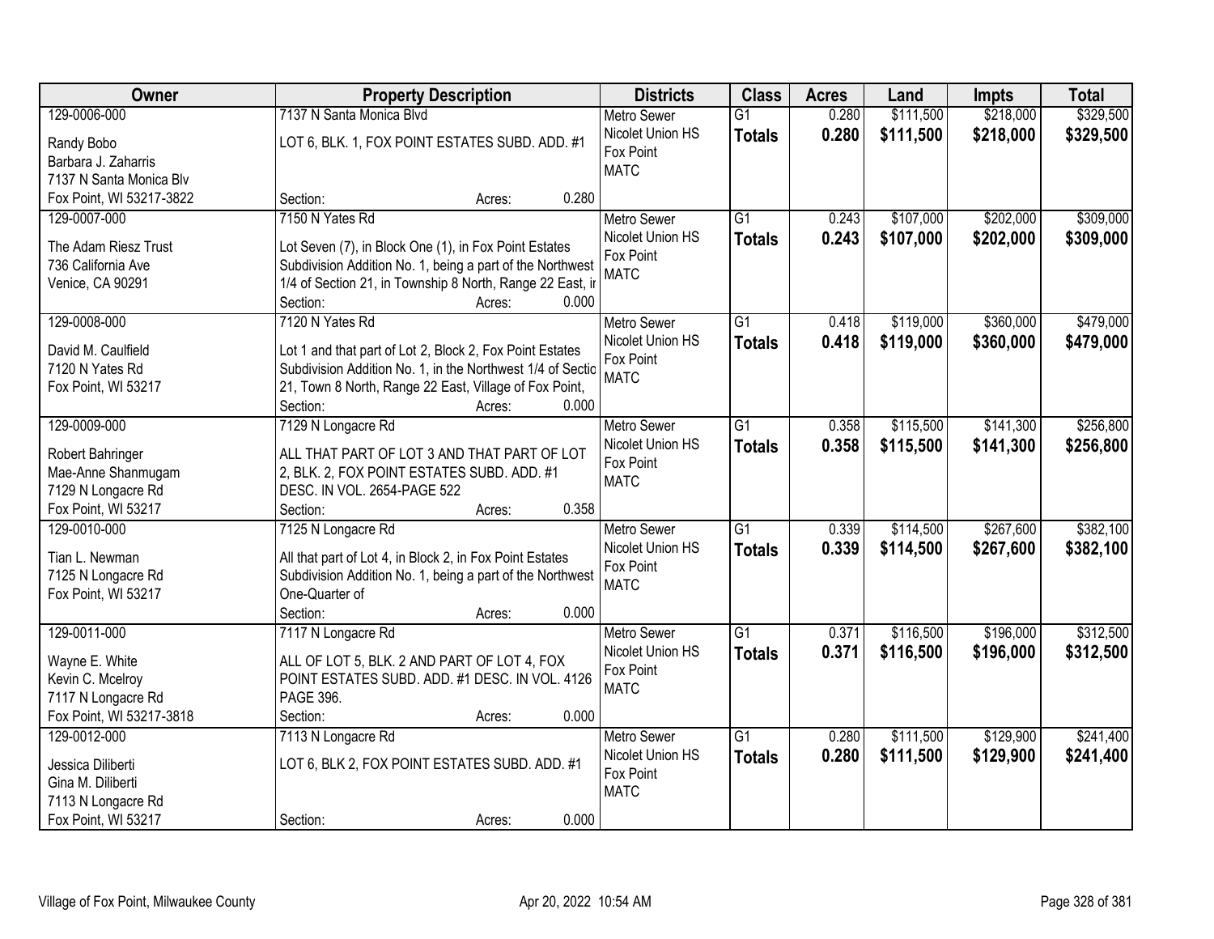| Owner | Property Description | Districts | Class | Acres | Land | Impts | Total |
|---|---|---|---|---|---|---|---|
| 129-0006-000<br>Randy Bobo<br>Barbara J. Zaharris<br>7137 N Santa Monica Blv<br>Fox Point, WI 53217-3822 | 7137 N Santa Monica Blvd<br>LOT 6, BLK. 1, FOX POINT ESTATES SUBD. ADD. #1<br>Section: Acres: 0.280 | Metro Sewer<br>Nicolet Union HS<br>Fox Point<br>MATC | G1<br>**Totals** | 0.280<br>**0.280** | $111,500<br>**$111,500** | $218,000<br>**$218,000** | $329,500<br>**$329,500** |
| 129-0007-000<br>The Adam Riesz Trust<br>736 California Ave<br>Venice, CA 90291 | 7150 N Yates Rd<br>Lot Seven (7), in Block One (1), in Fox Point Estates Subdivision Addition No. 1, being a part of the Northwest 1/4 of Section 21, in Township 8 North, Range 22 East, ir<br>Section: Acres: 0.000 | Metro Sewer<br>Nicolet Union HS<br>Fox Point<br>MATC | G1<br>**Totals** | 0.243<br>**0.243** | $107,000<br>**$107,000** | $202,000<br>**$202,000** | $309,000<br>**$309,000** |
| 129-0008-000<br>David M. Caulfield<br>7120 N Yates Rd<br>Fox Point, WI 53217 | 7120 N Yates Rd<br>Lot 1 and that part of Lot 2, Block 2, Fox Point Estates Subdivision Addition No. 1, in the Northwest 1/4 of Sectic 21, Town 8 North, Range 22 East, Village of Fox Point,<br>Section: Acres: 0.000 | Metro Sewer<br>Nicolet Union HS<br>Fox Point<br>MATC | G1<br>**Totals** | 0.418<br>**0.418** | $119,000<br>**$119,000** | $360,000<br>**$360,000** | $479,000<br>**$479,000** |
| 129-0009-000<br>Robert Bahringer<br>Mae-Anne Shanmugam<br>7129 N Longacre Rd<br>Fox Point, WI 53217 | 7129 N Longacre Rd<br>ALL THAT PART OF LOT 3 AND THAT PART OF LOT 2, BLK. 2, FOX POINT ESTATES SUBD. ADD. #1 DESC. IN VOL. 2654-PAGE 522<br>Section: Acres: 0.358 | Metro Sewer<br>Nicolet Union HS<br>Fox Point<br>MATC | G1<br>**Totals** | 0.358<br>**0.358** | $115,500<br>**$115,500** | $141,300<br>**$141,300** | $256,800<br>**$256,800** |
| 129-0010-000<br>Tian L. Newman<br>7125 N Longacre Rd<br>Fox Point, WI 53217 | 7125 N Longacre Rd<br>All that part of Lot 4, in Block 2, in Fox Point Estates Subdivision Addition No. 1, being a part of the Northwest One-Quarter of<br>Section: Acres: 0.000 | Metro Sewer<br>Nicolet Union HS<br>Fox Point<br>MATC | G1<br>**Totals** | 0.339<br>**0.339** | $114,500<br>**$114,500** | $267,600<br>**$267,600** | $382,100<br>**$382,100** |
| 129-0011-000<br>Wayne E. White<br>Kevin C. Mcelroy<br>7117 N Longacre Rd<br>Fox Point, WI 53217-3818 | 7117 N Longacre Rd<br>ALL OF LOT 5, BLK. 2 AND PART OF LOT 4, FOX POINT ESTATES SUBD. ADD. #1 DESC. IN VOL. 4126 PAGE 396.<br>Section: Acres: 0.000 | Metro Sewer<br>Nicolet Union HS<br>Fox Point<br>MATC | G1<br>**Totals** | 0.371<br>**0.371** | $116,500<br>**$116,500** | $196,000<br>**$196,000** | $312,500<br>**$312,500** |
| 129-0012-000<br>Jessica Diliberti<br>Gina M. Diliberti<br>7113 N Longacre Rd<br>Fox Point, WI 53217 | 7113 N Longacre Rd<br>LOT 6, BLK 2, FOX POINT ESTATES SUBD. ADD. #1<br>Section: Acres: 0.000 | Metro Sewer<br>Nicolet Union HS<br>Fox Point<br>MATC | G1<br>**Totals** | 0.280<br>**0.280** | $111,500<br>**$111,500** | $129,900<br>**$129,900** | $241,400<br>**$241,400** |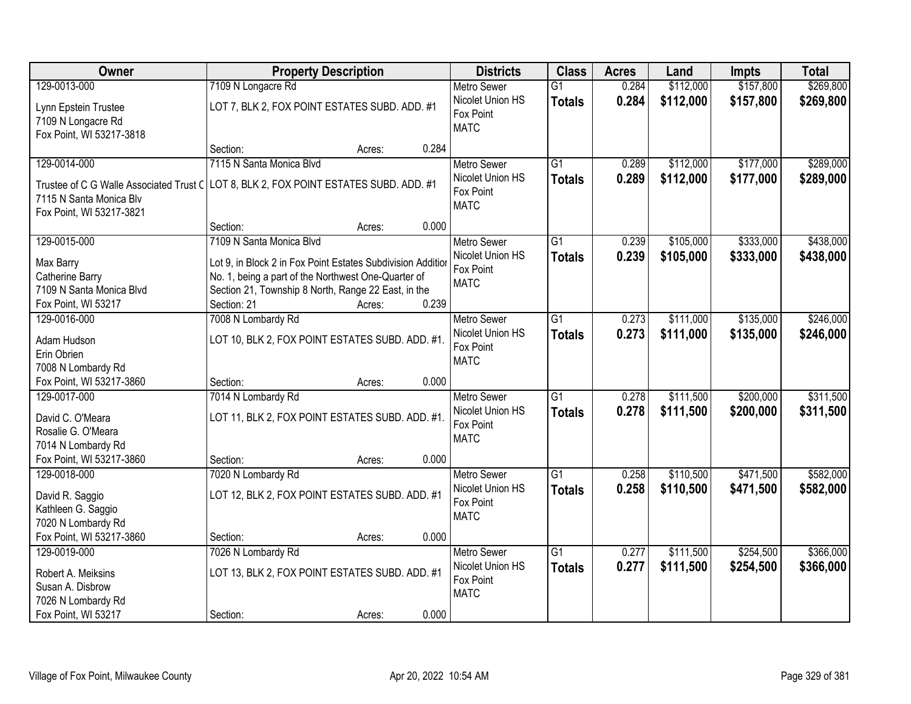| Owner | Property Description | Districts | Class | Acres | Land | Impts | Total |
|---|---|---|---|---|---|---|---|
| 129-0013-000<br>Lynn Epstein Trustee<br>7109 N Longacre Rd<br>Fox Point, WI 53217-3818 | 7109 N Longacre Rd<br>LOT 7, BLK 2, FOX POINT ESTATES SUBD. ADD. #1<br>Section: Acres: 0.284 | Metro Sewer<br>Nicolet Union HS<br>Fox Point<br>MATC | G1<br>**Totals** | 0.284<br>**0.284** | $112,000<br>**$112,000** | $157,800<br>**$157,800** | $269,800<br>**$269,800** |
| 129-0014-000<br>Trustee of C G Walle Associated Trust C<br>7115 N Santa Monica Blv<br>Fox Point, WI 53217-3821 | 7115 N Santa Monica Blvd<br>LOT 8, BLK 2, FOX POINT ESTATES SUBD. ADD. #1<br>Section: Acres: 0.000 | Metro Sewer<br>Nicolet Union HS<br>Fox Point<br>MATC | G1<br>**Totals** | 0.289<br>**0.289** | $112,000<br>**$112,000** | $177,000<br>**$177,000** | $289,000<br>**$289,000** |
| 129-0015-000<br>Max Barry<br>Catherine Barry<br>7109 N Santa Monica Blvd<br>Fox Point, WI 53217 | 7109 N Santa Monica Blvd<br>Lot 9, in Block 2 in Fox Point Estates Subdivision Additior No. 1, being a part of the Northwest One-Quarter of Section 21, Township 8 North, Range 22 East, in the<br>Section: 21 Acres: 0.239 | Metro Sewer<br>Nicolet Union HS<br>Fox Point<br>MATC | G1<br>**Totals** | 0.239<br>**0.239** | $105,000<br>**$105,000** | $333,000<br>**$333,000** | $438,000<br>**$438,000** |
| 129-0016-000<br>Adam Hudson<br>Erin Obrien<br>7008 N Lombardy Rd<br>Fox Point, WI 53217-3860 | 7008 N Lombardy Rd<br>LOT 10, BLK 2, FOX POINT ESTATES SUBD. ADD. #1.<br>Section: Acres: 0.000 | Metro Sewer<br>Nicolet Union HS<br>Fox Point<br>MATC | G1<br>**Totals** | 0.273<br>**0.273** | $111,000<br>**$111,000** | $135,000<br>**$135,000** | $246,000<br>**$246,000** |
| 129-0017-000<br>David C. O'Meara<br>Rosalie G. O'Meara<br>7014 N Lombardy Rd<br>Fox Point, WI 53217-3860 | 7014 N Lombardy Rd<br>LOT 11, BLK 2, FOX POINT ESTATES SUBD. ADD. #1.<br>Section: Acres: 0.000 | Metro Sewer<br>Nicolet Union HS<br>Fox Point<br>MATC | G1<br>**Totals** | 0.278<br>**0.278** | $111,500<br>**$111,500** | $200,000<br>**$200,000** | $311,500<br>**$311,500** |
| 129-0018-000<br>David R. Saggio<br>Kathleen G. Saggio<br>7020 N Lombardy Rd<br>Fox Point, WI 53217-3860 | 7020 N Lombardy Rd<br>LOT 12, BLK 2, FOX POINT ESTATES SUBD. ADD. #1<br>Section: Acres: 0.000 | Metro Sewer<br>Nicolet Union HS<br>Fox Point<br>MATC | G1<br>**Totals** | 0.258<br>**0.258** | $110,500<br>**$110,500** | $471,500<br>**$471,500** | $582,000<br>**$582,000** |
| 129-0019-000<br>Robert A. Meiksins<br>Susan A. Disbrow<br>7026 N Lombardy Rd<br>Fox Point, WI 53217 | 7026 N Lombardy Rd<br>LOT 13, BLK 2, FOX POINT ESTATES SUBD. ADD. #1<br>Section: Acres: 0.000 | Metro Sewer<br>Nicolet Union HS<br>Fox Point<br>MATC | G1<br>**Totals** | 0.277<br>**0.277** | $111,500<br>**$111,500** | $254,500<br>**$254,500** | $366,000<br>**$366,000** |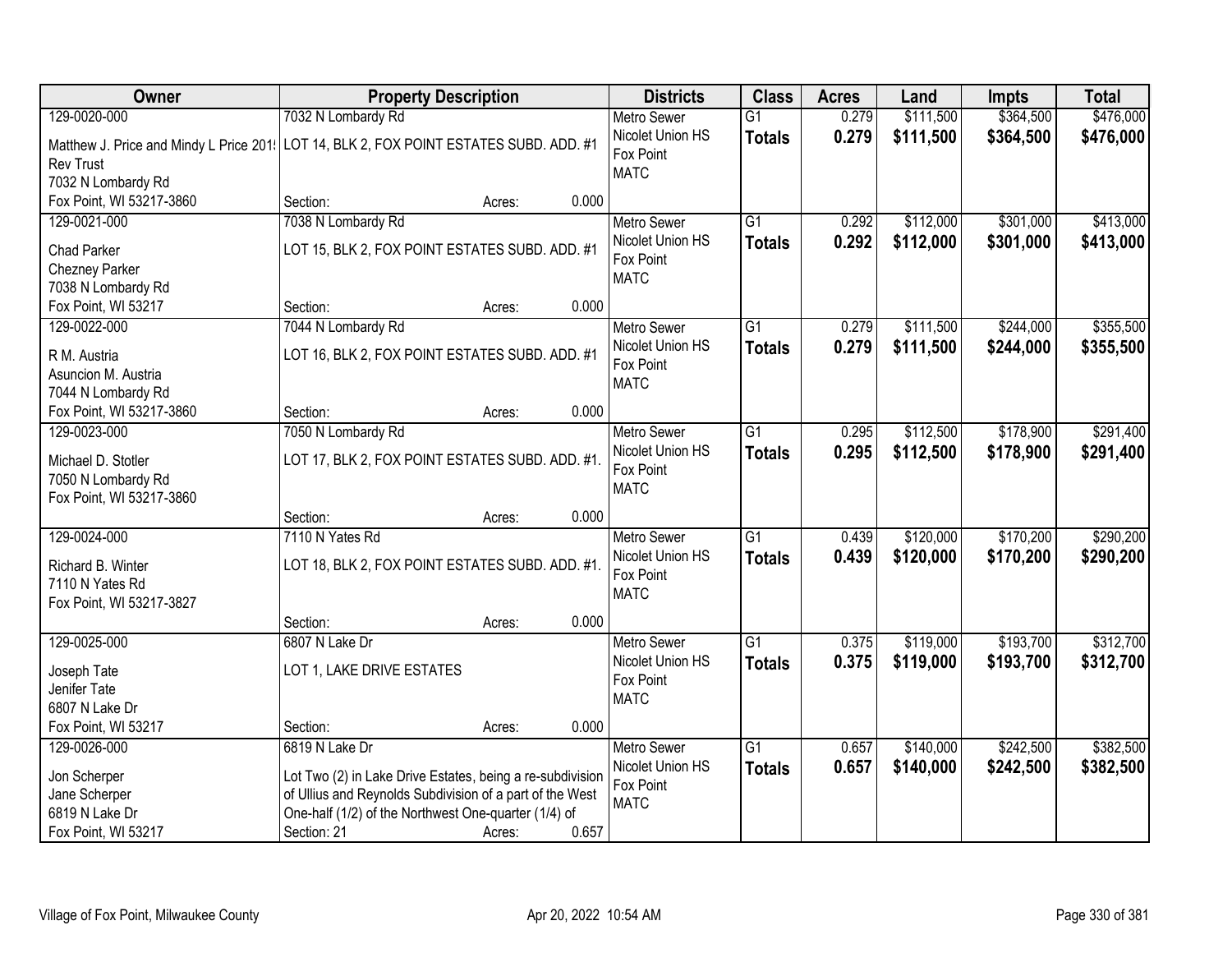| Owner | Property Description | Districts | Class | Acres | Land | Impts | Total |
|---|---|---|---|---|---|---|---|
| 129-0020-000<br>Matthew J. Price and Mindy L Price 201 Rev Trust<br>7032 N Lombardy Rd<br>Fox Point, WI 53217-3860 | 7032 N Lombardy Rd<br>LOT 14, BLK 2, FOX POINT ESTATES SUBD. ADD. #1<br>Section: Acres: 0.000 | Metro Sewer<br>Nicolet Union HS<br>Fox Point<br>MATC | G1<br>**Totals** | 0.279<br>**0.279** | $111,500<br>**$111,500** | $364,500<br>**$364,500** | $476,000<br>**$476,000** |
| 129-0021-000<br>Chad Parker<br>Chezney Parker<br>7038 N Lombardy Rd<br>Fox Point, WI 53217 | 7038 N Lombardy Rd<br>LOT 15, BLK 2, FOX POINT ESTATES SUBD. ADD. #1<br>Section: Acres: 0.000 | Metro Sewer<br>Nicolet Union HS<br>Fox Point<br>MATC | G1<br>**Totals** | 0.292<br>**0.292** | $112,000<br>**$112,000** | $301,000<br>**$301,000** | $413,000<br>**$413,000** |
| 129-0022-000<br>R M. Austria<br>Asuncion M. Austria<br>7044 N Lombardy Rd<br>Fox Point, WI 53217-3860 | 7044 N Lombardy Rd<br>LOT 16, BLK 2, FOX POINT ESTATES SUBD. ADD. #1<br>Section: Acres: 0.000 | Metro Sewer<br>Nicolet Union HS<br>Fox Point<br>MATC | G1<br>**Totals** | 0.279<br>**0.279** | $111,500<br>**$111,500** | $244,000<br>**$244,000** | $355,500<br>**$355,500** |
| 129-0023-000<br>Michael D. Stotler<br>7050 N Lombardy Rd<br>Fox Point, WI 53217-3860 | 7050 N Lombardy Rd<br>LOT 17, BLK 2, FOX POINT ESTATES SUBD. ADD. #1.<br>Section: Acres: 0.000 | Metro Sewer<br>Nicolet Union HS<br>Fox Point<br>MATC | G1<br>**Totals** | 0.295<br>**0.295** | $112,500<br>**$112,500** | $178,900<br>**$178,900** | $291,400<br>**$291,400** |
| 129-0024-000<br>Richard B. Winter<br>7110 N Yates Rd<br>Fox Point, WI 53217-3827 | 7110 N Yates Rd<br>LOT 18, BLK 2, FOX POINT ESTATES SUBD. ADD. #1.<br>Section: Acres: 0.000 | Metro Sewer<br>Nicolet Union HS<br>Fox Point<br>MATC | G1<br>**Totals** | 0.439<br>**0.439** | $120,000<br>**$120,000** | $170,200<br>**$170,200** | $290,200<br>**$290,200** |
| 129-0025-000<br>Joseph Tate<br>Jenifer Tate<br>6807 N Lake Dr<br>Fox Point, WI 53217 | 6807 N Lake Dr<br>LOT 1, LAKE DRIVE ESTATES<br>Section: Acres: 0.000 | Metro Sewer<br>Nicolet Union HS<br>Fox Point<br>MATC | G1<br>**Totals** | 0.375<br>**0.375** | $119,000<br>**$119,000** | $193,700<br>**$193,700** | $312,700<br>**$312,700** |
| 129-0026-000<br>Jon Scherper<br>Jane Scherper<br>6819 N Lake Dr<br>Fox Point, WI 53217 | 6819 N Lake Dr<br>Lot Two (2) in Lake Drive Estates, being a re-subdivision of Ullius and Reynolds Subdivision of a part of the West One-half (1/2) of the Northwest One-quarter (1/4) of<br>Section: 21 Acres: 0.657 | Metro Sewer<br>Nicolet Union HS<br>Fox Point<br>MATC | G1<br>**Totals** | 0.657<br>**0.657** | $140,000<br>**$140,000** | $242,500<br>**$242,500** | $382,500<br>**$382,500** |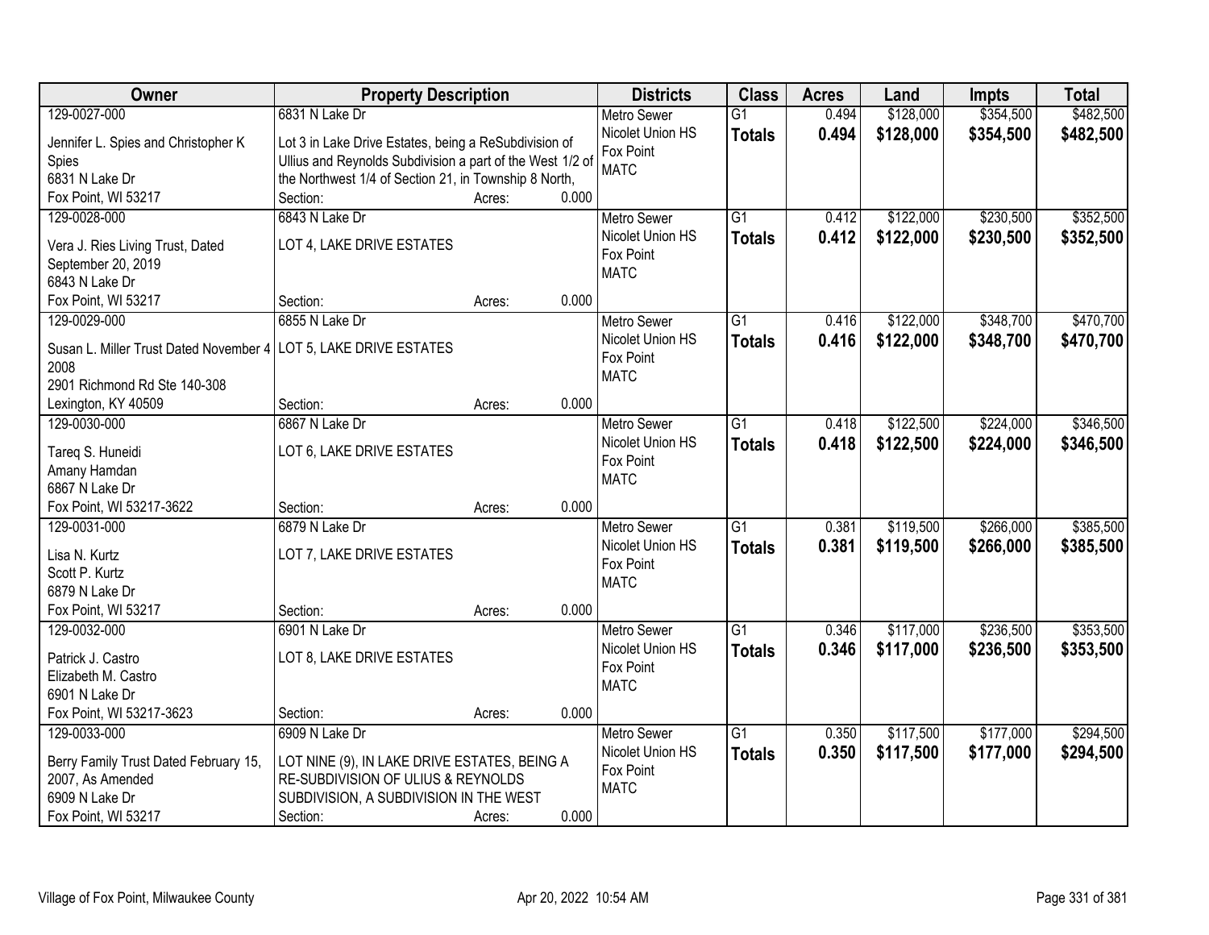| Owner | Property Description | | | Districts | Class | Acres | Land | Impts | Total |
|---|---|---|---|---|---|---|---|---|---|
| 129-0027-000<br>Jennifer L. Spies and Christopher K Spies<br>6831 N Lake Dr<br>Fox Point, WI 53217 | 6831 N Lake Dr<br>Lot 3 in Lake Drive Estates, being a ReSubdivision of Ullius and Reynolds Subdivision a part of the West 1/2 of the Northwest 1/4 of Section 21, in Township 8 North,<br>Section: | Acres: | 0.000 | Metro Sewer<br>Nicolet Union HS<br>Fox Point<br>MATC | G1<br>**Totals** | 0.494<br>**0.494** | \$128,000<br>**\$128,000** | \$354,500<br>**\$354,500** | \$482,500<br>**\$482,500** |
| 129-0028-000<br>Vera J. Ries Living Trust, Dated September 20, 2019<br>6843 N Lake Dr<br>Fox Point, WI 53217 | 6843 N Lake Dr<br>LOT 4, LAKE DRIVE ESTATES<br>Section: | Acres: | 0.000 | Metro Sewer<br>Nicolet Union HS<br>Fox Point<br>MATC | G1<br>**Totals** | 0.412<br>**0.412** | \$122,000<br>**\$122,000** | \$230,500<br>**\$230,500** | \$352,500<br>**\$352,500** |
| 129-0029-000<br>Susan L. Miller Trust Dated November 4 2008<br>2901 Richmond Rd Ste 140-308<br>Lexington, KY 40509 | 6855 N Lake Dr<br>LOT 5, LAKE DRIVE ESTATES<br>Section: | Acres: | 0.000 | Metro Sewer<br>Nicolet Union HS<br>Fox Point<br>MATC | G1<br>**Totals** | 0.416<br>**0.416** | \$122,000<br>**\$122,000** | \$348,700<br>**\$348,700** | \$470,700<br>**\$470,700** |
| 129-0030-000<br>Tareq S. Huneidi<br>Amany Hamdan<br>6867 N Lake Dr<br>Fox Point, WI 53217-3622 | 6867 N Lake Dr<br>LOT 6, LAKE DRIVE ESTATES<br>Section: | Acres: | 0.000 | Metro Sewer<br>Nicolet Union HS<br>Fox Point<br>MATC | G1<br>**Totals** | 0.418<br>**0.418** | \$122,500<br>**\$122,500** | \$224,000<br>**\$224,000** | \$346,500<br>**\$346,500** |
| 129-0031-000<br>Lisa N. Kurtz<br>Scott P. Kurtz<br>6879 N Lake Dr<br>Fox Point, WI 53217 | 6879 N Lake Dr<br>LOT 7, LAKE DRIVE ESTATES<br>Section: | Acres: | 0.000 | Metro Sewer<br>Nicolet Union HS<br>Fox Point<br>MATC | G1<br>**Totals** | 0.381<br>**0.381** | \$119,500<br>**\$119,500** | \$266,000<br>**\$266,000** | \$385,500<br>**\$385,500** |
| 129-0032-000<br>Patrick J. Castro<br>Elizabeth M. Castro<br>6901 N Lake Dr<br>Fox Point, WI 53217-3623 | 6901 N Lake Dr<br>LOT 8, LAKE DRIVE ESTATES<br>Section: | Acres: | 0.000 | Metro Sewer<br>Nicolet Union HS<br>Fox Point<br>MATC | G1<br>**Totals** | 0.346<br>**0.346** | \$117,000<br>**\$117,000** | \$236,500<br>**\$236,500** | \$353,500<br>**\$353,500** |
| 129-0033-000<br>Berry Family Trust Dated February 15, 2007, As Amended<br>6909 N Lake Dr<br>Fox Point, WI 53217 | 6909 N Lake Dr<br>LOT NINE (9), IN LAKE DRIVE ESTATES, BEING A RE-SUBDIVISION OF ULIUS & REYNOLDS SUBDIVISION, A SUBDIVISION IN THE WEST<br>Section: | Acres: | 0.000 | Metro Sewer<br>Nicolet Union HS<br>Fox Point<br>MATC | G1<br>**Totals** | 0.350<br>**0.350** | \$117,500<br>**\$117,500** | \$177,000<br>**\$177,000** | \$294,500<br>**\$294,500** |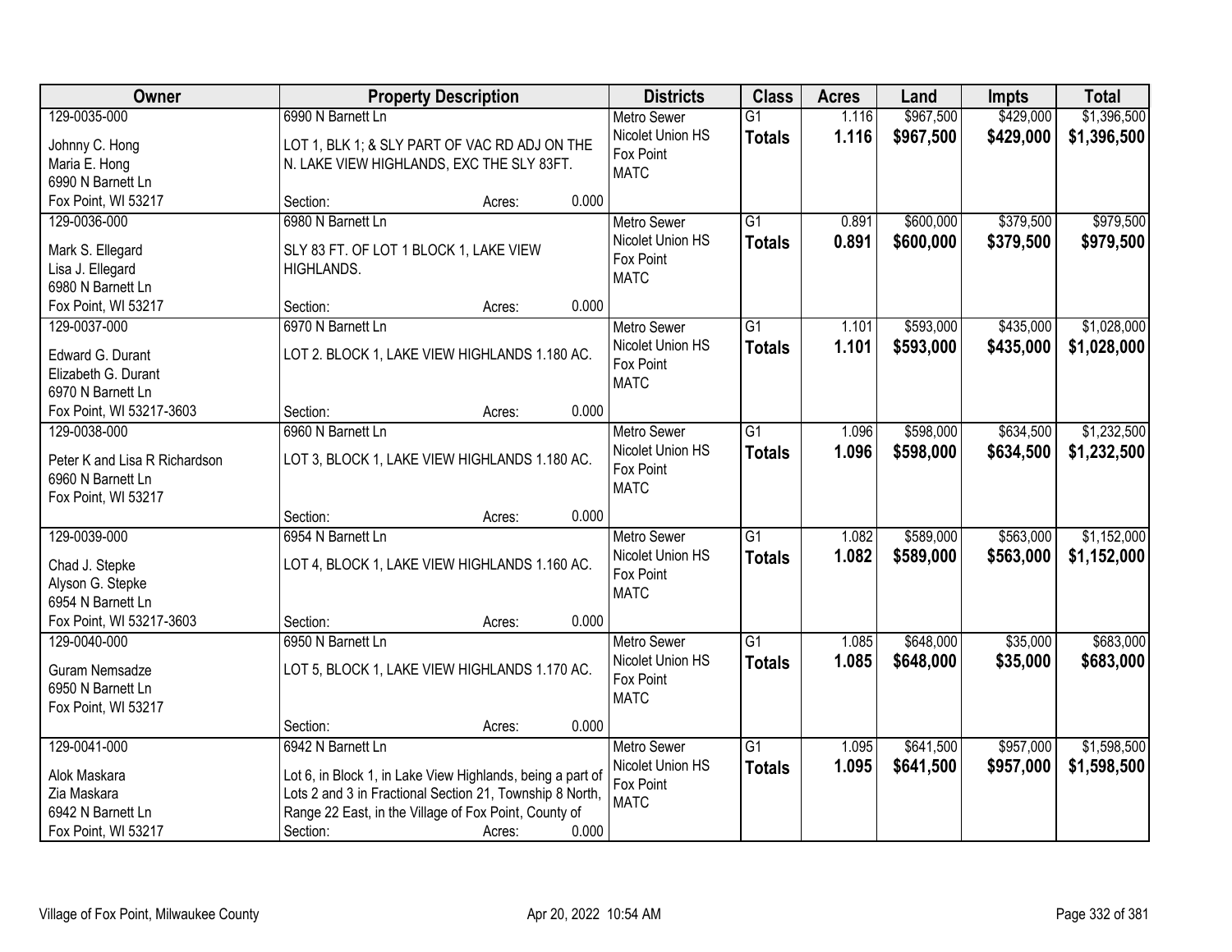| Owner | Property Description | Districts | Class | Acres | Land | Impts | Total |
|---|---|---|---|---|---|---|---|
| 129-0035-000<br>Johnny C. Hong<br>Maria E. Hong<br>6990 N Barnett Ln<br>Fox Point, WI 53217 | 6990 N Barnett Ln<br>LOT 1, BLK 1; & SLY PART OF VAC RD ADJ ON THE N. LAKE VIEW HIGHLANDS, EXC THE SLY 83FT.<br>Section: Acres: 0.000 | Metro Sewer<br>Nicolet Union HS<br>Fox Point<br>MATC | G1<br>**Totals** | 1.116<br>**1.116** | $967,500<br>**$967,500** | $429,000<br>**$429,000** | $1,396,500<br>**$1,396,500** |
| 129-0036-000<br>Mark S. Ellegard<br>Lisa J. Ellegard<br>6980 N Barnett Ln<br>Fox Point, WI 53217 | 6980 N Barnett Ln<br>SLY 83 FT. OF LOT 1 BLOCK 1, LAKE VIEW HIGHLANDS.<br>Section: Acres: 0.000 | Metro Sewer<br>Nicolet Union HS<br>Fox Point<br>MATC | G1<br>**Totals** | 0.891<br>**0.891** | $600,000<br>**$600,000** | $379,500<br>**$379,500** | $979,500<br>**$979,500** |
| 129-0037-000<br>Edward G. Durant<br>Elizabeth G. Durant<br>6970 N Barnett Ln<br>Fox Point, WI 53217-3603 | 6970 N Barnett Ln<br>LOT 2. BLOCK 1, LAKE VIEW HIGHLANDS 1.180 AC.<br>Section: Acres: 0.000 | Metro Sewer<br>Nicolet Union HS<br>Fox Point<br>MATC | G1<br>**Totals** | 1.101<br>**1.101** | $593,000<br>**$593,000** | $435,000<br>**$435,000** | $1,028,000<br>**$1,028,000** |
| 129-0038-000<br>Peter K and Lisa R Richardson<br>6960 N Barnett Ln<br>Fox Point, WI 53217 | 6960 N Barnett Ln<br>LOT 3, BLOCK 1, LAKE VIEW HIGHLANDS 1.180 AC.<br>Section: Acres: 0.000 | Metro Sewer<br>Nicolet Union HS<br>Fox Point<br>MATC | G1<br>**Totals** | 1.096<br>**1.096** | $598,000<br>**$598,000** | $634,500<br>**$634,500** | $1,232,500<br>**$1,232,500** |
| 129-0039-000<br>Chad J. Stepke<br>Alyson G. Stepke<br>6954 N Barnett Ln<br>Fox Point, WI 53217-3603 | 6954 N Barnett Ln<br>LOT 4, BLOCK 1, LAKE VIEW HIGHLANDS 1.160 AC.<br>Section: Acres: 0.000 | Metro Sewer<br>Nicolet Union HS<br>Fox Point<br>MATC | G1<br>**Totals** | 1.082<br>**1.082** | $589,000<br>**$589,000** | $563,000<br>**$563,000** | $1,152,000<br>**$1,152,000** |
| 129-0040-000<br>Guram Nemsadze<br>6950 N Barnett Ln<br>Fox Point, WI 53217 | 6950 N Barnett Ln<br>LOT 5, BLOCK 1, LAKE VIEW HIGHLANDS 1.170 AC.<br>Section: Acres: 0.000 | Metro Sewer<br>Nicolet Union HS<br>Fox Point<br>MATC | G1<br>**Totals** | 1.085<br>**1.085** | $648,000<br>**$648,000** | $35,000<br>**$35,000** | $683,000<br>**$683,000** |
| 129-0041-000<br>Alok Maskara<br>Zia Maskara<br>6942 N Barnett Ln<br>Fox Point, WI 53217 | 6942 N Barnett Ln<br>Lot 6, in Block 1, in Lake View Highlands, being a part of Lots 2 and 3 in Fractional Section 21, Township 8 North, Range 22 East, in the Village of Fox Point, County of<br>Section: Acres: 0.000 | Metro Sewer<br>Nicolet Union HS<br>Fox Point<br>MATC | G1<br>**Totals** | 1.095<br>**1.095** | $641,500<br>**$641,500** | $957,000<br>**$957,000** | $1,598,500<br>**$1,598,500** |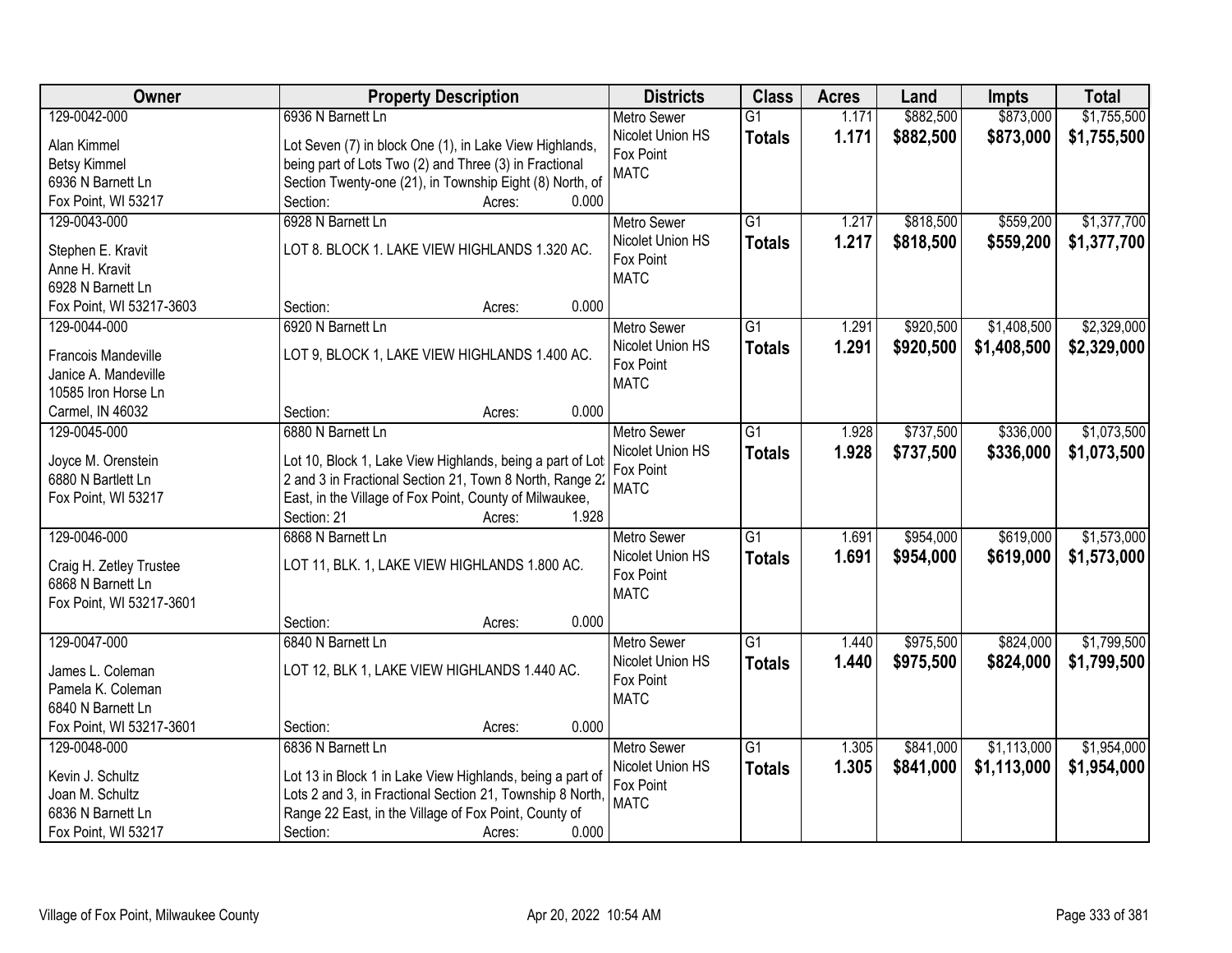| Owner | Property Description | Districts | Class | Acres | Land | Impts | Total |
|---|---|---|---|---|---|---|---|
| 129-0042-000<br>Alan Kimmel<br>Betsy Kimmel<br>6936 N Barnett Ln<br>Fox Point, WI 53217 | 6936 N Barnett Ln<br>Lot Seven (7) in block One (1), in Lake View Highlands, being part of Lots Two (2) and Three (3) in Fractional Section Twenty-one (21), in Township Eight (8) North, of<br>Section: Acres: 0.000 | Metro Sewer<br>Nicolet Union HS<br>Fox Point<br>MATC | G1<br>**Totals** | 1.171<br>**1.171** | \$882,500<br>**\$882,500** | \$873,000<br>**\$873,000** | \$1,755,500<br>**\$1,755,500** |
| 129-0043-000<br>Stephen E. Kravit<br>Anne H. Kravit<br>6928 N Barnett Ln<br>Fox Point, WI 53217-3603 | 6928 N Barnett Ln<br>LOT 8. BLOCK 1. LAKE VIEW HIGHLANDS 1.320 AC.<br>Section: Acres: 0.000 | Metro Sewer<br>Nicolet Union HS<br>Fox Point<br>MATC | G1<br>**Totals** | 1.217<br>**1.217** | \$818,500<br>**\$818,500** | \$559,200<br>**\$559,200** | \$1,377,700<br>**\$1,377,700** |
| 129-0044-000<br>Francois Mandeville<br>Janice A. Mandeville<br>10585 Iron Horse Ln<br>Carmel, IN 46032 | 6920 N Barnett Ln<br>LOT 9, BLOCK 1, LAKE VIEW HIGHLANDS 1.400 AC.<br>Section: Acres: 0.000 | Metro Sewer<br>Nicolet Union HS<br>Fox Point<br>MATC | G1<br>**Totals** | 1.291<br>**1.291** | \$920,500<br>**\$920,500** | \$1,408,500<br>**\$1,408,500** | \$2,329,000<br>**\$2,329,000** |
| 129-0045-000<br>Joyce M. Orenstein<br>6880 N Bartlett Ln<br>Fox Point, WI 53217 | 6880 N Barnett Ln<br>Lot 10, Block 1, Lake View Highlands, being a part of Lot 2 and 3 in Fractional Section 21, Town 8 North, Range 22 East, in the Village of Fox Point, County of Milwaukee,<br>Section: 21 Acres: 1.928 | Metro Sewer<br>Nicolet Union HS<br>Fox Point<br>MATC | G1<br>**Totals** | 1.928<br>**1.928** | \$737,500<br>**\$737,500** | \$336,000<br>**\$336,000** | \$1,073,500<br>**\$1,073,500** |
| 129-0046-000<br>Craig H. Zetley Trustee<br>6868 N Barnett Ln<br>Fox Point, WI 53217-3601 | 6868 N Barnett Ln<br>LOT 11, BLK. 1, LAKE VIEW HIGHLANDS 1.800 AC.<br>Section: Acres: 0.000 | Metro Sewer<br>Nicolet Union HS<br>Fox Point<br>MATC | G1<br>**Totals** | 1.691<br>**1.691** | \$954,000<br>**\$954,000** | \$619,000<br>**\$619,000** | \$1,573,000<br>**\$1,573,000** |
| 129-0047-000<br>James L. Coleman<br>Pamela K. Coleman<br>6840 N Barnett Ln<br>Fox Point, WI 53217-3601 | 6840 N Barnett Ln<br>LOT 12, BLK 1, LAKE VIEW HIGHLANDS 1.440 AC.<br>Section: Acres: 0.000 | Metro Sewer<br>Nicolet Union HS<br>Fox Point<br>MATC | G1<br>**Totals** | 1.440<br>**1.440** | \$975,500<br>**\$975,500** | \$824,000<br>**\$824,000** | \$1,799,500<br>**\$1,799,500** |
| 129-0048-000<br>Kevin J. Schultz<br>Joan M. Schultz<br>6836 N Barnett Ln<br>Fox Point, WI 53217 | 6836 N Barnett Ln<br>Lot 13 in Block 1 in Lake View Highlands, being a part of Lots 2 and 3, in Fractional Section 21, Township 8 North, Range 22 East, in the Village of Fox Point, County of<br>Section: Acres: 0.000 | Metro Sewer<br>Nicolet Union HS<br>Fox Point<br>MATC | G1<br>**Totals** | 1.305<br>**1.305** | \$841,000<br>**\$841,000** | \$1,113,000<br>**\$1,113,000** | \$1,954,000<br>**\$1,954,000** |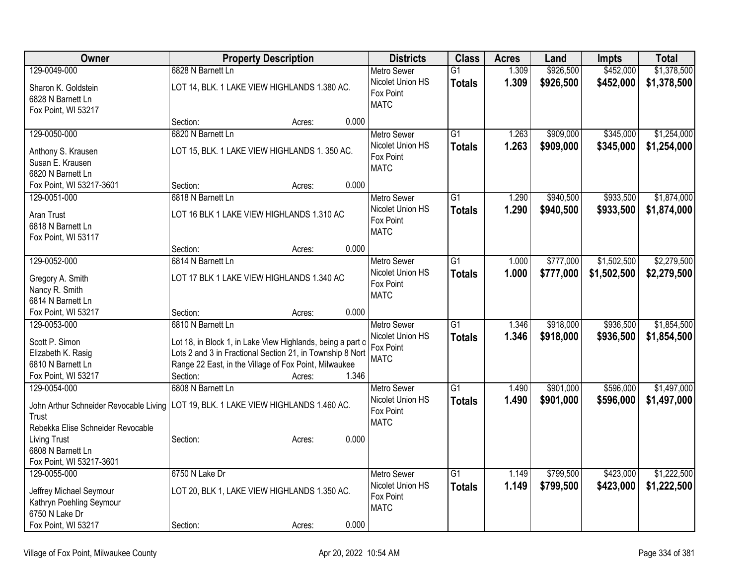| Owner | Property Description | Districts | Class | Acres | Land | Impts | Total |
|---|---|---|---|---|---|---|---|
| 129-0049-000<br>Sharon K. Goldstein<br>6828 N Barnett Ln<br>Fox Point, WI 53217 | 6828 N Barnett Ln<br>LOT 14, BLK. 1 LAKE VIEW HIGHLANDS 1.380 AC.<br>Section: Acres: 0.000 | Metro Sewer<br>Nicolet Union HS<br>Fox Point<br>MATC | G1<br>**Totals** | 1.309<br>**1.309** | \$926,500<br>**\$926,500** | \$452,000<br>**\$452,000** | \$1,378,500<br>**\$1,378,500** |
| 129-0050-000<br>Anthony S. Krausen<br>Susan E. Krausen<br>6820 N Barnett Ln<br>Fox Point, WI 53217-3601 | 6820 N Barnett Ln<br>LOT 15, BLK. 1 LAKE VIEW HIGHLANDS 1. 350 AC.<br>Section: Acres: 0.000 | Metro Sewer<br>Nicolet Union HS<br>Fox Point<br>MATC | G1<br>**Totals** | 1.263<br>**1.263** | \$909,000<br>**\$909,000** | \$345,000<br>**\$345,000** | \$1,254,000<br>**\$1,254,000** |
| 129-0051-000<br>Aran Trust<br>6818 N Barnett Ln<br>Fox Point, WI 53117 | 6818 N Barnett Ln<br>LOT 16 BLK 1 LAKE VIEW HIGHLANDS 1.310 AC<br>Section: Acres: 0.000 | Metro Sewer<br>Nicolet Union HS<br>Fox Point<br>MATC | G1<br>**Totals** | 1.290<br>**1.290** | \$940,500<br>**\$940,500** | \$933,500<br>**\$933,500** | \$1,874,000<br>**\$1,874,000** |
| 129-0052-000<br>Gregory A. Smith<br>Nancy R. Smith<br>6814 N Barnett Ln<br>Fox Point, WI 53217 | 6814 N Barnett Ln<br>LOT 17 BLK 1 LAKE VIEW HIGHLANDS 1.340 AC<br>Section: Acres: 0.000 | Metro Sewer<br>Nicolet Union HS<br>Fox Point<br>MATC | G1<br>**Totals** | 1.000<br>**1.000** | \$777,000<br>**\$777,000** | \$1,502,500<br>**\$1,502,500** | \$2,279,500<br>**\$2,279,500** |
| 129-0053-000<br>Scott P. Simon<br>Elizabeth K. Rasig<br>6810 N Barnett Ln<br>Fox Point, WI 53217 | 6810 N Barnett Ln<br>Lot 18, in Block 1, in Lake View Highlands, being a part o Lots 2 and 3 in Fractional Section 21, in Township 8 Nort Range 22 East, in the Village of Fox Point, Milwaukee<br>Section: Acres: 1.346 | Metro Sewer<br>Nicolet Union HS<br>Fox Point<br>MATC | G1<br>**Totals** | 1.346<br>**1.346** | \$918,000<br>**\$918,000** | \$936,500<br>**\$936,500** | \$1,854,500<br>**\$1,854,500** |
| 129-0054-000<br>John Arthur Schneider Revocable Living Trust<br>Rebekka Elise Schneider Revocable Living Trust<br>6808 N Barnett Ln<br>Fox Point, WI 53217-3601 | 6808 N Barnett Ln<br>LOT 19, BLK. 1 LAKE VIEW HIGHLANDS 1.460 AC.<br>Section: Acres: 0.000 | Metro Sewer<br>Nicolet Union HS<br>Fox Point<br>MATC | G1<br>**Totals** | 1.490<br>**1.490** | \$901,000<br>**\$901,000** | \$596,000<br>**\$596,000** | \$1,497,000<br>**\$1,497,000** |
| 129-0055-000<br>Jeffrey Michael Seymour<br>Kathryn Poehling Seymour<br>6750 N Lake Dr<br>Fox Point, WI 53217 | 6750 N Lake Dr<br>LOT 20, BLK 1, LAKE VIEW HIGHLANDS 1.350 AC.<br>Section: Acres: 0.000 | Metro Sewer<br>Nicolet Union HS<br>Fox Point<br>MATC | G1<br>**Totals** | 1.149<br>**1.149** | \$799,500<br>**\$799,500** | \$423,000<br>**\$423,000** | \$1,222,500<br>**\$1,222,500** |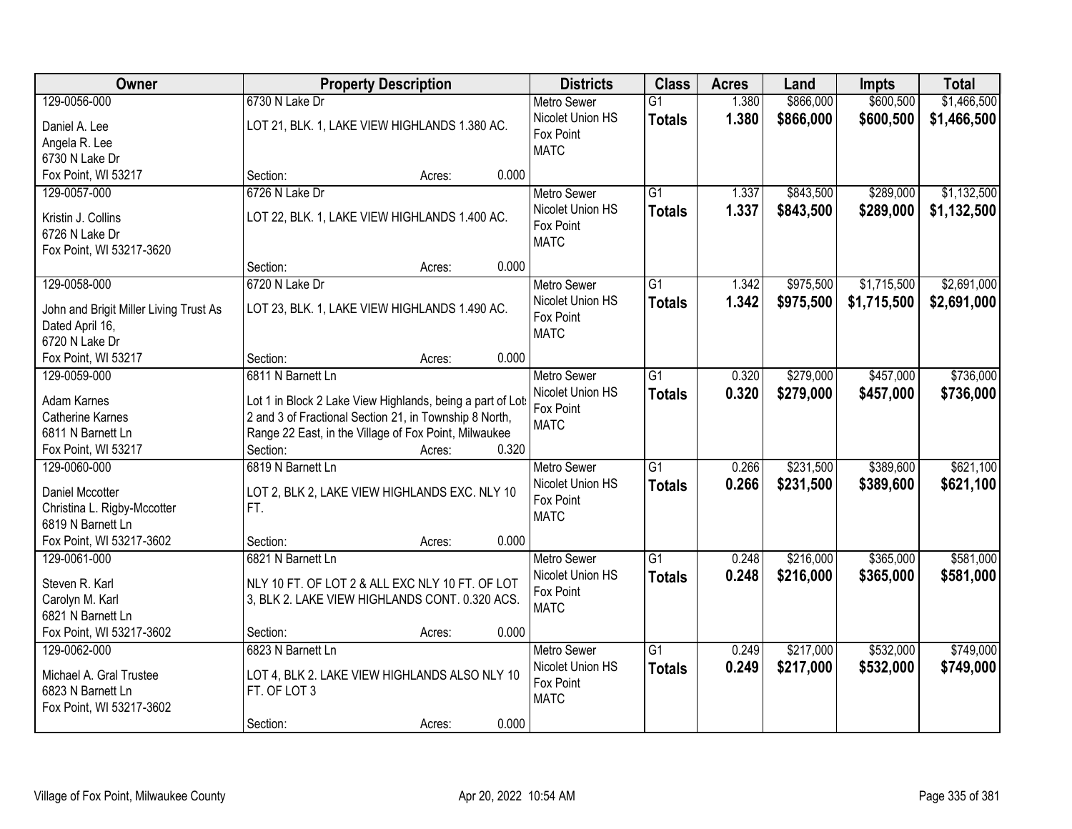| Owner | Property Description | Districts | Class | Acres | Land | Impts | Total |
|---|---|---|---|---|---|---|---|
| 129-0056-000<br>Daniel A. Lee<br>Angela R. Lee<br>6730 N Lake Dr<br>Fox Point, WI 53217 | 6730 N Lake Dr<br>LOT 21, BLK. 1, LAKE VIEW HIGHLANDS 1.380 AC.<br>Section: Acres: 0.000 | Metro Sewer<br>Nicolet Union HS<br>Fox Point<br>MATC | G1<br>**Totals** | 1.380<br>**1.380** | $866,000<br>**$866,000** | $600,500<br>**$600,500** | $1,466,500<br>**$1,466,500** |
| 129-0057-000<br>Kristin J. Collins<br>6726 N Lake Dr<br>Fox Point, WI 53217-3620 | 6726 N Lake Dr<br>LOT 22, BLK. 1, LAKE VIEW HIGHLANDS 1.400 AC.<br>Section: Acres: 0.000 | Metro Sewer<br>Nicolet Union HS<br>Fox Point<br>MATC | G1<br>**Totals** | 1.337<br>**1.337** | $843,500<br>**$843,500** | $289,000<br>**$289,000** | $1,132,500<br>**$1,132,500** |
| 129-0058-000<br>John and Brigit Miller Living Trust As Dated April 16,<br>6720 N Lake Dr<br>Fox Point, WI 53217 | 6720 N Lake Dr<br>LOT 23, BLK. 1, LAKE VIEW HIGHLANDS 1.490 AC.<br>Section: Acres: 0.000 | Metro Sewer<br>Nicolet Union HS<br>Fox Point<br>MATC | G1<br>**Totals** | 1.342<br>**1.342** | $975,500<br>**$975,500** | $1,715,500<br>**$1,715,500** | $2,691,000<br>**$2,691,000** |
| 129-0059-000<br>Adam Karnes<br>Catherine Karnes<br>6811 N Barnett Ln<br>Fox Point, WI 53217 | 6811 N Barnett Ln<br>Lot 1 in Block 2 Lake View Highlands, being a part of Lots 2 and 3 of Fractional Section 21, in Township 8 North, Range 22 East, in the Village of Fox Point, Milwaukee<br>Section: Acres: 0.320 | Metro Sewer<br>Nicolet Union HS<br>Fox Point<br>MATC | G1<br>**Totals** | 0.320<br>**0.320** | $279,000<br>**$279,000** | $457,000<br>**$457,000** | $736,000<br>**$736,000** |
| 129-0060-000<br>Daniel Mccotter<br>Christina L. Rigby-Mccotter<br>6819 N Barnett Ln<br>Fox Point, WI 53217-3602 | 6819 N Barnett Ln<br>LOT 2, BLK 2, LAKE VIEW HIGHLANDS EXC. NLY 10 FT.<br>Section: Acres: 0.000 | Metro Sewer<br>Nicolet Union HS<br>Fox Point<br>MATC | G1<br>**Totals** | 0.266<br>**0.266** | $231,500<br>**$231,500** | $389,600<br>**$389,600** | $621,100<br>**$621,100** |
| 129-0061-000<br>Steven R. Karl<br>Carolyn M. Karl<br>6821 N Barnett Ln<br>Fox Point, WI 53217-3602 | 6821 N Barnett Ln<br>NLY 10 FT. OF LOT 2 & ALL EXC NLY 10 FT. OF LOT 3, BLK 2. LAKE VIEW HIGHLANDS CONT. 0.320 ACS.<br>Section: Acres: 0.000 | Metro Sewer<br>Nicolet Union HS<br>Fox Point<br>MATC | G1<br>**Totals** | 0.248<br>**0.248** | $216,000<br>**$216,000** | $365,000<br>**$365,000** | $581,000<br>**$581,000** |
| 129-0062-000<br>Michael A. Gral Trustee<br>6823 N Barnett Ln<br>Fox Point, WI 53217-3602 | 6823 N Barnett Ln<br>LOT 4, BLK 2. LAKE VIEW HIGHLANDS ALSO NLY 10 FT. OF LOT 3<br>Section: Acres: 0.000 | Metro Sewer<br>Nicolet Union HS<br>Fox Point<br>MATC | G1<br>**Totals** | 0.249<br>**0.249** | $217,000<br>**$217,000** | $532,000<br>**$532,000** | $749,000<br>**$749,000** |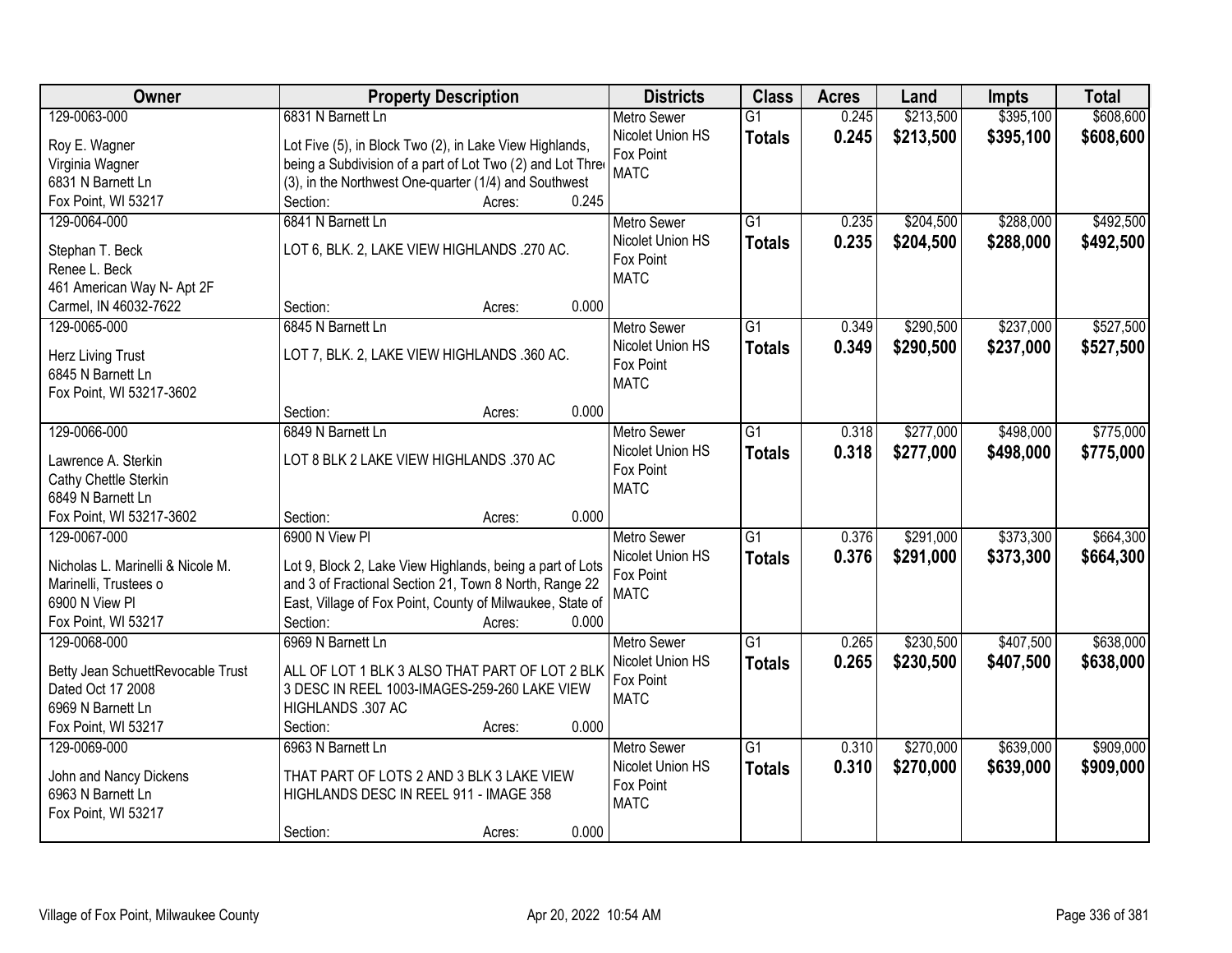| Owner | Property Description | Districts | Class | Acres | Land | Impts | Total |
|---|---|---|---|---|---|---|---|
| 129-0063-000<br>Roy E. Wagner<br>Virginia Wagner<br>6831 N Barnett Ln<br>Fox Point, WI 53217 | 6831 N Barnett Ln<br>Lot Five (5), in Block Two (2), in Lake View Highlands, being a Subdivision of a part of Lot Two (2) and Lot Three (3), in the Northwest One-quarter (1/4) and Southwest<br>Section: Acres: 0.245 | Metro Sewer<br>Nicolet Union HS<br>Fox Point<br>MATC | G1<br>**Totals** | 0.245<br>**0.245** | $213,500<br>**$213,500** | $395,100<br>**$395,100** | $608,600<br>**$608,600** |
| 129-0064-000<br>Stephan T. Beck<br>Renee L. Beck<br>461 American Way N- Apt 2F<br>Carmel, IN 46032-7622 | 6841 N Barnett Ln<br>LOT 6, BLK. 2, LAKE VIEW HIGHLANDS .270 AC.<br>Section: Acres: 0.000 | Metro Sewer<br>Nicolet Union HS<br>Fox Point<br>MATC | G1<br>**Totals** | 0.235<br>**0.235** | $204,500<br>**$204,500** | $288,000<br>**$288,000** | $492,500<br>**$492,500** |
| 129-0065-000<br>Herz Living Trust<br>6845 N Barnett Ln<br>Fox Point, WI 53217-3602 | 6845 N Barnett Ln<br>LOT 7, BLK. 2, LAKE VIEW HIGHLANDS .360 AC.<br>Section: Acres: 0.000 | Metro Sewer<br>Nicolet Union HS<br>Fox Point<br>MATC | G1<br>**Totals** | 0.349<br>**0.349** | $290,500<br>**$290,500** | $237,000<br>**$237,000** | $527,500<br>**$527,500** |
| 129-0066-000<br>Lawrence A. Sterkin<br>Cathy Chettle Sterkin<br>6849 N Barnett Ln<br>Fox Point, WI 53217-3602 | 6849 N Barnett Ln<br>LOT 8 BLK 2 LAKE VIEW HIGHLANDS .370 AC<br>Section: Acres: 0.000 | Metro Sewer<br>Nicolet Union HS<br>Fox Point<br>MATC | G1<br>**Totals** | 0.318<br>**0.318** | $277,000<br>**$277,000** | $498,000<br>**$498,000** | $775,000<br>**$775,000** |
| 129-0067-000<br>Nicholas L. Marinelli & Nicole M. Marinelli, Trustees o<br>6900 N View Pl<br>Fox Point, WI 53217 | 6900 N View Pl<br>Lot 9, Block 2, Lake View Highlands, being a part of Lots and 3 of Fractional Section 21, Town 8 North, Range 22 East, Village of Fox Point, County of Milwaukee, State of<br>Section: Acres: 0.000 | Metro Sewer<br>Nicolet Union HS<br>Fox Point<br>MATC | G1<br>**Totals** | 0.376<br>**0.376** | $291,000<br>**$291,000** | $373,300<br>**$373,300** | $664,300<br>**$664,300** |
| 129-0068-000<br>Betty Jean SchuettRevocable Trust<br>Dated Oct 17 2008<br>6969 N Barnett Ln<br>Fox Point, WI 53217 | 6969 N Barnett Ln<br>ALL OF LOT 1 BLK 3 ALSO THAT PART OF LOT 2 BLK 3 DESC IN REEL 1003-IMAGES-259-260 LAKE VIEW HIGHLANDS .307 AC<br>Section: Acres: 0.000 | Metro Sewer<br>Nicolet Union HS<br>Fox Point<br>MATC | G1<br>**Totals** | 0.265<br>**0.265** | $230,500<br>**$230,500** | $407,500<br>**$407,500** | $638,000<br>**$638,000** |
| 129-0069-000<br>John and Nancy Dickens<br>6963 N Barnett Ln<br>Fox Point, WI 53217 | 6963 N Barnett Ln<br>THAT PART OF LOTS 2 AND 3 BLK 3 LAKE VIEW HIGHLANDS DESC IN REEL 911 - IMAGE 358<br>Section: Acres: 0.000 | Metro Sewer<br>Nicolet Union HS<br>Fox Point<br>MATC | G1<br>**Totals** | 0.310<br>**0.310** | $270,000<br>**$270,000** | $639,000<br>**$639,000** | $909,000<br>**$909,000** |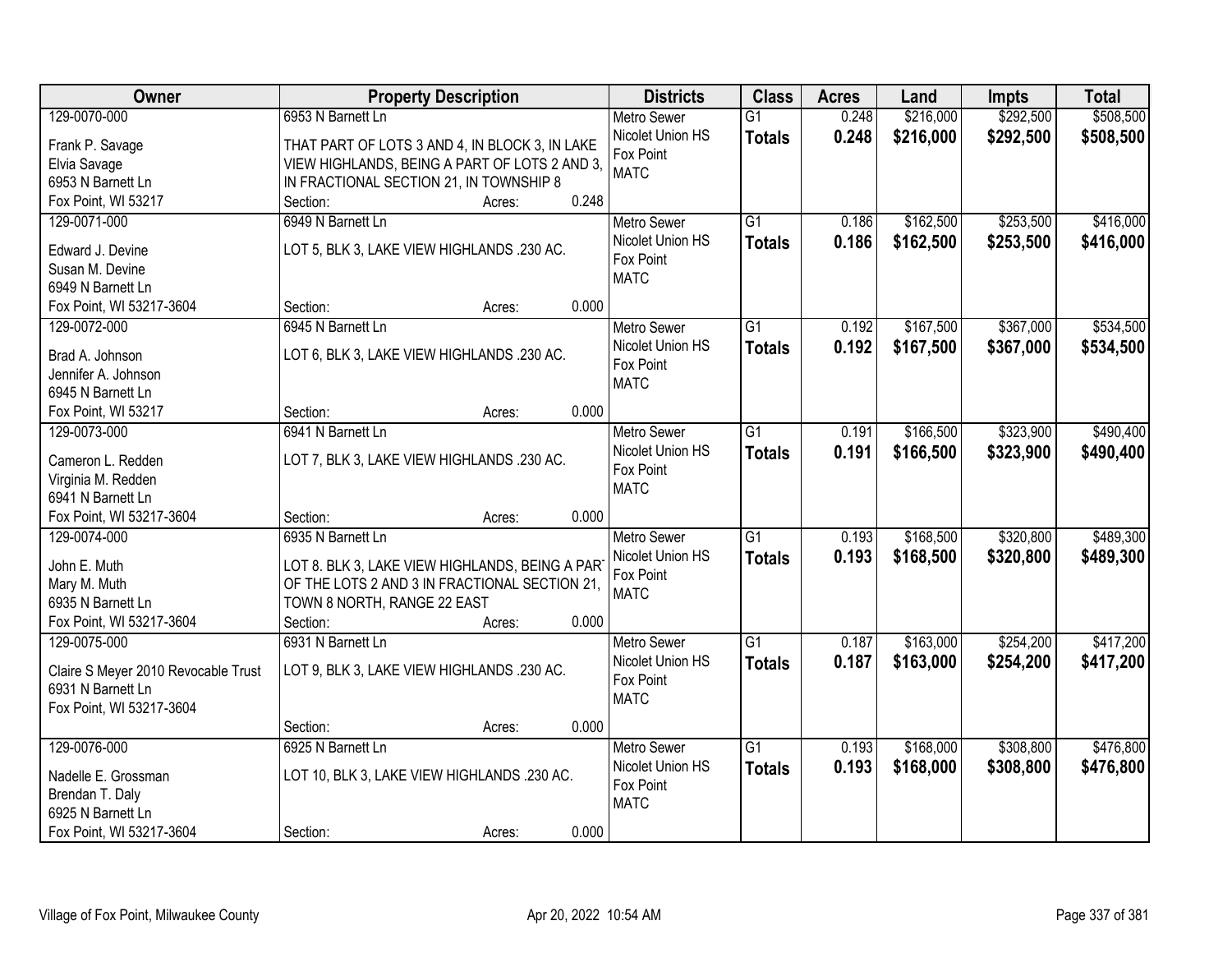| Owner | Property Description | Districts | Class | Acres | Land | Impts | Total |
|---|---|---|---|---|---|---|---|
| 129-0070-000<br>Frank P. Savage<br>Elvia Savage<br>6953 N Barnett Ln<br>Fox Point, WI 53217 | 6953 N Barnett Ln<br>THAT PART OF LOTS 3 AND 4, IN BLOCK 3, IN LAKE VIEW HIGHLANDS, BEING A PART OF LOTS 2 AND 3, IN FRACTIONAL SECTION 21, IN TOWNSHIP 8<br>Section: Acres: 0.248 | Metro Sewer<br>Nicolet Union HS<br>Fox Point<br>MATC | G1<br>**Totals** | 0.248<br>**0.248** | $216,000<br>**$216,000** | $292,500<br>**$292,500** | $508,500<br>**$508,500** |
| 129-0071-000<br>Edward J. Devine<br>Susan M. Devine<br>6949 N Barnett Ln<br>Fox Point, WI 53217-3604 | 6949 N Barnett Ln<br>LOT 5, BLK 3, LAKE VIEW HIGHLANDS .230 AC.<br>Section: Acres: 0.000 | Metro Sewer<br>Nicolet Union HS<br>Fox Point<br>MATC | G1<br>**Totals** | 0.186<br>**0.186** | $162,500<br>**$162,500** | $253,500<br>**$253,500** | $416,000<br>**$416,000** |
| 129-0072-000<br>Brad A. Johnson<br>Jennifer A. Johnson<br>6945 N Barnett Ln<br>Fox Point, WI 53217 | 6945 N Barnett Ln<br>LOT 6, BLK 3, LAKE VIEW HIGHLANDS .230 AC.<br>Section: Acres: 0.000 | Metro Sewer<br>Nicolet Union HS<br>Fox Point<br>MATC | G1<br>**Totals** | 0.192<br>**0.192** | $167,500<br>**$167,500** | $367,000<br>**$367,000** | $534,500<br>**$534,500** |
| 129-0073-000<br>Cameron L. Redden<br>Virginia M. Redden<br>6941 N Barnett Ln<br>Fox Point, WI 53217-3604 | 6941 N Barnett Ln<br>LOT 7, BLK 3, LAKE VIEW HIGHLANDS .230 AC.<br>Section: Acres: 0.000 | Metro Sewer<br>Nicolet Union HS<br>Fox Point<br>MATC | G1<br>**Totals** | 0.191<br>**0.191** | $166,500<br>**$166,500** | $323,900<br>**$323,900** | $490,400<br>**$490,400** |
| 129-0074-000<br>John E. Muth<br>Mary M. Muth<br>6935 N Barnett Ln<br>Fox Point, WI 53217-3604 | 6935 N Barnett Ln<br>LOT 8. BLK 3, LAKE VIEW HIGHLANDS, BEING A PART OF THE LOTS 2 AND 3 IN FRACTIONAL SECTION 21, TOWN 8 NORTH, RANGE 22 EAST<br>Section: Acres: 0.000 | Metro Sewer<br>Nicolet Union HS<br>Fox Point<br>MATC | G1<br>**Totals** | 0.193<br>**0.193** | $168,500<br>**$168,500** | $320,800<br>**$320,800** | $489,300<br>**$489,300** |
| 129-0075-000<br>Claire S Meyer 2010 Revocable Trust<br>6931 N Barnett Ln<br>Fox Point, WI 53217-3604 | 6931 N Barnett Ln<br>LOT 9, BLK 3, LAKE VIEW HIGHLANDS .230 AC.<br>Section: Acres: 0.000 | Metro Sewer<br>Nicolet Union HS<br>Fox Point<br>MATC | G1<br>**Totals** | 0.187<br>**0.187** | $163,000<br>**$163,000** | $254,200<br>**$254,200** | $417,200<br>**$417,200** |
| 129-0076-000<br>Nadelle E. Grossman<br>Brendan T. Daly<br>6925 N Barnett Ln<br>Fox Point, WI 53217-3604 | 6925 N Barnett Ln<br>LOT 10, BLK 3, LAKE VIEW HIGHLANDS .230 AC.<br>Section: Acres: 0.000 | Metro Sewer<br>Nicolet Union HS<br>Fox Point<br>MATC | G1<br>**Totals** | 0.193<br>**0.193** | $168,000<br>**$168,000** | $308,800<br>**$308,800** | $476,800<br>**$476,800** |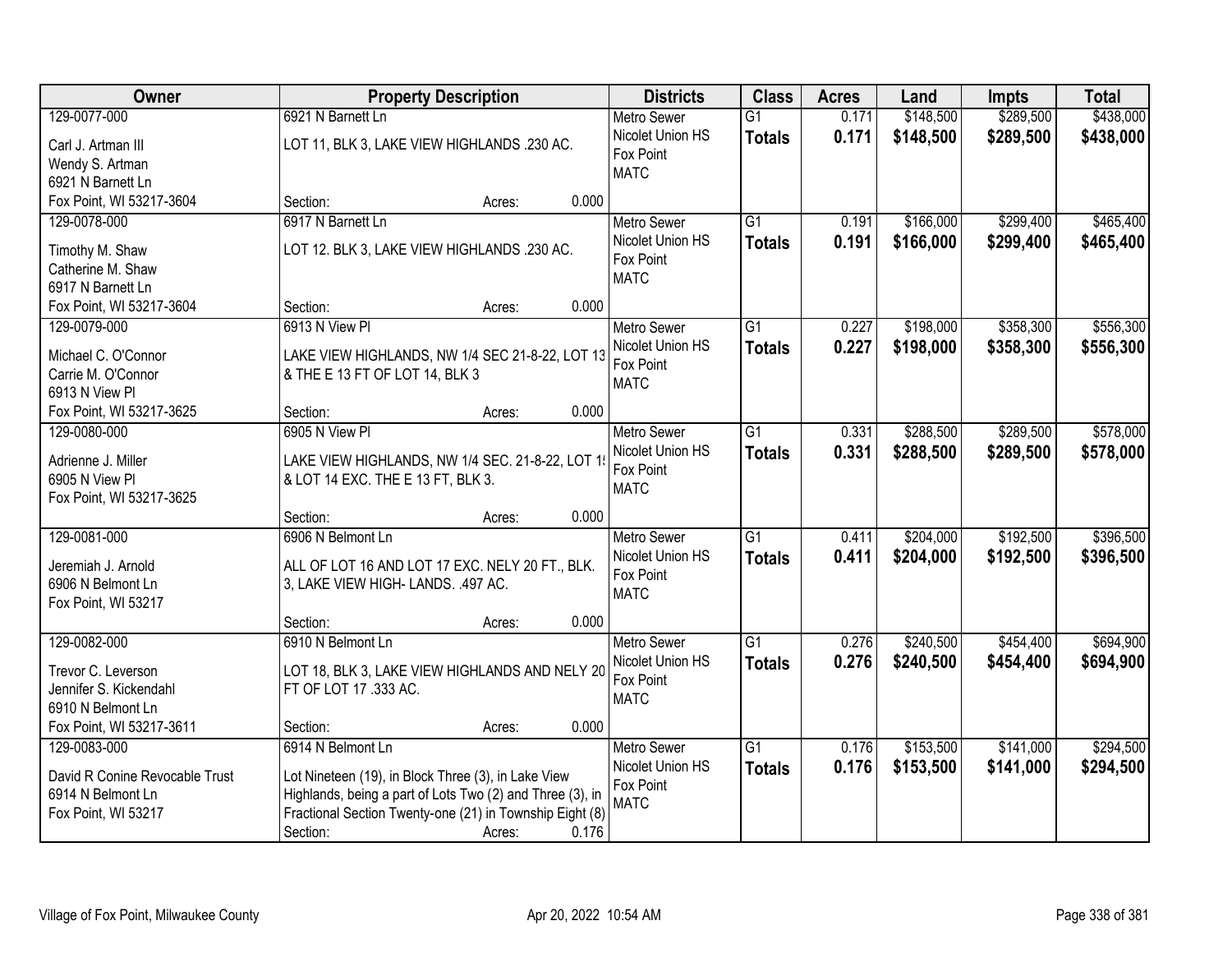| Owner | Property Description | Districts | Class | Acres | Land | Impts | Total |
|---|---|---|---|---|---|---|---|
| 129-0077-000<br>Carl J. Artman III<br>Wendy S. Artman<br>6921 N Barnett Ln<br>Fox Point, WI 53217-3604 | 6921 N Barnett Ln<br>LOT 11, BLK 3, LAKE VIEW HIGHLANDS .230 AC.<br>Section: Acres: 0.000 | Metro Sewer<br>Nicolet Union HS<br>Fox Point<br>MATC | G1<br>**Totals** | 0.171<br>**0.171** | $148,500<br>**$148,500** | $289,500<br>**$289,500** | $438,000<br>**$438,000** |
| 129-0078-000<br>Timothy M. Shaw<br>Catherine M. Shaw<br>6917 N Barnett Ln<br>Fox Point, WI 53217-3604 | 6917 N Barnett Ln<br>LOT 12. BLK 3, LAKE VIEW HIGHLANDS .230 AC.<br>Section: Acres: 0.000 | Metro Sewer<br>Nicolet Union HS<br>Fox Point<br>MATC | G1<br>**Totals** | 0.191<br>**0.191** | $166,000<br>**$166,000** | $299,400<br>**$299,400** | $465,400<br>**$465,400** |
| 129-0079-000<br>Michael C. O'Connor<br>Carrie M. O'Connor<br>6913 N View Pl<br>Fox Point, WI 53217-3625 | 6913 N View Pl<br>LAKE VIEW HIGHLANDS, NW 1/4 SEC 21-8-22, LOT 13 & THE E 13 FT OF LOT 14, BLK 3<br>Section: Acres: 0.000 | Metro Sewer<br>Nicolet Union HS<br>Fox Point<br>MATC | G1<br>**Totals** | 0.227<br>**0.227** | $198,000<br>**$198,000** | $358,300<br>**$358,300** | $556,300<br>**$556,300** |
| 129-0080-000<br>Adrienne J. Miller<br>6905 N View Pl<br>Fox Point, WI 53217-3625 | 6905 N View Pl<br>LAKE VIEW HIGHLANDS, NW 1/4 SEC. 21-8-22, LOT 1! & LOT 14 EXC. THE E 13 FT, BLK 3.<br>Section: Acres: 0.000 | Metro Sewer<br>Nicolet Union HS<br>Fox Point<br>MATC | G1<br>**Totals** | 0.331<br>**0.331** | $288,500<br>**$288,500** | $289,500<br>**$289,500** | $578,000<br>**$578,000** |
| 129-0081-000<br>Jeremiah J. Arnold<br>6906 N Belmont Ln<br>Fox Point, WI 53217 | 6906 N Belmont Ln<br>ALL OF LOT 16 AND LOT 17 EXC. NELY 20 FT., BLK. 3, LAKE VIEW HIGH- LANDS. .497 AC.<br>Section: Acres: 0.000 | Metro Sewer<br>Nicolet Union HS<br>Fox Point<br>MATC | G1<br>**Totals** | 0.411<br>**0.411** | $204,000<br>**$204,000** | $192,500<br>**$192,500** | $396,500<br>**$396,500** |
| 129-0082-000<br>Trevor C. Leverson<br>Jennifer S. Kickendahl<br>6910 N Belmont Ln<br>Fox Point, WI 53217-3611 | 6910 N Belmont Ln<br>LOT 18, BLK 3, LAKE VIEW HIGHLANDS AND NELY 20 FT OF LOT 17 .333 AC.<br>Section: Acres: 0.000 | Metro Sewer<br>Nicolet Union HS<br>Fox Point<br>MATC | G1<br>**Totals** | 0.276<br>**0.276** | $240,500<br>**$240,500** | $454,400<br>**$454,400** | $694,900<br>**$694,900** |
| 129-0083-000<br>David R Conine Revocable Trust<br>6914 N Belmont Ln<br>Fox Point, WI 53217 | 6914 N Belmont Ln<br>Lot Nineteen (19), in Block Three (3), in Lake View Highlands, being a part of Lots Two (2) and Three (3), in Fractional Section Twenty-one (21) in Township Eight (8)<br>Section: Acres: 0.176 | Metro Sewer<br>Nicolet Union HS<br>Fox Point<br>MATC | G1<br>**Totals** | 0.176<br>**0.176** | $153,500<br>**$153,500** | $141,000<br>**$141,000** | $294,500<br>**$294,500** |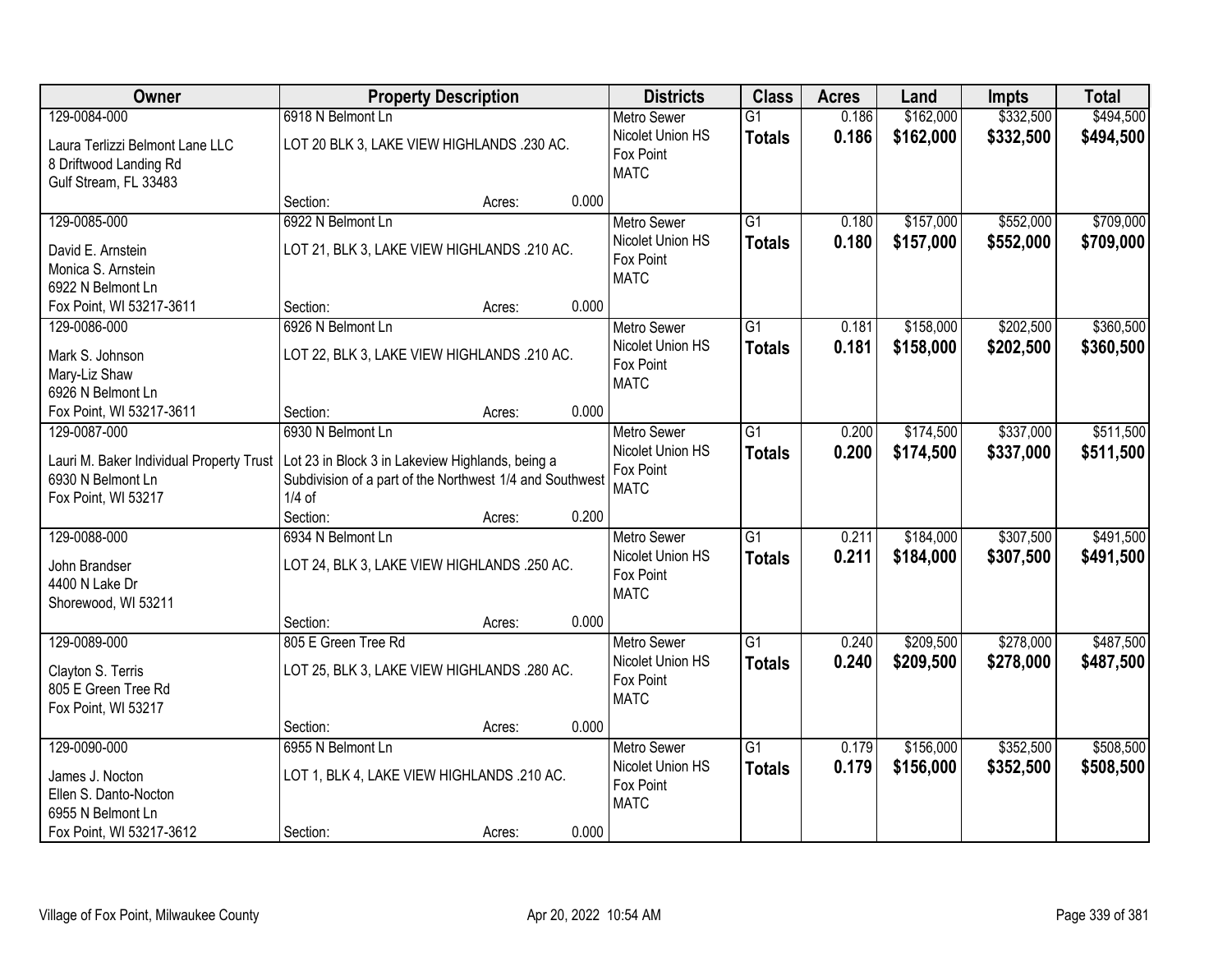| Owner | Property Description | | | Districts | Class | Acres | Land | Impts | Total |
|---|---|---|---|---|---|---|---|---|---|
| 129-0084-000<br>Laura Terlizzi Belmont Lane LLC<br>8 Driftwood Landing Rd<br>Gulf Stream, FL 33483 | 6918 N Belmont Ln<br>LOT 20 BLK 3, LAKE VIEW HIGHLANDS .230 AC.<br>Section: | Acres: | 0.000 | Metro Sewer<br>Nicolet Union HS<br>Fox Point<br>MATC | G1<br>**Totals** | 0.186<br>**0.186** | $162,000<br>**$162,000** | $332,500<br>**$332,500** | $494,500<br>**$494,500** |
| 129-0085-000<br>David E. Arnstein<br>Monica S. Arnstein<br>6922 N Belmont Ln<br>Fox Point, WI 53217-3611 | 6922 N Belmont Ln<br>LOT 21, BLK 3, LAKE VIEW HIGHLANDS .210 AC.<br>Section: | Acres: | 0.000 | Metro Sewer<br>Nicolet Union HS<br>Fox Point<br>MATC | G1<br>**Totals** | 0.180<br>**0.180** | $157,000<br>**$157,000** | $552,000<br>**$552,000** | $709,000<br>**$709,000** |
| 129-0086-000<br>Mark S. Johnson<br>Mary-Liz Shaw<br>6926 N Belmont Ln<br>Fox Point, WI 53217-3611 | 6926 N Belmont Ln<br>LOT 22, BLK 3, LAKE VIEW HIGHLANDS .210 AC.<br>Section: | Acres: | 0.000 | Metro Sewer<br>Nicolet Union HS<br>Fox Point<br>MATC | G1<br>**Totals** | 0.181<br>**0.181** | $158,000<br>**$158,000** | $202,500<br>**$202,500** | $360,500<br>**$360,500** |
| 129-0087-000<br>Lauri M. Baker Individual Property Trust<br>6930 N Belmont Ln<br>Fox Point, WI 53217 | 6930 N Belmont Ln<br>Lot 23 in Block 3 in Lakeview Highlands, being a Subdivision of a part of the Northwest 1/4 and Southwest 1/4 of<br>Section: | Acres: | 0.200 | Metro Sewer<br>Nicolet Union HS<br>Fox Point<br>MATC | G1<br>**Totals** | 0.200<br>**0.200** | $174,500<br>**$174,500** | $337,000<br>**$337,000** | $511,500<br>**$511,500** |
| 129-0088-000<br>John Brandser<br>4400 N Lake Dr<br>Shorewood, WI 53211 | 6934 N Belmont Ln<br>LOT 24, BLK 3, LAKE VIEW HIGHLANDS .250 AC.<br>Section: | Acres: | 0.000 | Metro Sewer<br>Nicolet Union HS<br>Fox Point<br>MATC | G1<br>**Totals** | 0.211<br>**0.211** | $184,000<br>**$184,000** | $307,500<br>**$307,500** | $491,500<br>**$491,500** |
| 129-0089-000<br>Clayton S. Terris<br>805 E Green Tree Rd<br>Fox Point, WI 53217 | 805 E Green Tree Rd<br>LOT 25, BLK 3, LAKE VIEW HIGHLANDS .280 AC.<br>Section: | Acres: | 0.000 | Metro Sewer<br>Nicolet Union HS<br>Fox Point<br>MATC | G1<br>**Totals** | 0.240<br>**0.240** | $209,500<br>**$209,500** | $278,000<br>**$278,000** | $487,500<br>**$487,500** |
| 129-0090-000<br>James J. Nocton<br>Ellen S. Danto-Nocton<br>6955 N Belmont Ln<br>Fox Point, WI 53217-3612 | 6955 N Belmont Ln<br>LOT 1, BLK 4, LAKE VIEW HIGHLANDS .210 AC.<br>Section: | Acres: | 0.000 | Metro Sewer<br>Nicolet Union HS<br>Fox Point<br>MATC | G1<br>**Totals** | 0.179<br>**0.179** | $156,000<br>**$156,000** | $352,500<br>**$352,500** | $508,500<br>**$508,500** |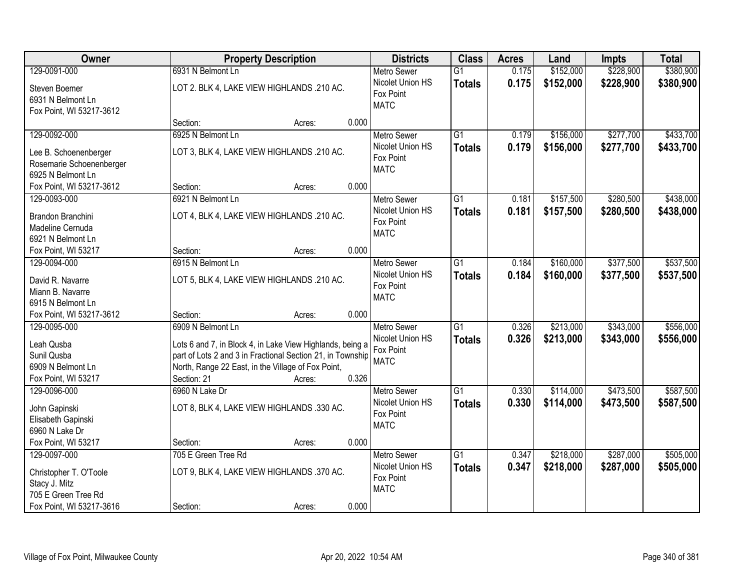| Owner | Property Description | Districts | Class | Acres | Land | Impts | Total |
|---|---|---|---|---|---|---|---|
| 129-0091-000<br>Steven Boemer<br>6931 N Belmont Ln<br>Fox Point, WI 53217-3612 | 6931 N Belmont Ln<br>LOT 2. BLK 4, LAKE VIEW HIGHLANDS .210 AC.<br>Section: Acres: 0.000 | Metro Sewer<br>Nicolet Union HS<br>Fox Point<br>MATC | G1<br>**Totals** | 0.175<br>**0.175** | $152,000<br>**$152,000** | $228,900<br>**$228,900** | $380,900<br>**$380,900** |
| 129-0092-000<br>Lee B. Schoenenberger<br>Rosemarie Schoenenberger<br>6925 N Belmont Ln<br>Fox Point, WI 53217-3612 | 6925 N Belmont Ln<br>LOT 3, BLK 4, LAKE VIEW HIGHLANDS .210 AC.<br>Section: Acres: 0.000 | Metro Sewer<br>Nicolet Union HS<br>Fox Point<br>MATC | G1<br>**Totals** | 0.179<br>**0.179** | $156,000<br>**$156,000** | $277,700<br>**$277,700** | $433,700<br>**$433,700** |
| 129-0093-000<br>Brandon Branchini<br>Madeline Cernuda<br>6921 N Belmont Ln<br>Fox Point, WI 53217 | 6921 N Belmont Ln<br>LOT 4, BLK 4, LAKE VIEW HIGHLANDS .210 AC.<br>Section: Acres: 0.000 | Metro Sewer<br>Nicolet Union HS<br>Fox Point<br>MATC | G1<br>**Totals** | 0.181<br>**0.181** | $157,500<br>**$157,500** | $280,500<br>**$280,500** | $438,000<br>**$438,000** |
| 129-0094-000<br>David R. Navarre<br>Miann B. Navarre<br>6915 N Belmont Ln<br>Fox Point, WI 53217-3612 | 6915 N Belmont Ln<br>LOT 5, BLK 4, LAKE VIEW HIGHLANDS .210 AC.<br>Section: Acres: 0.000 | Metro Sewer<br>Nicolet Union HS<br>Fox Point<br>MATC | G1<br>**Totals** | 0.184<br>**0.184** | $160,000<br>**$160,000** | $377,500<br>**$377,500** | $537,500<br>**$537,500** |
| 129-0095-000<br>Leah Qusba<br>Sunil Qusba<br>6909 N Belmont Ln<br>Fox Point, WI 53217 | 6909 N Belmont Ln<br>Lots 6 and 7, in Block 4, in Lake View Highlands, being a part of Lots 2 and 3 in Fractional Section 21, in Township North, Range 22 East, in the Village of Fox Point,<br>Section: 21 Acres: 0.326 | Metro Sewer<br>Nicolet Union HS<br>Fox Point<br>MATC | G1<br>**Totals** | 0.326<br>**0.326** | $213,000<br>**$213,000** | $343,000<br>**$343,000** | $556,000<br>**$556,000** |
| 129-0096-000<br>John Gapinski<br>Elisabeth Gapinski<br>6960 N Lake Dr<br>Fox Point, WI 53217 | 6960 N Lake Dr<br>LOT 8, BLK 4, LAKE VIEW HIGHLANDS .330 AC.<br>Section: Acres: 0.000 | Metro Sewer<br>Nicolet Union HS<br>Fox Point<br>MATC | G1<br>**Totals** | 0.330<br>**0.330** | $114,000<br>**$114,000** | $473,500<br>**$473,500** | $587,500<br>**$587,500** |
| 129-0097-000<br>Christopher T. O'Toole<br>Stacy J. Mitz<br>705 E Green Tree Rd<br>Fox Point, WI 53217-3616 | 705 E Green Tree Rd<br>LOT 9, BLK 4, LAKE VIEW HIGHLANDS .370 AC.<br>Section: Acres: 0.000 | Metro Sewer<br>Nicolet Union HS<br>Fox Point<br>MATC | G1<br>**Totals** | 0.347<br>**0.347** | $218,000<br>**$218,000** | $287,000<br>**$287,000** | $505,000<br>**$505,000** |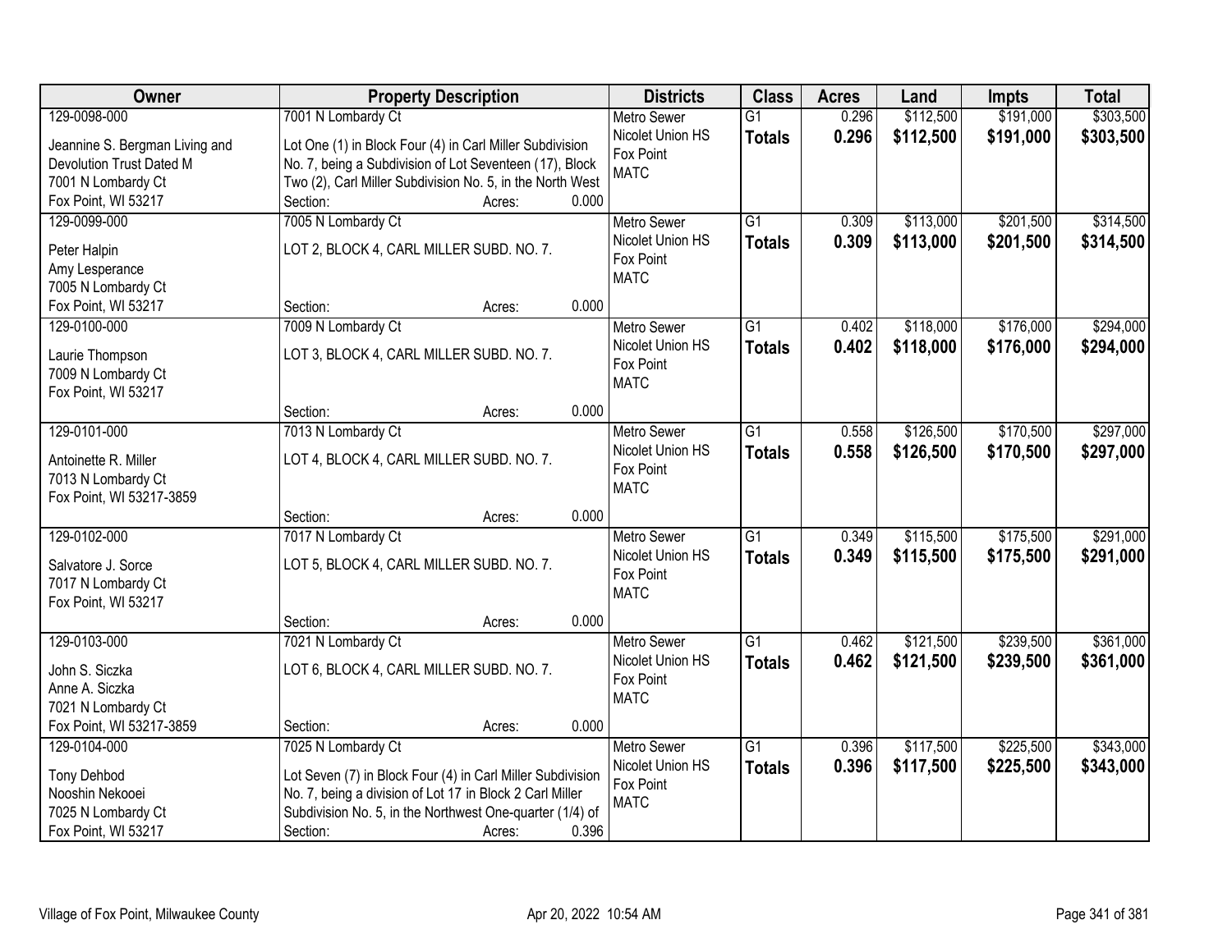| Owner | Property Description | Districts | Class | Acres | Land | Impts | Total |
|---|---|---|---|---|---|---|---|
| 129-0098-000<br>Jeannine S. Bergman Living and Devolution Trust Dated M<br>7001 N Lombardy Ct<br>Fox Point, WI 53217 | 7001 N Lombardy Ct<br>Lot One (1) in Block Four (4) in Carl Miller Subdivision No. 7, being a Subdivision of Lot Seventeen (17), Block Two (2), Carl Miller Subdivision No. 5, in the North West<br>Section: Acres: 0.000 | Metro Sewer<br>Nicolet Union HS<br>Fox Point<br>MATC | G1<br>**Totals** | 0.296<br>**0.296** | $112,500<br>**$112,500** | $191,000<br>**$191,000** | $303,500<br>**$303,500** |
| 129-0099-000<br>Peter Halpin<br>Amy Lesperance<br>7005 N Lombardy Ct<br>Fox Point, WI 53217 | 7005 N Lombardy Ct<br>LOT 2, BLOCK 4, CARL MILLER SUBD. NO. 7.<br>Section: Acres: 0.000 | Metro Sewer<br>Nicolet Union HS<br>Fox Point<br>MATC | G1<br>**Totals** | 0.309<br>**0.309** | $113,000<br>**$113,000** | $201,500<br>**$201,500** | $314,500<br>**$314,500** |
| 129-0100-000<br>Laurie Thompson<br>7009 N Lombardy Ct<br>Fox Point, WI 53217 | 7009 N Lombardy Ct<br>LOT 3, BLOCK 4, CARL MILLER SUBD. NO. 7.<br>Section: Acres: 0.000 | Metro Sewer<br>Nicolet Union HS<br>Fox Point<br>MATC | G1<br>**Totals** | 0.402<br>**0.402** | $118,000<br>**$118,000** | $176,000<br>**$176,000** | $294,000<br>**$294,000** |
| 129-0101-000<br>Antoinette R. Miller<br>7013 N Lombardy Ct<br>Fox Point, WI 53217-3859 | 7013 N Lombardy Ct<br>LOT 4, BLOCK 4, CARL MILLER SUBD. NO. 7.<br>Section: Acres: 0.000 | Metro Sewer<br>Nicolet Union HS<br>Fox Point<br>MATC | G1<br>**Totals** | 0.558<br>**0.558** | $126,500<br>**$126,500** | $170,500<br>**$170,500** | $297,000<br>**$297,000** |
| 129-0102-000<br>Salvatore J. Sorce<br>7017 N Lombardy Ct<br>Fox Point, WI 53217 | 7017 N Lombardy Ct<br>LOT 5, BLOCK 4, CARL MILLER SUBD. NO. 7.<br>Section: Acres: 0.000 | Metro Sewer<br>Nicolet Union HS<br>Fox Point<br>MATC | G1<br>**Totals** | 0.349<br>**0.349** | $115,500<br>**$115,500** | $175,500<br>**$175,500** | $291,000<br>**$291,000** |
| 129-0103-000<br>John S. Siczka<br>Anne A. Siczka<br>7021 N Lombardy Ct<br>Fox Point, WI 53217-3859 | 7021 N Lombardy Ct<br>LOT 6, BLOCK 4, CARL MILLER SUBD. NO. 7.<br>Section: Acres: 0.000 | Metro Sewer<br>Nicolet Union HS<br>Fox Point<br>MATC | G1<br>**Totals** | 0.462<br>**0.462** | $121,500<br>**$121,500** | $239,500<br>**$239,500** | $361,000<br>**$361,000** |
| 129-0104-000<br>Tony Dehbod<br>Nooshin Nekooei<br>7025 N Lombardy Ct<br>Fox Point, WI 53217 | 7025 N Lombardy Ct<br>Lot Seven (7) in Block Four (4) in Carl Miller Subdivision No. 7, being a division of Lot 17 in Block 2 Carl Miller Subdivision No. 5, in the Northwest One-quarter (1/4) of<br>Section: Acres: 0.396 | Metro Sewer<br>Nicolet Union HS<br>Fox Point<br>MATC | G1<br>**Totals** | 0.396<br>**0.396** | $117,500<br>**$117,500** | $225,500<br>**$225,500** | $343,000<br>**$343,000** |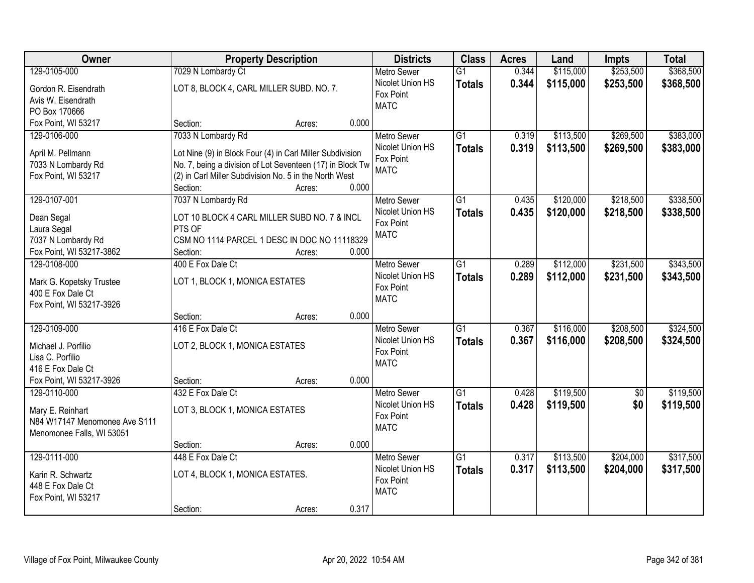| Owner | Property Description | Districts | Class | Acres | Land | Impts | Total |
|---|---|---|---|---|---|---|---|
| 129-0105-000<br>Gordon R. Eisendrath<br>Avis W. Eisendrath<br>PO Box 170666<br>Fox Point, WI 53217 | 7029 N Lombardy Ct<br>LOT 8, BLOCK 4, CARL MILLER SUBD. NO. 7.<br>Section: Acres: 0.000 | Metro Sewer<br>Nicolet Union HS<br>Fox Point<br>MATC | G1<br>**Totals** | 0.344<br>**0.344** | $115,000<br>**$115,000** | $253,500<br>**$253,500** | $368,500<br>**$368,500** |
| 129-0106-000<br>April M. Pellmann<br>7033 N Lombardy Rd<br>Fox Point, WI 53217 | 7033 N Lombardy Rd<br>Lot Nine (9) in Block Four (4) in Carl Miller Subdivision No. 7, being a division of Lot Seventeen (17) in Block Tw (2) in Carl Miller Subdivision No. 5 in the North West<br>Section: Acres: 0.000 | Metro Sewer<br>Nicolet Union HS<br>Fox Point<br>MATC | G1<br>**Totals** | 0.319<br>**0.319** | $113,500<br>**$113,500** | $269,500<br>**$269,500** | $383,000<br>**$383,000** |
| 129-0107-001<br>Dean Segal<br>Laura Segal<br>7037 N Lombardy Rd<br>Fox Point, WI 53217-3862 | 7037 N Lombardy Rd<br>LOT 10 BLOCK 4 CARL MILLER SUBD NO. 7 & INCL PTS OF<br>CSM NO 1114 PARCEL 1 DESC IN DOC NO 11118329<br>Section: Acres: 0.000 | Metro Sewer<br>Nicolet Union HS<br>Fox Point<br>MATC | G1<br>**Totals** | 0.435<br>**0.435** | $120,000<br>**$120,000** | $218,500<br>**$218,500** | $338,500<br>**$338,500** |
| 129-0108-000<br>Mark G. Kopetsky Trustee<br>400 E Fox Dale Ct<br>Fox Point, WI 53217-3926 | 400 E Fox Dale Ct<br>LOT 1, BLOCK 1, MONICA ESTATES<br>Section: Acres: 0.000 | Metro Sewer<br>Nicolet Union HS<br>Fox Point<br>MATC | G1<br>**Totals** | 0.289<br>**0.289** | $112,000<br>**$112,000** | $231,500<br>**$231,500** | $343,500<br>**$343,500** |
| 129-0109-000<br>Michael J. Porfilio<br>Lisa C. Porfilio<br>416 E Fox Dale Ct<br>Fox Point, WI 53217-3926 | 416 E Fox Dale Ct<br>LOT 2, BLOCK 1, MONICA ESTATES<br>Section: Acres: 0.000 | Metro Sewer<br>Nicolet Union HS<br>Fox Point<br>MATC | G1<br>**Totals** | 0.367<br>**0.367** | $116,000<br>**$116,000** | $208,500<br>**$208,500** | $324,500<br>**$324,500** |
| 129-0110-000<br>Mary E. Reinhart<br>N84 W17147 Menomonee Ave S111<br>Menomonee Falls, WI 53051 | 432 E Fox Dale Ct<br>LOT 3, BLOCK 1, MONICA ESTATES<br>Section: Acres: 0.000 | Metro Sewer<br>Nicolet Union HS<br>Fox Point<br>MATC | G1<br>**Totals** | 0.428<br>**0.428** | $119,500<br>**$119,500** | $0<br>**$0** | $119,500<br>**$119,500** |
| 129-0111-000<br>Karin R. Schwartz<br>448 E Fox Dale Ct<br>Fox Point, WI 53217 | 448 E Fox Dale Ct<br>LOT 4, BLOCK 1, MONICA ESTATES.<br>Section: Acres: 0.317 | Metro Sewer<br>Nicolet Union HS<br>Fox Point<br>MATC | G1<br>**Totals** | 0.317<br>**0.317** | $113,500<br>**$113,500** | $204,000<br>**$204,000** | $317,500<br>**$317,500** |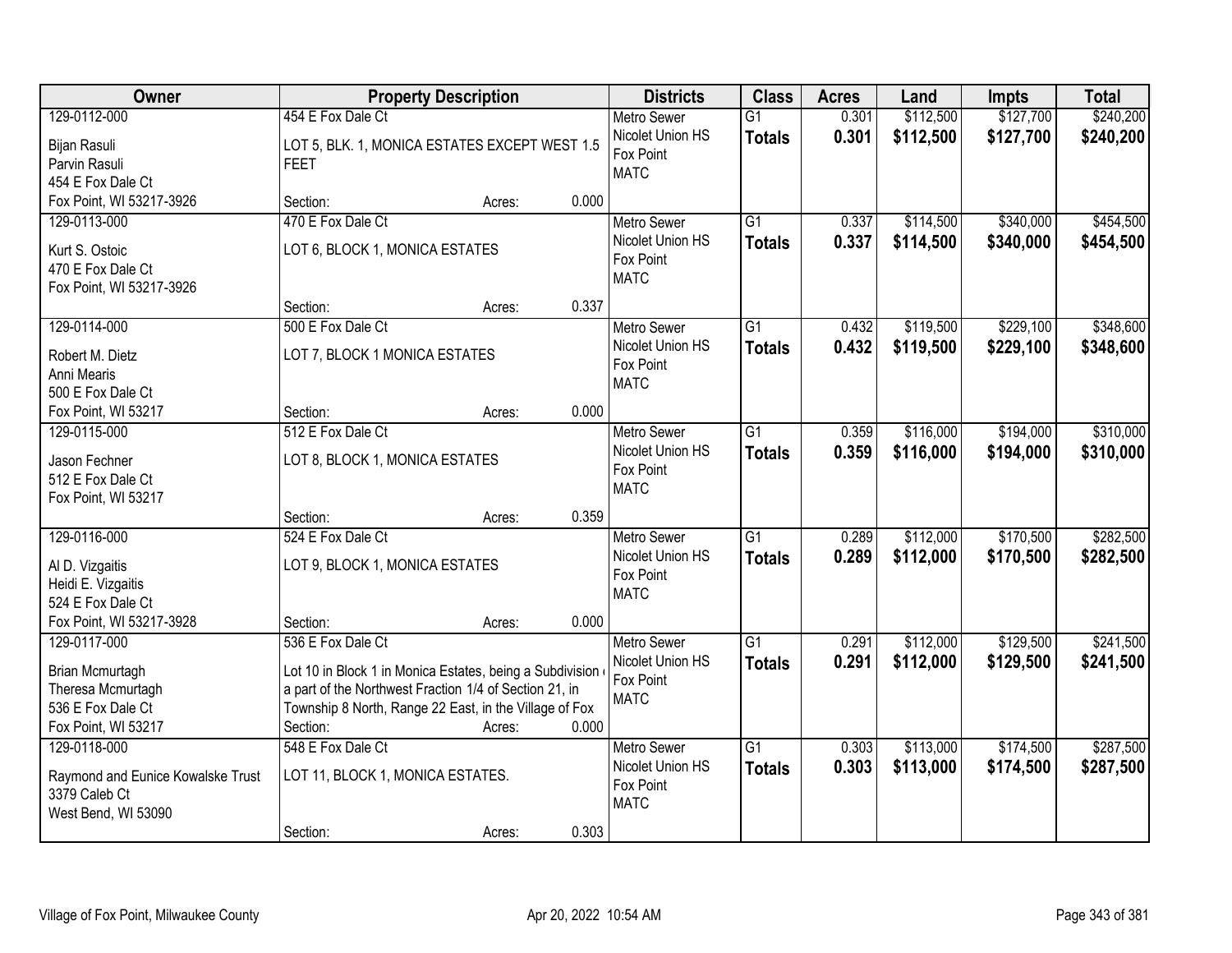| Owner | Property Description | Districts | Class | Acres | Land | Impts | Total |
|---|---|---|---|---|---|---|---|
| 129-0112-000<br>Bijan Rasuli<br>Parvin Rasuli<br>454 E Fox Dale Ct<br>Fox Point, WI 53217-3926 | 454 E Fox Dale Ct<br>LOT 5, BLK. 1, MONICA ESTATES EXCEPT WEST 1.5 FEET<br>Section: Acres: 0.000 | Metro Sewer<br>Nicolet Union HS<br>Fox Point<br>MATC | G1<br>**Totals** | 0.301<br>**0.301** | \$112,500<br>**\$112,500** | \$127,700<br>**\$127,700** | \$240,200<br>**\$240,200** |
| 129-0113-000<br>Kurt S. Ostoic<br>470 E Fox Dale Ct<br>Fox Point, WI 53217-3926 | 470 E Fox Dale Ct<br>LOT 6, BLOCK 1, MONICA ESTATES<br>Section: Acres: 0.337 | Metro Sewer<br>Nicolet Union HS<br>Fox Point<br>MATC | G1<br>**Totals** | 0.337<br>**0.337** | \$114,500<br>**\$114,500** | \$340,000<br>**\$340,000** | \$454,500<br>**\$454,500** |
| 129-0114-000<br>Robert M. Dietz<br>Anni Mearis<br>500 E Fox Dale Ct<br>Fox Point, WI 53217 | 500 E Fox Dale Ct<br>LOT 7, BLOCK 1 MONICA ESTATES<br>Section: Acres: 0.000 | Metro Sewer<br>Nicolet Union HS<br>Fox Point<br>MATC | G1<br>**Totals** | 0.432<br>**0.432** | \$119,500<br>**\$119,500** | \$229,100<br>**\$229,100** | \$348,600<br>**\$348,600** |
| 129-0115-000<br>Jason Fechner<br>512 E Fox Dale Ct<br>Fox Point, WI 53217 | 512 E Fox Dale Ct<br>LOT 8, BLOCK 1, MONICA ESTATES<br>Section: Acres: 0.359 | Metro Sewer<br>Nicolet Union HS<br>Fox Point<br>MATC | G1<br>**Totals** | 0.359<br>**0.359** | \$116,000<br>**\$116,000** | \$194,000<br>**\$194,000** | \$310,000<br>**\$310,000** |
| 129-0116-000<br>Al D. Vizgaitis<br>Heidi E. Vizgaitis<br>524 E Fox Dale Ct<br>Fox Point, WI 53217-3928 | 524 E Fox Dale Ct<br>LOT 9, BLOCK 1, MONICA ESTATES<br>Section: Acres: 0.000 | Metro Sewer<br>Nicolet Union HS<br>Fox Point<br>MATC | G1<br>**Totals** | 0.289<br>**0.289** | \$112,000<br>**\$112,000** | \$170,500<br>**\$170,500** | \$282,500<br>**\$282,500** |
| 129-0117-000<br>Brian Mcmurtagh<br>Theresa Mcmurtagh<br>536 E Fox Dale Ct<br>Fox Point, WI 53217 | 536 E Fox Dale Ct<br>Lot 10 in Block 1 in Monica Estates, being a Subdivision a part of the Northwest Fraction 1/4 of Section 21, in Township 8 North, Range 22 East, in the Village of Fox<br>Section: Acres: 0.000 | Metro Sewer<br>Nicolet Union HS<br>Fox Point<br>MATC | G1<br>**Totals** | 0.291<br>**0.291** | \$112,000<br>**\$112,000** | \$129,500<br>**\$129,500** | \$241,500<br>**\$241,500** |
| 129-0118-000<br>Raymond and Eunice Kowalske Trust<br>3379 Caleb Ct<br>West Bend, WI 53090 | 548 E Fox Dale Ct<br>LOT 11, BLOCK 1, MONICA ESTATES.<br>Section: Acres: 0.303 | Metro Sewer<br>Nicolet Union HS<br>Fox Point<br>MATC | G1<br>**Totals** | 0.303<br>**0.303** | \$113,000<br>**\$113,000** | \$174,500<br>**\$174,500** | \$287,500<br>**\$287,500** |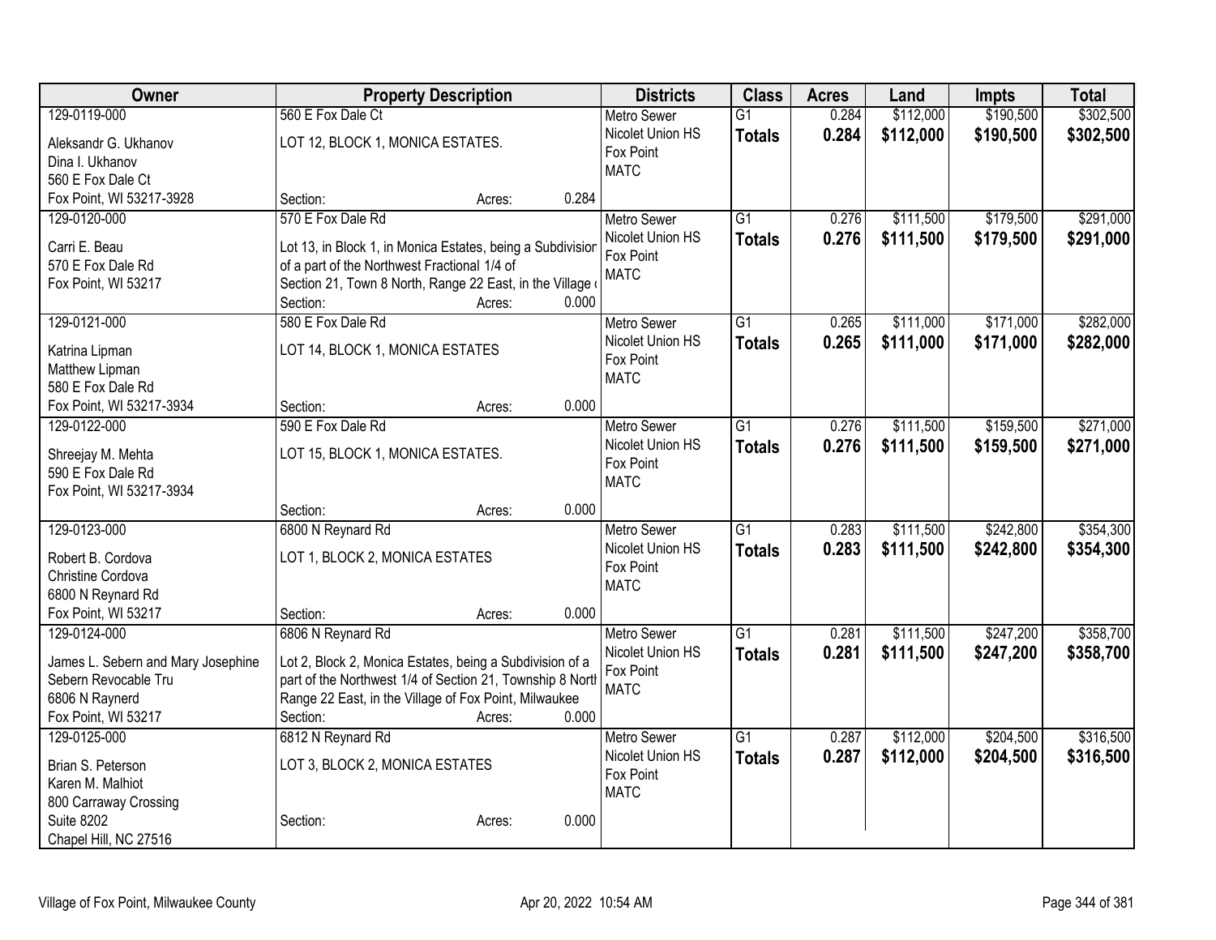| Owner | Property Description | Districts | Class | Acres | Land | Impts | Total |
|---|---|---|---|---|---|---|---|
| 129-0119-000<br>Aleksandr G. Ukhanov<br>Dina I. Ukhanov<br>560 E Fox Dale Ct<br>Fox Point, WI 53217-3928 | 560 E Fox Dale Ct<br>LOT 12, BLOCK 1, MONICA ESTATES.<br>Section: Acres: 0.284 | Metro Sewer<br>Nicolet Union HS<br>Fox Point<br>MATC | G1<br>**Totals** | 0.284<br>**0.284** | $112,000<br>**$112,000** | $190,500<br>**$190,500** | $302,500<br>**$302,500** |
| 129-0120-000<br>Carri E. Beau<br>570 E Fox Dale Rd<br>Fox Point, WI 53217 | 570 E Fox Dale Rd<br>Lot 13, in Block 1, in Monica Estates, being a Subdivision of a part of the Northwest Fractional 1/4 of Section 21, Town 8 North, Range 22 East, in the Village o<br>Section: Acres: 0.000 | Metro Sewer<br>Nicolet Union HS<br>Fox Point<br>MATC | G1<br>**Totals** | 0.276<br>**0.276** | $111,500<br>**$111,500** | $179,500<br>**$179,500** | $291,000<br>**$291,000** |
| 129-0121-000<br>Katrina Lipman<br>Matthew Lipman<br>580 E Fox Dale Rd<br>Fox Point, WI 53217-3934 | 580 E Fox Dale Rd<br>LOT 14, BLOCK 1, MONICA ESTATES<br>Section: Acres: 0.000 | Metro Sewer<br>Nicolet Union HS<br>Fox Point<br>MATC | G1<br>**Totals** | 0.265<br>**0.265** | $111,000<br>**$111,000** | $171,000<br>**$171,000** | $282,000<br>**$282,000** |
| 129-0122-000<br>Shreejay M. Mehta<br>590 E Fox Dale Rd<br>Fox Point, WI 53217-3934 | 590 E Fox Dale Rd<br>LOT 15, BLOCK 1, MONICA ESTATES.<br>Section: Acres: 0.000 | Metro Sewer<br>Nicolet Union HS<br>Fox Point<br>MATC | G1<br>**Totals** | 0.276<br>**0.276** | $111,500<br>**$111,500** | $159,500<br>**$159,500** | $271,000<br>**$271,000** |
| 129-0123-000<br>Robert B. Cordova<br>Christine Cordova<br>6800 N Reynard Rd<br>Fox Point, WI 53217 | 6800 N Reynard Rd<br>LOT 1, BLOCK 2, MONICA ESTATES<br>Section: Acres: 0.000 | Metro Sewer<br>Nicolet Union HS<br>Fox Point<br>MATC | G1<br>**Totals** | 0.283<br>**0.283** | $111,500<br>**$111,500** | $242,800<br>**$242,800** | $354,300<br>**$354,300** |
| 129-0124-000<br>James L. Sebern and Mary Josephine Sebern Revocable Tru<br>6806 N Raynerd<br>Fox Point, WI 53217 | 6806 N Reynard Rd<br>Lot 2, Block 2, Monica Estates, being a Subdivision of a part of the Northwest 1/4 of Section 21, Township 8 North Range 22 East, in the Village of Fox Point, Milwaukee<br>Section: Acres: 0.000 | Metro Sewer<br>Nicolet Union HS<br>Fox Point<br>MATC | G1<br>**Totals** | 0.281<br>**0.281** | $111,500<br>**$111,500** | $247,200<br>**$247,200** | $358,700<br>**$358,700** |
| 129-0125-000<br>Brian S. Peterson<br>Karen M. Malhiot<br>800 Carraway Crossing<br>Suite 8202<br>Chapel Hill, NC 27516 | 6812 N Reynard Rd<br>LOT 3, BLOCK 2, MONICA ESTATES<br>Section: Acres: 0.000 | Metro Sewer<br>Nicolet Union HS<br>Fox Point<br>MATC | G1<br>**Totals** | 0.287<br>**0.287** | $112,000<br>**$112,000** | $204,500<br>**$204,500** | $316,500<br>**$316,500** |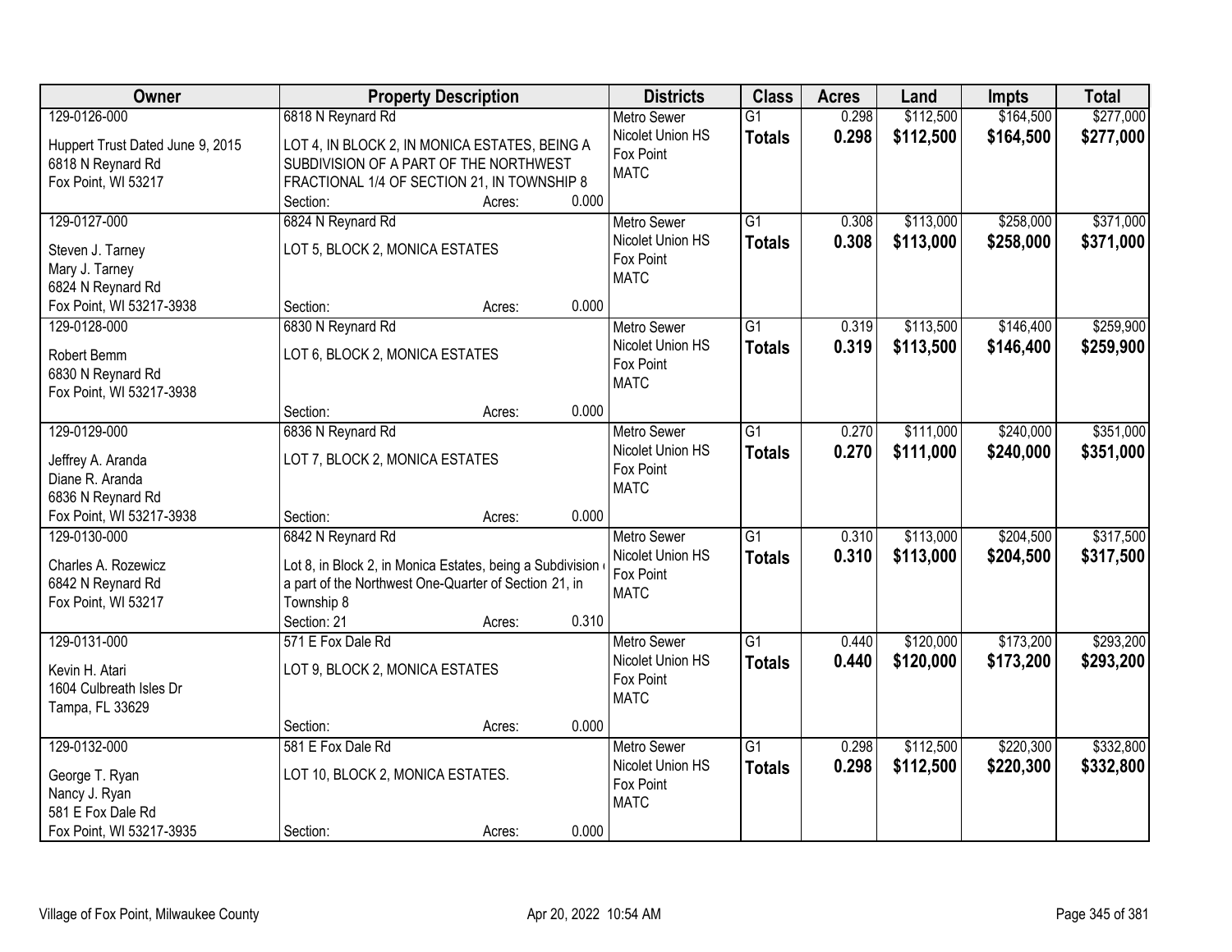| Owner | Property Description | Districts | Class | Acres | Land | Impts | Total |
|---|---|---|---|---|---|---|---|
| 129-0126-000<br>Huppert Trust Dated June 9, 2015<br>6818 N Reynard Rd<br>Fox Point, WI 53217 | 6818 N Reynard Rd<br>LOT 4, IN BLOCK 2, IN MONICA ESTATES, BEING A SUBDIVISION OF A PART OF THE NORTHWEST FRACTIONAL 1/4 OF SECTION 21, IN TOWNSHIP 8<br>Section: Acres: 0.000 | Metro Sewer<br>Nicolet Union HS<br>Fox Point<br>MATC | G1<br>**Totals** | 0.298<br>**0.298** | \$112,500<br>**\$112,500** | \$164,500<br>**\$164,500** | \$277,000<br>**\$277,000** |
| 129-0127-000<br>Steven J. Tarney<br>Mary J. Tarney<br>6824 N Reynard Rd<br>Fox Point, WI 53217-3938 | 6824 N Reynard Rd<br>LOT 5, BLOCK 2, MONICA ESTATES<br>Section: Acres: 0.000 | Metro Sewer<br>Nicolet Union HS<br>Fox Point<br>MATC | G1<br>**Totals** | 0.308<br>**0.308** | \$113,000<br>**\$113,000** | \$258,000<br>**\$258,000** | \$371,000<br>**\$371,000** |
| 129-0128-000<br>Robert Bemm<br>6830 N Reynard Rd<br>Fox Point, WI 53217-3938 | 6830 N Reynard Rd<br>LOT 6, BLOCK 2, MONICA ESTATES<br>Section: Acres: 0.000 | Metro Sewer<br>Nicolet Union HS<br>Fox Point<br>MATC | G1<br>**Totals** | 0.319<br>**0.319** | \$113,500<br>**\$113,500** | \$146,400<br>**\$146,400** | \$259,900<br>**\$259,900** |
| 129-0129-000<br>Jeffrey A. Aranda<br>Diane R. Aranda<br>6836 N Reynard Rd<br>Fox Point, WI 53217-3938 | 6836 N Reynard Rd<br>LOT 7, BLOCK 2, MONICA ESTATES<br>Section: Acres: 0.000 | Metro Sewer<br>Nicolet Union HS<br>Fox Point<br>MATC | G1<br>**Totals** | 0.270<br>**0.270** | \$111,000<br>**\$111,000** | \$240,000<br>**\$240,000** | \$351,000<br>**\$351,000** |
| 129-0130-000<br>Charles A. Rozewicz<br>6842 N Reynard Rd<br>Fox Point, WI 53217 | 6842 N Reynard Rd<br>Lot 8, in Block 2, in Monica Estates, being a Subdivision of a part of the Northwest One-Quarter of Section 21, in Township 8<br>Section: 21 Acres: 0.310 | Metro Sewer<br>Nicolet Union HS<br>Fox Point<br>MATC | G1<br>**Totals** | 0.310<br>**0.310** | \$113,000<br>**\$113,000** | \$204,500<br>**\$204,500** | \$317,500<br>**\$317,500** |
| 129-0131-000<br>Kevin H. Atari<br>1604 Culbreath Isles Dr<br>Tampa, FL 33629 | 571 E Fox Dale Rd<br>LOT 9, BLOCK 2, MONICA ESTATES<br>Section: Acres: 0.000 | Metro Sewer<br>Nicolet Union HS<br>Fox Point<br>MATC | G1<br>**Totals** | 0.440<br>**0.440** | \$120,000<br>**\$120,000** | \$173,200<br>**\$173,200** | \$293,200<br>**\$293,200** |
| 129-0132-000<br>George T. Ryan<br>Nancy J. Ryan<br>581 E Fox Dale Rd<br>Fox Point, WI 53217-3935 | 581 E Fox Dale Rd<br>LOT 10, BLOCK 2, MONICA ESTATES.<br>Section: Acres: 0.000 | Metro Sewer<br>Nicolet Union HS<br>Fox Point<br>MATC | G1<br>**Totals** | 0.298<br>**0.298** | \$112,500<br>**\$112,500** | \$220,300<br>**\$220,300** | \$332,800<br>**\$332,800** |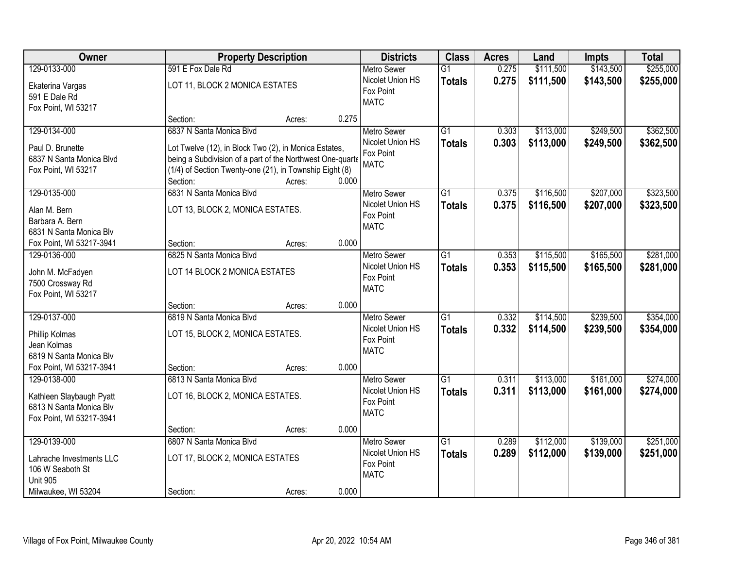| Owner | Property Description | Districts | Class | Acres | Land | Impts | Total |
|---|---|---|---|---|---|---|---|
| 129-0133-000<br>Ekaterina Vargas<br>591 E Dale Rd<br>Fox Point, WI 53217 | 591 E Fox Dale Rd<br>LOT 11, BLOCK 2 MONICA ESTATES<br>Section: Acres: 0.275 | Metro Sewer<br>Nicolet Union HS<br>Fox Point<br>MATC | G1<br>**Totals** | 0.275<br>**0.275** | $111,500<br>**$111,500** | $143,500<br>**$143,500** | $255,000<br>**$255,000** |
| 129-0134-000<br>Paul D. Brunette<br>6837 N Santa Monica Blvd<br>Fox Point, WI 53217 | 6837 N Santa Monica Blvd<br>Lot Twelve (12), in Block Two (2), in Monica Estates, being a Subdivision of a part of the Northwest One-quarte (1/4) of Section Twenty-one (21), in Township Eight (8)<br>Section: Acres: 0.000 | Metro Sewer<br>Nicolet Union HS<br>Fox Point<br>MATC | G1<br>**Totals** | 0.303<br>**0.303** | $113,000<br>**$113,000** | $249,500<br>**$249,500** | $362,500<br>**$362,500** |
| 129-0135-000<br>Alan M. Bern<br>Barbara A. Bern<br>6831 N Santa Monica Blv<br>Fox Point, WI 53217-3941 | 6831 N Santa Monica Blvd<br>LOT 13, BLOCK 2, MONICA ESTATES.<br>Section: Acres: 0.000 | Metro Sewer<br>Nicolet Union HS<br>Fox Point<br>MATC | G1<br>**Totals** | 0.375<br>**0.375** | $116,500<br>**$116,500** | $207,000<br>**$207,000** | $323,500<br>**$323,500** |
| 129-0136-000<br>John M. McFadyen<br>7500 Crossway Rd<br>Fox Point, WI 53217 | 6825 N Santa Monica Blvd<br>LOT 14 BLOCK 2 MONICA ESTATES<br>Section: Acres: 0.000 | Metro Sewer<br>Nicolet Union HS<br>Fox Point<br>MATC | G1<br>**Totals** | 0.353<br>**0.353** | $115,500<br>**$115,500** | $165,500<br>**$165,500** | $281,000<br>**$281,000** |
| 129-0137-000<br>Phillip Kolmas<br>Jean Kolmas<br>6819 N Santa Monica Blv<br>Fox Point, WI 53217-3941 | 6819 N Santa Monica Blvd<br>LOT 15, BLOCK 2, MONICA ESTATES.<br>Section: Acres: 0.000 | Metro Sewer<br>Nicolet Union HS<br>Fox Point<br>MATC | G1<br>**Totals** | 0.332<br>**0.332** | $114,500<br>**$114,500** | $239,500<br>**$239,500** | $354,000<br>**$354,000** |
| 129-0138-000<br>Kathleen Slaybaugh Pyatt<br>6813 N Santa Monica Blv<br>Fox Point, WI 53217-3941 | 6813 N Santa Monica Blvd<br>LOT 16, BLOCK 2, MONICA ESTATES.<br>Section: Acres: 0.000 | Metro Sewer<br>Nicolet Union HS<br>Fox Point<br>MATC | G1<br>**Totals** | 0.311<br>**0.311** | $113,000<br>**$113,000** | $161,000<br>**$161,000** | $274,000<br>**$274,000** |
| 129-0139-000<br>Lahrache Investments LLC<br>106 W Seaboth St<br>Unit 905<br>Milwaukee, WI 53204 | 6807 N Santa Monica Blvd<br>LOT 17, BLOCK 2, MONICA ESTATES<br>Section: Acres: 0.000 | Metro Sewer<br>Nicolet Union HS<br>Fox Point<br>MATC | G1<br>**Totals** | 0.289<br>**0.289** | $112,000<br>**$112,000** | $139,000<br>**$139,000** | $251,000<br>**$251,000** |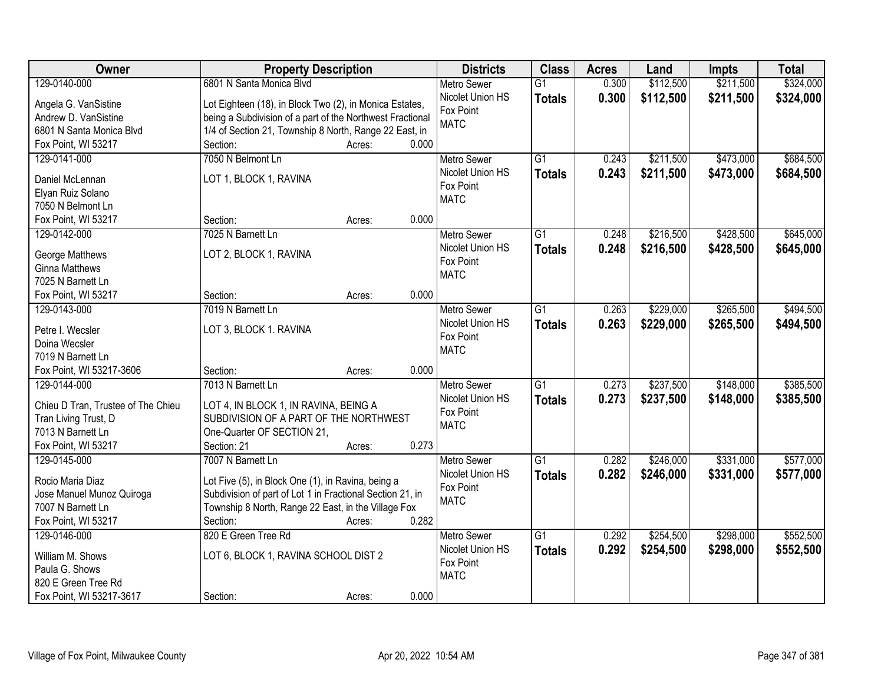| Owner | Property Description | Districts | Class | Acres | Land | Impts | Total |
|---|---|---|---|---|---|---|---|
| 129-0140-000<br>Angela G. VanSistine<br>Andrew D. VanSistine<br>6801 N Santa Monica Blvd<br>Fox Point, WI 53217 | 6801 N Santa Monica Blvd<br>Lot Eighteen (18), in Block Two (2), in Monica Estates, being a Subdivision of a part of the Northwest Fractional 1/4 of Section 21, Township 8 North, Range 22 East, in<br>Section: Acres: 0.000 | Metro Sewer<br>Nicolet Union HS<br>Fox Point<br>MATC | G1<br>**Totals** | 0.300<br>**0.300** | \$112,500<br>**\$112,500** | \$211,500<br>**\$211,500** | \$324,000<br>**\$324,000** |
| 129-0141-000<br>Daniel McLennan<br>Elyan Ruiz Solano<br>7050 N Belmont Ln<br>Fox Point, WI 53217 | 7050 N Belmont Ln<br>LOT 1, BLOCK 1, RAVINA<br>Section: Acres: 0.000 | Metro Sewer<br>Nicolet Union HS<br>Fox Point<br>MATC | G1<br>**Totals** | 0.243<br>**0.243** | \$211,500<br>**\$211,500** | \$473,000<br>**\$473,000** | \$684,500<br>**\$684,500** |
| 129-0142-000<br>George Matthews<br>Ginna Matthews<br>7025 N Barnett Ln<br>Fox Point, WI 53217 | 7025 N Barnett Ln<br>LOT 2, BLOCK 1, RAVINA<br>Section: Acres: 0.000 | Metro Sewer<br>Nicolet Union HS<br>Fox Point<br>MATC | G1<br>**Totals** | 0.248<br>**0.248** | \$216,500<br>**\$216,500** | \$428,500<br>**\$428,500** | \$645,000<br>**\$645,000** |
| 129-0143-000<br>Petre I. Wecsler<br>Doina Wecsler<br>7019 N Barnett Ln<br>Fox Point, WI 53217-3606 | 7019 N Barnett Ln<br>LOT 3, BLOCK 1. RAVINA<br>Section: Acres: 0.000 | Metro Sewer<br>Nicolet Union HS<br>Fox Point<br>MATC | G1<br>**Totals** | 0.263<br>**0.263** | \$229,000<br>**\$229,000** | \$265,500<br>**\$265,500** | \$494,500<br>**\$494,500** |
| 129-0144-000<br>Chieu D Tran, Trustee of The Chieu Tran Living Trust, D<br>7013 N Barnett Ln<br>Fox Point, WI 53217 | 7013 N Barnett Ln<br>LOT 4, IN BLOCK 1, IN RAVINA, BEING A SUBDIVISION OF A PART OF THE NORTHWEST One-Quarter OF SECTION 21,<br>Section: 21 Acres: 0.273 | Metro Sewer<br>Nicolet Union HS<br>Fox Point<br>MATC | G1<br>**Totals** | 0.273<br>**0.273** | \$237,500<br>**\$237,500** | \$148,000<br>**\$148,000** | \$385,500<br>**\$385,500** |
| 129-0145-000<br>Rocio Maria Diaz<br>Jose Manuel Munoz Quiroga<br>7007 N Barnett Ln<br>Fox Point, WI 53217 | 7007 N Barnett Ln<br>Lot Five (5), in Block One (1), in Ravina, being a Subdivision of part of Lot 1 in Fractional Section 21, in Township 8 North, Range 22 East, in the Village Fox<br>Section: Acres: 0.282 | Metro Sewer<br>Nicolet Union HS<br>Fox Point<br>MATC | G1<br>**Totals** | 0.282<br>**0.282** | \$246,000<br>**\$246,000** | \$331,000<br>**\$331,000** | \$577,000<br>**\$577,000** |
| 129-0146-000<br>William M. Shows<br>Paula G. Shows<br>820 E Green Tree Rd<br>Fox Point, WI 53217-3617 | 820 E Green Tree Rd<br>LOT 6, BLOCK 1, RAVINA SCHOOL DIST 2<br>Section: Acres: 0.000 | Metro Sewer<br>Nicolet Union HS<br>Fox Point<br>MATC | G1<br>**Totals** | 0.292<br>**0.292** | \$254,500<br>**\$254,500** | \$298,000<br>**\$298,000** | \$552,500<br>**\$552,500** |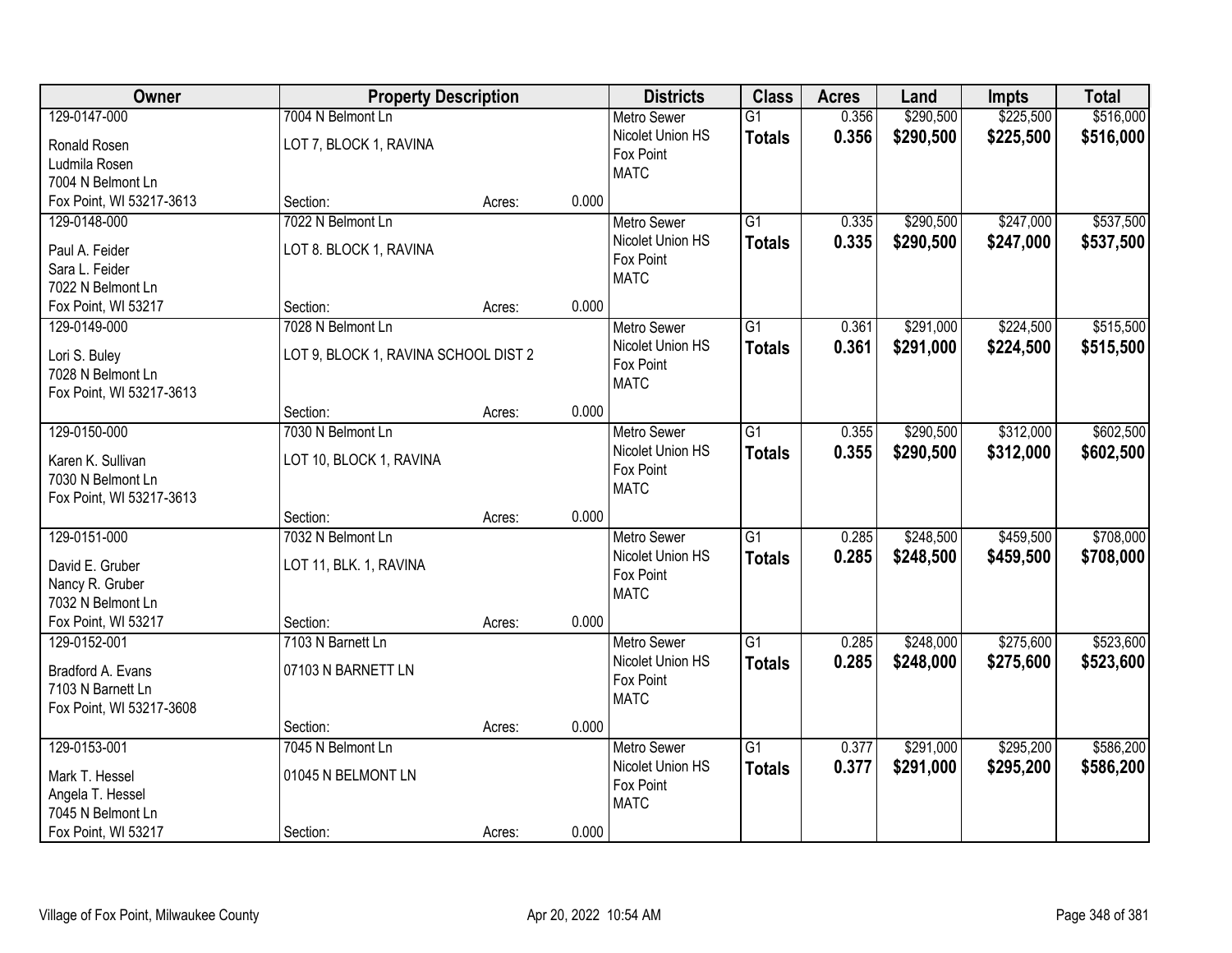| Owner | Property Description | | | Districts | Class | Acres | Land | Impts | Total |
|---|---|---|---|---|---|---|---|---|---|
| 129-0147-000<br>Ronald Rosen<br>Ludmila Rosen<br>7004 N Belmont Ln<br>Fox Point, WI 53217-3613 | 7004 N Belmont Ln<br>LOT 7, BLOCK 1, RAVINA<br>Section: | Acres: | 0.000 | Metro Sewer<br>Nicolet Union HS<br>Fox Point<br>MATC | G1<br>**Totals** | 0.356<br>**0.356** | $290,500<br>**$290,500** | $225,500<br>**$225,500** | $516,000<br>**$516,000** |
| 129-0148-000<br>Paul A. Feider<br>Sara L. Feider<br>7022 N Belmont Ln<br>Fox Point, WI 53217 | 7022 N Belmont Ln<br>LOT 8. BLOCK 1, RAVINA<br>Section: | Acres: | 0.000 | Metro Sewer<br>Nicolet Union HS<br>Fox Point<br>MATC | G1<br>**Totals** | 0.335<br>**0.335** | $290,500<br>**$290,500** | $247,000<br>**$247,000** | $537,500<br>**$537,500** |
| 129-0149-000<br>Lori S. Buley<br>7028 N Belmont Ln<br>Fox Point, WI 53217-3613 | 7028 N Belmont Ln<br>LOT 9, BLOCK 1, RAVINA SCHOOL DIST 2<br>Section: | Acres: | 0.000 | Metro Sewer<br>Nicolet Union HS<br>Fox Point<br>MATC | G1<br>**Totals** | 0.361<br>**0.361** | $291,000<br>**$291,000** | $224,500<br>**$224,500** | $515,500<br>**$515,500** |
| 129-0150-000<br>Karen K. Sullivan<br>7030 N Belmont Ln<br>Fox Point, WI 53217-3613 | 7030 N Belmont Ln<br>LOT 10, BLOCK 1, RAVINA<br>Section: | Acres: | 0.000 | Metro Sewer<br>Nicolet Union HS<br>Fox Point<br>MATC | G1<br>**Totals** | 0.355<br>**0.355** | $290,500<br>**$290,500** | $312,000<br>**$312,000** | $602,500<br>**$602,500** |
| 129-0151-000<br>David E. Gruber<br>Nancy R. Gruber<br>7032 N Belmont Ln<br>Fox Point, WI 53217 | 7032 N Belmont Ln<br>LOT 11, BLK. 1, RAVINA<br>Section: | Acres: | 0.000 | Metro Sewer<br>Nicolet Union HS<br>Fox Point<br>MATC | G1<br>**Totals** | 0.285<br>**0.285** | $248,500<br>**$248,500** | $459,500<br>**$459,500** | $708,000<br>**$708,000** |
| 129-0152-001<br>Bradford A. Evans<br>7103 N Barnett Ln<br>Fox Point, WI 53217-3608 | 7103 N Barnett Ln<br>07103 N BARNETT LN<br>Section: | Acres: | 0.000 | Metro Sewer<br>Nicolet Union HS<br>Fox Point<br>MATC | G1<br>**Totals** | 0.285<br>**0.285** | $248,000<br>**$248,000** | $275,600<br>**$275,600** | $523,600<br>**$523,600** |
| 129-0153-001<br>Mark T. Hessel<br>Angela T. Hessel<br>7045 N Belmont Ln<br>Fox Point, WI 53217 | 7045 N Belmont Ln<br>01045 N BELMONT LN<br>Section: | Acres: | 0.000 | Metro Sewer<br>Nicolet Union HS<br>Fox Point<br>MATC | G1<br>**Totals** | 0.377<br>**0.377** | $291,000<br>**$291,000** | $295,200<br>**$295,200** | $586,200<br>**$586,200** |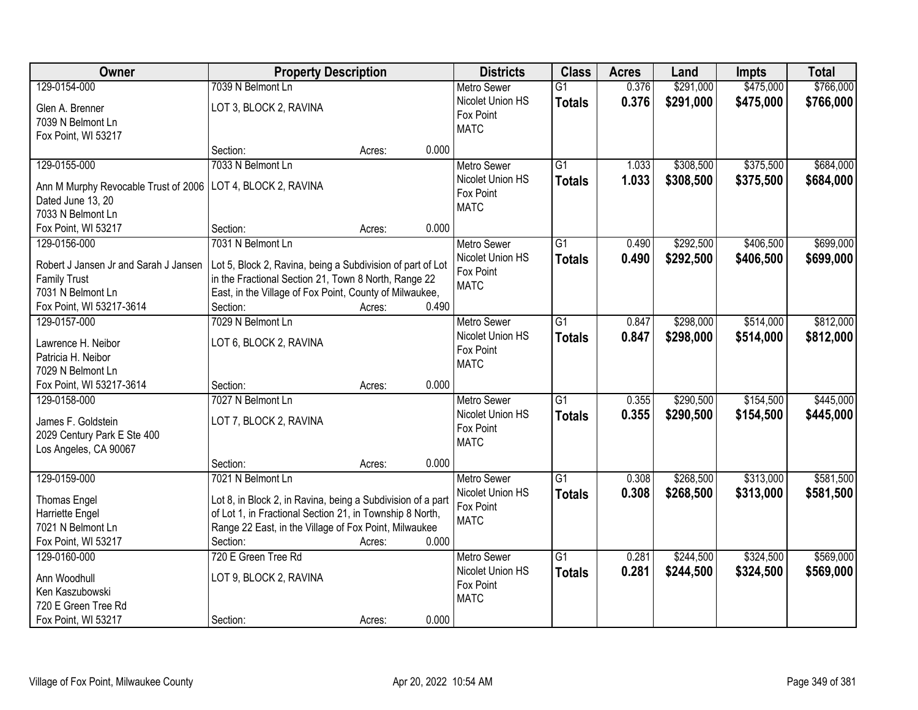| Owner | Property Description | Districts | Class | Acres | Land | Impts | Total |
|---|---|---|---|---|---|---|---|
| 129-0154-000<br>Glen A. Brenner<br>7039 N Belmont Ln<br>Fox Point, WI 53217 | 7039 N Belmont Ln<br>LOT 3, BLOCK 2, RAVINA<br>Section: Acres: 0.000 | Metro Sewer<br>Nicolet Union HS<br>Fox Point<br>MATC | G1<br>**Totals** | 0.376<br>**0.376** | $291,000<br>**$291,000** | $475,000<br>**$475,000** | $766,000<br>**$766,000** |
| 129-0155-000<br>Ann M Murphy Revocable Trust of 2006<br>Dated June 13, 20<br>7033 N Belmont Ln<br>Fox Point, WI 53217 | 7033 N Belmont Ln<br>LOT 4, BLOCK 2, RAVINA<br>Section: Acres: 0.000 | Metro Sewer<br>Nicolet Union HS<br>Fox Point<br>MATC | G1<br>**Totals** | 1.033<br>**1.033** | $308,500<br>**$308,500** | $375,500<br>**$375,500** | $684,000<br>**$684,000** |
| 129-0156-000<br>Robert J Jansen Jr and Sarah J Jansen<br>Family Trust<br>7031 N Belmont Ln<br>Fox Point, WI 53217-3614 | 7031 N Belmont Ln<br>Lot 5, Block 2, Ravina, being a Subdivision of part of Lot in the Fractional Section 21, Town 8 North, Range 22 East, in the Village of Fox Point, County of Milwaukee,<br>Section: Acres: 0.490 | Metro Sewer<br>Nicolet Union HS<br>Fox Point<br>MATC | G1<br>**Totals** | 0.490<br>**0.490** | $292,500<br>**$292,500** | $406,500<br>**$406,500** | $699,000<br>**$699,000** |
| 129-0157-000<br>Lawrence H. Neibor<br>Patricia H. Neibor<br>7029 N Belmont Ln<br>Fox Point, WI 53217-3614 | 7029 N Belmont Ln<br>LOT 6, BLOCK 2, RAVINA<br>Section: Acres: 0.000 | Metro Sewer<br>Nicolet Union HS<br>Fox Point<br>MATC | G1<br>**Totals** | 0.847<br>**0.847** | $298,000<br>**$298,000** | $514,000<br>**$514,000** | $812,000<br>**$812,000** |
| 129-0158-000<br>James F. Goldstein<br>2029 Century Park E Ste 400<br>Los Angeles, CA 90067 | 7027 N Belmont Ln<br>LOT 7, BLOCK 2, RAVINA<br>Section: Acres: 0.000 | Metro Sewer<br>Nicolet Union HS<br>Fox Point<br>MATC | G1<br>**Totals** | 0.355<br>**0.355** | $290,500<br>**$290,500** | $154,500<br>**$154,500** | $445,000<br>**$445,000** |
| 129-0159-000<br>Thomas Engel<br>Harriette Engel<br>7021 N Belmont Ln<br>Fox Point, WI 53217 | 7021 N Belmont Ln<br>Lot 8, in Block 2, in Ravina, being a Subdivision of a part of Lot 1, in Fractional Section 21, in Township 8 North, Range 22 East, in the Village of Fox Point, Milwaukee<br>Section: Acres: 0.000 | Metro Sewer<br>Nicolet Union HS<br>Fox Point<br>MATC | G1<br>**Totals** | 0.308<br>**0.308** | $268,500<br>**$268,500** | $313,000<br>**$313,000** | $581,500<br>**$581,500** |
| 129-0160-000<br>Ann Woodhull<br>Ken Kaszubowski<br>720 E Green Tree Rd<br>Fox Point, WI 53217 | 720 E Green Tree Rd<br>LOT 9, BLOCK 2, RAVINA<br>Section: Acres: 0.000 | Metro Sewer<br>Nicolet Union HS<br>Fox Point<br>MATC | G1<br>**Totals** | 0.281<br>**0.281** | $244,500<br>**$244,500** | $324,500<br>**$324,500** | $569,000<br>**$569,000** |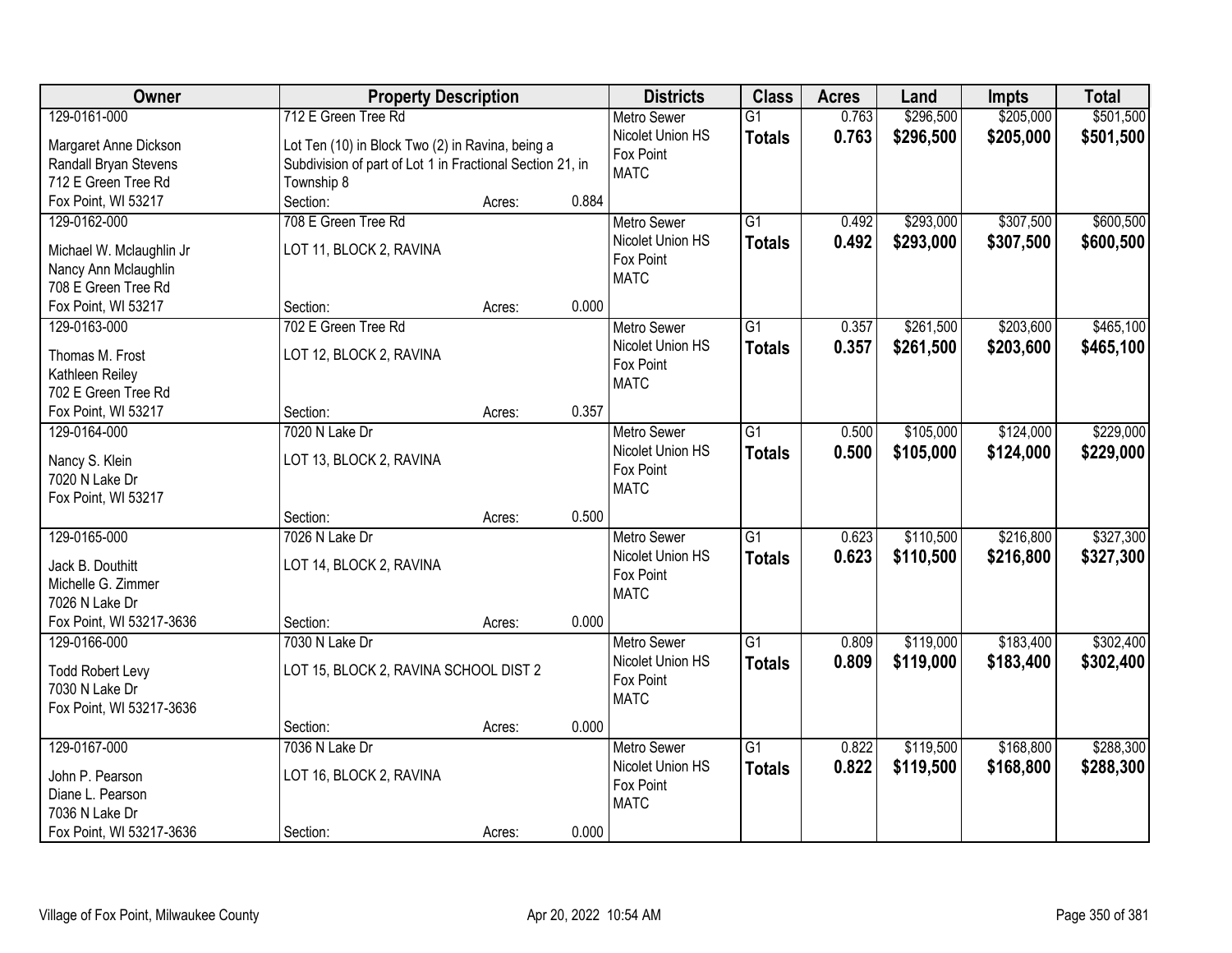| Owner | Property Description | Districts | Class | Acres | Land | Impts | Total |
|---|---|---|---|---|---|---|---|
| 129-0161-000<br>Margaret Anne Dickson<br>Randall Bryan Stevens<br>712 E Green Tree Rd<br>Fox Point, WI 53217 | 712 E Green Tree Rd<br>Lot Ten (10) in Block Two (2) in Ravina, being a Subdivision of part of Lot 1 in Fractional Section 21, in Township 8<br>Section: Acres: 0.884 | Metro Sewer<br>Nicolet Union HS<br>Fox Point<br>MATC | G1<br>**Totals** | 0.763<br>**0.763** | \$296,500<br>**\$296,500** | \$205,000<br>**\$205,000** | \$501,500<br>**\$501,500** |
| 129-0162-000<br>Michael W. Mclaughlin Jr<br>Nancy Ann Mclaughlin<br>708 E Green Tree Rd<br>Fox Point, WI 53217 | 708 E Green Tree Rd<br>LOT 11, BLOCK 2, RAVINA<br>Section: Acres: 0.000 | Metro Sewer<br>Nicolet Union HS<br>Fox Point<br>MATC | G1<br>**Totals** | 0.492<br>**0.492** | \$293,000<br>**\$293,000** | \$307,500<br>**\$307,500** | \$600,500<br>**\$600,500** |
| 129-0163-000<br>Thomas M. Frost<br>Kathleen Reiley<br>702 E Green Tree Rd<br>Fox Point, WI 53217 | 702 E Green Tree Rd<br>LOT 12, BLOCK 2, RAVINA<br>Section: Acres: 0.357 | Metro Sewer<br>Nicolet Union HS<br>Fox Point<br>MATC | G1<br>**Totals** | 0.357<br>**0.357** | \$261,500<br>**\$261,500** | \$203,600<br>**\$203,600** | \$465,100<br>**\$465,100** |
| 129-0164-000<br>Nancy S. Klein<br>7020 N Lake Dr<br>Fox Point, WI 53217 | 7020 N Lake Dr<br>LOT 13, BLOCK 2, RAVINA<br>Section: Acres: 0.500 | Metro Sewer<br>Nicolet Union HS<br>Fox Point<br>MATC | G1<br>**Totals** | 0.500<br>**0.500** | \$105,000<br>**\$105,000** | \$124,000<br>**\$124,000** | \$229,000<br>**\$229,000** |
| 129-0165-000<br>Jack B. Douthitt<br>Michelle G. Zimmer<br>7026 N Lake Dr<br>Fox Point, WI 53217-3636 | 7026 N Lake Dr<br>LOT 14, BLOCK 2, RAVINA<br>Section: Acres: 0.000 | Metro Sewer<br>Nicolet Union HS<br>Fox Point<br>MATC | G1<br>**Totals** | 0.623<br>**0.623** | \$110,500<br>**\$110,500** | \$216,800<br>**\$216,800** | \$327,300<br>**\$327,300** |
| 129-0166-000<br>Todd Robert Levy<br>7030 N Lake Dr<br>Fox Point, WI 53217-3636 | 7030 N Lake Dr<br>LOT 15, BLOCK 2, RAVINA SCHOOL DIST 2<br>Section: Acres: 0.000 | Metro Sewer<br>Nicolet Union HS<br>Fox Point<br>MATC | G1<br>**Totals** | 0.809<br>**0.809** | \$119,000<br>**\$119,000** | \$183,400<br>**\$183,400** | \$302,400<br>**\$302,400** |
| 129-0167-000<br>John P. Pearson<br>Diane L. Pearson<br>7036 N Lake Dr<br>Fox Point, WI 53217-3636 | 7036 N Lake Dr<br>LOT 16, BLOCK 2, RAVINA<br>Section: Acres: 0.000 | Metro Sewer<br>Nicolet Union HS<br>Fox Point<br>MATC | G1<br>**Totals** | 0.822<br>**0.822** | \$119,500<br>**\$119,500** | \$168,800<br>**\$168,800** | \$288,300<br>**\$288,300** |

Village of Fox Point, Milwaukee County — Apr 20, 2022 10:54 AM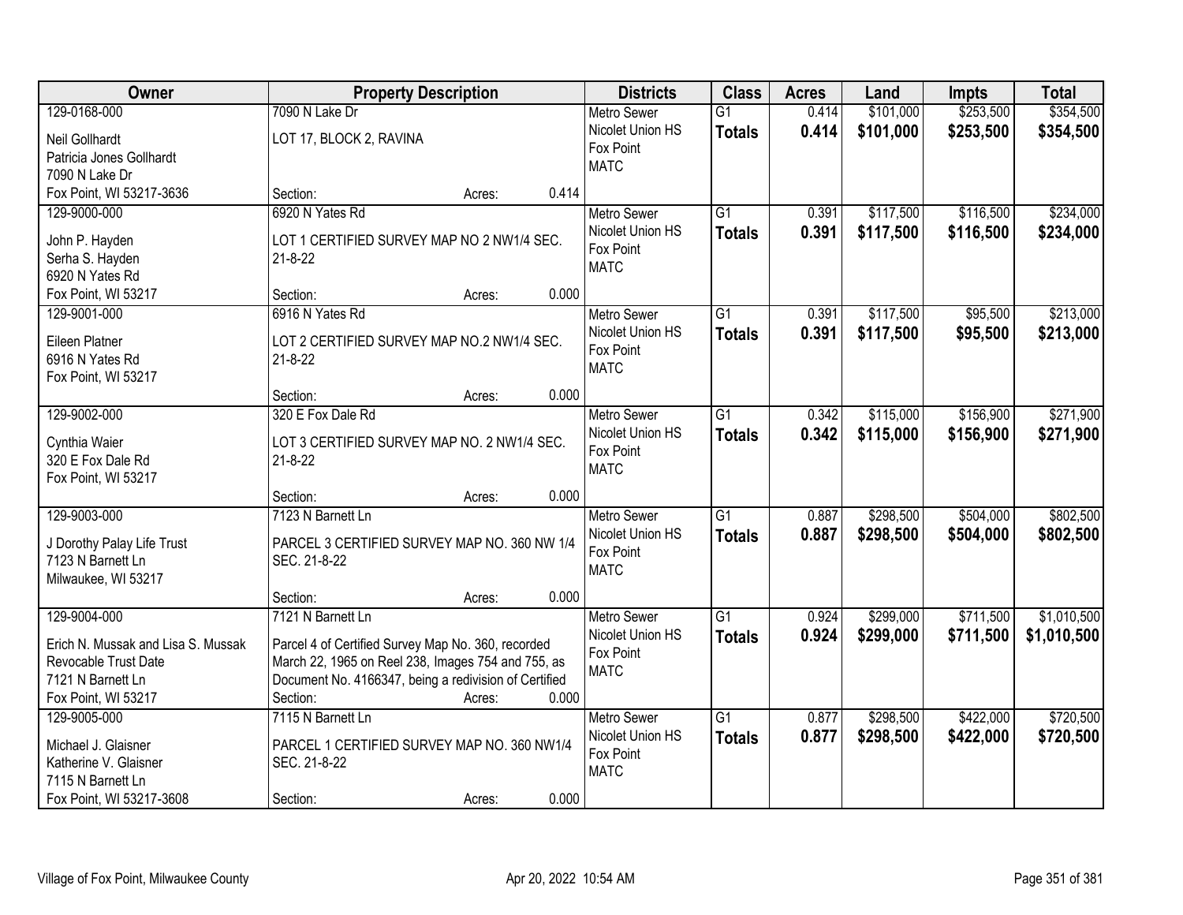| Owner | Property Description | | | Districts | Class | Acres | Land | Impts | Total |
|---|---|---|---|---|---|---|---|---|---|
| 129-0168-000<br>Neil Gollhardt<br>Patricia Jones Gollhardt<br>7090 N Lake Dr<br>Fox Point, WI 53217-3636 | 7090 N Lake Dr<br>LOT 17, BLOCK 2, RAVINA<br>Section: | Acres: | 0.414 | Metro Sewer<br>Nicolet Union HS<br>Fox Point<br>MATC | G1<br>**Totals** | 0.414<br>**0.414** | $101,000<br>**$101,000** | $253,500<br>**$253,500** | $354,500<br>**$354,500** |
| 129-9000-000<br>John P. Hayden<br>Serha S. Hayden<br>6920 N Yates Rd<br>Fox Point, WI 53217 | 6920 N Yates Rd<br>LOT 1 CERTIFIED SURVEY MAP NO 2 NW1/4 SEC. 21-8-22<br>Section: | Acres: | 0.000 | Metro Sewer<br>Nicolet Union HS<br>Fox Point<br>MATC | G1<br>**Totals** | 0.391<br>**0.391** | $117,500<br>**$117,500** | $116,500<br>**$116,500** | $234,000<br>**$234,000** |
| 129-9001-000<br>Eileen Platner<br>6916 N Yates Rd<br>Fox Point, WI 53217 | 6916 N Yates Rd<br>LOT 2 CERTIFIED SURVEY MAP NO.2 NW1/4 SEC. 21-8-22<br>Section: | Acres: | 0.000 | Metro Sewer<br>Nicolet Union HS<br>Fox Point<br>MATC | G1<br>**Totals** | 0.391<br>**0.391** | $117,500<br>**$117,500** | $95,500<br>**$95,500** | $213,000<br>**$213,000** |
| 129-9002-000<br>Cynthia Waier<br>320 E Fox Dale Rd<br>Fox Point, WI 53217 | 320 E Fox Dale Rd<br>LOT 3 CERTIFIED SURVEY MAP NO. 2 NW1/4 SEC. 21-8-22<br>Section: | Acres: | 0.000 | Metro Sewer<br>Nicolet Union HS<br>Fox Point<br>MATC | G1<br>**Totals** | 0.342<br>**0.342** | $115,000<br>**$115,000** | $156,900<br>**$156,900** | $271,900<br>**$271,900** |
| 129-9003-000<br>J Dorothy Palay Life Trust<br>7123 N Barnett Ln<br>Milwaukee, WI 53217 | 7123 N Barnett Ln<br>PARCEL 3 CERTIFIED SURVEY MAP NO. 360 NW 1/4 SEC. 21-8-22<br>Section: | Acres: | 0.000 | Metro Sewer<br>Nicolet Union HS<br>Fox Point<br>MATC | G1<br>**Totals** | 0.887<br>**0.887** | $298,500<br>**$298,500** | $504,000<br>**$504,000** | $802,500<br>**$802,500** |
| 129-9004-000<br>Erich N. Mussak and Lisa S. Mussak Revocable Trust Date<br>7121 N Barnett Ln<br>Fox Point, WI 53217 | 7121 N Barnett Ln<br>Parcel 4 of Certified Survey Map No. 360, recorded March 22, 1965 on Reel 238, Images 754 and 755, as Document No. 4166347, being a redivision of Certified<br>Section: | Acres: | 0.000 | Metro Sewer<br>Nicolet Union HS<br>Fox Point<br>MATC | G1<br>**Totals** | 0.924<br>**0.924** | $299,000<br>**$299,000** | $711,500<br>**$711,500** | $1,010,500<br>**$1,010,500** |
| 129-9005-000<br>Michael J. Glaisner<br>Katherine V. Glaisner<br>7115 N Barnett Ln<br>Fox Point, WI 53217-3608 | 7115 N Barnett Ln<br>PARCEL 1 CERTIFIED SURVEY MAP NO. 360 NW1/4 SEC. 21-8-22<br>Section: | Acres: | 0.000 | Metro Sewer<br>Nicolet Union HS<br>Fox Point<br>MATC | G1<br>**Totals** | 0.877<br>**0.877** | $298,500<br>**$298,500** | $422,000<br>**$422,000** | $720,500<br>**$720,500** |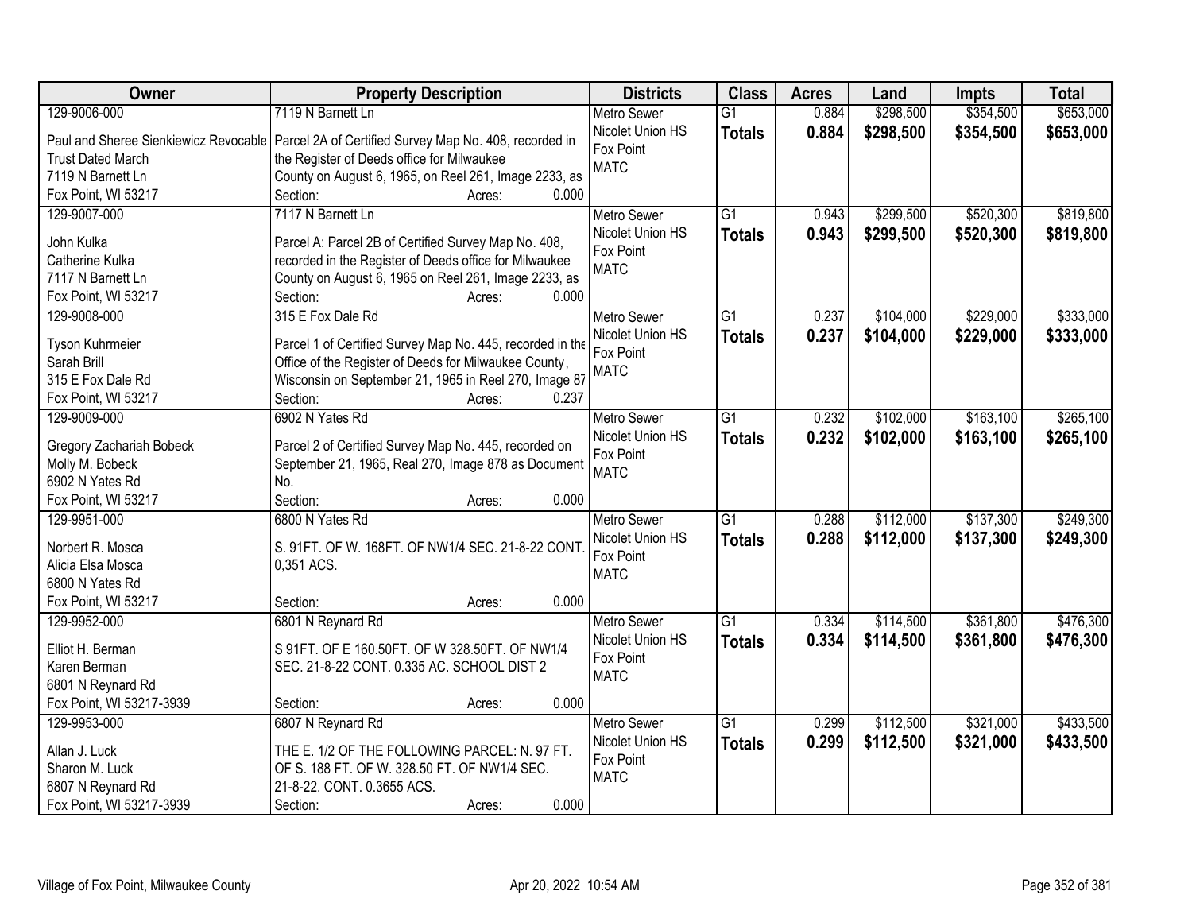| Owner | Property Description | Districts | Class | Acres | Land | Impts | Total |
|---|---|---|---|---|---|---|---|
| 129-9006-000<br>Paul and Sheree Sienkiewicz Revocable Trust Dated March<br>7119 N Barnett Ln<br>Fox Point, WI 53217 | 7119 N Barnett Ln<br>Parcel 2A of Certified Survey Map No. 408, recorded in the Register of Deeds office for Milwaukee County on August 6, 1965, on Reel 261, Image 2233, as<br>Section: Acres: 0.000 | Metro Sewer<br>Nicolet Union HS<br>Fox Point<br>MATC | G1<br>**Totals** | 0.884<br>**0.884** | $298,500<br>**$298,500** | $354,500<br>**$354,500** | $653,000<br>**$653,000** |
| 129-9007-000<br>John Kulka<br>Catherine Kulka<br>7117 N Barnett Ln<br>Fox Point, WI 53217 | 7117 N Barnett Ln<br>Parcel A: Parcel 2B of Certified Survey Map No. 408, recorded in the Register of Deeds office for Milwaukee County on August 6, 1965 on Reel 261, Image 2233, as<br>Section: Acres: 0.000 | Metro Sewer<br>Nicolet Union HS<br>Fox Point<br>MATC | G1<br>**Totals** | 0.943<br>**0.943** | $299,500<br>**$299,500** | $520,300<br>**$520,300** | $819,800<br>**$819,800** |
| 129-9008-000<br>Tyson Kuhrmeier<br>Sarah Brill<br>315 E Fox Dale Rd<br>Fox Point, WI 53217 | 315 E Fox Dale Rd<br>Parcel 1 of Certified Survey Map No. 445, recorded in the Office of the Register of Deeds for Milwaukee County, Wisconsin on September 21, 1965 in Reel 270, Image 87<br>Section: Acres: 0.237 | Metro Sewer<br>Nicolet Union HS<br>Fox Point<br>MATC | G1<br>**Totals** | 0.237<br>**0.237** | $104,000<br>**$104,000** | $229,000<br>**$229,000** | $333,000<br>**$333,000** |
| 129-9009-000<br>Gregory Zachariah Bobeck<br>Molly M. Bobeck<br>6902 N Yates Rd<br>Fox Point, WI 53217 | 6902 N Yates Rd<br>Parcel 2 of Certified Survey Map No. 445, recorded on September 21, 1965, Real 270, Image 878 as Document No.<br>Section: Acres: 0.000 | Metro Sewer<br>Nicolet Union HS<br>Fox Point<br>MATC | G1<br>**Totals** | 0.232<br>**0.232** | $102,000<br>**$102,000** | $163,100<br>**$163,100** | $265,100<br>**$265,100** |
| 129-9951-000<br>Norbert R. Mosca<br>Alicia Elsa Mosca<br>6800 N Yates Rd<br>Fox Point, WI 53217 | 6800 N Yates Rd<br>S. 91FT. OF W. 168FT. OF NW1/4 SEC. 21-8-22 CONT. 0,351 ACS.<br>Section: Acres: 0.000 | Metro Sewer<br>Nicolet Union HS<br>Fox Point<br>MATC | G1<br>**Totals** | 0.288<br>**0.288** | $112,000<br>**$112,000** | $137,300<br>**$137,300** | $249,300<br>**$249,300** |
| 129-9952-000<br>Elliot H. Berman<br>Karen Berman<br>6801 N Reynard Rd<br>Fox Point, WI 53217-3939 | 6801 N Reynard Rd<br>S 91FT. OF E 160.50FT. OF W 328.50FT. OF NW1/4 SEC. 21-8-22 CONT. 0.335 AC. SCHOOL DIST 2<br>Section: Acres: 0.000 | Metro Sewer<br>Nicolet Union HS<br>Fox Point<br>MATC | G1<br>**Totals** | 0.334<br>**0.334** | $114,500<br>**$114,500** | $361,800<br>**$361,800** | $476,300<br>**$476,300** |
| 129-9953-000<br>Allan J. Luck<br>Sharon M. Luck<br>6807 N Reynard Rd<br>Fox Point, WI 53217-3939 | 6807 N Reynard Rd<br>THE E. 1/2 OF THE FOLLOWING PARCEL: N. 97 FT. OF S. 188 FT. OF W. 328.50 FT. OF NW1/4 SEC. 21-8-22. CONT. 0.3655 ACS.<br>Section: Acres: 0.000 | Metro Sewer<br>Nicolet Union HS<br>Fox Point<br>MATC | G1<br>**Totals** | 0.299<br>**0.299** | $112,500<br>**$112,500** | $321,000<br>**$321,000** | $433,500<br>**$433,500** |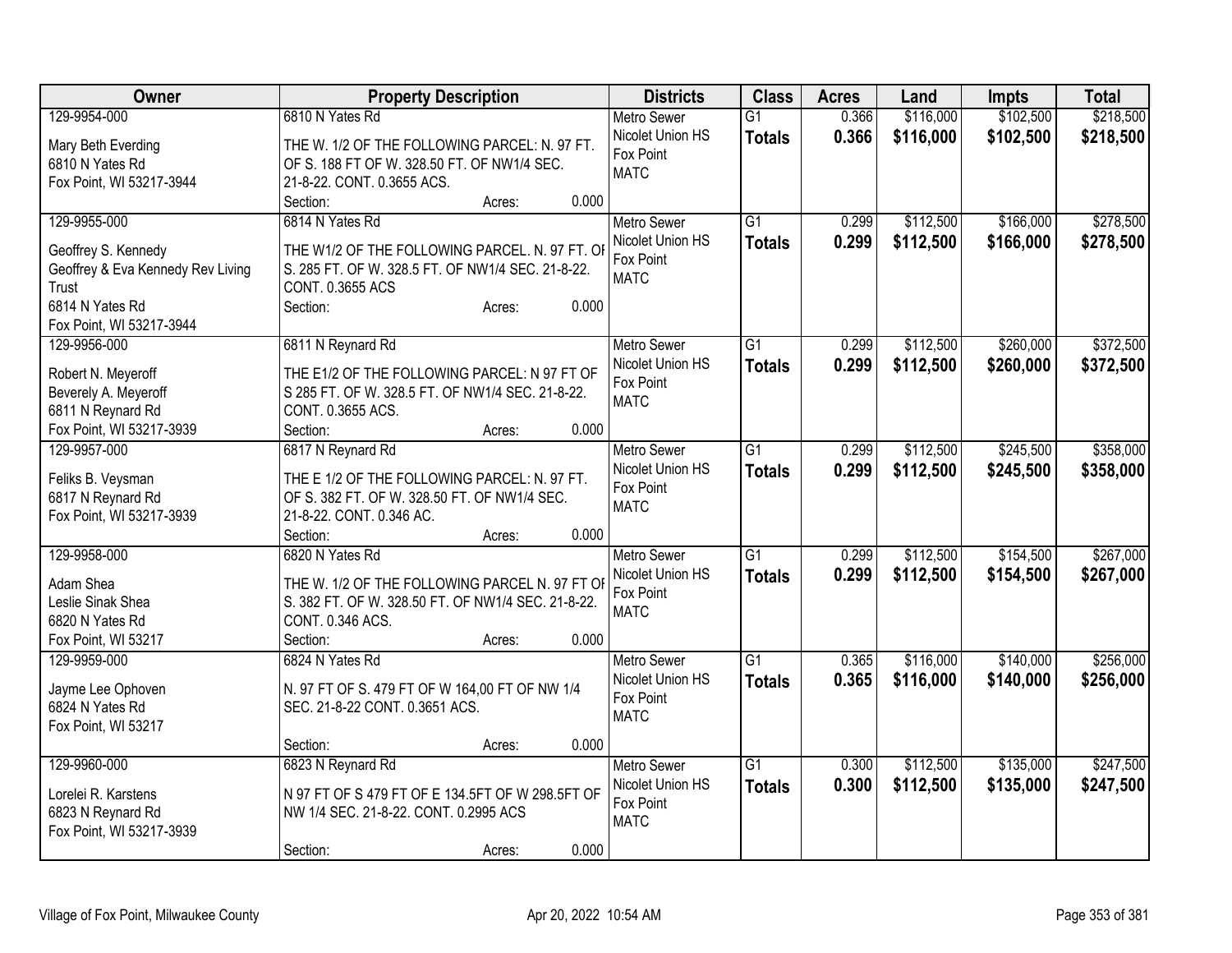| Owner | Property Description | Districts | Class | Acres | Land | Impts | Total |
|---|---|---|---|---|---|---|---|
| 129-9954-000<br>Mary Beth Everding<br>6810 N Yates Rd<br>Fox Point, WI 53217-3944 | 6810 N Yates Rd<br>THE W. 1/2 OF THE FOLLOWING PARCEL: N. 97 FT. OF S. 188 FT OF W. 328.50 FT. OF NW1/4 SEC. 21-8-22. CONT. 0.3655 ACS.<br>Section: Acres: 0.000 | Metro Sewer<br>Nicolet Union HS<br>Fox Point<br>MATC | G1<br>**Totals** | 0.366<br>**0.366** | $116,000<br>**$116,000** | $102,500<br>**$102,500** | $218,500<br>**$218,500** |
| 129-9955-000<br>Geoffrey S. Kennedy<br>Geoffrey & Eva Kennedy Rev Living Trust<br>6814 N Yates Rd<br>Fox Point, WI 53217-3944 | 6814 N Yates Rd<br>THE W1/2 OF THE FOLLOWING PARCEL. N. 97 FT. OF S. 285 FT. OF W. 328.5 FT. OF NW1/4 SEC. 21-8-22. CONT. 0.3655 ACS<br>Section: Acres: 0.000 | Metro Sewer<br>Nicolet Union HS<br>Fox Point<br>MATC | G1<br>**Totals** | 0.299<br>**0.299** | $112,500<br>**$112,500** | $166,000<br>**$166,000** | $278,500<br>**$278,500** |
| 129-9956-000<br>Robert N. Meyeroff<br>Beverely A. Meyeroff<br>6811 N Reynard Rd<br>Fox Point, WI 53217-3939 | 6811 N Reynard Rd<br>THE E1/2 OF THE FOLLOWING PARCEL: N 97 FT OF S 285 FT. OF W. 328.5 FT. OF NW1/4 SEC. 21-8-22. CONT. 0.3655 ACS.<br>Section: Acres: 0.000 | Metro Sewer<br>Nicolet Union HS<br>Fox Point<br>MATC | G1<br>**Totals** | 0.299<br>**0.299** | $112,500<br>**$112,500** | $260,000<br>**$260,000** | $372,500<br>**$372,500** |
| 129-9957-000<br>Feliks B. Veysman<br>6817 N Reynard Rd<br>Fox Point, WI 53217-3939 | 6817 N Reynard Rd<br>THE E 1/2 OF THE FOLLOWING PARCEL: N. 97 FT. OF S. 382 FT. OF W. 328.50 FT. OF NW1/4 SEC. 21-8-22. CONT. 0.346 AC.<br>Section: Acres: 0.000 | Metro Sewer<br>Nicolet Union HS<br>Fox Point<br>MATC | G1<br>**Totals** | 0.299<br>**0.299** | $112,500<br>**$112,500** | $245,500<br>**$245,500** | $358,000<br>**$358,000** |
| 129-9958-000<br>Adam Shea<br>Leslie Sinak Shea<br>6820 N Yates Rd<br>Fox Point, WI 53217 | 6820 N Yates Rd<br>THE W. 1/2 OF THE FOLLOWING PARCEL N. 97 FT OF S. 382 FT. OF W. 328.50 FT. OF NW1/4 SEC. 21-8-22. CONT. 0.346 ACS.<br>Section: Acres: 0.000 | Metro Sewer<br>Nicolet Union HS<br>Fox Point<br>MATC | G1<br>**Totals** | 0.299<br>**0.299** | $112,500<br>**$112,500** | $154,500<br>**$154,500** | $267,000<br>**$267,000** |
| 129-9959-000<br>Jayme Lee Ophoven<br>6824 N Yates Rd<br>Fox Point, WI 53217 | 6824 N Yates Rd<br>N. 97 FT OF S. 479 FT OF W 164,00 FT OF NW 1/4 SEC. 21-8-22 CONT. 0.3651 ACS.<br>Section: Acres: 0.000 | Metro Sewer<br>Nicolet Union HS<br>Fox Point<br>MATC | G1<br>**Totals** | 0.365<br>**0.365** | $116,000<br>**$116,000** | $140,000<br>**$140,000** | $256,000<br>**$256,000** |
| 129-9960-000<br>Lorelei R. Karstens<br>6823 N Reynard Rd<br>Fox Point, WI 53217-3939 | 6823 N Reynard Rd<br>N 97 FT OF S 479 FT OF E 134.5FT OF W 298.5FT OF NW 1/4 SEC. 21-8-22. CONT. 0.2995 ACS<br>Section: Acres: 0.000 | Metro Sewer<br>Nicolet Union HS<br>Fox Point<br>MATC | G1<br>**Totals** | 0.300<br>**0.300** | $112,500<br>**$112,500** | $135,000<br>**$135,000** | $247,500<br>**$247,500** |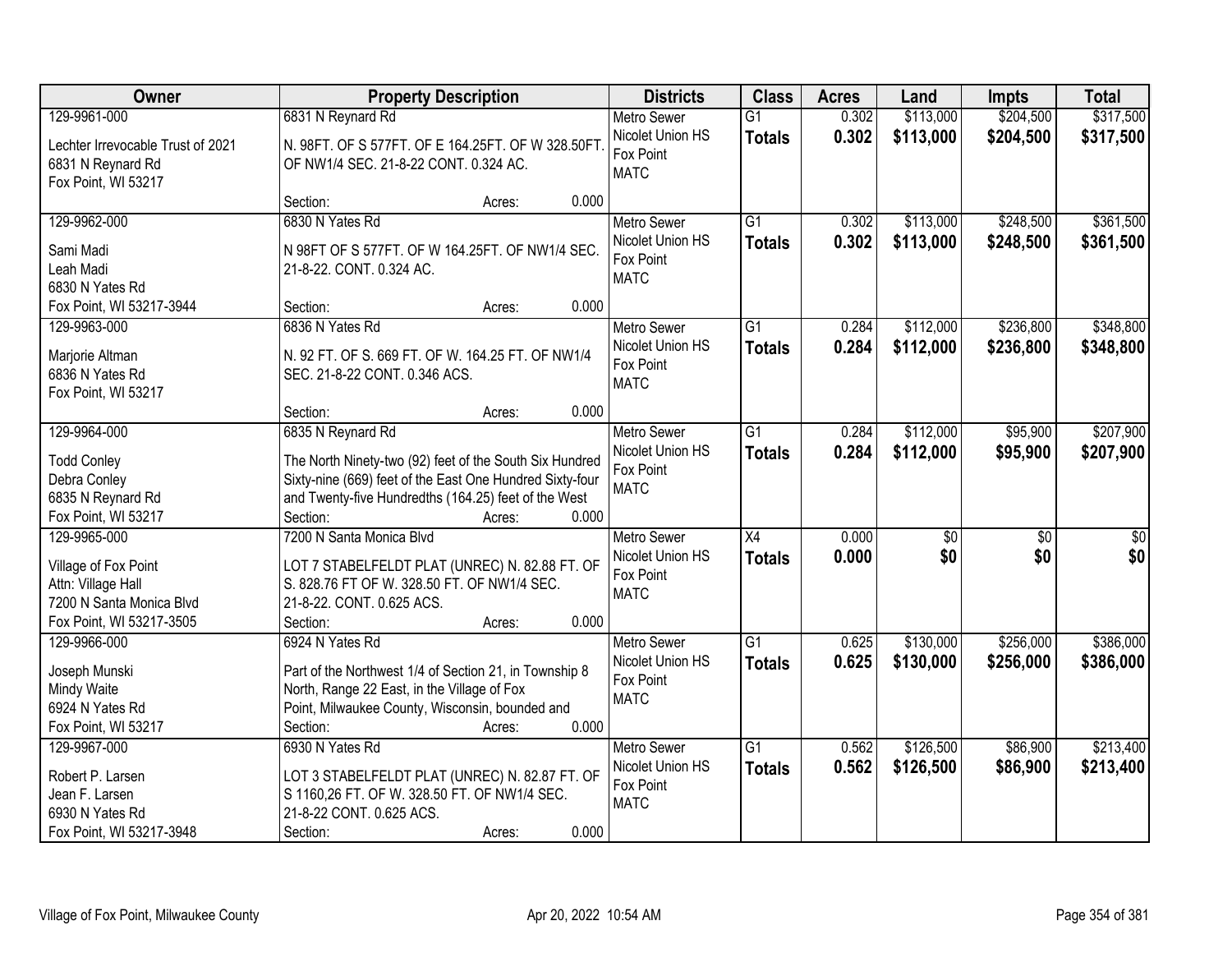| Owner | Property Description | Districts | Class | Acres | Land | Impts | Total |
|---|---|---|---|---|---|---|---|
| 129-9961-000<br>Lechter Irrevocable Trust of 2021<br>6831 N Reynard Rd<br>Fox Point, WI 53217 | 6831 N Reynard Rd<br>N. 98FT. OF S 577FT. OF E 164.25FT. OF W 328.50FT. OF NW1/4 SEC. 21-8-22 CONT. 0.324 AC.<br>Section: Acres: 0.000 | Metro Sewer<br>Nicolet Union HS<br>Fox Point<br>MATC | G1<br>**Totals** | 0.302<br>**0.302** | $113,000<br>**$113,000** | $204,500<br>**$204,500** | $317,500<br>**$317,500** |
| 129-9962-000<br>Sami Madi<br>Leah Madi<br>6830 N Yates Rd<br>Fox Point, WI 53217-3944 | 6830 N Yates Rd<br>N 98FT OF S 577FT. OF W 164.25FT. OF NW1/4 SEC. 21-8-22. CONT. 0.324 AC.<br>Section: Acres: 0.000 | Metro Sewer<br>Nicolet Union HS<br>Fox Point<br>MATC | G1<br>**Totals** | 0.302<br>**0.302** | $113,000<br>**$113,000** | $248,500<br>**$248,500** | $361,500<br>**$361,500** |
| 129-9963-000<br>Marjorie Altman<br>6836 N Yates Rd<br>Fox Point, WI 53217 | 6836 N Yates Rd<br>N. 92 FT. OF S. 669 FT. OF W. 164.25 FT. OF NW1/4 SEC. 21-8-22 CONT. 0.346 ACS.<br>Section: Acres: 0.000 | Metro Sewer<br>Nicolet Union HS<br>Fox Point<br>MATC | G1<br>**Totals** | 0.284<br>**0.284** | $112,000<br>**$112,000** | $236,800<br>**$236,800** | $348,800<br>**$348,800** |
| 129-9964-000<br>Todd Conley<br>Debra Conley<br>6835 N Reynard Rd<br>Fox Point, WI 53217 | 6835 N Reynard Rd<br>The North Ninety-two (92) feet of the South Six Hundred Sixty-nine (669) feet of the East One Hundred Sixty-four and Twenty-five Hundredths (164.25) feet of the West<br>Section: Acres: 0.000 | Metro Sewer<br>Nicolet Union HS<br>Fox Point<br>MATC | G1<br>**Totals** | 0.284<br>**0.284** | $112,000<br>**$112,000** | $95,900<br>**$95,900** | $207,900<br>**$207,900** |
| 129-9965-000<br>Village of Fox Point<br>Attn: Village Hall<br>7200 N Santa Monica Blvd<br>Fox Point, WI 53217-3505 | 7200 N Santa Monica Blvd<br>LOT 7 STABELFELDT PLAT (UNREC) N. 82.88 FT. OF S. 828.76 FT OF W. 328.50 FT. OF NW1/4 SEC. 21-8-22. CONT. 0.625 ACS.<br>Section: Acres: 0.000 | Metro Sewer<br>Nicolet Union HS<br>Fox Point<br>MATC | X4<br>**Totals** | 0.000<br>**0.000** | $0<br>**$0** | $0<br>**$0** | $0<br>**$0** |
| 129-9966-000<br>Joseph Munski<br>Mindy Waite<br>6924 N Yates Rd<br>Fox Point, WI 53217 | 6924 N Yates Rd<br>Part of the Northwest 1/4 of Section 21, in Township 8 North, Range 22 East, in the Village of Fox Point, Milwaukee County, Wisconsin, bounded and<br>Section: Acres: 0.000 | Metro Sewer<br>Nicolet Union HS<br>Fox Point<br>MATC | G1<br>**Totals** | 0.625<br>**0.625** | $130,000<br>**$130,000** | $256,000<br>**$256,000** | $386,000<br>**$386,000** |
| 129-9967-000<br>Robert P. Larsen<br>Jean F. Larsen<br>6930 N Yates Rd<br>Fox Point, WI 53217-3948 | 6930 N Yates Rd<br>LOT 3 STABELFELDT PLAT (UNREC) N. 82.87 FT. OF S 1160,26 FT. OF W. 328.50 FT. OF NW1/4 SEC. 21-8-22 CONT. 0.625 ACS.<br>Section: Acres: 0.000 | Metro Sewer<br>Nicolet Union HS<br>Fox Point<br>MATC | G1<br>**Totals** | 0.562<br>**0.562** | $126,500<br>**$126,500** | $86,900<br>**$86,900** | $213,400<br>**$213,400** |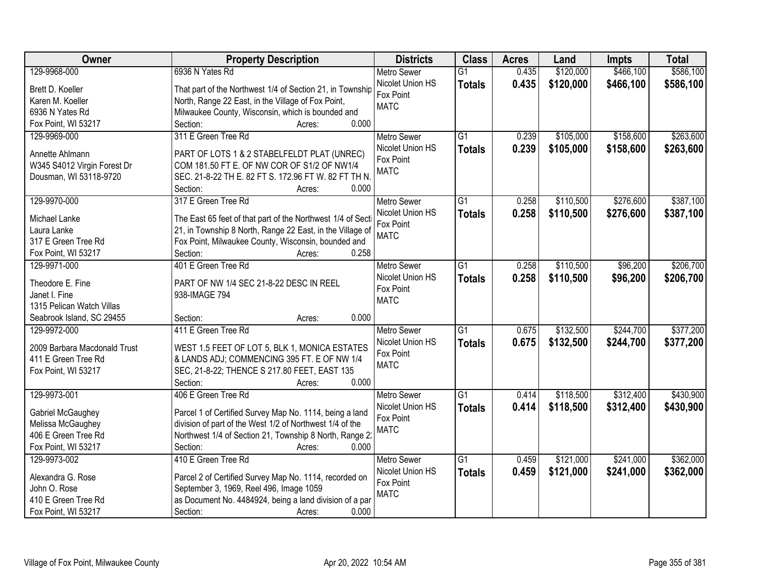| Owner | Property Description | Districts | Class | Acres | Land | Impts | Total |
|---|---|---|---|---|---|---|---|
| 129-9968-000<br><br>Brett D. Koeller<br>Karen M. Koeller<br>6936 N Yates Rd<br>Fox Point, WI 53217 | 6936 N Yates Rd<br><br>That part of the Northwest 1/4 of Section 21, in Township North, Range 22 East, in the Village of Fox Point, Milwaukee County, Wisconsin, which is bounded and<br>Section: Acres: 0.000 | Metro Sewer<br>Nicolet Union HS<br>Fox Point<br>MATC | G1<br>**Totals** | 0.435<br>**0.435** | $120,000<br>**$120,000** | $466,100<br>**$466,100** | $586,100<br>**$586,100** |
| 129-9969-000<br><br>Annette Ahlmann<br>W345 S4012 Virgin Forest Dr<br>Dousman, WI 53118-9720 | 311 E Green Tree Rd<br><br>PART OF LOTS 1 & 2 STABELFELDT PLAT (UNREC) COM 181.50 FT E. OF NW COR OF S1/2 OF NW1/4 SEC. 21-8-22 TH E. 82 FT S. 172.96 FT W. 82 FT TH N.<br>Section: Acres: 0.000 | Metro Sewer<br>Nicolet Union HS<br>Fox Point<br>MATC | G1<br>**Totals** | 0.239<br>**0.239** | $105,000<br>**$105,000** | $158,600<br>**$158,600** | $263,600<br>**$263,600** |
| 129-9970-000<br><br>Michael Lanke<br>Laura Lanke<br>317 E Green Tree Rd<br>Fox Point, WI 53217 | 317 E Green Tree Rd<br><br>The East 65 feet of that part of the Northwest 1/4 of Secti 21, in Township 8 North, Range 22 East, in the Village of Fox Point, Milwaukee County, Wisconsin, bounded and<br>Section: Acres: 0.258 | Metro Sewer<br>Nicolet Union HS<br>Fox Point<br>MATC | G1<br>**Totals** | 0.258<br>**0.258** | $110,500<br>**$110,500** | $276,600<br>**$276,600** | $387,100<br>**$387,100** |
| 129-9971-000<br><br>Theodore E. Fine<br>Janet I. Fine<br>1315 Pelican Watch Villas<br>Seabrook Island, SC 29455 | 401 E Green Tree Rd<br><br>PART OF NW 1/4 SEC 21-8-22 DESC IN REEL 938-IMAGE 794<br><br>Section: Acres: 0.000 | Metro Sewer<br>Nicolet Union HS<br>Fox Point<br>MATC | G1<br>**Totals** | 0.258<br>**0.258** | $110,500<br>**$110,500** | $96,200<br>**$96,200** | $206,700<br>**$206,700** |
| 129-9972-000<br><br>2009 Barbara Macdonald Trust<br>411 E Green Tree Rd<br>Fox Point, WI 53217 | 411 E Green Tree Rd<br><br>WEST 1.5 FEET OF LOT 5, BLK 1, MONICA ESTATES & LANDS ADJ; COMMENCING 395 FT. E OF NW 1/4 SEC, 21-8-22; THENCE S 217.80 FEET, EAST 135<br>Section: Acres: 0.000 | Metro Sewer<br>Nicolet Union HS<br>Fox Point<br>MATC | G1<br>**Totals** | 0.675<br>**0.675** | $132,500<br>**$132,500** | $244,700<br>**$244,700** | $377,200<br>**$377,200** |
| 129-9973-001<br><br>Gabriel McGaughey<br>Melissa McGaughey<br>406 E Green Tree Rd<br>Fox Point, WI 53217 | 406 E Green Tree Rd<br><br>Parcel 1 of Certified Survey Map No. 1114, being a land division of part of the West 1/2 of Northwest 1/4 of the Northwest 1/4 of Section 21, Township 8 North, Range 2:<br>Section: Acres: 0.000 | Metro Sewer<br>Nicolet Union HS<br>Fox Point<br>MATC | G1<br>**Totals** | 0.414<br>**0.414** | $118,500<br>**$118,500** | $312,400<br>**$312,400** | $430,900<br>**$430,900** |
| 129-9973-002<br><br>Alexandra G. Rose<br>John O. Rose<br>410 E Green Tree Rd<br>Fox Point, WI 53217 | 410 E Green Tree Rd<br><br>Parcel 2 of Certified Survey Map No. 1114, recorded on September 3, 1969, Reel 496, Image 1059 as Document No. 4484924, being a land division of a par<br>Section: Acres: 0.000 | Metro Sewer<br>Nicolet Union HS<br>Fox Point<br>MATC | G1<br>**Totals** | 0.459<br>**0.459** | $121,000<br>**$121,000** | $241,000<br>**$241,000** | $362,000<br>**$362,000** |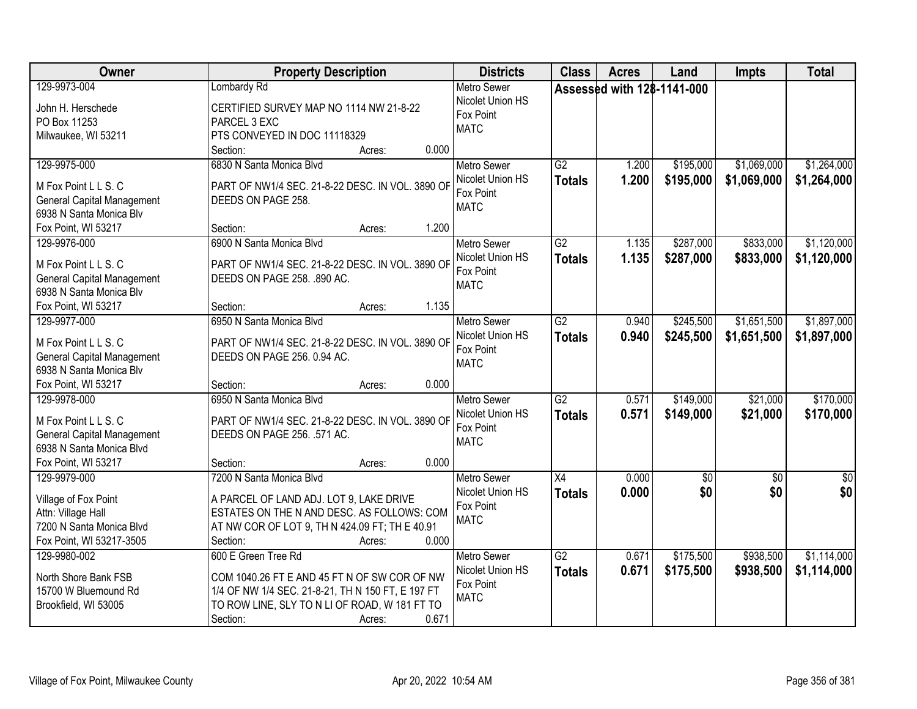| Owner | Property Description | Districts | Class | Acres | Land | Impts | Total |
|---|---|---|---|---|---|---|---|
| 129-9973-004<br>John H. Herschede<br>PO Box 11253<br>Milwaukee, WI 53211 | Lombardy Rd<br>CERTIFIED SURVEY MAP NO 1114 NW 21-8-22 PARCEL 3 EXC PTS CONVEYED IN DOC 11118329<br>Section: Acres: 0.000 | Metro Sewer<br>Nicolet Union HS<br>Fox Point<br>MATC | Assessed with 128-1141-000 | | | | |
| 129-9975-000<br>M Fox Point L L S. C<br>General Capital Management<br>6938 N Santa Monica Blv<br>Fox Point, WI 53217 | 6830 N Santa Monica Blvd<br>PART OF NW1/4 SEC. 21-8-22 DESC. IN VOL. 3890 OF DEEDS ON PAGE 258.<br>Section: Acres: 1.200 | Metro Sewer<br>Nicolet Union HS<br>Fox Point<br>MATC | G2<br>**Totals** | 1.200<br>**1.200** | $195,000<br>**$195,000** | $1,069,000<br>**$1,069,000** | $1,264,000<br>**$1,264,000** |
| 129-9976-000<br>M Fox Point L L S. C<br>General Capital Management<br>6938 N Santa Monica Blv<br>Fox Point, WI 53217 | 6900 N Santa Monica Blvd<br>PART OF NW1/4 SEC. 21-8-22 DESC. IN VOL. 3890 OF DEEDS ON PAGE 258. .890 AC.<br>Section: Acres: 1.135 | Metro Sewer<br>Nicolet Union HS<br>Fox Point<br>MATC | G2<br>**Totals** | 1.135<br>**1.135** | $287,000<br>**$287,000** | $833,000<br>**$833,000** | $1,120,000<br>**$1,120,000** |
| 129-9977-000<br>M Fox Point L L S. C<br>General Capital Management<br>6938 N Santa Monica Blv<br>Fox Point, WI 53217 | 6950 N Santa Monica Blvd<br>PART OF NW1/4 SEC. 21-8-22 DESC. IN VOL. 3890 OF DEEDS ON PAGE 256. 0.94 AC.<br>Section: Acres: 0.000 | Metro Sewer<br>Nicolet Union HS<br>Fox Point<br>MATC | G2<br>**Totals** | 0.940<br>**0.940** | $245,500<br>**$245,500** | $1,651,500<br>**$1,651,500** | $1,897,000<br>**$1,897,000** |
| 129-9978-000<br>M Fox Point L L S. C<br>General Capital Management<br>6938 N Santa Monica Blvd<br>Fox Point, WI 53217 | 6950 N Santa Monica Blvd<br>PART OF NW1/4 SEC. 21-8-22 DESC. IN VOL. 3890 OF DEEDS ON PAGE 256. .571 AC.<br>Section: Acres: 0.000 | Metro Sewer<br>Nicolet Union HS<br>Fox Point<br>MATC | G2<br>**Totals** | 0.571<br>**0.571** | $149,000<br>**$149,000** | $21,000<br>**$21,000** | $170,000<br>**$170,000** |
| 129-9979-000<br>Village of Fox Point<br>Attn: Village Hall<br>7200 N Santa Monica Blvd<br>Fox Point, WI 53217-3505 | 7200 N Santa Monica Blvd<br>A PARCEL OF LAND ADJ. LOT 9, LAKE DRIVE ESTATES ON THE N AND DESC. AS FOLLOWS: COM AT NW COR OF LOT 9, TH N 424.09 FT; TH E 40.91<br>Section: Acres: 0.000 | Metro Sewer<br>Nicolet Union HS<br>Fox Point<br>MATC | X4<br>**Totals** | 0.000<br>**0.000** | $0<br>**$0** | $0<br>**$0** | $0<br>**$0** |
| 129-9980-002<br>North Shore Bank FSB<br>15700 W Bluemound Rd<br>Brookfield, WI 53005 | 600 E Green Tree Rd<br>COM 1040.26 FT E AND 45 FT N OF SW COR OF NW 1/4 OF NW 1/4 SEC. 21-8-21, TH N 150 FT, E 197 FT TO ROW LINE, SLY TO N LI OF ROAD, W 181 FT TO<br>Section: Acres: 0.671 | Metro Sewer<br>Nicolet Union HS<br>Fox Point<br>MATC | G2<br>**Totals** | 0.671<br>**0.671** | $175,500<br>**$175,500** | $938,500<br>**$938,500** | $1,114,000<br>**$1,114,000** |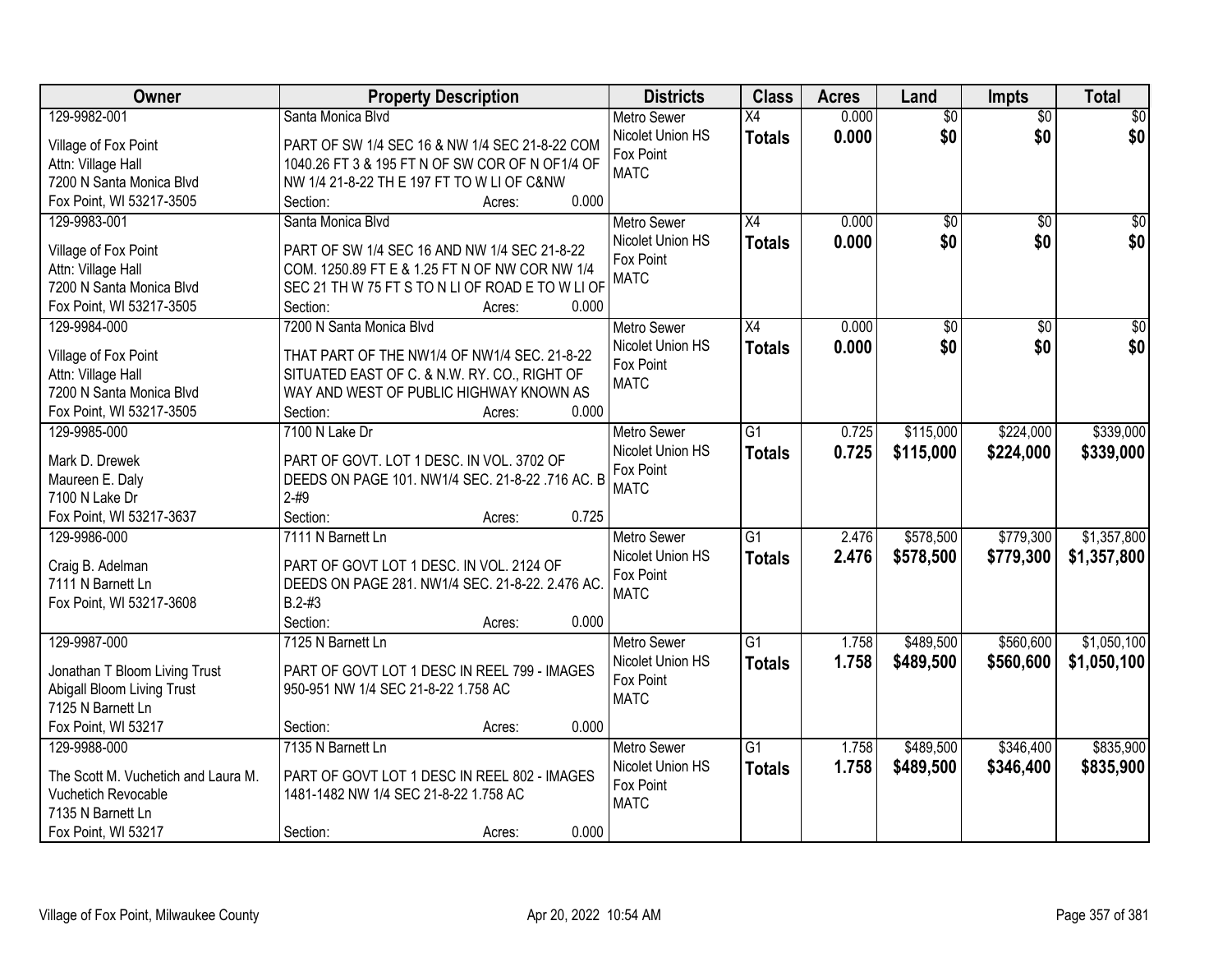| Owner | Property Description | Districts | Class | Acres | Land | Impts | Total |
|---|---|---|---|---|---|---|---|
| 129-9982-001<br>Village of Fox Point<br>Attn: Village Hall<br>7200 N Santa Monica Blvd<br>Fox Point, WI 53217-3505 | Santa Monica Blvd<br>PART OF SW 1/4 SEC 16 & NW 1/4 SEC 21-8-22 COM 1040.26 FT 3 & 195 FT N OF SW COR OF N OF1/4 OF NW 1/4 21-8-22 TH E 197 FT TO W LI OF C&NW<br>Section: Acres: 0.000 | Metro Sewer<br>Nicolet Union HS<br>Fox Point<br>MATC | X4<br>**Totals** | 0.000<br>**0.000** | $0<br>**$0** | $0<br>**$0** | $0<br>**$0** |
| 129-9983-001<br>Village of Fox Point<br>Attn: Village Hall<br>7200 N Santa Monica Blvd<br>Fox Point, WI 53217-3505 | Santa Monica Blvd<br>PART OF SW 1/4 SEC 16 AND NW 1/4 SEC 21-8-22 COM. 1250.89 FT E & 1.25 FT N OF NW COR NW 1/4 SEC 21 TH W 75 FT S TO N LI OF ROAD E TO W LI OF<br>Section: Acres: 0.000 | Metro Sewer<br>Nicolet Union HS<br>Fox Point<br>MATC | X4<br>**Totals** | 0.000<br>**0.000** | $0<br>**$0** | $0<br>**$0** | $0<br>**$0** |
| 129-9984-000<br>Village of Fox Point<br>Attn: Village Hall<br>7200 N Santa Monica Blvd<br>Fox Point, WI 53217-3505 | 7200 N Santa Monica Blvd<br>THAT PART OF THE NW1/4 OF NW1/4 SEC. 21-8-22 SITUATED EAST OF C. & N.W. RY. CO., RIGHT OF WAY AND WEST OF PUBLIC HIGHWAY KNOWN AS<br>Section: Acres: 0.000 | Metro Sewer<br>Nicolet Union HS<br>Fox Point<br>MATC | X4<br>**Totals** | 0.000<br>**0.000** | $0<br>**$0** | $0<br>**$0** | $0<br>**$0** |
| 129-9985-000<br>Mark D. Drewek<br>Maureen E. Daly<br>7100 N Lake Dr<br>Fox Point, WI 53217-3637 | 7100 N Lake Dr<br>PART OF GOVT. LOT 1 DESC. IN VOL. 3702 OF DEEDS ON PAGE 101. NW1/4 SEC. 21-8-22 .716 AC. B 2-#9<br>Section: Acres: 0.725 | Metro Sewer<br>Nicolet Union HS<br>Fox Point<br>MATC | G1<br>**Totals** | 0.725<br>**0.725** | $115,000<br>**$115,000** | $224,000<br>**$224,000** | $339,000<br>**$339,000** |
| 129-9986-000<br>Craig B. Adelman<br>7111 N Barnett Ln<br>Fox Point, WI 53217-3608 | 7111 N Barnett Ln<br>PART OF GOVT LOT 1 DESC. IN VOL. 2124 OF DEEDS ON PAGE 281. NW1/4 SEC. 21-8-22. 2.476 AC. B.2-#3<br>Section: Acres: 0.000 | Metro Sewer<br>Nicolet Union HS<br>Fox Point<br>MATC | G1<br>**Totals** | 2.476<br>**2.476** | $578,500<br>**$578,500** | $779,300<br>**$779,300** | $1,357,800<br>**$1,357,800** |
| 129-9987-000<br>Jonathan T Bloom Living Trust<br>Abigall Bloom Living Trust<br>7125 N Barnett Ln<br>Fox Point, WI 53217 | 7125 N Barnett Ln<br>PART OF GOVT LOT 1 DESC IN REEL 799 - IMAGES 950-951 NW 1/4 SEC 21-8-22 1.758 AC<br>Section: Acres: 0.000 | Metro Sewer<br>Nicolet Union HS<br>Fox Point<br>MATC | G1<br>**Totals** | 1.758<br>**1.758** | $489,500<br>**$489,500** | $560,600<br>**$560,600** | $1,050,100<br>**$1,050,100** |
| 129-9988-000<br>The Scott M. Vuchetich and Laura M. Vuchetich Revocable<br>7135 N Barnett Ln<br>Fox Point, WI 53217 | 7135 N Barnett Ln<br>PART OF GOVT LOT 1 DESC IN REEL 802 - IMAGES 1481-1482 NW 1/4 SEC 21-8-22 1.758 AC<br>Section: Acres: 0.000 | Metro Sewer<br>Nicolet Union HS<br>Fox Point<br>MATC | G1<br>**Totals** | 1.758<br>**1.758** | $489,500<br>**$489,500** | $346,400<br>**$346,400** | $835,900<br>**$835,900** |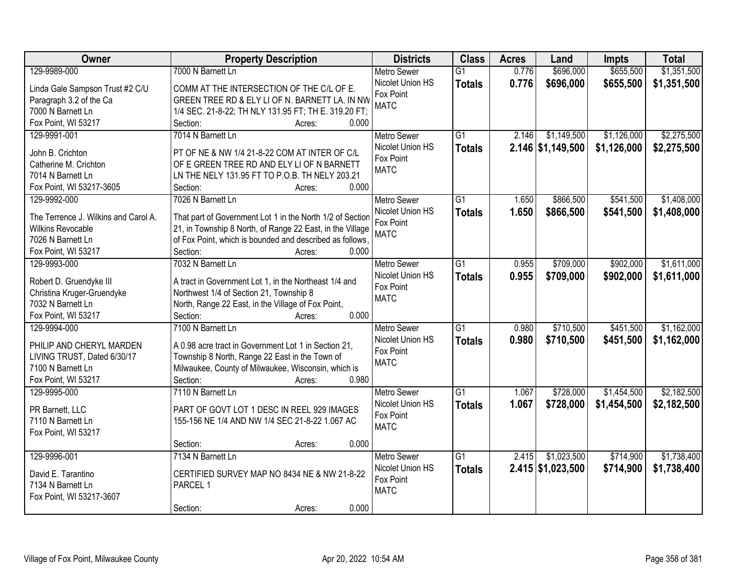| Owner | Property Description | Districts | Class | Acres | Land | Impts | Total |
|---|---|---|---|---|---|---|---|
| 129-9989-000<br>Linda Gale Sampson Trust #2 C/U Paragraph 3.2 of the Ca<br>7000 N Barnett Ln<br>Fox Point, WI 53217 | 7000 N Barnett Ln<br>COMM AT THE INTERSECTION OF THE C/L OF E. GREEN TREE RD & ELY LI OF N. BARNETT LA. IN NW 1/4 SEC. 21-8-22; TH NLY 131.95 FT; TH E. 319.20 FT;<br>Section: Acres: 0.000 | Metro Sewer<br>Nicolet Union HS<br>Fox Point<br>MATC | G1<br>**Totals** | 0.776<br>**0.776** | $696,000<br>**$696,000** | $655,500<br>**$655,500** | $1,351,500<br>**$1,351,500** |
| 129-9991-001<br>John B. Crichton<br>Catherine M. Crichton<br>7014 N Barnett Ln<br>Fox Point, WI 53217-3605 | 7014 N Barnett Ln<br>PT OF NE & NW 1/4 21-8-22 COM AT INTER OF C/L OF E GREEN TREE RD AND ELY LI OF N BARNETT LN THE NELY 131.95 FT TO P.O.B. TH NELY 203.21<br>Section: Acres: 0.000 | Metro Sewer<br>Nicolet Union HS<br>Fox Point<br>MATC | G1<br>**Totals** | 2.146<br>**2.146** | $1,149,500<br>**$1,149,500** | $1,126,000<br>**$1,126,000** | $2,275,500<br>**$2,275,500** |
| 129-9992-000<br>The Terrence J. Wilkins and Carol A. Wilkins Revocable<br>7026 N Barnett Ln<br>Fox Point, WI 53217 | 7026 N Barnett Ln<br>That part of Government Lot 1 in the North 1/2 of Section 21, in Township 8 North, of Range 22 East, in the Village of Fox Point, which is bounded and described as follows,<br>Section: Acres: 0.000 | Metro Sewer<br>Nicolet Union HS<br>Fox Point<br>MATC | G1<br>**Totals** | 1.650<br>**1.650** | $866,500<br>**$866,500** | $541,500<br>**$541,500** | $1,408,000<br>**$1,408,000** |
| 129-9993-000<br>Robert D. Gruendyke III<br>Christina Kruger-Gruendyke<br>7032 N Barnett Ln<br>Fox Point, WI 53217 | 7032 N Barnett Ln<br>A tract in Government Lot 1, in the Northeast 1/4 and Northwest 1/4 of Section 21, Township 8 North, Range 22 East, in the Village of Fox Point,<br>Section: Acres: 0.000 | Metro Sewer<br>Nicolet Union HS<br>Fox Point<br>MATC | G1<br>**Totals** | 0.955<br>**0.955** | $709,000<br>**$709,000** | $902,000<br>**$902,000** | $1,611,000<br>**$1,611,000** |
| 129-9994-000<br>PHILIP AND CHERYL MARDEN LIVING TRUST, Dated 6/30/17<br>7100 N Barnett Ln<br>Fox Point, WI 53217 | 7100 N Barnett Ln<br>A 0.98 acre tract in Government Lot 1 in Section 21, Township 8 North, Range 22 East in the Town of Milwaukee, County of Milwaukee, Wisconsin, which is<br>Section: Acres: 0.980 | Metro Sewer<br>Nicolet Union HS<br>Fox Point<br>MATC | G1<br>**Totals** | 0.980<br>**0.980** | $710,500<br>**$710,500** | $451,500<br>**$451,500** | $1,162,000<br>**$1,162,000** |
| 129-9995-000<br>PR Barnett, LLC<br>7110 N Barnett Ln<br>Fox Point, WI 53217 | 7110 N Barnett Ln<br>PART OF GOVT LOT 1 DESC IN REEL 929 IMAGES 155-156 NE 1/4 AND NW 1/4 SEC 21-8-22 1.067 AC<br>Section: Acres: 0.000 | Metro Sewer<br>Nicolet Union HS<br>Fox Point<br>MATC | G1<br>**Totals** | 1.067<br>**1.067** | $728,000<br>**$728,000** | $1,454,500<br>**$1,454,500** | $2,182,500<br>**$2,182,500** |
| 129-9996-001<br>David E. Tarantino<br>7134 N Barnett Ln<br>Fox Point, WI 53217-3607 | 7134 N Barnett Ln<br>CERTIFIED SURVEY MAP NO 8434 NE & NW 21-8-22 PARCEL 1<br>Section: Acres: 0.000 | Metro Sewer<br>Nicolet Union HS<br>Fox Point<br>MATC | G1<br>**Totals** | 2.415<br>**2.415** | $1,023,500<br>**$1,023,500** | $714,900<br>**$714,900** | $1,738,400<br>**$1,738,400** |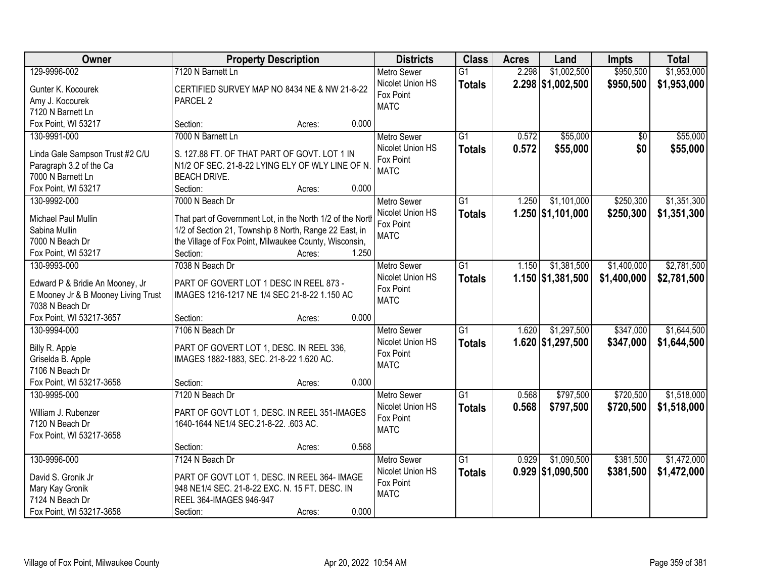| Owner | Property Description | Districts | Class | Acres | Land | Impts | Total |
|---|---|---|---|---|---|---|---|
| 129-9996-002<br>Gunter K. Kocourek<br>Amy J. Kocourek<br>7120 N Barnett Ln<br>Fox Point, WI 53217 | 7120 N Barnett Ln<br>CERTIFIED SURVEY MAP NO 8434 NE & NW 21-8-22 PARCEL 2<br>Section: Acres: 0.000 | Metro Sewer<br>Nicolet Union HS<br>Fox Point<br>MATC | G1<br>**Totals** | 2.298<br>**2.298** | $1,002,500<br>**$1,002,500** | $950,500<br>**$950,500** | $1,953,000<br>**$1,953,000** |
| 130-9991-000<br>Linda Gale Sampson Trust #2 C/U Paragraph 3.2 of the Ca<br>7000 N Barnett Ln<br>Fox Point, WI 53217 | 7000 N Barnett Ln<br>S. 127.88 FT. OF THAT PART OF GOVT. LOT 1 IN N1/2 OF SEC. 21-8-22 LYING ELY OF WLY LINE OF N. BEACH DRIVE.<br>Section: Acres: 0.000 | Metro Sewer<br>Nicolet Union HS<br>Fox Point<br>MATC | G1<br>**Totals** | 0.572<br>**0.572** | $55,000<br>**$55,000** | $0<br>**$0** | $55,000<br>**$55,000** |
| 130-9992-000<br>Michael Paul Mullin<br>Sabina Mullin<br>7000 N Beach Dr<br>Fox Point, WI 53217 | 7000 N Beach Dr<br>That part of Government Lot, in the North 1/2 of the North 1/2 of Section 21, Township 8 North, Range 22 East, in the Village of Fox Point, Milwaukee County, Wisconsin,<br>Section: Acres: 1.250 | Metro Sewer<br>Nicolet Union HS<br>Fox Point<br>MATC | G1<br>**Totals** | 1.250<br>**1.250** | $1,101,000<br>**$1,101,000** | $250,300<br>**$250,300** | $1,351,300<br>**$1,351,300** |
| 130-9993-000<br>Edward P & Bridie An Mooney, Jr<br>E Mooney Jr & B Mooney Living Trust<br>7038 N Beach Dr<br>Fox Point, WI 53217-3657 | 7038 N Beach Dr<br>PART OF GOVERT LOT 1 DESC IN REEL 873 - IMAGES 1216-1217 NE 1/4 SEC 21-8-22 1.150 AC<br>Section: Acres: 0.000 | Metro Sewer<br>Nicolet Union HS<br>Fox Point<br>MATC | G1<br>**Totals** | 1.150<br>**1.150** | $1,381,500<br>**$1,381,500** | $1,400,000<br>**$1,400,000** | $2,781,500<br>**$2,781,500** |
| 130-9994-000<br>Billy R. Apple<br>Griselda B. Apple<br>7106 N Beach Dr<br>Fox Point, WI 53217-3658 | 7106 N Beach Dr<br>PART OF GOVERT LOT 1, DESC. IN REEL 336, IMAGES 1882-1883, SEC. 21-8-22 1.620 AC.<br>Section: Acres: 0.000 | Metro Sewer<br>Nicolet Union HS<br>Fox Point<br>MATC | G1<br>**Totals** | 1.620<br>**1.620** | $1,297,500<br>**$1,297,500** | $347,000<br>**$347,000** | $1,644,500<br>**$1,644,500** |
| 130-9995-000<br>William J. Rubenzer<br>7120 N Beach Dr<br>Fox Point, WI 53217-3658 | 7120 N Beach Dr<br>PART OF GOVT LOT 1, DESC. IN REEL 351-IMAGES 1640-1644 NE1/4 SEC.21-8-22. .603 AC.<br>Section: Acres: 0.568 | Metro Sewer<br>Nicolet Union HS<br>Fox Point<br>MATC | G1<br>**Totals** | 0.568<br>**0.568** | $797,500<br>**$797,500** | $720,500<br>**$720,500** | $1,518,000<br>**$1,518,000** |
| 130-9996-000<br>David S. Gronik Jr<br>Mary Kay Gronik<br>7124 N Beach Dr<br>Fox Point, WI 53217-3658 | 7124 N Beach Dr<br>PART OF GOVT LOT 1, DESC. IN REEL 364- IMAGE 948 NE1/4 SEC. 21-8-22 EXC. N. 15 FT. DESC. IN REEL 364-IMAGES 946-947<br>Section: Acres: 0.000 | Metro Sewer<br>Nicolet Union HS<br>Fox Point<br>MATC | G1<br>**Totals** | 0.929<br>**0.929** | $1,090,500<br>**$1,090,500** | $381,500<br>**$381,500** | $1,472,000<br>**$1,472,000** |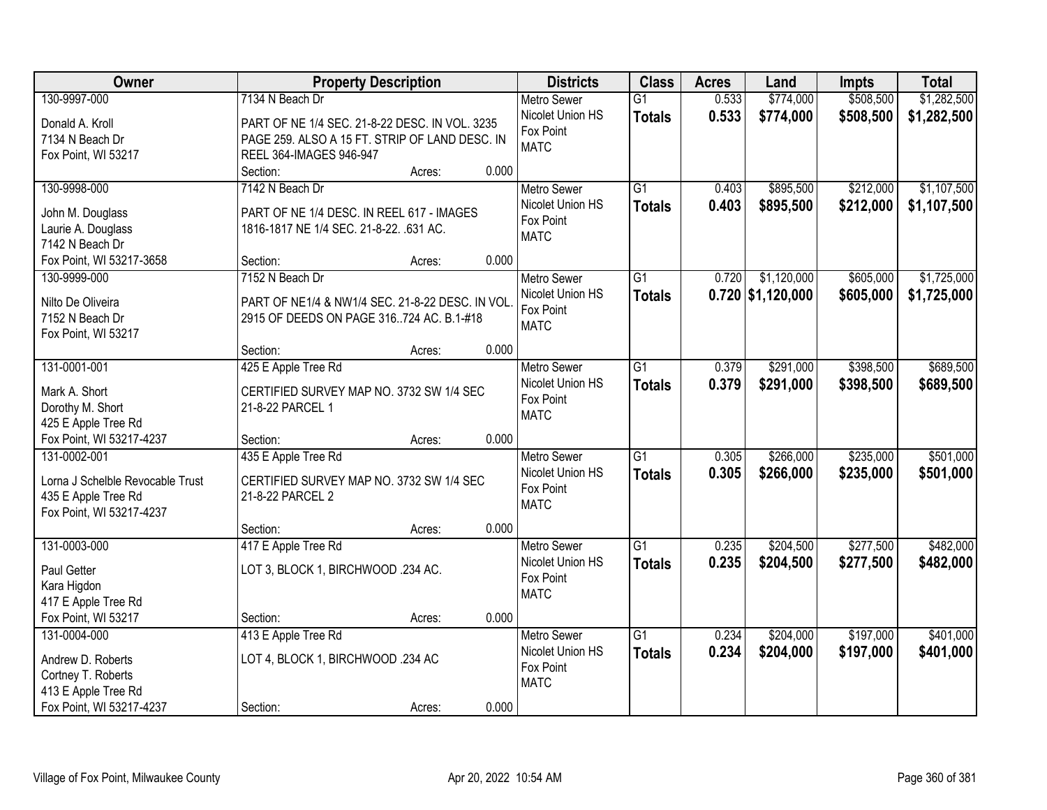| Owner | Property Description | Districts | Class | Acres | Land | Impts | Total |
|---|---|---|---|---|---|---|---|
| 130-9997-000<br>Donald A. Kroll<br>7134 N Beach Dr<br>Fox Point, WI 53217 | 7134 N Beach Dr<br>PART OF NE 1/4 SEC. 21-8-22 DESC. IN VOL. 3235 PAGE 259. ALSO A 15 FT. STRIP OF LAND DESC. IN REEL 364-IMAGES 946-947<br>Section: Acres: 0.000 | Metro Sewer<br>Nicolet Union HS<br>Fox Point<br>MATC | G1<br>**Totals** | 0.533<br>**0.533** | $774,000<br>**$774,000** | $508,500<br>**$508,500** | $1,282,500<br>**$1,282,500** |
| 130-9998-000<br>John M. Douglass<br>Laurie A. Douglass<br>7142 N Beach Dr<br>Fox Point, WI 53217-3658 | 7142 N Beach Dr<br>PART OF NE 1/4 DESC. IN REEL 617 - IMAGES 1816-1817 NE 1/4 SEC. 21-8-22. .631 AC.<br>Section: Acres: 0.000 | Metro Sewer<br>Nicolet Union HS<br>Fox Point<br>MATC | G1<br>**Totals** | 0.403<br>**0.403** | $895,500<br>**$895,500** | $212,000<br>**$212,000** | $1,107,500<br>**$1,107,500** |
| 130-9999-000<br>Nilto De Oliveira<br>7152 N Beach Dr<br>Fox Point, WI 53217 | 7152 N Beach Dr<br>PART OF NE1/4 & NW1/4 SEC. 21-8-22 DESC. IN VOL. 2915 OF DEEDS ON PAGE 316..724 AC. B.1-#18<br>Section: Acres: 0.000 | Metro Sewer<br>Nicolet Union HS<br>Fox Point<br>MATC | G1<br>**Totals** | 0.720<br>**0.720** | $1,120,000<br>**$1,120,000** | $605,000<br>**$605,000** | $1,725,000<br>**$1,725,000** |
| 131-0001-001<br>Mark A. Short<br>Dorothy M. Short<br>425 E Apple Tree Rd<br>Fox Point, WI 53217-4237 | 425 E Apple Tree Rd<br>CERTIFIED SURVEY MAP NO. 3732 SW 1/4 SEC 21-8-22 PARCEL 1<br>Section: Acres: 0.000 | Metro Sewer<br>Nicolet Union HS<br>Fox Point<br>MATC | G1<br>**Totals** | 0.379<br>**0.379** | $291,000<br>**$291,000** | $398,500<br>**$398,500** | $689,500<br>**$689,500** |
| 131-0002-001<br>Lorna J Schelble Revocable Trust<br>435 E Apple Tree Rd<br>Fox Point, WI 53217-4237 | 435 E Apple Tree Rd<br>CERTIFIED SURVEY MAP NO. 3732 SW 1/4 SEC 21-8-22 PARCEL 2<br>Section: Acres: 0.000 | Metro Sewer<br>Nicolet Union HS<br>Fox Point<br>MATC | G1<br>**Totals** | 0.305<br>**0.305** | $266,000<br>**$266,000** | $235,000<br>**$235,000** | $501,000<br>**$501,000** |
| 131-0003-000<br>Paul Getter<br>Kara Higdon<br>417 E Apple Tree Rd<br>Fox Point, WI 53217 | 417 E Apple Tree Rd<br>LOT 3, BLOCK 1, BIRCHWOOD .234 AC.<br>Section: Acres: 0.000 | Metro Sewer<br>Nicolet Union HS<br>Fox Point<br>MATC | G1<br>**Totals** | 0.235<br>**0.235** | $204,500<br>**$204,500** | $277,500<br>**$277,500** | $482,000<br>**$482,000** |
| 131-0004-000<br>Andrew D. Roberts<br>Cortney T. Roberts<br>413 E Apple Tree Rd<br>Fox Point, WI 53217-4237 | 413 E Apple Tree Rd<br>LOT 4, BLOCK 1, BIRCHWOOD .234 AC<br>Section: Acres: 0.000 | Metro Sewer<br>Nicolet Union HS<br>Fox Point<br>MATC | G1<br>**Totals** | 0.234<br>**0.234** | $204,000<br>**$204,000** | $197,000<br>**$197,000** | $401,000<br>**$401,000** |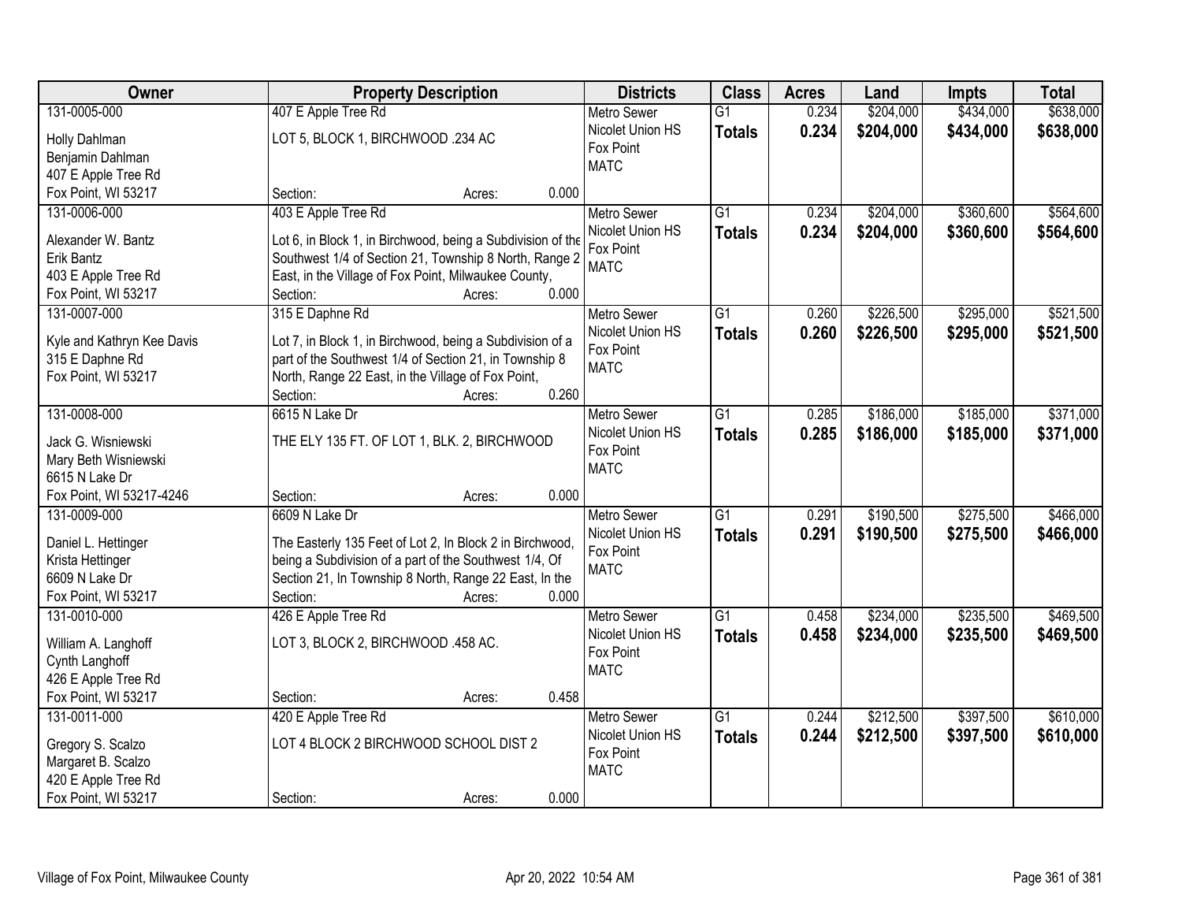| Owner | Property Description | Districts | Class | Acres | Land | Impts | Total |
|---|---|---|---|---|---|---|---|
| 131-0005-000<br>Holly Dahlman<br>Benjamin Dahlman<br>407 E Apple Tree Rd<br>Fox Point, WI 53217 | 407 E Apple Tree Rd<br>LOT 5, BLOCK 1, BIRCHWOOD .234 AC<br>Section: Acres: 0.000 | Metro Sewer<br>Nicolet Union HS<br>Fox Point<br>MATC | G1<br>**Totals** | 0.234<br>**0.234** | $204,000<br>**$204,000** | $434,000<br>**$434,000** | $638,000<br>**$638,000** |
| 131-0006-000<br>Alexander W. Bantz<br>Erik Bantz<br>403 E Apple Tree Rd<br>Fox Point, WI 53217 | 403 E Apple Tree Rd<br>Lot 6, in Block 1, in Birchwood, being a Subdivision of the Southwest 1/4 of Section 21, Township 8 North, Range 2 East, in the Village of Fox Point, Milwaukee County,<br>Section: Acres: 0.000 | Metro Sewer<br>Nicolet Union HS<br>Fox Point<br>MATC | G1<br>**Totals** | 0.234<br>**0.234** | $204,000<br>**$204,000** | $360,600<br>**$360,600** | $564,600<br>**$564,600** |
| 131-0007-000<br>Kyle and Kathryn Kee Davis<br>315 E Daphne Rd<br>Fox Point, WI 53217 | 315 E Daphne Rd<br>Lot 7, in Block 1, in Birchwood, being a Subdivision of a part of the Southwest 1/4 of Section 21, in Township 8 North, Range 22 East, in the Village of Fox Point,<br>Section: Acres: 0.260 | Metro Sewer<br>Nicolet Union HS<br>Fox Point<br>MATC | G1<br>**Totals** | 0.260<br>**0.260** | $226,500<br>**$226,500** | $295,000<br>**$295,000** | $521,500<br>**$521,500** |
| 131-0008-000<br>Jack G. Wisniewski<br>Mary Beth Wisniewski<br>6615 N Lake Dr<br>Fox Point, WI 53217-4246 | 6615 N Lake Dr<br>THE ELY 135 FT. OF LOT 1, BLK. 2, BIRCHWOOD<br>Section: Acres: 0.000 | Metro Sewer<br>Nicolet Union HS<br>Fox Point<br>MATC | G1<br>**Totals** | 0.285<br>**0.285** | $186,000<br>**$186,000** | $185,000<br>**$185,000** | $371,000<br>**$371,000** |
| 131-0009-000<br>Daniel L. Hettinger<br>Krista Hettinger<br>6609 N Lake Dr<br>Fox Point, WI 53217 | 6609 N Lake Dr<br>The Easterly 135 Feet of Lot 2, In Block 2 in Birchwood, being a Subdivision of a part of the Southwest 1/4, Of Section 21, In Township 8 North, Range 22 East, In the<br>Section: Acres: 0.000 | Metro Sewer<br>Nicolet Union HS<br>Fox Point<br>MATC | G1<br>**Totals** | 0.291<br>**0.291** | $190,500<br>**$190,500** | $275,500<br>**$275,500** | $466,000<br>**$466,000** |
| 131-0010-000<br>William A. Langhoff<br>Cynth Langhoff<br>426 E Apple Tree Rd<br>Fox Point, WI 53217 | 426 E Apple Tree Rd<br>LOT 3, BLOCK 2, BIRCHWOOD .458 AC.<br>Section: Acres: 0.458 | Metro Sewer<br>Nicolet Union HS<br>Fox Point<br>MATC | G1<br>**Totals** | 0.458<br>**0.458** | $234,000<br>**$234,000** | $235,500<br>**$235,500** | $469,500<br>**$469,500** |
| 131-0011-000<br>Gregory S. Scalzo<br>Margaret B. Scalzo<br>420 E Apple Tree Rd<br>Fox Point, WI 53217 | 420 E Apple Tree Rd<br>LOT 4 BLOCK 2 BIRCHWOOD SCHOOL DIST 2<br>Section: Acres: 0.000 | Metro Sewer<br>Nicolet Union HS<br>Fox Point<br>MATC | G1<br>**Totals** | 0.244<br>**0.244** | $212,500<br>**$212,500** | $397,500<br>**$397,500** | $610,000<br>**$610,000** |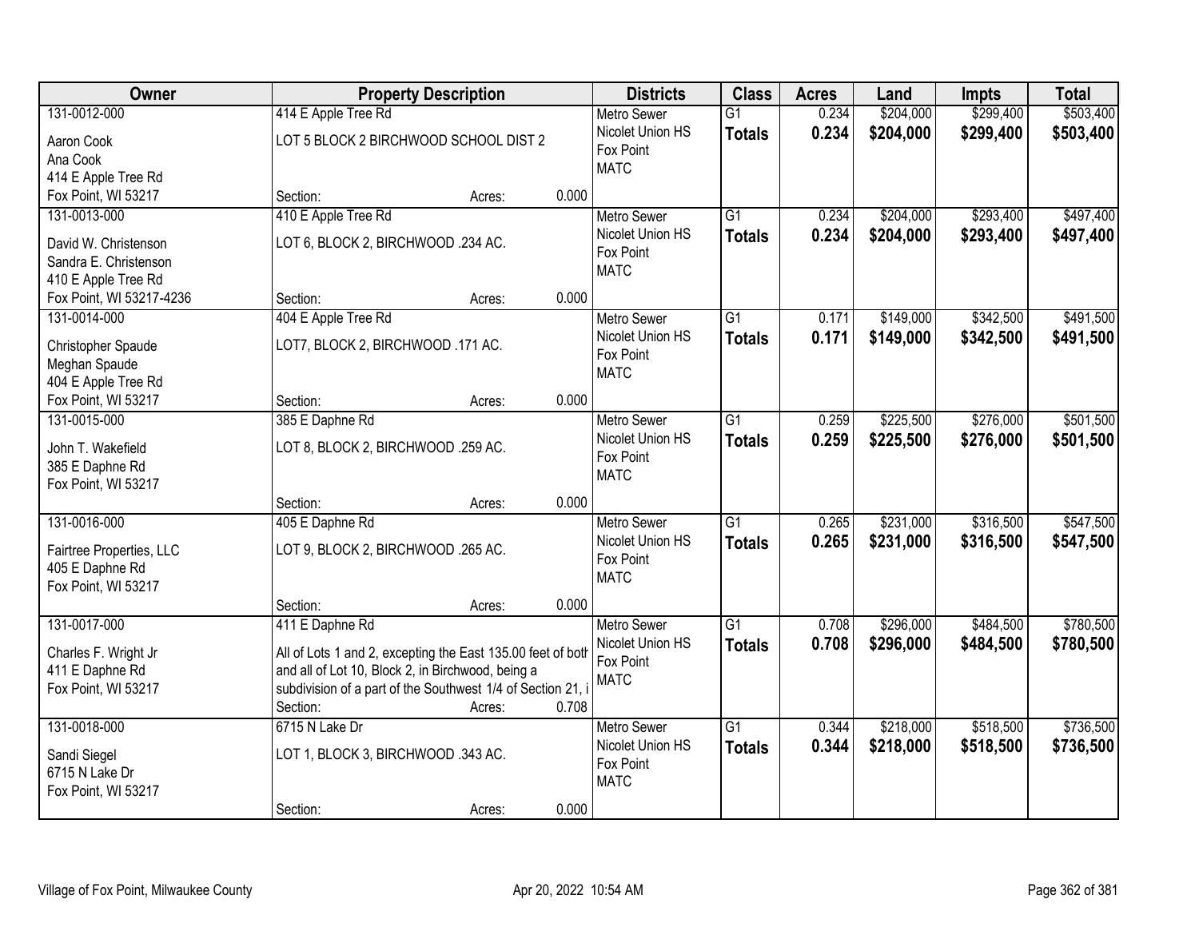| Owner | Property Description | | | Districts | Class | Acres | Land | Impts | Total |
|---|---|---|---|---|---|---|---|---|---|
| 131-0012-000<br>Aaron Cook<br>Ana Cook<br>414 E Apple Tree Rd<br>Fox Point, WI 53217 | 414 E Apple Tree Rd<br>LOT 5 BLOCK 2 BIRCHWOOD SCHOOL DIST 2<br>Section: | Acres: | 0.000 | Metro Sewer<br>Nicolet Union HS<br>Fox Point<br>MATC | G1<br>**Totals** | 0.234<br>**0.234** | $204,000<br>**$204,000** | $299,400<br>**$299,400** | $503,400<br>**$503,400** |
| 131-0013-000<br>David W. Christenson<br>Sandra E. Christenson<br>410 E Apple Tree Rd<br>Fox Point, WI 53217-4236 | 410 E Apple Tree Rd<br>LOT 6, BLOCK 2, BIRCHWOOD .234 AC.<br>Section: | Acres: | 0.000 | Metro Sewer<br>Nicolet Union HS<br>Fox Point<br>MATC | G1<br>**Totals** | 0.234<br>**0.234** | $204,000<br>**$204,000** | $293,400<br>**$293,400** | $497,400<br>**$497,400** |
| 131-0014-000<br>Christopher Spaude<br>Meghan Spaude<br>404 E Apple Tree Rd<br>Fox Point, WI 53217 | 404 E Apple Tree Rd<br>LOT7, BLOCK 2, BIRCHWOOD .171 AC.<br>Section: | Acres: | 0.000 | Metro Sewer<br>Nicolet Union HS<br>Fox Point<br>MATC | G1<br>**Totals** | 0.171<br>**0.171** | $149,000<br>**$149,000** | $342,500<br>**$342,500** | $491,500<br>**$491,500** |
| 131-0015-000<br>John T. Wakefield<br>385 E Daphne Rd<br>Fox Point, WI 53217 | 385 E Daphne Rd<br>LOT 8, BLOCK 2, BIRCHWOOD .259 AC.<br>Section: | Acres: | 0.000 | Metro Sewer<br>Nicolet Union HS<br>Fox Point<br>MATC | G1<br>**Totals** | 0.259<br>**0.259** | $225,500<br>**$225,500** | $276,000<br>**$276,000** | $501,500<br>**$501,500** |
| 131-0016-000<br>Fairtree Properties, LLC<br>405 E Daphne Rd<br>Fox Point, WI 53217 | 405 E Daphne Rd<br>LOT 9, BLOCK 2, BIRCHWOOD .265 AC.<br>Section: | Acres: | 0.000 | Metro Sewer<br>Nicolet Union HS<br>Fox Point<br>MATC | G1<br>**Totals** | 0.265<br>**0.265** | $231,000<br>**$231,000** | $316,500<br>**$316,500** | $547,500<br>**$547,500** |
| 131-0017-000<br>Charles F. Wright Jr<br>411 E Daphne Rd<br>Fox Point, WI 53217 | 411 E Daphne Rd<br>All of Lots 1 and 2, excepting the East 135.00 feet of both and all of Lot 10, Block 2, in Birchwood, being a subdivision of a part of the Southwest 1/4 of Section 21, i<br>Section: | Acres: | 0.708 | Metro Sewer<br>Nicolet Union HS<br>Fox Point<br>MATC | G1<br>**Totals** | 0.708<br>**0.708** | $296,000<br>**$296,000** | $484,500<br>**$484,500** | $780,500<br>**$780,500** |
| 131-0018-000<br>Sandi Siegel<br>6715 N Lake Dr<br>Fox Point, WI 53217 | 6715 N Lake Dr<br>LOT 1, BLOCK 3, BIRCHWOOD .343 AC.<br>Section: | Acres: | 0.000 | Metro Sewer<br>Nicolet Union HS<br>Fox Point<br>MATC | G1<br>**Totals** | 0.344<br>**0.344** | $218,000<br>**$218,000** | $518,500<br>**$518,500** | $736,500<br>**$736,500** |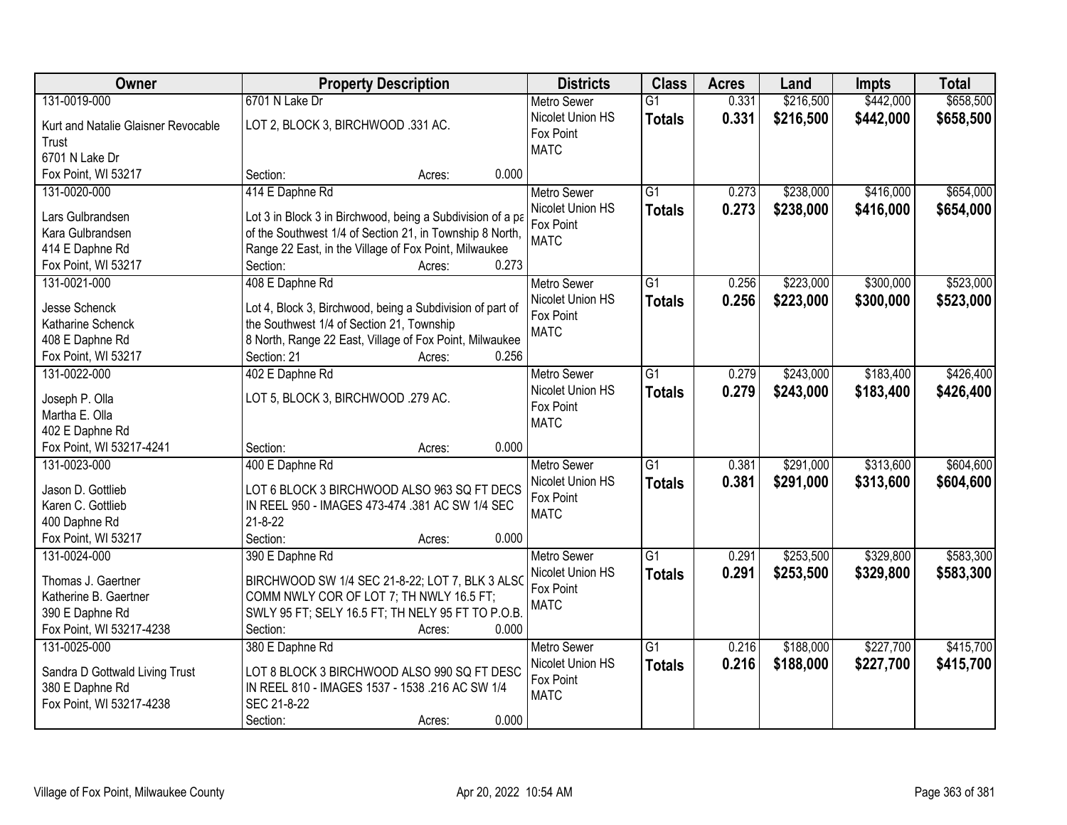| Owner | Property Description | Districts | Class | Acres | Land | Impts | Total |
|---|---|---|---|---|---|---|---|
| 131-0019-000<br>Kurt and Natalie Glaisner Revocable Trust<br>6701 N Lake Dr<br>Fox Point, WI 53217 | 6701 N Lake Dr<br>LOT 2, BLOCK 3, BIRCHWOOD .331 AC.<br>Section: Acres: 0.000 | Metro Sewer<br>Nicolet Union HS<br>Fox Point<br>MATC | G1<br>**Totals** | 0.331<br>**0.331** | $216,500<br>**$216,500** | $442,000<br>**$442,000** | $658,500<br>**$658,500** |
| 131-0020-000<br>Lars Gulbrandsen<br>Kara Gulbrandsen<br>414 E Daphne Rd<br>Fox Point, WI 53217 | 414 E Daphne Rd<br>Lot 3 in Block 3 in Birchwood, being a Subdivision of a pa of the Southwest 1/4 of Section 21, in Township 8 North, Range 22 East, in the Village of Fox Point, Milwaukee<br>Section: Acres: 0.273 | Metro Sewer<br>Nicolet Union HS<br>Fox Point<br>MATC | G1<br>**Totals** | 0.273<br>**0.273** | $238,000<br>**$238,000** | $416,000<br>**$416,000** | $654,000<br>**$654,000** |
| 131-0021-000<br>Jesse Schenck<br>Katharine Schenck<br>408 E Daphne Rd<br>Fox Point, WI 53217 | 408 E Daphne Rd<br>Lot 4, Block 3, Birchwood, being a Subdivision of part of the Southwest 1/4 of Section 21, Township 8 North, Range 22 East, Village of Fox Point, Milwaukee<br>Section: 21 Acres: 0.256 | Metro Sewer<br>Nicolet Union HS<br>Fox Point<br>MATC | G1<br>**Totals** | 0.256<br>**0.256** | $223,000<br>**$223,000** | $300,000<br>**$300,000** | $523,000<br>**$523,000** |
| 131-0022-000<br>Joseph P. Olla<br>Martha E. Olla<br>402 E Daphne Rd<br>Fox Point, WI 53217-4241 | 402 E Daphne Rd<br>LOT 5, BLOCK 3, BIRCHWOOD .279 AC.<br>Section: Acres: 0.000 | Metro Sewer<br>Nicolet Union HS<br>Fox Point<br>MATC | G1<br>**Totals** | 0.279<br>**0.279** | $243,000<br>**$243,000** | $183,400<br>**$183,400** | $426,400<br>**$426,400** |
| 131-0023-000<br>Jason D. Gottlieb<br>Karen C. Gottlieb<br>400 Daphne Rd<br>Fox Point, WI 53217 | 400 E Daphne Rd<br>LOT 6 BLOCK 3 BIRCHWOOD ALSO 963 SQ FT DECS IN REEL 950 - IMAGES 473-474 .381 AC SW 1/4 SEC 21-8-22<br>Section: Acres: 0.000 | Metro Sewer<br>Nicolet Union HS<br>Fox Point<br>MATC | G1<br>**Totals** | 0.381<br>**0.381** | $291,000<br>**$291,000** | $313,600<br>**$313,600** | $604,600<br>**$604,600** |
| 131-0024-000<br>Thomas J. Gaertner<br>Katherine B. Gaertner<br>390 E Daphne Rd<br>Fox Point, WI 53217-4238 | 390 E Daphne Rd<br>BIRCHWOOD SW 1/4 SEC 21-8-22; LOT 7, BLK 3 ALSO COMM NWLY COR OF LOT 7; TH NWLY 16.5 FT; SWLY 95 FT; SELY 16.5 FT; TH NELY 95 FT TO P.O.B.<br>Section: Acres: 0.000 | Metro Sewer<br>Nicolet Union HS<br>Fox Point<br>MATC | G1<br>**Totals** | 0.291<br>**0.291** | $253,500<br>**$253,500** | $329,800<br>**$329,800** | $583,300<br>**$583,300** |
| 131-0025-000<br>Sandra D Gottwald Living Trust<br>380 E Daphne Rd<br>Fox Point, WI 53217-4238 | 380 E Daphne Rd<br>LOT 8 BLOCK 3 BIRCHWOOD ALSO 990 SQ FT DESC IN REEL 810 - IMAGES 1537 - 1538 .216 AC SW 1/4 SEC 21-8-22<br>Section: Acres: 0.000 | Metro Sewer<br>Nicolet Union HS<br>Fox Point<br>MATC | G1<br>**Totals** | 0.216<br>**0.216** | $188,000<br>**$188,000** | $227,700<br>**$227,700** | $415,700<br>**$415,700** |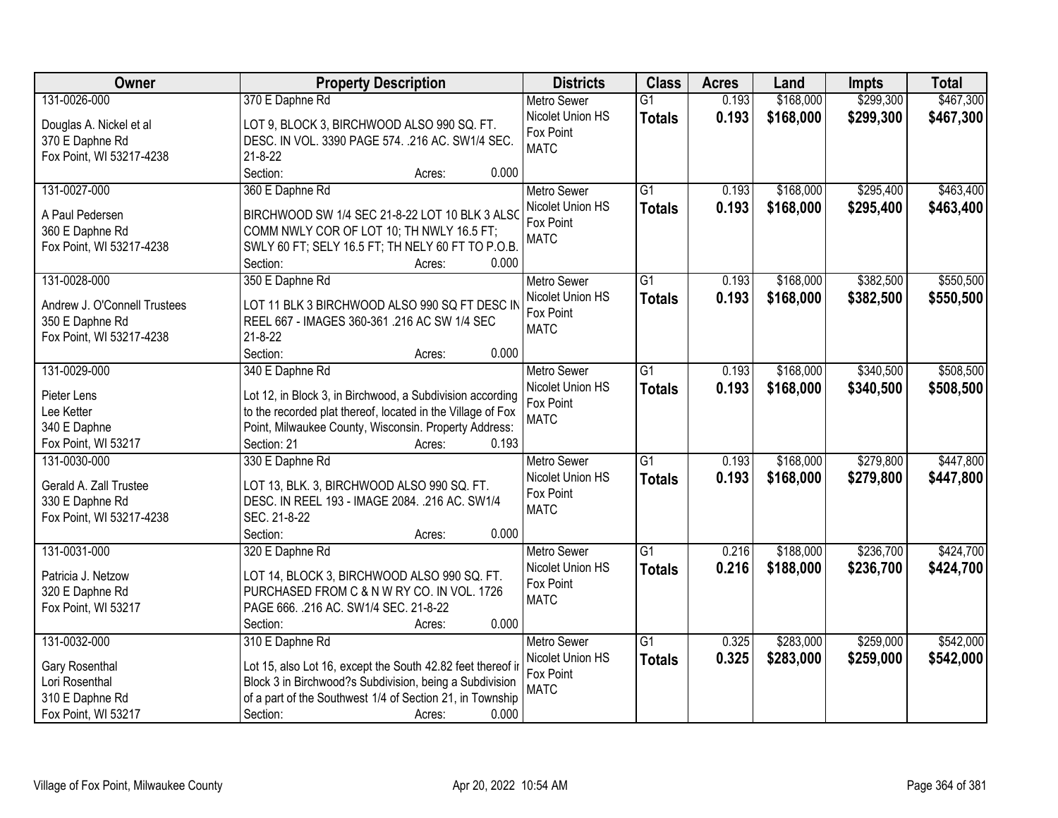| Owner | Property Description | Districts | Class | Acres | Land | Impts | Total |
|---|---|---|---|---|---|---|---|
| 131-0026-000<br><br>Douglas A. Nickel et al<br>370 E Daphne Rd<br>Fox Point, WI 53217-4238 | 370 E Daphne Rd<br><br>LOT 9, BLOCK 3, BIRCHWOOD ALSO 990 SQ. FT. DESC. IN VOL. 3390 PAGE 574. .216 AC. SW1/4 SEC. 21-8-22<br>Section: Acres: 0.000 | Metro Sewer<br>Nicolet Union HS<br>Fox Point<br>MATC | G1<br>**Totals** | 0.193<br>**0.193** | $168,000<br>**$168,000** | $299,300<br>**$299,300** | $467,300<br>**$467,300** |
| 131-0027-000<br><br>A Paul Pedersen<br>360 E Daphne Rd<br>Fox Point, WI 53217-4238 | 360 E Daphne Rd<br><br>BIRCHWOOD SW 1/4 SEC 21-8-22 LOT 10 BLK 3 ALSO COMM NWLY COR OF LOT 10; TH NWLY 16.5 FT; SWLY 60 FT; SELY 16.5 FT; TH NELY 60 FT TO P.O.B.<br>Section: Acres: 0.000 | Metro Sewer<br>Nicolet Union HS<br>Fox Point<br>MATC | G1<br>**Totals** | 0.193<br>**0.193** | $168,000<br>**$168,000** | $295,400<br>**$295,400** | $463,400<br>**$463,400** |
| 131-0028-000<br><br>Andrew J. O'Connell Trustees<br>350 E Daphne Rd<br>Fox Point, WI 53217-4238 | 350 E Daphne Rd<br><br>LOT 11 BLK 3 BIRCHWOOD ALSO 990 SQ FT DESC IN REEL 667 - IMAGES 360-361 .216 AC SW 1/4 SEC 21-8-22<br>Section: Acres: 0.000 | Metro Sewer<br>Nicolet Union HS<br>Fox Point<br>MATC | G1<br>**Totals** | 0.193<br>**0.193** | $168,000<br>**$168,000** | $382,500<br>**$382,500** | $550,500<br>**$550,500** |
| 131-0029-000<br><br>Pieter Lens<br>Lee Ketter<br>340 E Daphne<br>Fox Point, WI 53217 | 340 E Daphne Rd<br><br>Lot 12, in Block 3, in Birchwood, a Subdivision according to the recorded plat thereof, located in the Village of Fox Point, Milwaukee County, Wisconsin. Property Address:<br>Section: 21 Acres: 0.193 | Metro Sewer<br>Nicolet Union HS<br>Fox Point<br>MATC | G1<br>**Totals** | 0.193<br>**0.193** | $168,000<br>**$168,000** | $340,500<br>**$340,500** | $508,500<br>**$508,500** |
| 131-0030-000<br><br>Gerald A. Zall Trustee<br>330 E Daphne Rd<br>Fox Point, WI 53217-4238 | 330 E Daphne Rd<br><br>LOT 13, BLK. 3, BIRCHWOOD ALSO 990 SQ. FT. DESC. IN REEL 193 - IMAGE 2084. .216 AC. SW1/4 SEC. 21-8-22<br>Section: Acres: 0.000 | Metro Sewer<br>Nicolet Union HS<br>Fox Point<br>MATC | G1<br>**Totals** | 0.193<br>**0.193** | $168,000<br>**$168,000** | $279,800<br>**$279,800** | $447,800<br>**$447,800** |
| 131-0031-000<br><br>Patricia J. Netzow<br>320 E Daphne Rd<br>Fox Point, WI 53217 | 320 E Daphne Rd<br><br>LOT 14, BLOCK 3, BIRCHWOOD ALSO 990 SQ. FT. PURCHASED FROM C & N W RY CO. IN VOL. 1726 PAGE 666. .216 AC. SW1/4 SEC. 21-8-22<br>Section: Acres: 0.000 | Metro Sewer<br>Nicolet Union HS<br>Fox Point<br>MATC | G1<br>**Totals** | 0.216<br>**0.216** | $188,000<br>**$188,000** | $236,700<br>**$236,700** | $424,700<br>**$424,700** |
| 131-0032-000<br><br>Gary Rosenthal<br>Lori Rosenthal<br>310 E Daphne Rd<br>Fox Point, WI 53217 | 310 E Daphne Rd<br><br>Lot 15, also Lot 16, except the South 42.82 feet thereof in Block 3 in Birchwood?s Subdivision, being a Subdivision of a part of the Southwest 1/4 of Section 21, in Township<br>Section: Acres: 0.000 | Metro Sewer<br>Nicolet Union HS<br>Fox Point<br>MATC | G1<br>**Totals** | 0.325<br>**0.325** | $283,000<br>**$283,000** | $259,000<br>**$259,000** | $542,000<br>**$542,000** |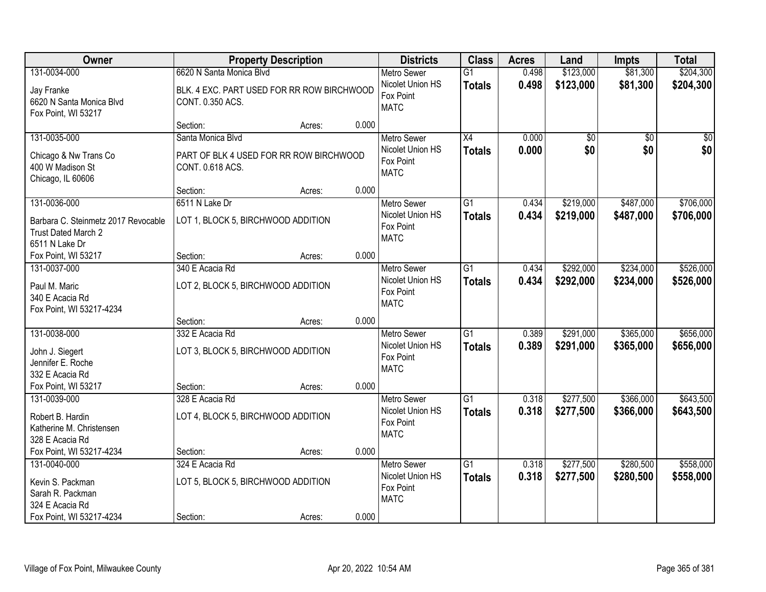| Owner | Property Description | Districts | Class | Acres | Land | Impts | Total |
|---|---|---|---|---|---|---|---|
| 131-0034-000<br>Jay Franke<br>6620 N Santa Monica Blvd<br>Fox Point, WI 53217 | 6620 N Santa Monica Blvd<br>BLK. 4 EXC. PART USED FOR RR ROW BIRCHWOOD CONT. 0.350 ACS.<br>Section: Acres: 0.000 | Metro Sewer<br>Nicolet Union HS<br>Fox Point<br>MATC | G1<br>**Totals** | 0.498<br>**0.498** | $123,000<br>**$123,000** | $81,300<br>**$81,300** | $204,300<br>**$204,300** |
| 131-0035-000<br>Chicago & Nw Trans Co<br>400 W Madison St<br>Chicago, IL 60606 | Santa Monica Blvd<br>PART OF BLK 4 USED FOR RR ROW BIRCHWOOD CONT. 0.618 ACS.<br>Section: Acres: 0.000 | Metro Sewer<br>Nicolet Union HS<br>Fox Point<br>MATC | X4<br>**Totals** | 0.000<br>**0.000** | $0<br>**$0** | $0<br>**$0** | $0<br>**$0** |
| 131-0036-000<br>Barbara C. Steinmetz 2017 Revocable Trust Dated March 2<br>6511 N Lake Dr<br>Fox Point, WI 53217 | 6511 N Lake Dr<br>LOT 1, BLOCK 5, BIRCHWOOD ADDITION<br>Section: Acres: 0.000 | Metro Sewer<br>Nicolet Union HS<br>Fox Point<br>MATC | G1<br>**Totals** | 0.434<br>**0.434** | $219,000<br>**$219,000** | $487,000<br>**$487,000** | $706,000<br>**$706,000** |
| 131-0037-000<br>Paul M. Maric<br>340 E Acacia Rd<br>Fox Point, WI 53217-4234 | 340 E Acacia Rd<br>LOT 2, BLOCK 5, BIRCHWOOD ADDITION<br>Section: Acres: 0.000 | Metro Sewer<br>Nicolet Union HS<br>Fox Point<br>MATC | G1<br>**Totals** | 0.434<br>**0.434** | $292,000<br>**$292,000** | $234,000<br>**$234,000** | $526,000<br>**$526,000** |
| 131-0038-000<br>John J. Siegert<br>Jennifer E. Roche<br>332 E Acacia Rd<br>Fox Point, WI 53217 | 332 E Acacia Rd<br>LOT 3, BLOCK 5, BIRCHWOOD ADDITION<br>Section: Acres: 0.000 | Metro Sewer<br>Nicolet Union HS<br>Fox Point<br>MATC | G1<br>**Totals** | 0.389<br>**0.389** | $291,000<br>**$291,000** | $365,000<br>**$365,000** | $656,000<br>**$656,000** |
| 131-0039-000<br>Robert B. Hardin<br>Katherine M. Christensen<br>328 E Acacia Rd<br>Fox Point, WI 53217-4234 | 328 E Acacia Rd<br>LOT 4, BLOCK 5, BIRCHWOOD ADDITION<br>Section: Acres: 0.000 | Metro Sewer<br>Nicolet Union HS<br>Fox Point<br>MATC | G1<br>**Totals** | 0.318<br>**0.318** | $277,500<br>**$277,500** | $366,000<br>**$366,000** | $643,500<br>**$643,500** |
| 131-0040-000<br>Kevin S. Packman<br>Sarah R. Packman<br>324 E Acacia Rd<br>Fox Point, WI 53217-4234 | 324 E Acacia Rd<br>LOT 5, BLOCK 5, BIRCHWOOD ADDITION<br>Section: Acres: 0.000 | Metro Sewer<br>Nicolet Union HS<br>Fox Point<br>MATC | G1<br>**Totals** | 0.318<br>**0.318** | $277,500<br>**$277,500** | $280,500<br>**$280,500** | $558,000<br>**$558,000** |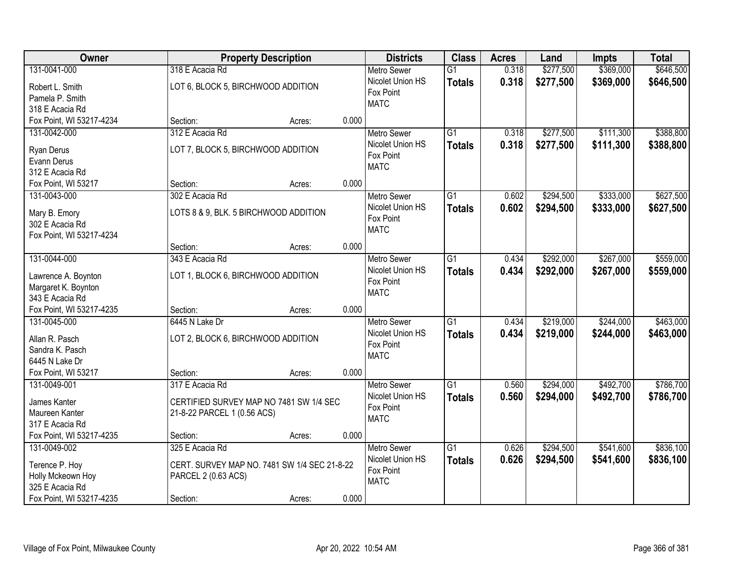| Owner | Property Description | | | Districts | Class | Acres | Land | Impts | Total |
|---|---|---|---|---|---|---|---|---|---|
| 131-0041-000<br>Robert L. Smith<br>Pamela P. Smith<br>318 E Acacia Rd<br>Fox Point, WI 53217-4234 | 318 E Acacia Rd<br>LOT 6, BLOCK 5, BIRCHWOOD ADDITION<br>Section: | Acres: | 0.000 | Metro Sewer<br>Nicolet Union HS<br>Fox Point<br>MATC | G1<br>**Totals** | 0.318<br>**0.318** | $277,500<br>**$277,500** | $369,000<br>**$369,000** | $646,500<br>**$646,500** |
| 131-0042-000<br>Ryan Derus<br>Evann Derus<br>312 E Acacia Rd<br>Fox Point, WI 53217 | 312 E Acacia Rd<br>LOT 7, BLOCK 5, BIRCHWOOD ADDITION<br>Section: | Acres: | 0.000 | Metro Sewer<br>Nicolet Union HS<br>Fox Point<br>MATC | G1<br>**Totals** | 0.318<br>**0.318** | $277,500<br>**$277,500** | $111,300<br>**$111,300** | $388,800<br>**$388,800** |
| 131-0043-000<br>Mary B. Emory<br>302 E Acacia Rd<br>Fox Point, WI 53217-4234 | 302 E Acacia Rd<br>LOTS 8 & 9, BLK. 5 BIRCHWOOD ADDITION<br>Section: | Acres: | 0.000 | Metro Sewer<br>Nicolet Union HS<br>Fox Point<br>MATC | G1<br>**Totals** | 0.602<br>**0.602** | $294,500<br>**$294,500** | $333,000<br>**$333,000** | $627,500<br>**$627,500** |
| 131-0044-000<br>Lawrence A. Boynton<br>Margaret K. Boynton<br>343 E Acacia Rd<br>Fox Point, WI 53217-4235 | 343 E Acacia Rd<br>LOT 1, BLOCK 6, BIRCHWOOD ADDITION<br>Section: | Acres: | 0.000 | Metro Sewer<br>Nicolet Union HS<br>Fox Point<br>MATC | G1<br>**Totals** | 0.434<br>**0.434** | $292,000<br>**$292,000** | $267,000<br>**$267,000** | $559,000<br>**$559,000** |
| 131-0045-000<br>Allan R. Pasch<br>Sandra K. Pasch<br>6445 N Lake Dr<br>Fox Point, WI 53217 | 6445 N Lake Dr<br>LOT 2, BLOCK 6, BIRCHWOOD ADDITION<br>Section: | Acres: | 0.000 | Metro Sewer<br>Nicolet Union HS<br>Fox Point<br>MATC | G1<br>**Totals** | 0.434<br>**0.434** | $219,000<br>**$219,000** | $244,000<br>**$244,000** | $463,000<br>**$463,000** |
| 131-0049-001<br>James Kanter<br>Maureen Kanter<br>317 E Acacia Rd<br>Fox Point, WI 53217-4235 | 317 E Acacia Rd<br>CERTIFIED SURVEY MAP NO 7481 SW 1/4 SEC 21-8-22 PARCEL 1 (0.56 ACS)<br>Section: | Acres: | 0.000 | Metro Sewer<br>Nicolet Union HS<br>Fox Point<br>MATC | G1<br>**Totals** | 0.560<br>**0.560** | $294,000<br>**$294,000** | $492,700<br>**$492,700** | $786,700<br>**$786,700** |
| 131-0049-002<br>Terence P. Hoy<br>Holly Mckeown Hoy<br>325 E Acacia Rd<br>Fox Point, WI 53217-4235 | 325 E Acacia Rd<br>CERT. SURVEY MAP NO. 7481 SW 1/4 SEC 21-8-22 PARCEL 2 (0.63 ACS)<br>Section: | Acres: | 0.000 | Metro Sewer<br>Nicolet Union HS<br>Fox Point<br>MATC | G1<br>**Totals** | 0.626<br>**0.626** | $294,500<br>**$294,500** | $541,600<br>**$541,600** | $836,100<br>**$836,100** |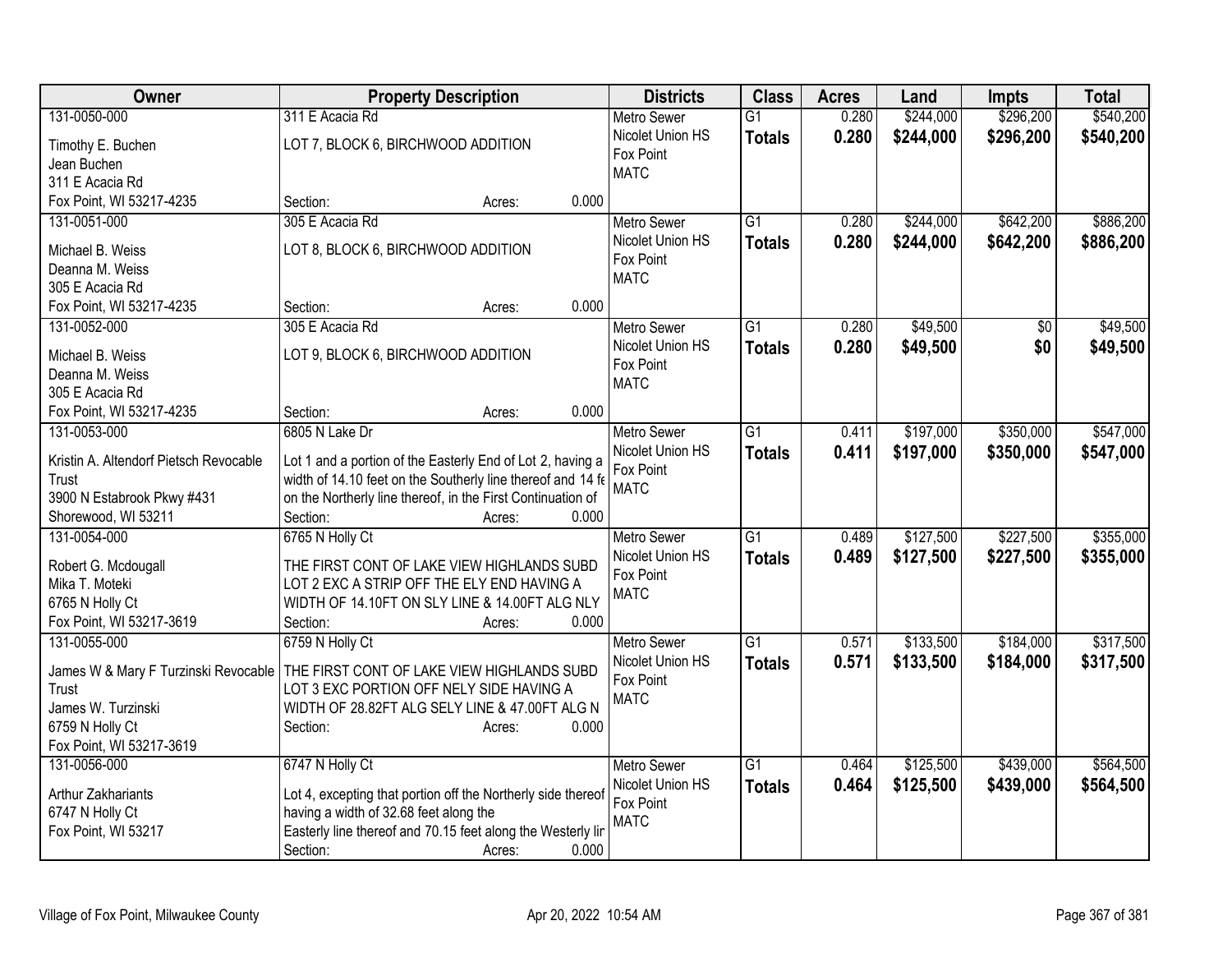| Owner | Property Description | Districts | Class | Acres | Land | Impts | Total |
|---|---|---|---|---|---|---|---|
| 131-0050-000<br>Timothy E. Buchen<br>Jean Buchen<br>311 E Acacia Rd<br>Fox Point, WI 53217-4235 | 311 E Acacia Rd<br>LOT 7, BLOCK 6, BIRCHWOOD ADDITION<br>Section: Acres: 0.000 | Metro Sewer<br>Nicolet Union HS<br>Fox Point<br>MATC | G1<br>**Totals** | 0.280<br>**0.280** | $244,000<br>**$244,000** | $296,200<br>**$296,200** | $540,200<br>**$540,200** |
| 131-0051-000<br>Michael B. Weiss<br>Deanna M. Weiss<br>305 E Acacia Rd<br>Fox Point, WI 53217-4235 | 305 E Acacia Rd<br>LOT 8, BLOCK 6, BIRCHWOOD ADDITION<br>Section: Acres: 0.000 | Metro Sewer<br>Nicolet Union HS<br>Fox Point<br>MATC | G1<br>**Totals** | 0.280<br>**0.280** | $244,000<br>**$244,000** | $642,200<br>**$642,200** | $886,200<br>**$886,200** |
| 131-0052-000<br>Michael B. Weiss<br>Deanna M. Weiss<br>305 E Acacia Rd<br>Fox Point, WI 53217-4235 | 305 E Acacia Rd<br>LOT 9, BLOCK 6, BIRCHWOOD ADDITION<br>Section: Acres: 0.000 | Metro Sewer<br>Nicolet Union HS<br>Fox Point<br>MATC | G1<br>**Totals** | 0.280<br>**0.280** | $49,500<br>**$49,500** | $0<br>**$0** | $49,500<br>**$49,500** |
| 131-0053-000<br>Kristin A. Altendorf Pietsch Revocable Trust<br>3900 N Estabrook Pkwy #431<br>Shorewood, WI 53211 | 6805 N Lake Dr<br>Lot 1 and a portion of the Easterly End of Lot 2, having a width of 14.10 feet on the Southerly line thereof and 14 fe on the Northerly line thereof, in the First Continuation of<br>Section: Acres: 0.000 | Metro Sewer<br>Nicolet Union HS<br>Fox Point<br>MATC | G1<br>**Totals** | 0.411<br>**0.411** | $197,000<br>**$197,000** | $350,000<br>**$350,000** | $547,000<br>**$547,000** |
| 131-0054-000<br>Robert G. Mcdougall<br>Mika T. Moteki<br>6765 N Holly Ct<br>Fox Point, WI 53217-3619 | 6765 N Holly Ct<br>THE FIRST CONT OF LAKE VIEW HIGHLANDS SUBD LOT 2 EXC A STRIP OFF THE ELY END HAVING A WIDTH OF 14.10FT ON SLY LINE & 14.00FT ALG NLY<br>Section: Acres: 0.000 | Metro Sewer<br>Nicolet Union HS<br>Fox Point<br>MATC | G1<br>**Totals** | 0.489<br>**0.489** | $127,500<br>**$127,500** | $227,500<br>**$227,500** | $355,000<br>**$355,000** |
| 131-0055-000<br>James W & Mary F Turzinski Revocable Trust<br>James W. Turzinski<br>6759 N Holly Ct<br>Fox Point, WI 53217-3619 | 6759 N Holly Ct<br>THE FIRST CONT OF LAKE VIEW HIGHLANDS SUBD LOT 3 EXC PORTION OFF NELY SIDE HAVING A WIDTH OF 28.82FT ALG SELY LINE & 47.00FT ALG N<br>Section: Acres: 0.000 | Metro Sewer<br>Nicolet Union HS<br>Fox Point<br>MATC | G1<br>**Totals** | 0.571<br>**0.571** | $133,500<br>**$133,500** | $184,000<br>**$184,000** | $317,500<br>**$317,500** |
| 131-0056-000<br>Arthur Zakhariants<br>6747 N Holly Ct<br>Fox Point, WI 53217 | 6747 N Holly Ct<br>Lot 4, excepting that portion off the Northerly side thereof having a width of 32.68 feet along the Easterly line thereof and 70.15 feet along the Westerly lir<br>Section: Acres: 0.000 | Metro Sewer<br>Nicolet Union HS<br>Fox Point<br>MATC | G1<br>**Totals** | 0.464<br>**0.464** | $125,500<br>**$125,500** | $439,000<br>**$439,000** | $564,500<br>**$564,500** |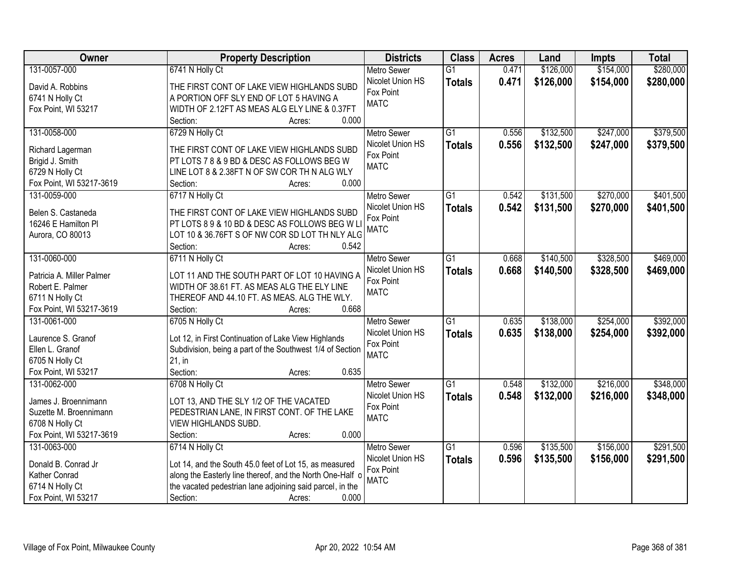| Owner | Property Description | Districts | Class | Acres | Land | Impts | Total |
|---|---|---|---|---|---|---|---|
| 131-0057-000<br>David A. Robbins<br>6741 N Holly Ct<br>Fox Point, WI 53217 | 6741 N Holly Ct<br>THE FIRST CONT OF LAKE VIEW HIGHLANDS SUBD A PORTION OFF SLY END OF LOT 5 HAVING A WIDTH OF 2.12FT AS MEAS ALG ELY LINE & 0.37FT<br>Section: Acres: 0.000 | Metro Sewer<br>Nicolet Union HS<br>Fox Point<br>MATC | G1<br>**Totals** | 0.471<br>**0.471** | $126,000<br>**$126,000** | $154,000<br>**$154,000** | $280,000<br>**$280,000** |
| 131-0058-000<br>Richard Lagerman<br>Brigid J. Smith<br>6729 N Holly Ct<br>Fox Point, WI 53217-3619 | 6729 N Holly Ct<br>THE FIRST CONT OF LAKE VIEW HIGHLANDS SUBD PT LOTS 7 8 & 9 BD & DESC AS FOLLOWS BEG W LINE LOT 8 & 2.38FT N OF SW COR TH N ALG WLY<br>Section: Acres: 0.000 | Metro Sewer<br>Nicolet Union HS<br>Fox Point<br>MATC | G1<br>**Totals** | 0.556<br>**0.556** | $132,500<br>**$132,500** | $247,000<br>**$247,000** | $379,500<br>**$379,500** |
| 131-0059-000<br>Belen S. Castaneda<br>16246 E Hamilton Pl<br>Aurora, CO 80013 | 6717 N Holly Ct<br>THE FIRST CONT OF LAKE VIEW HIGHLANDS SUBD PT LOTS 8 9 & 10 BD & DESC AS FOLLOWS BEG W LI LOT 10 & 36.76FT S OF NW COR SD LOT TH NLY ALG<br>Section: Acres: 0.542 | Metro Sewer<br>Nicolet Union HS<br>Fox Point<br>MATC | G1<br>**Totals** | 0.542<br>**0.542** | $131,500<br>**$131,500** | $270,000<br>**$270,000** | $401,500<br>**$401,500** |
| 131-0060-000<br>Patricia A. Miller Palmer<br>Robert E. Palmer<br>6711 N Holly Ct<br>Fox Point, WI 53217-3619 | 6711 N Holly Ct<br>LOT 11 AND THE SOUTH PART OF LOT 10 HAVING A WIDTH OF 38.61 FT. AS MEAS ALG THE ELY LINE THEREOF AND 44.10 FT. AS MEAS. ALG THE WLY.<br>Section: Acres: 0.668 | Metro Sewer<br>Nicolet Union HS<br>Fox Point<br>MATC | G1<br>**Totals** | 0.668<br>**0.668** | $140,500<br>**$140,500** | $328,500<br>**$328,500** | $469,000<br>**$469,000** |
| 131-0061-000<br>Laurence S. Granof<br>Ellen L. Granof<br>6705 N Holly Ct<br>Fox Point, WI 53217 | 6705 N Holly Ct<br>Lot 12, in First Continuation of Lake View Highlands Subdivision, being a part of the Southwest 1/4 of Section 21, in<br>Section: Acres: 0.635 | Metro Sewer<br>Nicolet Union HS<br>Fox Point<br>MATC | G1<br>**Totals** | 0.635<br>**0.635** | $138,000<br>**$138,000** | $254,000<br>**$254,000** | $392,000<br>**$392,000** |
| 131-0062-000<br>James J. Broennimann<br>Suzette M. Broennimann<br>6708 N Holly Ct<br>Fox Point, WI 53217-3619 | 6708 N Holly Ct<br>LOT 13, AND THE SLY 1/2 OF THE VACATED PEDESTRIAN LANE, IN FIRST CONT. OF THE LAKE VIEW HIGHLANDS SUBD.<br>Section: Acres: 0.000 | Metro Sewer<br>Nicolet Union HS<br>Fox Point<br>MATC | G1<br>**Totals** | 0.548<br>**0.548** | $132,000<br>**$132,000** | $216,000<br>**$216,000** | $348,000<br>**$348,000** |
| 131-0063-000<br>Donald B. Conrad Jr<br>Kather Conrad<br>6714 N Holly Ct<br>Fox Point, WI 53217 | 6714 N Holly Ct<br>Lot 14, and the South 45.0 feet of Lot 15, as measured along the Easterly line thereof, and the North One-Half o the vacated pedestrian lane adjoining said parcel, in the<br>Section: Acres: 0.000 | Metro Sewer<br>Nicolet Union HS<br>Fox Point<br>MATC | G1<br>**Totals** | 0.596<br>**0.596** | $135,500<br>**$135,500** | $156,000<br>**$156,000** | $291,500<br>**$291,500** |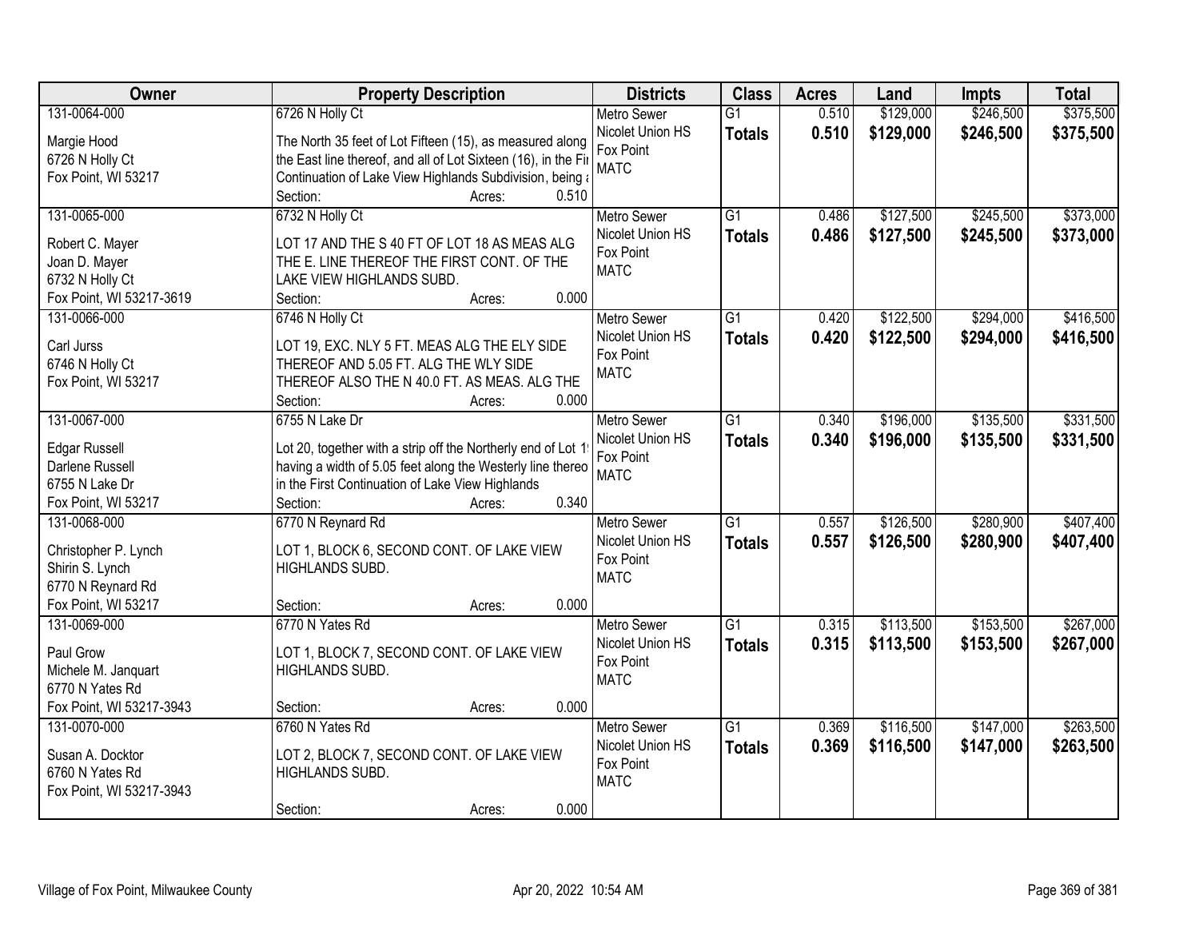| Owner | Property Description | Districts | Class | Acres | Land | Impts | Total |
|---|---|---|---|---|---|---|---|
| 131-0064-000<br><br>Margie Hood<br>6726 N Holly Ct<br>Fox Point, WI 53217 | 6726 N Holly Ct<br><br>The North 35 feet of Lot Fifteen (15), as measured along the East line thereof, and all of Lot Sixteen (16), in the Fir Continuation of Lake View Highlands Subdivision, being a<br>Section: Acres: 0.510 | Metro Sewer<br>Nicolet Union HS<br>Fox Point<br>MATC | G1<br>**Totals** | 0.510<br>**0.510** | $129,000<br>**$129,000** | $246,500<br>**$246,500** | $375,500<br>**$375,500** |
| 131-0065-000<br><br>Robert C. Mayer<br>Joan D. Mayer<br>6732 N Holly Ct<br>Fox Point, WI 53217-3619 | 6732 N Holly Ct<br><br>LOT 17 AND THE S 40 FT OF LOT 18 AS MEAS ALG THE E. LINE THEREOF THE FIRST CONT. OF THE LAKE VIEW HIGHLANDS SUBD.<br>Section: Acres: 0.000 | Metro Sewer<br>Nicolet Union HS<br>Fox Point<br>MATC | G1<br>**Totals** | 0.486<br>**0.486** | $127,500<br>**$127,500** | $245,500<br>**$245,500** | $373,000<br>**$373,000** |
| 131-0066-000<br><br>Carl Jurss<br>6746 N Holly Ct<br>Fox Point, WI 53217 | 6746 N Holly Ct<br><br>LOT 19, EXC. NLY 5 FT. MEAS ALG THE ELY SIDE THEREOF AND 5.05 FT. ALG THE WLY SIDE THEREOF ALSO THE N 40.0 FT. AS MEAS. ALG THE<br>Section: Acres: 0.000 | Metro Sewer<br>Nicolet Union HS<br>Fox Point<br>MATC | G1<br>**Totals** | 0.420<br>**0.420** | $122,500<br>**$122,500** | $294,000<br>**$294,000** | $416,500<br>**$416,500** |
| 131-0067-000<br><br>Edgar Russell<br>Darlene Russell<br>6755 N Lake Dr<br>Fox Point, WI 53217 | 6755 N Lake Dr<br><br>Lot 20, together with a strip off the Northerly end of Lot 1! having a width of 5.05 feet along the Westerly line thereo in the First Continuation of Lake View Highlands<br>Section: Acres: 0.340 | Metro Sewer<br>Nicolet Union HS<br>Fox Point<br>MATC | G1<br>**Totals** | 0.340<br>**0.340** | $196,000<br>**$196,000** | $135,500<br>**$135,500** | $331,500<br>**$331,500** |
| 131-0068-000<br><br>Christopher P. Lynch<br>Shirin S. Lynch<br>6770 N Reynard Rd<br>Fox Point, WI 53217 | 6770 N Reynard Rd<br><br>LOT 1, BLOCK 6, SECOND CONT. OF LAKE VIEW HIGHLANDS SUBD.<br>Section: Acres: 0.000 | Metro Sewer<br>Nicolet Union HS<br>Fox Point<br>MATC | G1<br>**Totals** | 0.557<br>**0.557** | $126,500<br>**$126,500** | $280,900<br>**$280,900** | $407,400<br>**$407,400** |
| 131-0069-000<br><br>Paul Grow<br>Michele M. Janquart<br>6770 N Yates Rd<br>Fox Point, WI 53217-3943 | 6770 N Yates Rd<br><br>LOT 1, BLOCK 7, SECOND CONT. OF LAKE VIEW HIGHLANDS SUBD.<br>Section: Acres: 0.000 | Metro Sewer<br>Nicolet Union HS<br>Fox Point<br>MATC | G1<br>**Totals** | 0.315<br>**0.315** | $113,500<br>**$113,500** | $153,500<br>**$153,500** | $267,000<br>**$267,000** |
| 131-0070-000<br><br>Susan A. Docktor<br>6760 N Yates Rd<br>Fox Point, WI 53217-3943 | 6760 N Yates Rd<br><br>LOT 2, BLOCK 7, SECOND CONT. OF LAKE VIEW HIGHLANDS SUBD.<br>Section: Acres: 0.000 | Metro Sewer<br>Nicolet Union HS<br>Fox Point<br>MATC | G1<br>**Totals** | 0.369<br>**0.369** | $116,500<br>**$116,500** | $147,000<br>**$147,000** | $263,500<br>**$263,500** |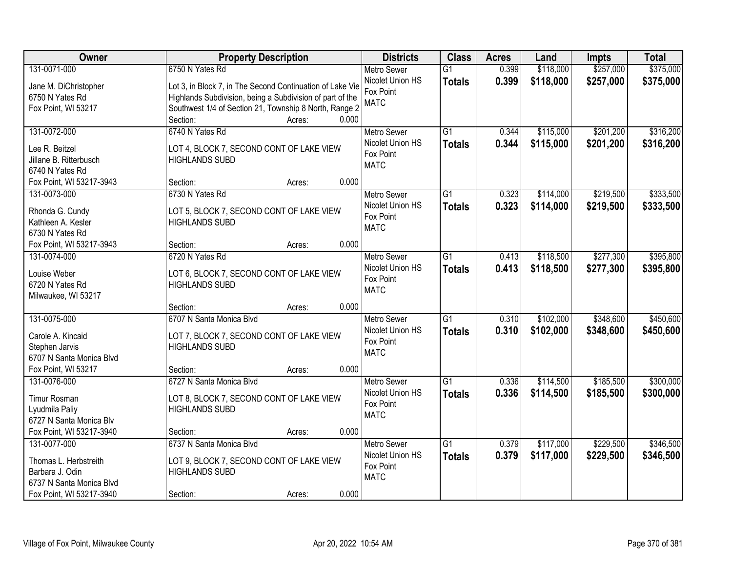| Owner | Property Description | Districts | Class | Acres | Land | Impts | Total |
|---|---|---|---|---|---|---|---|
| 131-0071-000<br>Jane M. DiChristopher<br>6750 N Yates Rd<br>Fox Point, WI 53217 | 6750 N Yates Rd<br>Lot 3, in Block 7, in The Second Continuation of Lake Vie Highlands Subdivision, being a Subdivision of part of the Southwest 1/4 of Section 21, Township 8 North, Range 2<br>Section: Acres: 0.000 | Metro Sewer<br>Nicolet Union HS<br>Fox Point<br>MATC | G1<br>**Totals** | 0.399<br>**0.399** | $118,000<br>**$118,000** | $257,000<br>**$257,000** | $375,000<br>**$375,000** |
| 131-0072-000<br>Lee R. Beitzel<br>Jillane B. Ritterbusch<br>6740 N Yates Rd<br>Fox Point, WI 53217-3943 | 6740 N Yates Rd<br>LOT 4, BLOCK 7, SECOND CONT OF LAKE VIEW HIGHLANDS SUBD<br>Section: Acres: 0.000 | Metro Sewer<br>Nicolet Union HS<br>Fox Point<br>MATC | G1<br>**Totals** | 0.344<br>**0.344** | $115,000<br>**$115,000** | $201,200<br>**$201,200** | $316,200<br>**$316,200** |
| 131-0073-000<br>Rhonda G. Cundy<br>Kathleen A. Kesler<br>6730 N Yates Rd<br>Fox Point, WI 53217-3943 | 6730 N Yates Rd<br>LOT 5, BLOCK 7, SECOND CONT OF LAKE VIEW HIGHLANDS SUBD<br>Section: Acres: 0.000 | Metro Sewer<br>Nicolet Union HS<br>Fox Point<br>MATC | G1<br>**Totals** | 0.323<br>**0.323** | $114,000<br>**$114,000** | $219,500<br>**$219,500** | $333,500<br>**$333,500** |
| 131-0074-000<br>Louise Weber<br>6720 N Yates Rd<br>Milwaukee, WI 53217 | 6720 N Yates Rd<br>LOT 6, BLOCK 7, SECOND CONT OF LAKE VIEW HIGHLANDS SUBD<br>Section: Acres: 0.000 | Metro Sewer<br>Nicolet Union HS<br>Fox Point<br>MATC | G1<br>**Totals** | 0.413<br>**0.413** | $118,500<br>**$118,500** | $277,300<br>**$277,300** | $395,800<br>**$395,800** |
| 131-0075-000<br>Carole A. Kincaid<br>Stephen Jarvis<br>6707 N Santa Monica Blvd<br>Fox Point, WI 53217 | 6707 N Santa Monica Blvd<br>LOT 7, BLOCK 7, SECOND CONT OF LAKE VIEW HIGHLANDS SUBD<br>Section: Acres: 0.000 | Metro Sewer<br>Nicolet Union HS<br>Fox Point<br>MATC | G1<br>**Totals** | 0.310<br>**0.310** | $102,000<br>**$102,000** | $348,600<br>**$348,600** | $450,600<br>**$450,600** |
| 131-0076-000<br>Timur Rosman<br>Lyudmila Paliy<br>6727 N Santa Monica Blv<br>Fox Point, WI 53217-3940 | 6727 N Santa Monica Blvd<br>LOT 8, BLOCK 7, SECOND CONT OF LAKE VIEW HIGHLANDS SUBD<br>Section: Acres: 0.000 | Metro Sewer<br>Nicolet Union HS<br>Fox Point<br>MATC | G1<br>**Totals** | 0.336<br>**0.336** | $114,500<br>**$114,500** | $185,500<br>**$185,500** | $300,000<br>**$300,000** |
| 131-0077-000<br>Thomas L. Herbstreith<br>Barbara J. Odin<br>6737 N Santa Monica Blvd<br>Fox Point, WI 53217-3940 | 6737 N Santa Monica Blvd<br>LOT 9, BLOCK 7, SECOND CONT OF LAKE VIEW HIGHLANDS SUBD<br>Section: Acres: 0.000 | Metro Sewer<br>Nicolet Union HS<br>Fox Point<br>MATC | G1<br>**Totals** | 0.379<br>**0.379** | $117,000<br>**$117,000** | $229,500<br>**$229,500** | $346,500<br>**$346,500** |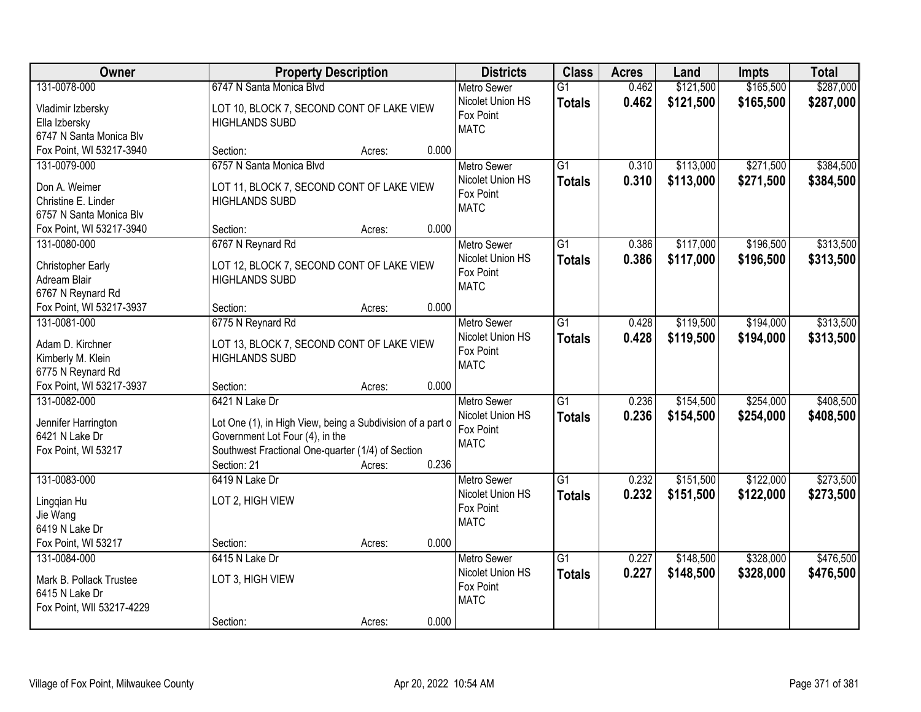| Owner | Property Description | | | Districts | Class | Acres | Land | Impts | Total |
|---|---|---|---|---|---|---|---|---|---|
| 131-0078-000<br>Vladimir Izbersky<br>Ella Izbersky<br>6747 N Santa Monica Blv<br>Fox Point, WI 53217-3940 | 6747 N Santa Monica Blvd<br>LOT 10, BLOCK 7, SECOND CONT OF LAKE VIEW HIGHLANDS SUBD<br>Section: | Acres: | 0.000 | Metro Sewer<br>Nicolet Union HS<br>Fox Point<br>MATC | G1<br>**Totals** | 0.462<br>**0.462** | $121,500<br>**$121,500** | $165,500<br>**$165,500** | $287,000<br>**$287,000** |
| 131-0079-000<br>Don A. Weimer<br>Christine E. Linder<br>6757 N Santa Monica Blv<br>Fox Point, WI 53217-3940 | 6757 N Santa Monica Blvd<br>LOT 11, BLOCK 7, SECOND CONT OF LAKE VIEW HIGHLANDS SUBD<br>Section: | Acres: | 0.000 | Metro Sewer<br>Nicolet Union HS<br>Fox Point<br>MATC | G1<br>**Totals** | 0.310<br>**0.310** | $113,000<br>**$113,000** | $271,500<br>**$271,500** | $384,500<br>**$384,500** |
| 131-0080-000<br>Christopher Early<br>Adream Blair<br>6767 N Reynard Rd<br>Fox Point, WI 53217-3937 | 6767 N Reynard Rd<br>LOT 12, BLOCK 7, SECOND CONT OF LAKE VIEW HIGHLANDS SUBD<br>Section: | Acres: | 0.000 | Metro Sewer<br>Nicolet Union HS<br>Fox Point<br>MATC | G1<br>**Totals** | 0.386<br>**0.386** | $117,000<br>**$117,000** | $196,500<br>**$196,500** | $313,500<br>**$313,500** |
| 131-0081-000<br>Adam D. Kirchner<br>Kimberly M. Klein<br>6775 N Reynard Rd<br>Fox Point, WI 53217-3937 | 6775 N Reynard Rd<br>LOT 13, BLOCK 7, SECOND CONT OF LAKE VIEW HIGHLANDS SUBD<br>Section: | Acres: | 0.000 | Metro Sewer<br>Nicolet Union HS<br>Fox Point<br>MATC | G1<br>**Totals** | 0.428<br>**0.428** | $119,500<br>**$119,500** | $194,000<br>**$194,000** | $313,500<br>**$313,500** |
| 131-0082-000<br>Jennifer Harrington<br>6421 N Lake Dr<br>Fox Point, WI 53217 | 6421 N Lake Dr<br>Lot One (1), in High View, being a Subdivision of a part o Government Lot Four (4), in the Southwest Fractional One-quarter (1/4) of Section<br>Section: 21 | Acres: | 0.236 | Metro Sewer<br>Nicolet Union HS<br>Fox Point<br>MATC | G1<br>**Totals** | 0.236<br>**0.236** | $154,500<br>**$154,500** | $254,000<br>**$254,000** | $408,500<br>**$408,500** |
| 131-0083-000<br>Lingqian Hu<br>Jie Wang<br>6419 N Lake Dr<br>Fox Point, WI 53217 | 6419 N Lake Dr<br>LOT 2, HIGH VIEW<br>Section: | Acres: | 0.000 | Metro Sewer<br>Nicolet Union HS<br>Fox Point<br>MATC | G1<br>**Totals** | 0.232<br>**0.232** | $151,500<br>**$151,500** | $122,000<br>**$122,000** | $273,500<br>**$273,500** |
| 131-0084-000<br>Mark B. Pollack Trustee<br>6415 N Lake Dr<br>Fox Point, WII 53217-4229 | 6415 N Lake Dr<br>LOT 3, HIGH VIEW<br>Section: | Acres: | 0.000 | Metro Sewer<br>Nicolet Union HS<br>Fox Point<br>MATC | G1<br>**Totals** | 0.227<br>**0.227** | $148,500<br>**$148,500** | $328,000<br>**$328,000** | $476,500<br>**$476,500** |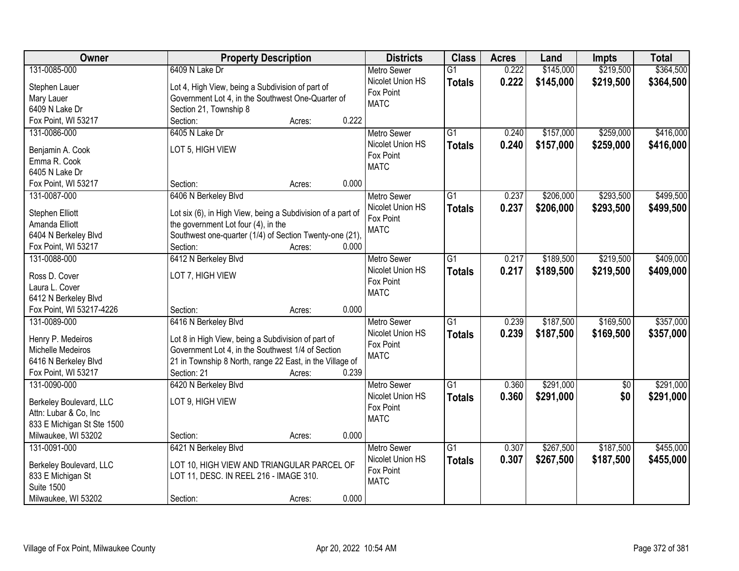| Owner | Property Description | Districts | Class | Acres | Land | Impts | Total |
|---|---|---|---|---|---|---|---|
| 131-0085-000<br>Stephen Lauer<br>Mary Lauer<br>6409 N Lake Dr<br>Fox Point, WI 53217 | 6409 N Lake Dr<br>Lot 4, High View, being a Subdivision of part of Government Lot 4, in the Southwest One-Quarter of Section 21, Township 8<br>Section: Acres: 0.222 | Metro Sewer<br>Nicolet Union HS<br>Fox Point<br>MATC | G1<br>**Totals** | 0.222<br>**0.222** | $145,000<br>**$145,000** | $219,500<br>**$219,500** | $364,500<br>**$364,500** |
| 131-0086-000<br>Benjamin A. Cook<br>Emma R. Cook<br>6405 N Lake Dr<br>Fox Point, WI 53217 | 6405 N Lake Dr<br>LOT 5, HIGH VIEW<br>Section: Acres: 0.000 | Metro Sewer<br>Nicolet Union HS<br>Fox Point<br>MATC | G1<br>**Totals** | 0.240<br>**0.240** | $157,000<br>**$157,000** | $259,000<br>**$259,000** | $416,000<br>**$416,000** |
| 131-0087-000<br>Stephen Elliott<br>Amanda Elliott<br>6404 N Berkeley Blvd<br>Fox Point, WI 53217 | 6406 N Berkeley Blvd<br>Lot six (6), in High View, being a Subdivision of a part of the government Lot four (4), in the Southwest one-quarter (1/4) of Section Twenty-one (21),<br>Section: Acres: 0.000 | Metro Sewer<br>Nicolet Union HS<br>Fox Point<br>MATC | G1<br>**Totals** | 0.237<br>**0.237** | $206,000<br>**$206,000** | $293,500<br>**$293,500** | $499,500<br>**$499,500** |
| 131-0088-000<br>Ross D. Cover<br>Laura L. Cover<br>6412 N Berkeley Blvd<br>Fox Point, WI 53217-4226 | 6412 N Berkeley Blvd<br>LOT 7, HIGH VIEW<br>Section: Acres: 0.000 | Metro Sewer<br>Nicolet Union HS<br>Fox Point<br>MATC | G1<br>**Totals** | 0.217<br>**0.217** | $189,500<br>**$189,500** | $219,500<br>**$219,500** | $409,000<br>**$409,000** |
| 131-0089-000<br>Henry P. Medeiros<br>Michelle Medeiros<br>6416 N Berkeley Blvd<br>Fox Point, WI 53217 | 6416 N Berkeley Blvd<br>Lot 8 in High View, being a Subdivision of part of Government Lot 4, in the Southwest 1/4 of Section 21 in Township 8 North, range 22 East, in the Village of<br>Section: 21 Acres: 0.239 | Metro Sewer<br>Nicolet Union HS<br>Fox Point<br>MATC | G1<br>**Totals** | 0.239<br>**0.239** | $187,500<br>**$187,500** | $169,500<br>**$169,500** | $357,000<br>**$357,000** |
| 131-0090-000<br>Berkeley Boulevard, LLC<br>Attn: Lubar & Co, Inc<br>833 E Michigan St Ste 1500<br>Milwaukee, WI 53202 | 6420 N Berkeley Blvd<br>LOT 9, HIGH VIEW<br>Section: Acres: 0.000 | Metro Sewer<br>Nicolet Union HS<br>Fox Point<br>MATC | G1<br>**Totals** | 0.360<br>**0.360** | $291,000<br>**$291,000** | $0<br>**$0** | $291,000<br>**$291,000** |
| 131-0091-000<br>Berkeley Boulevard, LLC<br>833 E Michigan St<br>Suite 1500<br>Milwaukee, WI 53202 | 6421 N Berkeley Blvd<br>LOT 10, HIGH VIEW AND TRIANGULAR PARCEL OF LOT 11, DESC. IN REEL 216 - IMAGE 310.<br>Section: Acres: 0.000 | Metro Sewer<br>Nicolet Union HS<br>Fox Point<br>MATC | G1<br>**Totals** | 0.307<br>**0.307** | $267,500<br>**$267,500** | $187,500<br>**$187,500** | $455,000<br>**$455,000** |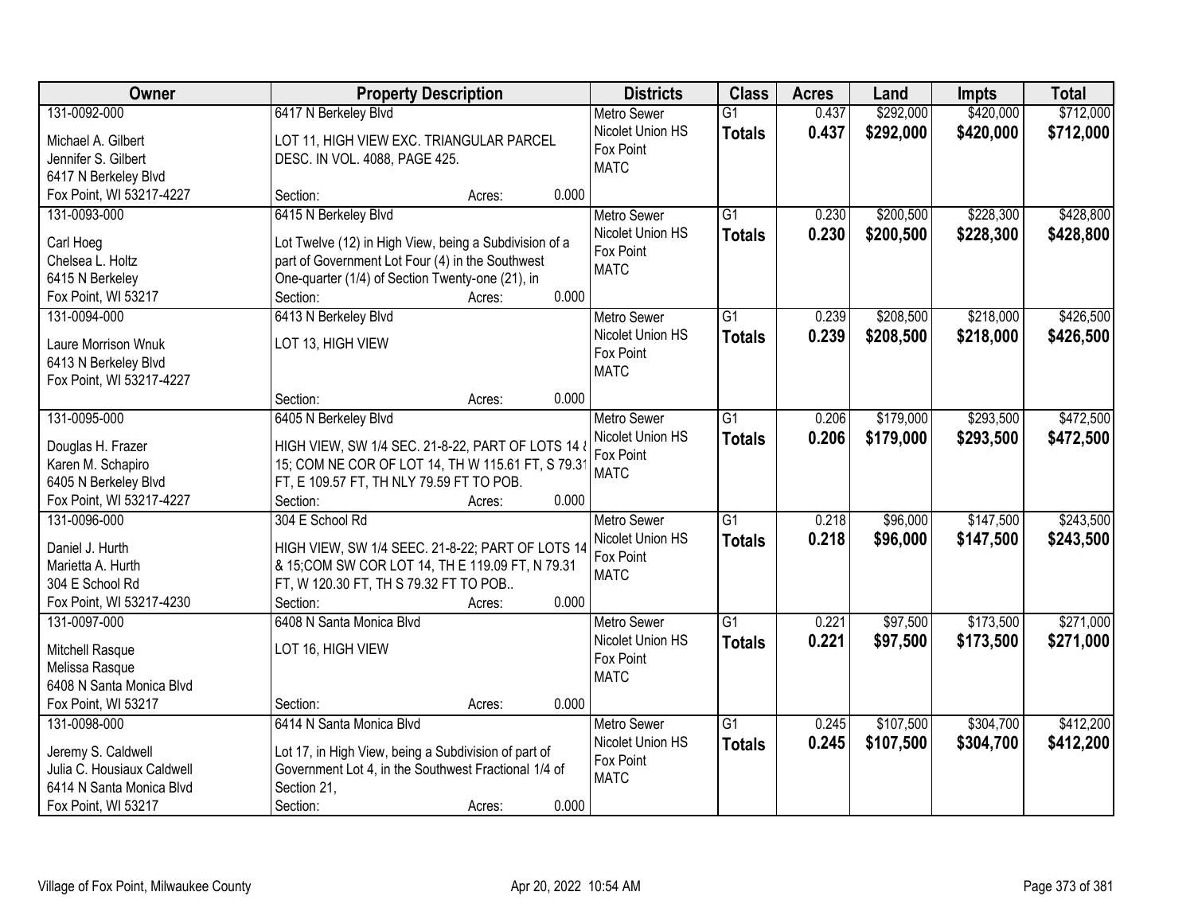| Owner | Property Description | Districts | Class | Acres | Land | Impts | Total |
|---|---|---|---|---|---|---|---|
| 131-0092-000<br>Michael A. Gilbert<br>Jennifer S. Gilbert<br>6417 N Berkeley Blvd<br>Fox Point, WI 53217-4227 | 6417 N Berkeley Blvd<br>LOT 11, HIGH VIEW EXC. TRIANGULAR PARCEL DESC. IN VOL. 4088, PAGE 425.<br>Section: Acres: 0.000 | Metro Sewer<br>Nicolet Union HS<br>Fox Point<br>MATC | G1<br>**Totals** | 0.437<br>**0.437** | $292,000<br>**$292,000** | $420,000<br>**$420,000** | $712,000<br>**$712,000** |
| 131-0093-000<br>Carl Hoeg<br>Chelsea L. Holtz<br>6415 N Berkeley<br>Fox Point, WI 53217 | 6415 N Berkeley Blvd<br>Lot Twelve (12) in High View, being a Subdivision of a part of Government Lot Four (4) in the Southwest One-quarter (1/4) of Section Twenty-one (21), in<br>Section: Acres: 0.000 | Metro Sewer<br>Nicolet Union HS<br>Fox Point<br>MATC | G1<br>**Totals** | 0.230<br>**0.230** | $200,500<br>**$200,500** | $228,300<br>**$228,300** | $428,800<br>**$428,800** |
| 131-0094-000<br>Laure Morrison Wnuk<br>6413 N Berkeley Blvd<br>Fox Point, WI 53217-4227 | 6413 N Berkeley Blvd<br>LOT 13, HIGH VIEW<br>Section: Acres: 0.000 | Metro Sewer<br>Nicolet Union HS<br>Fox Point<br>MATC | G1<br>**Totals** | 0.239<br>**0.239** | $208,500<br>**$208,500** | $218,000<br>**$218,000** | $426,500<br>**$426,500** |
| 131-0095-000<br>Douglas H. Frazer<br>Karen M. Schapiro<br>6405 N Berkeley Blvd<br>Fox Point, WI 53217-4227 | 6405 N Berkeley Blvd<br>HIGH VIEW, SW 1/4 SEC. 21-8-22, PART OF LOTS 14 & 15; COM NE COR OF LOT 14, TH W 115.61 FT, S 79.31 FT, E 109.57 FT, TH NLY 79.59 FT TO POB.<br>Section: Acres: 0.000 | Metro Sewer<br>Nicolet Union HS<br>Fox Point<br>MATC | G1<br>**Totals** | 0.206<br>**0.206** | $179,000<br>**$179,000** | $293,500<br>**$293,500** | $472,500<br>**$472,500** |
| 131-0096-000<br>Daniel J. Hurth<br>Marietta A. Hurth<br>304 E School Rd<br>Fox Point, WI 53217-4230 | 304 E School Rd<br>HIGH VIEW, SW 1/4 SEEC. 21-8-22; PART OF LOTS 14 & 15;COM SW COR LOT 14, TH E 119.09 FT, N 79.31 FT, W 120.30 FT, TH S 79.32 FT TO POB..<br>Section: Acres: 0.000 | Metro Sewer<br>Nicolet Union HS<br>Fox Point<br>MATC | G1<br>**Totals** | 0.218<br>**0.218** | $96,000<br>**$96,000** | $147,500<br>**$147,500** | $243,500<br>**$243,500** |
| 131-0097-000<br>Mitchell Rasque<br>Melissa Rasque<br>6408 N Santa Monica Blvd<br>Fox Point, WI 53217 | 6408 N Santa Monica Blvd<br>LOT 16, HIGH VIEW<br>Section: Acres: 0.000 | Metro Sewer<br>Nicolet Union HS<br>Fox Point<br>MATC | G1<br>**Totals** | 0.221<br>**0.221** | $97,500<br>**$97,500** | $173,500<br>**$173,500** | $271,000<br>**$271,000** |
| 131-0098-000<br>Jeremy S. Caldwell<br>Julia C. Housiaux Caldwell<br>6414 N Santa Monica Blvd<br>Fox Point, WI 53217 | 6414 N Santa Monica Blvd<br>Lot 17, in High View, being a Subdivision of part of Government Lot 4, in the Southwest Fractional 1/4 of Section 21,<br>Section: Acres: 0.000 | Metro Sewer<br>Nicolet Union HS<br>Fox Point<br>MATC | G1<br>**Totals** | 0.245<br>**0.245** | $107,500<br>**$107,500** | $304,700<br>**$304,700** | $412,200<br>**$412,200** |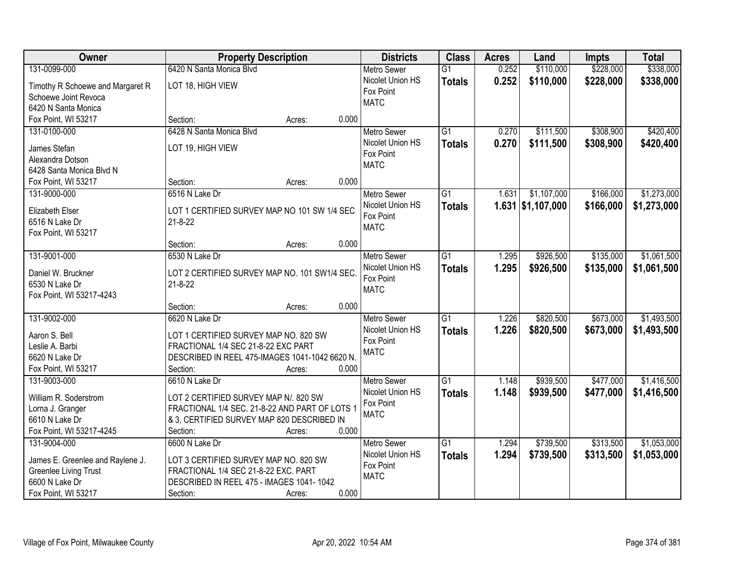| Owner | Property Description | Districts | Class | Acres | Land | Impts | Total |
|---|---|---|---|---|---|---|---|
| 131-0099-000<br>Timothy R Schoewe and Margaret R Schoewe Joint Revoca<br>6420 N Santa Monica<br>Fox Point, WI 53217 | 6420 N Santa Monica Blvd<br>LOT 18, HIGH VIEW<br>Section: Acres: 0.000 | Metro Sewer<br>Nicolet Union HS<br>Fox Point<br>MATC | G1<br>**Totals** | 0.252<br>**0.252** | $110,000<br>**$110,000** | $228,000<br>**$228,000** | $338,000<br>**$338,000** |
| 131-0100-000<br>James Stefan<br>Alexandra Dotson<br>6428 Santa Monica Blvd N<br>Fox Point, WI 53217 | 6428 N Santa Monica Blvd<br>LOT 19, HIGH VIEW<br>Section: Acres: 0.000 | Metro Sewer<br>Nicolet Union HS<br>Fox Point<br>MATC | G1<br>**Totals** | 0.270<br>**0.270** | $111,500<br>**$111,500** | $308,900<br>**$308,900** | $420,400<br>**$420,400** |
| 131-9000-000<br>Elizabeth Elser<br>6516 N Lake Dr<br>Fox Point, WI 53217 | 6516 N Lake Dr<br>LOT 1 CERTIFIED SURVEY MAP NO 101 SW 1/4 SEC 21-8-22<br>Section: Acres: 0.000 | Metro Sewer<br>Nicolet Union HS<br>Fox Point<br>MATC | G1<br>**Totals** | 1.631<br>**1.631** | $1,107,000<br>**$1,107,000** | $166,000<br>**$166,000** | $1,273,000<br>**$1,273,000** |
| 131-9001-000<br>Daniel W. Bruckner<br>6530 N Lake Dr<br>Fox Point, WI 53217-4243 | 6530 N Lake Dr<br>LOT 2 CERTIFIED SURVEY MAP NO. 101 SW1/4 SEC. 21-8-22<br>Section: Acres: 0.000 | Metro Sewer<br>Nicolet Union HS<br>Fox Point<br>MATC | G1<br>**Totals** | 1.295<br>**1.295** | $926,500<br>**$926,500** | $135,000<br>**$135,000** | $1,061,500<br>**$1,061,500** |
| 131-9002-000<br>Aaron S. Bell<br>Leslie A. Barbi<br>6620 N Lake Dr<br>Fox Point, WI 53217 | 6620 N Lake Dr<br>LOT 1 CERTIFIED SURVEY MAP NO. 820 SW FRACTIONAL 1/4 SEC 21-8-22 EXC PART DESCRIBED IN REEL 475-IMAGES 1041-1042 6620 N.<br>Section: Acres: 0.000 | Metro Sewer<br>Nicolet Union HS<br>Fox Point<br>MATC | G1<br>**Totals** | 1.226<br>**1.226** | $820,500<br>**$820,500** | $673,000<br>**$673,000** | $1,493,500<br>**$1,493,500** |
| 131-9003-000<br>William R. Soderstrom<br>Lorna J. Granger<br>6610 N Lake Dr<br>Fox Point, WI 53217-4245 | 6610 N Lake Dr<br>LOT 2 CERTIFIED SURVEY MAP N/. 820 SW FRACTIONAL 1/4 SEC. 21-8-22 AND PART OF LOTS 1 & 3, CERTIFIED SURVEY MAP 820 DESCRIBED IN<br>Section: Acres: 0.000 | Metro Sewer<br>Nicolet Union HS<br>Fox Point<br>MATC | G1<br>**Totals** | 1.148<br>**1.148** | $939,500<br>**$939,500** | $477,000<br>**$477,000** | $1,416,500<br>**$1,416,500** |
| 131-9004-000<br>James E. Greenlee and Raylene J. Greenlee Living Trust<br>6600 N Lake Dr<br>Fox Point, WI 53217 | 6600 N Lake Dr<br>LOT 3 CERTIFIED SURVEY MAP NO. 820 SW FRACTIONAL 1/4 SEC 21-8-22 EXC. PART DESCRIBED IN REEL 475 - IMAGES 1041- 1042<br>Section: Acres: 0.000 | Metro Sewer<br>Nicolet Union HS<br>Fox Point<br>MATC | G1<br>**Totals** | 1.294<br>**1.294** | $739,500<br>**$739,500** | $313,500<br>**$313,500** | $1,053,000<br>**$1,053,000** |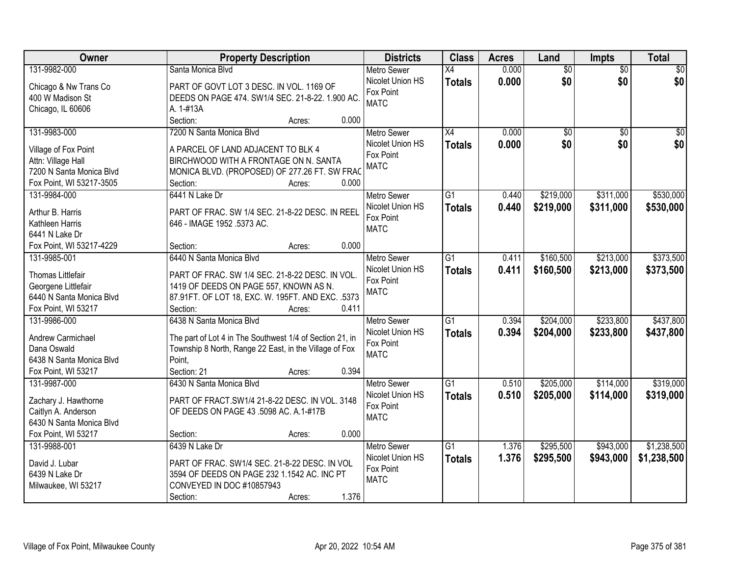| Owner | Property Description | Districts | Class | Acres | Land | Impts | Total |
|---|---|---|---|---|---|---|---|
| 131-9982-000<br>Chicago & Nw Trans Co<br>400 W Madison St<br>Chicago, IL 60606 | Santa Monica Blvd<br>PART OF GOVT LOT 3 DESC. IN VOL. 1169 OF DEEDS ON PAGE 474. SW1/4 SEC. 21-8-22. 1.900 AC. A. 1-#13A<br>Section: Acres: 0.000 | Metro Sewer<br>Nicolet Union HS<br>Fox Point<br>MATC | X4<br>**Totals** | 0.000<br>**0.000** | $0<br>**$0** | $0<br>**$0** | $0<br>**$0** |
| 131-9983-000<br>Village of Fox Point<br>Attn: Village Hall<br>7200 N Santa Monica Blvd<br>Fox Point, WI 53217-3505 | 7200 N Santa Monica Blvd<br>A PARCEL OF LAND ADJACENT TO BLK 4 BIRCHWOOD WITH A FRONTAGE ON N. SANTA MONICA BLVD. (PROPOSED) OF 277.26 FT. SW FRAC<br>Section: Acres: 0.000 | Metro Sewer<br>Nicolet Union HS<br>Fox Point<br>MATC | X4<br>**Totals** | 0.000<br>**0.000** | $0<br>**$0** | $0<br>**$0** | $0<br>**$0** |
| 131-9984-000<br>Arthur B. Harris<br>Kathleen Harris<br>6441 N Lake Dr<br>Fox Point, WI 53217-4229 | 6441 N Lake Dr<br>PART OF FRAC. SW 1/4 SEC. 21-8-22 DESC. IN REEL 646 - IMAGE 1952 .5373 AC.<br>Section: Acres: 0.000 | Metro Sewer<br>Nicolet Union HS<br>Fox Point<br>MATC | G1<br>**Totals** | 0.440<br>**0.440** | $219,000<br>**$219,000** | $311,000<br>**$311,000** | $530,000<br>**$530,000** |
| 131-9985-001<br>Thomas Littlefair<br>Georgene Littlefair<br>6440 N Santa Monica Blvd<br>Fox Point, WI 53217 | 6440 N Santa Monica Blvd<br>PART OF FRAC. SW 1/4 SEC. 21-8-22 DESC. IN VOL. 1419 OF DEEDS ON PAGE 557, KNOWN AS N. 87.91FT. OF LOT 18, EXC. W. 195FT. AND EXC. .5373<br>Section: Acres: 0.411 | Metro Sewer<br>Nicolet Union HS<br>Fox Point<br>MATC | G1<br>**Totals** | 0.411<br>**0.411** | $160,500<br>**$160,500** | $213,000<br>**$213,000** | $373,500<br>**$373,500** |
| 131-9986-000<br>Andrew Carmichael<br>Dana Oswald<br>6438 N Santa Monica Blvd<br>Fox Point, WI 53217 | 6438 N Santa Monica Blvd<br>The part of Lot 4 in The Southwest 1/4 of Section 21, in Township 8 North, Range 22 East, in the Village of Fox Point,<br>Section: 21 Acres: 0.394 | Metro Sewer<br>Nicolet Union HS<br>Fox Point<br>MATC | G1<br>**Totals** | 0.394<br>**0.394** | $204,000<br>**$204,000** | $233,800<br>**$233,800** | $437,800<br>**$437,800** |
| 131-9987-000<br>Zachary J. Hawthorne<br>Caitlyn A. Anderson<br>6430 N Santa Monica Blvd<br>Fox Point, WI 53217 | 6430 N Santa Monica Blvd<br>PART OF FRACT.SW1/4 21-8-22 DESC. IN VOL. 3148 OF DEEDS ON PAGE 43 .5098 AC. A.1-#17B<br>Section: Acres: 0.000 | Metro Sewer<br>Nicolet Union HS<br>Fox Point<br>MATC | G1<br>**Totals** | 0.510<br>**0.510** | $205,000<br>**$205,000** | $114,000<br>**$114,000** | $319,000<br>**$319,000** |
| 131-9988-001<br>David J. Lubar<br>6439 N Lake Dr<br>Milwaukee, WI 53217 | 6439 N Lake Dr<br>PART OF FRAC. SW1/4 SEC. 21-8-22 DESC. IN VOL 3594 OF DEEDS ON PAGE 232 1.1542 AC. INC PT CONVEYED IN DOC #10857943<br>Section: Acres: 1.376 | Metro Sewer<br>Nicolet Union HS<br>Fox Point<br>MATC | G1<br>**Totals** | 1.376<br>**1.376** | $295,500<br>**$295,500** | $943,000<br>**$943,000** | $1,238,500<br>**$1,238,500** |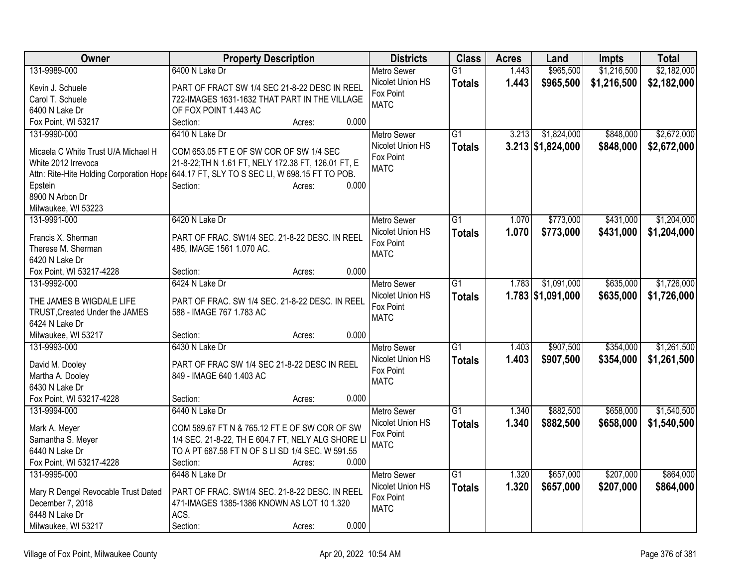| Owner | Property Description | Districts | Class | Acres | Land | Impts | Total |
|---|---|---|---|---|---|---|---|
| 131-9989-000<br>Kevin J. Schuele<br>Carol T. Schuele<br>6400 N Lake Dr<br>Fox Point, WI 53217 | 6400 N Lake Dr<br>PART OF FRACT SW 1/4 SEC 21-8-22 DESC IN REEL 722-IMAGES 1631-1632 THAT PART IN THE VILLAGE OF FOX POINT 1.443 AC<br>Section: Acres: 0.000 | Metro Sewer<br>Nicolet Union HS<br>Fox Point<br>MATC | G1<br>**Totals** | 1.443<br>**1.443** | $965,500<br>**$965,500** | $1,216,500<br>**$1,216,500** | $2,182,000<br>**$2,182,000** |
| 131-9990-000<br>Micaela C White Trust U/A Michael H White 2012 Irrevoca<br>Attn: Rite-Hite Holding Corporation Hope Epstein<br>8900 N Arbon Dr<br>Milwaukee, WI 53223 | 6410 N Lake Dr<br>COM 653.05 FT E OF SW COR OF SW 1/4 SEC 21-8-22;TH N 1.61 FT, NELY 172.38 FT, 126.01 FT, E 644.17 FT, SLY TO S SEC LI, W 698.15 FT TO POB.<br>Section: Acres: 0.000 | Metro Sewer<br>Nicolet Union HS<br>Fox Point<br>MATC | G1<br>**Totals** | 3.213<br>**3.213** | $1,824,000<br>**$1,824,000** | $848,000<br>**$848,000** | $2,672,000<br>**$2,672,000** |
| 131-9991-000<br>Francis X. Sherman<br>Therese M. Sherman<br>6420 N Lake Dr<br>Fox Point, WI 53217-4228 | 6420 N Lake Dr<br>PART OF FRAC. SW1/4 SEC. 21-8-22 DESC. IN REEL 485, IMAGE 1561 1.070 AC.<br>Section: Acres: 0.000 | Metro Sewer<br>Nicolet Union HS<br>Fox Point<br>MATC | G1<br>**Totals** | 1.070<br>**1.070** | $773,000<br>**$773,000** | $431,000<br>**$431,000** | $1,204,000<br>**$1,204,000** |
| 131-9992-000<br>THE JAMES B WIGDALE LIFE TRUST,Created Under the JAMES<br>6424 N Lake Dr<br>Milwaukee, WI 53217 | 6424 N Lake Dr<br>PART OF FRAC. SW 1/4 SEC. 21-8-22 DESC. IN REEL 588 - IMAGE 767 1.783 AC<br>Section: Acres: 0.000 | Metro Sewer<br>Nicolet Union HS<br>Fox Point<br>MATC | G1<br>**Totals** | 1.783<br>**1.783** | $1,091,000<br>**$1,091,000** | $635,000<br>**$635,000** | $1,726,000<br>**$1,726,000** |
| 131-9993-000<br>David M. Dooley<br>Martha A. Dooley<br>6430 N Lake Dr<br>Fox Point, WI 53217-4228 | 6430 N Lake Dr<br>PART OF FRAC SW 1/4 SEC 21-8-22 DESC IN REEL 849 - IMAGE 640 1.403 AC<br>Section: Acres: 0.000 | Metro Sewer<br>Nicolet Union HS<br>Fox Point<br>MATC | G1<br>**Totals** | 1.403<br>**1.403** | $907,500<br>**$907,500** | $354,000<br>**$354,000** | $1,261,500<br>**$1,261,500** |
| 131-9994-000<br>Mark A. Meyer<br>Samantha S. Meyer<br>6440 N Lake Dr<br>Fox Point, WI 53217-4228 | 6440 N Lake Dr<br>COM 589.67 FT N & 765.12 FT E OF SW COR OF SW 1/4 SEC. 21-8-22, TH E 604.7 FT, NELY ALG SHORE LI TO A PT 687.58 FT N OF S LI SD 1/4 SEC. W 591.55<br>Section: Acres: 0.000 | Metro Sewer<br>Nicolet Union HS<br>Fox Point<br>MATC | G1<br>**Totals** | 1.340<br>**1.340** | $882,500<br>**$882,500** | $658,000<br>**$658,000** | $1,540,500<br>**$1,540,500** |
| 131-9995-000<br>Mary R Dengel Revocable Trust Dated December 7, 2018<br>6448 N Lake Dr<br>Milwaukee, WI 53217 | 6448 N Lake Dr<br>PART OF FRAC. SW1/4 SEC. 21-8-22 DESC. IN REEL 471-IMAGES 1385-1386 KNOWN AS LOT 10 1.320 ACS.<br>Section: Acres: 0.000 | Metro Sewer<br>Nicolet Union HS<br>Fox Point<br>MATC | G1<br>**Totals** | 1.320<br>**1.320** | $657,000<br>**$657,000** | $207,000<br>**$207,000** | $864,000<br>**$864,000** |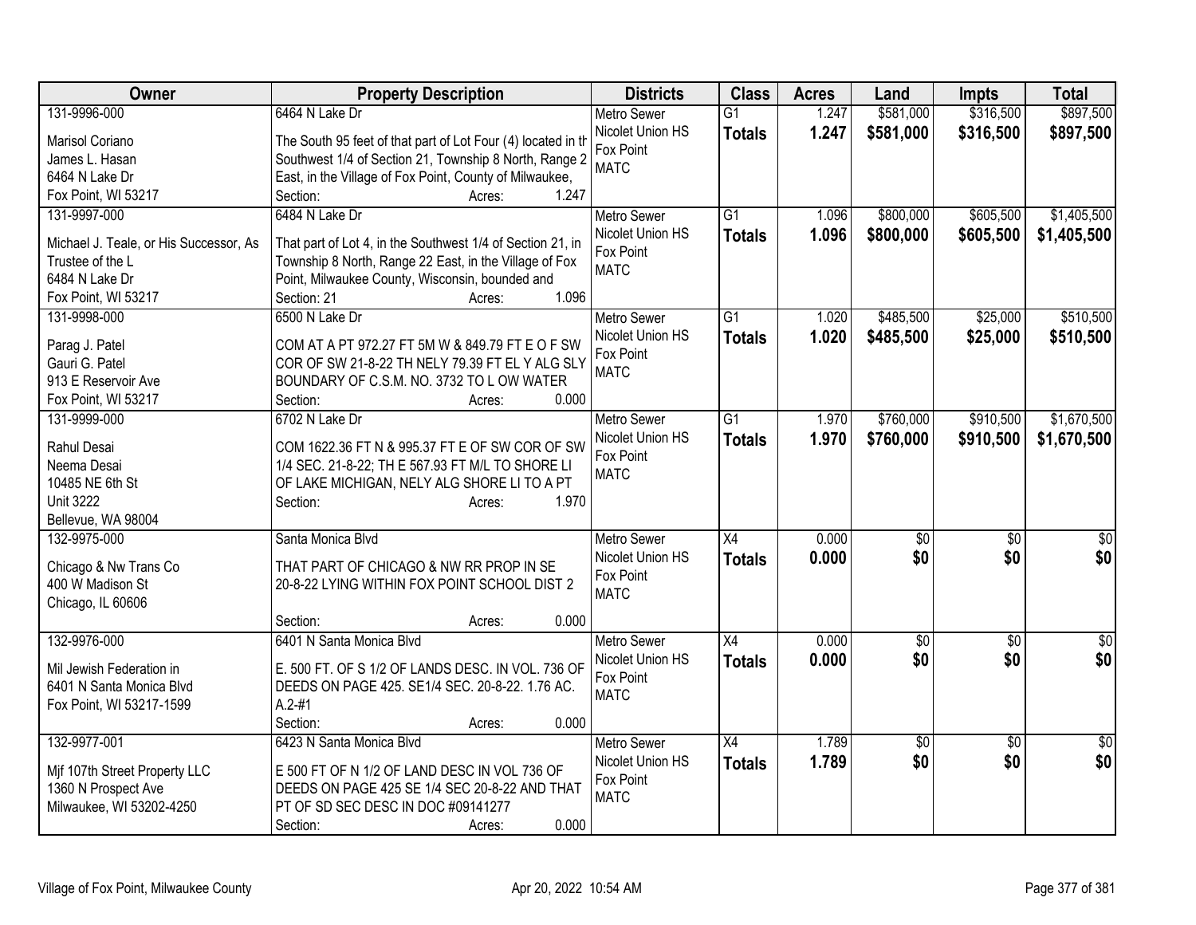| Owner | Property Description | Districts | Class | Acres | Land | Impts | Total |
|---|---|---|---|---|---|---|---|
| 131-9996-000<br><br>Marisol Coriano<br>James L. Hasan<br>6464 N Lake Dr<br>Fox Point, WI 53217 | 6464 N Lake Dr<br><br>The South 95 feet of that part of Lot Four (4) located in th Southwest 1/4 of Section 21, Township 8 North, Range 2 East, in the Village of Fox Point, County of Milwaukee,<br>Section: Acres: 1.247 | Metro Sewer<br>Nicolet Union HS<br>Fox Point<br>MATC | G1<br>**Totals** | 1.247<br>**1.247** | $581,000<br>**$581,000** | $316,500<br>**$316,500** | $897,500<br>**$897,500** |
| 131-9997-000<br><br>Michael J. Teale, or His Successor, As Trustee of the L<br>6484 N Lake Dr<br>Fox Point, WI 53217 | 6484 N Lake Dr<br><br>That part of Lot 4, in the Southwest 1/4 of Section 21, in Township 8 North, Range 22 East, in the Village of Fox Point, Milwaukee County, Wisconsin, bounded and<br>Section: 21 Acres: 1.096 | Metro Sewer<br>Nicolet Union HS<br>Fox Point<br>MATC | G1<br>**Totals** | 1.096<br>**1.096** | $800,000<br>**$800,000** | $605,500<br>**$605,500** | $1,405,500<br>**$1,405,500** |
| 131-9998-000<br><br>Parag J. Patel<br>Gauri G. Patel<br>913 E Reservoir Ave<br>Fox Point, WI 53217 | 6500 N Lake Dr<br><br>COM AT A PT 972.27 FT 5M W & 849.79 FT E O F SW COR OF SW 21-8-22 TH NELY 79.39 FT EL Y ALG SLY BOUNDARY OF C.S.M. NO. 3732 TO L OW WATER<br>Section: Acres: 0.000 | Metro Sewer<br>Nicolet Union HS<br>Fox Point<br>MATC | G1<br>**Totals** | 1.020<br>**1.020** | $485,500<br>**$485,500** | $25,000<br>**$25,000** | $510,500<br>**$510,500** |
| 131-9999-000<br><br>Rahul Desai<br>Neema Desai<br>10485 NE 6th St<br>Unit 3222<br>Bellevue, WA 98004 | 6702 N Lake Dr<br><br>COM 1622.36 FT N & 995.37 FT E OF SW COR OF SW 1/4 SEC. 21-8-22; TH E 567.93 FT M/L TO SHORE LI OF LAKE MICHIGAN, NELY ALG SHORE LI TO A PT<br>Section: Acres: 1.970 | Metro Sewer<br>Nicolet Union HS<br>Fox Point<br>MATC | G1<br>**Totals** | 1.970<br>**1.970** | $760,000<br>**$760,000** | $910,500<br>**$910,500** | $1,670,500<br>**$1,670,500** |
| 132-9975-000<br><br>Chicago & Nw Trans Co<br>400 W Madison St<br>Chicago, IL 60606 | Santa Monica Blvd<br><br>THAT PART OF CHICAGO & NW RR PROP IN SE 20-8-22 LYING WITHIN FOX POINT SCHOOL DIST 2<br>Section: Acres: 0.000 | Metro Sewer<br>Nicolet Union HS<br>Fox Point<br>MATC | X4<br>**Totals** | 0.000<br>**0.000** | $0<br>**$0** | $0<br>**$0** | $0<br>**$0** |
| 132-9976-000<br><br>Mil Jewish Federation in<br>6401 N Santa Monica Blvd<br>Fox Point, WI 53217-1599 | 6401 N Santa Monica Blvd<br><br>E. 500 FT. OF S 1/2 OF LANDS DESC. IN VOL. 736 OF DEEDS ON PAGE 425. SE1/4 SEC. 20-8-22. 1.76 AC. A.2-#1<br>Section: Acres: 0.000 | Metro Sewer<br>Nicolet Union HS<br>Fox Point<br>MATC | X4<br>**Totals** | 0.000<br>**0.000** | $0<br>**$0** | $0<br>**$0** | $0<br>**$0** |
| 132-9977-001<br><br>Mjf 107th Street Property LLC<br>1360 N Prospect Ave<br>Milwaukee, WI 53202-4250 | 6423 N Santa Monica Blvd<br><br>E 500 FT OF N 1/2 OF LAND DESC IN VOL 736 OF DEEDS ON PAGE 425 SE 1/4 SEC 20-8-22 AND THAT PT OF SD SEC DESC IN DOC #09141277<br>Section: Acres: 0.000 | Metro Sewer<br>Nicolet Union HS<br>Fox Point<br>MATC | X4<br>**Totals** | 1.789<br>**1.789** | $0<br>**$0** | $0<br>**$0** | $0<br>**$0** |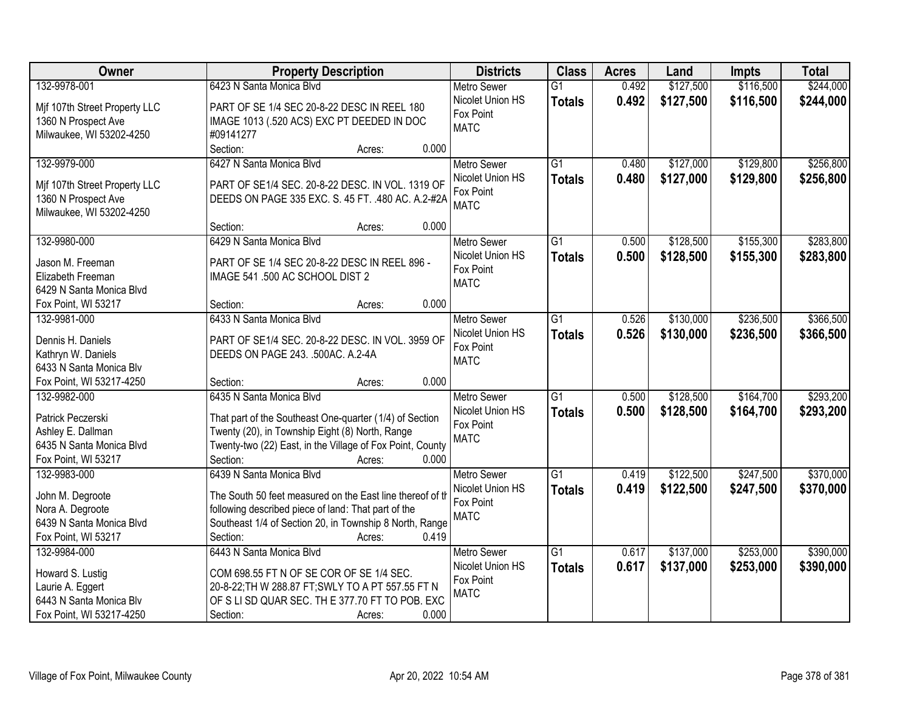| Owner | Property Description | Districts | Class | Acres | Land | Impts | Total |
|---|---|---|---|---|---|---|---|
| 132-9978-001<br>Mjf 107th Street Property LLC<br>1360 N Prospect Ave<br>Milwaukee, WI 53202-4250 | 6423 N Santa Monica Blvd<br>PART OF SE 1/4 SEC 20-8-22 DESC IN REEL 180 IMAGE 1013 (.520 ACS) EXC PT DEEDED IN DOC #09141277<br>Section: Acres: 0.000 | Metro Sewer<br>Nicolet Union HS<br>Fox Point<br>MATC | G1<br>**Totals** | 0.492<br>**0.492** | $127,500<br>**$127,500** | $116,500<br>**$116,500** | $244,000<br>**$244,000** |
| 132-9979-000<br>Mjf 107th Street Property LLC<br>1360 N Prospect Ave<br>Milwaukee, WI 53202-4250 | 6427 N Santa Monica Blvd<br>PART OF SE1/4 SEC. 20-8-22 DESC. IN VOL. 1319 OF DEEDS ON PAGE 335 EXC. S. 45 FT. .480 AC. A.2-#2A<br>Section: Acres: 0.000 | Metro Sewer<br>Nicolet Union HS<br>Fox Point<br>MATC | G1<br>**Totals** | 0.480<br>**0.480** | $127,000<br>**$127,000** | $129,800<br>**$129,800** | $256,800<br>**$256,800** |
| 132-9980-000<br>Jason M. Freeman<br>Elizabeth Freeman<br>6429 N Santa Monica Blvd<br>Fox Point, WI 53217 | 6429 N Santa Monica Blvd<br>PART OF SE 1/4 SEC 20-8-22 DESC IN REEL 896 - IMAGE 541 .500 AC SCHOOL DIST 2<br>Section: Acres: 0.000 | Metro Sewer<br>Nicolet Union HS<br>Fox Point<br>MATC | G1<br>**Totals** | 0.500<br>**0.500** | $128,500<br>**$128,500** | $155,300<br>**$155,300** | $283,800<br>**$283,800** |
| 132-9981-000<br>Dennis H. Daniels<br>Kathryn W. Daniels<br>6433 N Santa Monica Blv<br>Fox Point, WI 53217-4250 | 6433 N Santa Monica Blvd<br>PART OF SE1/4 SEC. 20-8-22 DESC. IN VOL. 3959 OF DEEDS ON PAGE 243. .500AC. A.2-4A<br>Section: Acres: 0.000 | Metro Sewer<br>Nicolet Union HS<br>Fox Point<br>MATC | G1<br>**Totals** | 0.526<br>**0.526** | $130,000<br>**$130,000** | $236,500<br>**$236,500** | $366,500<br>**$366,500** |
| 132-9982-000<br>Patrick Peczerski<br>Ashley E. Dallman<br>6435 N Santa Monica Blvd<br>Fox Point, WI 53217 | 6435 N Santa Monica Blvd<br>That part of the Southeast One-quarter (1/4) of Section Twenty (20), in Township Eight (8) North, Range Twenty-two (22) East, in the Village of Fox Point, County<br>Section: Acres: 0.000 | Metro Sewer<br>Nicolet Union HS<br>Fox Point<br>MATC | G1<br>**Totals** | 0.500<br>**0.500** | $128,500<br>**$128,500** | $164,700<br>**$164,700** | $293,200<br>**$293,200** |
| 132-9983-000<br>John M. Degroote<br>Nora A. Degroote<br>6439 N Santa Monica Blvd<br>Fox Point, WI 53217 | 6439 N Santa Monica Blvd<br>The South 50 feet measured on the East line thereof of th following described piece of land: That part of the Southeast 1/4 of Section 20, in Township 8 North, Range<br>Section: Acres: 0.419 | Metro Sewer<br>Nicolet Union HS<br>Fox Point<br>MATC | G1<br>**Totals** | 0.419<br>**0.419** | $122,500<br>**$122,500** | $247,500<br>**$247,500** | $370,000<br>**$370,000** |
| 132-9984-000<br>Howard S. Lustig<br>Laurie A. Eggert<br>6443 N Santa Monica Blv<br>Fox Point, WI 53217-4250 | 6443 N Santa Monica Blvd<br>COM 698.55 FT N OF SE COR OF SE 1/4 SEC. 20-8-22;TH W 288.87 FT;SWLY TO A PT 557.55 FT N OF S LI SD QUAR SEC. TH E 377.70 FT TO POB. EXC<br>Section: Acres: 0.000 | Metro Sewer<br>Nicolet Union HS<br>Fox Point<br>MATC | G1<br>**Totals** | 0.617<br>**0.617** | $137,000<br>**$137,000** | $253,000<br>**$253,000** | $390,000<br>**$390,000** |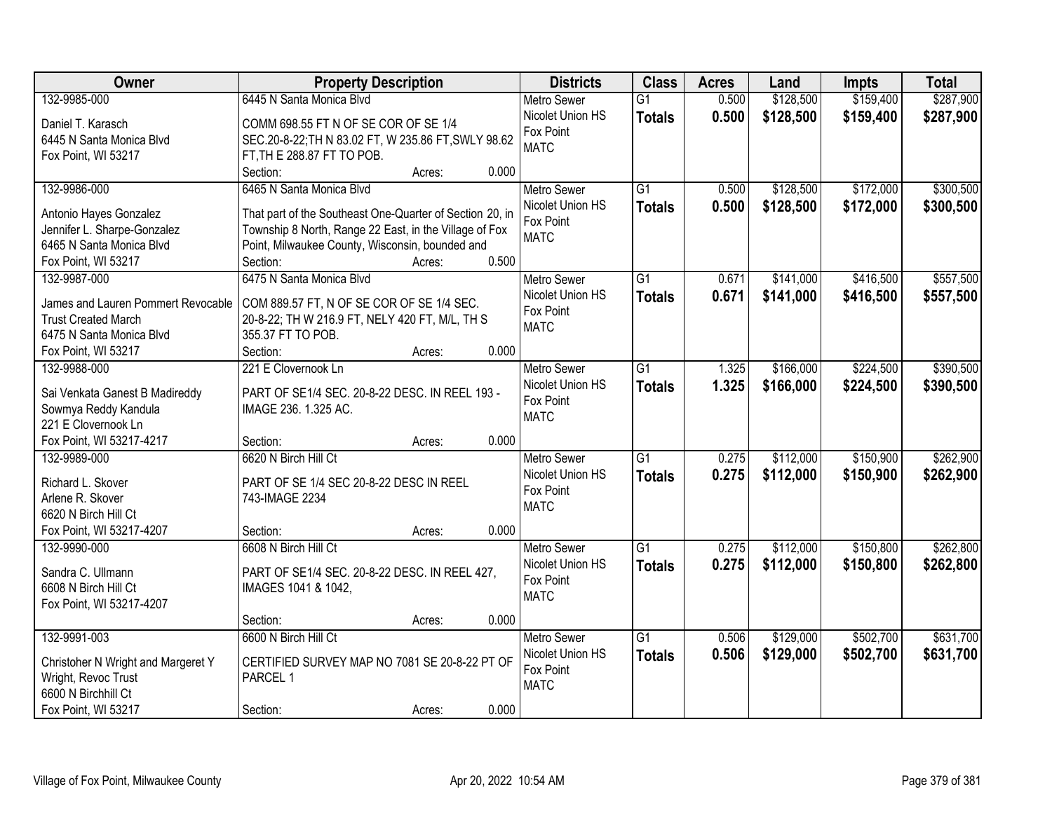| Owner | Property Description | Districts | Class | Acres | Land | Impts | Total |
|---|---|---|---|---|---|---|---|
| 132-9985-000<br>Daniel T. Karasch<br>6445 N Santa Monica Blvd<br>Fox Point, WI 53217 | 6445 N Santa Monica Blvd<br>COMM 698.55 FT N OF SE COR OF SE 1/4 SEC.20-8-22;TH N 83.02 FT, W 235.86 FT,SWLY 98.62 FT,TH E 288.87 FT TO POB.<br>Section: Acres: 0.000 | Metro Sewer<br>Nicolet Union HS<br>Fox Point<br>MATC | G1<br>**Totals** | 0.500<br>**0.500** | \$128,500<br>**\$128,500** | \$159,400<br>**\$159,400** | \$287,900<br>**\$287,900** |
| 132-9986-000<br>Antonio Hayes Gonzalez<br>Jennifer L. Sharpe-Gonzalez<br>6465 N Santa Monica Blvd<br>Fox Point, WI 53217 | 6465 N Santa Monica Blvd<br>That part of the Southeast One-Quarter of Section 20, in Township 8 North, Range 22 East, in the Village of Fox Point, Milwaukee County, Wisconsin, bounded and<br>Section: Acres: 0.500 | Metro Sewer<br>Nicolet Union HS<br>Fox Point<br>MATC | G1<br>**Totals** | 0.500<br>**0.500** | \$128,500<br>**\$128,500** | \$172,000<br>**\$172,000** | \$300,500<br>**\$300,500** |
| 132-9987-000<br>James and Lauren Pommert Revocable Trust Created March<br>6475 N Santa Monica Blvd<br>Fox Point, WI 53217 | 6475 N Santa Monica Blvd<br>COM 889.57 FT, N OF SE COR OF SE 1/4 SEC. 20-8-22; TH W 216.9 FT, NELY 420 FT, M/L, TH S 355.37 FT TO POB.<br>Section: Acres: 0.000 | Metro Sewer<br>Nicolet Union HS<br>Fox Point<br>MATC | G1<br>**Totals** | 0.671<br>**0.671** | \$141,000<br>**\$141,000** | \$416,500<br>**\$416,500** | \$557,500<br>**\$557,500** |
| 132-9988-000<br>Sai Venkata Ganest B Madireddy<br>Sowmya Reddy Kandula<br>221 E Clovernook Ln<br>Fox Point, WI 53217-4217 | 221 E Clovernook Ln<br>PART OF SE1/4 SEC. 20-8-22 DESC. IN REEL 193 - IMAGE 236. 1.325 AC.<br>Section: Acres: 0.000 | Metro Sewer<br>Nicolet Union HS<br>Fox Point<br>MATC | G1<br>**Totals** | 1.325<br>**1.325** | \$166,000<br>**\$166,000** | \$224,500<br>**\$224,500** | \$390,500<br>**\$390,500** |
| 132-9989-000<br>Richard L. Skover<br>Arlene R. Skover<br>6620 N Birch Hill Ct<br>Fox Point, WI 53217-4207 | 6620 N Birch Hill Ct<br>PART OF SE 1/4 SEC 20-8-22 DESC IN REEL 743-IMAGE 2234<br>Section: Acres: 0.000 | Metro Sewer<br>Nicolet Union HS<br>Fox Point<br>MATC | G1<br>**Totals** | 0.275<br>**0.275** | \$112,000<br>**\$112,000** | \$150,900<br>**\$150,900** | \$262,900<br>**\$262,900** |
| 132-9990-000<br>Sandra C. Ullmann<br>6608 N Birch Hill Ct<br>Fox Point, WI 53217-4207 | 6608 N Birch Hill Ct<br>PART OF SE1/4 SEC. 20-8-22 DESC. IN REEL 427, IMAGES 1041 & 1042,<br>Section: Acres: 0.000 | Metro Sewer<br>Nicolet Union HS<br>Fox Point<br>MATC | G1<br>**Totals** | 0.275<br>**0.275** | \$112,000<br>**\$112,000** | \$150,800<br>**\$150,800** | \$262,800<br>**\$262,800** |
| 132-9991-003<br>Christoher N Wright and Margeret Y Wright, Revoc Trust<br>6600 N Birchhill Ct<br>Fox Point, WI 53217 | 6600 N Birch Hill Ct<br>CERTIFIED SURVEY MAP NO 7081 SE 20-8-22 PT OF PARCEL 1<br>Section: Acres: 0.000 | Metro Sewer<br>Nicolet Union HS<br>Fox Point<br>MATC | G1<br>**Totals** | 0.506<br>**0.506** | \$129,000<br>**\$129,000** | \$502,700<br>**\$502,700** | \$631,700<br>**\$631,700** |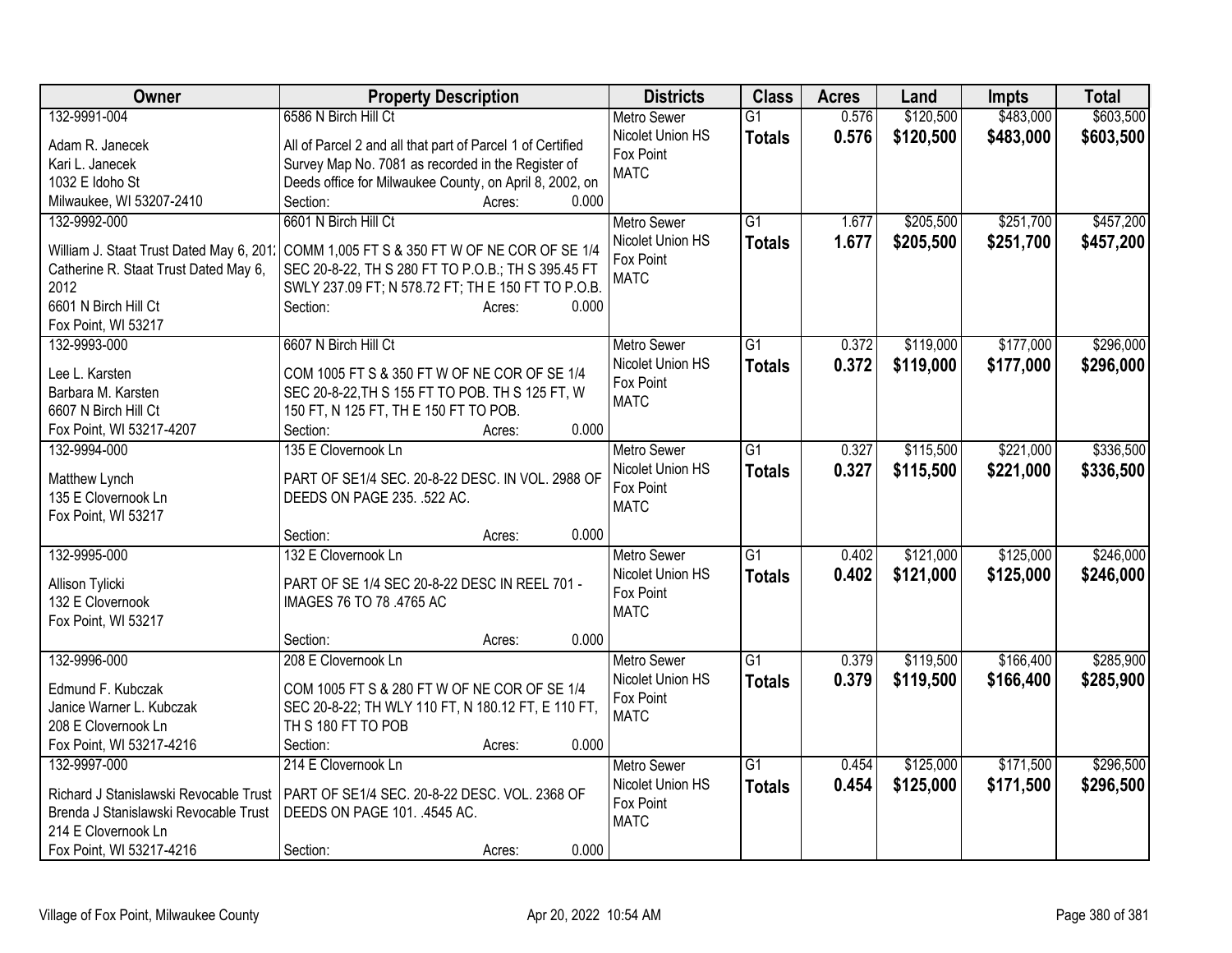| Owner | Property Description | Districts | Class | Acres | Land | Impts | Total |
|---|---|---|---|---|---|---|---|
| 132-9991-004<br>Adam R. Janecek<br>Kari L. Janecek<br>1032 E Idoho St<br>Milwaukee, WI 53207-2410 | 6586 N Birch Hill Ct<br>All of Parcel 2 and all that part of Parcel 1 of Certified Survey Map No. 7081 as recorded in the Register of Deeds office for Milwaukee County, on April 8, 2002, on<br>Section: Acres: 0.000 | Metro Sewer<br>Nicolet Union HS<br>Fox Point<br>MATC | G1<br>**Totals** | 0.576<br>**0.576** | \$120,500<br>**\$120,500** | \$483,000<br>**\$483,000** | \$603,500<br>**\$603,500** |
| 132-9992-000<br>William J. Staat Trust Dated May 6, 2012<br>Catherine R. Staat Trust Dated May 6, 2012<br>6601 N Birch Hill Ct<br>Fox Point, WI 53217 | 6601 N Birch Hill Ct<br>COMM 1,005 FT S & 350 FT W OF NE COR OF SE 1/4 SEC 20-8-22, TH S 280 FT TO P.O.B.; TH S 395.45 FT SWLY 237.09 FT; N 578.72 FT; TH E 150 FT TO P.O.B.<br>Section: Acres: 0.000 | Metro Sewer<br>Nicolet Union HS<br>Fox Point<br>MATC | G1<br>**Totals** | 1.677<br>**1.677** | \$205,500<br>**\$205,500** | \$251,700<br>**\$251,700** | \$457,200<br>**\$457,200** |
| 132-9993-000<br>Lee L. Karsten<br>Barbara M. Karsten<br>6607 N Birch Hill Ct<br>Fox Point, WI 53217-4207 | 6607 N Birch Hill Ct<br>COM 1005 FT S & 350 FT W OF NE COR OF SE 1/4 SEC 20-8-22,TH S 155 FT TO POB. TH S 125 FT, W 150 FT, N 125 FT, TH E 150 FT TO POB.<br>Section: Acres: 0.000 | Metro Sewer<br>Nicolet Union HS<br>Fox Point<br>MATC | G1<br>**Totals** | 0.372<br>**0.372** | \$119,000<br>**\$119,000** | \$177,000<br>**\$177,000** | \$296,000<br>**\$296,000** |
| 132-9994-000<br>Matthew Lynch<br>135 E Clovernook Ln<br>Fox Point, WI 53217 | 135 E Clovernook Ln<br>PART OF SE1/4 SEC. 20-8-22 DESC. IN VOL. 2988 OF DEEDS ON PAGE 235. .522 AC.<br>Section: Acres: 0.000 | Metro Sewer<br>Nicolet Union HS<br>Fox Point<br>MATC | G1<br>**Totals** | 0.327<br>**0.327** | \$115,500<br>**\$115,500** | \$221,000<br>**\$221,000** | \$336,500<br>**\$336,500** |
| 132-9995-000<br>Allison Tylicki<br>132 E Clovernook<br>Fox Point, WI 53217 | 132 E Clovernook Ln<br>PART OF SE 1/4 SEC 20-8-22 DESC IN REEL 701 - IMAGES 76 TO 78 .4765 AC<br>Section: Acres: 0.000 | Metro Sewer<br>Nicolet Union HS<br>Fox Point<br>MATC | G1<br>**Totals** | 0.402<br>**0.402** | \$121,000<br>**\$121,000** | \$125,000<br>**\$125,000** | \$246,000<br>**\$246,000** |
| 132-9996-000<br>Edmund F. Kubczak<br>Janice Warner L. Kubczak<br>208 E Clovernook Ln<br>Fox Point, WI 53217-4216 | 208 E Clovernook Ln<br>COM 1005 FT S & 280 FT W OF NE COR OF SE 1/4 SEC 20-8-22; TH WLY 110 FT, N 180.12 FT, E 110 FT, TH S 180 FT TO POB<br>Section: Acres: 0.000 | Metro Sewer<br>Nicolet Union HS<br>Fox Point<br>MATC | G1<br>**Totals** | 0.379<br>**0.379** | \$119,500<br>**\$119,500** | \$166,400<br>**\$166,400** | \$285,900<br>**\$285,900** |
| 132-9997-000<br>Richard J Stanislawski Revocable Trust<br>Brenda J Stanislawski Revocable Trust<br>214 E Clovernook Ln<br>Fox Point, WI 53217-4216 | 214 E Clovernook Ln<br>PART OF SE1/4 SEC. 20-8-22 DESC. VOL. 2368 OF DEEDS ON PAGE 101. .4545 AC.<br>Section: Acres: 0.000 | Metro Sewer<br>Nicolet Union HS<br>Fox Point<br>MATC | G1<br>**Totals** | 0.454<br>**0.454** | \$125,000<br>**\$125,000** | \$171,500<br>**\$171,500** | \$296,500<br>**\$296,500** |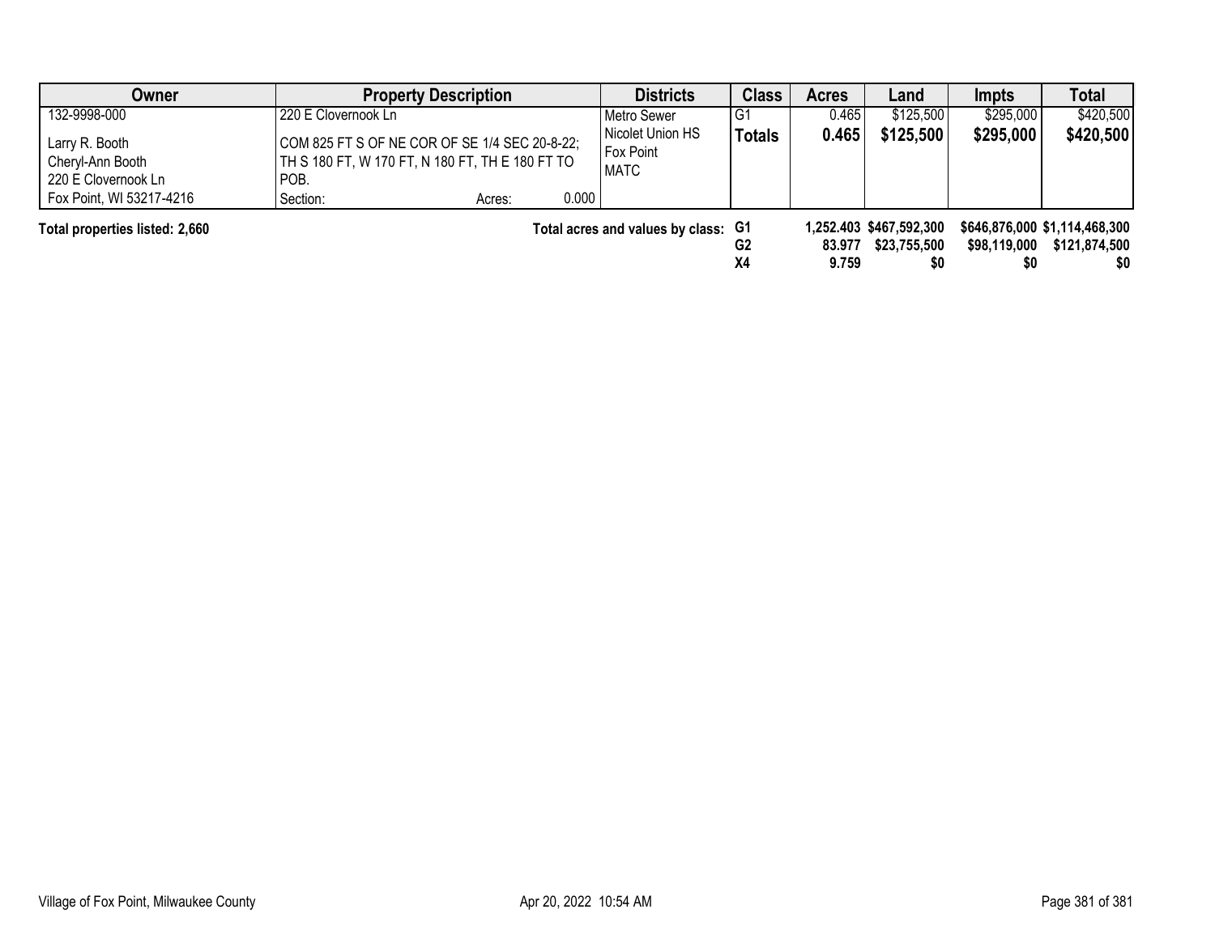| Owner | Property Description | | | Districts | Class | Acres | Land | Impts | Total |
|---|---|---|---|---|---|---|---|---|---|
| 132-9998-000 | 220 E Clovernook Ln | | | Metro Sewer | G1 | 0.465 | $125,500 | $295,000 | $420,500 |
| Larry R. Booth<br>Cheryl-Ann Booth<br>220 E Clovernook Ln | COM 825 FT S OF NE COR OF SE 1/4 SEC 20-8-22; TH S 180 FT, W 170 FT, N 180 FT, TH E 180 FT TO POB. | | | Nicolet Union HS<br>Fox Point<br>MATC | **Totals** | **0.465** | **$125,500** | **$295,000** | **$420,500** |
| Fox Point, WI 53217-4216 | Section: | Acres: | 0.000 | | | | | | |

**Total properties listed: 2,660**

| | | | | | |
|---|---|---|---|---|---|
| **Total acres and values by class:** | **G1** | **1,252.403** | **$467,592,300** | **$646,876,000** | **$1,114,468,300** |
| | **G2** | **83.977** | **$23,755,500** | **$98,119,000** | **$121,874,500** |
| | **X4** | **9.759** | **$0** | **$0** | **$0** |

Village of Fox Point, Milwaukee County

Apr 20, 2022 10:54 AM